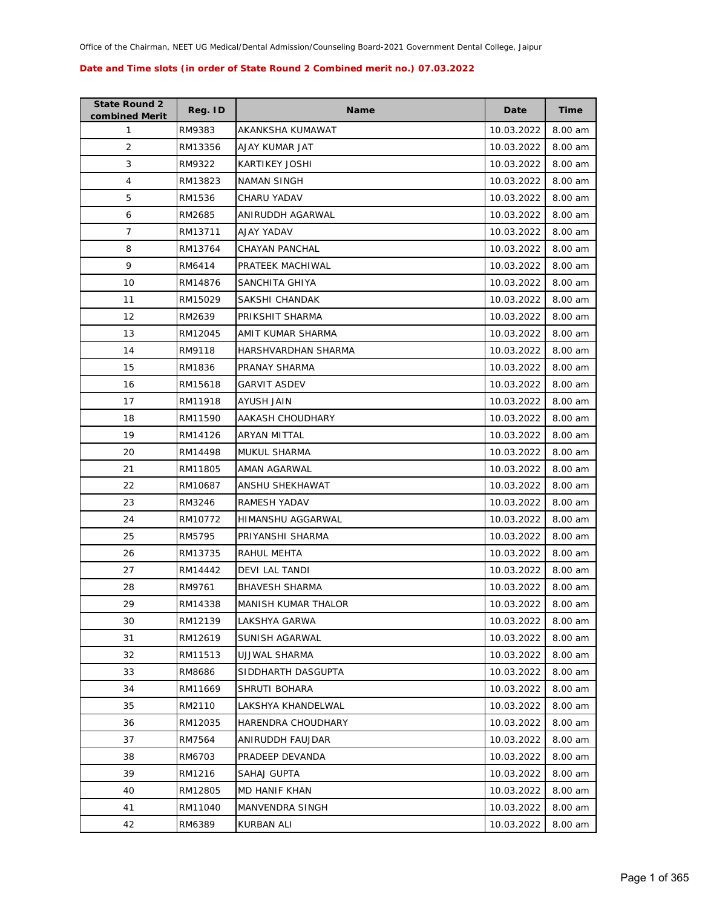Office of the Chairman, NEET UG Medical/Dental Admission/Counseling Board-2021 Government Dental College, Jaipur

**Date and Time slots (in order of State Round 2 Combined merit no.) 07.03.2022**

| State Round 2 combined Merit | Reg. ID | Name | Date | Time |
|---|---|---|---|---|
| 1 | RM9383 | AKANKSHA KUMAWAT | 10.03.2022 | 8.00 am |
| 2 | RM13356 | AJAY KUMAR JAT | 10.03.2022 | 8.00 am |
| 3 | RM9322 | KARTIKEY JOSHI | 10.03.2022 | 8.00 am |
| 4 | RM13823 | NAMAN SINGH | 10.03.2022 | 8.00 am |
| 5 | RM1536 | CHARU YADAV | 10.03.2022 | 8.00 am |
| 6 | RM2685 | ANIRUDDH AGARWAL | 10.03.2022 | 8.00 am |
| 7 | RM13711 | AJAY YADAV | 10.03.2022 | 8.00 am |
| 8 | RM13764 | CHAYAN PANCHAL | 10.03.2022 | 8.00 am |
| 9 | RM6414 | PRATEEK MACHIWAL | 10.03.2022 | 8.00 am |
| 10 | RM14876 | SANCHITA GHIYA | 10.03.2022 | 8.00 am |
| 11 | RM15029 | SAKSHI CHANDAK | 10.03.2022 | 8.00 am |
| 12 | RM2639 | PRIKSHIT SHARMA | 10.03.2022 | 8.00 am |
| 13 | RM12045 | AMIT KUMAR SHARMA | 10.03.2022 | 8.00 am |
| 14 | RM9118 | HARSHVARDHAN SHARMA | 10.03.2022 | 8.00 am |
| 15 | RM1836 | PRANAY SHARMA | 10.03.2022 | 8.00 am |
| 16 | RM15618 | GARVIT ASDEV | 10.03.2022 | 8.00 am |
| 17 | RM11918 | AYUSH JAIN | 10.03.2022 | 8.00 am |
| 18 | RM11590 | AAKASH CHOUDHARY | 10.03.2022 | 8.00 am |
| 19 | RM14126 | ARYAN MITTAL | 10.03.2022 | 8.00 am |
| 20 | RM14498 | MUKUL SHARMA | 10.03.2022 | 8.00 am |
| 21 | RM11805 | AMAN AGARWAL | 10.03.2022 | 8.00 am |
| 22 | RM10687 | ANSHU SHEKHAWAT | 10.03.2022 | 8.00 am |
| 23 | RM3246 | RAMESH YADAV | 10.03.2022 | 8.00 am |
| 24 | RM10772 | HIMANSHU AGGARWAL | 10.03.2022 | 8.00 am |
| 25 | RM5795 | PRIYANSHI SHARMA | 10.03.2022 | 8.00 am |
| 26 | RM13735 | RAHUL MEHTA | 10.03.2022 | 8.00 am |
| 27 | RM14442 | DEVI LAL TANDI | 10.03.2022 | 8.00 am |
| 28 | RM9761 | BHAVESH SHARMA | 10.03.2022 | 8.00 am |
| 29 | RM14338 | MANISH KUMAR THALOR | 10.03.2022 | 8.00 am |
| 30 | RM12139 | LAKSHYA GARWA | 10.03.2022 | 8.00 am |
| 31 | RM12619 | SUNISH AGARWAL | 10.03.2022 | 8.00 am |
| 32 | RM11513 | UJJWAL SHARMA | 10.03.2022 | 8.00 am |
| 33 | RM8686 | SIDDHARTH DASGUPTA | 10.03.2022 | 8.00 am |
| 34 | RM11669 | SHRUTI BOHARA | 10.03.2022 | 8.00 am |
| 35 | RM2110 | LAKSHYA KHANDELWAL | 10.03.2022 | 8.00 am |
| 36 | RM12035 | HARENDRA CHOUDHARY | 10.03.2022 | 8.00 am |
| 37 | RM7564 | ANIRUDDH FAUJDAR | 10.03.2022 | 8.00 am |
| 38 | RM6703 | PRADEEP DEVANDA | 10.03.2022 | 8.00 am |
| 39 | RM1216 | SAHAJ GUPTA | 10.03.2022 | 8.00 am |
| 40 | RM12805 | MD HANIF KHAN | 10.03.2022 | 8.00 am |
| 41 | RM11040 | MANVENDRA SINGH | 10.03.2022 | 8.00 am |
| 42 | RM6389 | KURBAN ALI | 10.03.2022 | 8.00 am |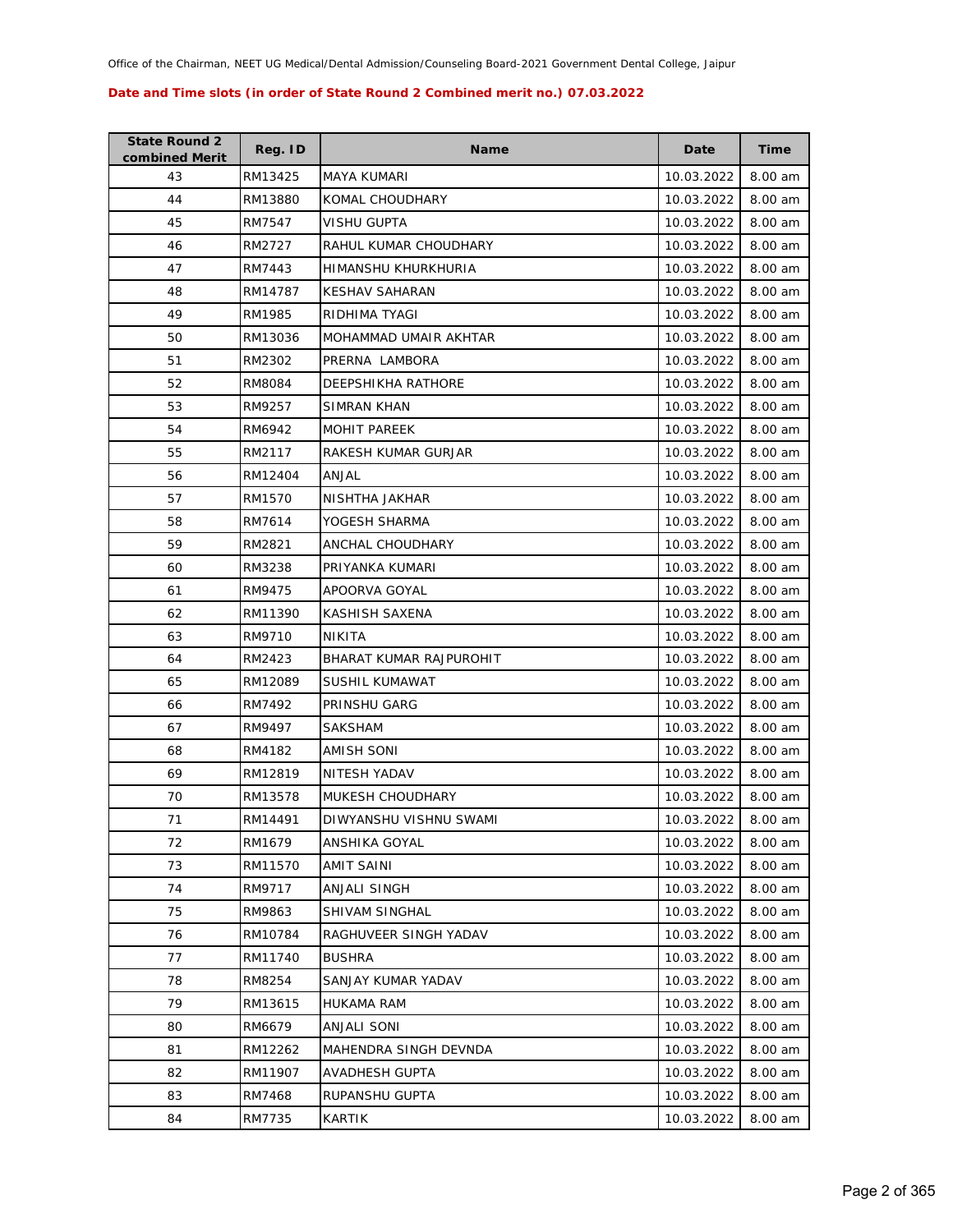Office of the Chairman, NEET UG Medical/Dental Admission/Counseling Board-2021 Government Dental College, Jaipur

**Date and Time slots (in order of State Round 2 Combined merit no.) 07.03.2022**

| State Round 2 combined Merit | Reg. ID | Name | Date | Time |
|---|---|---|---|---|
| 43 | RM13425 | MAYA KUMARI | 10.03.2022 | 8.00 am |
| 44 | RM13880 | KOMAL CHOUDHARY | 10.03.2022 | 8.00 am |
| 45 | RM7547 | VISHU GUPTA | 10.03.2022 | 8.00 am |
| 46 | RM2727 | RAHUL KUMAR CHOUDHARY | 10.03.2022 | 8.00 am |
| 47 | RM7443 | HIMANSHU KHURKHURIA | 10.03.2022 | 8.00 am |
| 48 | RM14787 | KESHAV SAHARAN | 10.03.2022 | 8.00 am |
| 49 | RM1985 | RIDHIMA TYAGI | 10.03.2022 | 8.00 am |
| 50 | RM13036 | MOHAMMAD UMAIR AKHTAR | 10.03.2022 | 8.00 am |
| 51 | RM2302 | PRERNA LAMBORA | 10.03.2022 | 8.00 am |
| 52 | RM8084 | DEEPSHIKHA RATHORE | 10.03.2022 | 8.00 am |
| 53 | RM9257 | SIMRAN KHAN | 10.03.2022 | 8.00 am |
| 54 | RM6942 | MOHIT PAREEK | 10.03.2022 | 8.00 am |
| 55 | RM2117 | RAKESH KUMAR GURJAR | 10.03.2022 | 8.00 am |
| 56 | RM12404 | ANJAL | 10.03.2022 | 8.00 am |
| 57 | RM1570 | NISHTHA JAKHAR | 10.03.2022 | 8.00 am |
| 58 | RM7614 | YOGESH SHARMA | 10.03.2022 | 8.00 am |
| 59 | RM2821 | ANCHAL CHOUDHARY | 10.03.2022 | 8.00 am |
| 60 | RM3238 | PRIYANKA KUMARI | 10.03.2022 | 8.00 am |
| 61 | RM9475 | APOORVA GOYAL | 10.03.2022 | 8.00 am |
| 62 | RM11390 | KASHISH SAXENA | 10.03.2022 | 8.00 am |
| 63 | RM9710 | NIKITA | 10.03.2022 | 8.00 am |
| 64 | RM2423 | BHARAT KUMAR RAJPUROHIT | 10.03.2022 | 8.00 am |
| 65 | RM12089 | SUSHIL KUMAWAT | 10.03.2022 | 8.00 am |
| 66 | RM7492 | PRINSHU GARG | 10.03.2022 | 8.00 am |
| 67 | RM9497 | SAKSHAM | 10.03.2022 | 8.00 am |
| 68 | RM4182 | AMISH SONI | 10.03.2022 | 8.00 am |
| 69 | RM12819 | NITESH YADAV | 10.03.2022 | 8.00 am |
| 70 | RM13578 | MUKESH CHOUDHARY | 10.03.2022 | 8.00 am |
| 71 | RM14491 | DIWYANSHU VISHNU SWAMI | 10.03.2022 | 8.00 am |
| 72 | RM1679 | ANSHIKA GOYAL | 10.03.2022 | 8.00 am |
| 73 | RM11570 | AMIT SAINI | 10.03.2022 | 8.00 am |
| 74 | RM9717 | ANJALI SINGH | 10.03.2022 | 8.00 am |
| 75 | RM9863 | SHIVAM SINGHAL | 10.03.2022 | 8.00 am |
| 76 | RM10784 | RAGHUVEER SINGH YADAV | 10.03.2022 | 8.00 am |
| 77 | RM11740 | BUSHRA | 10.03.2022 | 8.00 am |
| 78 | RM8254 | SANJAY KUMAR YADAV | 10.03.2022 | 8.00 am |
| 79 | RM13615 | HUKAMA RAM | 10.03.2022 | 8.00 am |
| 80 | RM6679 | ANJALI SONI | 10.03.2022 | 8.00 am |
| 81 | RM12262 | MAHENDRA SINGH DEVNDA | 10.03.2022 | 8.00 am |
| 82 | RM11907 | AVADHESH GUPTA | 10.03.2022 | 8.00 am |
| 83 | RM7468 | RUPANSHU GUPTA | 10.03.2022 | 8.00 am |
| 84 | RM7735 | KARTIK | 10.03.2022 | 8.00 am |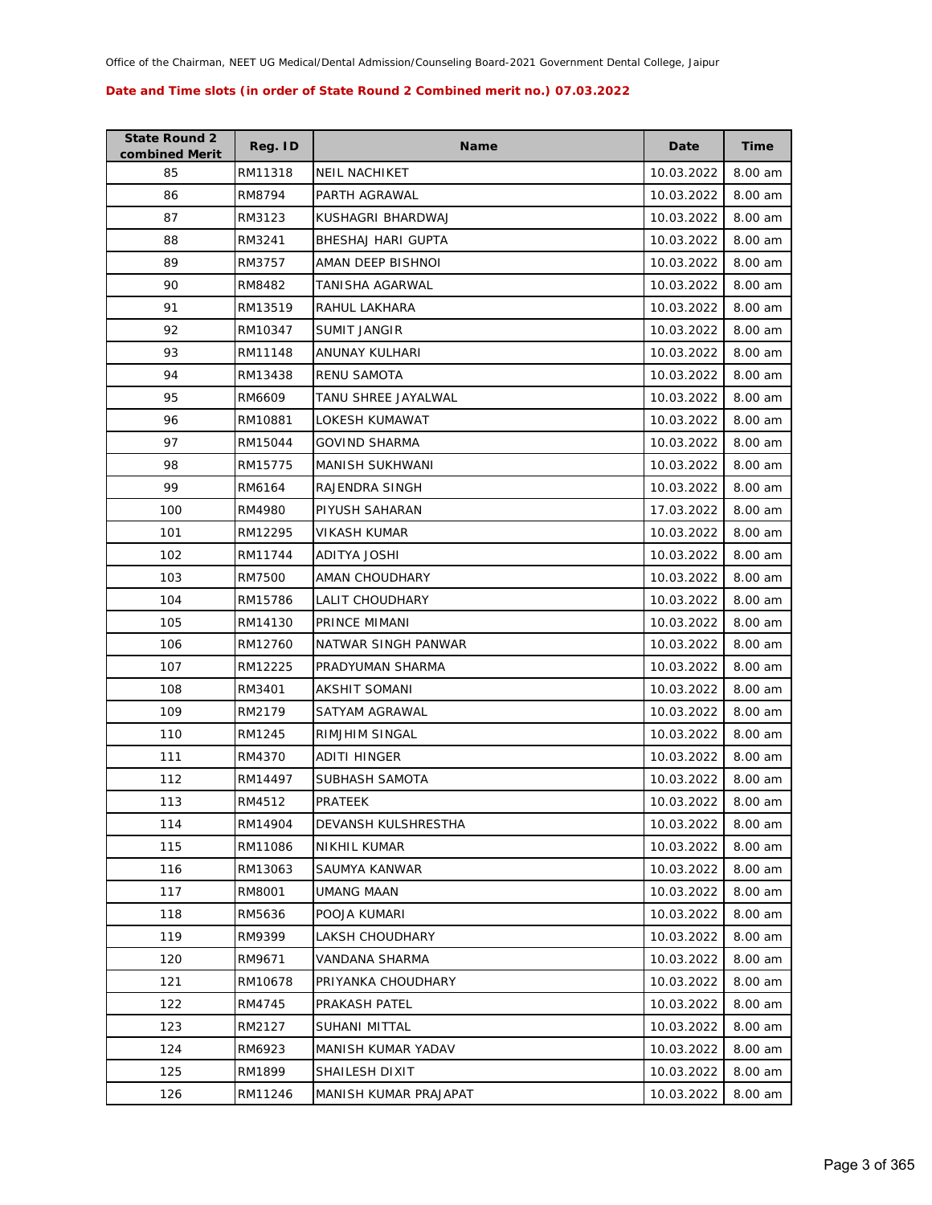Office of the Chairman, NEET UG Medical/Dental Admission/Counseling Board-2021 Government Dental College, Jaipur

**Date and Time slots (in order of State Round 2 Combined merit no.) 07.03.2022**

| State Round 2 combined Merit | Reg. ID | Name | Date | Time |
|---|---|---|---|---|
| 85 | RM11318 | NEIL NACHIKET | 10.03.2022 | 8.00 am |
| 86 | RM8794 | PARTH AGRAWAL | 10.03.2022 | 8.00 am |
| 87 | RM3123 | KUSHAGRI BHARDWAJ | 10.03.2022 | 8.00 am |
| 88 | RM3241 | BHESHAJ HARI GUPTA | 10.03.2022 | 8.00 am |
| 89 | RM3757 | AMAN DEEP BISHNOI | 10.03.2022 | 8.00 am |
| 90 | RM8482 | TANISHA AGARWAL | 10.03.2022 | 8.00 am |
| 91 | RM13519 | RAHUL LAKHARA | 10.03.2022 | 8.00 am |
| 92 | RM10347 | SUMIT JANGIR | 10.03.2022 | 8.00 am |
| 93 | RM11148 | ANUNAY KULHARI | 10.03.2022 | 8.00 am |
| 94 | RM13438 | RENU SAMOTA | 10.03.2022 | 8.00 am |
| 95 | RM6609 | TANU SHREE JAYALWAL | 10.03.2022 | 8.00 am |
| 96 | RM10881 | LOKESH KUMAWAT | 10.03.2022 | 8.00 am |
| 97 | RM15044 | GOVIND SHARMA | 10.03.2022 | 8.00 am |
| 98 | RM15775 | MANISH SUKHWANI | 10.03.2022 | 8.00 am |
| 99 | RM6164 | RAJENDRA SINGH | 10.03.2022 | 8.00 am |
| 100 | RM4980 | PIYUSH SAHARAN | 17.03.2022 | 8.00 am |
| 101 | RM12295 | VIKASH KUMAR | 10.03.2022 | 8.00 am |
| 102 | RM11744 | ADITYA JOSHI | 10.03.2022 | 8.00 am |
| 103 | RM7500 | AMAN CHOUDHARY | 10.03.2022 | 8.00 am |
| 104 | RM15786 | LALIT CHOUDHARY | 10.03.2022 | 8.00 am |
| 105 | RM14130 | PRINCE MIMANI | 10.03.2022 | 8.00 am |
| 106 | RM12760 | NATWAR SINGH PANWAR | 10.03.2022 | 8.00 am |
| 107 | RM12225 | PRADYUMAN SHARMA | 10.03.2022 | 8.00 am |
| 108 | RM3401 | AKSHIT SOMANI | 10.03.2022 | 8.00 am |
| 109 | RM2179 | SATYAM AGRAWAL | 10.03.2022 | 8.00 am |
| 110 | RM1245 | RIMJHIM SINGAL | 10.03.2022 | 8.00 am |
| 111 | RM4370 | ADITI HINGER | 10.03.2022 | 8.00 am |
| 112 | RM14497 | SUBHASH SAMOTA | 10.03.2022 | 8.00 am |
| 113 | RM4512 | PRATEEK | 10.03.2022 | 8.00 am |
| 114 | RM14904 | DEVANSH KULSHRESTHA | 10.03.2022 | 8.00 am |
| 115 | RM11086 | NIKHIL KUMAR | 10.03.2022 | 8.00 am |
| 116 | RM13063 | SAUMYA KANWAR | 10.03.2022 | 8.00 am |
| 117 | RM8001 | UMANG MAAN | 10.03.2022 | 8.00 am |
| 118 | RM5636 | POOJA KUMARI | 10.03.2022 | 8.00 am |
| 119 | RM9399 | LAKSH CHOUDHARY | 10.03.2022 | 8.00 am |
| 120 | RM9671 | VANDANA SHARMA | 10.03.2022 | 8.00 am |
| 121 | RM10678 | PRIYANKA CHOUDHARY | 10.03.2022 | 8.00 am |
| 122 | RM4745 | PRAKASH PATEL | 10.03.2022 | 8.00 am |
| 123 | RM2127 | SUHANI MITTAL | 10.03.2022 | 8.00 am |
| 124 | RM6923 | MANISH KUMAR YADAV | 10.03.2022 | 8.00 am |
| 125 | RM1899 | SHAILESH DIXIT | 10.03.2022 | 8.00 am |
| 126 | RM11246 | MANISH KUMAR PRAJAPAT | 10.03.2022 | 8.00 am |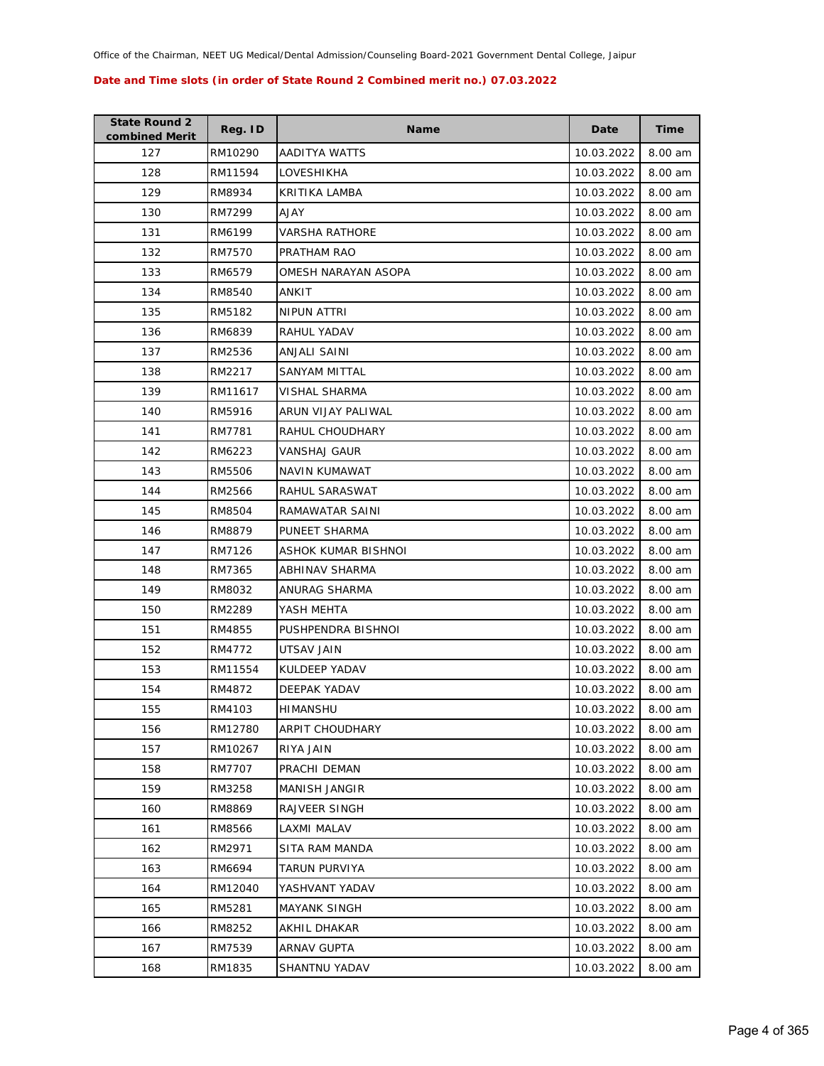**Date and Time slots (in order of State Round 2 Combined merit no.) 07.03.2022**

| State Round 2 combined Merit | Reg. ID | Name | Date | Time |
|---|---|---|---|---|
| 127 | RM10290 | AADITYA WATTS | 10.03.2022 | 8.00 am |
| 128 | RM11594 | LOVESHIKHA | 10.03.2022 | 8.00 am |
| 129 | RM8934 | KRITIKA LAMBA | 10.03.2022 | 8.00 am |
| 130 | RM7299 | AJAY | 10.03.2022 | 8.00 am |
| 131 | RM6199 | VARSHA RATHORE | 10.03.2022 | 8.00 am |
| 132 | RM7570 | PRATHAM RAO | 10.03.2022 | 8.00 am |
| 133 | RM6579 | OMESH NARAYAN ASOPA | 10.03.2022 | 8.00 am |
| 134 | RM8540 | ANKIT | 10.03.2022 | 8.00 am |
| 135 | RM5182 | NIPUN ATTRI | 10.03.2022 | 8.00 am |
| 136 | RM6839 | RAHUL YADAV | 10.03.2022 | 8.00 am |
| 137 | RM2536 | ANJALI SAINI | 10.03.2022 | 8.00 am |
| 138 | RM2217 | SANYAM MITTAL | 10.03.2022 | 8.00 am |
| 139 | RM11617 | VISHAL SHARMA | 10.03.2022 | 8.00 am |
| 140 | RM5916 | ARUN VIJAY PALIWAL | 10.03.2022 | 8.00 am |
| 141 | RM7781 | RAHUL CHOUDHARY | 10.03.2022 | 8.00 am |
| 142 | RM6223 | VANSHAJ GAUR | 10.03.2022 | 8.00 am |
| 143 | RM5506 | NAVIN KUMAWAT | 10.03.2022 | 8.00 am |
| 144 | RM2566 | RAHUL SARASWAT | 10.03.2022 | 8.00 am |
| 145 | RM8504 | RAMAWATAR SAINI | 10.03.2022 | 8.00 am |
| 146 | RM8879 | PUNEET SHARMA | 10.03.2022 | 8.00 am |
| 147 | RM7126 | ASHOK KUMAR BISHNOI | 10.03.2022 | 8.00 am |
| 148 | RM7365 | ABHINAV SHARMA | 10.03.2022 | 8.00 am |
| 149 | RM8032 | ANURAG SHARMA | 10.03.2022 | 8.00 am |
| 150 | RM2289 | YASH MEHTA | 10.03.2022 | 8.00 am |
| 151 | RM4855 | PUSHPENDRA BISHNOI | 10.03.2022 | 8.00 am |
| 152 | RM4772 | UTSAV JAIN | 10.03.2022 | 8.00 am |
| 153 | RM11554 | KULDEEP YADAV | 10.03.2022 | 8.00 am |
| 154 | RM4872 | DEEPAK YADAV | 10.03.2022 | 8.00 am |
| 155 | RM4103 | HIMANSHU | 10.03.2022 | 8.00 am |
| 156 | RM12780 | ARPIT CHOUDHARY | 10.03.2022 | 8.00 am |
| 157 | RM10267 | RIYA JAIN | 10.03.2022 | 8.00 am |
| 158 | RM7707 | PRACHI DEMAN | 10.03.2022 | 8.00 am |
| 159 | RM3258 | MANISH JANGIR | 10.03.2022 | 8.00 am |
| 160 | RM8869 | RAJVEER SINGH | 10.03.2022 | 8.00 am |
| 161 | RM8566 | LAXMI MALAV | 10.03.2022 | 8.00 am |
| 162 | RM2971 | SITA RAM MANDA | 10.03.2022 | 8.00 am |
| 163 | RM6694 | TARUN PURVIYA | 10.03.2022 | 8.00 am |
| 164 | RM12040 | YASHVANT YADAV | 10.03.2022 | 8.00 am |
| 165 | RM5281 | MAYANK SINGH | 10.03.2022 | 8.00 am |
| 166 | RM8252 | AKHIL DHAKAR | 10.03.2022 | 8.00 am |
| 167 | RM7539 | ARNAV GUPTA | 10.03.2022 | 8.00 am |
| 168 | RM1835 | SHANTNU YADAV | 10.03.2022 | 8.00 am |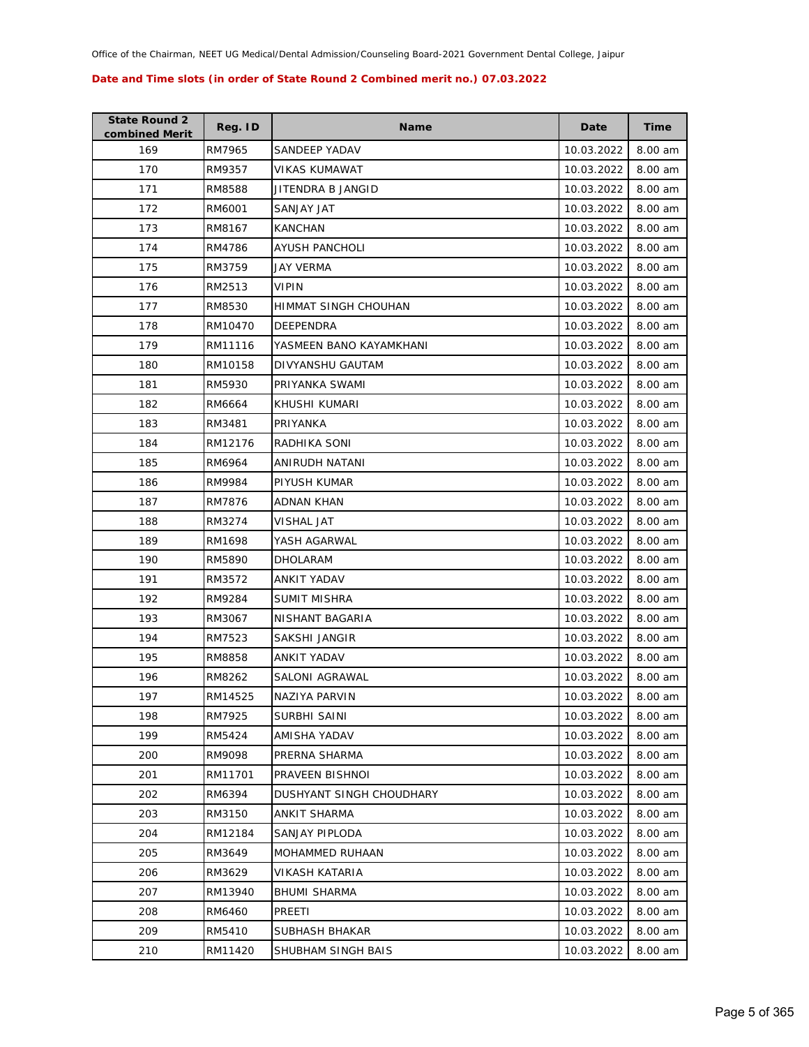**Date and Time slots (in order of State Round 2 Combined merit no.) 07.03.2022**

| State Round 2 combined Merit | Reg. ID | Name | Date | Time |
|---|---|---|---|---|
| 169 | RM7965 | SANDEEP YADAV | 10.03.2022 | 8.00 am |
| 170 | RM9357 | VIKAS KUMAWAT | 10.03.2022 | 8.00 am |
| 171 | RM8588 | JITENDRA B JANGID | 10.03.2022 | 8.00 am |
| 172 | RM6001 | SANJAY JAT | 10.03.2022 | 8.00 am |
| 173 | RM8167 | KANCHAN | 10.03.2022 | 8.00 am |
| 174 | RM4786 | AYUSH PANCHOLI | 10.03.2022 | 8.00 am |
| 175 | RM3759 | JAY VERMA | 10.03.2022 | 8.00 am |
| 176 | RM2513 | VIPIN | 10.03.2022 | 8.00 am |
| 177 | RM8530 | HIMMAT SINGH CHOUHAN | 10.03.2022 | 8.00 am |
| 178 | RM10470 | DEEPENDRA | 10.03.2022 | 8.00 am |
| 179 | RM11116 | YASMEEN BANO KAYAMKHANI | 10.03.2022 | 8.00 am |
| 180 | RM10158 | DIVYANSHU GAUTAM | 10.03.2022 | 8.00 am |
| 181 | RM5930 | PRIYANKA SWAMI | 10.03.2022 | 8.00 am |
| 182 | RM6664 | KHUSHI KUMARI | 10.03.2022 | 8.00 am |
| 183 | RM3481 | PRIYANKA | 10.03.2022 | 8.00 am |
| 184 | RM12176 | RADHIKA SONI | 10.03.2022 | 8.00 am |
| 185 | RM6964 | ANIRUDH NATANI | 10.03.2022 | 8.00 am |
| 186 | RM9984 | PIYUSH KUMAR | 10.03.2022 | 8.00 am |
| 187 | RM7876 | ADNAN KHAN | 10.03.2022 | 8.00 am |
| 188 | RM3274 | VISHAL JAT | 10.03.2022 | 8.00 am |
| 189 | RM1698 | YASH AGARWAL | 10.03.2022 | 8.00 am |
| 190 | RM5890 | DHOLARAM | 10.03.2022 | 8.00 am |
| 191 | RM3572 | ANKIT YADAV | 10.03.2022 | 8.00 am |
| 192 | RM9284 | SUMIT MISHRA | 10.03.2022 | 8.00 am |
| 193 | RM3067 | NISHANT BAGARIA | 10.03.2022 | 8.00 am |
| 194 | RM7523 | SAKSHI JANGIR | 10.03.2022 | 8.00 am |
| 195 | RM8858 | ANKIT YADAV | 10.03.2022 | 8.00 am |
| 196 | RM8262 | SALONI AGRAWAL | 10.03.2022 | 8.00 am |
| 197 | RM14525 | NAZIYA PARVIN | 10.03.2022 | 8.00 am |
| 198 | RM7925 | SURBHI SAINI | 10.03.2022 | 8.00 am |
| 199 | RM5424 | AMISHA YADAV | 10.03.2022 | 8.00 am |
| 200 | RM9098 | PRERNA SHARMA | 10.03.2022 | 8.00 am |
| 201 | RM11701 | PRAVEEN BISHNOI | 10.03.2022 | 8.00 am |
| 202 | RM6394 | DUSHYANT SINGH CHOUDHARY | 10.03.2022 | 8.00 am |
| 203 | RM3150 | ANKIT SHARMA | 10.03.2022 | 8.00 am |
| 204 | RM12184 | SANJAY PIPLODA | 10.03.2022 | 8.00 am |
| 205 | RM3649 | MOHAMMED RUHAAN | 10.03.2022 | 8.00 am |
| 206 | RM3629 | VIKASH KATARIA | 10.03.2022 | 8.00 am |
| 207 | RM13940 | BHUMI SHARMA | 10.03.2022 | 8.00 am |
| 208 | RM6460 | PREETI | 10.03.2022 | 8.00 am |
| 209 | RM5410 | SUBHASH BHAKAR | 10.03.2022 | 8.00 am |
| 210 | RM11420 | SHUBHAM SINGH BAIS | 10.03.2022 | 8.00 am |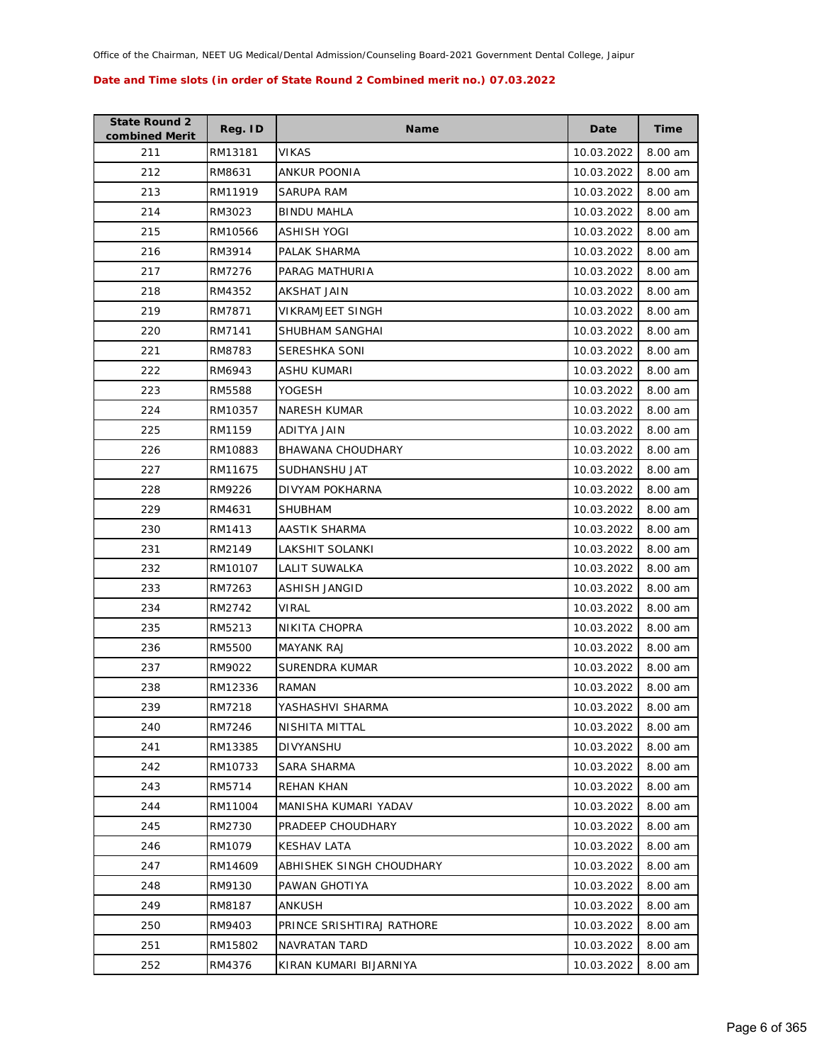Office of the Chairman, NEET UG Medical/Dental Admission/Counseling Board-2021 Government Dental College, Jaipur

**Date and Time slots (in order of State Round 2 Combined merit no.) 07.03.2022**

| State Round 2 combined Merit | Reg. ID | Name | Date | Time |
|---|---|---|---|---|
| 211 | RM13181 | VIKAS | 10.03.2022 | 8.00 am |
| 212 | RM8631 | ANKUR POONIA | 10.03.2022 | 8.00 am |
| 213 | RM11919 | SARUPA RAM | 10.03.2022 | 8.00 am |
| 214 | RM3023 | BINDU MAHLA | 10.03.2022 | 8.00 am |
| 215 | RM10566 | ASHISH YOGI | 10.03.2022 | 8.00 am |
| 216 | RM3914 | PALAK SHARMA | 10.03.2022 | 8.00 am |
| 217 | RM7276 | PARAG MATHURIA | 10.03.2022 | 8.00 am |
| 218 | RM4352 | AKSHAT JAIN | 10.03.2022 | 8.00 am |
| 219 | RM7871 | VIKRAMJEET SINGH | 10.03.2022 | 8.00 am |
| 220 | RM7141 | SHUBHAM SANGHAI | 10.03.2022 | 8.00 am |
| 221 | RM8783 | SERESHKA SONI | 10.03.2022 | 8.00 am |
| 222 | RM6943 | ASHU KUMARI | 10.03.2022 | 8.00 am |
| 223 | RM5588 | YOGESH | 10.03.2022 | 8.00 am |
| 224 | RM10357 | NARESH KUMAR | 10.03.2022 | 8.00 am |
| 225 | RM1159 | ADITYA JAIN | 10.03.2022 | 8.00 am |
| 226 | RM10883 | BHAWANA CHOUDHARY | 10.03.2022 | 8.00 am |
| 227 | RM11675 | SUDHANSHU JAT | 10.03.2022 | 8.00 am |
| 228 | RM9226 | DIVYAM POKHARNA | 10.03.2022 | 8.00 am |
| 229 | RM4631 | SHUBHAM | 10.03.2022 | 8.00 am |
| 230 | RM1413 | AASTIK SHARMA | 10.03.2022 | 8.00 am |
| 231 | RM2149 | LAKSHIT SOLANKI | 10.03.2022 | 8.00 am |
| 232 | RM10107 | LALIT SUWALKA | 10.03.2022 | 8.00 am |
| 233 | RM7263 | ASHISH JANGID | 10.03.2022 | 8.00 am |
| 234 | RM2742 | VIRAL | 10.03.2022 | 8.00 am |
| 235 | RM5213 | NIKITA CHOPRA | 10.03.2022 | 8.00 am |
| 236 | RM5500 | MAYANK RAJ | 10.03.2022 | 8.00 am |
| 237 | RM9022 | SURENDRA KUMAR | 10.03.2022 | 8.00 am |
| 238 | RM12336 | RAMAN | 10.03.2022 | 8.00 am |
| 239 | RM7218 | YASHASHVI SHARMA | 10.03.2022 | 8.00 am |
| 240 | RM7246 | NISHITA MITTAL | 10.03.2022 | 8.00 am |
| 241 | RM13385 | DIVYANSHU | 10.03.2022 | 8.00 am |
| 242 | RM10733 | SARA SHARMA | 10.03.2022 | 8.00 am |
| 243 | RM5714 | REHAN KHAN | 10.03.2022 | 8.00 am |
| 244 | RM11004 | MANISHA KUMARI YADAV | 10.03.2022 | 8.00 am |
| 245 | RM2730 | PRADEEP CHOUDHARY | 10.03.2022 | 8.00 am |
| 246 | RM1079 | KESHAV LATA | 10.03.2022 | 8.00 am |
| 247 | RM14609 | ABHISHEK SINGH CHOUDHARY | 10.03.2022 | 8.00 am |
| 248 | RM9130 | PAWAN GHOTIYA | 10.03.2022 | 8.00 am |
| 249 | RM8187 | ANKUSH | 10.03.2022 | 8.00 am |
| 250 | RM9403 | PRINCE SRISHTIRAJ RATHORE | 10.03.2022 | 8.00 am |
| 251 | RM15802 | NAVRATAN TARD | 10.03.2022 | 8.00 am |
| 252 | RM4376 | KIRAN KUMARI BIJARNIYA | 10.03.2022 | 8.00 am |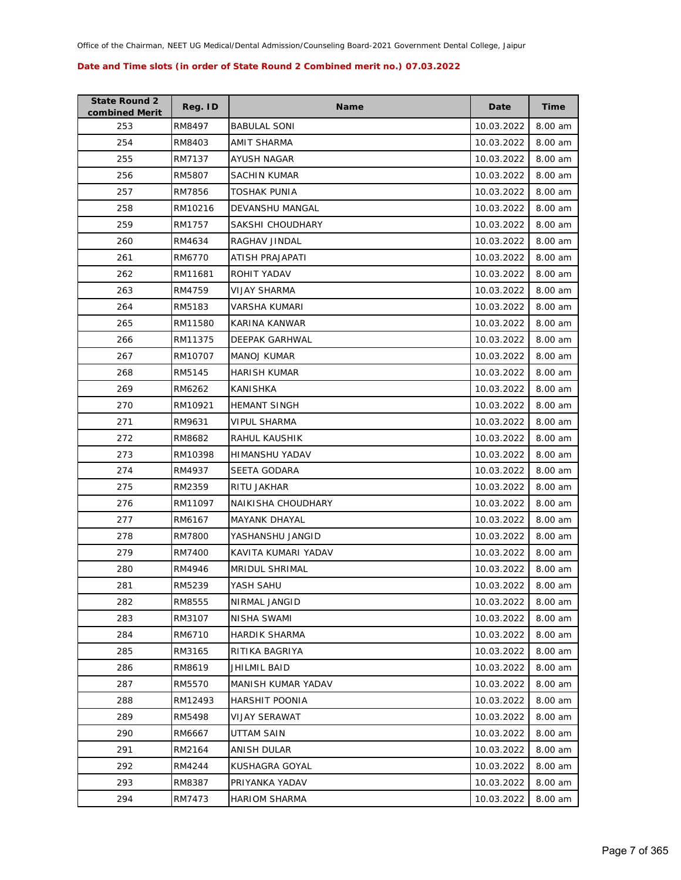**Date and Time slots (in order of State Round 2 Combined merit no.) 07.03.2022**

| State Round 2 combined Merit | Reg. ID | Name | Date | Time |
|---|---|---|---|---|
| 253 | RM8497 | BABULAL SONI | 10.03.2022 | 8.00 am |
| 254 | RM8403 | AMIT SHARMA | 10.03.2022 | 8.00 am |
| 255 | RM7137 | AYUSH NAGAR | 10.03.2022 | 8.00 am |
| 256 | RM5807 | SACHIN KUMAR | 10.03.2022 | 8.00 am |
| 257 | RM7856 | TOSHAK PUNIA | 10.03.2022 | 8.00 am |
| 258 | RM10216 | DEVANSHU MANGAL | 10.03.2022 | 8.00 am |
| 259 | RM1757 | SAKSHI CHOUDHARY | 10.03.2022 | 8.00 am |
| 260 | RM4634 | RAGHAV JINDAL | 10.03.2022 | 8.00 am |
| 261 | RM6770 | ATISH PRAJAPATI | 10.03.2022 | 8.00 am |
| 262 | RM11681 | ROHIT YADAV | 10.03.2022 | 8.00 am |
| 263 | RM4759 | VIJAY SHARMA | 10.03.2022 | 8.00 am |
| 264 | RM5183 | VARSHA KUMARI | 10.03.2022 | 8.00 am |
| 265 | RM11580 | KARINA KANWAR | 10.03.2022 | 8.00 am |
| 266 | RM11375 | DEEPAK GARHWAL | 10.03.2022 | 8.00 am |
| 267 | RM10707 | MANOJ KUMAR | 10.03.2022 | 8.00 am |
| 268 | RM5145 | HARISH KUMAR | 10.03.2022 | 8.00 am |
| 269 | RM6262 | KANISHKA | 10.03.2022 | 8.00 am |
| 270 | RM10921 | HEMANT SINGH | 10.03.2022 | 8.00 am |
| 271 | RM9631 | VIPUL SHARMA | 10.03.2022 | 8.00 am |
| 272 | RM8682 | RAHUL KAUSHIK | 10.03.2022 | 8.00 am |
| 273 | RM10398 | HIMANSHU YADAV | 10.03.2022 | 8.00 am |
| 274 | RM4937 | SEETA GODARA | 10.03.2022 | 8.00 am |
| 275 | RM2359 | RITU JAKHAR | 10.03.2022 | 8.00 am |
| 276 | RM11097 | NAIKISHA CHOUDHARY | 10.03.2022 | 8.00 am |
| 277 | RM6167 | MAYANK DHAYAL | 10.03.2022 | 8.00 am |
| 278 | RM7800 | YASHANSHU JANGID | 10.03.2022 | 8.00 am |
| 279 | RM7400 | KAVITA KUMARI YADAV | 10.03.2022 | 8.00 am |
| 280 | RM4946 | MRIDUL SHRIMAL | 10.03.2022 | 8.00 am |
| 281 | RM5239 | YASH SAHU | 10.03.2022 | 8.00 am |
| 282 | RM8555 | NIRMAL JANGID | 10.03.2022 | 8.00 am |
| 283 | RM3107 | NISHA SWAMI | 10.03.2022 | 8.00 am |
| 284 | RM6710 | HARDIK SHARMA | 10.03.2022 | 8.00 am |
| 285 | RM3165 | RITIKA BAGRIYA | 10.03.2022 | 8.00 am |
| 286 | RM8619 | JHILMIL BAID | 10.03.2022 | 8.00 am |
| 287 | RM5570 | MANISH KUMAR YADAV | 10.03.2022 | 8.00 am |
| 288 | RM12493 | HARSHIT POONIA | 10.03.2022 | 8.00 am |
| 289 | RM5498 | VIJAY SERAWAT | 10.03.2022 | 8.00 am |
| 290 | RM6667 | UTTAM SAIN | 10.03.2022 | 8.00 am |
| 291 | RM2164 | ANISH DULAR | 10.03.2022 | 8.00 am |
| 292 | RM4244 | KUSHAGRA GOYAL | 10.03.2022 | 8.00 am |
| 293 | RM8387 | PRIYANKA YADAV | 10.03.2022 | 8.00 am |
| 294 | RM7473 | HARIOM SHARMA | 10.03.2022 | 8.00 am |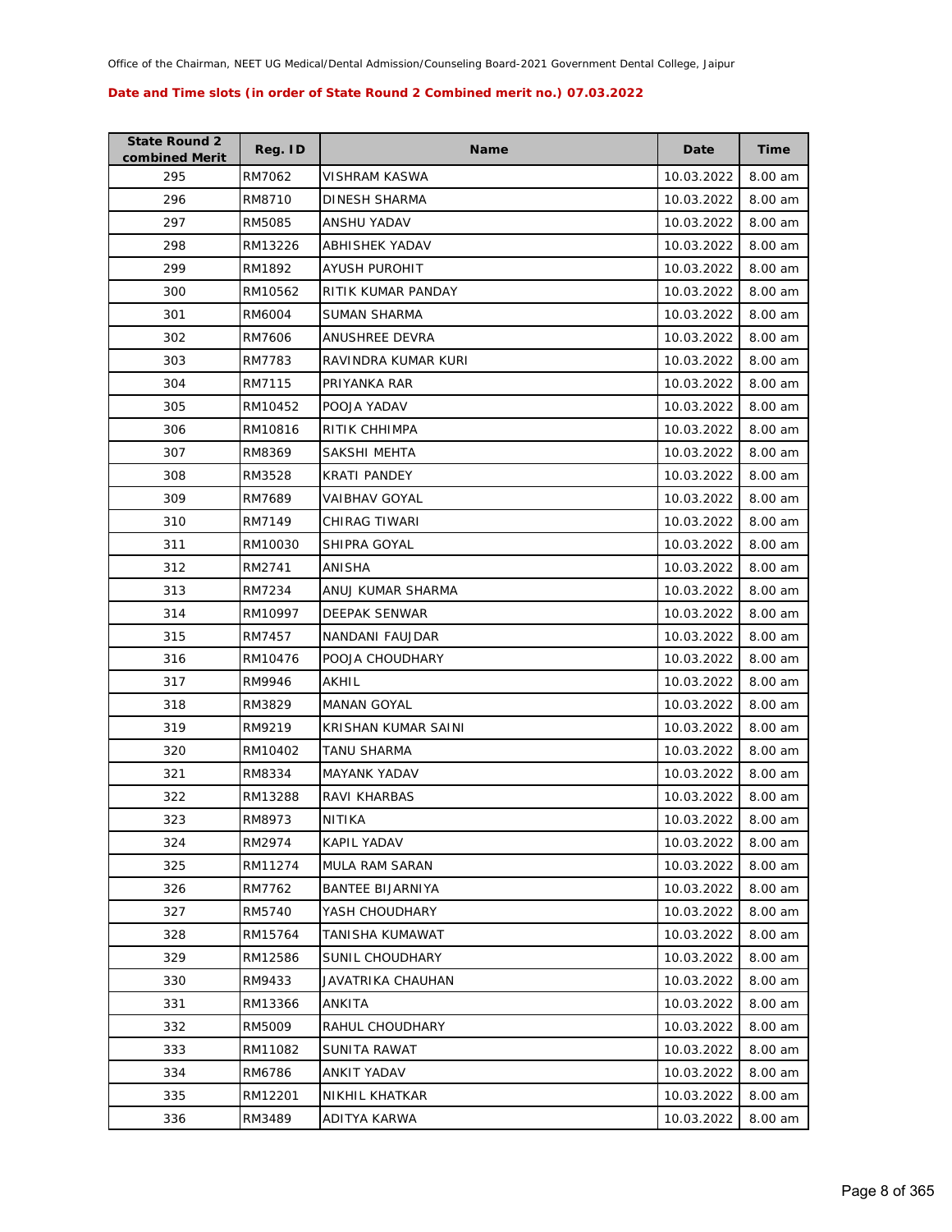Office of the Chairman, NEET UG Medical/Dental Admission/Counseling Board-2021 Government Dental College, Jaipur

**Date and Time slots (in order of State Round 2 Combined merit no.) 07.03.2022**

| State Round 2 combined Merit | Reg. ID | Name | Date | Time |
|---|---|---|---|---|
| 295 | RM7062 | VISHRAM KASWA | 10.03.2022 | 8.00 am |
| 296 | RM8710 | DINESH SHARMA | 10.03.2022 | 8.00 am |
| 297 | RM5085 | ANSHU YADAV | 10.03.2022 | 8.00 am |
| 298 | RM13226 | ABHISHEK YADAV | 10.03.2022 | 8.00 am |
| 299 | RM1892 | AYUSH PUROHIT | 10.03.2022 | 8.00 am |
| 300 | RM10562 | RITIK KUMAR PANDAY | 10.03.2022 | 8.00 am |
| 301 | RM6004 | SUMAN SHARMA | 10.03.2022 | 8.00 am |
| 302 | RM7606 | ANUSHREE DEVRA | 10.03.2022 | 8.00 am |
| 303 | RM7783 | RAVINDRA KUMAR KURI | 10.03.2022 | 8.00 am |
| 304 | RM7115 | PRIYANKA RAR | 10.03.2022 | 8.00 am |
| 305 | RM10452 | POOJA YADAV | 10.03.2022 | 8.00 am |
| 306 | RM10816 | RITIK CHHIMPA | 10.03.2022 | 8.00 am |
| 307 | RM8369 | SAKSHI MEHTA | 10.03.2022 | 8.00 am |
| 308 | RM3528 | KRATI PANDEY | 10.03.2022 | 8.00 am |
| 309 | RM7689 | VAIBHAV GOYAL | 10.03.2022 | 8.00 am |
| 310 | RM7149 | CHIRAG TIWARI | 10.03.2022 | 8.00 am |
| 311 | RM10030 | SHIPRA GOYAL | 10.03.2022 | 8.00 am |
| 312 | RM2741 | ANISHA | 10.03.2022 | 8.00 am |
| 313 | RM7234 | ANUJ KUMAR SHARMA | 10.03.2022 | 8.00 am |
| 314 | RM10997 | DEEPAK SENWAR | 10.03.2022 | 8.00 am |
| 315 | RM7457 | NANDANI FAUJDAR | 10.03.2022 | 8.00 am |
| 316 | RM10476 | POOJA CHOUDHARY | 10.03.2022 | 8.00 am |
| 317 | RM9946 | AKHIL | 10.03.2022 | 8.00 am |
| 318 | RM3829 | MANAN GOYAL | 10.03.2022 | 8.00 am |
| 319 | RM9219 | KRISHAN KUMAR SAINI | 10.03.2022 | 8.00 am |
| 320 | RM10402 | TANU SHARMA | 10.03.2022 | 8.00 am |
| 321 | RM8334 | MAYANK YADAV | 10.03.2022 | 8.00 am |
| 322 | RM13288 | RAVI KHARBAS | 10.03.2022 | 8.00 am |
| 323 | RM8973 | NITIKA | 10.03.2022 | 8.00 am |
| 324 | RM2974 | KAPIL YADAV | 10.03.2022 | 8.00 am |
| 325 | RM11274 | MULA RAM SARAN | 10.03.2022 | 8.00 am |
| 326 | RM7762 | BANTEE BIJARNIYA | 10.03.2022 | 8.00 am |
| 327 | RM5740 | YASH CHOUDHARY | 10.03.2022 | 8.00 am |
| 328 | RM15764 | TANISHA KUMAWAT | 10.03.2022 | 8.00 am |
| 329 | RM12586 | SUNIL CHOUDHARY | 10.03.2022 | 8.00 am |
| 330 | RM9433 | JAVATRIKA CHAUHAN | 10.03.2022 | 8.00 am |
| 331 | RM13366 | ANKITA | 10.03.2022 | 8.00 am |
| 332 | RM5009 | RAHUL CHOUDHARY | 10.03.2022 | 8.00 am |
| 333 | RM11082 | SUNITA RAWAT | 10.03.2022 | 8.00 am |
| 334 | RM6786 | ANKIT YADAV | 10.03.2022 | 8.00 am |
| 335 | RM12201 | NIKHIL KHATKAR | 10.03.2022 | 8.00 am |
| 336 | RM3489 | ADITYA KARWA | 10.03.2022 | 8.00 am |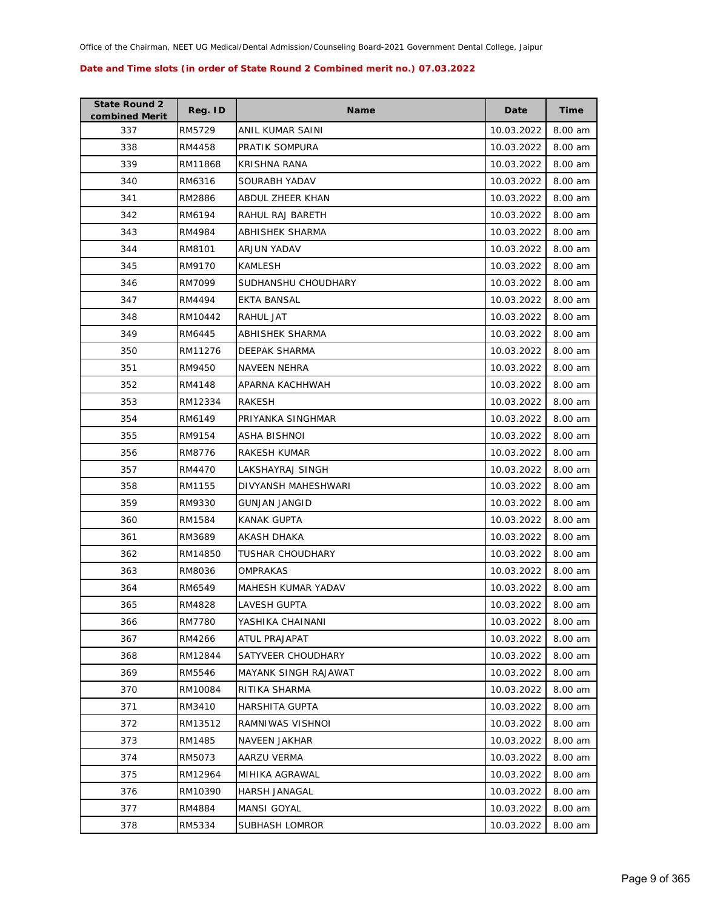Office of the Chairman, NEET UG Medical/Dental Admission/Counseling Board-2021 Government Dental College, Jaipur

**Date and Time slots (in order of State Round 2 Combined merit no.) 07.03.2022**

| State Round 2 combined Merit | Reg. ID | Name | Date | Time |
|---|---|---|---|---|
| 337 | RM5729 | ANIL KUMAR SAINI | 10.03.2022 | 8.00 am |
| 338 | RM4458 | PRATIK SOMPURA | 10.03.2022 | 8.00 am |
| 339 | RM11868 | KRISHNA RANA | 10.03.2022 | 8.00 am |
| 340 | RM6316 | SOURABH YADAV | 10.03.2022 | 8.00 am |
| 341 | RM2886 | ABDUL ZHEER KHAN | 10.03.2022 | 8.00 am |
| 342 | RM6194 | RAHUL RAJ BARETH | 10.03.2022 | 8.00 am |
| 343 | RM4984 | ABHISHEK SHARMA | 10.03.2022 | 8.00 am |
| 344 | RM8101 | ARJUN YADAV | 10.03.2022 | 8.00 am |
| 345 | RM9170 | KAMLESH | 10.03.2022 | 8.00 am |
| 346 | RM7099 | SUDHANSHU CHOUDHARY | 10.03.2022 | 8.00 am |
| 347 | RM4494 | EKTA BANSAL | 10.03.2022 | 8.00 am |
| 348 | RM10442 | RAHUL JAT | 10.03.2022 | 8.00 am |
| 349 | RM6445 | ABHISHEK SHARMA | 10.03.2022 | 8.00 am |
| 350 | RM11276 | DEEPAK SHARMA | 10.03.2022 | 8.00 am |
| 351 | RM9450 | NAVEEN NEHRA | 10.03.2022 | 8.00 am |
| 352 | RM4148 | APARNA KACHHWAH | 10.03.2022 | 8.00 am |
| 353 | RM12334 | RAKESH | 10.03.2022 | 8.00 am |
| 354 | RM6149 | PRIYANKA SINGHMAR | 10.03.2022 | 8.00 am |
| 355 | RM9154 | ASHA BISHNOI | 10.03.2022 | 8.00 am |
| 356 | RM8776 | RAKESH KUMAR | 10.03.2022 | 8.00 am |
| 357 | RM4470 | LAKSHAYRAJ SINGH | 10.03.2022 | 8.00 am |
| 358 | RM1155 | DIVYANSH MAHESHWARI | 10.03.2022 | 8.00 am |
| 359 | RM9330 | GUNJAN JANGID | 10.03.2022 | 8.00 am |
| 360 | RM1584 | KANAK GUPTA | 10.03.2022 | 8.00 am |
| 361 | RM3689 | AKASH DHAKA | 10.03.2022 | 8.00 am |
| 362 | RM14850 | TUSHAR CHOUDHARY | 10.03.2022 | 8.00 am |
| 363 | RM8036 | OMPRAKAS | 10.03.2022 | 8.00 am |
| 364 | RM6549 | MAHESH KUMAR YADAV | 10.03.2022 | 8.00 am |
| 365 | RM4828 | LAVESH GUPTA | 10.03.2022 | 8.00 am |
| 366 | RM7780 | YASHIKA CHAINANI | 10.03.2022 | 8.00 am |
| 367 | RM4266 | ATUL PRAJAPAT | 10.03.2022 | 8.00 am |
| 368 | RM12844 | SATYVEER CHOUDHARY | 10.03.2022 | 8.00 am |
| 369 | RM5546 | MAYANK SINGH RAJAWAT | 10.03.2022 | 8.00 am |
| 370 | RM10084 | RITIKA SHARMA | 10.03.2022 | 8.00 am |
| 371 | RM3410 | HARSHITA GUPTA | 10.03.2022 | 8.00 am |
| 372 | RM13512 | RAMNIWAS VISHNOI | 10.03.2022 | 8.00 am |
| 373 | RM1485 | NAVEEN JAKHAR | 10.03.2022 | 8.00 am |
| 374 | RM5073 | AARZU VERMA | 10.03.2022 | 8.00 am |
| 375 | RM12964 | MIHIKA AGRAWAL | 10.03.2022 | 8.00 am |
| 376 | RM10390 | HARSH JANAGAL | 10.03.2022 | 8.00 am |
| 377 | RM4884 | MANSI GOYAL | 10.03.2022 | 8.00 am |
| 378 | RM5334 | SUBHASH LOMROR | 10.03.2022 | 8.00 am |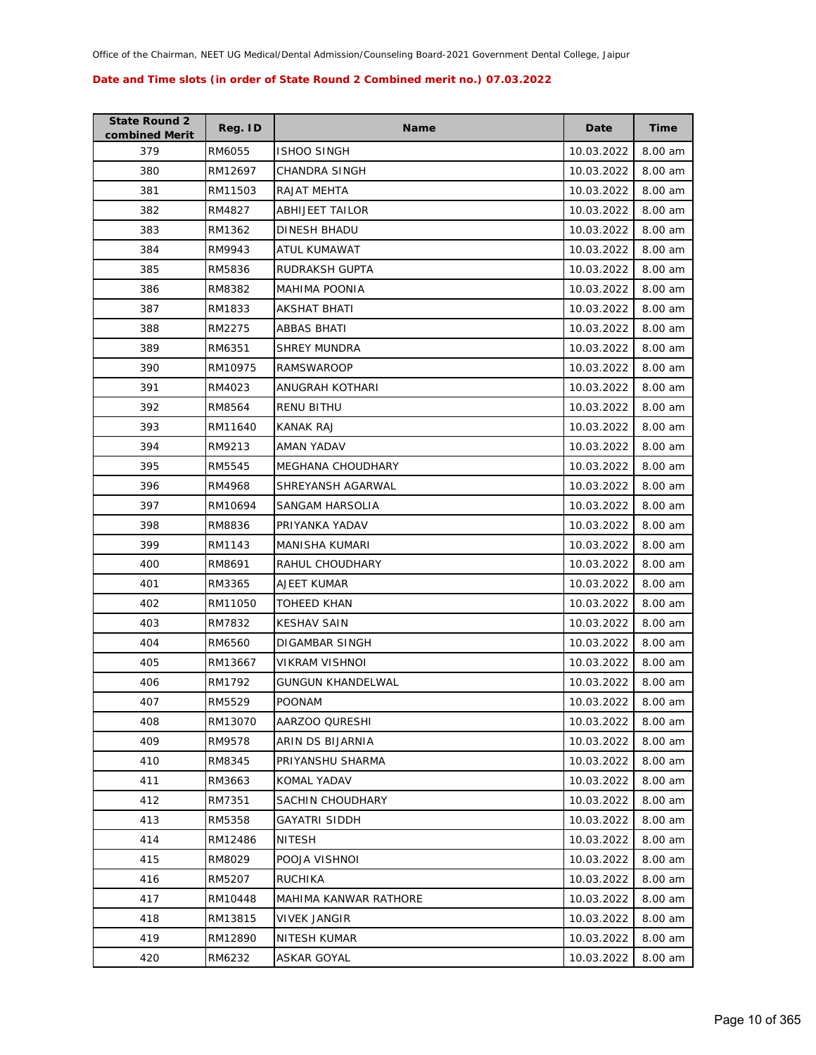Office of the Chairman, NEET UG Medical/Dental Admission/Counseling Board-2021 Government Dental College, Jaipur

**Date and Time slots (in order of State Round 2 Combined merit no.) 07.03.2022**

| State Round 2 combined Merit | Reg. ID | Name | Date | Time |
|---|---|---|---|---|
| 379 | RM6055 | ISHOO SINGH | 10.03.2022 | 8.00 am |
| 380 | RM12697 | CHANDRA SINGH | 10.03.2022 | 8.00 am |
| 381 | RM11503 | RAJAT MEHTA | 10.03.2022 | 8.00 am |
| 382 | RM4827 | ABHIJEET TAILOR | 10.03.2022 | 8.00 am |
| 383 | RM1362 | DINESH BHADU | 10.03.2022 | 8.00 am |
| 384 | RM9943 | ATUL KUMAWAT | 10.03.2022 | 8.00 am |
| 385 | RM5836 | RUDRAKSH GUPTA | 10.03.2022 | 8.00 am |
| 386 | RM8382 | MAHIMA POONIA | 10.03.2022 | 8.00 am |
| 387 | RM1833 | AKSHAT BHATI | 10.03.2022 | 8.00 am |
| 388 | RM2275 | ABBAS BHATI | 10.03.2022 | 8.00 am |
| 389 | RM6351 | SHREY MUNDRA | 10.03.2022 | 8.00 am |
| 390 | RM10975 | RAMSWAROOP | 10.03.2022 | 8.00 am |
| 391 | RM4023 | ANUGRAH KOTHARI | 10.03.2022 | 8.00 am |
| 392 | RM8564 | RENU BITHU | 10.03.2022 | 8.00 am |
| 393 | RM11640 | KANAK RAJ | 10.03.2022 | 8.00 am |
| 394 | RM9213 | AMAN YADAV | 10.03.2022 | 8.00 am |
| 395 | RM5545 | MEGHANA CHOUDHARY | 10.03.2022 | 8.00 am |
| 396 | RM4968 | SHREYANSH AGARWAL | 10.03.2022 | 8.00 am |
| 397 | RM10694 | SANGAM HARSOLIA | 10.03.2022 | 8.00 am |
| 398 | RM8836 | PRIYANKA YADAV | 10.03.2022 | 8.00 am |
| 399 | RM1143 | MANISHA KUMARI | 10.03.2022 | 8.00 am |
| 400 | RM8691 | RAHUL CHOUDHARY | 10.03.2022 | 8.00 am |
| 401 | RM3365 | AJEET KUMAR | 10.03.2022 | 8.00 am |
| 402 | RM11050 | TOHEED KHAN | 10.03.2022 | 8.00 am |
| 403 | RM7832 | KESHAV SAIN | 10.03.2022 | 8.00 am |
| 404 | RM6560 | DIGAMBAR SINGH | 10.03.2022 | 8.00 am |
| 405 | RM13667 | VIKRAM VISHNOI | 10.03.2022 | 8.00 am |
| 406 | RM1792 | GUNGUN KHANDELWAL | 10.03.2022 | 8.00 am |
| 407 | RM5529 | POONAM | 10.03.2022 | 8.00 am |
| 408 | RM13070 | AARZOO QURESHI | 10.03.2022 | 8.00 am |
| 409 | RM9578 | ARIN DS BIJARNIA | 10.03.2022 | 8.00 am |
| 410 | RM8345 | PRIYANSHU SHARMA | 10.03.2022 | 8.00 am |
| 411 | RM3663 | KOMAL YADAV | 10.03.2022 | 8.00 am |
| 412 | RM7351 | SACHIN CHOUDHARY | 10.03.2022 | 8.00 am |
| 413 | RM5358 | GAYATRI SIDDH | 10.03.2022 | 8.00 am |
| 414 | RM12486 | NITESH | 10.03.2022 | 8.00 am |
| 415 | RM8029 | POOJA VISHNOI | 10.03.2022 | 8.00 am |
| 416 | RM5207 | RUCHIKA | 10.03.2022 | 8.00 am |
| 417 | RM10448 | MAHIMA KANWAR RATHORE | 10.03.2022 | 8.00 am |
| 418 | RM13815 | VIVEK JANGIR | 10.03.2022 | 8.00 am |
| 419 | RM12890 | NITESH KUMAR | 10.03.2022 | 8.00 am |
| 420 | RM6232 | ASKAR GOYAL | 10.03.2022 | 8.00 am |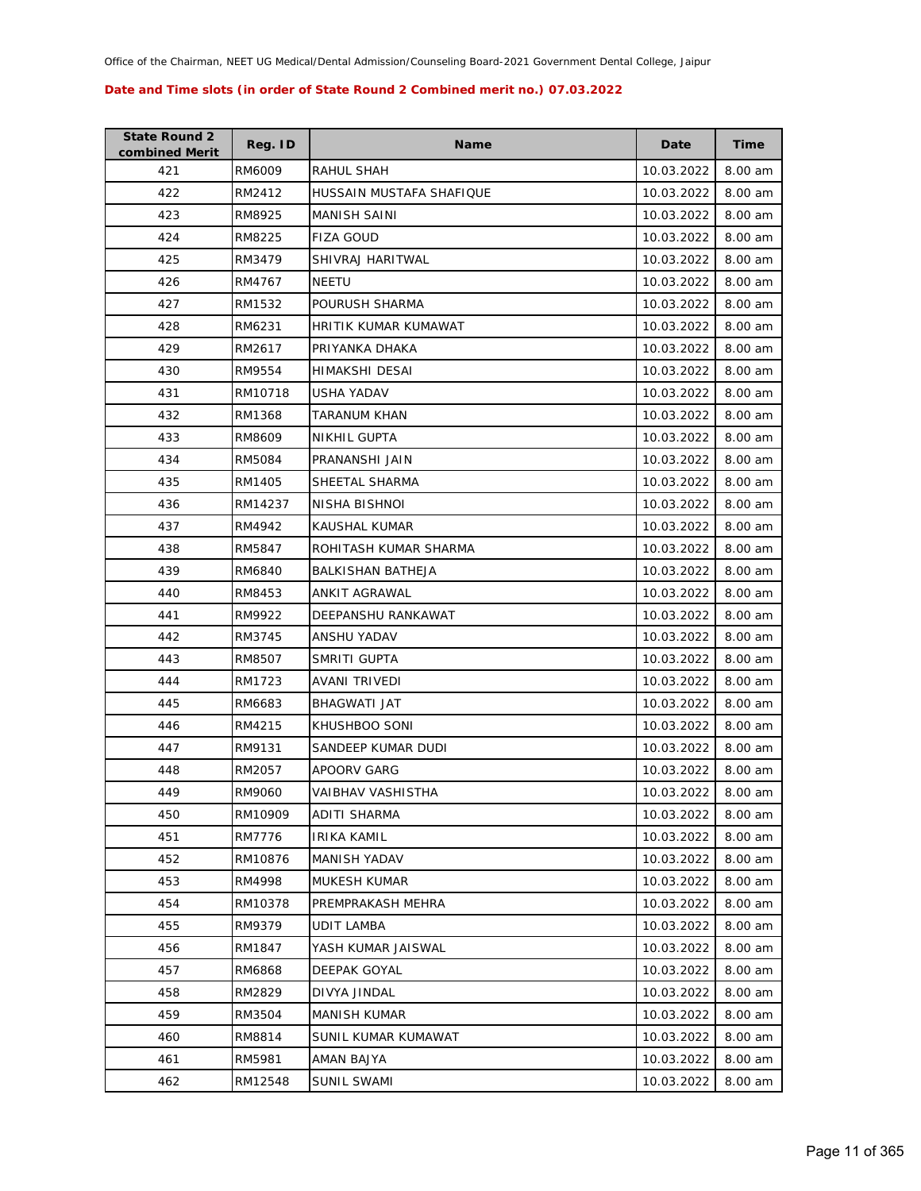Office of the Chairman, NEET UG Medical/Dental Admission/Counseling Board-2021 Government Dental College, Jaipur

**Date and Time slots (in order of State Round 2 Combined merit no.) 07.03.2022**

| State Round 2 combined Merit | Reg. ID | Name | Date | Time |
|---|---|---|---|---|
| 421 | RM6009 | RAHUL SHAH | 10.03.2022 | 8.00 am |
| 422 | RM2412 | HUSSAIN MUSTAFA SHAFIQUE | 10.03.2022 | 8.00 am |
| 423 | RM8925 | MANISH SAINI | 10.03.2022 | 8.00 am |
| 424 | RM8225 | FIZA GOUD | 10.03.2022 | 8.00 am |
| 425 | RM3479 | SHIVRAJ HARITWAL | 10.03.2022 | 8.00 am |
| 426 | RM4767 | NEETU | 10.03.2022 | 8.00 am |
| 427 | RM1532 | POURUSH SHARMA | 10.03.2022 | 8.00 am |
| 428 | RM6231 | HRITIK KUMAR KUMAWAT | 10.03.2022 | 8.00 am |
| 429 | RM2617 | PRIYANKA DHAKA | 10.03.2022 | 8.00 am |
| 430 | RM9554 | HIMAKSHI DESAI | 10.03.2022 | 8.00 am |
| 431 | RM10718 | USHA YADAV | 10.03.2022 | 8.00 am |
| 432 | RM1368 | TARANUM KHAN | 10.03.2022 | 8.00 am |
| 433 | RM8609 | NIKHIL GUPTA | 10.03.2022 | 8.00 am |
| 434 | RM5084 | PRANANSHI JAIN | 10.03.2022 | 8.00 am |
| 435 | RM1405 | SHEETAL SHARMA | 10.03.2022 | 8.00 am |
| 436 | RM14237 | NISHA BISHNOI | 10.03.2022 | 8.00 am |
| 437 | RM4942 | KAUSHAL KUMAR | 10.03.2022 | 8.00 am |
| 438 | RM5847 | ROHITASH KUMAR SHARMA | 10.03.2022 | 8.00 am |
| 439 | RM6840 | BALKISHAN BATHEJA | 10.03.2022 | 8.00 am |
| 440 | RM8453 | ANKIT AGRAWAL | 10.03.2022 | 8.00 am |
| 441 | RM9922 | DEEPANSHU RANKAWAT | 10.03.2022 | 8.00 am |
| 442 | RM3745 | ANSHU YADAV | 10.03.2022 | 8.00 am |
| 443 | RM8507 | SMRITI GUPTA | 10.03.2022 | 8.00 am |
| 444 | RM1723 | AVANI TRIVEDI | 10.03.2022 | 8.00 am |
| 445 | RM6683 | BHAGWATI JAT | 10.03.2022 | 8.00 am |
| 446 | RM4215 | KHUSHBOO SONI | 10.03.2022 | 8.00 am |
| 447 | RM9131 | SANDEEP KUMAR DUDI | 10.03.2022 | 8.00 am |
| 448 | RM2057 | APOORV GARG | 10.03.2022 | 8.00 am |
| 449 | RM9060 | VAIBHAV VASHISTHA | 10.03.2022 | 8.00 am |
| 450 | RM10909 | ADITI SHARMA | 10.03.2022 | 8.00 am |
| 451 | RM7776 | IRIKA KAMIL | 10.03.2022 | 8.00 am |
| 452 | RM10876 | MANISH YADAV | 10.03.2022 | 8.00 am |
| 453 | RM4998 | MUKESH KUMAR | 10.03.2022 | 8.00 am |
| 454 | RM10378 | PREMPRAKASH MEHRA | 10.03.2022 | 8.00 am |
| 455 | RM9379 | UDIT LAMBA | 10.03.2022 | 8.00 am |
| 456 | RM1847 | YASH KUMAR JAISWAL | 10.03.2022 | 8.00 am |
| 457 | RM6868 | DEEPAK GOYAL | 10.03.2022 | 8.00 am |
| 458 | RM2829 | DIVYA JINDAL | 10.03.2022 | 8.00 am |
| 459 | RM3504 | MANISH KUMAR | 10.03.2022 | 8.00 am |
| 460 | RM8814 | SUNIL KUMAR KUMAWAT | 10.03.2022 | 8.00 am |
| 461 | RM5981 | AMAN BAJYA | 10.03.2022 | 8.00 am |
| 462 | RM12548 | SUNIL SWAMI | 10.03.2022 | 8.00 am |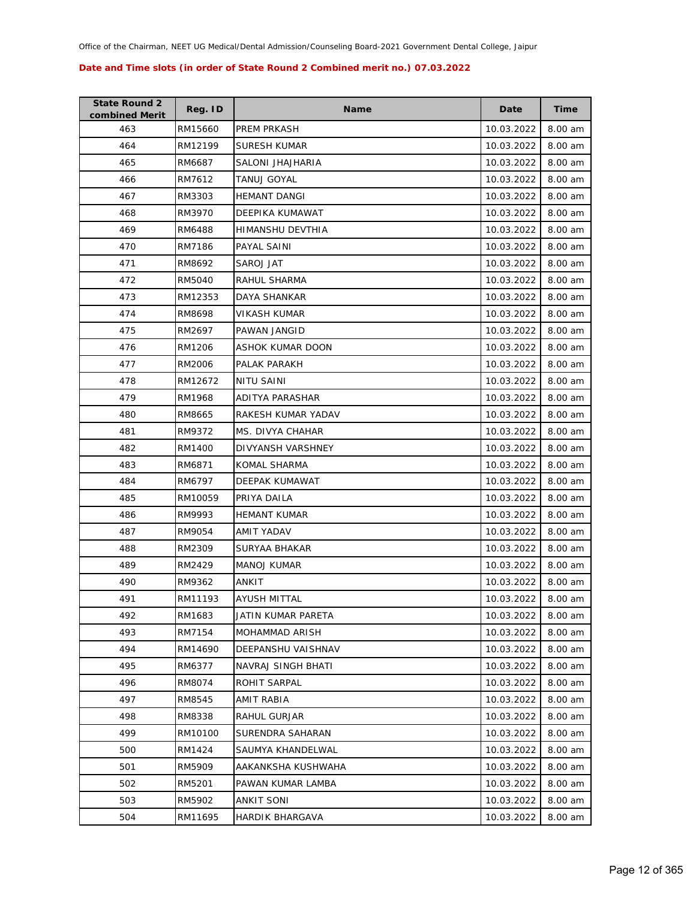Office of the Chairman, NEET UG Medical/Dental Admission/Counseling Board-2021 Government Dental College, Jaipur

**Date and Time slots (in order of State Round 2 Combined merit no.) 07.03.2022**

| State Round 2 combined Merit | Reg. ID | Name | Date | Time |
|---|---|---|---|---|
| 463 | RM15660 | PREM PRKASH | 10.03.2022 | 8.00 am |
| 464 | RM12199 | SURESH KUMAR | 10.03.2022 | 8.00 am |
| 465 | RM6687 | SALONI JHAJHARIA | 10.03.2022 | 8.00 am |
| 466 | RM7612 | TANUJ GOYAL | 10.03.2022 | 8.00 am |
| 467 | RM3303 | HEMANT DANGI | 10.03.2022 | 8.00 am |
| 468 | RM3970 | DEEPIKA KUMAWAT | 10.03.2022 | 8.00 am |
| 469 | RM6488 | HIMANSHU DEVTHIA | 10.03.2022 | 8.00 am |
| 470 | RM7186 | PAYAL SAINI | 10.03.2022 | 8.00 am |
| 471 | RM8692 | SAROJ JAT | 10.03.2022 | 8.00 am |
| 472 | RM5040 | RAHUL SHARMA | 10.03.2022 | 8.00 am |
| 473 | RM12353 | DAYA SHANKAR | 10.03.2022 | 8.00 am |
| 474 | RM8698 | VIKASH KUMAR | 10.03.2022 | 8.00 am |
| 475 | RM2697 | PAWAN JANGID | 10.03.2022 | 8.00 am |
| 476 | RM1206 | ASHOK KUMAR DOON | 10.03.2022 | 8.00 am |
| 477 | RM2006 | PALAK PARAKH | 10.03.2022 | 8.00 am |
| 478 | RM12672 | NITU SAINI | 10.03.2022 | 8.00 am |
| 479 | RM1968 | ADITYA PARASHAR | 10.03.2022 | 8.00 am |
| 480 | RM8665 | RAKESH KUMAR YADAV | 10.03.2022 | 8.00 am |
| 481 | RM9372 | MS. DIVYA CHAHAR | 10.03.2022 | 8.00 am |
| 482 | RM1400 | DIVYANSH VARSHNEY | 10.03.2022 | 8.00 am |
| 483 | RM6871 | KOMAL SHARMA | 10.03.2022 | 8.00 am |
| 484 | RM6797 | DEEPAK KUMAWAT | 10.03.2022 | 8.00 am |
| 485 | RM10059 | PRIYA DAILA | 10.03.2022 | 8.00 am |
| 486 | RM9993 | HEMANT KUMAR | 10.03.2022 | 8.00 am |
| 487 | RM9054 | AMIT YADAV | 10.03.2022 | 8.00 am |
| 488 | RM2309 | SURYAA BHAKAR | 10.03.2022 | 8.00 am |
| 489 | RM2429 | MANOJ KUMAR | 10.03.2022 | 8.00 am |
| 490 | RM9362 | ANKIT | 10.03.2022 | 8.00 am |
| 491 | RM11193 | AYUSH MITTAL | 10.03.2022 | 8.00 am |
| 492 | RM1683 | JATIN KUMAR PARETA | 10.03.2022 | 8.00 am |
| 493 | RM7154 | MOHAMMAD ARISH | 10.03.2022 | 8.00 am |
| 494 | RM14690 | DEEPANSHU VAISHNAV | 10.03.2022 | 8.00 am |
| 495 | RM6377 | NAVRAJ SINGH BHATI | 10.03.2022 | 8.00 am |
| 496 | RM8074 | ROHIT SARPAL | 10.03.2022 | 8.00 am |
| 497 | RM8545 | AMIT RABIA | 10.03.2022 | 8.00 am |
| 498 | RM8338 | RAHUL GURJAR | 10.03.2022 | 8.00 am |
| 499 | RM10100 | SURENDRA SAHARAN | 10.03.2022 | 8.00 am |
| 500 | RM1424 | SAUMYA KHANDELWAL | 10.03.2022 | 8.00 am |
| 501 | RM5909 | AAKANKSHA KUSHWAHA | 10.03.2022 | 8.00 am |
| 502 | RM5201 | PAWAN KUMAR LAMBA | 10.03.2022 | 8.00 am |
| 503 | RM5902 | ANKIT SONI | 10.03.2022 | 8.00 am |
| 504 | RM11695 | HARDIK BHARGAVA | 10.03.2022 | 8.00 am |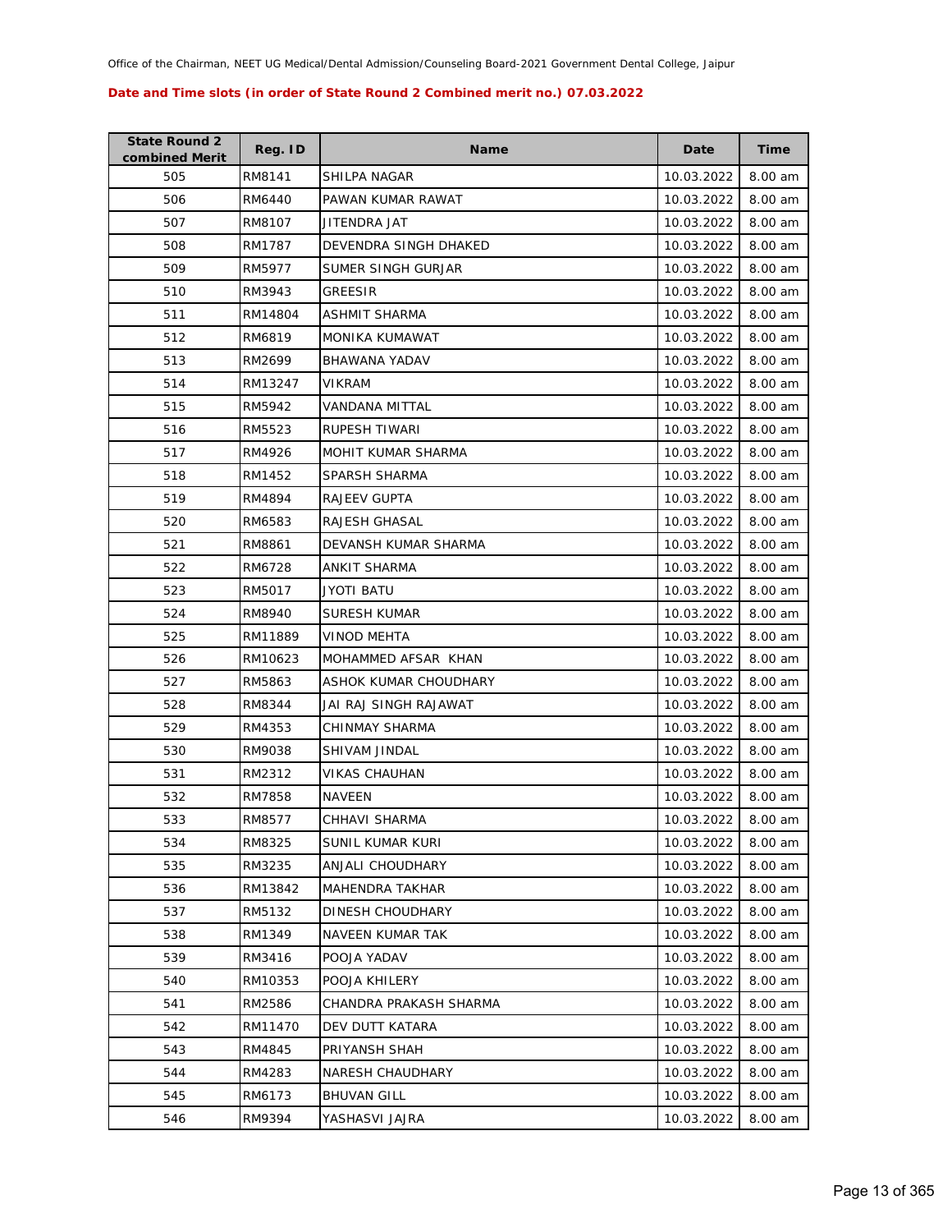Office of the Chairman, NEET UG Medical/Dental Admission/Counseling Board-2021 Government Dental College, Jaipur

**Date and Time slots (in order of State Round 2 Combined merit no.) 07.03.2022**

| State Round 2 combined Merit | Reg. ID | Name | Date | Time |
|---|---|---|---|---|
| 505 | RM8141 | SHILPA NAGAR | 10.03.2022 | 8.00 am |
| 506 | RM6440 | PAWAN KUMAR RAWAT | 10.03.2022 | 8.00 am |
| 507 | RM8107 | JITENDRA JAT | 10.03.2022 | 8.00 am |
| 508 | RM1787 | DEVENDRA SINGH DHAKED | 10.03.2022 | 8.00 am |
| 509 | RM5977 | SUMER SINGH GURJAR | 10.03.2022 | 8.00 am |
| 510 | RM3943 | GREESIR | 10.03.2022 | 8.00 am |
| 511 | RM14804 | ASHMIT SHARMA | 10.03.2022 | 8.00 am |
| 512 | RM6819 | MONIKA KUMAWAT | 10.03.2022 | 8.00 am |
| 513 | RM2699 | BHAWANA YADAV | 10.03.2022 | 8.00 am |
| 514 | RM13247 | VIKRAM | 10.03.2022 | 8.00 am |
| 515 | RM5942 | VANDANA MITTAL | 10.03.2022 | 8.00 am |
| 516 | RM5523 | RUPESH TIWARI | 10.03.2022 | 8.00 am |
| 517 | RM4926 | MOHIT KUMAR SHARMA | 10.03.2022 | 8.00 am |
| 518 | RM1452 | SPARSH SHARMA | 10.03.2022 | 8.00 am |
| 519 | RM4894 | RAJEEV GUPTA | 10.03.2022 | 8.00 am |
| 520 | RM6583 | RAJESH GHASAL | 10.03.2022 | 8.00 am |
| 521 | RM8861 | DEVANSH KUMAR SHARMA | 10.03.2022 | 8.00 am |
| 522 | RM6728 | ANKIT SHARMA | 10.03.2022 | 8.00 am |
| 523 | RM5017 | JYOTI BATU | 10.03.2022 | 8.00 am |
| 524 | RM8940 | SURESH KUMAR | 10.03.2022 | 8.00 am |
| 525 | RM11889 | VINOD MEHTA | 10.03.2022 | 8.00 am |
| 526 | RM10623 | MOHAMMED AFSAR KHAN | 10.03.2022 | 8.00 am |
| 527 | RM5863 | ASHOK KUMAR CHOUDHARY | 10.03.2022 | 8.00 am |
| 528 | RM8344 | JAI RAJ SINGH RAJAWAT | 10.03.2022 | 8.00 am |
| 529 | RM4353 | CHINMAY SHARMA | 10.03.2022 | 8.00 am |
| 530 | RM9038 | SHIVAM JINDAL | 10.03.2022 | 8.00 am |
| 531 | RM2312 | VIKAS CHAUHAN | 10.03.2022 | 8.00 am |
| 532 | RM7858 | NAVEEN | 10.03.2022 | 8.00 am |
| 533 | RM8577 | CHHAVI SHARMA | 10.03.2022 | 8.00 am |
| 534 | RM8325 | SUNIL KUMAR KURI | 10.03.2022 | 8.00 am |
| 535 | RM3235 | ANJALI CHOUDHARY | 10.03.2022 | 8.00 am |
| 536 | RM13842 | MAHENDRA TAKHAR | 10.03.2022 | 8.00 am |
| 537 | RM5132 | DINESH CHOUDHARY | 10.03.2022 | 8.00 am |
| 538 | RM1349 | NAVEEN KUMAR TAK | 10.03.2022 | 8.00 am |
| 539 | RM3416 | POOJA YADAV | 10.03.2022 | 8.00 am |
| 540 | RM10353 | POOJA KHILERY | 10.03.2022 | 8.00 am |
| 541 | RM2586 | CHANDRA PRAKASH SHARMA | 10.03.2022 | 8.00 am |
| 542 | RM11470 | DEV DUTT KATARA | 10.03.2022 | 8.00 am |
| 543 | RM4845 | PRIYANSH SHAH | 10.03.2022 | 8.00 am |
| 544 | RM4283 | NARESH CHAUDHARY | 10.03.2022 | 8.00 am |
| 545 | RM6173 | BHUVAN GILL | 10.03.2022 | 8.00 am |
| 546 | RM9394 | YASHASVI JAJRA | 10.03.2022 | 8.00 am |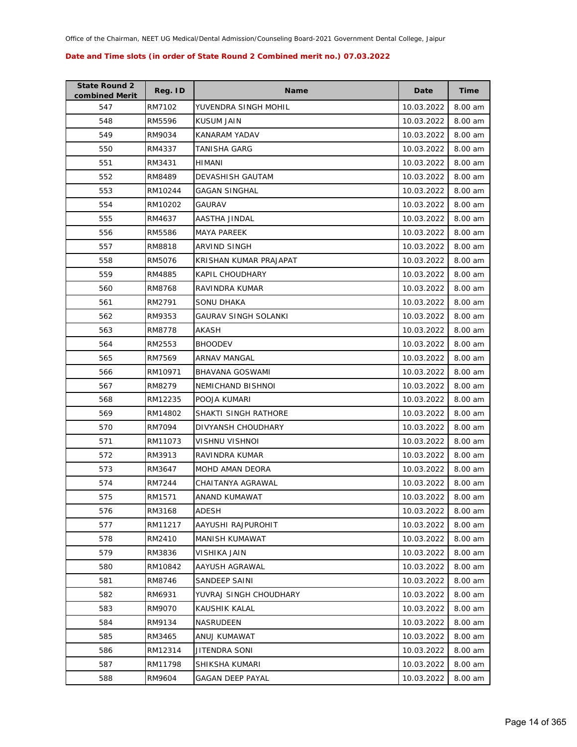**Date and Time slots (in order of State Round 2 Combined merit no.) 07.03.2022**

| State Round 2 combined Merit | Reg. ID | Name | Date | Time |
|---|---|---|---|---|
| 547 | RM7102 | YUVENDRA SINGH MOHIL | 10.03.2022 | 8.00 am |
| 548 | RM5596 | KUSUM JAIN | 10.03.2022 | 8.00 am |
| 549 | RM9034 | KANARAM YADAV | 10.03.2022 | 8.00 am |
| 550 | RM4337 | TANISHA GARG | 10.03.2022 | 8.00 am |
| 551 | RM3431 | HIMANI | 10.03.2022 | 8.00 am |
| 552 | RM8489 | DEVASHISH GAUTAM | 10.03.2022 | 8.00 am |
| 553 | RM10244 | GAGAN SINGHAL | 10.03.2022 | 8.00 am |
| 554 | RM10202 | GAURAV | 10.03.2022 | 8.00 am |
| 555 | RM4637 | AASTHA JINDAL | 10.03.2022 | 8.00 am |
| 556 | RM5586 | MAYA PAREEK | 10.03.2022 | 8.00 am |
| 557 | RM8818 | ARVIND SINGH | 10.03.2022 | 8.00 am |
| 558 | RM5076 | KRISHAN KUMAR PRAJAPAT | 10.03.2022 | 8.00 am |
| 559 | RM4885 | KAPIL CHOUDHARY | 10.03.2022 | 8.00 am |
| 560 | RM8768 | RAVINDRA KUMAR | 10.03.2022 | 8.00 am |
| 561 | RM2791 | SONU DHAKA | 10.03.2022 | 8.00 am |
| 562 | RM9353 | GAURAV SINGH SOLANKI | 10.03.2022 | 8.00 am |
| 563 | RM8778 | AKASH | 10.03.2022 | 8.00 am |
| 564 | RM2553 | BHOODEV | 10.03.2022 | 8.00 am |
| 565 | RM7569 | ARNAV MANGAL | 10.03.2022 | 8.00 am |
| 566 | RM10971 | BHAVANA GOSWAMI | 10.03.2022 | 8.00 am |
| 567 | RM8279 | NEMICHAND BISHNOI | 10.03.2022 | 8.00 am |
| 568 | RM12235 | POOJA KUMARI | 10.03.2022 | 8.00 am |
| 569 | RM14802 | SHAKTI SINGH RATHORE | 10.03.2022 | 8.00 am |
| 570 | RM7094 | DIVYANSH CHOUDHARY | 10.03.2022 | 8.00 am |
| 571 | RM11073 | VISHNU VISHNOI | 10.03.2022 | 8.00 am |
| 572 | RM3913 | RAVINDRA KUMAR | 10.03.2022 | 8.00 am |
| 573 | RM3647 | MOHD AMAN DEORA | 10.03.2022 | 8.00 am |
| 574 | RM7244 | CHAITANYA AGRAWAL | 10.03.2022 | 8.00 am |
| 575 | RM1571 | ANAND KUMAWAT | 10.03.2022 | 8.00 am |
| 576 | RM3168 | ADESH | 10.03.2022 | 8.00 am |
| 577 | RM11217 | AAYUSHI RAJPUROHIT | 10.03.2022 | 8.00 am |
| 578 | RM2410 | MANISH KUMAWAT | 10.03.2022 | 8.00 am |
| 579 | RM3836 | VISHIKA JAIN | 10.03.2022 | 8.00 am |
| 580 | RM10842 | AAYUSH AGRAWAL | 10.03.2022 | 8.00 am |
| 581 | RM8746 | SANDEEP SAINI | 10.03.2022 | 8.00 am |
| 582 | RM6931 | YUVRAJ SINGH CHOUDHARY | 10.03.2022 | 8.00 am |
| 583 | RM9070 | KAUSHIK KALAL | 10.03.2022 | 8.00 am |
| 584 | RM9134 | NASRUDEEN | 10.03.2022 | 8.00 am |
| 585 | RM3465 | ANUJ KUMAWAT | 10.03.2022 | 8.00 am |
| 586 | RM12314 | JITENDRA SONI | 10.03.2022 | 8.00 am |
| 587 | RM11798 | SHIKSHA KUMARI | 10.03.2022 | 8.00 am |
| 588 | RM9604 | GAGAN DEEP PAYAL | 10.03.2022 | 8.00 am |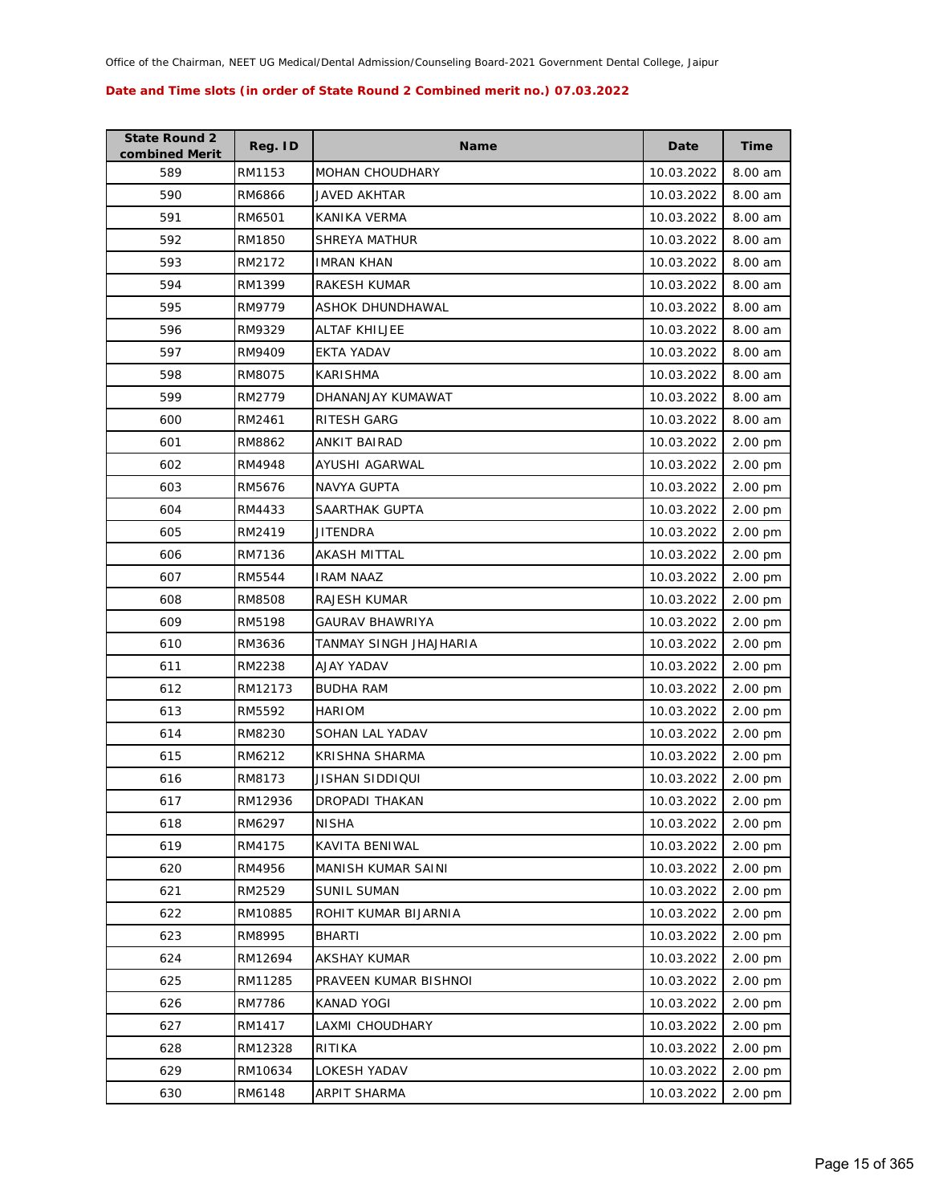Office of the Chairman, NEET UG Medical/Dental Admission/Counseling Board-2021 Government Dental College, Jaipur

**Date and Time slots (in order of State Round 2 Combined merit no.) 07.03.2022**

| State Round 2 combined Merit | Reg. ID | Name | Date | Time |
|---|---|---|---|---|
| 589 | RM1153 | MOHAN CHOUDHARY | 10.03.2022 | 8.00 am |
| 590 | RM6866 | JAVED AKHTAR | 10.03.2022 | 8.00 am |
| 591 | RM6501 | KANIKA VERMA | 10.03.2022 | 8.00 am |
| 592 | RM1850 | SHREYA MATHUR | 10.03.2022 | 8.00 am |
| 593 | RM2172 | IMRAN KHAN | 10.03.2022 | 8.00 am |
| 594 | RM1399 | RAKESH KUMAR | 10.03.2022 | 8.00 am |
| 595 | RM9779 | ASHOK DHUNDHAWAL | 10.03.2022 | 8.00 am |
| 596 | RM9329 | ALTAF KHILJEE | 10.03.2022 | 8.00 am |
| 597 | RM9409 | EKTA YADAV | 10.03.2022 | 8.00 am |
| 598 | RM8075 | KARISHMA | 10.03.2022 | 8.00 am |
| 599 | RM2779 | DHANANJAY KUMAWAT | 10.03.2022 | 8.00 am |
| 600 | RM2461 | RITESH GARG | 10.03.2022 | 8.00 am |
| 601 | RM8862 | ANKIT BAIRAD | 10.03.2022 | 2.00 pm |
| 602 | RM4948 | AYUSHI AGARWAL | 10.03.2022 | 2.00 pm |
| 603 | RM5676 | NAVYA GUPTA | 10.03.2022 | 2.00 pm |
| 604 | RM4433 | SAARTHAK GUPTA | 10.03.2022 | 2.00 pm |
| 605 | RM2419 | JITENDRA | 10.03.2022 | 2.00 pm |
| 606 | RM7136 | AKASH MITTAL | 10.03.2022 | 2.00 pm |
| 607 | RM5544 | IRAM NAAZ | 10.03.2022 | 2.00 pm |
| 608 | RM8508 | RAJESH KUMAR | 10.03.2022 | 2.00 pm |
| 609 | RM5198 | GAURAV BHAWRIYA | 10.03.2022 | 2.00 pm |
| 610 | RM3636 | TANMAY SINGH JHAJHARIA | 10.03.2022 | 2.00 pm |
| 611 | RM2238 | AJAY YADAV | 10.03.2022 | 2.00 pm |
| 612 | RM12173 | BUDHA RAM | 10.03.2022 | 2.00 pm |
| 613 | RM5592 | HARIOM | 10.03.2022 | 2.00 pm |
| 614 | RM8230 | SOHAN LAL YADAV | 10.03.2022 | 2.00 pm |
| 615 | RM6212 | KRISHNA SHARMA | 10.03.2022 | 2.00 pm |
| 616 | RM8173 | JISHAN SIDDIQUI | 10.03.2022 | 2.00 pm |
| 617 | RM12936 | DROPADI THAKAN | 10.03.2022 | 2.00 pm |
| 618 | RM6297 | NISHA | 10.03.2022 | 2.00 pm |
| 619 | RM4175 | KAVITA BENIWAL | 10.03.2022 | 2.00 pm |
| 620 | RM4956 | MANISH KUMAR SAINI | 10.03.2022 | 2.00 pm |
| 621 | RM2529 | SUNIL SUMAN | 10.03.2022 | 2.00 pm |
| 622 | RM10885 | ROHIT KUMAR BIJARNIA | 10.03.2022 | 2.00 pm |
| 623 | RM8995 | BHARTI | 10.03.2022 | 2.00 pm |
| 624 | RM12694 | AKSHAY KUMAR | 10.03.2022 | 2.00 pm |
| 625 | RM11285 | PRAVEEN KUMAR BISHNOI | 10.03.2022 | 2.00 pm |
| 626 | RM7786 | KANAD YOGI | 10.03.2022 | 2.00 pm |
| 627 | RM1417 | LAXMI CHOUDHARY | 10.03.2022 | 2.00 pm |
| 628 | RM12328 | RITIKA | 10.03.2022 | 2.00 pm |
| 629 | RM10634 | LOKESH YADAV | 10.03.2022 | 2.00 pm |
| 630 | RM6148 | ARPIT SHARMA | 10.03.2022 | 2.00 pm |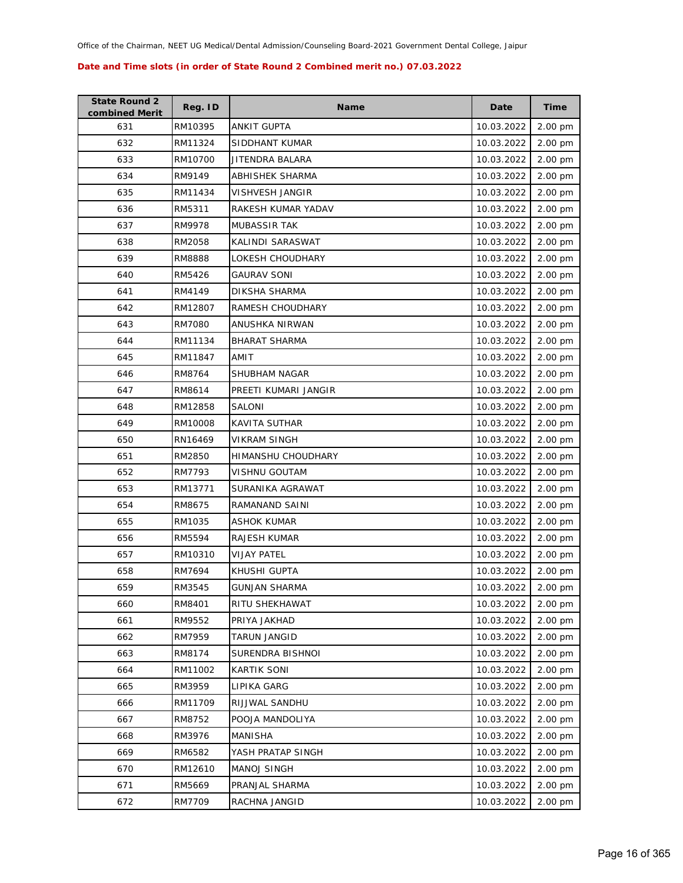Office of the Chairman, NEET UG Medical/Dental Admission/Counseling Board-2021 Government Dental College, Jaipur

**Date and Time slots (in order of State Round 2 Combined merit no.) 07.03.2022**

| State Round 2 combined Merit | Reg. ID | Name | Date | Time |
|---|---|---|---|---|
| 631 | RM10395 | ANKIT GUPTA | 10.03.2022 | 2.00 pm |
| 632 | RM11324 | SIDDHANT KUMAR | 10.03.2022 | 2.00 pm |
| 633 | RM10700 | JITENDRA BALARA | 10.03.2022 | 2.00 pm |
| 634 | RM9149 | ABHISHEK SHARMA | 10.03.2022 | 2.00 pm |
| 635 | RM11434 | VISHVESH JANGIR | 10.03.2022 | 2.00 pm |
| 636 | RM5311 | RAKESH KUMAR YADAV | 10.03.2022 | 2.00 pm |
| 637 | RM9978 | MUBASSIR TAK | 10.03.2022 | 2.00 pm |
| 638 | RM2058 | KALINDI SARASWAT | 10.03.2022 | 2.00 pm |
| 639 | RM8888 | LOKESH CHOUDHARY | 10.03.2022 | 2.00 pm |
| 640 | RM5426 | GAURAV SONI | 10.03.2022 | 2.00 pm |
| 641 | RM4149 | DIKSHA SHARMA | 10.03.2022 | 2.00 pm |
| 642 | RM12807 | RAMESH CHOUDHARY | 10.03.2022 | 2.00 pm |
| 643 | RM7080 | ANUSHKA NIRWAN | 10.03.2022 | 2.00 pm |
| 644 | RM11134 | BHARAT SHARMA | 10.03.2022 | 2.00 pm |
| 645 | RM11847 | AMIT | 10.03.2022 | 2.00 pm |
| 646 | RM8764 | SHUBHAM NAGAR | 10.03.2022 | 2.00 pm |
| 647 | RM8614 | PREETI KUMARI JANGIR | 10.03.2022 | 2.00 pm |
| 648 | RM12858 | SALONI | 10.03.2022 | 2.00 pm |
| 649 | RM10008 | KAVITA SUTHAR | 10.03.2022 | 2.00 pm |
| 650 | RN16469 | VIKRAM SINGH | 10.03.2022 | 2.00 pm |
| 651 | RM2850 | HIMANSHU CHOUDHARY | 10.03.2022 | 2.00 pm |
| 652 | RM7793 | VISHNU GOUTAM | 10.03.2022 | 2.00 pm |
| 653 | RM13771 | SURANIKA AGRAWAT | 10.03.2022 | 2.00 pm |
| 654 | RM8675 | RAMANAND SAINI | 10.03.2022 | 2.00 pm |
| 655 | RM1035 | ASHOK KUMAR | 10.03.2022 | 2.00 pm |
| 656 | RM5594 | RAJESH KUMAR | 10.03.2022 | 2.00 pm |
| 657 | RM10310 | VIJAY PATEL | 10.03.2022 | 2.00 pm |
| 658 | RM7694 | KHUSHI GUPTA | 10.03.2022 | 2.00 pm |
| 659 | RM3545 | GUNJAN SHARMA | 10.03.2022 | 2.00 pm |
| 660 | RM8401 | RITU SHEKHAWAT | 10.03.2022 | 2.00 pm |
| 661 | RM9552 | PRIYA JAKHAD | 10.03.2022 | 2.00 pm |
| 662 | RM7959 | TARUN JANGID | 10.03.2022 | 2.00 pm |
| 663 | RM8174 | SURENDRA BISHNOI | 10.03.2022 | 2.00 pm |
| 664 | RM11002 | KARTIK SONI | 10.03.2022 | 2.00 pm |
| 665 | RM3959 | LIPIKA GARG | 10.03.2022 | 2.00 pm |
| 666 | RM11709 | RIJJWAL SANDHU | 10.03.2022 | 2.00 pm |
| 667 | RM8752 | POOJA MANDOLIYA | 10.03.2022 | 2.00 pm |
| 668 | RM3976 | MANISHA | 10.03.2022 | 2.00 pm |
| 669 | RM6582 | YASH PRATAP SINGH | 10.03.2022 | 2.00 pm |
| 670 | RM12610 | MANOJ SINGH | 10.03.2022 | 2.00 pm |
| 671 | RM5669 | PRANJAL SHARMA | 10.03.2022 | 2.00 pm |
| 672 | RM7709 | RACHNA JANGID | 10.03.2022 | 2.00 pm |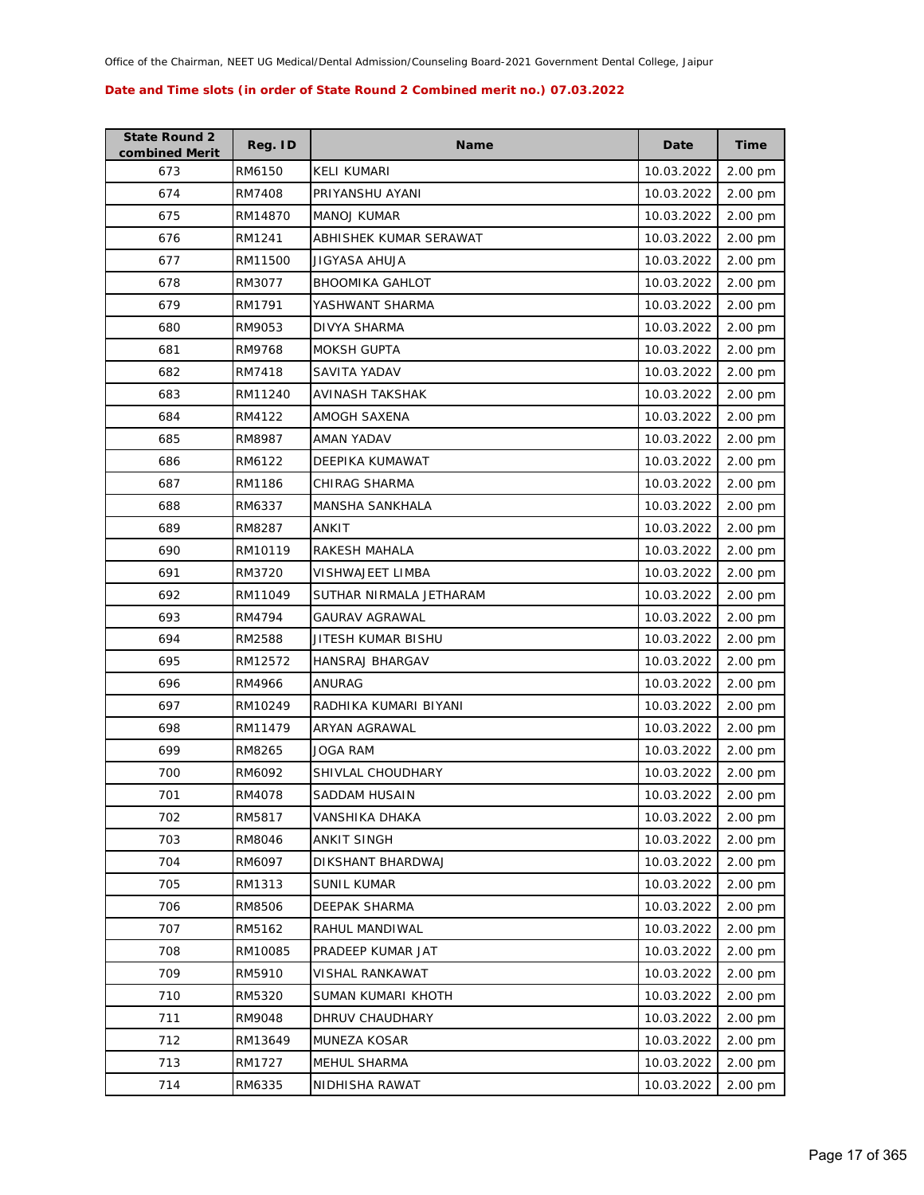**Date and Time slots (in order of State Round 2 Combined merit no.) 07.03.2022**

| State Round 2 combined Merit | Reg. ID | Name | Date | Time |
|---|---|---|---|---|
| 673 | RM6150 | KELI KUMARI | 10.03.2022 | 2.00 pm |
| 674 | RM7408 | PRIYANSHU AYANI | 10.03.2022 | 2.00 pm |
| 675 | RM14870 | MANOJ KUMAR | 10.03.2022 | 2.00 pm |
| 676 | RM1241 | ABHISHEK KUMAR SERAWAT | 10.03.2022 | 2.00 pm |
| 677 | RM11500 | JIGYASA AHUJA | 10.03.2022 | 2.00 pm |
| 678 | RM3077 | BHOOMIKA GAHLOT | 10.03.2022 | 2.00 pm |
| 679 | RM1791 | YASHWANT SHARMA | 10.03.2022 | 2.00 pm |
| 680 | RM9053 | DIVYA SHARMA | 10.03.2022 | 2.00 pm |
| 681 | RM9768 | MOKSH GUPTA | 10.03.2022 | 2.00 pm |
| 682 | RM7418 | SAVITA YADAV | 10.03.2022 | 2.00 pm |
| 683 | RM11240 | AVINASH TAKSHAK | 10.03.2022 | 2.00 pm |
| 684 | RM4122 | AMOGH SAXENA | 10.03.2022 | 2.00 pm |
| 685 | RM8987 | AMAN YADAV | 10.03.2022 | 2.00 pm |
| 686 | RM6122 | DEEPIKA KUMAWAT | 10.03.2022 | 2.00 pm |
| 687 | RM1186 | CHIRAG SHARMA | 10.03.2022 | 2.00 pm |
| 688 | RM6337 | MANSHA SANKHALA | 10.03.2022 | 2.00 pm |
| 689 | RM8287 | ANKIT | 10.03.2022 | 2.00 pm |
| 690 | RM10119 | RAKESH MAHALA | 10.03.2022 | 2.00 pm |
| 691 | RM3720 | VISHWAJEET LIMBA | 10.03.2022 | 2.00 pm |
| 692 | RM11049 | SUTHAR NIRMALA JETHARAM | 10.03.2022 | 2.00 pm |
| 693 | RM4794 | GAURAV AGRAWAL | 10.03.2022 | 2.00 pm |
| 694 | RM2588 | JITESH KUMAR BISHU | 10.03.2022 | 2.00 pm |
| 695 | RM12572 | HANSRAJ BHARGAV | 10.03.2022 | 2.00 pm |
| 696 | RM4966 | ANURAG | 10.03.2022 | 2.00 pm |
| 697 | RM10249 | RADHIKA KUMARI BIYANI | 10.03.2022 | 2.00 pm |
| 698 | RM11479 | ARYAN AGRAWAL | 10.03.2022 | 2.00 pm |
| 699 | RM8265 | JOGA RAM | 10.03.2022 | 2.00 pm |
| 700 | RM6092 | SHIVLAL CHOUDHARY | 10.03.2022 | 2.00 pm |
| 701 | RM4078 | SADDAM HUSAIN | 10.03.2022 | 2.00 pm |
| 702 | RM5817 | VANSHIKA DHAKA | 10.03.2022 | 2.00 pm |
| 703 | RM8046 | ANKIT SINGH | 10.03.2022 | 2.00 pm |
| 704 | RM6097 | DIKSHANT BHARDWAJ | 10.03.2022 | 2.00 pm |
| 705 | RM1313 | SUNIL KUMAR | 10.03.2022 | 2.00 pm |
| 706 | RM8506 | DEEPAK SHARMA | 10.03.2022 | 2.00 pm |
| 707 | RM5162 | RAHUL MANDIWAL | 10.03.2022 | 2.00 pm |
| 708 | RM10085 | PRADEEP KUMAR JAT | 10.03.2022 | 2.00 pm |
| 709 | RM5910 | VISHAL RANKAWAT | 10.03.2022 | 2.00 pm |
| 710 | RM5320 | SUMAN KUMARI KHOTH | 10.03.2022 | 2.00 pm |
| 711 | RM9048 | DHRUV CHAUDHARY | 10.03.2022 | 2.00 pm |
| 712 | RM13649 | MUNEZA KOSAR | 10.03.2022 | 2.00 pm |
| 713 | RM1727 | MEHUL SHARMA | 10.03.2022 | 2.00 pm |
| 714 | RM6335 | NIDHISHA RAWAT | 10.03.2022 | 2.00 pm |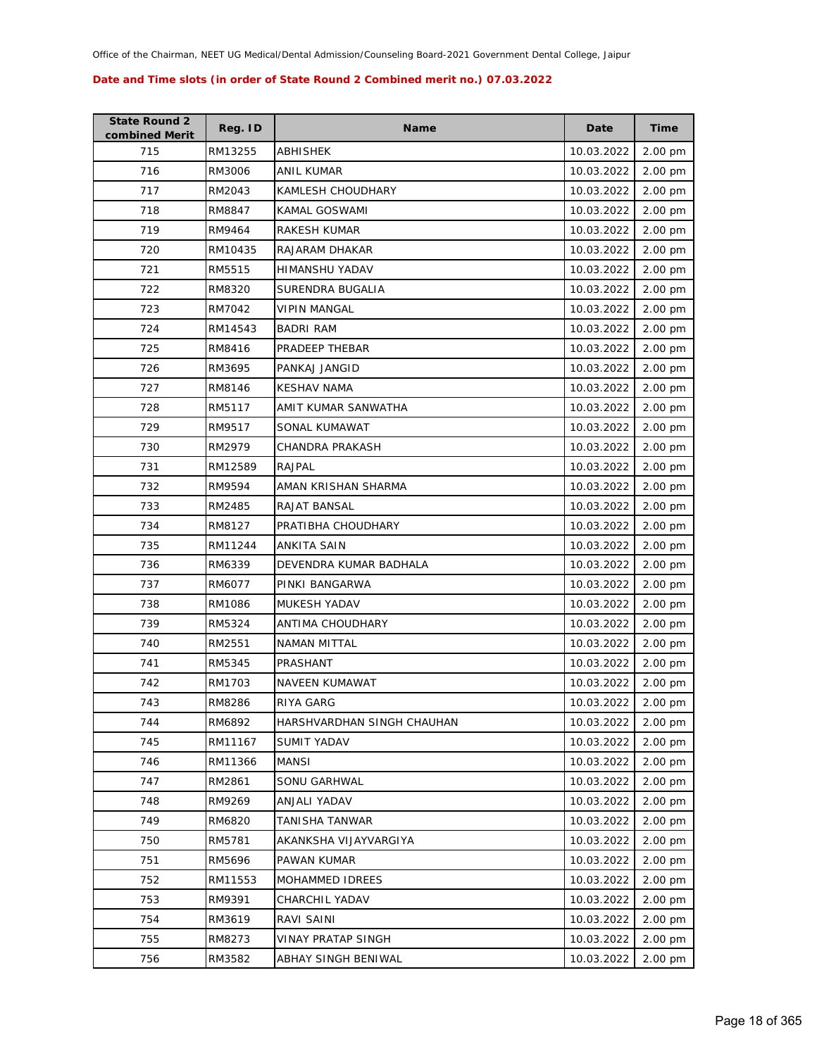Office of the Chairman, NEET UG Medical/Dental Admission/Counseling Board-2021 Government Dental College, Jaipur

**Date and Time slots (in order of State Round 2 Combined merit no.) 07.03.2022**

| State Round 2 combined Merit | Reg. ID | Name | Date | Time |
|---|---|---|---|---|
| 715 | RM13255 | ABHISHEK | 10.03.2022 | 2.00 pm |
| 716 | RM3006 | ANIL KUMAR | 10.03.2022 | 2.00 pm |
| 717 | RM2043 | KAMLESH CHOUDHARY | 10.03.2022 | 2.00 pm |
| 718 | RM8847 | KAMAL GOSWAMI | 10.03.2022 | 2.00 pm |
| 719 | RM9464 | RAKESH KUMAR | 10.03.2022 | 2.00 pm |
| 720 | RM10435 | RAJARAM DHAKAR | 10.03.2022 | 2.00 pm |
| 721 | RM5515 | HIMANSHU YADAV | 10.03.2022 | 2.00 pm |
| 722 | RM8320 | SURENDRA BUGALIA | 10.03.2022 | 2.00 pm |
| 723 | RM7042 | VIPIN MANGAL | 10.03.2022 | 2.00 pm |
| 724 | RM14543 | BADRI RAM | 10.03.2022 | 2.00 pm |
| 725 | RM8416 | PRADEEP THEBAR | 10.03.2022 | 2.00 pm |
| 726 | RM3695 | PANKAJ JANGID | 10.03.2022 | 2.00 pm |
| 727 | RM8146 | KESHAV NAMA | 10.03.2022 | 2.00 pm |
| 728 | RM5117 | AMIT KUMAR SANWATHA | 10.03.2022 | 2.00 pm |
| 729 | RM9517 | SONAL KUMAWAT | 10.03.2022 | 2.00 pm |
| 730 | RM2979 | CHANDRA PRAKASH | 10.03.2022 | 2.00 pm |
| 731 | RM12589 | RAJPAL | 10.03.2022 | 2.00 pm |
| 732 | RM9594 | AMAN KRISHAN SHARMA | 10.03.2022 | 2.00 pm |
| 733 | RM2485 | RAJAT BANSAL | 10.03.2022 | 2.00 pm |
| 734 | RM8127 | PRATIBHA CHOUDHARY | 10.03.2022 | 2.00 pm |
| 735 | RM11244 | ANKITA SAIN | 10.03.2022 | 2.00 pm |
| 736 | RM6339 | DEVENDRA KUMAR BADHALA | 10.03.2022 | 2.00 pm |
| 737 | RM6077 | PINKI BANGARWA | 10.03.2022 | 2.00 pm |
| 738 | RM1086 | MUKESH YADAV | 10.03.2022 | 2.00 pm |
| 739 | RM5324 | ANTIMA CHOUDHARY | 10.03.2022 | 2.00 pm |
| 740 | RM2551 | NAMAN MITTAL | 10.03.2022 | 2.00 pm |
| 741 | RM5345 | PRASHANT | 10.03.2022 | 2.00 pm |
| 742 | RM1703 | NAVEEN KUMAWAT | 10.03.2022 | 2.00 pm |
| 743 | RM8286 | RIYA GARG | 10.03.2022 | 2.00 pm |
| 744 | RM6892 | HARSHVARDHAN SINGH CHAUHAN | 10.03.2022 | 2.00 pm |
| 745 | RM11167 | SUMIT YADAV | 10.03.2022 | 2.00 pm |
| 746 | RM11366 | MANSI | 10.03.2022 | 2.00 pm |
| 747 | RM2861 | SONU GARHWAL | 10.03.2022 | 2.00 pm |
| 748 | RM9269 | ANJALI YADAV | 10.03.2022 | 2.00 pm |
| 749 | RM6820 | TANISHA TANWAR | 10.03.2022 | 2.00 pm |
| 750 | RM5781 | AKANKSHA VIJAYVARGIYA | 10.03.2022 | 2.00 pm |
| 751 | RM5696 | PAWAN KUMAR | 10.03.2022 | 2.00 pm |
| 752 | RM11553 | MOHAMMED IDREES | 10.03.2022 | 2.00 pm |
| 753 | RM9391 | CHARCHIL YADAV | 10.03.2022 | 2.00 pm |
| 754 | RM3619 | RAVI SAINI | 10.03.2022 | 2.00 pm |
| 755 | RM8273 | VINAY PRATAP SINGH | 10.03.2022 | 2.00 pm |
| 756 | RM3582 | ABHAY SINGH BENIWAL | 10.03.2022 | 2.00 pm |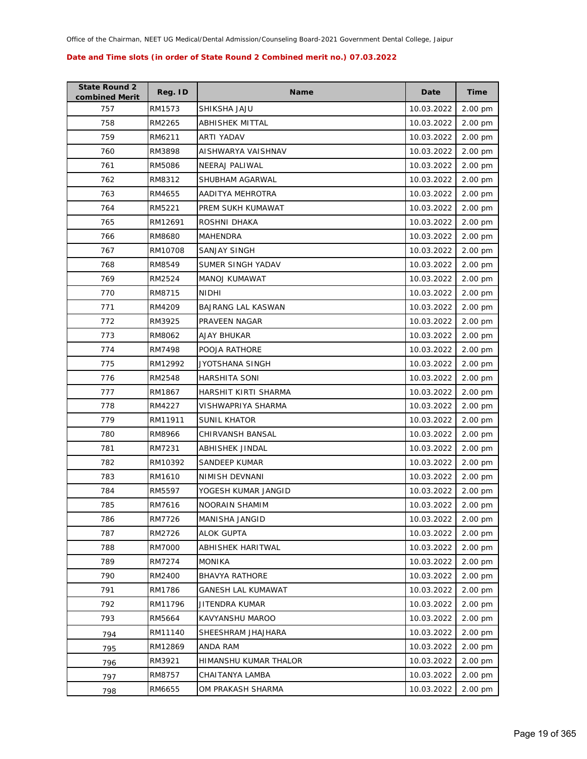Office of the Chairman, NEET UG Medical/Dental Admission/Counseling Board-2021 Government Dental College, Jaipur

**Date and Time slots (in order of State Round 2 Combined merit no.) 07.03.2022**

| State Round 2 combined Merit | Reg. ID | Name | Date | Time |
|---|---|---|---|---|
| 757 | RM1573 | SHIKSHA JAJU | 10.03.2022 | 2.00 pm |
| 758 | RM2265 | ABHISHEK MITTAL | 10.03.2022 | 2.00 pm |
| 759 | RM6211 | ARTI YADAV | 10.03.2022 | 2.00 pm |
| 760 | RM3898 | AISHWARYA VAISHNAV | 10.03.2022 | 2.00 pm |
| 761 | RM5086 | NEERAJ PALIWAL | 10.03.2022 | 2.00 pm |
| 762 | RM8312 | SHUBHAM AGARWAL | 10.03.2022 | 2.00 pm |
| 763 | RM4655 | AADITYA MEHROTRA | 10.03.2022 | 2.00 pm |
| 764 | RM5221 | PREM SUKH KUMAWAT | 10.03.2022 | 2.00 pm |
| 765 | RM12691 | ROSHNI DHAKA | 10.03.2022 | 2.00 pm |
| 766 | RM8680 | MAHENDRA | 10.03.2022 | 2.00 pm |
| 767 | RM10708 | SANJAY SINGH | 10.03.2022 | 2.00 pm |
| 768 | RM8549 | SUMER SINGH YADAV | 10.03.2022 | 2.00 pm |
| 769 | RM2524 | MANOJ KUMAWAT | 10.03.2022 | 2.00 pm |
| 770 | RM8715 | NIDHI | 10.03.2022 | 2.00 pm |
| 771 | RM4209 | BAJRANG LAL KASWAN | 10.03.2022 | 2.00 pm |
| 772 | RM3925 | PRAVEEN NAGAR | 10.03.2022 | 2.00 pm |
| 773 | RM8062 | AJAY BHUKAR | 10.03.2022 | 2.00 pm |
| 774 | RM7498 | POOJA RATHORE | 10.03.2022 | 2.00 pm |
| 775 | RM12992 | JYOTSHANA SINGH | 10.03.2022 | 2.00 pm |
| 776 | RM2548 | HARSHITA SONI | 10.03.2022 | 2.00 pm |
| 777 | RM1867 | HARSHIT KIRTI SHARMA | 10.03.2022 | 2.00 pm |
| 778 | RM4227 | VISHWAPRIYA SHARMA | 10.03.2022 | 2.00 pm |
| 779 | RM11911 | SUNIL KHATOR | 10.03.2022 | 2.00 pm |
| 780 | RM8966 | CHIRVANSH BANSAL | 10.03.2022 | 2.00 pm |
| 781 | RM7231 | ABHISHEK JINDAL | 10.03.2022 | 2.00 pm |
| 782 | RM10392 | SANDEEP KUMAR | 10.03.2022 | 2.00 pm |
| 783 | RM1610 | NIMISH DEVNANI | 10.03.2022 | 2.00 pm |
| 784 | RM5597 | YOGESH KUMAR JANGID | 10.03.2022 | 2.00 pm |
| 785 | RM7616 | NOORAIN SHAMIM | 10.03.2022 | 2.00 pm |
| 786 | RM7726 | MANISHA JANGID | 10.03.2022 | 2.00 pm |
| 787 | RM2726 | ALOK GUPTA | 10.03.2022 | 2.00 pm |
| 788 | RM7000 | ABHISHEK HARITWAL | 10.03.2022 | 2.00 pm |
| 789 | RM7274 | MONIKA | 10.03.2022 | 2.00 pm |
| 790 | RM2400 | BHAVYA RATHORE | 10.03.2022 | 2.00 pm |
| 791 | RM1786 | GANESH LAL KUMAWAT | 10.03.2022 | 2.00 pm |
| 792 | RM11796 | JITENDRA KUMAR | 10.03.2022 | 2.00 pm |
| 793 | RM5664 | KAVYANSHU MAROO | 10.03.2022 | 2.00 pm |
| 794 | RM11140 | SHEESHRAM JHAJHARA | 10.03.2022 | 2.00 pm |
| 795 | RM12869 | ANDA RAM | 10.03.2022 | 2.00 pm |
| 796 | RM3921 | HIMANSHU KUMAR THALOR | 10.03.2022 | 2.00 pm |
| 797 | RM8757 | CHAITANYA LAMBA | 10.03.2022 | 2.00 pm |
| 798 | RM6655 | OM PRAKASH SHARMA | 10.03.2022 | 2.00 pm |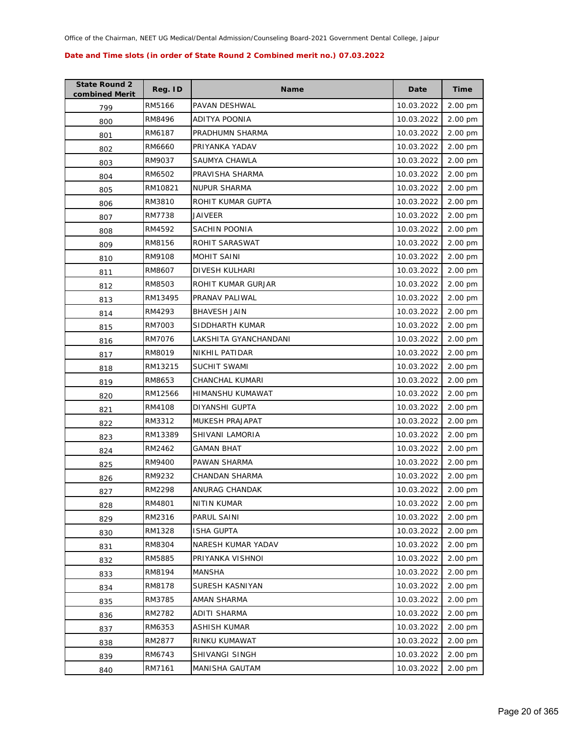Office of the Chairman, NEET UG Medical/Dental Admission/Counseling Board-2021 Government Dental College, Jaipur

**Date and Time slots (in order of State Round 2 Combined merit no.) 07.03.2022**

| State Round 2 combined Merit | Reg. ID | Name | Date | Time |
|---|---|---|---|---|
| 799 | RM5166 | PAVAN DESHWAL | 10.03.2022 | 2.00 pm |
| 800 | RM8496 | ADITYA POONIA | 10.03.2022 | 2.00 pm |
| 801 | RM6187 | PRADHUMN SHARMA | 10.03.2022 | 2.00 pm |
| 802 | RM6660 | PRIYANKA YADAV | 10.03.2022 | 2.00 pm |
| 803 | RM9037 | SAUMYA CHAWLA | 10.03.2022 | 2.00 pm |
| 804 | RM6502 | PRAVISHA SHARMA | 10.03.2022 | 2.00 pm |
| 805 | RM10821 | NUPUR SHARMA | 10.03.2022 | 2.00 pm |
| 806 | RM3810 | ROHIT KUMAR GUPTA | 10.03.2022 | 2.00 pm |
| 807 | RM7738 | JAIVEER | 10.03.2022 | 2.00 pm |
| 808 | RM4592 | SACHIN POONIA | 10.03.2022 | 2.00 pm |
| 809 | RM8156 | ROHIT SARASWAT | 10.03.2022 | 2.00 pm |
| 810 | RM9108 | MOHIT SAINI | 10.03.2022 | 2.00 pm |
| 811 | RM8607 | DIVESH KULHARI | 10.03.2022 | 2.00 pm |
| 812 | RM8503 | ROHIT KUMAR GURJAR | 10.03.2022 | 2.00 pm |
| 813 | RM13495 | PRANAV PALIWAL | 10.03.2022 | 2.00 pm |
| 814 | RM4293 | BHAVESH JAIN | 10.03.2022 | 2.00 pm |
| 815 | RM7003 | SIDDHARTH KUMAR | 10.03.2022 | 2.00 pm |
| 816 | RM7076 | LAKSHITA GYANCHANDANI | 10.03.2022 | 2.00 pm |
| 817 | RM8019 | NIKHIL PATIDAR | 10.03.2022 | 2.00 pm |
| 818 | RM13215 | SUCHIT SWAMI | 10.03.2022 | 2.00 pm |
| 819 | RM8653 | CHANCHAL KUMARI | 10.03.2022 | 2.00 pm |
| 820 | RM12566 | HIMANSHU KUMAWAT | 10.03.2022 | 2.00 pm |
| 821 | RM4108 | DIYANSHI GUPTA | 10.03.2022 | 2.00 pm |
| 822 | RM3312 | MUKESH PRAJAPAT | 10.03.2022 | 2.00 pm |
| 823 | RM13389 | SHIVANI LAMORIA | 10.03.2022 | 2.00 pm |
| 824 | RM2462 | GAMAN BHAT | 10.03.2022 | 2.00 pm |
| 825 | RM9400 | PAWAN SHARMA | 10.03.2022 | 2.00 pm |
| 826 | RM9232 | CHANDAN SHARMA | 10.03.2022 | 2.00 pm |
| 827 | RM2298 | ANURAG CHANDAK | 10.03.2022 | 2.00 pm |
| 828 | RM4801 | NITIN KUMAR | 10.03.2022 | 2.00 pm |
| 829 | RM2316 | PARUL SAINI | 10.03.2022 | 2.00 pm |
| 830 | RM1328 | ISHA GUPTA | 10.03.2022 | 2.00 pm |
| 831 | RM8304 | NARESH KUMAR YADAV | 10.03.2022 | 2.00 pm |
| 832 | RM5885 | PRIYANKA VISHNOI | 10.03.2022 | 2.00 pm |
| 833 | RM8194 | MANSHA | 10.03.2022 | 2.00 pm |
| 834 | RM8178 | SURESH KASNIYAN | 10.03.2022 | 2.00 pm |
| 835 | RM3785 | AMAN SHARMA | 10.03.2022 | 2.00 pm |
| 836 | RM2782 | ADITI SHARMA | 10.03.2022 | 2.00 pm |
| 837 | RM6353 | ASHISH KUMAR | 10.03.2022 | 2.00 pm |
| 838 | RM2877 | RINKU KUMAWAT | 10.03.2022 | 2.00 pm |
| 839 | RM6743 | SHIVANGI SINGH | 10.03.2022 | 2.00 pm |
| 840 | RM7161 | MANISHA GAUTAM | 10.03.2022 | 2.00 pm |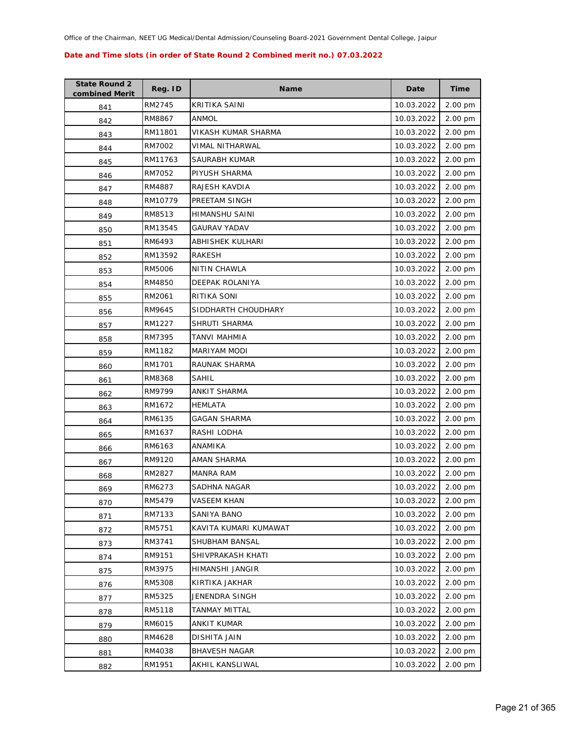Office of the Chairman, NEET UG Medical/Dental Admission/Counseling Board-2021 Government Dental College, Jaipur

**Date and Time slots (in order of State Round 2 Combined merit no.) 07.03.2022**

| State Round 2 combined Merit | Reg. ID | Name | Date | Time |
|---|---|---|---|---|
| 841 | RM2745 | KRITIKA SAINI | 10.03.2022 | 2.00 pm |
| 842 | RM8867 | ANMOL | 10.03.2022 | 2.00 pm |
| 843 | RM11801 | VIKASH KUMAR SHARMA | 10.03.2022 | 2.00 pm |
| 844 | RM7002 | VIMAL NITHARWAL | 10.03.2022 | 2.00 pm |
| 845 | RM11763 | SAURABH KUMAR | 10.03.2022 | 2.00 pm |
| 846 | RM7052 | PIYUSH SHARMA | 10.03.2022 | 2.00 pm |
| 847 | RM4887 | RAJESH KAVDIA | 10.03.2022 | 2.00 pm |
| 848 | RM10779 | PREETAM SINGH | 10.03.2022 | 2.00 pm |
| 849 | RM8513 | HIMANSHU SAINI | 10.03.2022 | 2.00 pm |
| 850 | RM13545 | GAURAV YADAV | 10.03.2022 | 2.00 pm |
| 851 | RM6493 | ABHISHEK KULHARI | 10.03.2022 | 2.00 pm |
| 852 | RM13592 | RAKESH | 10.03.2022 | 2.00 pm |
| 853 | RM5006 | NITIN CHAWLA | 10.03.2022 | 2.00 pm |
| 854 | RM4850 | DEEPAK ROLANIYA | 10.03.2022 | 2.00 pm |
| 855 | RM2061 | RITIKA SONI | 10.03.2022 | 2.00 pm |
| 856 | RM9645 | SIDDHARTH CHOUDHARY | 10.03.2022 | 2.00 pm |
| 857 | RM1227 | SHRUTI SHARMA | 10.03.2022 | 2.00 pm |
| 858 | RM7395 | TANVI MAHMIA | 10.03.2022 | 2.00 pm |
| 859 | RM1182 | MARIYAM MODI | 10.03.2022 | 2.00 pm |
| 860 | RM1701 | RAUNAK SHARMA | 10.03.2022 | 2.00 pm |
| 861 | RM8368 | SAHIL | 10.03.2022 | 2.00 pm |
| 862 | RM9799 | ANKIT SHARMA | 10.03.2022 | 2.00 pm |
| 863 | RM1672 | HEMLATA | 10.03.2022 | 2.00 pm |
| 864 | RM6135 | GAGAN SHARMA | 10.03.2022 | 2.00 pm |
| 865 | RM1637 | RASHI LODHA | 10.03.2022 | 2.00 pm |
| 866 | RM6163 | ANAMIKA | 10.03.2022 | 2.00 pm |
| 867 | RM9120 | AMAN SHARMA | 10.03.2022 | 2.00 pm |
| 868 | RM2827 | MANRA RAM | 10.03.2022 | 2.00 pm |
| 869 | RM6273 | SADHNA NAGAR | 10.03.2022 | 2.00 pm |
| 870 | RM5479 | VASEEM KHAN | 10.03.2022 | 2.00 pm |
| 871 | RM7133 | SANIYA BANO | 10.03.2022 | 2.00 pm |
| 872 | RM5751 | KAVITA KUMARI KUMAWAT | 10.03.2022 | 2.00 pm |
| 873 | RM3741 | SHUBHAM BANSAL | 10.03.2022 | 2.00 pm |
| 874 | RM9151 | SHIVPRAKASH KHATI | 10.03.2022 | 2.00 pm |
| 875 | RM3975 | HIMANSHI JANGIR | 10.03.2022 | 2.00 pm |
| 876 | RM5308 | KIRTIKA JAKHAR | 10.03.2022 | 2.00 pm |
| 877 | RM5325 | JENENDRA SINGH | 10.03.2022 | 2.00 pm |
| 878 | RM5118 | TANMAY MITTAL | 10.03.2022 | 2.00 pm |
| 879 | RM6015 | ANKIT KUMAR | 10.03.2022 | 2.00 pm |
| 880 | RM4628 | DISHITA JAIN | 10.03.2022 | 2.00 pm |
| 881 | RM4038 | BHAVESH NAGAR | 10.03.2022 | 2.00 pm |
| 882 | RM1951 | AKHIL KANSLIWAL | 10.03.2022 | 2.00 pm |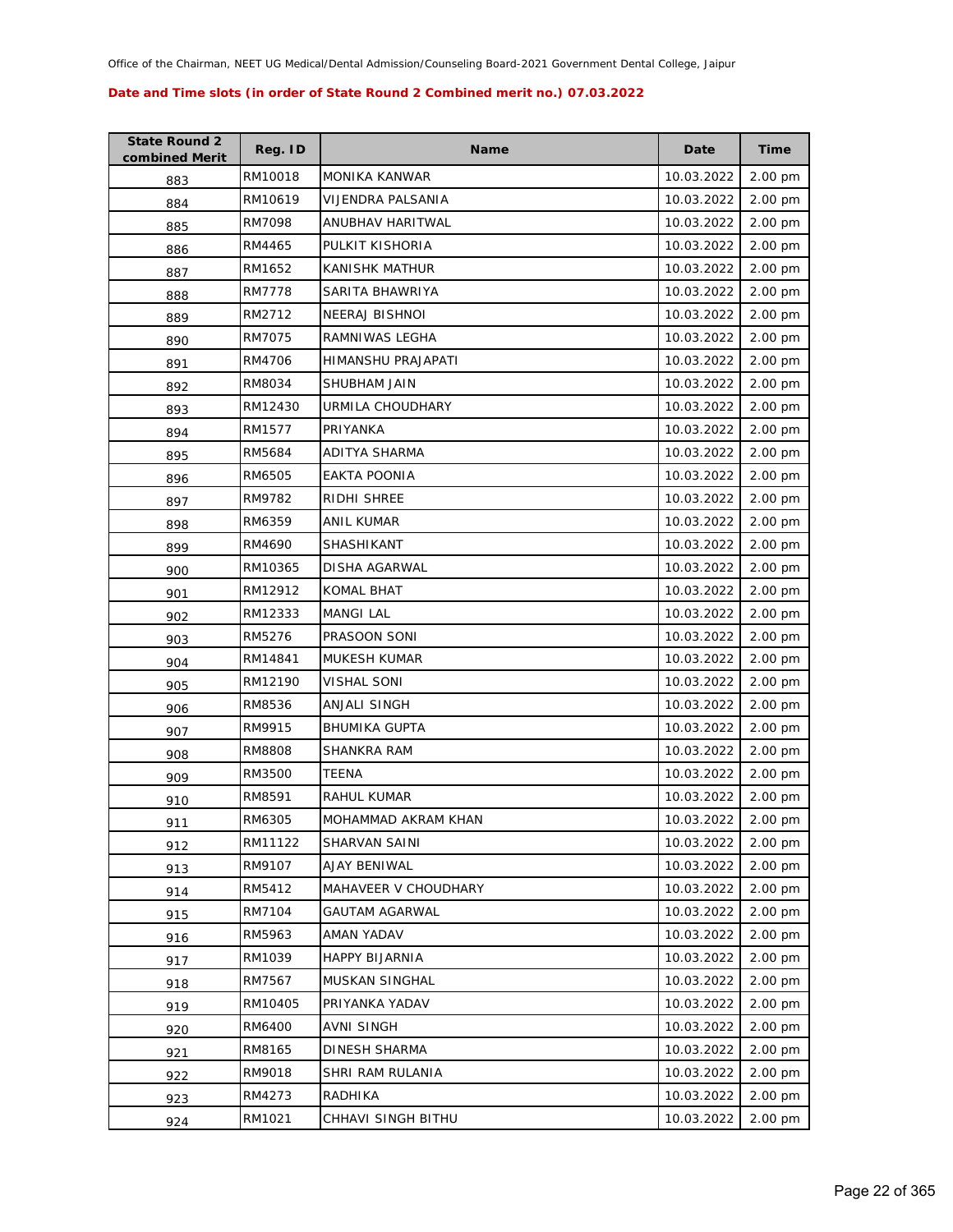Office of the Chairman, NEET UG Medical/Dental Admission/Counseling Board-2021 Government Dental College, Jaipur

**Date and Time slots (in order of State Round 2 Combined merit no.) 07.03.2022**

| State Round 2 combined Merit | Reg. ID | Name | Date | Time |
|---|---|---|---|---|
| 883 | RM10018 | MONIKA KANWAR | 10.03.2022 | 2.00 pm |
| 884 | RM10619 | VIJENDRA PALSANIA | 10.03.2022 | 2.00 pm |
| 885 | RM7098 | ANUBHAV HARITWAL | 10.03.2022 | 2.00 pm |
| 886 | RM4465 | PULKIT KISHORIA | 10.03.2022 | 2.00 pm |
| 887 | RM1652 | KANISHK MATHUR | 10.03.2022 | 2.00 pm |
| 888 | RM7778 | SARITA BHAWRIYA | 10.03.2022 | 2.00 pm |
| 889 | RM2712 | NEERAJ BISHNOI | 10.03.2022 | 2.00 pm |
| 890 | RM7075 | RAMNIWAS LEGHA | 10.03.2022 | 2.00 pm |
| 891 | RM4706 | HIMANSHU PRAJAPATI | 10.03.2022 | 2.00 pm |
| 892 | RM8034 | SHUBHAM JAIN | 10.03.2022 | 2.00 pm |
| 893 | RM12430 | URMILA CHOUDHARY | 10.03.2022 | 2.00 pm |
| 894 | RM1577 | PRIYANKA | 10.03.2022 | 2.00 pm |
| 895 | RM5684 | ADITYA SHARMA | 10.03.2022 | 2.00 pm |
| 896 | RM6505 | EAKTA POONIA | 10.03.2022 | 2.00 pm |
| 897 | RM9782 | RIDHI SHREE | 10.03.2022 | 2.00 pm |
| 898 | RM6359 | ANIL KUMAR | 10.03.2022 | 2.00 pm |
| 899 | RM4690 | SHASHIKANT | 10.03.2022 | 2.00 pm |
| 900 | RM10365 | DISHA AGARWAL | 10.03.2022 | 2.00 pm |
| 901 | RM12912 | KOMAL BHAT | 10.03.2022 | 2.00 pm |
| 902 | RM12333 | MANGI LAL | 10.03.2022 | 2.00 pm |
| 903 | RM5276 | PRASOON SONI | 10.03.2022 | 2.00 pm |
| 904 | RM14841 | MUKESH KUMAR | 10.03.2022 | 2.00 pm |
| 905 | RM12190 | VISHAL SONI | 10.03.2022 | 2.00 pm |
| 906 | RM8536 | ANJALI SINGH | 10.03.2022 | 2.00 pm |
| 907 | RM9915 | BHUMIKA GUPTA | 10.03.2022 | 2.00 pm |
| 908 | RM8808 | SHANKRA RAM | 10.03.2022 | 2.00 pm |
| 909 | RM3500 | TEENA | 10.03.2022 | 2.00 pm |
| 910 | RM8591 | RAHUL KUMAR | 10.03.2022 | 2.00 pm |
| 911 | RM6305 | MOHAMMAD AKRAM KHAN | 10.03.2022 | 2.00 pm |
| 912 | RM11122 | SHARVAN SAINI | 10.03.2022 | 2.00 pm |
| 913 | RM9107 | AJAY BENIWAL | 10.03.2022 | 2.00 pm |
| 914 | RM5412 | MAHAVEER V CHOUDHARY | 10.03.2022 | 2.00 pm |
| 915 | RM7104 | GAUTAM AGARWAL | 10.03.2022 | 2.00 pm |
| 916 | RM5963 | AMAN YADAV | 10.03.2022 | 2.00 pm |
| 917 | RM1039 | HAPPY BIJARNIA | 10.03.2022 | 2.00 pm |
| 918 | RM7567 | MUSKAN SINGHAL | 10.03.2022 | 2.00 pm |
| 919 | RM10405 | PRIYANKA YADAV | 10.03.2022 | 2.00 pm |
| 920 | RM6400 | AVNI SINGH | 10.03.2022 | 2.00 pm |
| 921 | RM8165 | DINESH SHARMA | 10.03.2022 | 2.00 pm |
| 922 | RM9018 | SHRI RAM RULANIA | 10.03.2022 | 2.00 pm |
| 923 | RM4273 | RADHIKA | 10.03.2022 | 2.00 pm |
| 924 | RM1021 | CHHAVI SINGH BITHU | 10.03.2022 | 2.00 pm |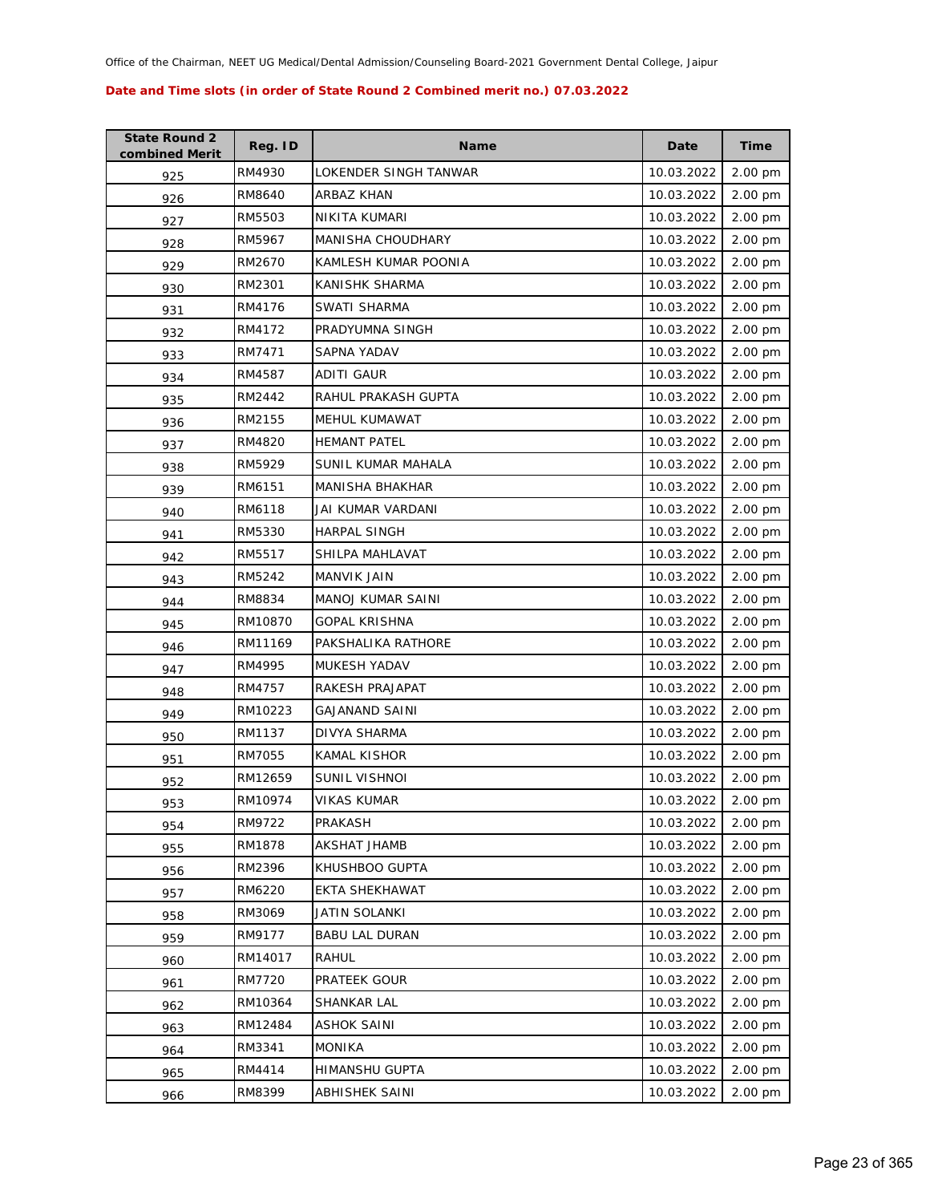Office of the Chairman, NEET UG Medical/Dental Admission/Counseling Board-2021 Government Dental College, Jaipur

**Date and Time slots (in order of State Round 2 Combined merit no.) 07.03.2022**

| State Round 2 combined Merit | Reg. ID | Name | Date | Time |
|---|---|---|---|---|
| 925 | RM4930 | LOKENDER SINGH TANWAR | 10.03.2022 | 2.00 pm |
| 926 | RM8640 | ARBAZ KHAN | 10.03.2022 | 2.00 pm |
| 927 | RM5503 | NIKITA KUMARI | 10.03.2022 | 2.00 pm |
| 928 | RM5967 | MANISHA CHOUDHARY | 10.03.2022 | 2.00 pm |
| 929 | RM2670 | KAMLESH KUMAR POONIA | 10.03.2022 | 2.00 pm |
| 930 | RM2301 | KANISHK SHARMA | 10.03.2022 | 2.00 pm |
| 931 | RM4176 | SWATI SHARMA | 10.03.2022 | 2.00 pm |
| 932 | RM4172 | PRADYUMNA SINGH | 10.03.2022 | 2.00 pm |
| 933 | RM7471 | SAPNA YADAV | 10.03.2022 | 2.00 pm |
| 934 | RM4587 | ADITI GAUR | 10.03.2022 | 2.00 pm |
| 935 | RM2442 | RAHUL PRAKASH GUPTA | 10.03.2022 | 2.00 pm |
| 936 | RM2155 | MEHUL KUMAWAT | 10.03.2022 | 2.00 pm |
| 937 | RM4820 | HEMANT PATEL | 10.03.2022 | 2.00 pm |
| 938 | RM5929 | SUNIL KUMAR MAHALA | 10.03.2022 | 2.00 pm |
| 939 | RM6151 | MANISHA BHAKHAR | 10.03.2022 | 2.00 pm |
| 940 | RM6118 | JAI KUMAR VARDANI | 10.03.2022 | 2.00 pm |
| 941 | RM5330 | HARPAL SINGH | 10.03.2022 | 2.00 pm |
| 942 | RM5517 | SHILPA MAHLAVAT | 10.03.2022 | 2.00 pm |
| 943 | RM5242 | MANVIK JAIN | 10.03.2022 | 2.00 pm |
| 944 | RM8834 | MANOJ KUMAR SAINI | 10.03.2022 | 2.00 pm |
| 945 | RM10870 | GOPAL KRISHNA | 10.03.2022 | 2.00 pm |
| 946 | RM11169 | PAKSHALIKA RATHORE | 10.03.2022 | 2.00 pm |
| 947 | RM4995 | MUKESH YADAV | 10.03.2022 | 2.00 pm |
| 948 | RM4757 | RAKESH PRAJAPAT | 10.03.2022 | 2.00 pm |
| 949 | RM10223 | GAJANAND SAINI | 10.03.2022 | 2.00 pm |
| 950 | RM1137 | DIVYA SHARMA | 10.03.2022 | 2.00 pm |
| 951 | RM7055 | KAMAL KISHOR | 10.03.2022 | 2.00 pm |
| 952 | RM12659 | SUNIL VISHNOI | 10.03.2022 | 2.00 pm |
| 953 | RM10974 | VIKAS KUMAR | 10.03.2022 | 2.00 pm |
| 954 | RM9722 | PRAKASH | 10.03.2022 | 2.00 pm |
| 955 | RM1878 | AKSHAT JHAMB | 10.03.2022 | 2.00 pm |
| 956 | RM2396 | KHUSHBOO GUPTA | 10.03.2022 | 2.00 pm |
| 957 | RM6220 | EKTA SHEKHAWAT | 10.03.2022 | 2.00 pm |
| 958 | RM3069 | JATIN SOLANKI | 10.03.2022 | 2.00 pm |
| 959 | RM9177 | BABU LAL DURAN | 10.03.2022 | 2.00 pm |
| 960 | RM14017 | RAHUL | 10.03.2022 | 2.00 pm |
| 961 | RM7720 | PRATEEK GOUR | 10.03.2022 | 2.00 pm |
| 962 | RM10364 | SHANKAR LAL | 10.03.2022 | 2.00 pm |
| 963 | RM12484 | ASHOK SAINI | 10.03.2022 | 2.00 pm |
| 964 | RM3341 | MONIKA | 10.03.2022 | 2.00 pm |
| 965 | RM4414 | HIMANSHU GUPTA | 10.03.2022 | 2.00 pm |
| 966 | RM8399 | ABHISHEK SAINI | 10.03.2022 | 2.00 pm |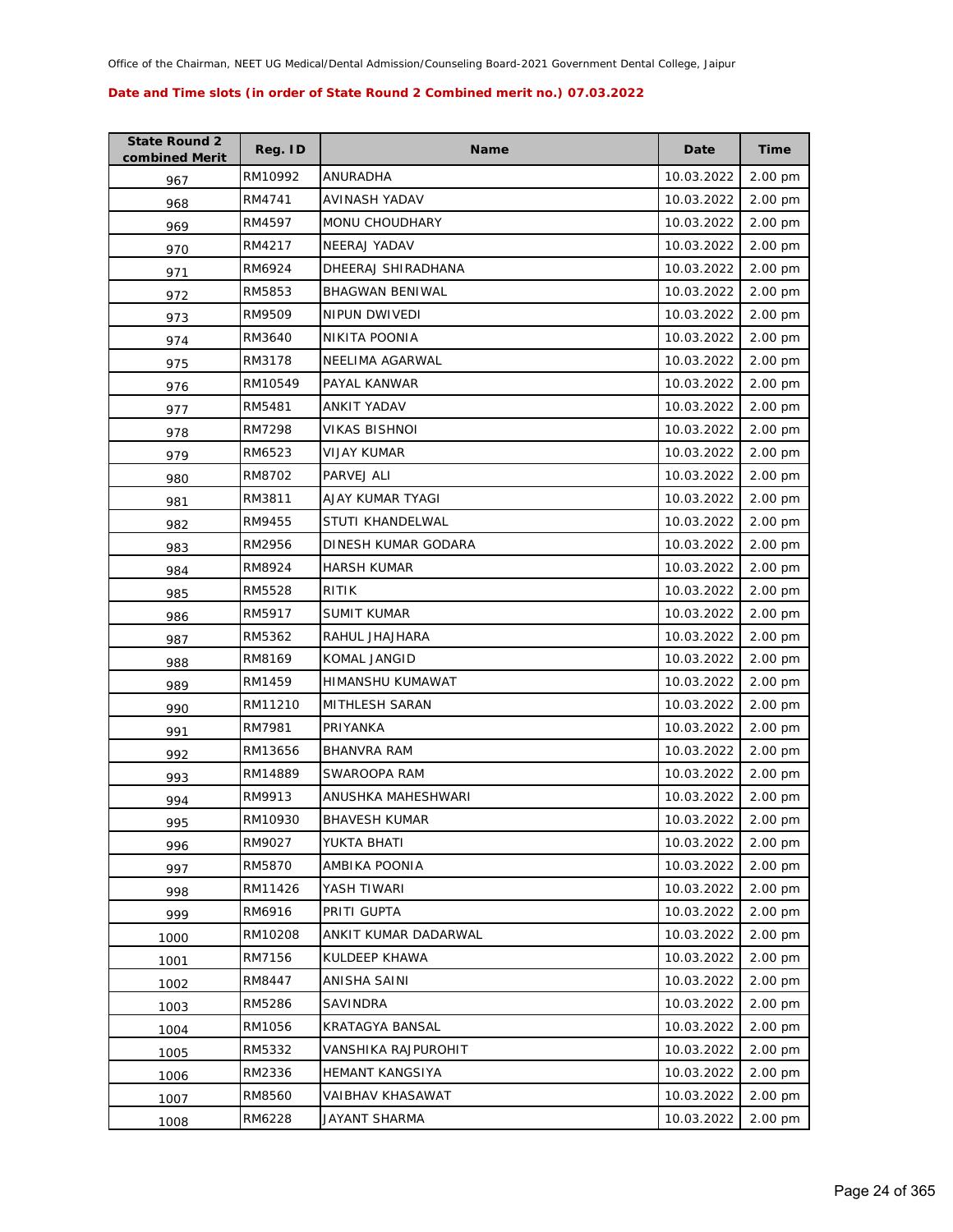**Date and Time slots (in order of State Round 2 Combined merit no.) 07.03.2022**

| State Round 2 combined Merit | Reg. ID | Name | Date | Time |
|---|---|---|---|---|
| 967 | RM10992 | ANURADHA | 10.03.2022 | 2.00 pm |
| 968 | RM4741 | AVINASH YADAV | 10.03.2022 | 2.00 pm |
| 969 | RM4597 | MONU CHOUDHARY | 10.03.2022 | 2.00 pm |
| 970 | RM4217 | NEERAJ YADAV | 10.03.2022 | 2.00 pm |
| 971 | RM6924 | DHEERAJ SHIRADHANA | 10.03.2022 | 2.00 pm |
| 972 | RM5853 | BHAGWAN BENIWAL | 10.03.2022 | 2.00 pm |
| 973 | RM9509 | NIPUN DWIVEDI | 10.03.2022 | 2.00 pm |
| 974 | RM3640 | NIKITA POONIA | 10.03.2022 | 2.00 pm |
| 975 | RM3178 | NEELIMA AGARWAL | 10.03.2022 | 2.00 pm |
| 976 | RM10549 | PAYAL KANWAR | 10.03.2022 | 2.00 pm |
| 977 | RM5481 | ANKIT YADAV | 10.03.2022 | 2.00 pm |
| 978 | RM7298 | VIKAS BISHNOI | 10.03.2022 | 2.00 pm |
| 979 | RM6523 | VIJAY KUMAR | 10.03.2022 | 2.00 pm |
| 980 | RM8702 | PARVEJ ALI | 10.03.2022 | 2.00 pm |
| 981 | RM3811 | AJAY KUMAR TYAGI | 10.03.2022 | 2.00 pm |
| 982 | RM9455 | STUTI KHANDELWAL | 10.03.2022 | 2.00 pm |
| 983 | RM2956 | DINESH KUMAR GODARA | 10.03.2022 | 2.00 pm |
| 984 | RM8924 | HARSH KUMAR | 10.03.2022 | 2.00 pm |
| 985 | RM5528 | RITIK | 10.03.2022 | 2.00 pm |
| 986 | RM5917 | SUMIT KUMAR | 10.03.2022 | 2.00 pm |
| 987 | RM5362 | RAHUL JHAJHARA | 10.03.2022 | 2.00 pm |
| 988 | RM8169 | KOMAL JANGID | 10.03.2022 | 2.00 pm |
| 989 | RM1459 | HIMANSHU KUMAWAT | 10.03.2022 | 2.00 pm |
| 990 | RM11210 | MITHLESH SARAN | 10.03.2022 | 2.00 pm |
| 991 | RM7981 | PRIYANKA | 10.03.2022 | 2.00 pm |
| 992 | RM13656 | BHANVRA RAM | 10.03.2022 | 2.00 pm |
| 993 | RM14889 | SWAROOPA RAM | 10.03.2022 | 2.00 pm |
| 994 | RM9913 | ANUSHKA MAHESHWARI | 10.03.2022 | 2.00 pm |
| 995 | RM10930 | BHAVESH KUMAR | 10.03.2022 | 2.00 pm |
| 996 | RM9027 | YUKTA BHATI | 10.03.2022 | 2.00 pm |
| 997 | RM5870 | AMBIKA POONIA | 10.03.2022 | 2.00 pm |
| 998 | RM11426 | YASH TIWARI | 10.03.2022 | 2.00 pm |
| 999 | RM6916 | PRITI GUPTA | 10.03.2022 | 2.00 pm |
| 1000 | RM10208 | ANKIT KUMAR DADARWAL | 10.03.2022 | 2.00 pm |
| 1001 | RM7156 | KULDEEP KHAWA | 10.03.2022 | 2.00 pm |
| 1002 | RM8447 | ANISHA SAINI | 10.03.2022 | 2.00 pm |
| 1003 | RM5286 | SAVINDRA | 10.03.2022 | 2.00 pm |
| 1004 | RM1056 | KRATAGYA BANSAL | 10.03.2022 | 2.00 pm |
| 1005 | RM5332 | VANSHIKA RAJPUROHIT | 10.03.2022 | 2.00 pm |
| 1006 | RM2336 | HEMANT KANGSIYA | 10.03.2022 | 2.00 pm |
| 1007 | RM8560 | VAIBHAV KHASAWAT | 10.03.2022 | 2.00 pm |
| 1008 | RM6228 | JAYANT SHARMA | 10.03.2022 | 2.00 pm |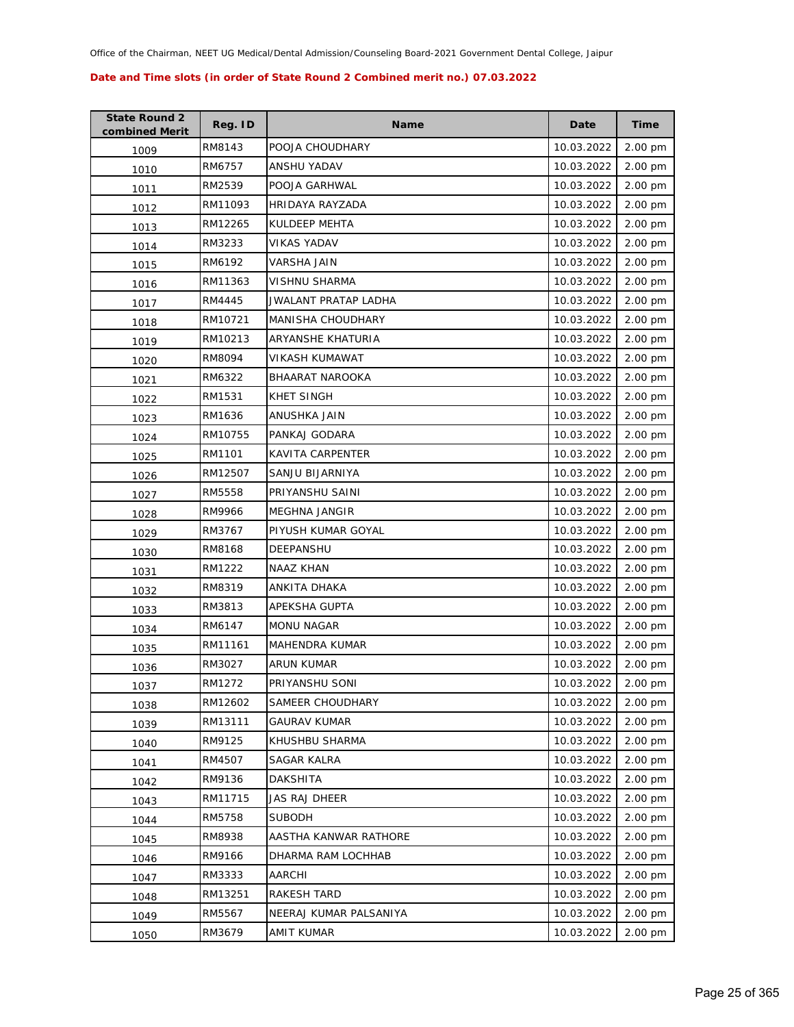Office of the Chairman, NEET UG Medical/Dental Admission/Counseling Board-2021 Government Dental College, Jaipur

**Date and Time slots (in order of State Round 2 Combined merit no.) 07.03.2022**

| State Round 2 combined Merit | Reg. ID | Name | Date | Time |
|---|---|---|---|---|
| 1009 | RM8143 | POOJA CHOUDHARY | 10.03.2022 | 2.00 pm |
| 1010 | RM6757 | ANSHU YADAV | 10.03.2022 | 2.00 pm |
| 1011 | RM2539 | POOJA GARHWAL | 10.03.2022 | 2.00 pm |
| 1012 | RM11093 | HRIDAYA RAYZADA | 10.03.2022 | 2.00 pm |
| 1013 | RM12265 | KULDEEP MEHTA | 10.03.2022 | 2.00 pm |
| 1014 | RM3233 | VIKAS YADAV | 10.03.2022 | 2.00 pm |
| 1015 | RM6192 | VARSHA JAIN | 10.03.2022 | 2.00 pm |
| 1016 | RM11363 | VISHNU SHARMA | 10.03.2022 | 2.00 pm |
| 1017 | RM4445 | JWALANT PRATAP LADHA | 10.03.2022 | 2.00 pm |
| 1018 | RM10721 | MANISHA CHOUDHARY | 10.03.2022 | 2.00 pm |
| 1019 | RM10213 | ARYANSHE KHATURIA | 10.03.2022 | 2.00 pm |
| 1020 | RM8094 | VIKASH KUMAWAT | 10.03.2022 | 2.00 pm |
| 1021 | RM6322 | BHAARAT NAROOKA | 10.03.2022 | 2.00 pm |
| 1022 | RM1531 | KHET SINGH | 10.03.2022 | 2.00 pm |
| 1023 | RM1636 | ANUSHKA JAIN | 10.03.2022 | 2.00 pm |
| 1024 | RM10755 | PANKAJ GODARA | 10.03.2022 | 2.00 pm |
| 1025 | RM1101 | KAVITA CARPENTER | 10.03.2022 | 2.00 pm |
| 1026 | RM12507 | SANJU BIJARNIYA | 10.03.2022 | 2.00 pm |
| 1027 | RM5558 | PRIYANSHU SAINI | 10.03.2022 | 2.00 pm |
| 1028 | RM9966 | MEGHNA JANGIR | 10.03.2022 | 2.00 pm |
| 1029 | RM3767 | PIYUSH KUMAR GOYAL | 10.03.2022 | 2.00 pm |
| 1030 | RM8168 | DEEPANSHU | 10.03.2022 | 2.00 pm |
| 1031 | RM1222 | NAAZ KHAN | 10.03.2022 | 2.00 pm |
| 1032 | RM8319 | ANKITA DHAKA | 10.03.2022 | 2.00 pm |
| 1033 | RM3813 | APEKSHA GUPTA | 10.03.2022 | 2.00 pm |
| 1034 | RM6147 | MONU NAGAR | 10.03.2022 | 2.00 pm |
| 1035 | RM11161 | MAHENDRA KUMAR | 10.03.2022 | 2.00 pm |
| 1036 | RM3027 | ARUN KUMAR | 10.03.2022 | 2.00 pm |
| 1037 | RM1272 | PRIYANSHU SONI | 10.03.2022 | 2.00 pm |
| 1038 | RM12602 | SAMEER CHOUDHARY | 10.03.2022 | 2.00 pm |
| 1039 | RM13111 | GAURAV KUMAR | 10.03.2022 | 2.00 pm |
| 1040 | RM9125 | KHUSHBU SHARMA | 10.03.2022 | 2.00 pm |
| 1041 | RM4507 | SAGAR KALRA | 10.03.2022 | 2.00 pm |
| 1042 | RM9136 | DAKSHITA | 10.03.2022 | 2.00 pm |
| 1043 | RM11715 | JAS RAJ DHEER | 10.03.2022 | 2.00 pm |
| 1044 | RM5758 | SUBODH | 10.03.2022 | 2.00 pm |
| 1045 | RM8938 | AASTHA KANWAR RATHORE | 10.03.2022 | 2.00 pm |
| 1046 | RM9166 | DHARMA RAM LOCHHAB | 10.03.2022 | 2.00 pm |
| 1047 | RM3333 | AARCHI | 10.03.2022 | 2.00 pm |
| 1048 | RM13251 | RAKESH TARD | 10.03.2022 | 2.00 pm |
| 1049 | RM5567 | NEERAJ KUMAR PALSANIYA | 10.03.2022 | 2.00 pm |
| 1050 | RM3679 | AMIT KUMAR | 10.03.2022 | 2.00 pm |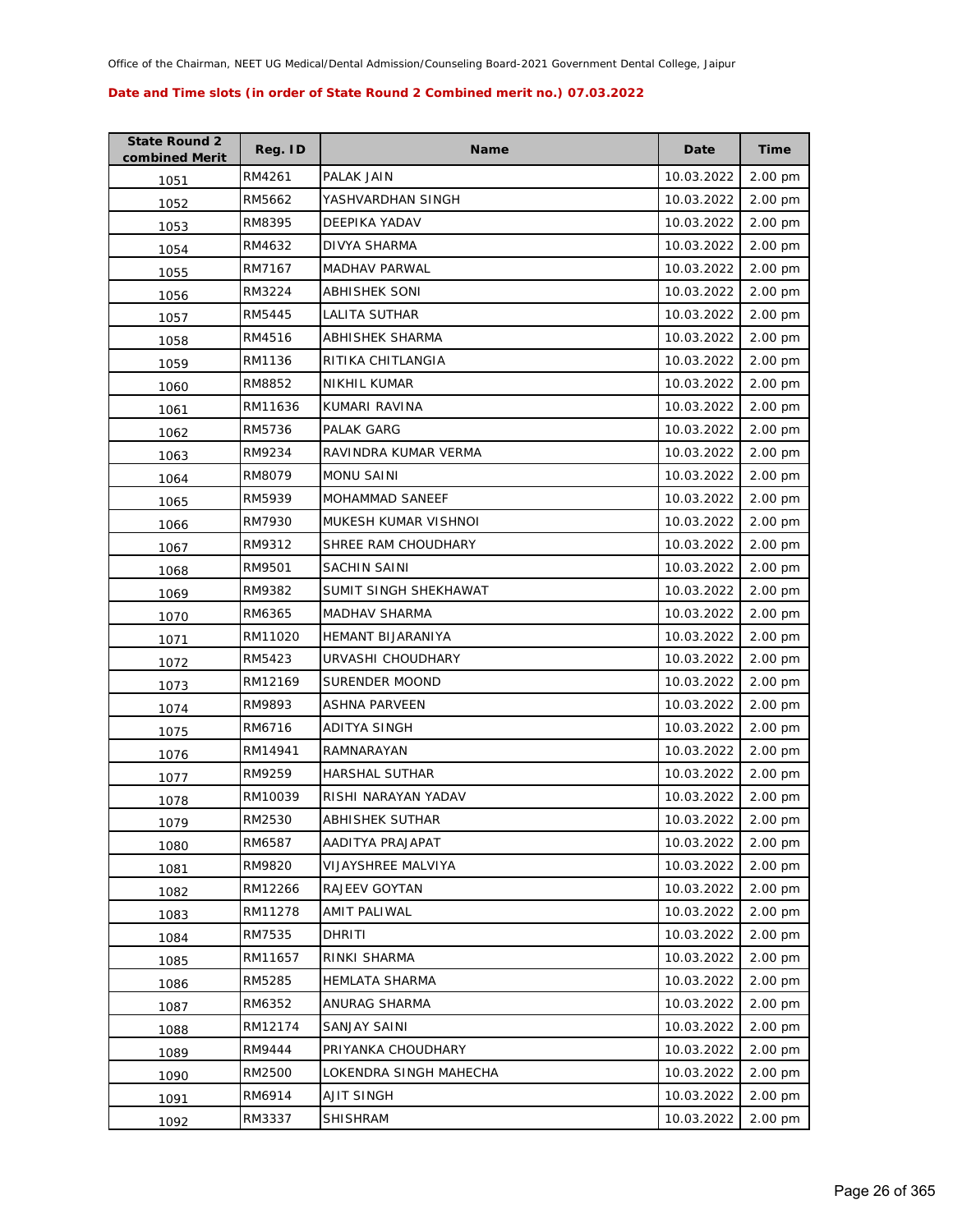Office of the Chairman, NEET UG Medical/Dental Admission/Counseling Board-2021 Government Dental College, Jaipur

**Date and Time slots (in order of State Round 2 Combined merit no.) 07.03.2022**

| State Round 2 combined Merit | Reg. ID | Name | Date | Time |
|---|---|---|---|---|
| 1051 | RM4261 | PALAK JAIN | 10.03.2022 | 2.00 pm |
| 1052 | RM5662 | YASHVARDHAN SINGH | 10.03.2022 | 2.00 pm |
| 1053 | RM8395 | DEEPIKA YADAV | 10.03.2022 | 2.00 pm |
| 1054 | RM4632 | DIVYA SHARMA | 10.03.2022 | 2.00 pm |
| 1055 | RM7167 | MADHAV PARWAL | 10.03.2022 | 2.00 pm |
| 1056 | RM3224 | ABHISHEK SONI | 10.03.2022 | 2.00 pm |
| 1057 | RM5445 | LALITA SUTHAR | 10.03.2022 | 2.00 pm |
| 1058 | RM4516 | ABHISHEK SHARMA | 10.03.2022 | 2.00 pm |
| 1059 | RM1136 | RITIKA CHITLANGIA | 10.03.2022 | 2.00 pm |
| 1060 | RM8852 | NIKHIL KUMAR | 10.03.2022 | 2.00 pm |
| 1061 | RM11636 | KUMARI RAVINA | 10.03.2022 | 2.00 pm |
| 1062 | RM5736 | PALAK GARG | 10.03.2022 | 2.00 pm |
| 1063 | RM9234 | RAVINDRA KUMAR VERMA | 10.03.2022 | 2.00 pm |
| 1064 | RM8079 | MONU SAINI | 10.03.2022 | 2.00 pm |
| 1065 | RM5939 | MOHAMMAD SANEEF | 10.03.2022 | 2.00 pm |
| 1066 | RM7930 | MUKESH KUMAR VISHNOI | 10.03.2022 | 2.00 pm |
| 1067 | RM9312 | SHREE RAM CHOUDHARY | 10.03.2022 | 2.00 pm |
| 1068 | RM9501 | SACHIN SAINI | 10.03.2022 | 2.00 pm |
| 1069 | RM9382 | SUMIT SINGH SHEKHAWAT | 10.03.2022 | 2.00 pm |
| 1070 | RM6365 | MADHAV SHARMA | 10.03.2022 | 2.00 pm |
| 1071 | RM11020 | HEMANT BIJARANIYA | 10.03.2022 | 2.00 pm |
| 1072 | RM5423 | URVASHI CHOUDHARY | 10.03.2022 | 2.00 pm |
| 1073 | RM12169 | SURENDER MOOND | 10.03.2022 | 2.00 pm |
| 1074 | RM9893 | ASHNA PARVEEN | 10.03.2022 | 2.00 pm |
| 1075 | RM6716 | ADITYA SINGH | 10.03.2022 | 2.00 pm |
| 1076 | RM14941 | RAMNARAYAN | 10.03.2022 | 2.00 pm |
| 1077 | RM9259 | HARSHAL SUTHAR | 10.03.2022 | 2.00 pm |
| 1078 | RM10039 | RISHI NARAYAN YADAV | 10.03.2022 | 2.00 pm |
| 1079 | RM2530 | ABHISHEK SUTHAR | 10.03.2022 | 2.00 pm |
| 1080 | RM6587 | AADITYA PRAJAPAT | 10.03.2022 | 2.00 pm |
| 1081 | RM9820 | VIJAYSHREE MALVIYA | 10.03.2022 | 2.00 pm |
| 1082 | RM12266 | RAJEEV GOYTAN | 10.03.2022 | 2.00 pm |
| 1083 | RM11278 | AMIT PALIWAL | 10.03.2022 | 2.00 pm |
| 1084 | RM7535 | DHRITI | 10.03.2022 | 2.00 pm |
| 1085 | RM11657 | RINKI SHARMA | 10.03.2022 | 2.00 pm |
| 1086 | RM5285 | HEMLATA SHARMA | 10.03.2022 | 2.00 pm |
| 1087 | RM6352 | ANURAG SHARMA | 10.03.2022 | 2.00 pm |
| 1088 | RM12174 | SANJAY SAINI | 10.03.2022 | 2.00 pm |
| 1089 | RM9444 | PRIYANKA CHOUDHARY | 10.03.2022 | 2.00 pm |
| 1090 | RM2500 | LOKENDRA SINGH MAHECHA | 10.03.2022 | 2.00 pm |
| 1091 | RM6914 | AJIT SINGH | 10.03.2022 | 2.00 pm |
| 1092 | RM3337 | SHISHRAM | 10.03.2022 | 2.00 pm |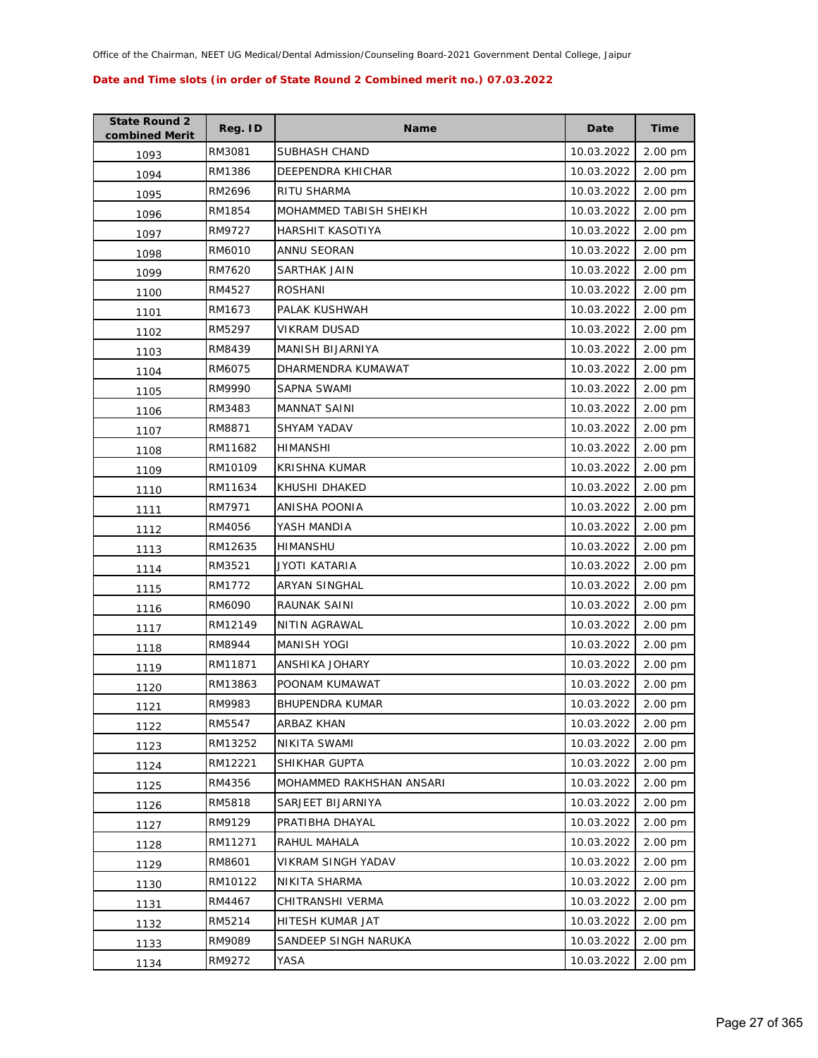Office of the Chairman, NEET UG Medical/Dental Admission/Counseling Board-2021 Government Dental College, Jaipur

**Date and Time slots (in order of State Round 2 Combined merit no.) 07.03.2022**

| State Round 2 combined Merit | Reg. ID | Name | Date | Time |
|---|---|---|---|---|
| 1093 | RM3081 | SUBHASH CHAND | 10.03.2022 | 2.00 pm |
| 1094 | RM1386 | DEEPENDRA KHICHAR | 10.03.2022 | 2.00 pm |
| 1095 | RM2696 | RITU SHARMA | 10.03.2022 | 2.00 pm |
| 1096 | RM1854 | MOHAMMED TABISH SHEIKH | 10.03.2022 | 2.00 pm |
| 1097 | RM9727 | HARSHIT KASOTIYA | 10.03.2022 | 2.00 pm |
| 1098 | RM6010 | ANNU SEORAN | 10.03.2022 | 2.00 pm |
| 1099 | RM7620 | SARTHAK JAIN | 10.03.2022 | 2.00 pm |
| 1100 | RM4527 | ROSHANI | 10.03.2022 | 2.00 pm |
| 1101 | RM1673 | PALAK KUSHWAH | 10.03.2022 | 2.00 pm |
| 1102 | RM5297 | VIKRAM DUSAD | 10.03.2022 | 2.00 pm |
| 1103 | RM8439 | MANISH BIJARNIYA | 10.03.2022 | 2.00 pm |
| 1104 | RM6075 | DHARMENDRA KUMAWAT | 10.03.2022 | 2.00 pm |
| 1105 | RM9990 | SAPNA SWAMI | 10.03.2022 | 2.00 pm |
| 1106 | RM3483 | MANNAT SAINI | 10.03.2022 | 2.00 pm |
| 1107 | RM8871 | SHYAM YADAV | 10.03.2022 | 2.00 pm |
| 1108 | RM11682 | HIMANSHI | 10.03.2022 | 2.00 pm |
| 1109 | RM10109 | KRISHNA KUMAR | 10.03.2022 | 2.00 pm |
| 1110 | RM11634 | KHUSHI DHAKED | 10.03.2022 | 2.00 pm |
| 1111 | RM7971 | ANISHA POONIA | 10.03.2022 | 2.00 pm |
| 1112 | RM4056 | YASH MANDIA | 10.03.2022 | 2.00 pm |
| 1113 | RM12635 | HIMANSHU | 10.03.2022 | 2.00 pm |
| 1114 | RM3521 | JYOTI KATARIA | 10.03.2022 | 2.00 pm |
| 1115 | RM1772 | ARYAN SINGHAL | 10.03.2022 | 2.00 pm |
| 1116 | RM6090 | RAUNAK SAINI | 10.03.2022 | 2.00 pm |
| 1117 | RM12149 | NITIN AGRAWAL | 10.03.2022 | 2.00 pm |
| 1118 | RM8944 | MANISH YOGI | 10.03.2022 | 2.00 pm |
| 1119 | RM11871 | ANSHIKA JOHARY | 10.03.2022 | 2.00 pm |
| 1120 | RM13863 | POONAM KUMAWAT | 10.03.2022 | 2.00 pm |
| 1121 | RM9983 | BHUPENDRA KUMAR | 10.03.2022 | 2.00 pm |
| 1122 | RM5547 | ARBAZ KHAN | 10.03.2022 | 2.00 pm |
| 1123 | RM13252 | NIKITA SWAMI | 10.03.2022 | 2.00 pm |
| 1124 | RM12221 | SHIKHAR GUPTA | 10.03.2022 | 2.00 pm |
| 1125 | RM4356 | MOHAMMED RAKHSHAN ANSARI | 10.03.2022 | 2.00 pm |
| 1126 | RM5818 | SARJEET BIJARNIYA | 10.03.2022 | 2.00 pm |
| 1127 | RM9129 | PRATIBHA DHAYAL | 10.03.2022 | 2.00 pm |
| 1128 | RM11271 | RAHUL MAHALA | 10.03.2022 | 2.00 pm |
| 1129 | RM8601 | VIKRAM SINGH YADAV | 10.03.2022 | 2.00 pm |
| 1130 | RM10122 | NIKITA SHARMA | 10.03.2022 | 2.00 pm |
| 1131 | RM4467 | CHITRANSHI VERMA | 10.03.2022 | 2.00 pm |
| 1132 | RM5214 | HITESH KUMAR JAT | 10.03.2022 | 2.00 pm |
| 1133 | RM9089 | SANDEEP SINGH NARUKA | 10.03.2022 | 2.00 pm |
| 1134 | RM9272 | YASA | 10.03.2022 | 2.00 pm |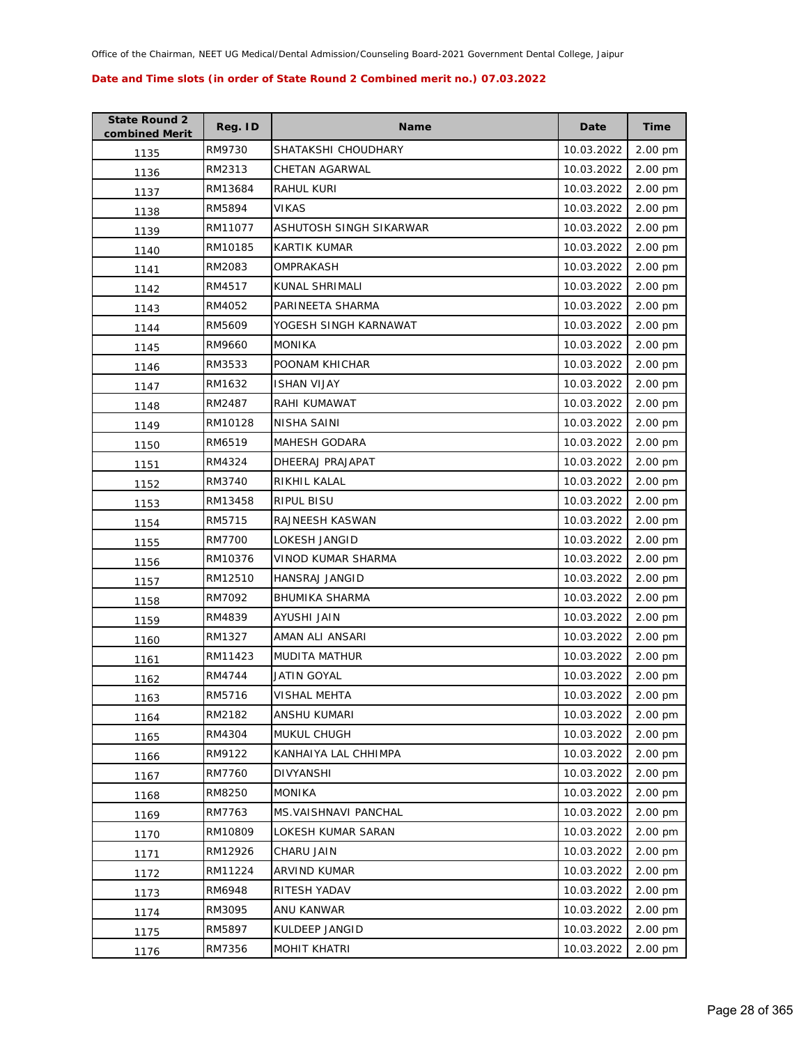Office of the Chairman, NEET UG Medical/Dental Admission/Counseling Board-2021 Government Dental College, Jaipur

**Date and Time slots (in order of State Round 2 Combined merit no.) 07.03.2022**

| State Round 2 combined Merit | Reg. ID | Name | Date | Time |
|---|---|---|---|---|
| 1135 | RM9730 | SHATAKSHI CHOUDHARY | 10.03.2022 | 2.00 pm |
| 1136 | RM2313 | CHETAN AGARWAL | 10.03.2022 | 2.00 pm |
| 1137 | RM13684 | RAHUL KURI | 10.03.2022 | 2.00 pm |
| 1138 | RM5894 | VIKAS | 10.03.2022 | 2.00 pm |
| 1139 | RM11077 | ASHUTOSH SINGH SIKARWAR | 10.03.2022 | 2.00 pm |
| 1140 | RM10185 | KARTIK KUMAR | 10.03.2022 | 2.00 pm |
| 1141 | RM2083 | OMPRAKASH | 10.03.2022 | 2.00 pm |
| 1142 | RM4517 | KUNAL SHRIMALI | 10.03.2022 | 2.00 pm |
| 1143 | RM4052 | PARINEETA SHARMA | 10.03.2022 | 2.00 pm |
| 1144 | RM5609 | YOGESH SINGH KARNAWAT | 10.03.2022 | 2.00 pm |
| 1145 | RM9660 | MONIKA | 10.03.2022 | 2.00 pm |
| 1146 | RM3533 | POONAM KHICHAR | 10.03.2022 | 2.00 pm |
| 1147 | RM1632 | ISHAN VIJAY | 10.03.2022 | 2.00 pm |
| 1148 | RM2487 | RAHI KUMAWAT | 10.03.2022 | 2.00 pm |
| 1149 | RM10128 | NISHA SAINI | 10.03.2022 | 2.00 pm |
| 1150 | RM6519 | MAHESH GODARA | 10.03.2022 | 2.00 pm |
| 1151 | RM4324 | DHEERAJ PRAJAPAT | 10.03.2022 | 2.00 pm |
| 1152 | RM3740 | RIKHIL KALAL | 10.03.2022 | 2.00 pm |
| 1153 | RM13458 | RIPUL BISU | 10.03.2022 | 2.00 pm |
| 1154 | RM5715 | RAJNEESH KASWAN | 10.03.2022 | 2.00 pm |
| 1155 | RM7700 | LOKESH JANGID | 10.03.2022 | 2.00 pm |
| 1156 | RM10376 | VINOD KUMAR SHARMA | 10.03.2022 | 2.00 pm |
| 1157 | RM12510 | HANSRAJ JANGID | 10.03.2022 | 2.00 pm |
| 1158 | RM7092 | BHUMIKA SHARMA | 10.03.2022 | 2.00 pm |
| 1159 | RM4839 | AYUSHI JAIN | 10.03.2022 | 2.00 pm |
| 1160 | RM1327 | AMAN ALI ANSARI | 10.03.2022 | 2.00 pm |
| 1161 | RM11423 | MUDITA MATHUR | 10.03.2022 | 2.00 pm |
| 1162 | RM4744 | JATIN GOYAL | 10.03.2022 | 2.00 pm |
| 1163 | RM5716 | VISHAL MEHTA | 10.03.2022 | 2.00 pm |
| 1164 | RM2182 | ANSHU KUMARI | 10.03.2022 | 2.00 pm |
| 1165 | RM4304 | MUKUL CHUGH | 10.03.2022 | 2.00 pm |
| 1166 | RM9122 | KANHAIYA LAL CHHIMPA | 10.03.2022 | 2.00 pm |
| 1167 | RM7760 | DIVYANSHI | 10.03.2022 | 2.00 pm |
| 1168 | RM8250 | MONIKA | 10.03.2022 | 2.00 pm |
| 1169 | RM7763 | MS.VAISHNAVI PANCHAL | 10.03.2022 | 2.00 pm |
| 1170 | RM10809 | LOKESH KUMAR SARAN | 10.03.2022 | 2.00 pm |
| 1171 | RM12926 | CHARU JAIN | 10.03.2022 | 2.00 pm |
| 1172 | RM11224 | ARVIND KUMAR | 10.03.2022 | 2.00 pm |
| 1173 | RM6948 | RITESH YADAV | 10.03.2022 | 2.00 pm |
| 1174 | RM3095 | ANU KANWAR | 10.03.2022 | 2.00 pm |
| 1175 | RM5897 | KULDEEP JANGID | 10.03.2022 | 2.00 pm |
| 1176 | RM7356 | MOHIT KHATRI | 10.03.2022 | 2.00 pm |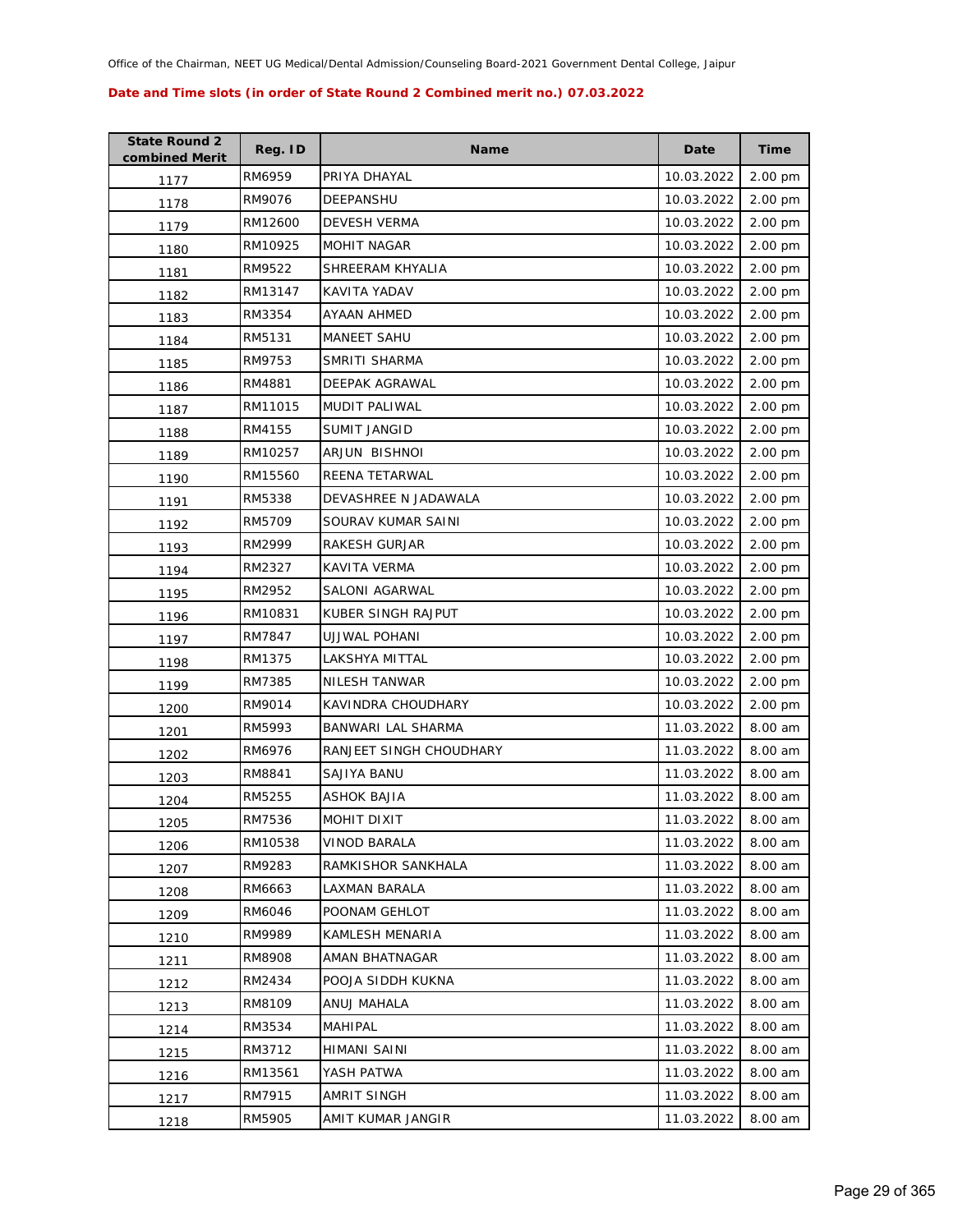Office of the Chairman, NEET UG Medical/Dental Admission/Counseling Board-2021 Government Dental College, Jaipur

**Date and Time slots (in order of State Round 2 Combined merit no.) 07.03.2022**

| State Round 2 combined Merit | Reg. ID | Name | Date | Time |
|---|---|---|---|---|
| 1177 | RM6959 | PRIYA DHAYAL | 10.03.2022 | 2.00 pm |
| 1178 | RM9076 | DEEPANSHU | 10.03.2022 | 2.00 pm |
| 1179 | RM12600 | DEVESH VERMA | 10.03.2022 | 2.00 pm |
| 1180 | RM10925 | MOHIT NAGAR | 10.03.2022 | 2.00 pm |
| 1181 | RM9522 | SHREERAM KHYALIA | 10.03.2022 | 2.00 pm |
| 1182 | RM13147 | KAVITA YADAV | 10.03.2022 | 2.00 pm |
| 1183 | RM3354 | AYAAN AHMED | 10.03.2022 | 2.00 pm |
| 1184 | RM5131 | MANEET SAHU | 10.03.2022 | 2.00 pm |
| 1185 | RM9753 | SMRITI SHARMA | 10.03.2022 | 2.00 pm |
| 1186 | RM4881 | DEEPAK AGRAWAL | 10.03.2022 | 2.00 pm |
| 1187 | RM11015 | MUDIT PALIWAL | 10.03.2022 | 2.00 pm |
| 1188 | RM4155 | SUMIT JANGID | 10.03.2022 | 2.00 pm |
| 1189 | RM10257 | ARJUN BISHNOI | 10.03.2022 | 2.00 pm |
| 1190 | RM15560 | REENA TETARWAL | 10.03.2022 | 2.00 pm |
| 1191 | RM5338 | DEVASHREE N JADAWALA | 10.03.2022 | 2.00 pm |
| 1192 | RM5709 | SOURAV KUMAR SAINI | 10.03.2022 | 2.00 pm |
| 1193 | RM2999 | RAKESH GURJAR | 10.03.2022 | 2.00 pm |
| 1194 | RM2327 | KAVITA VERMA | 10.03.2022 | 2.00 pm |
| 1195 | RM2952 | SALONI AGARWAL | 10.03.2022 | 2.00 pm |
| 1196 | RM10831 | KUBER SINGH RAJPUT | 10.03.2022 | 2.00 pm |
| 1197 | RM7847 | UJJWAL POHANI | 10.03.2022 | 2.00 pm |
| 1198 | RM1375 | LAKSHYA MITTAL | 10.03.2022 | 2.00 pm |
| 1199 | RM7385 | NILESH TANWAR | 10.03.2022 | 2.00 pm |
| 1200 | RM9014 | KAVINDRA CHOUDHARY | 10.03.2022 | 2.00 pm |
| 1201 | RM5993 | BANWARI LAL SHARMA | 11.03.2022 | 8.00 am |
| 1202 | RM6976 | RANJEET SINGH CHOUDHARY | 11.03.2022 | 8.00 am |
| 1203 | RM8841 | SAJIYA BANU | 11.03.2022 | 8.00 am |
| 1204 | RM5255 | ASHOK BAJIA | 11.03.2022 | 8.00 am |
| 1205 | RM7536 | MOHIT DIXIT | 11.03.2022 | 8.00 am |
| 1206 | RM10538 | VINOD BARALA | 11.03.2022 | 8.00 am |
| 1207 | RM9283 | RAMKISHOR SANKHALA | 11.03.2022 | 8.00 am |
| 1208 | RM6663 | LAXMAN BARALA | 11.03.2022 | 8.00 am |
| 1209 | RM6046 | POONAM GEHLOT | 11.03.2022 | 8.00 am |
| 1210 | RM9989 | KAMLESH MENARIA | 11.03.2022 | 8.00 am |
| 1211 | RM8908 | AMAN BHATNAGAR | 11.03.2022 | 8.00 am |
| 1212 | RM2434 | POOJA SIDDH KUKNA | 11.03.2022 | 8.00 am |
| 1213 | RM8109 | ANUJ MAHALA | 11.03.2022 | 8.00 am |
| 1214 | RM3534 | MAHIPAL | 11.03.2022 | 8.00 am |
| 1215 | RM3712 | HIMANI SAINI | 11.03.2022 | 8.00 am |
| 1216 | RM13561 | YASH PATWA | 11.03.2022 | 8.00 am |
| 1217 | RM7915 | AMRIT SINGH | 11.03.2022 | 8.00 am |
| 1218 | RM5905 | AMIT KUMAR JANGIR | 11.03.2022 | 8.00 am |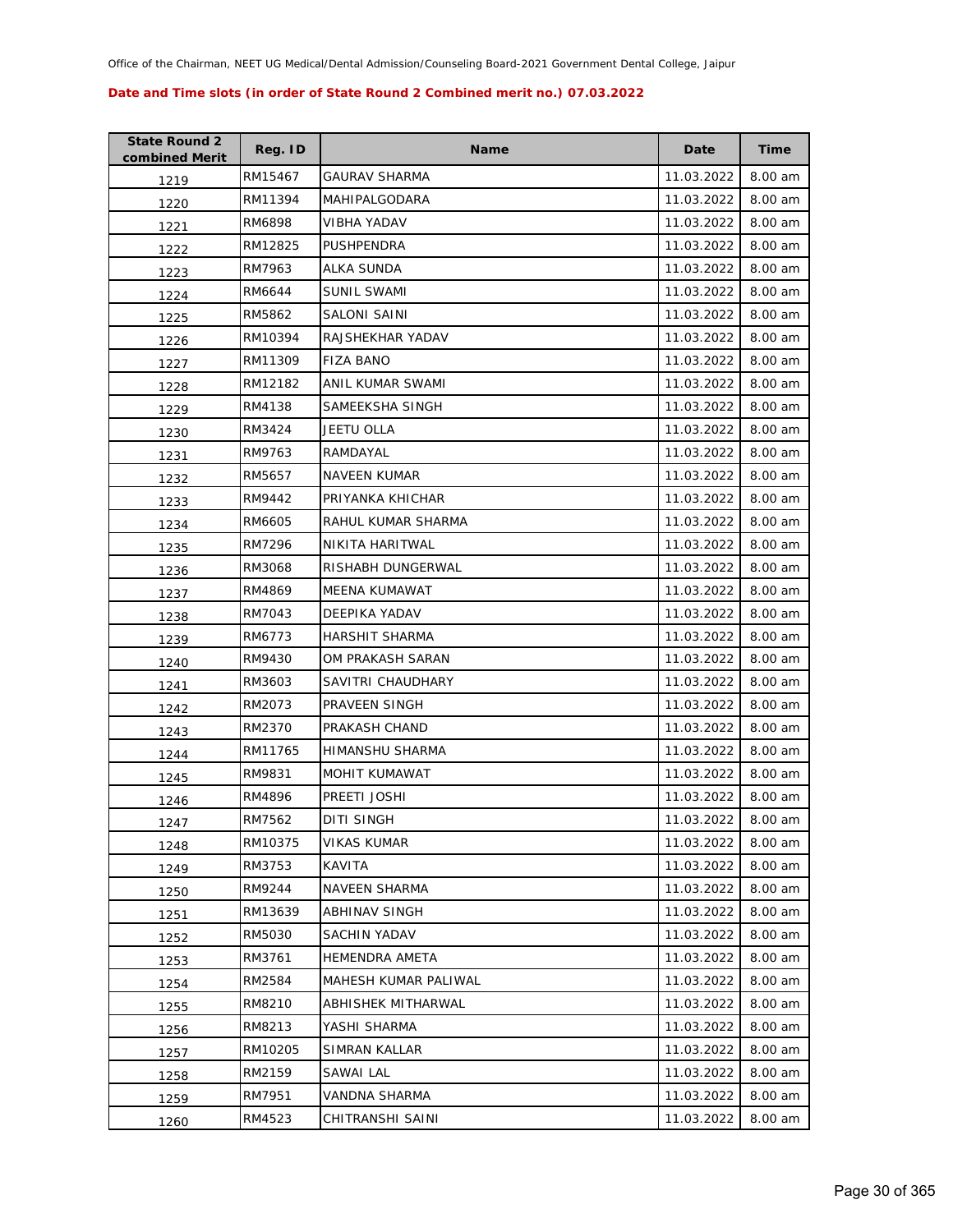Office of the Chairman, NEET UG Medical/Dental Admission/Counseling Board-2021 Government Dental College, Jaipur

**Date and Time slots (in order of State Round 2 Combined merit no.) 07.03.2022**

| State Round 2 combined Merit | Reg. ID | Name | Date | Time |
|---|---|---|---|---|
| 1219 | RM15467 | GAURAV SHARMA | 11.03.2022 | 8.00 am |
| 1220 | RM11394 | MAHIPALGODARA | 11.03.2022 | 8.00 am |
| 1221 | RM6898 | VIBHA YADAV | 11.03.2022 | 8.00 am |
| 1222 | RM12825 | PUSHPENDRA | 11.03.2022 | 8.00 am |
| 1223 | RM7963 | ALKA SUNDA | 11.03.2022 | 8.00 am |
| 1224 | RM6644 | SUNIL SWAMI | 11.03.2022 | 8.00 am |
| 1225 | RM5862 | SALONI SAINI | 11.03.2022 | 8.00 am |
| 1226 | RM10394 | RAJSHEKHAR YADAV | 11.03.2022 | 8.00 am |
| 1227 | RM11309 | FIZA BANO | 11.03.2022 | 8.00 am |
| 1228 | RM12182 | ANIL KUMAR SWAMI | 11.03.2022 | 8.00 am |
| 1229 | RM4138 | SAMEEKSHA SINGH | 11.03.2022 | 8.00 am |
| 1230 | RM3424 | JEETU OLLA | 11.03.2022 | 8.00 am |
| 1231 | RM9763 | RAMDAYAL | 11.03.2022 | 8.00 am |
| 1232 | RM5657 | NAVEEN KUMAR | 11.03.2022 | 8.00 am |
| 1233 | RM9442 | PRIYANKA KHICHAR | 11.03.2022 | 8.00 am |
| 1234 | RM6605 | RAHUL KUMAR SHARMA | 11.03.2022 | 8.00 am |
| 1235 | RM7296 | NIKITA HARITWAL | 11.03.2022 | 8.00 am |
| 1236 | RM3068 | RISHABH DUNGERWAL | 11.03.2022 | 8.00 am |
| 1237 | RM4869 | MEENA KUMAWAT | 11.03.2022 | 8.00 am |
| 1238 | RM7043 | DEEPIKA YADAV | 11.03.2022 | 8.00 am |
| 1239 | RM6773 | HARSHIT SHARMA | 11.03.2022 | 8.00 am |
| 1240 | RM9430 | OM PRAKASH SARAN | 11.03.2022 | 8.00 am |
| 1241 | RM3603 | SAVITRI CHAUDHARY | 11.03.2022 | 8.00 am |
| 1242 | RM2073 | PRAVEEN SINGH | 11.03.2022 | 8.00 am |
| 1243 | RM2370 | PRAKASH CHAND | 11.03.2022 | 8.00 am |
| 1244 | RM11765 | HIMANSHU SHARMA | 11.03.2022 | 8.00 am |
| 1245 | RM9831 | MOHIT KUMAWAT | 11.03.2022 | 8.00 am |
| 1246 | RM4896 | PREETI JOSHI | 11.03.2022 | 8.00 am |
| 1247 | RM7562 | DITI SINGH | 11.03.2022 | 8.00 am |
| 1248 | RM10375 | VIKAS KUMAR | 11.03.2022 | 8.00 am |
| 1249 | RM3753 | KAVITA | 11.03.2022 | 8.00 am |
| 1250 | RM9244 | NAVEEN SHARMA | 11.03.2022 | 8.00 am |
| 1251 | RM13639 | ABHINAV SINGH | 11.03.2022 | 8.00 am |
| 1252 | RM5030 | SACHIN YADAV | 11.03.2022 | 8.00 am |
| 1253 | RM3761 | HEMENDRA AMETA | 11.03.2022 | 8.00 am |
| 1254 | RM2584 | MAHESH KUMAR PALIWAL | 11.03.2022 | 8.00 am |
| 1255 | RM8210 | ABHISHEK MITHARWAL | 11.03.2022 | 8.00 am |
| 1256 | RM8213 | YASHI SHARMA | 11.03.2022 | 8.00 am |
| 1257 | RM10205 | SIMRAN KALLAR | 11.03.2022 | 8.00 am |
| 1258 | RM2159 | SAWAI LAL | 11.03.2022 | 8.00 am |
| 1259 | RM7951 | VANDNA SHARMA | 11.03.2022 | 8.00 am |
| 1260 | RM4523 | CHITRANSHI SAINI | 11.03.2022 | 8.00 am |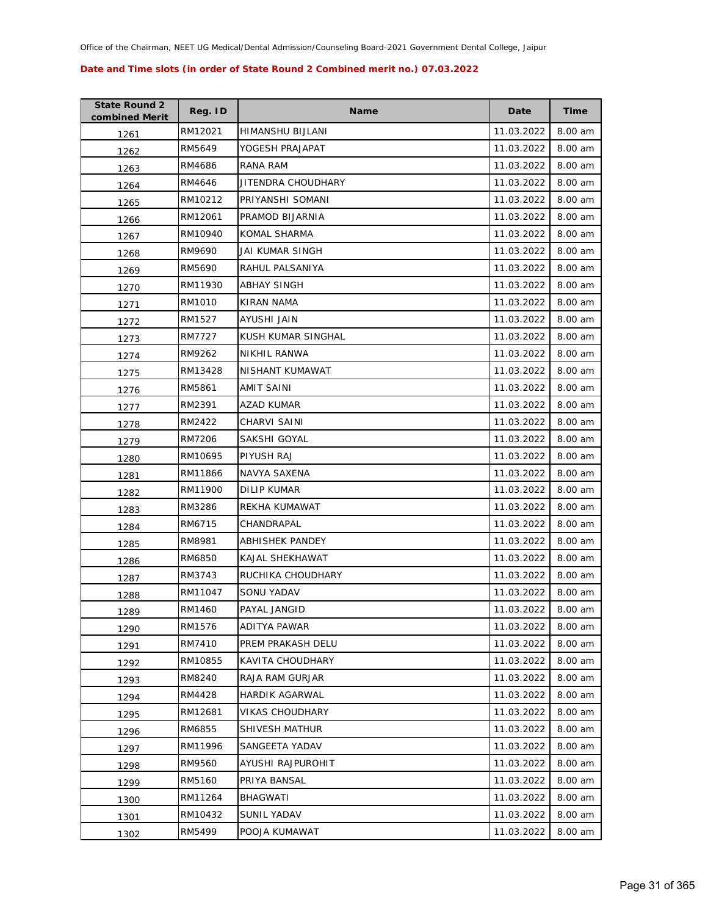Office of the Chairman, NEET UG Medical/Dental Admission/Counseling Board-2021 Government Dental College, Jaipur

**Date and Time slots (in order of State Round 2 Combined merit no.) 07.03.2022**

| State Round 2 combined Merit | Reg. ID | Name | Date | Time |
|---|---|---|---|---|
| 1261 | RM12021 | HIMANSHU BIJLANI | 11.03.2022 | 8.00 am |
| 1262 | RM5649 | YOGESH PRAJAPAT | 11.03.2022 | 8.00 am |
| 1263 | RM4686 | RANA RAM | 11.03.2022 | 8.00 am |
| 1264 | RM4646 | JITENDRA CHOUDHARY | 11.03.2022 | 8.00 am |
| 1265 | RM10212 | PRIYANSHI SOMANI | 11.03.2022 | 8.00 am |
| 1266 | RM12061 | PRAMOD BIJARNIA | 11.03.2022 | 8.00 am |
| 1267 | RM10940 | KOMAL SHARMA | 11.03.2022 | 8.00 am |
| 1268 | RM9690 | JAI KUMAR SINGH | 11.03.2022 | 8.00 am |
| 1269 | RM5690 | RAHUL PALSANIYA | 11.03.2022 | 8.00 am |
| 1270 | RM11930 | ABHAY SINGH | 11.03.2022 | 8.00 am |
| 1271 | RM1010 | KIRAN NAMA | 11.03.2022 | 8.00 am |
| 1272 | RM1527 | AYUSHI JAIN | 11.03.2022 | 8.00 am |
| 1273 | RM7727 | KUSH KUMAR SINGHAL | 11.03.2022 | 8.00 am |
| 1274 | RM9262 | NIKHIL RANWA | 11.03.2022 | 8.00 am |
| 1275 | RM13428 | NISHANT KUMAWAT | 11.03.2022 | 8.00 am |
| 1276 | RM5861 | AMIT SAINI | 11.03.2022 | 8.00 am |
| 1277 | RM2391 | AZAD KUMAR | 11.03.2022 | 8.00 am |
| 1278 | RM2422 | CHARVI SAINI | 11.03.2022 | 8.00 am |
| 1279 | RM7206 | SAKSHI GOYAL | 11.03.2022 | 8.00 am |
| 1280 | RM10695 | PIYUSH RAJ | 11.03.2022 | 8.00 am |
| 1281 | RM11866 | NAVYA SAXENA | 11.03.2022 | 8.00 am |
| 1282 | RM11900 | DILIP KUMAR | 11.03.2022 | 8.00 am |
| 1283 | RM3286 | REKHA KUMAWAT | 11.03.2022 | 8.00 am |
| 1284 | RM6715 | CHANDRAPAL | 11.03.2022 | 8.00 am |
| 1285 | RM8981 | ABHISHEK PANDEY | 11.03.2022 | 8.00 am |
| 1286 | RM6850 | KAJAL SHEKHAWAT | 11.03.2022 | 8.00 am |
| 1287 | RM3743 | RUCHIKA CHOUDHARY | 11.03.2022 | 8.00 am |
| 1288 | RM11047 | SONU YADAV | 11.03.2022 | 8.00 am |
| 1289 | RM1460 | PAYAL JANGID | 11.03.2022 | 8.00 am |
| 1290 | RM1576 | ADITYA PAWAR | 11.03.2022 | 8.00 am |
| 1291 | RM7410 | PREM PRAKASH DELU | 11.03.2022 | 8.00 am |
| 1292 | RM10855 | KAVITA CHOUDHARY | 11.03.2022 | 8.00 am |
| 1293 | RM8240 | RAJA RAM GURJAR | 11.03.2022 | 8.00 am |
| 1294 | RM4428 | HARDIK AGARWAL | 11.03.2022 | 8.00 am |
| 1295 | RM12681 | VIKAS CHOUDHARY | 11.03.2022 | 8.00 am |
| 1296 | RM6855 | SHIVESH MATHUR | 11.03.2022 | 8.00 am |
| 1297 | RM11996 | SANGEETA YADAV | 11.03.2022 | 8.00 am |
| 1298 | RM9560 | AYUSHI RAJPUROHIT | 11.03.2022 | 8.00 am |
| 1299 | RM5160 | PRIYA BANSAL | 11.03.2022 | 8.00 am |
| 1300 | RM11264 | BHAGWATI | 11.03.2022 | 8.00 am |
| 1301 | RM10432 | SUNIL YADAV | 11.03.2022 | 8.00 am |
| 1302 | RM5499 | POOJA KUMAWAT | 11.03.2022 | 8.00 am |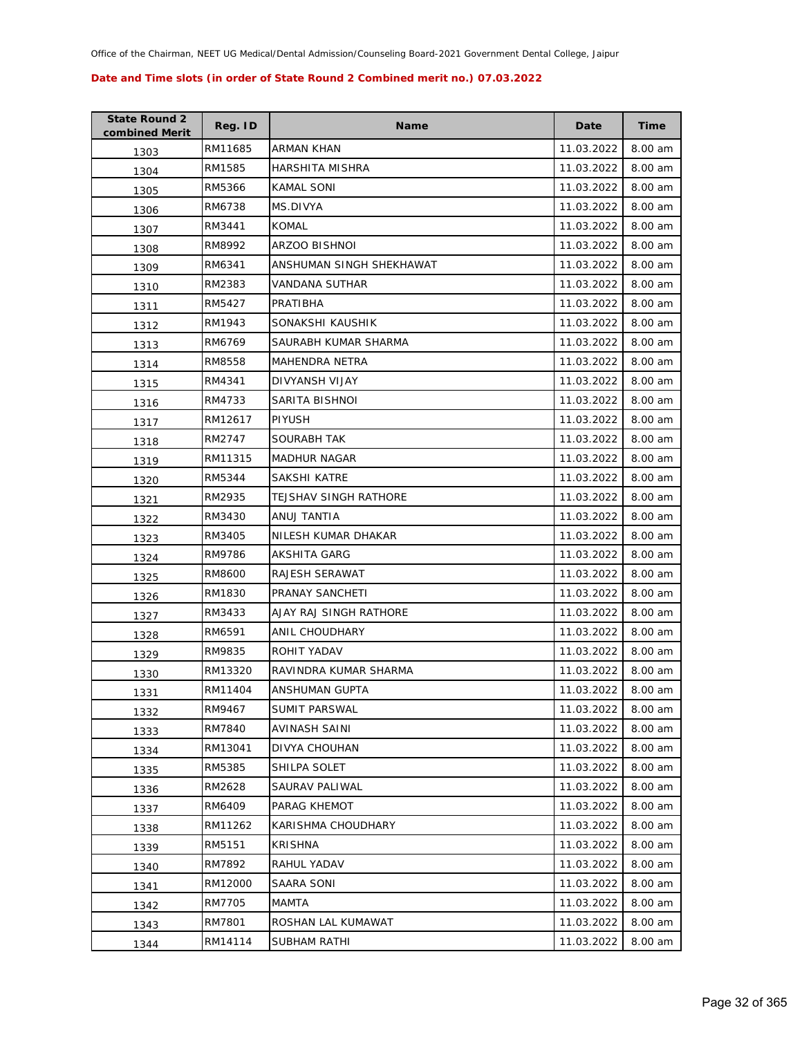Office of the Chairman, NEET UG Medical/Dental Admission/Counseling Board-2021 Government Dental College, Jaipur

**Date and Time slots (in order of State Round 2 Combined merit no.) 07.03.2022**

| State Round 2 combined Merit | Reg. ID | Name | Date | Time |
|---|---|---|---|---|
| 1303 | RM11685 | ARMAN KHAN | 11.03.2022 | 8.00 am |
| 1304 | RM1585 | HARSHITA MISHRA | 11.03.2022 | 8.00 am |
| 1305 | RM5366 | KAMAL SONI | 11.03.2022 | 8.00 am |
| 1306 | RM6738 | MS.DIVYA | 11.03.2022 | 8.00 am |
| 1307 | RM3441 | KOMAL | 11.03.2022 | 8.00 am |
| 1308 | RM8992 | ARZOO BISHNOI | 11.03.2022 | 8.00 am |
| 1309 | RM6341 | ANSHUMAN SINGH SHEKHAWAT | 11.03.2022 | 8.00 am |
| 1310 | RM2383 | VANDANA SUTHAR | 11.03.2022 | 8.00 am |
| 1311 | RM5427 | PRATIBHA | 11.03.2022 | 8.00 am |
| 1312 | RM1943 | SONAKSHI KAUSHIK | 11.03.2022 | 8.00 am |
| 1313 | RM6769 | SAURABH KUMAR SHARMA | 11.03.2022 | 8.00 am |
| 1314 | RM8558 | MAHENDRA NETRA | 11.03.2022 | 8.00 am |
| 1315 | RM4341 | DIVYANSH VIJAY | 11.03.2022 | 8.00 am |
| 1316 | RM4733 | SARITA BISHNOI | 11.03.2022 | 8.00 am |
| 1317 | RM12617 | PIYUSH | 11.03.2022 | 8.00 am |
| 1318 | RM2747 | SOURABH TAK | 11.03.2022 | 8.00 am |
| 1319 | RM11315 | MADHUR NAGAR | 11.03.2022 | 8.00 am |
| 1320 | RM5344 | SAKSHI KATRE | 11.03.2022 | 8.00 am |
| 1321 | RM2935 | TEJSHAV SINGH RATHORE | 11.03.2022 | 8.00 am |
| 1322 | RM3430 | ANUJ TANTIA | 11.03.2022 | 8.00 am |
| 1323 | RM3405 | NILESH KUMAR DHAKAR | 11.03.2022 | 8.00 am |
| 1324 | RM9786 | AKSHITA GARG | 11.03.2022 | 8.00 am |
| 1325 | RM8600 | RAJESH SERAWAT | 11.03.2022 | 8.00 am |
| 1326 | RM1830 | PRANAY SANCHETI | 11.03.2022 | 8.00 am |
| 1327 | RM3433 | AJAY RAJ SINGH RATHORE | 11.03.2022 | 8.00 am |
| 1328 | RM6591 | ANIL CHOUDHARY | 11.03.2022 | 8.00 am |
| 1329 | RM9835 | ROHIT YADAV | 11.03.2022 | 8.00 am |
| 1330 | RM13320 | RAVINDRA KUMAR SHARMA | 11.03.2022 | 8.00 am |
| 1331 | RM11404 | ANSHUMAN GUPTA | 11.03.2022 | 8.00 am |
| 1332 | RM9467 | SUMIT PARSWAL | 11.03.2022 | 8.00 am |
| 1333 | RM7840 | AVINASH SAINI | 11.03.2022 | 8.00 am |
| 1334 | RM13041 | DIVYA CHOUHAN | 11.03.2022 | 8.00 am |
| 1335 | RM5385 | SHILPA SOLET | 11.03.2022 | 8.00 am |
| 1336 | RM2628 | SAURAV PALIWAL | 11.03.2022 | 8.00 am |
| 1337 | RM6409 | PARAG KHEMOT | 11.03.2022 | 8.00 am |
| 1338 | RM11262 | KARISHMA CHOUDHARY | 11.03.2022 | 8.00 am |
| 1339 | RM5151 | KRISHNA | 11.03.2022 | 8.00 am |
| 1340 | RM7892 | RAHUL YADAV | 11.03.2022 | 8.00 am |
| 1341 | RM12000 | SAARA SONI | 11.03.2022 | 8.00 am |
| 1342 | RM7705 | MAMTA | 11.03.2022 | 8.00 am |
| 1343 | RM7801 | ROSHAN LAL KUMAWAT | 11.03.2022 | 8.00 am |
| 1344 | RM14114 | SUBHAM RATHI | 11.03.2022 | 8.00 am |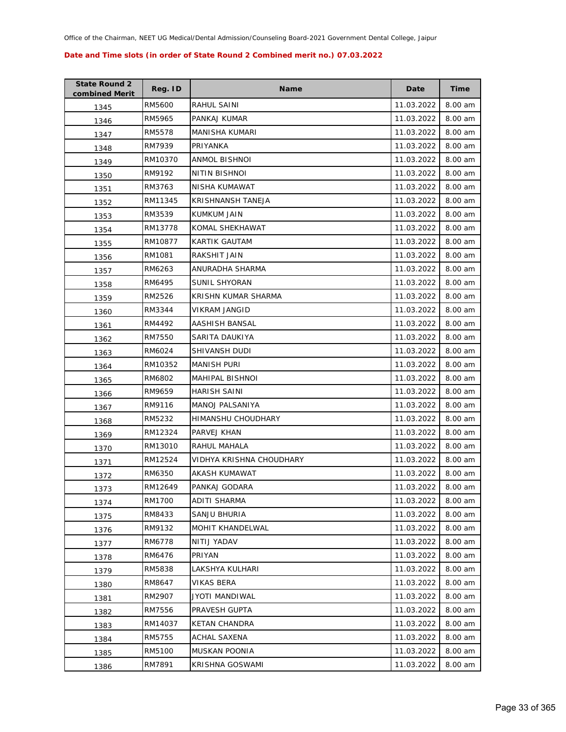Office of the Chairman, NEET UG Medical/Dental Admission/Counseling Board-2021 Government Dental College, Jaipur

**Date and Time slots (in order of State Round 2 Combined merit no.) 07.03.2022**

| State Round 2 combined Merit | Reg. ID | Name | Date | Time |
|---|---|---|---|---|
| 1345 | RM5600 | RAHUL SAINI | 11.03.2022 | 8.00 am |
| 1346 | RM5965 | PANKAJ KUMAR | 11.03.2022 | 8.00 am |
| 1347 | RM5578 | MANISHA KUMARI | 11.03.2022 | 8.00 am |
| 1348 | RM7939 | PRIYANKA | 11.03.2022 | 8.00 am |
| 1349 | RM10370 | ANMOL BISHNOI | 11.03.2022 | 8.00 am |
| 1350 | RM9192 | NITIN BISHNOI | 11.03.2022 | 8.00 am |
| 1351 | RM3763 | NISHA KUMAWAT | 11.03.2022 | 8.00 am |
| 1352 | RM11345 | KRISHNANSH TANEJA | 11.03.2022 | 8.00 am |
| 1353 | RM3539 | KUMKUM JAIN | 11.03.2022 | 8.00 am |
| 1354 | RM13778 | KOMAL SHEKHAWAT | 11.03.2022 | 8.00 am |
| 1355 | RM10877 | KARTIK GAUTAM | 11.03.2022 | 8.00 am |
| 1356 | RM1081 | RAKSHIT JAIN | 11.03.2022 | 8.00 am |
| 1357 | RM6263 | ANURADHA SHARMA | 11.03.2022 | 8.00 am |
| 1358 | RM6495 | SUNIL SHYORAN | 11.03.2022 | 8.00 am |
| 1359 | RM2526 | KRISHN KUMAR SHARMA | 11.03.2022 | 8.00 am |
| 1360 | RM3344 | VIKRAM JANGID | 11.03.2022 | 8.00 am |
| 1361 | RM4492 | AASHISH BANSAL | 11.03.2022 | 8.00 am |
| 1362 | RM7550 | SARITA DAUKIYA | 11.03.2022 | 8.00 am |
| 1363 | RM6024 | SHIVANSH DUDI | 11.03.2022 | 8.00 am |
| 1364 | RM10352 | MANISH PURI | 11.03.2022 | 8.00 am |
| 1365 | RM6802 | MAHIPAL BISHNOI | 11.03.2022 | 8.00 am |
| 1366 | RM9659 | HARISH SAINI | 11.03.2022 | 8.00 am |
| 1367 | RM9116 | MANOJ PALSANIYA | 11.03.2022 | 8.00 am |
| 1368 | RM5232 | HIMANSHU CHOUDHARY | 11.03.2022 | 8.00 am |
| 1369 | RM12324 | PARVEJ KHAN | 11.03.2022 | 8.00 am |
| 1370 | RM13010 | RAHUL MAHALA | 11.03.2022 | 8.00 am |
| 1371 | RM12524 | VIDHYA KRISHNA CHOUDHARY | 11.03.2022 | 8.00 am |
| 1372 | RM6350 | AKASH KUMAWAT | 11.03.2022 | 8.00 am |
| 1373 | RM12649 | PANKAJ GODARA | 11.03.2022 | 8.00 am |
| 1374 | RM1700 | ADITI SHARMA | 11.03.2022 | 8.00 am |
| 1375 | RM8433 | SANJU BHURIA | 11.03.2022 | 8.00 am |
| 1376 | RM9132 | MOHIT KHANDELWAL | 11.03.2022 | 8.00 am |
| 1377 | RM6778 | NITIJ YADAV | 11.03.2022 | 8.00 am |
| 1378 | RM6476 | PRIYAN | 11.03.2022 | 8.00 am |
| 1379 | RM5838 | LAKSHYA KULHARI | 11.03.2022 | 8.00 am |
| 1380 | RM8647 | VIKAS BERA | 11.03.2022 | 8.00 am |
| 1381 | RM2907 | JYOTI MANDIWAL | 11.03.2022 | 8.00 am |
| 1382 | RM7556 | PRAVESH GUPTA | 11.03.2022 | 8.00 am |
| 1383 | RM14037 | KETAN CHANDRA | 11.03.2022 | 8.00 am |
| 1384 | RM5755 | ACHAL SAXENA | 11.03.2022 | 8.00 am |
| 1385 | RM5100 | MUSKAN POONIA | 11.03.2022 | 8.00 am |
| 1386 | RM7891 | KRISHNA GOSWAMI | 11.03.2022 | 8.00 am |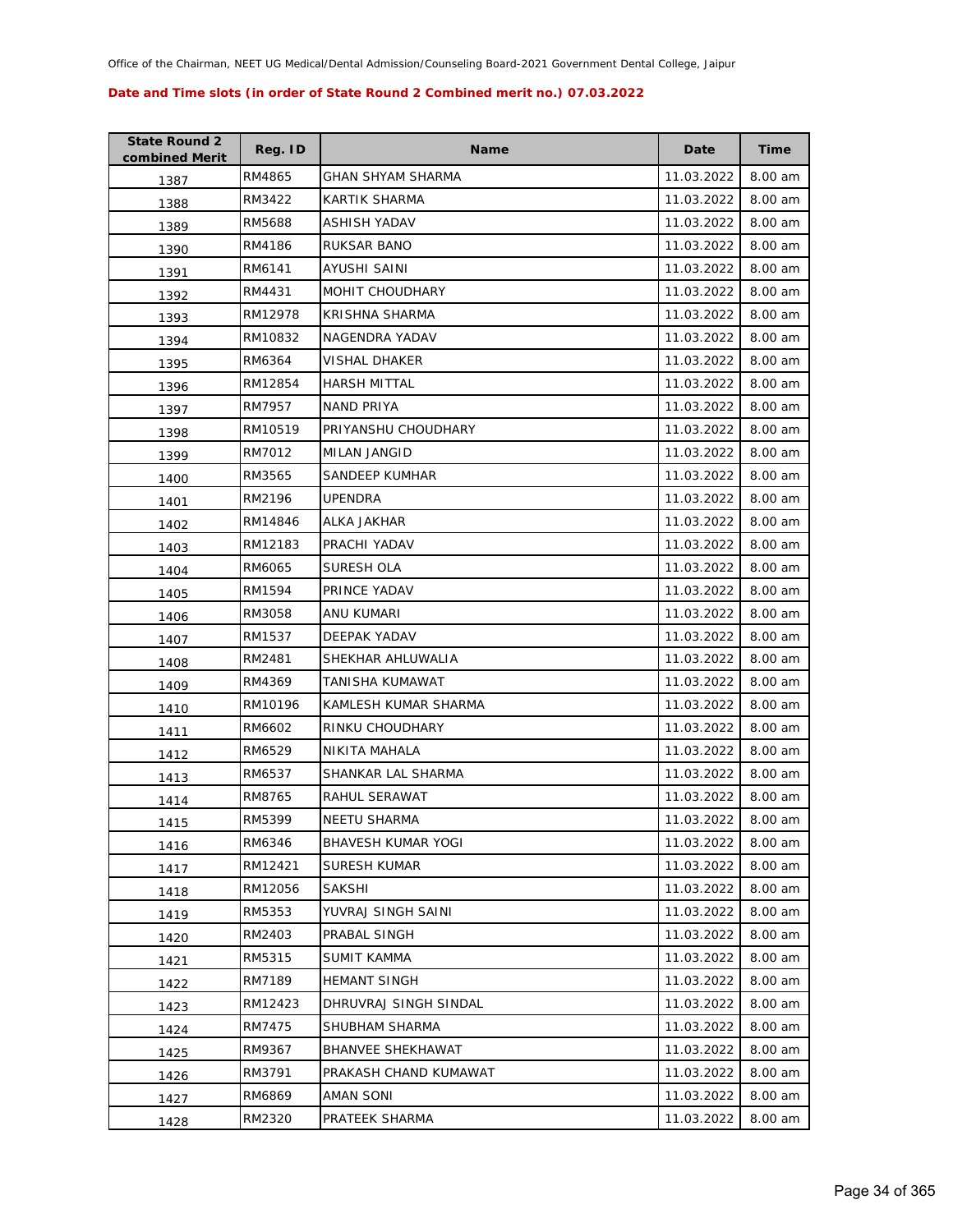Office of the Chairman, NEET UG Medical/Dental Admission/Counseling Board-2021 Government Dental College, Jaipur

**Date and Time slots (in order of State Round 2 Combined merit no.) 07.03.2022**

| State Round 2 combined Merit | Reg. ID | Name | Date | Time |
|---|---|---|---|---|
| 1387 | RM4865 | GHAN SHYAM SHARMA | 11.03.2022 | 8.00 am |
| 1388 | RM3422 | KARTIK SHARMA | 11.03.2022 | 8.00 am |
| 1389 | RM5688 | ASHISH YADAV | 11.03.2022 | 8.00 am |
| 1390 | RM4186 | RUKSAR BANO | 11.03.2022 | 8.00 am |
| 1391 | RM6141 | AYUSHI SAINI | 11.03.2022 | 8.00 am |
| 1392 | RM4431 | MOHIT CHOUDHARY | 11.03.2022 | 8.00 am |
| 1393 | RM12978 | KRISHNA SHARMA | 11.03.2022 | 8.00 am |
| 1394 | RM10832 | NAGENDRA YADAV | 11.03.2022 | 8.00 am |
| 1395 | RM6364 | VISHAL DHAKER | 11.03.2022 | 8.00 am |
| 1396 | RM12854 | HARSH MITTAL | 11.03.2022 | 8.00 am |
| 1397 | RM7957 | NAND PRIYA | 11.03.2022 | 8.00 am |
| 1398 | RM10519 | PRIYANSHU CHOUDHARY | 11.03.2022 | 8.00 am |
| 1399 | RM7012 | MILAN JANGID | 11.03.2022 | 8.00 am |
| 1400 | RM3565 | SANDEEP KUMHAR | 11.03.2022 | 8.00 am |
| 1401 | RM2196 | UPENDRA | 11.03.2022 | 8.00 am |
| 1402 | RM14846 | ALKA JAKHAR | 11.03.2022 | 8.00 am |
| 1403 | RM12183 | PRACHI YADAV | 11.03.2022 | 8.00 am |
| 1404 | RM6065 | SURESH OLA | 11.03.2022 | 8.00 am |
| 1405 | RM1594 | PRINCE YADAV | 11.03.2022 | 8.00 am |
| 1406 | RM3058 | ANU KUMARI | 11.03.2022 | 8.00 am |
| 1407 | RM1537 | DEEPAK YADAV | 11.03.2022 | 8.00 am |
| 1408 | RM2481 | SHEKHAR AHLUWALIA | 11.03.2022 | 8.00 am |
| 1409 | RM4369 | TANISHA KUMAWAT | 11.03.2022 | 8.00 am |
| 1410 | RM10196 | KAMLESH KUMAR SHARMA | 11.03.2022 | 8.00 am |
| 1411 | RM6602 | RINKU CHOUDHARY | 11.03.2022 | 8.00 am |
| 1412 | RM6529 | NIKITA MAHALA | 11.03.2022 | 8.00 am |
| 1413 | RM6537 | SHANKAR LAL SHARMA | 11.03.2022 | 8.00 am |
| 1414 | RM8765 | RAHUL SERAWAT | 11.03.2022 | 8.00 am |
| 1415 | RM5399 | NEETU SHARMA | 11.03.2022 | 8.00 am |
| 1416 | RM6346 | BHAVESH KUMAR YOGI | 11.03.2022 | 8.00 am |
| 1417 | RM12421 | SURESH KUMAR | 11.03.2022 | 8.00 am |
| 1418 | RM12056 | SAKSHI | 11.03.2022 | 8.00 am |
| 1419 | RM5353 | YUVRAJ SINGH SAINI | 11.03.2022 | 8.00 am |
| 1420 | RM2403 | PRABAL SINGH | 11.03.2022 | 8.00 am |
| 1421 | RM5315 | SUMIT KAMMA | 11.03.2022 | 8.00 am |
| 1422 | RM7189 | HEMANT SINGH | 11.03.2022 | 8.00 am |
| 1423 | RM12423 | DHRUVRAJ SINGH SINDAL | 11.03.2022 | 8.00 am |
| 1424 | RM7475 | SHUBHAM SHARMA | 11.03.2022 | 8.00 am |
| 1425 | RM9367 | BHANVEE SHEKHAWAT | 11.03.2022 | 8.00 am |
| 1426 | RM3791 | PRAKASH CHAND KUMAWAT | 11.03.2022 | 8.00 am |
| 1427 | RM6869 | AMAN SONI | 11.03.2022 | 8.00 am |
| 1428 | RM2320 | PRATEEK SHARMA | 11.03.2022 | 8.00 am |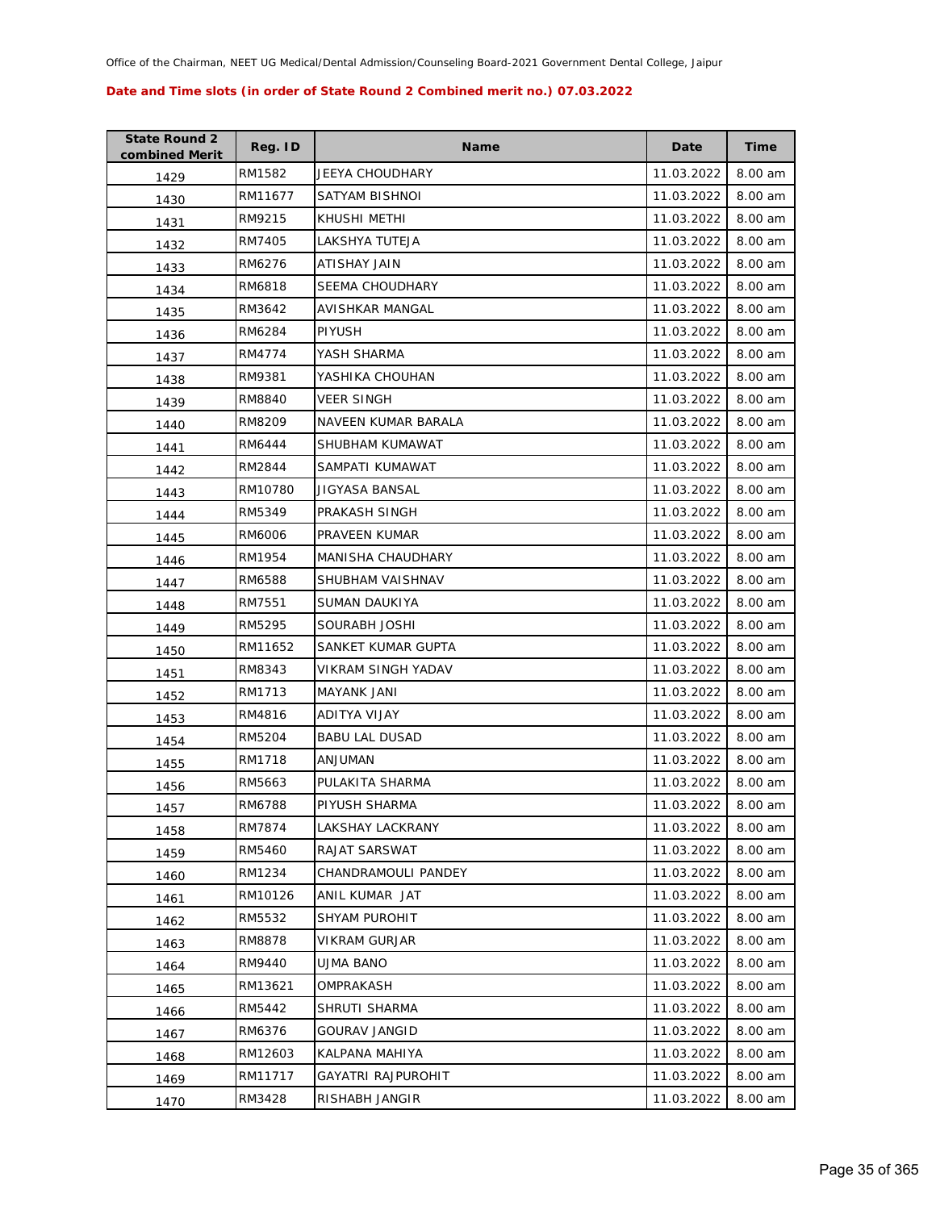Office of the Chairman, NEET UG Medical/Dental Admission/Counseling Board-2021 Government Dental College, Jaipur

**Date and Time slots (in order of State Round 2 Combined merit no.) 07.03.2022**

| State Round 2 combined Merit | Reg. ID | Name | Date | Time |
|---|---|---|---|---|
| 1429 | RM1582 | JEEYA CHOUDHARY | 11.03.2022 | 8.00 am |
| 1430 | RM11677 | SATYAM BISHNOI | 11.03.2022 | 8.00 am |
| 1431 | RM9215 | KHUSHI METHI | 11.03.2022 | 8.00 am |
| 1432 | RM7405 | LAKSHYA TUTEJA | 11.03.2022 | 8.00 am |
| 1433 | RM6276 | ATISHAY JAIN | 11.03.2022 | 8.00 am |
| 1434 | RM6818 | SEEMA CHOUDHARY | 11.03.2022 | 8.00 am |
| 1435 | RM3642 | AVISHKAR MANGAL | 11.03.2022 | 8.00 am |
| 1436 | RM6284 | PIYUSH | 11.03.2022 | 8.00 am |
| 1437 | RM4774 | YASH SHARMA | 11.03.2022 | 8.00 am |
| 1438 | RM9381 | YASHIKA CHOUHAN | 11.03.2022 | 8.00 am |
| 1439 | RM8840 | VEER SINGH | 11.03.2022 | 8.00 am |
| 1440 | RM8209 | NAVEEN KUMAR BARALA | 11.03.2022 | 8.00 am |
| 1441 | RM6444 | SHUBHAM KUMAWAT | 11.03.2022 | 8.00 am |
| 1442 | RM2844 | SAMPATI KUMAWAT | 11.03.2022 | 8.00 am |
| 1443 | RM10780 | JIGYASA BANSAL | 11.03.2022 | 8.00 am |
| 1444 | RM5349 | PRAKASH SINGH | 11.03.2022 | 8.00 am |
| 1445 | RM6006 | PRAVEEN KUMAR | 11.03.2022 | 8.00 am |
| 1446 | RM1954 | MANISHA CHAUDHARY | 11.03.2022 | 8.00 am |
| 1447 | RM6588 | SHUBHAM VAISHNAV | 11.03.2022 | 8.00 am |
| 1448 | RM7551 | SUMAN DAUKIYA | 11.03.2022 | 8.00 am |
| 1449 | RM5295 | SOURABH JOSHI | 11.03.2022 | 8.00 am |
| 1450 | RM11652 | SANKET KUMAR GUPTA | 11.03.2022 | 8.00 am |
| 1451 | RM8343 | VIKRAM SINGH YADAV | 11.03.2022 | 8.00 am |
| 1452 | RM1713 | MAYANK JANI | 11.03.2022 | 8.00 am |
| 1453 | RM4816 | ADITYA VIJAY | 11.03.2022 | 8.00 am |
| 1454 | RM5204 | BABU LAL DUSAD | 11.03.2022 | 8.00 am |
| 1455 | RM1718 | ANJUMAN | 11.03.2022 | 8.00 am |
| 1456 | RM5663 | PULAKITA SHARMA | 11.03.2022 | 8.00 am |
| 1457 | RM6788 | PIYUSH SHARMA | 11.03.2022 | 8.00 am |
| 1458 | RM7874 | LAKSHAY LACKRANY | 11.03.2022 | 8.00 am |
| 1459 | RM5460 | RAJAT SARSWAT | 11.03.2022 | 8.00 am |
| 1460 | RM1234 | CHANDRAMOULI PANDEY | 11.03.2022 | 8.00 am |
| 1461 | RM10126 | ANIL KUMAR JAT | 11.03.2022 | 8.00 am |
| 1462 | RM5532 | SHYAM PUROHIT | 11.03.2022 | 8.00 am |
| 1463 | RM8878 | VIKRAM GURJAR | 11.03.2022 | 8.00 am |
| 1464 | RM9440 | UJMA BANO | 11.03.2022 | 8.00 am |
| 1465 | RM13621 | OMPRAKASH | 11.03.2022 | 8.00 am |
| 1466 | RM5442 | SHRUTI SHARMA | 11.03.2022 | 8.00 am |
| 1467 | RM6376 | GOURAV JANGID | 11.03.2022 | 8.00 am |
| 1468 | RM12603 | KALPANA MAHIYA | 11.03.2022 | 8.00 am |
| 1469 | RM11717 | GAYATRI RAJPUROHIT | 11.03.2022 | 8.00 am |
| 1470 | RM3428 | RISHABH JANGIR | 11.03.2022 | 8.00 am |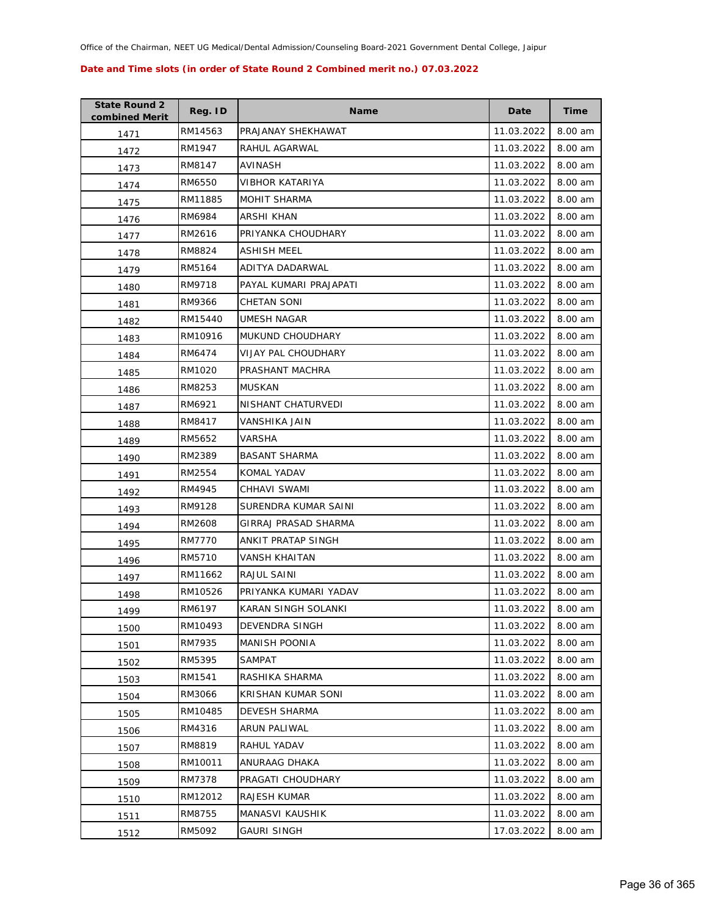Office of the Chairman, NEET UG Medical/Dental Admission/Counseling Board-2021 Government Dental College, Jaipur

**Date and Time slots (in order of State Round 2 Combined merit no.) 07.03.2022**

| State Round 2 combined Merit | Reg. ID | Name | Date | Time |
|---|---|---|---|---|
| 1471 | RM14563 | PRAJANAY SHEKHAWAT | 11.03.2022 | 8.00 am |
| 1472 | RM1947 | RAHUL AGARWAL | 11.03.2022 | 8.00 am |
| 1473 | RM8147 | AVINASH | 11.03.2022 | 8.00 am |
| 1474 | RM6550 | VIBHOR KATARIYA | 11.03.2022 | 8.00 am |
| 1475 | RM11885 | MOHIT SHARMA | 11.03.2022 | 8.00 am |
| 1476 | RM6984 | ARSHI KHAN | 11.03.2022 | 8.00 am |
| 1477 | RM2616 | PRIYANKA CHOUDHARY | 11.03.2022 | 8.00 am |
| 1478 | RM8824 | ASHISH MEEL | 11.03.2022 | 8.00 am |
| 1479 | RM5164 | ADITYA DADARWAL | 11.03.2022 | 8.00 am |
| 1480 | RM9718 | PAYAL KUMARI PRAJAPATI | 11.03.2022 | 8.00 am |
| 1481 | RM9366 | CHETAN SONI | 11.03.2022 | 8.00 am |
| 1482 | RM15440 | UMESH NAGAR | 11.03.2022 | 8.00 am |
| 1483 | RM10916 | MUKUND CHOUDHARY | 11.03.2022 | 8.00 am |
| 1484 | RM6474 | VIJAY PAL CHOUDHARY | 11.03.2022 | 8.00 am |
| 1485 | RM1020 | PRASHANT MACHRA | 11.03.2022 | 8.00 am |
| 1486 | RM8253 | MUSKAN | 11.03.2022 | 8.00 am |
| 1487 | RM6921 | NISHANT CHATURVEDI | 11.03.2022 | 8.00 am |
| 1488 | RM8417 | VANSHIKA JAIN | 11.03.2022 | 8.00 am |
| 1489 | RM5652 | VARSHA | 11.03.2022 | 8.00 am |
| 1490 | RM2389 | BASANT SHARMA | 11.03.2022 | 8.00 am |
| 1491 | RM2554 | KOMAL YADAV | 11.03.2022 | 8.00 am |
| 1492 | RM4945 | CHHAVI SWAMI | 11.03.2022 | 8.00 am |
| 1493 | RM9128 | SURENDRA KUMAR SAINI | 11.03.2022 | 8.00 am |
| 1494 | RM2608 | GIRRAJ PRASAD SHARMA | 11.03.2022 | 8.00 am |
| 1495 | RM7770 | ANKIT PRATAP SINGH | 11.03.2022 | 8.00 am |
| 1496 | RM5710 | VANSH KHAITAN | 11.03.2022 | 8.00 am |
| 1497 | RM11662 | RAJUL SAINI | 11.03.2022 | 8.00 am |
| 1498 | RM10526 | PRIYANKA KUMARI YADAV | 11.03.2022 | 8.00 am |
| 1499 | RM6197 | KARAN SINGH SOLANKI | 11.03.2022 | 8.00 am |
| 1500 | RM10493 | DEVENDRA SINGH | 11.03.2022 | 8.00 am |
| 1501 | RM7935 | MANISH POONIA | 11.03.2022 | 8.00 am |
| 1502 | RM5395 | SAMPAT | 11.03.2022 | 8.00 am |
| 1503 | RM1541 | RASHIKA SHARMA | 11.03.2022 | 8.00 am |
| 1504 | RM3066 | KRISHAN KUMAR SONI | 11.03.2022 | 8.00 am |
| 1505 | RM10485 | DEVESH SHARMA | 11.03.2022 | 8.00 am |
| 1506 | RM4316 | ARUN PALIWAL | 11.03.2022 | 8.00 am |
| 1507 | RM8819 | RAHUL YADAV | 11.03.2022 | 8.00 am |
| 1508 | RM10011 | ANURAAG DHAKA | 11.03.2022 | 8.00 am |
| 1509 | RM7378 | PRAGATI CHOUDHARY | 11.03.2022 | 8.00 am |
| 1510 | RM12012 | RAJESH KUMAR | 11.03.2022 | 8.00 am |
| 1511 | RM8755 | MANASVI KAUSHIK | 11.03.2022 | 8.00 am |
| 1512 | RM5092 | GAURI SINGH | 17.03.2022 | 8.00 am |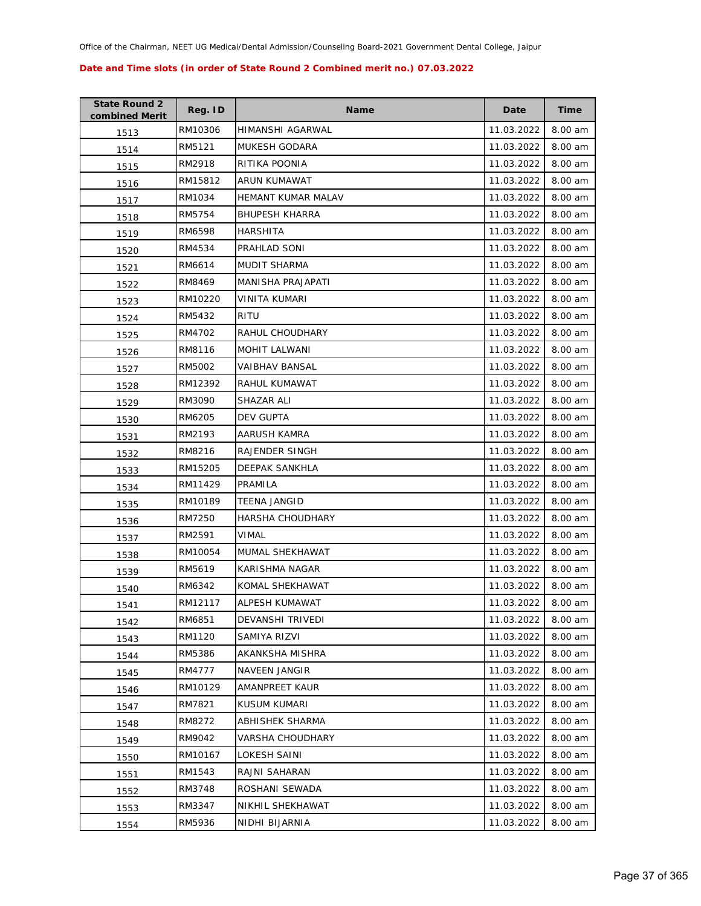Office of the Chairman, NEET UG Medical/Dental Admission/Counseling Board-2021 Government Dental College, Jaipur

**Date and Time slots (in order of State Round 2 Combined merit no.) 07.03.2022**

| State Round 2 combined Merit | Reg. ID | Name | Date | Time |
|---|---|---|---|---|
| 1513 | RM10306 | HIMANSHI AGARWAL | 11.03.2022 | 8.00 am |
| 1514 | RM5121 | MUKESH GODARA | 11.03.2022 | 8.00 am |
| 1515 | RM2918 | RITIKA POONIA | 11.03.2022 | 8.00 am |
| 1516 | RM15812 | ARUN KUMAWAT | 11.03.2022 | 8.00 am |
| 1517 | RM1034 | HEMANT KUMAR MALAV | 11.03.2022 | 8.00 am |
| 1518 | RM5754 | BHUPESH KHARRA | 11.03.2022 | 8.00 am |
| 1519 | RM6598 | HARSHITA | 11.03.2022 | 8.00 am |
| 1520 | RM4534 | PRAHLAD SONI | 11.03.2022 | 8.00 am |
| 1521 | RM6614 | MUDIT SHARMA | 11.03.2022 | 8.00 am |
| 1522 | RM8469 | MANISHA PRAJAPATI | 11.03.2022 | 8.00 am |
| 1523 | RM10220 | VINITA KUMARI | 11.03.2022 | 8.00 am |
| 1524 | RM5432 | RITU | 11.03.2022 | 8.00 am |
| 1525 | RM4702 | RAHUL CHOUDHARY | 11.03.2022 | 8.00 am |
| 1526 | RM8116 | MOHIT LALWANI | 11.03.2022 | 8.00 am |
| 1527 | RM5002 | VAIBHAV BANSAL | 11.03.2022 | 8.00 am |
| 1528 | RM12392 | RAHUL KUMAWAT | 11.03.2022 | 8.00 am |
| 1529 | RM3090 | SHAZAR ALI | 11.03.2022 | 8.00 am |
| 1530 | RM6205 | DEV GUPTA | 11.03.2022 | 8.00 am |
| 1531 | RM2193 | AARUSH KAMRA | 11.03.2022 | 8.00 am |
| 1532 | RM8216 | RAJENDER SINGH | 11.03.2022 | 8.00 am |
| 1533 | RM15205 | DEEPAK SANKHLA | 11.03.2022 | 8.00 am |
| 1534 | RM11429 | PRAMILA | 11.03.2022 | 8.00 am |
| 1535 | RM10189 | TEENA JANGID | 11.03.2022 | 8.00 am |
| 1536 | RM7250 | HARSHA CHOUDHARY | 11.03.2022 | 8.00 am |
| 1537 | RM2591 | VIMAL | 11.03.2022 | 8.00 am |
| 1538 | RM10054 | MUMAL SHEKHAWAT | 11.03.2022 | 8.00 am |
| 1539 | RM5619 | KARISHMA NAGAR | 11.03.2022 | 8.00 am |
| 1540 | RM6342 | KOMAL SHEKHAWAT | 11.03.2022 | 8.00 am |
| 1541 | RM12117 | ALPESH KUMAWAT | 11.03.2022 | 8.00 am |
| 1542 | RM6851 | DEVANSHI TRIVEDI | 11.03.2022 | 8.00 am |
| 1543 | RM1120 | SAMIYA RIZVI | 11.03.2022 | 8.00 am |
| 1544 | RM5386 | AKANKSHA MISHRA | 11.03.2022 | 8.00 am |
| 1545 | RM4777 | NAVEEN JANGIR | 11.03.2022 | 8.00 am |
| 1546 | RM10129 | AMANPREET KAUR | 11.03.2022 | 8.00 am |
| 1547 | RM7821 | KUSUM KUMARI | 11.03.2022 | 8.00 am |
| 1548 | RM8272 | ABHISHEK SHARMA | 11.03.2022 | 8.00 am |
| 1549 | RM9042 | VARSHA CHOUDHARY | 11.03.2022 | 8.00 am |
| 1550 | RM10167 | LOKESH SAINI | 11.03.2022 | 8.00 am |
| 1551 | RM1543 | RAJNI SAHARAN | 11.03.2022 | 8.00 am |
| 1552 | RM3748 | ROSHANI SEWADA | 11.03.2022 | 8.00 am |
| 1553 | RM3347 | NIKHIL SHEKHAWAT | 11.03.2022 | 8.00 am |
| 1554 | RM5936 | NIDHI BIJARNIA | 11.03.2022 | 8.00 am |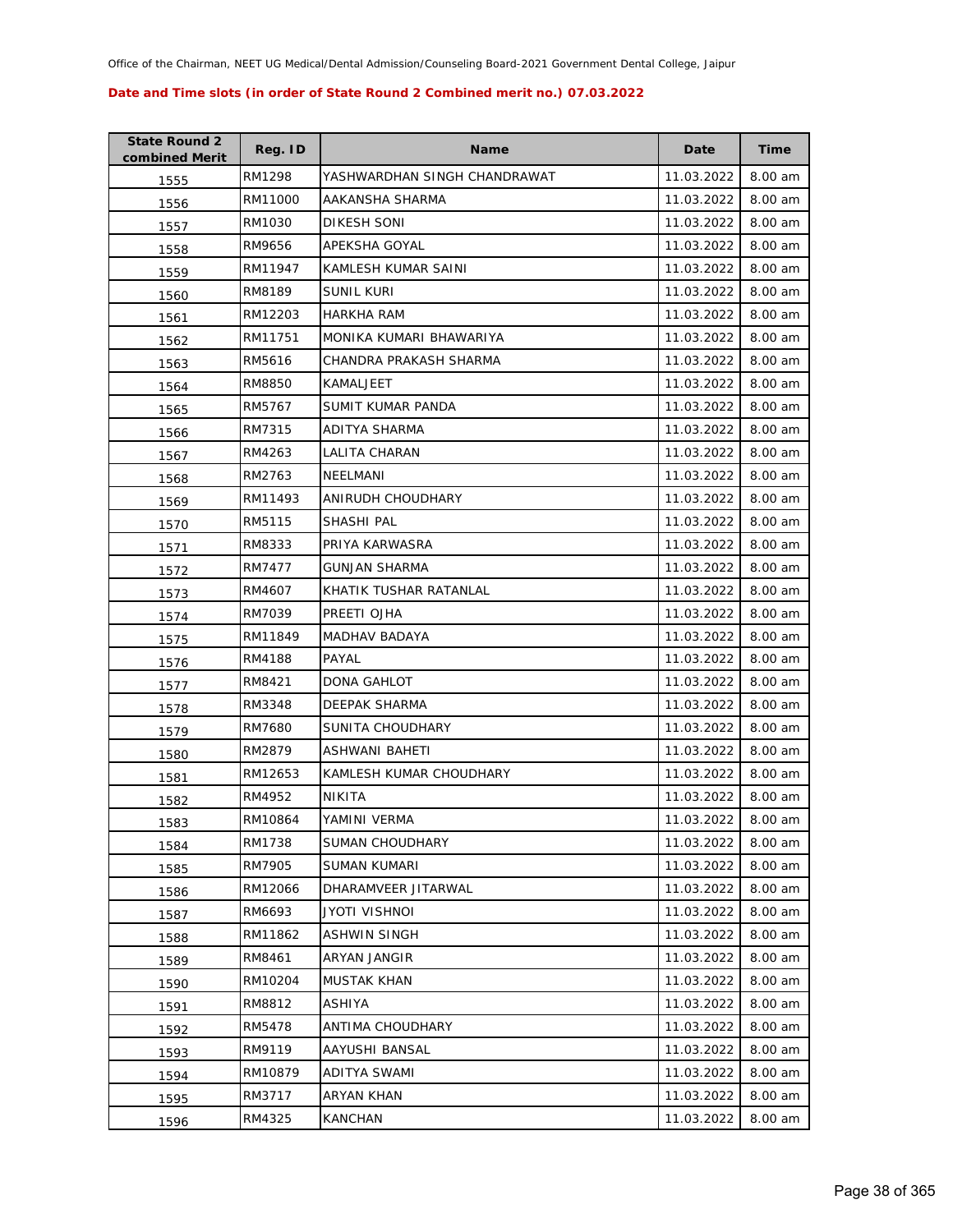Office of the Chairman, NEET UG Medical/Dental Admission/Counseling Board-2021 Government Dental College, Jaipur

**Date and Time slots (in order of State Round 2 Combined merit no.) 07.03.2022**

| State Round 2 combined Merit | Reg. ID | Name | Date | Time |
|---|---|---|---|---|
| 1555 | RM1298 | YASHWARDHAN SINGH CHANDRAWAT | 11.03.2022 | 8.00 am |
| 1556 | RM11000 | AAKANSHA SHARMA | 11.03.2022 | 8.00 am |
| 1557 | RM1030 | DIKESH SONI | 11.03.2022 | 8.00 am |
| 1558 | RM9656 | APEKSHA GOYAL | 11.03.2022 | 8.00 am |
| 1559 | RM11947 | KAMLESH KUMAR SAINI | 11.03.2022 | 8.00 am |
| 1560 | RM8189 | SUNIL KURI | 11.03.2022 | 8.00 am |
| 1561 | RM12203 | HARKHA RAM | 11.03.2022 | 8.00 am |
| 1562 | RM11751 | MONIKA KUMARI BHAWARIYA | 11.03.2022 | 8.00 am |
| 1563 | RM5616 | CHANDRA PRAKASH SHARMA | 11.03.2022 | 8.00 am |
| 1564 | RM8850 | KAMALJEET | 11.03.2022 | 8.00 am |
| 1565 | RM5767 | SUMIT KUMAR PANDA | 11.03.2022 | 8.00 am |
| 1566 | RM7315 | ADITYA SHARMA | 11.03.2022 | 8.00 am |
| 1567 | RM4263 | LALITA CHARAN | 11.03.2022 | 8.00 am |
| 1568 | RM2763 | NEELMANI | 11.03.2022 | 8.00 am |
| 1569 | RM11493 | ANIRUDH CHOUDHARY | 11.03.2022 | 8.00 am |
| 1570 | RM5115 | SHASHI PAL | 11.03.2022 | 8.00 am |
| 1571 | RM8333 | PRIYA KARWASRA | 11.03.2022 | 8.00 am |
| 1572 | RM7477 | GUNJAN SHARMA | 11.03.2022 | 8.00 am |
| 1573 | RM4607 | KHATIK TUSHAR RATANLAL | 11.03.2022 | 8.00 am |
| 1574 | RM7039 | PREETI OJHA | 11.03.2022 | 8.00 am |
| 1575 | RM11849 | MADHAV BADAYA | 11.03.2022 | 8.00 am |
| 1576 | RM4188 | PAYAL | 11.03.2022 | 8.00 am |
| 1577 | RM8421 | DONA GAHLOT | 11.03.2022 | 8.00 am |
| 1578 | RM3348 | DEEPAK SHARMA | 11.03.2022 | 8.00 am |
| 1579 | RM7680 | SUNITA CHOUDHARY | 11.03.2022 | 8.00 am |
| 1580 | RM2879 | ASHWANI BAHETI | 11.03.2022 | 8.00 am |
| 1581 | RM12653 | KAMLESH KUMAR CHOUDHARY | 11.03.2022 | 8.00 am |
| 1582 | RM4952 | NIKITA | 11.03.2022 | 8.00 am |
| 1583 | RM10864 | YAMINI VERMA | 11.03.2022 | 8.00 am |
| 1584 | RM1738 | SUMAN CHOUDHARY | 11.03.2022 | 8.00 am |
| 1585 | RM7905 | SUMAN KUMARI | 11.03.2022 | 8.00 am |
| 1586 | RM12066 | DHARAMVEER JITARWAL | 11.03.2022 | 8.00 am |
| 1587 | RM6693 | JYOTI VISHNOI | 11.03.2022 | 8.00 am |
| 1588 | RM11862 | ASHWIN SINGH | 11.03.2022 | 8.00 am |
| 1589 | RM8461 | ARYAN JANGIR | 11.03.2022 | 8.00 am |
| 1590 | RM10204 | MUSTAK KHAN | 11.03.2022 | 8.00 am |
| 1591 | RM8812 | ASHIYA | 11.03.2022 | 8.00 am |
| 1592 | RM5478 | ANTIMA CHOUDHARY | 11.03.2022 | 8.00 am |
| 1593 | RM9119 | AAYUSHI BANSAL | 11.03.2022 | 8.00 am |
| 1594 | RM10879 | ADITYA SWAMI | 11.03.2022 | 8.00 am |
| 1595 | RM3717 | ARYAN KHAN | 11.03.2022 | 8.00 am |
| 1596 | RM4325 | KANCHAN | 11.03.2022 | 8.00 am |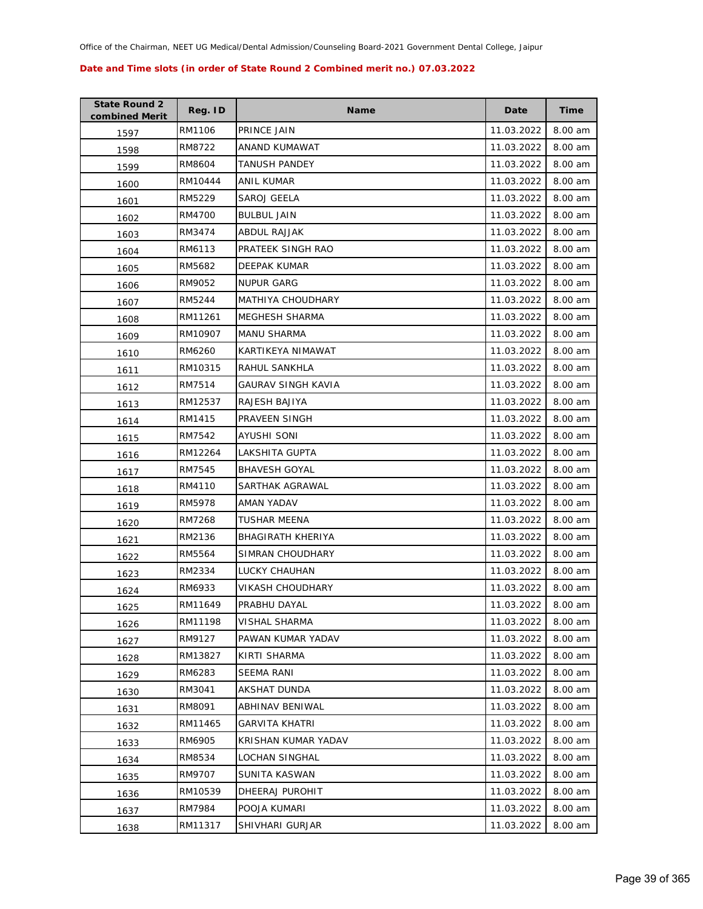Office of the Chairman, NEET UG Medical/Dental Admission/Counseling Board-2021 Government Dental College, Jaipur

**Date and Time slots (in order of State Round 2 Combined merit no.) 07.03.2022**

| State Round 2 combined Merit | Reg. ID | Name | Date | Time |
|---|---|---|---|---|
| 1597 | RM1106 | PRINCE JAIN | 11.03.2022 | 8.00 am |
| 1598 | RM8722 | ANAND KUMAWAT | 11.03.2022 | 8.00 am |
| 1599 | RM8604 | TANUSH PANDEY | 11.03.2022 | 8.00 am |
| 1600 | RM10444 | ANIL KUMAR | 11.03.2022 | 8.00 am |
| 1601 | RM5229 | SAROJ GEELA | 11.03.2022 | 8.00 am |
| 1602 | RM4700 | BULBUL JAIN | 11.03.2022 | 8.00 am |
| 1603 | RM3474 | ABDUL RAJJAK | 11.03.2022 | 8.00 am |
| 1604 | RM6113 | PRATEEK SINGH RAO | 11.03.2022 | 8.00 am |
| 1605 | RM5682 | DEEPAK KUMAR | 11.03.2022 | 8.00 am |
| 1606 | RM9052 | NUPUR GARG | 11.03.2022 | 8.00 am |
| 1607 | RM5244 | MATHIYA CHOUDHARY | 11.03.2022 | 8.00 am |
| 1608 | RM11261 | MEGHESH SHARMA | 11.03.2022 | 8.00 am |
| 1609 | RM10907 | MANU SHARMA | 11.03.2022 | 8.00 am |
| 1610 | RM6260 | KARTIKEYA NIMAWAT | 11.03.2022 | 8.00 am |
| 1611 | RM10315 | RAHUL SANKHLA | 11.03.2022 | 8.00 am |
| 1612 | RM7514 | GAURAV SINGH KAVIA | 11.03.2022 | 8.00 am |
| 1613 | RM12537 | RAJESH BAJIYA | 11.03.2022 | 8.00 am |
| 1614 | RM1415 | PRAVEEN SINGH | 11.03.2022 | 8.00 am |
| 1615 | RM7542 | AYUSHI SONI | 11.03.2022 | 8.00 am |
| 1616 | RM12264 | LAKSHITA GUPTA | 11.03.2022 | 8.00 am |
| 1617 | RM7545 | BHAVESH GOYAL | 11.03.2022 | 8.00 am |
| 1618 | RM4110 | SARTHAK AGRAWAL | 11.03.2022 | 8.00 am |
| 1619 | RM5978 | AMAN YADAV | 11.03.2022 | 8.00 am |
| 1620 | RM7268 | TUSHAR MEENA | 11.03.2022 | 8.00 am |
| 1621 | RM2136 | BHAGIRATH KHERIYA | 11.03.2022 | 8.00 am |
| 1622 | RM5564 | SIMRAN CHOUDHARY | 11.03.2022 | 8.00 am |
| 1623 | RM2334 | LUCKY CHAUHAN | 11.03.2022 | 8.00 am |
| 1624 | RM6933 | VIKASH CHOUDHARY | 11.03.2022 | 8.00 am |
| 1625 | RM11649 | PRABHU DAYAL | 11.03.2022 | 8.00 am |
| 1626 | RM11198 | VISHAL SHARMA | 11.03.2022 | 8.00 am |
| 1627 | RM9127 | PAWAN KUMAR YADAV | 11.03.2022 | 8.00 am |
| 1628 | RM13827 | KIRTI SHARMA | 11.03.2022 | 8.00 am |
| 1629 | RM6283 | SEEMA RANI | 11.03.2022 | 8.00 am |
| 1630 | RM3041 | AKSHAT DUNDA | 11.03.2022 | 8.00 am |
| 1631 | RM8091 | ABHINAV BENIWAL | 11.03.2022 | 8.00 am |
| 1632 | RM11465 | GARVITA KHATRI | 11.03.2022 | 8.00 am |
| 1633 | RM6905 | KRISHAN KUMAR YADAV | 11.03.2022 | 8.00 am |
| 1634 | RM8534 | LOCHAN SINGHAL | 11.03.2022 | 8.00 am |
| 1635 | RM9707 | SUNITA KASWAN | 11.03.2022 | 8.00 am |
| 1636 | RM10539 | DHEERAJ PUROHIT | 11.03.2022 | 8.00 am |
| 1637 | RM7984 | POOJA KUMARI | 11.03.2022 | 8.00 am |
| 1638 | RM11317 | SHIVHARI GURJAR | 11.03.2022 | 8.00 am |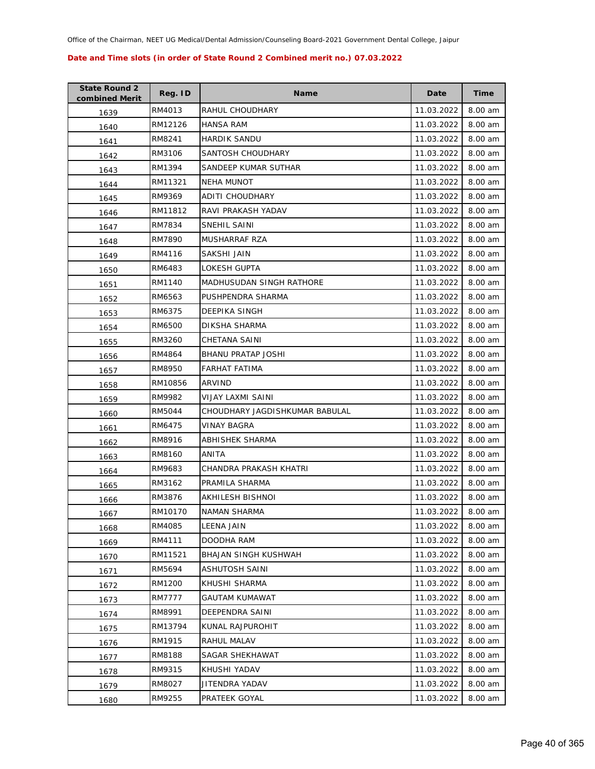Office of the Chairman, NEET UG Medical/Dental Admission/Counseling Board-2021 Government Dental College, Jaipur

**Date and Time slots (in order of State Round 2 Combined merit no.) 07.03.2022**

| State Round 2 combined Merit | Reg. ID | Name | Date | Time |
|---|---|---|---|---|
| 1639 | RM4013 | RAHUL CHOUDHARY | 11.03.2022 | 8.00 am |
| 1640 | RM12126 | HANSA RAM | 11.03.2022 | 8.00 am |
| 1641 | RM8241 | HARDIK SANDU | 11.03.2022 | 8.00 am |
| 1642 | RM3106 | SANTOSH CHOUDHARY | 11.03.2022 | 8.00 am |
| 1643 | RM1394 | SANDEEP KUMAR SUTHAR | 11.03.2022 | 8.00 am |
| 1644 | RM11321 | NEHA MUNOT | 11.03.2022 | 8.00 am |
| 1645 | RM9369 | ADITI CHOUDHARY | 11.03.2022 | 8.00 am |
| 1646 | RM11812 | RAVI PRAKASH YADAV | 11.03.2022 | 8.00 am |
| 1647 | RM7834 | SNEHIL SAINI | 11.03.2022 | 8.00 am |
| 1648 | RM7890 | MUSHARRAF RZA | 11.03.2022 | 8.00 am |
| 1649 | RM4116 | SAKSHI JAIN | 11.03.2022 | 8.00 am |
| 1650 | RM6483 | LOKESH GUPTA | 11.03.2022 | 8.00 am |
| 1651 | RM1140 | MADHUSUDAN SINGH RATHORE | 11.03.2022 | 8.00 am |
| 1652 | RM6563 | PUSHPENDRA SHARMA | 11.03.2022 | 8.00 am |
| 1653 | RM6375 | DEEPIKA SINGH | 11.03.2022 | 8.00 am |
| 1654 | RM6500 | DIKSHA SHARMA | 11.03.2022 | 8.00 am |
| 1655 | RM3260 | CHETANA SAINI | 11.03.2022 | 8.00 am |
| 1656 | RM4864 | BHANU PRATAP JOSHI | 11.03.2022 | 8.00 am |
| 1657 | RM8950 | FARHAT FATIMA | 11.03.2022 | 8.00 am |
| 1658 | RM10856 | ARVIND | 11.03.2022 | 8.00 am |
| 1659 | RM9982 | VIJAY LAXMI SAINI | 11.03.2022 | 8.00 am |
| 1660 | RM5044 | CHOUDHARY JAGDISHKUMAR BABULAL | 11.03.2022 | 8.00 am |
| 1661 | RM6475 | VINAY BAGRA | 11.03.2022 | 8.00 am |
| 1662 | RM8916 | ABHISHEK SHARMA | 11.03.2022 | 8.00 am |
| 1663 | RM8160 | ANITA | 11.03.2022 | 8.00 am |
| 1664 | RM9683 | CHANDRA PRAKASH KHATRI | 11.03.2022 | 8.00 am |
| 1665 | RM3162 | PRAMILA SHARMA | 11.03.2022 | 8.00 am |
| 1666 | RM3876 | AKHILESH BISHNOI | 11.03.2022 | 8.00 am |
| 1667 | RM10170 | NAMAN SHARMA | 11.03.2022 | 8.00 am |
| 1668 | RM4085 | LEENA JAIN | 11.03.2022 | 8.00 am |
| 1669 | RM4111 | DOODHA RAM | 11.03.2022 | 8.00 am |
| 1670 | RM11521 | BHAJAN SINGH KUSHWAH | 11.03.2022 | 8.00 am |
| 1671 | RM5694 | ASHUTOSH SAINI | 11.03.2022 | 8.00 am |
| 1672 | RM1200 | KHUSHI SHARMA | 11.03.2022 | 8.00 am |
| 1673 | RM7777 | GAUTAM KUMAWAT | 11.03.2022 | 8.00 am |
| 1674 | RM8991 | DEEPENDRA SAINI | 11.03.2022 | 8.00 am |
| 1675 | RM13794 | KUNAL RAJPUROHIT | 11.03.2022 | 8.00 am |
| 1676 | RM1915 | RAHUL MALAV | 11.03.2022 | 8.00 am |
| 1677 | RM8188 | SAGAR SHEKHAWAT | 11.03.2022 | 8.00 am |
| 1678 | RM9315 | KHUSHI YADAV | 11.03.2022 | 8.00 am |
| 1679 | RM8027 | JITENDRA YADAV | 11.03.2022 | 8.00 am |
| 1680 | RM9255 | PRATEEK GOYAL | 11.03.2022 | 8.00 am |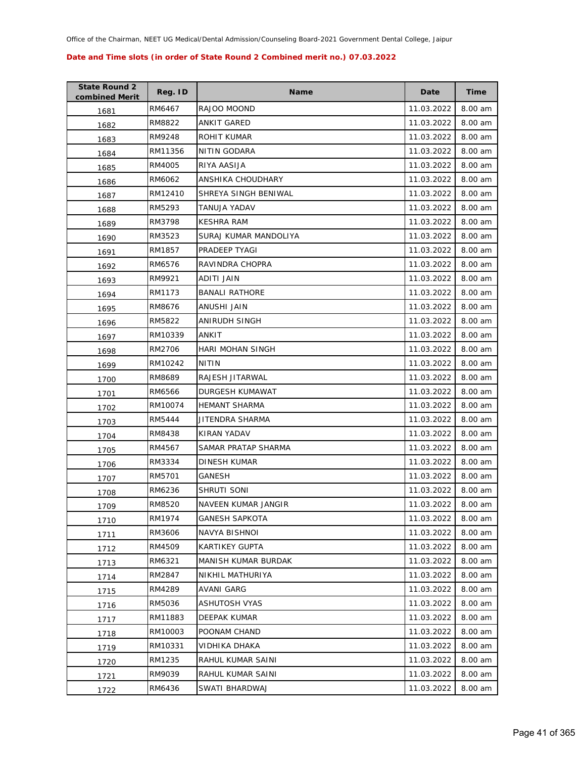Office of the Chairman, NEET UG Medical/Dental Admission/Counseling Board-2021 Government Dental College, Jaipur

**Date and Time slots (in order of State Round 2 Combined merit no.) 07.03.2022**

| State Round 2 combined Merit | Reg. ID | Name | Date | Time |
|---|---|---|---|---|
| 1681 | RM6467 | RAJOO MOOND | 11.03.2022 | 8.00 am |
| 1682 | RM8822 | ANKIT GARED | 11.03.2022 | 8.00 am |
| 1683 | RM9248 | ROHIT KUMAR | 11.03.2022 | 8.00 am |
| 1684 | RM11356 | NITIN GODARA | 11.03.2022 | 8.00 am |
| 1685 | RM4005 | RIYA AASIJA | 11.03.2022 | 8.00 am |
| 1686 | RM6062 | ANSHIKA CHOUDHARY | 11.03.2022 | 8.00 am |
| 1687 | RM12410 | SHREYA SINGH BENIWAL | 11.03.2022 | 8.00 am |
| 1688 | RM5293 | TANUJA YADAV | 11.03.2022 | 8.00 am |
| 1689 | RM3798 | KESHRA RAM | 11.03.2022 | 8.00 am |
| 1690 | RM3523 | SURAJ KUMAR MANDOLIYA | 11.03.2022 | 8.00 am |
| 1691 | RM1857 | PRADEEP TYAGI | 11.03.2022 | 8.00 am |
| 1692 | RM6576 | RAVINDRA CHOPRA | 11.03.2022 | 8.00 am |
| 1693 | RM9921 | ADITI JAIN | 11.03.2022 | 8.00 am |
| 1694 | RM1173 | BANALI RATHORE | 11.03.2022 | 8.00 am |
| 1695 | RM8676 | ANUSHI JAIN | 11.03.2022 | 8.00 am |
| 1696 | RM5822 | ANIRUDH SINGH | 11.03.2022 | 8.00 am |
| 1697 | RM10339 | ANKIT | 11.03.2022 | 8.00 am |
| 1698 | RM2706 | HARI MOHAN SINGH | 11.03.2022 | 8.00 am |
| 1699 | RM10242 | NITIN | 11.03.2022 | 8.00 am |
| 1700 | RM8689 | RAJESH JITARWAL | 11.03.2022 | 8.00 am |
| 1701 | RM6566 | DURGESH KUMAWAT | 11.03.2022 | 8.00 am |
| 1702 | RM10074 | HEMANT SHARMA | 11.03.2022 | 8.00 am |
| 1703 | RM5444 | JITENDRA SHARMA | 11.03.2022 | 8.00 am |
| 1704 | RM8438 | KIRAN YADAV | 11.03.2022 | 8.00 am |
| 1705 | RM4567 | SAMAR PRATAP SHARMA | 11.03.2022 | 8.00 am |
| 1706 | RM3334 | DINESH KUMAR | 11.03.2022 | 8.00 am |
| 1707 | RM5701 | GANESH | 11.03.2022 | 8.00 am |
| 1708 | RM6236 | SHRUTI SONI | 11.03.2022 | 8.00 am |
| 1709 | RM8520 | NAVEEN KUMAR JANGIR | 11.03.2022 | 8.00 am |
| 1710 | RM1974 | GANESH SAPKOTA | 11.03.2022 | 8.00 am |
| 1711 | RM3606 | NAVYA BISHNOI | 11.03.2022 | 8.00 am |
| 1712 | RM4509 | KARTIKEY GUPTA | 11.03.2022 | 8.00 am |
| 1713 | RM6321 | MANISH KUMAR BURDAK | 11.03.2022 | 8.00 am |
| 1714 | RM2847 | NIKHIL MATHURIYA | 11.03.2022 | 8.00 am |
| 1715 | RM4289 | AVANI GARG | 11.03.2022 | 8.00 am |
| 1716 | RM5036 | ASHUTOSH VYAS | 11.03.2022 | 8.00 am |
| 1717 | RM11883 | DEEPAK KUMAR | 11.03.2022 | 8.00 am |
| 1718 | RM10003 | POONAM CHAND | 11.03.2022 | 8.00 am |
| 1719 | RM10331 | VIDHIKA DHAKA | 11.03.2022 | 8.00 am |
| 1720 | RM1235 | RAHUL KUMAR SAINI | 11.03.2022 | 8.00 am |
| 1721 | RM9039 | RAHUL KUMAR SAINI | 11.03.2022 | 8.00 am |
| 1722 | RM6436 | SWATI BHARDWAJ | 11.03.2022 | 8.00 am |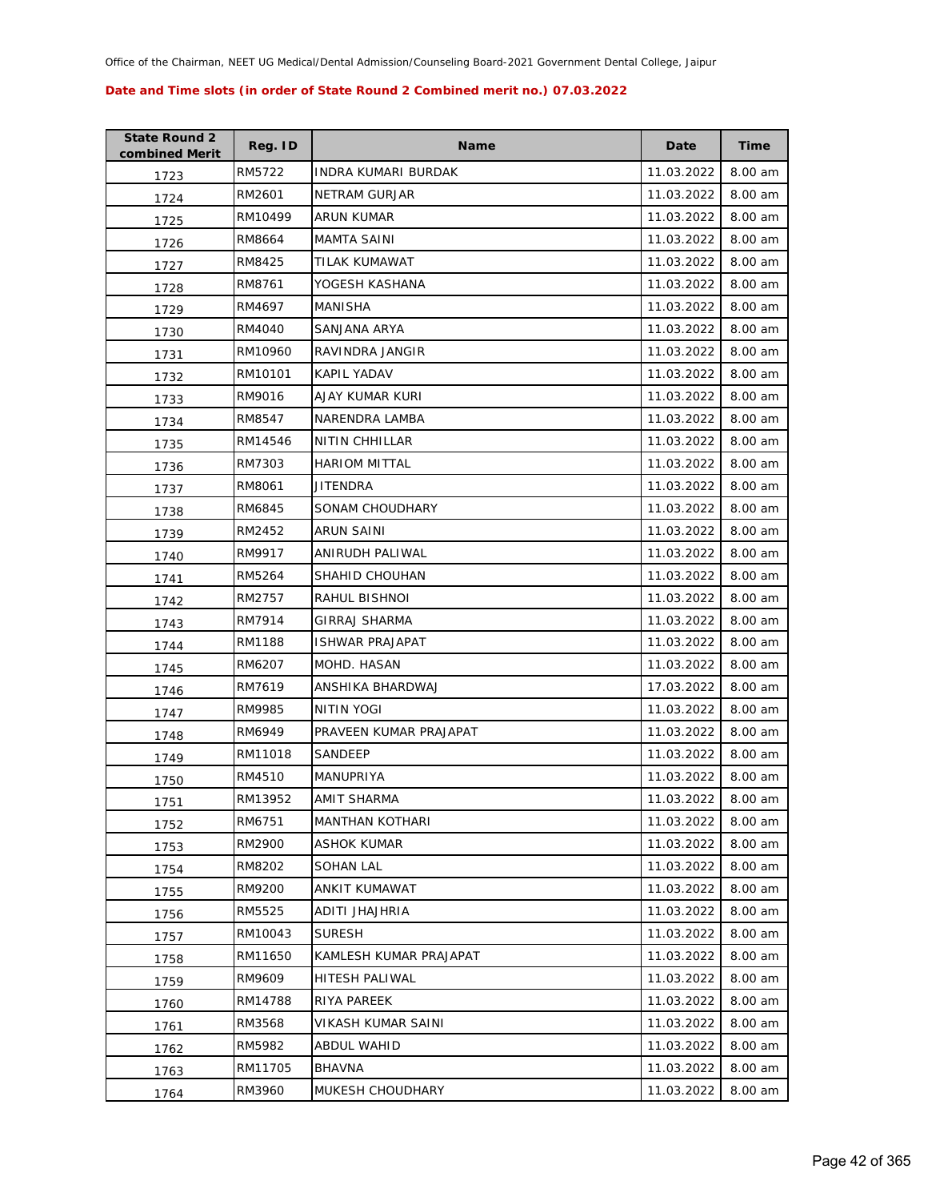Office of the Chairman, NEET UG Medical/Dental Admission/Counseling Board-2021 Government Dental College, Jaipur

**Date and Time slots (in order of State Round 2 Combined merit no.) 07.03.2022**

| State Round 2 combined Merit | Reg. ID | Name | Date | Time |
|---|---|---|---|---|
| 1723 | RM5722 | INDRA KUMARI BURDAK | 11.03.2022 | 8.00 am |
| 1724 | RM2601 | NETRAM GURJAR | 11.03.2022 | 8.00 am |
| 1725 | RM10499 | ARUN KUMAR | 11.03.2022 | 8.00 am |
| 1726 | RM8664 | MAMTA SAINI | 11.03.2022 | 8.00 am |
| 1727 | RM8425 | TILAK KUMAWAT | 11.03.2022 | 8.00 am |
| 1728 | RM8761 | YOGESH KASHANA | 11.03.2022 | 8.00 am |
| 1729 | RM4697 | MANISHA | 11.03.2022 | 8.00 am |
| 1730 | RM4040 | SANJANA ARYA | 11.03.2022 | 8.00 am |
| 1731 | RM10960 | RAVINDRA JANGIR | 11.03.2022 | 8.00 am |
| 1732 | RM10101 | KAPIL YADAV | 11.03.2022 | 8.00 am |
| 1733 | RM9016 | AJAY KUMAR KURI | 11.03.2022 | 8.00 am |
| 1734 | RM8547 | NARENDRA LAMBA | 11.03.2022 | 8.00 am |
| 1735 | RM14546 | NITIN CHHILLAR | 11.03.2022 | 8.00 am |
| 1736 | RM7303 | HARIOM MITTAL | 11.03.2022 | 8.00 am |
| 1737 | RM8061 | JITENDRA | 11.03.2022 | 8.00 am |
| 1738 | RM6845 | SONAM CHOUDHARY | 11.03.2022 | 8.00 am |
| 1739 | RM2452 | ARUN SAINI | 11.03.2022 | 8.00 am |
| 1740 | RM9917 | ANIRUDH PALIWAL | 11.03.2022 | 8.00 am |
| 1741 | RM5264 | SHAHID CHOUHAN | 11.03.2022 | 8.00 am |
| 1742 | RM2757 | RAHUL BISHNOI | 11.03.2022 | 8.00 am |
| 1743 | RM7914 | GIRRAJ SHARMA | 11.03.2022 | 8.00 am |
| 1744 | RM1188 | ISHWAR PRAJAPAT | 11.03.2022 | 8.00 am |
| 1745 | RM6207 | MOHD. HASAN | 11.03.2022 | 8.00 am |
| 1746 | RM7619 | ANSHIKA BHARDWAJ | 17.03.2022 | 8.00 am |
| 1747 | RM9985 | NITIN YOGI | 11.03.2022 | 8.00 am |
| 1748 | RM6949 | PRAVEEN KUMAR PRAJAPAT | 11.03.2022 | 8.00 am |
| 1749 | RM11018 | SANDEEP | 11.03.2022 | 8.00 am |
| 1750 | RM4510 | MANUPRIYA | 11.03.2022 | 8.00 am |
| 1751 | RM13952 | AMIT SHARMA | 11.03.2022 | 8.00 am |
| 1752 | RM6751 | MANTHAN KOTHARI | 11.03.2022 | 8.00 am |
| 1753 | RM2900 | ASHOK KUMAR | 11.03.2022 | 8.00 am |
| 1754 | RM8202 | SOHAN LAL | 11.03.2022 | 8.00 am |
| 1755 | RM9200 | ANKIT KUMAWAT | 11.03.2022 | 8.00 am |
| 1756 | RM5525 | ADITI JHAJHRIA | 11.03.2022 | 8.00 am |
| 1757 | RM10043 | SURESH | 11.03.2022 | 8.00 am |
| 1758 | RM11650 | KAMLESH KUMAR PRAJAPAT | 11.03.2022 | 8.00 am |
| 1759 | RM9609 | HITESH PALIWAL | 11.03.2022 | 8.00 am |
| 1760 | RM14788 | RIYA PAREEK | 11.03.2022 | 8.00 am |
| 1761 | RM3568 | VIKASH KUMAR SAINI | 11.03.2022 | 8.00 am |
| 1762 | RM5982 | ABDUL WAHID | 11.03.2022 | 8.00 am |
| 1763 | RM11705 | BHAVNA | 11.03.2022 | 8.00 am |
| 1764 | RM3960 | MUKESH CHOUDHARY | 11.03.2022 | 8.00 am |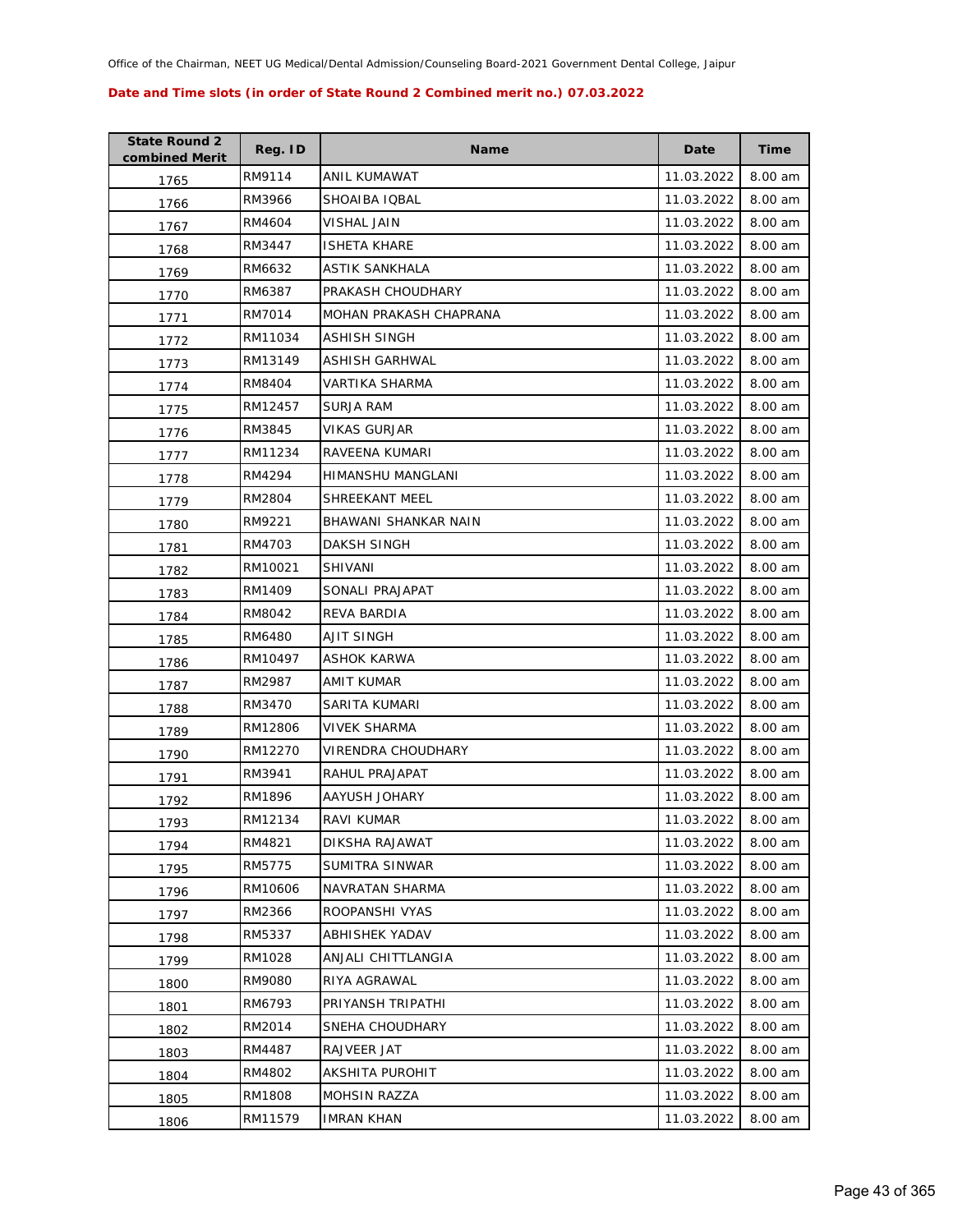Office of the Chairman, NEET UG Medical/Dental Admission/Counseling Board-2021 Government Dental College, Jaipur

**Date and Time slots (in order of State Round 2 Combined merit no.) 07.03.2022**

| State Round 2 combined Merit | Reg. ID | Name | Date | Time |
|---|---|---|---|---|
| 1765 | RM9114 | ANIL KUMAWAT | 11.03.2022 | 8.00 am |
| 1766 | RM3966 | SHOAIBA IQBAL | 11.03.2022 | 8.00 am |
| 1767 | RM4604 | VISHAL JAIN | 11.03.2022 | 8.00 am |
| 1768 | RM3447 | ISHETA KHARE | 11.03.2022 | 8.00 am |
| 1769 | RM6632 | ASTIK SANKHALA | 11.03.2022 | 8.00 am |
| 1770 | RM6387 | PRAKASH CHOUDHARY | 11.03.2022 | 8.00 am |
| 1771 | RM7014 | MOHAN PRAKASH CHAPRANA | 11.03.2022 | 8.00 am |
| 1772 | RM11034 | ASHISH SINGH | 11.03.2022 | 8.00 am |
| 1773 | RM13149 | ASHISH GARHWAL | 11.03.2022 | 8.00 am |
| 1774 | RM8404 | VARTIKA SHARMA | 11.03.2022 | 8.00 am |
| 1775 | RM12457 | SURJA RAM | 11.03.2022 | 8.00 am |
| 1776 | RM3845 | VIKAS GURJAR | 11.03.2022 | 8.00 am |
| 1777 | RM11234 | RAVEENA KUMARI | 11.03.2022 | 8.00 am |
| 1778 | RM4294 | HIMANSHU MANGLANI | 11.03.2022 | 8.00 am |
| 1779 | RM2804 | SHREEKANT MEEL | 11.03.2022 | 8.00 am |
| 1780 | RM9221 | BHAWANI SHANKAR NAIN | 11.03.2022 | 8.00 am |
| 1781 | RM4703 | DAKSH SINGH | 11.03.2022 | 8.00 am |
| 1782 | RM10021 | SHIVANI | 11.03.2022 | 8.00 am |
| 1783 | RM1409 | SONALI PRAJAPAT | 11.03.2022 | 8.00 am |
| 1784 | RM8042 | REVA BARDIA | 11.03.2022 | 8.00 am |
| 1785 | RM6480 | AJIT SINGH | 11.03.2022 | 8.00 am |
| 1786 | RM10497 | ASHOK KARWA | 11.03.2022 | 8.00 am |
| 1787 | RM2987 | AMIT KUMAR | 11.03.2022 | 8.00 am |
| 1788 | RM3470 | SARITA KUMARI | 11.03.2022 | 8.00 am |
| 1789 | RM12806 | VIVEK SHARMA | 11.03.2022 | 8.00 am |
| 1790 | RM12270 | VIRENDRA CHOUDHARY | 11.03.2022 | 8.00 am |
| 1791 | RM3941 | RAHUL PRAJAPAT | 11.03.2022 | 8.00 am |
| 1792 | RM1896 | AAYUSH JOHARY | 11.03.2022 | 8.00 am |
| 1793 | RM12134 | RAVI KUMAR | 11.03.2022 | 8.00 am |
| 1794 | RM4821 | DIKSHA RAJAWAT | 11.03.2022 | 8.00 am |
| 1795 | RM5775 | SUMITRA SINWAR | 11.03.2022 | 8.00 am |
| 1796 | RM10606 | NAVRATAN SHARMA | 11.03.2022 | 8.00 am |
| 1797 | RM2366 | ROOPANSHI VYAS | 11.03.2022 | 8.00 am |
| 1798 | RM5337 | ABHISHEK YADAV | 11.03.2022 | 8.00 am |
| 1799 | RM1028 | ANJALI CHITTLANGIA | 11.03.2022 | 8.00 am |
| 1800 | RM9080 | RIYA AGRAWAL | 11.03.2022 | 8.00 am |
| 1801 | RM6793 | PRIYANSH TRIPATHI | 11.03.2022 | 8.00 am |
| 1802 | RM2014 | SNEHA CHOUDHARY | 11.03.2022 | 8.00 am |
| 1803 | RM4487 | RAJVEER JAT | 11.03.2022 | 8.00 am |
| 1804 | RM4802 | AKSHITA PUROHIT | 11.03.2022 | 8.00 am |
| 1805 | RM1808 | MOHSIN RAZZA | 11.03.2022 | 8.00 am |
| 1806 | RM11579 | IMRAN KHAN | 11.03.2022 | 8.00 am |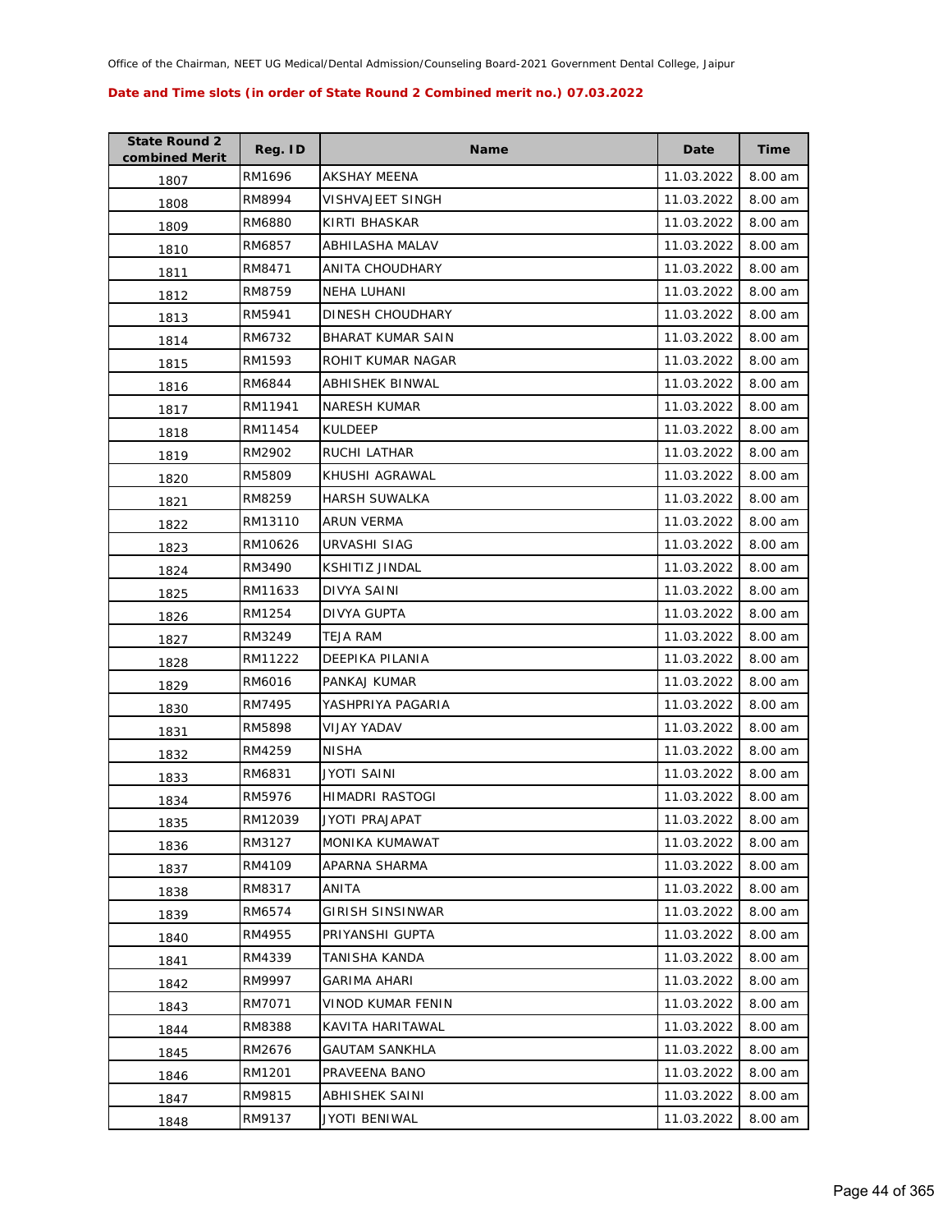Office of the Chairman, NEET UG Medical/Dental Admission/Counseling Board-2021 Government Dental College, Jaipur

**Date and Time slots (in order of State Round 2 Combined merit no.) 07.03.2022**

| State Round 2 combined Merit | Reg. ID | Name | Date | Time |
|---|---|---|---|---|
| 1807 | RM1696 | AKSHAY MEENA | 11.03.2022 | 8.00 am |
| 1808 | RM8994 | VISHVAJEET SINGH | 11.03.2022 | 8.00 am |
| 1809 | RM6880 | KIRTI BHASKAR | 11.03.2022 | 8.00 am |
| 1810 | RM6857 | ABHILASHA MALAV | 11.03.2022 | 8.00 am |
| 1811 | RM8471 | ANITA CHOUDHARY | 11.03.2022 | 8.00 am |
| 1812 | RM8759 | NEHA LUHANI | 11.03.2022 | 8.00 am |
| 1813 | RM5941 | DINESH CHOUDHARY | 11.03.2022 | 8.00 am |
| 1814 | RM6732 | BHARAT KUMAR SAIN | 11.03.2022 | 8.00 am |
| 1815 | RM1593 | ROHIT KUMAR NAGAR | 11.03.2022 | 8.00 am |
| 1816 | RM6844 | ABHISHEK BINWAL | 11.03.2022 | 8.00 am |
| 1817 | RM11941 | NARESH KUMAR | 11.03.2022 | 8.00 am |
| 1818 | RM11454 | KULDEEP | 11.03.2022 | 8.00 am |
| 1819 | RM2902 | RUCHI LATHAR | 11.03.2022 | 8.00 am |
| 1820 | RM5809 | KHUSHI AGRAWAL | 11.03.2022 | 8.00 am |
| 1821 | RM8259 | HARSH SUWALKA | 11.03.2022 | 8.00 am |
| 1822 | RM13110 | ARUN VERMA | 11.03.2022 | 8.00 am |
| 1823 | RM10626 | URVASHI SIAG | 11.03.2022 | 8.00 am |
| 1824 | RM3490 | KSHITIZ JINDAL | 11.03.2022 | 8.00 am |
| 1825 | RM11633 | DIVYA SAINI | 11.03.2022 | 8.00 am |
| 1826 | RM1254 | DIVYA GUPTA | 11.03.2022 | 8.00 am |
| 1827 | RM3249 | TEJA RAM | 11.03.2022 | 8.00 am |
| 1828 | RM11222 | DEEPIKA PILANIA | 11.03.2022 | 8.00 am |
| 1829 | RM6016 | PANKAJ KUMAR | 11.03.2022 | 8.00 am |
| 1830 | RM7495 | YASHPRIYA PAGARIA | 11.03.2022 | 8.00 am |
| 1831 | RM5898 | VIJAY YADAV | 11.03.2022 | 8.00 am |
| 1832 | RM4259 | NISHA | 11.03.2022 | 8.00 am |
| 1833 | RM6831 | JYOTI SAINI | 11.03.2022 | 8.00 am |
| 1834 | RM5976 | HIMADRI RASTOGI | 11.03.2022 | 8.00 am |
| 1835 | RM12039 | JYOTI PRAJAPAT | 11.03.2022 | 8.00 am |
| 1836 | RM3127 | MONIKA KUMAWAT | 11.03.2022 | 8.00 am |
| 1837 | RM4109 | APARNA SHARMA | 11.03.2022 | 8.00 am |
| 1838 | RM8317 | ANITA | 11.03.2022 | 8.00 am |
| 1839 | RM6574 | GIRISH SINSINWAR | 11.03.2022 | 8.00 am |
| 1840 | RM4955 | PRIYANSHI GUPTA | 11.03.2022 | 8.00 am |
| 1841 | RM4339 | TANISHA KANDA | 11.03.2022 | 8.00 am |
| 1842 | RM9997 | GARIMA AHARI | 11.03.2022 | 8.00 am |
| 1843 | RM7071 | VINOD KUMAR FENIN | 11.03.2022 | 8.00 am |
| 1844 | RM8388 | KAVITA HARITAWAL | 11.03.2022 | 8.00 am |
| 1845 | RM2676 | GAUTAM SANKHLA | 11.03.2022 | 8.00 am |
| 1846 | RM1201 | PRAVEENA BANO | 11.03.2022 | 8.00 am |
| 1847 | RM9815 | ABHISHEK SAINI | 11.03.2022 | 8.00 am |
| 1848 | RM9137 | JYOTI BENIWAL | 11.03.2022 | 8.00 am |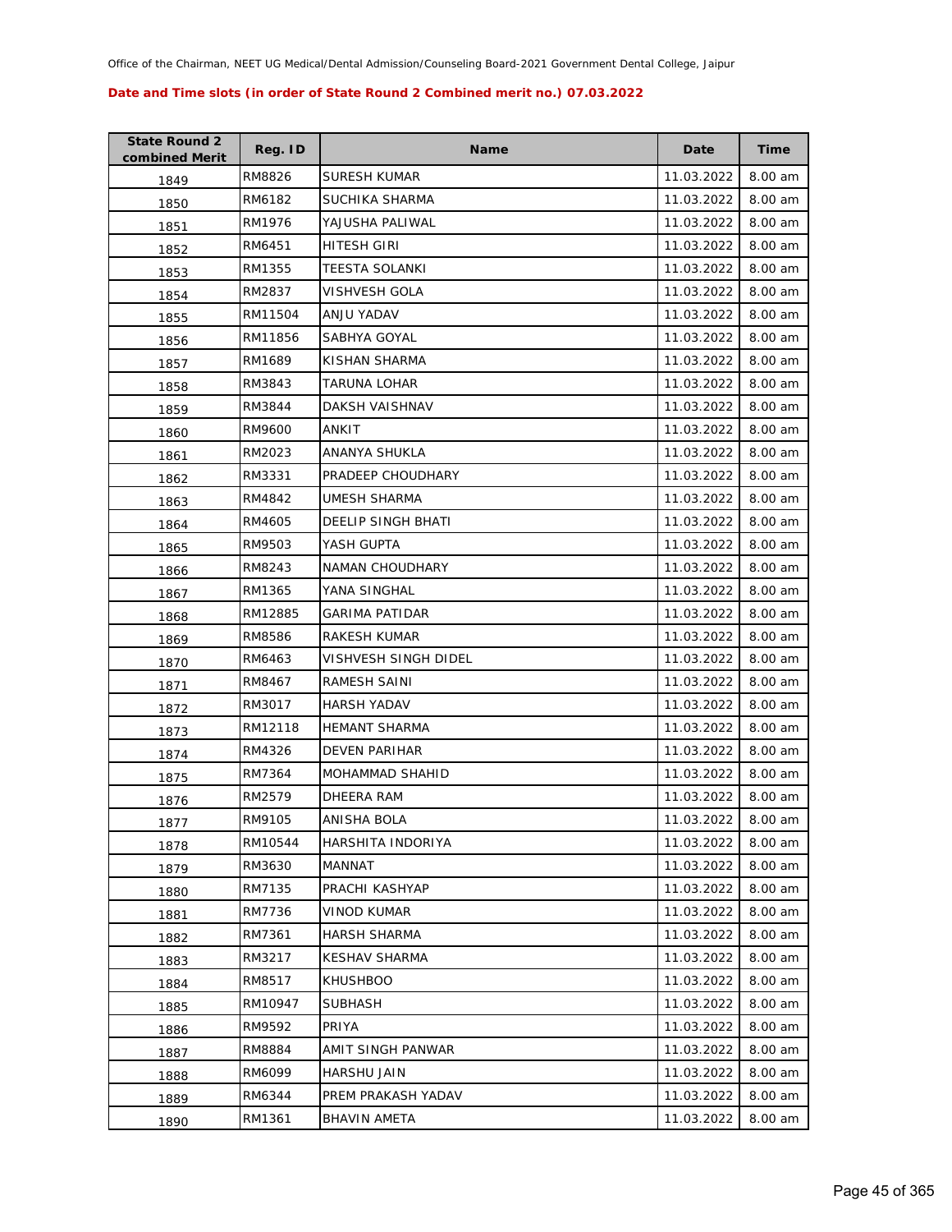Office of the Chairman, NEET UG Medical/Dental Admission/Counseling Board-2021 Government Dental College, Jaipur

**Date and Time slots (in order of State Round 2 Combined merit no.) 07.03.2022**

| State Round 2 combined Merit | Reg. ID | Name | Date | Time |
|---|---|---|---|---|
| 1849 | RM8826 | SURESH KUMAR | 11.03.2022 | 8.00 am |
| 1850 | RM6182 | SUCHIKA SHARMA | 11.03.2022 | 8.00 am |
| 1851 | RM1976 | YAJUSHA PALIWAL | 11.03.2022 | 8.00 am |
| 1852 | RM6451 | HITESH GIRI | 11.03.2022 | 8.00 am |
| 1853 | RM1355 | TEESTA SOLANKI | 11.03.2022 | 8.00 am |
| 1854 | RM2837 | VISHVESH GOLA | 11.03.2022 | 8.00 am |
| 1855 | RM11504 | ANJU YADAV | 11.03.2022 | 8.00 am |
| 1856 | RM11856 | SABHYA GOYAL | 11.03.2022 | 8.00 am |
| 1857 | RM1689 | KISHAN SHARMA | 11.03.2022 | 8.00 am |
| 1858 | RM3843 | TARUNA LOHAR | 11.03.2022 | 8.00 am |
| 1859 | RM3844 | DAKSH VAISHNAV | 11.03.2022 | 8.00 am |
| 1860 | RM9600 | ANKIT | 11.03.2022 | 8.00 am |
| 1861 | RM2023 | ANANYA SHUKLA | 11.03.2022 | 8.00 am |
| 1862 | RM3331 | PRADEEP CHOUDHARY | 11.03.2022 | 8.00 am |
| 1863 | RM4842 | UMESH SHARMA | 11.03.2022 | 8.00 am |
| 1864 | RM4605 | DEELIP SINGH BHATI | 11.03.2022 | 8.00 am |
| 1865 | RM9503 | YASH GUPTA | 11.03.2022 | 8.00 am |
| 1866 | RM8243 | NAMAN CHOUDHARY | 11.03.2022 | 8.00 am |
| 1867 | RM1365 | YANA SINGHAL | 11.03.2022 | 8.00 am |
| 1868 | RM12885 | GARIMA PATIDAR | 11.03.2022 | 8.00 am |
| 1869 | RM8586 | RAKESH KUMAR | 11.03.2022 | 8.00 am |
| 1870 | RM6463 | VISHVESH SINGH DIDEL | 11.03.2022 | 8.00 am |
| 1871 | RM8467 | RAMESH SAINI | 11.03.2022 | 8.00 am |
| 1872 | RM3017 | HARSH YADAV | 11.03.2022 | 8.00 am |
| 1873 | RM12118 | HEMANT SHARMA | 11.03.2022 | 8.00 am |
| 1874 | RM4326 | DEVEN PARIHAR | 11.03.2022 | 8.00 am |
| 1875 | RM7364 | MOHAMMAD SHAHID | 11.03.2022 | 8.00 am |
| 1876 | RM2579 | DHEERA RAM | 11.03.2022 | 8.00 am |
| 1877 | RM9105 | ANISHA BOLA | 11.03.2022 | 8.00 am |
| 1878 | RM10544 | HARSHITA INDORIYA | 11.03.2022 | 8.00 am |
| 1879 | RM3630 | MANNAT | 11.03.2022 | 8.00 am |
| 1880 | RM7135 | PRACHI KASHYAP | 11.03.2022 | 8.00 am |
| 1881 | RM7736 | VINOD KUMAR | 11.03.2022 | 8.00 am |
| 1882 | RM7361 | HARSH SHARMA | 11.03.2022 | 8.00 am |
| 1883 | RM3217 | KESHAV SHARMA | 11.03.2022 | 8.00 am |
| 1884 | RM8517 | KHUSHBOO | 11.03.2022 | 8.00 am |
| 1885 | RM10947 | SUBHASH | 11.03.2022 | 8.00 am |
| 1886 | RM9592 | PRIYA | 11.03.2022 | 8.00 am |
| 1887 | RM8884 | AMIT SINGH PANWAR | 11.03.2022 | 8.00 am |
| 1888 | RM6099 | HARSHU JAIN | 11.03.2022 | 8.00 am |
| 1889 | RM6344 | PREM PRAKASH YADAV | 11.03.2022 | 8.00 am |
| 1890 | RM1361 | BHAVIN AMETA | 11.03.2022 | 8.00 am |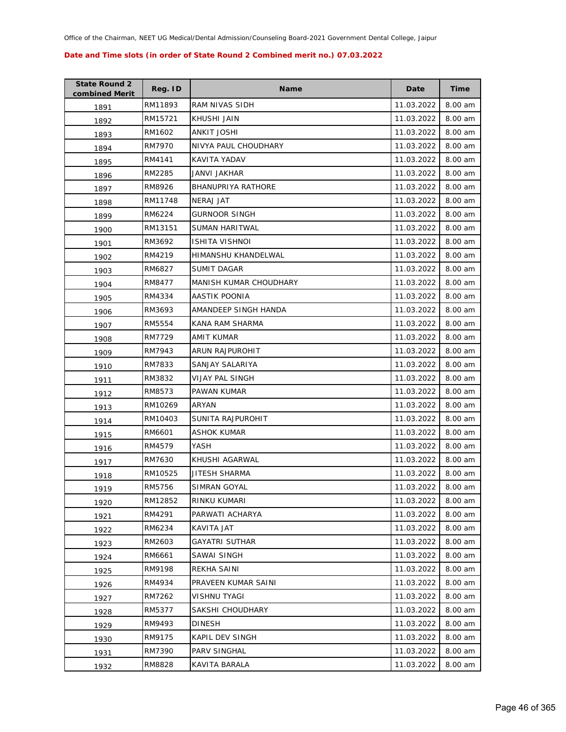Office of the Chairman, NEET UG Medical/Dental Admission/Counseling Board-2021 Government Dental College, Jaipur

**Date and Time slots (in order of State Round 2 Combined merit no.) 07.03.2022**

| State Round 2 combined Merit | Reg. ID | Name | Date | Time |
|---|---|---|---|---|
| 1891 | RM11893 | RAM NIVAS SIDH | 11.03.2022 | 8.00 am |
| 1892 | RM15721 | KHUSHI JAIN | 11.03.2022 | 8.00 am |
| 1893 | RM1602 | ANKIT JOSHI | 11.03.2022 | 8.00 am |
| 1894 | RM7970 | NIVYA PAUL CHOUDHARY | 11.03.2022 | 8.00 am |
| 1895 | RM4141 | KAVITA YADAV | 11.03.2022 | 8.00 am |
| 1896 | RM2285 | JANVI JAKHAR | 11.03.2022 | 8.00 am |
| 1897 | RM8926 | BHANUPRIYA RATHORE | 11.03.2022 | 8.00 am |
| 1898 | RM11748 | NERAJ JAT | 11.03.2022 | 8.00 am |
| 1899 | RM6224 | GURNOOR SINGH | 11.03.2022 | 8.00 am |
| 1900 | RM13151 | SUMAN HARITWAL | 11.03.2022 | 8.00 am |
| 1901 | RM3692 | ISHITA VISHNOI | 11.03.2022 | 8.00 am |
| 1902 | RM4219 | HIMANSHU KHANDELWAL | 11.03.2022 | 8.00 am |
| 1903 | RM6827 | SUMIT DAGAR | 11.03.2022 | 8.00 am |
| 1904 | RM8477 | MANISH KUMAR CHOUDHARY | 11.03.2022 | 8.00 am |
| 1905 | RM4334 | AASTIK POONIA | 11.03.2022 | 8.00 am |
| 1906 | RM3693 | AMANDEEP SINGH HANDA | 11.03.2022 | 8.00 am |
| 1907 | RM5554 | KANA RAM SHARMA | 11.03.2022 | 8.00 am |
| 1908 | RM7729 | AMIT KUMAR | 11.03.2022 | 8.00 am |
| 1909 | RM7943 | ARUN RAJPUROHIT | 11.03.2022 | 8.00 am |
| 1910 | RM7833 | SANJAY SALARIYA | 11.03.2022 | 8.00 am |
| 1911 | RM3832 | VIJAY PAL SINGH | 11.03.2022 | 8.00 am |
| 1912 | RM8573 | PAWAN KUMAR | 11.03.2022 | 8.00 am |
| 1913 | RM10269 | ARYAN | 11.03.2022 | 8.00 am |
| 1914 | RM10403 | SUNITA RAJPUROHIT | 11.03.2022 | 8.00 am |
| 1915 | RM6601 | ASHOK KUMAR | 11.03.2022 | 8.00 am |
| 1916 | RM4579 | YASH | 11.03.2022 | 8.00 am |
| 1917 | RM7630 | KHUSHI AGARWAL | 11.03.2022 | 8.00 am |
| 1918 | RM10525 | JITESH SHARMA | 11.03.2022 | 8.00 am |
| 1919 | RM5756 | SIMRAN GOYAL | 11.03.2022 | 8.00 am |
| 1920 | RM12852 | RINKU KUMARI | 11.03.2022 | 8.00 am |
| 1921 | RM4291 | PARWATI ACHARYA | 11.03.2022 | 8.00 am |
| 1922 | RM6234 | KAVITA JAT | 11.03.2022 | 8.00 am |
| 1923 | RM2603 | GAYATRI SUTHAR | 11.03.2022 | 8.00 am |
| 1924 | RM6661 | SAWAI SINGH | 11.03.2022 | 8.00 am |
| 1925 | RM9198 | REKHA SAINI | 11.03.2022 | 8.00 am |
| 1926 | RM4934 | PRAVEEN KUMAR SAINI | 11.03.2022 | 8.00 am |
| 1927 | RM7262 | VISHNU TYAGI | 11.03.2022 | 8.00 am |
| 1928 | RM5377 | SAKSHI CHOUDHARY | 11.03.2022 | 8.00 am |
| 1929 | RM9493 | DINESH | 11.03.2022 | 8.00 am |
| 1930 | RM9175 | KAPIL DEV SINGH | 11.03.2022 | 8.00 am |
| 1931 | RM7390 | PARV SINGHAL | 11.03.2022 | 8.00 am |
| 1932 | RM8828 | KAVITA BARALA | 11.03.2022 | 8.00 am |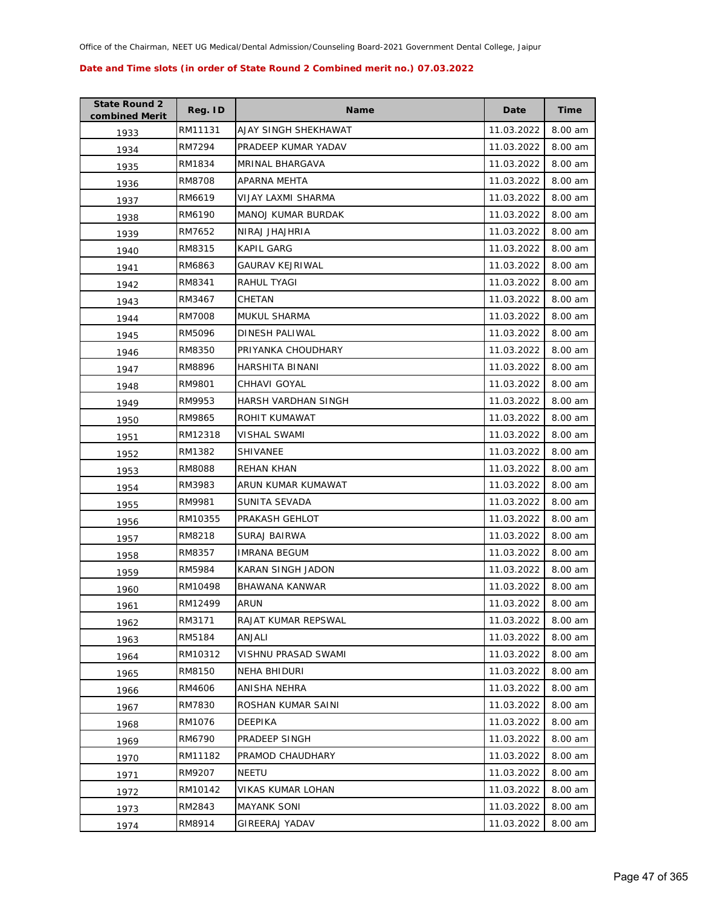Office of the Chairman, NEET UG Medical/Dental Admission/Counseling Board-2021 Government Dental College, Jaipur

**Date and Time slots (in order of State Round 2 Combined merit no.) 07.03.2022**

| State Round 2 combined Merit | Reg. ID | Name | Date | Time |
|---|---|---|---|---|
| 1933 | RM11131 | AJAY SINGH SHEKHAWAT | 11.03.2022 | 8.00 am |
| 1934 | RM7294 | PRADEEP KUMAR YADAV | 11.03.2022 | 8.00 am |
| 1935 | RM1834 | MRINAL BHARGAVA | 11.03.2022 | 8.00 am |
| 1936 | RM8708 | APARNA MEHTA | 11.03.2022 | 8.00 am |
| 1937 | RM6619 | VIJAY LAXMI SHARMA | 11.03.2022 | 8.00 am |
| 1938 | RM6190 | MANOJ KUMAR BURDAK | 11.03.2022 | 8.00 am |
| 1939 | RM7652 | NIRAJ JHAJHRIA | 11.03.2022 | 8.00 am |
| 1940 | RM8315 | KAPIL GARG | 11.03.2022 | 8.00 am |
| 1941 | RM6863 | GAURAV KEJRIWAL | 11.03.2022 | 8.00 am |
| 1942 | RM8341 | RAHUL TYAGI | 11.03.2022 | 8.00 am |
| 1943 | RM3467 | CHETAN | 11.03.2022 | 8.00 am |
| 1944 | RM7008 | MUKUL SHARMA | 11.03.2022 | 8.00 am |
| 1945 | RM5096 | DINESH PALIWAL | 11.03.2022 | 8.00 am |
| 1946 | RM8350 | PRIYANKA CHOUDHARY | 11.03.2022 | 8.00 am |
| 1947 | RM8896 | HARSHITA BINANI | 11.03.2022 | 8.00 am |
| 1948 | RM9801 | CHHAVI GOYAL | 11.03.2022 | 8.00 am |
| 1949 | RM9953 | HARSH VARDHAN SINGH | 11.03.2022 | 8.00 am |
| 1950 | RM9865 | ROHIT KUMAWAT | 11.03.2022 | 8.00 am |
| 1951 | RM12318 | VISHAL SWAMI | 11.03.2022 | 8.00 am |
| 1952 | RM1382 | SHIVANEE | 11.03.2022 | 8.00 am |
| 1953 | RM8088 | REHAN KHAN | 11.03.2022 | 8.00 am |
| 1954 | RM3983 | ARUN KUMAR KUMAWAT | 11.03.2022 | 8.00 am |
| 1955 | RM9981 | SUNITA SEVADA | 11.03.2022 | 8.00 am |
| 1956 | RM10355 | PRAKASH GEHLOT | 11.03.2022 | 8.00 am |
| 1957 | RM8218 | SURAJ BAIRWA | 11.03.2022 | 8.00 am |
| 1958 | RM8357 | IMRANA BEGUM | 11.03.2022 | 8.00 am |
| 1959 | RM5984 | KARAN SINGH JADON | 11.03.2022 | 8.00 am |
| 1960 | RM10498 | BHAWANA KANWAR | 11.03.2022 | 8.00 am |
| 1961 | RM12499 | ARUN | 11.03.2022 | 8.00 am |
| 1962 | RM3171 | RAJAT KUMAR REPSWAL | 11.03.2022 | 8.00 am |
| 1963 | RM5184 | ANJALI | 11.03.2022 | 8.00 am |
| 1964 | RM10312 | VISHNU PRASAD SWAMI | 11.03.2022 | 8.00 am |
| 1965 | RM8150 | NEHA BHIDURI | 11.03.2022 | 8.00 am |
| 1966 | RM4606 | ANISHA NEHRA | 11.03.2022 | 8.00 am |
| 1967 | RM7830 | ROSHAN KUMAR SAINI | 11.03.2022 | 8.00 am |
| 1968 | RM1076 | DEEPIKA | 11.03.2022 | 8.00 am |
| 1969 | RM6790 | PRADEEP SINGH | 11.03.2022 | 8.00 am |
| 1970 | RM11182 | PRAMOD CHAUDHARY | 11.03.2022 | 8.00 am |
| 1971 | RM9207 | NEETU | 11.03.2022 | 8.00 am |
| 1972 | RM10142 | VIKAS KUMAR LOHAN | 11.03.2022 | 8.00 am |
| 1973 | RM2843 | MAYANK SONI | 11.03.2022 | 8.00 am |
| 1974 | RM8914 | GIREERAJ YADAV | 11.03.2022 | 8.00 am |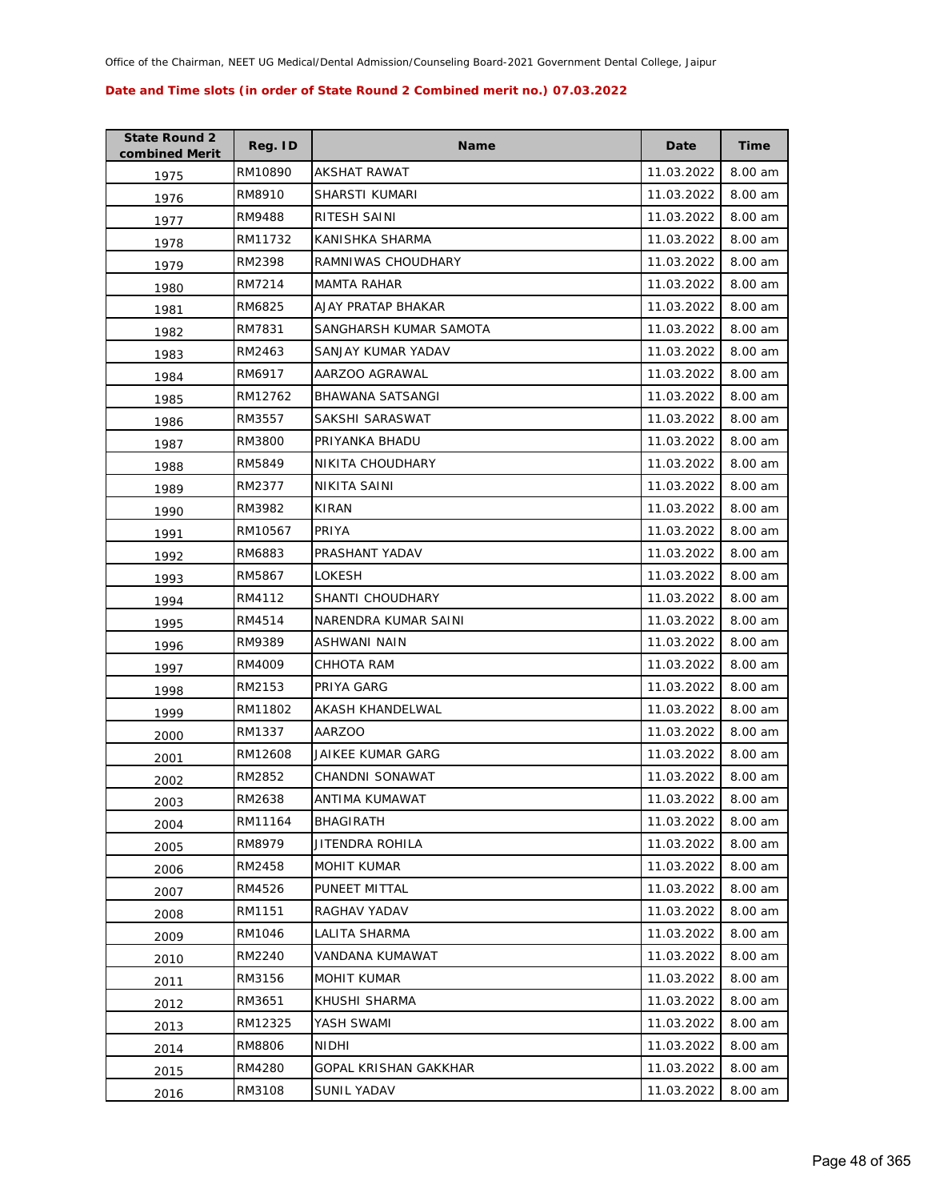Office of the Chairman, NEET UG Medical/Dental Admission/Counseling Board-2021 Government Dental College, Jaipur

**Date and Time slots (in order of State Round 2 Combined merit no.) 07.03.2022**

| State Round 2 combined Merit | Reg. ID | Name | Date | Time |
|---|---|---|---|---|
| 1975 | RM10890 | AKSHAT RAWAT | 11.03.2022 | 8.00 am |
| 1976 | RM8910 | SHARSTI KUMARI | 11.03.2022 | 8.00 am |
| 1977 | RM9488 | RITESH SAINI | 11.03.2022 | 8.00 am |
| 1978 | RM11732 | KANISHKA SHARMA | 11.03.2022 | 8.00 am |
| 1979 | RM2398 | RAMNIWAS CHOUDHARY | 11.03.2022 | 8.00 am |
| 1980 | RM7214 | MAMTA RAHAR | 11.03.2022 | 8.00 am |
| 1981 | RM6825 | AJAY PRATAP BHAKAR | 11.03.2022 | 8.00 am |
| 1982 | RM7831 | SANGHARSH KUMAR SAMOTA | 11.03.2022 | 8.00 am |
| 1983 | RM2463 | SANJAY KUMAR YADAV | 11.03.2022 | 8.00 am |
| 1984 | RM6917 | AARZOO AGRAWAL | 11.03.2022 | 8.00 am |
| 1985 | RM12762 | BHAWANA SATSANGI | 11.03.2022 | 8.00 am |
| 1986 | RM3557 | SAKSHI SARASWAT | 11.03.2022 | 8.00 am |
| 1987 | RM3800 | PRIYANKA BHADU | 11.03.2022 | 8.00 am |
| 1988 | RM5849 | NIKITA CHOUDHARY | 11.03.2022 | 8.00 am |
| 1989 | RM2377 | NIKITA SAINI | 11.03.2022 | 8.00 am |
| 1990 | RM3982 | KIRAN | 11.03.2022 | 8.00 am |
| 1991 | RM10567 | PRIYA | 11.03.2022 | 8.00 am |
| 1992 | RM6883 | PRASHANT YADAV | 11.03.2022 | 8.00 am |
| 1993 | RM5867 | LOKESH | 11.03.2022 | 8.00 am |
| 1994 | RM4112 | SHANTI CHOUDHARY | 11.03.2022 | 8.00 am |
| 1995 | RM4514 | NARENDRA KUMAR SAINI | 11.03.2022 | 8.00 am |
| 1996 | RM9389 | ASHWANI NAIN | 11.03.2022 | 8.00 am |
| 1997 | RM4009 | CHHOTA RAM | 11.03.2022 | 8.00 am |
| 1998 | RM2153 | PRIYA GARG | 11.03.2022 | 8.00 am |
| 1999 | RM11802 | AKASH KHANDELWAL | 11.03.2022 | 8.00 am |
| 2000 | RM1337 | AARZOO | 11.03.2022 | 8.00 am |
| 2001 | RM12608 | JAIKEE KUMAR GARG | 11.03.2022 | 8.00 am |
| 2002 | RM2852 | CHANDNI SONAWAT | 11.03.2022 | 8.00 am |
| 2003 | RM2638 | ANTIMA KUMAWAT | 11.03.2022 | 8.00 am |
| 2004 | RM11164 | BHAGIRATH | 11.03.2022 | 8.00 am |
| 2005 | RM8979 | JITENDRA ROHILA | 11.03.2022 | 8.00 am |
| 2006 | RM2458 | MOHIT KUMAR | 11.03.2022 | 8.00 am |
| 2007 | RM4526 | PUNEET MITTAL | 11.03.2022 | 8.00 am |
| 2008 | RM1151 | RAGHAV YADAV | 11.03.2022 | 8.00 am |
| 2009 | RM1046 | LALITA SHARMA | 11.03.2022 | 8.00 am |
| 2010 | RM2240 | VANDANA KUMAWAT | 11.03.2022 | 8.00 am |
| 2011 | RM3156 | MOHIT KUMAR | 11.03.2022 | 8.00 am |
| 2012 | RM3651 | KHUSHI SHARMA | 11.03.2022 | 8.00 am |
| 2013 | RM12325 | YASH SWAMI | 11.03.2022 | 8.00 am |
| 2014 | RM8806 | NIDHI | 11.03.2022 | 8.00 am |
| 2015 | RM4280 | GOPAL KRISHAN GAKKHAR | 11.03.2022 | 8.00 am |
| 2016 | RM3108 | SUNIL YADAV | 11.03.2022 | 8.00 am |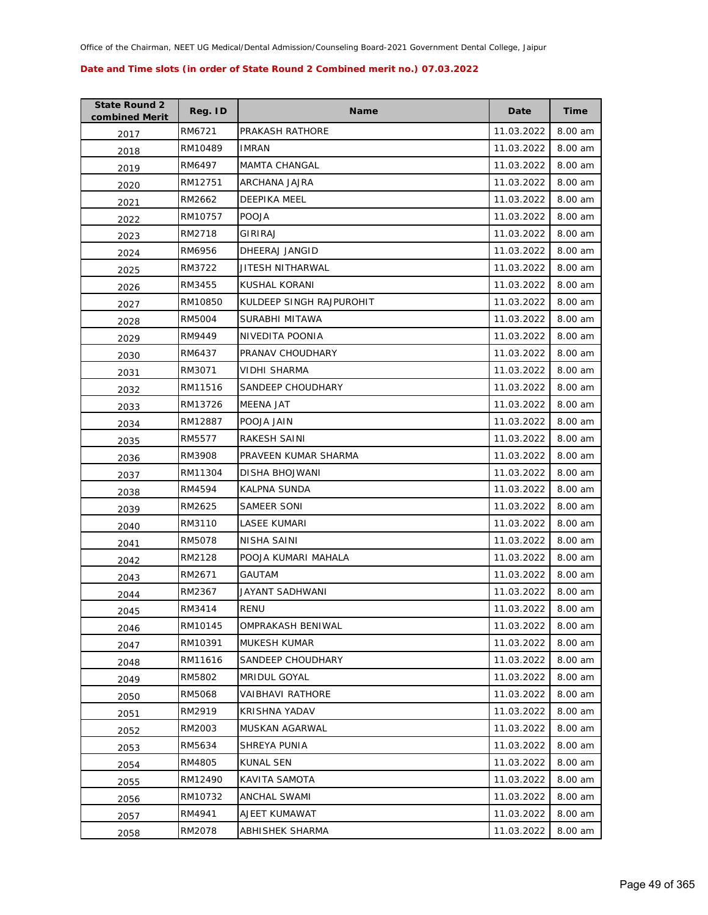Office of the Chairman, NEET UG Medical/Dental Admission/Counseling Board-2021 Government Dental College, Jaipur

**Date and Time slots (in order of State Round 2 Combined merit no.) 07.03.2022**

| State Round 2 combined Merit | Reg. ID | Name | Date | Time |
|---|---|---|---|---|
| 2017 | RM6721 | PRAKASH RATHORE | 11.03.2022 | 8.00 am |
| 2018 | RM10489 | IMRAN | 11.03.2022 | 8.00 am |
| 2019 | RM6497 | MAMTA CHANGAL | 11.03.2022 | 8.00 am |
| 2020 | RM12751 | ARCHANA JAJRA | 11.03.2022 | 8.00 am |
| 2021 | RM2662 | DEEPIKA MEEL | 11.03.2022 | 8.00 am |
| 2022 | RM10757 | POOJA | 11.03.2022 | 8.00 am |
| 2023 | RM2718 | GIRIRAJ | 11.03.2022 | 8.00 am |
| 2024 | RM6956 | DHEERAJ JANGID | 11.03.2022 | 8.00 am |
| 2025 | RM3722 | JITESH NITHARWAL | 11.03.2022 | 8.00 am |
| 2026 | RM3455 | KUSHAL KORANI | 11.03.2022 | 8.00 am |
| 2027 | RM10850 | KULDEEP SINGH RAJPUROHIT | 11.03.2022 | 8.00 am |
| 2028 | RM5004 | SURABHI MITAWA | 11.03.2022 | 8.00 am |
| 2029 | RM9449 | NIVEDITA POONIA | 11.03.2022 | 8.00 am |
| 2030 | RM6437 | PRANAV CHOUDHARY | 11.03.2022 | 8.00 am |
| 2031 | RM3071 | VIDHI SHARMA | 11.03.2022 | 8.00 am |
| 2032 | RM11516 | SANDEEP CHOUDHARY | 11.03.2022 | 8.00 am |
| 2033 | RM13726 | MEENA JAT | 11.03.2022 | 8.00 am |
| 2034 | RM12887 | POOJA JAIN | 11.03.2022 | 8.00 am |
| 2035 | RM5577 | RAKESH SAINI | 11.03.2022 | 8.00 am |
| 2036 | RM3908 | PRAVEEN KUMAR SHARMA | 11.03.2022 | 8.00 am |
| 2037 | RM11304 | DISHA BHOJWANI | 11.03.2022 | 8.00 am |
| 2038 | RM4594 | KALPNA SUNDA | 11.03.2022 | 8.00 am |
| 2039 | RM2625 | SAMEER SONI | 11.03.2022 | 8.00 am |
| 2040 | RM3110 | LASEE KUMARI | 11.03.2022 | 8.00 am |
| 2041 | RM5078 | NISHA SAINI | 11.03.2022 | 8.00 am |
| 2042 | RM2128 | POOJA KUMARI MAHALA | 11.03.2022 | 8.00 am |
| 2043 | RM2671 | GAUTAM | 11.03.2022 | 8.00 am |
| 2044 | RM2367 | JAYANT SADHWANI | 11.03.2022 | 8.00 am |
| 2045 | RM3414 | RENU | 11.03.2022 | 8.00 am |
| 2046 | RM10145 | OMPRAKASH BENIWAL | 11.03.2022 | 8.00 am |
| 2047 | RM10391 | MUKESH KUMAR | 11.03.2022 | 8.00 am |
| 2048 | RM11616 | SANDEEP CHOUDHARY | 11.03.2022 | 8.00 am |
| 2049 | RM5802 | MRIDUL GOYAL | 11.03.2022 | 8.00 am |
| 2050 | RM5068 | VAIBHAVI RATHORE | 11.03.2022 | 8.00 am |
| 2051 | RM2919 | KRISHNA YADAV | 11.03.2022 | 8.00 am |
| 2052 | RM2003 | MUSKAN AGARWAL | 11.03.2022 | 8.00 am |
| 2053 | RM5634 | SHREYA PUNIA | 11.03.2022 | 8.00 am |
| 2054 | RM4805 | KUNAL SEN | 11.03.2022 | 8.00 am |
| 2055 | RM12490 | KAVITA SAMOTA | 11.03.2022 | 8.00 am |
| 2056 | RM10732 | ANCHAL SWAMI | 11.03.2022 | 8.00 am |
| 2057 | RM4941 | AJEET KUMAWAT | 11.03.2022 | 8.00 am |
| 2058 | RM2078 | ABHISHEK SHARMA | 11.03.2022 | 8.00 am |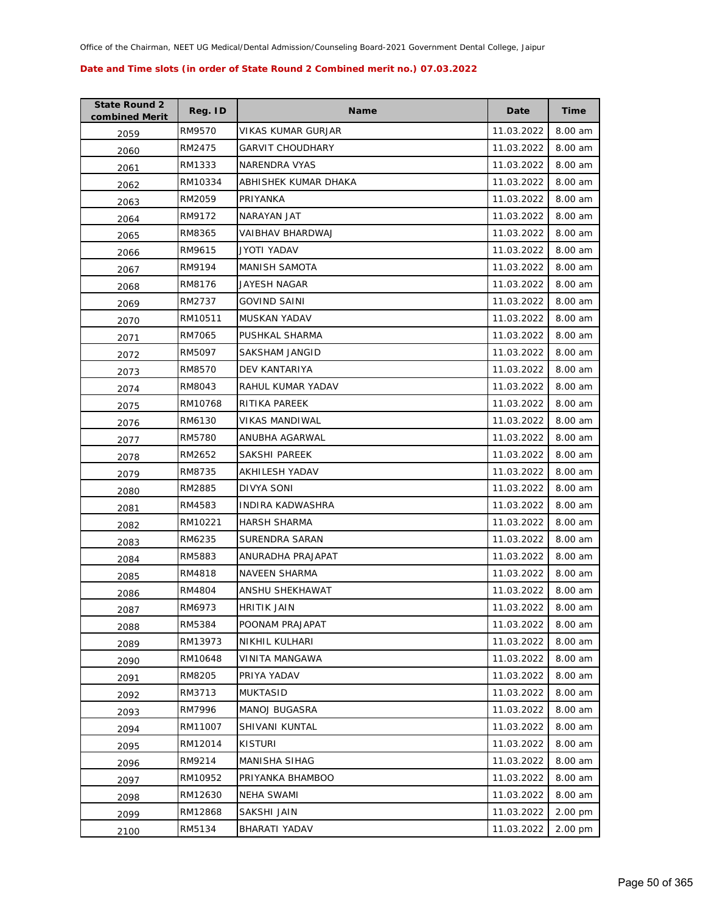Office of the Chairman, NEET UG Medical/Dental Admission/Counseling Board-2021 Government Dental College, Jaipur

**Date and Time slots (in order of State Round 2 Combined merit no.) 07.03.2022**

| State Round 2 combined Merit | Reg. ID | Name | Date | Time |
|---|---|---|---|---|
| 2059 | RM9570 | VIKAS KUMAR GURJAR | 11.03.2022 | 8.00 am |
| 2060 | RM2475 | GARVIT CHOUDHARY | 11.03.2022 | 8.00 am |
| 2061 | RM1333 | NARENDRA VYAS | 11.03.2022 | 8.00 am |
| 2062 | RM10334 | ABHISHEK KUMAR DHAKA | 11.03.2022 | 8.00 am |
| 2063 | RM2059 | PRIYANKA | 11.03.2022 | 8.00 am |
| 2064 | RM9172 | NARAYAN JAT | 11.03.2022 | 8.00 am |
| 2065 | RM8365 | VAIBHAV BHARDWAJ | 11.03.2022 | 8.00 am |
| 2066 | RM9615 | JYOTI YADAV | 11.03.2022 | 8.00 am |
| 2067 | RM9194 | MANISH SAMOTA | 11.03.2022 | 8.00 am |
| 2068 | RM8176 | JAYESH NAGAR | 11.03.2022 | 8.00 am |
| 2069 | RM2737 | GOVIND SAINI | 11.03.2022 | 8.00 am |
| 2070 | RM10511 | MUSKAN YADAV | 11.03.2022 | 8.00 am |
| 2071 | RM7065 | PUSHKAL SHARMA | 11.03.2022 | 8.00 am |
| 2072 | RM5097 | SAKSHAM JANGID | 11.03.2022 | 8.00 am |
| 2073 | RM8570 | DEV KANTARIYA | 11.03.2022 | 8.00 am |
| 2074 | RM8043 | RAHUL KUMAR YADAV | 11.03.2022 | 8.00 am |
| 2075 | RM10768 | RITIKA PAREEK | 11.03.2022 | 8.00 am |
| 2076 | RM6130 | VIKAS MANDIWAL | 11.03.2022 | 8.00 am |
| 2077 | RM5780 | ANUBHA AGARWAL | 11.03.2022 | 8.00 am |
| 2078 | RM2652 | SAKSHI PAREEK | 11.03.2022 | 8.00 am |
| 2079 | RM8735 | AKHILESH YADAV | 11.03.2022 | 8.00 am |
| 2080 | RM2885 | DIVYA SONI | 11.03.2022 | 8.00 am |
| 2081 | RM4583 | INDIRA KADWASHRA | 11.03.2022 | 8.00 am |
| 2082 | RM10221 | HARSH SHARMA | 11.03.2022 | 8.00 am |
| 2083 | RM6235 | SURENDRA SARAN | 11.03.2022 | 8.00 am |
| 2084 | RM5883 | ANURADHA PRAJAPAT | 11.03.2022 | 8.00 am |
| 2085 | RM4818 | NAVEEN SHARMA | 11.03.2022 | 8.00 am |
| 2086 | RM4804 | ANSHU SHEKHAWAT | 11.03.2022 | 8.00 am |
| 2087 | RM6973 | HRITIK JAIN | 11.03.2022 | 8.00 am |
| 2088 | RM5384 | POONAM PRAJAPAT | 11.03.2022 | 8.00 am |
| 2089 | RM13973 | NIKHIL KULHARI | 11.03.2022 | 8.00 am |
| 2090 | RM10648 | VINITA MANGAWA | 11.03.2022 | 8.00 am |
| 2091 | RM8205 | PRIYA YADAV | 11.03.2022 | 8.00 am |
| 2092 | RM3713 | MUKTASID | 11.03.2022 | 8.00 am |
| 2093 | RM7996 | MANOJ BUGASRA | 11.03.2022 | 8.00 am |
| 2094 | RM11007 | SHIVANI KUNTAL | 11.03.2022 | 8.00 am |
| 2095 | RM12014 | KISTURI | 11.03.2022 | 8.00 am |
| 2096 | RM9214 | MANISHA SIHAG | 11.03.2022 | 8.00 am |
| 2097 | RM10952 | PRIYANKA BHAMBOO | 11.03.2022 | 8.00 am |
| 2098 | RM12630 | NEHA SWAMI | 11.03.2022 | 8.00 am |
| 2099 | RM12868 | SAKSHI JAIN | 11.03.2022 | 2.00 pm |
| 2100 | RM5134 | BHARATI YADAV | 11.03.2022 | 2.00 pm |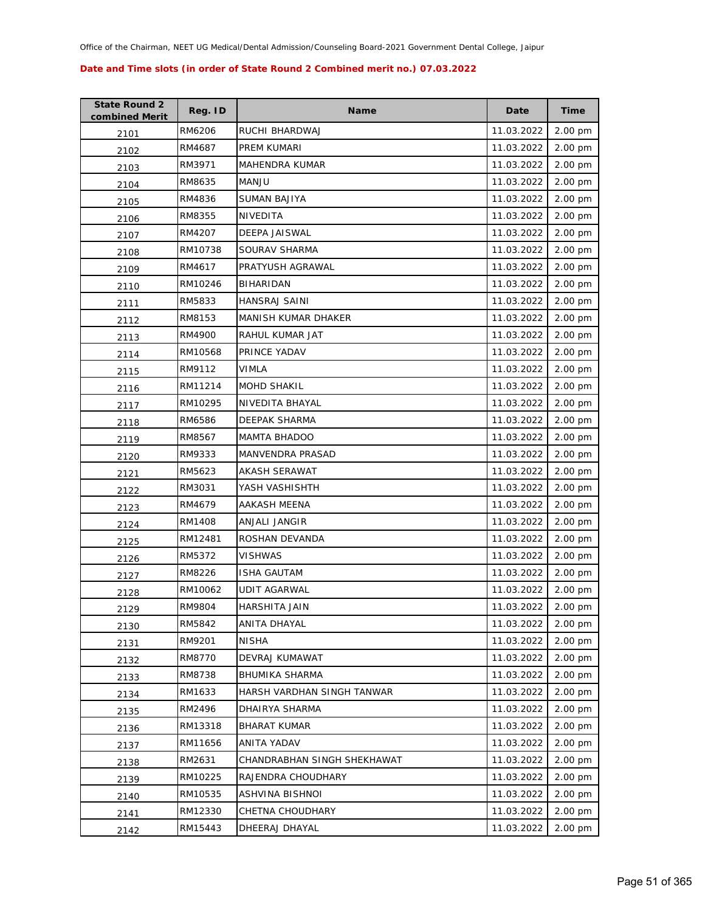Office of the Chairman, NEET UG Medical/Dental Admission/Counseling Board-2021 Government Dental College, Jaipur

**Date and Time slots (in order of State Round 2 Combined merit no.) 07.03.2022**

| State Round 2 combined Merit | Reg. ID | Name | Date | Time |
|---|---|---|---|---|
| 2101 | RM6206 | RUCHI BHARDWAJ | 11.03.2022 | 2.00 pm |
| 2102 | RM4687 | PREM KUMARI | 11.03.2022 | 2.00 pm |
| 2103 | RM3971 | MAHENDRA KUMAR | 11.03.2022 | 2.00 pm |
| 2104 | RM8635 | MANJU | 11.03.2022 | 2.00 pm |
| 2105 | RM4836 | SUMAN BAJIYA | 11.03.2022 | 2.00 pm |
| 2106 | RM8355 | NIVEDITA | 11.03.2022 | 2.00 pm |
| 2107 | RM4207 | DEEPA JAISWAL | 11.03.2022 | 2.00 pm |
| 2108 | RM10738 | SOURAV SHARMA | 11.03.2022 | 2.00 pm |
| 2109 | RM4617 | PRATYUSH AGRAWAL | 11.03.2022 | 2.00 pm |
| 2110 | RM10246 | BIHARIDAN | 11.03.2022 | 2.00 pm |
| 2111 | RM5833 | HANSRAJ SAINI | 11.03.2022 | 2.00 pm |
| 2112 | RM8153 | MANISH KUMAR DHAKER | 11.03.2022 | 2.00 pm |
| 2113 | RM4900 | RAHUL KUMAR JAT | 11.03.2022 | 2.00 pm |
| 2114 | RM10568 | PRINCE YADAV | 11.03.2022 | 2.00 pm |
| 2115 | RM9112 | VIMLA | 11.03.2022 | 2.00 pm |
| 2116 | RM11214 | MOHD SHAKIL | 11.03.2022 | 2.00 pm |
| 2117 | RM10295 | NIVEDITA BHAYAL | 11.03.2022 | 2.00 pm |
| 2118 | RM6586 | DEEPAK SHARMA | 11.03.2022 | 2.00 pm |
| 2119 | RM8567 | MAMTA BHADOO | 11.03.2022 | 2.00 pm |
| 2120 | RM9333 | MANVENDRA PRASAD | 11.03.2022 | 2.00 pm |
| 2121 | RM5623 | AKASH SERAWAT | 11.03.2022 | 2.00 pm |
| 2122 | RM3031 | YASH VASHISHTH | 11.03.2022 | 2.00 pm |
| 2123 | RM4679 | AAKASH MEENA | 11.03.2022 | 2.00 pm |
| 2124 | RM1408 | ANJALI JANGIR | 11.03.2022 | 2.00 pm |
| 2125 | RM12481 | ROSHAN DEVANDA | 11.03.2022 | 2.00 pm |
| 2126 | RM5372 | VISHWAS | 11.03.2022 | 2.00 pm |
| 2127 | RM8226 | ISHA GAUTAM | 11.03.2022 | 2.00 pm |
| 2128 | RM10062 | UDIT AGARWAL | 11.03.2022 | 2.00 pm |
| 2129 | RM9804 | HARSHITA JAIN | 11.03.2022 | 2.00 pm |
| 2130 | RM5842 | ANITA DHAYAL | 11.03.2022 | 2.00 pm |
| 2131 | RM9201 | NISHA | 11.03.2022 | 2.00 pm |
| 2132 | RM8770 | DEVRAJ KUMAWAT | 11.03.2022 | 2.00 pm |
| 2133 | RM8738 | BHUMIKA SHARMA | 11.03.2022 | 2.00 pm |
| 2134 | RM1633 | HARSH VARDHAN SINGH TANWAR | 11.03.2022 | 2.00 pm |
| 2135 | RM2496 | DHAIRYA SHARMA | 11.03.2022 | 2.00 pm |
| 2136 | RM13318 | BHARAT KUMAR | 11.03.2022 | 2.00 pm |
| 2137 | RM11656 | ANITA YADAV | 11.03.2022 | 2.00 pm |
| 2138 | RM2631 | CHANDRABHAN SINGH SHEKHAWAT | 11.03.2022 | 2.00 pm |
| 2139 | RM10225 | RAJENDRA CHOUDHARY | 11.03.2022 | 2.00 pm |
| 2140 | RM10535 | ASHVINA BISHNOI | 11.03.2022 | 2.00 pm |
| 2141 | RM12330 | CHETNA CHOUDHARY | 11.03.2022 | 2.00 pm |
| 2142 | RM15443 | DHEERAJ DHAYAL | 11.03.2022 | 2.00 pm |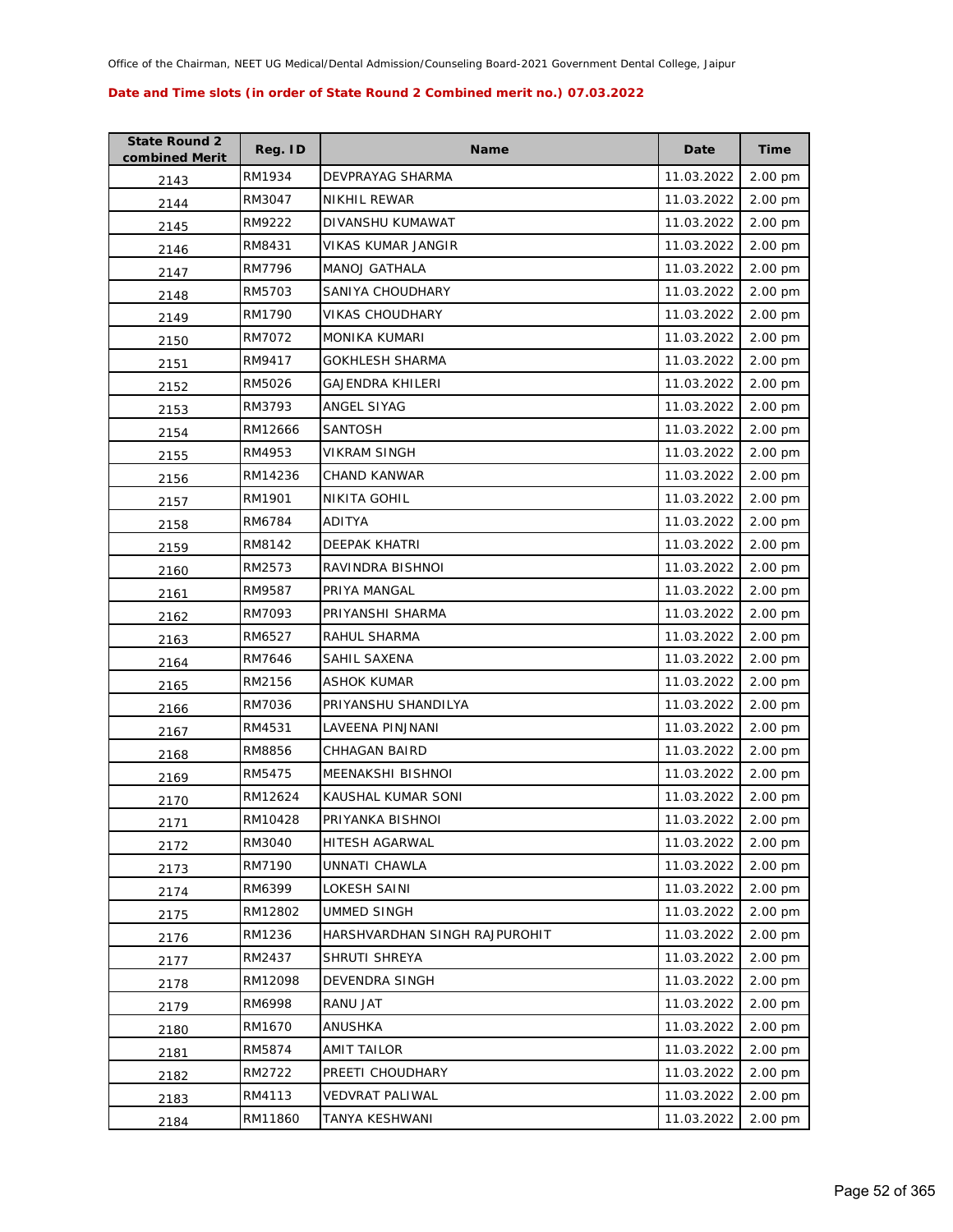Office of the Chairman, NEET UG Medical/Dental Admission/Counseling Board-2021 Government Dental College, Jaipur

**Date and Time slots (in order of State Round 2 Combined merit no.) 07.03.2022**

| State Round 2 combined Merit | Reg. ID | Name | Date | Time |
|---|---|---|---|---|
| 2143 | RM1934 | DEVPRAYAG SHARMA | 11.03.2022 | 2.00 pm |
| 2144 | RM3047 | NIKHIL REWAR | 11.03.2022 | 2.00 pm |
| 2145 | RM9222 | DIVANSHU KUMAWAT | 11.03.2022 | 2.00 pm |
| 2146 | RM8431 | VIKAS KUMAR JANGIR | 11.03.2022 | 2.00 pm |
| 2147 | RM7796 | MANOJ GATHALA | 11.03.2022 | 2.00 pm |
| 2148 | RM5703 | SANIYA CHOUDHARY | 11.03.2022 | 2.00 pm |
| 2149 | RM1790 | VIKAS CHOUDHARY | 11.03.2022 | 2.00 pm |
| 2150 | RM7072 | MONIKA KUMARI | 11.03.2022 | 2.00 pm |
| 2151 | RM9417 | GOKHLESH SHARMA | 11.03.2022 | 2.00 pm |
| 2152 | RM5026 | GAJENDRA KHILERI | 11.03.2022 | 2.00 pm |
| 2153 | RM3793 | ANGEL SIYAG | 11.03.2022 | 2.00 pm |
| 2154 | RM12666 | SANTOSH | 11.03.2022 | 2.00 pm |
| 2155 | RM4953 | VIKRAM SINGH | 11.03.2022 | 2.00 pm |
| 2156 | RM14236 | CHAND KANWAR | 11.03.2022 | 2.00 pm |
| 2157 | RM1901 | NIKITA GOHIL | 11.03.2022 | 2.00 pm |
| 2158 | RM6784 | ADITYA | 11.03.2022 | 2.00 pm |
| 2159 | RM8142 | DEEPAK KHATRI | 11.03.2022 | 2.00 pm |
| 2160 | RM2573 | RAVINDRA BISHNOI | 11.03.2022 | 2.00 pm |
| 2161 | RM9587 | PRIYA MANGAL | 11.03.2022 | 2.00 pm |
| 2162 | RM7093 | PRIYANSHI SHARMA | 11.03.2022 | 2.00 pm |
| 2163 | RM6527 | RAHUL SHARMA | 11.03.2022 | 2.00 pm |
| 2164 | RM7646 | SAHIL SAXENA | 11.03.2022 | 2.00 pm |
| 2165 | RM2156 | ASHOK KUMAR | 11.03.2022 | 2.00 pm |
| 2166 | RM7036 | PRIYANSHU SHANDILYA | 11.03.2022 | 2.00 pm |
| 2167 | RM4531 | LAVEENA PINJNANI | 11.03.2022 | 2.00 pm |
| 2168 | RM8856 | CHHAGAN BAIRD | 11.03.2022 | 2.00 pm |
| 2169 | RM5475 | MEENAKSHI BISHNOI | 11.03.2022 | 2.00 pm |
| 2170 | RM12624 | KAUSHAL KUMAR SONI | 11.03.2022 | 2.00 pm |
| 2171 | RM10428 | PRIYANKA BISHNOI | 11.03.2022 | 2.00 pm |
| 2172 | RM3040 | HITESH AGARWAL | 11.03.2022 | 2.00 pm |
| 2173 | RM7190 | UNNATI CHAWLA | 11.03.2022 | 2.00 pm |
| 2174 | RM6399 | LOKESH SAINI | 11.03.2022 | 2.00 pm |
| 2175 | RM12802 | UMMED SINGH | 11.03.2022 | 2.00 pm |
| 2176 | RM1236 | HARSHVARDHAN SINGH RAJPUROHIT | 11.03.2022 | 2.00 pm |
| 2177 | RM2437 | SHRUTI SHREYA | 11.03.2022 | 2.00 pm |
| 2178 | RM12098 | DEVENDRA SINGH | 11.03.2022 | 2.00 pm |
| 2179 | RM6998 | RANU JAT | 11.03.2022 | 2.00 pm |
| 2180 | RM1670 | ANUSHKA | 11.03.2022 | 2.00 pm |
| 2181 | RM5874 | AMIT TAILOR | 11.03.2022 | 2.00 pm |
| 2182 | RM2722 | PREETI CHOUDHARY | 11.03.2022 | 2.00 pm |
| 2183 | RM4113 | VEDVRAT PALIWAL | 11.03.2022 | 2.00 pm |
| 2184 | RM11860 | TANYA KESHWANI | 11.03.2022 | 2.00 pm |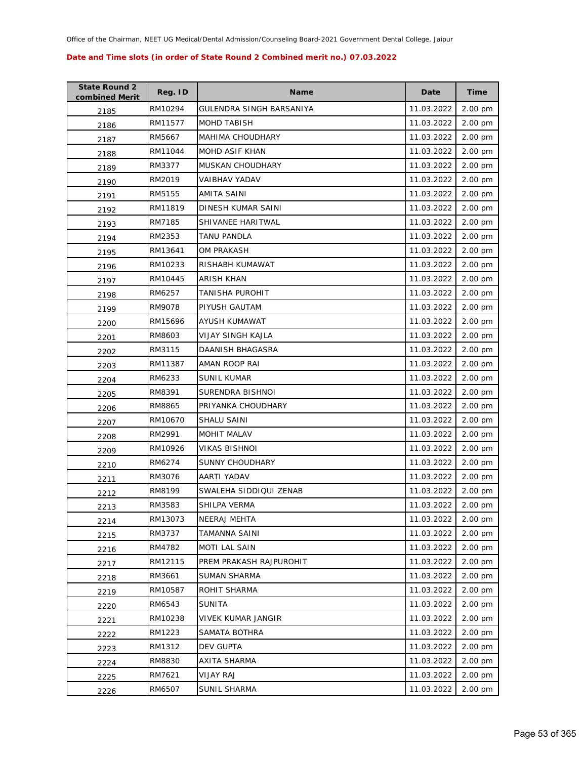Office of the Chairman, NEET UG Medical/Dental Admission/Counseling Board-2021 Government Dental College, Jaipur

**Date and Time slots (in order of State Round 2 Combined merit no.) 07.03.2022**

| State Round 2 combined Merit | Reg. ID | Name | Date | Time |
|---|---|---|---|---|
| 2185 | RM10294 | GULENDRA SINGH BARSANIYA | 11.03.2022 | 2.00 pm |
| 2186 | RM11577 | MOHD TABISH | 11.03.2022 | 2.00 pm |
| 2187 | RM5667 | MAHIMA CHOUDHARY | 11.03.2022 | 2.00 pm |
| 2188 | RM11044 | MOHD ASIF KHAN | 11.03.2022 | 2.00 pm |
| 2189 | RM3377 | MUSKAN CHOUDHARY | 11.03.2022 | 2.00 pm |
| 2190 | RM2019 | VAIBHAV YADAV | 11.03.2022 | 2.00 pm |
| 2191 | RM5155 | AMITA SAINI | 11.03.2022 | 2.00 pm |
| 2192 | RM11819 | DINESH KUMAR SAINI | 11.03.2022 | 2.00 pm |
| 2193 | RM7185 | SHIVANEE HARITWAL | 11.03.2022 | 2.00 pm |
| 2194 | RM2353 | TANU PANDLA | 11.03.2022 | 2.00 pm |
| 2195 | RM13641 | OM PRAKASH | 11.03.2022 | 2.00 pm |
| 2196 | RM10233 | RISHABH KUMAWAT | 11.03.2022 | 2.00 pm |
| 2197 | RM10445 | ARISH KHAN | 11.03.2022 | 2.00 pm |
| 2198 | RM6257 | TANISHA PUROHIT | 11.03.2022 | 2.00 pm |
| 2199 | RM9078 | PIYUSH GAUTAM | 11.03.2022 | 2.00 pm |
| 2200 | RM15696 | AYUSH KUMAWAT | 11.03.2022 | 2.00 pm |
| 2201 | RM8603 | VIJAY SINGH KAJLA | 11.03.2022 | 2.00 pm |
| 2202 | RM3115 | DAANISH BHAGASRA | 11.03.2022 | 2.00 pm |
| 2203 | RM11387 | AMAN ROOP RAI | 11.03.2022 | 2.00 pm |
| 2204 | RM6233 | SUNIL KUMAR | 11.03.2022 | 2.00 pm |
| 2205 | RM8391 | SURENDRA BISHNOI | 11.03.2022 | 2.00 pm |
| 2206 | RM8865 | PRIYANKA CHOUDHARY | 11.03.2022 | 2.00 pm |
| 2207 | RM10670 | SHALU SAINI | 11.03.2022 | 2.00 pm |
| 2208 | RM2991 | MOHIT MALAV | 11.03.2022 | 2.00 pm |
| 2209 | RM10926 | VIKAS BISHNOI | 11.03.2022 | 2.00 pm |
| 2210 | RM6274 | SUNNY CHOUDHARY | 11.03.2022 | 2.00 pm |
| 2211 | RM3076 | AARTI YADAV | 11.03.2022 | 2.00 pm |
| 2212 | RM8199 | SWALEHA SIDDIQUI ZENAB | 11.03.2022 | 2.00 pm |
| 2213 | RM3583 | SHILPA VERMA | 11.03.2022 | 2.00 pm |
| 2214 | RM13073 | NEERAJ MEHTA | 11.03.2022 | 2.00 pm |
| 2215 | RM3737 | TAMANNA SAINI | 11.03.2022 | 2.00 pm |
| 2216 | RM4782 | MOTI LAL SAIN | 11.03.2022 | 2.00 pm |
| 2217 | RM12115 | PREM PRAKASH RAJPUROHIT | 11.03.2022 | 2.00 pm |
| 2218 | RM3661 | SUMAN SHARMA | 11.03.2022 | 2.00 pm |
| 2219 | RM10587 | ROHIT SHARMA | 11.03.2022 | 2.00 pm |
| 2220 | RM6543 | SUNITA | 11.03.2022 | 2.00 pm |
| 2221 | RM10238 | VIVEK KUMAR JANGIR | 11.03.2022 | 2.00 pm |
| 2222 | RM1223 | SAMATA BOTHRA | 11.03.2022 | 2.00 pm |
| 2223 | RM1312 | DEV GUPTA | 11.03.2022 | 2.00 pm |
| 2224 | RM8830 | AXITA SHARMA | 11.03.2022 | 2.00 pm |
| 2225 | RM7621 | VIJAY RAJ | 11.03.2022 | 2.00 pm |
| 2226 | RM6507 | SUNIL SHARMA | 11.03.2022 | 2.00 pm |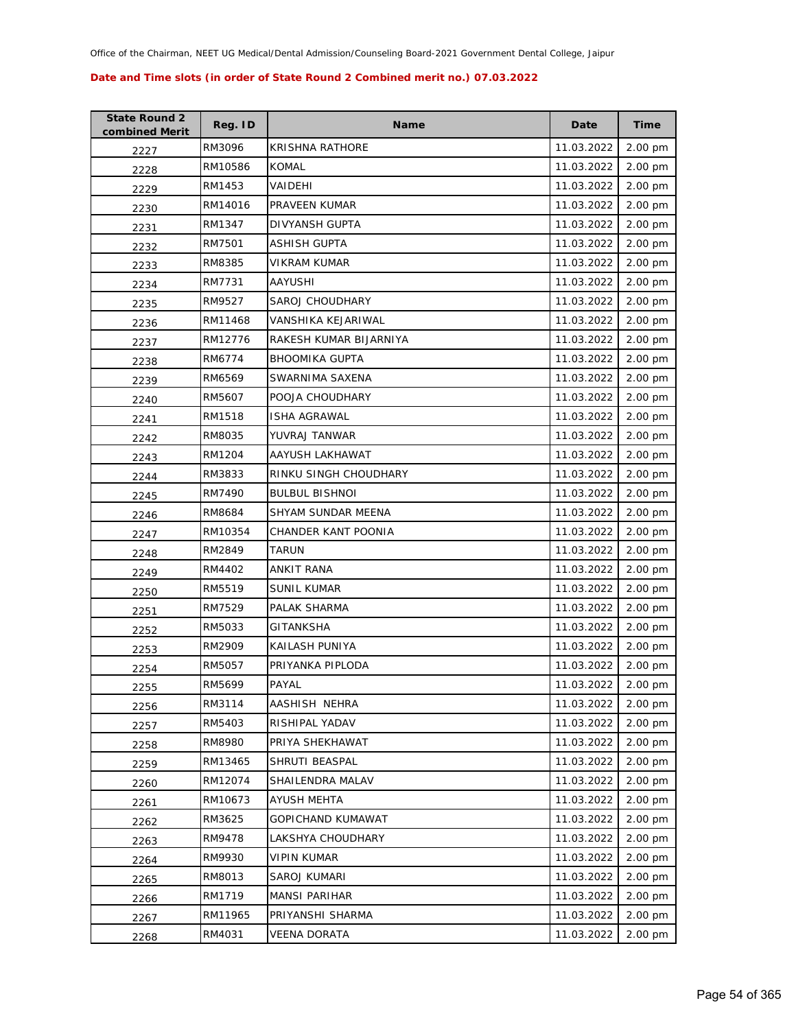Office of the Chairman, NEET UG Medical/Dental Admission/Counseling Board-2021 Government Dental College, Jaipur

**Date and Time slots (in order of State Round 2 Combined merit no.) 07.03.2022**

| State Round 2 combined Merit | Reg. ID | Name | Date | Time |
|---|---|---|---|---|
| 2227 | RM3096 | KRISHNA RATHORE | 11.03.2022 | 2.00 pm |
| 2228 | RM10586 | KOMAL | 11.03.2022 | 2.00 pm |
| 2229 | RM1453 | VAIDEHI | 11.03.2022 | 2.00 pm |
| 2230 | RM14016 | PRAVEEN KUMAR | 11.03.2022 | 2.00 pm |
| 2231 | RM1347 | DIVYANSH GUPTA | 11.03.2022 | 2.00 pm |
| 2232 | RM7501 | ASHISH GUPTA | 11.03.2022 | 2.00 pm |
| 2233 | RM8385 | VIKRAM KUMAR | 11.03.2022 | 2.00 pm |
| 2234 | RM7731 | AAYUSHI | 11.03.2022 | 2.00 pm |
| 2235 | RM9527 | SAROJ CHOUDHARY | 11.03.2022 | 2.00 pm |
| 2236 | RM11468 | VANSHIKA KEJARIWAL | 11.03.2022 | 2.00 pm |
| 2237 | RM12776 | RAKESH KUMAR BIJARNIYA | 11.03.2022 | 2.00 pm |
| 2238 | RM6774 | BHOOMIKA GUPTA | 11.03.2022 | 2.00 pm |
| 2239 | RM6569 | SWARNIMA SAXENA | 11.03.2022 | 2.00 pm |
| 2240 | RM5607 | POOJA CHOUDHARY | 11.03.2022 | 2.00 pm |
| 2241 | RM1518 | ISHA AGRAWAL | 11.03.2022 | 2.00 pm |
| 2242 | RM8035 | YUVRAJ TANWAR | 11.03.2022 | 2.00 pm |
| 2243 | RM1204 | AAYUSH LAKHAWAT | 11.03.2022 | 2.00 pm |
| 2244 | RM3833 | RINKU SINGH CHOUDHARY | 11.03.2022 | 2.00 pm |
| 2245 | RM7490 | BULBUL BISHNOI | 11.03.2022 | 2.00 pm |
| 2246 | RM8684 | SHYAM SUNDAR MEENA | 11.03.2022 | 2.00 pm |
| 2247 | RM10354 | CHANDER KANT POONIA | 11.03.2022 | 2.00 pm |
| 2248 | RM2849 | TARUN | 11.03.2022 | 2.00 pm |
| 2249 | RM4402 | ANKIT RANA | 11.03.2022 | 2.00 pm |
| 2250 | RM5519 | SUNIL KUMAR | 11.03.2022 | 2.00 pm |
| 2251 | RM7529 | PALAK SHARMA | 11.03.2022 | 2.00 pm |
| 2252 | RM5033 | GITANKSHA | 11.03.2022 | 2.00 pm |
| 2253 | RM2909 | KAILASH PUNIYA | 11.03.2022 | 2.00 pm |
| 2254 | RM5057 | PRIYANKA PIPLODA | 11.03.2022 | 2.00 pm |
| 2255 | RM5699 | PAYAL | 11.03.2022 | 2.00 pm |
| 2256 | RM3114 | AASHISH NEHRA | 11.03.2022 | 2.00 pm |
| 2257 | RM5403 | RISHIPAL YADAV | 11.03.2022 | 2.00 pm |
| 2258 | RM8980 | PRIYA SHEKHAWAT | 11.03.2022 | 2.00 pm |
| 2259 | RM13465 | SHRUTI BEASPAL | 11.03.2022 | 2.00 pm |
| 2260 | RM12074 | SHAILENDRA MALAV | 11.03.2022 | 2.00 pm |
| 2261 | RM10673 | AYUSH MEHTA | 11.03.2022 | 2.00 pm |
| 2262 | RM3625 | GOPICHAND KUMAWAT | 11.03.2022 | 2.00 pm |
| 2263 | RM9478 | LAKSHYA CHOUDHARY | 11.03.2022 | 2.00 pm |
| 2264 | RM9930 | VIPIN KUMAR | 11.03.2022 | 2.00 pm |
| 2265 | RM8013 | SAROJ KUMARI | 11.03.2022 | 2.00 pm |
| 2266 | RM1719 | MANSI PARIHAR | 11.03.2022 | 2.00 pm |
| 2267 | RM11965 | PRIYANSHI SHARMA | 11.03.2022 | 2.00 pm |
| 2268 | RM4031 | VEENA DORATA | 11.03.2022 | 2.00 pm |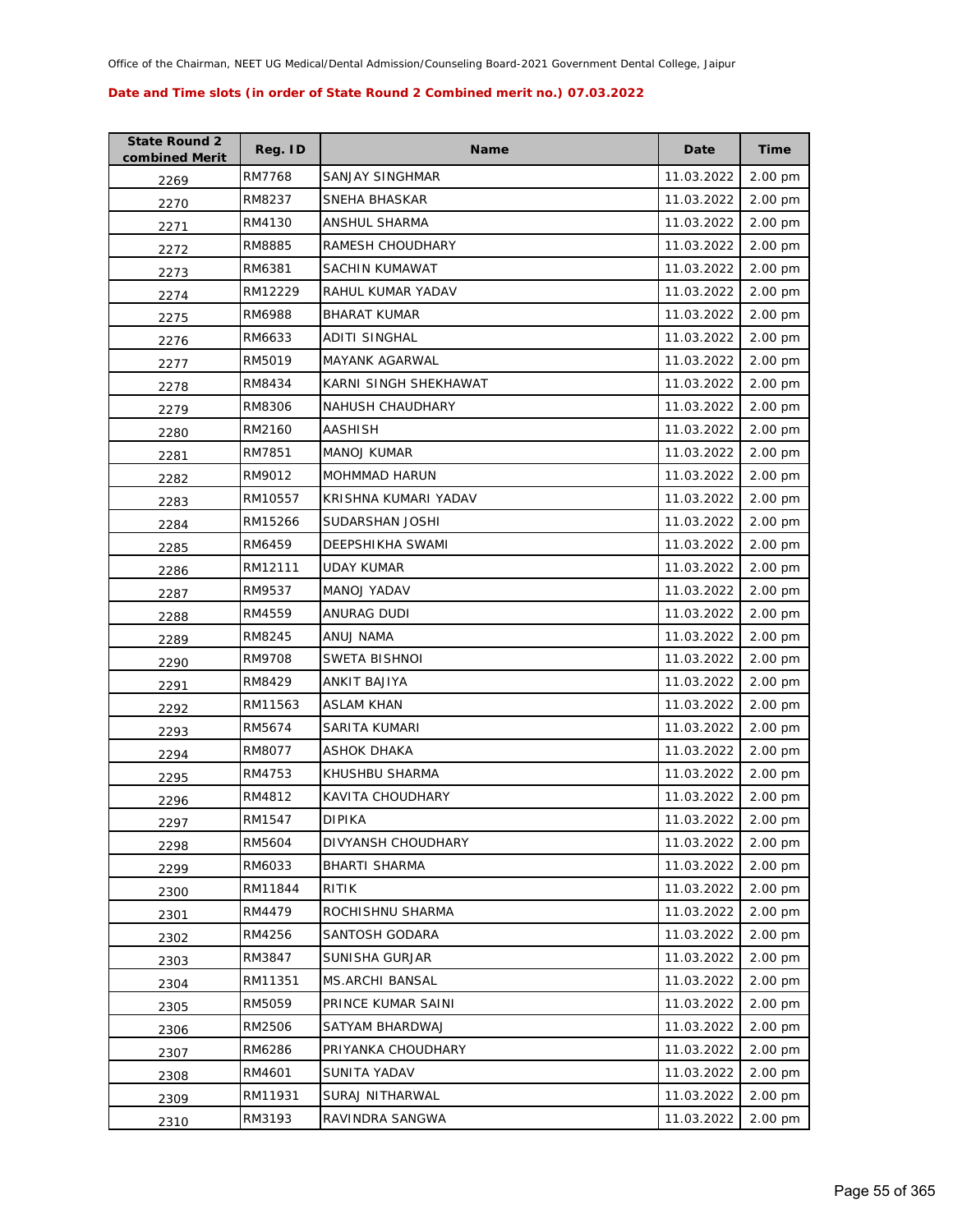Office of the Chairman, NEET UG Medical/Dental Admission/Counseling Board-2021 Government Dental College, Jaipur

**Date and Time slots (in order of State Round 2 Combined merit no.) 07.03.2022**

| State Round 2 combined Merit | Reg. ID | Name | Date | Time |
|---|---|---|---|---|
| 2269 | RM7768 | SANJAY SINGHMAR | 11.03.2022 | 2.00 pm |
| 2270 | RM8237 | SNEHA BHASKAR | 11.03.2022 | 2.00 pm |
| 2271 | RM4130 | ANSHUL SHARMA | 11.03.2022 | 2.00 pm |
| 2272 | RM8885 | RAMESH CHOUDHARY | 11.03.2022 | 2.00 pm |
| 2273 | RM6381 | SACHIN KUMAWAT | 11.03.2022 | 2.00 pm |
| 2274 | RM12229 | RAHUL KUMAR YADAV | 11.03.2022 | 2.00 pm |
| 2275 | RM6988 | BHARAT KUMAR | 11.03.2022 | 2.00 pm |
| 2276 | RM6633 | ADITI SINGHAL | 11.03.2022 | 2.00 pm |
| 2277 | RM5019 | MAYANK AGARWAL | 11.03.2022 | 2.00 pm |
| 2278 | RM8434 | KARNI SINGH SHEKHAWAT | 11.03.2022 | 2.00 pm |
| 2279 | RM8306 | NAHUSH CHAUDHARY | 11.03.2022 | 2.00 pm |
| 2280 | RM2160 | AASHISH | 11.03.2022 | 2.00 pm |
| 2281 | RM7851 | MANOJ KUMAR | 11.03.2022 | 2.00 pm |
| 2282 | RM9012 | MOHMMAD HARUN | 11.03.2022 | 2.00 pm |
| 2283 | RM10557 | KRISHNA KUMARI YADAV | 11.03.2022 | 2.00 pm |
| 2284 | RM15266 | SUDARSHAN JOSHI | 11.03.2022 | 2.00 pm |
| 2285 | RM6459 | DEEPSHIKHA SWAMI | 11.03.2022 | 2.00 pm |
| 2286 | RM12111 | UDAY KUMAR | 11.03.2022 | 2.00 pm |
| 2287 | RM9537 | MANOJ YADAV | 11.03.2022 | 2.00 pm |
| 2288 | RM4559 | ANURAG DUDI | 11.03.2022 | 2.00 pm |
| 2289 | RM8245 | ANUJ NAMA | 11.03.2022 | 2.00 pm |
| 2290 | RM9708 | SWETA BISHNOI | 11.03.2022 | 2.00 pm |
| 2291 | RM8429 | ANKIT BAJIYA | 11.03.2022 | 2.00 pm |
| 2292 | RM11563 | ASLAM KHAN | 11.03.2022 | 2.00 pm |
| 2293 | RM5674 | SARITA KUMARI | 11.03.2022 | 2.00 pm |
| 2294 | RM8077 | ASHOK DHAKA | 11.03.2022 | 2.00 pm |
| 2295 | RM4753 | KHUSHBU SHARMA | 11.03.2022 | 2.00 pm |
| 2296 | RM4812 | KAVITA CHOUDHARY | 11.03.2022 | 2.00 pm |
| 2297 | RM1547 | DIPIKA | 11.03.2022 | 2.00 pm |
| 2298 | RM5604 | DIVYANSH CHOUDHARY | 11.03.2022 | 2.00 pm |
| 2299 | RM6033 | BHARTI SHARMA | 11.03.2022 | 2.00 pm |
| 2300 | RM11844 | RITIK | 11.03.2022 | 2.00 pm |
| 2301 | RM4479 | ROCHISHNU SHARMA | 11.03.2022 | 2.00 pm |
| 2302 | RM4256 | SANTOSH GODARA | 11.03.2022 | 2.00 pm |
| 2303 | RM3847 | SUNISHA GURJAR | 11.03.2022 | 2.00 pm |
| 2304 | RM11351 | MS.ARCHI BANSAL | 11.03.2022 | 2.00 pm |
| 2305 | RM5059 | PRINCE KUMAR SAINI | 11.03.2022 | 2.00 pm |
| 2306 | RM2506 | SATYAM BHARDWAJ | 11.03.2022 | 2.00 pm |
| 2307 | RM6286 | PRIYANKA CHOUDHARY | 11.03.2022 | 2.00 pm |
| 2308 | RM4601 | SUNITA YADAV | 11.03.2022 | 2.00 pm |
| 2309 | RM11931 | SURAJ NITHARWAL | 11.03.2022 | 2.00 pm |
| 2310 | RM3193 | RAVINDRA SANGWA | 11.03.2022 | 2.00 pm |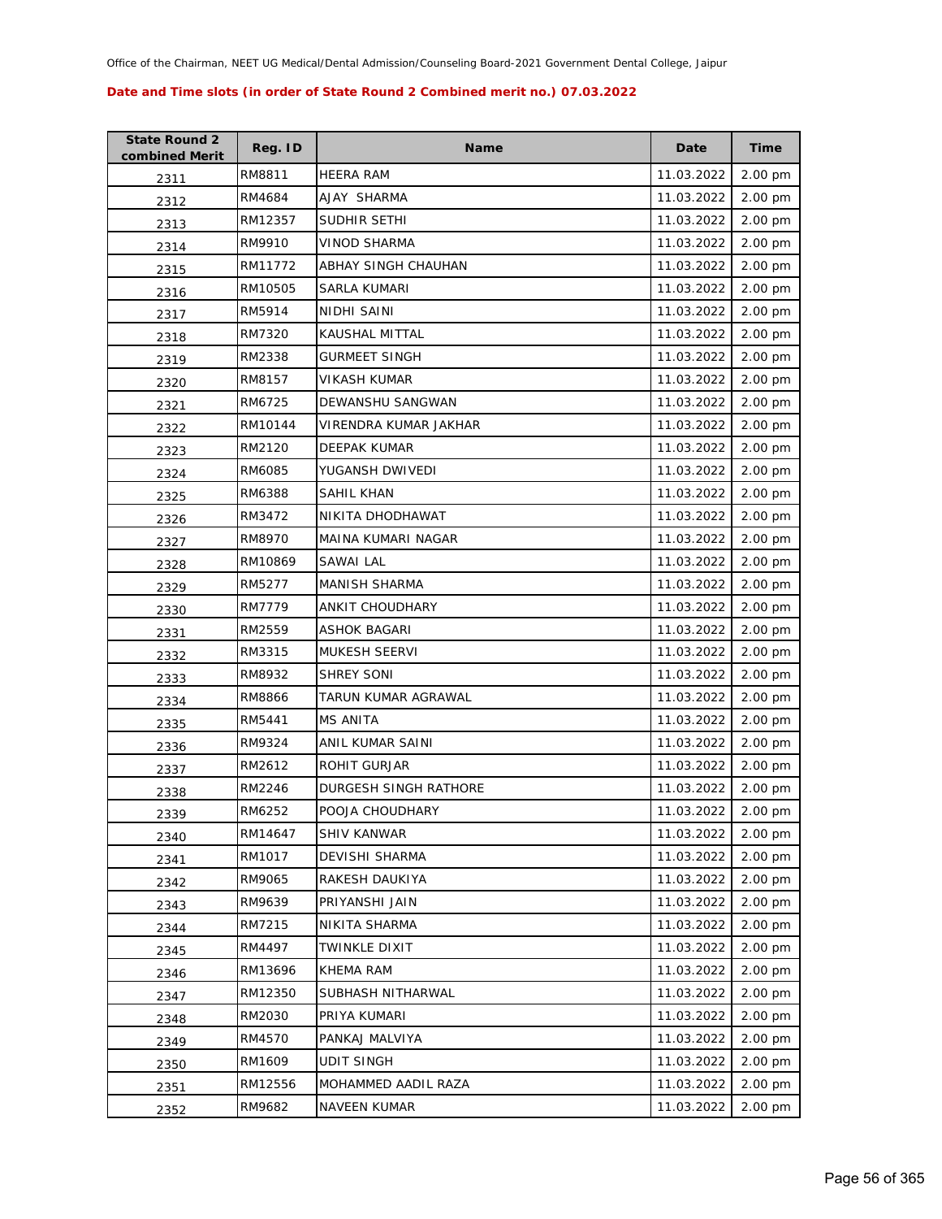**Date and Time slots (in order of State Round 2 Combined merit no.) 07.03.2022**

| State Round 2 combined Merit | Reg. ID | Name | Date | Time |
|---|---|---|---|---|
| 2311 | RM8811 | HEERA RAM | 11.03.2022 | 2.00 pm |
| 2312 | RM4684 | AJAY SHARMA | 11.03.2022 | 2.00 pm |
| 2313 | RM12357 | SUDHIR SETHI | 11.03.2022 | 2.00 pm |
| 2314 | RM9910 | VINOD SHARMA | 11.03.2022 | 2.00 pm |
| 2315 | RM11772 | ABHAY SINGH CHAUHAN | 11.03.2022 | 2.00 pm |
| 2316 | RM10505 | SARLA KUMARI | 11.03.2022 | 2.00 pm |
| 2317 | RM5914 | NIDHI SAINI | 11.03.2022 | 2.00 pm |
| 2318 | RM7320 | KAUSHAL MITTAL | 11.03.2022 | 2.00 pm |
| 2319 | RM2338 | GURMEET SINGH | 11.03.2022 | 2.00 pm |
| 2320 | RM8157 | VIKASH KUMAR | 11.03.2022 | 2.00 pm |
| 2321 | RM6725 | DEWANSHU SANGWAN | 11.03.2022 | 2.00 pm |
| 2322 | RM10144 | VIRENDRA KUMAR JAKHAR | 11.03.2022 | 2.00 pm |
| 2323 | RM2120 | DEEPAK KUMAR | 11.03.2022 | 2.00 pm |
| 2324 | RM6085 | YUGANSH DWIVEDI | 11.03.2022 | 2.00 pm |
| 2325 | RM6388 | SAHIL KHAN | 11.03.2022 | 2.00 pm |
| 2326 | RM3472 | NIKITA DHODHAWAT | 11.03.2022 | 2.00 pm |
| 2327 | RM8970 | MAINA KUMARI NAGAR | 11.03.2022 | 2.00 pm |
| 2328 | RM10869 | SAWAI LAL | 11.03.2022 | 2.00 pm |
| 2329 | RM5277 | MANISH SHARMA | 11.03.2022 | 2.00 pm |
| 2330 | RM7779 | ANKIT CHOUDHARY | 11.03.2022 | 2.00 pm |
| 2331 | RM2559 | ASHOK BAGARI | 11.03.2022 | 2.00 pm |
| 2332 | RM3315 | MUKESH SEERVI | 11.03.2022 | 2.00 pm |
| 2333 | RM8932 | SHREY SONI | 11.03.2022 | 2.00 pm |
| 2334 | RM8866 | TARUN KUMAR AGRAWAL | 11.03.2022 | 2.00 pm |
| 2335 | RM5441 | MS ANITA | 11.03.2022 | 2.00 pm |
| 2336 | RM9324 | ANIL KUMAR SAINI | 11.03.2022 | 2.00 pm |
| 2337 | RM2612 | ROHIT GURJAR | 11.03.2022 | 2.00 pm |
| 2338 | RM2246 | DURGESH SINGH RATHORE | 11.03.2022 | 2.00 pm |
| 2339 | RM6252 | POOJA CHOUDHARY | 11.03.2022 | 2.00 pm |
| 2340 | RM14647 | SHIV KANWAR | 11.03.2022 | 2.00 pm |
| 2341 | RM1017 | DEVISHI SHARMA | 11.03.2022 | 2.00 pm |
| 2342 | RM9065 | RAKESH DAUKIYA | 11.03.2022 | 2.00 pm |
| 2343 | RM9639 | PRIYANSHI JAIN | 11.03.2022 | 2.00 pm |
| 2344 | RM7215 | NIKITA SHARMA | 11.03.2022 | 2.00 pm |
| 2345 | RM4497 | TWINKLE DIXIT | 11.03.2022 | 2.00 pm |
| 2346 | RM13696 | KHEMA RAM | 11.03.2022 | 2.00 pm |
| 2347 | RM12350 | SUBHASH NITHARWAL | 11.03.2022 | 2.00 pm |
| 2348 | RM2030 | PRIYA KUMARI | 11.03.2022 | 2.00 pm |
| 2349 | RM4570 | PANKAJ MALVIYA | 11.03.2022 | 2.00 pm |
| 2350 | RM1609 | UDIT SINGH | 11.03.2022 | 2.00 pm |
| 2351 | RM12556 | MOHAMMED AADIL RAZA | 11.03.2022 | 2.00 pm |
| 2352 | RM9682 | NAVEEN KUMAR | 11.03.2022 | 2.00 pm |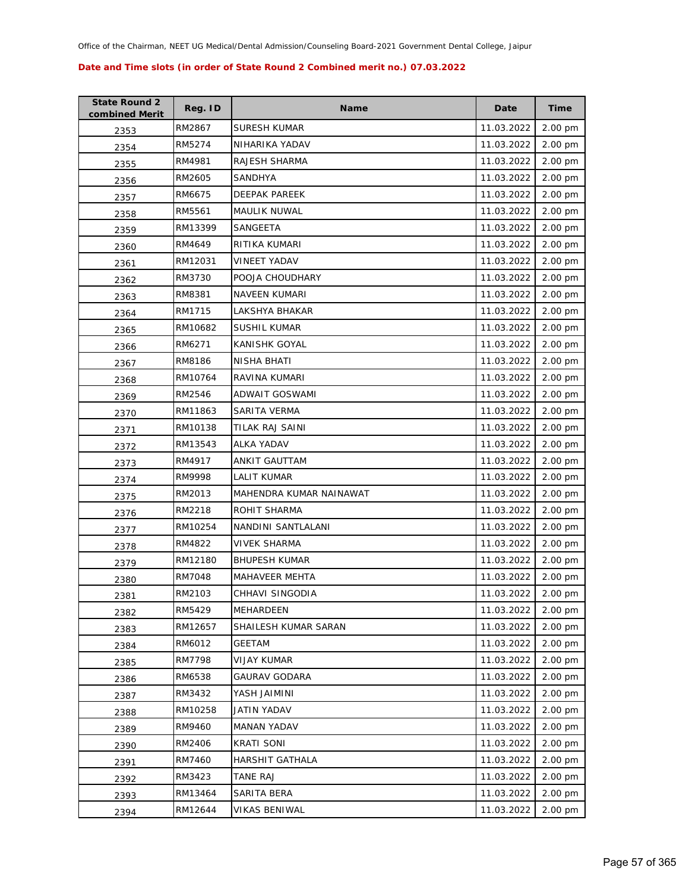Office of the Chairman, NEET UG Medical/Dental Admission/Counseling Board-2021 Government Dental College, Jaipur

**Date and Time slots (in order of State Round 2 Combined merit no.) 07.03.2022**

| State Round 2 combined Merit | Reg. ID | Name | Date | Time |
|---|---|---|---|---|
| 2353 | RM2867 | SURESH KUMAR | 11.03.2022 | 2.00 pm |
| 2354 | RM5274 | NIHARIKA YADAV | 11.03.2022 | 2.00 pm |
| 2355 | RM4981 | RAJESH SHARMA | 11.03.2022 | 2.00 pm |
| 2356 | RM2605 | SANDHYA | 11.03.2022 | 2.00 pm |
| 2357 | RM6675 | DEEPAK PAREEK | 11.03.2022 | 2.00 pm |
| 2358 | RM5561 | MAULIK NUWAL | 11.03.2022 | 2.00 pm |
| 2359 | RM13399 | SANGEETA | 11.03.2022 | 2.00 pm |
| 2360 | RM4649 | RITIKA KUMARI | 11.03.2022 | 2.00 pm |
| 2361 | RM12031 | VINEET YADAV | 11.03.2022 | 2.00 pm |
| 2362 | RM3730 | POOJA CHOUDHARY | 11.03.2022 | 2.00 pm |
| 2363 | RM8381 | NAVEEN KUMARI | 11.03.2022 | 2.00 pm |
| 2364 | RM1715 | LAKSHYA BHAKAR | 11.03.2022 | 2.00 pm |
| 2365 | RM10682 | SUSHIL KUMAR | 11.03.2022 | 2.00 pm |
| 2366 | RM6271 | KANISHK GOYAL | 11.03.2022 | 2.00 pm |
| 2367 | RM8186 | NISHA BHATI | 11.03.2022 | 2.00 pm |
| 2368 | RM10764 | RAVINA KUMARI | 11.03.2022 | 2.00 pm |
| 2369 | RM2546 | ADWAIT GOSWAMI | 11.03.2022 | 2.00 pm |
| 2370 | RM11863 | SARITA VERMA | 11.03.2022 | 2.00 pm |
| 2371 | RM10138 | TILAK RAJ SAINI | 11.03.2022 | 2.00 pm |
| 2372 | RM13543 | ALKA YADAV | 11.03.2022 | 2.00 pm |
| 2373 | RM4917 | ANKIT GAUTTAM | 11.03.2022 | 2.00 pm |
| 2374 | RM9998 | LALIT KUMAR | 11.03.2022 | 2.00 pm |
| 2375 | RM2013 | MAHENDRA KUMAR NAINAWAT | 11.03.2022 | 2.00 pm |
| 2376 | RM2218 | ROHIT SHARMA | 11.03.2022 | 2.00 pm |
| 2377 | RM10254 | NANDINI SANTLALANI | 11.03.2022 | 2.00 pm |
| 2378 | RM4822 | VIVEK SHARMA | 11.03.2022 | 2.00 pm |
| 2379 | RM12180 | BHUPESH KUMAR | 11.03.2022 | 2.00 pm |
| 2380 | RM7048 | MAHAVEER MEHTA | 11.03.2022 | 2.00 pm |
| 2381 | RM2103 | CHHAVI SINGODIA | 11.03.2022 | 2.00 pm |
| 2382 | RM5429 | MEHARDEEN | 11.03.2022 | 2.00 pm |
| 2383 | RM12657 | SHAILESH KUMAR SARAN | 11.03.2022 | 2.00 pm |
| 2384 | RM6012 | GEETAM | 11.03.2022 | 2.00 pm |
| 2385 | RM7798 | VIJAY KUMAR | 11.03.2022 | 2.00 pm |
| 2386 | RM6538 | GAURAV GODARA | 11.03.2022 | 2.00 pm |
| 2387 | RM3432 | YASH JAIMINI | 11.03.2022 | 2.00 pm |
| 2388 | RM10258 | JATIN YADAV | 11.03.2022 | 2.00 pm |
| 2389 | RM9460 | MANAN YADAV | 11.03.2022 | 2.00 pm |
| 2390 | RM2406 | KRATI SONI | 11.03.2022 | 2.00 pm |
| 2391 | RM7460 | HARSHIT GATHALA | 11.03.2022 | 2.00 pm |
| 2392 | RM3423 | TANE RAJ | 11.03.2022 | 2.00 pm |
| 2393 | RM13464 | SARITA BERA | 11.03.2022 | 2.00 pm |
| 2394 | RM12644 | VIKAS BENIWAL | 11.03.2022 | 2.00 pm |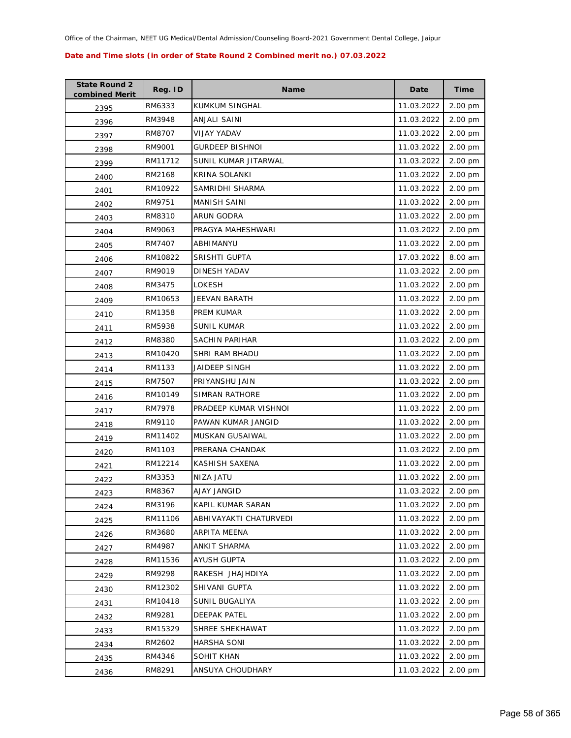Office of the Chairman, NEET UG Medical/Dental Admission/Counseling Board-2021 Government Dental College, Jaipur

**Date and Time slots (in order of State Round 2 Combined merit no.) 07.03.2022**

| State Round 2 combined Merit | Reg. ID | Name | Date | Time |
|---|---|---|---|---|
| 2395 | RM6333 | KUMKUM SINGHAL | 11.03.2022 | 2.00 pm |
| 2396 | RM3948 | ANJALI SAINI | 11.03.2022 | 2.00 pm |
| 2397 | RM8707 | VIJAY YADAV | 11.03.2022 | 2.00 pm |
| 2398 | RM9001 | GURDEEP BISHNOI | 11.03.2022 | 2.00 pm |
| 2399 | RM11712 | SUNIL KUMAR JITARWAL | 11.03.2022 | 2.00 pm |
| 2400 | RM2168 | KRINA SOLANKI | 11.03.2022 | 2.00 pm |
| 2401 | RM10922 | SAMRIDHI SHARMA | 11.03.2022 | 2.00 pm |
| 2402 | RM9751 | MANISH SAINI | 11.03.2022 | 2.00 pm |
| 2403 | RM8310 | ARUN GODRA | 11.03.2022 | 2.00 pm |
| 2404 | RM9063 | PRAGYA MAHESHWARI | 11.03.2022 | 2.00 pm |
| 2405 | RM7407 | ABHIMANYU | 11.03.2022 | 2.00 pm |
| 2406 | RM10822 | SRISHTI GUPTA | 17.03.2022 | 8.00 am |
| 2407 | RM9019 | DINESH YADAV | 11.03.2022 | 2.00 pm |
| 2408 | RM3475 | LOKESH | 11.03.2022 | 2.00 pm |
| 2409 | RM10653 | JEEVAN BARATH | 11.03.2022 | 2.00 pm |
| 2410 | RM1358 | PREM KUMAR | 11.03.2022 | 2.00 pm |
| 2411 | RM5938 | SUNIL KUMAR | 11.03.2022 | 2.00 pm |
| 2412 | RM8380 | SACHIN PARIHAR | 11.03.2022 | 2.00 pm |
| 2413 | RM10420 | SHRI RAM BHADU | 11.03.2022 | 2.00 pm |
| 2414 | RM1133 | JAIDEEP SINGH | 11.03.2022 | 2.00 pm |
| 2415 | RM7507 | PRIYANSHU JAIN | 11.03.2022 | 2.00 pm |
| 2416 | RM10149 | SIMRAN RATHORE | 11.03.2022 | 2.00 pm |
| 2417 | RM7978 | PRADEEP KUMAR VISHNOI | 11.03.2022 | 2.00 pm |
| 2418 | RM9110 | PAWAN KUMAR JANGID | 11.03.2022 | 2.00 pm |
| 2419 | RM11402 | MUSKAN GUSAIWAL | 11.03.2022 | 2.00 pm |
| 2420 | RM1103 | PRERANA CHANDAK | 11.03.2022 | 2.00 pm |
| 2421 | RM12214 | KASHISH SAXENA | 11.03.2022 | 2.00 pm |
| 2422 | RM3353 | NIZA JATU | 11.03.2022 | 2.00 pm |
| 2423 | RM8367 | AJAY JANGID | 11.03.2022 | 2.00 pm |
| 2424 | RM3196 | KAPIL KUMAR SARAN | 11.03.2022 | 2.00 pm |
| 2425 | RM11106 | ABHIVAYAKTI CHATURVEDI | 11.03.2022 | 2.00 pm |
| 2426 | RM3680 | ARPITA MEENA | 11.03.2022 | 2.00 pm |
| 2427 | RM4987 | ANKIT SHARMA | 11.03.2022 | 2.00 pm |
| 2428 | RM11536 | AYUSH GUPTA | 11.03.2022 | 2.00 pm |
| 2429 | RM9298 | RAKESH JHAJHDIYA | 11.03.2022 | 2.00 pm |
| 2430 | RM12302 | SHIVANI GUPTA | 11.03.2022 | 2.00 pm |
| 2431 | RM10418 | SUNIL BUGALIYA | 11.03.2022 | 2.00 pm |
| 2432 | RM9281 | DEEPAK PATEL | 11.03.2022 | 2.00 pm |
| 2433 | RM15329 | SHREE SHEKHAWAT | 11.03.2022 | 2.00 pm |
| 2434 | RM2602 | HARSHA SONI | 11.03.2022 | 2.00 pm |
| 2435 | RM4346 | SOHIT KHAN | 11.03.2022 | 2.00 pm |
| 2436 | RM8291 | ANSUYA CHOUDHARY | 11.03.2022 | 2.00 pm |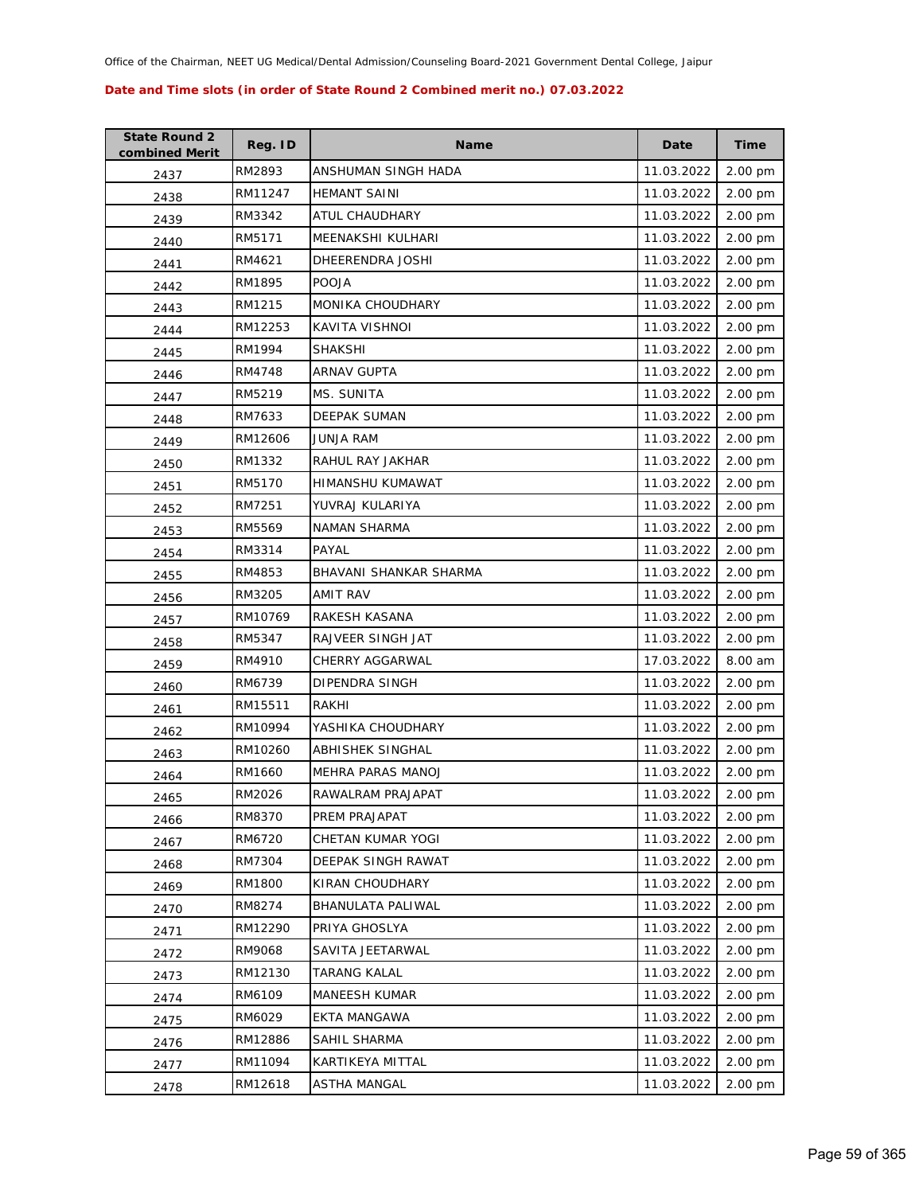Office of the Chairman, NEET UG Medical/Dental Admission/Counseling Board-2021 Government Dental College, Jaipur

**Date and Time slots (in order of State Round 2 Combined merit no.) 07.03.2022**

| State Round 2 combined Merit | Reg. ID | Name | Date | Time |
|---|---|---|---|---|
| 2437 | RM2893 | ANSHUMAN SINGH HADA | 11.03.2022 | 2.00 pm |
| 2438 | RM11247 | HEMANT SAINI | 11.03.2022 | 2.00 pm |
| 2439 | RM3342 | ATUL CHAUDHARY | 11.03.2022 | 2.00 pm |
| 2440 | RM5171 | MEENAKSHI KULHARI | 11.03.2022 | 2.00 pm |
| 2441 | RM4621 | DHEERENDRA JOSHI | 11.03.2022 | 2.00 pm |
| 2442 | RM1895 | POOJA | 11.03.2022 | 2.00 pm |
| 2443 | RM1215 | MONIKA CHOUDHARY | 11.03.2022 | 2.00 pm |
| 2444 | RM12253 | KAVITA VISHNOI | 11.03.2022 | 2.00 pm |
| 2445 | RM1994 | SHAKSHI | 11.03.2022 | 2.00 pm |
| 2446 | RM4748 | ARNAV GUPTA | 11.03.2022 | 2.00 pm |
| 2447 | RM5219 | MS. SUNITA | 11.03.2022 | 2.00 pm |
| 2448 | RM7633 | DEEPAK SUMAN | 11.03.2022 | 2.00 pm |
| 2449 | RM12606 | JUNJA RAM | 11.03.2022 | 2.00 pm |
| 2450 | RM1332 | RAHUL RAY JAKHAR | 11.03.2022 | 2.00 pm |
| 2451 | RM5170 | HIMANSHU KUMAWAT | 11.03.2022 | 2.00 pm |
| 2452 | RM7251 | YUVRAJ KULARIYA | 11.03.2022 | 2.00 pm |
| 2453 | RM5569 | NAMAN SHARMA | 11.03.2022 | 2.00 pm |
| 2454 | RM3314 | PAYAL | 11.03.2022 | 2.00 pm |
| 2455 | RM4853 | BHAVANI SHANKAR SHARMA | 11.03.2022 | 2.00 pm |
| 2456 | RM3205 | AMIT RAV | 11.03.2022 | 2.00 pm |
| 2457 | RM10769 | RAKESH KASANA | 11.03.2022 | 2.00 pm |
| 2458 | RM5347 | RAJVEER SINGH JAT | 11.03.2022 | 2.00 pm |
| 2459 | RM4910 | CHERRY AGGARWAL | 17.03.2022 | 8.00 am |
| 2460 | RM6739 | DIPENDRA SINGH | 11.03.2022 | 2.00 pm |
| 2461 | RM15511 | RAKHI | 11.03.2022 | 2.00 pm |
| 2462 | RM10994 | YASHIKA CHOUDHARY | 11.03.2022 | 2.00 pm |
| 2463 | RM10260 | ABHISHEK SINGHAL | 11.03.2022 | 2.00 pm |
| 2464 | RM1660 | MEHRA PARAS MANOJ | 11.03.2022 | 2.00 pm |
| 2465 | RM2026 | RAWALRAM PRAJAPAT | 11.03.2022 | 2.00 pm |
| 2466 | RM8370 | PREM PRAJAPAT | 11.03.2022 | 2.00 pm |
| 2467 | RM6720 | CHETAN KUMAR YOGI | 11.03.2022 | 2.00 pm |
| 2468 | RM7304 | DEEPAK SINGH RAWAT | 11.03.2022 | 2.00 pm |
| 2469 | RM1800 | KIRAN CHOUDHARY | 11.03.2022 | 2.00 pm |
| 2470 | RM8274 | BHANULATA PALIWAL | 11.03.2022 | 2.00 pm |
| 2471 | RM12290 | PRIYA GHOSLYA | 11.03.2022 | 2.00 pm |
| 2472 | RM9068 | SAVITA JEETARWAL | 11.03.2022 | 2.00 pm |
| 2473 | RM12130 | TARANG KALAL | 11.03.2022 | 2.00 pm |
| 2474 | RM6109 | MANEESH KUMAR | 11.03.2022 | 2.00 pm |
| 2475 | RM6029 | EKTA MANGAWA | 11.03.2022 | 2.00 pm |
| 2476 | RM12886 | SAHIL SHARMA | 11.03.2022 | 2.00 pm |
| 2477 | RM11094 | KARTIKEYA MITTAL | 11.03.2022 | 2.00 pm |
| 2478 | RM12618 | ASTHA MANGAL | 11.03.2022 | 2.00 pm |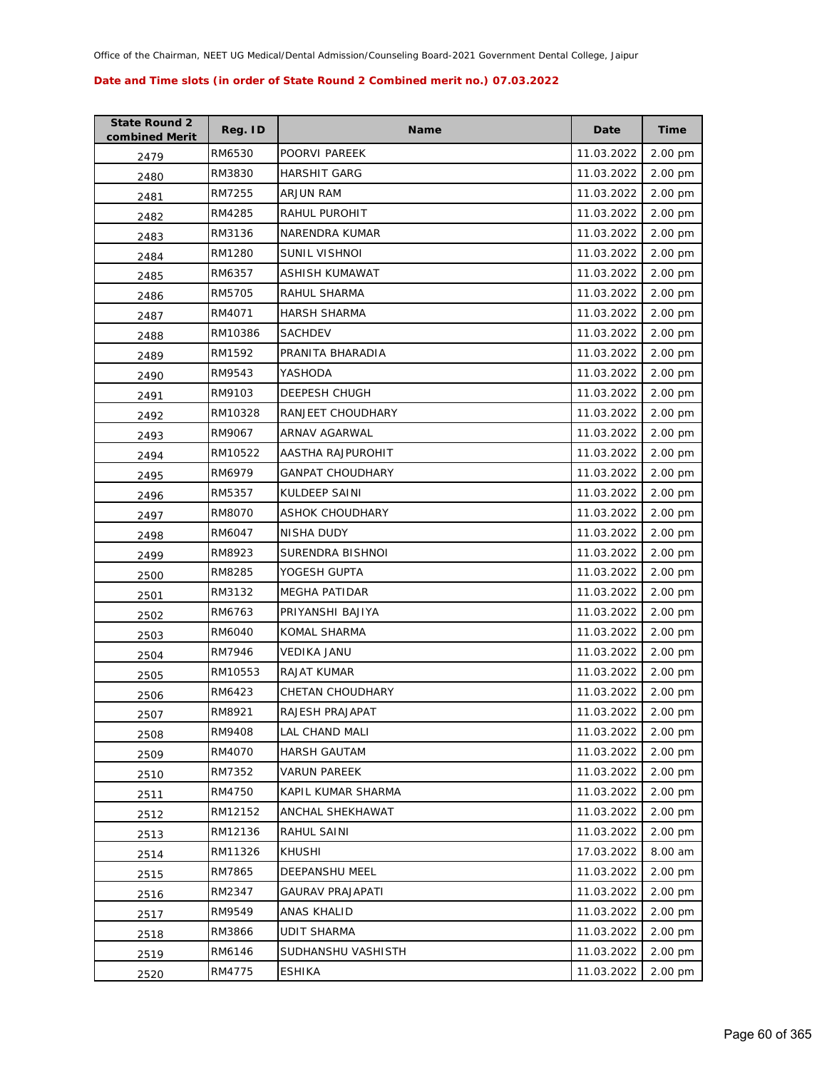Office of the Chairman, NEET UG Medical/Dental Admission/Counseling Board-2021 Government Dental College, Jaipur

**Date and Time slots (in order of State Round 2 Combined merit no.) 07.03.2022**

| State Round 2 combined Merit | Reg. ID | Name | Date | Time |
|---|---|---|---|---|
| 2479 | RM6530 | POORVI PAREEK | 11.03.2022 | 2.00 pm |
| 2480 | RM3830 | HARSHIT GARG | 11.03.2022 | 2.00 pm |
| 2481 | RM7255 | ARJUN RAM | 11.03.2022 | 2.00 pm |
| 2482 | RM4285 | RAHUL PUROHIT | 11.03.2022 | 2.00 pm |
| 2483 | RM3136 | NARENDRA KUMAR | 11.03.2022 | 2.00 pm |
| 2484 | RM1280 | SUNIL VISHNOI | 11.03.2022 | 2.00 pm |
| 2485 | RM6357 | ASHISH KUMAWAT | 11.03.2022 | 2.00 pm |
| 2486 | RM5705 | RAHUL SHARMA | 11.03.2022 | 2.00 pm |
| 2487 | RM4071 | HARSH SHARMA | 11.03.2022 | 2.00 pm |
| 2488 | RM10386 | SACHDEV | 11.03.2022 | 2.00 pm |
| 2489 | RM1592 | PRANITA BHARADIA | 11.03.2022 | 2.00 pm |
| 2490 | RM9543 | YASHODA | 11.03.2022 | 2.00 pm |
| 2491 | RM9103 | DEEPESH CHUGH | 11.03.2022 | 2.00 pm |
| 2492 | RM10328 | RANJEET CHOUDHARY | 11.03.2022 | 2.00 pm |
| 2493 | RM9067 | ARNAV AGARWAL | 11.03.2022 | 2.00 pm |
| 2494 | RM10522 | AASTHA RAJPUROHIT | 11.03.2022 | 2.00 pm |
| 2495 | RM6979 | GANPAT CHOUDHARY | 11.03.2022 | 2.00 pm |
| 2496 | RM5357 | KULDEEP SAINI | 11.03.2022 | 2.00 pm |
| 2497 | RM8070 | ASHOK CHOUDHARY | 11.03.2022 | 2.00 pm |
| 2498 | RM6047 | NISHA DUDY | 11.03.2022 | 2.00 pm |
| 2499 | RM8923 | SURENDRA BISHNOI | 11.03.2022 | 2.00 pm |
| 2500 | RM8285 | YOGESH GUPTA | 11.03.2022 | 2.00 pm |
| 2501 | RM3132 | MEGHA PATIDAR | 11.03.2022 | 2.00 pm |
| 2502 | RM6763 | PRIYANSHI BAJIYA | 11.03.2022 | 2.00 pm |
| 2503 | RM6040 | KOMAL SHARMA | 11.03.2022 | 2.00 pm |
| 2504 | RM7946 | VEDIKA JANU | 11.03.2022 | 2.00 pm |
| 2505 | RM10553 | RAJAT KUMAR | 11.03.2022 | 2.00 pm |
| 2506 | RM6423 | CHETAN CHOUDHARY | 11.03.2022 | 2.00 pm |
| 2507 | RM8921 | RAJESH PRAJAPAT | 11.03.2022 | 2.00 pm |
| 2508 | RM9408 | LAL CHAND MALI | 11.03.2022 | 2.00 pm |
| 2509 | RM4070 | HARSH GAUTAM | 11.03.2022 | 2.00 pm |
| 2510 | RM7352 | VARUN PAREEK | 11.03.2022 | 2.00 pm |
| 2511 | RM4750 | KAPIL KUMAR SHARMA | 11.03.2022 | 2.00 pm |
| 2512 | RM12152 | ANCHAL SHEKHAWAT | 11.03.2022 | 2.00 pm |
| 2513 | RM12136 | RAHUL SAINI | 11.03.2022 | 2.00 pm |
| 2514 | RM11326 | KHUSHI | 17.03.2022 | 8.00 am |
| 2515 | RM7865 | DEEPANSHU MEEL | 11.03.2022 | 2.00 pm |
| 2516 | RM2347 | GAURAV PRAJAPATI | 11.03.2022 | 2.00 pm |
| 2517 | RM9549 | ANAS KHALID | 11.03.2022 | 2.00 pm |
| 2518 | RM3866 | UDIT SHARMA | 11.03.2022 | 2.00 pm |
| 2519 | RM6146 | SUDHANSHU VASHISTH | 11.03.2022 | 2.00 pm |
| 2520 | RM4775 | ESHIKA | 11.03.2022 | 2.00 pm |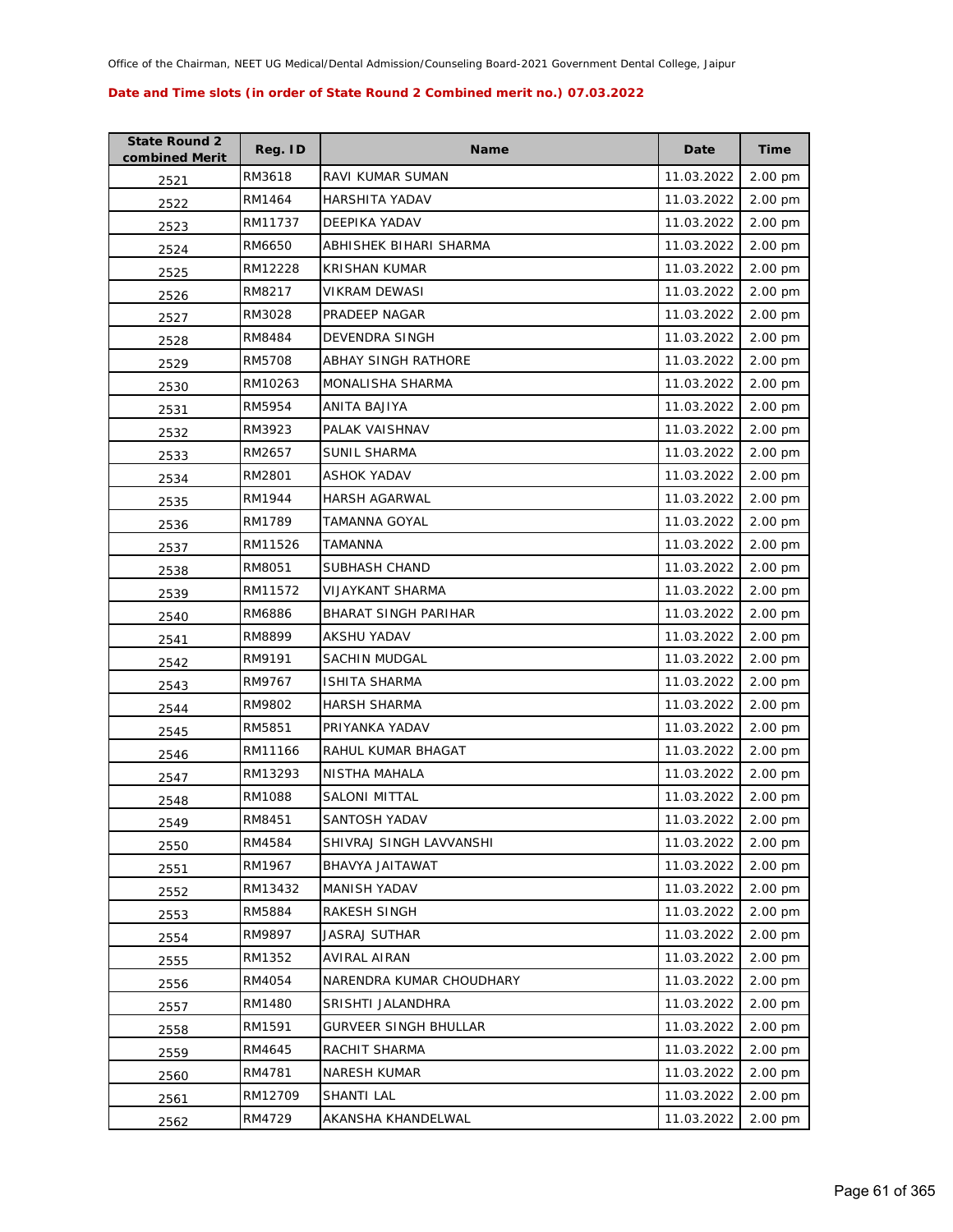Office of the Chairman, NEET UG Medical/Dental Admission/Counseling Board-2021 Government Dental College, Jaipur

**Date and Time slots (in order of State Round 2 Combined merit no.) 07.03.2022**

| State Round 2 combined Merit | Reg. ID | Name | Date | Time |
|---|---|---|---|---|
| 2521 | RM3618 | RAVI KUMAR SUMAN | 11.03.2022 | 2.00 pm |
| 2522 | RM1464 | HARSHITA YADAV | 11.03.2022 | 2.00 pm |
| 2523 | RM11737 | DEEPIKA YADAV | 11.03.2022 | 2.00 pm |
| 2524 | RM6650 | ABHISHEK BIHARI SHARMA | 11.03.2022 | 2.00 pm |
| 2525 | RM12228 | KRISHAN KUMAR | 11.03.2022 | 2.00 pm |
| 2526 | RM8217 | VIKRAM DEWASI | 11.03.2022 | 2.00 pm |
| 2527 | RM3028 | PRADEEP NAGAR | 11.03.2022 | 2.00 pm |
| 2528 | RM8484 | DEVENDRA SINGH | 11.03.2022 | 2.00 pm |
| 2529 | RM5708 | ABHAY SINGH RATHORE | 11.03.2022 | 2.00 pm |
| 2530 | RM10263 | MONALISHA SHARMA | 11.03.2022 | 2.00 pm |
| 2531 | RM5954 | ANITA BAJIYA | 11.03.2022 | 2.00 pm |
| 2532 | RM3923 | PALAK VAISHNAV | 11.03.2022 | 2.00 pm |
| 2533 | RM2657 | SUNIL SHARMA | 11.03.2022 | 2.00 pm |
| 2534 | RM2801 | ASHOK YADAV | 11.03.2022 | 2.00 pm |
| 2535 | RM1944 | HARSH AGARWAL | 11.03.2022 | 2.00 pm |
| 2536 | RM1789 | TAMANNA GOYAL | 11.03.2022 | 2.00 pm |
| 2537 | RM11526 | TAMANNA | 11.03.2022 | 2.00 pm |
| 2538 | RM8051 | SUBHASH CHAND | 11.03.2022 | 2.00 pm |
| 2539 | RM11572 | VIJAYKANT SHARMA | 11.03.2022 | 2.00 pm |
| 2540 | RM6886 | BHARAT SINGH PARIHAR | 11.03.2022 | 2.00 pm |
| 2541 | RM8899 | AKSHU YADAV | 11.03.2022 | 2.00 pm |
| 2542 | RM9191 | SACHIN MUDGAL | 11.03.2022 | 2.00 pm |
| 2543 | RM9767 | ISHITA SHARMA | 11.03.2022 | 2.00 pm |
| 2544 | RM9802 | HARSH SHARMA | 11.03.2022 | 2.00 pm |
| 2545 | RM5851 | PRIYANKA YADAV | 11.03.2022 | 2.00 pm |
| 2546 | RM11166 | RAHUL KUMAR BHAGAT | 11.03.2022 | 2.00 pm |
| 2547 | RM13293 | NISTHA MAHALA | 11.03.2022 | 2.00 pm |
| 2548 | RM1088 | SALONI MITTAL | 11.03.2022 | 2.00 pm |
| 2549 | RM8451 | SANTOSH YADAV | 11.03.2022 | 2.00 pm |
| 2550 | RM4584 | SHIVRAJ SINGH LAVVANSHI | 11.03.2022 | 2.00 pm |
| 2551 | RM1967 | BHAVYA JAITAWAT | 11.03.2022 | 2.00 pm |
| 2552 | RM13432 | MANISH YADAV | 11.03.2022 | 2.00 pm |
| 2553 | RM5884 | RAKESH SINGH | 11.03.2022 | 2.00 pm |
| 2554 | RM9897 | JASRAJ SUTHAR | 11.03.2022 | 2.00 pm |
| 2555 | RM1352 | AVIRAL AIRAN | 11.03.2022 | 2.00 pm |
| 2556 | RM4054 | NARENDRA KUMAR CHOUDHARY | 11.03.2022 | 2.00 pm |
| 2557 | RM1480 | SRISHTI JALANDHRA | 11.03.2022 | 2.00 pm |
| 2558 | RM1591 | GURVEER SINGH BHULLAR | 11.03.2022 | 2.00 pm |
| 2559 | RM4645 | RACHIT SHARMA | 11.03.2022 | 2.00 pm |
| 2560 | RM4781 | NARESH KUMAR | 11.03.2022 | 2.00 pm |
| 2561 | RM12709 | SHANTI LAL | 11.03.2022 | 2.00 pm |
| 2562 | RM4729 | AKANSHA KHANDELWAL | 11.03.2022 | 2.00 pm |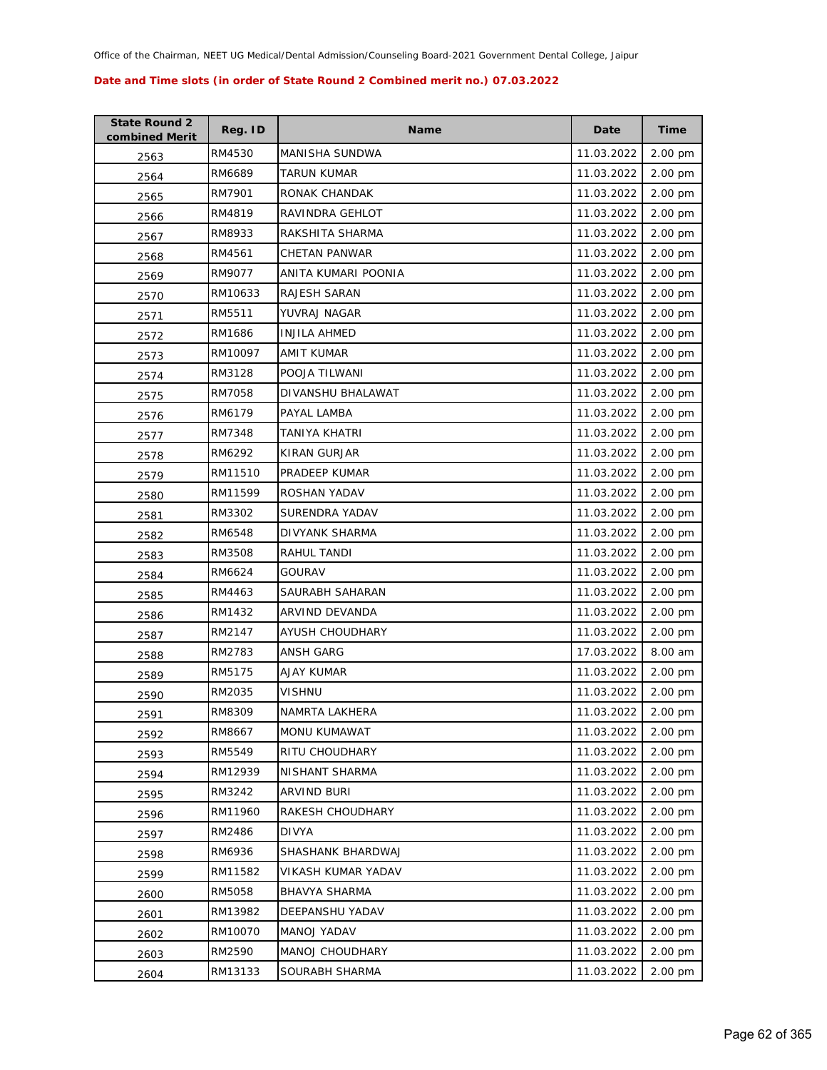Office of the Chairman, NEET UG Medical/Dental Admission/Counseling Board-2021 Government Dental College, Jaipur

**Date and Time slots (in order of State Round 2 Combined merit no.) 07.03.2022**

| State Round 2 combined Merit | Reg. ID | Name | Date | Time |
|---|---|---|---|---|
| 2563 | RM4530 | MANISHA SUNDWA | 11.03.2022 | 2.00 pm |
| 2564 | RM6689 | TARUN KUMAR | 11.03.2022 | 2.00 pm |
| 2565 | RM7901 | RONAK CHANDAK | 11.03.2022 | 2.00 pm |
| 2566 | RM4819 | RAVINDRA GEHLOT | 11.03.2022 | 2.00 pm |
| 2567 | RM8933 | RAKSHITA SHARMA | 11.03.2022 | 2.00 pm |
| 2568 | RM4561 | CHETAN PANWAR | 11.03.2022 | 2.00 pm |
| 2569 | RM9077 | ANITA KUMARI POONIA | 11.03.2022 | 2.00 pm |
| 2570 | RM10633 | RAJESH SARAN | 11.03.2022 | 2.00 pm |
| 2571 | RM5511 | YUVRAJ NAGAR | 11.03.2022 | 2.00 pm |
| 2572 | RM1686 | INJILA AHMED | 11.03.2022 | 2.00 pm |
| 2573 | RM10097 | AMIT KUMAR | 11.03.2022 | 2.00 pm |
| 2574 | RM3128 | POOJA TILWANI | 11.03.2022 | 2.00 pm |
| 2575 | RM7058 | DIVANSHU BHALAWAT | 11.03.2022 | 2.00 pm |
| 2576 | RM6179 | PAYAL LAMBA | 11.03.2022 | 2.00 pm |
| 2577 | RM7348 | TANIYA KHATRI | 11.03.2022 | 2.00 pm |
| 2578 | RM6292 | KIRAN GURJAR | 11.03.2022 | 2.00 pm |
| 2579 | RM11510 | PRADEEP KUMAR | 11.03.2022 | 2.00 pm |
| 2580 | RM11599 | ROSHAN YADAV | 11.03.2022 | 2.00 pm |
| 2581 | RM3302 | SURENDRA YADAV | 11.03.2022 | 2.00 pm |
| 2582 | RM6548 | DIVYANK SHARMA | 11.03.2022 | 2.00 pm |
| 2583 | RM3508 | RAHUL TANDI | 11.03.2022 | 2.00 pm |
| 2584 | RM6624 | GOURAV | 11.03.2022 | 2.00 pm |
| 2585 | RM4463 | SAURABH SAHARAN | 11.03.2022 | 2.00 pm |
| 2586 | RM1432 | ARVIND DEVANDA | 11.03.2022 | 2.00 pm |
| 2587 | RM2147 | AYUSH CHOUDHARY | 11.03.2022 | 2.00 pm |
| 2588 | RM2783 | ANSH GARG | 17.03.2022 | 8.00 am |
| 2589 | RM5175 | AJAY KUMAR | 11.03.2022 | 2.00 pm |
| 2590 | RM2035 | VISHNU | 11.03.2022 | 2.00 pm |
| 2591 | RM8309 | NAMRTA LAKHERA | 11.03.2022 | 2.00 pm |
| 2592 | RM8667 | MONU KUMAWAT | 11.03.2022 | 2.00 pm |
| 2593 | RM5549 | RITU CHOUDHARY | 11.03.2022 | 2.00 pm |
| 2594 | RM12939 | NISHANT SHARMA | 11.03.2022 | 2.00 pm |
| 2595 | RM3242 | ARVIND BURI | 11.03.2022 | 2.00 pm |
| 2596 | RM11960 | RAKESH CHOUDHARY | 11.03.2022 | 2.00 pm |
| 2597 | RM2486 | DIVYA | 11.03.2022 | 2.00 pm |
| 2598 | RM6936 | SHASHANK BHARDWAJ | 11.03.2022 | 2.00 pm |
| 2599 | RM11582 | VIKASH KUMAR YADAV | 11.03.2022 | 2.00 pm |
| 2600 | RM5058 | BHAVYA SHARMA | 11.03.2022 | 2.00 pm |
| 2601 | RM13982 | DEEPANSHU YADAV | 11.03.2022 | 2.00 pm |
| 2602 | RM10070 | MANOJ YADAV | 11.03.2022 | 2.00 pm |
| 2603 | RM2590 | MANOJ CHOUDHARY | 11.03.2022 | 2.00 pm |
| 2604 | RM13133 | SOURABH SHARMA | 11.03.2022 | 2.00 pm |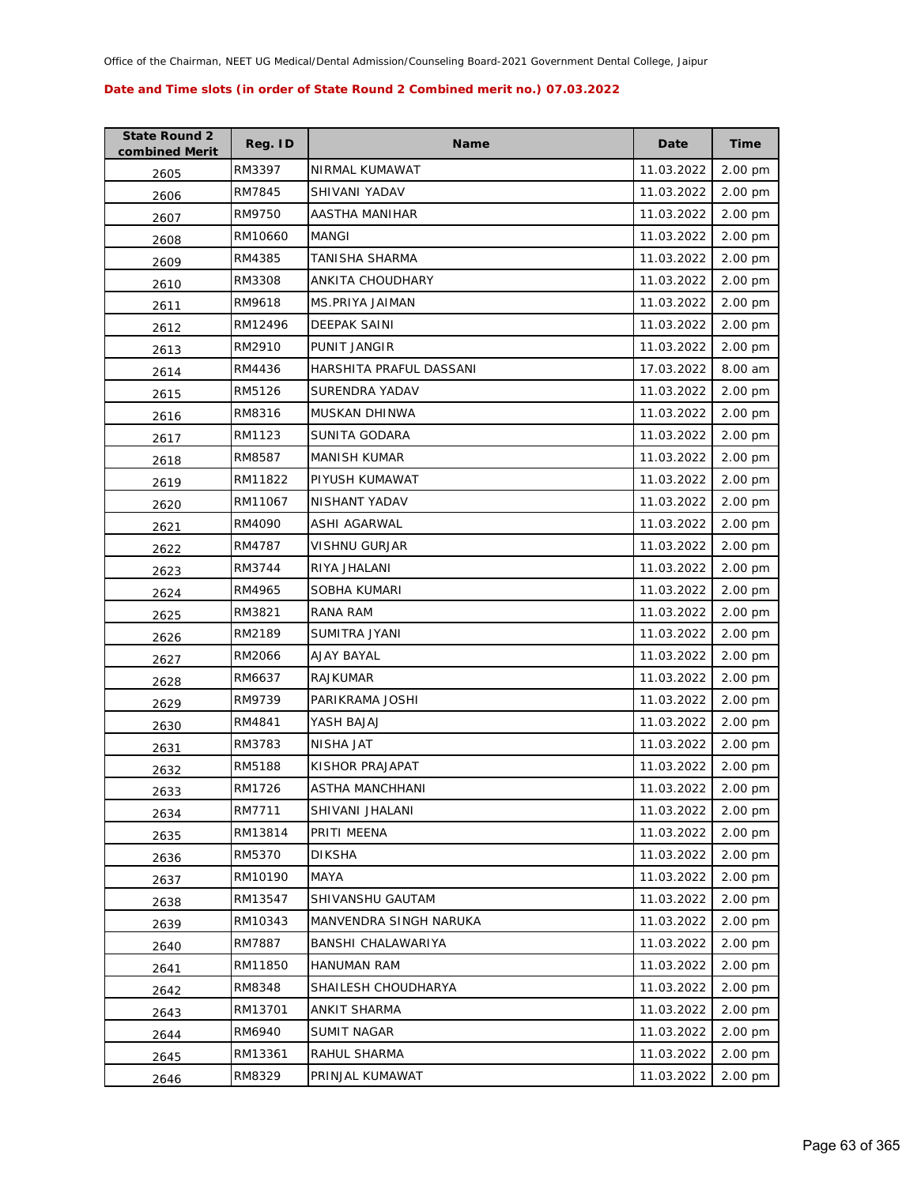Office of the Chairman, NEET UG Medical/Dental Admission/Counseling Board-2021 Government Dental College, Jaipur

**Date and Time slots (in order of State Round 2 Combined merit no.) 07.03.2022**

| State Round 2 combined Merit | Reg. ID | Name | Date | Time |
|---|---|---|---|---|
| 2605 | RM3397 | NIRMAL KUMAWAT | 11.03.2022 | 2.00 pm |
| 2606 | RM7845 | SHIVANI YADAV | 11.03.2022 | 2.00 pm |
| 2607 | RM9750 | AASTHA MANIHAR | 11.03.2022 | 2.00 pm |
| 2608 | RM10660 | MANGI | 11.03.2022 | 2.00 pm |
| 2609 | RM4385 | TANISHA SHARMA | 11.03.2022 | 2.00 pm |
| 2610 | RM3308 | ANKITA CHOUDHARY | 11.03.2022 | 2.00 pm |
| 2611 | RM9618 | MS.PRIYA JAIMAN | 11.03.2022 | 2.00 pm |
| 2612 | RM12496 | DEEPAK SAINI | 11.03.2022 | 2.00 pm |
| 2613 | RM2910 | PUNIT JANGIR | 11.03.2022 | 2.00 pm |
| 2614 | RM4436 | HARSHITA PRAFUL DASSANI | 17.03.2022 | 8.00 am |
| 2615 | RM5126 | SURENDRA YADAV | 11.03.2022 | 2.00 pm |
| 2616 | RM8316 | MUSKAN DHINWA | 11.03.2022 | 2.00 pm |
| 2617 | RM1123 | SUNITA GODARA | 11.03.2022 | 2.00 pm |
| 2618 | RM8587 | MANISH KUMAR | 11.03.2022 | 2.00 pm |
| 2619 | RM11822 | PIYUSH KUMAWAT | 11.03.2022 | 2.00 pm |
| 2620 | RM11067 | NISHANT YADAV | 11.03.2022 | 2.00 pm |
| 2621 | RM4090 | ASHI AGARWAL | 11.03.2022 | 2.00 pm |
| 2622 | RM4787 | VISHNU GURJAR | 11.03.2022 | 2.00 pm |
| 2623 | RM3744 | RIYA JHALANI | 11.03.2022 | 2.00 pm |
| 2624 | RM4965 | SOBHA KUMARI | 11.03.2022 | 2.00 pm |
| 2625 | RM3821 | RANA RAM | 11.03.2022 | 2.00 pm |
| 2626 | RM2189 | SUMITRA JYANI | 11.03.2022 | 2.00 pm |
| 2627 | RM2066 | AJAY BAYAL | 11.03.2022 | 2.00 pm |
| 2628 | RM6637 | RAJKUMAR | 11.03.2022 | 2.00 pm |
| 2629 | RM9739 | PARIKRAMA JOSHI | 11.03.2022 | 2.00 pm |
| 2630 | RM4841 | YASH BAJAJ | 11.03.2022 | 2.00 pm |
| 2631 | RM3783 | NISHA JAT | 11.03.2022 | 2.00 pm |
| 2632 | RM5188 | KISHOR PRAJAPAT | 11.03.2022 | 2.00 pm |
| 2633 | RM1726 | ASTHA MANCHHANI | 11.03.2022 | 2.00 pm |
| 2634 | RM7711 | SHIVANI JHALANI | 11.03.2022 | 2.00 pm |
| 2635 | RM13814 | PRITI MEENA | 11.03.2022 | 2.00 pm |
| 2636 | RM5370 | DIKSHA | 11.03.2022 | 2.00 pm |
| 2637 | RM10190 | MAYA | 11.03.2022 | 2.00 pm |
| 2638 | RM13547 | SHIVANSHU GAUTAM | 11.03.2022 | 2.00 pm |
| 2639 | RM10343 | MANVENDRA SINGH NARUKA | 11.03.2022 | 2.00 pm |
| 2640 | RM7887 | BANSHI CHALAWARIYA | 11.03.2022 | 2.00 pm |
| 2641 | RM11850 | HANUMAN RAM | 11.03.2022 | 2.00 pm |
| 2642 | RM8348 | SHAILESH CHOUDHARYA | 11.03.2022 | 2.00 pm |
| 2643 | RM13701 | ANKIT SHARMA | 11.03.2022 | 2.00 pm |
| 2644 | RM6940 | SUMIT NAGAR | 11.03.2022 | 2.00 pm |
| 2645 | RM13361 | RAHUL SHARMA | 11.03.2022 | 2.00 pm |
| 2646 | RM8329 | PRINJAL KUMAWAT | 11.03.2022 | 2.00 pm |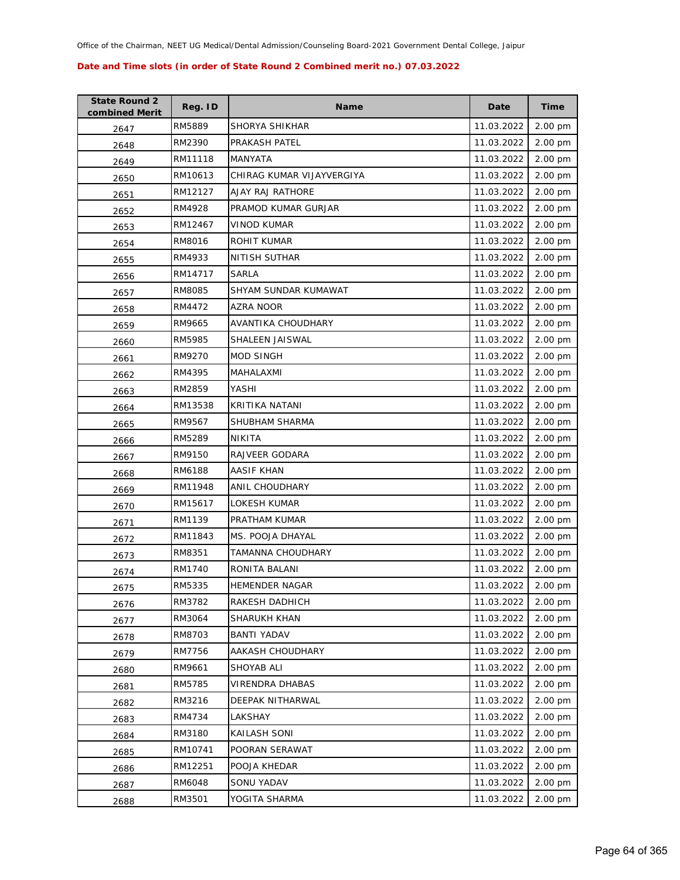Office of the Chairman, NEET UG Medical/Dental Admission/Counseling Board-2021 Government Dental College, Jaipur

**Date and Time slots (in order of State Round 2 Combined merit no.) 07.03.2022**

| State Round 2 combined Merit | Reg. ID | Name | Date | Time |
|---|---|---|---|---|
| 2647 | RM5889 | SHORYA SHIKHAR | 11.03.2022 | 2.00 pm |
| 2648 | RM2390 | PRAKASH PATEL | 11.03.2022 | 2.00 pm |
| 2649 | RM11118 | MANYATA | 11.03.2022 | 2.00 pm |
| 2650 | RM10613 | CHIRAG KUMAR VIJAYVERGIYA | 11.03.2022 | 2.00 pm |
| 2651 | RM12127 | AJAY RAJ RATHORE | 11.03.2022 | 2.00 pm |
| 2652 | RM4928 | PRAMOD KUMAR GURJAR | 11.03.2022 | 2.00 pm |
| 2653 | RM12467 | VINOD KUMAR | 11.03.2022 | 2.00 pm |
| 2654 | RM8016 | ROHIT KUMAR | 11.03.2022 | 2.00 pm |
| 2655 | RM4933 | NITISH SUTHAR | 11.03.2022 | 2.00 pm |
| 2656 | RM14717 | SARLA | 11.03.2022 | 2.00 pm |
| 2657 | RM8085 | SHYAM SUNDAR KUMAWAT | 11.03.2022 | 2.00 pm |
| 2658 | RM4472 | AZRA NOOR | 11.03.2022 | 2.00 pm |
| 2659 | RM9665 | AVANTIKA CHOUDHARY | 11.03.2022 | 2.00 pm |
| 2660 | RM5985 | SHALEEN JAISWAL | 11.03.2022 | 2.00 pm |
| 2661 | RM9270 | MOD SINGH | 11.03.2022 | 2.00 pm |
| 2662 | RM4395 | MAHALAXMI | 11.03.2022 | 2.00 pm |
| 2663 | RM2859 | YASHI | 11.03.2022 | 2.00 pm |
| 2664 | RM13538 | KRITIKA NATANI | 11.03.2022 | 2.00 pm |
| 2665 | RM9567 | SHUBHAM SHARMA | 11.03.2022 | 2.00 pm |
| 2666 | RM5289 | NIKITA | 11.03.2022 | 2.00 pm |
| 2667 | RM9150 | RAJVEER GODARA | 11.03.2022 | 2.00 pm |
| 2668 | RM6188 | AASIF KHAN | 11.03.2022 | 2.00 pm |
| 2669 | RM11948 | ANIL CHOUDHARY | 11.03.2022 | 2.00 pm |
| 2670 | RM15617 | LOKESH KUMAR | 11.03.2022 | 2.00 pm |
| 2671 | RM1139 | PRATHAM KUMAR | 11.03.2022 | 2.00 pm |
| 2672 | RM11843 | MS. POOJA DHAYAL | 11.03.2022 | 2.00 pm |
| 2673 | RM8351 | TAMANNA CHOUDHARY | 11.03.2022 | 2.00 pm |
| 2674 | RM1740 | RONITA BALANI | 11.03.2022 | 2.00 pm |
| 2675 | RM5335 | HEMENDER NAGAR | 11.03.2022 | 2.00 pm |
| 2676 | RM3782 | RAKESH DADHICH | 11.03.2022 | 2.00 pm |
| 2677 | RM3064 | SHARUKH KHAN | 11.03.2022 | 2.00 pm |
| 2678 | RM8703 | BANTI YADAV | 11.03.2022 | 2.00 pm |
| 2679 | RM7756 | AAKASH CHOUDHARY | 11.03.2022 | 2.00 pm |
| 2680 | RM9661 | SHOYAB ALI | 11.03.2022 | 2.00 pm |
| 2681 | RM5785 | VIRENDRA DHABAS | 11.03.2022 | 2.00 pm |
| 2682 | RM3216 | DEEPAK NITHARWAL | 11.03.2022 | 2.00 pm |
| 2683 | RM4734 | LAKSHAY | 11.03.2022 | 2.00 pm |
| 2684 | RM3180 | KAILASH SONI | 11.03.2022 | 2.00 pm |
| 2685 | RM10741 | POORAN SERAWAT | 11.03.2022 | 2.00 pm |
| 2686 | RM12251 | POOJA KHEDAR | 11.03.2022 | 2.00 pm |
| 2687 | RM6048 | SONU YADAV | 11.03.2022 | 2.00 pm |
| 2688 | RM3501 | YOGITA SHARMA | 11.03.2022 | 2.00 pm |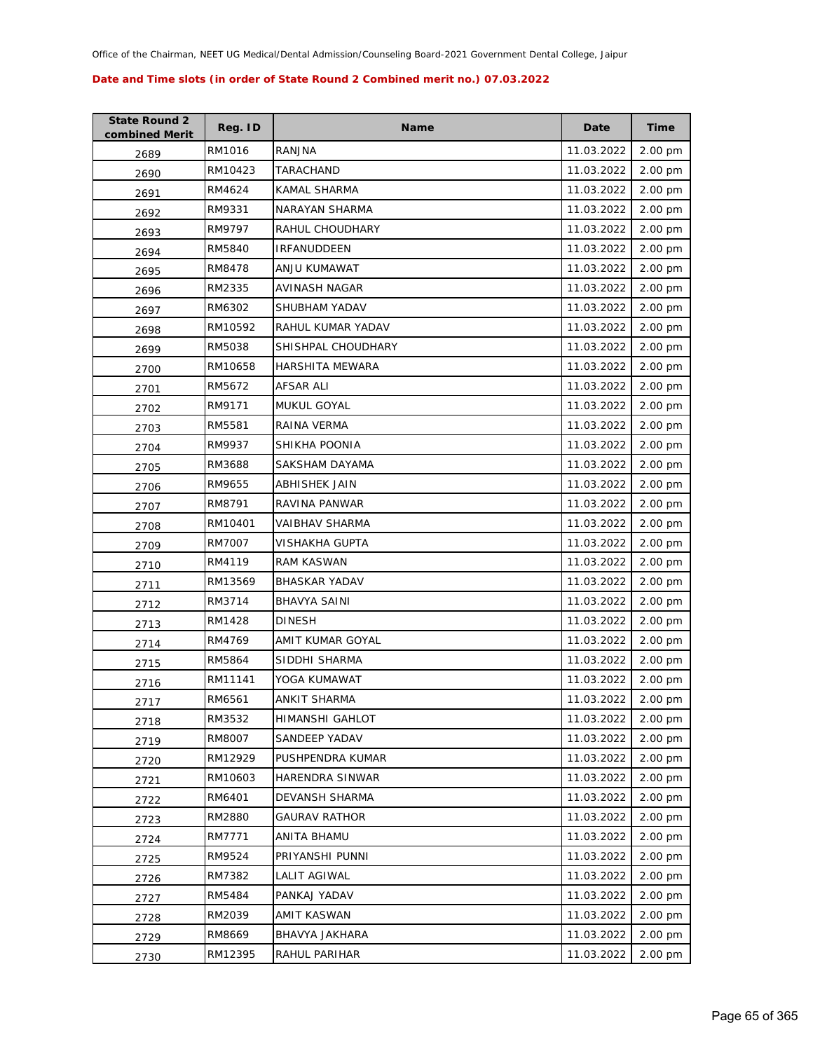Office of the Chairman, NEET UG Medical/Dental Admission/Counseling Board-2021 Government Dental College, Jaipur

**Date and Time slots (in order of State Round 2 Combined merit no.) 07.03.2022**

| State Round 2 combined Merit | Reg. ID | Name | Date | Time |
|---|---|---|---|---|
| 2689 | RM1016 | RANJNA | 11.03.2022 | 2.00 pm |
| 2690 | RM10423 | TARACHAND | 11.03.2022 | 2.00 pm |
| 2691 | RM4624 | KAMAL SHARMA | 11.03.2022 | 2.00 pm |
| 2692 | RM9331 | NARAYAN SHARMA | 11.03.2022 | 2.00 pm |
| 2693 | RM9797 | RAHUL CHOUDHARY | 11.03.2022 | 2.00 pm |
| 2694 | RM5840 | IRFANUDDEEN | 11.03.2022 | 2.00 pm |
| 2695 | RM8478 | ANJU KUMAWAT | 11.03.2022 | 2.00 pm |
| 2696 | RM2335 | AVINASH NAGAR | 11.03.2022 | 2.00 pm |
| 2697 | RM6302 | SHUBHAM YADAV | 11.03.2022 | 2.00 pm |
| 2698 | RM10592 | RAHUL KUMAR YADAV | 11.03.2022 | 2.00 pm |
| 2699 | RM5038 | SHISHPAL CHOUDHARY | 11.03.2022 | 2.00 pm |
| 2700 | RM10658 | HARSHITA MEWARA | 11.03.2022 | 2.00 pm |
| 2701 | RM5672 | AFSAR ALI | 11.03.2022 | 2.00 pm |
| 2702 | RM9171 | MUKUL GOYAL | 11.03.2022 | 2.00 pm |
| 2703 | RM5581 | RAINA VERMA | 11.03.2022 | 2.00 pm |
| 2704 | RM9937 | SHIKHA POONIA | 11.03.2022 | 2.00 pm |
| 2705 | RM3688 | SAKSHAM DAYAMA | 11.03.2022 | 2.00 pm |
| 2706 | RM9655 | ABHISHEK JAIN | 11.03.2022 | 2.00 pm |
| 2707 | RM8791 | RAVINA PANWAR | 11.03.2022 | 2.00 pm |
| 2708 | RM10401 | VAIBHAV SHARMA | 11.03.2022 | 2.00 pm |
| 2709 | RM7007 | VISHAKHA GUPTA | 11.03.2022 | 2.00 pm |
| 2710 | RM4119 | RAM KASWAN | 11.03.2022 | 2.00 pm |
| 2711 | RM13569 | BHASKAR YADAV | 11.03.2022 | 2.00 pm |
| 2712 | RM3714 | BHAVYA SAINI | 11.03.2022 | 2.00 pm |
| 2713 | RM1428 | DINESH | 11.03.2022 | 2.00 pm |
| 2714 | RM4769 | AMIT KUMAR GOYAL | 11.03.2022 | 2.00 pm |
| 2715 | RM5864 | SIDDHI SHARMA | 11.03.2022 | 2.00 pm |
| 2716 | RM11141 | YOGA KUMAWAT | 11.03.2022 | 2.00 pm |
| 2717 | RM6561 | ANKIT SHARMA | 11.03.2022 | 2.00 pm |
| 2718 | RM3532 | HIMANSHI GAHLOT | 11.03.2022 | 2.00 pm |
| 2719 | RM8007 | SANDEEP YADAV | 11.03.2022 | 2.00 pm |
| 2720 | RM12929 | PUSHPENDRA KUMAR | 11.03.2022 | 2.00 pm |
| 2721 | RM10603 | HARENDRA SINWAR | 11.03.2022 | 2.00 pm |
| 2722 | RM6401 | DEVANSH SHARMA | 11.03.2022 | 2.00 pm |
| 2723 | RM2880 | GAURAV RATHOR | 11.03.2022 | 2.00 pm |
| 2724 | RM7771 | ANITA BHAMU | 11.03.2022 | 2.00 pm |
| 2725 | RM9524 | PRIYANSHI PUNNI | 11.03.2022 | 2.00 pm |
| 2726 | RM7382 | LALIT AGIWAL | 11.03.2022 | 2.00 pm |
| 2727 | RM5484 | PANKAJ YADAV | 11.03.2022 | 2.00 pm |
| 2728 | RM2039 | AMIT KASWAN | 11.03.2022 | 2.00 pm |
| 2729 | RM8669 | BHAVYA JAKHARA | 11.03.2022 | 2.00 pm |
| 2730 | RM12395 | RAHUL PARIHAR | 11.03.2022 | 2.00 pm |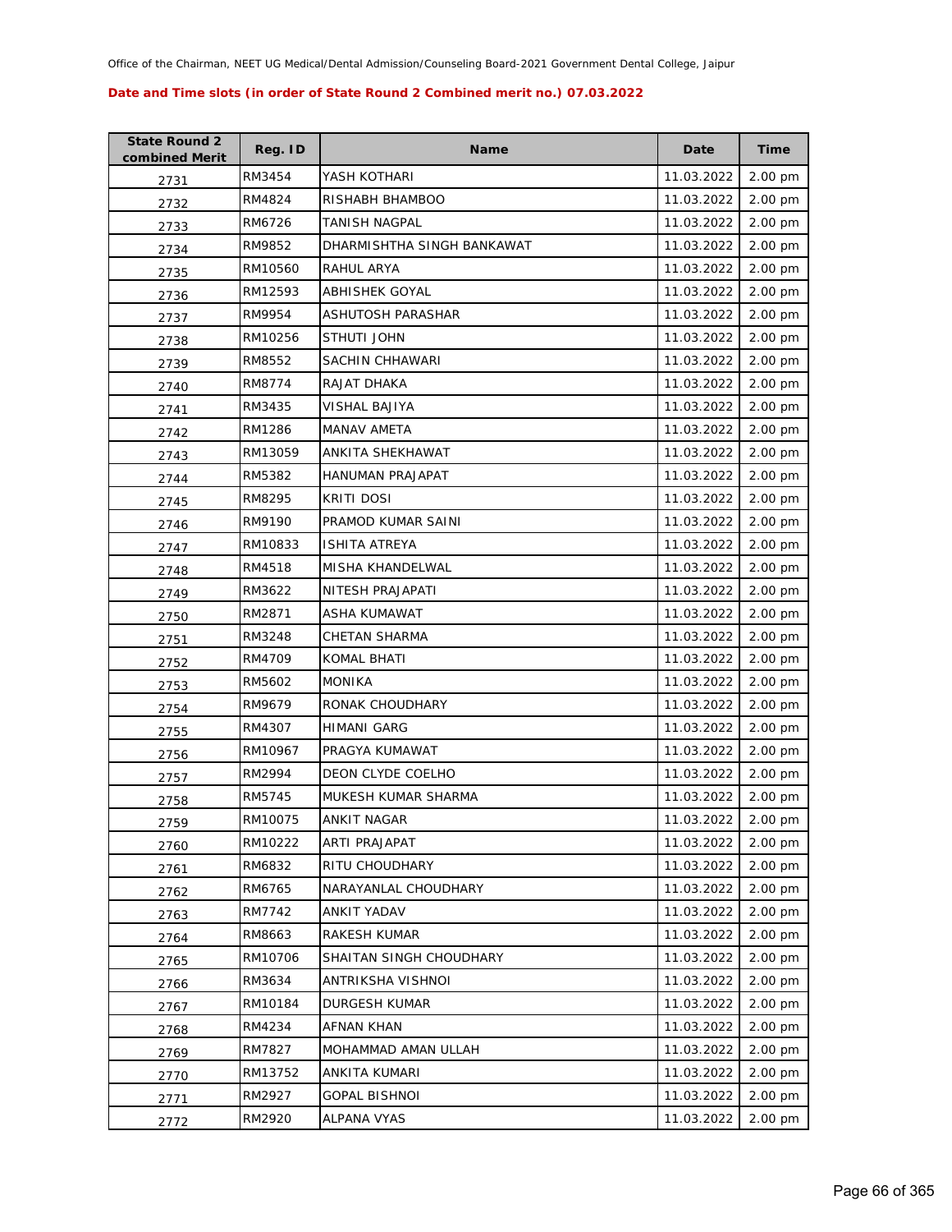Office of the Chairman, NEET UG Medical/Dental Admission/Counseling Board-2021 Government Dental College, Jaipur

**Date and Time slots (in order of State Round 2 Combined merit no.) 07.03.2022**

| State Round 2 combined Merit | Reg. ID | Name | Date | Time |
|---|---|---|---|---|
| 2731 | RM3454 | YASH KOTHARI | 11.03.2022 | 2.00 pm |
| 2732 | RM4824 | RISHABH BHAMBOO | 11.03.2022 | 2.00 pm |
| 2733 | RM6726 | TANISH NAGPAL | 11.03.2022 | 2.00 pm |
| 2734 | RM9852 | DHARMISHTHA SINGH BANKAWAT | 11.03.2022 | 2.00 pm |
| 2735 | RM10560 | RAHUL ARYA | 11.03.2022 | 2.00 pm |
| 2736 | RM12593 | ABHISHEK GOYAL | 11.03.2022 | 2.00 pm |
| 2737 | RM9954 | ASHUTOSH PARASHAR | 11.03.2022 | 2.00 pm |
| 2738 | RM10256 | STHUTI JOHN | 11.03.2022 | 2.00 pm |
| 2739 | RM8552 | SACHIN CHHAWARI | 11.03.2022 | 2.00 pm |
| 2740 | RM8774 | RAJAT DHAKA | 11.03.2022 | 2.00 pm |
| 2741 | RM3435 | VISHAL BAJIYA | 11.03.2022 | 2.00 pm |
| 2742 | RM1286 | MANAV AMETA | 11.03.2022 | 2.00 pm |
| 2743 | RM13059 | ANKITA SHEKHAWAT | 11.03.2022 | 2.00 pm |
| 2744 | RM5382 | HANUMAN PRAJAPAT | 11.03.2022 | 2.00 pm |
| 2745 | RM8295 | KRITI DOSI | 11.03.2022 | 2.00 pm |
| 2746 | RM9190 | PRAMOD KUMAR SAINI | 11.03.2022 | 2.00 pm |
| 2747 | RM10833 | ISHITA ATREYA | 11.03.2022 | 2.00 pm |
| 2748 | RM4518 | MISHA KHANDELWAL | 11.03.2022 | 2.00 pm |
| 2749 | RM3622 | NITESH PRAJAPATI | 11.03.2022 | 2.00 pm |
| 2750 | RM2871 | ASHA KUMAWAT | 11.03.2022 | 2.00 pm |
| 2751 | RM3248 | CHETAN SHARMA | 11.03.2022 | 2.00 pm |
| 2752 | RM4709 | KOMAL BHATI | 11.03.2022 | 2.00 pm |
| 2753 | RM5602 | MONIKA | 11.03.2022 | 2.00 pm |
| 2754 | RM9679 | RONAK CHOUDHARY | 11.03.2022 | 2.00 pm |
| 2755 | RM4307 | HIMANI GARG | 11.03.2022 | 2.00 pm |
| 2756 | RM10967 | PRAGYA KUMAWAT | 11.03.2022 | 2.00 pm |
| 2757 | RM2994 | DEON CLYDE COELHO | 11.03.2022 | 2.00 pm |
| 2758 | RM5745 | MUKESH KUMAR SHARMA | 11.03.2022 | 2.00 pm |
| 2759 | RM10075 | ANKIT NAGAR | 11.03.2022 | 2.00 pm |
| 2760 | RM10222 | ARTI PRAJAPAT | 11.03.2022 | 2.00 pm |
| 2761 | RM6832 | RITU CHOUDHARY | 11.03.2022 | 2.00 pm |
| 2762 | RM6765 | NARAYANLAL CHOUDHARY | 11.03.2022 | 2.00 pm |
| 2763 | RM7742 | ANKIT YADAV | 11.03.2022 | 2.00 pm |
| 2764 | RM8663 | RAKESH KUMAR | 11.03.2022 | 2.00 pm |
| 2765 | RM10706 | SHAITAN SINGH CHOUDHARY | 11.03.2022 | 2.00 pm |
| 2766 | RM3634 | ANTRIKSHA VISHNOI | 11.03.2022 | 2.00 pm |
| 2767 | RM10184 | DURGESH KUMAR | 11.03.2022 | 2.00 pm |
| 2768 | RM4234 | AFNAN KHAN | 11.03.2022 | 2.00 pm |
| 2769 | RM7827 | MOHAMMAD AMAN ULLAH | 11.03.2022 | 2.00 pm |
| 2770 | RM13752 | ANKITA KUMARI | 11.03.2022 | 2.00 pm |
| 2771 | RM2927 | GOPAL BISHNOI | 11.03.2022 | 2.00 pm |
| 2772 | RM2920 | ALPANA VYAS | 11.03.2022 | 2.00 pm |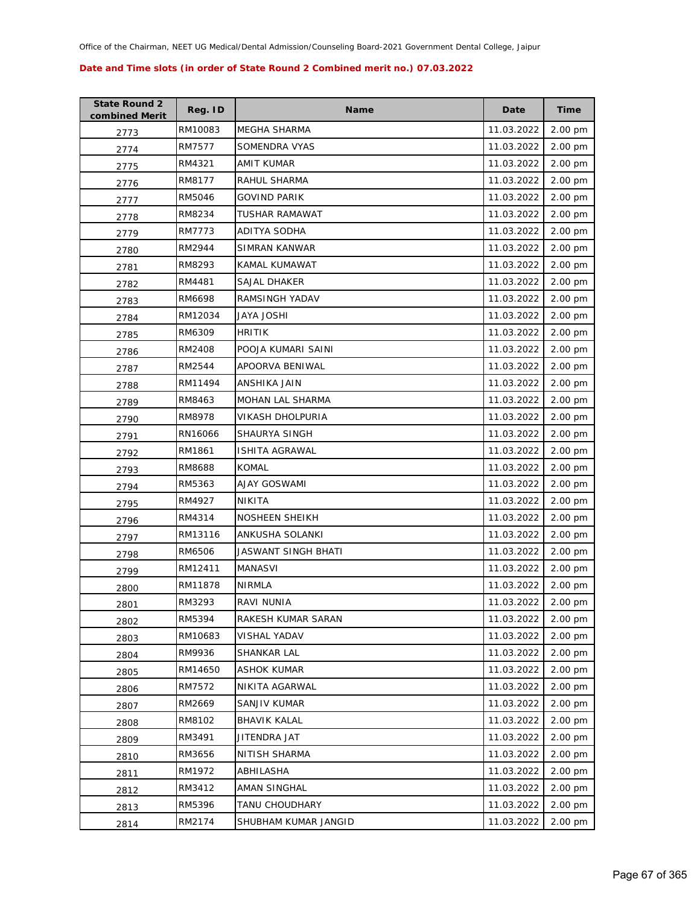Office of the Chairman, NEET UG Medical/Dental Admission/Counseling Board-2021 Government Dental College, Jaipur

**Date and Time slots (in order of State Round 2 Combined merit no.) 07.03.2022**

| State Round 2 combined Merit | Reg. ID | Name | Date | Time |
|---|---|---|---|---|
| 2773 | RM10083 | MEGHA SHARMA | 11.03.2022 | 2.00 pm |
| 2774 | RM7577 | SOMENDRA VYAS | 11.03.2022 | 2.00 pm |
| 2775 | RM4321 | AMIT KUMAR | 11.03.2022 | 2.00 pm |
| 2776 | RM8177 | RAHUL SHARMA | 11.03.2022 | 2.00 pm |
| 2777 | RM5046 | GOVIND PARIK | 11.03.2022 | 2.00 pm |
| 2778 | RM8234 | TUSHAR RAMAWAT | 11.03.2022 | 2.00 pm |
| 2779 | RM7773 | ADITYA SODHA | 11.03.2022 | 2.00 pm |
| 2780 | RM2944 | SIMRAN KANWAR | 11.03.2022 | 2.00 pm |
| 2781 | RM8293 | KAMAL KUMAWAT | 11.03.2022 | 2.00 pm |
| 2782 | RM4481 | SAJAL DHAKER | 11.03.2022 | 2.00 pm |
| 2783 | RM6698 | RAMSINGH YADAV | 11.03.2022 | 2.00 pm |
| 2784 | RM12034 | JAYA JOSHI | 11.03.2022 | 2.00 pm |
| 2785 | RM6309 | HRITIK | 11.03.2022 | 2.00 pm |
| 2786 | RM2408 | POOJA KUMARI SAINI | 11.03.2022 | 2.00 pm |
| 2787 | RM2544 | APOORVA BENIWAL | 11.03.2022 | 2.00 pm |
| 2788 | RM11494 | ANSHIKA JAIN | 11.03.2022 | 2.00 pm |
| 2789 | RM8463 | MOHAN LAL SHARMA | 11.03.2022 | 2.00 pm |
| 2790 | RM8978 | VIKASH DHOLPURIA | 11.03.2022 | 2.00 pm |
| 2791 | RN16066 | SHAURYA SINGH | 11.03.2022 | 2.00 pm |
| 2792 | RM1861 | ISHITA AGRAWAL | 11.03.2022 | 2.00 pm |
| 2793 | RM8688 | KOMAL | 11.03.2022 | 2.00 pm |
| 2794 | RM5363 | AJAY GOSWAMI | 11.03.2022 | 2.00 pm |
| 2795 | RM4927 | NIKITA | 11.03.2022 | 2.00 pm |
| 2796 | RM4314 | NOSHEEN SHEIKH | 11.03.2022 | 2.00 pm |
| 2797 | RM13116 | ANKUSHA SOLANKI | 11.03.2022 | 2.00 pm |
| 2798 | RM6506 | JASWANT SINGH BHATI | 11.03.2022 | 2.00 pm |
| 2799 | RM12411 | MANASVI | 11.03.2022 | 2.00 pm |
| 2800 | RM11878 | NIRMLA | 11.03.2022 | 2.00 pm |
| 2801 | RM3293 | RAVI NUNIA | 11.03.2022 | 2.00 pm |
| 2802 | RM5394 | RAKESH KUMAR SARAN | 11.03.2022 | 2.00 pm |
| 2803 | RM10683 | VISHAL YADAV | 11.03.2022 | 2.00 pm |
| 2804 | RM9936 | SHANKAR LAL | 11.03.2022 | 2.00 pm |
| 2805 | RM14650 | ASHOK KUMAR | 11.03.2022 | 2.00 pm |
| 2806 | RM7572 | NIKITA AGARWAL | 11.03.2022 | 2.00 pm |
| 2807 | RM2669 | SANJIV KUMAR | 11.03.2022 | 2.00 pm |
| 2808 | RM8102 | BHAVIK KALAL | 11.03.2022 | 2.00 pm |
| 2809 | RM3491 | JITENDRA JAT | 11.03.2022 | 2.00 pm |
| 2810 | RM3656 | NITISH SHARMA | 11.03.2022 | 2.00 pm |
| 2811 | RM1972 | ABHILASHA | 11.03.2022 | 2.00 pm |
| 2812 | RM3412 | AMAN SINGHAL | 11.03.2022 | 2.00 pm |
| 2813 | RM5396 | TANU CHOUDHARY | 11.03.2022 | 2.00 pm |
| 2814 | RM2174 | SHUBHAM KUMAR JANGID | 11.03.2022 | 2.00 pm |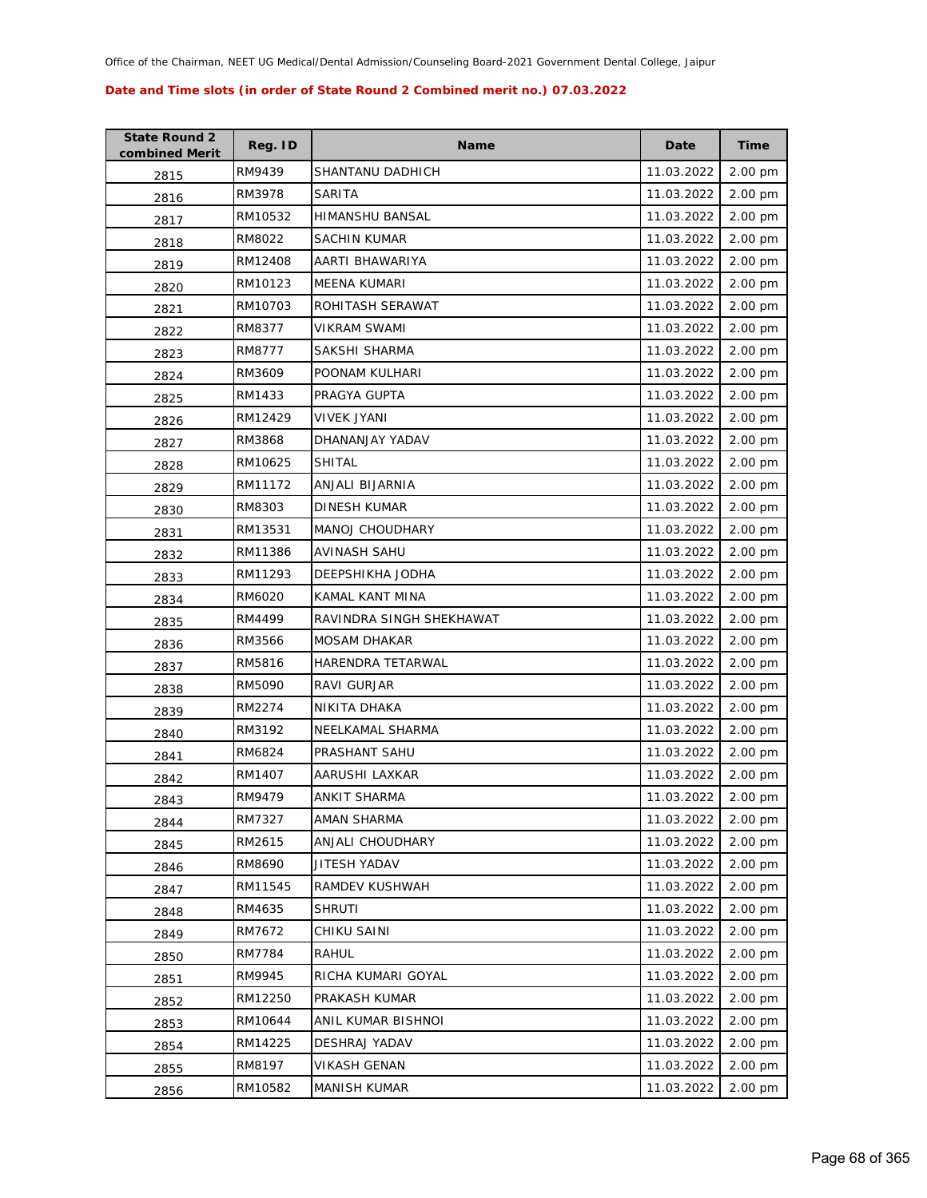Office of the Chairman, NEET UG Medical/Dental Admission/Counseling Board-2021 Government Dental College, Jaipur

**Date and Time slots (in order of State Round 2 Combined merit no.) 07.03.2022**

| State Round 2 combined Merit | Reg. ID | Name | Date | Time |
|---|---|---|---|---|
| 2815 | RM9439 | SHANTANU DADHICH | 11.03.2022 | 2.00 pm |
| 2816 | RM3978 | SARITA | 11.03.2022 | 2.00 pm |
| 2817 | RM10532 | HIMANSHU BANSAL | 11.03.2022 | 2.00 pm |
| 2818 | RM8022 | SACHIN KUMAR | 11.03.2022 | 2.00 pm |
| 2819 | RM12408 | AARTI BHAWARIYA | 11.03.2022 | 2.00 pm |
| 2820 | RM10123 | MEENA KUMARI | 11.03.2022 | 2.00 pm |
| 2821 | RM10703 | ROHITASH SERAWAT | 11.03.2022 | 2.00 pm |
| 2822 | RM8377 | VIKRAM SWAMI | 11.03.2022 | 2.00 pm |
| 2823 | RM8777 | SAKSHI SHARMA | 11.03.2022 | 2.00 pm |
| 2824 | RM3609 | POONAM KULHARI | 11.03.2022 | 2.00 pm |
| 2825 | RM1433 | PRAGYA GUPTA | 11.03.2022 | 2.00 pm |
| 2826 | RM12429 | VIVEK JYANI | 11.03.2022 | 2.00 pm |
| 2827 | RM3868 | DHANANJAY YADAV | 11.03.2022 | 2.00 pm |
| 2828 | RM10625 | SHITAL | 11.03.2022 | 2.00 pm |
| 2829 | RM11172 | ANJALI BIJARNIA | 11.03.2022 | 2.00 pm |
| 2830 | RM8303 | DINESH KUMAR | 11.03.2022 | 2.00 pm |
| 2831 | RM13531 | MANOJ CHOUDHARY | 11.03.2022 | 2.00 pm |
| 2832 | RM11386 | AVINASH SAHU | 11.03.2022 | 2.00 pm |
| 2833 | RM11293 | DEEPSHIKHA JODHA | 11.03.2022 | 2.00 pm |
| 2834 | RM6020 | KAMAL KANT MINA | 11.03.2022 | 2.00 pm |
| 2835 | RM4499 | RAVINDRA SINGH SHEKHAWAT | 11.03.2022 | 2.00 pm |
| 2836 | RM3566 | MOSAM DHAKAR | 11.03.2022 | 2.00 pm |
| 2837 | RM5816 | HARENDRA TETARWAL | 11.03.2022 | 2.00 pm |
| 2838 | RM5090 | RAVI GURJAR | 11.03.2022 | 2.00 pm |
| 2839 | RM2274 | NIKITA DHAKA | 11.03.2022 | 2.00 pm |
| 2840 | RM3192 | NEELKAMAL SHARMA | 11.03.2022 | 2.00 pm |
| 2841 | RM6824 | PRASHANT SAHU | 11.03.2022 | 2.00 pm |
| 2842 | RM1407 | AARUSHI LAXKAR | 11.03.2022 | 2.00 pm |
| 2843 | RM9479 | ANKIT SHARMA | 11.03.2022 | 2.00 pm |
| 2844 | RM7327 | AMAN SHARMA | 11.03.2022 | 2.00 pm |
| 2845 | RM2615 | ANJALI CHOUDHARY | 11.03.2022 | 2.00 pm |
| 2846 | RM8690 | JITESH YADAV | 11.03.2022 | 2.00 pm |
| 2847 | RM11545 | RAMDEV KUSHWAH | 11.03.2022 | 2.00 pm |
| 2848 | RM4635 | SHRUTI | 11.03.2022 | 2.00 pm |
| 2849 | RM7672 | CHIKU SAINI | 11.03.2022 | 2.00 pm |
| 2850 | RM7784 | RAHUL | 11.03.2022 | 2.00 pm |
| 2851 | RM9945 | RICHA KUMARI GOYAL | 11.03.2022 | 2.00 pm |
| 2852 | RM12250 | PRAKASH KUMAR | 11.03.2022 | 2.00 pm |
| 2853 | RM10644 | ANIL KUMAR BISHNOI | 11.03.2022 | 2.00 pm |
| 2854 | RM14225 | DESHRAJ YADAV | 11.03.2022 | 2.00 pm |
| 2855 | RM8197 | VIKASH GENAN | 11.03.2022 | 2.00 pm |
| 2856 | RM10582 | MANISH KUMAR | 11.03.2022 | 2.00 pm |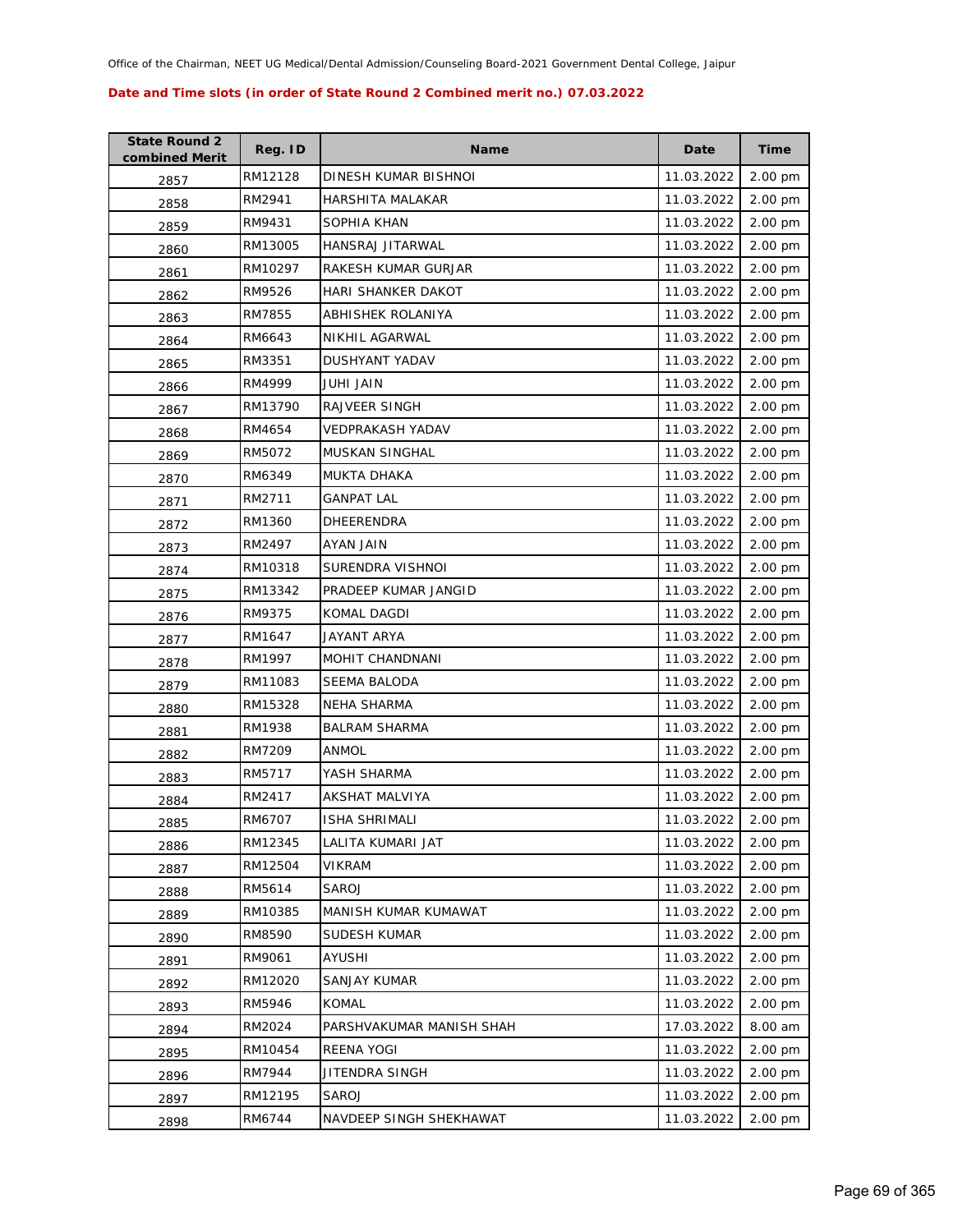Office of the Chairman, NEET UG Medical/Dental Admission/Counseling Board-2021 Government Dental College, Jaipur

**Date and Time slots (in order of State Round 2 Combined merit no.) 07.03.2022**

| State Round 2 combined Merit | Reg. ID | Name | Date | Time |
|---|---|---|---|---|
| 2857 | RM12128 | DINESH KUMAR BISHNOI | 11.03.2022 | 2.00 pm |
| 2858 | RM2941 | HARSHITA MALAKAR | 11.03.2022 | 2.00 pm |
| 2859 | RM9431 | SOPHIA KHAN | 11.03.2022 | 2.00 pm |
| 2860 | RM13005 | HANSRAJ JITARWAL | 11.03.2022 | 2.00 pm |
| 2861 | RM10297 | RAKESH KUMAR GURJAR | 11.03.2022 | 2.00 pm |
| 2862 | RM9526 | HARI SHANKER DAKOT | 11.03.2022 | 2.00 pm |
| 2863 | RM7855 | ABHISHEK ROLANIYA | 11.03.2022 | 2.00 pm |
| 2864 | RM6643 | NIKHIL AGARWAL | 11.03.2022 | 2.00 pm |
| 2865 | RM3351 | DUSHYANT YADAV | 11.03.2022 | 2.00 pm |
| 2866 | RM4999 | JUHI JAIN | 11.03.2022 | 2.00 pm |
| 2867 | RM13790 | RAJVEER SINGH | 11.03.2022 | 2.00 pm |
| 2868 | RM4654 | VEDPRAKASH YADAV | 11.03.2022 | 2.00 pm |
| 2869 | RM5072 | MUSKAN SINGHAL | 11.03.2022 | 2.00 pm |
| 2870 | RM6349 | MUKTA DHAKA | 11.03.2022 | 2.00 pm |
| 2871 | RM2711 | GANPAT LAL | 11.03.2022 | 2.00 pm |
| 2872 | RM1360 | DHEERENDRA | 11.03.2022 | 2.00 pm |
| 2873 | RM2497 | AYAN JAIN | 11.03.2022 | 2.00 pm |
| 2874 | RM10318 | SURENDRA VISHNOI | 11.03.2022 | 2.00 pm |
| 2875 | RM13342 | PRADEEP KUMAR JANGID | 11.03.2022 | 2.00 pm |
| 2876 | RM9375 | KOMAL DAGDI | 11.03.2022 | 2.00 pm |
| 2877 | RM1647 | JAYANT ARYA | 11.03.2022 | 2.00 pm |
| 2878 | RM1997 | MOHIT CHANDNANI | 11.03.2022 | 2.00 pm |
| 2879 | RM11083 | SEEMA BALODA | 11.03.2022 | 2.00 pm |
| 2880 | RM15328 | NEHA SHARMA | 11.03.2022 | 2.00 pm |
| 2881 | RM1938 | BALRAM SHARMA | 11.03.2022 | 2.00 pm |
| 2882 | RM7209 | ANMOL | 11.03.2022 | 2.00 pm |
| 2883 | RM5717 | YASH SHARMA | 11.03.2022 | 2.00 pm |
| 2884 | RM2417 | AKSHAT MALVIYA | 11.03.2022 | 2.00 pm |
| 2885 | RM6707 | ISHA SHRIMALI | 11.03.2022 | 2.00 pm |
| 2886 | RM12345 | LALITA KUMARI JAT | 11.03.2022 | 2.00 pm |
| 2887 | RM12504 | VIKRAM | 11.03.2022 | 2.00 pm |
| 2888 | RM5614 | SAROJ | 11.03.2022 | 2.00 pm |
| 2889 | RM10385 | MANISH KUMAR KUMAWAT | 11.03.2022 | 2.00 pm |
| 2890 | RM8590 | SUDESH KUMAR | 11.03.2022 | 2.00 pm |
| 2891 | RM9061 | AYUSHI | 11.03.2022 | 2.00 pm |
| 2892 | RM12020 | SANJAY KUMAR | 11.03.2022 | 2.00 pm |
| 2893 | RM5946 | KOMAL | 11.03.2022 | 2.00 pm |
| 2894 | RM2024 | PARSHVAKUMAR MANISH SHAH | 17.03.2022 | 8.00 am |
| 2895 | RM10454 | REENA YOGI | 11.03.2022 | 2.00 pm |
| 2896 | RM7944 | JITENDRA SINGH | 11.03.2022 | 2.00 pm |
| 2897 | RM12195 | SAROJ | 11.03.2022 | 2.00 pm |
| 2898 | RM6744 | NAVDEEP SINGH SHEKHAWAT | 11.03.2022 | 2.00 pm |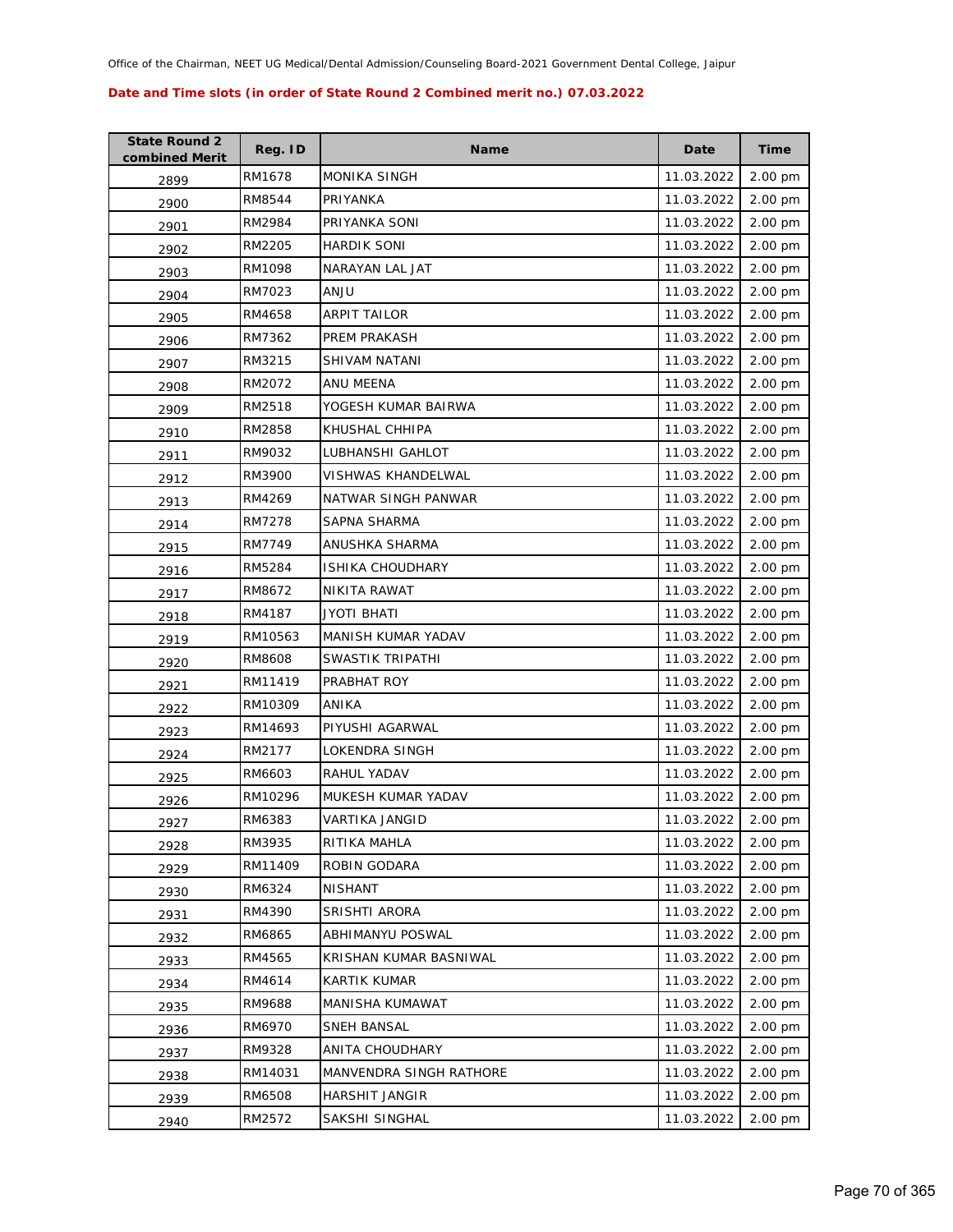Office of the Chairman, NEET UG Medical/Dental Admission/Counseling Board-2021 Government Dental College, Jaipur

**Date and Time slots (in order of State Round 2 Combined merit no.) 07.03.2022**

| State Round 2 combined Merit | Reg. ID | Name | Date | Time |
|---|---|---|---|---|
| 2899 | RM1678 | MONIKA SINGH | 11.03.2022 | 2.00 pm |
| 2900 | RM8544 | PRIYANKA | 11.03.2022 | 2.00 pm |
| 2901 | RM2984 | PRIYANKA SONI | 11.03.2022 | 2.00 pm |
| 2902 | RM2205 | HARDIK SONI | 11.03.2022 | 2.00 pm |
| 2903 | RM1098 | NARAYAN LAL JAT | 11.03.2022 | 2.00 pm |
| 2904 | RM7023 | ANJU | 11.03.2022 | 2.00 pm |
| 2905 | RM4658 | ARPIT TAILOR | 11.03.2022 | 2.00 pm |
| 2906 | RM7362 | PREM PRAKASH | 11.03.2022 | 2.00 pm |
| 2907 | RM3215 | SHIVAM NATANI | 11.03.2022 | 2.00 pm |
| 2908 | RM2072 | ANU MEENA | 11.03.2022 | 2.00 pm |
| 2909 | RM2518 | YOGESH KUMAR BAIRWA | 11.03.2022 | 2.00 pm |
| 2910 | RM2858 | KHUSHAL CHHIPA | 11.03.2022 | 2.00 pm |
| 2911 | RM9032 | LUBHANSHI GAHLOT | 11.03.2022 | 2.00 pm |
| 2912 | RM3900 | VISHWAS KHANDELWAL | 11.03.2022 | 2.00 pm |
| 2913 | RM4269 | NATWAR SINGH PANWAR | 11.03.2022 | 2.00 pm |
| 2914 | RM7278 | SAPNA SHARMA | 11.03.2022 | 2.00 pm |
| 2915 | RM7749 | ANUSHKA SHARMA | 11.03.2022 | 2.00 pm |
| 2916 | RM5284 | ISHIKA CHOUDHARY | 11.03.2022 | 2.00 pm |
| 2917 | RM8672 | NIKITA RAWAT | 11.03.2022 | 2.00 pm |
| 2918 | RM4187 | JYOTI BHATI | 11.03.2022 | 2.00 pm |
| 2919 | RM10563 | MANISH KUMAR YADAV | 11.03.2022 | 2.00 pm |
| 2920 | RM8608 | SWASTIK TRIPATHI | 11.03.2022 | 2.00 pm |
| 2921 | RM11419 | PRABHAT ROY | 11.03.2022 | 2.00 pm |
| 2922 | RM10309 | ANIKA | 11.03.2022 | 2.00 pm |
| 2923 | RM14693 | PIYUSHI AGARWAL | 11.03.2022 | 2.00 pm |
| 2924 | RM2177 | LOKENDRA SINGH | 11.03.2022 | 2.00 pm |
| 2925 | RM6603 | RAHUL YADAV | 11.03.2022 | 2.00 pm |
| 2926 | RM10296 | MUKESH KUMAR YADAV | 11.03.2022 | 2.00 pm |
| 2927 | RM6383 | VARTIKA JANGID | 11.03.2022 | 2.00 pm |
| 2928 | RM3935 | RITIKA MAHLA | 11.03.2022 | 2.00 pm |
| 2929 | RM11409 | ROBIN GODARA | 11.03.2022 | 2.00 pm |
| 2930 | RM6324 | NISHANT | 11.03.2022 | 2.00 pm |
| 2931 | RM4390 | SRISHTI ARORA | 11.03.2022 | 2.00 pm |
| 2932 | RM6865 | ABHIMANYU POSWAL | 11.03.2022 | 2.00 pm |
| 2933 | RM4565 | KRISHAN KUMAR BASNIWAL | 11.03.2022 | 2.00 pm |
| 2934 | RM4614 | KARTIK KUMAR | 11.03.2022 | 2.00 pm |
| 2935 | RM9688 | MANISHA KUMAWAT | 11.03.2022 | 2.00 pm |
| 2936 | RM6970 | SNEH BANSAL | 11.03.2022 | 2.00 pm |
| 2937 | RM9328 | ANITA CHOUDHARY | 11.03.2022 | 2.00 pm |
| 2938 | RM14031 | MANVENDRA SINGH RATHORE | 11.03.2022 | 2.00 pm |
| 2939 | RM6508 | HARSHIT JANGIR | 11.03.2022 | 2.00 pm |
| 2940 | RM2572 | SAKSHI SINGHAL | 11.03.2022 | 2.00 pm |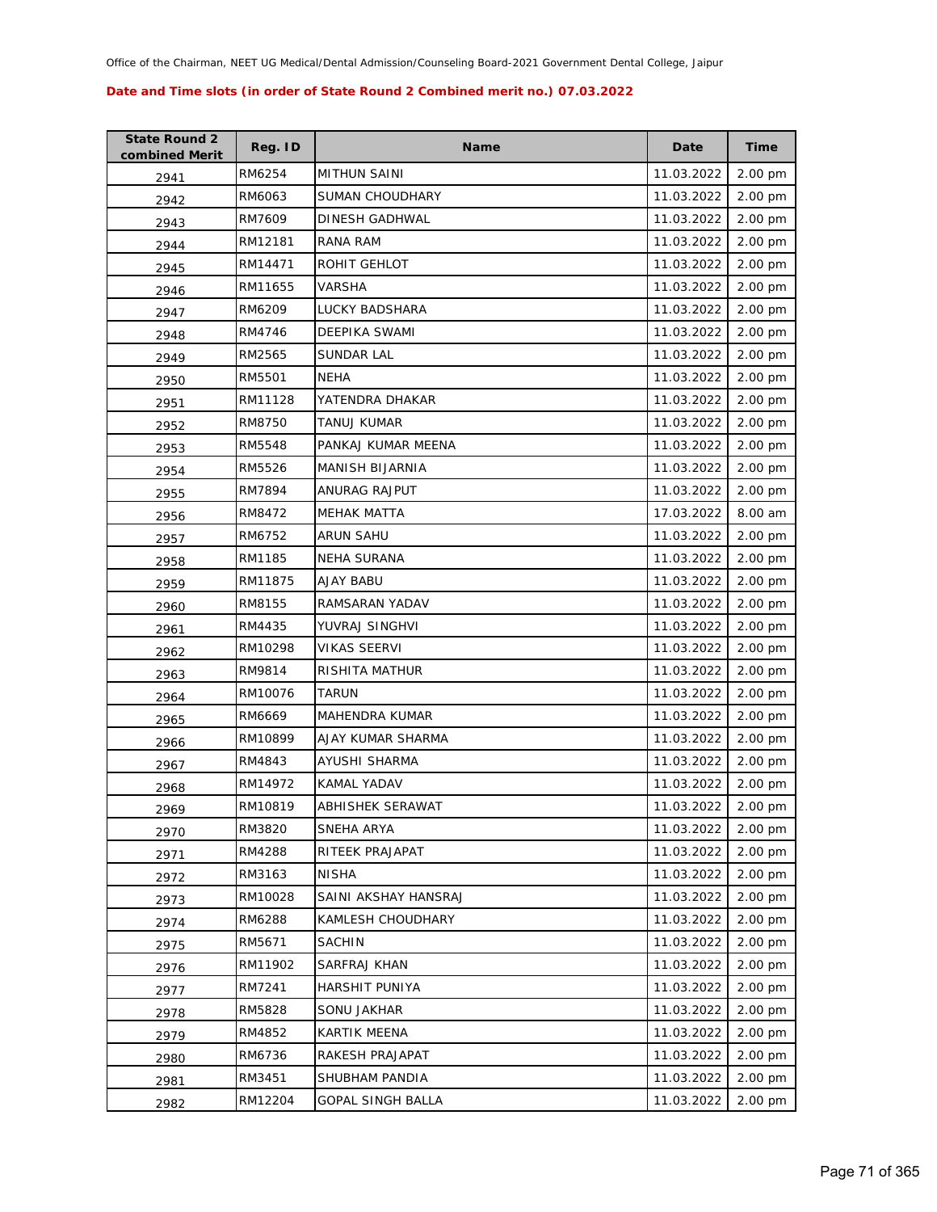Office of the Chairman, NEET UG Medical/Dental Admission/Counseling Board-2021 Government Dental College, Jaipur

**Date and Time slots (in order of State Round 2 Combined merit no.) 07.03.2022**

| State Round 2 combined Merit | Reg. ID | Name | Date | Time |
|---|---|---|---|---|
| 2941 | RM6254 | MITHUN SAINI | 11.03.2022 | 2.00 pm |
| 2942 | RM6063 | SUMAN CHOUDHARY | 11.03.2022 | 2.00 pm |
| 2943 | RM7609 | DINESH GADHWAL | 11.03.2022 | 2.00 pm |
| 2944 | RM12181 | RANA RAM | 11.03.2022 | 2.00 pm |
| 2945 | RM14471 | ROHIT GEHLOT | 11.03.2022 | 2.00 pm |
| 2946 | RM11655 | VARSHA | 11.03.2022 | 2.00 pm |
| 2947 | RM6209 | LUCKY BADSHARA | 11.03.2022 | 2.00 pm |
| 2948 | RM4746 | DEEPIKA SWAMI | 11.03.2022 | 2.00 pm |
| 2949 | RM2565 | SUNDAR LAL | 11.03.2022 | 2.00 pm |
| 2950 | RM5501 | NEHA | 11.03.2022 | 2.00 pm |
| 2951 | RM11128 | YATENDRA DHAKAR | 11.03.2022 | 2.00 pm |
| 2952 | RM8750 | TANUJ KUMAR | 11.03.2022 | 2.00 pm |
| 2953 | RM5548 | PANKAJ KUMAR MEENA | 11.03.2022 | 2.00 pm |
| 2954 | RM5526 | MANISH BIJARNIA | 11.03.2022 | 2.00 pm |
| 2955 | RM7894 | ANURAG RAJPUT | 11.03.2022 | 2.00 pm |
| 2956 | RM8472 | MEHAK MATTA | 17.03.2022 | 8.00 am |
| 2957 | RM6752 | ARUN SAHU | 11.03.2022 | 2.00 pm |
| 2958 | RM1185 | NEHA SURANA | 11.03.2022 | 2.00 pm |
| 2959 | RM11875 | AJAY BABU | 11.03.2022 | 2.00 pm |
| 2960 | RM8155 | RAMSARAN YADAV | 11.03.2022 | 2.00 pm |
| 2961 | RM4435 | YUVRAJ SINGHVI | 11.03.2022 | 2.00 pm |
| 2962 | RM10298 | VIKAS SEERVI | 11.03.2022 | 2.00 pm |
| 2963 | RM9814 | RISHITA MATHUR | 11.03.2022 | 2.00 pm |
| 2964 | RM10076 | TARUN | 11.03.2022 | 2.00 pm |
| 2965 | RM6669 | MAHENDRA KUMAR | 11.03.2022 | 2.00 pm |
| 2966 | RM10899 | AJAY KUMAR SHARMA | 11.03.2022 | 2.00 pm |
| 2967 | RM4843 | AYUSHI SHARMA | 11.03.2022 | 2.00 pm |
| 2968 | RM14972 | KAMAL YADAV | 11.03.2022 | 2.00 pm |
| 2969 | RM10819 | ABHISHEK SERAWAT | 11.03.2022 | 2.00 pm |
| 2970 | RM3820 | SNEHA ARYA | 11.03.2022 | 2.00 pm |
| 2971 | RM4288 | RITEEK PRAJAPAT | 11.03.2022 | 2.00 pm |
| 2972 | RM3163 | NISHA | 11.03.2022 | 2.00 pm |
| 2973 | RM10028 | SAINI AKSHAY HANSRAJ | 11.03.2022 | 2.00 pm |
| 2974 | RM6288 | KAMLESH CHOUDHARY | 11.03.2022 | 2.00 pm |
| 2975 | RM5671 | SACHIN | 11.03.2022 | 2.00 pm |
| 2976 | RM11902 | SARFRAJ KHAN | 11.03.2022 | 2.00 pm |
| 2977 | RM7241 | HARSHIT PUNIYA | 11.03.2022 | 2.00 pm |
| 2978 | RM5828 | SONU JAKHAR | 11.03.2022 | 2.00 pm |
| 2979 | RM4852 | KARTIK MEENA | 11.03.2022 | 2.00 pm |
| 2980 | RM6736 | RAKESH PRAJAPAT | 11.03.2022 | 2.00 pm |
| 2981 | RM3451 | SHUBHAM PANDIA | 11.03.2022 | 2.00 pm |
| 2982 | RM12204 | GOPAL SINGH BALLA | 11.03.2022 | 2.00 pm |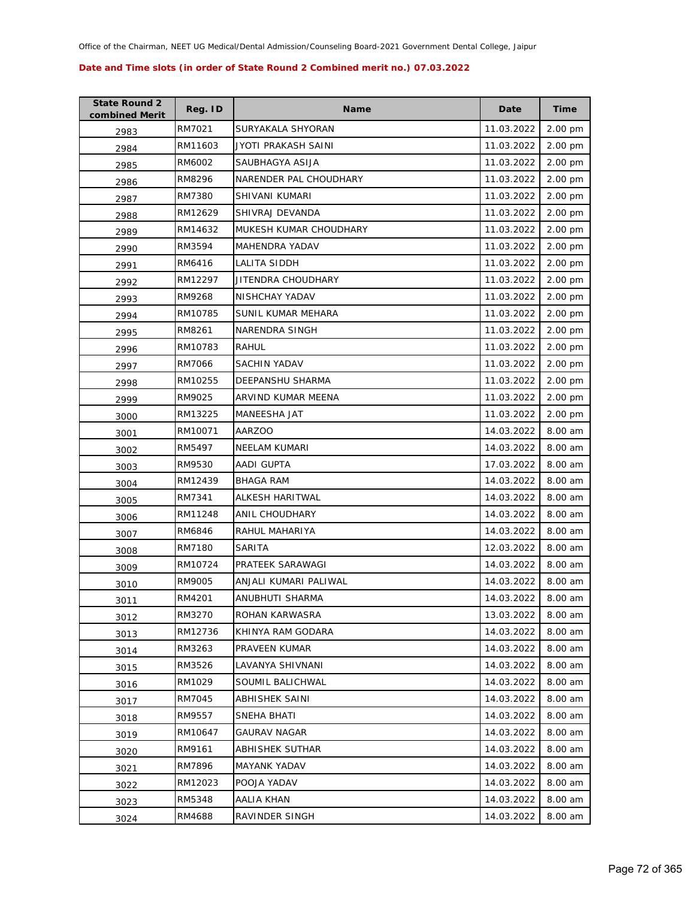Office of the Chairman, NEET UG Medical/Dental Admission/Counseling Board-2021 Government Dental College, Jaipur

**Date and Time slots (in order of State Round 2 Combined merit no.) 07.03.2022**

| State Round 2 combined Merit | Reg. ID | Name | Date | Time |
|---|---|---|---|---|
| 2983 | RM7021 | SURYAKALA SHYORAN | 11.03.2022 | 2.00 pm |
| 2984 | RM11603 | JYOTI PRAKASH SAINI | 11.03.2022 | 2.00 pm |
| 2985 | RM6002 | SAUBHAGYA ASIJA | 11.03.2022 | 2.00 pm |
| 2986 | RM8296 | NARENDER PAL CHOUDHARY | 11.03.2022 | 2.00 pm |
| 2987 | RM7380 | SHIVANI KUMARI | 11.03.2022 | 2.00 pm |
| 2988 | RM12629 | SHIVRAJ DEVANDA | 11.03.2022 | 2.00 pm |
| 2989 | RM14632 | MUKESH KUMAR CHOUDHARY | 11.03.2022 | 2.00 pm |
| 2990 | RM3594 | MAHENDRA YADAV | 11.03.2022 | 2.00 pm |
| 2991 | RM6416 | LALITA SIDDH | 11.03.2022 | 2.00 pm |
| 2992 | RM12297 | JITENDRA CHOUDHARY | 11.03.2022 | 2.00 pm |
| 2993 | RM9268 | NISHCHAY YADAV | 11.03.2022 | 2.00 pm |
| 2994 | RM10785 | SUNIL KUMAR MEHARA | 11.03.2022 | 2.00 pm |
| 2995 | RM8261 | NARENDRA SINGH | 11.03.2022 | 2.00 pm |
| 2996 | RM10783 | RAHUL | 11.03.2022 | 2.00 pm |
| 2997 | RM7066 | SACHIN YADAV | 11.03.2022 | 2.00 pm |
| 2998 | RM10255 | DEEPANSHU SHARMA | 11.03.2022 | 2.00 pm |
| 2999 | RM9025 | ARVIND KUMAR MEENA | 11.03.2022 | 2.00 pm |
| 3000 | RM13225 | MANEESHA JAT | 11.03.2022 | 2.00 pm |
| 3001 | RM10071 | AARZOO | 14.03.2022 | 8.00 am |
| 3002 | RM5497 | NEELAM KUMARI | 14.03.2022 | 8.00 am |
| 3003 | RM9530 | AADI GUPTA | 17.03.2022 | 8.00 am |
| 3004 | RM12439 | BHAGA RAM | 14.03.2022 | 8.00 am |
| 3005 | RM7341 | ALKESH HARITWAL | 14.03.2022 | 8.00 am |
| 3006 | RM11248 | ANIL CHOUDHARY | 14.03.2022 | 8.00 am |
| 3007 | RM6846 | RAHUL MAHARIYA | 14.03.2022 | 8.00 am |
| 3008 | RM7180 | SARITA | 12.03.2022 | 8.00 am |
| 3009 | RM10724 | PRATEEK SARAWAGI | 14.03.2022 | 8.00 am |
| 3010 | RM9005 | ANJALI KUMARI PALIWAL | 14.03.2022 | 8.00 am |
| 3011 | RM4201 | ANUBHUTI SHARMA | 14.03.2022 | 8.00 am |
| 3012 | RM3270 | ROHAN KARWASRA | 13.03.2022 | 8.00 am |
| 3013 | RM12736 | KHINYA RAM GODARA | 14.03.2022 | 8.00 am |
| 3014 | RM3263 | PRAVEEN KUMAR | 14.03.2022 | 8.00 am |
| 3015 | RM3526 | LAVANYA SHIVNANI | 14.03.2022 | 8.00 am |
| 3016 | RM1029 | SOUMIL BALICHWAL | 14.03.2022 | 8.00 am |
| 3017 | RM7045 | ABHISHEK SAINI | 14.03.2022 | 8.00 am |
| 3018 | RM9557 | SNEHA BHATI | 14.03.2022 | 8.00 am |
| 3019 | RM10647 | GAURAV NAGAR | 14.03.2022 | 8.00 am |
| 3020 | RM9161 | ABHISHEK SUTHAR | 14.03.2022 | 8.00 am |
| 3021 | RM7896 | MAYANK YADAV | 14.03.2022 | 8.00 am |
| 3022 | RM12023 | POOJA YADAV | 14.03.2022 | 8.00 am |
| 3023 | RM5348 | AALIA KHAN | 14.03.2022 | 8.00 am |
| 3024 | RM4688 | RAVINDER SINGH | 14.03.2022 | 8.00 am |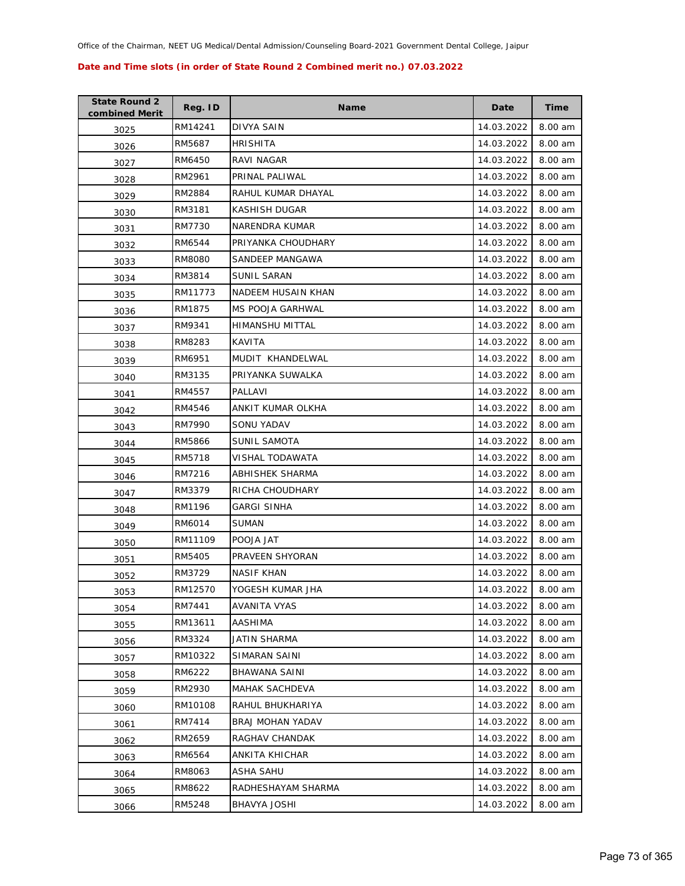Office of the Chairman, NEET UG Medical/Dental Admission/Counseling Board-2021 Government Dental College, Jaipur

**Date and Time slots (in order of State Round 2 Combined merit no.) 07.03.2022**

| State Round 2 combined Merit | Reg. ID | Name | Date | Time |
|---|---|---|---|---|
| 3025 | RM14241 | DIVYA SAIN | 14.03.2022 | 8.00 am |
| 3026 | RM5687 | HRISHITA | 14.03.2022 | 8.00 am |
| 3027 | RM6450 | RAVI NAGAR | 14.03.2022 | 8.00 am |
| 3028 | RM2961 | PRINAL PALIWAL | 14.03.2022 | 8.00 am |
| 3029 | RM2884 | RAHUL KUMAR DHAYAL | 14.03.2022 | 8.00 am |
| 3030 | RM3181 | KASHISH DUGAR | 14.03.2022 | 8.00 am |
| 3031 | RM7730 | NARENDRA KUMAR | 14.03.2022 | 8.00 am |
| 3032 | RM6544 | PRIYANKA CHOUDHARY | 14.03.2022 | 8.00 am |
| 3033 | RM8080 | SANDEEP MANGAWA | 14.03.2022 | 8.00 am |
| 3034 | RM3814 | SUNIL SARAN | 14.03.2022 | 8.00 am |
| 3035 | RM11773 | NADEEM HUSAIN KHAN | 14.03.2022 | 8.00 am |
| 3036 | RM1875 | MS POOJA GARHWAL | 14.03.2022 | 8.00 am |
| 3037 | RM9341 | HIMANSHU MITTAL | 14.03.2022 | 8.00 am |
| 3038 | RM8283 | KAVITA | 14.03.2022 | 8.00 am |
| 3039 | RM6951 | MUDIT KHANDELWAL | 14.03.2022 | 8.00 am |
| 3040 | RM3135 | PRIYANKA SUWALKA | 14.03.2022 | 8.00 am |
| 3041 | RM4557 | PALLAVI | 14.03.2022 | 8.00 am |
| 3042 | RM4546 | ANKIT KUMAR OLKHA | 14.03.2022 | 8.00 am |
| 3043 | RM7990 | SONU YADAV | 14.03.2022 | 8.00 am |
| 3044 | RM5866 | SUNIL SAMOTA | 14.03.2022 | 8.00 am |
| 3045 | RM5718 | VISHAL TODAWATA | 14.03.2022 | 8.00 am |
| 3046 | RM7216 | ABHISHEK SHARMA | 14.03.2022 | 8.00 am |
| 3047 | RM3379 | RICHA CHOUDHARY | 14.03.2022 | 8.00 am |
| 3048 | RM1196 | GARGI SINHA | 14.03.2022 | 8.00 am |
| 3049 | RM6014 | SUMAN | 14.03.2022 | 8.00 am |
| 3050 | RM11109 | POOJA JAT | 14.03.2022 | 8.00 am |
| 3051 | RM5405 | PRAVEEN SHYORAN | 14.03.2022 | 8.00 am |
| 3052 | RM3729 | NASIF KHAN | 14.03.2022 | 8.00 am |
| 3053 | RM12570 | YOGESH KUMAR JHA | 14.03.2022 | 8.00 am |
| 3054 | RM7441 | AVANITA VYAS | 14.03.2022 | 8.00 am |
| 3055 | RM13611 | AASHIMA | 14.03.2022 | 8.00 am |
| 3056 | RM3324 | JATIN SHARMA | 14.03.2022 | 8.00 am |
| 3057 | RM10322 | SIMARAN SAINI | 14.03.2022 | 8.00 am |
| 3058 | RM6222 | BHAWANA SAINI | 14.03.2022 | 8.00 am |
| 3059 | RM2930 | MAHAK SACHDEVA | 14.03.2022 | 8.00 am |
| 3060 | RM10108 | RAHUL BHUKHARIYA | 14.03.2022 | 8.00 am |
| 3061 | RM7414 | BRAJ MOHAN YADAV | 14.03.2022 | 8.00 am |
| 3062 | RM2659 | RAGHAV CHANDAK | 14.03.2022 | 8.00 am |
| 3063 | RM6564 | ANKITA KHICHAR | 14.03.2022 | 8.00 am |
| 3064 | RM8063 | ASHA SAHU | 14.03.2022 | 8.00 am |
| 3065 | RM8622 | RADHESHAYAM SHARMA | 14.03.2022 | 8.00 am |
| 3066 | RM5248 | BHAVYA JOSHI | 14.03.2022 | 8.00 am |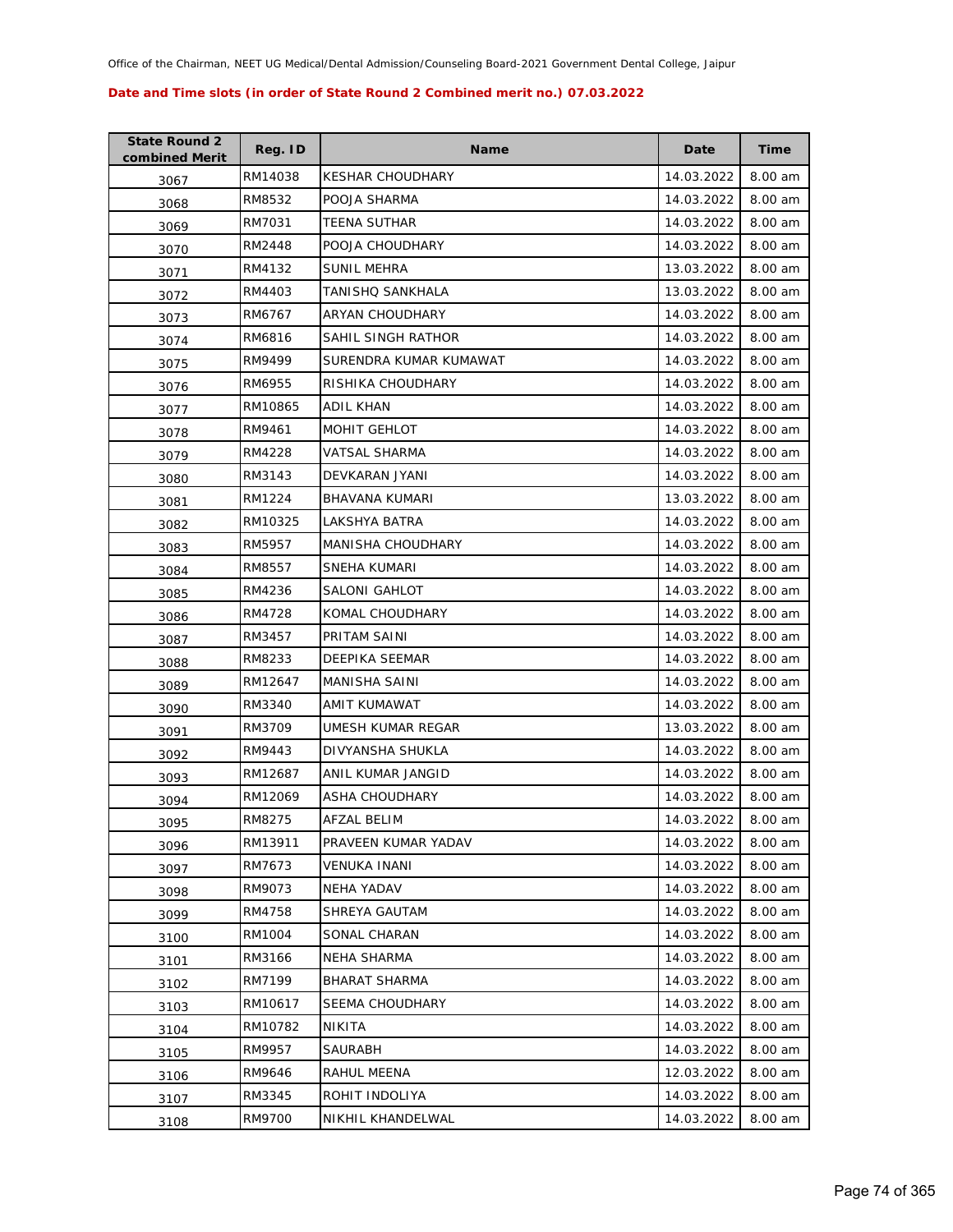Office of the Chairman, NEET UG Medical/Dental Admission/Counseling Board-2021 Government Dental College, Jaipur

**Date and Time slots (in order of State Round 2 Combined merit no.) 07.03.2022**

| State Round 2 combined Merit | Reg. ID | Name | Date | Time |
|---|---|---|---|---|
| 3067 | RM14038 | KESHAR CHOUDHARY | 14.03.2022 | 8.00 am |
| 3068 | RM8532 | POOJA SHARMA | 14.03.2022 | 8.00 am |
| 3069 | RM7031 | TEENA SUTHAR | 14.03.2022 | 8.00 am |
| 3070 | RM2448 | POOJA CHOUDHARY | 14.03.2022 | 8.00 am |
| 3071 | RM4132 | SUNIL MEHRA | 13.03.2022 | 8.00 am |
| 3072 | RM4403 | TANISHQ SANKHALA | 13.03.2022 | 8.00 am |
| 3073 | RM6767 | ARYAN CHOUDHARY | 14.03.2022 | 8.00 am |
| 3074 | RM6816 | SAHIL SINGH RATHOR | 14.03.2022 | 8.00 am |
| 3075 | RM9499 | SURENDRA KUMAR KUMAWAT | 14.03.2022 | 8.00 am |
| 3076 | RM6955 | RISHIKA CHOUDHARY | 14.03.2022 | 8.00 am |
| 3077 | RM10865 | ADIL KHAN | 14.03.2022 | 8.00 am |
| 3078 | RM9461 | MOHIT GEHLOT | 14.03.2022 | 8.00 am |
| 3079 | RM4228 | VATSAL SHARMA | 14.03.2022 | 8.00 am |
| 3080 | RM3143 | DEVKARAN JYANI | 14.03.2022 | 8.00 am |
| 3081 | RM1224 | BHAVANA KUMARI | 13.03.2022 | 8.00 am |
| 3082 | RM10325 | LAKSHYA BATRA | 14.03.2022 | 8.00 am |
| 3083 | RM5957 | MANISHA CHOUDHARY | 14.03.2022 | 8.00 am |
| 3084 | RM8557 | SNEHA KUMARI | 14.03.2022 | 8.00 am |
| 3085 | RM4236 | SALONI GAHLOT | 14.03.2022 | 8.00 am |
| 3086 | RM4728 | KOMAL CHOUDHARY | 14.03.2022 | 8.00 am |
| 3087 | RM3457 | PRITAM SAINI | 14.03.2022 | 8.00 am |
| 3088 | RM8233 | DEEPIKA SEEMAR | 14.03.2022 | 8.00 am |
| 3089 | RM12647 | MANISHA SAINI | 14.03.2022 | 8.00 am |
| 3090 | RM3340 | AMIT KUMAWAT | 14.03.2022 | 8.00 am |
| 3091 | RM3709 | UMESH KUMAR REGAR | 13.03.2022 | 8.00 am |
| 3092 | RM9443 | DIVYANSHA SHUKLA | 14.03.2022 | 8.00 am |
| 3093 | RM12687 | ANIL KUMAR JANGID | 14.03.2022 | 8.00 am |
| 3094 | RM12069 | ASHA CHOUDHARY | 14.03.2022 | 8.00 am |
| 3095 | RM8275 | AFZAL BELIM | 14.03.2022 | 8.00 am |
| 3096 | RM13911 | PRAVEEN KUMAR YADAV | 14.03.2022 | 8.00 am |
| 3097 | RM7673 | VENUKA INANI | 14.03.2022 | 8.00 am |
| 3098 | RM9073 | NEHA YADAV | 14.03.2022 | 8.00 am |
| 3099 | RM4758 | SHREYA GAUTAM | 14.03.2022 | 8.00 am |
| 3100 | RM1004 | SONAL CHARAN | 14.03.2022 | 8.00 am |
| 3101 | RM3166 | NEHA SHARMA | 14.03.2022 | 8.00 am |
| 3102 | RM7199 | BHARAT SHARMA | 14.03.2022 | 8.00 am |
| 3103 | RM10617 | SEEMA CHOUDHARY | 14.03.2022 | 8.00 am |
| 3104 | RM10782 | NIKITA | 14.03.2022 | 8.00 am |
| 3105 | RM9957 | SAURABH | 14.03.2022 | 8.00 am |
| 3106 | RM9646 | RAHUL MEENA | 12.03.2022 | 8.00 am |
| 3107 | RM3345 | ROHIT INDOLIYA | 14.03.2022 | 8.00 am |
| 3108 | RM9700 | NIKHIL KHANDELWAL | 14.03.2022 | 8.00 am |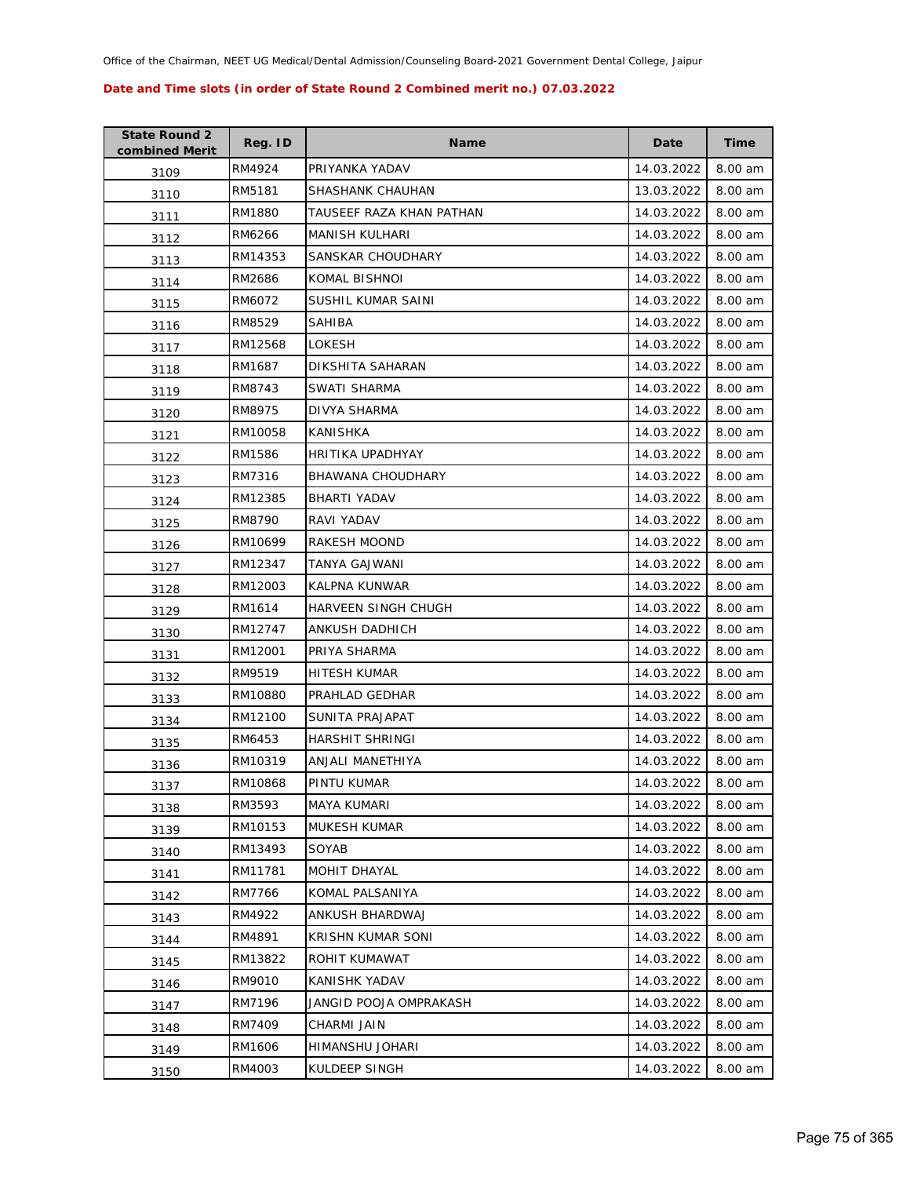Office of the Chairman, NEET UG Medical/Dental Admission/Counseling Board-2021 Government Dental College, Jaipur

**Date and Time slots (in order of State Round 2 Combined merit no.) 07.03.2022**

| State Round 2 combined Merit | Reg. ID | Name | Date | Time |
|---|---|---|---|---|
| 3109 | RM4924 | PRIYANKA YADAV | 14.03.2022 | 8.00 am |
| 3110 | RM5181 | SHASHANK CHAUHAN | 13.03.2022 | 8.00 am |
| 3111 | RM1880 | TAUSEEF RAZA KHAN PATHAN | 14.03.2022 | 8.00 am |
| 3112 | RM6266 | MANISH KULHARI | 14.03.2022 | 8.00 am |
| 3113 | RM14353 | SANSKAR CHOUDHARY | 14.03.2022 | 8.00 am |
| 3114 | RM2686 | KOMAL BISHNOI | 14.03.2022 | 8.00 am |
| 3115 | RM6072 | SUSHIL KUMAR SAINI | 14.03.2022 | 8.00 am |
| 3116 | RM8529 | SAHIBA | 14.03.2022 | 8.00 am |
| 3117 | RM12568 | LOKESH | 14.03.2022 | 8.00 am |
| 3118 | RM1687 | DIKSHITA SAHARAN | 14.03.2022 | 8.00 am |
| 3119 | RM8743 | SWATI SHARMA | 14.03.2022 | 8.00 am |
| 3120 | RM8975 | DIVYA SHARMA | 14.03.2022 | 8.00 am |
| 3121 | RM10058 | KANISHKA | 14.03.2022 | 8.00 am |
| 3122 | RM1586 | HRITIKA UPADHYAY | 14.03.2022 | 8.00 am |
| 3123 | RM7316 | BHAWANA CHOUDHARY | 14.03.2022 | 8.00 am |
| 3124 | RM12385 | BHARTI YADAV | 14.03.2022 | 8.00 am |
| 3125 | RM8790 | RAVI YADAV | 14.03.2022 | 8.00 am |
| 3126 | RM10699 | RAKESH MOOND | 14.03.2022 | 8.00 am |
| 3127 | RM12347 | TANYA GAJWANI | 14.03.2022 | 8.00 am |
| 3128 | RM12003 | KALPNA KUNWAR | 14.03.2022 | 8.00 am |
| 3129 | RM1614 | HARVEEN SINGH CHUGH | 14.03.2022 | 8.00 am |
| 3130 | RM12747 | ANKUSH DADHICH | 14.03.2022 | 8.00 am |
| 3131 | RM12001 | PRIYA SHARMA | 14.03.2022 | 8.00 am |
| 3132 | RM9519 | HITESH KUMAR | 14.03.2022 | 8.00 am |
| 3133 | RM10880 | PRAHLAD GEDHAR | 14.03.2022 | 8.00 am |
| 3134 | RM12100 | SUNITA PRAJAPAT | 14.03.2022 | 8.00 am |
| 3135 | RM6453 | HARSHIT SHRINGI | 14.03.2022 | 8.00 am |
| 3136 | RM10319 | ANJALI MANETHIYA | 14.03.2022 | 8.00 am |
| 3137 | RM10868 | PINTU KUMAR | 14.03.2022 | 8.00 am |
| 3138 | RM3593 | MAYA KUMARI | 14.03.2022 | 8.00 am |
| 3139 | RM10153 | MUKESH KUMAR | 14.03.2022 | 8.00 am |
| 3140 | RM13493 | SOYAB | 14.03.2022 | 8.00 am |
| 3141 | RM11781 | MOHIT DHAYAL | 14.03.2022 | 8.00 am |
| 3142 | RM7766 | KOMAL PALSANIYA | 14.03.2022 | 8.00 am |
| 3143 | RM4922 | ANKUSH BHARDWAJ | 14.03.2022 | 8.00 am |
| 3144 | RM4891 | KRISHN KUMAR SONI | 14.03.2022 | 8.00 am |
| 3145 | RM13822 | ROHIT KUMAWAT | 14.03.2022 | 8.00 am |
| 3146 | RM9010 | KANISHK YADAV | 14.03.2022 | 8.00 am |
| 3147 | RM7196 | JANGID POOJA OMPRAKASH | 14.03.2022 | 8.00 am |
| 3148 | RM7409 | CHARMI JAIN | 14.03.2022 | 8.00 am |
| 3149 | RM1606 | HIMANSHU JOHARI | 14.03.2022 | 8.00 am |
| 3150 | RM4003 | KULDEEP SINGH | 14.03.2022 | 8.00 am |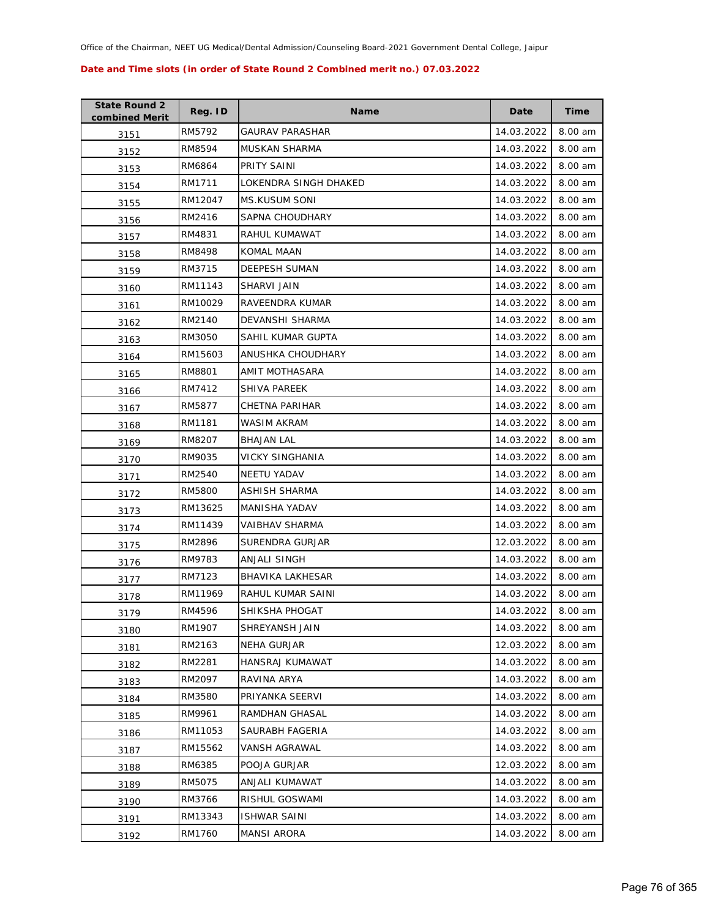Office of the Chairman, NEET UG Medical/Dental Admission/Counseling Board-2021 Government Dental College, Jaipur

**Date and Time slots (in order of State Round 2 Combined merit no.) 07.03.2022**

| State Round 2 combined Merit | Reg. ID | Name | Date | Time |
|---|---|---|---|---|
| 3151 | RM5792 | GAURAV PARASHAR | 14.03.2022 | 8.00 am |
| 3152 | RM8594 | MUSKAN SHARMA | 14.03.2022 | 8.00 am |
| 3153 | RM6864 | PRITY SAINI | 14.03.2022 | 8.00 am |
| 3154 | RM1711 | LOKENDRA SINGH DHAKED | 14.03.2022 | 8.00 am |
| 3155 | RM12047 | MS.KUSUM SONI | 14.03.2022 | 8.00 am |
| 3156 | RM2416 | SAPNA CHOUDHARY | 14.03.2022 | 8.00 am |
| 3157 | RM4831 | RAHUL KUMAWAT | 14.03.2022 | 8.00 am |
| 3158 | RM8498 | KOMAL MAAN | 14.03.2022 | 8.00 am |
| 3159 | RM3715 | DEEPESH SUMAN | 14.03.2022 | 8.00 am |
| 3160 | RM11143 | SHARVI JAIN | 14.03.2022 | 8.00 am |
| 3161 | RM10029 | RAVEENDRA KUMAR | 14.03.2022 | 8.00 am |
| 3162 | RM2140 | DEVANSHI SHARMA | 14.03.2022 | 8.00 am |
| 3163 | RM3050 | SAHIL KUMAR GUPTA | 14.03.2022 | 8.00 am |
| 3164 | RM15603 | ANUSHKA CHOUDHARY | 14.03.2022 | 8.00 am |
| 3165 | RM8801 | AMIT MOTHASARA | 14.03.2022 | 8.00 am |
| 3166 | RM7412 | SHIVA PAREEK | 14.03.2022 | 8.00 am |
| 3167 | RM5877 | CHETNA PARIHAR | 14.03.2022 | 8.00 am |
| 3168 | RM1181 | WASIM AKRAM | 14.03.2022 | 8.00 am |
| 3169 | RM8207 | BHAJAN LAL | 14.03.2022 | 8.00 am |
| 3170 | RM9035 | VICKY SINGHANIA | 14.03.2022 | 8.00 am |
| 3171 | RM2540 | NEETU YADAV | 14.03.2022 | 8.00 am |
| 3172 | RM5800 | ASHISH SHARMA | 14.03.2022 | 8.00 am |
| 3173 | RM13625 | MANISHA YADAV | 14.03.2022 | 8.00 am |
| 3174 | RM11439 | VAIBHAV SHARMA | 14.03.2022 | 8.00 am |
| 3175 | RM2896 | SURENDRA GURJAR | 12.03.2022 | 8.00 am |
| 3176 | RM9783 | ANJALI SINGH | 14.03.2022 | 8.00 am |
| 3177 | RM7123 | BHAVIKA LAKHESAR | 14.03.2022 | 8.00 am |
| 3178 | RM11969 | RAHUL KUMAR SAINI | 14.03.2022 | 8.00 am |
| 3179 | RM4596 | SHIKSHA PHOGAT | 14.03.2022 | 8.00 am |
| 3180 | RM1907 | SHREYANSH JAIN | 14.03.2022 | 8.00 am |
| 3181 | RM2163 | NEHA GURJAR | 12.03.2022 | 8.00 am |
| 3182 | RM2281 | HANSRAJ KUMAWAT | 14.03.2022 | 8.00 am |
| 3183 | RM2097 | RAVINA ARYA | 14.03.2022 | 8.00 am |
| 3184 | RM3580 | PRIYANKA SEERVI | 14.03.2022 | 8.00 am |
| 3185 | RM9961 | RAMDHAN GHASAL | 14.03.2022 | 8.00 am |
| 3186 | RM11053 | SAURABH FAGERIA | 14.03.2022 | 8.00 am |
| 3187 | RM15562 | VANSH AGRAWAL | 14.03.2022 | 8.00 am |
| 3188 | RM6385 | POOJA GURJAR | 12.03.2022 | 8.00 am |
| 3189 | RM5075 | ANJALI KUMAWAT | 14.03.2022 | 8.00 am |
| 3190 | RM3766 | RISHUL GOSWAMI | 14.03.2022 | 8.00 am |
| 3191 | RM13343 | ISHWAR SAINI | 14.03.2022 | 8.00 am |
| 3192 | RM1760 | MANSI ARORA | 14.03.2022 | 8.00 am |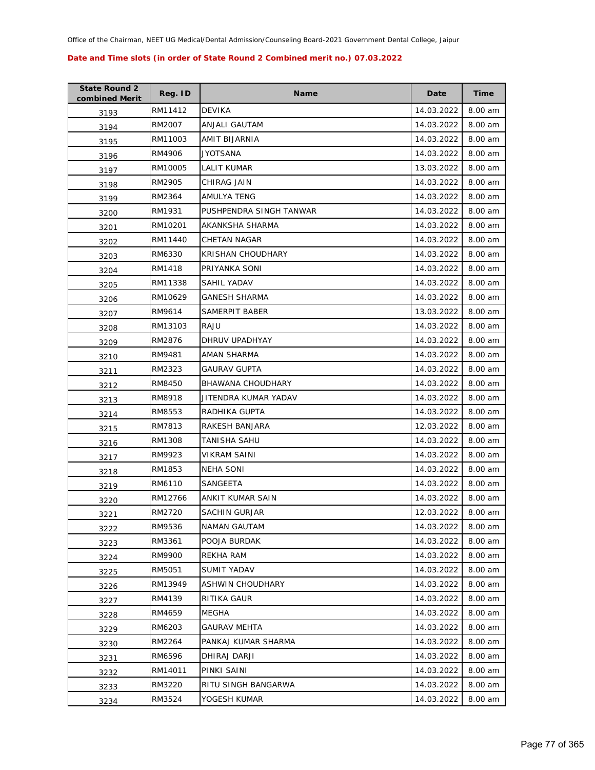Office of the Chairman, NEET UG Medical/Dental Admission/Counseling Board-2021 Government Dental College, Jaipur

**Date and Time slots (in order of State Round 2 Combined merit no.) 07.03.2022**

| State Round 2 combined Merit | Reg. ID | Name | Date | Time |
|---|---|---|---|---|
| 3193 | RM11412 | DEVIKA | 14.03.2022 | 8.00 am |
| 3194 | RM2007 | ANJALI GAUTAM | 14.03.2022 | 8.00 am |
| 3195 | RM11003 | AMIT BIJARNIA | 14.03.2022 | 8.00 am |
| 3196 | RM4906 | JYOTSANA | 14.03.2022 | 8.00 am |
| 3197 | RM10005 | LALIT KUMAR | 13.03.2022 | 8.00 am |
| 3198 | RM2905 | CHIRAG JAIN | 14.03.2022 | 8.00 am |
| 3199 | RM2364 | AMULYA TENG | 14.03.2022 | 8.00 am |
| 3200 | RM1931 | PUSHPENDRA SINGH TANWAR | 14.03.2022 | 8.00 am |
| 3201 | RM10201 | AKANKSHA SHARMA | 14.03.2022 | 8.00 am |
| 3202 | RM11440 | CHETAN NAGAR | 14.03.2022 | 8.00 am |
| 3203 | RM6330 | KRISHAN CHOUDHARY | 14.03.2022 | 8.00 am |
| 3204 | RM1418 | PRIYANKA SONI | 14.03.2022 | 8.00 am |
| 3205 | RM11338 | SAHIL YADAV | 14.03.2022 | 8.00 am |
| 3206 | RM10629 | GANESH SHARMA | 14.03.2022 | 8.00 am |
| 3207 | RM9614 | SAMERPIT BABER | 13.03.2022 | 8.00 am |
| 3208 | RM13103 | RAJU | 14.03.2022 | 8.00 am |
| 3209 | RM2876 | DHRUV UPADHYAY | 14.03.2022 | 8.00 am |
| 3210 | RM9481 | AMAN SHARMA | 14.03.2022 | 8.00 am |
| 3211 | RM2323 | GAURAV GUPTA | 14.03.2022 | 8.00 am |
| 3212 | RM8450 | BHAWANA CHOUDHARY | 14.03.2022 | 8.00 am |
| 3213 | RM8918 | JITENDRA KUMAR YADAV | 14.03.2022 | 8.00 am |
| 3214 | RM8553 | RADHIKA GUPTA | 14.03.2022 | 8.00 am |
| 3215 | RM7813 | RAKESH BANJARA | 12.03.2022 | 8.00 am |
| 3216 | RM1308 | TANISHA SAHU | 14.03.2022 | 8.00 am |
| 3217 | RM9923 | VIKRAM SAINI | 14.03.2022 | 8.00 am |
| 3218 | RM1853 | NEHA SONI | 14.03.2022 | 8.00 am |
| 3219 | RM6110 | SANGEETA | 14.03.2022 | 8.00 am |
| 3220 | RM12766 | ANKIT KUMAR SAIN | 14.03.2022 | 8.00 am |
| 3221 | RM2720 | SACHIN GURJAR | 12.03.2022 | 8.00 am |
| 3222 | RM9536 | NAMAN GAUTAM | 14.03.2022 | 8.00 am |
| 3223 | RM3361 | POOJA BURDAK | 14.03.2022 | 8.00 am |
| 3224 | RM9900 | REKHA RAM | 14.03.2022 | 8.00 am |
| 3225 | RM5051 | SUMIT YADAV | 14.03.2022 | 8.00 am |
| 3226 | RM13949 | ASHWIN CHOUDHARY | 14.03.2022 | 8.00 am |
| 3227 | RM4139 | RITIKA GAUR | 14.03.2022 | 8.00 am |
| 3228 | RM4659 | MEGHA | 14.03.2022 | 8.00 am |
| 3229 | RM6203 | GAURAV MEHTA | 14.03.2022 | 8.00 am |
| 3230 | RM2264 | PANKAJ KUMAR SHARMA | 14.03.2022 | 8.00 am |
| 3231 | RM6596 | DHIRAJ DARJI | 14.03.2022 | 8.00 am |
| 3232 | RM14011 | PINKI SAINI | 14.03.2022 | 8.00 am |
| 3233 | RM3220 | RITU SINGH BANGARWA | 14.03.2022 | 8.00 am |
| 3234 | RM3524 | YOGESH KUMAR | 14.03.2022 | 8.00 am |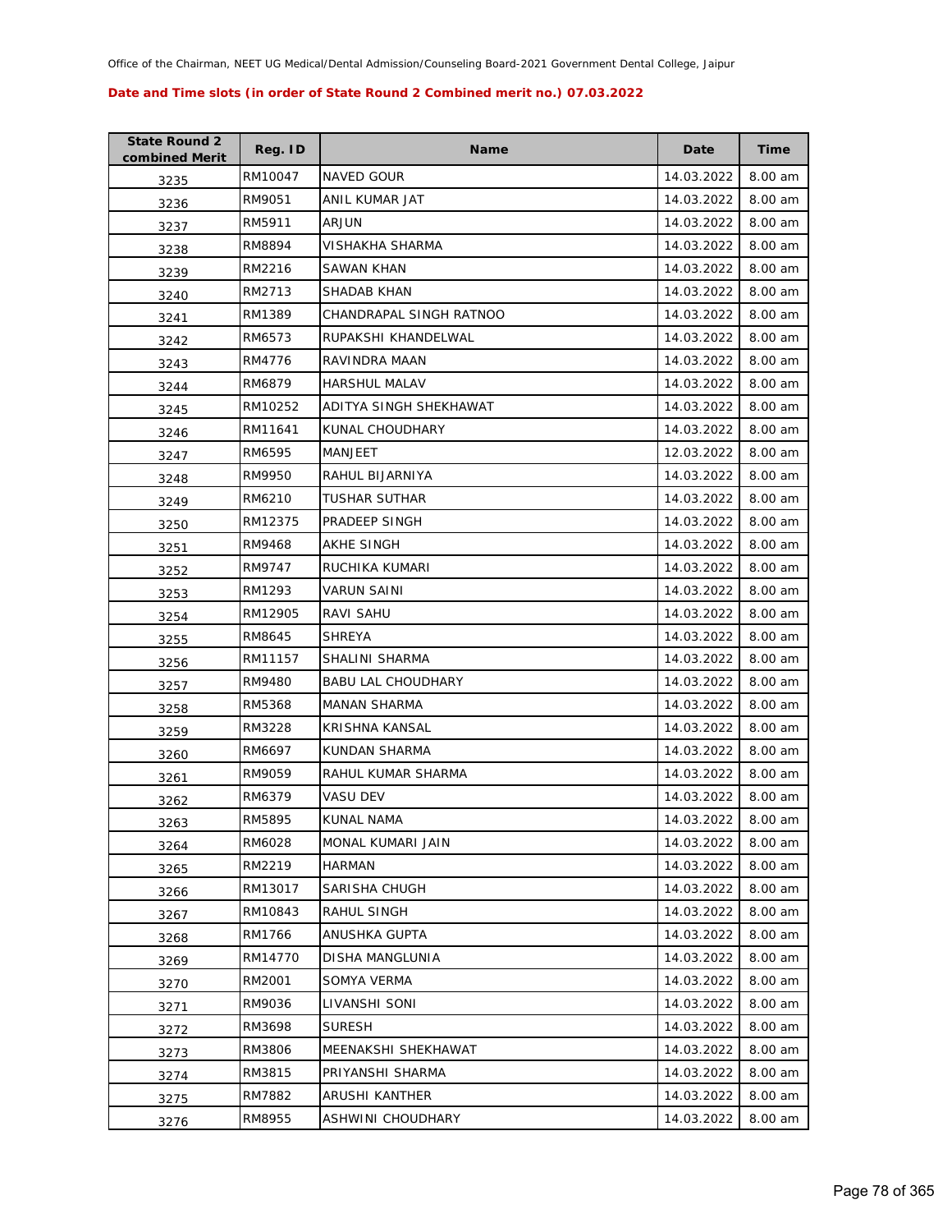Office of the Chairman, NEET UG Medical/Dental Admission/Counseling Board-2021 Government Dental College, Jaipur

**Date and Time slots (in order of State Round 2 Combined merit no.) 07.03.2022**

| State Round 2 combined Merit | Reg. ID | Name | Date | Time |
|---|---|---|---|---|
| 3235 | RM10047 | NAVED GOUR | 14.03.2022 | 8.00 am |
| 3236 | RM9051 | ANIL KUMAR JAT | 14.03.2022 | 8.00 am |
| 3237 | RM5911 | ARJUN | 14.03.2022 | 8.00 am |
| 3238 | RM8894 | VISHAKHA SHARMA | 14.03.2022 | 8.00 am |
| 3239 | RM2216 | SAWAN KHAN | 14.03.2022 | 8.00 am |
| 3240 | RM2713 | SHADAB KHAN | 14.03.2022 | 8.00 am |
| 3241 | RM1389 | CHANDRAPAL SINGH RATNOO | 14.03.2022 | 8.00 am |
| 3242 | RM6573 | RUPAKSHI KHANDELWAL | 14.03.2022 | 8.00 am |
| 3243 | RM4776 | RAVINDRA MAAN | 14.03.2022 | 8.00 am |
| 3244 | RM6879 | HARSHUL MALAV | 14.03.2022 | 8.00 am |
| 3245 | RM10252 | ADITYA SINGH SHEKHAWAT | 14.03.2022 | 8.00 am |
| 3246 | RM11641 | KUNAL CHOUDHARY | 14.03.2022 | 8.00 am |
| 3247 | RM6595 | MANJEET | 12.03.2022 | 8.00 am |
| 3248 | RM9950 | RAHUL BIJARNIYA | 14.03.2022 | 8.00 am |
| 3249 | RM6210 | TUSHAR SUTHAR | 14.03.2022 | 8.00 am |
| 3250 | RM12375 | PRADEEP SINGH | 14.03.2022 | 8.00 am |
| 3251 | RM9468 | AKHE SINGH | 14.03.2022 | 8.00 am |
| 3252 | RM9747 | RUCHIKA KUMARI | 14.03.2022 | 8.00 am |
| 3253 | RM1293 | VARUN SAINI | 14.03.2022 | 8.00 am |
| 3254 | RM12905 | RAVI SAHU | 14.03.2022 | 8.00 am |
| 3255 | RM8645 | SHREYA | 14.03.2022 | 8.00 am |
| 3256 | RM11157 | SHALINI SHARMA | 14.03.2022 | 8.00 am |
| 3257 | RM9480 | BABU LAL CHOUDHARY | 14.03.2022 | 8.00 am |
| 3258 | RM5368 | MANAN SHARMA | 14.03.2022 | 8.00 am |
| 3259 | RM3228 | KRISHNA KANSAL | 14.03.2022 | 8.00 am |
| 3260 | RM6697 | KUNDAN SHARMA | 14.03.2022 | 8.00 am |
| 3261 | RM9059 | RAHUL KUMAR SHARMA | 14.03.2022 | 8.00 am |
| 3262 | RM6379 | VASU DEV | 14.03.2022 | 8.00 am |
| 3263 | RM5895 | KUNAL NAMA | 14.03.2022 | 8.00 am |
| 3264 | RM6028 | MONAL KUMARI JAIN | 14.03.2022 | 8.00 am |
| 3265 | RM2219 | HARMAN | 14.03.2022 | 8.00 am |
| 3266 | RM13017 | SARISHA CHUGH | 14.03.2022 | 8.00 am |
| 3267 | RM10843 | RAHUL SINGH | 14.03.2022 | 8.00 am |
| 3268 | RM1766 | ANUSHKA GUPTA | 14.03.2022 | 8.00 am |
| 3269 | RM14770 | DISHA MANGLUNIA | 14.03.2022 | 8.00 am |
| 3270 | RM2001 | SOMYA VERMA | 14.03.2022 | 8.00 am |
| 3271 | RM9036 | LIVANSHI SONI | 14.03.2022 | 8.00 am |
| 3272 | RM3698 | SURESH | 14.03.2022 | 8.00 am |
| 3273 | RM3806 | MEENAKSHI SHEKHAWAT | 14.03.2022 | 8.00 am |
| 3274 | RM3815 | PRIYANSHI SHARMA | 14.03.2022 | 8.00 am |
| 3275 | RM7882 | ARUSHI KANTHER | 14.03.2022 | 8.00 am |
| 3276 | RM8955 | ASHWINI CHOUDHARY | 14.03.2022 | 8.00 am |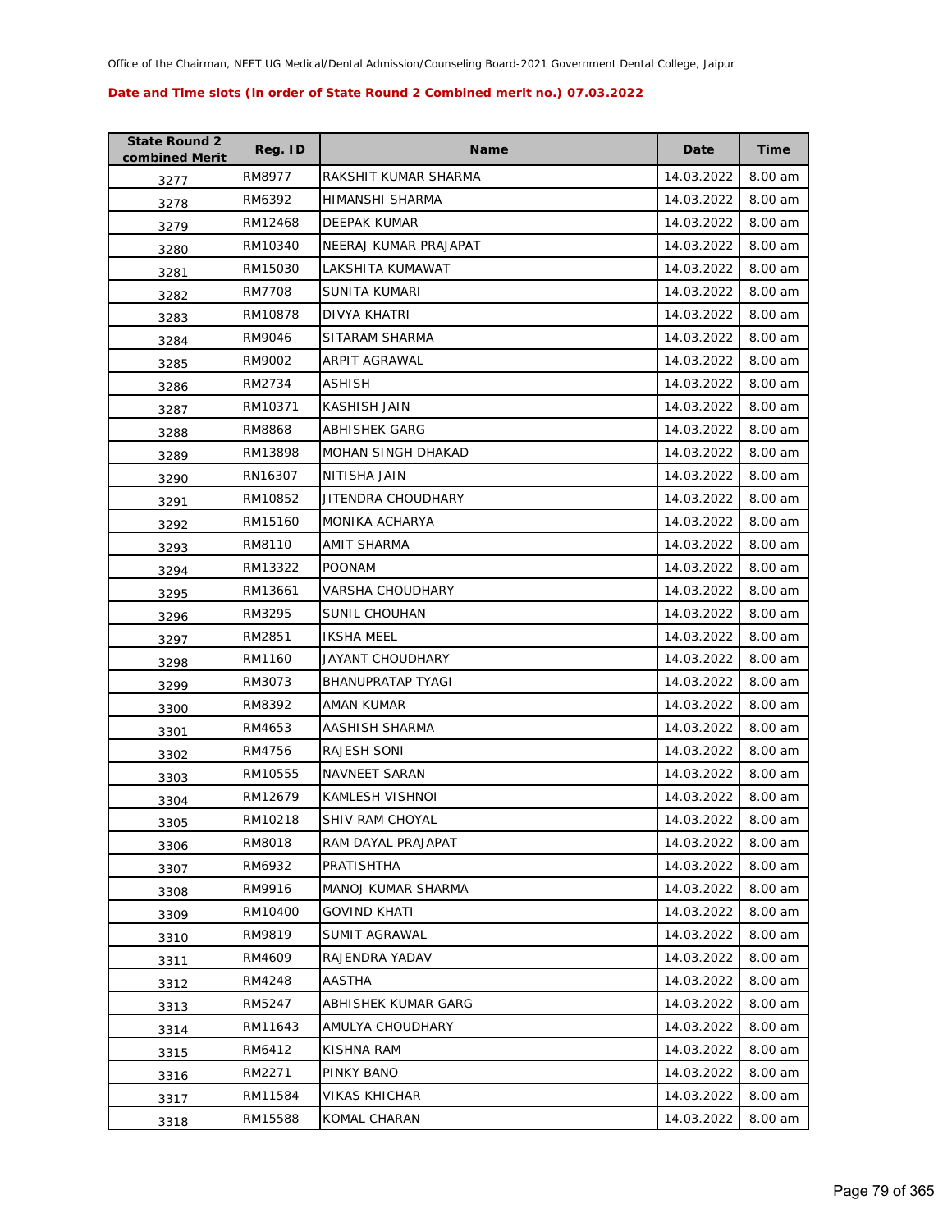Office of the Chairman, NEET UG Medical/Dental Admission/Counseling Board-2021 Government Dental College, Jaipur

**Date and Time slots (in order of State Round 2 Combined merit no.) 07.03.2022**

| State Round 2 combined Merit | Reg. ID | Name | Date | Time |
|---|---|---|---|---|
| 3277 | RM8977 | RAKSHIT KUMAR SHARMA | 14.03.2022 | 8.00 am |
| 3278 | RM6392 | HIMANSHI SHARMA | 14.03.2022 | 8.00 am |
| 3279 | RM12468 | DEEPAK KUMAR | 14.03.2022 | 8.00 am |
| 3280 | RM10340 | NEERAJ KUMAR PRAJAPAT | 14.03.2022 | 8.00 am |
| 3281 | RM15030 | LAKSHITA KUMAWAT | 14.03.2022 | 8.00 am |
| 3282 | RM7708 | SUNITA KUMARI | 14.03.2022 | 8.00 am |
| 3283 | RM10878 | DIVYA KHATRI | 14.03.2022 | 8.00 am |
| 3284 | RM9046 | SITARAM SHARMA | 14.03.2022 | 8.00 am |
| 3285 | RM9002 | ARPIT AGRAWAL | 14.03.2022 | 8.00 am |
| 3286 | RM2734 | ASHISH | 14.03.2022 | 8.00 am |
| 3287 | RM10371 | KASHISH JAIN | 14.03.2022 | 8.00 am |
| 3288 | RM8868 | ABHISHEK GARG | 14.03.2022 | 8.00 am |
| 3289 | RM13898 | MOHAN SINGH DHAKAD | 14.03.2022 | 8.00 am |
| 3290 | RN16307 | NITISHA JAIN | 14.03.2022 | 8.00 am |
| 3291 | RM10852 | JITENDRA CHOUDHARY | 14.03.2022 | 8.00 am |
| 3292 | RM15160 | MONIKA ACHARYA | 14.03.2022 | 8.00 am |
| 3293 | RM8110 | AMIT SHARMA | 14.03.2022 | 8.00 am |
| 3294 | RM13322 | POONAM | 14.03.2022 | 8.00 am |
| 3295 | RM13661 | VARSHA CHOUDHARY | 14.03.2022 | 8.00 am |
| 3296 | RM3295 | SUNIL CHOUHAN | 14.03.2022 | 8.00 am |
| 3297 | RM2851 | IKSHA MEEL | 14.03.2022 | 8.00 am |
| 3298 | RM1160 | JAYANT CHOUDHARY | 14.03.2022 | 8.00 am |
| 3299 | RM3073 | BHANUPRATAP TYAGI | 14.03.2022 | 8.00 am |
| 3300 | RM8392 | AMAN KUMAR | 14.03.2022 | 8.00 am |
| 3301 | RM4653 | AASHISH SHARMA | 14.03.2022 | 8.00 am |
| 3302 | RM4756 | RAJESH SONI | 14.03.2022 | 8.00 am |
| 3303 | RM10555 | NAVNEET SARAN | 14.03.2022 | 8.00 am |
| 3304 | RM12679 | KAMLESH VISHNOI | 14.03.2022 | 8.00 am |
| 3305 | RM10218 | SHIV RAM CHOYAL | 14.03.2022 | 8.00 am |
| 3306 | RM8018 | RAM DAYAL PRAJAPAT | 14.03.2022 | 8.00 am |
| 3307 | RM6932 | PRATISHTHA | 14.03.2022 | 8.00 am |
| 3308 | RM9916 | MANOJ KUMAR SHARMA | 14.03.2022 | 8.00 am |
| 3309 | RM10400 | GOVIND KHATI | 14.03.2022 | 8.00 am |
| 3310 | RM9819 | SUMIT AGRAWAL | 14.03.2022 | 8.00 am |
| 3311 | RM4609 | RAJENDRA YADAV | 14.03.2022 | 8.00 am |
| 3312 | RM4248 | AASTHA | 14.03.2022 | 8.00 am |
| 3313 | RM5247 | ABHISHEK KUMAR GARG | 14.03.2022 | 8.00 am |
| 3314 | RM11643 | AMULYA CHOUDHARY | 14.03.2022 | 8.00 am |
| 3315 | RM6412 | KISHNA RAM | 14.03.2022 | 8.00 am |
| 3316 | RM2271 | PINKY BANO | 14.03.2022 | 8.00 am |
| 3317 | RM11584 | VIKAS KHICHAR | 14.03.2022 | 8.00 am |
| 3318 | RM15588 | KOMAL CHARAN | 14.03.2022 | 8.00 am |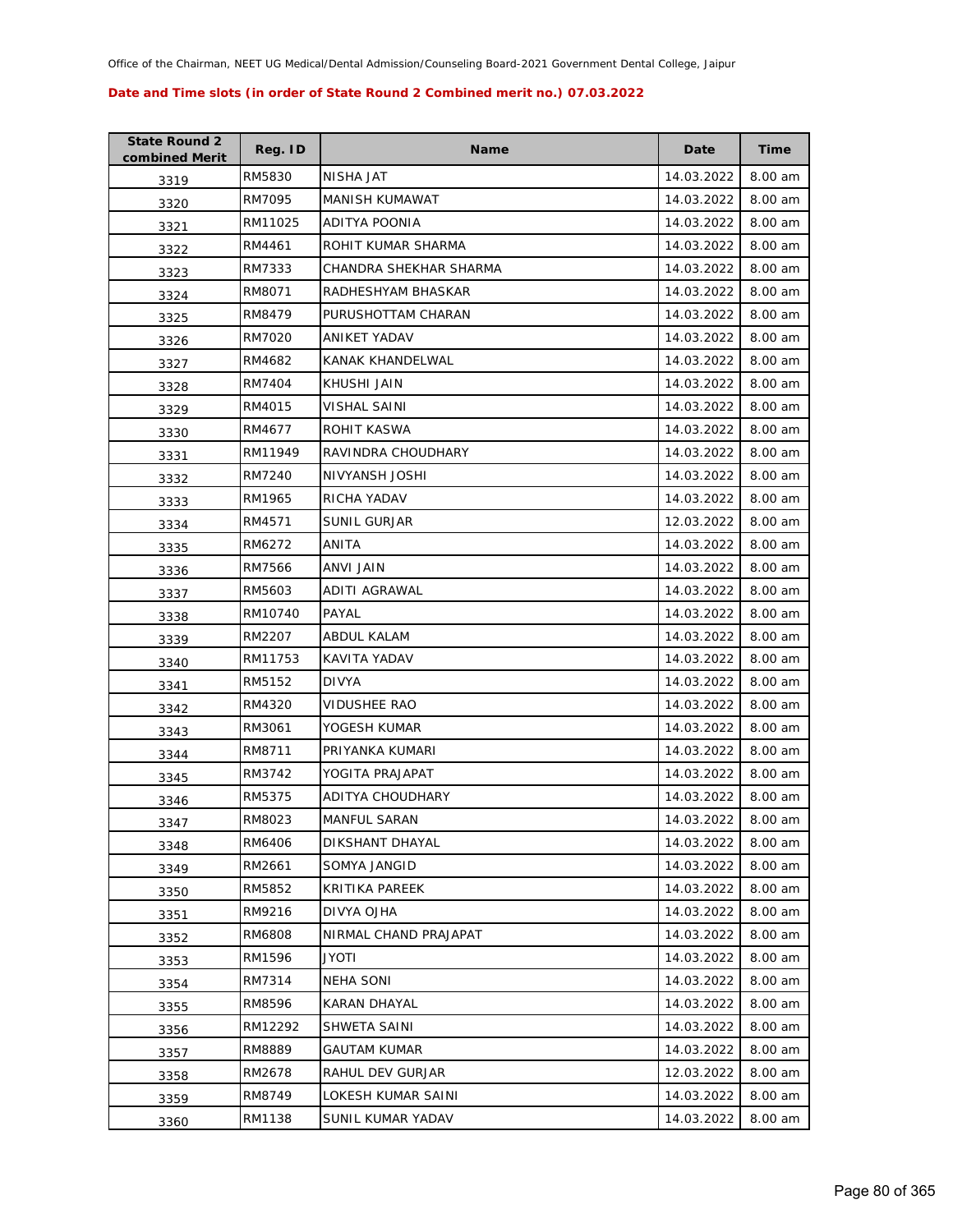Office of the Chairman, NEET UG Medical/Dental Admission/Counseling Board-2021 Government Dental College, Jaipur

**Date and Time slots (in order of State Round 2 Combined merit no.) 07.03.2022**

| State Round 2 combined Merit | Reg. ID | Name | Date | Time |
|---|---|---|---|---|
| 3319 | RM5830 | NISHA JAT | 14.03.2022 | 8.00 am |
| 3320 | RM7095 | MANISH KUMAWAT | 14.03.2022 | 8.00 am |
| 3321 | RM11025 | ADITYA POONIA | 14.03.2022 | 8.00 am |
| 3322 | RM4461 | ROHIT KUMAR SHARMA | 14.03.2022 | 8.00 am |
| 3323 | RM7333 | CHANDRA SHEKHAR SHARMA | 14.03.2022 | 8.00 am |
| 3324 | RM8071 | RADHESHYAM BHASKAR | 14.03.2022 | 8.00 am |
| 3325 | RM8479 | PURUSHOTTAM CHARAN | 14.03.2022 | 8.00 am |
| 3326 | RM7020 | ANIKET YADAV | 14.03.2022 | 8.00 am |
| 3327 | RM4682 | KANAK KHANDELWAL | 14.03.2022 | 8.00 am |
| 3328 | RM7404 | KHUSHI JAIN | 14.03.2022 | 8.00 am |
| 3329 | RM4015 | VISHAL SAINI | 14.03.2022 | 8.00 am |
| 3330 | RM4677 | ROHIT KASWA | 14.03.2022 | 8.00 am |
| 3331 | RM11949 | RAVINDRA CHOUDHARY | 14.03.2022 | 8.00 am |
| 3332 | RM7240 | NIVYANSH JOSHI | 14.03.2022 | 8.00 am |
| 3333 | RM1965 | RICHA YADAV | 14.03.2022 | 8.00 am |
| 3334 | RM4571 | SUNIL GURJAR | 12.03.2022 | 8.00 am |
| 3335 | RM6272 | ANITA | 14.03.2022 | 8.00 am |
| 3336 | RM7566 | ANVI JAIN | 14.03.2022 | 8.00 am |
| 3337 | RM5603 | ADITI AGRAWAL | 14.03.2022 | 8.00 am |
| 3338 | RM10740 | PAYAL | 14.03.2022 | 8.00 am |
| 3339 | RM2207 | ABDUL KALAM | 14.03.2022 | 8.00 am |
| 3340 | RM11753 | KAVITA YADAV | 14.03.2022 | 8.00 am |
| 3341 | RM5152 | DIVYA | 14.03.2022 | 8.00 am |
| 3342 | RM4320 | VIDUSHEE RAO | 14.03.2022 | 8.00 am |
| 3343 | RM3061 | YOGESH KUMAR | 14.03.2022 | 8.00 am |
| 3344 | RM8711 | PRIYANKA KUMARI | 14.03.2022 | 8.00 am |
| 3345 | RM3742 | YOGITA PRAJAPAT | 14.03.2022 | 8.00 am |
| 3346 | RM5375 | ADITYA CHOUDHARY | 14.03.2022 | 8.00 am |
| 3347 | RM8023 | MANFUL SARAN | 14.03.2022 | 8.00 am |
| 3348 | RM6406 | DIKSHANT DHAYAL | 14.03.2022 | 8.00 am |
| 3349 | RM2661 | SOMYA JANGID | 14.03.2022 | 8.00 am |
| 3350 | RM5852 | KRITIKA PAREEK | 14.03.2022 | 8.00 am |
| 3351 | RM9216 | DIVYA OJHA | 14.03.2022 | 8.00 am |
| 3352 | RM6808 | NIRMAL CHAND PRAJAPAT | 14.03.2022 | 8.00 am |
| 3353 | RM1596 | JYOTI | 14.03.2022 | 8.00 am |
| 3354 | RM7314 | NEHA SONI | 14.03.2022 | 8.00 am |
| 3355 | RM8596 | KARAN DHAYAL | 14.03.2022 | 8.00 am |
| 3356 | RM12292 | SHWETA SAINI | 14.03.2022 | 8.00 am |
| 3357 | RM8889 | GAUTAM KUMAR | 14.03.2022 | 8.00 am |
| 3358 | RM2678 | RAHUL DEV GURJAR | 12.03.2022 | 8.00 am |
| 3359 | RM8749 | LOKESH KUMAR SAINI | 14.03.2022 | 8.00 am |
| 3360 | RM1138 | SUNIL KUMAR YADAV | 14.03.2022 | 8.00 am |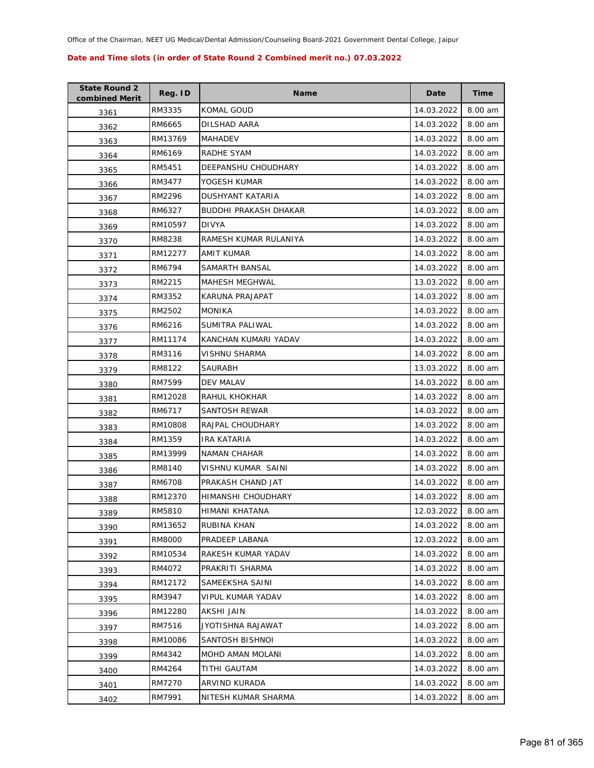Office of the Chairman, NEET UG Medical/Dental Admission/Counseling Board-2021 Government Dental College, Jaipur

**Date and Time slots (in order of State Round 2 Combined merit no.) 07.03.2022**

| State Round 2 combined Merit | Reg. ID | Name | Date | Time |
|---|---|---|---|---|
| 3361 | RM3335 | KOMAL GOUD | 14.03.2022 | 8.00 am |
| 3362 | RM6665 | DILSHAD AARA | 14.03.2022 | 8.00 am |
| 3363 | RM13769 | MAHADEV | 14.03.2022 | 8.00 am |
| 3364 | RM6169 | RADHE SYAM | 14.03.2022 | 8.00 am |
| 3365 | RM5451 | DEEPANSHU CHOUDHARY | 14.03.2022 | 8.00 am |
| 3366 | RM3477 | YOGESH KUMAR | 14.03.2022 | 8.00 am |
| 3367 | RM2296 | DUSHYANT KATARIA | 14.03.2022 | 8.00 am |
| 3368 | RM6327 | BUDDHI PRAKASH DHAKAR | 14.03.2022 | 8.00 am |
| 3369 | RM10597 | DIVYA | 14.03.2022 | 8.00 am |
| 3370 | RM8238 | RAMESH KUMAR RULANIYA | 14.03.2022 | 8.00 am |
| 3371 | RM12277 | AMIT KUMAR | 14.03.2022 | 8.00 am |
| 3372 | RM6794 | SAMARTH BANSAL | 14.03.2022 | 8.00 am |
| 3373 | RM2215 | MAHESH MEGHWAL | 13.03.2022 | 8.00 am |
| 3374 | RM3352 | KARUNA PRAJAPAT | 14.03.2022 | 8.00 am |
| 3375 | RM2502 | MONIKA | 14.03.2022 | 8.00 am |
| 3376 | RM6216 | SUMITRA PALIWAL | 14.03.2022 | 8.00 am |
| 3377 | RM11174 | KANCHAN KUMARI YADAV | 14.03.2022 | 8.00 am |
| 3378 | RM3116 | VISHNU SHARMA | 14.03.2022 | 8.00 am |
| 3379 | RM8122 | SAURABH | 13.03.2022 | 8.00 am |
| 3380 | RM7599 | DEV MALAV | 14.03.2022 | 8.00 am |
| 3381 | RM12028 | RAHUL KHOKHAR | 14.03.2022 | 8.00 am |
| 3382 | RM6717 | SANTOSH REWAR | 14.03.2022 | 8.00 am |
| 3383 | RM10808 | RAJPAL CHOUDHARY | 14.03.2022 | 8.00 am |
| 3384 | RM1359 | IRA KATARIA | 14.03.2022 | 8.00 am |
| 3385 | RM13999 | NAMAN CHAHAR | 14.03.2022 | 8.00 am |
| 3386 | RM8140 | VISHNU KUMAR SAINI | 14.03.2022 | 8.00 am |
| 3387 | RM6708 | PRAKASH CHAND JAT | 14.03.2022 | 8.00 am |
| 3388 | RM12370 | HIMANSHI CHOUDHARY | 14.03.2022 | 8.00 am |
| 3389 | RM5810 | HIMANI KHATANA | 12.03.2022 | 8.00 am |
| 3390 | RM13652 | RUBINA KHAN | 14.03.2022 | 8.00 am |
| 3391 | RM8000 | PRADEEP LABANA | 12.03.2022 | 8.00 am |
| 3392 | RM10534 | RAKESH KUMAR YADAV | 14.03.2022 | 8.00 am |
| 3393 | RM4072 | PRAKRITI SHARMA | 14.03.2022 | 8.00 am |
| 3394 | RM12172 | SAMEEKSHA SAINI | 14.03.2022 | 8.00 am |
| 3395 | RM3947 | VIPUL KUMAR YADAV | 14.03.2022 | 8.00 am |
| 3396 | RM12280 | AKSHI JAIN | 14.03.2022 | 8.00 am |
| 3397 | RM7516 | JYOTISHNA RAJAWAT | 14.03.2022 | 8.00 am |
| 3398 | RM10086 | SANTOSH BISHNOI | 14.03.2022 | 8.00 am |
| 3399 | RM4342 | MOHD AMAN MOLANI | 14.03.2022 | 8.00 am |
| 3400 | RM4264 | TITHI GAUTAM | 14.03.2022 | 8.00 am |
| 3401 | RM7270 | ARVIND KURADA | 14.03.2022 | 8.00 am |
| 3402 | RM7991 | NITESH KUMAR SHARMA | 14.03.2022 | 8.00 am |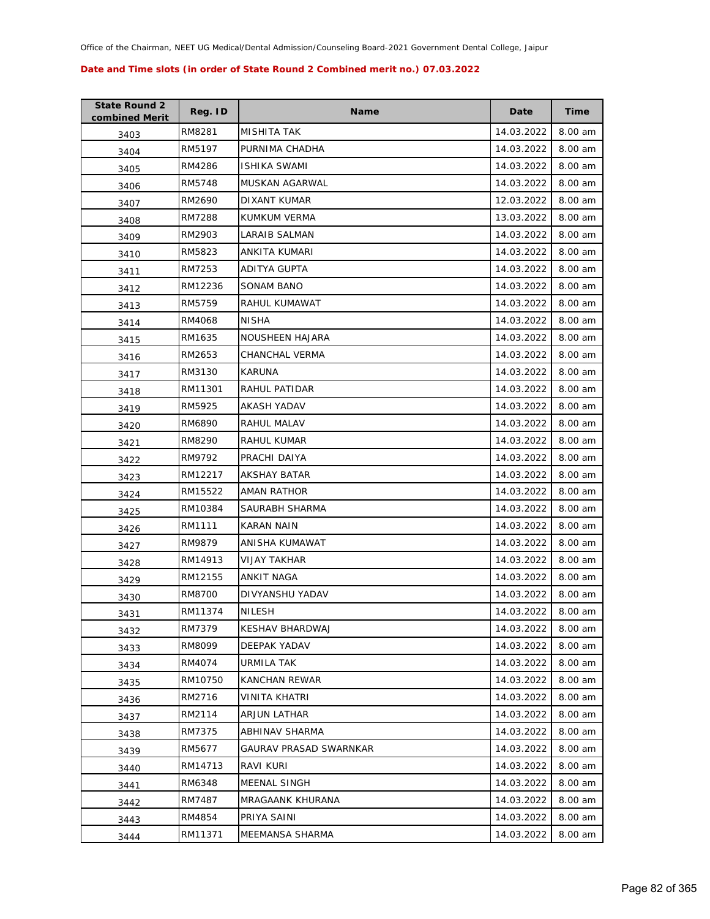Office of the Chairman, NEET UG Medical/Dental Admission/Counseling Board-2021 Government Dental College, Jaipur

**Date and Time slots (in order of State Round 2 Combined merit no.) 07.03.2022**

| State Round 2 combined Merit | Reg. ID | Name | Date | Time |
|---|---|---|---|---|
| 3403 | RM8281 | MISHITA TAK | 14.03.2022 | 8.00 am |
| 3404 | RM5197 | PURNIMA CHADHA | 14.03.2022 | 8.00 am |
| 3405 | RM4286 | ISHIKA SWAMI | 14.03.2022 | 8.00 am |
| 3406 | RM5748 | MUSKAN AGARWAL | 14.03.2022 | 8.00 am |
| 3407 | RM2690 | DIXANT KUMAR | 12.03.2022 | 8.00 am |
| 3408 | RM7288 | KUMKUM VERMA | 13.03.2022 | 8.00 am |
| 3409 | RM2903 | LARAIB SALMAN | 14.03.2022 | 8.00 am |
| 3410 | RM5823 | ANKITA KUMARI | 14.03.2022 | 8.00 am |
| 3411 | RM7253 | ADITYA GUPTA | 14.03.2022 | 8.00 am |
| 3412 | RM12236 | SONAM BANO | 14.03.2022 | 8.00 am |
| 3413 | RM5759 | RAHUL KUMAWAT | 14.03.2022 | 8.00 am |
| 3414 | RM4068 | NISHA | 14.03.2022 | 8.00 am |
| 3415 | RM1635 | NOUSHEEN HAJARA | 14.03.2022 | 8.00 am |
| 3416 | RM2653 | CHANCHAL VERMA | 14.03.2022 | 8.00 am |
| 3417 | RM3130 | KARUNA | 14.03.2022 | 8.00 am |
| 3418 | RM11301 | RAHUL PATIDAR | 14.03.2022 | 8.00 am |
| 3419 | RM5925 | AKASH YADAV | 14.03.2022 | 8.00 am |
| 3420 | RM6890 | RAHUL MALAV | 14.03.2022 | 8.00 am |
| 3421 | RM8290 | RAHUL KUMAR | 14.03.2022 | 8.00 am |
| 3422 | RM9792 | PRACHI DAIYA | 14.03.2022 | 8.00 am |
| 3423 | RM12217 | AKSHAY BATAR | 14.03.2022 | 8.00 am |
| 3424 | RM15522 | AMAN RATHOR | 14.03.2022 | 8.00 am |
| 3425 | RM10384 | SAURABH SHARMA | 14.03.2022 | 8.00 am |
| 3426 | RM1111 | KARAN NAIN | 14.03.2022 | 8.00 am |
| 3427 | RM9879 | ANISHA KUMAWAT | 14.03.2022 | 8.00 am |
| 3428 | RM14913 | VIJAY TAKHAR | 14.03.2022 | 8.00 am |
| 3429 | RM12155 | ANKIT NAGA | 14.03.2022 | 8.00 am |
| 3430 | RM8700 | DIVYANSHU YADAV | 14.03.2022 | 8.00 am |
| 3431 | RM11374 | NILESH | 14.03.2022 | 8.00 am |
| 3432 | RM7379 | KESHAV BHARDWAJ | 14.03.2022 | 8.00 am |
| 3433 | RM8099 | DEEPAK YADAV | 14.03.2022 | 8.00 am |
| 3434 | RM4074 | URMILA TAK | 14.03.2022 | 8.00 am |
| 3435 | RM10750 | KANCHAN REWAR | 14.03.2022 | 8.00 am |
| 3436 | RM2716 | VINITA KHATRI | 14.03.2022 | 8.00 am |
| 3437 | RM2114 | ARJUN LATHAR | 14.03.2022 | 8.00 am |
| 3438 | RM7375 | ABHINAV SHARMA | 14.03.2022 | 8.00 am |
| 3439 | RM5677 | GAURAV PRASAD SWARNKAR | 14.03.2022 | 8.00 am |
| 3440 | RM14713 | RAVI KURI | 14.03.2022 | 8.00 am |
| 3441 | RM6348 | MEENAL SINGH | 14.03.2022 | 8.00 am |
| 3442 | RM7487 | MRAGAANK KHURANA | 14.03.2022 | 8.00 am |
| 3443 | RM4854 | PRIYA SAINI | 14.03.2022 | 8.00 am |
| 3444 | RM11371 | MEEMANSA SHARMA | 14.03.2022 | 8.00 am |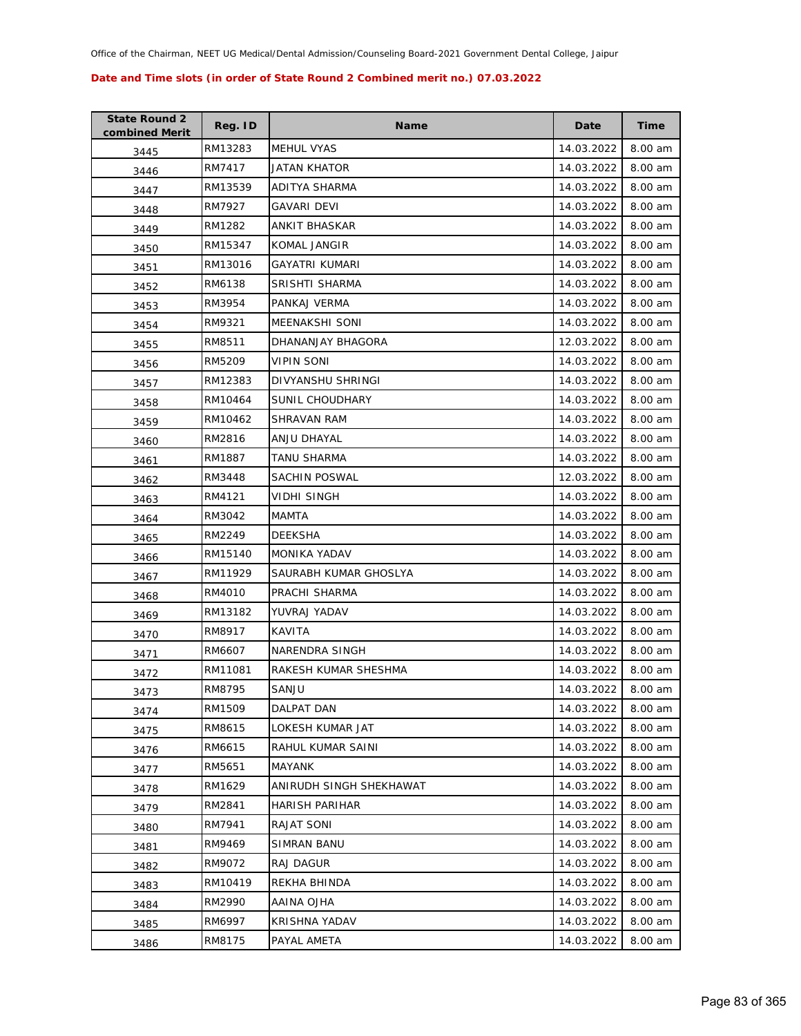Office of the Chairman, NEET UG Medical/Dental Admission/Counseling Board-2021 Government Dental College, Jaipur

**Date and Time slots (in order of State Round 2 Combined merit no.) 07.03.2022**

| State Round 2 combined Merit | Reg. ID | Name | Date | Time |
|---|---|---|---|---|
| 3445 | RM13283 | MEHUL VYAS | 14.03.2022 | 8.00 am |
| 3446 | RM7417 | JATAN KHATOR | 14.03.2022 | 8.00 am |
| 3447 | RM13539 | ADITYA SHARMA | 14.03.2022 | 8.00 am |
| 3448 | RM7927 | GAVARI DEVI | 14.03.2022 | 8.00 am |
| 3449 | RM1282 | ANKIT BHASKAR | 14.03.2022 | 8.00 am |
| 3450 | RM15347 | KOMAL JANGIR | 14.03.2022 | 8.00 am |
| 3451 | RM13016 | GAYATRI KUMARI | 14.03.2022 | 8.00 am |
| 3452 | RM6138 | SRISHTI SHARMA | 14.03.2022 | 8.00 am |
| 3453 | RM3954 | PANKAJ VERMA | 14.03.2022 | 8.00 am |
| 3454 | RM9321 | MEENAKSHI SONI | 14.03.2022 | 8.00 am |
| 3455 | RM8511 | DHANANJAY BHAGORA | 12.03.2022 | 8.00 am |
| 3456 | RM5209 | VIPIN SONI | 14.03.2022 | 8.00 am |
| 3457 | RM12383 | DIVYANSHU SHRINGI | 14.03.2022 | 8.00 am |
| 3458 | RM10464 | SUNIL CHOUDHARY | 14.03.2022 | 8.00 am |
| 3459 | RM10462 | SHRAVAN RAM | 14.03.2022 | 8.00 am |
| 3460 | RM2816 | ANJU DHAYAL | 14.03.2022 | 8.00 am |
| 3461 | RM1887 | TANU SHARMA | 14.03.2022 | 8.00 am |
| 3462 | RM3448 | SACHIN POSWAL | 12.03.2022 | 8.00 am |
| 3463 | RM4121 | VIDHI SINGH | 14.03.2022 | 8.00 am |
| 3464 | RM3042 | MAMTA | 14.03.2022 | 8.00 am |
| 3465 | RM2249 | DEEKSHA | 14.03.2022 | 8.00 am |
| 3466 | RM15140 | MONIKA YADAV | 14.03.2022 | 8.00 am |
| 3467 | RM11929 | SAURABH KUMAR GHOSLYA | 14.03.2022 | 8.00 am |
| 3468 | RM4010 | PRACHI SHARMA | 14.03.2022 | 8.00 am |
| 3469 | RM13182 | YUVRAJ YADAV | 14.03.2022 | 8.00 am |
| 3470 | RM8917 | KAVITA | 14.03.2022 | 8.00 am |
| 3471 | RM6607 | NARENDRA SINGH | 14.03.2022 | 8.00 am |
| 3472 | RM11081 | RAKESH KUMAR SHESHMA | 14.03.2022 | 8.00 am |
| 3473 | RM8795 | SANJU | 14.03.2022 | 8.00 am |
| 3474 | RM1509 | DALPAT DAN | 14.03.2022 | 8.00 am |
| 3475 | RM8615 | LOKESH KUMAR JAT | 14.03.2022 | 8.00 am |
| 3476 | RM6615 | RAHUL KUMAR SAINI | 14.03.2022 | 8.00 am |
| 3477 | RM5651 | MAYANK | 14.03.2022 | 8.00 am |
| 3478 | RM1629 | ANIRUDH SINGH SHEKHAWAT | 14.03.2022 | 8.00 am |
| 3479 | RM2841 | HARISH PARIHAR | 14.03.2022 | 8.00 am |
| 3480 | RM7941 | RAJAT SONI | 14.03.2022 | 8.00 am |
| 3481 | RM9469 | SIMRAN BANU | 14.03.2022 | 8.00 am |
| 3482 | RM9072 | RAJ DAGUR | 14.03.2022 | 8.00 am |
| 3483 | RM10419 | REKHA BHINDA | 14.03.2022 | 8.00 am |
| 3484 | RM2990 | AAINA OJHA | 14.03.2022 | 8.00 am |
| 3485 | RM6997 | KRISHNA YADAV | 14.03.2022 | 8.00 am |
| 3486 | RM8175 | PAYAL AMETA | 14.03.2022 | 8.00 am |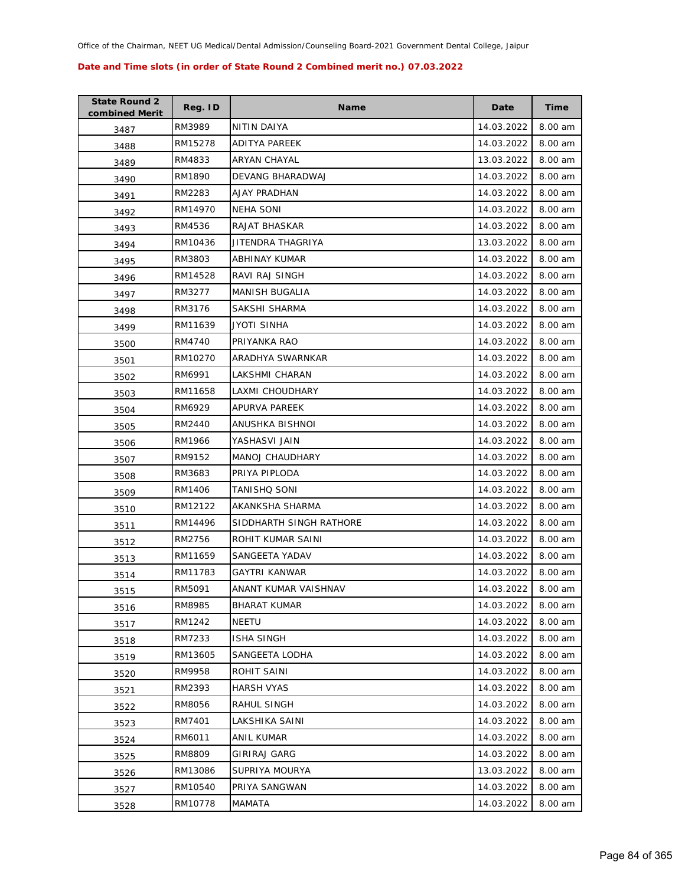Office of the Chairman, NEET UG Medical/Dental Admission/Counseling Board-2021 Government Dental College, Jaipur

**Date and Time slots (in order of State Round 2 Combined merit no.) 07.03.2022**

| State Round 2 combined Merit | Reg. ID | Name | Date | Time |
|---|---|---|---|---|
| 3487 | RM3989 | NITIN DAIYA | 14.03.2022 | 8.00 am |
| 3488 | RM15278 | ADITYA PAREEK | 14.03.2022 | 8.00 am |
| 3489 | RM4833 | ARYAN CHAYAL | 13.03.2022 | 8.00 am |
| 3490 | RM1890 | DEVANG BHARADWAJ | 14.03.2022 | 8.00 am |
| 3491 | RM2283 | AJAY PRADHAN | 14.03.2022 | 8.00 am |
| 3492 | RM14970 | NEHA SONI | 14.03.2022 | 8.00 am |
| 3493 | RM4536 | RAJAT BHASKAR | 14.03.2022 | 8.00 am |
| 3494 | RM10436 | JITENDRA THAGRIYA | 13.03.2022 | 8.00 am |
| 3495 | RM3803 | ABHINAY KUMAR | 14.03.2022 | 8.00 am |
| 3496 | RM14528 | RAVI RAJ SINGH | 14.03.2022 | 8.00 am |
| 3497 | RM3277 | MANISH BUGALIA | 14.03.2022 | 8.00 am |
| 3498 | RM3176 | SAKSHI SHARMA | 14.03.2022 | 8.00 am |
| 3499 | RM11639 | JYOTI SINHA | 14.03.2022 | 8.00 am |
| 3500 | RM4740 | PRIYANKA RAO | 14.03.2022 | 8.00 am |
| 3501 | RM10270 | ARADHYA SWARNKAR | 14.03.2022 | 8.00 am |
| 3502 | RM6991 | LAKSHMI CHARAN | 14.03.2022 | 8.00 am |
| 3503 | RM11658 | LAXMI CHOUDHARY | 14.03.2022 | 8.00 am |
| 3504 | RM6929 | APURVA PAREEK | 14.03.2022 | 8.00 am |
| 3505 | RM2440 | ANUSHKA BISHNOI | 14.03.2022 | 8.00 am |
| 3506 | RM1966 | YASHASVI JAIN | 14.03.2022 | 8.00 am |
| 3507 | RM9152 | MANOJ CHAUDHARY | 14.03.2022 | 8.00 am |
| 3508 | RM3683 | PRIYA PIPLODA | 14.03.2022 | 8.00 am |
| 3509 | RM1406 | TANISHQ SONI | 14.03.2022 | 8.00 am |
| 3510 | RM12122 | AKANKSHA SHARMA | 14.03.2022 | 8.00 am |
| 3511 | RM14496 | SIDDHARTH SINGH RATHORE | 14.03.2022 | 8.00 am |
| 3512 | RM2756 | ROHIT KUMAR SAINI | 14.03.2022 | 8.00 am |
| 3513 | RM11659 | SANGEETA YADAV | 14.03.2022 | 8.00 am |
| 3514 | RM11783 | GAYTRI KANWAR | 14.03.2022 | 8.00 am |
| 3515 | RM5091 | ANANT KUMAR VAISHNAV | 14.03.2022 | 8.00 am |
| 3516 | RM8985 | BHARAT KUMAR | 14.03.2022 | 8.00 am |
| 3517 | RM1242 | NEETU | 14.03.2022 | 8.00 am |
| 3518 | RM7233 | ISHA SINGH | 14.03.2022 | 8.00 am |
| 3519 | RM13605 | SANGEETA LODHA | 14.03.2022 | 8.00 am |
| 3520 | RM9958 | ROHIT SAINI | 14.03.2022 | 8.00 am |
| 3521 | RM2393 | HARSH VYAS | 14.03.2022 | 8.00 am |
| 3522 | RM8056 | RAHUL SINGH | 14.03.2022 | 8.00 am |
| 3523 | RM7401 | LAKSHIKA SAINI | 14.03.2022 | 8.00 am |
| 3524 | RM6011 | ANIL KUMAR | 14.03.2022 | 8.00 am |
| 3525 | RM8809 | GIRIRAJ GARG | 14.03.2022 | 8.00 am |
| 3526 | RM13086 | SUPRIYA MOURYA | 13.03.2022 | 8.00 am |
| 3527 | RM10540 | PRIYA SANGWAN | 14.03.2022 | 8.00 am |
| 3528 | RM10778 | MAMATA | 14.03.2022 | 8.00 am |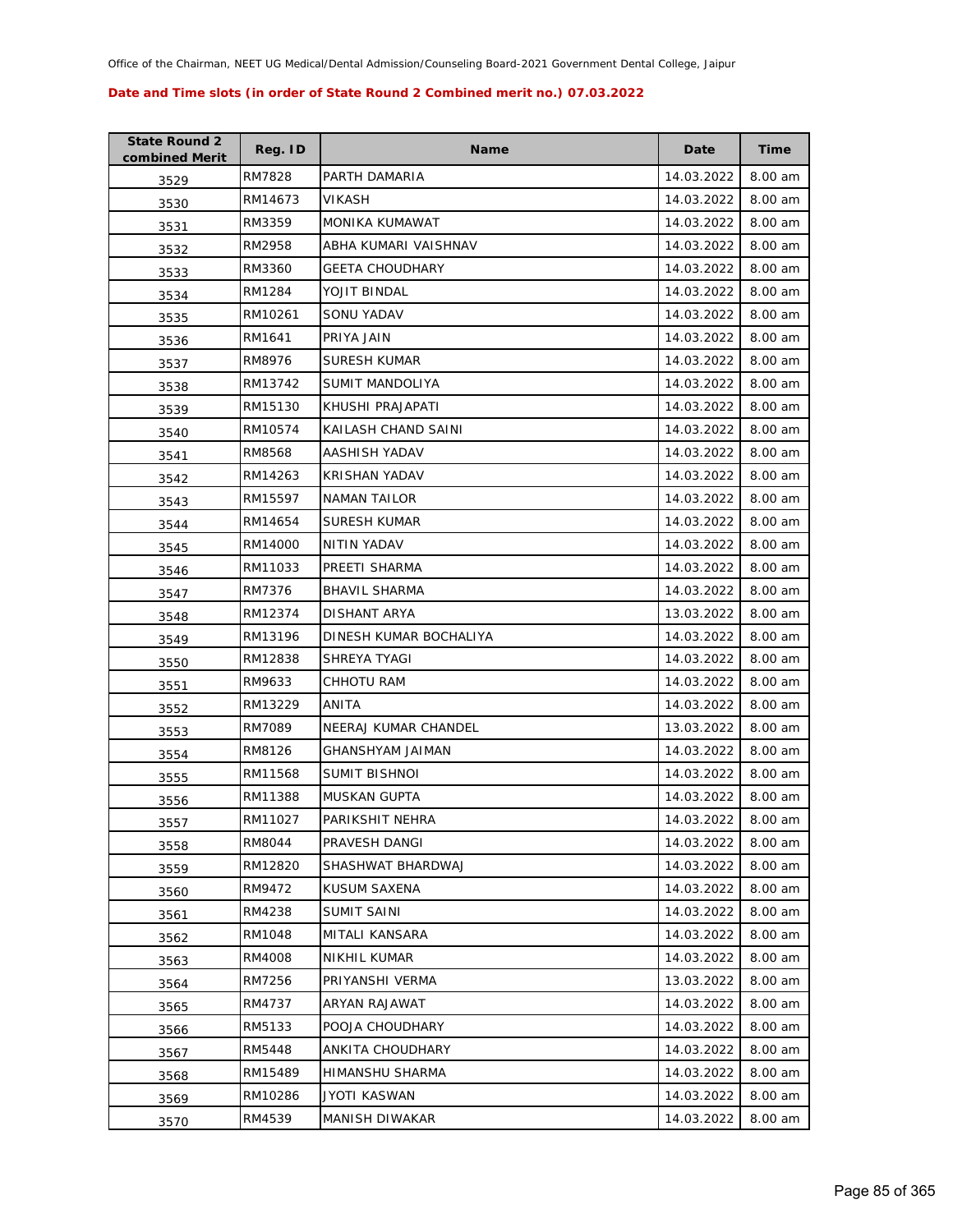Office of the Chairman, NEET UG Medical/Dental Admission/Counseling Board-2021 Government Dental College, Jaipur

**Date and Time slots (in order of State Round 2 Combined merit no.) 07.03.2022**

| State Round 2 combined Merit | Reg. ID | Name | Date | Time |
|---|---|---|---|---|
| 3529 | RM7828 | PARTH DAMARIA | 14.03.2022 | 8.00 am |
| 3530 | RM14673 | VIKASH | 14.03.2022 | 8.00 am |
| 3531 | RM3359 | MONIKA KUMAWAT | 14.03.2022 | 8.00 am |
| 3532 | RM2958 | ABHA KUMARI VAISHNAV | 14.03.2022 | 8.00 am |
| 3533 | RM3360 | GEETA CHOUDHARY | 14.03.2022 | 8.00 am |
| 3534 | RM1284 | YOJIT BINDAL | 14.03.2022 | 8.00 am |
| 3535 | RM10261 | SONU YADAV | 14.03.2022 | 8.00 am |
| 3536 | RM1641 | PRIYA JAIN | 14.03.2022 | 8.00 am |
| 3537 | RM8976 | SURESH KUMAR | 14.03.2022 | 8.00 am |
| 3538 | RM13742 | SUMIT MANDOLIYA | 14.03.2022 | 8.00 am |
| 3539 | RM15130 | KHUSHI PRAJAPATI | 14.03.2022 | 8.00 am |
| 3540 | RM10574 | KAILASH CHAND SAINI | 14.03.2022 | 8.00 am |
| 3541 | RM8568 | AASHISH YADAV | 14.03.2022 | 8.00 am |
| 3542 | RM14263 | KRISHAN YADAV | 14.03.2022 | 8.00 am |
| 3543 | RM15597 | NAMAN TAILOR | 14.03.2022 | 8.00 am |
| 3544 | RM14654 | SURESH KUMAR | 14.03.2022 | 8.00 am |
| 3545 | RM14000 | NITIN YADAV | 14.03.2022 | 8.00 am |
| 3546 | RM11033 | PREETI SHARMA | 14.03.2022 | 8.00 am |
| 3547 | RM7376 | BHAVIL SHARMA | 14.03.2022 | 8.00 am |
| 3548 | RM12374 | DISHANT ARYA | 13.03.2022 | 8.00 am |
| 3549 | RM13196 | DINESH KUMAR BOCHALIYA | 14.03.2022 | 8.00 am |
| 3550 | RM12838 | SHREYA TYAGI | 14.03.2022 | 8.00 am |
| 3551 | RM9633 | CHHOTU RAM | 14.03.2022 | 8.00 am |
| 3552 | RM13229 | ANITA | 14.03.2022 | 8.00 am |
| 3553 | RM7089 | NEERAJ KUMAR CHANDEL | 13.03.2022 | 8.00 am |
| 3554 | RM8126 | GHANSHYAM JAIMAN | 14.03.2022 | 8.00 am |
| 3555 | RM11568 | SUMIT BISHNOI | 14.03.2022 | 8.00 am |
| 3556 | RM11388 | MUSKAN GUPTA | 14.03.2022 | 8.00 am |
| 3557 | RM11027 | PARIKSHIT NEHRA | 14.03.2022 | 8.00 am |
| 3558 | RM8044 | PRAVESH DANGI | 14.03.2022 | 8.00 am |
| 3559 | RM12820 | SHASHWAT BHARDWAJ | 14.03.2022 | 8.00 am |
| 3560 | RM9472 | KUSUM SAXENA | 14.03.2022 | 8.00 am |
| 3561 | RM4238 | SUMIT SAINI | 14.03.2022 | 8.00 am |
| 3562 | RM1048 | MITALI KANSARA | 14.03.2022 | 8.00 am |
| 3563 | RM4008 | NIKHIL KUMAR | 14.03.2022 | 8.00 am |
| 3564 | RM7256 | PRIYANSHI VERMA | 13.03.2022 | 8.00 am |
| 3565 | RM4737 | ARYAN RAJAWAT | 14.03.2022 | 8.00 am |
| 3566 | RM5133 | POOJA CHOUDHARY | 14.03.2022 | 8.00 am |
| 3567 | RM5448 | ANKITA CHOUDHARY | 14.03.2022 | 8.00 am |
| 3568 | RM15489 | HIMANSHU SHARMA | 14.03.2022 | 8.00 am |
| 3569 | RM10286 | JYOTI KASWAN | 14.03.2022 | 8.00 am |
| 3570 | RM4539 | MANISH DIWAKAR | 14.03.2022 | 8.00 am |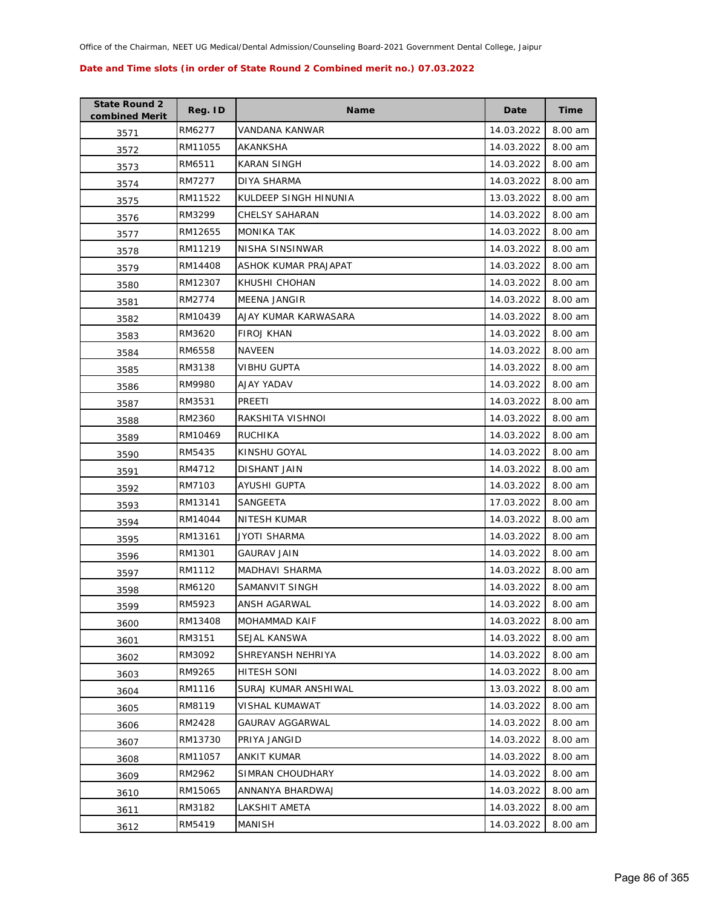Office of the Chairman, NEET UG Medical/Dental Admission/Counseling Board-2021 Government Dental College, Jaipur

**Date and Time slots (in order of State Round 2 Combined merit no.) 07.03.2022**

| State Round 2 combined Merit | Reg. ID | Name | Date | Time |
|---|---|---|---|---|
| 3571 | RM6277 | VANDANA KANWAR | 14.03.2022 | 8.00 am |
| 3572 | RM11055 | AKANKSHA | 14.03.2022 | 8.00 am |
| 3573 | RM6511 | KARAN SINGH | 14.03.2022 | 8.00 am |
| 3574 | RM7277 | DIYA SHARMA | 14.03.2022 | 8.00 am |
| 3575 | RM11522 | KULDEEP SINGH HINUNIA | 13.03.2022 | 8.00 am |
| 3576 | RM3299 | CHELSY SAHARAN | 14.03.2022 | 8.00 am |
| 3577 | RM12655 | MONIKA TAK | 14.03.2022 | 8.00 am |
| 3578 | RM11219 | NISHA SINSINWAR | 14.03.2022 | 8.00 am |
| 3579 | RM14408 | ASHOK KUMAR PRAJAPAT | 14.03.2022 | 8.00 am |
| 3580 | RM12307 | KHUSHI CHOHAN | 14.03.2022 | 8.00 am |
| 3581 | RM2774 | MEENA JANGIR | 14.03.2022 | 8.00 am |
| 3582 | RM10439 | AJAY KUMAR KARWASARA | 14.03.2022 | 8.00 am |
| 3583 | RM3620 | FIROJ KHAN | 14.03.2022 | 8.00 am |
| 3584 | RM6558 | NAVEEN | 14.03.2022 | 8.00 am |
| 3585 | RM3138 | VIBHU GUPTA | 14.03.2022 | 8.00 am |
| 3586 | RM9980 | AJAY YADAV | 14.03.2022 | 8.00 am |
| 3587 | RM3531 | PREETI | 14.03.2022 | 8.00 am |
| 3588 | RM2360 | RAKSHITA VISHNOI | 14.03.2022 | 8.00 am |
| 3589 | RM10469 | RUCHIKA | 14.03.2022 | 8.00 am |
| 3590 | RM5435 | KINSHU GOYAL | 14.03.2022 | 8.00 am |
| 3591 | RM4712 | DISHANT JAIN | 14.03.2022 | 8.00 am |
| 3592 | RM7103 | AYUSHI GUPTA | 14.03.2022 | 8.00 am |
| 3593 | RM13141 | SANGEETA | 17.03.2022 | 8.00 am |
| 3594 | RM14044 | NITESH KUMAR | 14.03.2022 | 8.00 am |
| 3595 | RM13161 | JYOTI SHARMA | 14.03.2022 | 8.00 am |
| 3596 | RM1301 | GAURAV JAIN | 14.03.2022 | 8.00 am |
| 3597 | RM1112 | MADHAVI SHARMA | 14.03.2022 | 8.00 am |
| 3598 | RM6120 | SAMANVIT SINGH | 14.03.2022 | 8.00 am |
| 3599 | RM5923 | ANSH AGARWAL | 14.03.2022 | 8.00 am |
| 3600 | RM13408 | MOHAMMAD KAIF | 14.03.2022 | 8.00 am |
| 3601 | RM3151 | SEJAL KANSWA | 14.03.2022 | 8.00 am |
| 3602 | RM3092 | SHREYANSH NEHRIYA | 14.03.2022 | 8.00 am |
| 3603 | RM9265 | HITESH SONI | 14.03.2022 | 8.00 am |
| 3604 | RM1116 | SURAJ KUMAR ANSHIWAL | 13.03.2022 | 8.00 am |
| 3605 | RM8119 | VISHAL KUMAWAT | 14.03.2022 | 8.00 am |
| 3606 | RM2428 | GAURAV AGGARWAL | 14.03.2022 | 8.00 am |
| 3607 | RM13730 | PRIYA JANGID | 14.03.2022 | 8.00 am |
| 3608 | RM11057 | ANKIT KUMAR | 14.03.2022 | 8.00 am |
| 3609 | RM2962 | SIMRAN CHOUDHARY | 14.03.2022 | 8.00 am |
| 3610 | RM15065 | ANNANYA BHARDWAJ | 14.03.2022 | 8.00 am |
| 3611 | RM3182 | LAKSHIT AMETA | 14.03.2022 | 8.00 am |
| 3612 | RM5419 | MANISH | 14.03.2022 | 8.00 am |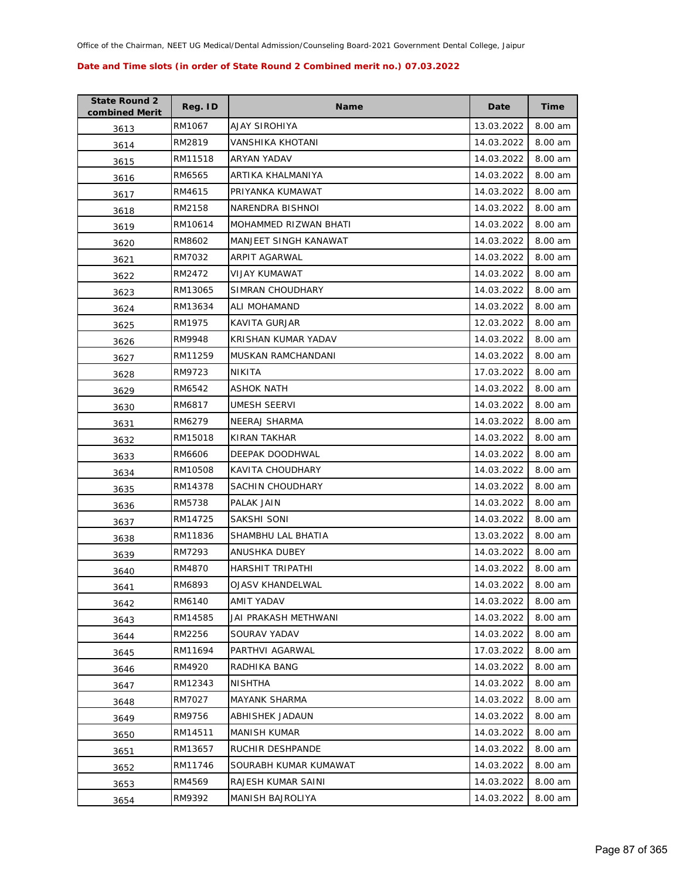Office of the Chairman, NEET UG Medical/Dental Admission/Counseling Board-2021 Government Dental College, Jaipur

**Date and Time slots (in order of State Round 2 Combined merit no.) 07.03.2022**

| State Round 2 combined Merit | Reg. ID | Name | Date | Time |
|---|---|---|---|---|
| 3613 | RM1067 | AJAY SIROHIYA | 13.03.2022 | 8.00 am |
| 3614 | RM2819 | VANSHIKA KHOTANI | 14.03.2022 | 8.00 am |
| 3615 | RM11518 | ARYAN YADAV | 14.03.2022 | 8.00 am |
| 3616 | RM6565 | ARTIKA KHALMANIYA | 14.03.2022 | 8.00 am |
| 3617 | RM4615 | PRIYANKA KUMAWAT | 14.03.2022 | 8.00 am |
| 3618 | RM2158 | NARENDRA BISHNOI | 14.03.2022 | 8.00 am |
| 3619 | RM10614 | MOHAMMED RIZWAN BHATI | 14.03.2022 | 8.00 am |
| 3620 | RM8602 | MANJEET SINGH KANAWAT | 14.03.2022 | 8.00 am |
| 3621 | RM7032 | ARPIT AGARWAL | 14.03.2022 | 8.00 am |
| 3622 | RM2472 | VIJAY KUMAWAT | 14.03.2022 | 8.00 am |
| 3623 | RM13065 | SIMRAN CHOUDHARY | 14.03.2022 | 8.00 am |
| 3624 | RM13634 | ALI MOHAMAND | 14.03.2022 | 8.00 am |
| 3625 | RM1975 | KAVITA GURJAR | 12.03.2022 | 8.00 am |
| 3626 | RM9948 | KRISHAN KUMAR YADAV | 14.03.2022 | 8.00 am |
| 3627 | RM11259 | MUSKAN RAMCHANDANI | 14.03.2022 | 8.00 am |
| 3628 | RM9723 | NIKITA | 17.03.2022 | 8.00 am |
| 3629 | RM6542 | ASHOK NATH | 14.03.2022 | 8.00 am |
| 3630 | RM6817 | UMESH SEERVI | 14.03.2022 | 8.00 am |
| 3631 | RM6279 | NEERAJ SHARMA | 14.03.2022 | 8.00 am |
| 3632 | RM15018 | KIRAN TAKHAR | 14.03.2022 | 8.00 am |
| 3633 | RM6606 | DEEPAK DOODHWAL | 14.03.2022 | 8.00 am |
| 3634 | RM10508 | KAVITA CHOUDHARY | 14.03.2022 | 8.00 am |
| 3635 | RM14378 | SACHIN CHOUDHARY | 14.03.2022 | 8.00 am |
| 3636 | RM5738 | PALAK JAIN | 14.03.2022 | 8.00 am |
| 3637 | RM14725 | SAKSHI SONI | 14.03.2022 | 8.00 am |
| 3638 | RM11836 | SHAMBHU LAL BHATIA | 13.03.2022 | 8.00 am |
| 3639 | RM7293 | ANUSHKA DUBEY | 14.03.2022 | 8.00 am |
| 3640 | RM4870 | HARSHIT TRIPATHI | 14.03.2022 | 8.00 am |
| 3641 | RM6893 | OJASV KHANDELWAL | 14.03.2022 | 8.00 am |
| 3642 | RM6140 | AMIT YADAV | 14.03.2022 | 8.00 am |
| 3643 | RM14585 | JAI PRAKASH METHWANI | 14.03.2022 | 8.00 am |
| 3644 | RM2256 | SOURAV YADAV | 14.03.2022 | 8.00 am |
| 3645 | RM11694 | PARTHVI AGARWAL | 17.03.2022 | 8.00 am |
| 3646 | RM4920 | RADHIKA BANG | 14.03.2022 | 8.00 am |
| 3647 | RM12343 | NISHTHA | 14.03.2022 | 8.00 am |
| 3648 | RM7027 | MAYANK SHARMA | 14.03.2022 | 8.00 am |
| 3649 | RM9756 | ABHISHEK JADAUN | 14.03.2022 | 8.00 am |
| 3650 | RM14511 | MANISH KUMAR | 14.03.2022 | 8.00 am |
| 3651 | RM13657 | RUCHIR DESHPANDE | 14.03.2022 | 8.00 am |
| 3652 | RM11746 | SOURABH KUMAR KUMAWAT | 14.03.2022 | 8.00 am |
| 3653 | RM4569 | RAJESH KUMAR SAINI | 14.03.2022 | 8.00 am |
| 3654 | RM9392 | MANISH BAJROLIYA | 14.03.2022 | 8.00 am |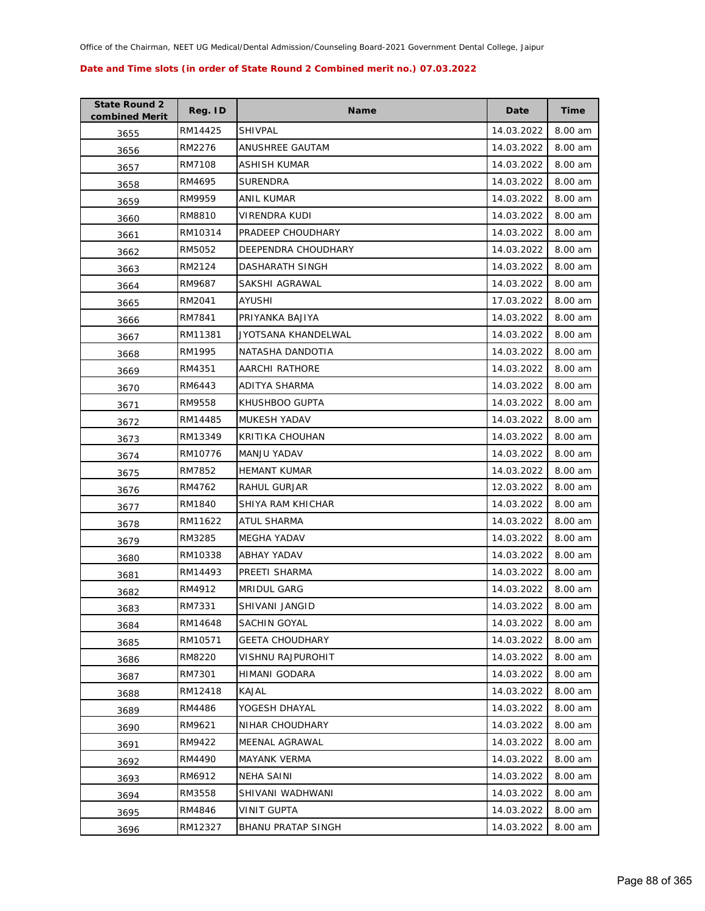Office of the Chairman, NEET UG Medical/Dental Admission/Counseling Board-2021 Government Dental College, Jaipur

**Date and Time slots (in order of State Round 2 Combined merit no.) 07.03.2022**

| State Round 2 combined Merit | Reg. ID | Name | Date | Time |
|---|---|---|---|---|
| 3655 | RM14425 | SHIVPAL | 14.03.2022 | 8.00 am |
| 3656 | RM2276 | ANUSHREE GAUTAM | 14.03.2022 | 8.00 am |
| 3657 | RM7108 | ASHISH KUMAR | 14.03.2022 | 8.00 am |
| 3658 | RM4695 | SURENDRA | 14.03.2022 | 8.00 am |
| 3659 | RM9959 | ANIL KUMAR | 14.03.2022 | 8.00 am |
| 3660 | RM8810 | VIRENDRA KUDI | 14.03.2022 | 8.00 am |
| 3661 | RM10314 | PRADEEP CHOUDHARY | 14.03.2022 | 8.00 am |
| 3662 | RM5052 | DEEPENDRA CHOUDHARY | 14.03.2022 | 8.00 am |
| 3663 | RM2124 | DASHARATH SINGH | 14.03.2022 | 8.00 am |
| 3664 | RM9687 | SAKSHI AGRAWAL | 14.03.2022 | 8.00 am |
| 3665 | RM2041 | AYUSHI | 17.03.2022 | 8.00 am |
| 3666 | RM7841 | PRIYANKA BAJIYA | 14.03.2022 | 8.00 am |
| 3667 | RM11381 | JYOTSANA KHANDELWAL | 14.03.2022 | 8.00 am |
| 3668 | RM1995 | NATASHA DANDOTIA | 14.03.2022 | 8.00 am |
| 3669 | RM4351 | AARCHI RATHORE | 14.03.2022 | 8.00 am |
| 3670 | RM6443 | ADITYA SHARMA | 14.03.2022 | 8.00 am |
| 3671 | RM9558 | KHUSHBOO GUPTA | 14.03.2022 | 8.00 am |
| 3672 | RM14485 | MUKESH YADAV | 14.03.2022 | 8.00 am |
| 3673 | RM13349 | KRITIKA CHOUHAN | 14.03.2022 | 8.00 am |
| 3674 | RM10776 | MANJU YADAV | 14.03.2022 | 8.00 am |
| 3675 | RM7852 | HEMANT KUMAR | 14.03.2022 | 8.00 am |
| 3676 | RM4762 | RAHUL GURJAR | 12.03.2022 | 8.00 am |
| 3677 | RM1840 | SHIYA RAM KHICHAR | 14.03.2022 | 8.00 am |
| 3678 | RM11622 | ATUL SHARMA | 14.03.2022 | 8.00 am |
| 3679 | RM3285 | MEGHA YADAV | 14.03.2022 | 8.00 am |
| 3680 | RM10338 | ABHAY YADAV | 14.03.2022 | 8.00 am |
| 3681 | RM14493 | PREETI SHARMA | 14.03.2022 | 8.00 am |
| 3682 | RM4912 | MRIDUL GARG | 14.03.2022 | 8.00 am |
| 3683 | RM7331 | SHIVANI JANGID | 14.03.2022 | 8.00 am |
| 3684 | RM14648 | SACHIN GOYAL | 14.03.2022 | 8.00 am |
| 3685 | RM10571 | GEETA CHOUDHARY | 14.03.2022 | 8.00 am |
| 3686 | RM8220 | VISHNU RAJPUROHIT | 14.03.2022 | 8.00 am |
| 3687 | RM7301 | HIMANI GODARA | 14.03.2022 | 8.00 am |
| 3688 | RM12418 | KAJAL | 14.03.2022 | 8.00 am |
| 3689 | RM4486 | YOGESH DHAYAL | 14.03.2022 | 8.00 am |
| 3690 | RM9621 | NIHAR CHOUDHARY | 14.03.2022 | 8.00 am |
| 3691 | RM9422 | MEENAL AGRAWAL | 14.03.2022 | 8.00 am |
| 3692 | RM4490 | MAYANK VERMA | 14.03.2022 | 8.00 am |
| 3693 | RM6912 | NEHA SAINI | 14.03.2022 | 8.00 am |
| 3694 | RM3558 | SHIVANI WADHWANI | 14.03.2022 | 8.00 am |
| 3695 | RM4846 | VINIT GUPTA | 14.03.2022 | 8.00 am |
| 3696 | RM12327 | BHANU PRATAP SINGH | 14.03.2022 | 8.00 am |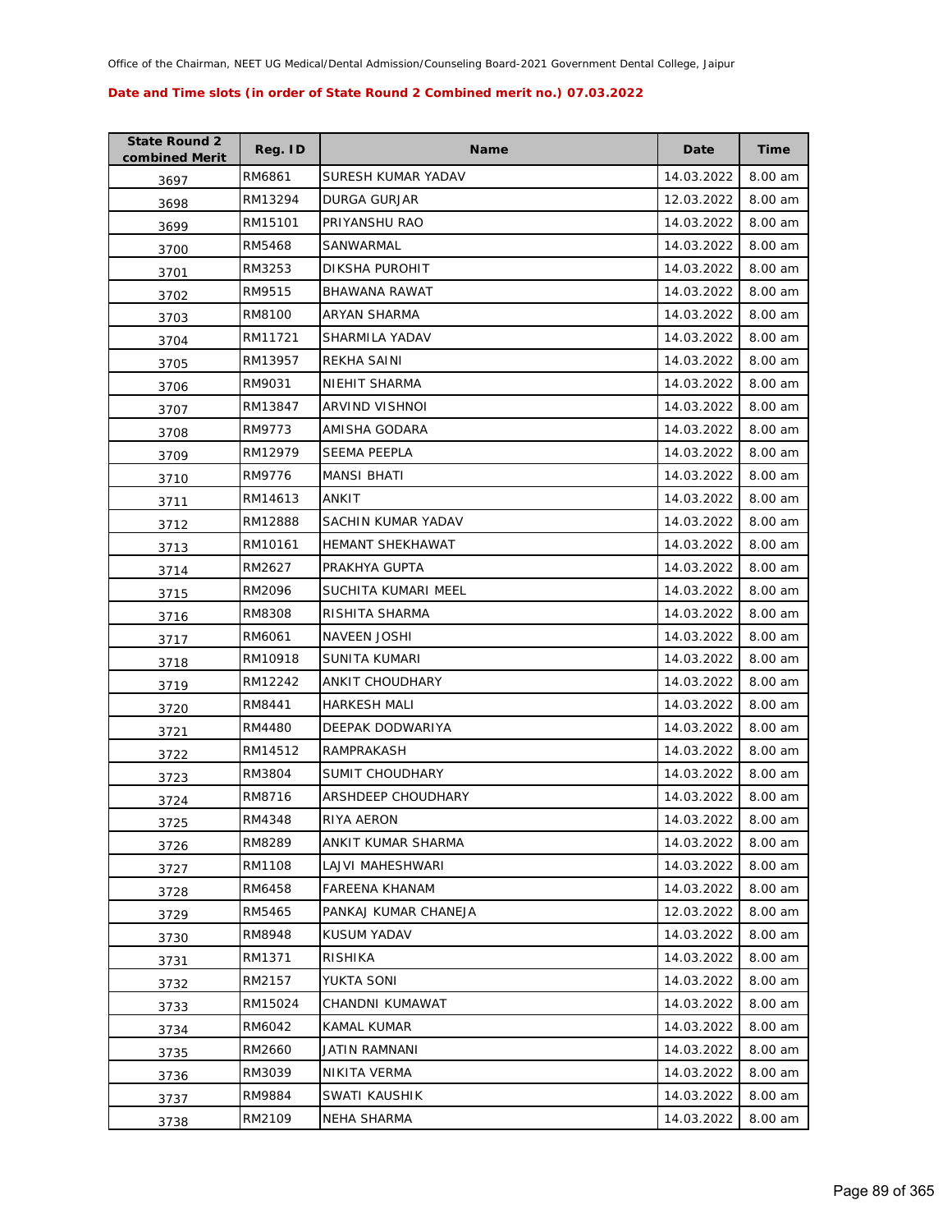Office of the Chairman, NEET UG Medical/Dental Admission/Counseling Board-2021 Government Dental College, Jaipur

**Date and Time slots (in order of State Round 2 Combined merit no.) 07.03.2022**

| State Round 2 combined Merit | Reg. ID | Name | Date | Time |
|---|---|---|---|---|
| 3697 | RM6861 | SURESH KUMAR YADAV | 14.03.2022 | 8.00 am |
| 3698 | RM13294 | DURGA GURJAR | 12.03.2022 | 8.00 am |
| 3699 | RM15101 | PRIYANSHU RAO | 14.03.2022 | 8.00 am |
| 3700 | RM5468 | SANWARMAL | 14.03.2022 | 8.00 am |
| 3701 | RM3253 | DIKSHA PUROHIT | 14.03.2022 | 8.00 am |
| 3702 | RM9515 | BHAWANA RAWAT | 14.03.2022 | 8.00 am |
| 3703 | RM8100 | ARYAN SHARMA | 14.03.2022 | 8.00 am |
| 3704 | RM11721 | SHARMILA YADAV | 14.03.2022 | 8.00 am |
| 3705 | RM13957 | REKHA SAINI | 14.03.2022 | 8.00 am |
| 3706 | RM9031 | NIEHIT SHARMA | 14.03.2022 | 8.00 am |
| 3707 | RM13847 | ARVIND VISHNOI | 14.03.2022 | 8.00 am |
| 3708 | RM9773 | AMISHA GODARA | 14.03.2022 | 8.00 am |
| 3709 | RM12979 | SEEMA PEEPLA | 14.03.2022 | 8.00 am |
| 3710 | RM9776 | MANSI BHATI | 14.03.2022 | 8.00 am |
| 3711 | RM14613 | ANKIT | 14.03.2022 | 8.00 am |
| 3712 | RM12888 | SACHIN KUMAR YADAV | 14.03.2022 | 8.00 am |
| 3713 | RM10161 | HEMANT SHEKHAWAT | 14.03.2022 | 8.00 am |
| 3714 | RM2627 | PRAKHYA GUPTA | 14.03.2022 | 8.00 am |
| 3715 | RM2096 | SUCHITA KUMARI MEEL | 14.03.2022 | 8.00 am |
| 3716 | RM8308 | RISHITA SHARMA | 14.03.2022 | 8.00 am |
| 3717 | RM6061 | NAVEEN JOSHI | 14.03.2022 | 8.00 am |
| 3718 | RM10918 | SUNITA KUMARI | 14.03.2022 | 8.00 am |
| 3719 | RM12242 | ANKIT CHOUDHARY | 14.03.2022 | 8.00 am |
| 3720 | RM8441 | HARKESH MALI | 14.03.2022 | 8.00 am |
| 3721 | RM4480 | DEEPAK DODWARIYA | 14.03.2022 | 8.00 am |
| 3722 | RM14512 | RAMPRAKASH | 14.03.2022 | 8.00 am |
| 3723 | RM3804 | SUMIT CHOUDHARY | 14.03.2022 | 8.00 am |
| 3724 | RM8716 | ARSHDEEP CHOUDHARY | 14.03.2022 | 8.00 am |
| 3725 | RM4348 | RIYA AERON | 14.03.2022 | 8.00 am |
| 3726 | RM8289 | ANKIT KUMAR SHARMA | 14.03.2022 | 8.00 am |
| 3727 | RM1108 | LAJVI MAHESHWARI | 14.03.2022 | 8.00 am |
| 3728 | RM6458 | FAREENA KHANAM | 14.03.2022 | 8.00 am |
| 3729 | RM5465 | PANKAJ KUMAR CHANEJA | 12.03.2022 | 8.00 am |
| 3730 | RM8948 | KUSUM YADAV | 14.03.2022 | 8.00 am |
| 3731 | RM1371 | RISHIKA | 14.03.2022 | 8.00 am |
| 3732 | RM2157 | YUKTA SONI | 14.03.2022 | 8.00 am |
| 3733 | RM15024 | CHANDNI KUMAWAT | 14.03.2022 | 8.00 am |
| 3734 | RM6042 | KAMAL KUMAR | 14.03.2022 | 8.00 am |
| 3735 | RM2660 | JATIN RAMNANI | 14.03.2022 | 8.00 am |
| 3736 | RM3039 | NIKITA VERMA | 14.03.2022 | 8.00 am |
| 3737 | RM9884 | SWATI KAUSHIK | 14.03.2022 | 8.00 am |
| 3738 | RM2109 | NEHA SHARMA | 14.03.2022 | 8.00 am |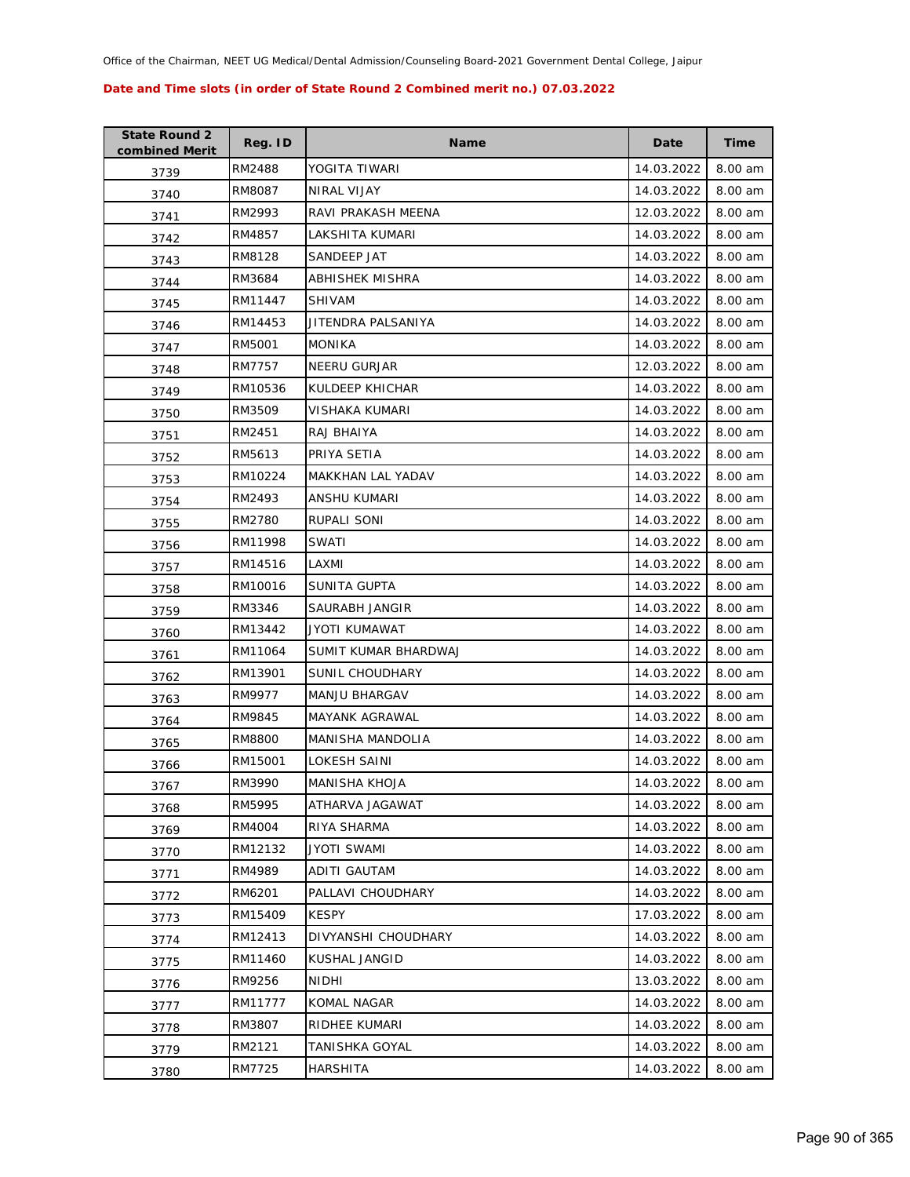Office of the Chairman, NEET UG Medical/Dental Admission/Counseling Board-2021 Government Dental College, Jaipur

**Date and Time slots (in order of State Round 2 Combined merit no.) 07.03.2022**

| State Round 2 combined Merit | Reg. ID | Name | Date | Time |
|---|---|---|---|---|
| 3739 | RM2488 | YOGITA TIWARI | 14.03.2022 | 8.00 am |
| 3740 | RM8087 | NIRAL VIJAY | 14.03.2022 | 8.00 am |
| 3741 | RM2993 | RAVI PRAKASH MEENA | 12.03.2022 | 8.00 am |
| 3742 | RM4857 | LAKSHITA KUMARI | 14.03.2022 | 8.00 am |
| 3743 | RM8128 | SANDEEP JAT | 14.03.2022 | 8.00 am |
| 3744 | RM3684 | ABHISHEK MISHRA | 14.03.2022 | 8.00 am |
| 3745 | RM11447 | SHIVAM | 14.03.2022 | 8.00 am |
| 3746 | RM14453 | JITENDRA PALSANIYA | 14.03.2022 | 8.00 am |
| 3747 | RM5001 | MONIKA | 14.03.2022 | 8.00 am |
| 3748 | RM7757 | NEERU GURJAR | 12.03.2022 | 8.00 am |
| 3749 | RM10536 | KULDEEP KHICHAR | 14.03.2022 | 8.00 am |
| 3750 | RM3509 | VISHAKA KUMARI | 14.03.2022 | 8.00 am |
| 3751 | RM2451 | RAJ BHAIYA | 14.03.2022 | 8.00 am |
| 3752 | RM5613 | PRIYA SETIA | 14.03.2022 | 8.00 am |
| 3753 | RM10224 | MAKKHAN LAL YADAV | 14.03.2022 | 8.00 am |
| 3754 | RM2493 | ANSHU KUMARI | 14.03.2022 | 8.00 am |
| 3755 | RM2780 | RUPALI SONI | 14.03.2022 | 8.00 am |
| 3756 | RM11998 | SWATI | 14.03.2022 | 8.00 am |
| 3757 | RM14516 | LAXMI | 14.03.2022 | 8.00 am |
| 3758 | RM10016 | SUNITA GUPTA | 14.03.2022 | 8.00 am |
| 3759 | RM3346 | SAURABH JANGIR | 14.03.2022 | 8.00 am |
| 3760 | RM13442 | JYOTI KUMAWAT | 14.03.2022 | 8.00 am |
| 3761 | RM11064 | SUMIT KUMAR BHARDWAJ | 14.03.2022 | 8.00 am |
| 3762 | RM13901 | SUNIL CHOUDHARY | 14.03.2022 | 8.00 am |
| 3763 | RM9977 | MANJU BHARGAV | 14.03.2022 | 8.00 am |
| 3764 | RM9845 | MAYANK AGRAWAL | 14.03.2022 | 8.00 am |
| 3765 | RM8800 | MANISHA MANDOLIA | 14.03.2022 | 8.00 am |
| 3766 | RM15001 | LOKESH SAINI | 14.03.2022 | 8.00 am |
| 3767 | RM3990 | MANISHA KHOJA | 14.03.2022 | 8.00 am |
| 3768 | RM5995 | ATHARVA JAGAWAT | 14.03.2022 | 8.00 am |
| 3769 | RM4004 | RIYA SHARMA | 14.03.2022 | 8.00 am |
| 3770 | RM12132 | JYOTI SWAMI | 14.03.2022 | 8.00 am |
| 3771 | RM4989 | ADITI GAUTAM | 14.03.2022 | 8.00 am |
| 3772 | RM6201 | PALLAVI CHOUDHARY | 14.03.2022 | 8.00 am |
| 3773 | RM15409 | KESPY | 17.03.2022 | 8.00 am |
| 3774 | RM12413 | DIVYANSHI CHOUDHARY | 14.03.2022 | 8.00 am |
| 3775 | RM11460 | KUSHAL JANGID | 14.03.2022 | 8.00 am |
| 3776 | RM9256 | NIDHI | 13.03.2022 | 8.00 am |
| 3777 | RM11777 | KOMAL NAGAR | 14.03.2022 | 8.00 am |
| 3778 | RM3807 | RIDHEE KUMARI | 14.03.2022 | 8.00 am |
| 3779 | RM2121 | TANISHKA GOYAL | 14.03.2022 | 8.00 am |
| 3780 | RM7725 | HARSHITA | 14.03.2022 | 8.00 am |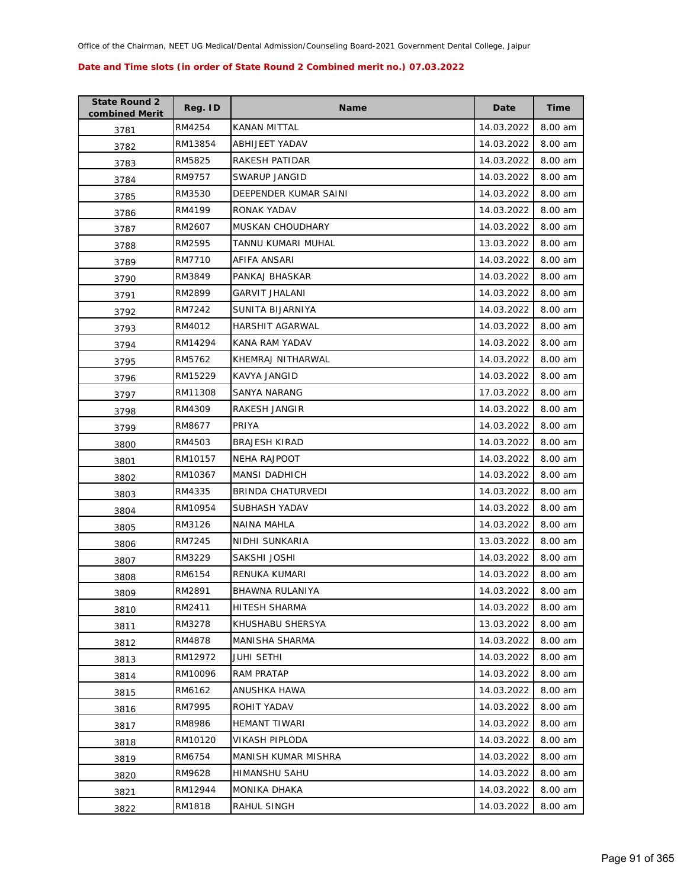Office of the Chairman, NEET UG Medical/Dental Admission/Counseling Board-2021 Government Dental College, Jaipur

**Date and Time slots (in order of State Round 2 Combined merit no.) 07.03.2022**

| State Round 2 combined Merit | Reg. ID | Name | Date | Time |
|---|---|---|---|---|
| 3781 | RM4254 | KANAN MITTAL | 14.03.2022 | 8.00 am |
| 3782 | RM13854 | ABHIJEET YADAV | 14.03.2022 | 8.00 am |
| 3783 | RM5825 | RAKESH PATIDAR | 14.03.2022 | 8.00 am |
| 3784 | RM9757 | SWARUP JANGID | 14.03.2022 | 8.00 am |
| 3785 | RM3530 | DEEPENDER KUMAR SAINI | 14.03.2022 | 8.00 am |
| 3786 | RM4199 | RONAK YADAV | 14.03.2022 | 8.00 am |
| 3787 | RM2607 | MUSKAN CHOUDHARY | 14.03.2022 | 8.00 am |
| 3788 | RM2595 | TANNU KUMARI MUHAL | 13.03.2022 | 8.00 am |
| 3789 | RM7710 | AFIFA ANSARI | 14.03.2022 | 8.00 am |
| 3790 | RM3849 | PANKAJ BHASKAR | 14.03.2022 | 8.00 am |
| 3791 | RM2899 | GARVIT JHALANI | 14.03.2022 | 8.00 am |
| 3792 | RM7242 | SUNITA BIJARNIYA | 14.03.2022 | 8.00 am |
| 3793 | RM4012 | HARSHIT AGARWAL | 14.03.2022 | 8.00 am |
| 3794 | RM14294 | KANA RAM YADAV | 14.03.2022 | 8.00 am |
| 3795 | RM5762 | KHEMRAJ NITHARWAL | 14.03.2022 | 8.00 am |
| 3796 | RM15229 | KAVYA JANGID | 14.03.2022 | 8.00 am |
| 3797 | RM11308 | SANYA NARANG | 17.03.2022 | 8.00 am |
| 3798 | RM4309 | RAKESH JANGIR | 14.03.2022 | 8.00 am |
| 3799 | RM8677 | PRIYA | 14.03.2022 | 8.00 am |
| 3800 | RM4503 | BRAJESH KIRAD | 14.03.2022 | 8.00 am |
| 3801 | RM10157 | NEHA RAJPOOT | 14.03.2022 | 8.00 am |
| 3802 | RM10367 | MANSI DADHICH | 14.03.2022 | 8.00 am |
| 3803 | RM4335 | BRINDA CHATURVEDI | 14.03.2022 | 8.00 am |
| 3804 | RM10954 | SUBHASH YADAV | 14.03.2022 | 8.00 am |
| 3805 | RM3126 | NAINA MAHLA | 14.03.2022 | 8.00 am |
| 3806 | RM7245 | NIDHI SUNKARIA | 13.03.2022 | 8.00 am |
| 3807 | RM3229 | SAKSHI JOSHI | 14.03.2022 | 8.00 am |
| 3808 | RM6154 | RENUKA KUMARI | 14.03.2022 | 8.00 am |
| 3809 | RM2891 | BHAWNA RULANIYA | 14.03.2022 | 8.00 am |
| 3810 | RM2411 | HITESH SHARMA | 14.03.2022 | 8.00 am |
| 3811 | RM3278 | KHUSHABU SHERSYA | 13.03.2022 | 8.00 am |
| 3812 | RM4878 | MANISHA SHARMA | 14.03.2022 | 8.00 am |
| 3813 | RM12972 | JUHI SETHI | 14.03.2022 | 8.00 am |
| 3814 | RM10096 | RAM PRATAP | 14.03.2022 | 8.00 am |
| 3815 | RM6162 | ANUSHKA HAWA | 14.03.2022 | 8.00 am |
| 3816 | RM7995 | ROHIT YADAV | 14.03.2022 | 8.00 am |
| 3817 | RM8986 | HEMANT TIWARI | 14.03.2022 | 8.00 am |
| 3818 | RM10120 | VIKASH PIPLODA | 14.03.2022 | 8.00 am |
| 3819 | RM6754 | MANISH KUMAR MISHRA | 14.03.2022 | 8.00 am |
| 3820 | RM9628 | HIMANSHU SAHU | 14.03.2022 | 8.00 am |
| 3821 | RM12944 | MONIKA DHAKA | 14.03.2022 | 8.00 am |
| 3822 | RM1818 | RAHUL SINGH | 14.03.2022 | 8.00 am |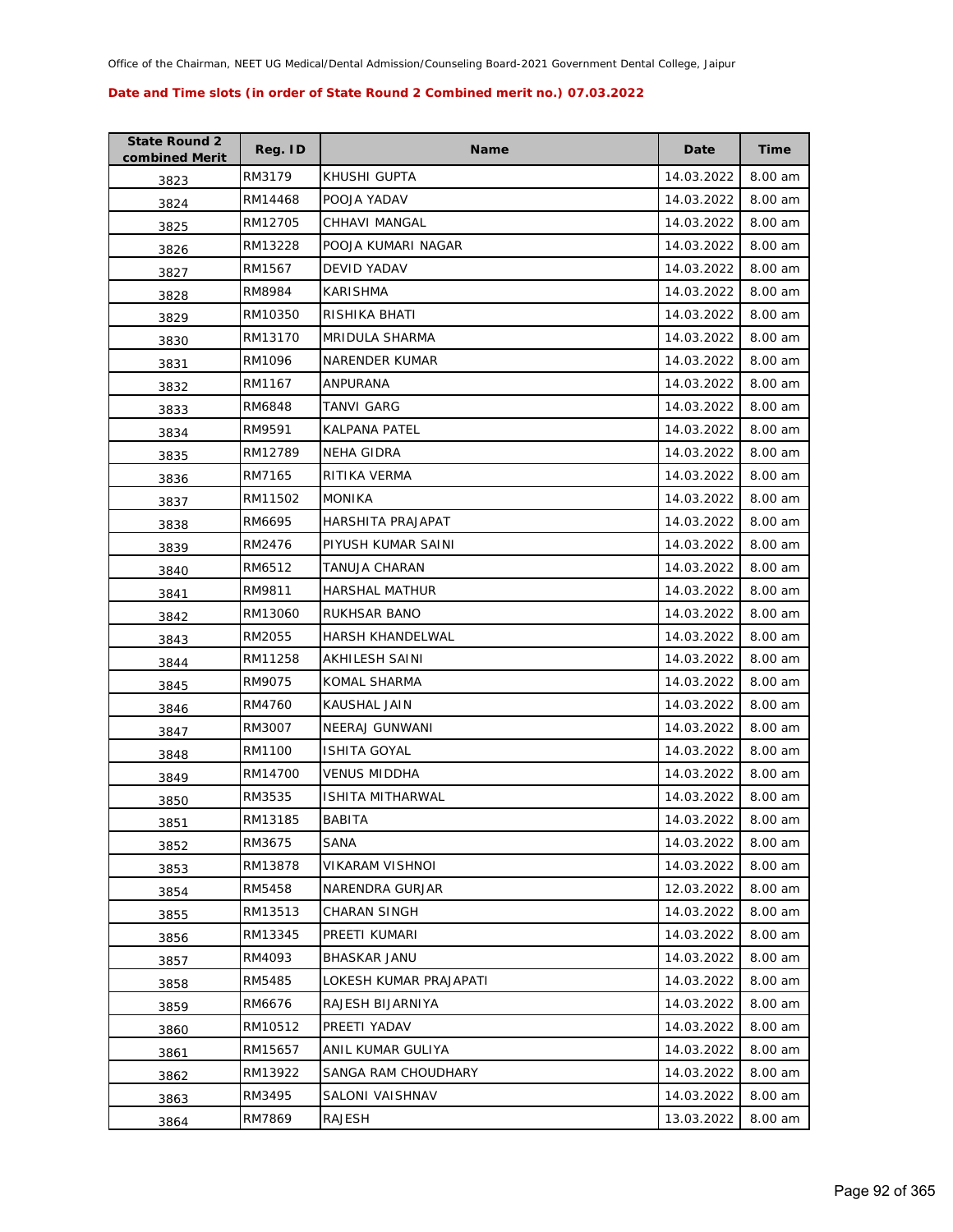Office of the Chairman, NEET UG Medical/Dental Admission/Counseling Board-2021 Government Dental College, Jaipur

**Date and Time slots (in order of State Round 2 Combined merit no.) 07.03.2022**

| State Round 2 combined Merit | Reg. ID | Name | Date | Time |
|---|---|---|---|---|
| 3823 | RM3179 | KHUSHI GUPTA | 14.03.2022 | 8.00 am |
| 3824 | RM14468 | POOJA YADAV | 14.03.2022 | 8.00 am |
| 3825 | RM12705 | CHHAVI MANGAL | 14.03.2022 | 8.00 am |
| 3826 | RM13228 | POOJA KUMARI NAGAR | 14.03.2022 | 8.00 am |
| 3827 | RM1567 | DEVID YADAV | 14.03.2022 | 8.00 am |
| 3828 | RM8984 | KARISHMA | 14.03.2022 | 8.00 am |
| 3829 | RM10350 | RISHIKA BHATI | 14.03.2022 | 8.00 am |
| 3830 | RM13170 | MRIDULA SHARMA | 14.03.2022 | 8.00 am |
| 3831 | RM1096 | NARENDER KUMAR | 14.03.2022 | 8.00 am |
| 3832 | RM1167 | ANPURANA | 14.03.2022 | 8.00 am |
| 3833 | RM6848 | TANVI GARG | 14.03.2022 | 8.00 am |
| 3834 | RM9591 | KALPANA PATEL | 14.03.2022 | 8.00 am |
| 3835 | RM12789 | NEHA GIDRA | 14.03.2022 | 8.00 am |
| 3836 | RM7165 | RITIKA VERMA | 14.03.2022 | 8.00 am |
| 3837 | RM11502 | MONIKA | 14.03.2022 | 8.00 am |
| 3838 | RM6695 | HARSHITA PRAJAPAT | 14.03.2022 | 8.00 am |
| 3839 | RM2476 | PIYUSH KUMAR SAINI | 14.03.2022 | 8.00 am |
| 3840 | RM6512 | TANUJA CHARAN | 14.03.2022 | 8.00 am |
| 3841 | RM9811 | HARSHAL MATHUR | 14.03.2022 | 8.00 am |
| 3842 | RM13060 | RUKHSAR BANO | 14.03.2022 | 8.00 am |
| 3843 | RM2055 | HARSH KHANDELWAL | 14.03.2022 | 8.00 am |
| 3844 | RM11258 | AKHILESH SAINI | 14.03.2022 | 8.00 am |
| 3845 | RM9075 | KOMAL SHARMA | 14.03.2022 | 8.00 am |
| 3846 | RM4760 | KAUSHAL JAIN | 14.03.2022 | 8.00 am |
| 3847 | RM3007 | NEERAJ GUNWANI | 14.03.2022 | 8.00 am |
| 3848 | RM1100 | ISHITA GOYAL | 14.03.2022 | 8.00 am |
| 3849 | RM14700 | VENUS MIDDHA | 14.03.2022 | 8.00 am |
| 3850 | RM3535 | ISHITA MITHARWAL | 14.03.2022 | 8.00 am |
| 3851 | RM13185 | BABITA | 14.03.2022 | 8.00 am |
| 3852 | RM3675 | SANA | 14.03.2022 | 8.00 am |
| 3853 | RM13878 | VIKARAM VISHNOI | 14.03.2022 | 8.00 am |
| 3854 | RM5458 | NARENDRA GURJAR | 12.03.2022 | 8.00 am |
| 3855 | RM13513 | CHARAN SINGH | 14.03.2022 | 8.00 am |
| 3856 | RM13345 | PREETI KUMARI | 14.03.2022 | 8.00 am |
| 3857 | RM4093 | BHASKAR JANU | 14.03.2022 | 8.00 am |
| 3858 | RM5485 | LOKESH KUMAR PRAJAPATI | 14.03.2022 | 8.00 am |
| 3859 | RM6676 | RAJESH BIJARNIYA | 14.03.2022 | 8.00 am |
| 3860 | RM10512 | PREETI YADAV | 14.03.2022 | 8.00 am |
| 3861 | RM15657 | ANIL KUMAR GULIYA | 14.03.2022 | 8.00 am |
| 3862 | RM13922 | SANGA RAM CHOUDHARY | 14.03.2022 | 8.00 am |
| 3863 | RM3495 | SALONI VAISHNAV | 14.03.2022 | 8.00 am |
| 3864 | RM7869 | RAJESH | 13.03.2022 | 8.00 am |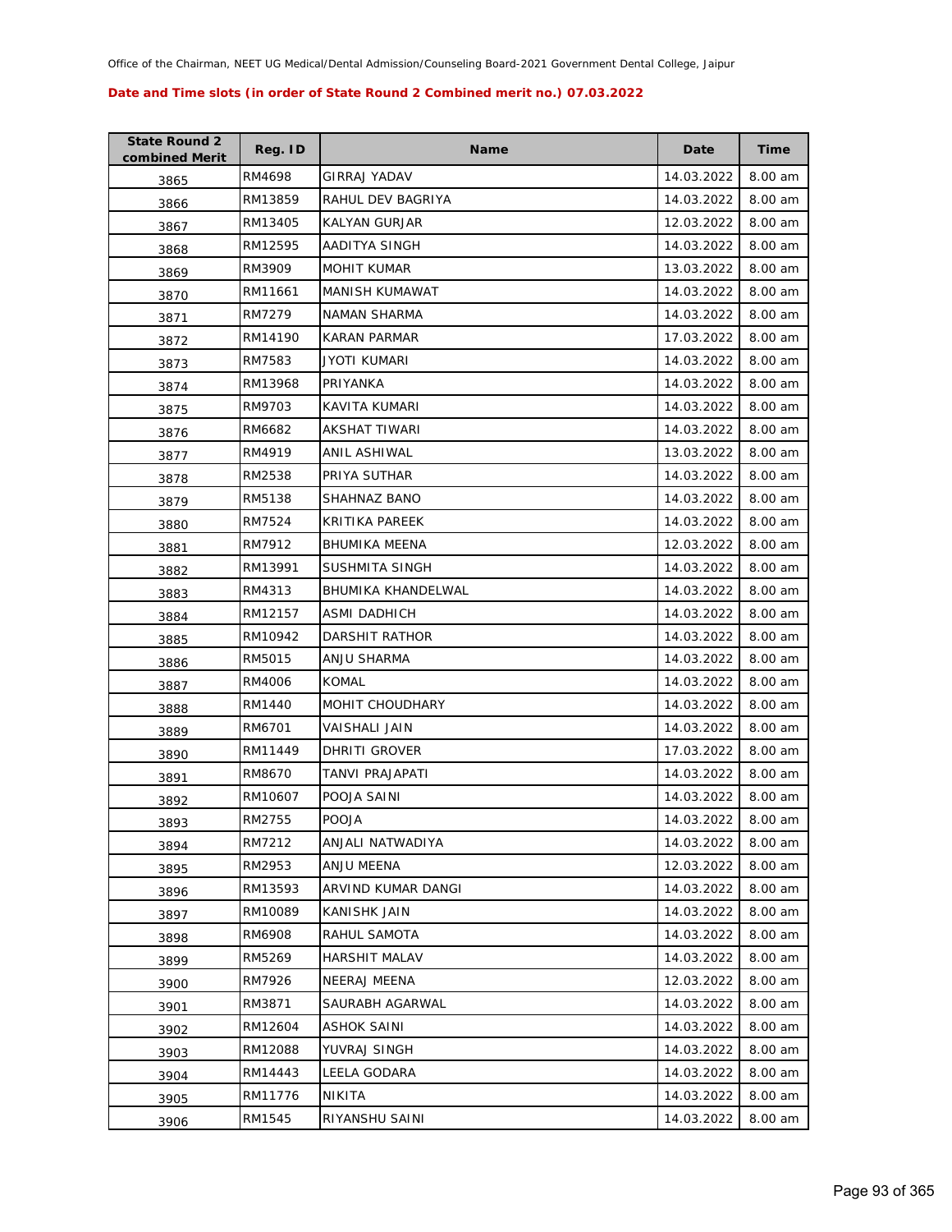Office of the Chairman, NEET UG Medical/Dental Admission/Counseling Board-2021 Government Dental College, Jaipur

**Date and Time slots (in order of State Round 2 Combined merit no.) 07.03.2022**

| State Round 2 combined Merit | Reg. ID | Name | Date | Time |
|---|---|---|---|---|
| 3865 | RM4698 | GIRRAJ YADAV | 14.03.2022 | 8.00 am |
| 3866 | RM13859 | RAHUL DEV BAGRIYA | 14.03.2022 | 8.00 am |
| 3867 | RM13405 | KALYAN GURJAR | 12.03.2022 | 8.00 am |
| 3868 | RM12595 | AADITYA SINGH | 14.03.2022 | 8.00 am |
| 3869 | RM3909 | MOHIT KUMAR | 13.03.2022 | 8.00 am |
| 3870 | RM11661 | MANISH KUMAWAT | 14.03.2022 | 8.00 am |
| 3871 | RM7279 | NAMAN SHARMA | 14.03.2022 | 8.00 am |
| 3872 | RM14190 | KARAN PARMAR | 17.03.2022 | 8.00 am |
| 3873 | RM7583 | JYOTI KUMARI | 14.03.2022 | 8.00 am |
| 3874 | RM13968 | PRIYANKA | 14.03.2022 | 8.00 am |
| 3875 | RM9703 | KAVITA KUMARI | 14.03.2022 | 8.00 am |
| 3876 | RM6682 | AKSHAT TIWARI | 14.03.2022 | 8.00 am |
| 3877 | RM4919 | ANIL ASHIWAL | 13.03.2022 | 8.00 am |
| 3878 | RM2538 | PRIYA SUTHAR | 14.03.2022 | 8.00 am |
| 3879 | RM5138 | SHAHNAZ BANO | 14.03.2022 | 8.00 am |
| 3880 | RM7524 | KRITIKA PAREEK | 14.03.2022 | 8.00 am |
| 3881 | RM7912 | BHUMIKA MEENA | 12.03.2022 | 8.00 am |
| 3882 | RM13991 | SUSHMITA SINGH | 14.03.2022 | 8.00 am |
| 3883 | RM4313 | BHUMIKA KHANDELWAL | 14.03.2022 | 8.00 am |
| 3884 | RM12157 | ASMI DADHICH | 14.03.2022 | 8.00 am |
| 3885 | RM10942 | DARSHIT RATHOR | 14.03.2022 | 8.00 am |
| 3886 | RM5015 | ANJU SHARMA | 14.03.2022 | 8.00 am |
| 3887 | RM4006 | KOMAL | 14.03.2022 | 8.00 am |
| 3888 | RM1440 | MOHIT CHOUDHARY | 14.03.2022 | 8.00 am |
| 3889 | RM6701 | VAISHALI JAIN | 14.03.2022 | 8.00 am |
| 3890 | RM11449 | DHRITI GROVER | 17.03.2022 | 8.00 am |
| 3891 | RM8670 | TANVI PRAJAPATI | 14.03.2022 | 8.00 am |
| 3892 | RM10607 | POOJA SAINI | 14.03.2022 | 8.00 am |
| 3893 | RM2755 | POOJA | 14.03.2022 | 8.00 am |
| 3894 | RM7212 | ANJALI NATWADIYA | 14.03.2022 | 8.00 am |
| 3895 | RM2953 | ANJU MEENA | 12.03.2022 | 8.00 am |
| 3896 | RM13593 | ARVIND KUMAR DANGI | 14.03.2022 | 8.00 am |
| 3897 | RM10089 | KANISHK JAIN | 14.03.2022 | 8.00 am |
| 3898 | RM6908 | RAHUL SAMOTA | 14.03.2022 | 8.00 am |
| 3899 | RM5269 | HARSHIT MALAV | 14.03.2022 | 8.00 am |
| 3900 | RM7926 | NEERAJ MEENA | 12.03.2022 | 8.00 am |
| 3901 | RM3871 | SAURABH AGARWAL | 14.03.2022 | 8.00 am |
| 3902 | RM12604 | ASHOK SAINI | 14.03.2022 | 8.00 am |
| 3903 | RM12088 | YUVRAJ SINGH | 14.03.2022 | 8.00 am |
| 3904 | RM14443 | LEELA GODARA | 14.03.2022 | 8.00 am |
| 3905 | RM11776 | NIKITA | 14.03.2022 | 8.00 am |
| 3906 | RM1545 | RIYANSHU SAINI | 14.03.2022 | 8.00 am |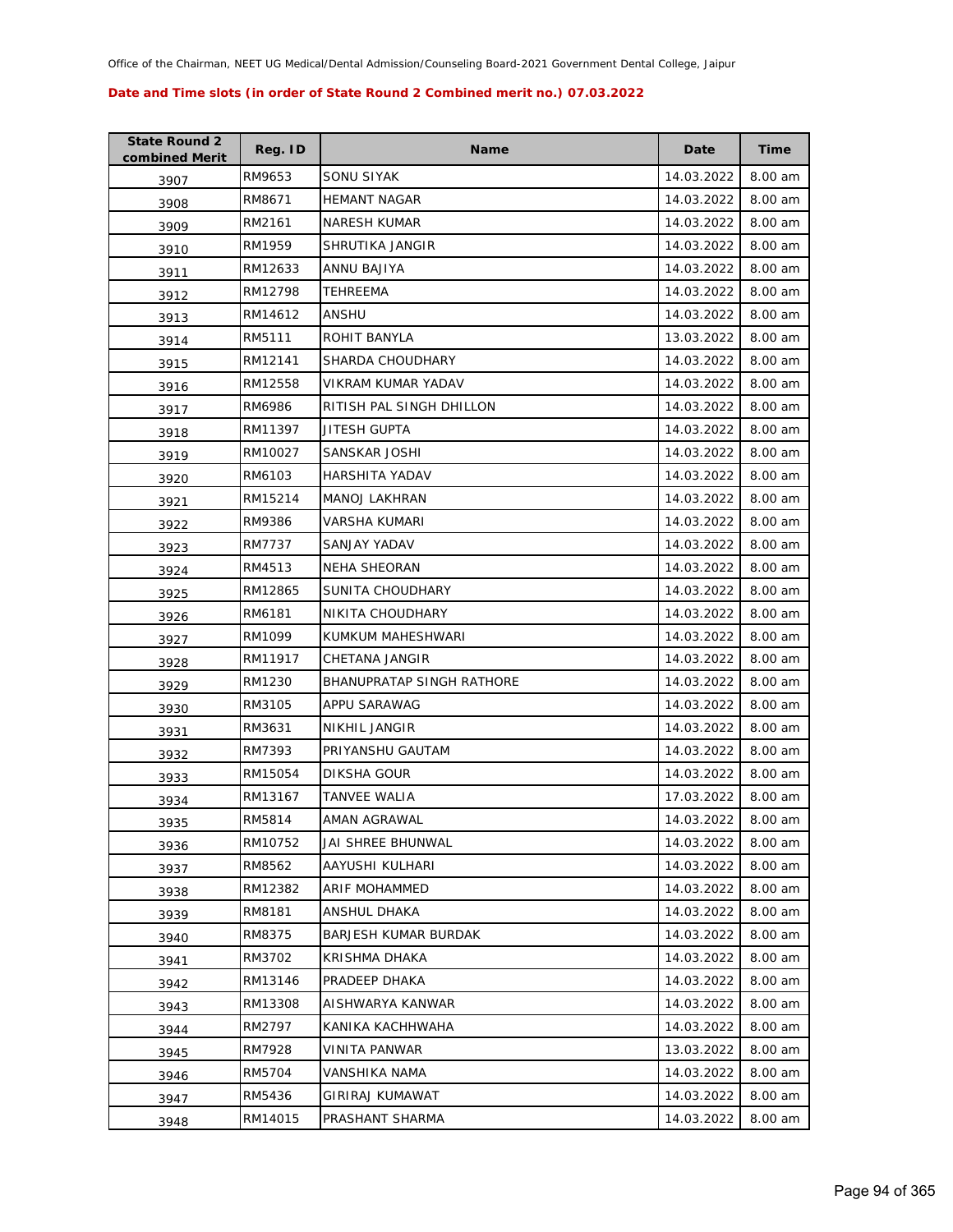Office of the Chairman, NEET UG Medical/Dental Admission/Counseling Board-2021 Government Dental College, Jaipur

**Date and Time slots (in order of State Round 2 Combined merit no.) 07.03.2022**

| State Round 2 combined Merit | Reg. ID | Name | Date | Time |
|---|---|---|---|---|
| 3907 | RM9653 | SONU SIYAK | 14.03.2022 | 8.00 am |
| 3908 | RM8671 | HEMANT NAGAR | 14.03.2022 | 8.00 am |
| 3909 | RM2161 | NARESH KUMAR | 14.03.2022 | 8.00 am |
| 3910 | RM1959 | SHRUTIKA JANGIR | 14.03.2022 | 8.00 am |
| 3911 | RM12633 | ANNU BAJIYA | 14.03.2022 | 8.00 am |
| 3912 | RM12798 | TEHREEMA | 14.03.2022 | 8.00 am |
| 3913 | RM14612 | ANSHU | 14.03.2022 | 8.00 am |
| 3914 | RM5111 | ROHIT BANYLA | 13.03.2022 | 8.00 am |
| 3915 | RM12141 | SHARDA CHOUDHARY | 14.03.2022 | 8.00 am |
| 3916 | RM12558 | VIKRAM KUMAR YADAV | 14.03.2022 | 8.00 am |
| 3917 | RM6986 | RITISH PAL SINGH DHILLON | 14.03.2022 | 8.00 am |
| 3918 | RM11397 | JITESH GUPTA | 14.03.2022 | 8.00 am |
| 3919 | RM10027 | SANSKAR JOSHI | 14.03.2022 | 8.00 am |
| 3920 | RM6103 | HARSHITA YADAV | 14.03.2022 | 8.00 am |
| 3921 | RM15214 | MANOJ LAKHRAN | 14.03.2022 | 8.00 am |
| 3922 | RM9386 | VARSHA KUMARI | 14.03.2022 | 8.00 am |
| 3923 | RM7737 | SANJAY YADAV | 14.03.2022 | 8.00 am |
| 3924 | RM4513 | NEHA SHEORAN | 14.03.2022 | 8.00 am |
| 3925 | RM12865 | SUNITA CHOUDHARY | 14.03.2022 | 8.00 am |
| 3926 | RM6181 | NIKITA CHOUDHARY | 14.03.2022 | 8.00 am |
| 3927 | RM1099 | KUMKUM MAHESHWARI | 14.03.2022 | 8.00 am |
| 3928 | RM11917 | CHETANA JANGIR | 14.03.2022 | 8.00 am |
| 3929 | RM1230 | BHANUPRATAP SINGH RATHORE | 14.03.2022 | 8.00 am |
| 3930 | RM3105 | APPU SARAWAG | 14.03.2022 | 8.00 am |
| 3931 | RM3631 | NIKHIL JANGIR | 14.03.2022 | 8.00 am |
| 3932 | RM7393 | PRIYANSHU GAUTAM | 14.03.2022 | 8.00 am |
| 3933 | RM15054 | DIKSHA GOUR | 14.03.2022 | 8.00 am |
| 3934 | RM13167 | TANVEE WALIA | 17.03.2022 | 8.00 am |
| 3935 | RM5814 | AMAN AGRAWAL | 14.03.2022 | 8.00 am |
| 3936 | RM10752 | JAI SHREE BHUNWAL | 14.03.2022 | 8.00 am |
| 3937 | RM8562 | AAYUSHI KULHARI | 14.03.2022 | 8.00 am |
| 3938 | RM12382 | ARIF MOHAMMED | 14.03.2022 | 8.00 am |
| 3939 | RM8181 | ANSHUL DHAKA | 14.03.2022 | 8.00 am |
| 3940 | RM8375 | BARJESH KUMAR BURDAK | 14.03.2022 | 8.00 am |
| 3941 | RM3702 | KRISHMA DHAKA | 14.03.2022 | 8.00 am |
| 3942 | RM13146 | PRADEEP DHAKA | 14.03.2022 | 8.00 am |
| 3943 | RM13308 | AISHWARYA KANWAR | 14.03.2022 | 8.00 am |
| 3944 | RM2797 | KANIKA KACHHWAHA | 14.03.2022 | 8.00 am |
| 3945 | RM7928 | VINITA PANWAR | 13.03.2022 | 8.00 am |
| 3946 | RM5704 | VANSHIKA NAMA | 14.03.2022 | 8.00 am |
| 3947 | RM5436 | GIRIRAJ KUMAWAT | 14.03.2022 | 8.00 am |
| 3948 | RM14015 | PRASHANT SHARMA | 14.03.2022 | 8.00 am |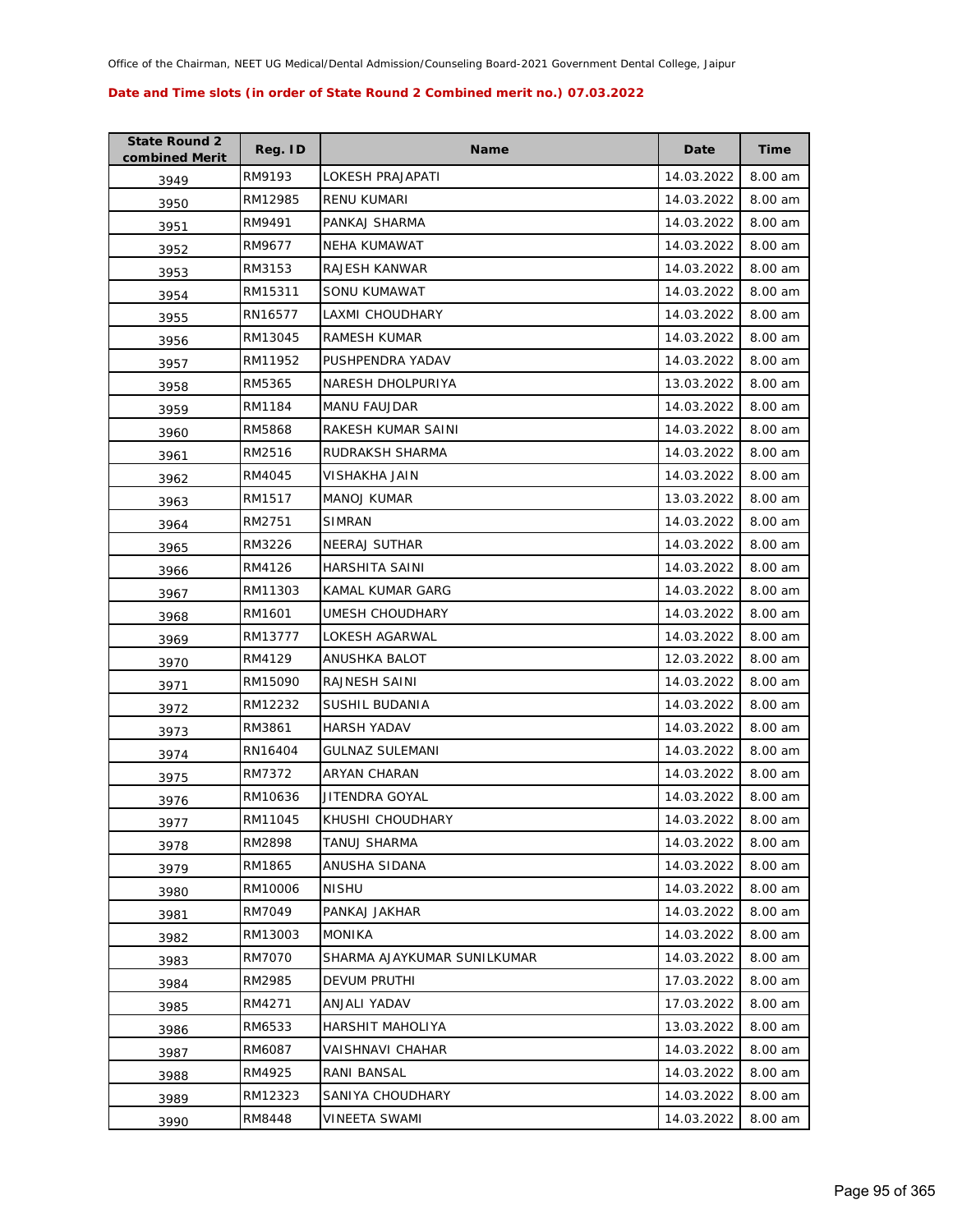Office of the Chairman, NEET UG Medical/Dental Admission/Counseling Board-2021 Government Dental College, Jaipur

**Date and Time slots (in order of State Round 2 Combined merit no.) 07.03.2022**

| State Round 2 combined Merit | Reg. ID | Name | Date | Time |
|---|---|---|---|---|
| 3949 | RM9193 | LOKESH PRAJAPATI | 14.03.2022 | 8.00 am |
| 3950 | RM12985 | RENU KUMARI | 14.03.2022 | 8.00 am |
| 3951 | RM9491 | PANKAJ SHARMA | 14.03.2022 | 8.00 am |
| 3952 | RM9677 | NEHA KUMAWAT | 14.03.2022 | 8.00 am |
| 3953 | RM3153 | RAJESH KANWAR | 14.03.2022 | 8.00 am |
| 3954 | RM15311 | SONU KUMAWAT | 14.03.2022 | 8.00 am |
| 3955 | RN16577 | LAXMI CHOUDHARY | 14.03.2022 | 8.00 am |
| 3956 | RM13045 | RAMESH KUMAR | 14.03.2022 | 8.00 am |
| 3957 | RM11952 | PUSHPENDRA YADAV | 14.03.2022 | 8.00 am |
| 3958 | RM5365 | NARESH DHOLPURIYA | 13.03.2022 | 8.00 am |
| 3959 | RM1184 | MANU FAUJDAR | 14.03.2022 | 8.00 am |
| 3960 | RM5868 | RAKESH KUMAR SAINI | 14.03.2022 | 8.00 am |
| 3961 | RM2516 | RUDRAKSH SHARMA | 14.03.2022 | 8.00 am |
| 3962 | RM4045 | VISHAKHA JAIN | 14.03.2022 | 8.00 am |
| 3963 | RM1517 | MANOJ KUMAR | 13.03.2022 | 8.00 am |
| 3964 | RM2751 | SIMRAN | 14.03.2022 | 8.00 am |
| 3965 | RM3226 | NEERAJ SUTHAR | 14.03.2022 | 8.00 am |
| 3966 | RM4126 | HARSHITA SAINI | 14.03.2022 | 8.00 am |
| 3967 | RM11303 | KAMAL KUMAR GARG | 14.03.2022 | 8.00 am |
| 3968 | RM1601 | UMESH CHOUDHARY | 14.03.2022 | 8.00 am |
| 3969 | RM13777 | LOKESH AGARWAL | 14.03.2022 | 8.00 am |
| 3970 | RM4129 | ANUSHKA BALOT | 12.03.2022 | 8.00 am |
| 3971 | RM15090 | RAJNESH SAINI | 14.03.2022 | 8.00 am |
| 3972 | RM12232 | SUSHIL BUDANIA | 14.03.2022 | 8.00 am |
| 3973 | RM3861 | HARSH YADAV | 14.03.2022 | 8.00 am |
| 3974 | RN16404 | GULNAZ SULEMANI | 14.03.2022 | 8.00 am |
| 3975 | RM7372 | ARYAN CHARAN | 14.03.2022 | 8.00 am |
| 3976 | RM10636 | JITENDRA GOYAL | 14.03.2022 | 8.00 am |
| 3977 | RM11045 | KHUSHI CHOUDHARY | 14.03.2022 | 8.00 am |
| 3978 | RM2898 | TANUJ SHARMA | 14.03.2022 | 8.00 am |
| 3979 | RM1865 | ANUSHA SIDANA | 14.03.2022 | 8.00 am |
| 3980 | RM10006 | NISHU | 14.03.2022 | 8.00 am |
| 3981 | RM7049 | PANKAJ JAKHAR | 14.03.2022 | 8.00 am |
| 3982 | RM13003 | MONIKA | 14.03.2022 | 8.00 am |
| 3983 | RM7070 | SHARMA AJAYKUMAR SUNILKUMAR | 14.03.2022 | 8.00 am |
| 3984 | RM2985 | DEVUM PRUTHI | 17.03.2022 | 8.00 am |
| 3985 | RM4271 | ANJALI YADAV | 17.03.2022 | 8.00 am |
| 3986 | RM6533 | HARSHIT MAHOLIYA | 13.03.2022 | 8.00 am |
| 3987 | RM6087 | VAISHNAVI CHAHAR | 14.03.2022 | 8.00 am |
| 3988 | RM4925 | RANI BANSAL | 14.03.2022 | 8.00 am |
| 3989 | RM12323 | SANIYA CHOUDHARY | 14.03.2022 | 8.00 am |
| 3990 | RM8448 | VINEETA SWAMI | 14.03.2022 | 8.00 am |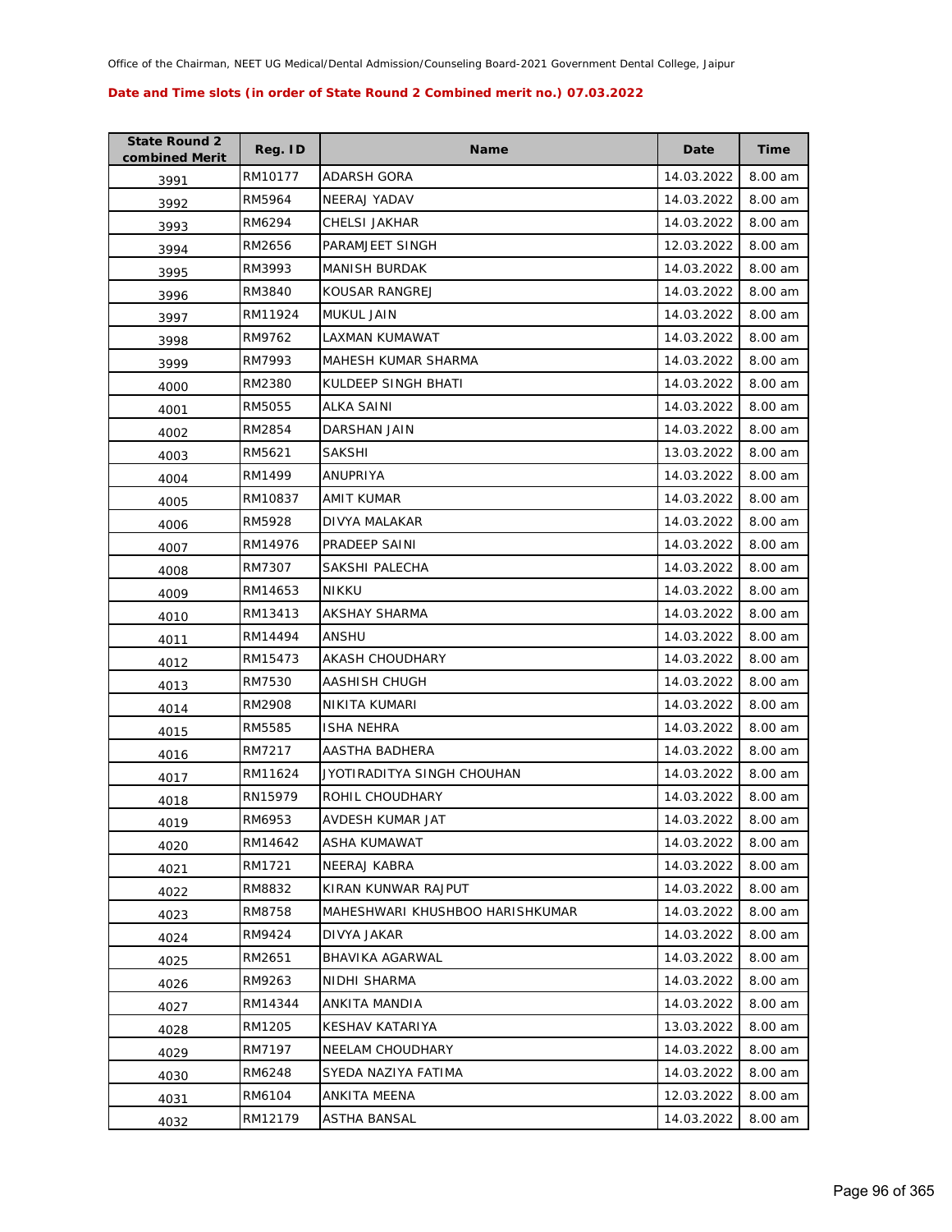Office of the Chairman, NEET UG Medical/Dental Admission/Counseling Board-2021 Government Dental College, Jaipur

**Date and Time slots (in order of State Round 2 Combined merit no.) 07.03.2022**

| State Round 2 combined Merit | Reg. ID | Name | Date | Time |
|---|---|---|---|---|
| 3991 | RM10177 | ADARSH GORA | 14.03.2022 | 8.00 am |
| 3992 | RM5964 | NEERAJ YADAV | 14.03.2022 | 8.00 am |
| 3993 | RM6294 | CHELSI JAKHAR | 14.03.2022 | 8.00 am |
| 3994 | RM2656 | PARAMJEET SINGH | 12.03.2022 | 8.00 am |
| 3995 | RM3993 | MANISH BURDAK | 14.03.2022 | 8.00 am |
| 3996 | RM3840 | KOUSAR RANGREJ | 14.03.2022 | 8.00 am |
| 3997 | RM11924 | MUKUL JAIN | 14.03.2022 | 8.00 am |
| 3998 | RM9762 | LAXMAN KUMAWAT | 14.03.2022 | 8.00 am |
| 3999 | RM7993 | MAHESH KUMAR SHARMA | 14.03.2022 | 8.00 am |
| 4000 | RM2380 | KULDEEP SINGH BHATI | 14.03.2022 | 8.00 am |
| 4001 | RM5055 | ALKA SAINI | 14.03.2022 | 8.00 am |
| 4002 | RM2854 | DARSHAN JAIN | 14.03.2022 | 8.00 am |
| 4003 | RM5621 | SAKSHI | 13.03.2022 | 8.00 am |
| 4004 | RM1499 | ANUPRIYA | 14.03.2022 | 8.00 am |
| 4005 | RM10837 | AMIT KUMAR | 14.03.2022 | 8.00 am |
| 4006 | RM5928 | DIVYA MALAKAR | 14.03.2022 | 8.00 am |
| 4007 | RM14976 | PRADEEP SAINI | 14.03.2022 | 8.00 am |
| 4008 | RM7307 | SAKSHI PALECHA | 14.03.2022 | 8.00 am |
| 4009 | RM14653 | NIKKU | 14.03.2022 | 8.00 am |
| 4010 | RM13413 | AKSHAY SHARMA | 14.03.2022 | 8.00 am |
| 4011 | RM14494 | ANSHU | 14.03.2022 | 8.00 am |
| 4012 | RM15473 | AKASH CHOUDHARY | 14.03.2022 | 8.00 am |
| 4013 | RM7530 | AASHISH CHUGH | 14.03.2022 | 8.00 am |
| 4014 | RM2908 | NIKITA KUMARI | 14.03.2022 | 8.00 am |
| 4015 | RM5585 | ISHA NEHRA | 14.03.2022 | 8.00 am |
| 4016 | RM7217 | AASTHA BADHERA | 14.03.2022 | 8.00 am |
| 4017 | RM11624 | JYOTIRADITYA SINGH CHOUHAN | 14.03.2022 | 8.00 am |
| 4018 | RN15979 | ROHIL CHOUDHARY | 14.03.2022 | 8.00 am |
| 4019 | RM6953 | AVDESH KUMAR JAT | 14.03.2022 | 8.00 am |
| 4020 | RM14642 | ASHA KUMAWAT | 14.03.2022 | 8.00 am |
| 4021 | RM1721 | NEERAJ KABRA | 14.03.2022 | 8.00 am |
| 4022 | RM8832 | KIRAN KUNWAR RAJPUT | 14.03.2022 | 8.00 am |
| 4023 | RM8758 | MAHESHWARI KHUSHBOO HARISHKUMAR | 14.03.2022 | 8.00 am |
| 4024 | RM9424 | DIVYA JAKAR | 14.03.2022 | 8.00 am |
| 4025 | RM2651 | BHAVIKA AGARWAL | 14.03.2022 | 8.00 am |
| 4026 | RM9263 | NIDHI SHARMA | 14.03.2022 | 8.00 am |
| 4027 | RM14344 | ANKITA MANDIA | 14.03.2022 | 8.00 am |
| 4028 | RM1205 | KESHAV KATARIYA | 13.03.2022 | 8.00 am |
| 4029 | RM7197 | NEELAM CHOUDHARY | 14.03.2022 | 8.00 am |
| 4030 | RM6248 | SYEDA NAZIYA FATIMA | 14.03.2022 | 8.00 am |
| 4031 | RM6104 | ANKITA MEENA | 12.03.2022 | 8.00 am |
| 4032 | RM12179 | ASTHA BANSAL | 14.03.2022 | 8.00 am |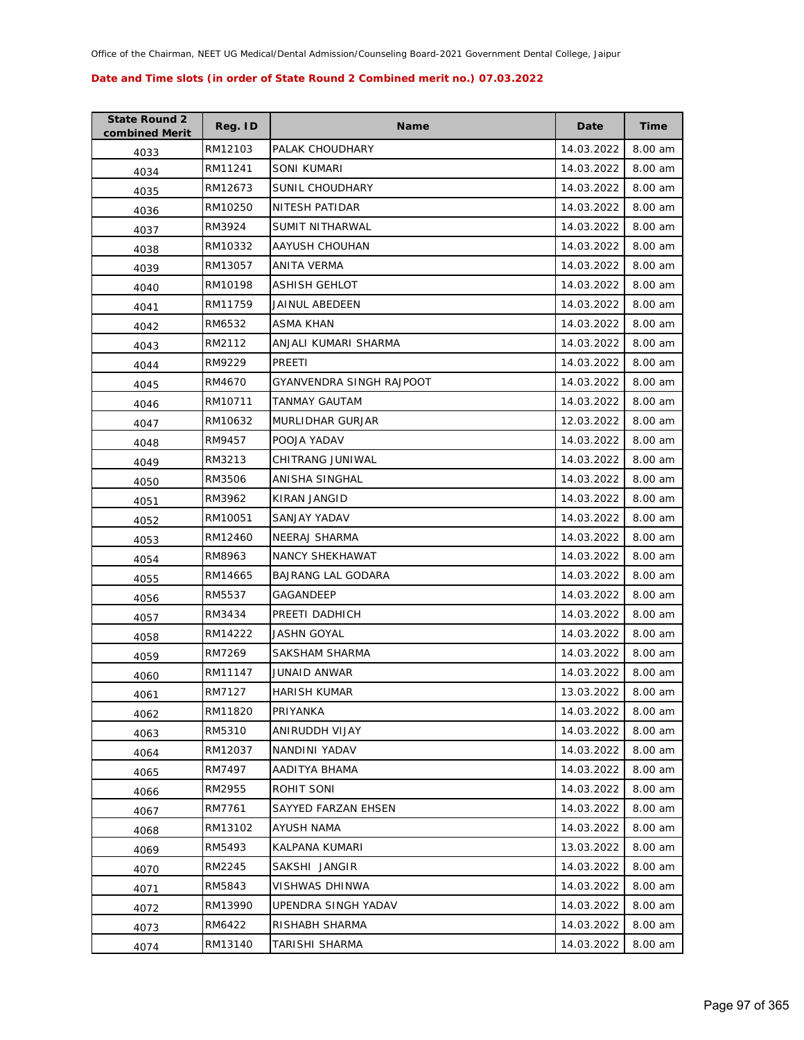Office of the Chairman, NEET UG Medical/Dental Admission/Counseling Board-2021 Government Dental College, Jaipur

**Date and Time slots (in order of State Round 2 Combined merit no.) 07.03.2022**

| State Round 2 combined Merit | Reg. ID | Name | Date | Time |
|---|---|---|---|---|
| 4033 | RM12103 | PALAK CHOUDHARY | 14.03.2022 | 8.00 am |
| 4034 | RM11241 | SONI KUMARI | 14.03.2022 | 8.00 am |
| 4035 | RM12673 | SUNIL CHOUDHARY | 14.03.2022 | 8.00 am |
| 4036 | RM10250 | NITESH PATIDAR | 14.03.2022 | 8.00 am |
| 4037 | RM3924 | SUMIT NITHARWAL | 14.03.2022 | 8.00 am |
| 4038 | RM10332 | AAYUSH CHOUHAN | 14.03.2022 | 8.00 am |
| 4039 | RM13057 | ANITA VERMA | 14.03.2022 | 8.00 am |
| 4040 | RM10198 | ASHISH GEHLOT | 14.03.2022 | 8.00 am |
| 4041 | RM11759 | JAINUL ABEDEEN | 14.03.2022 | 8.00 am |
| 4042 | RM6532 | ASMA KHAN | 14.03.2022 | 8.00 am |
| 4043 | RM2112 | ANJALI KUMARI SHARMA | 14.03.2022 | 8.00 am |
| 4044 | RM9229 | PREETI | 14.03.2022 | 8.00 am |
| 4045 | RM4670 | GYANVENDRA SINGH RAJPOOT | 14.03.2022 | 8.00 am |
| 4046 | RM10711 | TANMAY GAUTAM | 14.03.2022 | 8.00 am |
| 4047 | RM10632 | MURLIDHAR GURJAR | 12.03.2022 | 8.00 am |
| 4048 | RM9457 | POOJA YADAV | 14.03.2022 | 8.00 am |
| 4049 | RM3213 | CHITRANG JUNIWAL | 14.03.2022 | 8.00 am |
| 4050 | RM3506 | ANISHA SINGHAL | 14.03.2022 | 8.00 am |
| 4051 | RM3962 | KIRAN JANGID | 14.03.2022 | 8.00 am |
| 4052 | RM10051 | SANJAY YADAV | 14.03.2022 | 8.00 am |
| 4053 | RM12460 | NEERAJ SHARMA | 14.03.2022 | 8.00 am |
| 4054 | RM8963 | NANCY SHEKHAWAT | 14.03.2022 | 8.00 am |
| 4055 | RM14665 | BAJRANG LAL GODARA | 14.03.2022 | 8.00 am |
| 4056 | RM5537 | GAGANDEEP | 14.03.2022 | 8.00 am |
| 4057 | RM3434 | PREETI DADHICH | 14.03.2022 | 8.00 am |
| 4058 | RM14222 | JASHN GOYAL | 14.03.2022 | 8.00 am |
| 4059 | RM7269 | SAKSHAM SHARMA | 14.03.2022 | 8.00 am |
| 4060 | RM11147 | JUNAID ANWAR | 14.03.2022 | 8.00 am |
| 4061 | RM7127 | HARISH KUMAR | 13.03.2022 | 8.00 am |
| 4062 | RM11820 | PRIYANKA | 14.03.2022 | 8.00 am |
| 4063 | RM5310 | ANIRUDDH VIJAY | 14.03.2022 | 8.00 am |
| 4064 | RM12037 | NANDINI YADAV | 14.03.2022 | 8.00 am |
| 4065 | RM7497 | AADITYA BHAMA | 14.03.2022 | 8.00 am |
| 4066 | RM2955 | ROHIT SONI | 14.03.2022 | 8.00 am |
| 4067 | RM7761 | SAYYED FARZAN EHSEN | 14.03.2022 | 8.00 am |
| 4068 | RM13102 | AYUSH NAMA | 14.03.2022 | 8.00 am |
| 4069 | RM5493 | KALPANA KUMARI | 13.03.2022 | 8.00 am |
| 4070 | RM2245 | SAKSHI JANGIR | 14.03.2022 | 8.00 am |
| 4071 | RM5843 | VISHWAS DHINWA | 14.03.2022 | 8.00 am |
| 4072 | RM13990 | UPENDRA SINGH YADAV | 14.03.2022 | 8.00 am |
| 4073 | RM6422 | RISHABH SHARMA | 14.03.2022 | 8.00 am |
| 4074 | RM13140 | TARISHI SHARMA | 14.03.2022 | 8.00 am |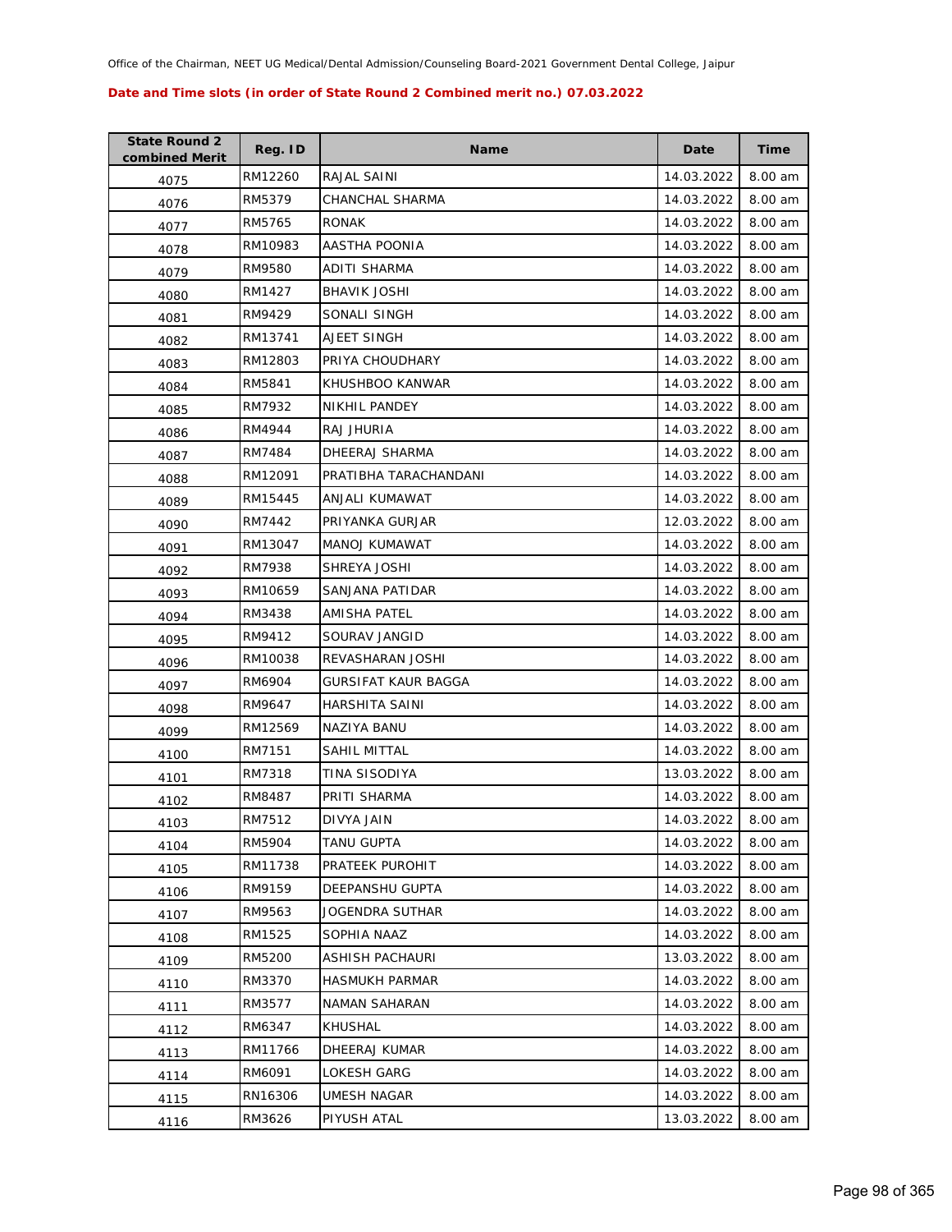Office of the Chairman, NEET UG Medical/Dental Admission/Counseling Board-2021 Government Dental College, Jaipur

**Date and Time slots (in order of State Round 2 Combined merit no.) 07.03.2022**

| State Round 2 combined Merit | Reg. ID | Name | Date | Time |
|---|---|---|---|---|
| 4075 | RM12260 | RAJAL SAINI | 14.03.2022 | 8.00 am |
| 4076 | RM5379 | CHANCHAL SHARMA | 14.03.2022 | 8.00 am |
| 4077 | RM5765 | RONAK | 14.03.2022 | 8.00 am |
| 4078 | RM10983 | AASTHA POONIA | 14.03.2022 | 8.00 am |
| 4079 | RM9580 | ADITI SHARMA | 14.03.2022 | 8.00 am |
| 4080 | RM1427 | BHAVIK JOSHI | 14.03.2022 | 8.00 am |
| 4081 | RM9429 | SONALI SINGH | 14.03.2022 | 8.00 am |
| 4082 | RM13741 | AJEET SINGH | 14.03.2022 | 8.00 am |
| 4083 | RM12803 | PRIYA CHOUDHARY | 14.03.2022 | 8.00 am |
| 4084 | RM5841 | KHUSHBOO KANWAR | 14.03.2022 | 8.00 am |
| 4085 | RM7932 | NIKHIL PANDEY | 14.03.2022 | 8.00 am |
| 4086 | RM4944 | RAJ JHURIA | 14.03.2022 | 8.00 am |
| 4087 | RM7484 | DHEERAJ SHARMA | 14.03.2022 | 8.00 am |
| 4088 | RM12091 | PRATIBHA TARACHANDANI | 14.03.2022 | 8.00 am |
| 4089 | RM15445 | ANJALI KUMAWAT | 14.03.2022 | 8.00 am |
| 4090 | RM7442 | PRIYANKA GURJAR | 12.03.2022 | 8.00 am |
| 4091 | RM13047 | MANOJ KUMAWAT | 14.03.2022 | 8.00 am |
| 4092 | RM7938 | SHREYA JOSHI | 14.03.2022 | 8.00 am |
| 4093 | RM10659 | SANJANA PATIDAR | 14.03.2022 | 8.00 am |
| 4094 | RM3438 | AMISHA PATEL | 14.03.2022 | 8.00 am |
| 4095 | RM9412 | SOURAV JANGID | 14.03.2022 | 8.00 am |
| 4096 | RM10038 | REVASHARAN JOSHI | 14.03.2022 | 8.00 am |
| 4097 | RM6904 | GURSIFAT KAUR BAGGA | 14.03.2022 | 8.00 am |
| 4098 | RM9647 | HARSHITA SAINI | 14.03.2022 | 8.00 am |
| 4099 | RM12569 | NAZIYA BANU | 14.03.2022 | 8.00 am |
| 4100 | RM7151 | SAHIL MITTAL | 14.03.2022 | 8.00 am |
| 4101 | RM7318 | TINA SISODIYA | 13.03.2022 | 8.00 am |
| 4102 | RM8487 | PRITI SHARMA | 14.03.2022 | 8.00 am |
| 4103 | RM7512 | DIVYA JAIN | 14.03.2022 | 8.00 am |
| 4104 | RM5904 | TANU GUPTA | 14.03.2022 | 8.00 am |
| 4105 | RM11738 | PRATEEK PUROHIT | 14.03.2022 | 8.00 am |
| 4106 | RM9159 | DEEPANSHU GUPTA | 14.03.2022 | 8.00 am |
| 4107 | RM9563 | JOGENDRA SUTHAR | 14.03.2022 | 8.00 am |
| 4108 | RM1525 | SOPHIA NAAZ | 14.03.2022 | 8.00 am |
| 4109 | RM5200 | ASHISH PACHAURI | 13.03.2022 | 8.00 am |
| 4110 | RM3370 | HASMUKH PARMAR | 14.03.2022 | 8.00 am |
| 4111 | RM3577 | NAMAN SAHARAN | 14.03.2022 | 8.00 am |
| 4112 | RM6347 | KHUSHAL | 14.03.2022 | 8.00 am |
| 4113 | RM11766 | DHEERAJ KUMAR | 14.03.2022 | 8.00 am |
| 4114 | RM6091 | LOKESH GARG | 14.03.2022 | 8.00 am |
| 4115 | RN16306 | UMESH NAGAR | 14.03.2022 | 8.00 am |
| 4116 | RM3626 | PIYUSH ATAL | 13.03.2022 | 8.00 am |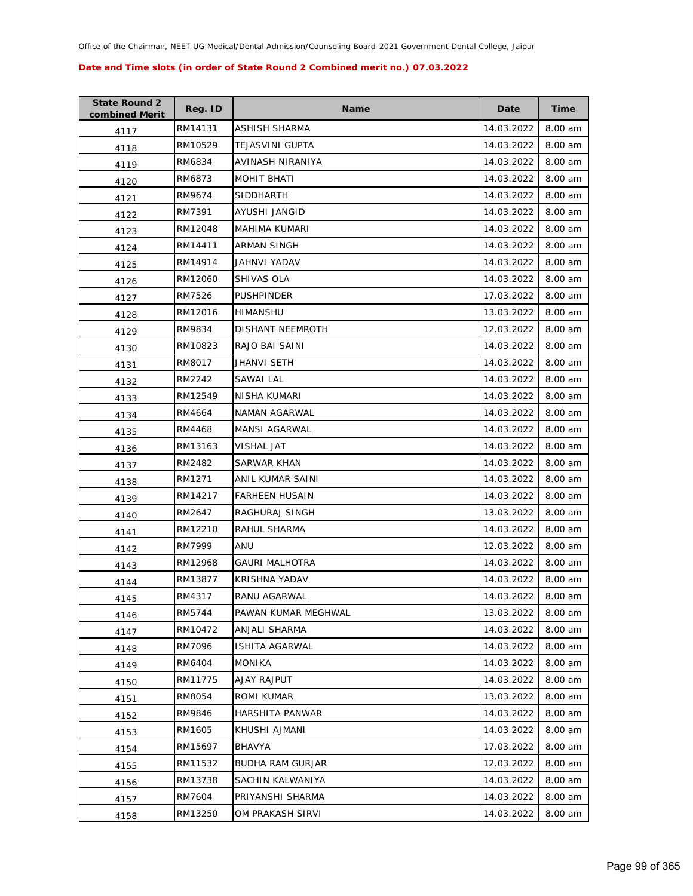Office of the Chairman, NEET UG Medical/Dental Admission/Counseling Board-2021 Government Dental College, Jaipur

**Date and Time slots (in order of State Round 2 Combined merit no.) 07.03.2022**

| State Round 2 combined Merit | Reg. ID | Name | Date | Time |
|---|---|---|---|---|
| 4117 | RM14131 | ASHISH SHARMA | 14.03.2022 | 8.00 am |
| 4118 | RM10529 | TEJASVINI GUPTA | 14.03.2022 | 8.00 am |
| 4119 | RM6834 | AVINASH NIRANIYA | 14.03.2022 | 8.00 am |
| 4120 | RM6873 | MOHIT BHATI | 14.03.2022 | 8.00 am |
| 4121 | RM9674 | SIDDHARTH | 14.03.2022 | 8.00 am |
| 4122 | RM7391 | AYUSHI JANGID | 14.03.2022 | 8.00 am |
| 4123 | RM12048 | MAHIMA KUMARI | 14.03.2022 | 8.00 am |
| 4124 | RM14411 | ARMAN SINGH | 14.03.2022 | 8.00 am |
| 4125 | RM14914 | JAHNVI YADAV | 14.03.2022 | 8.00 am |
| 4126 | RM12060 | SHIVAS OLA | 14.03.2022 | 8.00 am |
| 4127 | RM7526 | PUSHPINDER | 17.03.2022 | 8.00 am |
| 4128 | RM12016 | HIMANSHU | 13.03.2022 | 8.00 am |
| 4129 | RM9834 | DISHANT NEEMROTH | 12.03.2022 | 8.00 am |
| 4130 | RM10823 | RAJO BAI SAINI | 14.03.2022 | 8.00 am |
| 4131 | RM8017 | JHANVI SETH | 14.03.2022 | 8.00 am |
| 4132 | RM2242 | SAWAI LAL | 14.03.2022 | 8.00 am |
| 4133 | RM12549 | NISHA KUMARI | 14.03.2022 | 8.00 am |
| 4134 | RM4664 | NAMAN AGARWAL | 14.03.2022 | 8.00 am |
| 4135 | RM4468 | MANSI AGARWAL | 14.03.2022 | 8.00 am |
| 4136 | RM13163 | VISHAL JAT | 14.03.2022 | 8.00 am |
| 4137 | RM2482 | SARWAR KHAN | 14.03.2022 | 8.00 am |
| 4138 | RM1271 | ANIL KUMAR SAINI | 14.03.2022 | 8.00 am |
| 4139 | RM14217 | FARHEEN HUSAIN | 14.03.2022 | 8.00 am |
| 4140 | RM2647 | RAGHURAJ SINGH | 13.03.2022 | 8.00 am |
| 4141 | RM12210 | RAHUL SHARMA | 14.03.2022 | 8.00 am |
| 4142 | RM7999 | ANU | 12.03.2022 | 8.00 am |
| 4143 | RM12968 | GAURI MALHOTRA | 14.03.2022 | 8.00 am |
| 4144 | RM13877 | KRISHNA YADAV | 14.03.2022 | 8.00 am |
| 4145 | RM4317 | RANU AGARWAL | 14.03.2022 | 8.00 am |
| 4146 | RM5744 | PAWAN KUMAR MEGHWAL | 13.03.2022 | 8.00 am |
| 4147 | RM10472 | ANJALI SHARMA | 14.03.2022 | 8.00 am |
| 4148 | RM7096 | ISHITA AGARWAL | 14.03.2022 | 8.00 am |
| 4149 | RM6404 | MONIKA | 14.03.2022 | 8.00 am |
| 4150 | RM11775 | AJAY RAJPUT | 14.03.2022 | 8.00 am |
| 4151 | RM8054 | ROMI KUMAR | 13.03.2022 | 8.00 am |
| 4152 | RM9846 | HARSHITA PANWAR | 14.03.2022 | 8.00 am |
| 4153 | RM1605 | KHUSHI AJMANI | 14.03.2022 | 8.00 am |
| 4154 | RM15697 | BHAVYA | 17.03.2022 | 8.00 am |
| 4155 | RM11532 | BUDHA RAM GURJAR | 12.03.2022 | 8.00 am |
| 4156 | RM13738 | SACHIN KALWANIYA | 14.03.2022 | 8.00 am |
| 4157 | RM7604 | PRIYANSHI SHARMA | 14.03.2022 | 8.00 am |
| 4158 | RM13250 | OM PRAKASH SIRVI | 14.03.2022 | 8.00 am |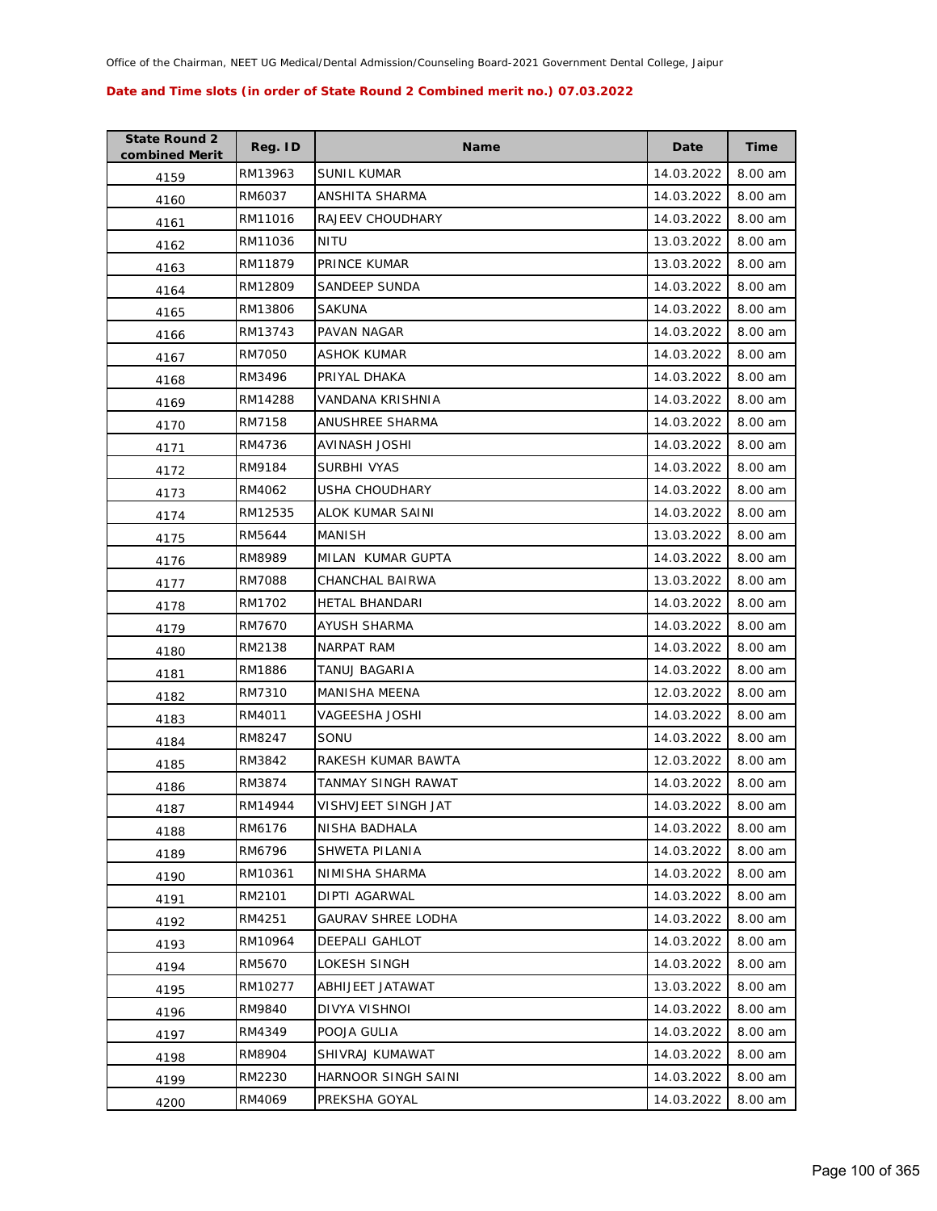Office of the Chairman, NEET UG Medical/Dental Admission/Counseling Board-2021 Government Dental College, Jaipur

**Date and Time slots (in order of State Round 2 Combined merit no.) 07.03.2022**

| State Round 2 combined Merit | Reg. ID | Name | Date | Time |
|---|---|---|---|---|
| 4159 | RM13963 | SUNIL KUMAR | 14.03.2022 | 8.00 am |
| 4160 | RM6037 | ANSHITA SHARMA | 14.03.2022 | 8.00 am |
| 4161 | RM11016 | RAJEEV CHOUDHARY | 14.03.2022 | 8.00 am |
| 4162 | RM11036 | NITU | 13.03.2022 | 8.00 am |
| 4163 | RM11879 | PRINCE KUMAR | 13.03.2022 | 8.00 am |
| 4164 | RM12809 | SANDEEP SUNDA | 14.03.2022 | 8.00 am |
| 4165 | RM13806 | SAKUNA | 14.03.2022 | 8.00 am |
| 4166 | RM13743 | PAVAN NAGAR | 14.03.2022 | 8.00 am |
| 4167 | RM7050 | ASHOK KUMAR | 14.03.2022 | 8.00 am |
| 4168 | RM3496 | PRIYAL DHAKA | 14.03.2022 | 8.00 am |
| 4169 | RM14288 | VANDANA KRISHNIA | 14.03.2022 | 8.00 am |
| 4170 | RM7158 | ANUSHREE SHARMA | 14.03.2022 | 8.00 am |
| 4171 | RM4736 | AVINASH JOSHI | 14.03.2022 | 8.00 am |
| 4172 | RM9184 | SURBHI VYAS | 14.03.2022 | 8.00 am |
| 4173 | RM4062 | USHA CHOUDHARY | 14.03.2022 | 8.00 am |
| 4174 | RM12535 | ALOK KUMAR SAINI | 14.03.2022 | 8.00 am |
| 4175 | RM5644 | MANISH | 13.03.2022 | 8.00 am |
| 4176 | RM8989 | MILAN  KUMAR GUPTA | 14.03.2022 | 8.00 am |
| 4177 | RM7088 | CHANCHAL BAIRWA | 13.03.2022 | 8.00 am |
| 4178 | RM1702 | HETAL BHANDARI | 14.03.2022 | 8.00 am |
| 4179 | RM7670 | AYUSH SHARMA | 14.03.2022 | 8.00 am |
| 4180 | RM2138 | NARPAT RAM | 14.03.2022 | 8.00 am |
| 4181 | RM1886 | TANUJ BAGARIA | 14.03.2022 | 8.00 am |
| 4182 | RM7310 | MANISHA MEENA | 12.03.2022 | 8.00 am |
| 4183 | RM4011 | VAGEESHA JOSHI | 14.03.2022 | 8.00 am |
| 4184 | RM8247 | SONU | 14.03.2022 | 8.00 am |
| 4185 | RM3842 | RAKESH KUMAR BAWTA | 12.03.2022 | 8.00 am |
| 4186 | RM3874 | TANMAY SINGH RAWAT | 14.03.2022 | 8.00 am |
| 4187 | RM14944 | VISHVJEET SINGH JAT | 14.03.2022 | 8.00 am |
| 4188 | RM6176 | NISHA BADHALA | 14.03.2022 | 8.00 am |
| 4189 | RM6796 | SHWETA PILANIA | 14.03.2022 | 8.00 am |
| 4190 | RM10361 | NIMISHA SHARMA | 14.03.2022 | 8.00 am |
| 4191 | RM2101 | DIPTI AGARWAL | 14.03.2022 | 8.00 am |
| 4192 | RM4251 | GAURAV SHREE LODHA | 14.03.2022 | 8.00 am |
| 4193 | RM10964 | DEEPALI GAHLOT | 14.03.2022 | 8.00 am |
| 4194 | RM5670 | LOKESH SINGH | 14.03.2022 | 8.00 am |
| 4195 | RM10277 | ABHIJEET JATAWAT | 13.03.2022 | 8.00 am |
| 4196 | RM9840 | DIVYA VISHNOI | 14.03.2022 | 8.00 am |
| 4197 | RM4349 | POOJA GULIA | 14.03.2022 | 8.00 am |
| 4198 | RM8904 | SHIVRAJ KUMAWAT | 14.03.2022 | 8.00 am |
| 4199 | RM2230 | HARNOOR SINGH SAINI | 14.03.2022 | 8.00 am |
| 4200 | RM4069 | PREKSHA GOYAL | 14.03.2022 | 8.00 am |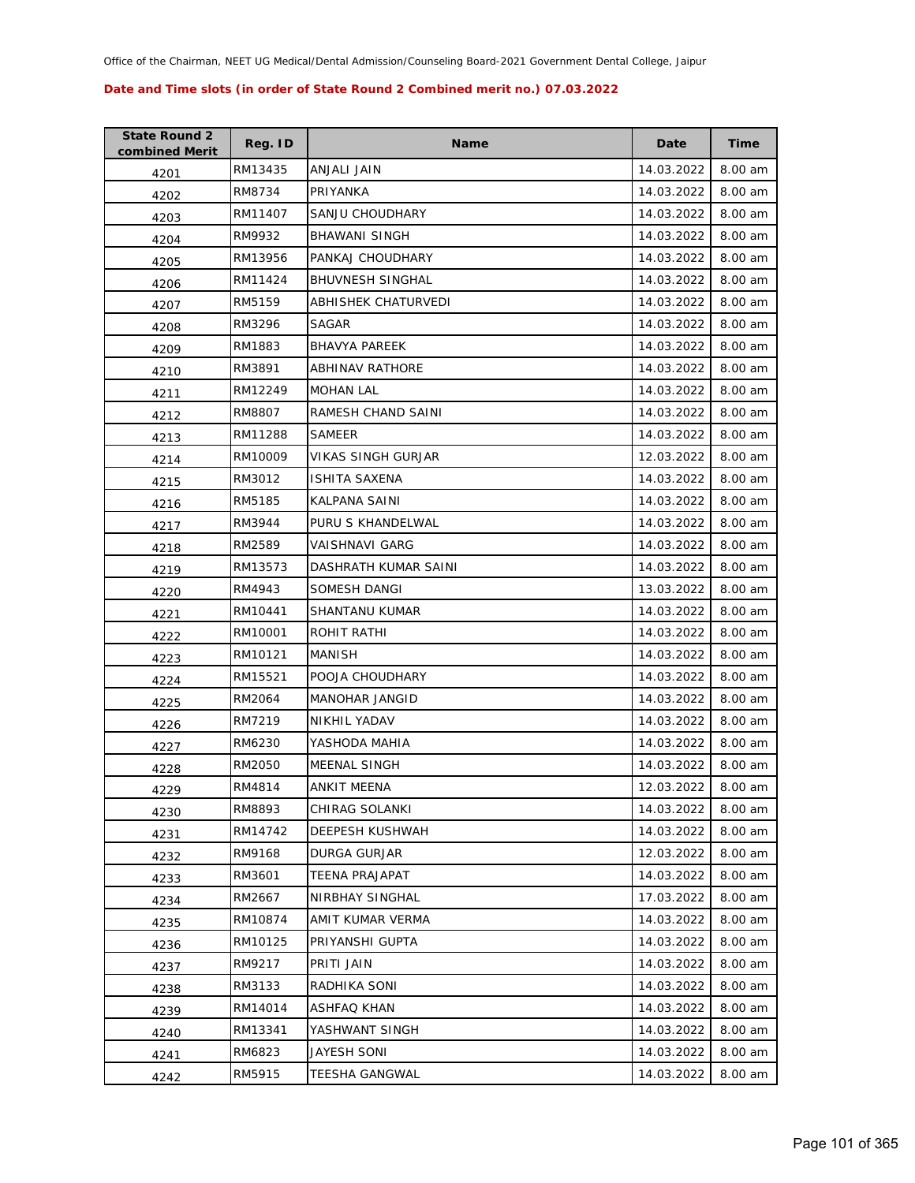Office of the Chairman, NEET UG Medical/Dental Admission/Counseling Board-2021 Government Dental College, Jaipur

**Date and Time slots (in order of State Round 2 Combined merit no.) 07.03.2022**

| State Round 2 combined Merit | Reg. ID | Name | Date | Time |
|---|---|---|---|---|
| 4201 | RM13435 | ANJALI JAIN | 14.03.2022 | 8.00 am |
| 4202 | RM8734 | PRIYANKA | 14.03.2022 | 8.00 am |
| 4203 | RM11407 | SANJU CHOUDHARY | 14.03.2022 | 8.00 am |
| 4204 | RM9932 | BHAWANI SINGH | 14.03.2022 | 8.00 am |
| 4205 | RM13956 | PANKAJ CHOUDHARY | 14.03.2022 | 8.00 am |
| 4206 | RM11424 | BHUVNESH SINGHAL | 14.03.2022 | 8.00 am |
| 4207 | RM5159 | ABHISHEK CHATURVEDI | 14.03.2022 | 8.00 am |
| 4208 | RM3296 | SAGAR | 14.03.2022 | 8.00 am |
| 4209 | RM1883 | BHAVYA PAREEK | 14.03.2022 | 8.00 am |
| 4210 | RM3891 | ABHINAV RATHORE | 14.03.2022 | 8.00 am |
| 4211 | RM12249 | MOHAN LAL | 14.03.2022 | 8.00 am |
| 4212 | RM8807 | RAMESH CHAND SAINI | 14.03.2022 | 8.00 am |
| 4213 | RM11288 | SAMEER | 14.03.2022 | 8.00 am |
| 4214 | RM10009 | VIKAS SINGH GURJAR | 12.03.2022 | 8.00 am |
| 4215 | RM3012 | ISHITA SAXENA | 14.03.2022 | 8.00 am |
| 4216 | RM5185 | KALPANA SAINI | 14.03.2022 | 8.00 am |
| 4217 | RM3944 | PURU S KHANDELWAL | 14.03.2022 | 8.00 am |
| 4218 | RM2589 | VAISHNAVI GARG | 14.03.2022 | 8.00 am |
| 4219 | RM13573 | DASHRATH KUMAR SAINI | 14.03.2022 | 8.00 am |
| 4220 | RM4943 | SOMESH DANGI | 13.03.2022 | 8.00 am |
| 4221 | RM10441 | SHANTANU KUMAR | 14.03.2022 | 8.00 am |
| 4222 | RM10001 | ROHIT RATHI | 14.03.2022 | 8.00 am |
| 4223 | RM10121 | MANISH | 14.03.2022 | 8.00 am |
| 4224 | RM15521 | POOJA CHOUDHARY | 14.03.2022 | 8.00 am |
| 4225 | RM2064 | MANOHAR JANGID | 14.03.2022 | 8.00 am |
| 4226 | RM7219 | NIKHIL YADAV | 14.03.2022 | 8.00 am |
| 4227 | RM6230 | YASHODA MAHIA | 14.03.2022 | 8.00 am |
| 4228 | RM2050 | MEENAL SINGH | 14.03.2022 | 8.00 am |
| 4229 | RM4814 | ANKIT MEENA | 12.03.2022 | 8.00 am |
| 4230 | RM8893 | CHIRAG SOLANKI | 14.03.2022 | 8.00 am |
| 4231 | RM14742 | DEEPESH KUSHWAH | 14.03.2022 | 8.00 am |
| 4232 | RM9168 | DURGA GURJAR | 12.03.2022 | 8.00 am |
| 4233 | RM3601 | TEENA PRAJAPAT | 14.03.2022 | 8.00 am |
| 4234 | RM2667 | NIRBHAY SINGHAL | 17.03.2022 | 8.00 am |
| 4235 | RM10874 | AMIT KUMAR VERMA | 14.03.2022 | 8.00 am |
| 4236 | RM10125 | PRIYANSHI GUPTA | 14.03.2022 | 8.00 am |
| 4237 | RM9217 | PRITI JAIN | 14.03.2022 | 8.00 am |
| 4238 | RM3133 | RADHIKA SONI | 14.03.2022 | 8.00 am |
| 4239 | RM14014 | ASHFAQ KHAN | 14.03.2022 | 8.00 am |
| 4240 | RM13341 | YASHWANT SINGH | 14.03.2022 | 8.00 am |
| 4241 | RM6823 | JAYESH SONI | 14.03.2022 | 8.00 am |
| 4242 | RM5915 | TEESHA GANGWAL | 14.03.2022 | 8.00 am |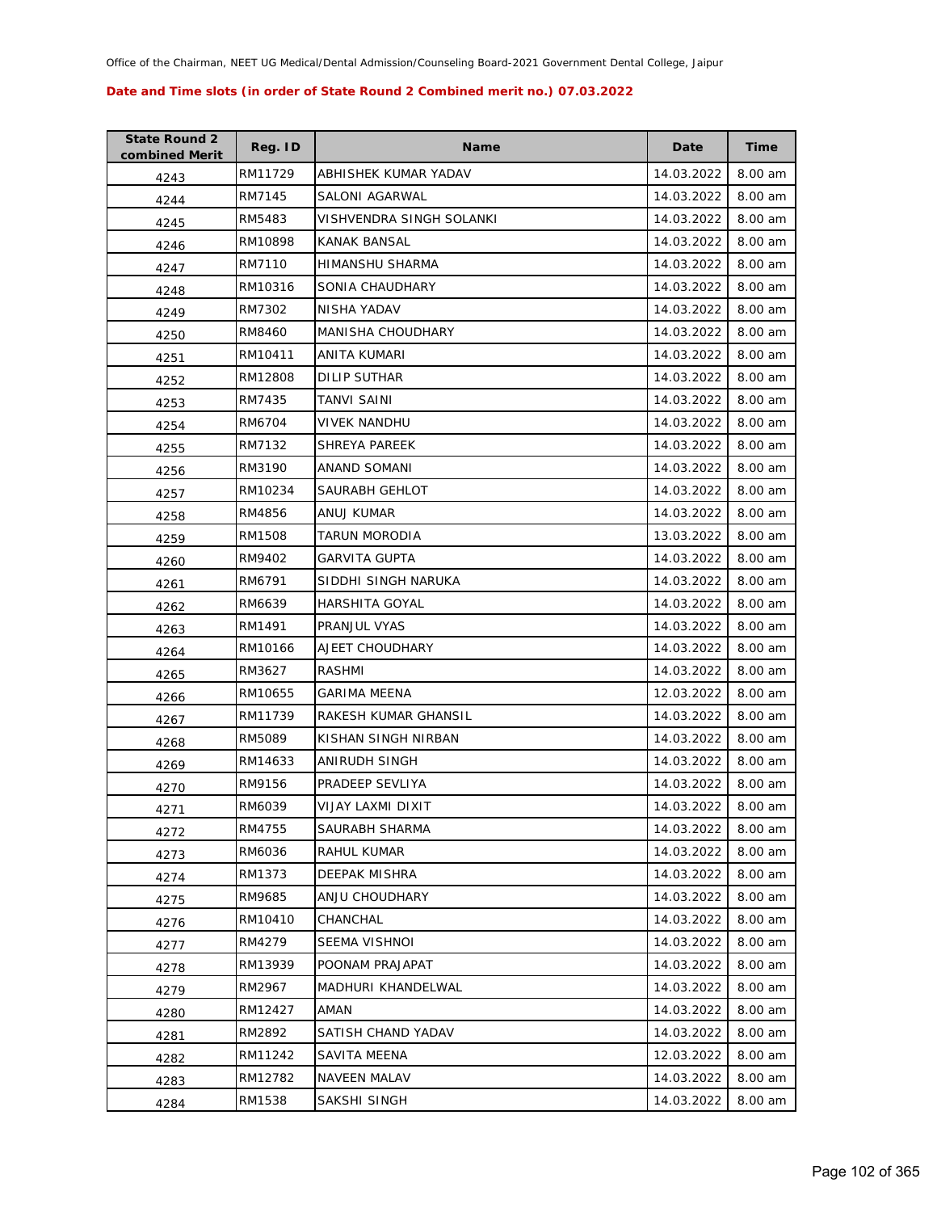Office of the Chairman, NEET UG Medical/Dental Admission/Counseling Board-2021 Government Dental College, Jaipur

**Date and Time slots (in order of State Round 2 Combined merit no.) 07.03.2022**

| State Round 2 combined Merit | Reg. ID | Name | Date | Time |
|---|---|---|---|---|
| 4243 | RM11729 | ABHISHEK KUMAR YADAV | 14.03.2022 | 8.00 am |
| 4244 | RM7145 | SALONI AGARWAL | 14.03.2022 | 8.00 am |
| 4245 | RM5483 | VISHVENDRA SINGH SOLANKI | 14.03.2022 | 8.00 am |
| 4246 | RM10898 | KANAK BANSAL | 14.03.2022 | 8.00 am |
| 4247 | RM7110 | HIMANSHU SHARMA | 14.03.2022 | 8.00 am |
| 4248 | RM10316 | SONIA CHAUDHARY | 14.03.2022 | 8.00 am |
| 4249 | RM7302 | NISHA YADAV | 14.03.2022 | 8.00 am |
| 4250 | RM8460 | MANISHA CHOUDHARY | 14.03.2022 | 8.00 am |
| 4251 | RM10411 | ANITA KUMARI | 14.03.2022 | 8.00 am |
| 4252 | RM12808 | DILIP SUTHAR | 14.03.2022 | 8.00 am |
| 4253 | RM7435 | TANVI SAINI | 14.03.2022 | 8.00 am |
| 4254 | RM6704 | VIVEK NANDHU | 14.03.2022 | 8.00 am |
| 4255 | RM7132 | SHREYA PAREEK | 14.03.2022 | 8.00 am |
| 4256 | RM3190 | ANAND SOMANI | 14.03.2022 | 8.00 am |
| 4257 | RM10234 | SAURABH GEHLOT | 14.03.2022 | 8.00 am |
| 4258 | RM4856 | ANUJ KUMAR | 14.03.2022 | 8.00 am |
| 4259 | RM1508 | TARUN MORODIA | 13.03.2022 | 8.00 am |
| 4260 | RM9402 | GARVITA GUPTA | 14.03.2022 | 8.00 am |
| 4261 | RM6791 | SIDDHI SINGH NARUKA | 14.03.2022 | 8.00 am |
| 4262 | RM6639 | HARSHITA GOYAL | 14.03.2022 | 8.00 am |
| 4263 | RM1491 | PRANJUL VYAS | 14.03.2022 | 8.00 am |
| 4264 | RM10166 | AJEET CHOUDHARY | 14.03.2022 | 8.00 am |
| 4265 | RM3627 | RASHMI | 14.03.2022 | 8.00 am |
| 4266 | RM10655 | GARIMA MEENA | 12.03.2022 | 8.00 am |
| 4267 | RM11739 | RAKESH KUMAR GHANSIL | 14.03.2022 | 8.00 am |
| 4268 | RM5089 | KISHAN SINGH NIRBAN | 14.03.2022 | 8.00 am |
| 4269 | RM14633 | ANIRUDH SINGH | 14.03.2022 | 8.00 am |
| 4270 | RM9156 | PRADEEP SEVLIYA | 14.03.2022 | 8.00 am |
| 4271 | RM6039 | VIJAY LAXMI DIXIT | 14.03.2022 | 8.00 am |
| 4272 | RM4755 | SAURABH SHARMA | 14.03.2022 | 8.00 am |
| 4273 | RM6036 | RAHUL KUMAR | 14.03.2022 | 8.00 am |
| 4274 | RM1373 | DEEPAK MISHRA | 14.03.2022 | 8.00 am |
| 4275 | RM9685 | ANJU CHOUDHARY | 14.03.2022 | 8.00 am |
| 4276 | RM10410 | CHANCHAL | 14.03.2022 | 8.00 am |
| 4277 | RM4279 | SEEMA VISHNOI | 14.03.2022 | 8.00 am |
| 4278 | RM13939 | POONAM PRAJAPAT | 14.03.2022 | 8.00 am |
| 4279 | RM2967 | MADHURI KHANDELWAL | 14.03.2022 | 8.00 am |
| 4280 | RM12427 | AMAN | 14.03.2022 | 8.00 am |
| 4281 | RM2892 | SATISH CHAND YADAV | 14.03.2022 | 8.00 am |
| 4282 | RM11242 | SAVITA MEENA | 12.03.2022 | 8.00 am |
| 4283 | RM12782 | NAVEEN MALAV | 14.03.2022 | 8.00 am |
| 4284 | RM1538 | SAKSHI SINGH | 14.03.2022 | 8.00 am |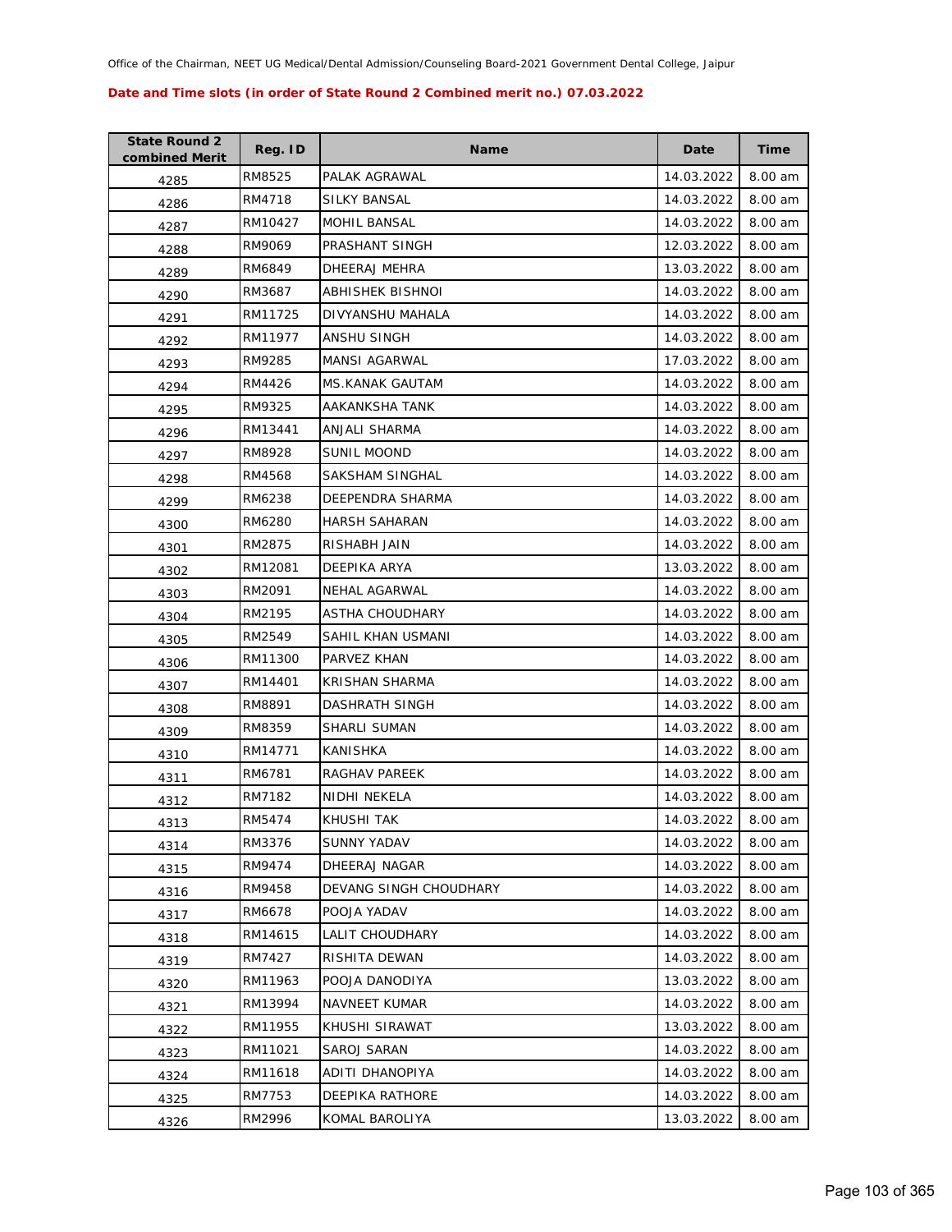Office of the Chairman, NEET UG Medical/Dental Admission/Counseling Board-2021 Government Dental College, Jaipur

**Date and Time slots (in order of State Round 2 Combined merit no.) 07.03.2022**

| State Round 2 combined Merit | Reg. ID | Name | Date | Time |
|---|---|---|---|---|
| 4285 | RM8525 | PALAK AGRAWAL | 14.03.2022 | 8.00 am |
| 4286 | RM4718 | SILKY BANSAL | 14.03.2022 | 8.00 am |
| 4287 | RM10427 | MOHIL BANSAL | 14.03.2022 | 8.00 am |
| 4288 | RM9069 | PRASHANT SINGH | 12.03.2022 | 8.00 am |
| 4289 | RM6849 | DHEERAJ MEHRA | 13.03.2022 | 8.00 am |
| 4290 | RM3687 | ABHISHEK BISHNOI | 14.03.2022 | 8.00 am |
| 4291 | RM11725 | DIVYANSHU MAHALA | 14.03.2022 | 8.00 am |
| 4292 | RM11977 | ANSHU SINGH | 14.03.2022 | 8.00 am |
| 4293 | RM9285 | MANSI AGARWAL | 17.03.2022 | 8.00 am |
| 4294 | RM4426 | MS.KANAK GAUTAM | 14.03.2022 | 8.00 am |
| 4295 | RM9325 | AAKANKSHA TANK | 14.03.2022 | 8.00 am |
| 4296 | RM13441 | ANJALI SHARMA | 14.03.2022 | 8.00 am |
| 4297 | RM8928 | SUNIL MOOND | 14.03.2022 | 8.00 am |
| 4298 | RM4568 | SAKSHAM SINGHAL | 14.03.2022 | 8.00 am |
| 4299 | RM6238 | DEEPENDRA SHARMA | 14.03.2022 | 8.00 am |
| 4300 | RM6280 | HARSH SAHARAN | 14.03.2022 | 8.00 am |
| 4301 | RM2875 | RISHABH JAIN | 14.03.2022 | 8.00 am |
| 4302 | RM12081 | DEEPIKA ARYA | 13.03.2022 | 8.00 am |
| 4303 | RM2091 | NEHAL AGARWAL | 14.03.2022 | 8.00 am |
| 4304 | RM2195 | ASTHA CHOUDHARY | 14.03.2022 | 8.00 am |
| 4305 | RM2549 | SAHIL KHAN USMANI | 14.03.2022 | 8.00 am |
| 4306 | RM11300 | PARVEZ KHAN | 14.03.2022 | 8.00 am |
| 4307 | RM14401 | KRISHAN SHARMA | 14.03.2022 | 8.00 am |
| 4308 | RM8891 | DASHRATH SINGH | 14.03.2022 | 8.00 am |
| 4309 | RM8359 | SHARLI SUMAN | 14.03.2022 | 8.00 am |
| 4310 | RM14771 | KANISHKA | 14.03.2022 | 8.00 am |
| 4311 | RM6781 | RAGHAV PAREEK | 14.03.2022 | 8.00 am |
| 4312 | RM7182 | NIDHI NEKELA | 14.03.2022 | 8.00 am |
| 4313 | RM5474 | KHUSHI TAK | 14.03.2022 | 8.00 am |
| 4314 | RM3376 | SUNNY YADAV | 14.03.2022 | 8.00 am |
| 4315 | RM9474 | DHEERAJ NAGAR | 14.03.2022 | 8.00 am |
| 4316 | RM9458 | DEVANG SINGH CHOUDHARY | 14.03.2022 | 8.00 am |
| 4317 | RM6678 | POOJA YADAV | 14.03.2022 | 8.00 am |
| 4318 | RM14615 | LALIT CHOUDHARY | 14.03.2022 | 8.00 am |
| 4319 | RM7427 | RISHITA DEWAN | 14.03.2022 | 8.00 am |
| 4320 | RM11963 | POOJA DANODIYA | 13.03.2022 | 8.00 am |
| 4321 | RM13994 | NAVNEET KUMAR | 14.03.2022 | 8.00 am |
| 4322 | RM11955 | KHUSHI SIRAWAT | 13.03.2022 | 8.00 am |
| 4323 | RM11021 | SAROJ SARAN | 14.03.2022 | 8.00 am |
| 4324 | RM11618 | ADITI DHANOPIYA | 14.03.2022 | 8.00 am |
| 4325 | RM7753 | DEEPIKA RATHORE | 14.03.2022 | 8.00 am |
| 4326 | RM2996 | KOMAL BAROLIYA | 13.03.2022 | 8.00 am |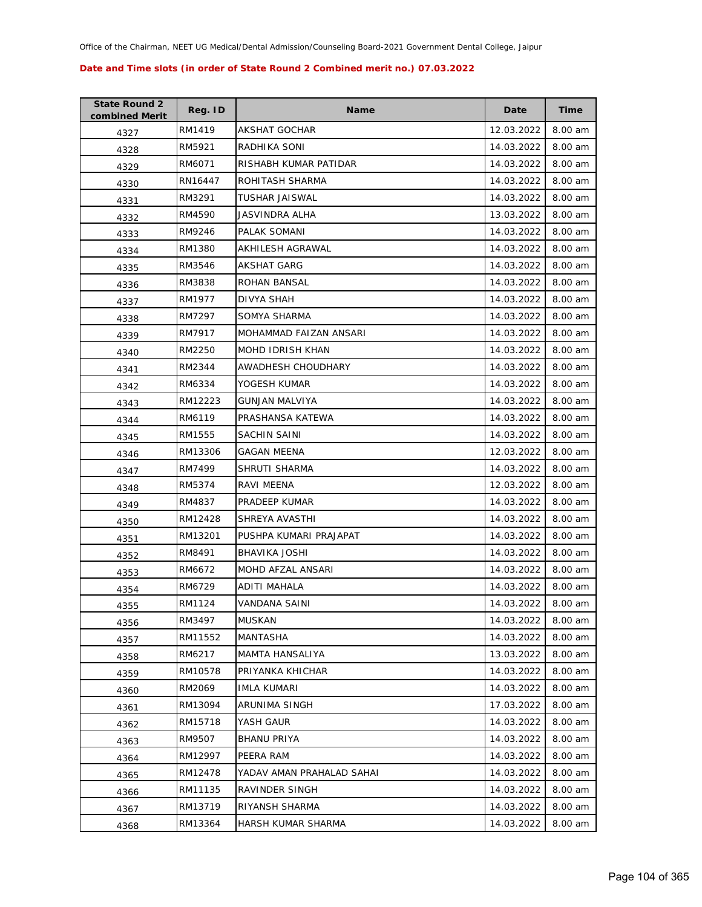Office of the Chairman, NEET UG Medical/Dental Admission/Counseling Board-2021 Government Dental College, Jaipur

**Date and Time slots (in order of State Round 2 Combined merit no.) 07.03.2022**

| State Round 2 combined Merit | Reg. ID | Name | Date | Time |
|---|---|---|---|---|
| 4327 | RM1419 | AKSHAT GOCHAR | 12.03.2022 | 8.00 am |
| 4328 | RM5921 | RADHIKA SONI | 14.03.2022 | 8.00 am |
| 4329 | RM6071 | RISHABH KUMAR PATIDAR | 14.03.2022 | 8.00 am |
| 4330 | RN16447 | ROHITASH SHARMA | 14.03.2022 | 8.00 am |
| 4331 | RM3291 | TUSHAR JAISWAL | 14.03.2022 | 8.00 am |
| 4332 | RM4590 | JASVINDRA ALHA | 13.03.2022 | 8.00 am |
| 4333 | RM9246 | PALAK SOMANI | 14.03.2022 | 8.00 am |
| 4334 | RM1380 | AKHILESH AGRAWAL | 14.03.2022 | 8.00 am |
| 4335 | RM3546 | AKSHAT GARG | 14.03.2022 | 8.00 am |
| 4336 | RM3838 | ROHAN BANSAL | 14.03.2022 | 8.00 am |
| 4337 | RM1977 | DIVYA SHAH | 14.03.2022 | 8.00 am |
| 4338 | RM7297 | SOMYA SHARMA | 14.03.2022 | 8.00 am |
| 4339 | RM7917 | MOHAMMAD FAIZAN ANSARI | 14.03.2022 | 8.00 am |
| 4340 | RM2250 | MOHD IDRISH KHAN | 14.03.2022 | 8.00 am |
| 4341 | RM2344 | AWADHESH CHOUDHARY | 14.03.2022 | 8.00 am |
| 4342 | RM6334 | YOGESH KUMAR | 14.03.2022 | 8.00 am |
| 4343 | RM12223 | GUNJAN MALVIYA | 14.03.2022 | 8.00 am |
| 4344 | RM6119 | PRASHANSA KATEWA | 14.03.2022 | 8.00 am |
| 4345 | RM1555 | SACHIN SAINI | 14.03.2022 | 8.00 am |
| 4346 | RM13306 | GAGAN MEENA | 12.03.2022 | 8.00 am |
| 4347 | RM7499 | SHRUTI SHARMA | 14.03.2022 | 8.00 am |
| 4348 | RM5374 | RAVI MEENA | 12.03.2022 | 8.00 am |
| 4349 | RM4837 | PRADEEP KUMAR | 14.03.2022 | 8.00 am |
| 4350 | RM12428 | SHREYA AVASTHI | 14.03.2022 | 8.00 am |
| 4351 | RM13201 | PUSHPA KUMARI PRAJAPAT | 14.03.2022 | 8.00 am |
| 4352 | RM8491 | BHAVIKA JOSHI | 14.03.2022 | 8.00 am |
| 4353 | RM6672 | MOHD AFZAL ANSARI | 14.03.2022 | 8.00 am |
| 4354 | RM6729 | ADITI MAHALA | 14.03.2022 | 8.00 am |
| 4355 | RM1124 | VANDANA SAINI | 14.03.2022 | 8.00 am |
| 4356 | RM3497 | MUSKAN | 14.03.2022 | 8.00 am |
| 4357 | RM11552 | MANTASHA | 14.03.2022 | 8.00 am |
| 4358 | RM6217 | MAMTA HANSALIYA | 13.03.2022 | 8.00 am |
| 4359 | RM10578 | PRIYANKA KHICHAR | 14.03.2022 | 8.00 am |
| 4360 | RM2069 | IMLA KUMARI | 14.03.2022 | 8.00 am |
| 4361 | RM13094 | ARUNIMA SINGH | 17.03.2022 | 8.00 am |
| 4362 | RM15718 | YASH GAUR | 14.03.2022 | 8.00 am |
| 4363 | RM9507 | BHANU PRIYA | 14.03.2022 | 8.00 am |
| 4364 | RM12997 | PEERA RAM | 14.03.2022 | 8.00 am |
| 4365 | RM12478 | YADAV AMAN PRAHALAD SAHAI | 14.03.2022 | 8.00 am |
| 4366 | RM11135 | RAVINDER SINGH | 14.03.2022 | 8.00 am |
| 4367 | RM13719 | RIYANSH SHARMA | 14.03.2022 | 8.00 am |
| 4368 | RM13364 | HARSH KUMAR SHARMA | 14.03.2022 | 8.00 am |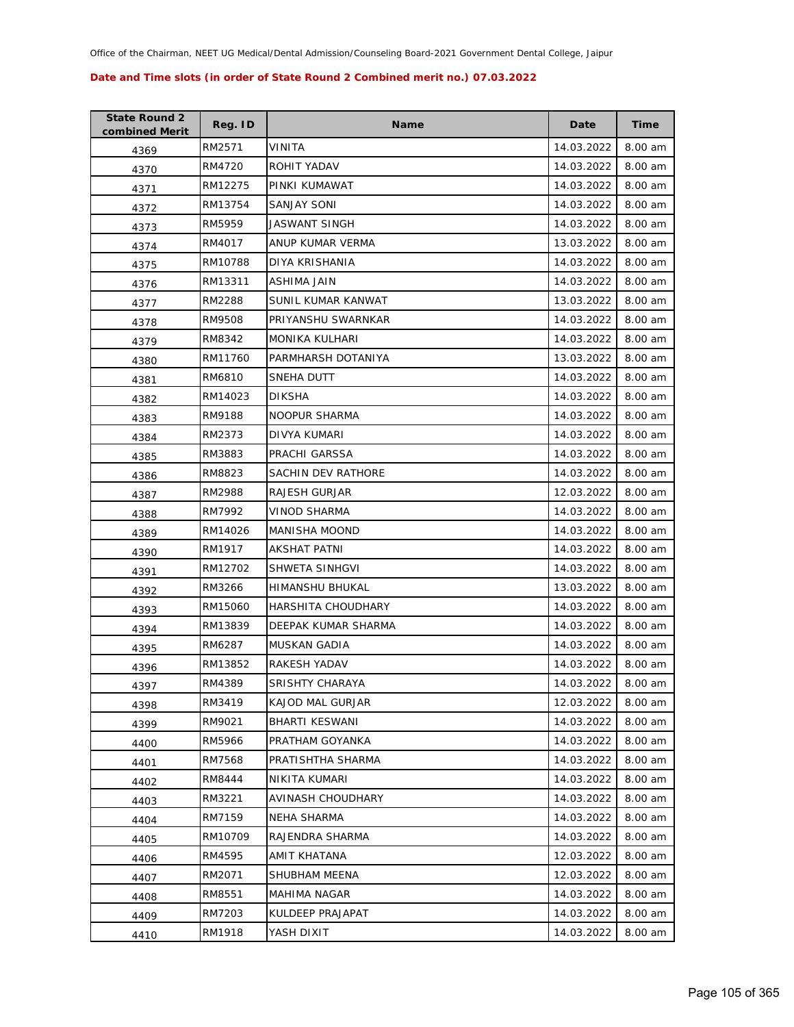Office of the Chairman, NEET UG Medical/Dental Admission/Counseling Board-2021 Government Dental College, Jaipur

**Date and Time slots (in order of State Round 2 Combined merit no.) 07.03.2022**

| State Round 2 combined Merit | Reg. ID | Name | Date | Time |
|---|---|---|---|---|
| 4369 | RM2571 | VINITA | 14.03.2022 | 8.00 am |
| 4370 | RM4720 | ROHIT YADAV | 14.03.2022 | 8.00 am |
| 4371 | RM12275 | PINKI KUMAWAT | 14.03.2022 | 8.00 am |
| 4372 | RM13754 | SANJAY SONI | 14.03.2022 | 8.00 am |
| 4373 | RM5959 | JASWANT SINGH | 14.03.2022 | 8.00 am |
| 4374 | RM4017 | ANUP KUMAR VERMA | 13.03.2022 | 8.00 am |
| 4375 | RM10788 | DIYA KRISHANIA | 14.03.2022 | 8.00 am |
| 4376 | RM13311 | ASHIMA JAIN | 14.03.2022 | 8.00 am |
| 4377 | RM2288 | SUNIL KUMAR KANWAT | 13.03.2022 | 8.00 am |
| 4378 | RM9508 | PRIYANSHU SWARNKAR | 14.03.2022 | 8.00 am |
| 4379 | RM8342 | MONIKA KULHARI | 14.03.2022 | 8.00 am |
| 4380 | RM11760 | PARMHARSH DOTANIYA | 13.03.2022 | 8.00 am |
| 4381 | RM6810 | SNEHA DUTT | 14.03.2022 | 8.00 am |
| 4382 | RM14023 | DIKSHA | 14.03.2022 | 8.00 am |
| 4383 | RM9188 | NOOPUR SHARMA | 14.03.2022 | 8.00 am |
| 4384 | RM2373 | DIVYA KUMARI | 14.03.2022 | 8.00 am |
| 4385 | RM3883 | PRACHI GARSSA | 14.03.2022 | 8.00 am |
| 4386 | RM8823 | SACHIN DEV RATHORE | 14.03.2022 | 8.00 am |
| 4387 | RM2988 | RAJESH GURJAR | 12.03.2022 | 8.00 am |
| 4388 | RM7992 | VINOD SHARMA | 14.03.2022 | 8.00 am |
| 4389 | RM14026 | MANISHA MOOND | 14.03.2022 | 8.00 am |
| 4390 | RM1917 | AKSHAT PATNI | 14.03.2022 | 8.00 am |
| 4391 | RM12702 | SHWETA SINHGVI | 14.03.2022 | 8.00 am |
| 4392 | RM3266 | HIMANSHU BHUKAL | 13.03.2022 | 8.00 am |
| 4393 | RM15060 | HARSHITA CHOUDHARY | 14.03.2022 | 8.00 am |
| 4394 | RM13839 | DEEPAK KUMAR SHARMA | 14.03.2022 | 8.00 am |
| 4395 | RM6287 | MUSKAN GADIA | 14.03.2022 | 8.00 am |
| 4396 | RM13852 | RAKESH YADAV | 14.03.2022 | 8.00 am |
| 4397 | RM4389 | SRISHTY CHARAYA | 14.03.2022 | 8.00 am |
| 4398 | RM3419 | KAJOD MAL GURJAR | 12.03.2022 | 8.00 am |
| 4399 | RM9021 | BHARTI KESWANI | 14.03.2022 | 8.00 am |
| 4400 | RM5966 | PRATHAM GOYANKA | 14.03.2022 | 8.00 am |
| 4401 | RM7568 | PRATISHTHA SHARMA | 14.03.2022 | 8.00 am |
| 4402 | RM8444 | NIKITA KUMARI | 14.03.2022 | 8.00 am |
| 4403 | RM3221 | AVINASH CHOUDHARY | 14.03.2022 | 8.00 am |
| 4404 | RM7159 | NEHA SHARMA | 14.03.2022 | 8.00 am |
| 4405 | RM10709 | RAJENDRA SHARMA | 14.03.2022 | 8.00 am |
| 4406 | RM4595 | AMIT KHATANA | 12.03.2022 | 8.00 am |
| 4407 | RM2071 | SHUBHAM MEENA | 12.03.2022 | 8.00 am |
| 4408 | RM8551 | MAHIMA NAGAR | 14.03.2022 | 8.00 am |
| 4409 | RM7203 | KULDEEP PRAJAPAT | 14.03.2022 | 8.00 am |
| 4410 | RM1918 | YASH DIXIT | 14.03.2022 | 8.00 am |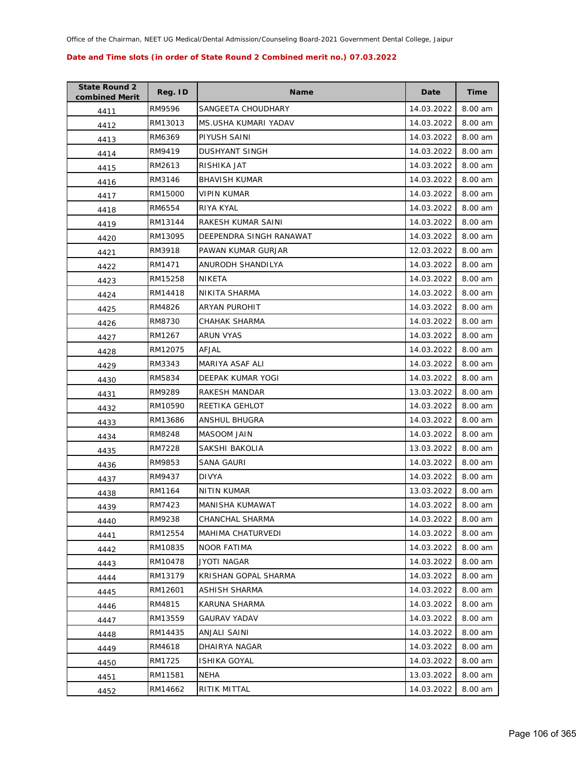Office of the Chairman, NEET UG Medical/Dental Admission/Counseling Board-2021 Government Dental College, Jaipur

**Date and Time slots (in order of State Round 2 Combined merit no.) 07.03.2022**

| State Round 2 combined Merit | Reg. ID | Name | Date | Time |
|---|---|---|---|---|
| 4411 | RM9596 | SANGEETA CHOUDHARY | 14.03.2022 | 8.00 am |
| 4412 | RM13013 | MS.USHA KUMARI YADAV | 14.03.2022 | 8.00 am |
| 4413 | RM6369 | PIYUSH SAINI | 14.03.2022 | 8.00 am |
| 4414 | RM9419 | DUSHYANT SINGH | 14.03.2022 | 8.00 am |
| 4415 | RM2613 | RISHIKA JAT | 14.03.2022 | 8.00 am |
| 4416 | RM3146 | BHAVISH KUMAR | 14.03.2022 | 8.00 am |
| 4417 | RM15000 | VIPIN KUMAR | 14.03.2022 | 8.00 am |
| 4418 | RM6554 | RIYA KYAL | 14.03.2022 | 8.00 am |
| 4419 | RM13144 | RAKESH KUMAR SAINI | 14.03.2022 | 8.00 am |
| 4420 | RM13095 | DEEPENDRA SINGH RANAWAT | 14.03.2022 | 8.00 am |
| 4421 | RM3918 | PAWAN KUMAR GURJAR | 12.03.2022 | 8.00 am |
| 4422 | RM1471 | ANURODH SHANDILYA | 14.03.2022 | 8.00 am |
| 4423 | RM15258 | NIKETA | 14.03.2022 | 8.00 am |
| 4424 | RM14418 | NIKITA SHARMA | 14.03.2022 | 8.00 am |
| 4425 | RM4826 | ARYAN PUROHIT | 14.03.2022 | 8.00 am |
| 4426 | RM8730 | CHAHAK SHARMA | 14.03.2022 | 8.00 am |
| 4427 | RM1267 | ARUN VYAS | 14.03.2022 | 8.00 am |
| 4428 | RM12075 | AFJAL | 14.03.2022 | 8.00 am |
| 4429 | RM3343 | MARIYA ASAF ALI | 14.03.2022 | 8.00 am |
| 4430 | RM5834 | DEEPAK KUMAR YOGI | 14.03.2022 | 8.00 am |
| 4431 | RM9289 | RAKESH MANDAR | 13.03.2022 | 8.00 am |
| 4432 | RM10590 | REETIKA GEHLOT | 14.03.2022 | 8.00 am |
| 4433 | RM13686 | ANSHUL BHUGRA | 14.03.2022 | 8.00 am |
| 4434 | RM8248 | MASOOM JAIN | 14.03.2022 | 8.00 am |
| 4435 | RM7228 | SAKSHI BAKOLIA | 13.03.2022 | 8.00 am |
| 4436 | RM9853 | SANA GAURI | 14.03.2022 | 8.00 am |
| 4437 | RM9437 | DIVYA | 14.03.2022 | 8.00 am |
| 4438 | RM1164 | NITIN KUMAR | 13.03.2022 | 8.00 am |
| 4439 | RM7423 | MANISHA KUMAWAT | 14.03.2022 | 8.00 am |
| 4440 | RM9238 | CHANCHAL SHARMA | 14.03.2022 | 8.00 am |
| 4441 | RM12554 | MAHIMA CHATURVEDI | 14.03.2022 | 8.00 am |
| 4442 | RM10835 | NOOR FATIMA | 14.03.2022 | 8.00 am |
| 4443 | RM10478 | JYOTI NAGAR | 14.03.2022 | 8.00 am |
| 4444 | RM13179 | KRISHAN GOPAL SHARMA | 14.03.2022 | 8.00 am |
| 4445 | RM12601 | ASHISH SHARMA | 14.03.2022 | 8.00 am |
| 4446 | RM4815 | KARUNA SHARMA | 14.03.2022 | 8.00 am |
| 4447 | RM13559 | GAURAV YADAV | 14.03.2022 | 8.00 am |
| 4448 | RM14435 | ANJALI SAINI | 14.03.2022 | 8.00 am |
| 4449 | RM4618 | DHAIRYA NAGAR | 14.03.2022 | 8.00 am |
| 4450 | RM1725 | ISHIKA GOYAL | 14.03.2022 | 8.00 am |
| 4451 | RM11581 | NEHA | 13.03.2022 | 8.00 am |
| 4452 | RM14662 | RITIK MITTAL | 14.03.2022 | 8.00 am |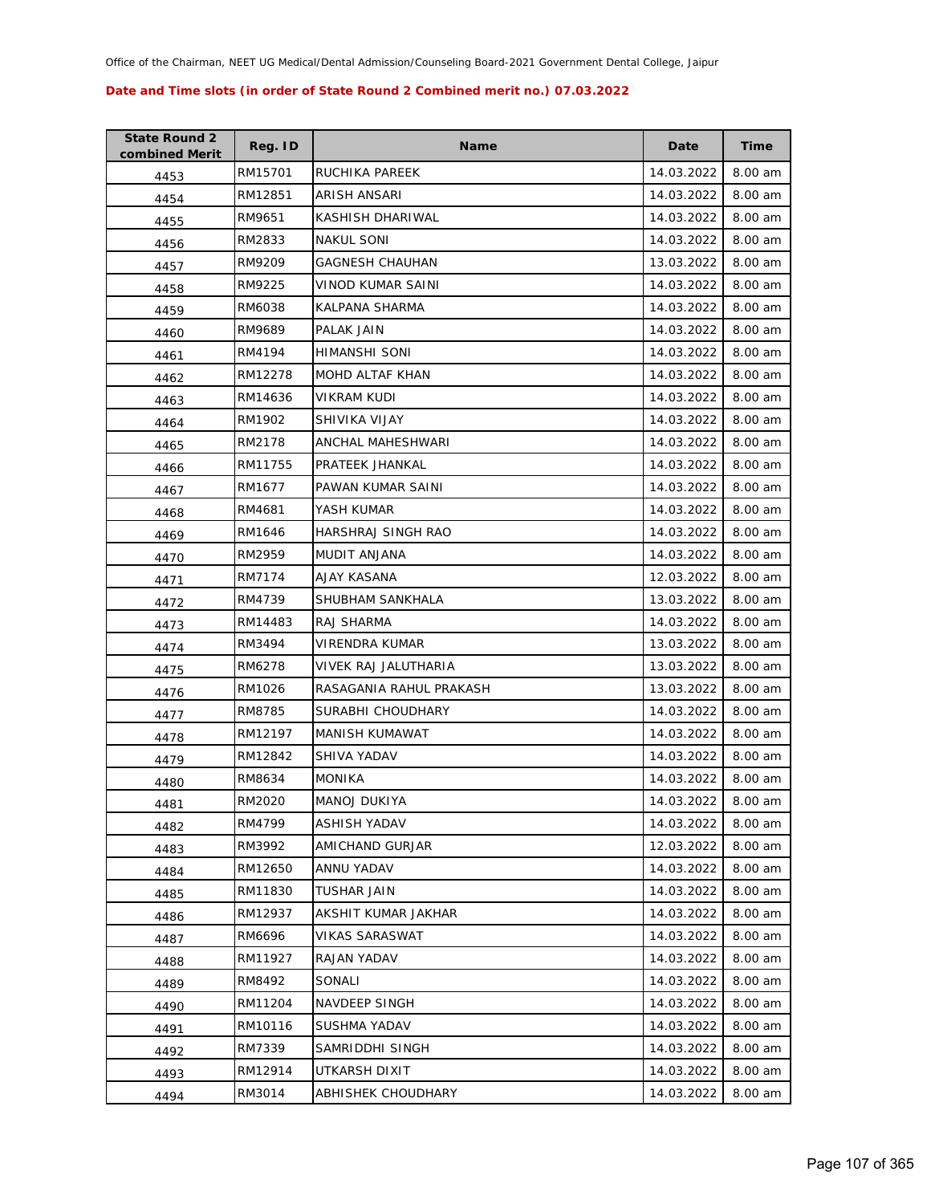Office of the Chairman, NEET UG Medical/Dental Admission/Counseling Board-2021 Government Dental College, Jaipur

**Date and Time slots (in order of State Round 2 Combined merit no.) 07.03.2022**

| State Round 2 combined Merit | Reg. ID | Name | Date | Time |
|---|---|---|---|---|
| 4453 | RM15701 | RUCHIKA PAREEK | 14.03.2022 | 8.00 am |
| 4454 | RM12851 | ARISH ANSARI | 14.03.2022 | 8.00 am |
| 4455 | RM9651 | KASHISH DHARIWAL | 14.03.2022 | 8.00 am |
| 4456 | RM2833 | NAKUL SONI | 14.03.2022 | 8.00 am |
| 4457 | RM9209 | GAGNESH CHAUHAN | 13.03.2022 | 8.00 am |
| 4458 | RM9225 | VINOD KUMAR SAINI | 14.03.2022 | 8.00 am |
| 4459 | RM6038 | KALPANA SHARMA | 14.03.2022 | 8.00 am |
| 4460 | RM9689 | PALAK JAIN | 14.03.2022 | 8.00 am |
| 4461 | RM4194 | HIMANSHI SONI | 14.03.2022 | 8.00 am |
| 4462 | RM12278 | MOHD ALTAF KHAN | 14.03.2022 | 8.00 am |
| 4463 | RM14636 | VIKRAM KUDI | 14.03.2022 | 8.00 am |
| 4464 | RM1902 | SHIVIKA VIJAY | 14.03.2022 | 8.00 am |
| 4465 | RM2178 | ANCHAL MAHESHWARI | 14.03.2022 | 8.00 am |
| 4466 | RM11755 | PRATEEK JHANKAL | 14.03.2022 | 8.00 am |
| 4467 | RM1677 | PAWAN KUMAR SAINI | 14.03.2022 | 8.00 am |
| 4468 | RM4681 | YASH KUMAR | 14.03.2022 | 8.00 am |
| 4469 | RM1646 | HARSHRAJ SINGH RAO | 14.03.2022 | 8.00 am |
| 4470 | RM2959 | MUDIT ANJANA | 14.03.2022 | 8.00 am |
| 4471 | RM7174 | AJAY KASANA | 12.03.2022 | 8.00 am |
| 4472 | RM4739 | SHUBHAM SANKHALA | 13.03.2022 | 8.00 am |
| 4473 | RM14483 | RAJ SHARMA | 14.03.2022 | 8.00 am |
| 4474 | RM3494 | VIRENDRA KUMAR | 13.03.2022 | 8.00 am |
| 4475 | RM6278 | VIVEK RAJ JALUTHARIA | 13.03.2022 | 8.00 am |
| 4476 | RM1026 | RASAGANIA RAHUL PRAKASH | 13.03.2022 | 8.00 am |
| 4477 | RM8785 | SURABHI CHOUDHARY | 14.03.2022 | 8.00 am |
| 4478 | RM12197 | MANISH KUMAWAT | 14.03.2022 | 8.00 am |
| 4479 | RM12842 | SHIVA YADAV | 14.03.2022 | 8.00 am |
| 4480 | RM8634 | MONIKA | 14.03.2022 | 8.00 am |
| 4481 | RM2020 | MANOJ DUKIYA | 14.03.2022 | 8.00 am |
| 4482 | RM4799 | ASHISH YADAV | 14.03.2022 | 8.00 am |
| 4483 | RM3992 | AMICHAND GURJAR | 12.03.2022 | 8.00 am |
| 4484 | RM12650 | ANNU YADAV | 14.03.2022 | 8.00 am |
| 4485 | RM11830 | TUSHAR JAIN | 14.03.2022 | 8.00 am |
| 4486 | RM12937 | AKSHIT KUMAR JAKHAR | 14.03.2022 | 8.00 am |
| 4487 | RM6696 | VIKAS SARASWAT | 14.03.2022 | 8.00 am |
| 4488 | RM11927 | RAJAN YADAV | 14.03.2022 | 8.00 am |
| 4489 | RM8492 | SONALI | 14.03.2022 | 8.00 am |
| 4490 | RM11204 | NAVDEEP SINGH | 14.03.2022 | 8.00 am |
| 4491 | RM10116 | SUSHMA YADAV | 14.03.2022 | 8.00 am |
| 4492 | RM7339 | SAMRIDDHI SINGH | 14.03.2022 | 8.00 am |
| 4493 | RM12914 | UTKARSH DIXIT | 14.03.2022 | 8.00 am |
| 4494 | RM3014 | ABHISHEK CHOUDHARY | 14.03.2022 | 8.00 am |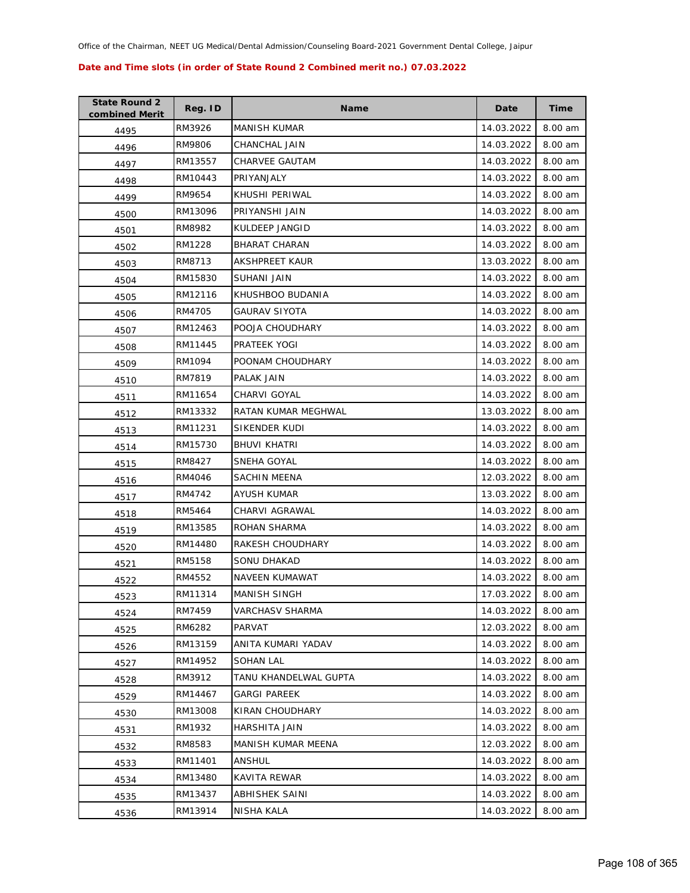Office of the Chairman, NEET UG Medical/Dental Admission/Counseling Board-2021 Government Dental College, Jaipur

**Date and Time slots (in order of State Round 2 Combined merit no.) 07.03.2022**

| State Round 2 combined Merit | Reg. ID | Name | Date | Time |
|---|---|---|---|---|
| 4495 | RM3926 | MANISH KUMAR | 14.03.2022 | 8.00 am |
| 4496 | RM9806 | CHANCHAL JAIN | 14.03.2022 | 8.00 am |
| 4497 | RM13557 | CHARVEE GAUTAM | 14.03.2022 | 8.00 am |
| 4498 | RM10443 | PRIYANJALY | 14.03.2022 | 8.00 am |
| 4499 | RM9654 | KHUSHI PERIWAL | 14.03.2022 | 8.00 am |
| 4500 | RM13096 | PRIYANSHI JAIN | 14.03.2022 | 8.00 am |
| 4501 | RM8982 | KULDEEP JANGID | 14.03.2022 | 8.00 am |
| 4502 | RM1228 | BHARAT CHARAN | 14.03.2022 | 8.00 am |
| 4503 | RM8713 | AKSHPREET KAUR | 13.03.2022 | 8.00 am |
| 4504 | RM15830 | SUHANI JAIN | 14.03.2022 | 8.00 am |
| 4505 | RM12116 | KHUSHBOO BUDANIA | 14.03.2022 | 8.00 am |
| 4506 | RM4705 | GAURAV SIYOTA | 14.03.2022 | 8.00 am |
| 4507 | RM12463 | POOJA CHOUDHARY | 14.03.2022 | 8.00 am |
| 4508 | RM11445 | PRATEEK YOGI | 14.03.2022 | 8.00 am |
| 4509 | RM1094 | POONAM CHOUDHARY | 14.03.2022 | 8.00 am |
| 4510 | RM7819 | PALAK JAIN | 14.03.2022 | 8.00 am |
| 4511 | RM11654 | CHARVI GOYAL | 14.03.2022 | 8.00 am |
| 4512 | RM13332 | RATAN KUMAR MEGHWAL | 13.03.2022 | 8.00 am |
| 4513 | RM11231 | SIKENDER KUDI | 14.03.2022 | 8.00 am |
| 4514 | RM15730 | BHUVI KHATRI | 14.03.2022 | 8.00 am |
| 4515 | RM8427 | SNEHA GOYAL | 14.03.2022 | 8.00 am |
| 4516 | RM4046 | SACHIN MEENA | 12.03.2022 | 8.00 am |
| 4517 | RM4742 | AYUSH KUMAR | 13.03.2022 | 8.00 am |
| 4518 | RM5464 | CHARVI AGRAWAL | 14.03.2022 | 8.00 am |
| 4519 | RM13585 | ROHAN SHARMA | 14.03.2022 | 8.00 am |
| 4520 | RM14480 | RAKESH CHOUDHARY | 14.03.2022 | 8.00 am |
| 4521 | RM5158 | SONU DHAKAD | 14.03.2022 | 8.00 am |
| 4522 | RM4552 | NAVEEN KUMAWAT | 14.03.2022 | 8.00 am |
| 4523 | RM11314 | MANISH SINGH | 17.03.2022 | 8.00 am |
| 4524 | RM7459 | VARCHASV SHARMA | 14.03.2022 | 8.00 am |
| 4525 | RM6282 | PARVAT | 12.03.2022 | 8.00 am |
| 4526 | RM13159 | ANITA KUMARI YADAV | 14.03.2022 | 8.00 am |
| 4527 | RM14952 | SOHAN LAL | 14.03.2022 | 8.00 am |
| 4528 | RM3912 | TANU KHANDELWAL GUPTA | 14.03.2022 | 8.00 am |
| 4529 | RM14467 | GARGI PAREEK | 14.03.2022 | 8.00 am |
| 4530 | RM13008 | KIRAN CHOUDHARY | 14.03.2022 | 8.00 am |
| 4531 | RM1932 | HARSHITA JAIN | 14.03.2022 | 8.00 am |
| 4532 | RM8583 | MANISH KUMAR MEENA | 12.03.2022 | 8.00 am |
| 4533 | RM11401 | ANSHUL | 14.03.2022 | 8.00 am |
| 4534 | RM13480 | KAVITA REWAR | 14.03.2022 | 8.00 am |
| 4535 | RM13437 | ABHISHEK SAINI | 14.03.2022 | 8.00 am |
| 4536 | RM13914 | NISHA KALA | 14.03.2022 | 8.00 am |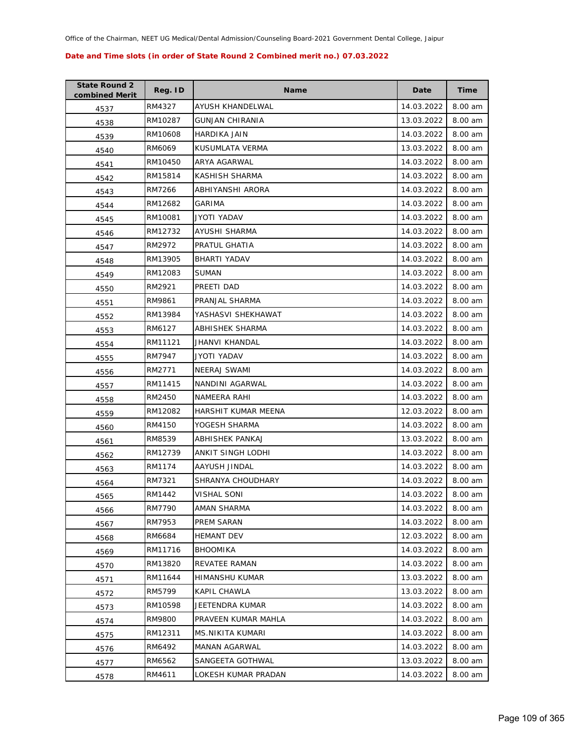Office of the Chairman, NEET UG Medical/Dental Admission/Counseling Board-2021 Government Dental College, Jaipur

**Date and Time slots (in order of State Round 2 Combined merit no.) 07.03.2022**

| State Round 2 combined Merit | Reg. ID | Name | Date | Time |
|---|---|---|---|---|
| 4537 | RM4327 | AYUSH KHANDELWAL | 14.03.2022 | 8.00 am |
| 4538 | RM10287 | GUNJAN CHIRANIA | 13.03.2022 | 8.00 am |
| 4539 | RM10608 | HARDIKA JAIN | 14.03.2022 | 8.00 am |
| 4540 | RM6069 | KUSUMLATA VERMA | 13.03.2022 | 8.00 am |
| 4541 | RM10450 | ARYA AGARWAL | 14.03.2022 | 8.00 am |
| 4542 | RM15814 | KASHISH SHARMA | 14.03.2022 | 8.00 am |
| 4543 | RM7266 | ABHIYANSHI ARORA | 14.03.2022 | 8.00 am |
| 4544 | RM12682 | GARIMA | 14.03.2022 | 8.00 am |
| 4545 | RM10081 | JYOTI YADAV | 14.03.2022 | 8.00 am |
| 4546 | RM12732 | AYUSHI SHARMA | 14.03.2022 | 8.00 am |
| 4547 | RM2972 | PRATUL GHATIA | 14.03.2022 | 8.00 am |
| 4548 | RM13905 | BHARTI YADAV | 14.03.2022 | 8.00 am |
| 4549 | RM12083 | SUMAN | 14.03.2022 | 8.00 am |
| 4550 | RM2921 | PREETI DAD | 14.03.2022 | 8.00 am |
| 4551 | RM9861 | PRANJAL SHARMA | 14.03.2022 | 8.00 am |
| 4552 | RM13984 | YASHASVI SHEKHAWAT | 14.03.2022 | 8.00 am |
| 4553 | RM6127 | ABHISHEK SHARMA | 14.03.2022 | 8.00 am |
| 4554 | RM11121 | JHANVI KHANDAL | 14.03.2022 | 8.00 am |
| 4555 | RM7947 | JYOTI YADAV | 14.03.2022 | 8.00 am |
| 4556 | RM2771 | NEERAJ SWAMI | 14.03.2022 | 8.00 am |
| 4557 | RM11415 | NANDINI AGARWAL | 14.03.2022 | 8.00 am |
| 4558 | RM2450 | NAMEERA RAHI | 14.03.2022 | 8.00 am |
| 4559 | RM12082 | HARSHIT KUMAR MEENA | 12.03.2022 | 8.00 am |
| 4560 | RM4150 | YOGESH SHARMA | 14.03.2022 | 8.00 am |
| 4561 | RM8539 | ABHISHEK PANKAJ | 13.03.2022 | 8.00 am |
| 4562 | RM12739 | ANKIT SINGH LODHI | 14.03.2022 | 8.00 am |
| 4563 | RM1174 | AAYUSH JINDAL | 14.03.2022 | 8.00 am |
| 4564 | RM7321 | SHRANYA CHOUDHARY | 14.03.2022 | 8.00 am |
| 4565 | RM1442 | VISHAL SONI | 14.03.2022 | 8.00 am |
| 4566 | RM7790 | AMAN SHARMA | 14.03.2022 | 8.00 am |
| 4567 | RM7953 | PREM SARAN | 14.03.2022 | 8.00 am |
| 4568 | RM6684 | HEMANT DEV | 12.03.2022 | 8.00 am |
| 4569 | RM11716 | BHOOMIKA | 14.03.2022 | 8.00 am |
| 4570 | RM13820 | REVATEE RAMAN | 14.03.2022 | 8.00 am |
| 4571 | RM11644 | HIMANSHU KUMAR | 13.03.2022 | 8.00 am |
| 4572 | RM5799 | KAPIL CHAWLA | 13.03.2022 | 8.00 am |
| 4573 | RM10598 | JEETENDRA KUMAR | 14.03.2022 | 8.00 am |
| 4574 | RM9800 | PRAVEEN KUMAR MAHLA | 14.03.2022 | 8.00 am |
| 4575 | RM12311 | MS.NIKITA KUMARI | 14.03.2022 | 8.00 am |
| 4576 | RM6492 | MANAN AGARWAL | 14.03.2022 | 8.00 am |
| 4577 | RM6562 | SANGEETA GOTHWAL | 13.03.2022 | 8.00 am |
| 4578 | RM4611 | LOKESH KUMAR PRADAN | 14.03.2022 | 8.00 am |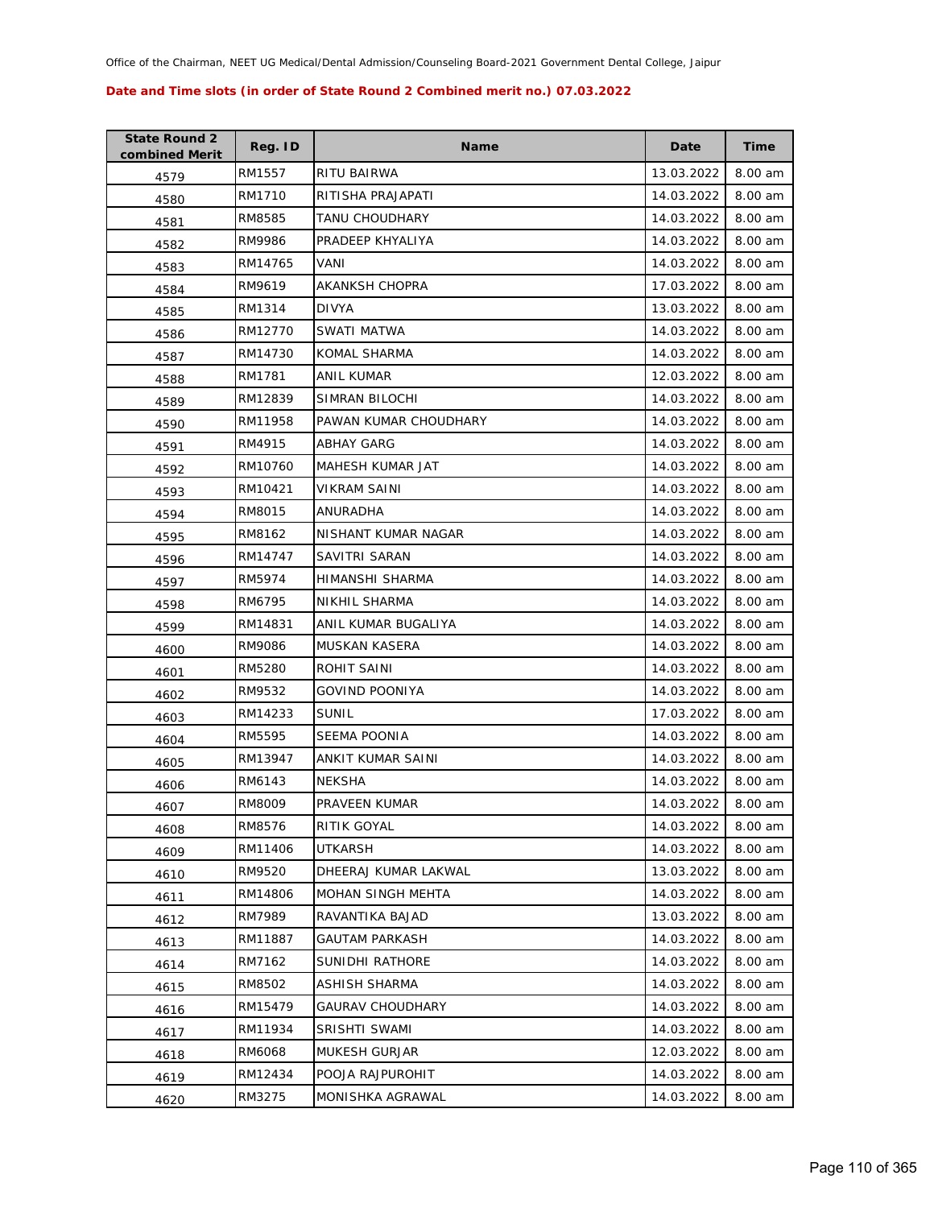Office of the Chairman, NEET UG Medical/Dental Admission/Counseling Board-2021 Government Dental College, Jaipur

**Date and Time slots (in order of State Round 2 Combined merit no.) 07.03.2022**

| State Round 2 combined Merit | Reg. ID | Name | Date | Time |
|---|---|---|---|---|
| 4579 | RM1557 | RITU BAIRWA | 13.03.2022 | 8.00 am |
| 4580 | RM1710 | RITISHA PRAJAPATI | 14.03.2022 | 8.00 am |
| 4581 | RM8585 | TANU CHOUDHARY | 14.03.2022 | 8.00 am |
| 4582 | RM9986 | PRADEEP KHYALIYA | 14.03.2022 | 8.00 am |
| 4583 | RM14765 | VANI | 14.03.2022 | 8.00 am |
| 4584 | RM9619 | AKANKSH CHOPRA | 17.03.2022 | 8.00 am |
| 4585 | RM1314 | DIVYA | 13.03.2022 | 8.00 am |
| 4586 | RM12770 | SWATI MATWA | 14.03.2022 | 8.00 am |
| 4587 | RM14730 | KOMAL SHARMA | 14.03.2022 | 8.00 am |
| 4588 | RM1781 | ANIL KUMAR | 12.03.2022 | 8.00 am |
| 4589 | RM12839 | SIMRAN BILOCHI | 14.03.2022 | 8.00 am |
| 4590 | RM11958 | PAWAN KUMAR CHOUDHARY | 14.03.2022 | 8.00 am |
| 4591 | RM4915 | ABHAY GARG | 14.03.2022 | 8.00 am |
| 4592 | RM10760 | MAHESH KUMAR JAT | 14.03.2022 | 8.00 am |
| 4593 | RM10421 | VIKRAM SAINI | 14.03.2022 | 8.00 am |
| 4594 | RM8015 | ANURADHA | 14.03.2022 | 8.00 am |
| 4595 | RM8162 | NISHANT KUMAR NAGAR | 14.03.2022 | 8.00 am |
| 4596 | RM14747 | SAVITRI SARAN | 14.03.2022 | 8.00 am |
| 4597 | RM5974 | HIMANSHI SHARMA | 14.03.2022 | 8.00 am |
| 4598 | RM6795 | NIKHIL SHARMA | 14.03.2022 | 8.00 am |
| 4599 | RM14831 | ANIL KUMAR BUGALIYA | 14.03.2022 | 8.00 am |
| 4600 | RM9086 | MUSKAN KASERA | 14.03.2022 | 8.00 am |
| 4601 | RM5280 | ROHIT SAINI | 14.03.2022 | 8.00 am |
| 4602 | RM9532 | GOVIND POONIYA | 14.03.2022 | 8.00 am |
| 4603 | RM14233 | SUNIL | 17.03.2022 | 8.00 am |
| 4604 | RM5595 | SEEMA POONIA | 14.03.2022 | 8.00 am |
| 4605 | RM13947 | ANKIT KUMAR SAINI | 14.03.2022 | 8.00 am |
| 4606 | RM6143 | NEKSHA | 14.03.2022 | 8.00 am |
| 4607 | RM8009 | PRAVEEN KUMAR | 14.03.2022 | 8.00 am |
| 4608 | RM8576 | RITIK GOYAL | 14.03.2022 | 8.00 am |
| 4609 | RM11406 | UTKARSH | 14.03.2022 | 8.00 am |
| 4610 | RM9520 | DHEERAJ KUMAR LAKWAL | 13.03.2022 | 8.00 am |
| 4611 | RM14806 | MOHAN SINGH MEHTA | 14.03.2022 | 8.00 am |
| 4612 | RM7989 | RAVANTIKA BAJAD | 13.03.2022 | 8.00 am |
| 4613 | RM11887 | GAUTAM PARKASH | 14.03.2022 | 8.00 am |
| 4614 | RM7162 | SUNIDHI RATHORE | 14.03.2022 | 8.00 am |
| 4615 | RM8502 | ASHISH SHARMA | 14.03.2022 | 8.00 am |
| 4616 | RM15479 | GAURAV CHOUDHARY | 14.03.2022 | 8.00 am |
| 4617 | RM11934 | SRISHTI SWAMI | 14.03.2022 | 8.00 am |
| 4618 | RM6068 | MUKESH GURJAR | 12.03.2022 | 8.00 am |
| 4619 | RM12434 | POOJA RAJPUROHIT | 14.03.2022 | 8.00 am |
| 4620 | RM3275 | MONISHKA AGRAWAL | 14.03.2022 | 8.00 am |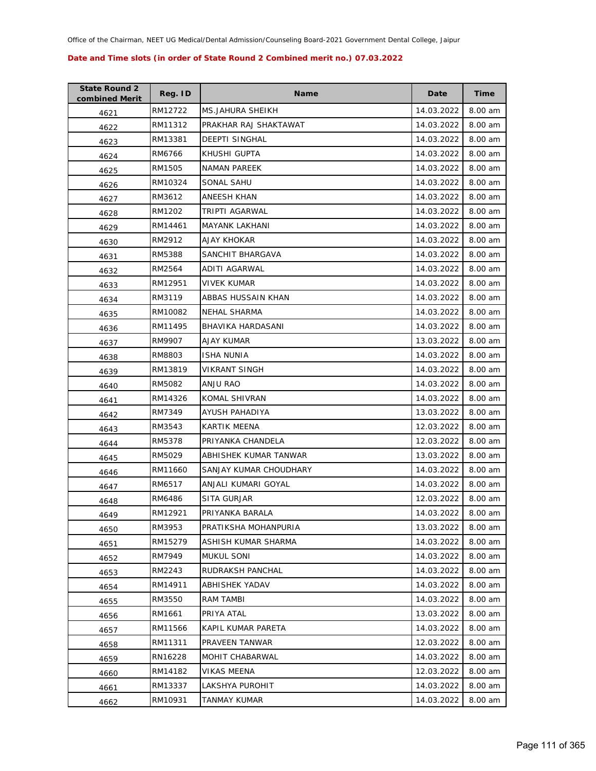Office of the Chairman, NEET UG Medical/Dental Admission/Counseling Board-2021 Government Dental College, Jaipur

**Date and Time slots (in order of State Round 2 Combined merit no.) 07.03.2022**

| State Round 2 combined Merit | Reg. ID | Name | Date | Time |
|---|---|---|---|---|
| 4621 | RM12722 | MS.JAHURA SHEIKH | 14.03.2022 | 8.00 am |
| 4622 | RM11312 | PRAKHAR RAJ SHAKTAWAT | 14.03.2022 | 8.00 am |
| 4623 | RM13381 | DEEPTI SINGHAL | 14.03.2022 | 8.00 am |
| 4624 | RM6766 | KHUSHI GUPTA | 14.03.2022 | 8.00 am |
| 4625 | RM1505 | NAMAN PAREEK | 14.03.2022 | 8.00 am |
| 4626 | RM10324 | SONAL SAHU | 14.03.2022 | 8.00 am |
| 4627 | RM3612 | ANEESH KHAN | 14.03.2022 | 8.00 am |
| 4628 | RM1202 | TRIPTI AGARWAL | 14.03.2022 | 8.00 am |
| 4629 | RM14461 | MAYANK LAKHANI | 14.03.2022 | 8.00 am |
| 4630 | RM2912 | AJAY KHOKAR | 14.03.2022 | 8.00 am |
| 4631 | RM5388 | SANCHIT BHARGAVA | 14.03.2022 | 8.00 am |
| 4632 | RM2564 | ADITI AGARWAL | 14.03.2022 | 8.00 am |
| 4633 | RM12951 | VIVEK KUMAR | 14.03.2022 | 8.00 am |
| 4634 | RM3119 | ABBAS HUSSAIN KHAN | 14.03.2022 | 8.00 am |
| 4635 | RM10082 | NEHAL SHARMA | 14.03.2022 | 8.00 am |
| 4636 | RM11495 | BHAVIKA HARDASANI | 14.03.2022 | 8.00 am |
| 4637 | RM9907 | AJAY KUMAR | 13.03.2022 | 8.00 am |
| 4638 | RM8803 | ISHA NUNIA | 14.03.2022 | 8.00 am |
| 4639 | RM13819 | VIKRANT SINGH | 14.03.2022 | 8.00 am |
| 4640 | RM5082 | ANJU RAO | 14.03.2022 | 8.00 am |
| 4641 | RM14326 | KOMAL SHIVRAN | 14.03.2022 | 8.00 am |
| 4642 | RM7349 | AYUSH PAHADIYA | 13.03.2022 | 8.00 am |
| 4643 | RM3543 | KARTIK MEENA | 12.03.2022 | 8.00 am |
| 4644 | RM5378 | PRIYANKA CHANDELA | 12.03.2022 | 8.00 am |
| 4645 | RM5029 | ABHISHEK KUMAR TANWAR | 13.03.2022 | 8.00 am |
| 4646 | RM11660 | SANJAY KUMAR CHOUDHARY | 14.03.2022 | 8.00 am |
| 4647 | RM6517 | ANJALI KUMARI GOYAL | 14.03.2022 | 8.00 am |
| 4648 | RM6486 | SITA GURJAR | 12.03.2022 | 8.00 am |
| 4649 | RM12921 | PRIYANKA BARALA | 14.03.2022 | 8.00 am |
| 4650 | RM3953 | PRATIKSHA MOHANPURIA | 13.03.2022 | 8.00 am |
| 4651 | RM15279 | ASHISH KUMAR SHARMA | 14.03.2022 | 8.00 am |
| 4652 | RM7949 | MUKUL SONI | 14.03.2022 | 8.00 am |
| 4653 | RM2243 | RUDRAKSH PANCHAL | 14.03.2022 | 8.00 am |
| 4654 | RM14911 | ABHISHEK YADAV | 14.03.2022 | 8.00 am |
| 4655 | RM3550 | RAM TAMBI | 14.03.2022 | 8.00 am |
| 4656 | RM1661 | PRIYA ATAL | 13.03.2022 | 8.00 am |
| 4657 | RM11566 | KAPIL KUMAR PARETA | 14.03.2022 | 8.00 am |
| 4658 | RM11311 | PRAVEEN TANWAR | 12.03.2022 | 8.00 am |
| 4659 | RN16228 | MOHIT CHABARWAL | 14.03.2022 | 8.00 am |
| 4660 | RM14182 | VIKAS MEENA | 12.03.2022 | 8.00 am |
| 4661 | RM13337 | LAKSHYA PUROHIT | 14.03.2022 | 8.00 am |
| 4662 | RM10931 | TANMAY KUMAR | 14.03.2022 | 8.00 am |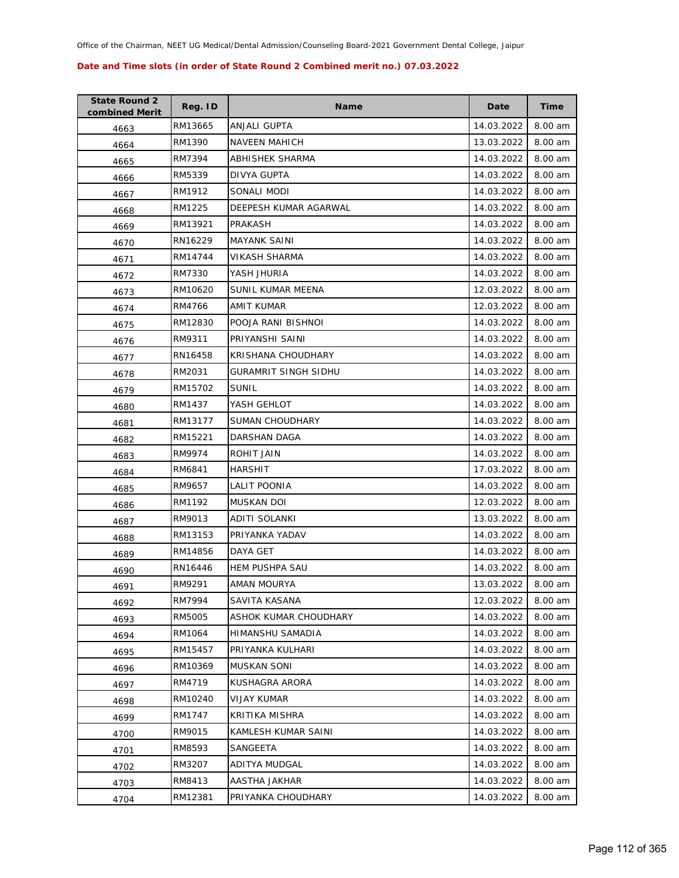Office of the Chairman, NEET UG Medical/Dental Admission/Counseling Board-2021 Government Dental College, Jaipur

**Date and Time slots (in order of State Round 2 Combined merit no.) 07.03.2022**

| State Round 2 combined Merit | Reg. ID | Name | Date | Time |
|---|---|---|---|---|
| 4663 | RM13665 | ANJALI GUPTA | 14.03.2022 | 8.00 am |
| 4664 | RM1390 | NAVEEN MAHICH | 13.03.2022 | 8.00 am |
| 4665 | RM7394 | ABHISHEK SHARMA | 14.03.2022 | 8.00 am |
| 4666 | RM5339 | DIVYA GUPTA | 14.03.2022 | 8.00 am |
| 4667 | RM1912 | SONALI MODI | 14.03.2022 | 8.00 am |
| 4668 | RM1225 | DEEPESH KUMAR AGARWAL | 14.03.2022 | 8.00 am |
| 4669 | RM13921 | PRAKASH | 14.03.2022 | 8.00 am |
| 4670 | RN16229 | MAYANK SAINI | 14.03.2022 | 8.00 am |
| 4671 | RM14744 | VIKASH SHARMA | 14.03.2022 | 8.00 am |
| 4672 | RM7330 | YASH JHURIA | 14.03.2022 | 8.00 am |
| 4673 | RM10620 | SUNIL KUMAR MEENA | 12.03.2022 | 8.00 am |
| 4674 | RM4766 | AMIT KUMAR | 12.03.2022 | 8.00 am |
| 4675 | RM12830 | POOJA RANI BISHNOI | 14.03.2022 | 8.00 am |
| 4676 | RM9311 | PRIYANSHI SAINI | 14.03.2022 | 8.00 am |
| 4677 | RN16458 | KRISHANA CHOUDHARY | 14.03.2022 | 8.00 am |
| 4678 | RM2031 | GURAMRIT SINGH SIDHU | 14.03.2022 | 8.00 am |
| 4679 | RM15702 | SUNIL | 14.03.2022 | 8.00 am |
| 4680 | RM1437 | YASH GEHLOT | 14.03.2022 | 8.00 am |
| 4681 | RM13177 | SUMAN CHOUDHARY | 14.03.2022 | 8.00 am |
| 4682 | RM15221 | DARSHAN DAGA | 14.03.2022 | 8.00 am |
| 4683 | RM9974 | ROHIT JAIN | 14.03.2022 | 8.00 am |
| 4684 | RM6841 | HARSHIT | 17.03.2022 | 8.00 am |
| 4685 | RM9657 | LALIT POONIA | 14.03.2022 | 8.00 am |
| 4686 | RM1192 | MUSKAN DOI | 12.03.2022 | 8.00 am |
| 4687 | RM9013 | ADITI SOLANKI | 13.03.2022 | 8.00 am |
| 4688 | RM13153 | PRIYANKA YADAV | 14.03.2022 | 8.00 am |
| 4689 | RM14856 | DAYA GET | 14.03.2022 | 8.00 am |
| 4690 | RN16446 | HEM PUSHPA SAU | 14.03.2022 | 8.00 am |
| 4691 | RM9291 | AMAN MOURYA | 13.03.2022 | 8.00 am |
| 4692 | RM7994 | SAVITA KASANA | 12.03.2022 | 8.00 am |
| 4693 | RM5005 | ASHOK KUMAR CHOUDHARY | 14.03.2022 | 8.00 am |
| 4694 | RM1064 | HIMANSHU SAMADIA | 14.03.2022 | 8.00 am |
| 4695 | RM15457 | PRIYANKA KULHARI | 14.03.2022 | 8.00 am |
| 4696 | RM10369 | MUSKAN SONI | 14.03.2022 | 8.00 am |
| 4697 | RM4719 | KUSHAGRA ARORA | 14.03.2022 | 8.00 am |
| 4698 | RM10240 | VIJAY KUMAR | 14.03.2022 | 8.00 am |
| 4699 | RM1747 | KRITIKA MISHRA | 14.03.2022 | 8.00 am |
| 4700 | RM9015 | KAMLESH KUMAR SAINI | 14.03.2022 | 8.00 am |
| 4701 | RM8593 | SANGEETA | 14.03.2022 | 8.00 am |
| 4702 | RM3207 | ADITYA MUDGAL | 14.03.2022 | 8.00 am |
| 4703 | RM8413 | AASTHA JAKHAR | 14.03.2022 | 8.00 am |
| 4704 | RM12381 | PRIYANKA CHOUDHARY | 14.03.2022 | 8.00 am |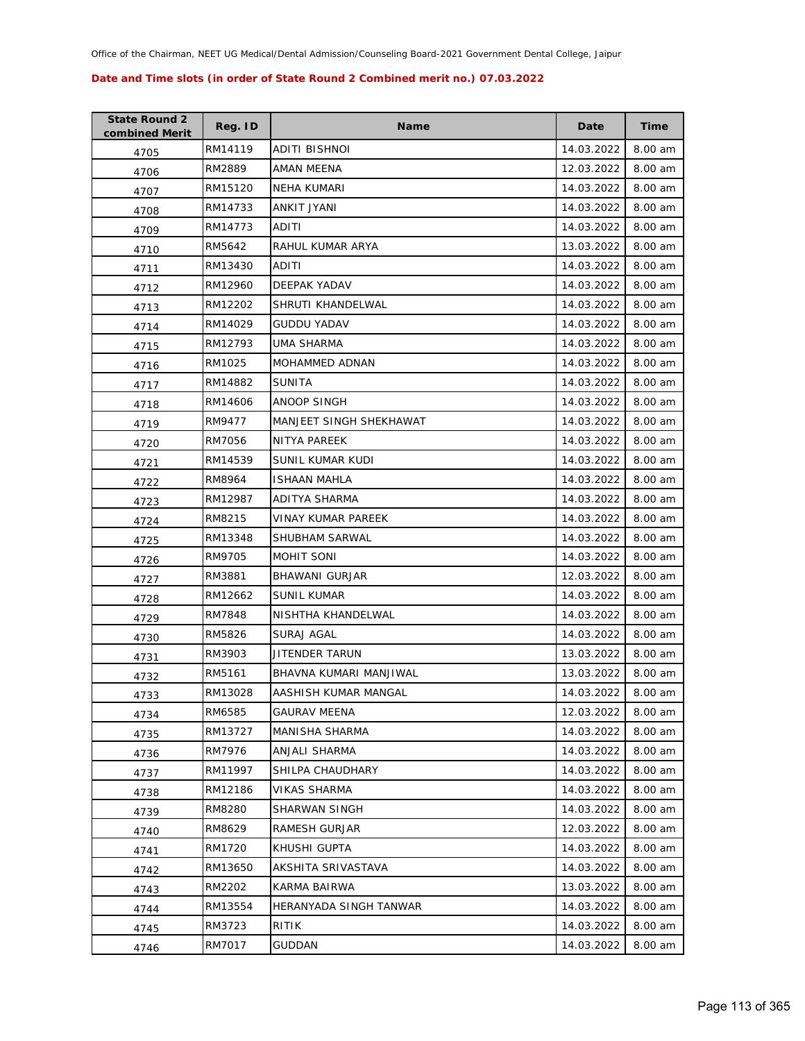Office of the Chairman, NEET UG Medical/Dental Admission/Counseling Board-2021 Government Dental College, Jaipur

**Date and Time slots (in order of State Round 2 Combined merit no.) 07.03.2022**

| State Round 2 combined Merit | Reg. ID | Name | Date | Time |
|---|---|---|---|---|
| 4705 | RM14119 | ADITI BISHNOI | 14.03.2022 | 8.00 am |
| 4706 | RM2889 | AMAN MEENA | 12.03.2022 | 8.00 am |
| 4707 | RM15120 | NEHA KUMARI | 14.03.2022 | 8.00 am |
| 4708 | RM14733 | ANKIT JYANI | 14.03.2022 | 8.00 am |
| 4709 | RM14773 | ADITI | 14.03.2022 | 8.00 am |
| 4710 | RM5642 | RAHUL KUMAR ARYA | 13.03.2022 | 8.00 am |
| 4711 | RM13430 | ADITI | 14.03.2022 | 8.00 am |
| 4712 | RM12960 | DEEPAK YADAV | 14.03.2022 | 8.00 am |
| 4713 | RM12202 | SHRUTI KHANDELWAL | 14.03.2022 | 8.00 am |
| 4714 | RM14029 | GUDDU YADAV | 14.03.2022 | 8.00 am |
| 4715 | RM12793 | UMA SHARMA | 14.03.2022 | 8.00 am |
| 4716 | RM1025 | MOHAMMED ADNAN | 14.03.2022 | 8.00 am |
| 4717 | RM14882 | SUNITA | 14.03.2022 | 8.00 am |
| 4718 | RM14606 | ANOOP SINGH | 14.03.2022 | 8.00 am |
| 4719 | RM9477 | MANJEET SINGH SHEKHAWAT | 14.03.2022 | 8.00 am |
| 4720 | RM7056 | NITYA PAREEK | 14.03.2022 | 8.00 am |
| 4721 | RM14539 | SUNIL KUMAR KUDI | 14.03.2022 | 8.00 am |
| 4722 | RM8964 | ISHAAN MAHLA | 14.03.2022 | 8.00 am |
| 4723 | RM12987 | ADITYA SHARMA | 14.03.2022 | 8.00 am |
| 4724 | RM8215 | VINAY KUMAR PAREEK | 14.03.2022 | 8.00 am |
| 4725 | RM13348 | SHUBHAM SARWAL | 14.03.2022 | 8.00 am |
| 4726 | RM9705 | MOHIT SONI | 14.03.2022 | 8.00 am |
| 4727 | RM3881 | BHAWANI GURJAR | 12.03.2022 | 8.00 am |
| 4728 | RM12662 | SUNIL KUMAR | 14.03.2022 | 8.00 am |
| 4729 | RM7848 | NISHTHA KHANDELWAL | 14.03.2022 | 8.00 am |
| 4730 | RM5826 | SURAJ AGAL | 14.03.2022 | 8.00 am |
| 4731 | RM3903 | JITENDER TARUN | 13.03.2022 | 8.00 am |
| 4732 | RM5161 | BHAVNA KUMARI MANJIWAL | 13.03.2022 | 8.00 am |
| 4733 | RM13028 | AASHISH KUMAR MANGAL | 14.03.2022 | 8.00 am |
| 4734 | RM6585 | GAURAV MEENA | 12.03.2022 | 8.00 am |
| 4735 | RM13727 | MANISHA SHARMA | 14.03.2022 | 8.00 am |
| 4736 | RM7976 | ANJALI SHARMA | 14.03.2022 | 8.00 am |
| 4737 | RM11997 | SHILPA CHAUDHARY | 14.03.2022 | 8.00 am |
| 4738 | RM12186 | VIKAS SHARMA | 14.03.2022 | 8.00 am |
| 4739 | RM8280 | SHARWAN SINGH | 14.03.2022 | 8.00 am |
| 4740 | RM8629 | RAMESH GURJAR | 12.03.2022 | 8.00 am |
| 4741 | RM1720 | KHUSHI GUPTA | 14.03.2022 | 8.00 am |
| 4742 | RM13650 | AKSHITA SRIVASTAVA | 14.03.2022 | 8.00 am |
| 4743 | RM2202 | KARMA BAIRWA | 13.03.2022 | 8.00 am |
| 4744 | RM13554 | HERANYADA SINGH TANWAR | 14.03.2022 | 8.00 am |
| 4745 | RM3723 | RITIK | 14.03.2022 | 8.00 am |
| 4746 | RM7017 | GUDDAN | 14.03.2022 | 8.00 am |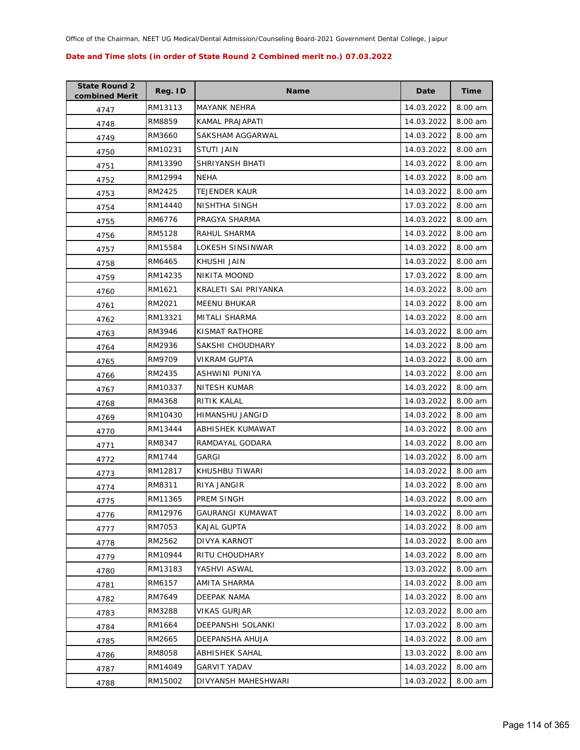Office of the Chairman, NEET UG Medical/Dental Admission/Counseling Board-2021 Government Dental College, Jaipur

**Date and Time slots (in order of State Round 2 Combined merit no.) 07.03.2022**

| State Round 2 combined Merit | Reg. ID | Name | Date | Time |
|---|---|---|---|---|
| 4747 | RM13113 | MAYANK NEHRA | 14.03.2022 | 8.00 am |
| 4748 | RM8859 | KAMAL PRAJAPATI | 14.03.2022 | 8.00 am |
| 4749 | RM3660 | SAKSHAM AGGARWAL | 14.03.2022 | 8.00 am |
| 4750 | RM10231 | STUTI JAIN | 14.03.2022 | 8.00 am |
| 4751 | RM13390 | SHRIYANSH BHATI | 14.03.2022 | 8.00 am |
| 4752 | RM12994 | NEHA | 14.03.2022 | 8.00 am |
| 4753 | RM2425 | TEJENDER KAUR | 14.03.2022 | 8.00 am |
| 4754 | RM14440 | NISHTHA SINGH | 17.03.2022 | 8.00 am |
| 4755 | RM6776 | PRAGYA SHARMA | 14.03.2022 | 8.00 am |
| 4756 | RM5128 | RAHUL SHARMA | 14.03.2022 | 8.00 am |
| 4757 | RM15584 | LOKESH SINSINWAR | 14.03.2022 | 8.00 am |
| 4758 | RM6465 | KHUSHI JAIN | 14.03.2022 | 8.00 am |
| 4759 | RM14235 | NIKITA MOOND | 17.03.2022 | 8.00 am |
| 4760 | RM1621 | KRALETI SAI PRIYANKA | 14.03.2022 | 8.00 am |
| 4761 | RM2021 | MEENU BHUKAR | 14.03.2022 | 8.00 am |
| 4762 | RM13321 | MITALI SHARMA | 14.03.2022 | 8.00 am |
| 4763 | RM3946 | KISMAT RATHORE | 14.03.2022 | 8.00 am |
| 4764 | RM2936 | SAKSHI CHOUDHARY | 14.03.2022 | 8.00 am |
| 4765 | RM9709 | VIKRAM GUPTA | 14.03.2022 | 8.00 am |
| 4766 | RM2435 | ASHWINI PUNIYA | 14.03.2022 | 8.00 am |
| 4767 | RM10337 | NITESH KUMAR | 14.03.2022 | 8.00 am |
| 4768 | RM4368 | RITIK KALAL | 14.03.2022 | 8.00 am |
| 4769 | RM10430 | HIMANSHU JANGID | 14.03.2022 | 8.00 am |
| 4770 | RM13444 | ABHISHEK KUMAWAT | 14.03.2022 | 8.00 am |
| 4771 | RM8347 | RAMDAYAL GODARA | 14.03.2022 | 8.00 am |
| 4772 | RM1744 | GARGI | 14.03.2022 | 8.00 am |
| 4773 | RM12817 | KHUSHBU TIWARI | 14.03.2022 | 8.00 am |
| 4774 | RM8311 | RIYA JANGIR | 14.03.2022 | 8.00 am |
| 4775 | RM11365 | PREM SINGH | 14.03.2022 | 8.00 am |
| 4776 | RM12976 | GAURANGI KUMAWAT | 14.03.2022 | 8.00 am |
| 4777 | RM7053 | KAJAL GUPTA | 14.03.2022 | 8.00 am |
| 4778 | RM2562 | DIVYA KARNOT | 14.03.2022 | 8.00 am |
| 4779 | RM10944 | RITU CHOUDHARY | 14.03.2022 | 8.00 am |
| 4780 | RM13183 | YASHVI ASWAL | 13.03.2022 | 8.00 am |
| 4781 | RM6157 | AMITA SHARMA | 14.03.2022 | 8.00 am |
| 4782 | RM7649 | DEEPAK NAMA | 14.03.2022 | 8.00 am |
| 4783 | RM3288 | VIKAS GURJAR | 12.03.2022 | 8.00 am |
| 4784 | RM1664 | DEEPANSHI SOLANKI | 17.03.2022 | 8.00 am |
| 4785 | RM2665 | DEEPANSHA AHUJA | 14.03.2022 | 8.00 am |
| 4786 | RM8058 | ABHISHEK SAHAL | 13.03.2022 | 8.00 am |
| 4787 | RM14049 | GARVIT YADAV | 14.03.2022 | 8.00 am |
| 4788 | RM15002 | DIVYANSH MAHESHWARI | 14.03.2022 | 8.00 am |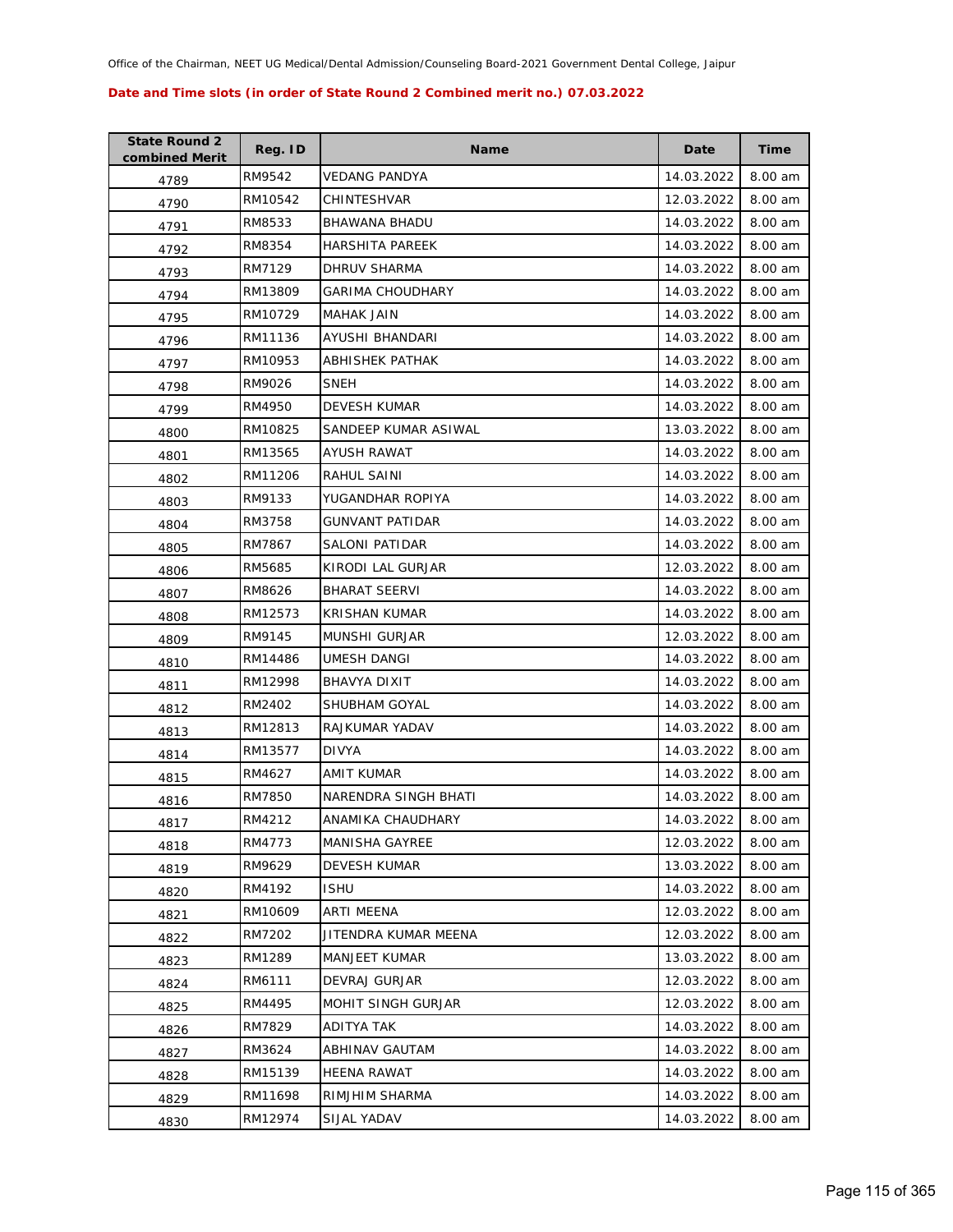Office of the Chairman, NEET UG Medical/Dental Admission/Counseling Board-2021 Government Dental College, Jaipur

**Date and Time slots (in order of State Round 2 Combined merit no.) 07.03.2022**

| State Round 2 combined Merit | Reg. ID | Name | Date | Time |
|---|---|---|---|---|
| 4789 | RM9542 | VEDANG PANDYA | 14.03.2022 | 8.00 am |
| 4790 | RM10542 | CHINTESHVAR | 12.03.2022 | 8.00 am |
| 4791 | RM8533 | BHAWANA BHADU | 14.03.2022 | 8.00 am |
| 4792 | RM8354 | HARSHITA PAREEK | 14.03.2022 | 8.00 am |
| 4793 | RM7129 | DHRUV SHARMA | 14.03.2022 | 8.00 am |
| 4794 | RM13809 | GARIMA CHOUDHARY | 14.03.2022 | 8.00 am |
| 4795 | RM10729 | MAHAK JAIN | 14.03.2022 | 8.00 am |
| 4796 | RM11136 | AYUSHI BHANDARI | 14.03.2022 | 8.00 am |
| 4797 | RM10953 | ABHISHEK PATHAK | 14.03.2022 | 8.00 am |
| 4798 | RM9026 | SNEH | 14.03.2022 | 8.00 am |
| 4799 | RM4950 | DEVESH KUMAR | 14.03.2022 | 8.00 am |
| 4800 | RM10825 | SANDEEP KUMAR ASIWAL | 13.03.2022 | 8.00 am |
| 4801 | RM13565 | AYUSH RAWAT | 14.03.2022 | 8.00 am |
| 4802 | RM11206 | RAHUL SAINI | 14.03.2022 | 8.00 am |
| 4803 | RM9133 | YUGANDHAR ROPIYA | 14.03.2022 | 8.00 am |
| 4804 | RM3758 | GUNVANT PATIDAR | 14.03.2022 | 8.00 am |
| 4805 | RM7867 | SALONI PATIDAR | 14.03.2022 | 8.00 am |
| 4806 | RM5685 | KIRODI LAL GURJAR | 12.03.2022 | 8.00 am |
| 4807 | RM8626 | BHARAT SEERVI | 14.03.2022 | 8.00 am |
| 4808 | RM12573 | KRISHAN KUMAR | 14.03.2022 | 8.00 am |
| 4809 | RM9145 | MUNSHI GURJAR | 12.03.2022 | 8.00 am |
| 4810 | RM14486 | UMESH DANGI | 14.03.2022 | 8.00 am |
| 4811 | RM12998 | BHAVYA DIXIT | 14.03.2022 | 8.00 am |
| 4812 | RM2402 | SHUBHAM GOYAL | 14.03.2022 | 8.00 am |
| 4813 | RM12813 | RAJKUMAR YADAV | 14.03.2022 | 8.00 am |
| 4814 | RM13577 | DIVYA | 14.03.2022 | 8.00 am |
| 4815 | RM4627 | AMIT KUMAR | 14.03.2022 | 8.00 am |
| 4816 | RM7850 | NARENDRA SINGH BHATI | 14.03.2022 | 8.00 am |
| 4817 | RM4212 | ANAMIKA CHAUDHARY | 14.03.2022 | 8.00 am |
| 4818 | RM4773 | MANISHA GAYREE | 12.03.2022 | 8.00 am |
| 4819 | RM9629 | DEVESH KUMAR | 13.03.2022 | 8.00 am |
| 4820 | RM4192 | ISHU | 14.03.2022 | 8.00 am |
| 4821 | RM10609 | ARTI MEENA | 12.03.2022 | 8.00 am |
| 4822 | RM7202 | JITENDRA KUMAR MEENA | 12.03.2022 | 8.00 am |
| 4823 | RM1289 | MANJEET KUMAR | 13.03.2022 | 8.00 am |
| 4824 | RM6111 | DEVRAJ GURJAR | 12.03.2022 | 8.00 am |
| 4825 | RM4495 | MOHIT SINGH GURJAR | 12.03.2022 | 8.00 am |
| 4826 | RM7829 | ADITYA TAK | 14.03.2022 | 8.00 am |
| 4827 | RM3624 | ABHINAV GAUTAM | 14.03.2022 | 8.00 am |
| 4828 | RM15139 | HEENA RAWAT | 14.03.2022 | 8.00 am |
| 4829 | RM11698 | RIMJHIM SHARMA | 14.03.2022 | 8.00 am |
| 4830 | RM12974 | SIJAL YADAV | 14.03.2022 | 8.00 am |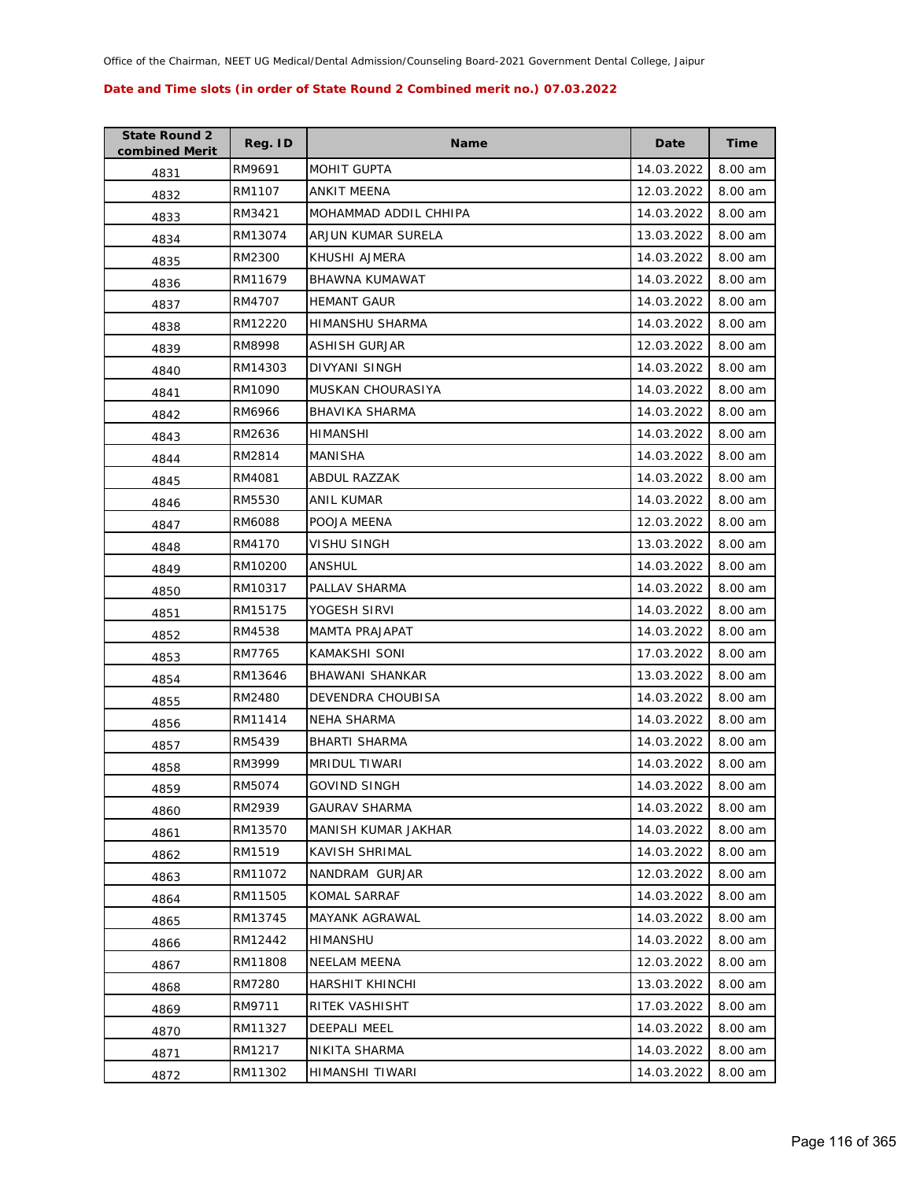Office of the Chairman, NEET UG Medical/Dental Admission/Counseling Board-2021 Government Dental College, Jaipur

**Date and Time slots (in order of State Round 2 Combined merit no.) 07.03.2022**

| State Round 2 combined Merit | Reg. ID | Name | Date | Time |
|---|---|---|---|---|
| 4831 | RM9691 | MOHIT GUPTA | 14.03.2022 | 8.00 am |
| 4832 | RM1107 | ANKIT MEENA | 12.03.2022 | 8.00 am |
| 4833 | RM3421 | MOHAMMAD ADDIL CHHIPA | 14.03.2022 | 8.00 am |
| 4834 | RM13074 | ARJUN KUMAR SURELA | 13.03.2022 | 8.00 am |
| 4835 | RM2300 | KHUSHI AJMERA | 14.03.2022 | 8.00 am |
| 4836 | RM11679 | BHAWNA KUMAWAT | 14.03.2022 | 8.00 am |
| 4837 | RM4707 | HEMANT GAUR | 14.03.2022 | 8.00 am |
| 4838 | RM12220 | HIMANSHU SHARMA | 14.03.2022 | 8.00 am |
| 4839 | RM8998 | ASHISH GURJAR | 12.03.2022 | 8.00 am |
| 4840 | RM14303 | DIVYANI SINGH | 14.03.2022 | 8.00 am |
| 4841 | RM1090 | MUSKAN CHOURASIYA | 14.03.2022 | 8.00 am |
| 4842 | RM6966 | BHAVIKA SHARMA | 14.03.2022 | 8.00 am |
| 4843 | RM2636 | HIMANSHI | 14.03.2022 | 8.00 am |
| 4844 | RM2814 | MANISHA | 14.03.2022 | 8.00 am |
| 4845 | RM4081 | ABDUL RAZZAK | 14.03.2022 | 8.00 am |
| 4846 | RM5530 | ANIL KUMAR | 14.03.2022 | 8.00 am |
| 4847 | RM6088 | POOJA MEENA | 12.03.2022 | 8.00 am |
| 4848 | RM4170 | VISHU SINGH | 13.03.2022 | 8.00 am |
| 4849 | RM10200 | ANSHUL | 14.03.2022 | 8.00 am |
| 4850 | RM10317 | PALLAV SHARMA | 14.03.2022 | 8.00 am |
| 4851 | RM15175 | YOGESH SIRVI | 14.03.2022 | 8.00 am |
| 4852 | RM4538 | MAMTA PRAJAPAT | 14.03.2022 | 8.00 am |
| 4853 | RM7765 | KAMAKSHI SONI | 17.03.2022 | 8.00 am |
| 4854 | RM13646 | BHAWANI SHANKAR | 13.03.2022 | 8.00 am |
| 4855 | RM2480 | DEVENDRA CHOUBISA | 14.03.2022 | 8.00 am |
| 4856 | RM11414 | NEHA SHARMA | 14.03.2022 | 8.00 am |
| 4857 | RM5439 | BHARTI SHARMA | 14.03.2022 | 8.00 am |
| 4858 | RM3999 | MRIDUL TIWARI | 14.03.2022 | 8.00 am |
| 4859 | RM5074 | GOVIND SINGH | 14.03.2022 | 8.00 am |
| 4860 | RM2939 | GAURAV SHARMA | 14.03.2022 | 8.00 am |
| 4861 | RM13570 | MANISH KUMAR JAKHAR | 14.03.2022 | 8.00 am |
| 4862 | RM1519 | KAVISH SHRIMAL | 14.03.2022 | 8.00 am |
| 4863 | RM11072 | NANDRAM GURJAR | 12.03.2022 | 8.00 am |
| 4864 | RM11505 | KOMAL SARRAF | 14.03.2022 | 8.00 am |
| 4865 | RM13745 | MAYANK AGRAWAL | 14.03.2022 | 8.00 am |
| 4866 | RM12442 | HIMANSHU | 14.03.2022 | 8.00 am |
| 4867 | RM11808 | NEELAM MEENA | 12.03.2022 | 8.00 am |
| 4868 | RM7280 | HARSHIT KHINCHI | 13.03.2022 | 8.00 am |
| 4869 | RM9711 | RITEK VASHISHT | 17.03.2022 | 8.00 am |
| 4870 | RM11327 | DEEPALI MEEL | 14.03.2022 | 8.00 am |
| 4871 | RM1217 | NIKITA SHARMA | 14.03.2022 | 8.00 am |
| 4872 | RM11302 | HIMANSHI TIWARI | 14.03.2022 | 8.00 am |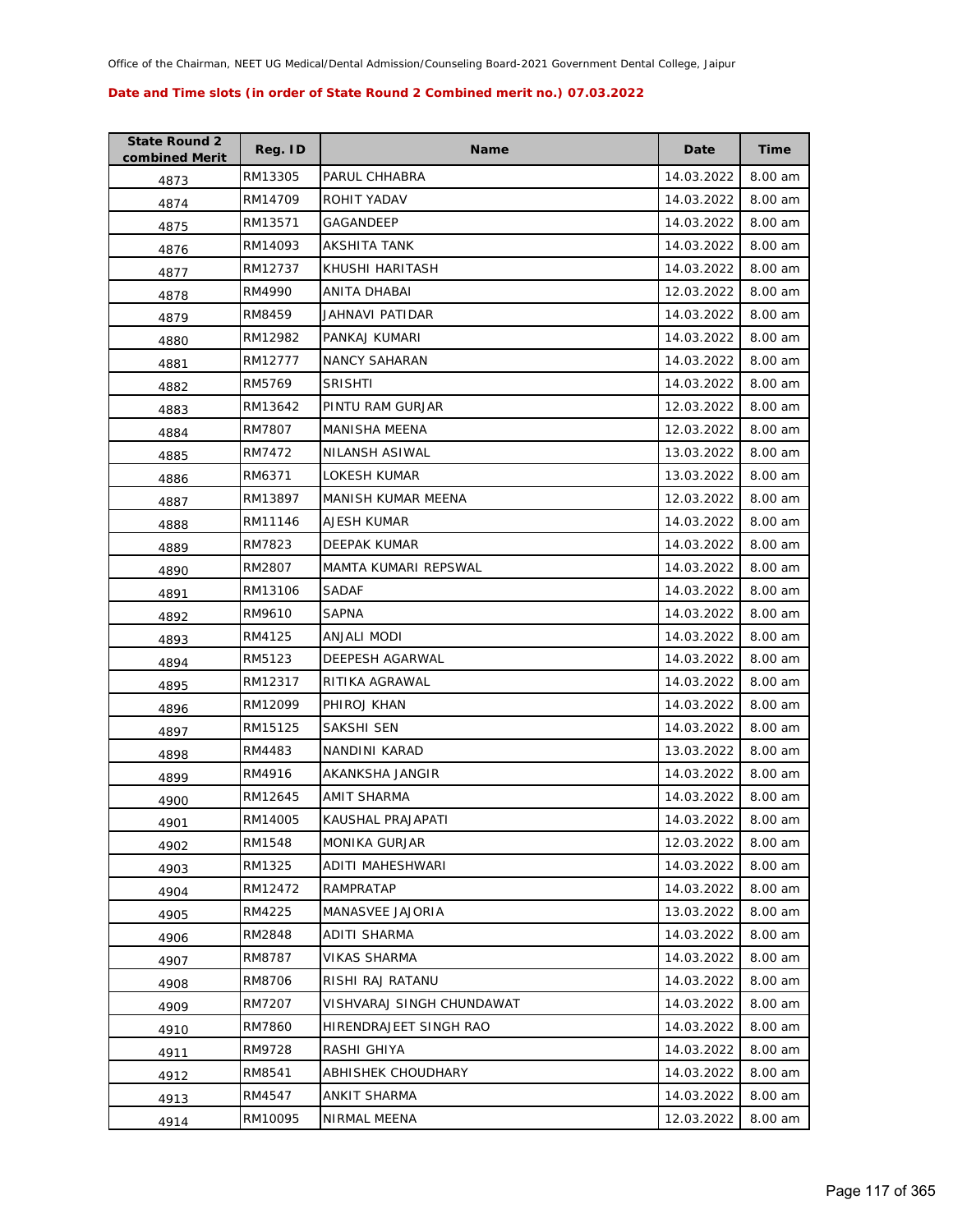Office of the Chairman, NEET UG Medical/Dental Admission/Counseling Board-2021 Government Dental College, Jaipur

**Date and Time slots (in order of State Round 2 Combined merit no.) 07.03.2022**

| State Round 2 combined Merit | Reg. ID | Name | Date | Time |
|---|---|---|---|---|
| 4873 | RM13305 | PARUL CHHABRA | 14.03.2022 | 8.00 am |
| 4874 | RM14709 | ROHIT YADAV | 14.03.2022 | 8.00 am |
| 4875 | RM13571 | GAGANDEEP | 14.03.2022 | 8.00 am |
| 4876 | RM14093 | AKSHITA TANK | 14.03.2022 | 8.00 am |
| 4877 | RM12737 | KHUSHI HARITASH | 14.03.2022 | 8.00 am |
| 4878 | RM4990 | ANITA DHABAI | 12.03.2022 | 8.00 am |
| 4879 | RM8459 | JAHNAVI PATIDAR | 14.03.2022 | 8.00 am |
| 4880 | RM12982 | PANKAJ KUMARI | 14.03.2022 | 8.00 am |
| 4881 | RM12777 | NANCY SAHARAN | 14.03.2022 | 8.00 am |
| 4882 | RM5769 | SRISHTI | 14.03.2022 | 8.00 am |
| 4883 | RM13642 | PINTU RAM GURJAR | 12.03.2022 | 8.00 am |
| 4884 | RM7807 | MANISHA MEENA | 12.03.2022 | 8.00 am |
| 4885 | RM7472 | NILANSH ASIWAL | 13.03.2022 | 8.00 am |
| 4886 | RM6371 | LOKESH KUMAR | 13.03.2022 | 8.00 am |
| 4887 | RM13897 | MANISH KUMAR MEENA | 12.03.2022 | 8.00 am |
| 4888 | RM11146 | AJESH KUMAR | 14.03.2022 | 8.00 am |
| 4889 | RM7823 | DEEPAK KUMAR | 14.03.2022 | 8.00 am |
| 4890 | RM2807 | MAMTA KUMARI REPSWAL | 14.03.2022 | 8.00 am |
| 4891 | RM13106 | SADAF | 14.03.2022 | 8.00 am |
| 4892 | RM9610 | SAPNA | 14.03.2022 | 8.00 am |
| 4893 | RM4125 | ANJALI MODI | 14.03.2022 | 8.00 am |
| 4894 | RM5123 | DEEPESH AGARWAL | 14.03.2022 | 8.00 am |
| 4895 | RM12317 | RITIKA AGRAWAL | 14.03.2022 | 8.00 am |
| 4896 | RM12099 | PHIROJ KHAN | 14.03.2022 | 8.00 am |
| 4897 | RM15125 | SAKSHI SEN | 14.03.2022 | 8.00 am |
| 4898 | RM4483 | NANDINI KARAD | 13.03.2022 | 8.00 am |
| 4899 | RM4916 | AKANKSHA JANGIR | 14.03.2022 | 8.00 am |
| 4900 | RM12645 | AMIT SHARMA | 14.03.2022 | 8.00 am |
| 4901 | RM14005 | KAUSHAL PRAJAPATI | 14.03.2022 | 8.00 am |
| 4902 | RM1548 | MONIKA GURJAR | 12.03.2022 | 8.00 am |
| 4903 | RM1325 | ADITI MAHESHWARI | 14.03.2022 | 8.00 am |
| 4904 | RM12472 | RAMPRATAP | 14.03.2022 | 8.00 am |
| 4905 | RM4225 | MANASVEE JAJORIA | 13.03.2022 | 8.00 am |
| 4906 | RM2848 | ADITI SHARMA | 14.03.2022 | 8.00 am |
| 4907 | RM8787 | VIKAS SHARMA | 14.03.2022 | 8.00 am |
| 4908 | RM8706 | RISHI RAJ RATANU | 14.03.2022 | 8.00 am |
| 4909 | RM7207 | VISHVARAJ SINGH CHUNDAWAT | 14.03.2022 | 8.00 am |
| 4910 | RM7860 | HIRENDRAJEET SINGH RAO | 14.03.2022 | 8.00 am |
| 4911 | RM9728 | RASHI GHIYA | 14.03.2022 | 8.00 am |
| 4912 | RM8541 | ABHISHEK CHOUDHARY | 14.03.2022 | 8.00 am |
| 4913 | RM4547 | ANKIT SHARMA | 14.03.2022 | 8.00 am |
| 4914 | RM10095 | NIRMAL MEENA | 12.03.2022 | 8.00 am |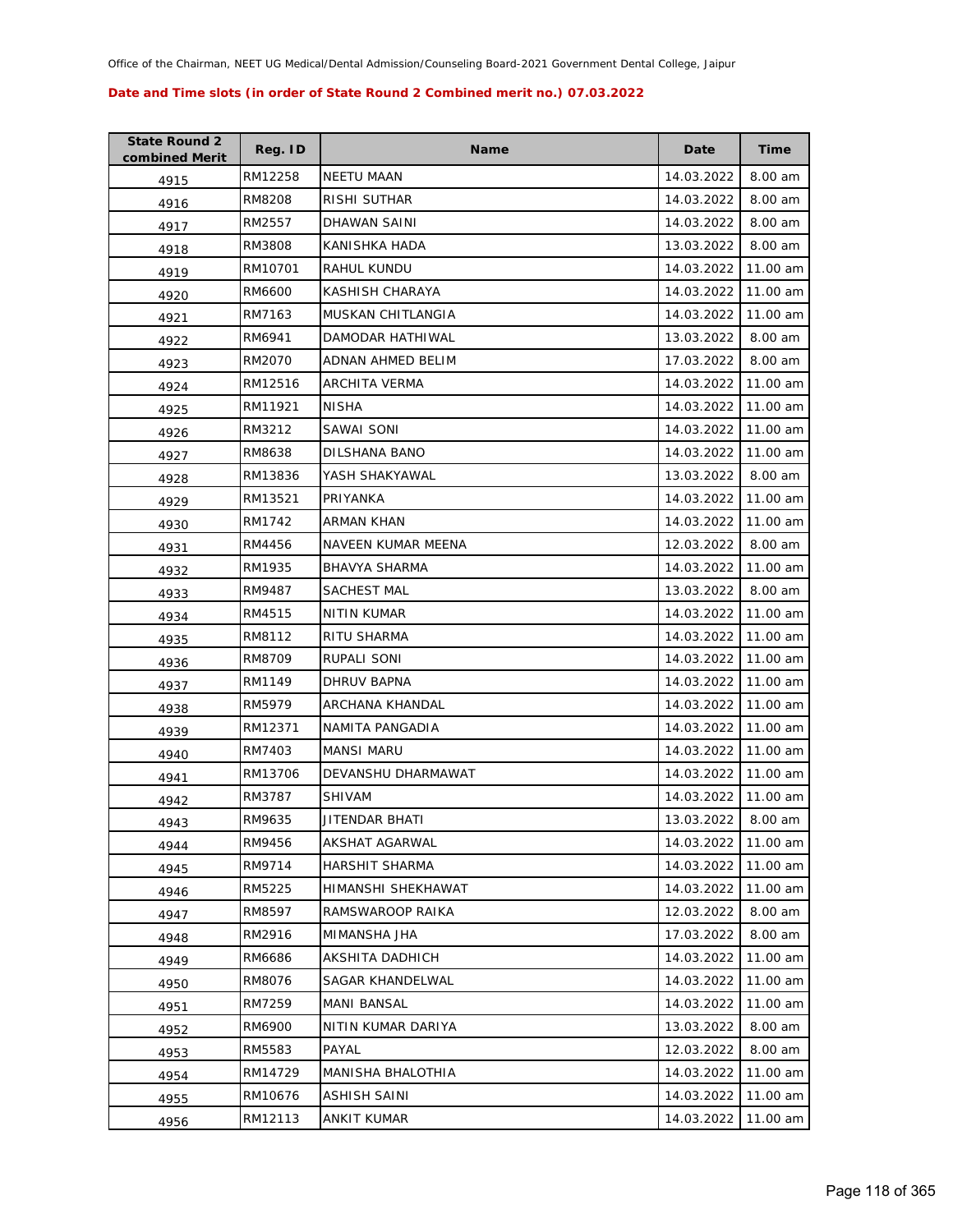Office of the Chairman, NEET UG Medical/Dental Admission/Counseling Board-2021 Government Dental College, Jaipur

**Date and Time slots (in order of State Round 2 Combined merit no.) 07.03.2022**

| State Round 2 combined Merit | Reg. ID | Name | Date | Time |
|---|---|---|---|---|
| 4915 | RM12258 | NEETU MAAN | 14.03.2022 | 8.00 am |
| 4916 | RM8208 | RISHI SUTHAR | 14.03.2022 | 8.00 am |
| 4917 | RM2557 | DHAWAN SAINI | 14.03.2022 | 8.00 am |
| 4918 | RM3808 | KANISHKA HADA | 13.03.2022 | 8.00 am |
| 4919 | RM10701 | RAHUL KUNDU | 14.03.2022 | 11.00 am |
| 4920 | RM6600 | KASHISH CHARAYA | 14.03.2022 | 11.00 am |
| 4921 | RM7163 | MUSKAN CHITLANGIA | 14.03.2022 | 11.00 am |
| 4922 | RM6941 | DAMODAR HATHIWAL | 13.03.2022 | 8.00 am |
| 4923 | RM2070 | ADNAN AHMED BELIM | 17.03.2022 | 8.00 am |
| 4924 | RM12516 | ARCHITA VERMA | 14.03.2022 | 11.00 am |
| 4925 | RM11921 | NISHA | 14.03.2022 | 11.00 am |
| 4926 | RM3212 | SAWAI SONI | 14.03.2022 | 11.00 am |
| 4927 | RM8638 | DILSHANA BANO | 14.03.2022 | 11.00 am |
| 4928 | RM13836 | YASH SHAKYAWAL | 13.03.2022 | 8.00 am |
| 4929 | RM13521 | PRIYANKA | 14.03.2022 | 11.00 am |
| 4930 | RM1742 | ARMAN KHAN | 14.03.2022 | 11.00 am |
| 4931 | RM4456 | NAVEEN KUMAR MEENA | 12.03.2022 | 8.00 am |
| 4932 | RM1935 | BHAVYA SHARMA | 14.03.2022 | 11.00 am |
| 4933 | RM9487 | SACHEST MAL | 13.03.2022 | 8.00 am |
| 4934 | RM4515 | NITIN KUMAR | 14.03.2022 | 11.00 am |
| 4935 | RM8112 | RITU SHARMA | 14.03.2022 | 11.00 am |
| 4936 | RM8709 | RUPALI SONI | 14.03.2022 | 11.00 am |
| 4937 | RM1149 | DHRUV BAPNA | 14.03.2022 | 11.00 am |
| 4938 | RM5979 | ARCHANA KHANDAL | 14.03.2022 | 11.00 am |
| 4939 | RM12371 | NAMITA PANGADIA | 14.03.2022 | 11.00 am |
| 4940 | RM7403 | MANSI MARU | 14.03.2022 | 11.00 am |
| 4941 | RM13706 | DEVANSHU DHARMAWAT | 14.03.2022 | 11.00 am |
| 4942 | RM3787 | SHIVAM | 14.03.2022 | 11.00 am |
| 4943 | RM9635 | JITENDAR BHATI | 13.03.2022 | 8.00 am |
| 4944 | RM9456 | AKSHAT AGARWAL | 14.03.2022 | 11.00 am |
| 4945 | RM9714 | HARSHIT SHARMA | 14.03.2022 | 11.00 am |
| 4946 | RM5225 | HIMANSHI SHEKHAWAT | 14.03.2022 | 11.00 am |
| 4947 | RM8597 | RAMSWAROOP RAIKA | 12.03.2022 | 8.00 am |
| 4948 | RM2916 | MIMANSHA JHA | 17.03.2022 | 8.00 am |
| 4949 | RM6686 | AKSHITA DADHICH | 14.03.2022 | 11.00 am |
| 4950 | RM8076 | SAGAR KHANDELWAL | 14.03.2022 | 11.00 am |
| 4951 | RM7259 | MANI BANSAL | 14.03.2022 | 11.00 am |
| 4952 | RM6900 | NITIN KUMAR DARIYA | 13.03.2022 | 8.00 am |
| 4953 | RM5583 | PAYAL | 12.03.2022 | 8.00 am |
| 4954 | RM14729 | MANISHA BHALOTHIA | 14.03.2022 | 11.00 am |
| 4955 | RM10676 | ASHISH SAINI | 14.03.2022 | 11.00 am |
| 4956 | RM12113 | ANKIT KUMAR | 14.03.2022 | 11.00 am |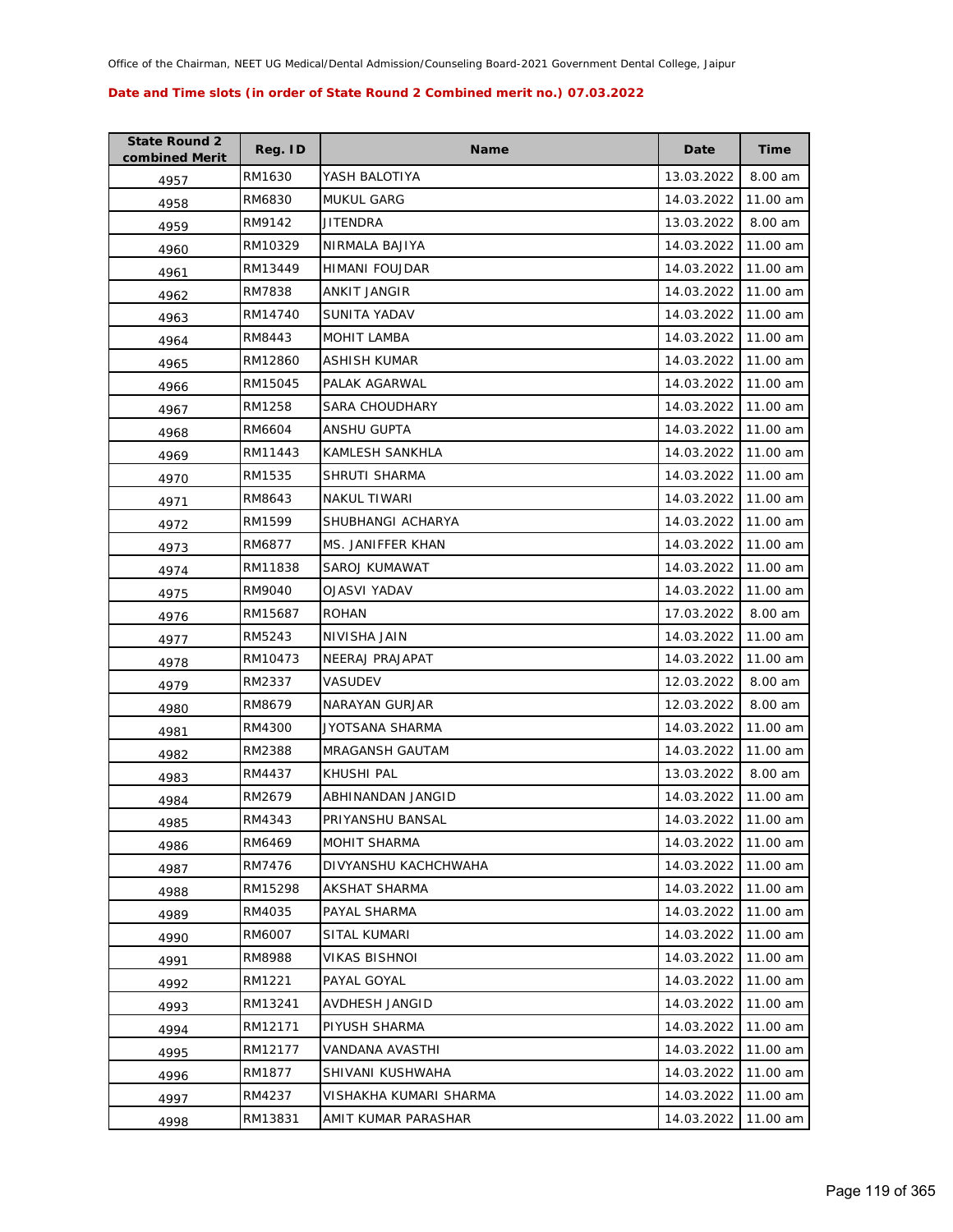Office of the Chairman, NEET UG Medical/Dental Admission/Counseling Board-2021 Government Dental College, Jaipur

**Date and Time slots (in order of State Round 2 Combined merit no.) 07.03.2022**

| State Round 2 combined Merit | Reg. ID | Name | Date | Time |
|---|---|---|---|---|
| 4957 | RM1630 | YASH BALOTIYA | 13.03.2022 | 8.00 am |
| 4958 | RM6830 | MUKUL GARG | 14.03.2022 | 11.00 am |
| 4959 | RM9142 | JITENDRA | 13.03.2022 | 8.00 am |
| 4960 | RM10329 | NIRMALA BAJIYA | 14.03.2022 | 11.00 am |
| 4961 | RM13449 | HIMANI FOUJDAR | 14.03.2022 | 11.00 am |
| 4962 | RM7838 | ANKIT JANGIR | 14.03.2022 | 11.00 am |
| 4963 | RM14740 | SUNITA YADAV | 14.03.2022 | 11.00 am |
| 4964 | RM8443 | MOHIT LAMBA | 14.03.2022 | 11.00 am |
| 4965 | RM12860 | ASHISH KUMAR | 14.03.2022 | 11.00 am |
| 4966 | RM15045 | PALAK AGARWAL | 14.03.2022 | 11.00 am |
| 4967 | RM1258 | SARA CHOUDHARY | 14.03.2022 | 11.00 am |
| 4968 | RM6604 | ANSHU GUPTA | 14.03.2022 | 11.00 am |
| 4969 | RM11443 | KAMLESH SANKHLA | 14.03.2022 | 11.00 am |
| 4970 | RM1535 | SHRUTI SHARMA | 14.03.2022 | 11.00 am |
| 4971 | RM8643 | NAKUL TIWARI | 14.03.2022 | 11.00 am |
| 4972 | RM1599 | SHUBHANGI ACHARYA | 14.03.2022 | 11.00 am |
| 4973 | RM6877 | MS. JANIFFER KHAN | 14.03.2022 | 11.00 am |
| 4974 | RM11838 | SAROJ KUMAWAT | 14.03.2022 | 11.00 am |
| 4975 | RM9040 | OJASVI YADAV | 14.03.2022 | 11.00 am |
| 4976 | RM15687 | ROHAN | 17.03.2022 | 8.00 am |
| 4977 | RM5243 | NIVISHA JAIN | 14.03.2022 | 11.00 am |
| 4978 | RM10473 | NEERAJ PRAJAPAT | 14.03.2022 | 11.00 am |
| 4979 | RM2337 | VASUDEV | 12.03.2022 | 8.00 am |
| 4980 | RM8679 | NARAYAN GURJAR | 12.03.2022 | 8.00 am |
| 4981 | RM4300 | JYOTSANA SHARMA | 14.03.2022 | 11.00 am |
| 4982 | RM2388 | MRAGANSH GAUTAM | 14.03.2022 | 11.00 am |
| 4983 | RM4437 | KHUSHI PAL | 13.03.2022 | 8.00 am |
| 4984 | RM2679 | ABHINANDAN JANGID | 14.03.2022 | 11.00 am |
| 4985 | RM4343 | PRIYANSHU BANSAL | 14.03.2022 | 11.00 am |
| 4986 | RM6469 | MOHIT SHARMA | 14.03.2022 | 11.00 am |
| 4987 | RM7476 | DIVYANSHU KACHCHWAHA | 14.03.2022 | 11.00 am |
| 4988 | RM15298 | AKSHAT SHARMA | 14.03.2022 | 11.00 am |
| 4989 | RM4035 | PAYAL SHARMA | 14.03.2022 | 11.00 am |
| 4990 | RM6007 | SITAL KUMARI | 14.03.2022 | 11.00 am |
| 4991 | RM8988 | VIKAS BISHNOI | 14.03.2022 | 11.00 am |
| 4992 | RM1221 | PAYAL GOYAL | 14.03.2022 | 11.00 am |
| 4993 | RM13241 | AVDHESH JANGID | 14.03.2022 | 11.00 am |
| 4994 | RM12171 | PIYUSH SHARMA | 14.03.2022 | 11.00 am |
| 4995 | RM12177 | VANDANA AVASTHI | 14.03.2022 | 11.00 am |
| 4996 | RM1877 | SHIVANI KUSHWAHA | 14.03.2022 | 11.00 am |
| 4997 | RM4237 | VISHAKHA KUMARI SHARMA | 14.03.2022 | 11.00 am |
| 4998 | RM13831 | AMIT KUMAR PARASHAR | 14.03.2022 | 11.00 am |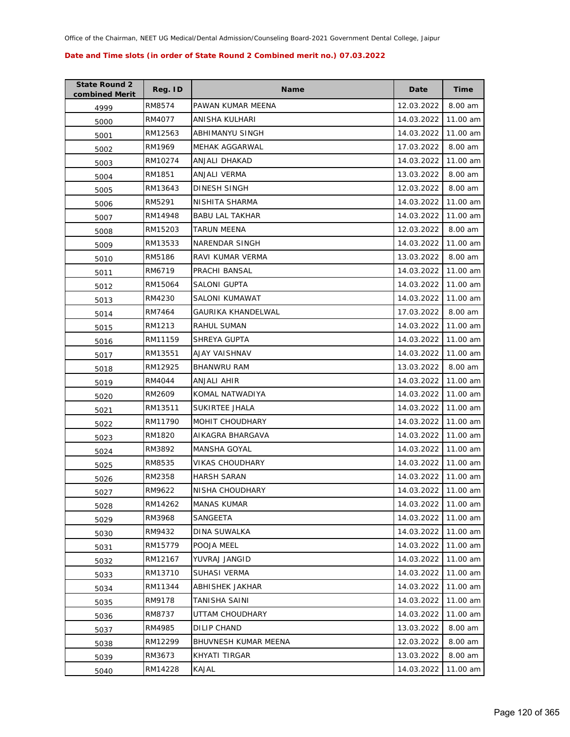Office of the Chairman, NEET UG Medical/Dental Admission/Counseling Board-2021 Government Dental College, Jaipur

**Date and Time slots (in order of State Round 2 Combined merit no.) 07.03.2022**

| State Round 2 combined Merit | Reg. ID | Name | Date | Time |
|---|---|---|---|---|
| 4999 | RM8574 | PAWAN KUMAR MEENA | 12.03.2022 | 8.00 am |
| 5000 | RM4077 | ANISHA KULHARI | 14.03.2022 | 11.00 am |
| 5001 | RM12563 | ABHIMANYU SINGH | 14.03.2022 | 11.00 am |
| 5002 | RM1969 | MEHAK AGGARWAL | 17.03.2022 | 8.00 am |
| 5003 | RM10274 | ANJALI DHAKAD | 14.03.2022 | 11.00 am |
| 5004 | RM1851 | ANJALI VERMA | 13.03.2022 | 8.00 am |
| 5005 | RM13643 | DINESH SINGH | 12.03.2022 | 8.00 am |
| 5006 | RM5291 | NISHITA SHARMA | 14.03.2022 | 11.00 am |
| 5007 | RM14948 | BABU LAL TAKHAR | 14.03.2022 | 11.00 am |
| 5008 | RM15203 | TARUN MEENA | 12.03.2022 | 8.00 am |
| 5009 | RM13533 | NARENDAR SINGH | 14.03.2022 | 11.00 am |
| 5010 | RM5186 | RAVI KUMAR VERMA | 13.03.2022 | 8.00 am |
| 5011 | RM6719 | PRACHI BANSAL | 14.03.2022 | 11.00 am |
| 5012 | RM15064 | SALONI GUPTA | 14.03.2022 | 11.00 am |
| 5013 | RM4230 | SALONI KUMAWAT | 14.03.2022 | 11.00 am |
| 5014 | RM7464 | GAURIKA KHANDELWAL | 17.03.2022 | 8.00 am |
| 5015 | RM1213 | RAHUL SUMAN | 14.03.2022 | 11.00 am |
| 5016 | RM11159 | SHREYA GUPTA | 14.03.2022 | 11.00 am |
| 5017 | RM13551 | AJAY VAISHNAV | 14.03.2022 | 11.00 am |
| 5018 | RM12925 | BHANWRU RAM | 13.03.2022 | 8.00 am |
| 5019 | RM4044 | ANJALI AHIR | 14.03.2022 | 11.00 am |
| 5020 | RM2609 | KOMAL NATWADIYA | 14.03.2022 | 11.00 am |
| 5021 | RM13511 | SUKIRTEE JHALA | 14.03.2022 | 11.00 am |
| 5022 | RM11790 | MOHIT CHOUDHARY | 14.03.2022 | 11.00 am |
| 5023 | RM1820 | AIKAGRA BHARGAVA | 14.03.2022 | 11.00 am |
| 5024 | RM3892 | MANSHA GOYAL | 14.03.2022 | 11.00 am |
| 5025 | RM8535 | VIKAS CHOUDHARY | 14.03.2022 | 11.00 am |
| 5026 | RM2358 | HARSH SARAN | 14.03.2022 | 11.00 am |
| 5027 | RM9622 | NISHA CHOUDHARY | 14.03.2022 | 11.00 am |
| 5028 | RM14262 | MANAS KUMAR | 14.03.2022 | 11.00 am |
| 5029 | RM3968 | SANGEETA | 14.03.2022 | 11.00 am |
| 5030 | RM9432 | DINA SUWALKA | 14.03.2022 | 11.00 am |
| 5031 | RM15779 | POOJA MEEL | 14.03.2022 | 11.00 am |
| 5032 | RM12167 | YUVRAJ JANGID | 14.03.2022 | 11.00 am |
| 5033 | RM13710 | SUHASI VERMA | 14.03.2022 | 11.00 am |
| 5034 | RM11344 | ABHISHEK JAKHAR | 14.03.2022 | 11.00 am |
| 5035 | RM9178 | TANISHA SAINI | 14.03.2022 | 11.00 am |
| 5036 | RM8737 | UTTAM CHOUDHARY | 14.03.2022 | 11.00 am |
| 5037 | RM4985 | DILIP CHAND | 13.03.2022 | 8.00 am |
| 5038 | RM12299 | BHUVNESH KUMAR MEENA | 12.03.2022 | 8.00 am |
| 5039 | RM3673 | KHYATI TIRGAR | 13.03.2022 | 8.00 am |
| 5040 | RM14228 | KAJAL | 14.03.2022 | 11.00 am |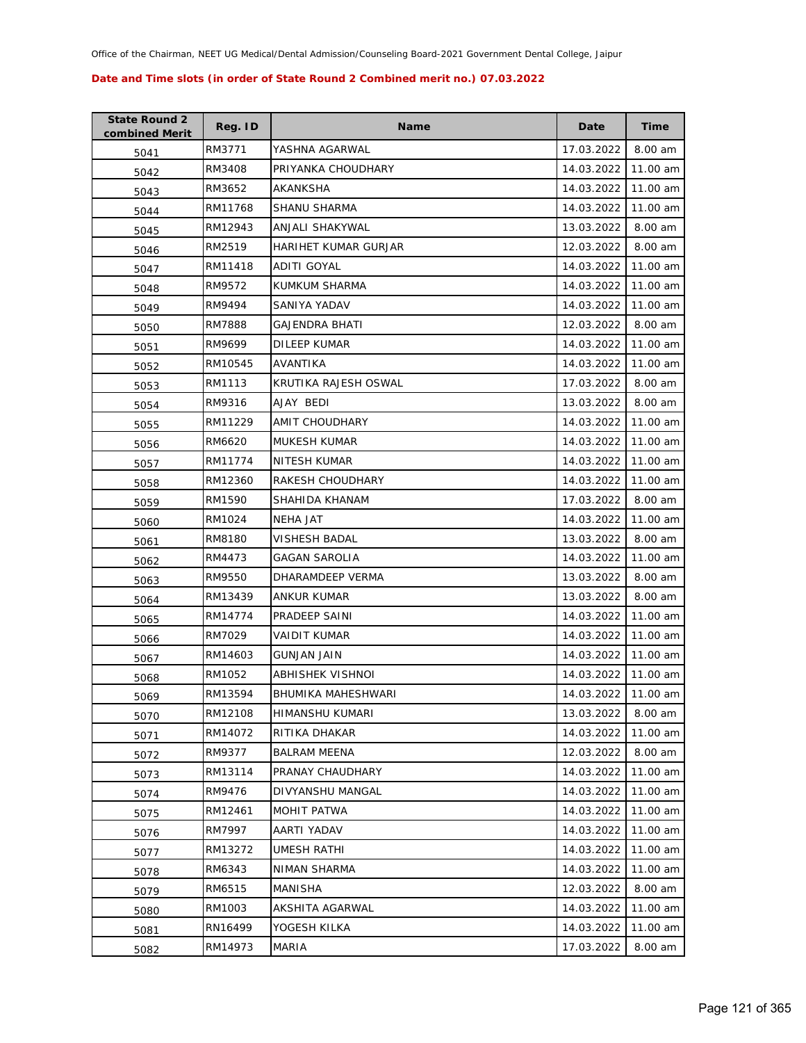Office of the Chairman, NEET UG Medical/Dental Admission/Counseling Board-2021 Government Dental College, Jaipur

**Date and Time slots (in order of State Round 2 Combined merit no.) 07.03.2022**

| State Round 2 combined Merit | Reg. ID | Name | Date | Time |
|---|---|---|---|---|
| 5041 | RM3771 | YASHNA AGARWAL | 17.03.2022 | 8.00 am |
| 5042 | RM3408 | PRIYANKA CHOUDHARY | 14.03.2022 | 11.00 am |
| 5043 | RM3652 | AKANKSHA | 14.03.2022 | 11.00 am |
| 5044 | RM11768 | SHANU SHARMA | 14.03.2022 | 11.00 am |
| 5045 | RM12943 | ANJALI SHAKYWAL | 13.03.2022 | 8.00 am |
| 5046 | RM2519 | HARIHET KUMAR GURJAR | 12.03.2022 | 8.00 am |
| 5047 | RM11418 | ADITI GOYAL | 14.03.2022 | 11.00 am |
| 5048 | RM9572 | KUMKUM SHARMA | 14.03.2022 | 11.00 am |
| 5049 | RM9494 | SANIYA YADAV | 14.03.2022 | 11.00 am |
| 5050 | RM7888 | GAJENDRA BHATI | 12.03.2022 | 8.00 am |
| 5051 | RM9699 | DILEEP KUMAR | 14.03.2022 | 11.00 am |
| 5052 | RM10545 | AVANTIKA | 14.03.2022 | 11.00 am |
| 5053 | RM1113 | KRUTIKA RAJESH OSWAL | 17.03.2022 | 8.00 am |
| 5054 | RM9316 | AJAY BEDI | 13.03.2022 | 8.00 am |
| 5055 | RM11229 | AMIT CHOUDHARY | 14.03.2022 | 11.00 am |
| 5056 | RM6620 | MUKESH KUMAR | 14.03.2022 | 11.00 am |
| 5057 | RM11774 | NITESH KUMAR | 14.03.2022 | 11.00 am |
| 5058 | RM12360 | RAKESH CHOUDHARY | 14.03.2022 | 11.00 am |
| 5059 | RM1590 | SHAHIDA KHANAM | 17.03.2022 | 8.00 am |
| 5060 | RM1024 | NEHA JAT | 14.03.2022 | 11.00 am |
| 5061 | RM8180 | VISHESH BADAL | 13.03.2022 | 8.00 am |
| 5062 | RM4473 | GAGAN SAROLIA | 14.03.2022 | 11.00 am |
| 5063 | RM9550 | DHARAMDEEP VERMA | 13.03.2022 | 8.00 am |
| 5064 | RM13439 | ANKUR KUMAR | 13.03.2022 | 8.00 am |
| 5065 | RM14774 | PRADEEP SAINI | 14.03.2022 | 11.00 am |
| 5066 | RM7029 | VAIDIT KUMAR | 14.03.2022 | 11.00 am |
| 5067 | RM14603 | GUNJAN JAIN | 14.03.2022 | 11.00 am |
| 5068 | RM1052 | ABHISHEK VISHNOI | 14.03.2022 | 11.00 am |
| 5069 | RM13594 | BHUMIKA MAHESHWARI | 14.03.2022 | 11.00 am |
| 5070 | RM12108 | HIMANSHU KUMARI | 13.03.2022 | 8.00 am |
| 5071 | RM14072 | RITIKA DHAKAR | 14.03.2022 | 11.00 am |
| 5072 | RM9377 | BALRAM MEENA | 12.03.2022 | 8.00 am |
| 5073 | RM13114 | PRANAY CHAUDHARY | 14.03.2022 | 11.00 am |
| 5074 | RM9476 | DIVYANSHU MANGAL | 14.03.2022 | 11.00 am |
| 5075 | RM12461 | MOHIT PATWA | 14.03.2022 | 11.00 am |
| 5076 | RM7997 | AARTI YADAV | 14.03.2022 | 11.00 am |
| 5077 | RM13272 | UMESH RATHI | 14.03.2022 | 11.00 am |
| 5078 | RM6343 | NIMAN SHARMA | 14.03.2022 | 11.00 am |
| 5079 | RM6515 | MANISHA | 12.03.2022 | 8.00 am |
| 5080 | RM1003 | AKSHITA AGARWAL | 14.03.2022 | 11.00 am |
| 5081 | RN16499 | YOGESH KILKA | 14.03.2022 | 11.00 am |
| 5082 | RM14973 | MARIA | 17.03.2022 | 8.00 am |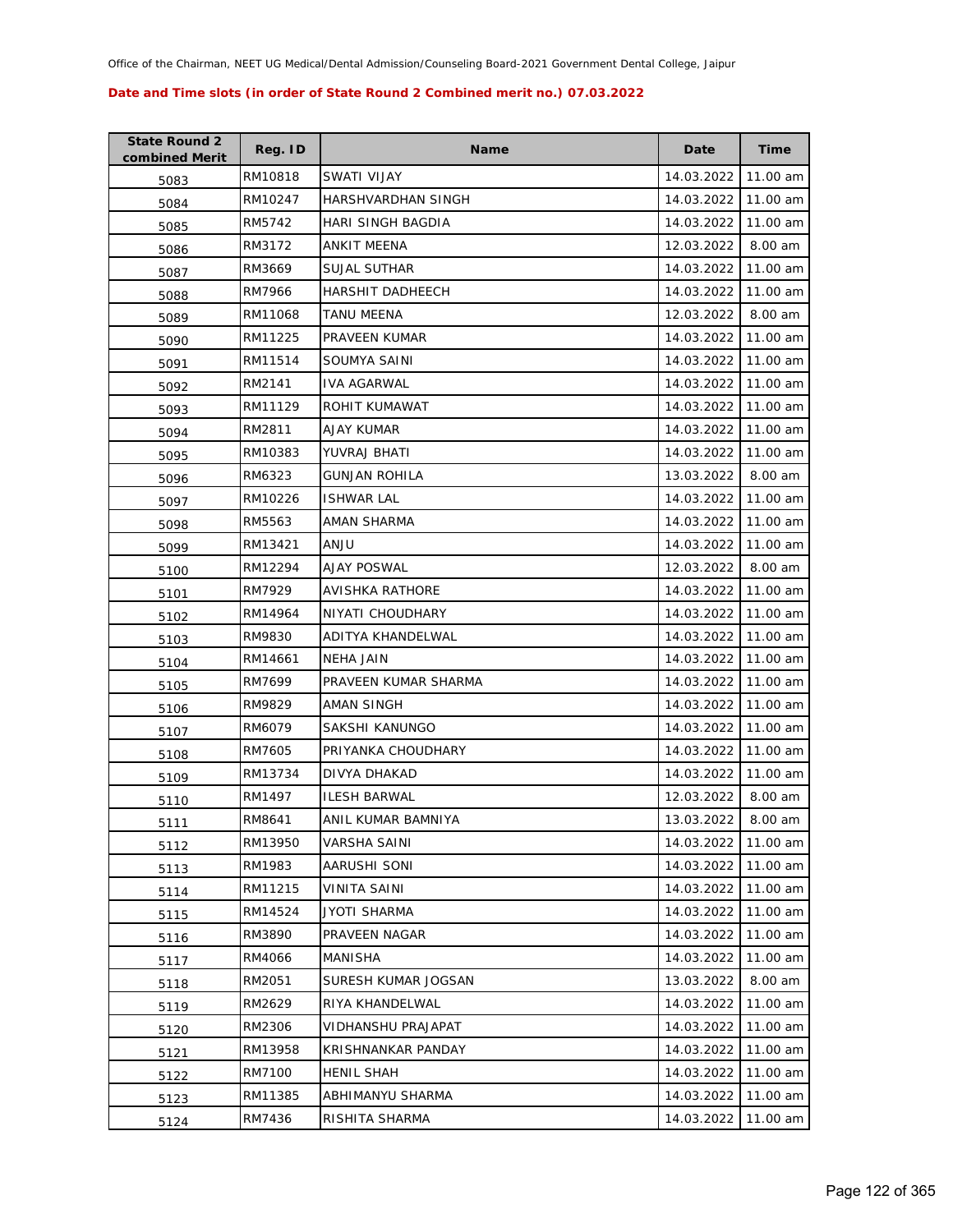Office of the Chairman, NEET UG Medical/Dental Admission/Counseling Board-2021 Government Dental College, Jaipur

**Date and Time slots (in order of State Round 2 Combined merit no.) 07.03.2022**

| State Round 2 combined Merit | Reg. ID | Name | Date | Time |
|---|---|---|---|---|
| 5083 | RM10818 | SWATI VIJAY | 14.03.2022 | 11.00 am |
| 5084 | RM10247 | HARSHVARDHAN SINGH | 14.03.2022 | 11.00 am |
| 5085 | RM5742 | HARI SINGH BAGDIA | 14.03.2022 | 11.00 am |
| 5086 | RM3172 | ANKIT MEENA | 12.03.2022 | 8.00 am |
| 5087 | RM3669 | SUJAL SUTHAR | 14.03.2022 | 11.00 am |
| 5088 | RM7966 | HARSHIT DADHEECH | 14.03.2022 | 11.00 am |
| 5089 | RM11068 | TANU MEENA | 12.03.2022 | 8.00 am |
| 5090 | RM11225 | PRAVEEN KUMAR | 14.03.2022 | 11.00 am |
| 5091 | RM11514 | SOUMYA SAINI | 14.03.2022 | 11.00 am |
| 5092 | RM2141 | IVA AGARWAL | 14.03.2022 | 11.00 am |
| 5093 | RM11129 | ROHIT KUMAWAT | 14.03.2022 | 11.00 am |
| 5094 | RM2811 | AJAY KUMAR | 14.03.2022 | 11.00 am |
| 5095 | RM10383 | YUVRAJ BHATI | 14.03.2022 | 11.00 am |
| 5096 | RM6323 | GUNJAN ROHILA | 13.03.2022 | 8.00 am |
| 5097 | RM10226 | ISHWAR LAL | 14.03.2022 | 11.00 am |
| 5098 | RM5563 | AMAN SHARMA | 14.03.2022 | 11.00 am |
| 5099 | RM13421 | ANJU | 14.03.2022 | 11.00 am |
| 5100 | RM12294 | AJAY POSWAL | 12.03.2022 | 8.00 am |
| 5101 | RM7929 | AVISHKA RATHORE | 14.03.2022 | 11.00 am |
| 5102 | RM14964 | NIYATI CHOUDHARY | 14.03.2022 | 11.00 am |
| 5103 | RM9830 | ADITYA KHANDELWAL | 14.03.2022 | 11.00 am |
| 5104 | RM14661 | NEHA JAIN | 14.03.2022 | 11.00 am |
| 5105 | RM7699 | PRAVEEN KUMAR SHARMA | 14.03.2022 | 11.00 am |
| 5106 | RM9829 | AMAN SINGH | 14.03.2022 | 11.00 am |
| 5107 | RM6079 | SAKSHI KANUNGO | 14.03.2022 | 11.00 am |
| 5108 | RM7605 | PRIYANKA CHOUDHARY | 14.03.2022 | 11.00 am |
| 5109 | RM13734 | DIVYA DHAKAD | 14.03.2022 | 11.00 am |
| 5110 | RM1497 | ILESH BARWAL | 12.03.2022 | 8.00 am |
| 5111 | RM8641 | ANIL KUMAR BAMNIYA | 13.03.2022 | 8.00 am |
| 5112 | RM13950 | VARSHA SAINI | 14.03.2022 | 11.00 am |
| 5113 | RM1983 | AARUSHI SONI | 14.03.2022 | 11.00 am |
| 5114 | RM11215 | VINITA SAINI | 14.03.2022 | 11.00 am |
| 5115 | RM14524 | JYOTI SHARMA | 14.03.2022 | 11.00 am |
| 5116 | RM3890 | PRAVEEN NAGAR | 14.03.2022 | 11.00 am |
| 5117 | RM4066 | MANISHA | 14.03.2022 | 11.00 am |
| 5118 | RM2051 | SURESH KUMAR JOGSAN | 13.03.2022 | 8.00 am |
| 5119 | RM2629 | RIYA KHANDELWAL | 14.03.2022 | 11.00 am |
| 5120 | RM2306 | VIDHANSHU PRAJAPAT | 14.03.2022 | 11.00 am |
| 5121 | RM13958 | KRISHNANKAR PANDAY | 14.03.2022 | 11.00 am |
| 5122 | RM7100 | HENIL SHAH | 14.03.2022 | 11.00 am |
| 5123 | RM11385 | ABHIMANYU SHARMA | 14.03.2022 | 11.00 am |
| 5124 | RM7436 | RISHITA SHARMA | 14.03.2022 | 11.00 am |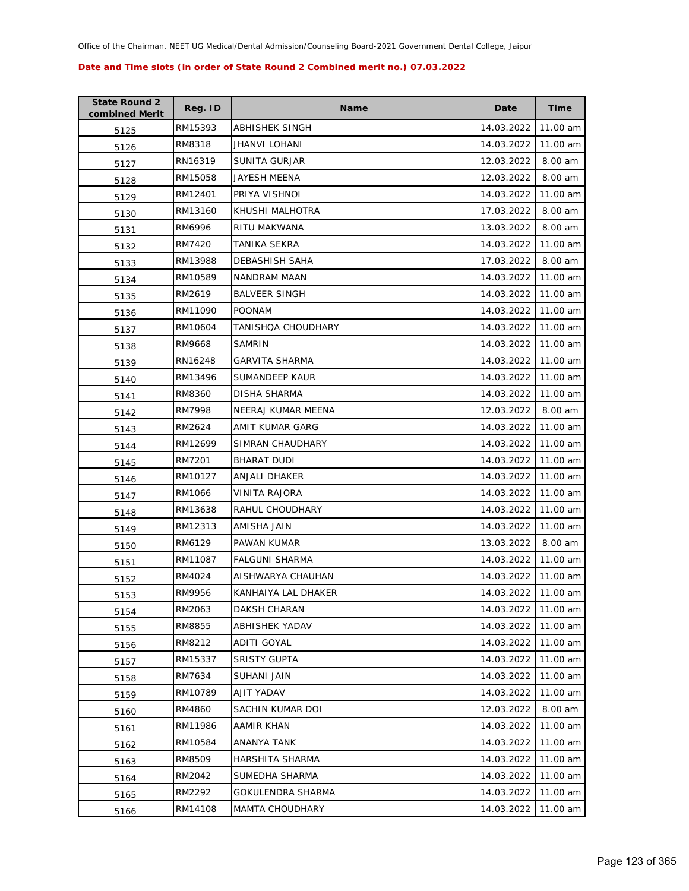Office of the Chairman, NEET UG Medical/Dental Admission/Counseling Board-2021 Government Dental College, Jaipur

**Date and Time slots (in order of State Round 2 Combined merit no.) 07.03.2022**

| State Round 2 combined Merit | Reg. ID | Name | Date | Time |
|---|---|---|---|---|
| 5125 | RM15393 | ABHISHEK SINGH | 14.03.2022 | 11.00 am |
| 5126 | RM8318 | JHANVI LOHANI | 14.03.2022 | 11.00 am |
| 5127 | RN16319 | SUNITA GURJAR | 12.03.2022 | 8.00 am |
| 5128 | RM15058 | JAYESH MEENA | 12.03.2022 | 8.00 am |
| 5129 | RM12401 | PRIYA VISHNOI | 14.03.2022 | 11.00 am |
| 5130 | RM13160 | KHUSHI MALHOTRA | 17.03.2022 | 8.00 am |
| 5131 | RM6996 | RITU MAKWANA | 13.03.2022 | 8.00 am |
| 5132 | RM7420 | TANIKA SEKRA | 14.03.2022 | 11.00 am |
| 5133 | RM13988 | DEBASHISH SAHA | 17.03.2022 | 8.00 am |
| 5134 | RM10589 | NANDRAM MAAN | 14.03.2022 | 11.00 am |
| 5135 | RM2619 | BALVEER SINGH | 14.03.2022 | 11.00 am |
| 5136 | RM11090 | POONAM | 14.03.2022 | 11.00 am |
| 5137 | RM10604 | TANISHQA CHOUDHARY | 14.03.2022 | 11.00 am |
| 5138 | RM9668 | SAMRIN | 14.03.2022 | 11.00 am |
| 5139 | RN16248 | GARVITA SHARMA | 14.03.2022 | 11.00 am |
| 5140 | RM13496 | SUMANDEEP KAUR | 14.03.2022 | 11.00 am |
| 5141 | RM8360 | DISHA SHARMA | 14.03.2022 | 11.00 am |
| 5142 | RM7998 | NEERAJ KUMAR MEENA | 12.03.2022 | 8.00 am |
| 5143 | RM2624 | AMIT KUMAR GARG | 14.03.2022 | 11.00 am |
| 5144 | RM12699 | SIMRAN CHAUDHARY | 14.03.2022 | 11.00 am |
| 5145 | RM7201 | BHARAT DUDI | 14.03.2022 | 11.00 am |
| 5146 | RM10127 | ANJALI DHAKER | 14.03.2022 | 11.00 am |
| 5147 | RM1066 | VINITA RAJORA | 14.03.2022 | 11.00 am |
| 5148 | RM13638 | RAHUL CHOUDHARY | 14.03.2022 | 11.00 am |
| 5149 | RM12313 | AMISHA JAIN | 14.03.2022 | 11.00 am |
| 5150 | RM6129 | PAWAN KUMAR | 13.03.2022 | 8.00 am |
| 5151 | RM11087 | FALGUNI SHARMA | 14.03.2022 | 11.00 am |
| 5152 | RM4024 | AISHWARYA CHAUHAN | 14.03.2022 | 11.00 am |
| 5153 | RM9956 | KANHAIYA LAL DHAKER | 14.03.2022 | 11.00 am |
| 5154 | RM2063 | DAKSH CHARAN | 14.03.2022 | 11.00 am |
| 5155 | RM8855 | ABHISHEK YADAV | 14.03.2022 | 11.00 am |
| 5156 | RM8212 | ADITI GOYAL | 14.03.2022 | 11.00 am |
| 5157 | RM15337 | SRISTY GUPTA | 14.03.2022 | 11.00 am |
| 5158 | RM7634 | SUHANI JAIN | 14.03.2022 | 11.00 am |
| 5159 | RM10789 | AJIT YADAV | 14.03.2022 | 11.00 am |
| 5160 | RM4860 | SACHIN KUMAR DOI | 12.03.2022 | 8.00 am |
| 5161 | RM11986 | AAMIR KHAN | 14.03.2022 | 11.00 am |
| 5162 | RM10584 | ANANYA TANK | 14.03.2022 | 11.00 am |
| 5163 | RM8509 | HARSHITA SHARMA | 14.03.2022 | 11.00 am |
| 5164 | RM2042 | SUMEDHA SHARMA | 14.03.2022 | 11.00 am |
| 5165 | RM2292 | GOKULENDRA SHARMA | 14.03.2022 | 11.00 am |
| 5166 | RM14108 | MAMTA CHOUDHARY | 14.03.2022 | 11.00 am |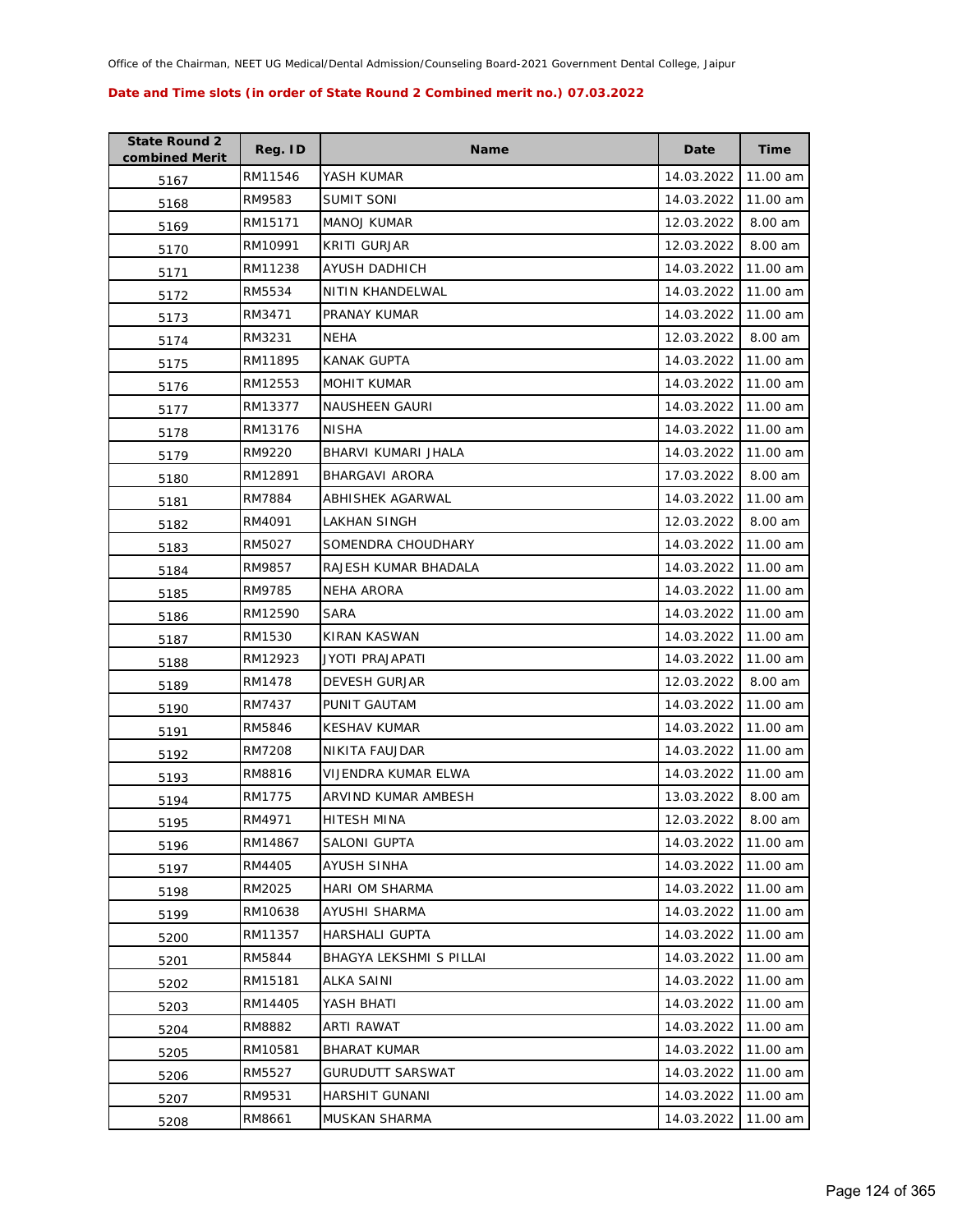Office of the Chairman, NEET UG Medical/Dental Admission/Counseling Board-2021 Government Dental College, Jaipur

**Date and Time slots (in order of State Round 2 Combined merit no.) 07.03.2022**

| State Round 2 combined Merit | Reg. ID | Name | Date | Time |
|---|---|---|---|---|
| 5167 | RM11546 | YASH KUMAR | 14.03.2022 | 11.00 am |
| 5168 | RM9583 | SUMIT SONI | 14.03.2022 | 11.00 am |
| 5169 | RM15171 | MANOJ KUMAR | 12.03.2022 | 8.00 am |
| 5170 | RM10991 | KRITI GURJAR | 12.03.2022 | 8.00 am |
| 5171 | RM11238 | AYUSH DADHICH | 14.03.2022 | 11.00 am |
| 5172 | RM5534 | NITIN KHANDELWAL | 14.03.2022 | 11.00 am |
| 5173 | RM3471 | PRANAY KUMAR | 14.03.2022 | 11.00 am |
| 5174 | RM3231 | NEHA | 12.03.2022 | 8.00 am |
| 5175 | RM11895 | KANAK GUPTA | 14.03.2022 | 11.00 am |
| 5176 | RM12553 | MOHIT KUMAR | 14.03.2022 | 11.00 am |
| 5177 | RM13377 | NAUSHEEN GAURI | 14.03.2022 | 11.00 am |
| 5178 | RM13176 | NISHA | 14.03.2022 | 11.00 am |
| 5179 | RM9220 | BHARVI KUMARI JHALA | 14.03.2022 | 11.00 am |
| 5180 | RM12891 | BHARGAVI ARORA | 17.03.2022 | 8.00 am |
| 5181 | RM7884 | ABHISHEK AGARWAL | 14.03.2022 | 11.00 am |
| 5182 | RM4091 | LAKHAN SINGH | 12.03.2022 | 8.00 am |
| 5183 | RM5027 | SOMENDRA CHOUDHARY | 14.03.2022 | 11.00 am |
| 5184 | RM9857 | RAJESH KUMAR BHADALA | 14.03.2022 | 11.00 am |
| 5185 | RM9785 | NEHA ARORA | 14.03.2022 | 11.00 am |
| 5186 | RM12590 | SARA | 14.03.2022 | 11.00 am |
| 5187 | RM1530 | KIRAN KASWAN | 14.03.2022 | 11.00 am |
| 5188 | RM12923 | JYOTI PRAJAPATI | 14.03.2022 | 11.00 am |
| 5189 | RM1478 | DEVESH GURJAR | 12.03.2022 | 8.00 am |
| 5190 | RM7437 | PUNIT GAUTAM | 14.03.2022 | 11.00 am |
| 5191 | RM5846 | KESHAV KUMAR | 14.03.2022 | 11.00 am |
| 5192 | RM7208 | NIKITA FAUJDAR | 14.03.2022 | 11.00 am |
| 5193 | RM8816 | VIJENDRA KUMAR ELWA | 14.03.2022 | 11.00 am |
| 5194 | RM1775 | ARVIND KUMAR AMBESH | 13.03.2022 | 8.00 am |
| 5195 | RM4971 | HITESH MINA | 12.03.2022 | 8.00 am |
| 5196 | RM14867 | SALONI GUPTA | 14.03.2022 | 11.00 am |
| 5197 | RM4405 | AYUSH SINHA | 14.03.2022 | 11.00 am |
| 5198 | RM2025 | HARI OM SHARMA | 14.03.2022 | 11.00 am |
| 5199 | RM10638 | AYUSHI SHARMA | 14.03.2022 | 11.00 am |
| 5200 | RM11357 | HARSHALI GUPTA | 14.03.2022 | 11.00 am |
| 5201 | RM5844 | BHAGYA LEKSHMI S PILLAI | 14.03.2022 | 11.00 am |
| 5202 | RM15181 | ALKA SAINI | 14.03.2022 | 11.00 am |
| 5203 | RM14405 | YASH BHATI | 14.03.2022 | 11.00 am |
| 5204 | RM8882 | ARTI RAWAT | 14.03.2022 | 11.00 am |
| 5205 | RM10581 | BHARAT KUMAR | 14.03.2022 | 11.00 am |
| 5206 | RM5527 | GURUDUTT SARSWAT | 14.03.2022 | 11.00 am |
| 5207 | RM9531 | HARSHIT GUNANI | 14.03.2022 | 11.00 am |
| 5208 | RM8661 | MUSKAN SHARMA | 14.03.2022 | 11.00 am |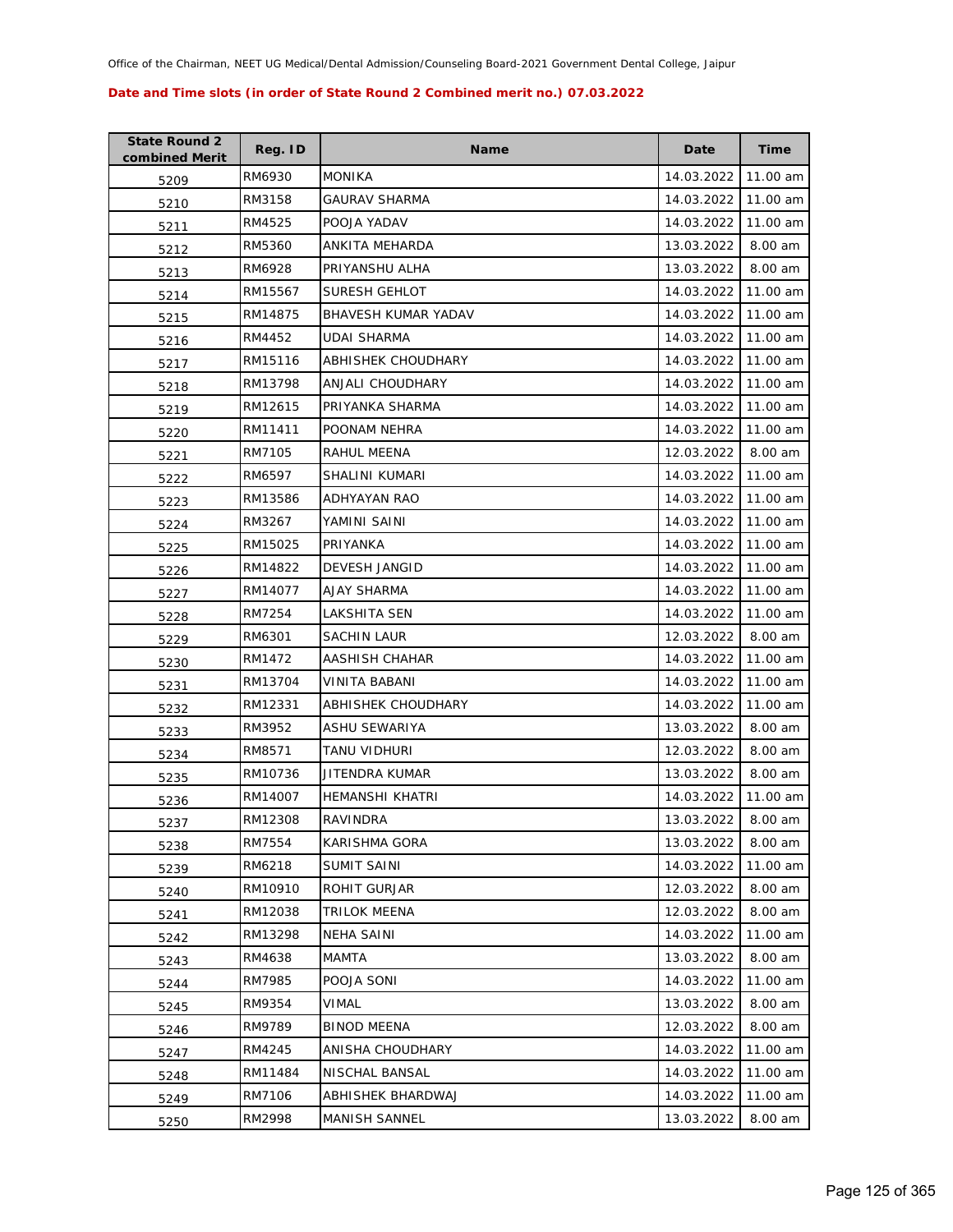Office of the Chairman, NEET UG Medical/Dental Admission/Counseling Board-2021 Government Dental College, Jaipur

**Date and Time slots (in order of State Round 2 Combined merit no.) 07.03.2022**

| State Round 2 combined Merit | Reg. ID | Name | Date | Time |
|---|---|---|---|---|
| 5209 | RM6930 | MONIKA | 14.03.2022 | 11.00 am |
| 5210 | RM3158 | GAURAV SHARMA | 14.03.2022 | 11.00 am |
| 5211 | RM4525 | POOJA YADAV | 14.03.2022 | 11.00 am |
| 5212 | RM5360 | ANKITA MEHARDA | 13.03.2022 | 8.00 am |
| 5213 | RM6928 | PRIYANSHU ALHA | 13.03.2022 | 8.00 am |
| 5214 | RM15567 | SURESH GEHLOT | 14.03.2022 | 11.00 am |
| 5215 | RM14875 | BHAVESH KUMAR YADAV | 14.03.2022 | 11.00 am |
| 5216 | RM4452 | UDAI SHARMA | 14.03.2022 | 11.00 am |
| 5217 | RM15116 | ABHISHEK CHOUDHARY | 14.03.2022 | 11.00 am |
| 5218 | RM13798 | ANJALI CHOUDHARY | 14.03.2022 | 11.00 am |
| 5219 | RM12615 | PRIYANKA SHARMA | 14.03.2022 | 11.00 am |
| 5220 | RM11411 | POONAM NEHRA | 14.03.2022 | 11.00 am |
| 5221 | RM7105 | RAHUL MEENA | 12.03.2022 | 8.00 am |
| 5222 | RM6597 | SHALINI KUMARI | 14.03.2022 | 11.00 am |
| 5223 | RM13586 | ADHYAYAN RAO | 14.03.2022 | 11.00 am |
| 5224 | RM3267 | YAMINI SAINI | 14.03.2022 | 11.00 am |
| 5225 | RM15025 | PRIYANKA | 14.03.2022 | 11.00 am |
| 5226 | RM14822 | DEVESH JANGID | 14.03.2022 | 11.00 am |
| 5227 | RM14077 | AJAY SHARMA | 14.03.2022 | 11.00 am |
| 5228 | RM7254 | LAKSHITA SEN | 14.03.2022 | 11.00 am |
| 5229 | RM6301 | SACHIN LAUR | 12.03.2022 | 8.00 am |
| 5230 | RM1472 | AASHISH CHAHAR | 14.03.2022 | 11.00 am |
| 5231 | RM13704 | VINITA BABANI | 14.03.2022 | 11.00 am |
| 5232 | RM12331 | ABHISHEK CHOUDHARY | 14.03.2022 | 11.00 am |
| 5233 | RM3952 | ASHU SEWARIYA | 13.03.2022 | 8.00 am |
| 5234 | RM8571 | TANU VIDHURI | 12.03.2022 | 8.00 am |
| 5235 | RM10736 | JITENDRA KUMAR | 13.03.2022 | 8.00 am |
| 5236 | RM14007 | HEMANSHI KHATRI | 14.03.2022 | 11.00 am |
| 5237 | RM12308 | RAVINDRA | 13.03.2022 | 8.00 am |
| 5238 | RM7554 | KARISHMA GORA | 13.03.2022 | 8.00 am |
| 5239 | RM6218 | SUMIT SAINI | 14.03.2022 | 11.00 am |
| 5240 | RM10910 | ROHIT GURJAR | 12.03.2022 | 8.00 am |
| 5241 | RM12038 | TRILOK MEENA | 12.03.2022 | 8.00 am |
| 5242 | RM13298 | NEHA SAINI | 14.03.2022 | 11.00 am |
| 5243 | RM4638 | MAMTA | 13.03.2022 | 8.00 am |
| 5244 | RM7985 | POOJA SONI | 14.03.2022 | 11.00 am |
| 5245 | RM9354 | VIMAL | 13.03.2022 | 8.00 am |
| 5246 | RM9789 | BINOD MEENA | 12.03.2022 | 8.00 am |
| 5247 | RM4245 | ANISHA CHOUDHARY | 14.03.2022 | 11.00 am |
| 5248 | RM11484 | NISCHAL BANSAL | 14.03.2022 | 11.00 am |
| 5249 | RM7106 | ABHISHEK BHARDWAJ | 14.03.2022 | 11.00 am |
| 5250 | RM2998 | MANISH SANNEL | 13.03.2022 | 8.00 am |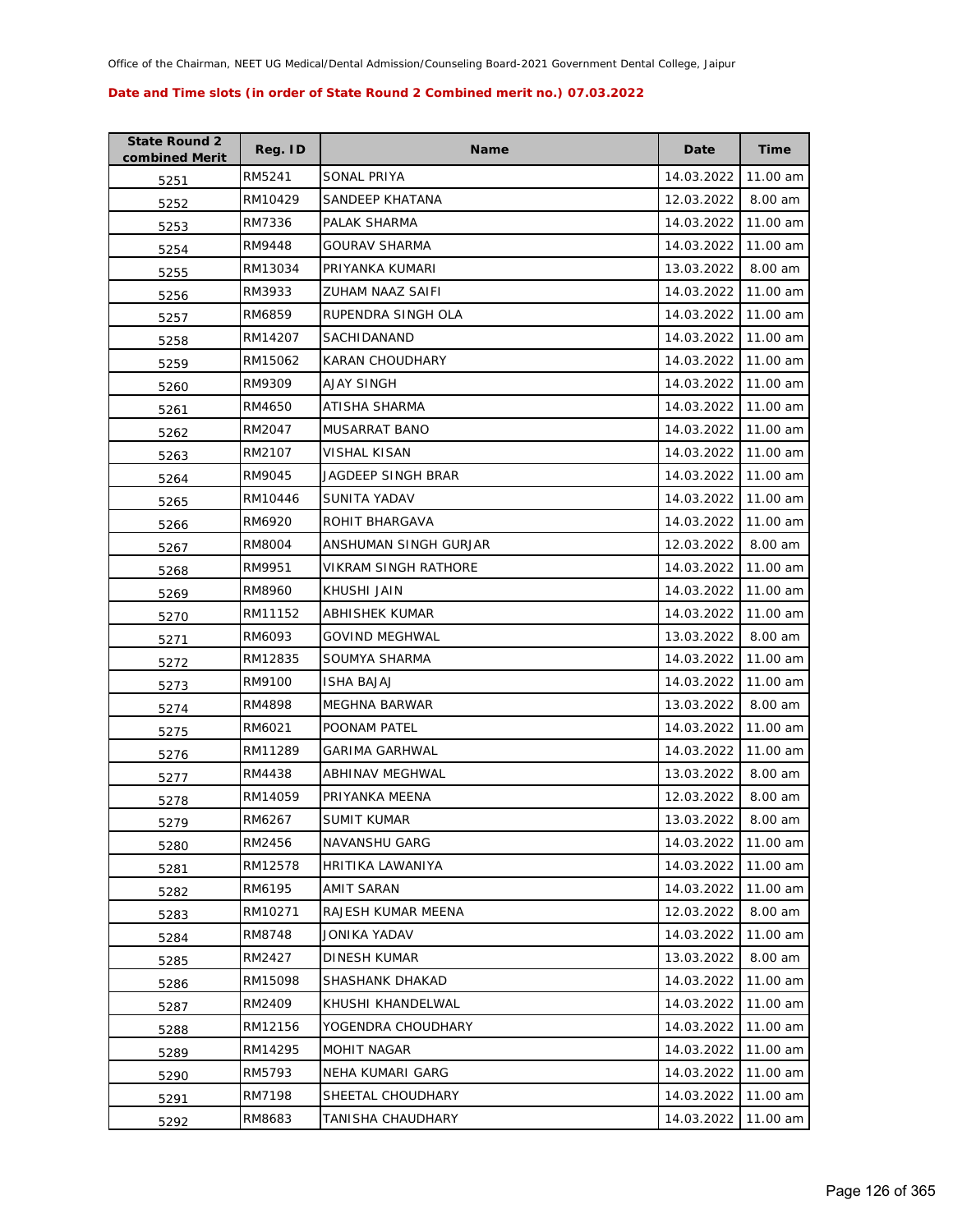Office of the Chairman, NEET UG Medical/Dental Admission/Counseling Board-2021 Government Dental College, Jaipur

**Date and Time slots (in order of State Round 2 Combined merit no.) 07.03.2022**

| State Round 2 combined Merit | Reg. ID | Name | Date | Time |
|---|---|---|---|---|
| 5251 | RM5241 | SONAL PRIYA | 14.03.2022 | 11.00 am |
| 5252 | RM10429 | SANDEEP KHATANA | 12.03.2022 | 8.00 am |
| 5253 | RM7336 | PALAK SHARMA | 14.03.2022 | 11.00 am |
| 5254 | RM9448 | GOURAV SHARMA | 14.03.2022 | 11.00 am |
| 5255 | RM13034 | PRIYANKA KUMARI | 13.03.2022 | 8.00 am |
| 5256 | RM3933 | ZUHAM NAAZ SAIFI | 14.03.2022 | 11.00 am |
| 5257 | RM6859 | RUPENDRA SINGH OLA | 14.03.2022 | 11.00 am |
| 5258 | RM14207 | SACHIDANAND | 14.03.2022 | 11.00 am |
| 5259 | RM15062 | KARAN CHOUDHARY | 14.03.2022 | 11.00 am |
| 5260 | RM9309 | AJAY SINGH | 14.03.2022 | 11.00 am |
| 5261 | RM4650 | ATISHA SHARMA | 14.03.2022 | 11.00 am |
| 5262 | RM2047 | MUSARRAT BANO | 14.03.2022 | 11.00 am |
| 5263 | RM2107 | VISHAL KISAN | 14.03.2022 | 11.00 am |
| 5264 | RM9045 | JAGDEEP SINGH BRAR | 14.03.2022 | 11.00 am |
| 5265 | RM10446 | SUNITA YADAV | 14.03.2022 | 11.00 am |
| 5266 | RM6920 | ROHIT BHARGAVA | 14.03.2022 | 11.00 am |
| 5267 | RM8004 | ANSHUMAN SINGH GURJAR | 12.03.2022 | 8.00 am |
| 5268 | RM9951 | VIKRAM SINGH RATHORE | 14.03.2022 | 11.00 am |
| 5269 | RM8960 | KHUSHI JAIN | 14.03.2022 | 11.00 am |
| 5270 | RM11152 | ABHISHEK KUMAR | 14.03.2022 | 11.00 am |
| 5271 | RM6093 | GOVIND MEGHWAL | 13.03.2022 | 8.00 am |
| 5272 | RM12835 | SOUMYA SHARMA | 14.03.2022 | 11.00 am |
| 5273 | RM9100 | ISHA BAJAJ | 14.03.2022 | 11.00 am |
| 5274 | RM4898 | MEGHNA BARWAR | 13.03.2022 | 8.00 am |
| 5275 | RM6021 | POONAM PATEL | 14.03.2022 | 11.00 am |
| 5276 | RM11289 | GARIMA GARHWAL | 14.03.2022 | 11.00 am |
| 5277 | RM4438 | ABHINAV MEGHWAL | 13.03.2022 | 8.00 am |
| 5278 | RM14059 | PRIYANKA MEENA | 12.03.2022 | 8.00 am |
| 5279 | RM6267 | SUMIT KUMAR | 13.03.2022 | 8.00 am |
| 5280 | RM2456 | NAVANSHU GARG | 14.03.2022 | 11.00 am |
| 5281 | RM12578 | HRITIKA LAWANIYA | 14.03.2022 | 11.00 am |
| 5282 | RM6195 | AMIT SARAN | 14.03.2022 | 11.00 am |
| 5283 | RM10271 | RAJESH KUMAR MEENA | 12.03.2022 | 8.00 am |
| 5284 | RM8748 | JONIKA YADAV | 14.03.2022 | 11.00 am |
| 5285 | RM2427 | DINESH KUMAR | 13.03.2022 | 8.00 am |
| 5286 | RM15098 | SHASHANK DHAKAD | 14.03.2022 | 11.00 am |
| 5287 | RM2409 | KHUSHI KHANDELWAL | 14.03.2022 | 11.00 am |
| 5288 | RM12156 | YOGENDRA CHOUDHARY | 14.03.2022 | 11.00 am |
| 5289 | RM14295 | MOHIT NAGAR | 14.03.2022 | 11.00 am |
| 5290 | RM5793 | NEHA KUMARI GARG | 14.03.2022 | 11.00 am |
| 5291 | RM7198 | SHEETAL CHOUDHARY | 14.03.2022 | 11.00 am |
| 5292 | RM8683 | TANISHA CHAUDHARY | 14.03.2022 | 11.00 am |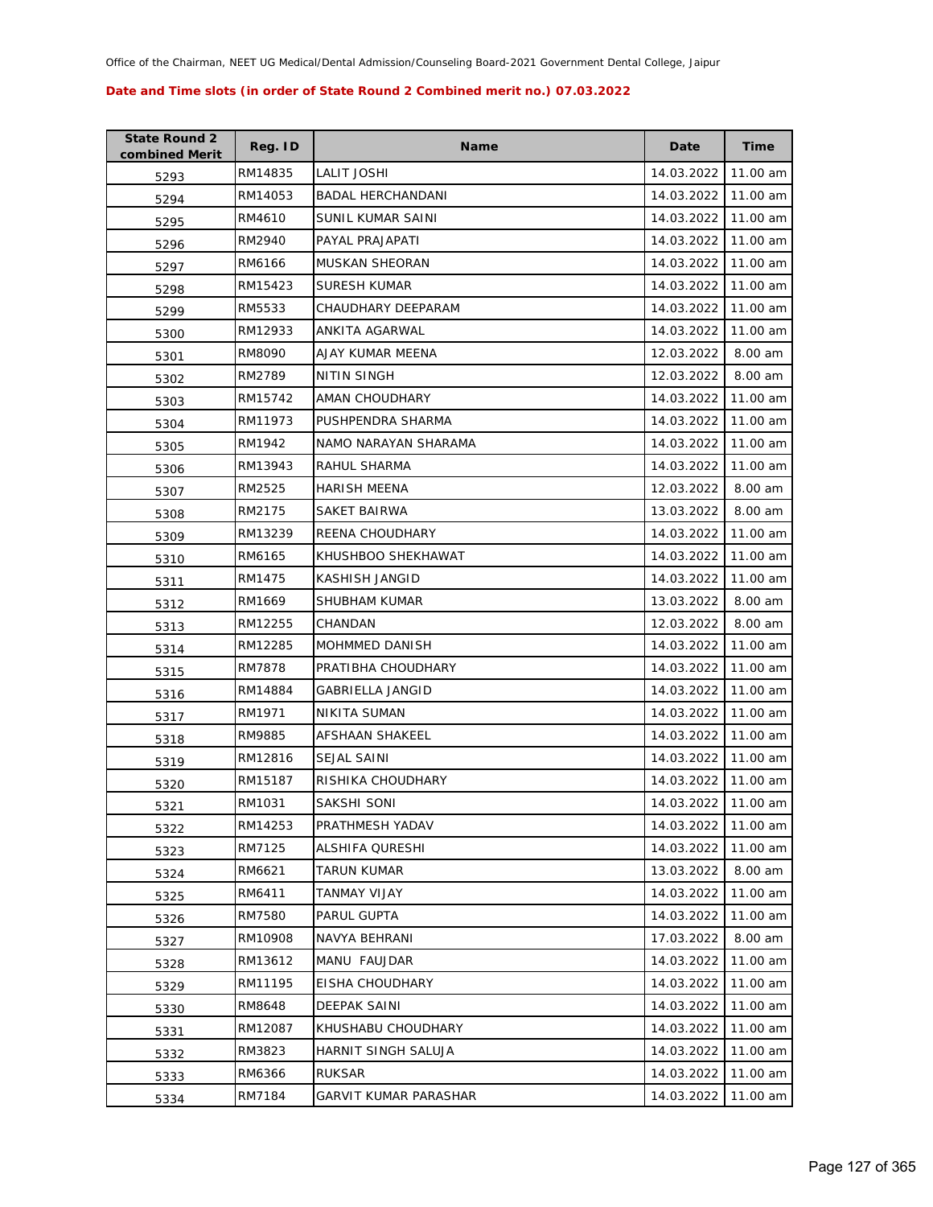Office of the Chairman, NEET UG Medical/Dental Admission/Counseling Board-2021 Government Dental College, Jaipur

**Date and Time slots (in order of State Round 2 Combined merit no.) 07.03.2022**

| State Round 2 combined Merit | Reg. ID | Name | Date | Time |
|---|---|---|---|---|
| 5293 | RM14835 | LALIT JOSHI | 14.03.2022 | 11.00 am |
| 5294 | RM14053 | BADAL HERCHANDANI | 14.03.2022 | 11.00 am |
| 5295 | RM4610 | SUNIL KUMAR SAINI | 14.03.2022 | 11.00 am |
| 5296 | RM2940 | PAYAL PRAJAPATI | 14.03.2022 | 11.00 am |
| 5297 | RM6166 | MUSKAN SHEORAN | 14.03.2022 | 11.00 am |
| 5298 | RM15423 | SURESH KUMAR | 14.03.2022 | 11.00 am |
| 5299 | RM5533 | CHAUDHARY DEEPARAM | 14.03.2022 | 11.00 am |
| 5300 | RM12933 | ANKITA AGARWAL | 14.03.2022 | 11.00 am |
| 5301 | RM8090 | AJAY KUMAR MEENA | 12.03.2022 | 8.00 am |
| 5302 | RM2789 | NITIN SINGH | 12.03.2022 | 8.00 am |
| 5303 | RM15742 | AMAN CHOUDHARY | 14.03.2022 | 11.00 am |
| 5304 | RM11973 | PUSHPENDRA SHARMA | 14.03.2022 | 11.00 am |
| 5305 | RM1942 | NAMO NARAYAN SHARAMA | 14.03.2022 | 11.00 am |
| 5306 | RM13943 | RAHUL SHARMA | 14.03.2022 | 11.00 am |
| 5307 | RM2525 | HARISH MEENA | 12.03.2022 | 8.00 am |
| 5308 | RM2175 | SAKET BAIRWA | 13.03.2022 | 8.00 am |
| 5309 | RM13239 | REENA CHOUDHARY | 14.03.2022 | 11.00 am |
| 5310 | RM6165 | KHUSHBOO SHEKHAWAT | 14.03.2022 | 11.00 am |
| 5311 | RM1475 | KASHISH JANGID | 14.03.2022 | 11.00 am |
| 5312 | RM1669 | SHUBHAM KUMAR | 13.03.2022 | 8.00 am |
| 5313 | RM12255 | CHANDAN | 12.03.2022 | 8.00 am |
| 5314 | RM12285 | MOHMMED DANISH | 14.03.2022 | 11.00 am |
| 5315 | RM7878 | PRATIBHA CHOUDHARY | 14.03.2022 | 11.00 am |
| 5316 | RM14884 | GABRIELLA JANGID | 14.03.2022 | 11.00 am |
| 5317 | RM1971 | NIKITA SUMAN | 14.03.2022 | 11.00 am |
| 5318 | RM9885 | AFSHAAN SHAKEEL | 14.03.2022 | 11.00 am |
| 5319 | RM12816 | SEJAL SAINI | 14.03.2022 | 11.00 am |
| 5320 | RM15187 | RISHIKA CHOUDHARY | 14.03.2022 | 11.00 am |
| 5321 | RM1031 | SAKSHI SONI | 14.03.2022 | 11.00 am |
| 5322 | RM14253 | PRATHMESH YADAV | 14.03.2022 | 11.00 am |
| 5323 | RM7125 | ALSHIFA QURESHI | 14.03.2022 | 11.00 am |
| 5324 | RM6621 | TARUN KUMAR | 13.03.2022 | 8.00 am |
| 5325 | RM6411 | TANMAY VIJAY | 14.03.2022 | 11.00 am |
| 5326 | RM7580 | PARUL GUPTA | 14.03.2022 | 11.00 am |
| 5327 | RM10908 | NAVYA BEHRANI | 17.03.2022 | 8.00 am |
| 5328 | RM13612 | MANU FAUJDAR | 14.03.2022 | 11.00 am |
| 5329 | RM11195 | EISHA CHOUDHARY | 14.03.2022 | 11.00 am |
| 5330 | RM8648 | DEEPAK SAINI | 14.03.2022 | 11.00 am |
| 5331 | RM12087 | KHUSHABU CHOUDHARY | 14.03.2022 | 11.00 am |
| 5332 | RM3823 | HARNIT SINGH SALUJA | 14.03.2022 | 11.00 am |
| 5333 | RM6366 | RUKSAR | 14.03.2022 | 11.00 am |
| 5334 | RM7184 | GARVIT KUMAR PARASHAR | 14.03.2022 | 11.00 am |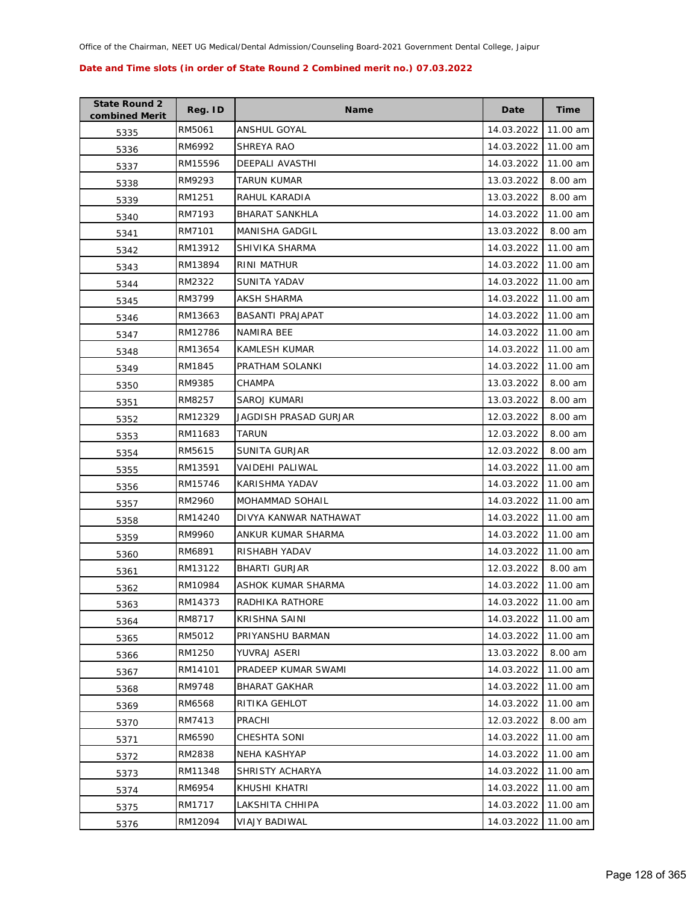Office of the Chairman, NEET UG Medical/Dental Admission/Counseling Board-2021 Government Dental College, Jaipur

**Date and Time slots (in order of State Round 2 Combined merit no.) 07.03.2022**

| State Round 2 combined Merit | Reg. ID | Name | Date | Time |
|---|---|---|---|---|
| 5335 | RM5061 | ANSHUL GOYAL | 14.03.2022 | 11.00 am |
| 5336 | RM6992 | SHREYA RAO | 14.03.2022 | 11.00 am |
| 5337 | RM15596 | DEEPALI AVASTHI | 14.03.2022 | 11.00 am |
| 5338 | RM9293 | TARUN KUMAR | 13.03.2022 | 8.00 am |
| 5339 | RM1251 | RAHUL KARADIA | 13.03.2022 | 8.00 am |
| 5340 | RM7193 | BHARAT SANKHLA | 14.03.2022 | 11.00 am |
| 5341 | RM7101 | MANISHA GADGIL | 13.03.2022 | 8.00 am |
| 5342 | RM13912 | SHIVIKA SHARMA | 14.03.2022 | 11.00 am |
| 5343 | RM13894 | RINI MATHUR | 14.03.2022 | 11.00 am |
| 5344 | RM2322 | SUNITA YADAV | 14.03.2022 | 11.00 am |
| 5345 | RM3799 | AKSH SHARMA | 14.03.2022 | 11.00 am |
| 5346 | RM13663 | BASANTI PRAJAPAT | 14.03.2022 | 11.00 am |
| 5347 | RM12786 | NAMIRA BEE | 14.03.2022 | 11.00 am |
| 5348 | RM13654 | KAMLESH KUMAR | 14.03.2022 | 11.00 am |
| 5349 | RM1845 | PRATHAM SOLANKI | 14.03.2022 | 11.00 am |
| 5350 | RM9385 | CHAMPA | 13.03.2022 | 8.00 am |
| 5351 | RM8257 | SAROJ KUMARI | 13.03.2022 | 8.00 am |
| 5352 | RM12329 | JAGDISH PRASAD GURJAR | 12.03.2022 | 8.00 am |
| 5353 | RM11683 | TARUN | 12.03.2022 | 8.00 am |
| 5354 | RM5615 | SUNITA GURJAR | 12.03.2022 | 8.00 am |
| 5355 | RM13591 | VAIDEHI PALIWAL | 14.03.2022 | 11.00 am |
| 5356 | RM15746 | KARISHMA YADAV | 14.03.2022 | 11.00 am |
| 5357 | RM2960 | MOHAMMAD SOHAIL | 14.03.2022 | 11.00 am |
| 5358 | RM14240 | DIVYA KANWAR NATHAWAT | 14.03.2022 | 11.00 am |
| 5359 | RM9960 | ANKUR KUMAR SHARMA | 14.03.2022 | 11.00 am |
| 5360 | RM6891 | RISHABH YADAV | 14.03.2022 | 11.00 am |
| 5361 | RM13122 | BHARTI GURJAR | 12.03.2022 | 8.00 am |
| 5362 | RM10984 | ASHOK KUMAR SHARMA | 14.03.2022 | 11.00 am |
| 5363 | RM14373 | RADHIKA RATHORE | 14.03.2022 | 11.00 am |
| 5364 | RM8717 | KRISHNA SAINI | 14.03.2022 | 11.00 am |
| 5365 | RM5012 | PRIYANSHU BARMAN | 14.03.2022 | 11.00 am |
| 5366 | RM1250 | YUVRAJ ASERI | 13.03.2022 | 8.00 am |
| 5367 | RM14101 | PRADEEP KUMAR SWAMI | 14.03.2022 | 11.00 am |
| 5368 | RM9748 | BHARAT GAKHAR | 14.03.2022 | 11.00 am |
| 5369 | RM6568 | RITIKA GEHLOT | 14.03.2022 | 11.00 am |
| 5370 | RM7413 | PRACHI | 12.03.2022 | 8.00 am |
| 5371 | RM6590 | CHESHTA SONI | 14.03.2022 | 11.00 am |
| 5372 | RM2838 | NEHA KASHYAP | 14.03.2022 | 11.00 am |
| 5373 | RM11348 | SHRISTY ACHARYA | 14.03.2022 | 11.00 am |
| 5374 | RM6954 | KHUSHI KHATRI | 14.03.2022 | 11.00 am |
| 5375 | RM1717 | LAKSHITA CHHIPA | 14.03.2022 | 11.00 am |
| 5376 | RM12094 | VIAJY BADIWAL | 14.03.2022 | 11.00 am |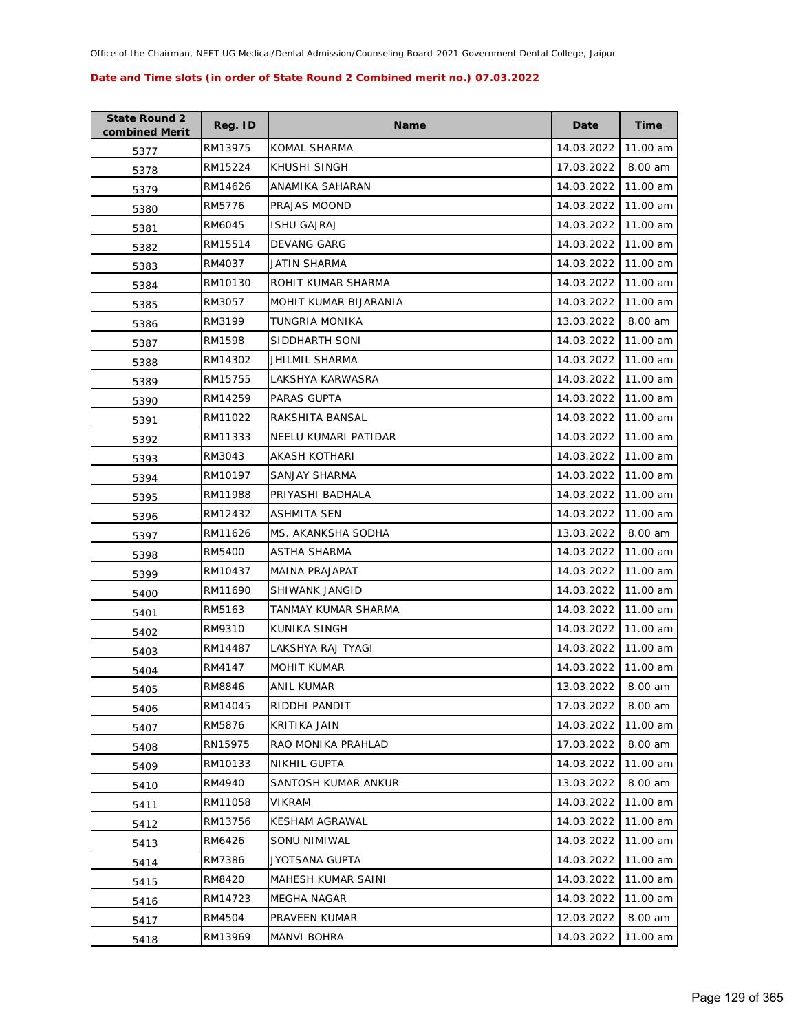Office of the Chairman, NEET UG Medical/Dental Admission/Counseling Board-2021 Government Dental College, Jaipur

**Date and Time slots (in order of State Round 2 Combined merit no.) 07.03.2022**

| State Round 2 combined Merit | Reg. ID | Name | Date | Time |
|---|---|---|---|---|
| 5377 | RM13975 | KOMAL SHARMA | 14.03.2022 | 11.00 am |
| 5378 | RM15224 | KHUSHI SINGH | 17.03.2022 | 8.00 am |
| 5379 | RM14626 | ANAMIKA SAHARAN | 14.03.2022 | 11.00 am |
| 5380 | RM5776 | PRAJAS MOOND | 14.03.2022 | 11.00 am |
| 5381 | RM6045 | ISHU GAJRAJ | 14.03.2022 | 11.00 am |
| 5382 | RM15514 | DEVANG GARG | 14.03.2022 | 11.00 am |
| 5383 | RM4037 | JATIN SHARMA | 14.03.2022 | 11.00 am |
| 5384 | RM10130 | ROHIT KUMAR SHARMA | 14.03.2022 | 11.00 am |
| 5385 | RM3057 | MOHIT KUMAR BIJARANIA | 14.03.2022 | 11.00 am |
| 5386 | RM3199 | TUNGRIA MONIKA | 13.03.2022 | 8.00 am |
| 5387 | RM1598 | SIDDHARTH SONI | 14.03.2022 | 11.00 am |
| 5388 | RM14302 | JHILMIL SHARMA | 14.03.2022 | 11.00 am |
| 5389 | RM15755 | LAKSHYA KARWASRA | 14.03.2022 | 11.00 am |
| 5390 | RM14259 | PARAS GUPTA | 14.03.2022 | 11.00 am |
| 5391 | RM11022 | RAKSHITA BANSAL | 14.03.2022 | 11.00 am |
| 5392 | RM11333 | NEELU KUMARI PATIDAR | 14.03.2022 | 11.00 am |
| 5393 | RM3043 | AKASH KOTHARI | 14.03.2022 | 11.00 am |
| 5394 | RM10197 | SANJAY SHARMA | 14.03.2022 | 11.00 am |
| 5395 | RM11988 | PRIYASHI BADHALA | 14.03.2022 | 11.00 am |
| 5396 | RM12432 | ASHMITA SEN | 14.03.2022 | 11.00 am |
| 5397 | RM11626 | MS. AKANKSHA SODHA | 13.03.2022 | 8.00 am |
| 5398 | RM5400 | ASTHA SHARMA | 14.03.2022 | 11.00 am |
| 5399 | RM10437 | MAINA PRAJAPAT | 14.03.2022 | 11.00 am |
| 5400 | RM11690 | SHIWANK JANGID | 14.03.2022 | 11.00 am |
| 5401 | RM5163 | TANMAY KUMAR SHARMA | 14.03.2022 | 11.00 am |
| 5402 | RM9310 | KUNIKA SINGH | 14.03.2022 | 11.00 am |
| 5403 | RM14487 | LAKSHYA RAJ TYAGI | 14.03.2022 | 11.00 am |
| 5404 | RM4147 | MOHIT KUMAR | 14.03.2022 | 11.00 am |
| 5405 | RM8846 | ANIL KUMAR | 13.03.2022 | 8.00 am |
| 5406 | RM14045 | RIDDHI PANDIT | 17.03.2022 | 8.00 am |
| 5407 | RM5876 | KRITIKA JAIN | 14.03.2022 | 11.00 am |
| 5408 | RN15975 | RAO MONIKA PRAHLAD | 17.03.2022 | 8.00 am |
| 5409 | RM10133 | NIKHIL GUPTA | 14.03.2022 | 11.00 am |
| 5410 | RM4940 | SANTOSH KUMAR ANKUR | 13.03.2022 | 8.00 am |
| 5411 | RM11058 | VIKRAM | 14.03.2022 | 11.00 am |
| 5412 | RM13756 | KESHAM AGRAWAL | 14.03.2022 | 11.00 am |
| 5413 | RM6426 | SONU NIMIWAL | 14.03.2022 | 11.00 am |
| 5414 | RM7386 | JYOTSANA GUPTA | 14.03.2022 | 11.00 am |
| 5415 | RM8420 | MAHESH KUMAR SAINI | 14.03.2022 | 11.00 am |
| 5416 | RM14723 | MEGHA NAGAR | 14.03.2022 | 11.00 am |
| 5417 | RM4504 | PRAVEEN KUMAR | 12.03.2022 | 8.00 am |
| 5418 | RM13969 | MANVI BOHRA | 14.03.2022 | 11.00 am |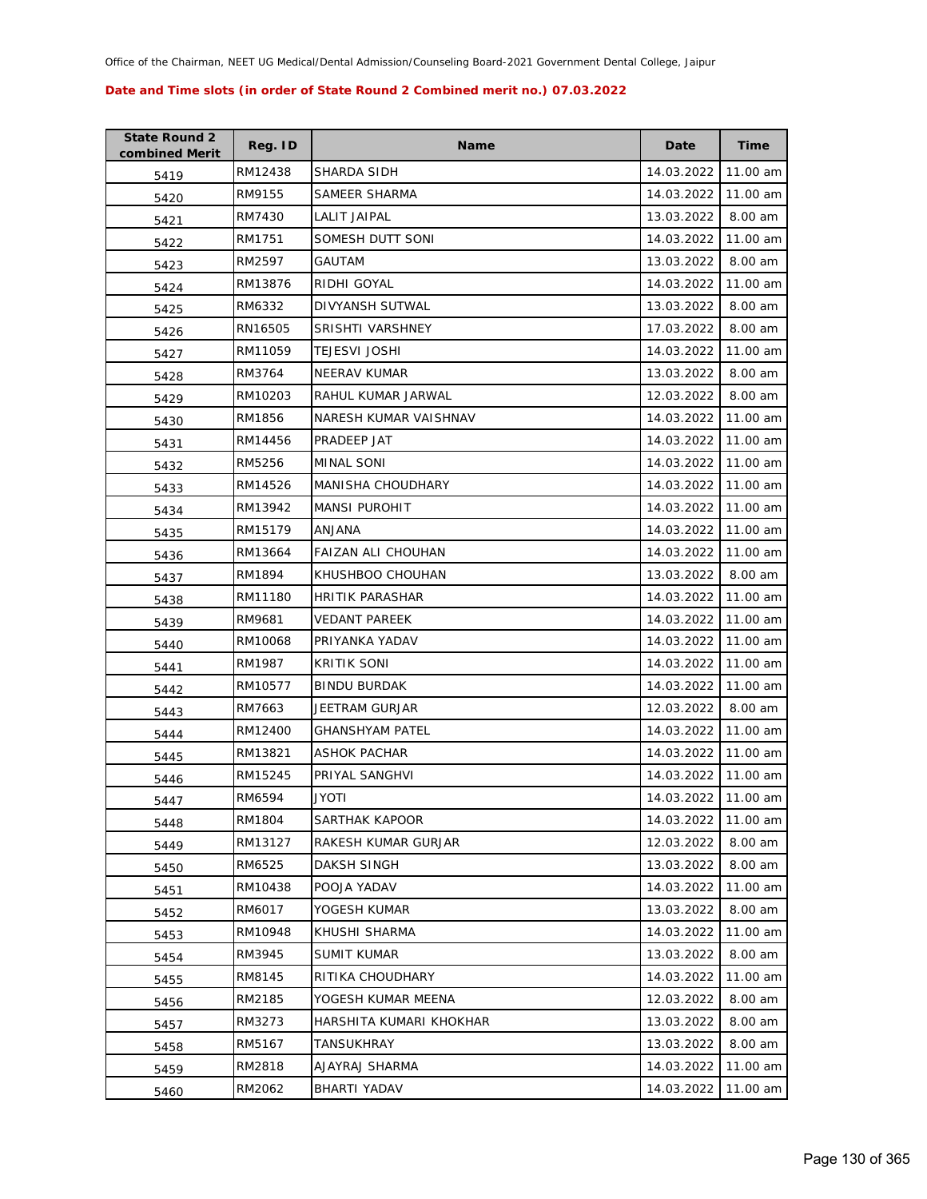Office of the Chairman, NEET UG Medical/Dental Admission/Counseling Board-2021 Government Dental College, Jaipur

**Date and Time slots (in order of State Round 2 Combined merit no.) 07.03.2022**

| State Round 2 combined Merit | Reg. ID | Name | Date | Time |
|---|---|---|---|---|
| 5419 | RM12438 | SHARDA SIDH | 14.03.2022 | 11.00 am |
| 5420 | RM9155 | SAMEER SHARMA | 14.03.2022 | 11.00 am |
| 5421 | RM7430 | LALIT JAIPAL | 13.03.2022 | 8.00 am |
| 5422 | RM1751 | SOMESH DUTT SONI | 14.03.2022 | 11.00 am |
| 5423 | RM2597 | GAUTAM | 13.03.2022 | 8.00 am |
| 5424 | RM13876 | RIDHI GOYAL | 14.03.2022 | 11.00 am |
| 5425 | RM6332 | DIVYANSH SUTWAL | 13.03.2022 | 8.00 am |
| 5426 | RN16505 | SRISHTI VARSHNEY | 17.03.2022 | 8.00 am |
| 5427 | RM11059 | TEJESVI JOSHI | 14.03.2022 | 11.00 am |
| 5428 | RM3764 | NEERAV KUMAR | 13.03.2022 | 8.00 am |
| 5429 | RM10203 | RAHUL KUMAR JARWAL | 12.03.2022 | 8.00 am |
| 5430 | RM1856 | NARESH KUMAR VAISHNAV | 14.03.2022 | 11.00 am |
| 5431 | RM14456 | PRADEEP JAT | 14.03.2022 | 11.00 am |
| 5432 | RM5256 | MINAL SONI | 14.03.2022 | 11.00 am |
| 5433 | RM14526 | MANISHA CHOUDHARY | 14.03.2022 | 11.00 am |
| 5434 | RM13942 | MANSI PUROHIT | 14.03.2022 | 11.00 am |
| 5435 | RM15179 | ANJANA | 14.03.2022 | 11.00 am |
| 5436 | RM13664 | FAIZAN ALI CHOUHAN | 14.03.2022 | 11.00 am |
| 5437 | RM1894 | KHUSHBOO CHOUHAN | 13.03.2022 | 8.00 am |
| 5438 | RM11180 | HRITIK PARASHAR | 14.03.2022 | 11.00 am |
| 5439 | RM9681 | VEDANT PAREEK | 14.03.2022 | 11.00 am |
| 5440 | RM10068 | PRIYANKA YADAV | 14.03.2022 | 11.00 am |
| 5441 | RM1987 | KRITIK SONI | 14.03.2022 | 11.00 am |
| 5442 | RM10577 | BINDU BURDAK | 14.03.2022 | 11.00 am |
| 5443 | RM7663 | JEETRAM GURJAR | 12.03.2022 | 8.00 am |
| 5444 | RM12400 | GHANSHYAM PATEL | 14.03.2022 | 11.00 am |
| 5445 | RM13821 | ASHOK PACHAR | 14.03.2022 | 11.00 am |
| 5446 | RM15245 | PRIYAL SANGHVI | 14.03.2022 | 11.00 am |
| 5447 | RM6594 | JYOTI | 14.03.2022 | 11.00 am |
| 5448 | RM1804 | SARTHAK KAPOOR | 14.03.2022 | 11.00 am |
| 5449 | RM13127 | RAKESH KUMAR GURJAR | 12.03.2022 | 8.00 am |
| 5450 | RM6525 | DAKSH SINGH | 13.03.2022 | 8.00 am |
| 5451 | RM10438 | POOJA YADAV | 14.03.2022 | 11.00 am |
| 5452 | RM6017 | YOGESH KUMAR | 13.03.2022 | 8.00 am |
| 5453 | RM10948 | KHUSHI SHARMA | 14.03.2022 | 11.00 am |
| 5454 | RM3945 | SUMIT KUMAR | 13.03.2022 | 8.00 am |
| 5455 | RM8145 | RITIKA CHOUDHARY | 14.03.2022 | 11.00 am |
| 5456 | RM2185 | YOGESH KUMAR MEENA | 12.03.2022 | 8.00 am |
| 5457 | RM3273 | HARSHITA KUMARI KHOKHAR | 13.03.2022 | 8.00 am |
| 5458 | RM5167 | TANSUKHRAY | 13.03.2022 | 8.00 am |
| 5459 | RM2818 | AJAYRAJ SHARMA | 14.03.2022 | 11.00 am |
| 5460 | RM2062 | BHARTI YADAV | 14.03.2022 | 11.00 am |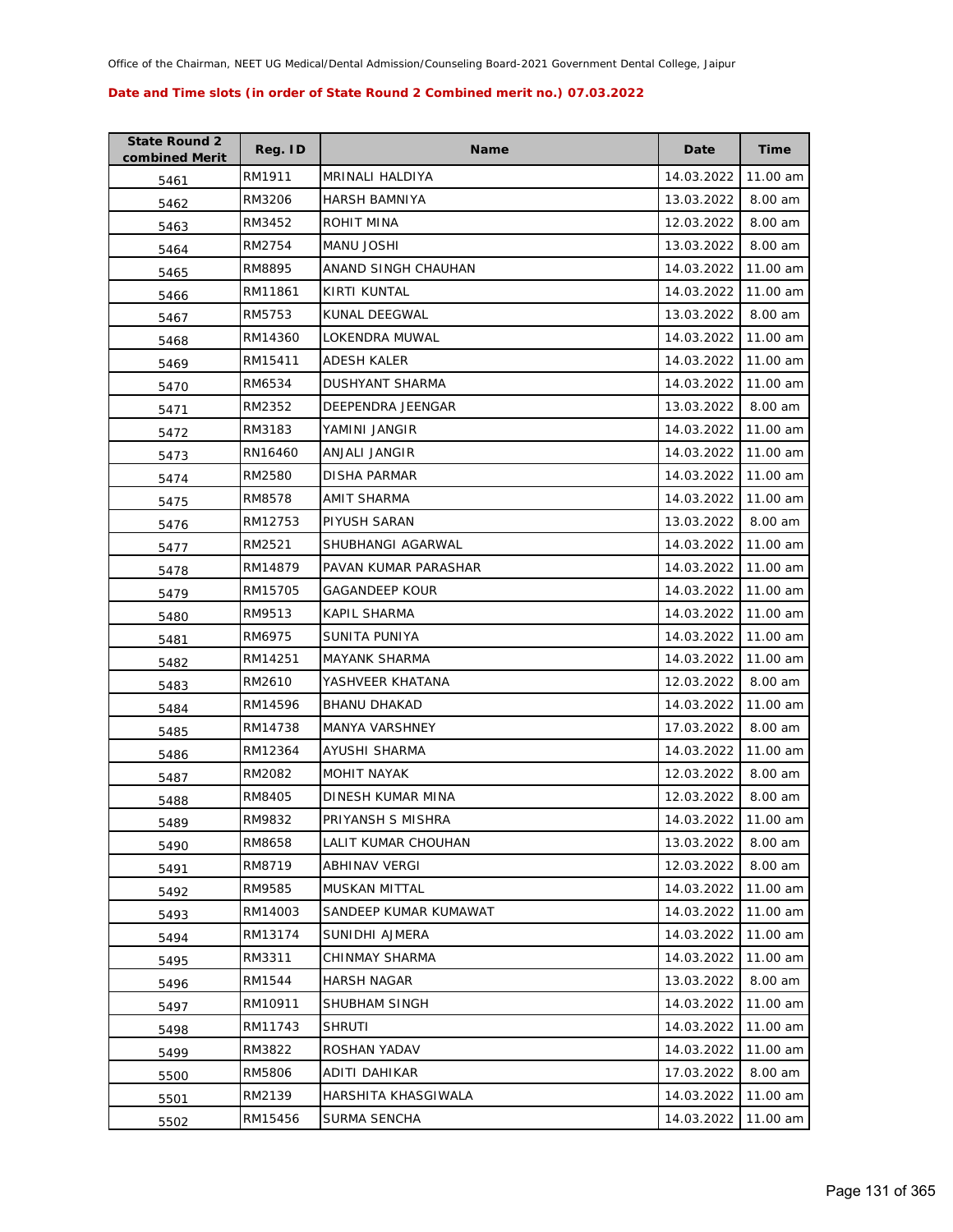Office of the Chairman, NEET UG Medical/Dental Admission/Counseling Board-2021 Government Dental College, Jaipur

**Date and Time slots (in order of State Round 2 Combined merit no.) 07.03.2022**

| State Round 2 combined Merit | Reg. ID | Name | Date | Time |
|---|---|---|---|---|
| 5461 | RM1911 | MRINALI HALDIYA | 14.03.2022 | 11.00 am |
| 5462 | RM3206 | HARSH BAMNIYA | 13.03.2022 | 8.00 am |
| 5463 | RM3452 | ROHIT MINA | 12.03.2022 | 8.00 am |
| 5464 | RM2754 | MANU JOSHI | 13.03.2022 | 8.00 am |
| 5465 | RM8895 | ANAND SINGH CHAUHAN | 14.03.2022 | 11.00 am |
| 5466 | RM11861 | KIRTI KUNTAL | 14.03.2022 | 11.00 am |
| 5467 | RM5753 | KUNAL DEEGWAL | 13.03.2022 | 8.00 am |
| 5468 | RM14360 | LOKENDRA MUWAL | 14.03.2022 | 11.00 am |
| 5469 | RM15411 | ADESH KALER | 14.03.2022 | 11.00 am |
| 5470 | RM6534 | DUSHYANT SHARMA | 14.03.2022 | 11.00 am |
| 5471 | RM2352 | DEEPENDRA JEENGAR | 13.03.2022 | 8.00 am |
| 5472 | RM3183 | YAMINI JANGIR | 14.03.2022 | 11.00 am |
| 5473 | RN16460 | ANJALI JANGIR | 14.03.2022 | 11.00 am |
| 5474 | RM2580 | DISHA PARMAR | 14.03.2022 | 11.00 am |
| 5475 | RM8578 | AMIT SHARMA | 14.03.2022 | 11.00 am |
| 5476 | RM12753 | PIYUSH SARAN | 13.03.2022 | 8.00 am |
| 5477 | RM2521 | SHUBHANGI AGARWAL | 14.03.2022 | 11.00 am |
| 5478 | RM14879 | PAVAN KUMAR PARASHAR | 14.03.2022 | 11.00 am |
| 5479 | RM15705 | GAGANDEEP KOUR | 14.03.2022 | 11.00 am |
| 5480 | RM9513 | KAPIL SHARMA | 14.03.2022 | 11.00 am |
| 5481 | RM6975 | SUNITA PUNIYA | 14.03.2022 | 11.00 am |
| 5482 | RM14251 | MAYANK SHARMA | 14.03.2022 | 11.00 am |
| 5483 | RM2610 | YASHVEER KHATANA | 12.03.2022 | 8.00 am |
| 5484 | RM14596 | BHANU DHAKAD | 14.03.2022 | 11.00 am |
| 5485 | RM14738 | MANYA VARSHNEY | 17.03.2022 | 8.00 am |
| 5486 | RM12364 | AYUSHI SHARMA | 14.03.2022 | 11.00 am |
| 5487 | RM2082 | MOHIT NAYAK | 12.03.2022 | 8.00 am |
| 5488 | RM8405 | DINESH KUMAR MINA | 12.03.2022 | 8.00 am |
| 5489 | RM9832 | PRIYANSH S MISHRA | 14.03.2022 | 11.00 am |
| 5490 | RM8658 | LALIT KUMAR CHOUHAN | 13.03.2022 | 8.00 am |
| 5491 | RM8719 | ABHINAV VERGI | 12.03.2022 | 8.00 am |
| 5492 | RM9585 | MUSKAN MITTAL | 14.03.2022 | 11.00 am |
| 5493 | RM14003 | SANDEEP KUMAR KUMAWAT | 14.03.2022 | 11.00 am |
| 5494 | RM13174 | SUNIDHI AJMERA | 14.03.2022 | 11.00 am |
| 5495 | RM3311 | CHINMAY SHARMA | 14.03.2022 | 11.00 am |
| 5496 | RM1544 | HARSH NAGAR | 13.03.2022 | 8.00 am |
| 5497 | RM10911 | SHUBHAM SINGH | 14.03.2022 | 11.00 am |
| 5498 | RM11743 | SHRUTI | 14.03.2022 | 11.00 am |
| 5499 | RM3822 | ROSHAN YADAV | 14.03.2022 | 11.00 am |
| 5500 | RM5806 | ADITI DAHIKAR | 17.03.2022 | 8.00 am |
| 5501 | RM2139 | HARSHITA KHASGIWALA | 14.03.2022 | 11.00 am |
| 5502 | RM15456 | SURMA SENCHA | 14.03.2022 | 11.00 am |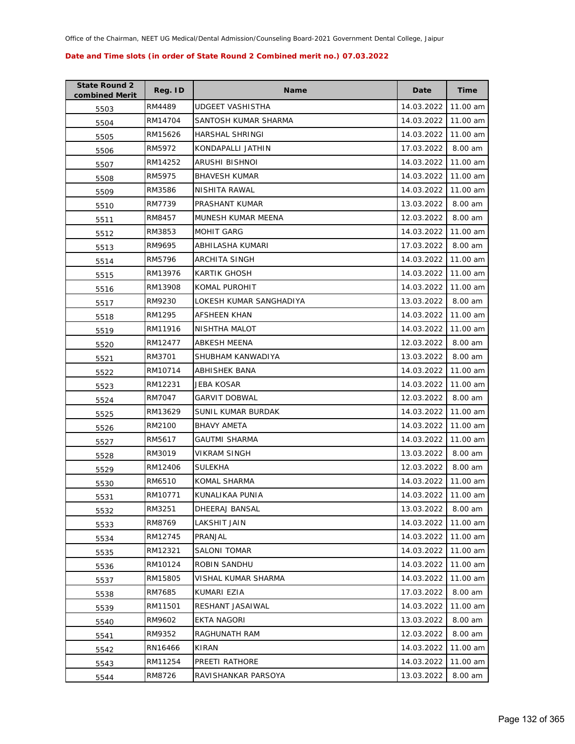Office of the Chairman, NEET UG Medical/Dental Admission/Counseling Board-2021 Government Dental College, Jaipur

**Date and Time slots (in order of State Round 2 Combined merit no.) 07.03.2022**

| State Round 2 combined Merit | Reg. ID | Name | Date | Time |
|---|---|---|---|---|
| 5503 | RM4489 | UDGEET VASHISTHA | 14.03.2022 | 11.00 am |
| 5504 | RM14704 | SANTOSH KUMAR SHARMA | 14.03.2022 | 11.00 am |
| 5505 | RM15626 | HARSHAL SHRINGI | 14.03.2022 | 11.00 am |
| 5506 | RM5972 | KONDAPALLI JATHIN | 17.03.2022 | 8.00 am |
| 5507 | RM14252 | ARUSHI BISHNOI | 14.03.2022 | 11.00 am |
| 5508 | RM5975 | BHAVESH KUMAR | 14.03.2022 | 11.00 am |
| 5509 | RM3586 | NISHITA RAWAL | 14.03.2022 | 11.00 am |
| 5510 | RM7739 | PRASHANT KUMAR | 13.03.2022 | 8.00 am |
| 5511 | RM8457 | MUNESH KUMAR MEENA | 12.03.2022 | 8.00 am |
| 5512 | RM3853 | MOHIT GARG | 14.03.2022 | 11.00 am |
| 5513 | RM9695 | ABHILASHA KUMARI | 17.03.2022 | 8.00 am |
| 5514 | RM5796 | ARCHITA SINGH | 14.03.2022 | 11.00 am |
| 5515 | RM13976 | KARTIK GHOSH | 14.03.2022 | 11.00 am |
| 5516 | RM13908 | KOMAL PUROHIT | 14.03.2022 | 11.00 am |
| 5517 | RM9230 | LOKESH KUMAR SANGHADIYA | 13.03.2022 | 8.00 am |
| 5518 | RM1295 | AFSHEEN KHAN | 14.03.2022 | 11.00 am |
| 5519 | RM11916 | NISHTHA MALOT | 14.03.2022 | 11.00 am |
| 5520 | RM12477 | ABKESH MEENA | 12.03.2022 | 8.00 am |
| 5521 | RM3701 | SHUBHAM KANWADIYA | 13.03.2022 | 8.00 am |
| 5522 | RM10714 | ABHISHEK BANA | 14.03.2022 | 11.00 am |
| 5523 | RM12231 | JEBA KOSAR | 14.03.2022 | 11.00 am |
| 5524 | RM7047 | GARVIT DOBWAL | 12.03.2022 | 8.00 am |
| 5525 | RM13629 | SUNIL KUMAR BURDAK | 14.03.2022 | 11.00 am |
| 5526 | RM2100 | BHAVY AMETA | 14.03.2022 | 11.00 am |
| 5527 | RM5617 | GAUTMI SHARMA | 14.03.2022 | 11.00 am |
| 5528 | RM3019 | VIKRAM SINGH | 13.03.2022 | 8.00 am |
| 5529 | RM12406 | SULEKHA | 12.03.2022 | 8.00 am |
| 5530 | RM6510 | KOMAL SHARMA | 14.03.2022 | 11.00 am |
| 5531 | RM10771 | KUNALIKAA PUNIA | 14.03.2022 | 11.00 am |
| 5532 | RM3251 | DHEERAJ BANSAL | 13.03.2022 | 8.00 am |
| 5533 | RM8769 | LAKSHIT JAIN | 14.03.2022 | 11.00 am |
| 5534 | RM12745 | PRANJAL | 14.03.2022 | 11.00 am |
| 5535 | RM12321 | SALONI TOMAR | 14.03.2022 | 11.00 am |
| 5536 | RM10124 | ROBIN SANDHU | 14.03.2022 | 11.00 am |
| 5537 | RM15805 | VISHAL KUMAR SHARMA | 14.03.2022 | 11.00 am |
| 5538 | RM7685 | KUMARI EZIA | 17.03.2022 | 8.00 am |
| 5539 | RM11501 | RESHANT JASAIWAL | 14.03.2022 | 11.00 am |
| 5540 | RM9602 | EKTA NAGORI | 13.03.2022 | 8.00 am |
| 5541 | RM9352 | RAGHUNATH RAM | 12.03.2022 | 8.00 am |
| 5542 | RN16466 | KIRAN | 14.03.2022 | 11.00 am |
| 5543 | RM11254 | PREETI RATHORE | 14.03.2022 | 11.00 am |
| 5544 | RM8726 | RAVISHANKAR PARSOYA | 13.03.2022 | 8.00 am |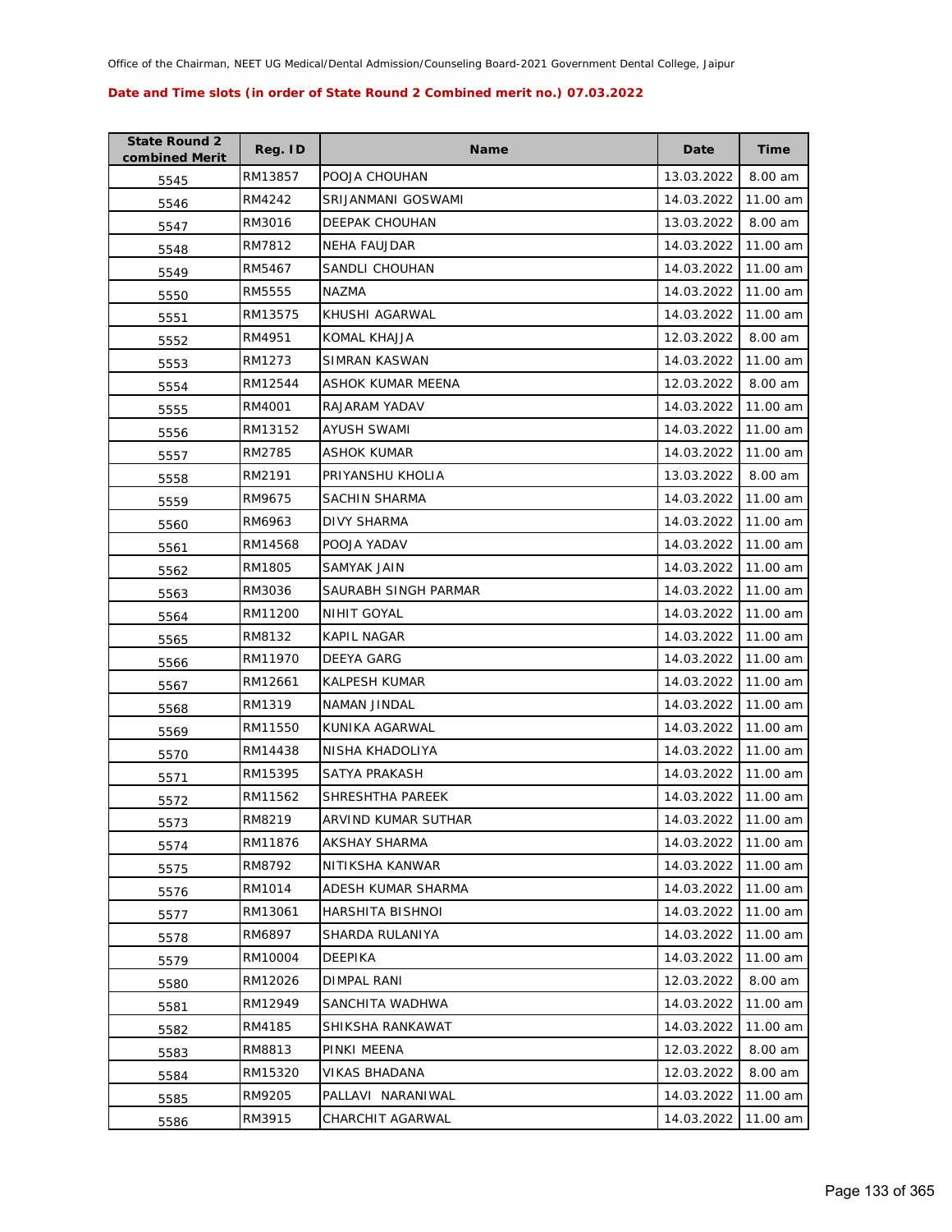Office of the Chairman, NEET UG Medical/Dental Admission/Counseling Board-2021 Government Dental College, Jaipur

**Date and Time slots (in order of State Round 2 Combined merit no.) 07.03.2022**

| State Round 2 combined Merit | Reg. ID | Name | Date | Time |
|---|---|---|---|---|
| 5545 | RM13857 | POOJA CHOUHAN | 13.03.2022 | 8.00 am |
| 5546 | RM4242 | SRIJANMANI GOSWAMI | 14.03.2022 | 11.00 am |
| 5547 | RM3016 | DEEPAK CHOUHAN | 13.03.2022 | 8.00 am |
| 5548 | RM7812 | NEHA FAUJDAR | 14.03.2022 | 11.00 am |
| 5549 | RM5467 | SANDLI CHOUHAN | 14.03.2022 | 11.00 am |
| 5550 | RM5555 | NAZMA | 14.03.2022 | 11.00 am |
| 5551 | RM13575 | KHUSHI AGARWAL | 14.03.2022 | 11.00 am |
| 5552 | RM4951 | KOMAL KHAJJA | 12.03.2022 | 8.00 am |
| 5553 | RM1273 | SIMRAN KASWAN | 14.03.2022 | 11.00 am |
| 5554 | RM12544 | ASHOK KUMAR MEENA | 12.03.2022 | 8.00 am |
| 5555 | RM4001 | RAJARAM YADAV | 14.03.2022 | 11.00 am |
| 5556 | RM13152 | AYUSH SWAMI | 14.03.2022 | 11.00 am |
| 5557 | RM2785 | ASHOK KUMAR | 14.03.2022 | 11.00 am |
| 5558 | RM2191 | PRIYANSHU KHOLIA | 13.03.2022 | 8.00 am |
| 5559 | RM9675 | SACHIN SHARMA | 14.03.2022 | 11.00 am |
| 5560 | RM6963 | DIVY SHARMA | 14.03.2022 | 11.00 am |
| 5561 | RM14568 | POOJA YADAV | 14.03.2022 | 11.00 am |
| 5562 | RM1805 | SAMYAK JAIN | 14.03.2022 | 11.00 am |
| 5563 | RM3036 | SAURABH SINGH PARMAR | 14.03.2022 | 11.00 am |
| 5564 | RM11200 | NIHIT GOYAL | 14.03.2022 | 11.00 am |
| 5565 | RM8132 | KAPIL NAGAR | 14.03.2022 | 11.00 am |
| 5566 | RM11970 | DEEYA GARG | 14.03.2022 | 11.00 am |
| 5567 | RM12661 | KALPESH KUMAR | 14.03.2022 | 11.00 am |
| 5568 | RM1319 | NAMAN JINDAL | 14.03.2022 | 11.00 am |
| 5569 | RM11550 | KUNIKA AGARWAL | 14.03.2022 | 11.00 am |
| 5570 | RM14438 | NISHA KHADOLIYA | 14.03.2022 | 11.00 am |
| 5571 | RM15395 | SATYA PRAKASH | 14.03.2022 | 11.00 am |
| 5572 | RM11562 | SHRESHTHA PAREEK | 14.03.2022 | 11.00 am |
| 5573 | RM8219 | ARVIND KUMAR SUTHAR | 14.03.2022 | 11.00 am |
| 5574 | RM11876 | AKSHAY SHARMA | 14.03.2022 | 11.00 am |
| 5575 | RM8792 | NITIKSHA KANWAR | 14.03.2022 | 11.00 am |
| 5576 | RM1014 | ADESH KUMAR SHARMA | 14.03.2022 | 11.00 am |
| 5577 | RM13061 | HARSHITA BISHNOI | 14.03.2022 | 11.00 am |
| 5578 | RM6897 | SHARDA RULANIYA | 14.03.2022 | 11.00 am |
| 5579 | RM10004 | DEEPIKA | 14.03.2022 | 11.00 am |
| 5580 | RM12026 | DIMPAL RANI | 12.03.2022 | 8.00 am |
| 5581 | RM12949 | SANCHITA WADHWA | 14.03.2022 | 11.00 am |
| 5582 | RM4185 | SHIKSHA RANKAWAT | 14.03.2022 | 11.00 am |
| 5583 | RM8813 | PINKI MEENA | 12.03.2022 | 8.00 am |
| 5584 | RM15320 | VIKAS BHADANA | 12.03.2022 | 8.00 am |
| 5585 | RM9205 | PALLAVI NARANIWAL | 14.03.2022 | 11.00 am |
| 5586 | RM3915 | CHARCHIT AGARWAL | 14.03.2022 | 11.00 am |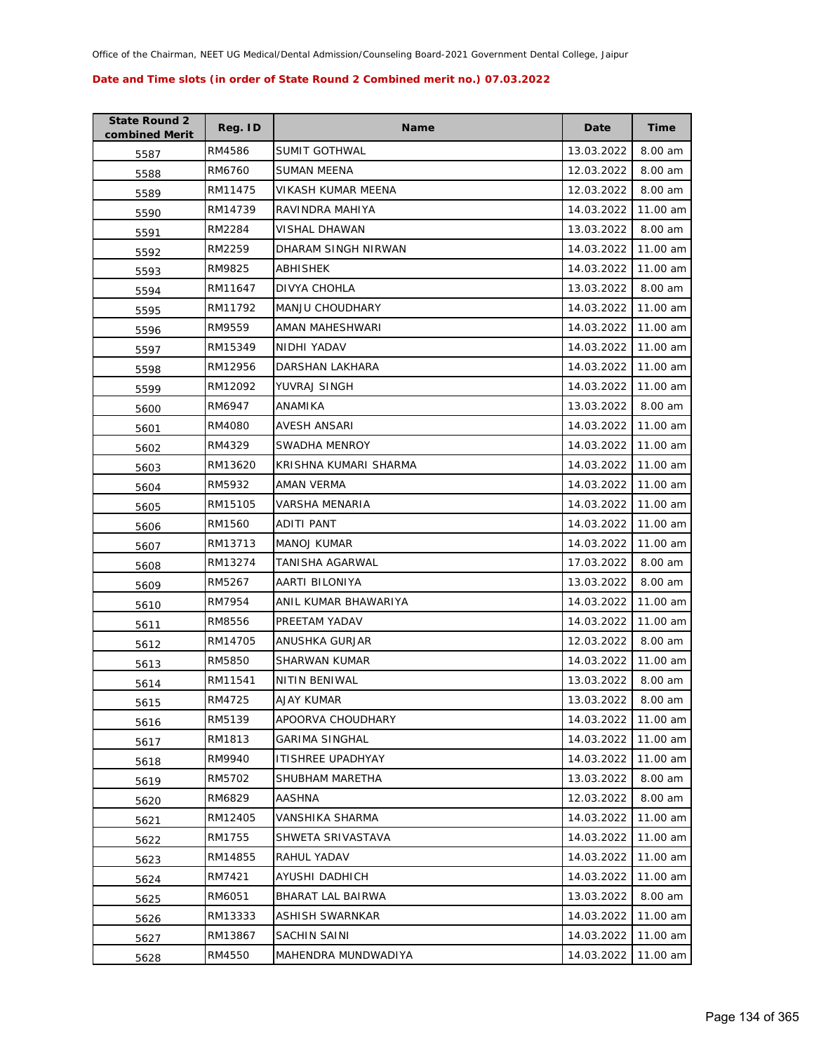Office of the Chairman, NEET UG Medical/Dental Admission/Counseling Board-2021 Government Dental College, Jaipur

**Date and Time slots (in order of State Round 2 Combined merit no.) 07.03.2022**

| State Round 2 combined Merit | Reg. ID | Name | Date | Time |
|---|---|---|---|---|
| 5587 | RM4586 | SUMIT GOTHWAL | 13.03.2022 | 8.00 am |
| 5588 | RM6760 | SUMAN MEENA | 12.03.2022 | 8.00 am |
| 5589 | RM11475 | VIKASH KUMAR MEENA | 12.03.2022 | 8.00 am |
| 5590 | RM14739 | RAVINDRA MAHIYA | 14.03.2022 | 11.00 am |
| 5591 | RM2284 | VISHAL DHAWAN | 13.03.2022 | 8.00 am |
| 5592 | RM2259 | DHARAM SINGH NIRWAN | 14.03.2022 | 11.00 am |
| 5593 | RM9825 | ABHISHEK | 14.03.2022 | 11.00 am |
| 5594 | RM11647 | DIVYA CHOHLA | 13.03.2022 | 8.00 am |
| 5595 | RM11792 | MANJU CHOUDHARY | 14.03.2022 | 11.00 am |
| 5596 | RM9559 | AMAN MAHESHWARI | 14.03.2022 | 11.00 am |
| 5597 | RM15349 | NIDHI YADAV | 14.03.2022 | 11.00 am |
| 5598 | RM12956 | DARSHAN LAKHARA | 14.03.2022 | 11.00 am |
| 5599 | RM12092 | YUVRAJ SINGH | 14.03.2022 | 11.00 am |
| 5600 | RM6947 | ANAMIKA | 13.03.2022 | 8.00 am |
| 5601 | RM4080 | AVESH ANSARI | 14.03.2022 | 11.00 am |
| 5602 | RM4329 | SWADHA MENROY | 14.03.2022 | 11.00 am |
| 5603 | RM13620 | KRISHNA KUMARI SHARMA | 14.03.2022 | 11.00 am |
| 5604 | RM5932 | AMAN VERMA | 14.03.2022 | 11.00 am |
| 5605 | RM15105 | VARSHA MENARIA | 14.03.2022 | 11.00 am |
| 5606 | RM1560 | ADITI PANT | 14.03.2022 | 11.00 am |
| 5607 | RM13713 | MANOJ KUMAR | 14.03.2022 | 11.00 am |
| 5608 | RM13274 | TANISHA AGARWAL | 17.03.2022 | 8.00 am |
| 5609 | RM5267 | AARTI BILONIYA | 13.03.2022 | 8.00 am |
| 5610 | RM7954 | ANIL KUMAR BHAWARIYA | 14.03.2022 | 11.00 am |
| 5611 | RM8556 | PREETAM YADAV | 14.03.2022 | 11.00 am |
| 5612 | RM14705 | ANUSHKA GURJAR | 12.03.2022 | 8.00 am |
| 5613 | RM5850 | SHARWAN KUMAR | 14.03.2022 | 11.00 am |
| 5614 | RM11541 | NITIN BENIWAL | 13.03.2022 | 8.00 am |
| 5615 | RM4725 | AJAY KUMAR | 13.03.2022 | 8.00 am |
| 5616 | RM5139 | APOORVA CHOUDHARY | 14.03.2022 | 11.00 am |
| 5617 | RM1813 | GARIMA SINGHAL | 14.03.2022 | 11.00 am |
| 5618 | RM9940 | ITISHREE UPADHYAY | 14.03.2022 | 11.00 am |
| 5619 | RM5702 | SHUBHAM MARETHA | 13.03.2022 | 8.00 am |
| 5620 | RM6829 | AASHNA | 12.03.2022 | 8.00 am |
| 5621 | RM12405 | VANSHIKA SHARMA | 14.03.2022 | 11.00 am |
| 5622 | RM1755 | SHWETA SRIVASTAVA | 14.03.2022 | 11.00 am |
| 5623 | RM14855 | RAHUL YADAV | 14.03.2022 | 11.00 am |
| 5624 | RM7421 | AYUSHI DADHICH | 14.03.2022 | 11.00 am |
| 5625 | RM6051 | BHARAT LAL BAIRWA | 13.03.2022 | 8.00 am |
| 5626 | RM13333 | ASHISH SWARNKAR | 14.03.2022 | 11.00 am |
| 5627 | RM13867 | SACHIN SAINI | 14.03.2022 | 11.00 am |
| 5628 | RM4550 | MAHENDRA MUNDWADIYA | 14.03.2022 | 11.00 am |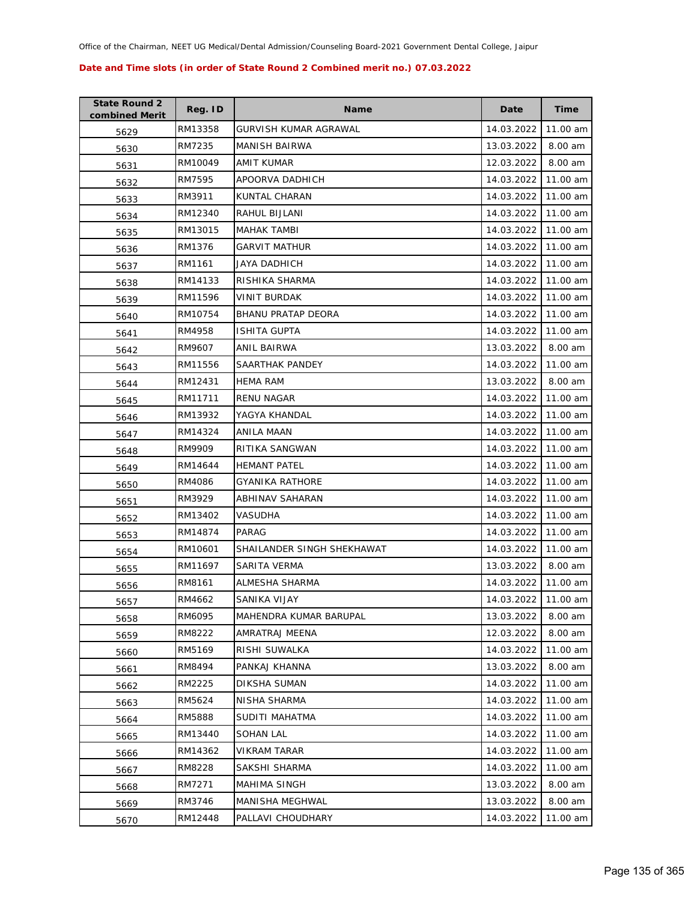Office of the Chairman, NEET UG Medical/Dental Admission/Counseling Board-2021 Government Dental College, Jaipur

**Date and Time slots (in order of State Round 2 Combined merit no.) 07.03.2022**

| State Round 2 combined Merit | Reg. ID | Name | Date | Time |
|---|---|---|---|---|
| 5629 | RM13358 | GURVISH KUMAR AGRAWAL | 14.03.2022 | 11.00 am |
| 5630 | RM7235 | MANISH BAIRWA | 13.03.2022 | 8.00 am |
| 5631 | RM10049 | AMIT KUMAR | 12.03.2022 | 8.00 am |
| 5632 | RM7595 | APOORVA DADHICH | 14.03.2022 | 11.00 am |
| 5633 | RM3911 | KUNTAL CHARAN | 14.03.2022 | 11.00 am |
| 5634 | RM12340 | RAHUL BIJLANI | 14.03.2022 | 11.00 am |
| 5635 | RM13015 | MAHAK TAMBI | 14.03.2022 | 11.00 am |
| 5636 | RM1376 | GARVIT MATHUR | 14.03.2022 | 11.00 am |
| 5637 | RM1161 | JAYA DADHICH | 14.03.2022 | 11.00 am |
| 5638 | RM14133 | RISHIKA SHARMA | 14.03.2022 | 11.00 am |
| 5639 | RM11596 | VINIT BURDAK | 14.03.2022 | 11.00 am |
| 5640 | RM10754 | BHANU PRATAP DEORA | 14.03.2022 | 11.00 am |
| 5641 | RM4958 | ISHITA GUPTA | 14.03.2022 | 11.00 am |
| 5642 | RM9607 | ANIL BAIRWA | 13.03.2022 | 8.00 am |
| 5643 | RM11556 | SAARTHAK PANDEY | 14.03.2022 | 11.00 am |
| 5644 | RM12431 | HEMA RAM | 13.03.2022 | 8.00 am |
| 5645 | RM11711 | RENU NAGAR | 14.03.2022 | 11.00 am |
| 5646 | RM13932 | YAGYA KHANDAL | 14.03.2022 | 11.00 am |
| 5647 | RM14324 | ANILA MAAN | 14.03.2022 | 11.00 am |
| 5648 | RM9909 | RITIKA SANGWAN | 14.03.2022 | 11.00 am |
| 5649 | RM14644 | HEMANT PATEL | 14.03.2022 | 11.00 am |
| 5650 | RM4086 | GYANIKA RATHORE | 14.03.2022 | 11.00 am |
| 5651 | RM3929 | ABHINAV SAHARAN | 14.03.2022 | 11.00 am |
| 5652 | RM13402 | VASUDHA | 14.03.2022 | 11.00 am |
| 5653 | RM14874 | PARAG | 14.03.2022 | 11.00 am |
| 5654 | RM10601 | SHAILANDER SINGH SHEKHAWAT | 14.03.2022 | 11.00 am |
| 5655 | RM11697 | SARITA VERMA | 13.03.2022 | 8.00 am |
| 5656 | RM8161 | ALMESHA SHARMA | 14.03.2022 | 11.00 am |
| 5657 | RM4662 | SANIKA VIJAY | 14.03.2022 | 11.00 am |
| 5658 | RM6095 | MAHENDRA KUMAR BARUPAL | 13.03.2022 | 8.00 am |
| 5659 | RM8222 | AMRATRAJ MEENA | 12.03.2022 | 8.00 am |
| 5660 | RM5169 | RISHI SUWALKA | 14.03.2022 | 11.00 am |
| 5661 | RM8494 | PANKAJ KHANNA | 13.03.2022 | 8.00 am |
| 5662 | RM2225 | DIKSHA SUMAN | 14.03.2022 | 11.00 am |
| 5663 | RM5624 | NISHA SHARMA | 14.03.2022 | 11.00 am |
| 5664 | RM5888 | SUDITI MAHATMA | 14.03.2022 | 11.00 am |
| 5665 | RM13440 | SOHAN LAL | 14.03.2022 | 11.00 am |
| 5666 | RM14362 | VIKRAM TARAR | 14.03.2022 | 11.00 am |
| 5667 | RM8228 | SAKSHI SHARMA | 14.03.2022 | 11.00 am |
| 5668 | RM7271 | MAHIMA SINGH | 13.03.2022 | 8.00 am |
| 5669 | RM3746 | MANISHA MEGHWAL | 13.03.2022 | 8.00 am |
| 5670 | RM12448 | PALLAVI CHOUDHARY | 14.03.2022 | 11.00 am |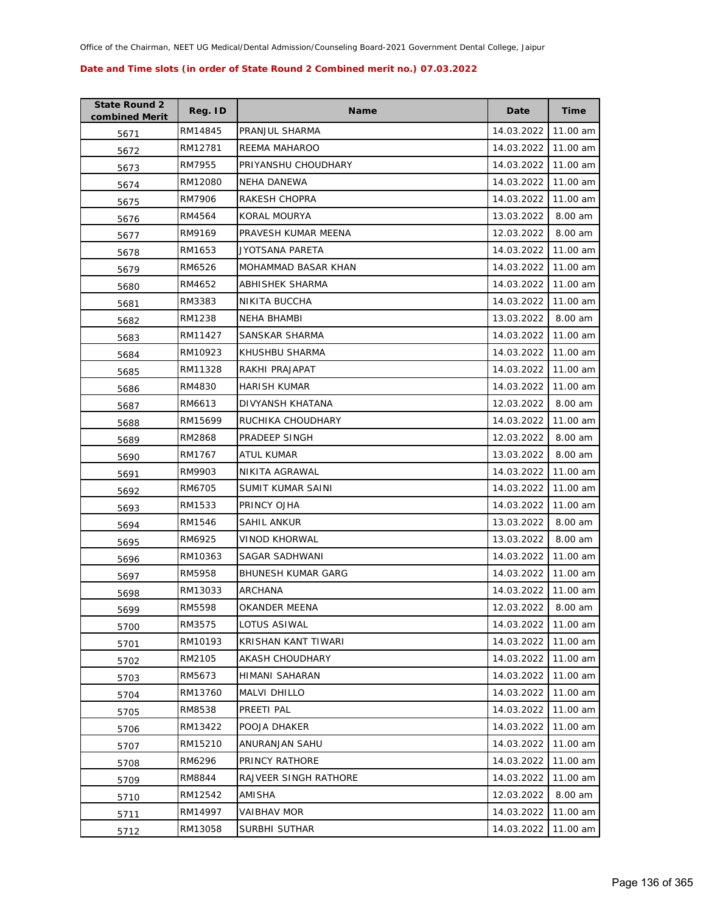Office of the Chairman, NEET UG Medical/Dental Admission/Counseling Board-2021 Government Dental College, Jaipur

**Date and Time slots (in order of State Round 2 Combined merit no.) 07.03.2022**

| State Round 2 combined Merit | Reg. ID | Name | Date | Time |
|---|---|---|---|---|
| 5671 | RM14845 | PRANJUL SHARMA | 14.03.2022 | 11.00 am |
| 5672 | RM12781 | REEMA MAHAROO | 14.03.2022 | 11.00 am |
| 5673 | RM7955 | PRIYANSHU CHOUDHARY | 14.03.2022 | 11.00 am |
| 5674 | RM12080 | NEHA DANEWA | 14.03.2022 | 11.00 am |
| 5675 | RM7906 | RAKESH CHOPRA | 14.03.2022 | 11.00 am |
| 5676 | RM4564 | KORAL MOURYA | 13.03.2022 | 8.00 am |
| 5677 | RM9169 | PRAVESH KUMAR MEENA | 12.03.2022 | 8.00 am |
| 5678 | RM1653 | JYOTSANA PARETA | 14.03.2022 | 11.00 am |
| 5679 | RM6526 | MOHAMMAD BASAR KHAN | 14.03.2022 | 11.00 am |
| 5680 | RM4652 | ABHISHEK SHARMA | 14.03.2022 | 11.00 am |
| 5681 | RM3383 | NIKITA BUCCHA | 14.03.2022 | 11.00 am |
| 5682 | RM1238 | NEHA BHAMBI | 13.03.2022 | 8.00 am |
| 5683 | RM11427 | SANSKAR SHARMA | 14.03.2022 | 11.00 am |
| 5684 | RM10923 | KHUSHBU SHARMA | 14.03.2022 | 11.00 am |
| 5685 | RM11328 | RAKHI PRAJAPAT | 14.03.2022 | 11.00 am |
| 5686 | RM4830 | HARISH KUMAR | 14.03.2022 | 11.00 am |
| 5687 | RM6613 | DIVYANSH KHATANA | 12.03.2022 | 8.00 am |
| 5688 | RM15699 | RUCHIKA CHOUDHARY | 14.03.2022 | 11.00 am |
| 5689 | RM2868 | PRADEEP SINGH | 12.03.2022 | 8.00 am |
| 5690 | RM1767 | ATUL KUMAR | 13.03.2022 | 8.00 am |
| 5691 | RM9903 | NIKITA AGRAWAL | 14.03.2022 | 11.00 am |
| 5692 | RM6705 | SUMIT KUMAR SAINI | 14.03.2022 | 11.00 am |
| 5693 | RM1533 | PRINCY OJHA | 14.03.2022 | 11.00 am |
| 5694 | RM1546 | SAHIL ANKUR | 13.03.2022 | 8.00 am |
| 5695 | RM6925 | VINOD KHORWAL | 13.03.2022 | 8.00 am |
| 5696 | RM10363 | SAGAR SADHWANI | 14.03.2022 | 11.00 am |
| 5697 | RM5958 | BHUNESH KUMAR GARG | 14.03.2022 | 11.00 am |
| 5698 | RM13033 | ARCHANA | 14.03.2022 | 11.00 am |
| 5699 | RM5598 | OKANDER MEENA | 12.03.2022 | 8.00 am |
| 5700 | RM3575 | LOTUS ASIWAL | 14.03.2022 | 11.00 am |
| 5701 | RM10193 | KRISHAN KANT TIWARI | 14.03.2022 | 11.00 am |
| 5702 | RM2105 | AKASH CHOUDHARY | 14.03.2022 | 11.00 am |
| 5703 | RM5673 | HIMANI SAHARAN | 14.03.2022 | 11.00 am |
| 5704 | RM13760 | MALVI DHILLO | 14.03.2022 | 11.00 am |
| 5705 | RM8538 | PREETI PAL | 14.03.2022 | 11.00 am |
| 5706 | RM13422 | POOJA DHAKER | 14.03.2022 | 11.00 am |
| 5707 | RM15210 | ANURANJAN SAHU | 14.03.2022 | 11.00 am |
| 5708 | RM6296 | PRINCY RATHORE | 14.03.2022 | 11.00 am |
| 5709 | RM8844 | RAJVEER SINGH RATHORE | 14.03.2022 | 11.00 am |
| 5710 | RM12542 | AMISHA | 12.03.2022 | 8.00 am |
| 5711 | RM14997 | VAIBHAV MOR | 14.03.2022 | 11.00 am |
| 5712 | RM13058 | SURBHI SUTHAR | 14.03.2022 | 11.00 am |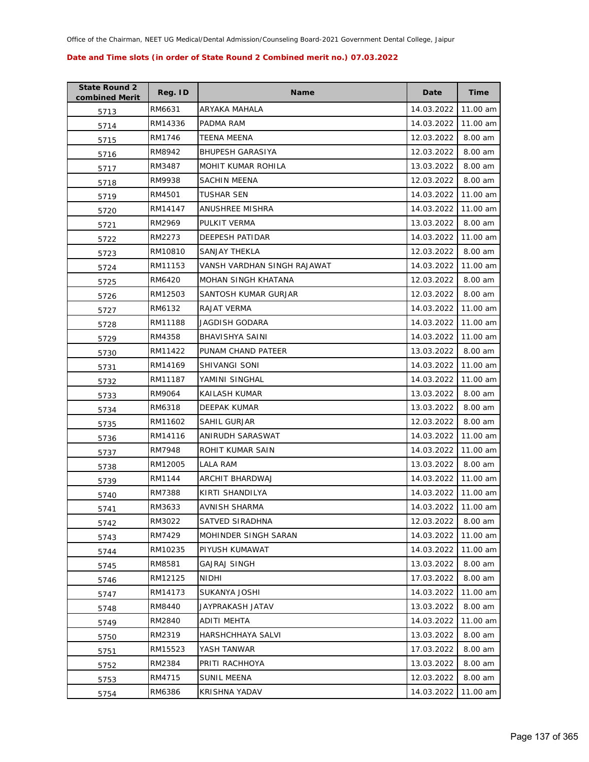Office of the Chairman, NEET UG Medical/Dental Admission/Counseling Board-2021 Government Dental College, Jaipur

**Date and Time slots (in order of State Round 2 Combined merit no.) 07.03.2022**

| State Round 2 combined Merit | Reg. ID | Name | Date | Time |
|---|---|---|---|---|
| 5713 | RM6631 | ARYAKA MAHALA | 14.03.2022 | 11.00 am |
| 5714 | RM14336 | PADMA RAM | 14.03.2022 | 11.00 am |
| 5715 | RM1746 | TEENA MEENA | 12.03.2022 | 8.00 am |
| 5716 | RM8942 | BHUPESH GARASIYA | 12.03.2022 | 8.00 am |
| 5717 | RM3487 | MOHIT KUMAR ROHILA | 13.03.2022 | 8.00 am |
| 5718 | RM9938 | SACHIN MEENA | 12.03.2022 | 8.00 am |
| 5719 | RM4501 | TUSHAR SEN | 14.03.2022 | 11.00 am |
| 5720 | RM14147 | ANUSHREE MISHRA | 14.03.2022 | 11.00 am |
| 5721 | RM2969 | PULKIT VERMA | 13.03.2022 | 8.00 am |
| 5722 | RM2273 | DEEPESH PATIDAR | 14.03.2022 | 11.00 am |
| 5723 | RM10810 | SANJAY THEKLA | 12.03.2022 | 8.00 am |
| 5724 | RM11153 | VANSH VARDHAN SINGH RAJAWAT | 14.03.2022 | 11.00 am |
| 5725 | RM6420 | MOHAN SINGH KHATANA | 12.03.2022 | 8.00 am |
| 5726 | RM12503 | SANTOSH KUMAR GURJAR | 12.03.2022 | 8.00 am |
| 5727 | RM6132 | RAJAT VERMA | 14.03.2022 | 11.00 am |
| 5728 | RM11188 | JAGDISH GODARA | 14.03.2022 | 11.00 am |
| 5729 | RM4358 | BHAVISHYA SAINI | 14.03.2022 | 11.00 am |
| 5730 | RM11422 | PUNAM CHAND PATEER | 13.03.2022 | 8.00 am |
| 5731 | RM14169 | SHIVANGI SONI | 14.03.2022 | 11.00 am |
| 5732 | RM11187 | YAMINI SINGHAL | 14.03.2022 | 11.00 am |
| 5733 | RM9064 | KAILASH KUMAR | 13.03.2022 | 8.00 am |
| 5734 | RM6318 | DEEPAK KUMAR | 13.03.2022 | 8.00 am |
| 5735 | RM11602 | SAHIL GURJAR | 12.03.2022 | 8.00 am |
| 5736 | RM14116 | ANIRUDH SARASWAT | 14.03.2022 | 11.00 am |
| 5737 | RM7948 | ROHIT KUMAR SAIN | 14.03.2022 | 11.00 am |
| 5738 | RM12005 | LALA RAM | 13.03.2022 | 8.00 am |
| 5739 | RM1144 | ARCHIT BHARDWAJ | 14.03.2022 | 11.00 am |
| 5740 | RM7388 | KIRTI SHANDILYA | 14.03.2022 | 11.00 am |
| 5741 | RM3633 | AVNISH SHARMA | 14.03.2022 | 11.00 am |
| 5742 | RM3022 | SATVED SIRADHNA | 12.03.2022 | 8.00 am |
| 5743 | RM7429 | MOHINDER SINGH SARAN | 14.03.2022 | 11.00 am |
| 5744 | RM10235 | PIYUSH KUMAWAT | 14.03.2022 | 11.00 am |
| 5745 | RM8581 | GAJRAJ SINGH | 13.03.2022 | 8.00 am |
| 5746 | RM12125 | NIDHI | 17.03.2022 | 8.00 am |
| 5747 | RM14173 | SUKANYA JOSHI | 14.03.2022 | 11.00 am |
| 5748 | RM8440 | JAYPRAKASH JATAV | 13.03.2022 | 8.00 am |
| 5749 | RM2840 | ADITI MEHTA | 14.03.2022 | 11.00 am |
| 5750 | RM2319 | HARSHCHHAYA SALVI | 13.03.2022 | 8.00 am |
| 5751 | RM15523 | YASH TANWAR | 17.03.2022 | 8.00 am |
| 5752 | RM2384 | PRITI RACHHOYA | 13.03.2022 | 8.00 am |
| 5753 | RM4715 | SUNIL MEENA | 12.03.2022 | 8.00 am |
| 5754 | RM6386 | KRISHNA YADAV | 14.03.2022 | 11.00 am |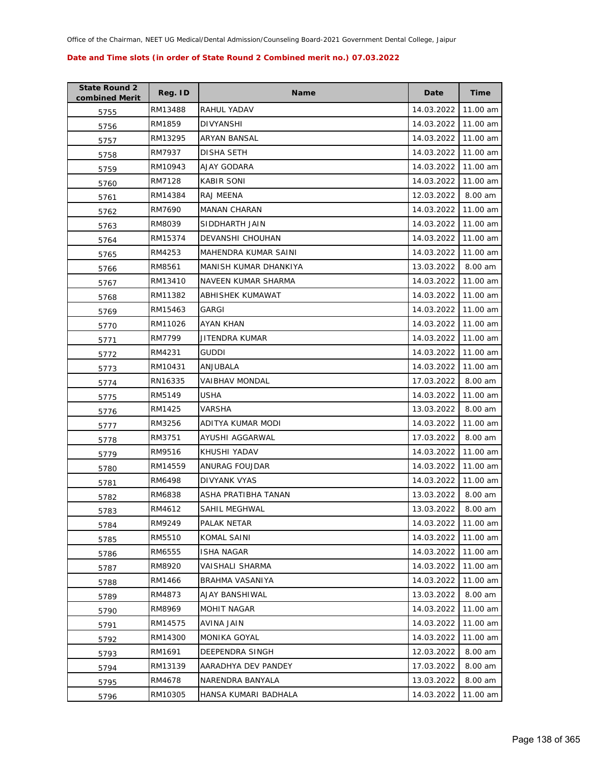Office of the Chairman, NEET UG Medical/Dental Admission/Counseling Board-2021 Government Dental College, Jaipur

**Date and Time slots (in order of State Round 2 Combined merit no.) 07.03.2022**

| State Round 2 combined Merit | Reg. ID | Name | Date | Time |
|---|---|---|---|---|
| 5755 | RM13488 | RAHUL YADAV | 14.03.2022 | 11.00 am |
| 5756 | RM1859 | DIVYANSHI | 14.03.2022 | 11.00 am |
| 5757 | RM13295 | ARYAN BANSAL | 14.03.2022 | 11.00 am |
| 5758 | RM7937 | DISHA SETH | 14.03.2022 | 11.00 am |
| 5759 | RM10943 | AJAY GODARA | 14.03.2022 | 11.00 am |
| 5760 | RM7128 | KABIR SONI | 14.03.2022 | 11.00 am |
| 5761 | RM14384 | RAJ MEENA | 12.03.2022 | 8.00 am |
| 5762 | RM7690 | MANAN CHARAN | 14.03.2022 | 11.00 am |
| 5763 | RM8039 | SIDDHARTH JAIN | 14.03.2022 | 11.00 am |
| 5764 | RM15374 | DEVANSHI CHOUHAN | 14.03.2022 | 11.00 am |
| 5765 | RM4253 | MAHENDRA KUMAR SAINI | 14.03.2022 | 11.00 am |
| 5766 | RM8561 | MANISH KUMAR DHANKIYA | 13.03.2022 | 8.00 am |
| 5767 | RM13410 | NAVEEN KUMAR SHARMA | 14.03.2022 | 11.00 am |
| 5768 | RM11382 | ABHISHEK KUMAWAT | 14.03.2022 | 11.00 am |
| 5769 | RM15463 | GARGI | 14.03.2022 | 11.00 am |
| 5770 | RM11026 | AYAN KHAN | 14.03.2022 | 11.00 am |
| 5771 | RM7799 | JITENDRA KUMAR | 14.03.2022 | 11.00 am |
| 5772 | RM4231 | GUDDI | 14.03.2022 | 11.00 am |
| 5773 | RM10431 | ANJUBALA | 14.03.2022 | 11.00 am |
| 5774 | RN16335 | VAIBHAV MONDAL | 17.03.2022 | 8.00 am |
| 5775 | RM5149 | USHA | 14.03.2022 | 11.00 am |
| 5776 | RM1425 | VARSHA | 13.03.2022 | 8.00 am |
| 5777 | RM3256 | ADITYA KUMAR MODI | 14.03.2022 | 11.00 am |
| 5778 | RM3751 | AYUSHI AGGARWAL | 17.03.2022 | 8.00 am |
| 5779 | RM9516 | KHUSHI YADAV | 14.03.2022 | 11.00 am |
| 5780 | RM14559 | ANURAG FOUJDAR | 14.03.2022 | 11.00 am |
| 5781 | RM6498 | DIVYANK VYAS | 14.03.2022 | 11.00 am |
| 5782 | RM6838 | ASHA PRATIBHA TANAN | 13.03.2022 | 8.00 am |
| 5783 | RM4612 | SAHIL MEGHWAL | 13.03.2022 | 8.00 am |
| 5784 | RM9249 | PALAK NETAR | 14.03.2022 | 11.00 am |
| 5785 | RM5510 | KOMAL SAINI | 14.03.2022 | 11.00 am |
| 5786 | RM6555 | ISHA NAGAR | 14.03.2022 | 11.00 am |
| 5787 | RM8920 | VAISHALI SHARMA | 14.03.2022 | 11.00 am |
| 5788 | RM1466 | BRAHMA VASANIYA | 14.03.2022 | 11.00 am |
| 5789 | RM4873 | AJAY BANSHIWAL | 13.03.2022 | 8.00 am |
| 5790 | RM8969 | MOHIT NAGAR | 14.03.2022 | 11.00 am |
| 5791 | RM14575 | AVINA JAIN | 14.03.2022 | 11.00 am |
| 5792 | RM14300 | MONIKA GOYAL | 14.03.2022 | 11.00 am |
| 5793 | RM1691 | DEEPENDRA SINGH | 12.03.2022 | 8.00 am |
| 5794 | RM13139 | AARADHYA DEV PANDEY | 17.03.2022 | 8.00 am |
| 5795 | RM4678 | NARENDRA BANYALA | 13.03.2022 | 8.00 am |
| 5796 | RM10305 | HANSA KUMARI BADHALA | 14.03.2022 | 11.00 am |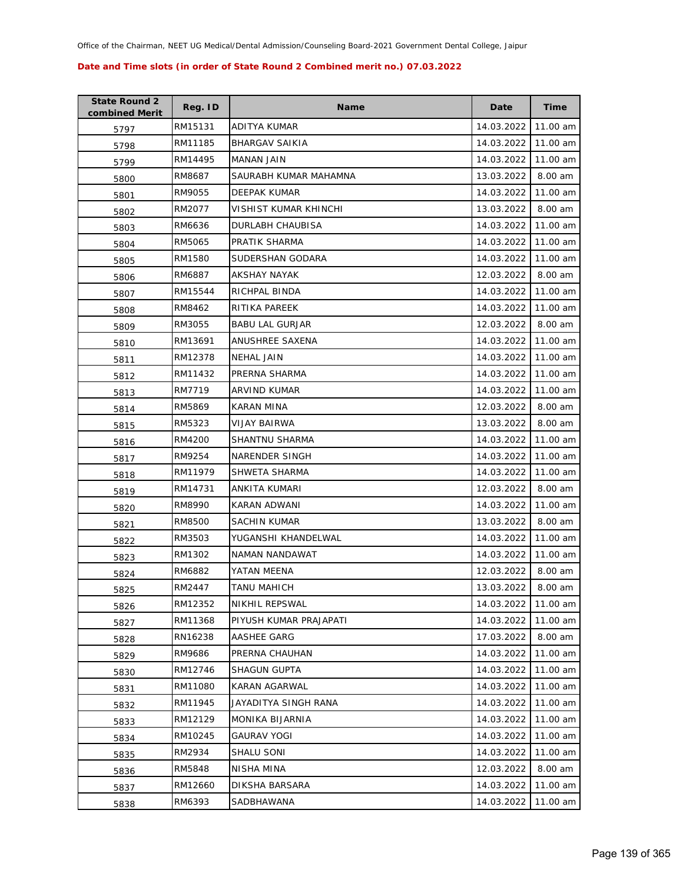Office of the Chairman, NEET UG Medical/Dental Admission/Counseling Board-2021 Government Dental College, Jaipur

**Date and Time slots (in order of State Round 2 Combined merit no.) 07.03.2022**

| State Round 2 combined Merit | Reg. ID | Name | Date | Time |
|---|---|---|---|---|
| 5797 | RM15131 | ADITYA KUMAR | 14.03.2022 | 11.00 am |
| 5798 | RM11185 | BHARGAV SAIKIA | 14.03.2022 | 11.00 am |
| 5799 | RM14495 | MANAN JAIN | 14.03.2022 | 11.00 am |
| 5800 | RM8687 | SAURABH KUMAR MAHAMNA | 13.03.2022 | 8.00 am |
| 5801 | RM9055 | DEEPAK KUMAR | 14.03.2022 | 11.00 am |
| 5802 | RM2077 | VISHIST KUMAR KHINCHI | 13.03.2022 | 8.00 am |
| 5803 | RM6636 | DURLABH CHAUBISA | 14.03.2022 | 11.00 am |
| 5804 | RM5065 | PRATIK SHARMA | 14.03.2022 | 11.00 am |
| 5805 | RM1580 | SUDERSHAN GODARA | 14.03.2022 | 11.00 am |
| 5806 | RM6887 | AKSHAY NAYAK | 12.03.2022 | 8.00 am |
| 5807 | RM15544 | RICHPAL BINDA | 14.03.2022 | 11.00 am |
| 5808 | RM8462 | RITIKA PAREEK | 14.03.2022 | 11.00 am |
| 5809 | RM3055 | BABU LAL GURJAR | 12.03.2022 | 8.00 am |
| 5810 | RM13691 | ANUSHREE SAXENA | 14.03.2022 | 11.00 am |
| 5811 | RM12378 | NEHAL JAIN | 14.03.2022 | 11.00 am |
| 5812 | RM11432 | PRERNA SHARMA | 14.03.2022 | 11.00 am |
| 5813 | RM7719 | ARVIND KUMAR | 14.03.2022 | 11.00 am |
| 5814 | RM5869 | KARAN MINA | 12.03.2022 | 8.00 am |
| 5815 | RM5323 | VIJAY BAIRWA | 13.03.2022 | 8.00 am |
| 5816 | RM4200 | SHANTNU SHARMA | 14.03.2022 | 11.00 am |
| 5817 | RM9254 | NARENDER SINGH | 14.03.2022 | 11.00 am |
| 5818 | RM11979 | SHWETA SHARMA | 14.03.2022 | 11.00 am |
| 5819 | RM14731 | ANKITA KUMARI | 12.03.2022 | 8.00 am |
| 5820 | RM8990 | KARAN ADWANI | 14.03.2022 | 11.00 am |
| 5821 | RM8500 | SACHIN KUMAR | 13.03.2022 | 8.00 am |
| 5822 | RM3503 | YUGANSHI KHANDELWAL | 14.03.2022 | 11.00 am |
| 5823 | RM1302 | NAMAN NANDAWAT | 14.03.2022 | 11.00 am |
| 5824 | RM6882 | YATAN MEENA | 12.03.2022 | 8.00 am |
| 5825 | RM2447 | TANU MAHICH | 13.03.2022 | 8.00 am |
| 5826 | RM12352 | NIKHIL REPSWAL | 14.03.2022 | 11.00 am |
| 5827 | RM11368 | PIYUSH KUMAR PRAJAPATI | 14.03.2022 | 11.00 am |
| 5828 | RN16238 | AASHEE GARG | 17.03.2022 | 8.00 am |
| 5829 | RM9686 | PRERNA CHAUHAN | 14.03.2022 | 11.00 am |
| 5830 | RM12746 | SHAGUN GUPTA | 14.03.2022 | 11.00 am |
| 5831 | RM11080 | KARAN AGARWAL | 14.03.2022 | 11.00 am |
| 5832 | RM11945 | JAYADITYA SINGH RANA | 14.03.2022 | 11.00 am |
| 5833 | RM12129 | MONIKA BIJARNIA | 14.03.2022 | 11.00 am |
| 5834 | RM10245 | GAURAV YOGI | 14.03.2022 | 11.00 am |
| 5835 | RM2934 | SHALU SONI | 14.03.2022 | 11.00 am |
| 5836 | RM5848 | NISHA MINA | 12.03.2022 | 8.00 am |
| 5837 | RM12660 | DIKSHA BARSARA | 14.03.2022 | 11.00 am |
| 5838 | RM6393 | SADBHAWANA | 14.03.2022 | 11.00 am |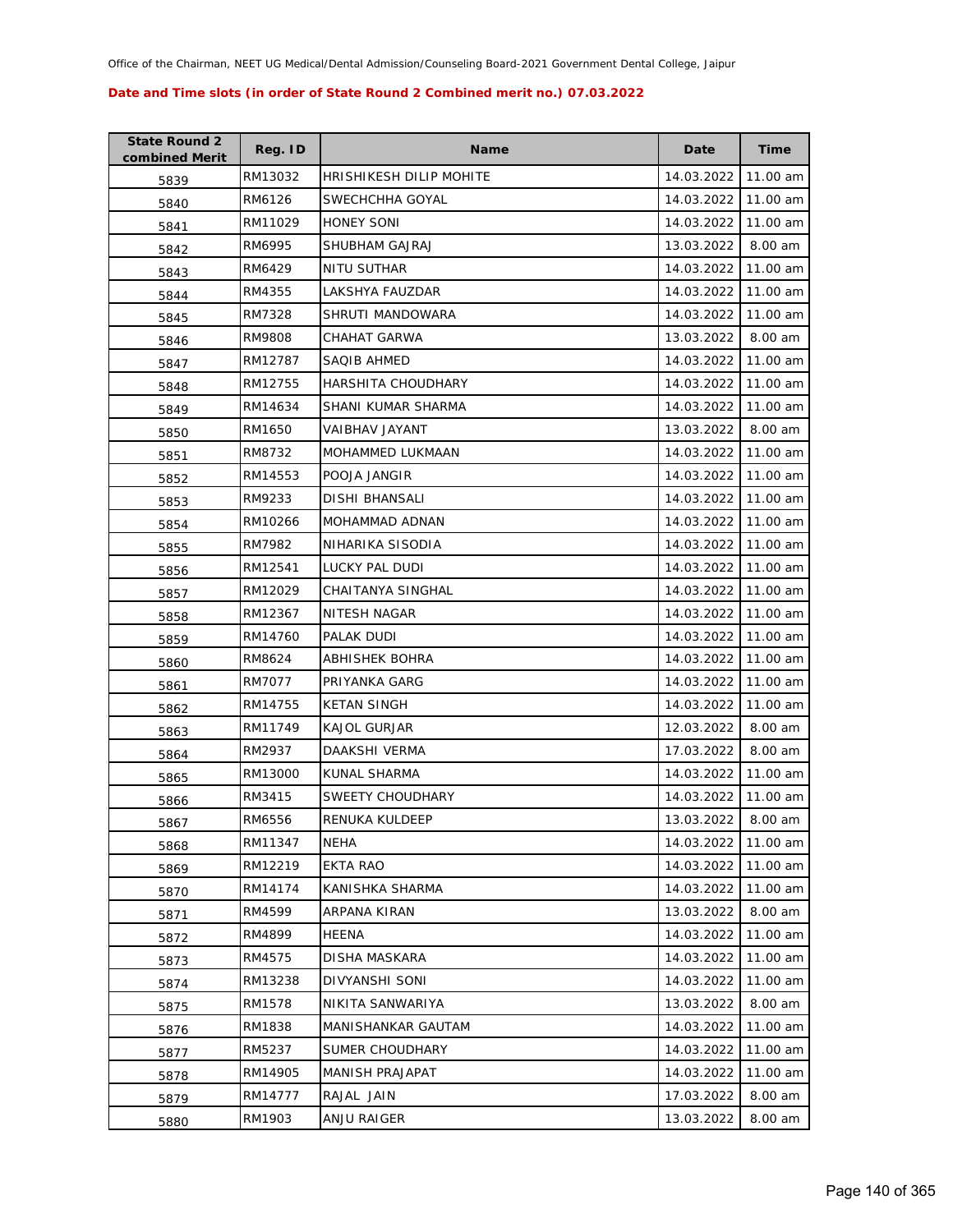Office of the Chairman, NEET UG Medical/Dental Admission/Counseling Board-2021 Government Dental College, Jaipur

**Date and Time slots (in order of State Round 2 Combined merit no.) 07.03.2022**

| State Round 2 combined Merit | Reg. ID | Name | Date | Time |
|---|---|---|---|---|
| 5839 | RM13032 | HRISHIKESH DILIP MOHITE | 14.03.2022 | 11.00 am |
| 5840 | RM6126 | SWECHCHHA GOYAL | 14.03.2022 | 11.00 am |
| 5841 | RM11029 | HONEY SONI | 14.03.2022 | 11.00 am |
| 5842 | RM6995 | SHUBHAM GAJRAJ | 13.03.2022 | 8.00 am |
| 5843 | RM6429 | NITU SUTHAR | 14.03.2022 | 11.00 am |
| 5844 | RM4355 | LAKSHYA FAUZDAR | 14.03.2022 | 11.00 am |
| 5845 | RM7328 | SHRUTI MANDOWARA | 14.03.2022 | 11.00 am |
| 5846 | RM9808 | CHAHAT GARWA | 13.03.2022 | 8.00 am |
| 5847 | RM12787 | SAQIB AHMED | 14.03.2022 | 11.00 am |
| 5848 | RM12755 | HARSHITA CHOUDHARY | 14.03.2022 | 11.00 am |
| 5849 | RM14634 | SHANI KUMAR SHARMA | 14.03.2022 | 11.00 am |
| 5850 | RM1650 | VAIBHAV JAYANT | 13.03.2022 | 8.00 am |
| 5851 | RM8732 | MOHAMMED LUKMAAN | 14.03.2022 | 11.00 am |
| 5852 | RM14553 | POOJA JANGIR | 14.03.2022 | 11.00 am |
| 5853 | RM9233 | DISHI BHANSALI | 14.03.2022 | 11.00 am |
| 5854 | RM10266 | MOHAMMAD ADNAN | 14.03.2022 | 11.00 am |
| 5855 | RM7982 | NIHARIKA SISODIA | 14.03.2022 | 11.00 am |
| 5856 | RM12541 | LUCKY PAL DUDI | 14.03.2022 | 11.00 am |
| 5857 | RM12029 | CHAITANYA SINGHAL | 14.03.2022 | 11.00 am |
| 5858 | RM12367 | NITESH NAGAR | 14.03.2022 | 11.00 am |
| 5859 | RM14760 | PALAK DUDI | 14.03.2022 | 11.00 am |
| 5860 | RM8624 | ABHISHEK BOHRA | 14.03.2022 | 11.00 am |
| 5861 | RM7077 | PRIYANKA GARG | 14.03.2022 | 11.00 am |
| 5862 | RM14755 | KETAN SINGH | 14.03.2022 | 11.00 am |
| 5863 | RM11749 | KAJOL GURJAR | 12.03.2022 | 8.00 am |
| 5864 | RM2937 | DAAKSHI VERMA | 17.03.2022 | 8.00 am |
| 5865 | RM13000 | KUNAL SHARMA | 14.03.2022 | 11.00 am |
| 5866 | RM3415 | SWEETY CHOUDHARY | 14.03.2022 | 11.00 am |
| 5867 | RM6556 | RENUKA KULDEEP | 13.03.2022 | 8.00 am |
| 5868 | RM11347 | NEHA | 14.03.2022 | 11.00 am |
| 5869 | RM12219 | EKTA RAO | 14.03.2022 | 11.00 am |
| 5870 | RM14174 | KANISHKA SHARMA | 14.03.2022 | 11.00 am |
| 5871 | RM4599 | ARPANA KIRAN | 13.03.2022 | 8.00 am |
| 5872 | RM4899 | HEENA | 14.03.2022 | 11.00 am |
| 5873 | RM4575 | DISHA MASKARA | 14.03.2022 | 11.00 am |
| 5874 | RM13238 | DIVYANSHI SONI | 14.03.2022 | 11.00 am |
| 5875 | RM1578 | NIKITA SANWARIYA | 13.03.2022 | 8.00 am |
| 5876 | RM1838 | MANISHANKAR GAUTAM | 14.03.2022 | 11.00 am |
| 5877 | RM5237 | SUMER CHOUDHARY | 14.03.2022 | 11.00 am |
| 5878 | RM14905 | MANISH PRAJAPAT | 14.03.2022 | 11.00 am |
| 5879 | RM14777 | RAJAL JAIN | 17.03.2022 | 8.00 am |
| 5880 | RM1903 | ANJU RAIGER | 13.03.2022 | 8.00 am |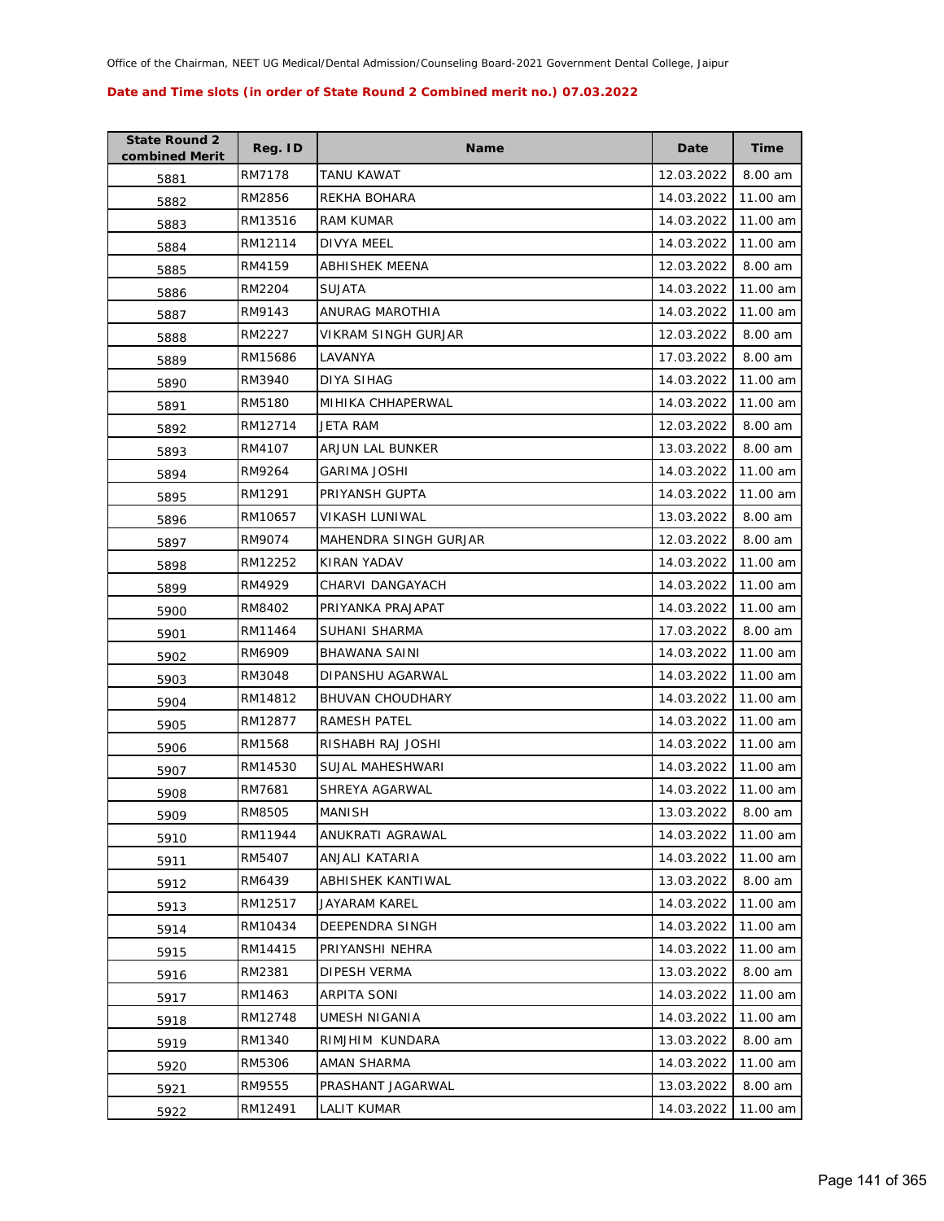Office of the Chairman, NEET UG Medical/Dental Admission/Counseling Board-2021 Government Dental College, Jaipur

**Date and Time slots (in order of State Round 2 Combined merit no.) 07.03.2022**

| State Round 2 combined Merit | Reg. ID | Name | Date | Time |
|---|---|---|---|---|
| 5881 | RM7178 | TANU KAWAT | 12.03.2022 | 8.00 am |
| 5882 | RM2856 | REKHA BOHARA | 14.03.2022 | 11.00 am |
| 5883 | RM13516 | RAM KUMAR | 14.03.2022 | 11.00 am |
| 5884 | RM12114 | DIVYA MEEL | 14.03.2022 | 11.00 am |
| 5885 | RM4159 | ABHISHEK MEENA | 12.03.2022 | 8.00 am |
| 5886 | RM2204 | SUJATA | 14.03.2022 | 11.00 am |
| 5887 | RM9143 | ANURAG MAROTHIA | 14.03.2022 | 11.00 am |
| 5888 | RM2227 | VIKRAM SINGH GURJAR | 12.03.2022 | 8.00 am |
| 5889 | RM15686 | LAVANYA | 17.03.2022 | 8.00 am |
| 5890 | RM3940 | DIYA SIHAG | 14.03.2022 | 11.00 am |
| 5891 | RM5180 | MIHIKA CHHAPERWAL | 14.03.2022 | 11.00 am |
| 5892 | RM12714 | JETA RAM | 12.03.2022 | 8.00 am |
| 5893 | RM4107 | ARJUN LAL BUNKER | 13.03.2022 | 8.00 am |
| 5894 | RM9264 | GARIMA JOSHI | 14.03.2022 | 11.00 am |
| 5895 | RM1291 | PRIYANSH GUPTA | 14.03.2022 | 11.00 am |
| 5896 | RM10657 | VIKASH LUNIWAL | 13.03.2022 | 8.00 am |
| 5897 | RM9074 | MAHENDRA SINGH GURJAR | 12.03.2022 | 8.00 am |
| 5898 | RM12252 | KIRAN YADAV | 14.03.2022 | 11.00 am |
| 5899 | RM4929 | CHARVI DANGAYACH | 14.03.2022 | 11.00 am |
| 5900 | RM8402 | PRIYANKA PRAJAPAT | 14.03.2022 | 11.00 am |
| 5901 | RM11464 | SUHANI SHARMA | 17.03.2022 | 8.00 am |
| 5902 | RM6909 | BHAWANA SAINI | 14.03.2022 | 11.00 am |
| 5903 | RM3048 | DIPANSHU AGARWAL | 14.03.2022 | 11.00 am |
| 5904 | RM14812 | BHUVAN CHOUDHARY | 14.03.2022 | 11.00 am |
| 5905 | RM12877 | RAMESH PATEL | 14.03.2022 | 11.00 am |
| 5906 | RM1568 | RISHABH RAJ JOSHI | 14.03.2022 | 11.00 am |
| 5907 | RM14530 | SUJAL MAHESHWARI | 14.03.2022 | 11.00 am |
| 5908 | RM7681 | SHREYA AGARWAL | 14.03.2022 | 11.00 am |
| 5909 | RM8505 | MANISH | 13.03.2022 | 8.00 am |
| 5910 | RM11944 | ANUKRATI AGRAWAL | 14.03.2022 | 11.00 am |
| 5911 | RM5407 | ANJALI KATARIA | 14.03.2022 | 11.00 am |
| 5912 | RM6439 | ABHISHEK KANTIWAL | 13.03.2022 | 8.00 am |
| 5913 | RM12517 | JAYARAM KAREL | 14.03.2022 | 11.00 am |
| 5914 | RM10434 | DEEPENDRA SINGH | 14.03.2022 | 11.00 am |
| 5915 | RM14415 | PRIYANSHI NEHRA | 14.03.2022 | 11.00 am |
| 5916 | RM2381 | DIPESH VERMA | 13.03.2022 | 8.00 am |
| 5917 | RM1463 | ARPITA SONI | 14.03.2022 | 11.00 am |
| 5918 | RM12748 | UMESH NIGANIA | 14.03.2022 | 11.00 am |
| 5919 | RM1340 | RIMJHIM  KUNDARA | 13.03.2022 | 8.00 am |
| 5920 | RM5306 | AMAN SHARMA | 14.03.2022 | 11.00 am |
| 5921 | RM9555 | PRASHANT JAGARWAL | 13.03.2022 | 8.00 am |
| 5922 | RM12491 | LALIT KUMAR | 14.03.2022 | 11.00 am |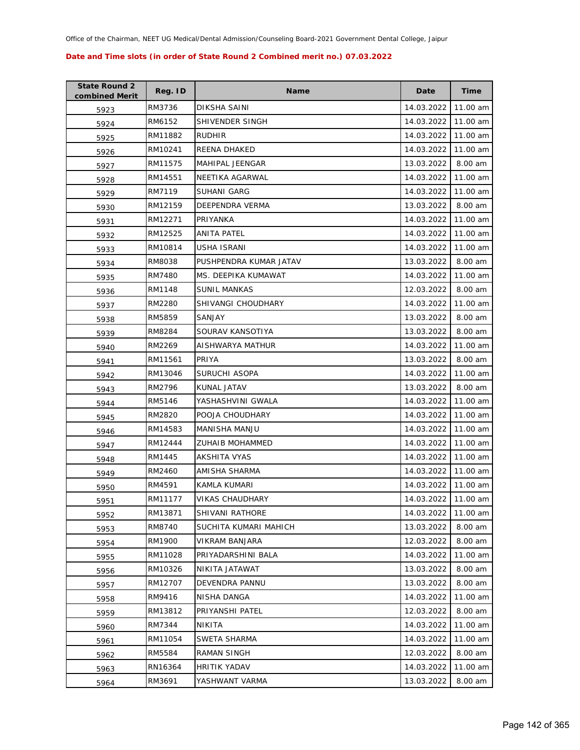Office of the Chairman, NEET UG Medical/Dental Admission/Counseling Board-2021 Government Dental College, Jaipur

**Date and Time slots (in order of State Round 2 Combined merit no.) 07.03.2022**

| State Round 2 combined Merit | Reg. ID | Name | Date | Time |
|---|---|---|---|---|
| 5923 | RM3736 | DIKSHA SAINI | 14.03.2022 | 11.00 am |
| 5924 | RM6152 | SHIVENDER SINGH | 14.03.2022 | 11.00 am |
| 5925 | RM11882 | RUDHIR | 14.03.2022 | 11.00 am |
| 5926 | RM10241 | REENA DHAKED | 14.03.2022 | 11.00 am |
| 5927 | RM11575 | MAHIPAL JEENGAR | 13.03.2022 | 8.00 am |
| 5928 | RM14551 | NEETIKA AGARWAL | 14.03.2022 | 11.00 am |
| 5929 | RM7119 | SUHANI GARG | 14.03.2022 | 11.00 am |
| 5930 | RM12159 | DEEPENDRA VERMA | 13.03.2022 | 8.00 am |
| 5931 | RM12271 | PRIYANKA | 14.03.2022 | 11.00 am |
| 5932 | RM12525 | ANITA PATEL | 14.03.2022 | 11.00 am |
| 5933 | RM10814 | USHA ISRANI | 14.03.2022 | 11.00 am |
| 5934 | RM8038 | PUSHPENDRA KUMAR JATAV | 13.03.2022 | 8.00 am |
| 5935 | RM7480 | MS. DEEPIKA KUMAWAT | 14.03.2022 | 11.00 am |
| 5936 | RM1148 | SUNIL MANKAS | 12.03.2022 | 8.00 am |
| 5937 | RM2280 | SHIVANGI CHOUDHARY | 14.03.2022 | 11.00 am |
| 5938 | RM5859 | SANJAY | 13.03.2022 | 8.00 am |
| 5939 | RM8284 | SOURAV KANSOTIYA | 13.03.2022 | 8.00 am |
| 5940 | RM2269 | AISHWARYA MATHUR | 14.03.2022 | 11.00 am |
| 5941 | RM11561 | PRIYA | 13.03.2022 | 8.00 am |
| 5942 | RM13046 | SURUCHI ASOPA | 14.03.2022 | 11.00 am |
| 5943 | RM2796 | KUNAL JATAV | 13.03.2022 | 8.00 am |
| 5944 | RM5146 | YASHASHVINI GWALA | 14.03.2022 | 11.00 am |
| 5945 | RM2820 | POOJA CHOUDHARY | 14.03.2022 | 11.00 am |
| 5946 | RM14583 | MANISHA MANJU | 14.03.2022 | 11.00 am |
| 5947 | RM12444 | ZUHAIB MOHAMMED | 14.03.2022 | 11.00 am |
| 5948 | RM1445 | AKSHITA VYAS | 14.03.2022 | 11.00 am |
| 5949 | RM2460 | AMISHA SHARMA | 14.03.2022 | 11.00 am |
| 5950 | RM4591 | KAMLA KUMARI | 14.03.2022 | 11.00 am |
| 5951 | RM11177 | VIKAS CHAUDHARY | 14.03.2022 | 11.00 am |
| 5952 | RM13871 | SHIVANI RATHORE | 14.03.2022 | 11.00 am |
| 5953 | RM8740 | SUCHITA KUMARI MAHICH | 13.03.2022 | 8.00 am |
| 5954 | RM1900 | VIKRAM BANJARA | 12.03.2022 | 8.00 am |
| 5955 | RM11028 | PRIYADARSHINI BALA | 14.03.2022 | 11.00 am |
| 5956 | RM10326 | NIKITA JATAWAT | 13.03.2022 | 8.00 am |
| 5957 | RM12707 | DEVENDRA PANNU | 13.03.2022 | 8.00 am |
| 5958 | RM9416 | NISHA DANGA | 14.03.2022 | 11.00 am |
| 5959 | RM13812 | PRIYANSHI PATEL | 12.03.2022 | 8.00 am |
| 5960 | RM7344 | NIKITA | 14.03.2022 | 11.00 am |
| 5961 | RM11054 | SWETA SHARMA | 14.03.2022 | 11.00 am |
| 5962 | RM5584 | RAMAN SINGH | 12.03.2022 | 8.00 am |
| 5963 | RN16364 | HRITIK YADAV | 14.03.2022 | 11.00 am |
| 5964 | RM3691 | YASHWANT VARMA | 13.03.2022 | 8.00 am |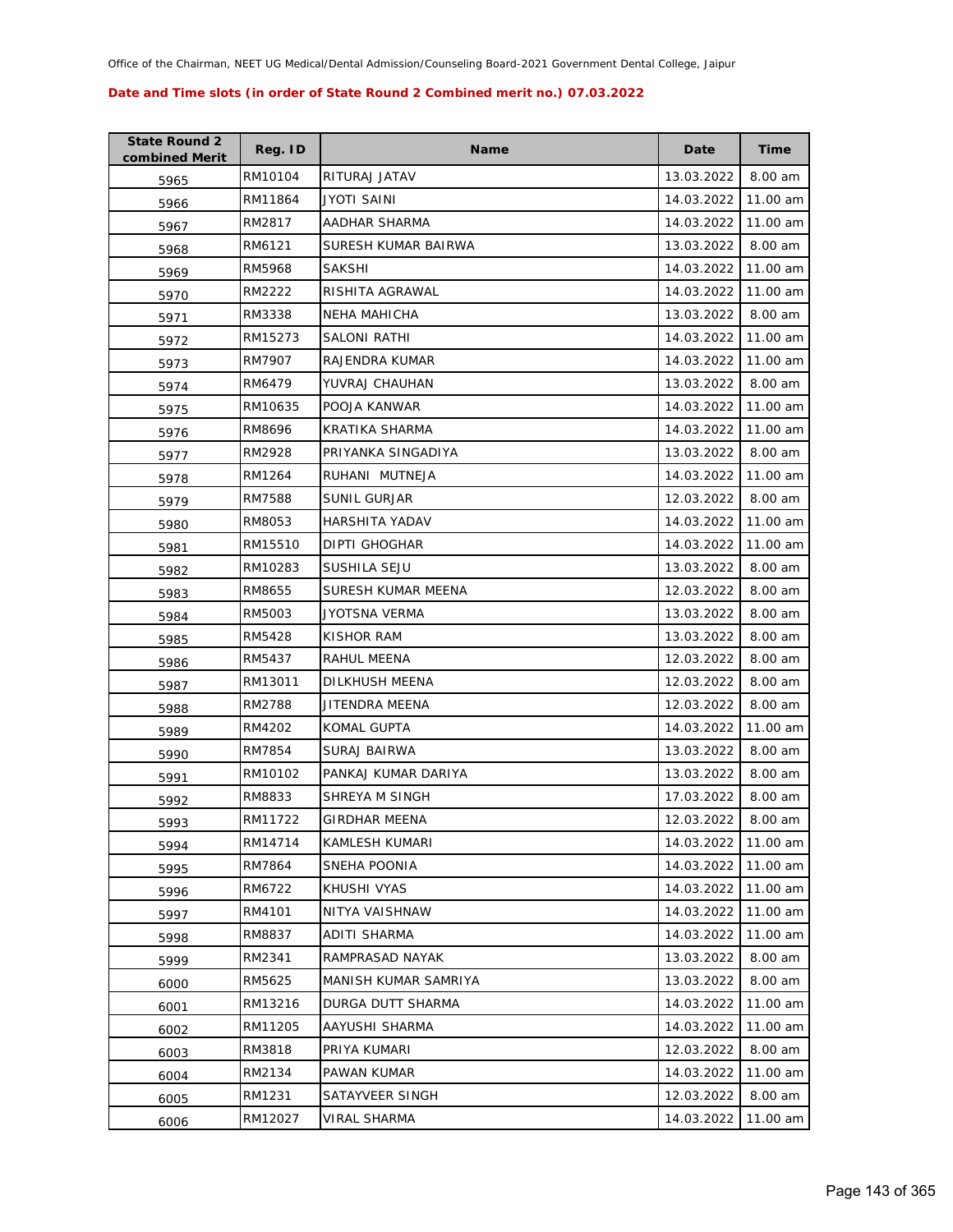Office of the Chairman, NEET UG Medical/Dental Admission/Counseling Board-2021 Government Dental College, Jaipur

**Date and Time slots (in order of State Round 2 Combined merit no.) 07.03.2022**

| State Round 2 combined Merit | Reg. ID | Name | Date | Time |
|---|---|---|---|---|
| 5965 | RM10104 | RITURAJ JATAV | 13.03.2022 | 8.00 am |
| 5966 | RM11864 | JYOTI SAINI | 14.03.2022 | 11.00 am |
| 5967 | RM2817 | AADHAR SHARMA | 14.03.2022 | 11.00 am |
| 5968 | RM6121 | SURESH KUMAR BAIRWA | 13.03.2022 | 8.00 am |
| 5969 | RM5968 | SAKSHI | 14.03.2022 | 11.00 am |
| 5970 | RM2222 | RISHITA AGRAWAL | 14.03.2022 | 11.00 am |
| 5971 | RM3338 | NEHA MAHICHA | 13.03.2022 | 8.00 am |
| 5972 | RM15273 | SALONI RATHI | 14.03.2022 | 11.00 am |
| 5973 | RM7907 | RAJENDRA KUMAR | 14.03.2022 | 11.00 am |
| 5974 | RM6479 | YUVRAJ CHAUHAN | 13.03.2022 | 8.00 am |
| 5975 | RM10635 | POOJA KANWAR | 14.03.2022 | 11.00 am |
| 5976 | RM8696 | KRATIKA SHARMA | 14.03.2022 | 11.00 am |
| 5977 | RM2928 | PRIYANKA SINGADIYA | 13.03.2022 | 8.00 am |
| 5978 | RM1264 | RUHANI MUTNEJA | 14.03.2022 | 11.00 am |
| 5979 | RM7588 | SUNIL GURJAR | 12.03.2022 | 8.00 am |
| 5980 | RM8053 | HARSHITA YADAV | 14.03.2022 | 11.00 am |
| 5981 | RM15510 | DIPTI GHOGHAR | 14.03.2022 | 11.00 am |
| 5982 | RM10283 | SUSHILA SEJU | 13.03.2022 | 8.00 am |
| 5983 | RM8655 | SURESH KUMAR MEENA | 12.03.2022 | 8.00 am |
| 5984 | RM5003 | JYOTSNA VERMA | 13.03.2022 | 8.00 am |
| 5985 | RM5428 | KISHOR RAM | 13.03.2022 | 8.00 am |
| 5986 | RM5437 | RAHUL MEENA | 12.03.2022 | 8.00 am |
| 5987 | RM13011 | DILKHUSH MEENA | 12.03.2022 | 8.00 am |
| 5988 | RM2788 | JITENDRA MEENA | 12.03.2022 | 8.00 am |
| 5989 | RM4202 | KOMAL GUPTA | 14.03.2022 | 11.00 am |
| 5990 | RM7854 | SURAJ BAIRWA | 13.03.2022 | 8.00 am |
| 5991 | RM10102 | PANKAJ KUMAR DARIYA | 13.03.2022 | 8.00 am |
| 5992 | RM8833 | SHREYA M SINGH | 17.03.2022 | 8.00 am |
| 5993 | RM11722 | GIRDHAR MEENA | 12.03.2022 | 8.00 am |
| 5994 | RM14714 | KAMLESH KUMARI | 14.03.2022 | 11.00 am |
| 5995 | RM7864 | SNEHA POONIA | 14.03.2022 | 11.00 am |
| 5996 | RM6722 | KHUSHI VYAS | 14.03.2022 | 11.00 am |
| 5997 | RM4101 | NITYA VAISHNAW | 14.03.2022 | 11.00 am |
| 5998 | RM8837 | ADITI SHARMA | 14.03.2022 | 11.00 am |
| 5999 | RM2341 | RAMPRASAD NAYAK | 13.03.2022 | 8.00 am |
| 6000 | RM5625 | MANISH KUMAR SAMRIYA | 13.03.2022 | 8.00 am |
| 6001 | RM13216 | DURGA DUTT SHARMA | 14.03.2022 | 11.00 am |
| 6002 | RM11205 | AAYUSHI SHARMA | 14.03.2022 | 11.00 am |
| 6003 | RM3818 | PRIYA KUMARI | 12.03.2022 | 8.00 am |
| 6004 | RM2134 | PAWAN KUMAR | 14.03.2022 | 11.00 am |
| 6005 | RM1231 | SATAYVEER SINGH | 12.03.2022 | 8.00 am |
| 6006 | RM12027 | VIRAL SHARMA | 14.03.2022 | 11.00 am |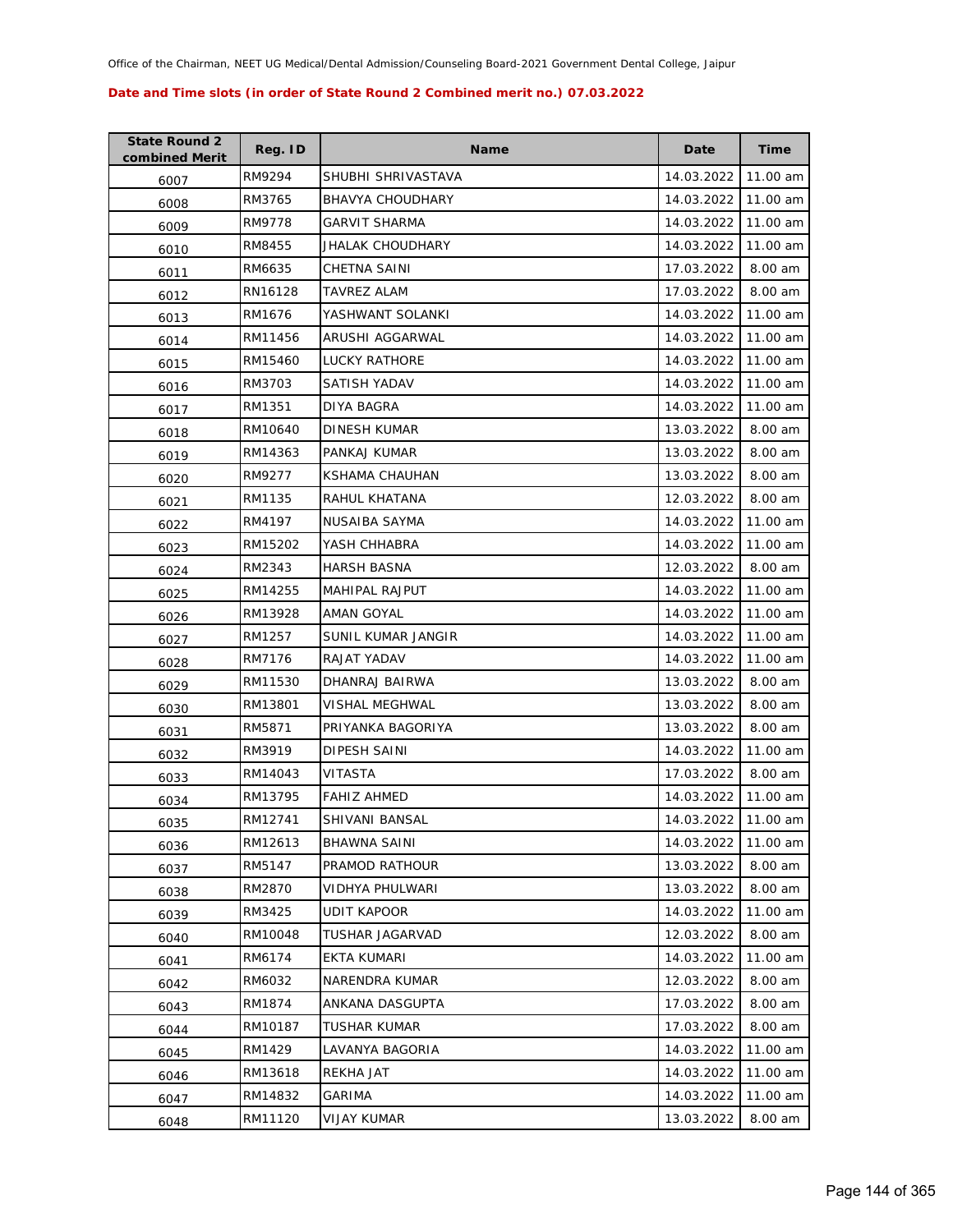Office of the Chairman, NEET UG Medical/Dental Admission/Counseling Board-2021 Government Dental College, Jaipur

**Date and Time slots (in order of State Round 2 Combined merit no.) 07.03.2022**

| State Round 2 combined Merit | Reg. ID | Name | Date | Time |
|---|---|---|---|---|
| 6007 | RM9294 | SHUBHI SHRIVASTAVA | 14.03.2022 | 11.00 am |
| 6008 | RM3765 | BHAVYA CHOUDHARY | 14.03.2022 | 11.00 am |
| 6009 | RM9778 | GARVIT SHARMA | 14.03.2022 | 11.00 am |
| 6010 | RM8455 | JHALAK CHOUDHARY | 14.03.2022 | 11.00 am |
| 6011 | RM6635 | CHETNA SAINI | 17.03.2022 | 8.00 am |
| 6012 | RN16128 | TAVREZ ALAM | 17.03.2022 | 8.00 am |
| 6013 | RM1676 | YASHWANT SOLANKI | 14.03.2022 | 11.00 am |
| 6014 | RM11456 | ARUSHI AGGARWAL | 14.03.2022 | 11.00 am |
| 6015 | RM15460 | LUCKY RATHORE | 14.03.2022 | 11.00 am |
| 6016 | RM3703 | SATISH YADAV | 14.03.2022 | 11.00 am |
| 6017 | RM1351 | DIYA BAGRA | 14.03.2022 | 11.00 am |
| 6018 | RM10640 | DINESH KUMAR | 13.03.2022 | 8.00 am |
| 6019 | RM14363 | PANKAJ KUMAR | 13.03.2022 | 8.00 am |
| 6020 | RM9277 | KSHAMA CHAUHAN | 13.03.2022 | 8.00 am |
| 6021 | RM1135 | RAHUL KHATANA | 12.03.2022 | 8.00 am |
| 6022 | RM4197 | NUSAIBA SAYMA | 14.03.2022 | 11.00 am |
| 6023 | RM15202 | YASH CHHABRA | 14.03.2022 | 11.00 am |
| 6024 | RM2343 | HARSH BASNA | 12.03.2022 | 8.00 am |
| 6025 | RM14255 | MAHIPAL RAJPUT | 14.03.2022 | 11.00 am |
| 6026 | RM13928 | AMAN GOYAL | 14.03.2022 | 11.00 am |
| 6027 | RM1257 | SUNIL KUMAR JANGIR | 14.03.2022 | 11.00 am |
| 6028 | RM7176 | RAJAT YADAV | 14.03.2022 | 11.00 am |
| 6029 | RM11530 | DHANRAJ BAIRWA | 13.03.2022 | 8.00 am |
| 6030 | RM13801 | VISHAL MEGHWAL | 13.03.2022 | 8.00 am |
| 6031 | RM5871 | PRIYANKA BAGORIYA | 13.03.2022 | 8.00 am |
| 6032 | RM3919 | DIPESH SAINI | 14.03.2022 | 11.00 am |
| 6033 | RM14043 | VITASTA | 17.03.2022 | 8.00 am |
| 6034 | RM13795 | FAHIZ AHMED | 14.03.2022 | 11.00 am |
| 6035 | RM12741 | SHIVANI BANSAL | 14.03.2022 | 11.00 am |
| 6036 | RM12613 | BHAWNA SAINI | 14.03.2022 | 11.00 am |
| 6037 | RM5147 | PRAMOD RATHOUR | 13.03.2022 | 8.00 am |
| 6038 | RM2870 | VIDHYA PHULWARI | 13.03.2022 | 8.00 am |
| 6039 | RM3425 | UDIT KAPOOR | 14.03.2022 | 11.00 am |
| 6040 | RM10048 | TUSHAR JAGARVAD | 12.03.2022 | 8.00 am |
| 6041 | RM6174 | EKTA KUMARI | 14.03.2022 | 11.00 am |
| 6042 | RM6032 | NARENDRA KUMAR | 12.03.2022 | 8.00 am |
| 6043 | RM1874 | ANKANA DASGUPTA | 17.03.2022 | 8.00 am |
| 6044 | RM10187 | TUSHAR KUMAR | 17.03.2022 | 8.00 am |
| 6045 | RM1429 | LAVANYA BAGORIA | 14.03.2022 | 11.00 am |
| 6046 | RM13618 | REKHA JAT | 14.03.2022 | 11.00 am |
| 6047 | RM14832 | GARIMA | 14.03.2022 | 11.00 am |
| 6048 | RM11120 | VIJAY KUMAR | 13.03.2022 | 8.00 am |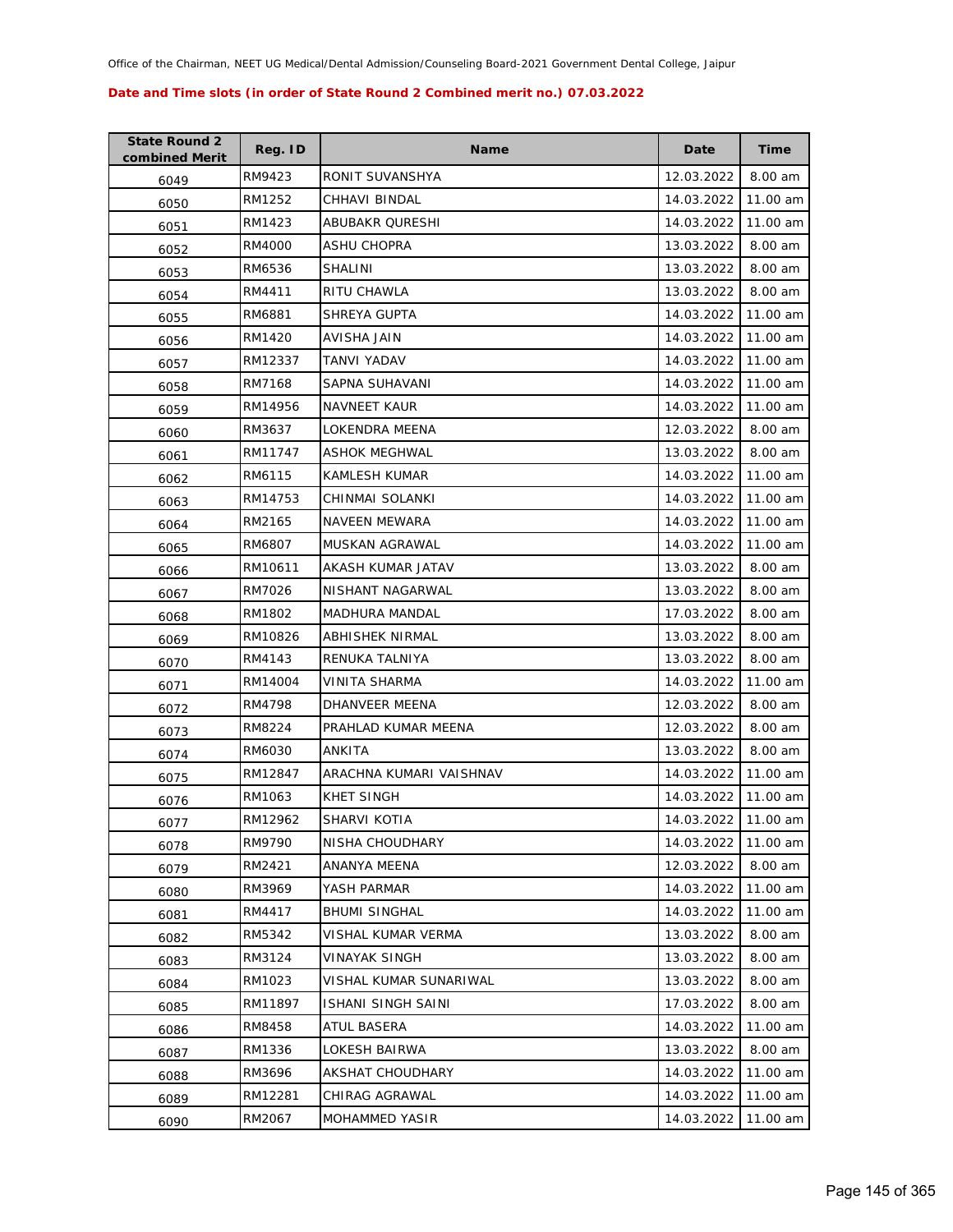Office of the Chairman, NEET UG Medical/Dental Admission/Counseling Board-2021 Government Dental College, Jaipur

**Date and Time slots (in order of State Round 2 Combined merit no.) 07.03.2022**

| State Round 2 combined Merit | Reg. ID | Name | Date | Time |
|---|---|---|---|---|
| 6049 | RM9423 | RONIT SUVANSHYA | 12.03.2022 | 8.00 am |
| 6050 | RM1252 | CHHAVI BINDAL | 14.03.2022 | 11.00 am |
| 6051 | RM1423 | ABUBAKR QURESHI | 14.03.2022 | 11.00 am |
| 6052 | RM4000 | ASHU CHOPRA | 13.03.2022 | 8.00 am |
| 6053 | RM6536 | SHALINI | 13.03.2022 | 8.00 am |
| 6054 | RM4411 | RITU CHAWLA | 13.03.2022 | 8.00 am |
| 6055 | RM6881 | SHREYA GUPTA | 14.03.2022 | 11.00 am |
| 6056 | RM1420 | AVISHA JAIN | 14.03.2022 | 11.00 am |
| 6057 | RM12337 | TANVI YADAV | 14.03.2022 | 11.00 am |
| 6058 | RM7168 | SAPNA SUHAVANI | 14.03.2022 | 11.00 am |
| 6059 | RM14956 | NAVNEET KAUR | 14.03.2022 | 11.00 am |
| 6060 | RM3637 | LOKENDRA MEENA | 12.03.2022 | 8.00 am |
| 6061 | RM11747 | ASHOK MEGHWAL | 13.03.2022 | 8.00 am |
| 6062 | RM6115 | KAMLESH KUMAR | 14.03.2022 | 11.00 am |
| 6063 | RM14753 | CHINMAI SOLANKI | 14.03.2022 | 11.00 am |
| 6064 | RM2165 | NAVEEN MEWARA | 14.03.2022 | 11.00 am |
| 6065 | RM6807 | MUSKAN AGRAWAL | 14.03.2022 | 11.00 am |
| 6066 | RM10611 | AKASH KUMAR JATAV | 13.03.2022 | 8.00 am |
| 6067 | RM7026 | NISHANT NAGARWAL | 13.03.2022 | 8.00 am |
| 6068 | RM1802 | MADHURA MANDAL | 17.03.2022 | 8.00 am |
| 6069 | RM10826 | ABHISHEK NIRMAL | 13.03.2022 | 8.00 am |
| 6070 | RM4143 | RENUKA TALNIYA | 13.03.2022 | 8.00 am |
| 6071 | RM14004 | VINITA SHARMA | 14.03.2022 | 11.00 am |
| 6072 | RM4798 | DHANVEER MEENA | 12.03.2022 | 8.00 am |
| 6073 | RM8224 | PRAHLAD KUMAR MEENA | 12.03.2022 | 8.00 am |
| 6074 | RM6030 | ANKITA | 13.03.2022 | 8.00 am |
| 6075 | RM12847 | ARACHNA KUMARI VAISHNAV | 14.03.2022 | 11.00 am |
| 6076 | RM1063 | KHET SINGH | 14.03.2022 | 11.00 am |
| 6077 | RM12962 | SHARVI KOTIA | 14.03.2022 | 11.00 am |
| 6078 | RM9790 | NISHA CHOUDHARY | 14.03.2022 | 11.00 am |
| 6079 | RM2421 | ANANYA MEENA | 12.03.2022 | 8.00 am |
| 6080 | RM3969 | YASH PARMAR | 14.03.2022 | 11.00 am |
| 6081 | RM4417 | BHUMI SINGHAL | 14.03.2022 | 11.00 am |
| 6082 | RM5342 | VISHAL KUMAR VERMA | 13.03.2022 | 8.00 am |
| 6083 | RM3124 | VINAYAK SINGH | 13.03.2022 | 8.00 am |
| 6084 | RM1023 | VISHAL KUMAR SUNARIWAL | 13.03.2022 | 8.00 am |
| 6085 | RM11897 | ISHANI SINGH SAINI | 17.03.2022 | 8.00 am |
| 6086 | RM8458 | ATUL BASERA | 14.03.2022 | 11.00 am |
| 6087 | RM1336 | LOKESH BAIRWA | 13.03.2022 | 8.00 am |
| 6088 | RM3696 | AKSHAT CHOUDHARY | 14.03.2022 | 11.00 am |
| 6089 | RM12281 | CHIRAG AGRAWAL | 14.03.2022 | 11.00 am |
| 6090 | RM2067 | MOHAMMED YASIR | 14.03.2022 | 11.00 am |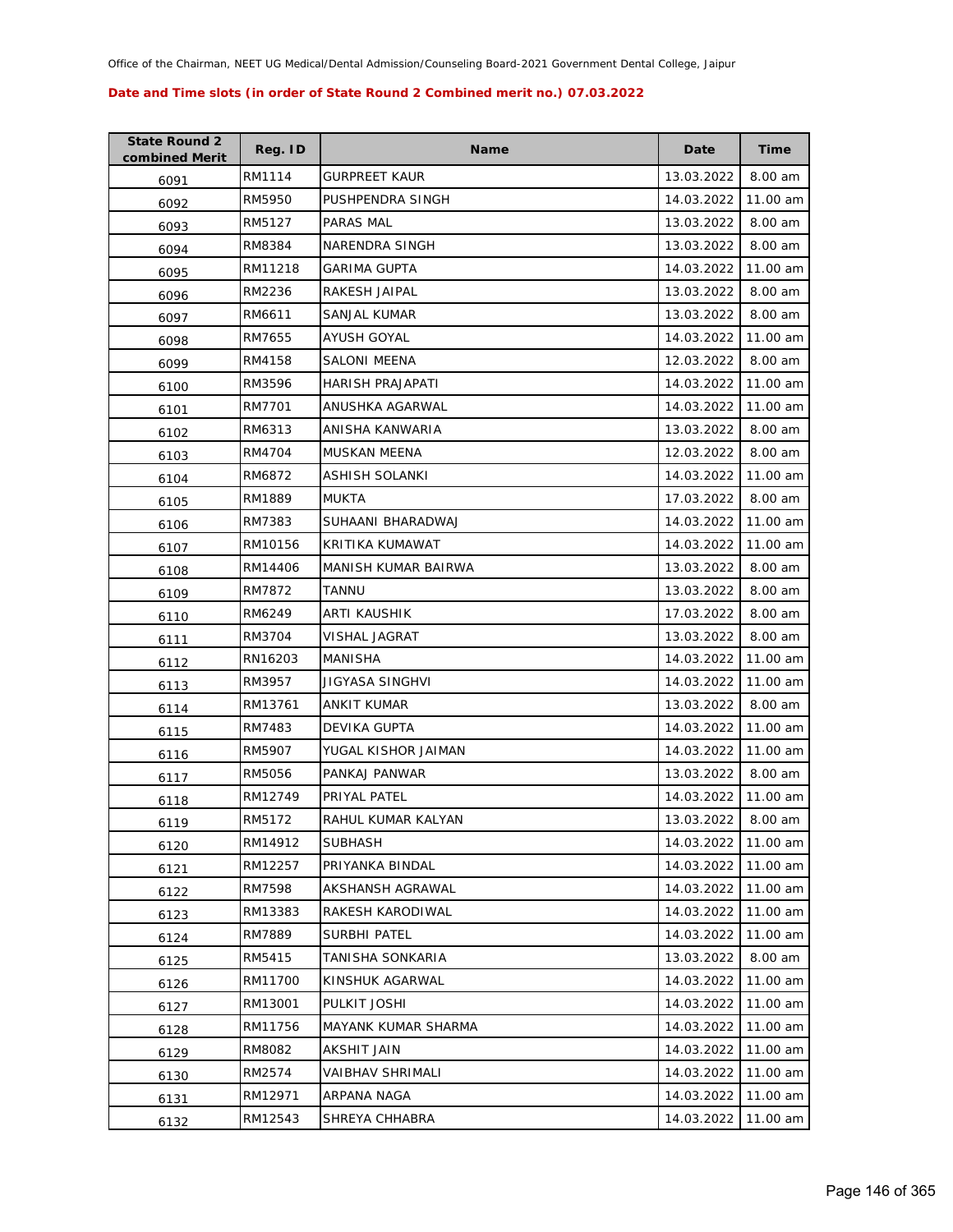Office of the Chairman, NEET UG Medical/Dental Admission/Counseling Board-2021 Government Dental College, Jaipur

**Date and Time slots (in order of State Round 2 Combined merit no.) 07.03.2022**

| State Round 2 combined Merit | Reg. ID | Name | Date | Time |
|---|---|---|---|---|
| 6091 | RM1114 | GURPREET KAUR | 13.03.2022 | 8.00 am |
| 6092 | RM5950 | PUSHPENDRA SINGH | 14.03.2022 | 11.00 am |
| 6093 | RM5127 | PARAS MAL | 13.03.2022 | 8.00 am |
| 6094 | RM8384 | NARENDRA SINGH | 13.03.2022 | 8.00 am |
| 6095 | RM11218 | GARIMA GUPTA | 14.03.2022 | 11.00 am |
| 6096 | RM2236 | RAKESH JAIPAL | 13.03.2022 | 8.00 am |
| 6097 | RM6611 | SANJAL KUMAR | 13.03.2022 | 8.00 am |
| 6098 | RM7655 | AYUSH GOYAL | 14.03.2022 | 11.00 am |
| 6099 | RM4158 | SALONI MEENA | 12.03.2022 | 8.00 am |
| 6100 | RM3596 | HARISH PRAJAPATI | 14.03.2022 | 11.00 am |
| 6101 | RM7701 | ANUSHKA AGARWAL | 14.03.2022 | 11.00 am |
| 6102 | RM6313 | ANISHA KANWARIA | 13.03.2022 | 8.00 am |
| 6103 | RM4704 | MUSKAN MEENA | 12.03.2022 | 8.00 am |
| 6104 | RM6872 | ASHISH SOLANKI | 14.03.2022 | 11.00 am |
| 6105 | RM1889 | MUKTA | 17.03.2022 | 8.00 am |
| 6106 | RM7383 | SUHAANI BHARADWAJ | 14.03.2022 | 11.00 am |
| 6107 | RM10156 | KRITIKA KUMAWAT | 14.03.2022 | 11.00 am |
| 6108 | RM14406 | MANISH KUMAR BAIRWA | 13.03.2022 | 8.00 am |
| 6109 | RM7872 | TANNU | 13.03.2022 | 8.00 am |
| 6110 | RM6249 | ARTI KAUSHIK | 17.03.2022 | 8.00 am |
| 6111 | RM3704 | VISHAL JAGRAT | 13.03.2022 | 8.00 am |
| 6112 | RN16203 | MANISHA | 14.03.2022 | 11.00 am |
| 6113 | RM3957 | JIGYASA SINGHVI | 14.03.2022 | 11.00 am |
| 6114 | RM13761 | ANKIT KUMAR | 13.03.2022 | 8.00 am |
| 6115 | RM7483 | DEVIKA GUPTA | 14.03.2022 | 11.00 am |
| 6116 | RM5907 | YUGAL KISHOR JAIMAN | 14.03.2022 | 11.00 am |
| 6117 | RM5056 | PANKAJ PANWAR | 13.03.2022 | 8.00 am |
| 6118 | RM12749 | PRIYAL PATEL | 14.03.2022 | 11.00 am |
| 6119 | RM5172 | RAHUL KUMAR KALYAN | 13.03.2022 | 8.00 am |
| 6120 | RM14912 | SUBHASH | 14.03.2022 | 11.00 am |
| 6121 | RM12257 | PRIYANKA BINDAL | 14.03.2022 | 11.00 am |
| 6122 | RM7598 | AKSHANSH AGRAWAL | 14.03.2022 | 11.00 am |
| 6123 | RM13383 | RAKESH KARODIWAL | 14.03.2022 | 11.00 am |
| 6124 | RM7889 | SURBHI PATEL | 14.03.2022 | 11.00 am |
| 6125 | RM5415 | TANISHA SONKARIA | 13.03.2022 | 8.00 am |
| 6126 | RM11700 | KINSHUK AGARWAL | 14.03.2022 | 11.00 am |
| 6127 | RM13001 | PULKIT JOSHI | 14.03.2022 | 11.00 am |
| 6128 | RM11756 | MAYANK KUMAR SHARMA | 14.03.2022 | 11.00 am |
| 6129 | RM8082 | AKSHIT JAIN | 14.03.2022 | 11.00 am |
| 6130 | RM2574 | VAIBHAV SHRIMALI | 14.03.2022 | 11.00 am |
| 6131 | RM12971 | ARPANA NAGA | 14.03.2022 | 11.00 am |
| 6132 | RM12543 | SHREYA CHHABRA | 14.03.2022 | 11.00 am |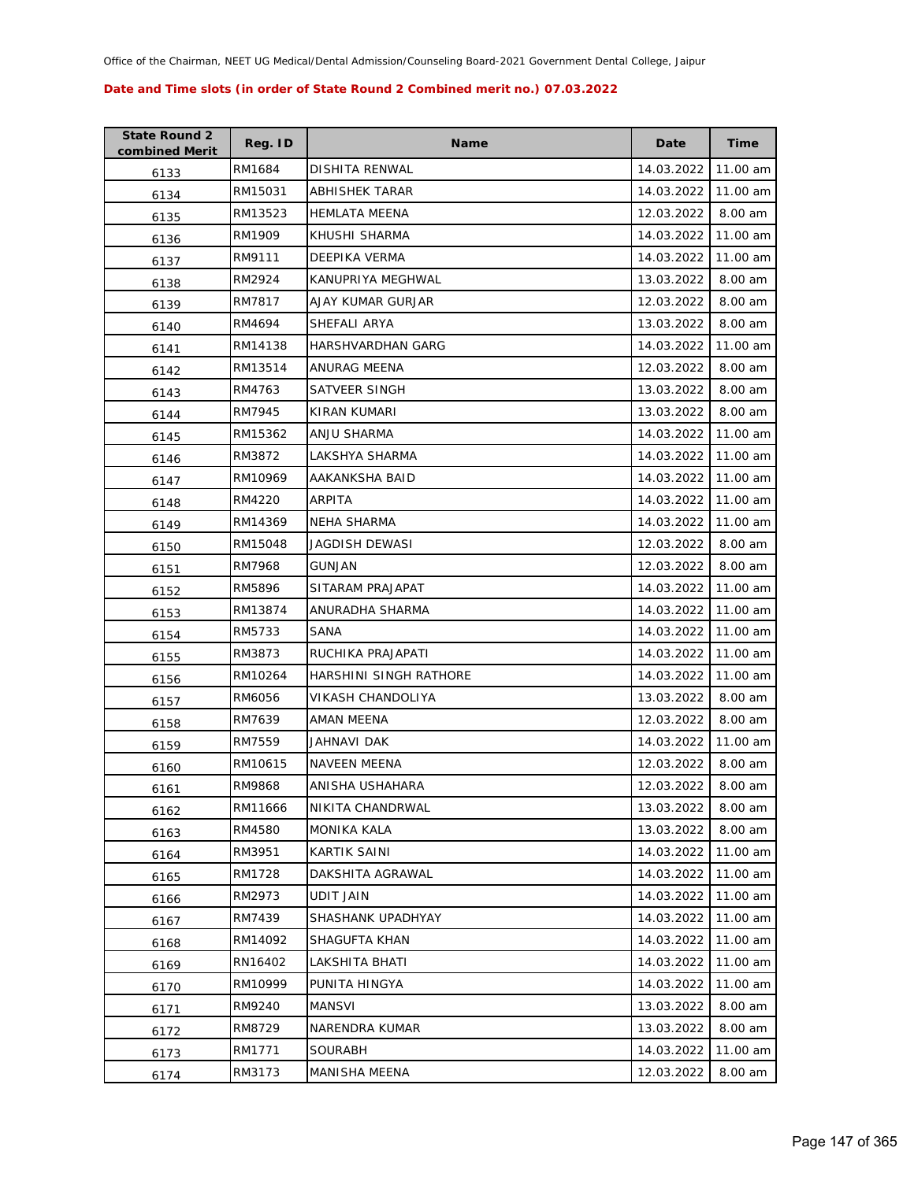Office of the Chairman, NEET UG Medical/Dental Admission/Counseling Board-2021 Government Dental College, Jaipur

**Date and Time slots (in order of State Round 2 Combined merit no.) 07.03.2022**

| State Round 2 combined Merit | Reg. ID | Name | Date | Time |
|---|---|---|---|---|
| 6133 | RM1684 | DISHITA RENWAL | 14.03.2022 | 11.00 am |
| 6134 | RM15031 | ABHISHEK TARAR | 14.03.2022 | 11.00 am |
| 6135 | RM13523 | HEMLATA MEENA | 12.03.2022 | 8.00 am |
| 6136 | RM1909 | KHUSHI SHARMA | 14.03.2022 | 11.00 am |
| 6137 | RM9111 | DEEPIKA VERMA | 14.03.2022 | 11.00 am |
| 6138 | RM2924 | KANUPRIYA MEGHWAL | 13.03.2022 | 8.00 am |
| 6139 | RM7817 | AJAY KUMAR GURJAR | 12.03.2022 | 8.00 am |
| 6140 | RM4694 | SHEFALI ARYA | 13.03.2022 | 8.00 am |
| 6141 | RM14138 | HARSHVARDHAN GARG | 14.03.2022 | 11.00 am |
| 6142 | RM13514 | ANURAG MEENA | 12.03.2022 | 8.00 am |
| 6143 | RM4763 | SATVEER SINGH | 13.03.2022 | 8.00 am |
| 6144 | RM7945 | KIRAN KUMARI | 13.03.2022 | 8.00 am |
| 6145 | RM15362 | ANJU SHARMA | 14.03.2022 | 11.00 am |
| 6146 | RM3872 | LAKSHYA SHARMA | 14.03.2022 | 11.00 am |
| 6147 | RM10969 | AAKANKSHA BAID | 14.03.2022 | 11.00 am |
| 6148 | RM4220 | ARPITA | 14.03.2022 | 11.00 am |
| 6149 | RM14369 | NEHA SHARMA | 14.03.2022 | 11.00 am |
| 6150 | RM15048 | JAGDISH DEWASI | 12.03.2022 | 8.00 am |
| 6151 | RM7968 | GUNJAN | 12.03.2022 | 8.00 am |
| 6152 | RM5896 | SITARAM PRAJAPAT | 14.03.2022 | 11.00 am |
| 6153 | RM13874 | ANURADHA SHARMA | 14.03.2022 | 11.00 am |
| 6154 | RM5733 | SANA | 14.03.2022 | 11.00 am |
| 6155 | RM3873 | RUCHIKA PRAJAPATI | 14.03.2022 | 11.00 am |
| 6156 | RM10264 | HARSHINI SINGH RATHORE | 14.03.2022 | 11.00 am |
| 6157 | RM6056 | VIKASH CHANDOLIYA | 13.03.2022 | 8.00 am |
| 6158 | RM7639 | AMAN MEENA | 12.03.2022 | 8.00 am |
| 6159 | RM7559 | JAHNAVI DAK | 14.03.2022 | 11.00 am |
| 6160 | RM10615 | NAVEEN MEENA | 12.03.2022 | 8.00 am |
| 6161 | RM9868 | ANISHA USHAHARA | 12.03.2022 | 8.00 am |
| 6162 | RM11666 | NIKITA CHANDRWAL | 13.03.2022 | 8.00 am |
| 6163 | RM4580 | MONIKA KALA | 13.03.2022 | 8.00 am |
| 6164 | RM3951 | KARTIK SAINI | 14.03.2022 | 11.00 am |
| 6165 | RM1728 | DAKSHITA AGRAWAL | 14.03.2022 | 11.00 am |
| 6166 | RM2973 | UDIT JAIN | 14.03.2022 | 11.00 am |
| 6167 | RM7439 | SHASHANK UPADHYAY | 14.03.2022 | 11.00 am |
| 6168 | RM14092 | SHAGUFTA KHAN | 14.03.2022 | 11.00 am |
| 6169 | RN16402 | LAKSHITA BHATI | 14.03.2022 | 11.00 am |
| 6170 | RM10999 | PUNITA HINGYA | 14.03.2022 | 11.00 am |
| 6171 | RM9240 | MANSVI | 13.03.2022 | 8.00 am |
| 6172 | RM8729 | NARENDRA KUMAR | 13.03.2022 | 8.00 am |
| 6173 | RM1771 | SOURABH | 14.03.2022 | 11.00 am |
| 6174 | RM3173 | MANISHA MEENA | 12.03.2022 | 8.00 am |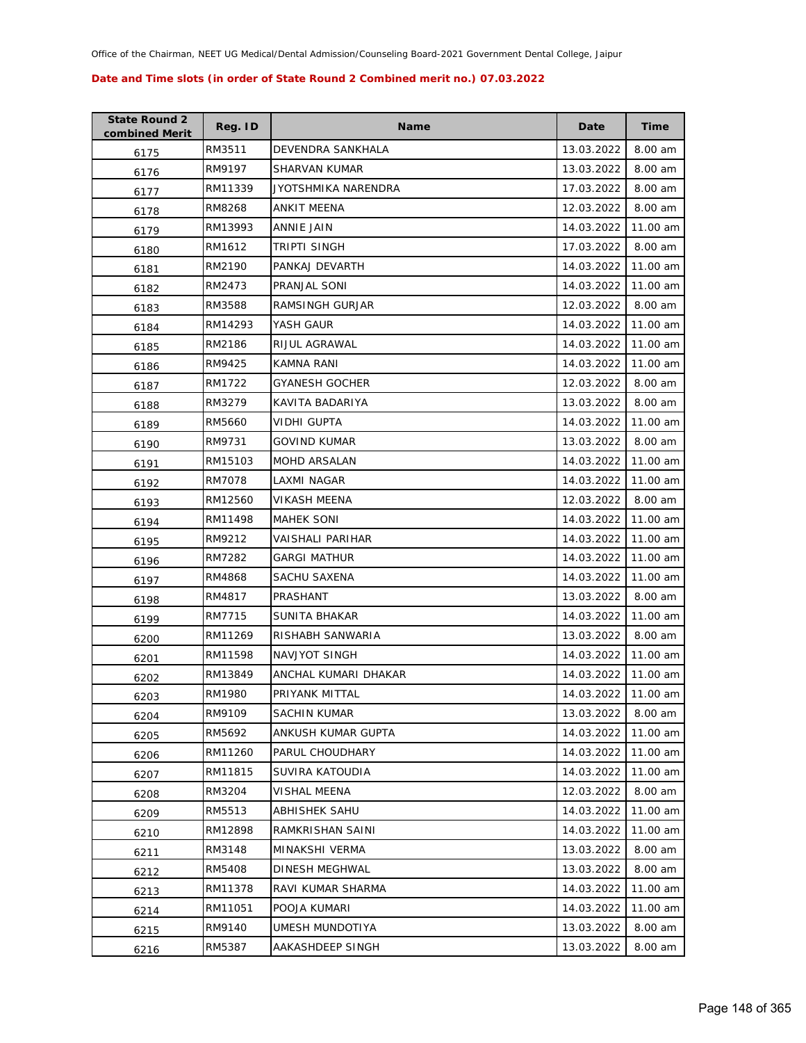Office of the Chairman, NEET UG Medical/Dental Admission/Counseling Board-2021 Government Dental College, Jaipur

**Date and Time slots (in order of State Round 2 Combined merit no.) 07.03.2022**

| State Round 2 combined Merit | Reg. ID | Name | Date | Time |
|---|---|---|---|---|
| 6175 | RM3511 | DEVENDRA SANKHALA | 13.03.2022 | 8.00 am |
| 6176 | RM9197 | SHARVAN KUMAR | 13.03.2022 | 8.00 am |
| 6177 | RM11339 | JYOTSHMIKA NARENDRA | 17.03.2022 | 8.00 am |
| 6178 | RM8268 | ANKIT MEENA | 12.03.2022 | 8.00 am |
| 6179 | RM13993 | ANNIE JAIN | 14.03.2022 | 11.00 am |
| 6180 | RM1612 | TRIPTI SINGH | 17.03.2022 | 8.00 am |
| 6181 | RM2190 | PANKAJ DEVARTH | 14.03.2022 | 11.00 am |
| 6182 | RM2473 | PRANJAL SONI | 14.03.2022 | 11.00 am |
| 6183 | RM3588 | RAMSINGH GURJAR | 12.03.2022 | 8.00 am |
| 6184 | RM14293 | YASH GAUR | 14.03.2022 | 11.00 am |
| 6185 | RM2186 | RIJUL AGRAWAL | 14.03.2022 | 11.00 am |
| 6186 | RM9425 | KAMNA RANI | 14.03.2022 | 11.00 am |
| 6187 | RM1722 | GYANESH GOCHER | 12.03.2022 | 8.00 am |
| 6188 | RM3279 | KAVITA BADARIYA | 13.03.2022 | 8.00 am |
| 6189 | RM5660 | VIDHI GUPTA | 14.03.2022 | 11.00 am |
| 6190 | RM9731 | GOVIND KUMAR | 13.03.2022 | 8.00 am |
| 6191 | RM15103 | MOHD ARSALAN | 14.03.2022 | 11.00 am |
| 6192 | RM7078 | LAXMI NAGAR | 14.03.2022 | 11.00 am |
| 6193 | RM12560 | VIKASH MEENA | 12.03.2022 | 8.00 am |
| 6194 | RM11498 | MAHEK SONI | 14.03.2022 | 11.00 am |
| 6195 | RM9212 | VAISHALI PARIHAR | 14.03.2022 | 11.00 am |
| 6196 | RM7282 | GARGI MATHUR | 14.03.2022 | 11.00 am |
| 6197 | RM4868 | SACHU SAXENA | 14.03.2022 | 11.00 am |
| 6198 | RM4817 | PRASHANT | 13.03.2022 | 8.00 am |
| 6199 | RM7715 | SUNITA BHAKAR | 14.03.2022 | 11.00 am |
| 6200 | RM11269 | RISHABH SANWARIA | 13.03.2022 | 8.00 am |
| 6201 | RM11598 | NAVJYOT SINGH | 14.03.2022 | 11.00 am |
| 6202 | RM13849 | ANCHAL KUMARI DHAKAR | 14.03.2022 | 11.00 am |
| 6203 | RM1980 | PRIYANK MITTAL | 14.03.2022 | 11.00 am |
| 6204 | RM9109 | SACHIN KUMAR | 13.03.2022 | 8.00 am |
| 6205 | RM5692 | ANKUSH KUMAR GUPTA | 14.03.2022 | 11.00 am |
| 6206 | RM11260 | PARUL CHOUDHARY | 14.03.2022 | 11.00 am |
| 6207 | RM11815 | SUVIRA KATOUDIA | 14.03.2022 | 11.00 am |
| 6208 | RM3204 | VISHAL MEENA | 12.03.2022 | 8.00 am |
| 6209 | RM5513 | ABHISHEK SAHU | 14.03.2022 | 11.00 am |
| 6210 | RM12898 | RAMKRISHAN SAINI | 14.03.2022 | 11.00 am |
| 6211 | RM3148 | MINAKSHI VERMA | 13.03.2022 | 8.00 am |
| 6212 | RM5408 | DINESH MEGHWAL | 13.03.2022 | 8.00 am |
| 6213 | RM11378 | RAVI KUMAR SHARMA | 14.03.2022 | 11.00 am |
| 6214 | RM11051 | POOJA KUMARI | 14.03.2022 | 11.00 am |
| 6215 | RM9140 | UMESH MUNDOTIYA | 13.03.2022 | 8.00 am |
| 6216 | RM5387 | AAKASHDEEP SINGH | 13.03.2022 | 8.00 am |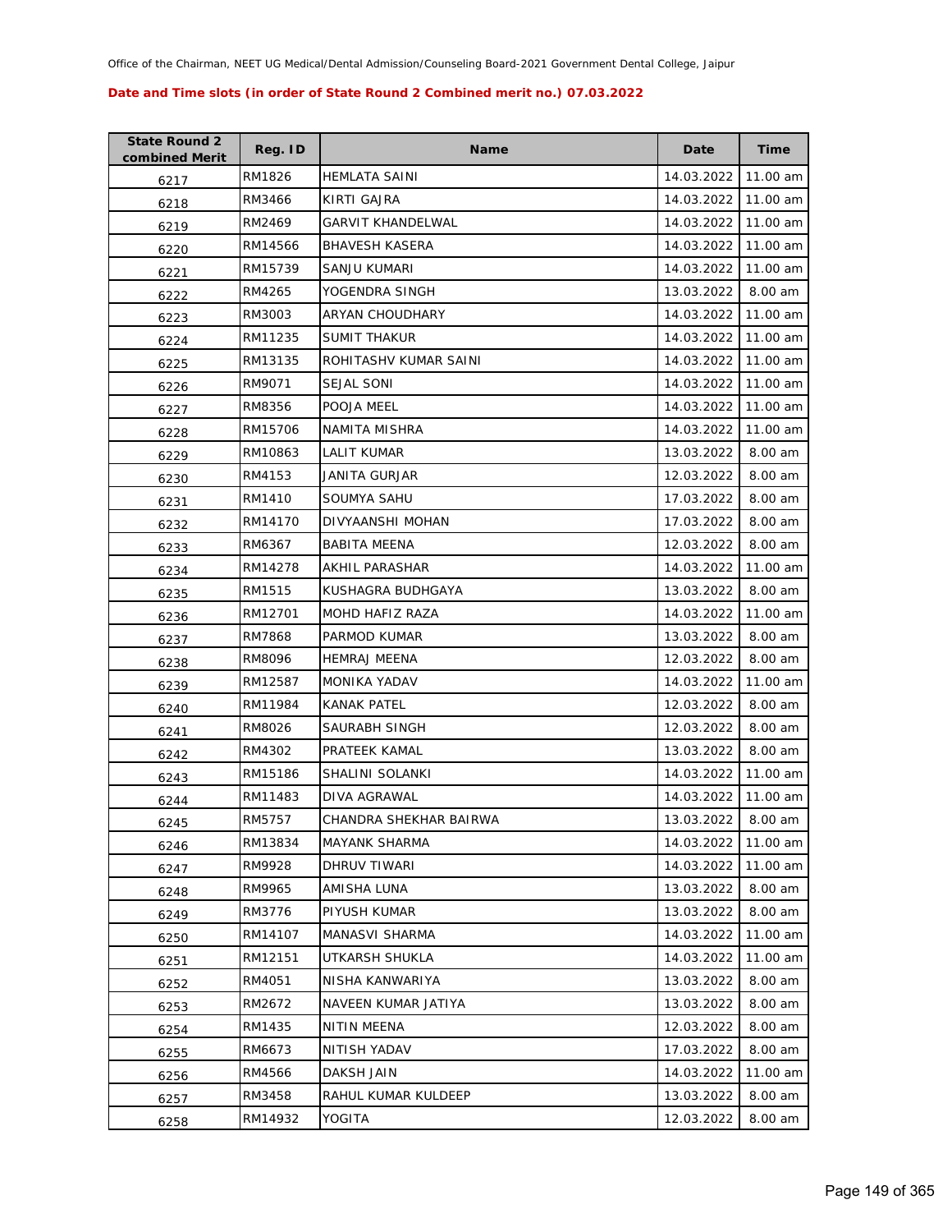Office of the Chairman, NEET UG Medical/Dental Admission/Counseling Board-2021 Government Dental College, Jaipur

**Date and Time slots (in order of State Round 2 Combined merit no.) 07.03.2022**

| State Round 2 combined Merit | Reg. ID | Name | Date | Time |
|---|---|---|---|---|
| 6217 | RM1826 | HEMLATA SAINI | 14.03.2022 | 11.00 am |
| 6218 | RM3466 | KIRTI GAJRA | 14.03.2022 | 11.00 am |
| 6219 | RM2469 | GARVIT KHANDELWAL | 14.03.2022 | 11.00 am |
| 6220 | RM14566 | BHAVESH KASERA | 14.03.2022 | 11.00 am |
| 6221 | RM15739 | SANJU KUMARI | 14.03.2022 | 11.00 am |
| 6222 | RM4265 | YOGENDRA SINGH | 13.03.2022 | 8.00 am |
| 6223 | RM3003 | ARYAN CHOUDHARY | 14.03.2022 | 11.00 am |
| 6224 | RM11235 | SUMIT THAKUR | 14.03.2022 | 11.00 am |
| 6225 | RM13135 | ROHITASHV KUMAR SAINI | 14.03.2022 | 11.00 am |
| 6226 | RM9071 | SEJAL SONI | 14.03.2022 | 11.00 am |
| 6227 | RM8356 | POOJA MEEL | 14.03.2022 | 11.00 am |
| 6228 | RM15706 | NAMITA MISHRA | 14.03.2022 | 11.00 am |
| 6229 | RM10863 | LALIT KUMAR | 13.03.2022 | 8.00 am |
| 6230 | RM4153 | JANITA GURJAR | 12.03.2022 | 8.00 am |
| 6231 | RM1410 | SOUMYA SAHU | 17.03.2022 | 8.00 am |
| 6232 | RM14170 | DIVYAANSHI MOHAN | 17.03.2022 | 8.00 am |
| 6233 | RM6367 | BABITA MEENA | 12.03.2022 | 8.00 am |
| 6234 | RM14278 | AKHIL PARASHAR | 14.03.2022 | 11.00 am |
| 6235 | RM1515 | KUSHAGRA BUDHGAYA | 13.03.2022 | 8.00 am |
| 6236 | RM12701 | MOHD HAFIZ RAZA | 14.03.2022 | 11.00 am |
| 6237 | RM7868 | PARMOD KUMAR | 13.03.2022 | 8.00 am |
| 6238 | RM8096 | HEMRAJ MEENA | 12.03.2022 | 8.00 am |
| 6239 | RM12587 | MONIKA YADAV | 14.03.2022 | 11.00 am |
| 6240 | RM11984 | KANAK PATEL | 12.03.2022 | 8.00 am |
| 6241 | RM8026 | SAURABH SINGH | 12.03.2022 | 8.00 am |
| 6242 | RM4302 | PRATEEK KAMAL | 13.03.2022 | 8.00 am |
| 6243 | RM15186 | SHALINI SOLANKI | 14.03.2022 | 11.00 am |
| 6244 | RM11483 | DIVA AGRAWAL | 14.03.2022 | 11.00 am |
| 6245 | RM5757 | CHANDRA SHEKHAR BAIRWA | 13.03.2022 | 8.00 am |
| 6246 | RM13834 | MAYANK SHARMA | 14.03.2022 | 11.00 am |
| 6247 | RM9928 | DHRUV TIWARI | 14.03.2022 | 11.00 am |
| 6248 | RM9965 | AMISHA LUNA | 13.03.2022 | 8.00 am |
| 6249 | RM3776 | PIYUSH KUMAR | 13.03.2022 | 8.00 am |
| 6250 | RM14107 | MANASVI SHARMA | 14.03.2022 | 11.00 am |
| 6251 | RM12151 | UTKARSH SHUKLA | 14.03.2022 | 11.00 am |
| 6252 | RM4051 | NISHA KANWARIYA | 13.03.2022 | 8.00 am |
| 6253 | RM2672 | NAVEEN KUMAR JATIYA | 13.03.2022 | 8.00 am |
| 6254 | RM1435 | NITIN MEENA | 12.03.2022 | 8.00 am |
| 6255 | RM6673 | NITISH YADAV | 17.03.2022 | 8.00 am |
| 6256 | RM4566 | DAKSH JAIN | 14.03.2022 | 11.00 am |
| 6257 | RM3458 | RAHUL KUMAR KULDEEP | 13.03.2022 | 8.00 am |
| 6258 | RM14932 | YOGITA | 12.03.2022 | 8.00 am |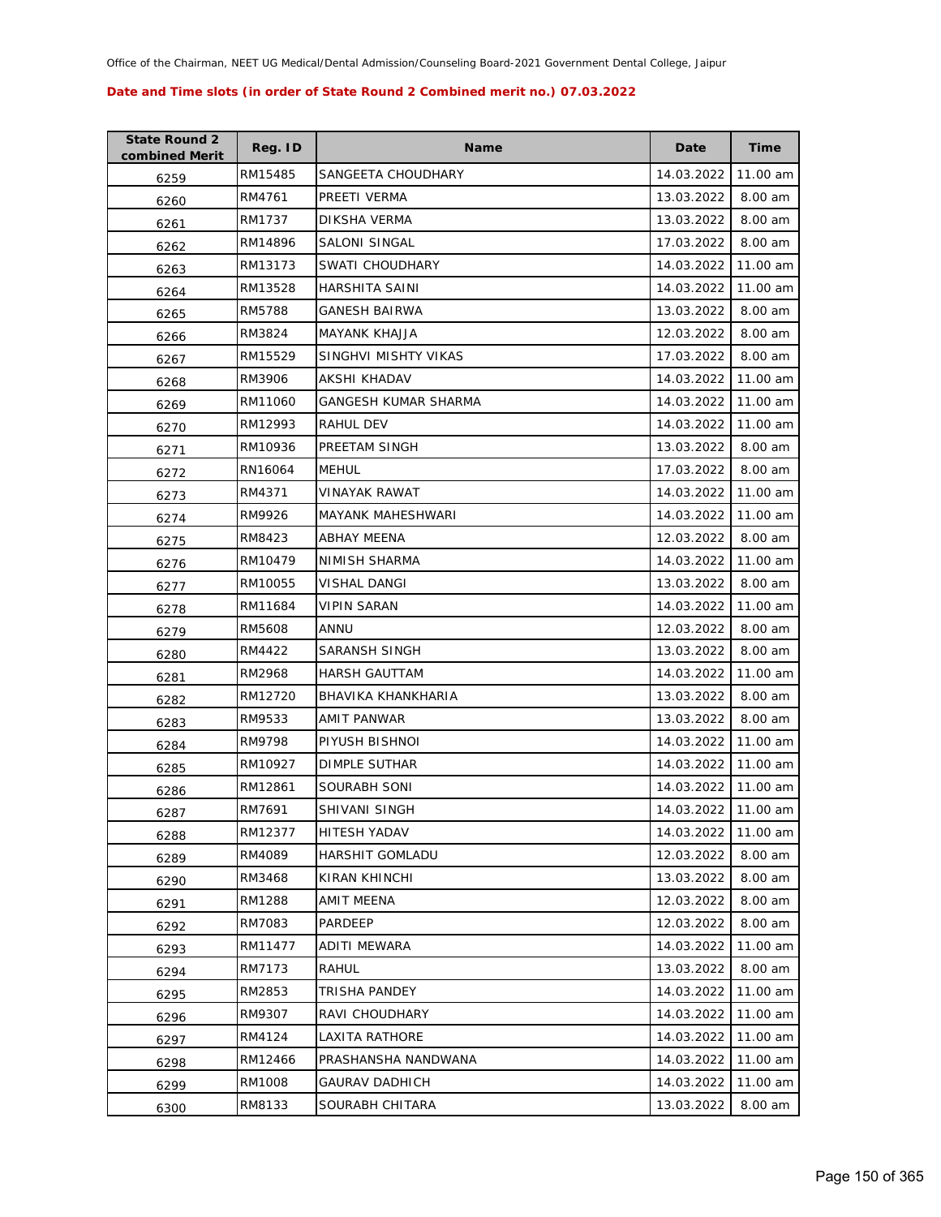Office of the Chairman, NEET UG Medical/Dental Admission/Counseling Board-2021 Government Dental College, Jaipur

**Date and Time slots (in order of State Round 2 Combined merit no.) 07.03.2022**

| State Round 2 combined Merit | Reg. ID | Name | Date | Time |
|---|---|---|---|---|
| 6259 | RM15485 | SANGEETA CHOUDHARY | 14.03.2022 | 11.00 am |
| 6260 | RM4761 | PREETI VERMA | 13.03.2022 | 8.00 am |
| 6261 | RM1737 | DIKSHA VERMA | 13.03.2022 | 8.00 am |
| 6262 | RM14896 | SALONI SINGAL | 17.03.2022 | 8.00 am |
| 6263 | RM13173 | SWATI CHOUDHARY | 14.03.2022 | 11.00 am |
| 6264 | RM13528 | HARSHITA SAINI | 14.03.2022 | 11.00 am |
| 6265 | RM5788 | GANESH BAIRWA | 13.03.2022 | 8.00 am |
| 6266 | RM3824 | MAYANK KHAJJA | 12.03.2022 | 8.00 am |
| 6267 | RM15529 | SINGHVI MISHTY VIKAS | 17.03.2022 | 8.00 am |
| 6268 | RM3906 | AKSHI KHADAV | 14.03.2022 | 11.00 am |
| 6269 | RM11060 | GANGESH KUMAR SHARMA | 14.03.2022 | 11.00 am |
| 6270 | RM12993 | RAHUL DEV | 14.03.2022 | 11.00 am |
| 6271 | RM10936 | PREETAM SINGH | 13.03.2022 | 8.00 am |
| 6272 | RN16064 | MEHUL | 17.03.2022 | 8.00 am |
| 6273 | RM4371 | VINAYAK RAWAT | 14.03.2022 | 11.00 am |
| 6274 | RM9926 | MAYANK MAHESHWARI | 14.03.2022 | 11.00 am |
| 6275 | RM8423 | ABHAY MEENA | 12.03.2022 | 8.00 am |
| 6276 | RM10479 | NIMISH SHARMA | 14.03.2022 | 11.00 am |
| 6277 | RM10055 | VISHAL DANGI | 13.03.2022 | 8.00 am |
| 6278 | RM11684 | VIPIN SARAN | 14.03.2022 | 11.00 am |
| 6279 | RM5608 | ANNU | 12.03.2022 | 8.00 am |
| 6280 | RM4422 | SARANSH SINGH | 13.03.2022 | 8.00 am |
| 6281 | RM2968 | HARSH GAUTTAM | 14.03.2022 | 11.00 am |
| 6282 | RM12720 | BHAVIKA KHANKHARIA | 13.03.2022 | 8.00 am |
| 6283 | RM9533 | AMIT PANWAR | 13.03.2022 | 8.00 am |
| 6284 | RM9798 | PIYUSH BISHNOI | 14.03.2022 | 11.00 am |
| 6285 | RM10927 | DIMPLE SUTHAR | 14.03.2022 | 11.00 am |
| 6286 | RM12861 | SOURABH SONI | 14.03.2022 | 11.00 am |
| 6287 | RM7691 | SHIVANI SINGH | 14.03.2022 | 11.00 am |
| 6288 | RM12377 | HITESH YADAV | 14.03.2022 | 11.00 am |
| 6289 | RM4089 | HARSHIT GOMLADU | 12.03.2022 | 8.00 am |
| 6290 | RM3468 | KIRAN KHINCHI | 13.03.2022 | 8.00 am |
| 6291 | RM1288 | AMIT MEENA | 12.03.2022 | 8.00 am |
| 6292 | RM7083 | PARDEEP | 12.03.2022 | 8.00 am |
| 6293 | RM11477 | ADITI MEWARA | 14.03.2022 | 11.00 am |
| 6294 | RM7173 | RAHUL | 13.03.2022 | 8.00 am |
| 6295 | RM2853 | TRISHA PANDEY | 14.03.2022 | 11.00 am |
| 6296 | RM9307 | RAVI CHOUDHARY | 14.03.2022 | 11.00 am |
| 6297 | RM4124 | LAXITA RATHORE | 14.03.2022 | 11.00 am |
| 6298 | RM12466 | PRASHANSHA NANDWANA | 14.03.2022 | 11.00 am |
| 6299 | RM1008 | GAURAV DADHICH | 14.03.2022 | 11.00 am |
| 6300 | RM8133 | SOURABH CHITARA | 13.03.2022 | 8.00 am |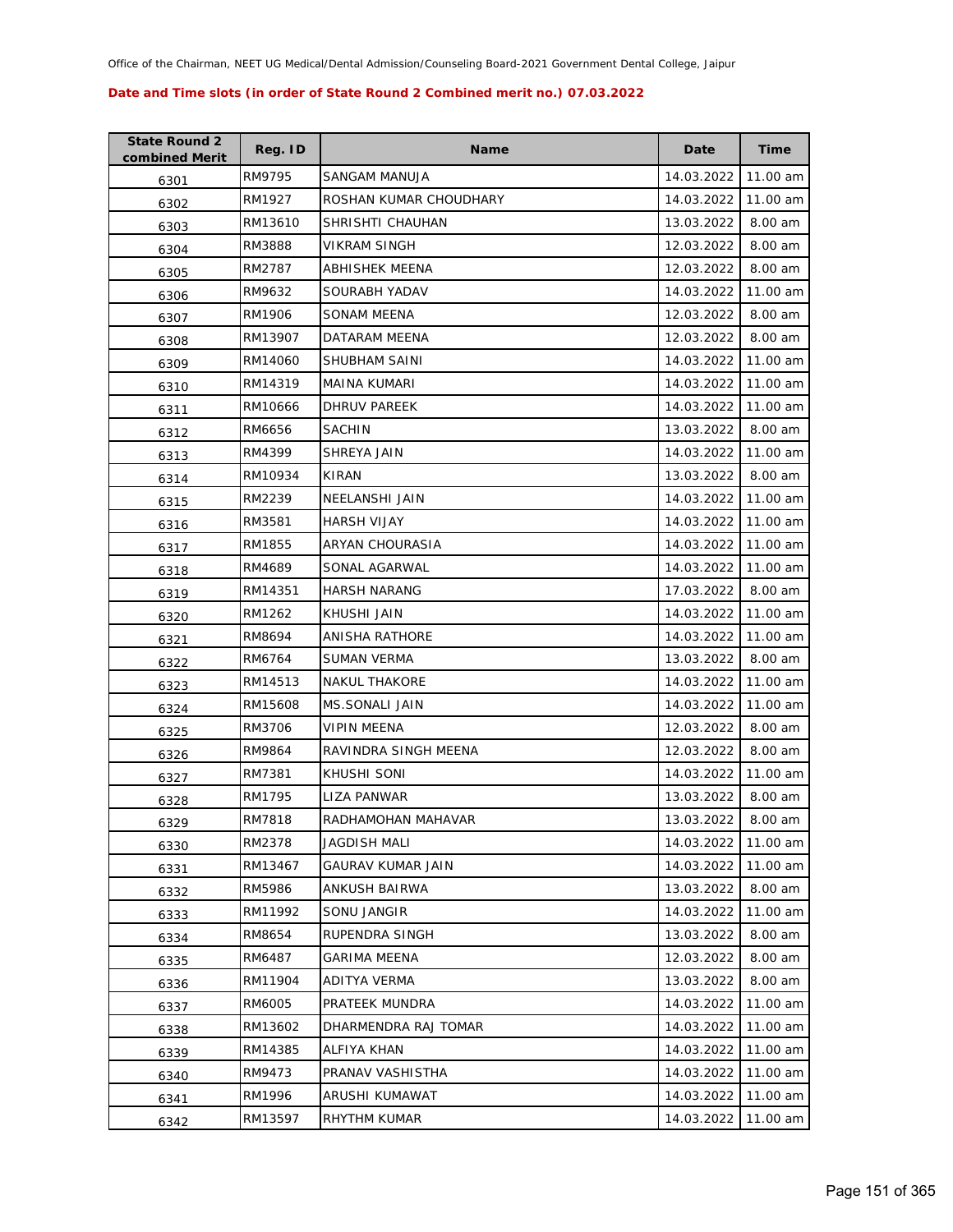Office of the Chairman, NEET UG Medical/Dental Admission/Counseling Board-2021 Government Dental College, Jaipur

**Date and Time slots (in order of State Round 2 Combined merit no.) 07.03.2022**

| State Round 2 combined Merit | Reg. ID | Name | Date | Time |
|---|---|---|---|---|
| 6301 | RM9795 | SANGAM MANUJA | 14.03.2022 | 11.00 am |
| 6302 | RM1927 | ROSHAN KUMAR CHOUDHARY | 14.03.2022 | 11.00 am |
| 6303 | RM13610 | SHRISHTI CHAUHAN | 13.03.2022 | 8.00 am |
| 6304 | RM3888 | VIKRAM SINGH | 12.03.2022 | 8.00 am |
| 6305 | RM2787 | ABHISHEK MEENA | 12.03.2022 | 8.00 am |
| 6306 | RM9632 | SOURABH YADAV | 14.03.2022 | 11.00 am |
| 6307 | RM1906 | SONAM MEENA | 12.03.2022 | 8.00 am |
| 6308 | RM13907 | DATARAM MEENA | 12.03.2022 | 8.00 am |
| 6309 | RM14060 | SHUBHAM SAINI | 14.03.2022 | 11.00 am |
| 6310 | RM14319 | MAINA KUMARI | 14.03.2022 | 11.00 am |
| 6311 | RM10666 | DHRUV PAREEK | 14.03.2022 | 11.00 am |
| 6312 | RM6656 | SACHIN | 13.03.2022 | 8.00 am |
| 6313 | RM4399 | SHREYA JAIN | 14.03.2022 | 11.00 am |
| 6314 | RM10934 | KIRAN | 13.03.2022 | 8.00 am |
| 6315 | RM2239 | NEELANSHI JAIN | 14.03.2022 | 11.00 am |
| 6316 | RM3581 | HARSH VIJAY | 14.03.2022 | 11.00 am |
| 6317 | RM1855 | ARYAN CHOURASIA | 14.03.2022 | 11.00 am |
| 6318 | RM4689 | SONAL AGARWAL | 14.03.2022 | 11.00 am |
| 6319 | RM14351 | HARSH NARANG | 17.03.2022 | 8.00 am |
| 6320 | RM1262 | KHUSHI JAIN | 14.03.2022 | 11.00 am |
| 6321 | RM8694 | ANISHA RATHORE | 14.03.2022 | 11.00 am |
| 6322 | RM6764 | SUMAN VERMA | 13.03.2022 | 8.00 am |
| 6323 | RM14513 | NAKUL THAKORE | 14.03.2022 | 11.00 am |
| 6324 | RM15608 | MS.SONALI JAIN | 14.03.2022 | 11.00 am |
| 6325 | RM3706 | VIPIN MEENA | 12.03.2022 | 8.00 am |
| 6326 | RM9864 | RAVINDRA SINGH MEENA | 12.03.2022 | 8.00 am |
| 6327 | RM7381 | KHUSHI SONI | 14.03.2022 | 11.00 am |
| 6328 | RM1795 | LIZA PANWAR | 13.03.2022 | 8.00 am |
| 6329 | RM7818 | RADHAMOHAN MAHAVAR | 13.03.2022 | 8.00 am |
| 6330 | RM2378 | JAGDISH MALI | 14.03.2022 | 11.00 am |
| 6331 | RM13467 | GAURAV KUMAR JAIN | 14.03.2022 | 11.00 am |
| 6332 | RM5986 | ANKUSH BAIRWA | 13.03.2022 | 8.00 am |
| 6333 | RM11992 | SONU JANGIR | 14.03.2022 | 11.00 am |
| 6334 | RM8654 | RUPENDRA SINGH | 13.03.2022 | 8.00 am |
| 6335 | RM6487 | GARIMA MEENA | 12.03.2022 | 8.00 am |
| 6336 | RM11904 | ADITYA VERMA | 13.03.2022 | 8.00 am |
| 6337 | RM6005 | PRATEEK MUNDRA | 14.03.2022 | 11.00 am |
| 6338 | RM13602 | DHARMENDRA RAJ TOMAR | 14.03.2022 | 11.00 am |
| 6339 | RM14385 | ALFIYA KHAN | 14.03.2022 | 11.00 am |
| 6340 | RM9473 | PRANAV VASHISTHA | 14.03.2022 | 11.00 am |
| 6341 | RM1996 | ARUSHI KUMAWAT | 14.03.2022 | 11.00 am |
| 6342 | RM13597 | RHYTHM KUMAR | 14.03.2022 | 11.00 am |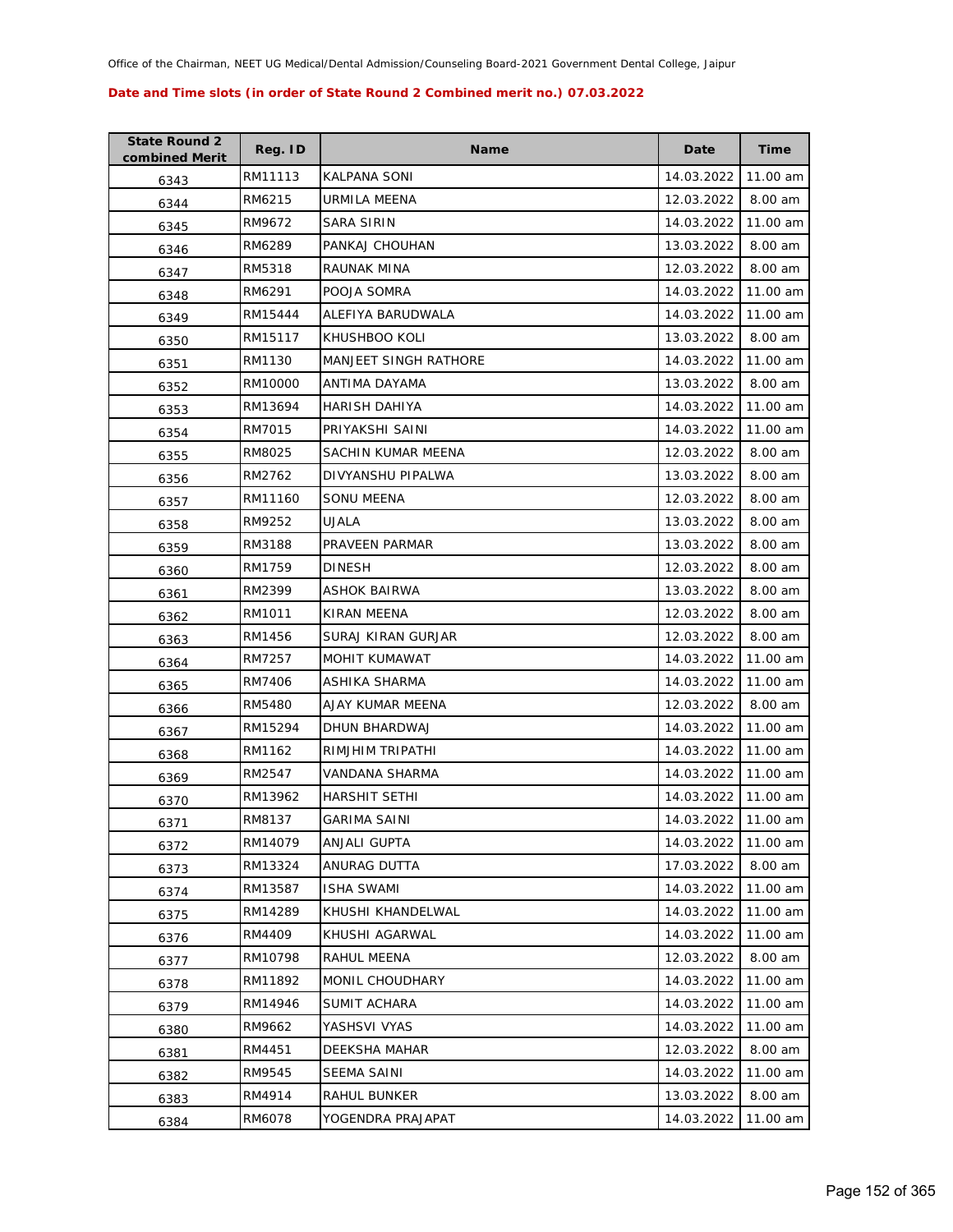Office of the Chairman, NEET UG Medical/Dental Admission/Counseling Board-2021 Government Dental College, Jaipur

**Date and Time slots (in order of State Round 2 Combined merit no.) 07.03.2022**

| State Round 2 combined Merit | Reg. ID | Name | Date | Time |
|---|---|---|---|---|
| 6343 | RM11113 | KALPANA SONI | 14.03.2022 | 11.00 am |
| 6344 | RM6215 | URMILA MEENA | 12.03.2022 | 8.00 am |
| 6345 | RM9672 | SARA SIRIN | 14.03.2022 | 11.00 am |
| 6346 | RM6289 | PANKAJ CHOUHAN | 13.03.2022 | 8.00 am |
| 6347 | RM5318 | RAUNAK MINA | 12.03.2022 | 8.00 am |
| 6348 | RM6291 | POOJA SOMRA | 14.03.2022 | 11.00 am |
| 6349 | RM15444 | ALEFIYA BARUDWALA | 14.03.2022 | 11.00 am |
| 6350 | RM15117 | KHUSHBOO KOLI | 13.03.2022 | 8.00 am |
| 6351 | RM1130 | MANJEET SINGH RATHORE | 14.03.2022 | 11.00 am |
| 6352 | RM10000 | ANTIMA DAYAMA | 13.03.2022 | 8.00 am |
| 6353 | RM13694 | HARISH DAHIYA | 14.03.2022 | 11.00 am |
| 6354 | RM7015 | PRIYAKSHI SAINI | 14.03.2022 | 11.00 am |
| 6355 | RM8025 | SACHIN KUMAR MEENA | 12.03.2022 | 8.00 am |
| 6356 | RM2762 | DIVYANSHU PIPALWA | 13.03.2022 | 8.00 am |
| 6357 | RM11160 | SONU MEENA | 12.03.2022 | 8.00 am |
| 6358 | RM9252 | UJALA | 13.03.2022 | 8.00 am |
| 6359 | RM3188 | PRAVEEN PARMAR | 13.03.2022 | 8.00 am |
| 6360 | RM1759 | DINESH | 12.03.2022 | 8.00 am |
| 6361 | RM2399 | ASHOK BAIRWA | 13.03.2022 | 8.00 am |
| 6362 | RM1011 | KIRAN MEENA | 12.03.2022 | 8.00 am |
| 6363 | RM1456 | SURAJ KIRAN GURJAR | 12.03.2022 | 8.00 am |
| 6364 | RM7257 | MOHIT KUMAWAT | 14.03.2022 | 11.00 am |
| 6365 | RM7406 | ASHIKA SHARMA | 14.03.2022 | 11.00 am |
| 6366 | RM5480 | AJAY KUMAR MEENA | 12.03.2022 | 8.00 am |
| 6367 | RM15294 | DHUN BHARDWAJ | 14.03.2022 | 11.00 am |
| 6368 | RM1162 | RIMJHIM TRIPATHI | 14.03.2022 | 11.00 am |
| 6369 | RM2547 | VANDANA SHARMA | 14.03.2022 | 11.00 am |
| 6370 | RM13962 | HARSHIT SETHI | 14.03.2022 | 11.00 am |
| 6371 | RM8137 | GARIMA SAINI | 14.03.2022 | 11.00 am |
| 6372 | RM14079 | ANJALI GUPTA | 14.03.2022 | 11.00 am |
| 6373 | RM13324 | ANURAG DUTTA | 17.03.2022 | 8.00 am |
| 6374 | RM13587 | ISHA SWAMI | 14.03.2022 | 11.00 am |
| 6375 | RM14289 | KHUSHI KHANDELWAL | 14.03.2022 | 11.00 am |
| 6376 | RM4409 | KHUSHI AGARWAL | 14.03.2022 | 11.00 am |
| 6377 | RM10798 | RAHUL MEENA | 12.03.2022 | 8.00 am |
| 6378 | RM11892 | MONIL CHOUDHARY | 14.03.2022 | 11.00 am |
| 6379 | RM14946 | SUMIT ACHARA | 14.03.2022 | 11.00 am |
| 6380 | RM9662 | YASHSVI VYAS | 14.03.2022 | 11.00 am |
| 6381 | RM4451 | DEEKSHA MAHAR | 12.03.2022 | 8.00 am |
| 6382 | RM9545 | SEEMA SAINI | 14.03.2022 | 11.00 am |
| 6383 | RM4914 | RAHUL BUNKER | 13.03.2022 | 8.00 am |
| 6384 | RM6078 | YOGENDRA PRAJAPAT | 14.03.2022 | 11.00 am |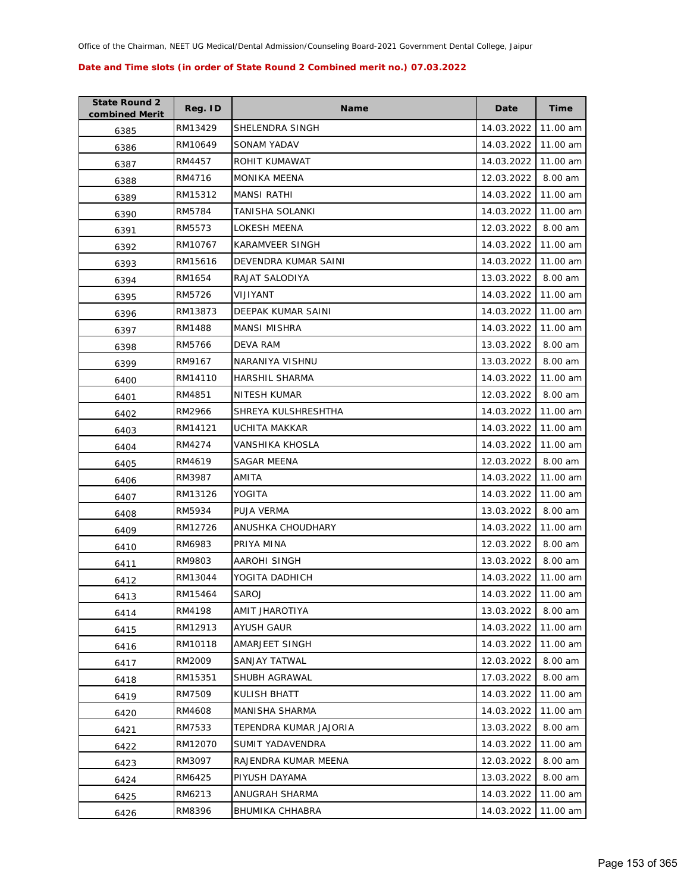Office of the Chairman, NEET UG Medical/Dental Admission/Counseling Board-2021 Government Dental College, Jaipur

**Date and Time slots (in order of State Round 2 Combined merit no.) 07.03.2022**

| State Round 2 combined Merit | Reg. ID | Name | Date | Time |
|---|---|---|---|---|
| 6385 | RM13429 | SHELENDRA SINGH | 14.03.2022 | 11.00 am |
| 6386 | RM10649 | SONAM YADAV | 14.03.2022 | 11.00 am |
| 6387 | RM4457 | ROHIT KUMAWAT | 14.03.2022 | 11.00 am |
| 6388 | RM4716 | MONIKA MEENA | 12.03.2022 | 8.00 am |
| 6389 | RM15312 | MANSI RATHI | 14.03.2022 | 11.00 am |
| 6390 | RM5784 | TANISHA SOLANKI | 14.03.2022 | 11.00 am |
| 6391 | RM5573 | LOKESH MEENA | 12.03.2022 | 8.00 am |
| 6392 | RM10767 | KARAMVEER SINGH | 14.03.2022 | 11.00 am |
| 6393 | RM15616 | DEVENDRA KUMAR SAINI | 14.03.2022 | 11.00 am |
| 6394 | RM1654 | RAJAT SALODIYA | 13.03.2022 | 8.00 am |
| 6395 | RM5726 | VIJIYANT | 14.03.2022 | 11.00 am |
| 6396 | RM13873 | DEEPAK KUMAR SAINI | 14.03.2022 | 11.00 am |
| 6397 | RM1488 | MANSI MISHRA | 14.03.2022 | 11.00 am |
| 6398 | RM5766 | DEVA RAM | 13.03.2022 | 8.00 am |
| 6399 | RM9167 | NARANIYA VISHNU | 13.03.2022 | 8.00 am |
| 6400 | RM14110 | HARSHIL SHARMA | 14.03.2022 | 11.00 am |
| 6401 | RM4851 | NITESH KUMAR | 12.03.2022 | 8.00 am |
| 6402 | RM2966 | SHREYA KULSHRESHTHA | 14.03.2022 | 11.00 am |
| 6403 | RM14121 | UCHITA MAKKAR | 14.03.2022 | 11.00 am |
| 6404 | RM4274 | VANSHIKA KHOSLA | 14.03.2022 | 11.00 am |
| 6405 | RM4619 | SAGAR MEENA | 12.03.2022 | 8.00 am |
| 6406 | RM3987 | AMITA | 14.03.2022 | 11.00 am |
| 6407 | RM13126 | YOGITA | 14.03.2022 | 11.00 am |
| 6408 | RM5934 | PUJA VERMA | 13.03.2022 | 8.00 am |
| 6409 | RM12726 | ANUSHKA CHOUDHARY | 14.03.2022 | 11.00 am |
| 6410 | RM6983 | PRIYA MINA | 12.03.2022 | 8.00 am |
| 6411 | RM9803 | AAROHI SINGH | 13.03.2022 | 8.00 am |
| 6412 | RM13044 | YOGITA DADHICH | 14.03.2022 | 11.00 am |
| 6413 | RM15464 | SAROJ | 14.03.2022 | 11.00 am |
| 6414 | RM4198 | AMIT JHAROTIYA | 13.03.2022 | 8.00 am |
| 6415 | RM12913 | AYUSH GAUR | 14.03.2022 | 11.00 am |
| 6416 | RM10118 | AMARJEET SINGH | 14.03.2022 | 11.00 am |
| 6417 | RM2009 | SANJAY TATWAL | 12.03.2022 | 8.00 am |
| 6418 | RM15351 | SHUBH AGRAWAL | 17.03.2022 | 8.00 am |
| 6419 | RM7509 | KULISH BHATT | 14.03.2022 | 11.00 am |
| 6420 | RM4608 | MANISHA SHARMA | 14.03.2022 | 11.00 am |
| 6421 | RM7533 | TEPENDRA KUMAR JAJORIA | 13.03.2022 | 8.00 am |
| 6422 | RM12070 | SUMIT YADAVENDRA | 14.03.2022 | 11.00 am |
| 6423 | RM3097 | RAJENDRA KUMAR MEENA | 12.03.2022 | 8.00 am |
| 6424 | RM6425 | PIYUSH DAYAMA | 13.03.2022 | 8.00 am |
| 6425 | RM6213 | ANUGRAH SHARMA | 14.03.2022 | 11.00 am |
| 6426 | RM8396 | BHUMIKA CHHABRA | 14.03.2022 | 11.00 am |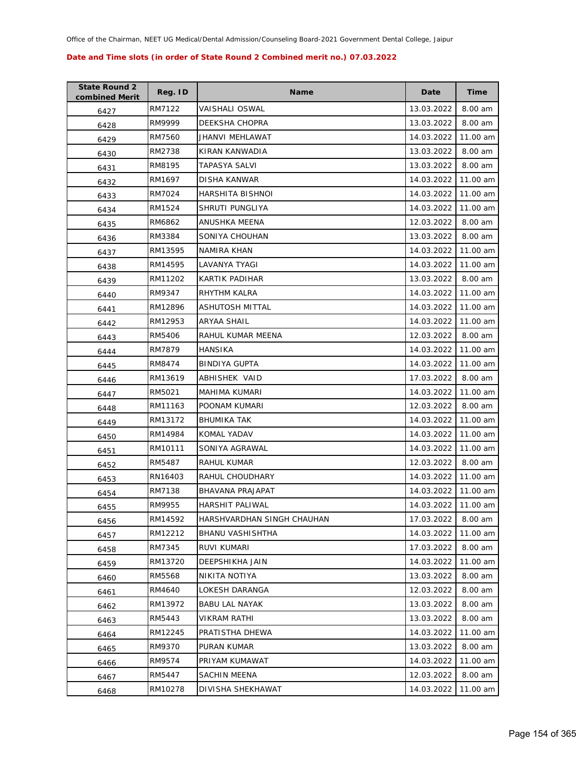Office of the Chairman, NEET UG Medical/Dental Admission/Counseling Board-2021 Government Dental College, Jaipur

**Date and Time slots (in order of State Round 2 Combined merit no.) 07.03.2022**

| State Round 2 combined Merit | Reg. ID | Name | Date | Time |
|---|---|---|---|---|
| 6427 | RM7122 | VAISHALI OSWAL | 13.03.2022 | 8.00 am |
| 6428 | RM9999 | DEEKSHA CHOPRA | 13.03.2022 | 8.00 am |
| 6429 | RM7560 | JHANVI MEHLAWAT | 14.03.2022 | 11.00 am |
| 6430 | RM2738 | KIRAN KANWADIA | 13.03.2022 | 8.00 am |
| 6431 | RM8195 | TAPASYA SALVI | 13.03.2022 | 8.00 am |
| 6432 | RM1697 | DISHA KANWAR | 14.03.2022 | 11.00 am |
| 6433 | RM7024 | HARSHITA BISHNOI | 14.03.2022 | 11.00 am |
| 6434 | RM1524 | SHRUTI PUNGLIYA | 14.03.2022 | 11.00 am |
| 6435 | RM6862 | ANUSHKA MEENA | 12.03.2022 | 8.00 am |
| 6436 | RM3384 | SONIYA CHOUHAN | 13.03.2022 | 8.00 am |
| 6437 | RM13595 | NAMIRA KHAN | 14.03.2022 | 11.00 am |
| 6438 | RM14595 | LAVANYA TYAGI | 14.03.2022 | 11.00 am |
| 6439 | RM11202 | KARTIK PADIHAR | 13.03.2022 | 8.00 am |
| 6440 | RM9347 | RHYTHM KALRA | 14.03.2022 | 11.00 am |
| 6441 | RM12896 | ASHUTOSH MITTAL | 14.03.2022 | 11.00 am |
| 6442 | RM12953 | ARYAA SHAIL | 14.03.2022 | 11.00 am |
| 6443 | RM5406 | RAHUL KUMAR MEENA | 12.03.2022 | 8.00 am |
| 6444 | RM7879 | HANSIKA | 14.03.2022 | 11.00 am |
| 6445 | RM8474 | BINDIYA GUPTA | 14.03.2022 | 11.00 am |
| 6446 | RM13619 | ABHISHEK VAID | 17.03.2022 | 8.00 am |
| 6447 | RM5021 | MAHIMA KUMARI | 14.03.2022 | 11.00 am |
| 6448 | RM11163 | POONAM KUMARI | 12.03.2022 | 8.00 am |
| 6449 | RM13172 | BHUMIKA TAK | 14.03.2022 | 11.00 am |
| 6450 | RM14984 | KOMAL YADAV | 14.03.2022 | 11.00 am |
| 6451 | RM10111 | SONIYA AGRAWAL | 14.03.2022 | 11.00 am |
| 6452 | RM5487 | RAHUL KUMAR | 12.03.2022 | 8.00 am |
| 6453 | RN16403 | RAHUL CHOUDHARY | 14.03.2022 | 11.00 am |
| 6454 | RM7138 | BHAVANA PRAJAPAT | 14.03.2022 | 11.00 am |
| 6455 | RM9955 | HARSHIT PALIWAL | 14.03.2022 | 11.00 am |
| 6456 | RM14592 | HARSHVARDHAN SINGH CHAUHAN | 17.03.2022 | 8.00 am |
| 6457 | RM12212 | BHANU VASHISHTHA | 14.03.2022 | 11.00 am |
| 6458 | RM7345 | RUVI KUMARI | 17.03.2022 | 8.00 am |
| 6459 | RM13720 | DEEPSHIKHA JAIN | 14.03.2022 | 11.00 am |
| 6460 | RM5568 | NIKITA NOTIYA | 13.03.2022 | 8.00 am |
| 6461 | RM4640 | LOKESH DARANGA | 12.03.2022 | 8.00 am |
| 6462 | RM13972 | BABU LAL NAYAK | 13.03.2022 | 8.00 am |
| 6463 | RM5443 | VIKRAM RATHI | 13.03.2022 | 8.00 am |
| 6464 | RM12245 | PRATISTHA DHEWA | 14.03.2022 | 11.00 am |
| 6465 | RM9370 | PURAN KUMAR | 13.03.2022 | 8.00 am |
| 6466 | RM9574 | PRIYAM KUMAWAT | 14.03.2022 | 11.00 am |
| 6467 | RM5447 | SACHIN MEENA | 12.03.2022 | 8.00 am |
| 6468 | RM10278 | DIVISHA SHEKHAWAT | 14.03.2022 | 11.00 am |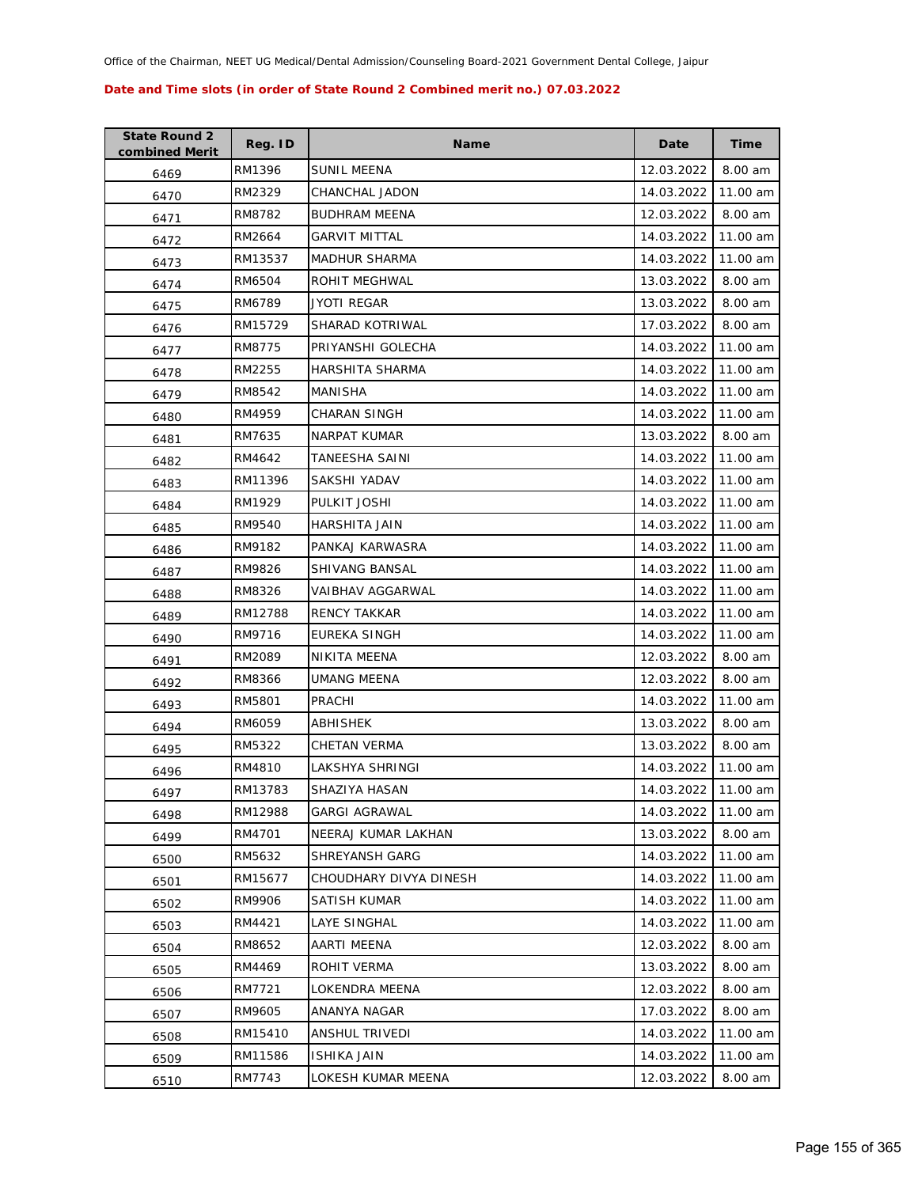Office of the Chairman, NEET UG Medical/Dental Admission/Counseling Board-2021 Government Dental College, Jaipur

**Date and Time slots (in order of State Round 2 Combined merit no.) 07.03.2022**

| State Round 2 combined Merit | Reg. ID | Name | Date | Time |
|---|---|---|---|---|
| 6469 | RM1396 | SUNIL MEENA | 12.03.2022 | 8.00 am |
| 6470 | RM2329 | CHANCHAL JADON | 14.03.2022 | 11.00 am |
| 6471 | RM8782 | BUDHRAM MEENA | 12.03.2022 | 8.00 am |
| 6472 | RM2664 | GARVIT MITTAL | 14.03.2022 | 11.00 am |
| 6473 | RM13537 | MADHUR SHARMA | 14.03.2022 | 11.00 am |
| 6474 | RM6504 | ROHIT MEGHWAL | 13.03.2022 | 8.00 am |
| 6475 | RM6789 | JYOTI REGAR | 13.03.2022 | 8.00 am |
| 6476 | RM15729 | SHARAD KOTRIWAL | 17.03.2022 | 8.00 am |
| 6477 | RM8775 | PRIYANSHI GOLECHA | 14.03.2022 | 11.00 am |
| 6478 | RM2255 | HARSHITA SHARMA | 14.03.2022 | 11.00 am |
| 6479 | RM8542 | MANISHA | 14.03.2022 | 11.00 am |
| 6480 | RM4959 | CHARAN SINGH | 14.03.2022 | 11.00 am |
| 6481 | RM7635 | NARPAT KUMAR | 13.03.2022 | 8.00 am |
| 6482 | RM4642 | TANEESHA SAINI | 14.03.2022 | 11.00 am |
| 6483 | RM11396 | SAKSHI YADAV | 14.03.2022 | 11.00 am |
| 6484 | RM1929 | PULKIT JOSHI | 14.03.2022 | 11.00 am |
| 6485 | RM9540 | HARSHITA JAIN | 14.03.2022 | 11.00 am |
| 6486 | RM9182 | PANKAJ KARWASRA | 14.03.2022 | 11.00 am |
| 6487 | RM9826 | SHIVANG BANSAL | 14.03.2022 | 11.00 am |
| 6488 | RM8326 | VAIBHAV AGGARWAL | 14.03.2022 | 11.00 am |
| 6489 | RM12788 | RENCY TAKKAR | 14.03.2022 | 11.00 am |
| 6490 | RM9716 | EUREKA SINGH | 14.03.2022 | 11.00 am |
| 6491 | RM2089 | NIKITA MEENA | 12.03.2022 | 8.00 am |
| 6492 | RM8366 | UMANG MEENA | 12.03.2022 | 8.00 am |
| 6493 | RM5801 | PRACHI | 14.03.2022 | 11.00 am |
| 6494 | RM6059 | ABHISHEK | 13.03.2022 | 8.00 am |
| 6495 | RM5322 | CHETAN VERMA | 13.03.2022 | 8.00 am |
| 6496 | RM4810 | LAKSHYA SHRINGI | 14.03.2022 | 11.00 am |
| 6497 | RM13783 | SHAZIYA HASAN | 14.03.2022 | 11.00 am |
| 6498 | RM12988 | GARGI AGRAWAL | 14.03.2022 | 11.00 am |
| 6499 | RM4701 | NEERAJ KUMAR LAKHAN | 13.03.2022 | 8.00 am |
| 6500 | RM5632 | SHREYANSH GARG | 14.03.2022 | 11.00 am |
| 6501 | RM15677 | CHOUDHARY DIVYA DINESH | 14.03.2022 | 11.00 am |
| 6502 | RM9906 | SATISH KUMAR | 14.03.2022 | 11.00 am |
| 6503 | RM4421 | LAYE SINGHAL | 14.03.2022 | 11.00 am |
| 6504 | RM8652 | AARTI MEENA | 12.03.2022 | 8.00 am |
| 6505 | RM4469 | ROHIT VERMA | 13.03.2022 | 8.00 am |
| 6506 | RM7721 | LOKENDRA MEENA | 12.03.2022 | 8.00 am |
| 6507 | RM9605 | ANANYA NAGAR | 17.03.2022 | 8.00 am |
| 6508 | RM15410 | ANSHUL TRIVEDI | 14.03.2022 | 11.00 am |
| 6509 | RM11586 | ISHIKA JAIN | 14.03.2022 | 11.00 am |
| 6510 | RM7743 | LOKESH KUMAR MEENA | 12.03.2022 | 8.00 am |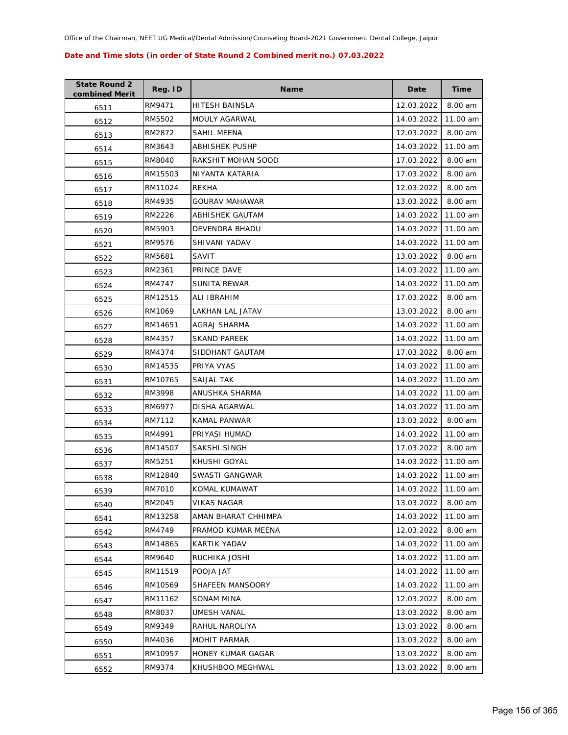Office of the Chairman, NEET UG Medical/Dental Admission/Counseling Board-2021 Government Dental College, Jaipur

**Date and Time slots (in order of State Round 2 Combined merit no.) 07.03.2022**

| State Round 2 combined Merit | Reg. ID | Name | Date | Time |
|---|---|---|---|---|
| 6511 | RM9471 | HITESH BAINSLA | 12.03.2022 | 8.00 am |
| 6512 | RM5502 | MOULY AGARWAL | 14.03.2022 | 11.00 am |
| 6513 | RM2872 | SAHIL MEENA | 12.03.2022 | 8.00 am |
| 6514 | RM3643 | ABHISHEK PUSHP | 14.03.2022 | 11.00 am |
| 6515 | RM8040 | RAKSHIT MOHAN SOOD | 17.03.2022 | 8.00 am |
| 6516 | RM15503 | NIYANTA KATARIA | 17.03.2022 | 8.00 am |
| 6517 | RM11024 | REKHA | 12.03.2022 | 8.00 am |
| 6518 | RM4935 | GOURAV MAHAWAR | 13.03.2022 | 8.00 am |
| 6519 | RM2226 | ABHISHEK GAUTAM | 14.03.2022 | 11.00 am |
| 6520 | RM5903 | DEVENDRA BHADU | 14.03.2022 | 11.00 am |
| 6521 | RM9576 | SHIVANI YADAV | 14.03.2022 | 11.00 am |
| 6522 | RM5681 | SAVIT | 13.03.2022 | 8.00 am |
| 6523 | RM2361 | PRINCE DAVE | 14.03.2022 | 11.00 am |
| 6524 | RM4747 | SUNITA REWAR | 14.03.2022 | 11.00 am |
| 6525 | RM12515 | ALI IBRAHIM | 17.03.2022 | 8.00 am |
| 6526 | RM1069 | LAKHAN LAL JATAV | 13.03.2022 | 8.00 am |
| 6527 | RM14651 | AGRAJ SHARMA | 14.03.2022 | 11.00 am |
| 6528 | RM4357 | SKAND PAREEK | 14.03.2022 | 11.00 am |
| 6529 | RM4374 | SIDDHANT GAUTAM | 17.03.2022 | 8.00 am |
| 6530 | RM14535 | PRIYA VYAS | 14.03.2022 | 11.00 am |
| 6531 | RM10765 | SAIJAL TAK | 14.03.2022 | 11.00 am |
| 6532 | RM3998 | ANUSHKA SHARMA | 14.03.2022 | 11.00 am |
| 6533 | RM6977 | DISHA AGARWAL | 14.03.2022 | 11.00 am |
| 6534 | RM7112 | KAMAL PANWAR | 13.03.2022 | 8.00 am |
| 6535 | RM4991 | PRIYASI HUMAD | 14.03.2022 | 11.00 am |
| 6536 | RM14507 | SAKSHI SINGH | 17.03.2022 | 8.00 am |
| 6537 | RM5251 | KHUSHI GOYAL | 14.03.2022 | 11.00 am |
| 6538 | RM12840 | SWASTI GANGWAR | 14.03.2022 | 11.00 am |
| 6539 | RM7010 | KOMAL KUMAWAT | 14.03.2022 | 11.00 am |
| 6540 | RM2045 | VIKAS NAGAR | 13.03.2022 | 8.00 am |
| 6541 | RM13258 | AMAN BHARAT CHHIMPA | 14.03.2022 | 11.00 am |
| 6542 | RM4749 | PRAMOD KUMAR MEENA | 12.03.2022 | 8.00 am |
| 6543 | RM14865 | KARTIK YADAV | 14.03.2022 | 11.00 am |
| 6544 | RM9640 | RUCHIKA JOSHI | 14.03.2022 | 11.00 am |
| 6545 | RM11519 | POOJA JAT | 14.03.2022 | 11.00 am |
| 6546 | RM10569 | SHAFEEN MANSOORY | 14.03.2022 | 11.00 am |
| 6547 | RM11162 | SONAM MINA | 12.03.2022 | 8.00 am |
| 6548 | RM8037 | UMESH VANAL | 13.03.2022 | 8.00 am |
| 6549 | RM9349 | RAHUL NAROLIYA | 13.03.2022 | 8.00 am |
| 6550 | RM4036 | MOHIT PARMAR | 13.03.2022 | 8.00 am |
| 6551 | RM10957 | HONEY KUMAR GAGAR | 13.03.2022 | 8.00 am |
| 6552 | RM9374 | KHUSHBOO MEGHWAL | 13.03.2022 | 8.00 am |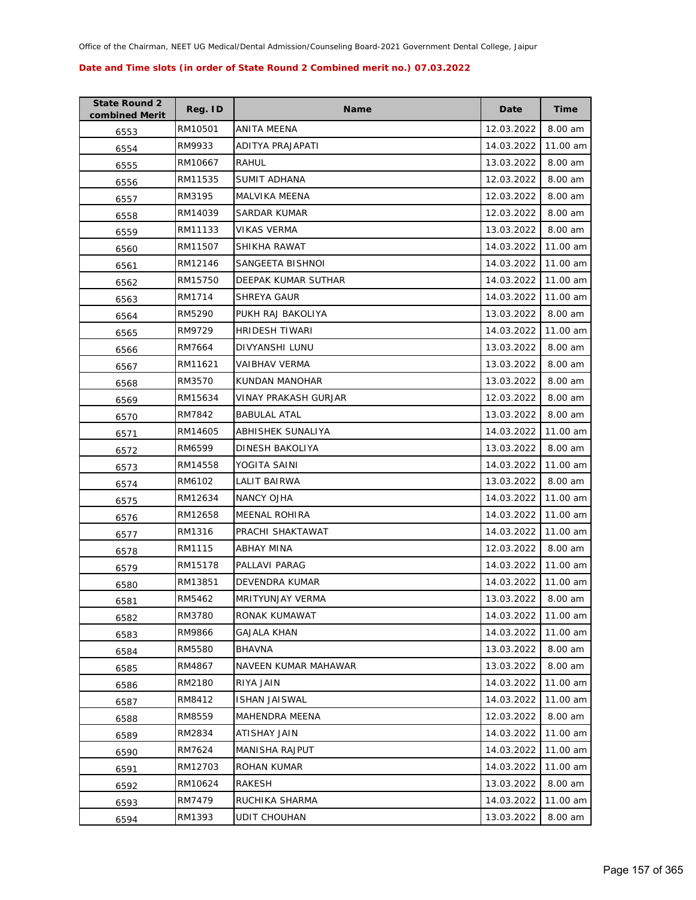Office of the Chairman, NEET UG Medical/Dental Admission/Counseling Board-2021 Government Dental College, Jaipur

**Date and Time slots (in order of State Round 2 Combined merit no.) 07.03.2022**

| State Round 2 combined Merit | Reg. ID | Name | Date | Time |
|---|---|---|---|---|
| 6553 | RM10501 | ANITA MEENA | 12.03.2022 | 8.00 am |
| 6554 | RM9933 | ADITYA PRAJAPATI | 14.03.2022 | 11.00 am |
| 6555 | RM10667 | RAHUL | 13.03.2022 | 8.00 am |
| 6556 | RM11535 | SUMIT ADHANA | 12.03.2022 | 8.00 am |
| 6557 | RM3195 | MALVIKA MEENA | 12.03.2022 | 8.00 am |
| 6558 | RM14039 | SARDAR KUMAR | 12.03.2022 | 8.00 am |
| 6559 | RM11133 | VIKAS VERMA | 13.03.2022 | 8.00 am |
| 6560 | RM11507 | SHIKHA RAWAT | 14.03.2022 | 11.00 am |
| 6561 | RM12146 | SANGEETA BISHNOI | 14.03.2022 | 11.00 am |
| 6562 | RM15750 | DEEPAK KUMAR SUTHAR | 14.03.2022 | 11.00 am |
| 6563 | RM1714 | SHREYA GAUR | 14.03.2022 | 11.00 am |
| 6564 | RM5290 | PUKH RAJ BAKOLIYA | 13.03.2022 | 8.00 am |
| 6565 | RM9729 | HRIDESH TIWARI | 14.03.2022 | 11.00 am |
| 6566 | RM7664 | DIVYANSHI LUNU | 13.03.2022 | 8.00 am |
| 6567 | RM11621 | VAIBHAV VERMA | 13.03.2022 | 8.00 am |
| 6568 | RM3570 | KUNDAN MANOHAR | 13.03.2022 | 8.00 am |
| 6569 | RM15634 | VINAY PRAKASH GURJAR | 12.03.2022 | 8.00 am |
| 6570 | RM7842 | BABULAL ATAL | 13.03.2022 | 8.00 am |
| 6571 | RM14605 | ABHISHEK SUNALIYA | 14.03.2022 | 11.00 am |
| 6572 | RM6599 | DINESH BAKOLIYA | 13.03.2022 | 8.00 am |
| 6573 | RM14558 | YOGITA SAINI | 14.03.2022 | 11.00 am |
| 6574 | RM6102 | LALIT BAIRWA | 13.03.2022 | 8.00 am |
| 6575 | RM12634 | NANCY OJHA | 14.03.2022 | 11.00 am |
| 6576 | RM12658 | MEENAL ROHIRA | 14.03.2022 | 11.00 am |
| 6577 | RM1316 | PRACHI SHAKTAWAT | 14.03.2022 | 11.00 am |
| 6578 | RM1115 | ABHAY MINA | 12.03.2022 | 8.00 am |
| 6579 | RM15178 | PALLAVI PARAG | 14.03.2022 | 11.00 am |
| 6580 | RM13851 | DEVENDRA KUMAR | 14.03.2022 | 11.00 am |
| 6581 | RM5462 | MRITYUNJAY VERMA | 13.03.2022 | 8.00 am |
| 6582 | RM3780 | RONAK KUMAWAT | 14.03.2022 | 11.00 am |
| 6583 | RM9866 | GAJALA KHAN | 14.03.2022 | 11.00 am |
| 6584 | RM5580 | BHAVNA | 13.03.2022 | 8.00 am |
| 6585 | RM4867 | NAVEEN KUMAR MAHAWAR | 13.03.2022 | 8.00 am |
| 6586 | RM2180 | RIYA JAIN | 14.03.2022 | 11.00 am |
| 6587 | RM8412 | ISHAN JAISWAL | 14.03.2022 | 11.00 am |
| 6588 | RM8559 | MAHENDRA MEENA | 12.03.2022 | 8.00 am |
| 6589 | RM2834 | ATISHAY JAIN | 14.03.2022 | 11.00 am |
| 6590 | RM7624 | MANISHA RAJPUT | 14.03.2022 | 11.00 am |
| 6591 | RM12703 | ROHAN KUMAR | 14.03.2022 | 11.00 am |
| 6592 | RM10624 | RAKESH | 13.03.2022 | 8.00 am |
| 6593 | RM7479 | RUCHIKA SHARMA | 14.03.2022 | 11.00 am |
| 6594 | RM1393 | UDIT CHOUHAN | 13.03.2022 | 8.00 am |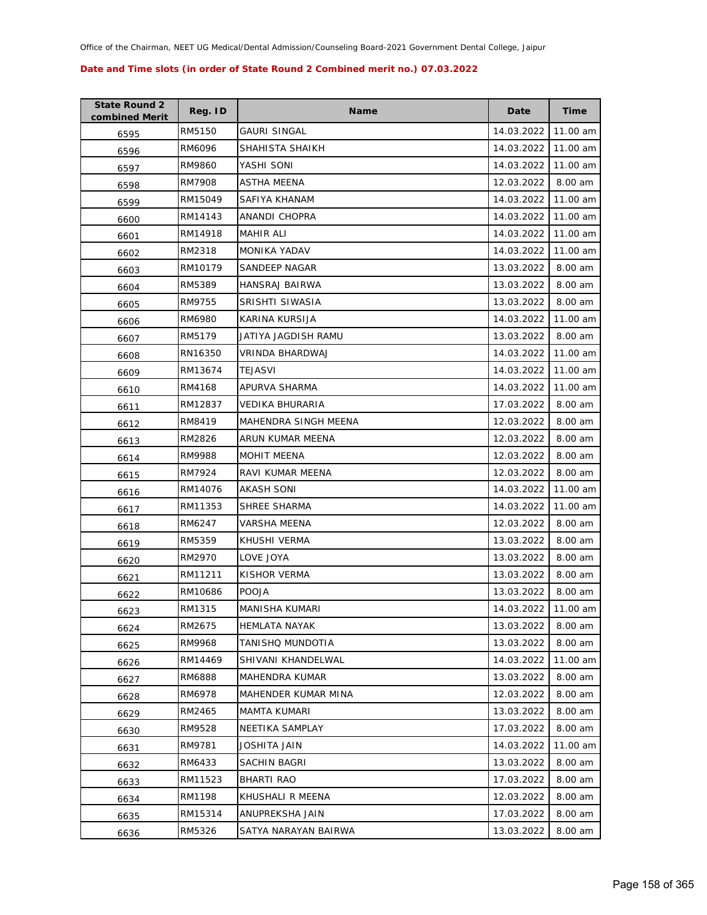Office of the Chairman, NEET UG Medical/Dental Admission/Counseling Board-2021 Government Dental College, Jaipur

**Date and Time slots (in order of State Round 2 Combined merit no.) 07.03.2022**

| State Round 2 combined Merit | Reg. ID | Name | Date | Time |
|---|---|---|---|---|
| 6595 | RM5150 | GAURI SINGAL | 14.03.2022 | 11.00 am |
| 6596 | RM6096 | SHAHISTA SHAIKH | 14.03.2022 | 11.00 am |
| 6597 | RM9860 | YASHI SONI | 14.03.2022 | 11.00 am |
| 6598 | RM7908 | ASTHA MEENA | 12.03.2022 | 8.00 am |
| 6599 | RM15049 | SAFIYA KHANAM | 14.03.2022 | 11.00 am |
| 6600 | RM14143 | ANANDI CHOPRA | 14.03.2022 | 11.00 am |
| 6601 | RM14918 | MAHIR ALI | 14.03.2022 | 11.00 am |
| 6602 | RM2318 | MONIKA YADAV | 14.03.2022 | 11.00 am |
| 6603 | RM10179 | SANDEEP NAGAR | 13.03.2022 | 8.00 am |
| 6604 | RM5389 | HANSRAJ BAIRWA | 13.03.2022 | 8.00 am |
| 6605 | RM9755 | SRISHTI SIWASIA | 13.03.2022 | 8.00 am |
| 6606 | RM6980 | KARINA KURSIJA | 14.03.2022 | 11.00 am |
| 6607 | RM5179 | JATIYA JAGDISH RAMU | 13.03.2022 | 8.00 am |
| 6608 | RN16350 | VRINDA BHARDWAJ | 14.03.2022 | 11.00 am |
| 6609 | RM13674 | TEJASVI | 14.03.2022 | 11.00 am |
| 6610 | RM4168 | APURVA SHARMA | 14.03.2022 | 11.00 am |
| 6611 | RM12837 | VEDIKA BHURARIA | 17.03.2022 | 8.00 am |
| 6612 | RM8419 | MAHENDRA SINGH MEENA | 12.03.2022 | 8.00 am |
| 6613 | RM2826 | ARUN KUMAR MEENA | 12.03.2022 | 8.00 am |
| 6614 | RM9988 | MOHIT MEENA | 12.03.2022 | 8.00 am |
| 6615 | RM7924 | RAVI KUMAR MEENA | 12.03.2022 | 8.00 am |
| 6616 | RM14076 | AKASH SONI | 14.03.2022 | 11.00 am |
| 6617 | RM11353 | SHREE SHARMA | 14.03.2022 | 11.00 am |
| 6618 | RM6247 | VARSHA MEENA | 12.03.2022 | 8.00 am |
| 6619 | RM5359 | KHUSHI VERMA | 13.03.2022 | 8.00 am |
| 6620 | RM2970 | LOVE JOYA | 13.03.2022 | 8.00 am |
| 6621 | RM11211 | KISHOR VERMA | 13.03.2022 | 8.00 am |
| 6622 | RM10686 | POOJA | 13.03.2022 | 8.00 am |
| 6623 | RM1315 | MANISHA KUMARI | 14.03.2022 | 11.00 am |
| 6624 | RM2675 | HEMLATA NAYAK | 13.03.2022 | 8.00 am |
| 6625 | RM9968 | TANISHQ MUNDOTIA | 13.03.2022 | 8.00 am |
| 6626 | RM14469 | SHIVANI KHANDELWAL | 14.03.2022 | 11.00 am |
| 6627 | RM6888 | MAHENDRA KUMAR | 13.03.2022 | 8.00 am |
| 6628 | RM6978 | MAHENDER KUMAR MINA | 12.03.2022 | 8.00 am |
| 6629 | RM2465 | MAMTA KUMARI | 13.03.2022 | 8.00 am |
| 6630 | RM9528 | NEETIKA SAMPLAY | 17.03.2022 | 8.00 am |
| 6631 | RM9781 | JOSHITA JAIN | 14.03.2022 | 11.00 am |
| 6632 | RM6433 | SACHIN BAGRI | 13.03.2022 | 8.00 am |
| 6633 | RM11523 | BHARTI RAO | 17.03.2022 | 8.00 am |
| 6634 | RM1198 | KHUSHALI R MEENA | 12.03.2022 | 8.00 am |
| 6635 | RM15314 | ANUPREKSHA JAIN | 17.03.2022 | 8.00 am |
| 6636 | RM5326 | SATYA NARAYAN BAIRWA | 13.03.2022 | 8.00 am |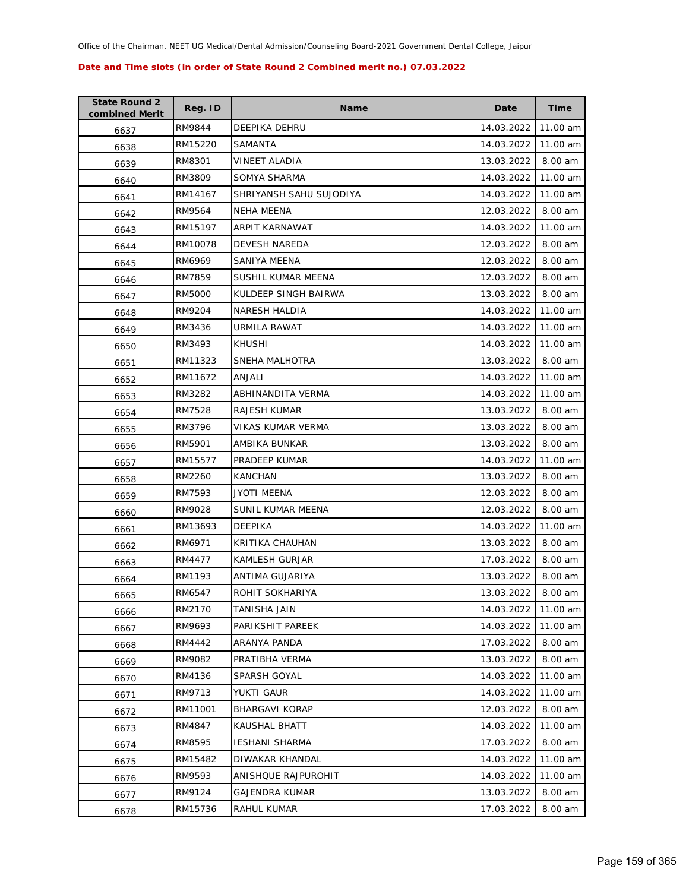Office of the Chairman, NEET UG Medical/Dental Admission/Counseling Board-2021 Government Dental College, Jaipur

**Date and Time slots (in order of State Round 2 Combined merit no.) 07.03.2022**

| State Round 2 combined Merit | Reg. ID | Name | Date | Time |
|---|---|---|---|---|
| 6637 | RM9844 | DEEPIKA DEHRU | 14.03.2022 | 11.00 am |
| 6638 | RM15220 | SAMANTA | 14.03.2022 | 11.00 am |
| 6639 | RM8301 | VINEET ALADIA | 13.03.2022 | 8.00 am |
| 6640 | RM3809 | SOMYA SHARMA | 14.03.2022 | 11.00 am |
| 6641 | RM14167 | SHRIYANSH SAHU SUJODIYA | 14.03.2022 | 11.00 am |
| 6642 | RM9564 | NEHA MEENA | 12.03.2022 | 8.00 am |
| 6643 | RM15197 | ARPIT KARNAWAT | 14.03.2022 | 11.00 am |
| 6644 | RM10078 | DEVESH NAREDA | 12.03.2022 | 8.00 am |
| 6645 | RM6969 | SANIYA MEENA | 12.03.2022 | 8.00 am |
| 6646 | RM7859 | SUSHIL KUMAR MEENA | 12.03.2022 | 8.00 am |
| 6647 | RM5000 | KULDEEP SINGH BAIRWA | 13.03.2022 | 8.00 am |
| 6648 | RM9204 | NARESH HALDIA | 14.03.2022 | 11.00 am |
| 6649 | RM3436 | URMILA RAWAT | 14.03.2022 | 11.00 am |
| 6650 | RM3493 | KHUSHI | 14.03.2022 | 11.00 am |
| 6651 | RM11323 | SNEHA MALHOTRA | 13.03.2022 | 8.00 am |
| 6652 | RM11672 | ANJALI | 14.03.2022 | 11.00 am |
| 6653 | RM3282 | ABHINANDITA VERMA | 14.03.2022 | 11.00 am |
| 6654 | RM7528 | RAJESH KUMAR | 13.03.2022 | 8.00 am |
| 6655 | RM3796 | VIKAS KUMAR VERMA | 13.03.2022 | 8.00 am |
| 6656 | RM5901 | AMBIKA BUNKAR | 13.03.2022 | 8.00 am |
| 6657 | RM15577 | PRADEEP KUMAR | 14.03.2022 | 11.00 am |
| 6658 | RM2260 | KANCHAN | 13.03.2022 | 8.00 am |
| 6659 | RM7593 | JYOTI MEENA | 12.03.2022 | 8.00 am |
| 6660 | RM9028 | SUNIL KUMAR MEENA | 12.03.2022 | 8.00 am |
| 6661 | RM13693 | DEEPIKA | 14.03.2022 | 11.00 am |
| 6662 | RM6971 | KRITIKA CHAUHAN | 13.03.2022 | 8.00 am |
| 6663 | RM4477 | KAMLESH GURJAR | 17.03.2022 | 8.00 am |
| 6664 | RM1193 | ANTIMA GUJARIYA | 13.03.2022 | 8.00 am |
| 6665 | RM6547 | ROHIT SOKHARIYA | 13.03.2022 | 8.00 am |
| 6666 | RM2170 | TANISHA JAIN | 14.03.2022 | 11.00 am |
| 6667 | RM9693 | PARIKSHIT PAREEK | 14.03.2022 | 11.00 am |
| 6668 | RM4442 | ARANYA PANDA | 17.03.2022 | 8.00 am |
| 6669 | RM9082 | PRATIBHA VERMA | 13.03.2022 | 8.00 am |
| 6670 | RM4136 | SPARSH GOYAL | 14.03.2022 | 11.00 am |
| 6671 | RM9713 | YUKTI GAUR | 14.03.2022 | 11.00 am |
| 6672 | RM11001 | BHARGAVI KORAP | 12.03.2022 | 8.00 am |
| 6673 | RM4847 | KAUSHAL BHATT | 14.03.2022 | 11.00 am |
| 6674 | RM8595 | IESHANI SHARMA | 17.03.2022 | 8.00 am |
| 6675 | RM15482 | DIWAKAR KHANDAL | 14.03.2022 | 11.00 am |
| 6676 | RM9593 | ANISHQUE RAJPUROHIT | 14.03.2022 | 11.00 am |
| 6677 | RM9124 | GAJENDRA KUMAR | 13.03.2022 | 8.00 am |
| 6678 | RM15736 | RAHUL KUMAR | 17.03.2022 | 8.00 am |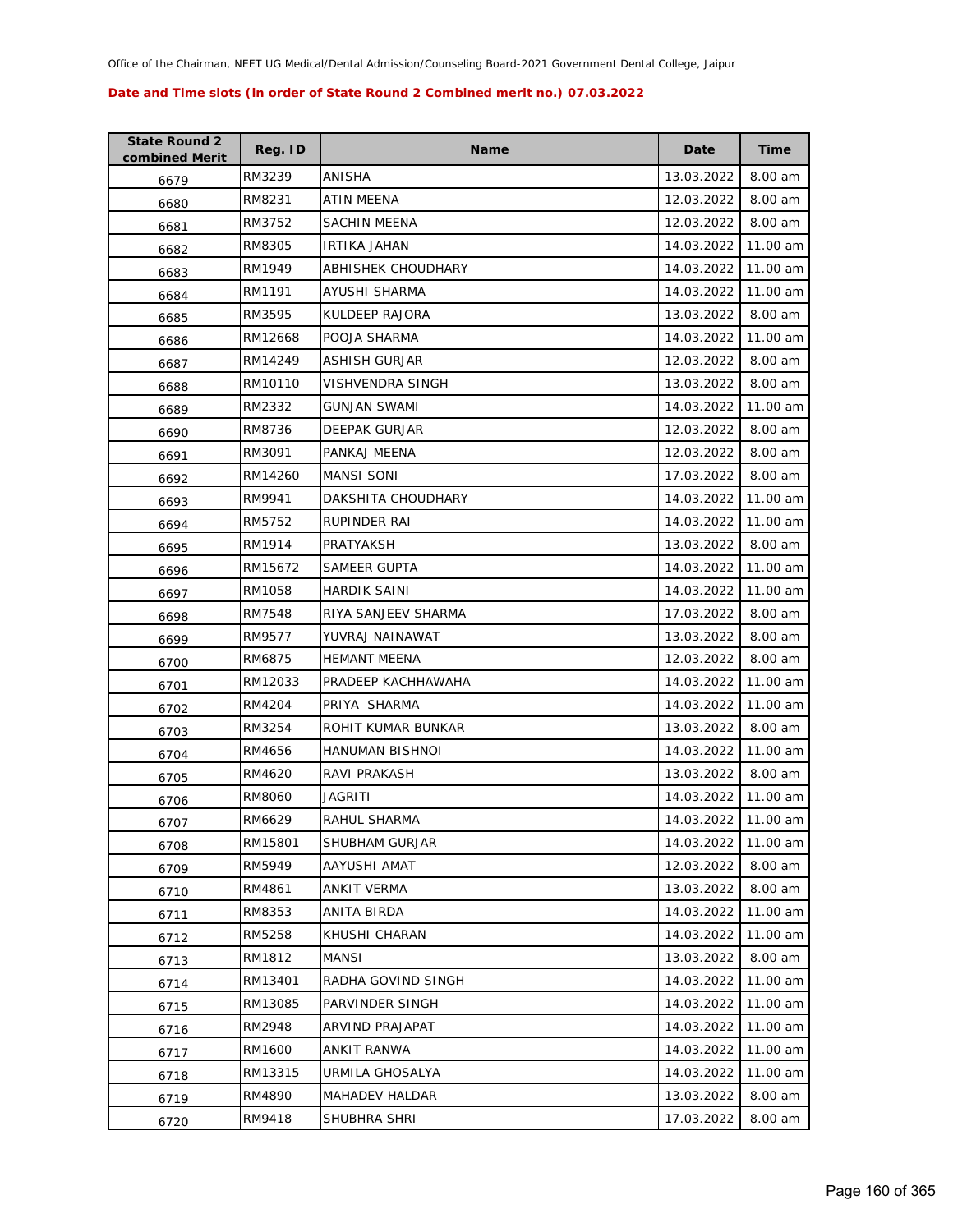Office of the Chairman, NEET UG Medical/Dental Admission/Counseling Board-2021 Government Dental College, Jaipur

**Date and Time slots (in order of State Round 2 Combined merit no.) 07.03.2022**

| State Round 2 combined Merit | Reg. ID | Name | Date | Time |
|---|---|---|---|---|
| 6679 | RM3239 | ANISHA | 13.03.2022 | 8.00 am |
| 6680 | RM8231 | ATIN MEENA | 12.03.2022 | 8.00 am |
| 6681 | RM3752 | SACHIN MEENA | 12.03.2022 | 8.00 am |
| 6682 | RM8305 | IRTIKA JAHAN | 14.03.2022 | 11.00 am |
| 6683 | RM1949 | ABHISHEK CHOUDHARY | 14.03.2022 | 11.00 am |
| 6684 | RM1191 | AYUSHI SHARMA | 14.03.2022 | 11.00 am |
| 6685 | RM3595 | KULDEEP RAJORA | 13.03.2022 | 8.00 am |
| 6686 | RM12668 | POOJA SHARMA | 14.03.2022 | 11.00 am |
| 6687 | RM14249 | ASHISH GURJAR | 12.03.2022 | 8.00 am |
| 6688 | RM10110 | VISHVENDRA SINGH | 13.03.2022 | 8.00 am |
| 6689 | RM2332 | GUNJAN SWAMI | 14.03.2022 | 11.00 am |
| 6690 | RM8736 | DEEPAK GURJAR | 12.03.2022 | 8.00 am |
| 6691 | RM3091 | PANKAJ MEENA | 12.03.2022 | 8.00 am |
| 6692 | RM14260 | MANSI SONI | 17.03.2022 | 8.00 am |
| 6693 | RM9941 | DAKSHITA CHOUDHARY | 14.03.2022 | 11.00 am |
| 6694 | RM5752 | RUPINDER RAI | 14.03.2022 | 11.00 am |
| 6695 | RM1914 | PRATYAKSH | 13.03.2022 | 8.00 am |
| 6696 | RM15672 | SAMEER GUPTA | 14.03.2022 | 11.00 am |
| 6697 | RM1058 | HARDIK SAINI | 14.03.2022 | 11.00 am |
| 6698 | RM7548 | RIYA SANJEEV SHARMA | 17.03.2022 | 8.00 am |
| 6699 | RM9577 | YUVRAJ NAINAWAT | 13.03.2022 | 8.00 am |
| 6700 | RM6875 | HEMANT MEENA | 12.03.2022 | 8.00 am |
| 6701 | RM12033 | PRADEEP KACHHAWAHA | 14.03.2022 | 11.00 am |
| 6702 | RM4204 | PRIYA SHARMA | 14.03.2022 | 11.00 am |
| 6703 | RM3254 | ROHIT KUMAR BUNKAR | 13.03.2022 | 8.00 am |
| 6704 | RM4656 | HANUMAN BISHNOI | 14.03.2022 | 11.00 am |
| 6705 | RM4620 | RAVI PRAKASH | 13.03.2022 | 8.00 am |
| 6706 | RM8060 | JAGRITI | 14.03.2022 | 11.00 am |
| 6707 | RM6629 | RAHUL SHARMA | 14.03.2022 | 11.00 am |
| 6708 | RM15801 | SHUBHAM GURJAR | 14.03.2022 | 11.00 am |
| 6709 | RM5949 | AAYUSHI AMAT | 12.03.2022 | 8.00 am |
| 6710 | RM4861 | ANKIT VERMA | 13.03.2022 | 8.00 am |
| 6711 | RM8353 | ANITA BIRDA | 14.03.2022 | 11.00 am |
| 6712 | RM5258 | KHUSHI CHARAN | 14.03.2022 | 11.00 am |
| 6713 | RM1812 | MANSI | 13.03.2022 | 8.00 am |
| 6714 | RM13401 | RADHA GOVIND SINGH | 14.03.2022 | 11.00 am |
| 6715 | RM13085 | PARVINDER SINGH | 14.03.2022 | 11.00 am |
| 6716 | RM2948 | ARVIND PRAJAPAT | 14.03.2022 | 11.00 am |
| 6717 | RM1600 | ANKIT RANWA | 14.03.2022 | 11.00 am |
| 6718 | RM13315 | URMILA GHOSALYA | 14.03.2022 | 11.00 am |
| 6719 | RM4890 | MAHADEV HALDAR | 13.03.2022 | 8.00 am |
| 6720 | RM9418 | SHUBHRA SHRI | 17.03.2022 | 8.00 am |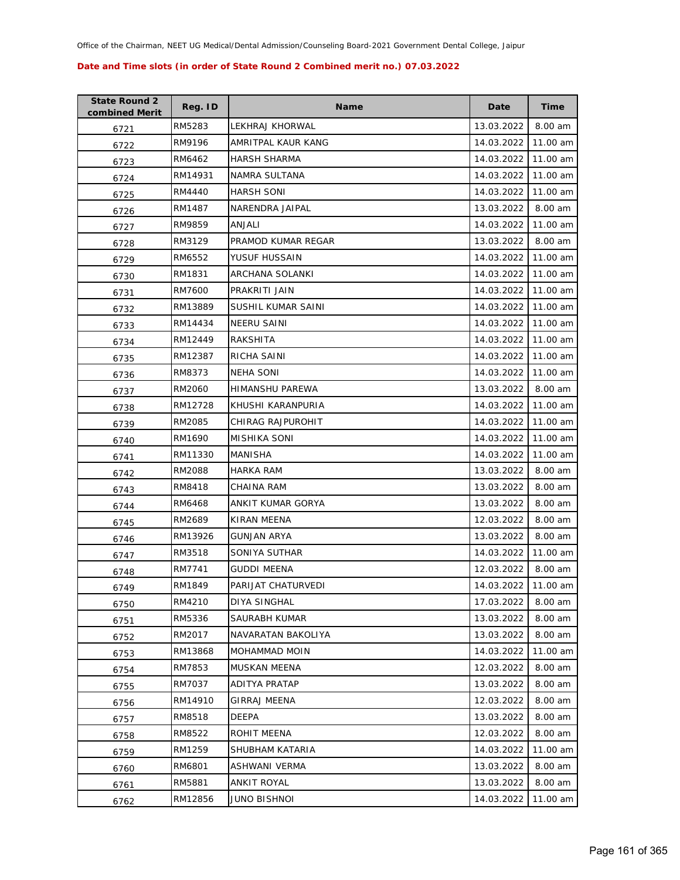Office of the Chairman, NEET UG Medical/Dental Admission/Counseling Board-2021 Government Dental College, Jaipur

**Date and Time slots (in order of State Round 2 Combined merit no.) 07.03.2022**

| State Round 2 combined Merit | Reg. ID | Name | Date | Time |
|---|---|---|---|---|
| 6721 | RM5283 | LEKHRAJ KHORWAL | 13.03.2022 | 8.00 am |
| 6722 | RM9196 | AMRITPAL KAUR KANG | 14.03.2022 | 11.00 am |
| 6723 | RM6462 | HARSH SHARMA | 14.03.2022 | 11.00 am |
| 6724 | RM14931 | NAMRA SULTANA | 14.03.2022 | 11.00 am |
| 6725 | RM4440 | HARSH SONI | 14.03.2022 | 11.00 am |
| 6726 | RM1487 | NARENDRA JAIPAL | 13.03.2022 | 8.00 am |
| 6727 | RM9859 | ANJALI | 14.03.2022 | 11.00 am |
| 6728 | RM3129 | PRAMOD KUMAR REGAR | 13.03.2022 | 8.00 am |
| 6729 | RM6552 | YUSUF HUSSAIN | 14.03.2022 | 11.00 am |
| 6730 | RM1831 | ARCHANA SOLANKI | 14.03.2022 | 11.00 am |
| 6731 | RM7600 | PRAKRITI JAIN | 14.03.2022 | 11.00 am |
| 6732 | RM13889 | SUSHIL KUMAR SAINI | 14.03.2022 | 11.00 am |
| 6733 | RM14434 | NEERU SAINI | 14.03.2022 | 11.00 am |
| 6734 | RM12449 | RAKSHITA | 14.03.2022 | 11.00 am |
| 6735 | RM12387 | RICHA SAINI | 14.03.2022 | 11.00 am |
| 6736 | RM8373 | NEHA SONI | 14.03.2022 | 11.00 am |
| 6737 | RM2060 | HIMANSHU PAREWA | 13.03.2022 | 8.00 am |
| 6738 | RM12728 | KHUSHI KARANPURIA | 14.03.2022 | 11.00 am |
| 6739 | RM2085 | CHIRAG RAJPUROHIT | 14.03.2022 | 11.00 am |
| 6740 | RM1690 | MISHIKA SONI | 14.03.2022 | 11.00 am |
| 6741 | RM11330 | MANISHA | 14.03.2022 | 11.00 am |
| 6742 | RM2088 | HARKA RAM | 13.03.2022 | 8.00 am |
| 6743 | RM8418 | CHAINA RAM | 13.03.2022 | 8.00 am |
| 6744 | RM6468 | ANKIT KUMAR GORYA | 13.03.2022 | 8.00 am |
| 6745 | RM2689 | KIRAN MEENA | 12.03.2022 | 8.00 am |
| 6746 | RM13926 | GUNJAN ARYA | 13.03.2022 | 8.00 am |
| 6747 | RM3518 | SONIYA SUTHAR | 14.03.2022 | 11.00 am |
| 6748 | RM7741 | GUDDI MEENA | 12.03.2022 | 8.00 am |
| 6749 | RM1849 | PARIJAT CHATURVEDI | 14.03.2022 | 11.00 am |
| 6750 | RM4210 | DIYA SINGHAL | 17.03.2022 | 8.00 am |
| 6751 | RM5336 | SAURABH KUMAR | 13.03.2022 | 8.00 am |
| 6752 | RM2017 | NAVARATAN BAKOLIYA | 13.03.2022 | 8.00 am |
| 6753 | RM13868 | MOHAMMAD MOIN | 14.03.2022 | 11.00 am |
| 6754 | RM7853 | MUSKAN MEENA | 12.03.2022 | 8.00 am |
| 6755 | RM7037 | ADITYA PRATAP | 13.03.2022 | 8.00 am |
| 6756 | RM14910 | GIRRAJ MEENA | 12.03.2022 | 8.00 am |
| 6757 | RM8518 | DEEPA | 13.03.2022 | 8.00 am |
| 6758 | RM8522 | ROHIT MEENA | 12.03.2022 | 8.00 am |
| 6759 | RM1259 | SHUBHAM KATARIA | 14.03.2022 | 11.00 am |
| 6760 | RM6801 | ASHWANI VERMA | 13.03.2022 | 8.00 am |
| 6761 | RM5881 | ANKIT ROYAL | 13.03.2022 | 8.00 am |
| 6762 | RM12856 | JUNO BISHNOI | 14.03.2022 | 11.00 am |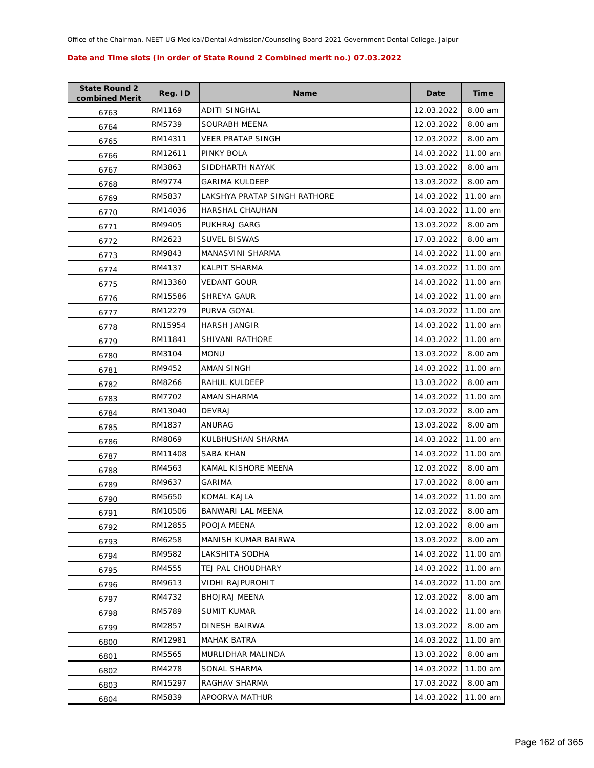Office of the Chairman, NEET UG Medical/Dental Admission/Counseling Board-2021 Government Dental College, Jaipur

**Date and Time slots (in order of State Round 2 Combined merit no.) 07.03.2022**

| State Round 2 combined Merit | Reg. ID | Name | Date | Time |
|---|---|---|---|---|
| 6763 | RM1169 | ADITI SINGHAL | 12.03.2022 | 8.00 am |
| 6764 | RM5739 | SOURABH MEENA | 12.03.2022 | 8.00 am |
| 6765 | RM14311 | VEER PRATAP SINGH | 12.03.2022 | 8.00 am |
| 6766 | RM12611 | PINKY BOLA | 14.03.2022 | 11.00 am |
| 6767 | RM3863 | SIDDHARTH NAYAK | 13.03.2022 | 8.00 am |
| 6768 | RM9774 | GARIMA KULDEEP | 13.03.2022 | 8.00 am |
| 6769 | RM5837 | LAKSHYA PRATAP SINGH RATHORE | 14.03.2022 | 11.00 am |
| 6770 | RM14036 | HARSHAL CHAUHAN | 14.03.2022 | 11.00 am |
| 6771 | RM9405 | PUKHRAJ GARG | 13.03.2022 | 8.00 am |
| 6772 | RM2623 | SUVEL BISWAS | 17.03.2022 | 8.00 am |
| 6773 | RM9843 | MANASVINI SHARMA | 14.03.2022 | 11.00 am |
| 6774 | RM4137 | KALPIT SHARMA | 14.03.2022 | 11.00 am |
| 6775 | RM13360 | VEDANT GOUR | 14.03.2022 | 11.00 am |
| 6776 | RM15586 | SHREYA GAUR | 14.03.2022 | 11.00 am |
| 6777 | RM12279 | PURVA GOYAL | 14.03.2022 | 11.00 am |
| 6778 | RN15954 | HARSH JANGIR | 14.03.2022 | 11.00 am |
| 6779 | RM11841 | SHIVANI RATHORE | 14.03.2022 | 11.00 am |
| 6780 | RM3104 | MONU | 13.03.2022 | 8.00 am |
| 6781 | RM9452 | AMAN SINGH | 14.03.2022 | 11.00 am |
| 6782 | RM8266 | RAHUL KULDEEP | 13.03.2022 | 8.00 am |
| 6783 | RM7702 | AMAN SHARMA | 14.03.2022 | 11.00 am |
| 6784 | RM13040 | DEVRAJ | 12.03.2022 | 8.00 am |
| 6785 | RM1837 | ANURAG | 13.03.2022 | 8.00 am |
| 6786 | RM8069 | KULBHUSHAN SHARMA | 14.03.2022 | 11.00 am |
| 6787 | RM11408 | SABA KHAN | 14.03.2022 | 11.00 am |
| 6788 | RM4563 | KAMAL KISHORE MEENA | 12.03.2022 | 8.00 am |
| 6789 | RM9637 | GARIMA | 17.03.2022 | 8.00 am |
| 6790 | RM5650 | KOMAL KAJLA | 14.03.2022 | 11.00 am |
| 6791 | RM10506 | BANWARI LAL MEENA | 12.03.2022 | 8.00 am |
| 6792 | RM12855 | POOJA MEENA | 12.03.2022 | 8.00 am |
| 6793 | RM6258 | MANISH KUMAR BAIRWA | 13.03.2022 | 8.00 am |
| 6794 | RM9582 | LAKSHITA SODHA | 14.03.2022 | 11.00 am |
| 6795 | RM4555 | TEJ PAL CHOUDHARY | 14.03.2022 | 11.00 am |
| 6796 | RM9613 | VIDHI RAJPUROHIT | 14.03.2022 | 11.00 am |
| 6797 | RM4732 | BHOJRAJ MEENA | 12.03.2022 | 8.00 am |
| 6798 | RM5789 | SUMIT KUMAR | 14.03.2022 | 11.00 am |
| 6799 | RM2857 | DINESH BAIRWA | 13.03.2022 | 8.00 am |
| 6800 | RM12981 | MAHAK BATRA | 14.03.2022 | 11.00 am |
| 6801 | RM5565 | MURLIDHAR MALINDA | 13.03.2022 | 8.00 am |
| 6802 | RM4278 | SONAL SHARMA | 14.03.2022 | 11.00 am |
| 6803 | RM15297 | RAGHAV SHARMA | 17.03.2022 | 8.00 am |
| 6804 | RM5839 | APOORVA MATHUR | 14.03.2022 | 11.00 am |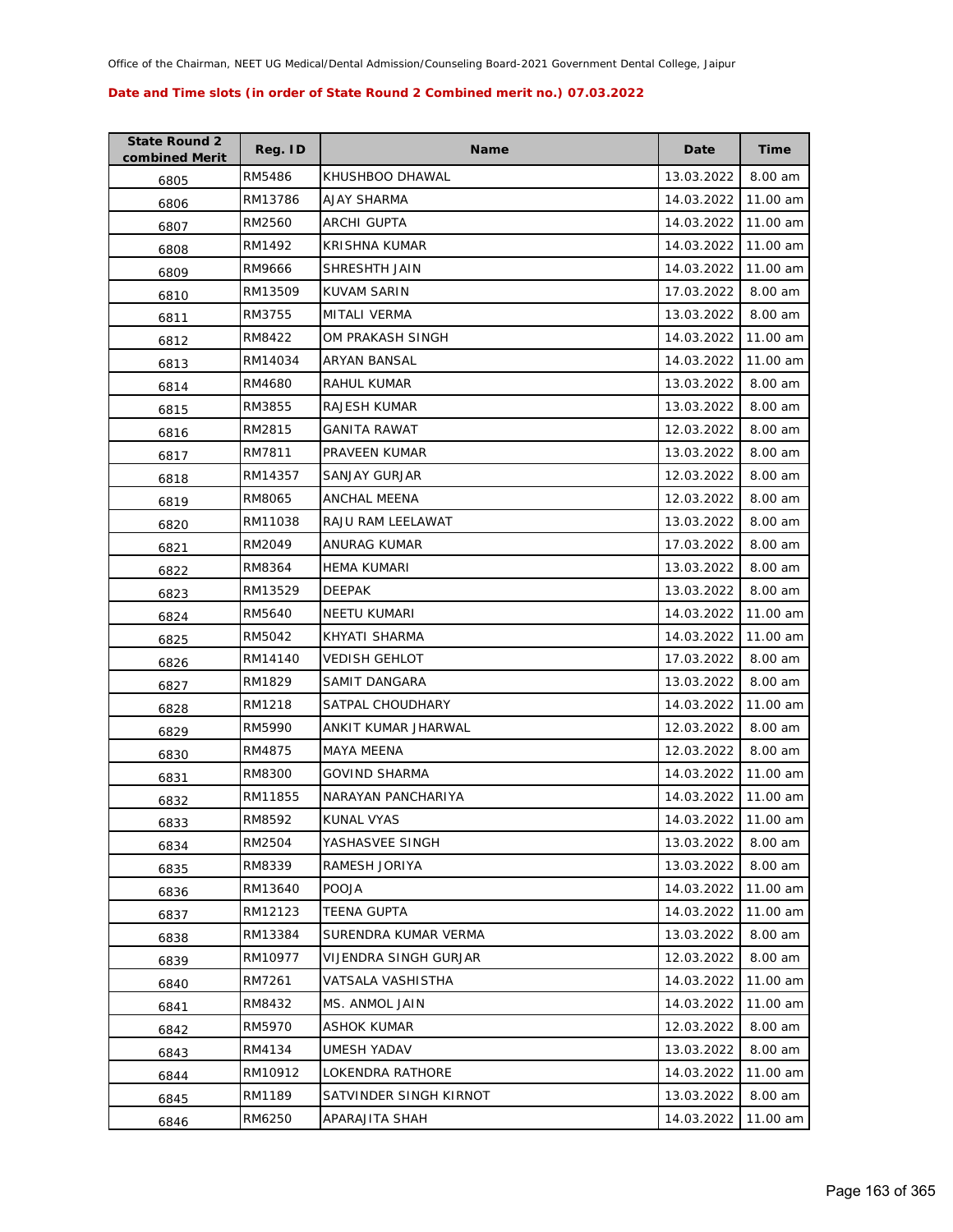Office of the Chairman, NEET UG Medical/Dental Admission/Counseling Board-2021 Government Dental College, Jaipur

**Date and Time slots (in order of State Round 2 Combined merit no.) 07.03.2022**

| State Round 2 combined Merit | Reg. ID | Name | Date | Time |
|---|---|---|---|---|
| 6805 | RM5486 | KHUSHBOO DHAWAL | 13.03.2022 | 8.00 am |
| 6806 | RM13786 | AJAY SHARMA | 14.03.2022 | 11.00 am |
| 6807 | RM2560 | ARCHI GUPTA | 14.03.2022 | 11.00 am |
| 6808 | RM1492 | KRISHNA KUMAR | 14.03.2022 | 11.00 am |
| 6809 | RM9666 | SHRESHTH JAIN | 14.03.2022 | 11.00 am |
| 6810 | RM13509 | KUVAM SARIN | 17.03.2022 | 8.00 am |
| 6811 | RM3755 | MITALI VERMA | 13.03.2022 | 8.00 am |
| 6812 | RM8422 | OM PRAKASH SINGH | 14.03.2022 | 11.00 am |
| 6813 | RM14034 | ARYAN BANSAL | 14.03.2022 | 11.00 am |
| 6814 | RM4680 | RAHUL KUMAR | 13.03.2022 | 8.00 am |
| 6815 | RM3855 | RAJESH KUMAR | 13.03.2022 | 8.00 am |
| 6816 | RM2815 | GANITA RAWAT | 12.03.2022 | 8.00 am |
| 6817 | RM7811 | PRAVEEN KUMAR | 13.03.2022 | 8.00 am |
| 6818 | RM14357 | SANJAY GURJAR | 12.03.2022 | 8.00 am |
| 6819 | RM8065 | ANCHAL MEENA | 12.03.2022 | 8.00 am |
| 6820 | RM11038 | RAJU RAM LEELAWAT | 13.03.2022 | 8.00 am |
| 6821 | RM2049 | ANURAG KUMAR | 17.03.2022 | 8.00 am |
| 6822 | RM8364 | HEMA KUMARI | 13.03.2022 | 8.00 am |
| 6823 | RM13529 | DEEPAK | 13.03.2022 | 8.00 am |
| 6824 | RM5640 | NEETU KUMARI | 14.03.2022 | 11.00 am |
| 6825 | RM5042 | KHYATI SHARMA | 14.03.2022 | 11.00 am |
| 6826 | RM14140 | VEDISH GEHLOT | 17.03.2022 | 8.00 am |
| 6827 | RM1829 | SAMIT DANGARA | 13.03.2022 | 8.00 am |
| 6828 | RM1218 | SATPAL CHOUDHARY | 14.03.2022 | 11.00 am |
| 6829 | RM5990 | ANKIT KUMAR JHARWAL | 12.03.2022 | 8.00 am |
| 6830 | RM4875 | MAYA MEENA | 12.03.2022 | 8.00 am |
| 6831 | RM8300 | GOVIND SHARMA | 14.03.2022 | 11.00 am |
| 6832 | RM11855 | NARAYAN PANCHARIYA | 14.03.2022 | 11.00 am |
| 6833 | RM8592 | KUNAL VYAS | 14.03.2022 | 11.00 am |
| 6834 | RM2504 | YASHASVEE SINGH | 13.03.2022 | 8.00 am |
| 6835 | RM8339 | RAMESH JORIYA | 13.03.2022 | 8.00 am |
| 6836 | RM13640 | POOJA | 14.03.2022 | 11.00 am |
| 6837 | RM12123 | TEENA GUPTA | 14.03.2022 | 11.00 am |
| 6838 | RM13384 | SURENDRA KUMAR VERMA | 13.03.2022 | 8.00 am |
| 6839 | RM10977 | VIJENDRA SINGH GURJAR | 12.03.2022 | 8.00 am |
| 6840 | RM7261 | VATSALA VASHISTHA | 14.03.2022 | 11.00 am |
| 6841 | RM8432 | MS. ANMOL JAIN | 14.03.2022 | 11.00 am |
| 6842 | RM5970 | ASHOK KUMAR | 12.03.2022 | 8.00 am |
| 6843 | RM4134 | UMESH YADAV | 13.03.2022 | 8.00 am |
| 6844 | RM10912 | LOKENDRA RATHORE | 14.03.2022 | 11.00 am |
| 6845 | RM1189 | SATVINDER SINGH KIRNOT | 13.03.2022 | 8.00 am |
| 6846 | RM6250 | APARAJITA SHAH | 14.03.2022 | 11.00 am |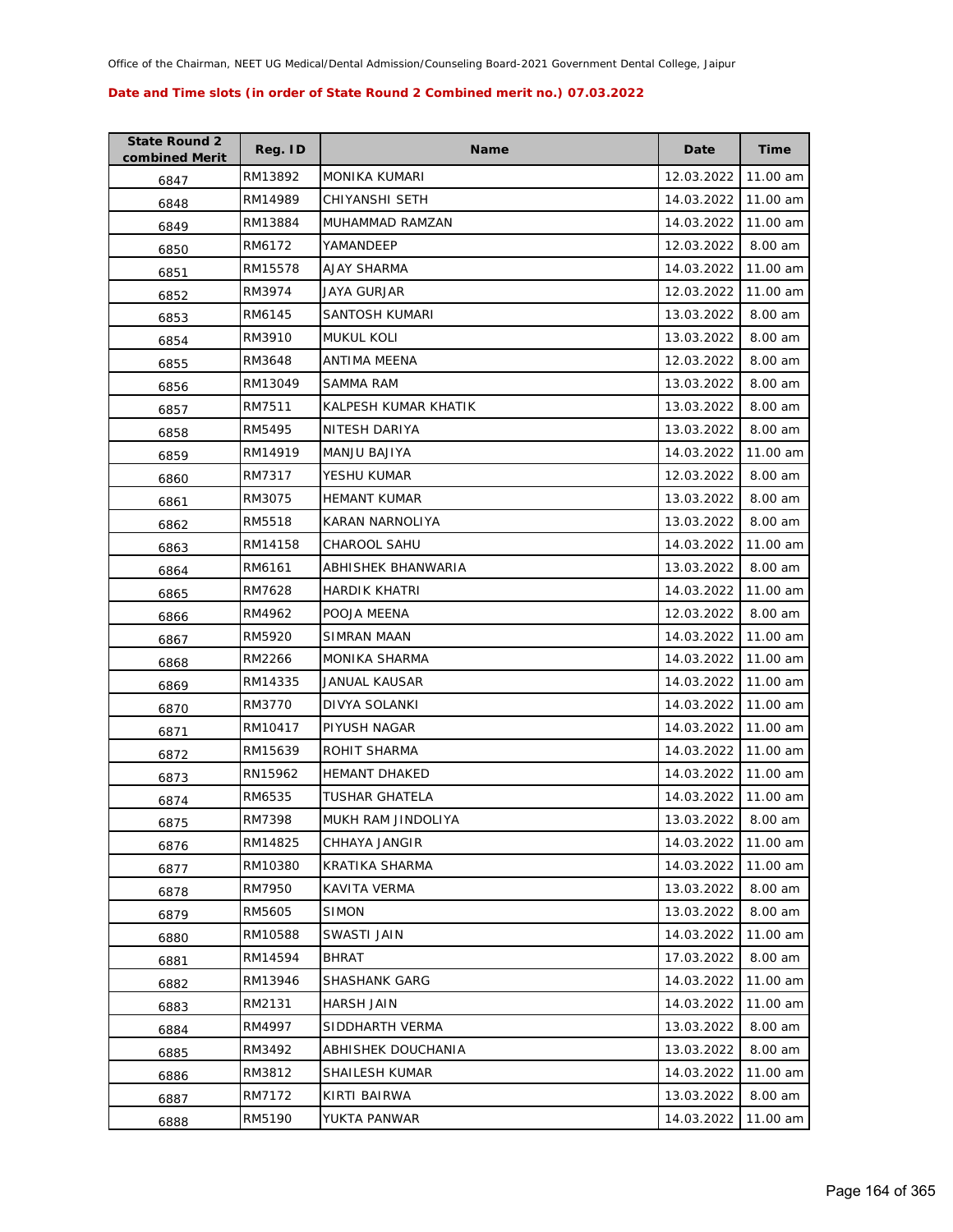Office of the Chairman, NEET UG Medical/Dental Admission/Counseling Board-2021 Government Dental College, Jaipur

**Date and Time slots (in order of State Round 2 Combined merit no.) 07.03.2022**

| State Round 2 combined Merit | Reg. ID | Name | Date | Time |
|---|---|---|---|---|
| 6847 | RM13892 | MONIKA KUMARI | 12.03.2022 | 11.00 am |
| 6848 | RM14989 | CHIYANSHI SETH | 14.03.2022 | 11.00 am |
| 6849 | RM13884 | MUHAMMAD RAMZAN | 14.03.2022 | 11.00 am |
| 6850 | RM6172 | YAMANDEEP | 12.03.2022 | 8.00 am |
| 6851 | RM15578 | AJAY SHARMA | 14.03.2022 | 11.00 am |
| 6852 | RM3974 | JAYA GURJAR | 12.03.2022 | 11.00 am |
| 6853 | RM6145 | SANTOSH KUMARI | 13.03.2022 | 8.00 am |
| 6854 | RM3910 | MUKUL KOLI | 13.03.2022 | 8.00 am |
| 6855 | RM3648 | ANTIMA MEENA | 12.03.2022 | 8.00 am |
| 6856 | RM13049 | SAMMA RAM | 13.03.2022 | 8.00 am |
| 6857 | RM7511 | KALPESH KUMAR KHATIK | 13.03.2022 | 8.00 am |
| 6858 | RM5495 | NITESH DARIYA | 13.03.2022 | 8.00 am |
| 6859 | RM14919 | MANJU BAJIYA | 14.03.2022 | 11.00 am |
| 6860 | RM7317 | YESHU KUMAR | 12.03.2022 | 8.00 am |
| 6861 | RM3075 | HEMANT KUMAR | 13.03.2022 | 8.00 am |
| 6862 | RM5518 | KARAN NARNOLIYA | 13.03.2022 | 8.00 am |
| 6863 | RM14158 | CHAROOL SAHU | 14.03.2022 | 11.00 am |
| 6864 | RM6161 | ABHISHEK BHANWARIA | 13.03.2022 | 8.00 am |
| 6865 | RM7628 | HARDIK KHATRI | 14.03.2022 | 11.00 am |
| 6866 | RM4962 | POOJA MEENA | 12.03.2022 | 8.00 am |
| 6867 | RM5920 | SIMRAN MAAN | 14.03.2022 | 11.00 am |
| 6868 | RM2266 | MONIKA SHARMA | 14.03.2022 | 11.00 am |
| 6869 | RM14335 | JANUAL KAUSAR | 14.03.2022 | 11.00 am |
| 6870 | RM3770 | DIVYA SOLANKI | 14.03.2022 | 11.00 am |
| 6871 | RM10417 | PIYUSH NAGAR | 14.03.2022 | 11.00 am |
| 6872 | RM15639 | ROHIT SHARMA | 14.03.2022 | 11.00 am |
| 6873 | RN15962 | HEMANT DHAKED | 14.03.2022 | 11.00 am |
| 6874 | RM6535 | TUSHAR GHATELA | 14.03.2022 | 11.00 am |
| 6875 | RM7398 | MUKH RAM JINDOLIYA | 13.03.2022 | 8.00 am |
| 6876 | RM14825 | CHHAYA JANGIR | 14.03.2022 | 11.00 am |
| 6877 | RM10380 | KRATIKA SHARMA | 14.03.2022 | 11.00 am |
| 6878 | RM7950 | KAVITA VERMA | 13.03.2022 | 8.00 am |
| 6879 | RM5605 | SIMON | 13.03.2022 | 8.00 am |
| 6880 | RM10588 | SWASTI JAIN | 14.03.2022 | 11.00 am |
| 6881 | RM14594 | BHRAT | 17.03.2022 | 8.00 am |
| 6882 | RM13946 | SHASHANK GARG | 14.03.2022 | 11.00 am |
| 6883 | RM2131 | HARSH JAIN | 14.03.2022 | 11.00 am |
| 6884 | RM4997 | SIDDHARTH VERMA | 13.03.2022 | 8.00 am |
| 6885 | RM3492 | ABHISHEK DOUCHANIA | 13.03.2022 | 8.00 am |
| 6886 | RM3812 | SHAILESH KUMAR | 14.03.2022 | 11.00 am |
| 6887 | RM7172 | KIRTI BAIRWA | 13.03.2022 | 8.00 am |
| 6888 | RM5190 | YUKTA PANWAR | 14.03.2022 | 11.00 am |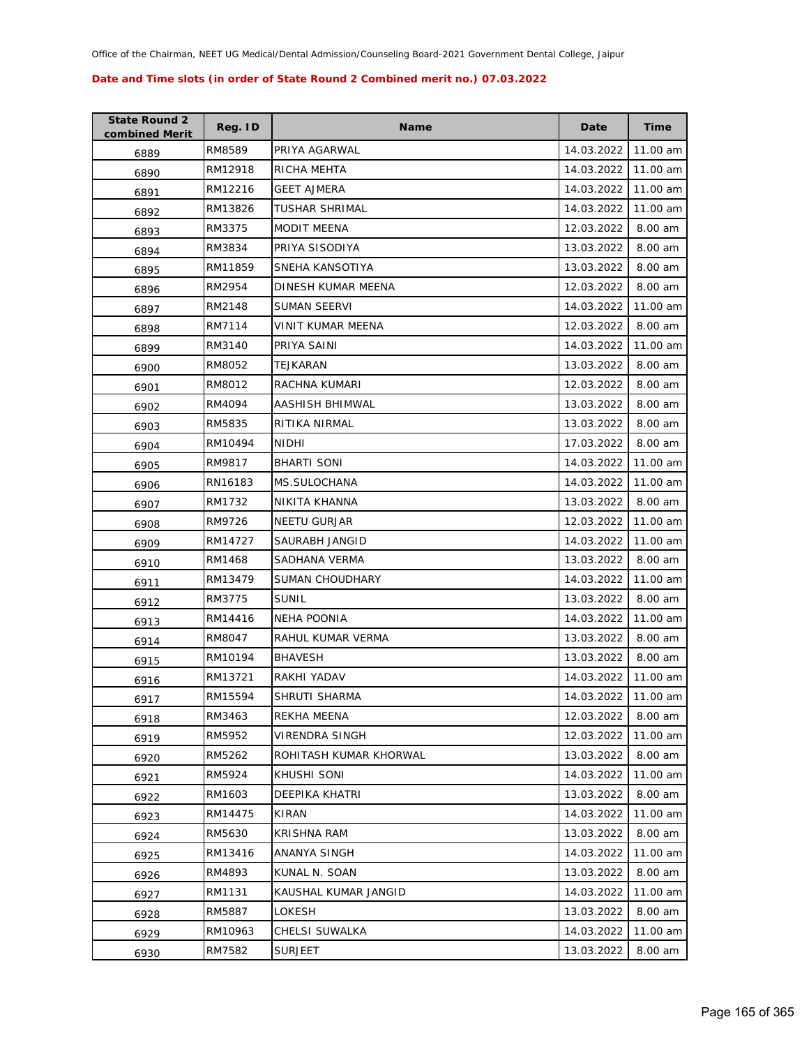Office of the Chairman, NEET UG Medical/Dental Admission/Counseling Board-2021 Government Dental College, Jaipur

**Date and Time slots (in order of State Round 2 Combined merit no.) 07.03.2022**

| State Round 2 combined Merit | Reg. ID | Name | Date | Time |
|---|---|---|---|---|
| 6889 | RM8589 | PRIYA AGARWAL | 14.03.2022 | 11.00 am |
| 6890 | RM12918 | RICHA MEHTA | 14.03.2022 | 11.00 am |
| 6891 | RM12216 | GEET AJMERA | 14.03.2022 | 11.00 am |
| 6892 | RM13826 | TUSHAR SHRIMAL | 14.03.2022 | 11.00 am |
| 6893 | RM3375 | MODIT MEENA | 12.03.2022 | 8.00 am |
| 6894 | RM3834 | PRIYA SISODIYA | 13.03.2022 | 8.00 am |
| 6895 | RM11859 | SNEHA KANSOTIYA | 13.03.2022 | 8.00 am |
| 6896 | RM2954 | DINESH KUMAR MEENA | 12.03.2022 | 8.00 am |
| 6897 | RM2148 | SUMAN SEERVI | 14.03.2022 | 11.00 am |
| 6898 | RM7114 | VINIT KUMAR MEENA | 12.03.2022 | 8.00 am |
| 6899 | RM3140 | PRIYA SAINI | 14.03.2022 | 11.00 am |
| 6900 | RM8052 | TEJKARAN | 13.03.2022 | 8.00 am |
| 6901 | RM8012 | RACHNA KUMARI | 12.03.2022 | 8.00 am |
| 6902 | RM4094 | AASHISH BHIMWAL | 13.03.2022 | 8.00 am |
| 6903 | RM5835 | RITIKA NIRMAL | 13.03.2022 | 8.00 am |
| 6904 | RM10494 | NIDHI | 17.03.2022 | 8.00 am |
| 6905 | RM9817 | BHARTI SONI | 14.03.2022 | 11.00 am |
| 6906 | RN16183 | MS.SULOCHANA | 14.03.2022 | 11.00 am |
| 6907 | RM1732 | NIKITA KHANNA | 13.03.2022 | 8.00 am |
| 6908 | RM9726 | NEETU GURJAR | 12.03.2022 | 11.00 am |
| 6909 | RM14727 | SAURABH JANGID | 14.03.2022 | 11.00 am |
| 6910 | RM1468 | SADHANA VERMA | 13.03.2022 | 8.00 am |
| 6911 | RM13479 | SUMAN CHOUDHARY | 14.03.2022 | 11.00 am |
| 6912 | RM3775 | SUNIL | 13.03.2022 | 8.00 am |
| 6913 | RM14416 | NEHA POONIA | 14.03.2022 | 11.00 am |
| 6914 | RM8047 | RAHUL KUMAR VERMA | 13.03.2022 | 8.00 am |
| 6915 | RM10194 | BHAVESH | 13.03.2022 | 8.00 am |
| 6916 | RM13721 | RAKHI YADAV | 14.03.2022 | 11.00 am |
| 6917 | RM15594 | SHRUTI SHARMA | 14.03.2022 | 11.00 am |
| 6918 | RM3463 | REKHA MEENA | 12.03.2022 | 8.00 am |
| 6919 | RM5952 | VIRENDRA SINGH | 12.03.2022 | 11.00 am |
| 6920 | RM5262 | ROHITASH KUMAR KHORWAL | 13.03.2022 | 8.00 am |
| 6921 | RM5924 | KHUSHI SONI | 14.03.2022 | 11.00 am |
| 6922 | RM1603 | DEEPIKA KHATRI | 13.03.2022 | 8.00 am |
| 6923 | RM14475 | KIRAN | 14.03.2022 | 11.00 am |
| 6924 | RM5630 | KRISHNA RAM | 13.03.2022 | 8.00 am |
| 6925 | RM13416 | ANANYA SINGH | 14.03.2022 | 11.00 am |
| 6926 | RM4893 | KUNAL N. SOAN | 13.03.2022 | 8.00 am |
| 6927 | RM1131 | KAUSHAL KUMAR JANGID | 14.03.2022 | 11.00 am |
| 6928 | RM5887 | LOKESH | 13.03.2022 | 8.00 am |
| 6929 | RM10963 | CHELSI SUWALKA | 14.03.2022 | 11.00 am |
| 6930 | RM7582 | SURJEET | 13.03.2022 | 8.00 am |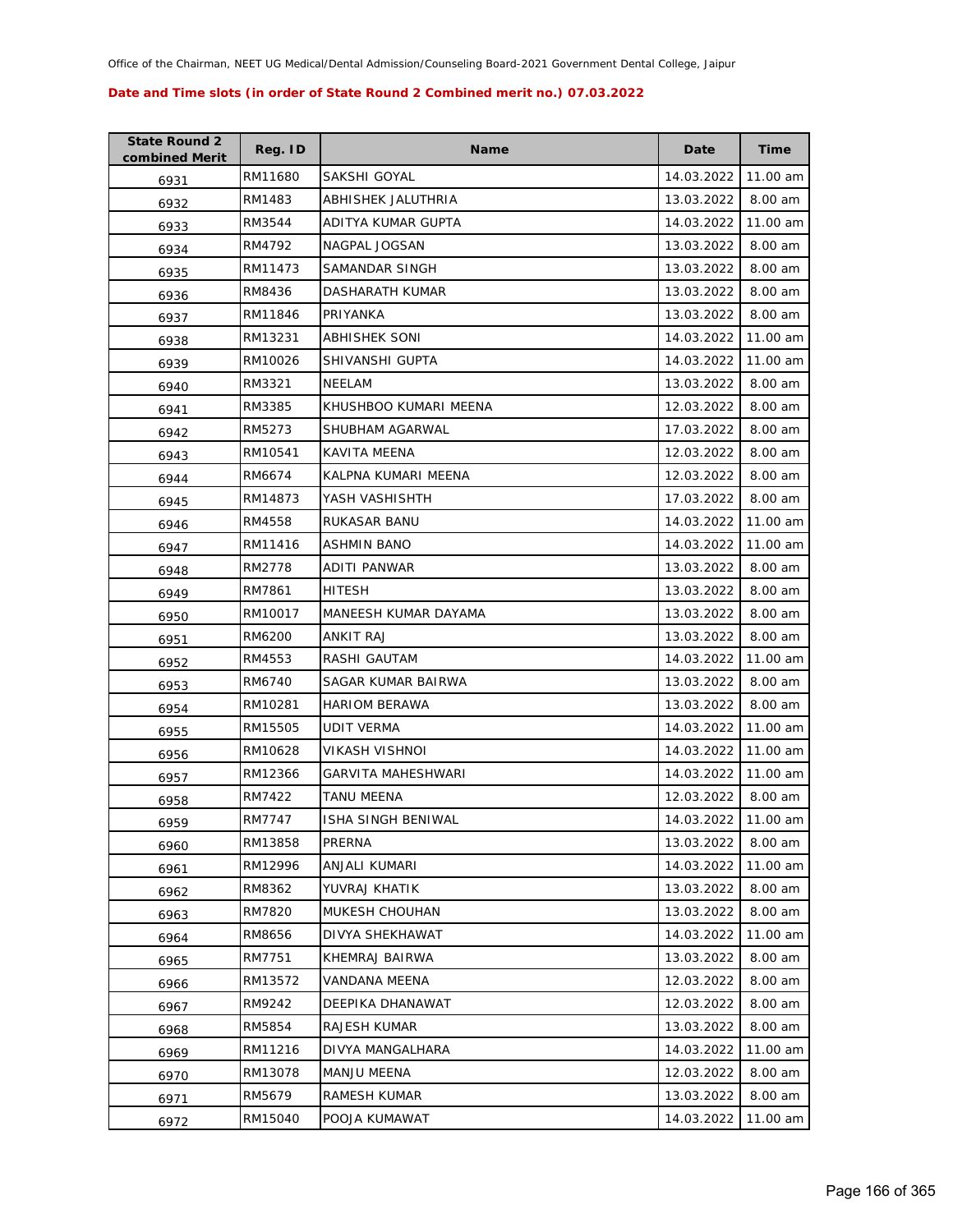Office of the Chairman, NEET UG Medical/Dental Admission/Counseling Board-2021 Government Dental College, Jaipur

**Date and Time slots (in order of State Round 2 Combined merit no.) 07.03.2022**

| State Round 2 combined Merit | Reg. ID | Name | Date | Time |
|---|---|---|---|---|
| 6931 | RM11680 | SAKSHI GOYAL | 14.03.2022 | 11.00 am |
| 6932 | RM1483 | ABHISHEK JALUTHRIA | 13.03.2022 | 8.00 am |
| 6933 | RM3544 | ADITYA KUMAR GUPTA | 14.03.2022 | 11.00 am |
| 6934 | RM4792 | NAGPAL JOGSAN | 13.03.2022 | 8.00 am |
| 6935 | RM11473 | SAMANDAR SINGH | 13.03.2022 | 8.00 am |
| 6936 | RM8436 | DASHARATH KUMAR | 13.03.2022 | 8.00 am |
| 6937 | RM11846 | PRIYANKA | 13.03.2022 | 8.00 am |
| 6938 | RM13231 | ABHISHEK SONI | 14.03.2022 | 11.00 am |
| 6939 | RM10026 | SHIVANSHI GUPTA | 14.03.2022 | 11.00 am |
| 6940 | RM3321 | NEELAM | 13.03.2022 | 8.00 am |
| 6941 | RM3385 | KHUSHBOO KUMARI MEENA | 12.03.2022 | 8.00 am |
| 6942 | RM5273 | SHUBHAM AGARWAL | 17.03.2022 | 8.00 am |
| 6943 | RM10541 | KAVITA MEENA | 12.03.2022 | 8.00 am |
| 6944 | RM6674 | KALPNA KUMARI MEENA | 12.03.2022 | 8.00 am |
| 6945 | RM14873 | YASH VASHISHTH | 17.03.2022 | 8.00 am |
| 6946 | RM4558 | RUKASAR BANU | 14.03.2022 | 11.00 am |
| 6947 | RM11416 | ASHMIN BANO | 14.03.2022 | 11.00 am |
| 6948 | RM2778 | ADITI PANWAR | 13.03.2022 | 8.00 am |
| 6949 | RM7861 | HITESH | 13.03.2022 | 8.00 am |
| 6950 | RM10017 | MANEESH KUMAR DAYAMA | 13.03.2022 | 8.00 am |
| 6951 | RM6200 | ANKIT RAJ | 13.03.2022 | 8.00 am |
| 6952 | RM4553 | RASHI GAUTAM | 14.03.2022 | 11.00 am |
| 6953 | RM6740 | SAGAR KUMAR BAIRWA | 13.03.2022 | 8.00 am |
| 6954 | RM10281 | HARIOM BERAWA | 13.03.2022 | 8.00 am |
| 6955 | RM15505 | UDIT VERMA | 14.03.2022 | 11.00 am |
| 6956 | RM10628 | VIKASH VISHNOI | 14.03.2022 | 11.00 am |
| 6957 | RM12366 | GARVITA MAHESHWARI | 14.03.2022 | 11.00 am |
| 6958 | RM7422 | TANU MEENA | 12.03.2022 | 8.00 am |
| 6959 | RM7747 | ISHA SINGH BENIWAL | 14.03.2022 | 11.00 am |
| 6960 | RM13858 | PRERNA | 13.03.2022 | 8.00 am |
| 6961 | RM12996 | ANJALI KUMARI | 14.03.2022 | 11.00 am |
| 6962 | RM8362 | YUVRAJ KHATIK | 13.03.2022 | 8.00 am |
| 6963 | RM7820 | MUKESH CHOUHAN | 13.03.2022 | 8.00 am |
| 6964 | RM8656 | DIVYA SHEKHAWAT | 14.03.2022 | 11.00 am |
| 6965 | RM7751 | KHEMRAJ BAIRWA | 13.03.2022 | 8.00 am |
| 6966 | RM13572 | VANDANA MEENA | 12.03.2022 | 8.00 am |
| 6967 | RM9242 | DEEPIKA DHANAWAT | 12.03.2022 | 8.00 am |
| 6968 | RM5854 | RAJESH KUMAR | 13.03.2022 | 8.00 am |
| 6969 | RM11216 | DIVYA MANGALHARA | 14.03.2022 | 11.00 am |
| 6970 | RM13078 | MANJU MEENA | 12.03.2022 | 8.00 am |
| 6971 | RM5679 | RAMESH KUMAR | 13.03.2022 | 8.00 am |
| 6972 | RM15040 | POOJA KUMAWAT | 14.03.2022 | 11.00 am |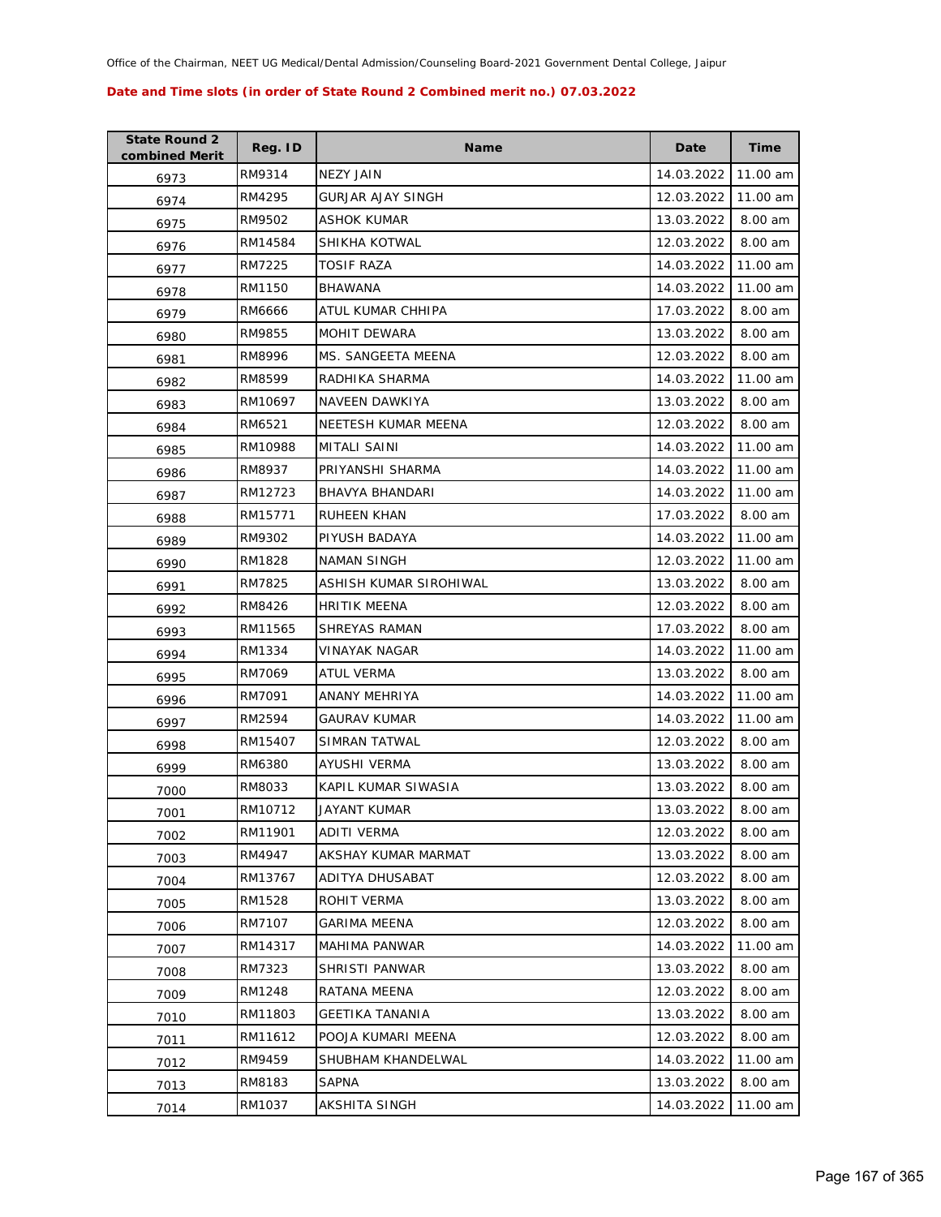Office of the Chairman, NEET UG Medical/Dental Admission/Counseling Board-2021 Government Dental College, Jaipur

**Date and Time slots (in order of State Round 2 Combined merit no.) 07.03.2022**

| State Round 2 combined Merit | Reg. ID | Name | Date | Time |
|---|---|---|---|---|
| 6973 | RM9314 | NEZY JAIN | 14.03.2022 | 11.00 am |
| 6974 | RM4295 | GURJAR AJAY SINGH | 12.03.2022 | 11.00 am |
| 6975 | RM9502 | ASHOK KUMAR | 13.03.2022 | 8.00 am |
| 6976 | RM14584 | SHIKHA KOTWAL | 12.03.2022 | 8.00 am |
| 6977 | RM7225 | TOSIF RAZA | 14.03.2022 | 11.00 am |
| 6978 | RM1150 | BHAWANA | 14.03.2022 | 11.00 am |
| 6979 | RM6666 | ATUL KUMAR CHHIPA | 17.03.2022 | 8.00 am |
| 6980 | RM9855 | MOHIT DEWARA | 13.03.2022 | 8.00 am |
| 6981 | RM8996 | MS. SANGEETA MEENA | 12.03.2022 | 8.00 am |
| 6982 | RM8599 | RADHIKA SHARMA | 14.03.2022 | 11.00 am |
| 6983 | RM10697 | NAVEEN DAWKIYA | 13.03.2022 | 8.00 am |
| 6984 | RM6521 | NEETESH KUMAR MEENA | 12.03.2022 | 8.00 am |
| 6985 | RM10988 | MITALI SAINI | 14.03.2022 | 11.00 am |
| 6986 | RM8937 | PRIYANSHI SHARMA | 14.03.2022 | 11.00 am |
| 6987 | RM12723 | BHAVYA BHANDARI | 14.03.2022 | 11.00 am |
| 6988 | RM15771 | RUHEEN KHAN | 17.03.2022 | 8.00 am |
| 6989 | RM9302 | PIYUSH BADAYA | 14.03.2022 | 11.00 am |
| 6990 | RM1828 | NAMAN SINGH | 12.03.2022 | 11.00 am |
| 6991 | RM7825 | ASHISH KUMAR SIROHIWAL | 13.03.2022 | 8.00 am |
| 6992 | RM8426 | HRITIK MEENA | 12.03.2022 | 8.00 am |
| 6993 | RM11565 | SHREYAS RAMAN | 17.03.2022 | 8.00 am |
| 6994 | RM1334 | VINAYAK NAGAR | 14.03.2022 | 11.00 am |
| 6995 | RM7069 | ATUL VERMA | 13.03.2022 | 8.00 am |
| 6996 | RM7091 | ANANY MEHRIYA | 14.03.2022 | 11.00 am |
| 6997 | RM2594 | GAURAV KUMAR | 14.03.2022 | 11.00 am |
| 6998 | RM15407 | SIMRAN TATWAL | 12.03.2022 | 8.00 am |
| 6999 | RM6380 | AYUSHI VERMA | 13.03.2022 | 8.00 am |
| 7000 | RM8033 | KAPIL KUMAR SIWASIA | 13.03.2022 | 8.00 am |
| 7001 | RM10712 | JAYANT KUMAR | 13.03.2022 | 8.00 am |
| 7002 | RM11901 | ADITI VERMA | 12.03.2022 | 8.00 am |
| 7003 | RM4947 | AKSHAY KUMAR MARMAT | 13.03.2022 | 8.00 am |
| 7004 | RM13767 | ADITYA DHUSABAT | 12.03.2022 | 8.00 am |
| 7005 | RM1528 | ROHIT VERMA | 13.03.2022 | 8.00 am |
| 7006 | RM7107 | GARIMA MEENA | 12.03.2022 | 8.00 am |
| 7007 | RM14317 | MAHIMA PANWAR | 14.03.2022 | 11.00 am |
| 7008 | RM7323 | SHRISTI PANWAR | 13.03.2022 | 8.00 am |
| 7009 | RM1248 | RATANA MEENA | 12.03.2022 | 8.00 am |
| 7010 | RM11803 | GEETIKA TANANIA | 13.03.2022 | 8.00 am |
| 7011 | RM11612 | POOJA KUMARI MEENA | 12.03.2022 | 8.00 am |
| 7012 | RM9459 | SHUBHAM KHANDELWAL | 14.03.2022 | 11.00 am |
| 7013 | RM8183 | SAPNA | 13.03.2022 | 8.00 am |
| 7014 | RM1037 | AKSHITA SINGH | 14.03.2022 | 11.00 am |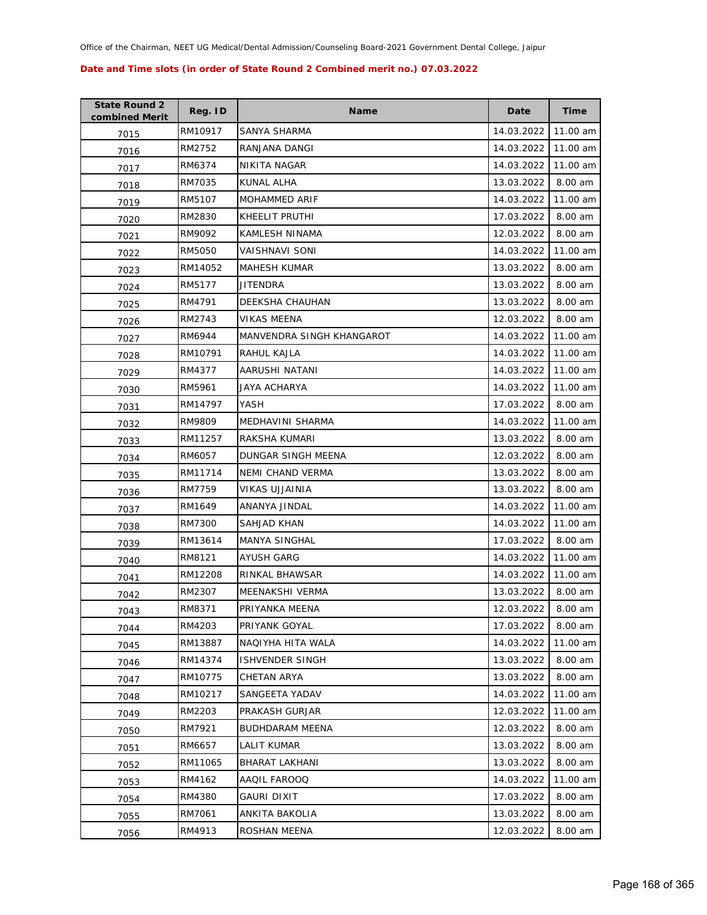Office of the Chairman, NEET UG Medical/Dental Admission/Counseling Board-2021 Government Dental College, Jaipur

**Date and Time slots (in order of State Round 2 Combined merit no.) 07.03.2022**

| State Round 2 combined Merit | Reg. ID | Name | Date | Time |
|---|---|---|---|---|
| 7015 | RM10917 | SANYA SHARMA | 14.03.2022 | 11.00 am |
| 7016 | RM2752 | RANJANA DANGI | 14.03.2022 | 11.00 am |
| 7017 | RM6374 | NIKITA NAGAR | 14.03.2022 | 11.00 am |
| 7018 | RM7035 | KUNAL ALHA | 13.03.2022 | 8.00 am |
| 7019 | RM5107 | MOHAMMED ARIF | 14.03.2022 | 11.00 am |
| 7020 | RM2830 | KHEELIT PRUTHI | 17.03.2022 | 8.00 am |
| 7021 | RM9092 | KAMLESH NINAMA | 12.03.2022 | 8.00 am |
| 7022 | RM5050 | VAISHNAVI SONI | 14.03.2022 | 11.00 am |
| 7023 | RM14052 | MAHESH KUMAR | 13.03.2022 | 8.00 am |
| 7024 | RM5177 | JITENDRA | 13.03.2022 | 8.00 am |
| 7025 | RM4791 | DEEKSHA CHAUHAN | 13.03.2022 | 8.00 am |
| 7026 | RM2743 | VIKAS MEENA | 12.03.2022 | 8.00 am |
| 7027 | RM6944 | MANVENDRA SINGH KHANGAROT | 14.03.2022 | 11.00 am |
| 7028 | RM10791 | RAHUL KAJLA | 14.03.2022 | 11.00 am |
| 7029 | RM4377 | AARUSHI NATANI | 14.03.2022 | 11.00 am |
| 7030 | RM5961 | JAYA ACHARYA | 14.03.2022 | 11.00 am |
| 7031 | RM14797 | YASH | 17.03.2022 | 8.00 am |
| 7032 | RM9809 | MEDHAVINI SHARMA | 14.03.2022 | 11.00 am |
| 7033 | RM11257 | RAKSHA KUMARI | 13.03.2022 | 8.00 am |
| 7034 | RM6057 | DUNGAR SINGH MEENA | 12.03.2022 | 8.00 am |
| 7035 | RM11714 | NEMI CHAND VERMA | 13.03.2022 | 8.00 am |
| 7036 | RM7759 | VIKAS UJJAINIA | 13.03.2022 | 8.00 am |
| 7037 | RM1649 | ANANYA JINDAL | 14.03.2022 | 11.00 am |
| 7038 | RM7300 | SAHJAD KHAN | 14.03.2022 | 11.00 am |
| 7039 | RM13614 | MANYA SINGHAL | 17.03.2022 | 8.00 am |
| 7040 | RM8121 | AYUSH GARG | 14.03.2022 | 11.00 am |
| 7041 | RM12208 | RINKAL BHAWSAR | 14.03.2022 | 11.00 am |
| 7042 | RM2307 | MEENAKSHI VERMA | 13.03.2022 | 8.00 am |
| 7043 | RM8371 | PRIYANKA MEENA | 12.03.2022 | 8.00 am |
| 7044 | RM4203 | PRIYANK GOYAL | 17.03.2022 | 8.00 am |
| 7045 | RM13887 | NAQIYHA HITA WALA | 14.03.2022 | 11.00 am |
| 7046 | RM14374 | ISHVENDER SINGH | 13.03.2022 | 8.00 am |
| 7047 | RM10775 | CHETAN ARYA | 13.03.2022 | 8.00 am |
| 7048 | RM10217 | SANGEETA YADAV | 14.03.2022 | 11.00 am |
| 7049 | RM2203 | PRAKASH GURJAR | 12.03.2022 | 11.00 am |
| 7050 | RM7921 | BUDHDARAM MEENA | 12.03.2022 | 8.00 am |
| 7051 | RM6657 | LALIT KUMAR | 13.03.2022 | 8.00 am |
| 7052 | RM11065 | BHARAT LAKHANI | 13.03.2022 | 8.00 am |
| 7053 | RM4162 | AAQIL FAROOQ | 14.03.2022 | 11.00 am |
| 7054 | RM4380 | GAURI DIXIT | 17.03.2022 | 8.00 am |
| 7055 | RM7061 | ANKITA BAKOLIA | 13.03.2022 | 8.00 am |
| 7056 | RM4913 | ROSHAN MEENA | 12.03.2022 | 8.00 am |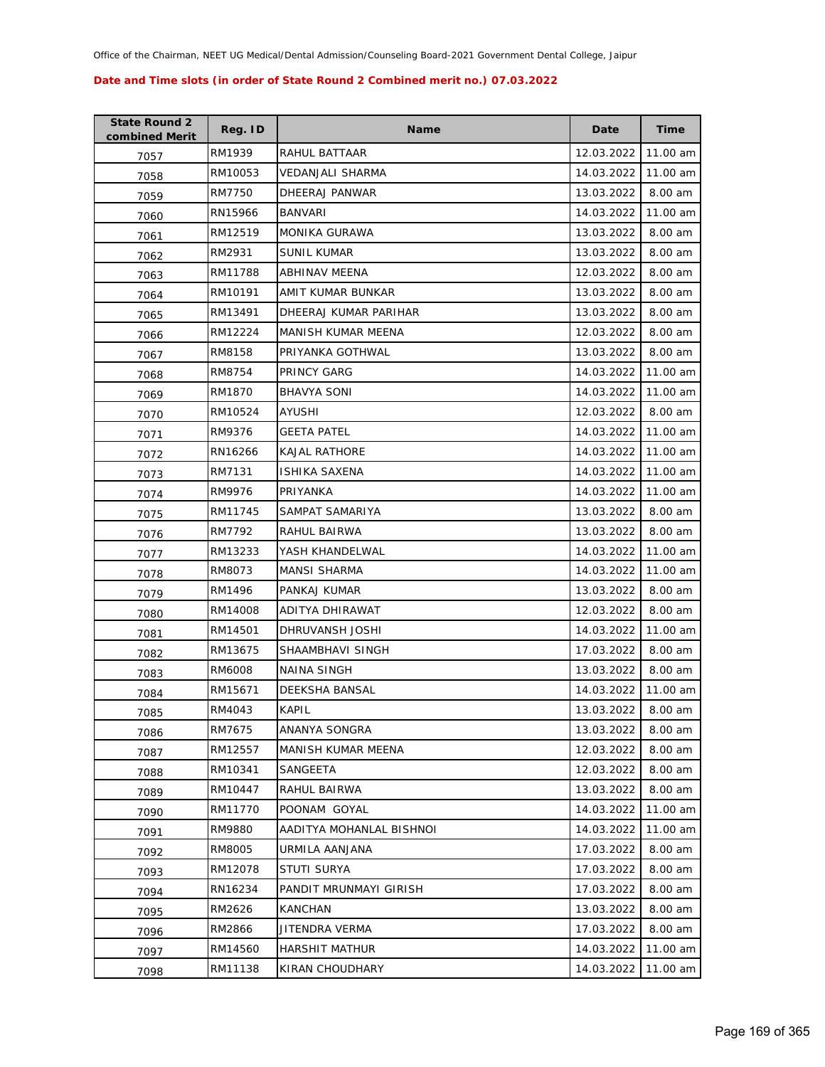Office of the Chairman, NEET UG Medical/Dental Admission/Counseling Board-2021 Government Dental College, Jaipur

**Date and Time slots (in order of State Round 2 Combined merit no.) 07.03.2022**

| State Round 2 combined Merit | Reg. ID | Name | Date | Time |
|---|---|---|---|---|
| 7057 | RM1939 | RAHUL BATTAAR | 12.03.2022 | 11.00 am |
| 7058 | RM10053 | VEDANJALI SHARMA | 14.03.2022 | 11.00 am |
| 7059 | RM7750 | DHEERAJ PANWAR | 13.03.2022 | 8.00 am |
| 7060 | RN15966 | BANVARI | 14.03.2022 | 11.00 am |
| 7061 | RM12519 | MONIKA GURAWA | 13.03.2022 | 8.00 am |
| 7062 | RM2931 | SUNIL KUMAR | 13.03.2022 | 8.00 am |
| 7063 | RM11788 | ABHINAV MEENA | 12.03.2022 | 8.00 am |
| 7064 | RM10191 | AMIT KUMAR BUNKAR | 13.03.2022 | 8.00 am |
| 7065 | RM13491 | DHEERAJ KUMAR PARIHAR | 13.03.2022 | 8.00 am |
| 7066 | RM12224 | MANISH KUMAR MEENA | 12.03.2022 | 8.00 am |
| 7067 | RM8158 | PRIYANKA GOTHWAL | 13.03.2022 | 8.00 am |
| 7068 | RM8754 | PRINCY GARG | 14.03.2022 | 11.00 am |
| 7069 | RM1870 | BHAVYA SONI | 14.03.2022 | 11.00 am |
| 7070 | RM10524 | AYUSHI | 12.03.2022 | 8.00 am |
| 7071 | RM9376 | GEETA PATEL | 14.03.2022 | 11.00 am |
| 7072 | RN16266 | KAJAL RATHORE | 14.03.2022 | 11.00 am |
| 7073 | RM7131 | ISHIKA SAXENA | 14.03.2022 | 11.00 am |
| 7074 | RM9976 | PRIYANKA | 14.03.2022 | 11.00 am |
| 7075 | RM11745 | SAMPAT SAMARIYA | 13.03.2022 | 8.00 am |
| 7076 | RM7792 | RAHUL BAIRWA | 13.03.2022 | 8.00 am |
| 7077 | RM13233 | YASH KHANDELWAL | 14.03.2022 | 11.00 am |
| 7078 | RM8073 | MANSI SHARMA | 14.03.2022 | 11.00 am |
| 7079 | RM1496 | PANKAJ KUMAR | 13.03.2022 | 8.00 am |
| 7080 | RM14008 | ADITYA DHIRAWAT | 12.03.2022 | 8.00 am |
| 7081 | RM14501 | DHRUVANSH JOSHI | 14.03.2022 | 11.00 am |
| 7082 | RM13675 | SHAAMBHAVI SINGH | 17.03.2022 | 8.00 am |
| 7083 | RM6008 | NAINA SINGH | 13.03.2022 | 8.00 am |
| 7084 | RM15671 | DEEKSHA BANSAL | 14.03.2022 | 11.00 am |
| 7085 | RM4043 | KAPIL | 13.03.2022 | 8.00 am |
| 7086 | RM7675 | ANANYA SONGRA | 13.03.2022 | 8.00 am |
| 7087 | RM12557 | MANISH KUMAR MEENA | 12.03.2022 | 8.00 am |
| 7088 | RM10341 | SANGEETA | 12.03.2022 | 8.00 am |
| 7089 | RM10447 | RAHUL BAIRWA | 13.03.2022 | 8.00 am |
| 7090 | RM11770 | POONAM GOYAL | 14.03.2022 | 11.00 am |
| 7091 | RM9880 | AADITYA MOHANLAL BISHNOI | 14.03.2022 | 11.00 am |
| 7092 | RM8005 | URMILA AANJANA | 17.03.2022 | 8.00 am |
| 7093 | RM12078 | STUTI SURYA | 17.03.2022 | 8.00 am |
| 7094 | RN16234 | PANDIT MRUNMAYI GIRISH | 17.03.2022 | 8.00 am |
| 7095 | RM2626 | KANCHAN | 13.03.2022 | 8.00 am |
| 7096 | RM2866 | JITENDRA VERMA | 17.03.2022 | 8.00 am |
| 7097 | RM14560 | HARSHIT MATHUR | 14.03.2022 | 11.00 am |
| 7098 | RM11138 | KIRAN CHOUDHARY | 14.03.2022 | 11.00 am |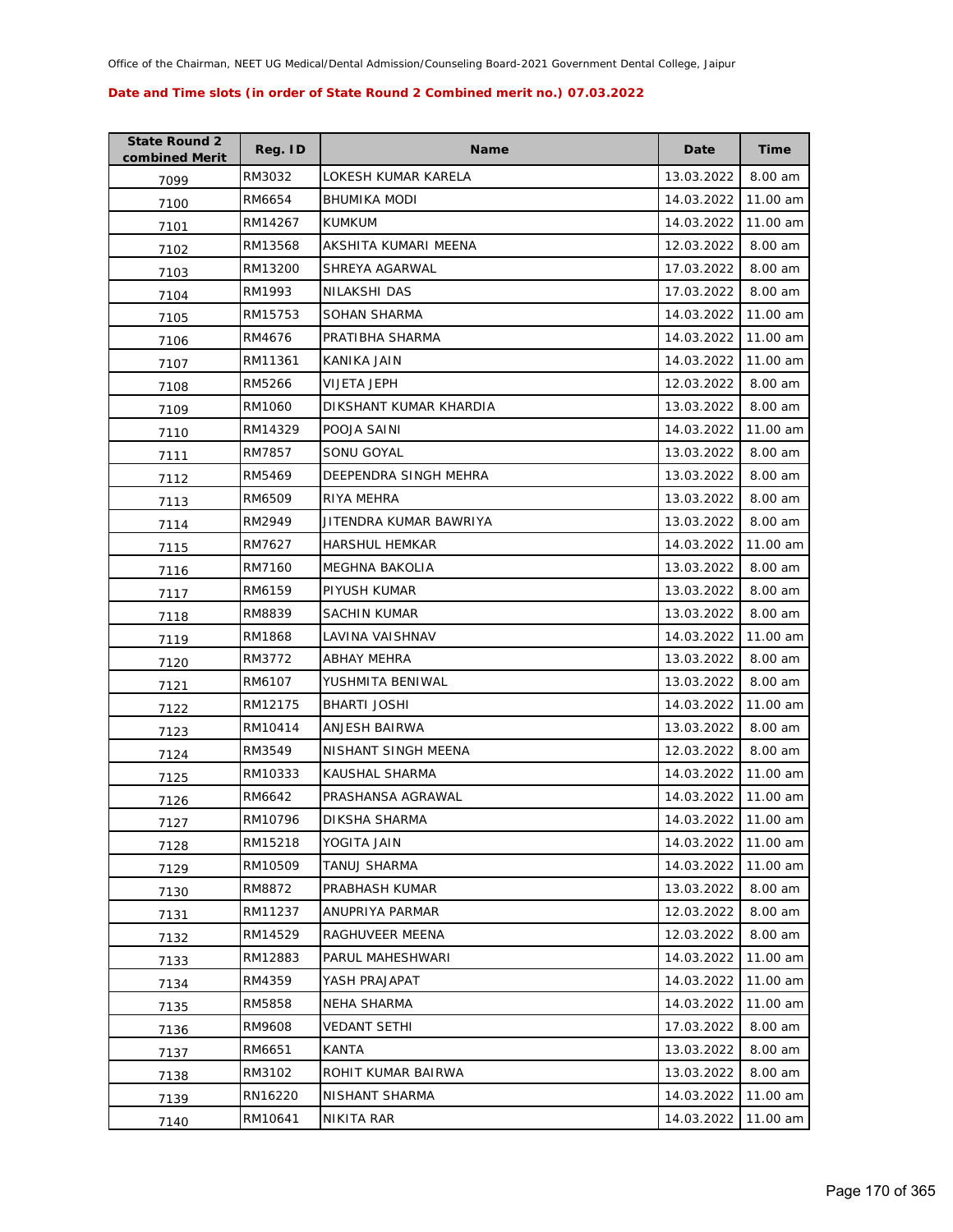Office of the Chairman, NEET UG Medical/Dental Admission/Counseling Board-2021 Government Dental College, Jaipur

**Date and Time slots (in order of State Round 2 Combined merit no.) 07.03.2022**

| State Round 2 combined Merit | Reg. ID | Name | Date | Time |
|---|---|---|---|---|
| 7099 | RM3032 | LOKESH KUMAR KARELA | 13.03.2022 | 8.00 am |
| 7100 | RM6654 | BHUMIKA MODI | 14.03.2022 | 11.00 am |
| 7101 | RM14267 | KUMKUM | 14.03.2022 | 11.00 am |
| 7102 | RM13568 | AKSHITA KUMARI MEENA | 12.03.2022 | 8.00 am |
| 7103 | RM13200 | SHREYA AGARWAL | 17.03.2022 | 8.00 am |
| 7104 | RM1993 | NILAKSHI DAS | 17.03.2022 | 8.00 am |
| 7105 | RM15753 | SOHAN SHARMA | 14.03.2022 | 11.00 am |
| 7106 | RM4676 | PRATIBHA SHARMA | 14.03.2022 | 11.00 am |
| 7107 | RM11361 | KANIKA JAIN | 14.03.2022 | 11.00 am |
| 7108 | RM5266 | VIJETA JEPH | 12.03.2022 | 8.00 am |
| 7109 | RM1060 | DIKSHANT KUMAR KHARDIA | 13.03.2022 | 8.00 am |
| 7110 | RM14329 | POOJA SAINI | 14.03.2022 | 11.00 am |
| 7111 | RM7857 | SONU GOYAL | 13.03.2022 | 8.00 am |
| 7112 | RM5469 | DEEPENDRA SINGH MEHRA | 13.03.2022 | 8.00 am |
| 7113 | RM6509 | RIYA MEHRA | 13.03.2022 | 8.00 am |
| 7114 | RM2949 | JITENDRA KUMAR BAWRIYA | 13.03.2022 | 8.00 am |
| 7115 | RM7627 | HARSHUL HEMKAR | 14.03.2022 | 11.00 am |
| 7116 | RM7160 | MEGHNA BAKOLIA | 13.03.2022 | 8.00 am |
| 7117 | RM6159 | PIYUSH KUMAR | 13.03.2022 | 8.00 am |
| 7118 | RM8839 | SACHIN KUMAR | 13.03.2022 | 8.00 am |
| 7119 | RM1868 | LAVINA VAISHNAV | 14.03.2022 | 11.00 am |
| 7120 | RM3772 | ABHAY MEHRA | 13.03.2022 | 8.00 am |
| 7121 | RM6107 | YUSHMITA BENIWAL | 13.03.2022 | 8.00 am |
| 7122 | RM12175 | BHARTI JOSHI | 14.03.2022 | 11.00 am |
| 7123 | RM10414 | ANJESH BAIRWA | 13.03.2022 | 8.00 am |
| 7124 | RM3549 | NISHANT SINGH MEENA | 12.03.2022 | 8.00 am |
| 7125 | RM10333 | KAUSHAL SHARMA | 14.03.2022 | 11.00 am |
| 7126 | RM6642 | PRASHANSA AGRAWAL | 14.03.2022 | 11.00 am |
| 7127 | RM10796 | DIKSHA SHARMA | 14.03.2022 | 11.00 am |
| 7128 | RM15218 | YOGITA JAIN | 14.03.2022 | 11.00 am |
| 7129 | RM10509 | TANUJ SHARMA | 14.03.2022 | 11.00 am |
| 7130 | RM8872 | PRABHASH KUMAR | 13.03.2022 | 8.00 am |
| 7131 | RM11237 | ANUPRIYA PARMAR | 12.03.2022 | 8.00 am |
| 7132 | RM14529 | RAGHUVEER MEENA | 12.03.2022 | 8.00 am |
| 7133 | RM12883 | PARUL MAHESHWARI | 14.03.2022 | 11.00 am |
| 7134 | RM4359 | YASH PRAJAPAT | 14.03.2022 | 11.00 am |
| 7135 | RM5858 | NEHA SHARMA | 14.03.2022 | 11.00 am |
| 7136 | RM9608 | VEDANT SETHI | 17.03.2022 | 8.00 am |
| 7137 | RM6651 | KANTA | 13.03.2022 | 8.00 am |
| 7138 | RM3102 | ROHIT KUMAR BAIRWA | 13.03.2022 | 8.00 am |
| 7139 | RN16220 | NISHANT SHARMA | 14.03.2022 | 11.00 am |
| 7140 | RM10641 | NIKITA RAR | 14.03.2022 | 11.00 am |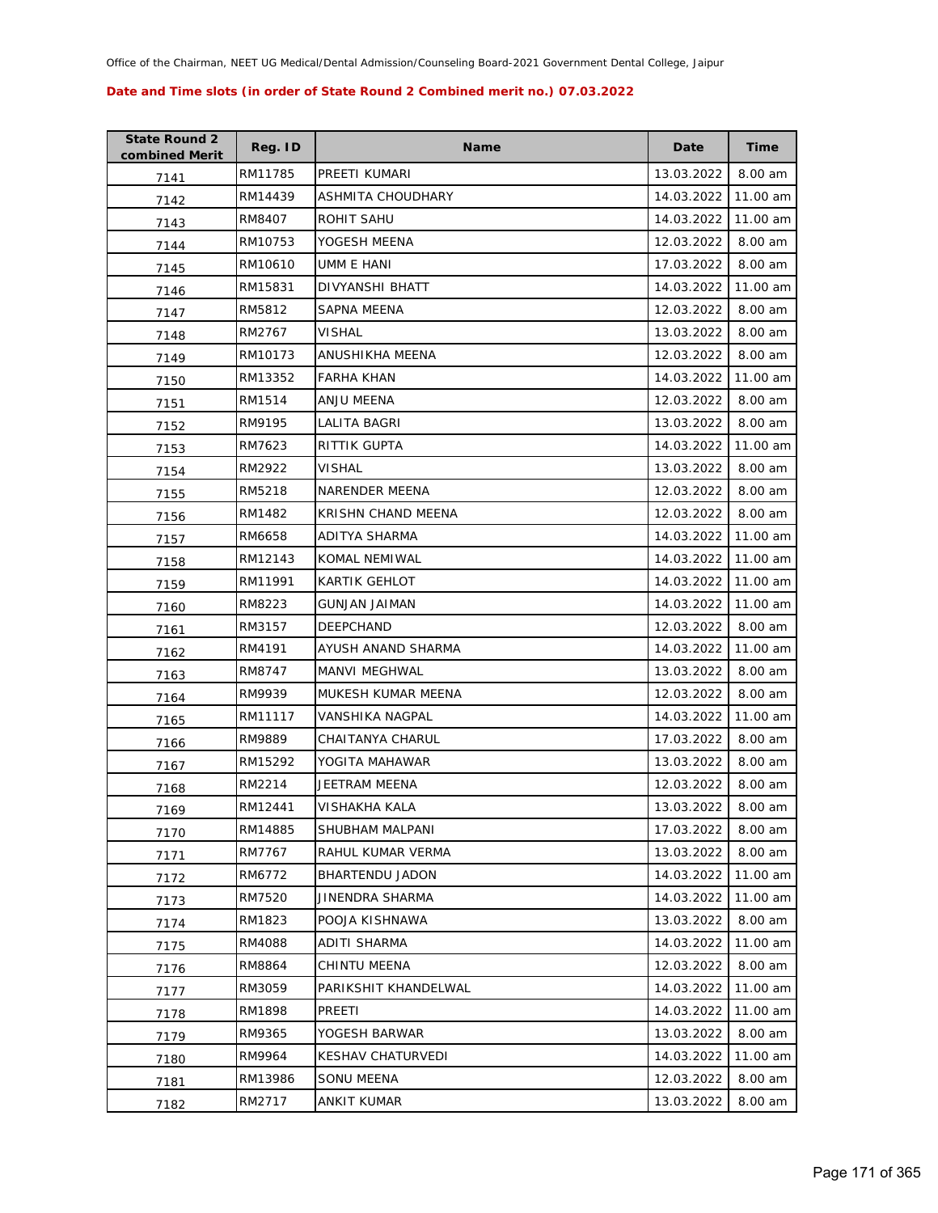Office of the Chairman, NEET UG Medical/Dental Admission/Counseling Board-2021 Government Dental College, Jaipur

**Date and Time slots (in order of State Round 2 Combined merit no.) 07.03.2022**

| State Round 2 combined Merit | Reg. ID | Name | Date | Time |
|---|---|---|---|---|
| 7141 | RM11785 | PREETI KUMARI | 13.03.2022 | 8.00 am |
| 7142 | RM14439 | ASHMITA CHOUDHARY | 14.03.2022 | 11.00 am |
| 7143 | RM8407 | ROHIT SAHU | 14.03.2022 | 11.00 am |
| 7144 | RM10753 | YOGESH MEENA | 12.03.2022 | 8.00 am |
| 7145 | RM10610 | UMM E HANI | 17.03.2022 | 8.00 am |
| 7146 | RM15831 | DIVYANSHI BHATT | 14.03.2022 | 11.00 am |
| 7147 | RM5812 | SAPNA MEENA | 12.03.2022 | 8.00 am |
| 7148 | RM2767 | VISHAL | 13.03.2022 | 8.00 am |
| 7149 | RM10173 | ANUSHIKHA MEENA | 12.03.2022 | 8.00 am |
| 7150 | RM13352 | FARHA KHAN | 14.03.2022 | 11.00 am |
| 7151 | RM1514 | ANJU MEENA | 12.03.2022 | 8.00 am |
| 7152 | RM9195 | LALITA BAGRI | 13.03.2022 | 8.00 am |
| 7153 | RM7623 | RITTIK GUPTA | 14.03.2022 | 11.00 am |
| 7154 | RM2922 | VISHAL | 13.03.2022 | 8.00 am |
| 7155 | RM5218 | NARENDER MEENA | 12.03.2022 | 8.00 am |
| 7156 | RM1482 | KRISHN CHAND MEENA | 12.03.2022 | 8.00 am |
| 7157 | RM6658 | ADITYA SHARMA | 14.03.2022 | 11.00 am |
| 7158 | RM12143 | KOMAL NEMIWAL | 14.03.2022 | 11.00 am |
| 7159 | RM11991 | KARTIK GEHLOT | 14.03.2022 | 11.00 am |
| 7160 | RM8223 | GUNJAN JAIMAN | 14.03.2022 | 11.00 am |
| 7161 | RM3157 | DEEPCHAND | 12.03.2022 | 8.00 am |
| 7162 | RM4191 | AYUSH ANAND SHARMA | 14.03.2022 | 11.00 am |
| 7163 | RM8747 | MANVI MEGHWAL | 13.03.2022 | 8.00 am |
| 7164 | RM9939 | MUKESH KUMAR MEENA | 12.03.2022 | 8.00 am |
| 7165 | RM11117 | VANSHIKA NAGPAL | 14.03.2022 | 11.00 am |
| 7166 | RM9889 | CHAITANYA CHARUL | 17.03.2022 | 8.00 am |
| 7167 | RM15292 | YOGITA MAHAWAR | 13.03.2022 | 8.00 am |
| 7168 | RM2214 | JEETRAM MEENA | 12.03.2022 | 8.00 am |
| 7169 | RM12441 | VISHAKHA KALA | 13.03.2022 | 8.00 am |
| 7170 | RM14885 | SHUBHAM MALPANI | 17.03.2022 | 8.00 am |
| 7171 | RM7767 | RAHUL KUMAR VERMA | 13.03.2022 | 8.00 am |
| 7172 | RM6772 | BHARTENDU JADON | 14.03.2022 | 11.00 am |
| 7173 | RM7520 | JINENDRA SHARMA | 14.03.2022 | 11.00 am |
| 7174 | RM1823 | POOJA KISHNAWA | 13.03.2022 | 8.00 am |
| 7175 | RM4088 | ADITI SHARMA | 14.03.2022 | 11.00 am |
| 7176 | RM8864 | CHINTU MEENA | 12.03.2022 | 8.00 am |
| 7177 | RM3059 | PARIKSHIT KHANDELWAL | 14.03.2022 | 11.00 am |
| 7178 | RM1898 | PREETI | 14.03.2022 | 11.00 am |
| 7179 | RM9365 | YOGESH BARWAR | 13.03.2022 | 8.00 am |
| 7180 | RM9964 | KESHAV CHATURVEDI | 14.03.2022 | 11.00 am |
| 7181 | RM13986 | SONU MEENA | 12.03.2022 | 8.00 am |
| 7182 | RM2717 | ANKIT KUMAR | 13.03.2022 | 8.00 am |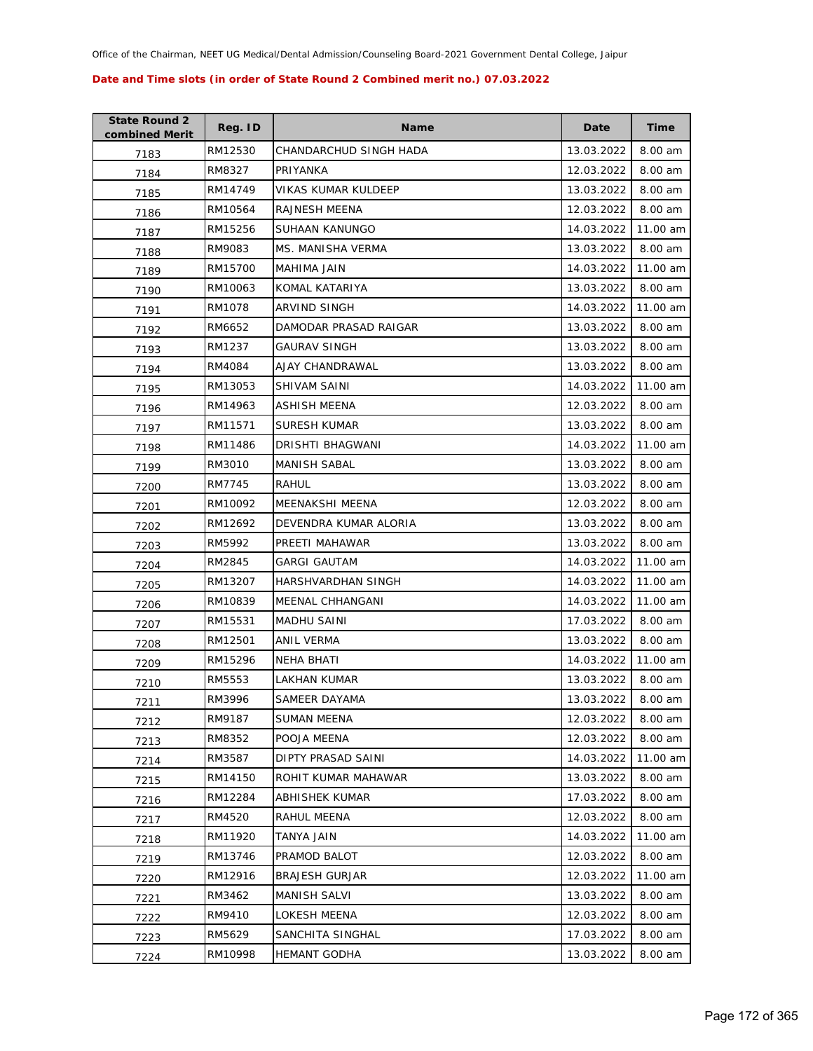Office of the Chairman, NEET UG Medical/Dental Admission/Counseling Board-2021 Government Dental College, Jaipur

**Date and Time slots (in order of State Round 2 Combined merit no.) 07.03.2022**

| State Round 2 combined Merit | Reg. ID | Name | Date | Time |
|---|---|---|---|---|
| 7183 | RM12530 | CHANDARCHUD SINGH HADA | 13.03.2022 | 8.00 am |
| 7184 | RM8327 | PRIYANKA | 12.03.2022 | 8.00 am |
| 7185 | RM14749 | VIKAS KUMAR KULDEEP | 13.03.2022 | 8.00 am |
| 7186 | RM10564 | RAJNESH MEENA | 12.03.2022 | 8.00 am |
| 7187 | RM15256 | SUHAAN KANUNGO | 14.03.2022 | 11.00 am |
| 7188 | RM9083 | MS. MANISHA VERMA | 13.03.2022 | 8.00 am |
| 7189 | RM15700 | MAHIMA JAIN | 14.03.2022 | 11.00 am |
| 7190 | RM10063 | KOMAL KATARIYA | 13.03.2022 | 8.00 am |
| 7191 | RM1078 | ARVIND SINGH | 14.03.2022 | 11.00 am |
| 7192 | RM6652 | DAMODAR PRASAD RAIGAR | 13.03.2022 | 8.00 am |
| 7193 | RM1237 | GAURAV SINGH | 13.03.2022 | 8.00 am |
| 7194 | RM4084 | AJAY CHANDRAWAL | 13.03.2022 | 8.00 am |
| 7195 | RM13053 | SHIVAM SAINI | 14.03.2022 | 11.00 am |
| 7196 | RM14963 | ASHISH MEENA | 12.03.2022 | 8.00 am |
| 7197 | RM11571 | SURESH KUMAR | 13.03.2022 | 8.00 am |
| 7198 | RM11486 | DRISHTI BHAGWANI | 14.03.2022 | 11.00 am |
| 7199 | RM3010 | MANISH SABAL | 13.03.2022 | 8.00 am |
| 7200 | RM7745 | RAHUL | 13.03.2022 | 8.00 am |
| 7201 | RM10092 | MEENAKSHI MEENA | 12.03.2022 | 8.00 am |
| 7202 | RM12692 | DEVENDRA KUMAR ALORIA | 13.03.2022 | 8.00 am |
| 7203 | RM5992 | PREETI MAHAWAR | 13.03.2022 | 8.00 am |
| 7204 | RM2845 | GARGI GAUTAM | 14.03.2022 | 11.00 am |
| 7205 | RM13207 | HARSHVARDHAN SINGH | 14.03.2022 | 11.00 am |
| 7206 | RM10839 | MEENAL CHHANGANI | 14.03.2022 | 11.00 am |
| 7207 | RM15531 | MADHU SAINI | 17.03.2022 | 8.00 am |
| 7208 | RM12501 | ANIL VERMA | 13.03.2022 | 8.00 am |
| 7209 | RM15296 | NEHA BHATI | 14.03.2022 | 11.00 am |
| 7210 | RM5553 | LAKHAN KUMAR | 13.03.2022 | 8.00 am |
| 7211 | RM3996 | SAMEER DAYAMA | 13.03.2022 | 8.00 am |
| 7212 | RM9187 | SUMAN MEENA | 12.03.2022 | 8.00 am |
| 7213 | RM8352 | POOJA MEENA | 12.03.2022 | 8.00 am |
| 7214 | RM3587 | DIPTY PRASAD SAINI | 14.03.2022 | 11.00 am |
| 7215 | RM14150 | ROHIT KUMAR MAHAWAR | 13.03.2022 | 8.00 am |
| 7216 | RM12284 | ABHISHEK KUMAR | 17.03.2022 | 8.00 am |
| 7217 | RM4520 | RAHUL MEENA | 12.03.2022 | 8.00 am |
| 7218 | RM11920 | TANYA JAIN | 14.03.2022 | 11.00 am |
| 7219 | RM13746 | PRAMOD BALOT | 12.03.2022 | 8.00 am |
| 7220 | RM12916 | BRAJESH GURJAR | 12.03.2022 | 11.00 am |
| 7221 | RM3462 | MANISH SALVI | 13.03.2022 | 8.00 am |
| 7222 | RM9410 | LOKESH MEENA | 12.03.2022 | 8.00 am |
| 7223 | RM5629 | SANCHITA SINGHAL | 17.03.2022 | 8.00 am |
| 7224 | RM10998 | HEMANT GODHA | 13.03.2022 | 8.00 am |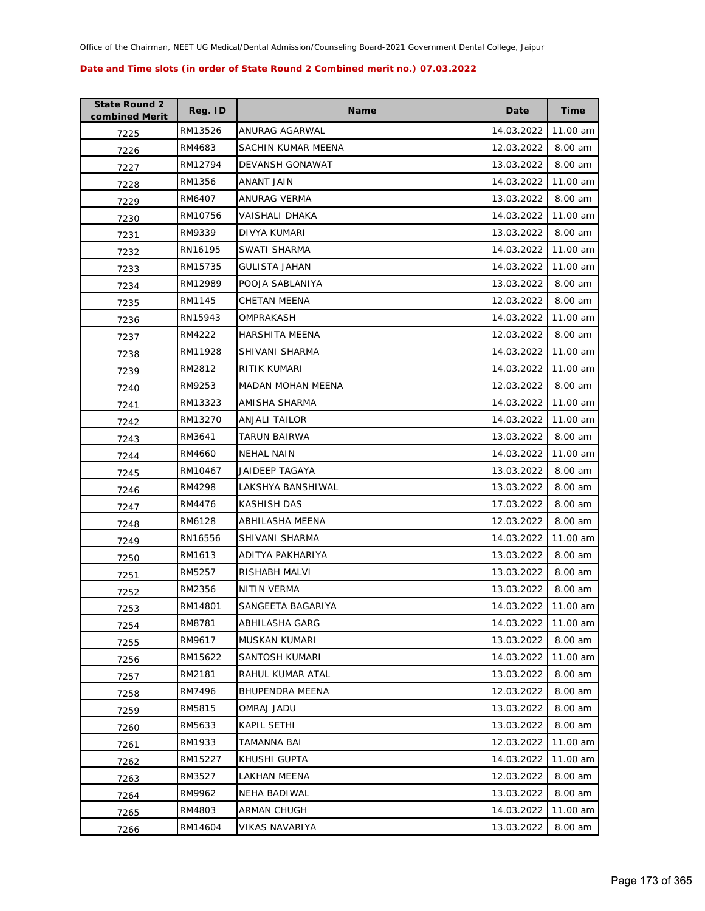Office of the Chairman, NEET UG Medical/Dental Admission/Counseling Board-2021 Government Dental College, Jaipur

**Date and Time slots (in order of State Round 2 Combined merit no.) 07.03.2022**

| State Round 2 combined Merit | Reg. ID | Name | Date | Time |
|---|---|---|---|---|
| 7225 | RM13526 | ANURAG AGARWAL | 14.03.2022 | 11.00 am |
| 7226 | RM4683 | SACHIN KUMAR MEENA | 12.03.2022 | 8.00 am |
| 7227 | RM12794 | DEVANSH GONAWAT | 13.03.2022 | 8.00 am |
| 7228 | RM1356 | ANANT JAIN | 14.03.2022 | 11.00 am |
| 7229 | RM6407 | ANURAG VERMA | 13.03.2022 | 8.00 am |
| 7230 | RM10756 | VAISHALI DHAKA | 14.03.2022 | 11.00 am |
| 7231 | RM9339 | DIVYA KUMARI | 13.03.2022 | 8.00 am |
| 7232 | RN16195 | SWATI SHARMA | 14.03.2022 | 11.00 am |
| 7233 | RM15735 | GULISTA JAHAN | 14.03.2022 | 11.00 am |
| 7234 | RM12989 | POOJA SABLANIYA | 13.03.2022 | 8.00 am |
| 7235 | RM1145 | CHETAN MEENA | 12.03.2022 | 8.00 am |
| 7236 | RN15943 | OMPRAKASH | 14.03.2022 | 11.00 am |
| 7237 | RM4222 | HARSHITA MEENA | 12.03.2022 | 8.00 am |
| 7238 | RM11928 | SHIVANI SHARMA | 14.03.2022 | 11.00 am |
| 7239 | RM2812 | RITIK KUMARI | 14.03.2022 | 11.00 am |
| 7240 | RM9253 | MADAN MOHAN MEENA | 12.03.2022 | 8.00 am |
| 7241 | RM13323 | AMISHA SHARMA | 14.03.2022 | 11.00 am |
| 7242 | RM13270 | ANJALI TAILOR | 14.03.2022 | 11.00 am |
| 7243 | RM3641 | TARUN BAIRWA | 13.03.2022 | 8.00 am |
| 7244 | RM4660 | NEHAL NAIN | 14.03.2022 | 11.00 am |
| 7245 | RM10467 | JAIDEEP TAGAYA | 13.03.2022 | 8.00 am |
| 7246 | RM4298 | LAKSHYA BANSHIWAL | 13.03.2022 | 8.00 am |
| 7247 | RM4476 | KASHISH DAS | 17.03.2022 | 8.00 am |
| 7248 | RM6128 | ABHILASHA MEENA | 12.03.2022 | 8.00 am |
| 7249 | RN16556 | SHIVANI SHARMA | 14.03.2022 | 11.00 am |
| 7250 | RM1613 | ADITYA PAKHARIYA | 13.03.2022 | 8.00 am |
| 7251 | RM5257 | RISHABH MALVI | 13.03.2022 | 8.00 am |
| 7252 | RM2356 | NITIN VERMA | 13.03.2022 | 8.00 am |
| 7253 | RM14801 | SANGEETA BAGARIYA | 14.03.2022 | 11.00 am |
| 7254 | RM8781 | ABHILASHA GARG | 14.03.2022 | 11.00 am |
| 7255 | RM9617 | MUSKAN KUMARI | 13.03.2022 | 8.00 am |
| 7256 | RM15622 | SANTOSH KUMARI | 14.03.2022 | 11.00 am |
| 7257 | RM2181 | RAHUL KUMAR ATAL | 13.03.2022 | 8.00 am |
| 7258 | RM7496 | BHUPENDRA MEENA | 12.03.2022 | 8.00 am |
| 7259 | RM5815 | OMRAJ JADU | 13.03.2022 | 8.00 am |
| 7260 | RM5633 | KAPIL SETHI | 13.03.2022 | 8.00 am |
| 7261 | RM1933 | TAMANNA BAI | 12.03.2022 | 11.00 am |
| 7262 | RM15227 | KHUSHI GUPTA | 14.03.2022 | 11.00 am |
| 7263 | RM3527 | LAKHAN MEENA | 12.03.2022 | 8.00 am |
| 7264 | RM9962 | NEHA BADIWAL | 13.03.2022 | 8.00 am |
| 7265 | RM4803 | ARMAN CHUGH | 14.03.2022 | 11.00 am |
| 7266 | RM14604 | VIKAS NAVARIYA | 13.03.2022 | 8.00 am |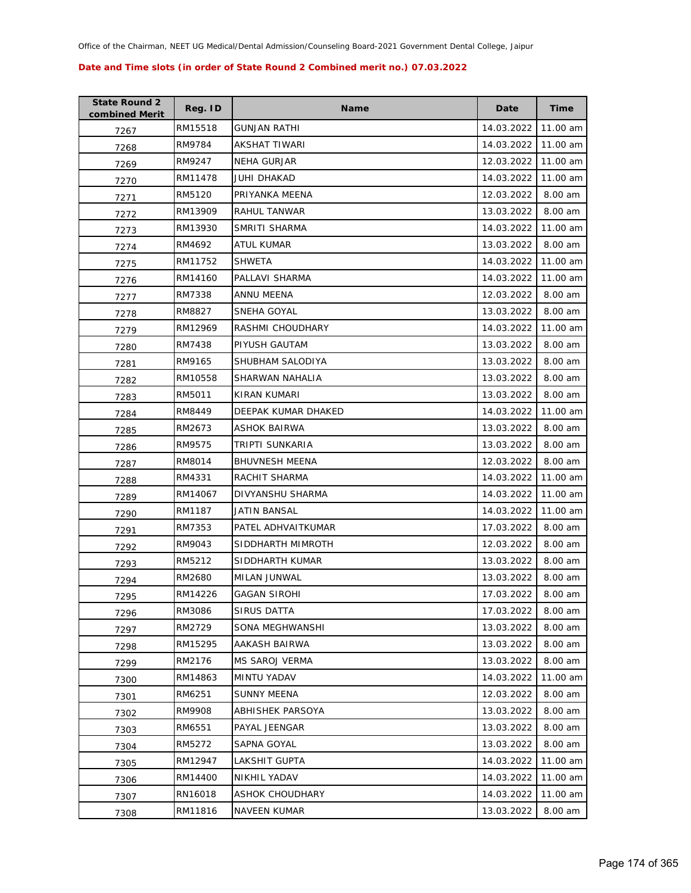Office of the Chairman, NEET UG Medical/Dental Admission/Counseling Board-2021 Government Dental College, Jaipur

**Date and Time slots (in order of State Round 2 Combined merit no.) 07.03.2022**

| State Round 2 combined Merit | Reg. ID | Name | Date | Time |
|---|---|---|---|---|
| 7267 | RM15518 | GUNJAN RATHI | 14.03.2022 | 11.00 am |
| 7268 | RM9784 | AKSHAT TIWARI | 14.03.2022 | 11.00 am |
| 7269 | RM9247 | NEHA GURJAR | 12.03.2022 | 11.00 am |
| 7270 | RM11478 | JUHI DHAKAD | 14.03.2022 | 11.00 am |
| 7271 | RM5120 | PRIYANKA MEENA | 12.03.2022 | 8.00 am |
| 7272 | RM13909 | RAHUL TANWAR | 13.03.2022 | 8.00 am |
| 7273 | RM13930 | SMRITI SHARMA | 14.03.2022 | 11.00 am |
| 7274 | RM4692 | ATUL KUMAR | 13.03.2022 | 8.00 am |
| 7275 | RM11752 | SHWETA | 14.03.2022 | 11.00 am |
| 7276 | RM14160 | PALLAVI SHARMA | 14.03.2022 | 11.00 am |
| 7277 | RM7338 | ANNU MEENA | 12.03.2022 | 8.00 am |
| 7278 | RM8827 | SNEHA GOYAL | 13.03.2022 | 8.00 am |
| 7279 | RM12969 | RASHMI CHOUDHARY | 14.03.2022 | 11.00 am |
| 7280 | RM7438 | PIYUSH GAUTAM | 13.03.2022 | 8.00 am |
| 7281 | RM9165 | SHUBHAM SALODIYA | 13.03.2022 | 8.00 am |
| 7282 | RM10558 | SHARWAN NAHALIA | 13.03.2022 | 8.00 am |
| 7283 | RM5011 | KIRAN KUMARI | 13.03.2022 | 8.00 am |
| 7284 | RM8449 | DEEPAK KUMAR DHAKED | 14.03.2022 | 11.00 am |
| 7285 | RM2673 | ASHOK BAIRWA | 13.03.2022 | 8.00 am |
| 7286 | RM9575 | TRIPTI SUNKARIA | 13.03.2022 | 8.00 am |
| 7287 | RM8014 | BHUVNESH MEENA | 12.03.2022 | 8.00 am |
| 7288 | RM4331 | RACHIT SHARMA | 14.03.2022 | 11.00 am |
| 7289 | RM14067 | DIVYANSHU SHARMA | 14.03.2022 | 11.00 am |
| 7290 | RM1187 | JATIN BANSAL | 14.03.2022 | 11.00 am |
| 7291 | RM7353 | PATEL ADHVAITKUMAR | 17.03.2022 | 8.00 am |
| 7292 | RM9043 | SIDDHARTH MIMROTH | 12.03.2022 | 8.00 am |
| 7293 | RM5212 | SIDDHARTH KUMAR | 13.03.2022 | 8.00 am |
| 7294 | RM2680 | MILAN JUNWAL | 13.03.2022 | 8.00 am |
| 7295 | RM14226 | GAGAN SIROHI | 17.03.2022 | 8.00 am |
| 7296 | RM3086 | SIRUS DATTA | 17.03.2022 | 8.00 am |
| 7297 | RM2729 | SONA MEGHWANSHI | 13.03.2022 | 8.00 am |
| 7298 | RM15295 | AAKASH BAIRWA | 13.03.2022 | 8.00 am |
| 7299 | RM2176 | MS SAROJ VERMA | 13.03.2022 | 8.00 am |
| 7300 | RM14863 | MINTU YADAV | 14.03.2022 | 11.00 am |
| 7301 | RM6251 | SUNNY MEENA | 12.03.2022 | 8.00 am |
| 7302 | RM9908 | ABHISHEK PARSOYA | 13.03.2022 | 8.00 am |
| 7303 | RM6551 | PAYAL JEENGAR | 13.03.2022 | 8.00 am |
| 7304 | RM5272 | SAPNA GOYAL | 13.03.2022 | 8.00 am |
| 7305 | RM12947 | LAKSHIT GUPTA | 14.03.2022 | 11.00 am |
| 7306 | RM14400 | NIKHIL YADAV | 14.03.2022 | 11.00 am |
| 7307 | RN16018 | ASHOK CHOUDHARY | 14.03.2022 | 11.00 am |
| 7308 | RM11816 | NAVEEN KUMAR | 13.03.2022 | 8.00 am |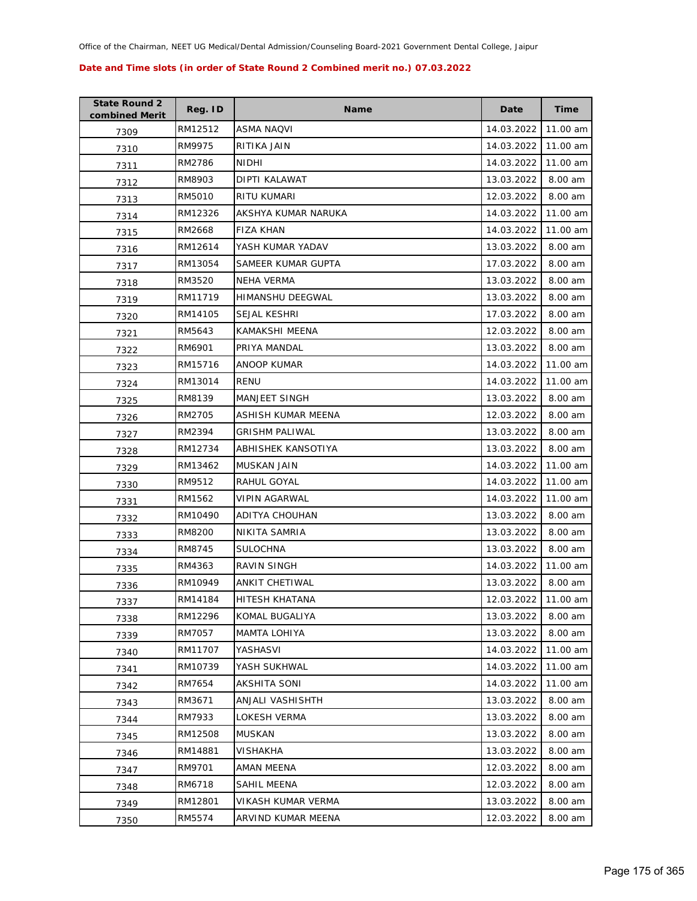Office of the Chairman, NEET UG Medical/Dental Admission/Counseling Board-2021 Government Dental College, Jaipur

**Date and Time slots (in order of State Round 2 Combined merit no.) 07.03.2022**

| State Round 2 combined Merit | Reg. ID | Name | Date | Time |
|---|---|---|---|---|
| 7309 | RM12512 | ASMA NAQVI | 14.03.2022 | 11.00 am |
| 7310 | RM9975 | RITIKA JAIN | 14.03.2022 | 11.00 am |
| 7311 | RM2786 | NIDHI | 14.03.2022 | 11.00 am |
| 7312 | RM8903 | DIPTI KALAWAT | 13.03.2022 | 8.00 am |
| 7313 | RM5010 | RITU KUMARI | 12.03.2022 | 8.00 am |
| 7314 | RM12326 | AKSHYA KUMAR NARUKA | 14.03.2022 | 11.00 am |
| 7315 | RM2668 | FIZA KHAN | 14.03.2022 | 11.00 am |
| 7316 | RM12614 | YASH KUMAR YADAV | 13.03.2022 | 8.00 am |
| 7317 | RM13054 | SAMEER KUMAR GUPTA | 17.03.2022 | 8.00 am |
| 7318 | RM3520 | NEHA VERMA | 13.03.2022 | 8.00 am |
| 7319 | RM11719 | HIMANSHU DEEGWAL | 13.03.2022 | 8.00 am |
| 7320 | RM14105 | SEJAL KESHRI | 17.03.2022 | 8.00 am |
| 7321 | RM5643 | KAMAKSHI MEENA | 12.03.2022 | 8.00 am |
| 7322 | RM6901 | PRIYA MANDAL | 13.03.2022 | 8.00 am |
| 7323 | RM15716 | ANOOP KUMAR | 14.03.2022 | 11.00 am |
| 7324 | RM13014 | RENU | 14.03.2022 | 11.00 am |
| 7325 | RM8139 | MANJEET SINGH | 13.03.2022 | 8.00 am |
| 7326 | RM2705 | ASHISH KUMAR MEENA | 12.03.2022 | 8.00 am |
| 7327 | RM2394 | GRISHM PALIWAL | 13.03.2022 | 8.00 am |
| 7328 | RM12734 | ABHISHEK KANSOTIYA | 13.03.2022 | 8.00 am |
| 7329 | RM13462 | MUSKAN JAIN | 14.03.2022 | 11.00 am |
| 7330 | RM9512 | RAHUL GOYAL | 14.03.2022 | 11.00 am |
| 7331 | RM1562 | VIPIN AGARWAL | 14.03.2022 | 11.00 am |
| 7332 | RM10490 | ADITYA CHOUHAN | 13.03.2022 | 8.00 am |
| 7333 | RM8200 | NIKITA SAMRIA | 13.03.2022 | 8.00 am |
| 7334 | RM8745 | SULOCHNA | 13.03.2022 | 8.00 am |
| 7335 | RM4363 | RAVIN SINGH | 14.03.2022 | 11.00 am |
| 7336 | RM10949 | ANKIT CHETIWAL | 13.03.2022 | 8.00 am |
| 7337 | RM14184 | HITESH KHATANA | 12.03.2022 | 11.00 am |
| 7338 | RM12296 | KOMAL BUGALIYA | 13.03.2022 | 8.00 am |
| 7339 | RM7057 | MAMTA LOHIYA | 13.03.2022 | 8.00 am |
| 7340 | RM11707 | YASHASVI | 14.03.2022 | 11.00 am |
| 7341 | RM10739 | YASH SUKHWAL | 14.03.2022 | 11.00 am |
| 7342 | RM7654 | AKSHITA SONI | 14.03.2022 | 11.00 am |
| 7343 | RM3671 | ANJALI VASHISHTH | 13.03.2022 | 8.00 am |
| 7344 | RM7933 | LOKESH VERMA | 13.03.2022 | 8.00 am |
| 7345 | RM12508 | MUSKAN | 13.03.2022 | 8.00 am |
| 7346 | RM14881 | VISHAKHA | 13.03.2022 | 8.00 am |
| 7347 | RM9701 | AMAN MEENA | 12.03.2022 | 8.00 am |
| 7348 | RM6718 | SAHIL MEENA | 12.03.2022 | 8.00 am |
| 7349 | RM12801 | VIKASH KUMAR VERMA | 13.03.2022 | 8.00 am |
| 7350 | RM5574 | ARVIND KUMAR MEENA | 12.03.2022 | 8.00 am |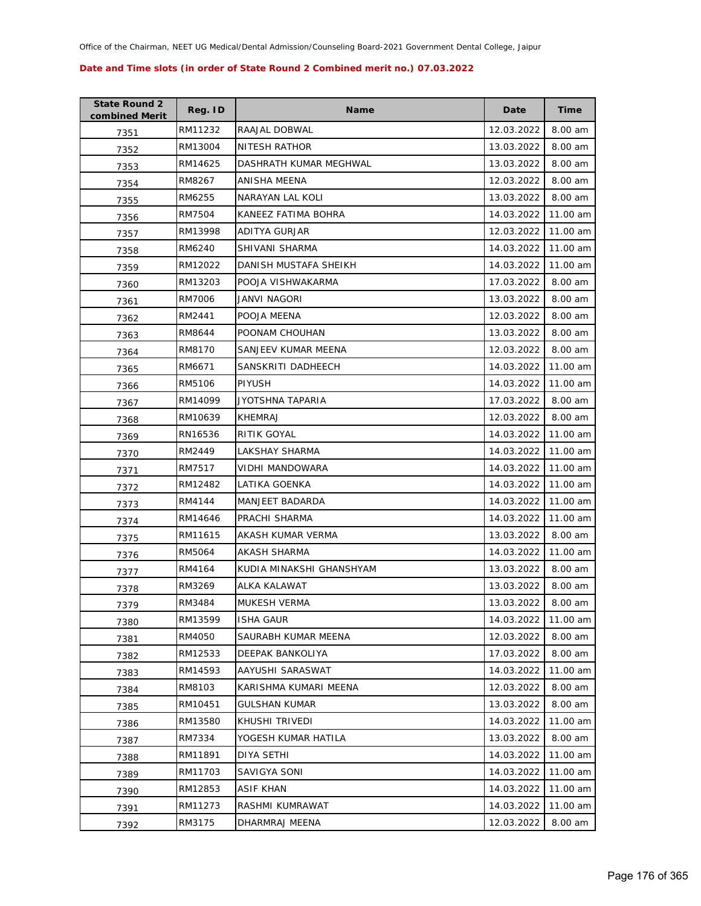Office of the Chairman, NEET UG Medical/Dental Admission/Counseling Board-2021 Government Dental College, Jaipur

**Date and Time slots (in order of State Round 2 Combined merit no.) 07.03.2022**

| State Round 2 combined Merit | Reg. ID | Name | Date | Time |
|---|---|---|---|---|
| 7351 | RM11232 | RAAJAL DOBWAL | 12.03.2022 | 8.00 am |
| 7352 | RM13004 | NITESH RATHOR | 13.03.2022 | 8.00 am |
| 7353 | RM14625 | DASHRATH KUMAR MEGHWAL | 13.03.2022 | 8.00 am |
| 7354 | RM8267 | ANISHA MEENA | 12.03.2022 | 8.00 am |
| 7355 | RM6255 | NARAYAN LAL KOLI | 13.03.2022 | 8.00 am |
| 7356 | RM7504 | KANEEZ FATIMA BOHRA | 14.03.2022 | 11.00 am |
| 7357 | RM13998 | ADITYA GURJAR | 12.03.2022 | 11.00 am |
| 7358 | RM6240 | SHIVANI SHARMA | 14.03.2022 | 11.00 am |
| 7359 | RM12022 | DANISH MUSTAFA SHEIKH | 14.03.2022 | 11.00 am |
| 7360 | RM13203 | POOJA VISHWAKARMA | 17.03.2022 | 8.00 am |
| 7361 | RM7006 | JANVI NAGORI | 13.03.2022 | 8.00 am |
| 7362 | RM2441 | POOJA MEENA | 12.03.2022 | 8.00 am |
| 7363 | RM8644 | POONAM CHOUHAN | 13.03.2022 | 8.00 am |
| 7364 | RM8170 | SANJEEV KUMAR MEENA | 12.03.2022 | 8.00 am |
| 7365 | RM6671 | SANSKRITI DADHEECH | 14.03.2022 | 11.00 am |
| 7366 | RM5106 | PIYUSH | 14.03.2022 | 11.00 am |
| 7367 | RM14099 | JYOTSHNA TAPARIA | 17.03.2022 | 8.00 am |
| 7368 | RM10639 | KHEMRAJ | 12.03.2022 | 8.00 am |
| 7369 | RN16536 | RITIK GOYAL | 14.03.2022 | 11.00 am |
| 7370 | RM2449 | LAKSHAY SHARMA | 14.03.2022 | 11.00 am |
| 7371 | RM7517 | VIDHI MANDOWARA | 14.03.2022 | 11.00 am |
| 7372 | RM12482 | LATIKA GOENKA | 14.03.2022 | 11.00 am |
| 7373 | RM4144 | MANJEET BADARDA | 14.03.2022 | 11.00 am |
| 7374 | RM14646 | PRACHI SHARMA | 14.03.2022 | 11.00 am |
| 7375 | RM11615 | AKASH KUMAR VERMA | 13.03.2022 | 8.00 am |
| 7376 | RM5064 | AKASH SHARMA | 14.03.2022 | 11.00 am |
| 7377 | RM4164 | KUDIA MINAKSHI GHANSHYAM | 13.03.2022 | 8.00 am |
| 7378 | RM3269 | ALKA KALAWAT | 13.03.2022 | 8.00 am |
| 7379 | RM3484 | MUKESH VERMA | 13.03.2022 | 8.00 am |
| 7380 | RM13599 | ISHA GAUR | 14.03.2022 | 11.00 am |
| 7381 | RM4050 | SAURABH KUMAR MEENA | 12.03.2022 | 8.00 am |
| 7382 | RM12533 | DEEPAK BANKOLIYA | 17.03.2022 | 8.00 am |
| 7383 | RM14593 | AAYUSHI SARASWAT | 14.03.2022 | 11.00 am |
| 7384 | RM8103 | KARISHMA KUMARI MEENA | 12.03.2022 | 8.00 am |
| 7385 | RM10451 | GULSHAN KUMAR | 13.03.2022 | 8.00 am |
| 7386 | RM13580 | KHUSHI TRIVEDI | 14.03.2022 | 11.00 am |
| 7387 | RM7334 | YOGESH KUMAR HATILA | 13.03.2022 | 8.00 am |
| 7388 | RM11891 | DIYA SETHI | 14.03.2022 | 11.00 am |
| 7389 | RM11703 | SAVIGYA SONI | 14.03.2022 | 11.00 am |
| 7390 | RM12853 | ASIF KHAN | 14.03.2022 | 11.00 am |
| 7391 | RM11273 | RASHMI KUMRAWAT | 14.03.2022 | 11.00 am |
| 7392 | RM3175 | DHARMRAJ MEENA | 12.03.2022 | 8.00 am |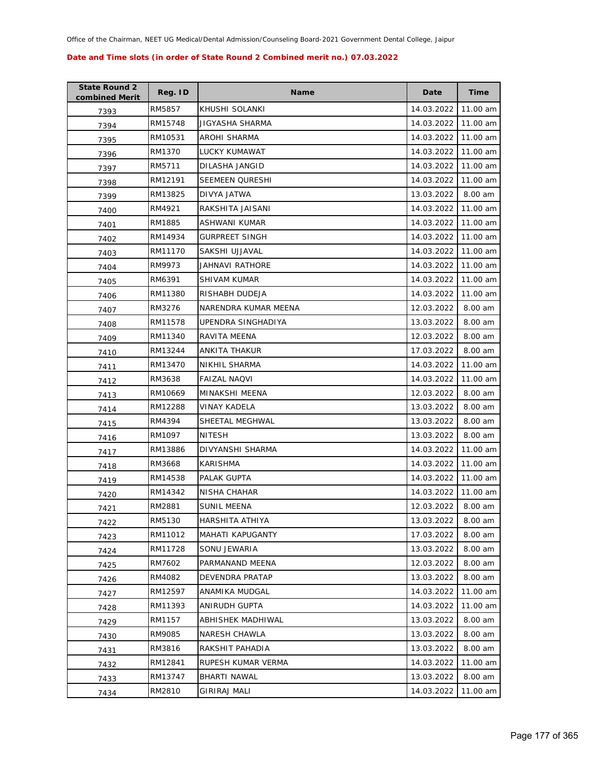Office of the Chairman, NEET UG Medical/Dental Admission/Counseling Board-2021 Government Dental College, Jaipur

**Date and Time slots (in order of State Round 2 Combined merit no.) 07.03.2022**

| State Round 2 combined Merit | Reg. ID | Name | Date | Time |
|---|---|---|---|---|
| 7393 | RM5857 | KHUSHI SOLANKI | 14.03.2022 | 11.00 am |
| 7394 | RM15748 | JIGYASHA SHARMA | 14.03.2022 | 11.00 am |
| 7395 | RM10531 | AROHI SHARMA | 14.03.2022 | 11.00 am |
| 7396 | RM1370 | LUCKY KUMAWAT | 14.03.2022 | 11.00 am |
| 7397 | RM5711 | DILASHA JANGID | 14.03.2022 | 11.00 am |
| 7398 | RM12191 | SEEMEEN QURESHI | 14.03.2022 | 11.00 am |
| 7399 | RM13825 | DIVYA JATWA | 13.03.2022 | 8.00 am |
| 7400 | RM4921 | RAKSHITA JAISANI | 14.03.2022 | 11.00 am |
| 7401 | RM1885 | ASHWANI KUMAR | 14.03.2022 | 11.00 am |
| 7402 | RM14934 | GURPREET SINGH | 14.03.2022 | 11.00 am |
| 7403 | RM11170 | SAKSHI UJJAVAL | 14.03.2022 | 11.00 am |
| 7404 | RM9973 | JAHNAVI RATHORE | 14.03.2022 | 11.00 am |
| 7405 | RM6391 | SHIVAM KUMAR | 14.03.2022 | 11.00 am |
| 7406 | RM11380 | RISHABH DUDEJA | 14.03.2022 | 11.00 am |
| 7407 | RM3276 | NARENDRA KUMAR MEENA | 12.03.2022 | 8.00 am |
| 7408 | RM11578 | UPENDRA SINGHADIYA | 13.03.2022 | 8.00 am |
| 7409 | RM11340 | RAVITA MEENA | 12.03.2022 | 8.00 am |
| 7410 | RM13244 | ANKITA THAKUR | 17.03.2022 | 8.00 am |
| 7411 | RM13470 | NIKHIL SHARMA | 14.03.2022 | 11.00 am |
| 7412 | RM3638 | FAIZAL NAQVI | 14.03.2022 | 11.00 am |
| 7413 | RM10669 | MINAKSHI MEENA | 12.03.2022 | 8.00 am |
| 7414 | RM12288 | VINAY KADELA | 13.03.2022 | 8.00 am |
| 7415 | RM4394 | SHEETAL MEGHWAL | 13.03.2022 | 8.00 am |
| 7416 | RM1097 | NITESH | 13.03.2022 | 8.00 am |
| 7417 | RM13886 | DIVYANSHI SHARMA | 14.03.2022 | 11.00 am |
| 7418 | RM3668 | KARISHMA | 14.03.2022 | 11.00 am |
| 7419 | RM14538 | PALAK GUPTA | 14.03.2022 | 11.00 am |
| 7420 | RM14342 | NISHA CHAHAR | 14.03.2022 | 11.00 am |
| 7421 | RM2881 | SUNIL MEENA | 12.03.2022 | 8.00 am |
| 7422 | RM5130 | HARSHITA ATHIYA | 13.03.2022 | 8.00 am |
| 7423 | RM11012 | MAHATI KAPUGANTY | 17.03.2022 | 8.00 am |
| 7424 | RM11728 | SONU JEWARIA | 13.03.2022 | 8.00 am |
| 7425 | RM7602 | PARMANAND MEENA | 12.03.2022 | 8.00 am |
| 7426 | RM4082 | DEVENDRA PRATAP | 13.03.2022 | 8.00 am |
| 7427 | RM12597 | ANAMIKA MUDGAL | 14.03.2022 | 11.00 am |
| 7428 | RM11393 | ANIRUDH GUPTA | 14.03.2022 | 11.00 am |
| 7429 | RM1157 | ABHISHEK MADHIWAL | 13.03.2022 | 8.00 am |
| 7430 | RM9085 | NARESH CHAWLA | 13.03.2022 | 8.00 am |
| 7431 | RM3816 | RAKSHIT PAHADIA | 13.03.2022 | 8.00 am |
| 7432 | RM12841 | RUPESH KUMAR VERMA | 14.03.2022 | 11.00 am |
| 7433 | RM13747 | BHARTI NAWAL | 13.03.2022 | 8.00 am |
| 7434 | RM2810 | GIRIRAJ MALI | 14.03.2022 | 11.00 am |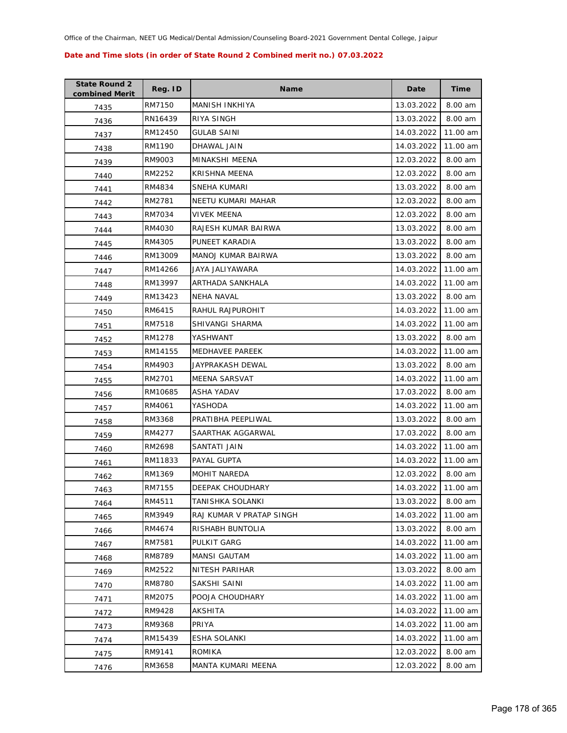Office of the Chairman, NEET UG Medical/Dental Admission/Counseling Board-2021 Government Dental College, Jaipur

**Date and Time slots (in order of State Round 2 Combined merit no.) 07.03.2022**

| State Round 2 combined Merit | Reg. ID | Name | Date | Time |
|---|---|---|---|---|
| 7435 | RM7150 | MANISH INKHIYA | 13.03.2022 | 8.00 am |
| 7436 | RN16439 | RIYA SINGH | 13.03.2022 | 8.00 am |
| 7437 | RM12450 | GULAB SAINI | 14.03.2022 | 11.00 am |
| 7438 | RM1190 | DHAWAL JAIN | 14.03.2022 | 11.00 am |
| 7439 | RM9003 | MINAKSHI MEENA | 12.03.2022 | 8.00 am |
| 7440 | RM2252 | KRISHNA MEENA | 12.03.2022 | 8.00 am |
| 7441 | RM4834 | SNEHA KUMARI | 13.03.2022 | 8.00 am |
| 7442 | RM2781 | NEETU KUMARI MAHAR | 12.03.2022 | 8.00 am |
| 7443 | RM7034 | VIVEK MEENA | 12.03.2022 | 8.00 am |
| 7444 | RM4030 | RAJESH KUMAR BAIRWA | 13.03.2022 | 8.00 am |
| 7445 | RM4305 | PUNEET KARADIA | 13.03.2022 | 8.00 am |
| 7446 | RM13009 | MANOJ KUMAR BAIRWA | 13.03.2022 | 8.00 am |
| 7447 | RM14266 | JAYA JALIYAWARA | 14.03.2022 | 11.00 am |
| 7448 | RM13997 | ARTHADA SANKHALA | 14.03.2022 | 11.00 am |
| 7449 | RM13423 | NEHA NAVAL | 13.03.2022 | 8.00 am |
| 7450 | RM6415 | RAHUL RAJPUROHIT | 14.03.2022 | 11.00 am |
| 7451 | RM7518 | SHIVANGI SHARMA | 14.03.2022 | 11.00 am |
| 7452 | RM1278 | YASHWANT | 13.03.2022 | 8.00 am |
| 7453 | RM14155 | MEDHAVEE PAREEK | 14.03.2022 | 11.00 am |
| 7454 | RM4903 | JAYPRAKASH DEWAL | 13.03.2022 | 8.00 am |
| 7455 | RM2701 | MEENA SARSVAT | 14.03.2022 | 11.00 am |
| 7456 | RM10685 | ASHA YADAV | 17.03.2022 | 8.00 am |
| 7457 | RM4061 | YASHODA | 14.03.2022 | 11.00 am |
| 7458 | RM3368 | PRATIBHA PEEPLIWAL | 13.03.2022 | 8.00 am |
| 7459 | RM4277 | SAARTHAK AGGARWAL | 17.03.2022 | 8.00 am |
| 7460 | RM2698 | SANTATI JAIN | 14.03.2022 | 11.00 am |
| 7461 | RM11833 | PAYAL GUPTA | 14.03.2022 | 11.00 am |
| 7462 | RM1369 | MOHIT NAREDA | 12.03.2022 | 8.00 am |
| 7463 | RM7155 | DEEPAK CHOUDHARY | 14.03.2022 | 11.00 am |
| 7464 | RM4511 | TANISHKA SOLANKI | 13.03.2022 | 8.00 am |
| 7465 | RM3949 | RAJ KUMAR V PRATAP SINGH | 14.03.2022 | 11.00 am |
| 7466 | RM4674 | RISHABH BUNTOLIA | 13.03.2022 | 8.00 am |
| 7467 | RM7581 | PULKIT GARG | 14.03.2022 | 11.00 am |
| 7468 | RM8789 | MANSI GAUTAM | 14.03.2022 | 11.00 am |
| 7469 | RM2522 | NITESH PARIHAR | 13.03.2022 | 8.00 am |
| 7470 | RM8780 | SAKSHI SAINI | 14.03.2022 | 11.00 am |
| 7471 | RM2075 | POOJA CHOUDHARY | 14.03.2022 | 11.00 am |
| 7472 | RM9428 | AKSHITA | 14.03.2022 | 11.00 am |
| 7473 | RM9368 | PRIYA | 14.03.2022 | 11.00 am |
| 7474 | RM15439 | ESHA SOLANKI | 14.03.2022 | 11.00 am |
| 7475 | RM9141 | ROMIKA | 12.03.2022 | 8.00 am |
| 7476 | RM3658 | MANTA KUMARI MEENA | 12.03.2022 | 8.00 am |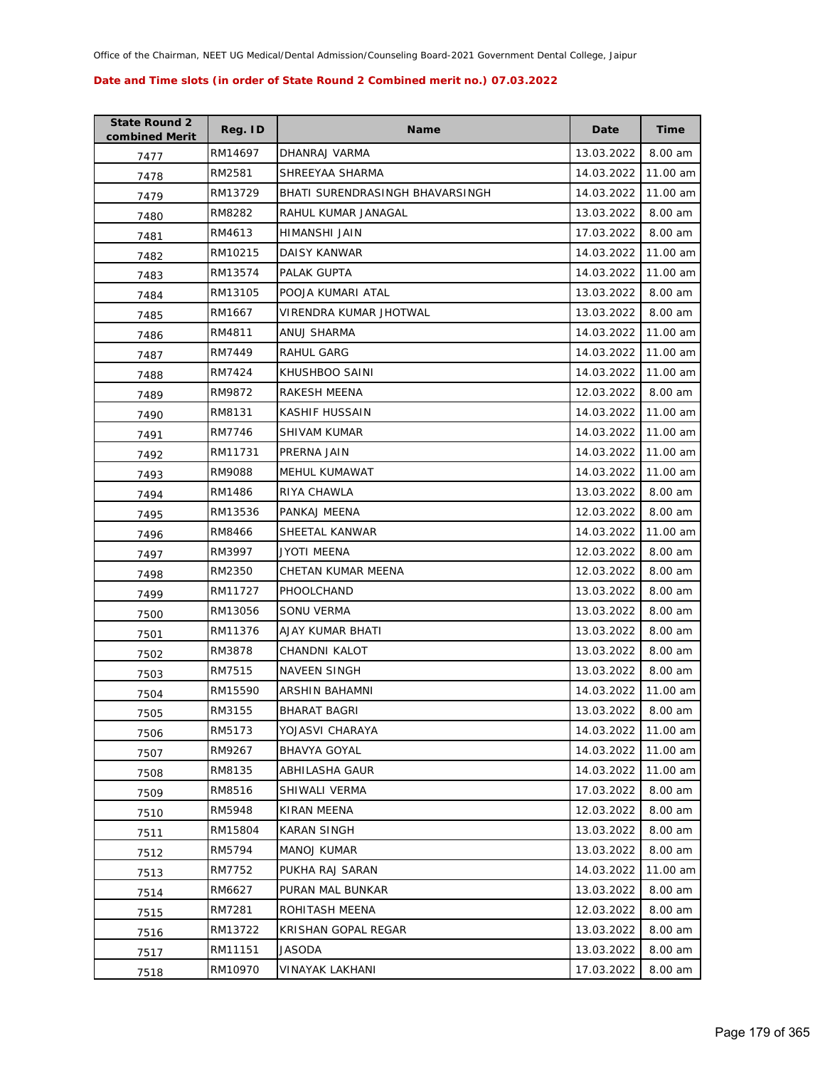Office of the Chairman, NEET UG Medical/Dental Admission/Counseling Board-2021 Government Dental College, Jaipur

**Date and Time slots (in order of State Round 2 Combined merit no.) 07.03.2022**

| State Round 2 combined Merit | Reg. ID | Name | Date | Time |
|---|---|---|---|---|
| 7477 | RM14697 | DHANRAJ VARMA | 13.03.2022 | 8.00 am |
| 7478 | RM2581 | SHREEYAA SHARMA | 14.03.2022 | 11.00 am |
| 7479 | RM13729 | BHATI SURENDRASINGH BHAVARSINGH | 14.03.2022 | 11.00 am |
| 7480 | RM8282 | RAHUL KUMAR JANAGAL | 13.03.2022 | 8.00 am |
| 7481 | RM4613 | HIMANSHI JAIN | 17.03.2022 | 8.00 am |
| 7482 | RM10215 | DAISY KANWAR | 14.03.2022 | 11.00 am |
| 7483 | RM13574 | PALAK GUPTA | 14.03.2022 | 11.00 am |
| 7484 | RM13105 | POOJA KUMARI ATAL | 13.03.2022 | 8.00 am |
| 7485 | RM1667 | VIRENDRA KUMAR JHOTWAL | 13.03.2022 | 8.00 am |
| 7486 | RM4811 | ANUJ SHARMA | 14.03.2022 | 11.00 am |
| 7487 | RM7449 | RAHUL GARG | 14.03.2022 | 11.00 am |
| 7488 | RM7424 | KHUSHBOO SAINI | 14.03.2022 | 11.00 am |
| 7489 | RM9872 | RAKESH MEENA | 12.03.2022 | 8.00 am |
| 7490 | RM8131 | KASHIF HUSSAIN | 14.03.2022 | 11.00 am |
| 7491 | RM7746 | SHIVAM KUMAR | 14.03.2022 | 11.00 am |
| 7492 | RM11731 | PRERNA JAIN | 14.03.2022 | 11.00 am |
| 7493 | RM9088 | MEHUL KUMAWAT | 14.03.2022 | 11.00 am |
| 7494 | RM1486 | RIYA CHAWLA | 13.03.2022 | 8.00 am |
| 7495 | RM13536 | PANKAJ MEENA | 12.03.2022 | 8.00 am |
| 7496 | RM8466 | SHEETAL KANWAR | 14.03.2022 | 11.00 am |
| 7497 | RM3997 | JYOTI MEENA | 12.03.2022 | 8.00 am |
| 7498 | RM2350 | CHETAN KUMAR MEENA | 12.03.2022 | 8.00 am |
| 7499 | RM11727 | PHOOLCHAND | 13.03.2022 | 8.00 am |
| 7500 | RM13056 | SONU VERMA | 13.03.2022 | 8.00 am |
| 7501 | RM11376 | AJAY KUMAR BHATI | 13.03.2022 | 8.00 am |
| 7502 | RM3878 | CHANDNI KALOT | 13.03.2022 | 8.00 am |
| 7503 | RM7515 | NAVEEN SINGH | 13.03.2022 | 8.00 am |
| 7504 | RM15590 | ARSHIN BAHAMNI | 14.03.2022 | 11.00 am |
| 7505 | RM3155 | BHARAT BAGRI | 13.03.2022 | 8.00 am |
| 7506 | RM5173 | YOJASVI CHARAYA | 14.03.2022 | 11.00 am |
| 7507 | RM9267 | BHAVYA GOYAL | 14.03.2022 | 11.00 am |
| 7508 | RM8135 | ABHILASHA GAUR | 14.03.2022 | 11.00 am |
| 7509 | RM8516 | SHIWALI VERMA | 17.03.2022 | 8.00 am |
| 7510 | RM5948 | KIRAN MEENA | 12.03.2022 | 8.00 am |
| 7511 | RM15804 | KARAN SINGH | 13.03.2022 | 8.00 am |
| 7512 | RM5794 | MANOJ KUMAR | 13.03.2022 | 8.00 am |
| 7513 | RM7752 | PUKHA RAJ SARAN | 14.03.2022 | 11.00 am |
| 7514 | RM6627 | PURAN MAL BUNKAR | 13.03.2022 | 8.00 am |
| 7515 | RM7281 | ROHITASH MEENA | 12.03.2022 | 8.00 am |
| 7516 | RM13722 | KRISHAN GOPAL REGAR | 13.03.2022 | 8.00 am |
| 7517 | RM11151 | JASODA | 13.03.2022 | 8.00 am |
| 7518 | RM10970 | VINAYAK LAKHANI | 17.03.2022 | 8.00 am |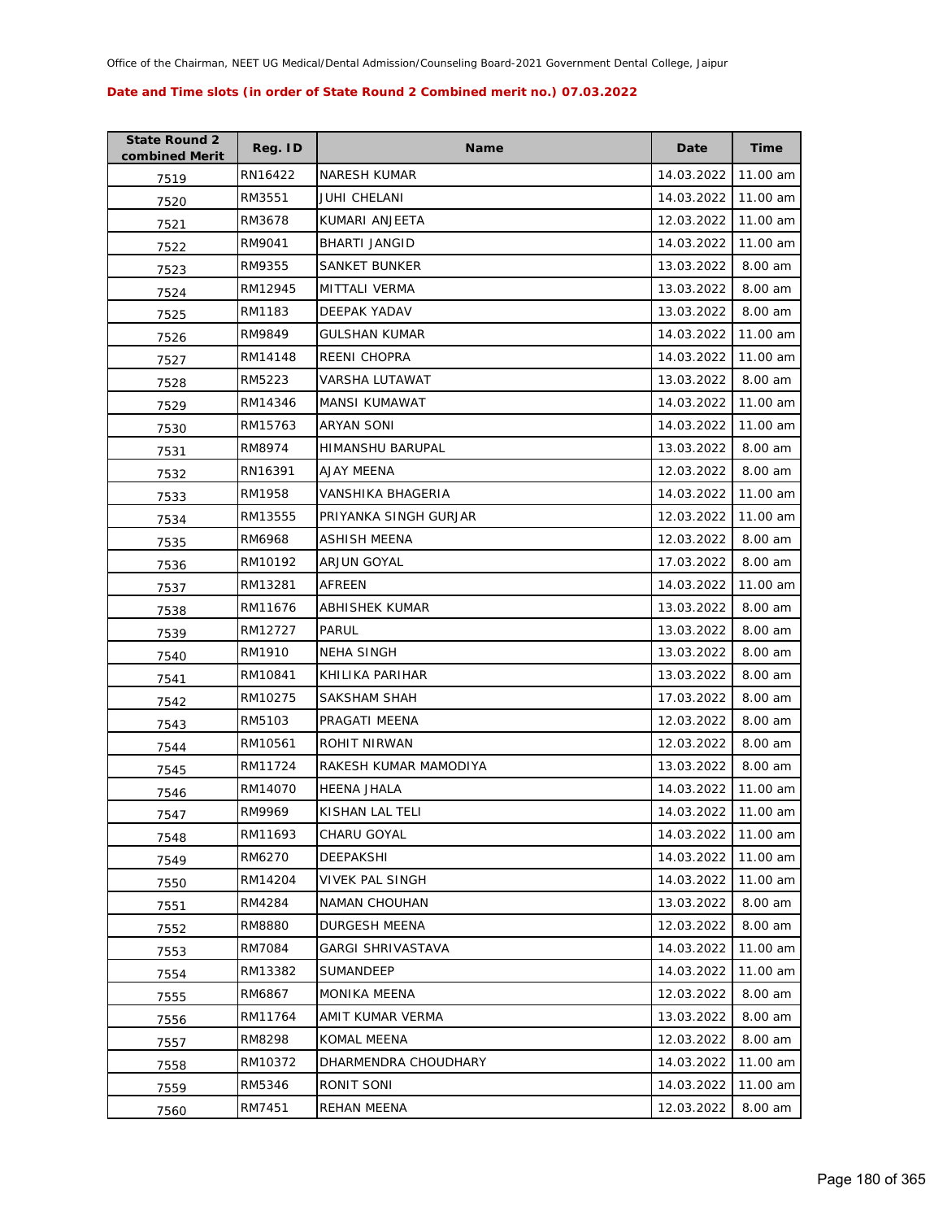Office of the Chairman, NEET UG Medical/Dental Admission/Counseling Board-2021 Government Dental College, Jaipur

**Date and Time slots (in order of State Round 2 Combined merit no.) 07.03.2022**

| State Round 2 combined Merit | Reg. ID | Name | Date | Time |
|---|---|---|---|---|
| 7519 | RN16422 | NARESH KUMAR | 14.03.2022 | 11.00 am |
| 7520 | RM3551 | JUHI CHELANI | 14.03.2022 | 11.00 am |
| 7521 | RM3678 | KUMARI ANJEETA | 12.03.2022 | 11.00 am |
| 7522 | RM9041 | BHARTI JANGID | 14.03.2022 | 11.00 am |
| 7523 | RM9355 | SANKET BUNKER | 13.03.2022 | 8.00 am |
| 7524 | RM12945 | MITTALI VERMA | 13.03.2022 | 8.00 am |
| 7525 | RM1183 | DEEPAK YADAV | 13.03.2022 | 8.00 am |
| 7526 | RM9849 | GULSHAN KUMAR | 14.03.2022 | 11.00 am |
| 7527 | RM14148 | REENI CHOPRA | 14.03.2022 | 11.00 am |
| 7528 | RM5223 | VARSHA LUTAWAT | 13.03.2022 | 8.00 am |
| 7529 | RM14346 | MANSI KUMAWAT | 14.03.2022 | 11.00 am |
| 7530 | RM15763 | ARYAN SONI | 14.03.2022 | 11.00 am |
| 7531 | RM8974 | HIMANSHU BARUPAL | 13.03.2022 | 8.00 am |
| 7532 | RN16391 | AJAY MEENA | 12.03.2022 | 8.00 am |
| 7533 | RM1958 | VANSHIKA BHAGERIA | 14.03.2022 | 11.00 am |
| 7534 | RM13555 | PRIYANKA SINGH GURJAR | 12.03.2022 | 11.00 am |
| 7535 | RM6968 | ASHISH MEENA | 12.03.2022 | 8.00 am |
| 7536 | RM10192 | ARJUN GOYAL | 17.03.2022 | 8.00 am |
| 7537 | RM13281 | AFREEN | 14.03.2022 | 11.00 am |
| 7538 | RM11676 | ABHISHEK KUMAR | 13.03.2022 | 8.00 am |
| 7539 | RM12727 | PARUL | 13.03.2022 | 8.00 am |
| 7540 | RM1910 | NEHA SINGH | 13.03.2022 | 8.00 am |
| 7541 | RM10841 | KHILIKA PARIHAR | 13.03.2022 | 8.00 am |
| 7542 | RM10275 | SAKSHAM SHAH | 17.03.2022 | 8.00 am |
| 7543 | RM5103 | PRAGATI MEENA | 12.03.2022 | 8.00 am |
| 7544 | RM10561 | ROHIT NIRWAN | 12.03.2022 | 8.00 am |
| 7545 | RM11724 | RAKESH KUMAR MAMODIYA | 13.03.2022 | 8.00 am |
| 7546 | RM14070 | HEENA JHALA | 14.03.2022 | 11.00 am |
| 7547 | RM9969 | KISHAN LAL TELI | 14.03.2022 | 11.00 am |
| 7548 | RM11693 | CHARU GOYAL | 14.03.2022 | 11.00 am |
| 7549 | RM6270 | DEEPAKSHI | 14.03.2022 | 11.00 am |
| 7550 | RM14204 | VIVEK PAL SINGH | 14.03.2022 | 11.00 am |
| 7551 | RM4284 | NAMAN CHOUHAN | 13.03.2022 | 8.00 am |
| 7552 | RM8880 | DURGESH MEENA | 12.03.2022 | 8.00 am |
| 7553 | RM7084 | GARGI SHRIVASTAVA | 14.03.2022 | 11.00 am |
| 7554 | RM13382 | SUMANDEEP | 14.03.2022 | 11.00 am |
| 7555 | RM6867 | MONIKA MEENA | 12.03.2022 | 8.00 am |
| 7556 | RM11764 | AMIT KUMAR VERMA | 13.03.2022 | 8.00 am |
| 7557 | RM8298 | KOMAL MEENA | 12.03.2022 | 8.00 am |
| 7558 | RM10372 | DHARMENDRA CHOUDHARY | 14.03.2022 | 11.00 am |
| 7559 | RM5346 | RONIT SONI | 14.03.2022 | 11.00 am |
| 7560 | RM7451 | REHAN MEENA | 12.03.2022 | 8.00 am |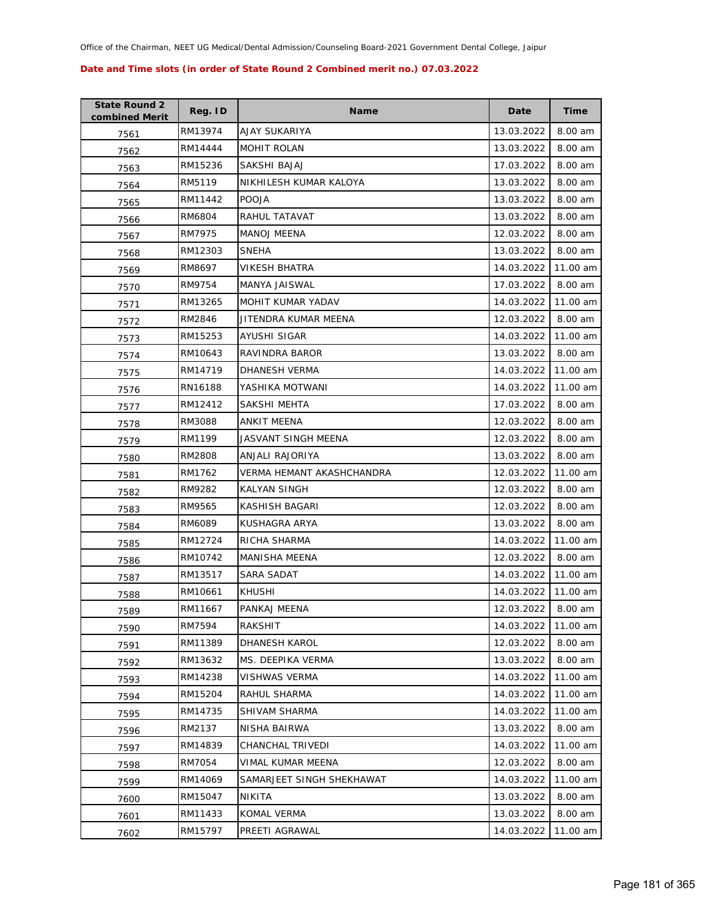Office of the Chairman, NEET UG Medical/Dental Admission/Counseling Board-2021 Government Dental College, Jaipur

**Date and Time slots (in order of State Round 2 Combined merit no.) 07.03.2022**

| State Round 2 combined Merit | Reg. ID | Name | Date | Time |
|---|---|---|---|---|
| 7561 | RM13974 | AJAY SUKARIYA | 13.03.2022 | 8.00 am |
| 7562 | RM14444 | MOHIT ROLAN | 13.03.2022 | 8.00 am |
| 7563 | RM15236 | SAKSHI BAJAJ | 17.03.2022 | 8.00 am |
| 7564 | RM5119 | NIKHILESH KUMAR KALOYA | 13.03.2022 | 8.00 am |
| 7565 | RM11442 | POOJA | 13.03.2022 | 8.00 am |
| 7566 | RM6804 | RAHUL TATAVAT | 13.03.2022 | 8.00 am |
| 7567 | RM7975 | MANOJ MEENA | 12.03.2022 | 8.00 am |
| 7568 | RM12303 | SNEHA | 13.03.2022 | 8.00 am |
| 7569 | RM8697 | VIKESH BHATRA | 14.03.2022 | 11.00 am |
| 7570 | RM9754 | MANYA JAISWAL | 17.03.2022 | 8.00 am |
| 7571 | RM13265 | MOHIT KUMAR YADAV | 14.03.2022 | 11.00 am |
| 7572 | RM2846 | JITENDRA KUMAR MEENA | 12.03.2022 | 8.00 am |
| 7573 | RM15253 | AYUSHI SIGAR | 14.03.2022 | 11.00 am |
| 7574 | RM10643 | RAVINDRA BAROR | 13.03.2022 | 8.00 am |
| 7575 | RM14719 | DHANESH VERMA | 14.03.2022 | 11.00 am |
| 7576 | RN16188 | YASHIKA MOTWANI | 14.03.2022 | 11.00 am |
| 7577 | RM12412 | SAKSHI MEHTA | 17.03.2022 | 8.00 am |
| 7578 | RM3088 | ANKIT MEENA | 12.03.2022 | 8.00 am |
| 7579 | RM1199 | JASVANT SINGH MEENA | 12.03.2022 | 8.00 am |
| 7580 | RM2808 | ANJALI RAJORIYA | 13.03.2022 | 8.00 am |
| 7581 | RM1762 | VERMA HEMANT AKASHCHANDRA | 12.03.2022 | 11.00 am |
| 7582 | RM9282 | KALYAN SINGH | 12.03.2022 | 8.00 am |
| 7583 | RM9565 | KASHISH BAGARI | 12.03.2022 | 8.00 am |
| 7584 | RM6089 | KUSHAGRA ARYA | 13.03.2022 | 8.00 am |
| 7585 | RM12724 | RICHA SHARMA | 14.03.2022 | 11.00 am |
| 7586 | RM10742 | MANISHA MEENA | 12.03.2022 | 8.00 am |
| 7587 | RM13517 | SARA SADAT | 14.03.2022 | 11.00 am |
| 7588 | RM10661 | KHUSHI | 14.03.2022 | 11.00 am |
| 7589 | RM11667 | PANKAJ MEENA | 12.03.2022 | 8.00 am |
| 7590 | RM7594 | RAKSHIT | 14.03.2022 | 11.00 am |
| 7591 | RM11389 | DHANESH KAROL | 12.03.2022 | 8.00 am |
| 7592 | RM13632 | MS. DEEPIKA VERMA | 13.03.2022 | 8.00 am |
| 7593 | RM14238 | VISHWAS VERMA | 14.03.2022 | 11.00 am |
| 7594 | RM15204 | RAHUL SHARMA | 14.03.2022 | 11.00 am |
| 7595 | RM14735 | SHIVAM SHARMA | 14.03.2022 | 11.00 am |
| 7596 | RM2137 | NISHA BAIRWA | 13.03.2022 | 8.00 am |
| 7597 | RM14839 | CHANCHAL TRIVEDI | 14.03.2022 | 11.00 am |
| 7598 | RM7054 | VIMAL KUMAR MEENA | 12.03.2022 | 8.00 am |
| 7599 | RM14069 | SAMARJEET SINGH SHEKHAWAT | 14.03.2022 | 11.00 am |
| 7600 | RM15047 | NIKITA | 13.03.2022 | 8.00 am |
| 7601 | RM11433 | KOMAL VERMA | 13.03.2022 | 8.00 am |
| 7602 | RM15797 | PREETI AGRAWAL | 14.03.2022 | 11.00 am |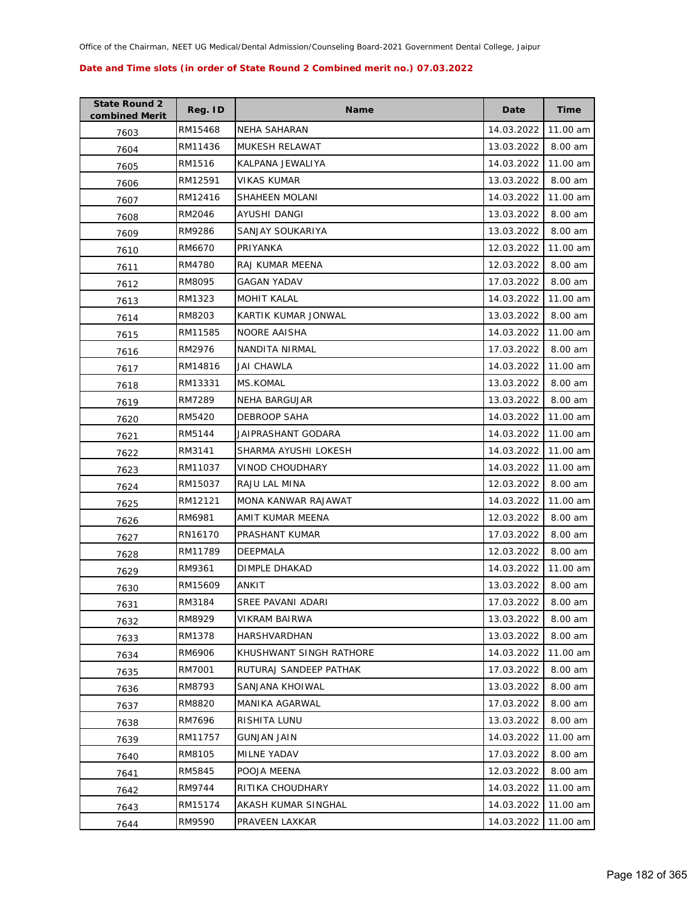Office of the Chairman, NEET UG Medical/Dental Admission/Counseling Board-2021 Government Dental College, Jaipur

**Date and Time slots (in order of State Round 2 Combined merit no.) 07.03.2022**

| State Round 2 combined Merit | Reg. ID | Name | Date | Time |
|---|---|---|---|---|
| 7603 | RM15468 | NEHA SAHARAN | 14.03.2022 | 11.00 am |
| 7604 | RM11436 | MUKESH RELAWAT | 13.03.2022 | 8.00 am |
| 7605 | RM1516 | KALPANA JEWALIYA | 14.03.2022 | 11.00 am |
| 7606 | RM12591 | VIKAS KUMAR | 13.03.2022 | 8.00 am |
| 7607 | RM12416 | SHAHEEN MOLANI | 14.03.2022 | 11.00 am |
| 7608 | RM2046 | AYUSHI DANGI | 13.03.2022 | 8.00 am |
| 7609 | RM9286 | SANJAY SOUKARIYA | 13.03.2022 | 8.00 am |
| 7610 | RM6670 | PRIYANKA | 12.03.2022 | 11.00 am |
| 7611 | RM4780 | RAJ KUMAR MEENA | 12.03.2022 | 8.00 am |
| 7612 | RM8095 | GAGAN YADAV | 17.03.2022 | 8.00 am |
| 7613 | RM1323 | MOHIT KALAL | 14.03.2022 | 11.00 am |
| 7614 | RM8203 | KARTIK KUMAR JONWAL | 13.03.2022 | 8.00 am |
| 7615 | RM11585 | NOORE AAISHA | 14.03.2022 | 11.00 am |
| 7616 | RM2976 | NANDITA NIRMAL | 17.03.2022 | 8.00 am |
| 7617 | RM14816 | JAI CHAWLA | 14.03.2022 | 11.00 am |
| 7618 | RM13331 | MS.KOMAL | 13.03.2022 | 8.00 am |
| 7619 | RM7289 | NEHA BARGUJAR | 13.03.2022 | 8.00 am |
| 7620 | RM5420 | DEBROOP SAHA | 14.03.2022 | 11.00 am |
| 7621 | RM5144 | JAIPRASHANT GODARA | 14.03.2022 | 11.00 am |
| 7622 | RM3141 | SHARMA AYUSHI LOKESH | 14.03.2022 | 11.00 am |
| 7623 | RM11037 | VINOD CHOUDHARY | 14.03.2022 | 11.00 am |
| 7624 | RM15037 | RAJU LAL MINA | 12.03.2022 | 8.00 am |
| 7625 | RM12121 | MONA KANWAR RAJAWAT | 14.03.2022 | 11.00 am |
| 7626 | RM6981 | AMIT KUMAR MEENA | 12.03.2022 | 8.00 am |
| 7627 | RN16170 | PRASHANT KUMAR | 17.03.2022 | 8.00 am |
| 7628 | RM11789 | DEEPMALA | 12.03.2022 | 8.00 am |
| 7629 | RM9361 | DIMPLE DHAKAD | 14.03.2022 | 11.00 am |
| 7630 | RM15609 | ANKIT | 13.03.2022 | 8.00 am |
| 7631 | RM3184 | SREE PAVANI ADARI | 17.03.2022 | 8.00 am |
| 7632 | RM8929 | VIKRAM BAIRWA | 13.03.2022 | 8.00 am |
| 7633 | RM1378 | HARSHVARDHAN | 13.03.2022 | 8.00 am |
| 7634 | RM6906 | KHUSHWANT SINGH RATHORE | 14.03.2022 | 11.00 am |
| 7635 | RM7001 | RUTURAJ SANDEEP PATHAK | 17.03.2022 | 8.00 am |
| 7636 | RM8793 | SANJANA KHOIWAL | 13.03.2022 | 8.00 am |
| 7637 | RM8820 | MANIKA AGARWAL | 17.03.2022 | 8.00 am |
| 7638 | RM7696 | RISHITA LUNU | 13.03.2022 | 8.00 am |
| 7639 | RM11757 | GUNJAN JAIN | 14.03.2022 | 11.00 am |
| 7640 | RM8105 | MILNE YADAV | 17.03.2022 | 8.00 am |
| 7641 | RM5845 | POOJA MEENA | 12.03.2022 | 8.00 am |
| 7642 | RM9744 | RITIKA CHOUDHARY | 14.03.2022 | 11.00 am |
| 7643 | RM15174 | AKASH KUMAR SINGHAL | 14.03.2022 | 11.00 am |
| 7644 | RM9590 | PRAVEEN LAXKAR | 14.03.2022 | 11.00 am |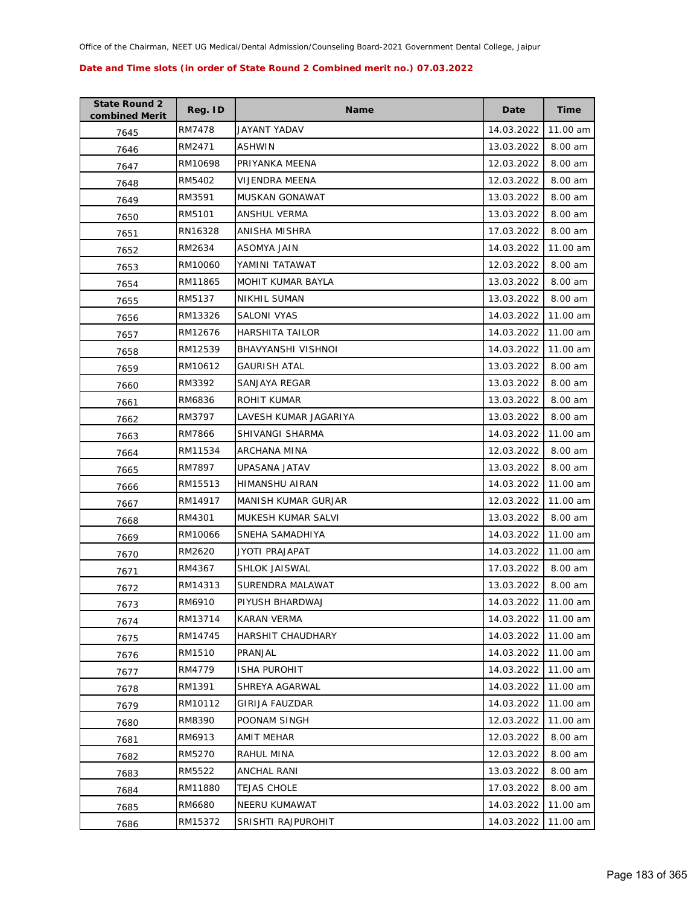Office of the Chairman, NEET UG Medical/Dental Admission/Counseling Board-2021 Government Dental College, Jaipur

**Date and Time slots (in order of State Round 2 Combined merit no.) 07.03.2022**

| State Round 2 combined Merit | Reg. ID | Name | Date | Time |
|---|---|---|---|---|
| 7645 | RM7478 | JAYANT YADAV | 14.03.2022 | 11.00 am |
| 7646 | RM2471 | ASHWIN | 13.03.2022 | 8.00 am |
| 7647 | RM10698 | PRIYANKA MEENA | 12.03.2022 | 8.00 am |
| 7648 | RM5402 | VIJENDRA MEENA | 12.03.2022 | 8.00 am |
| 7649 | RM3591 | MUSKAN GONAWAT | 13.03.2022 | 8.00 am |
| 7650 | RM5101 | ANSHUL VERMA | 13.03.2022 | 8.00 am |
| 7651 | RN16328 | ANISHA MISHRA | 17.03.2022 | 8.00 am |
| 7652 | RM2634 | ASOMYA JAIN | 14.03.2022 | 11.00 am |
| 7653 | RM10060 | YAMINI TATAWAT | 12.03.2022 | 8.00 am |
| 7654 | RM11865 | MOHIT KUMAR BAYLA | 13.03.2022 | 8.00 am |
| 7655 | RM5137 | NIKHIL SUMAN | 13.03.2022 | 8.00 am |
| 7656 | RM13326 | SALONI VYAS | 14.03.2022 | 11.00 am |
| 7657 | RM12676 | HARSHITA TAILOR | 14.03.2022 | 11.00 am |
| 7658 | RM12539 | BHAVYANSHI VISHNOI | 14.03.2022 | 11.00 am |
| 7659 | RM10612 | GAURISH ATAL | 13.03.2022 | 8.00 am |
| 7660 | RM3392 | SANJAYA REGAR | 13.03.2022 | 8.00 am |
| 7661 | RM6836 | ROHIT KUMAR | 13.03.2022 | 8.00 am |
| 7662 | RM3797 | LAVESH KUMAR JAGARIYA | 13.03.2022 | 8.00 am |
| 7663 | RM7866 | SHIVANGI SHARMA | 14.03.2022 | 11.00 am |
| 7664 | RM11534 | ARCHANA MINA | 12.03.2022 | 8.00 am |
| 7665 | RM7897 | UPASANA JATAV | 13.03.2022 | 8.00 am |
| 7666 | RM15513 | HIMANSHU AIRAN | 14.03.2022 | 11.00 am |
| 7667 | RM14917 | MANISH KUMAR GURJAR | 12.03.2022 | 11.00 am |
| 7668 | RM4301 | MUKESH KUMAR SALVI | 13.03.2022 | 8.00 am |
| 7669 | RM10066 | SNEHA SAMADHIYA | 14.03.2022 | 11.00 am |
| 7670 | RM2620 | JYOTI PRAJAPAT | 14.03.2022 | 11.00 am |
| 7671 | RM4367 | SHLOK JAISWAL | 17.03.2022 | 8.00 am |
| 7672 | RM14313 | SURENDRA MALAWAT | 13.03.2022 | 8.00 am |
| 7673 | RM6910 | PIYUSH BHARDWAJ | 14.03.2022 | 11.00 am |
| 7674 | RM13714 | KARAN VERMA | 14.03.2022 | 11.00 am |
| 7675 | RM14745 | HARSHIT CHAUDHARY | 14.03.2022 | 11.00 am |
| 7676 | RM1510 | PRANJAL | 14.03.2022 | 11.00 am |
| 7677 | RM4779 | ISHA PUROHIT | 14.03.2022 | 11.00 am |
| 7678 | RM1391 | SHREYA AGARWAL | 14.03.2022 | 11.00 am |
| 7679 | RM10112 | GIRIJA FAUZDAR | 14.03.2022 | 11.00 am |
| 7680 | RM8390 | POONAM SINGH | 12.03.2022 | 11.00 am |
| 7681 | RM6913 | AMIT MEHAR | 12.03.2022 | 8.00 am |
| 7682 | RM5270 | RAHUL MINA | 12.03.2022 | 8.00 am |
| 7683 | RM5522 | ANCHAL RANI | 13.03.2022 | 8.00 am |
| 7684 | RM11880 | TEJAS CHOLE | 17.03.2022 | 8.00 am |
| 7685 | RM6680 | NEERU KUMAWAT | 14.03.2022 | 11.00 am |
| 7686 | RM15372 | SRISHTI RAJPUROHIT | 14.03.2022 | 11.00 am |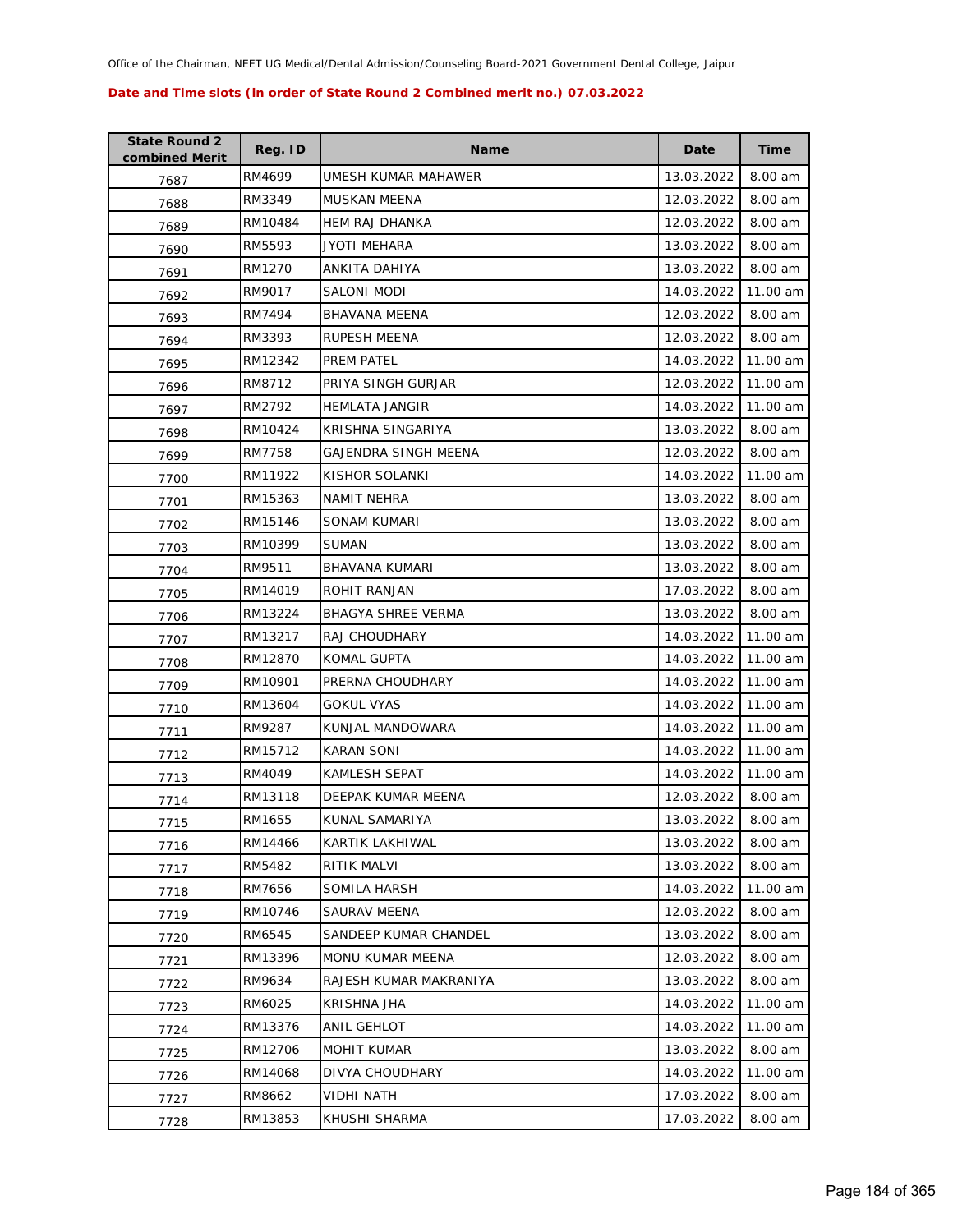Office of the Chairman, NEET UG Medical/Dental Admission/Counseling Board-2021 Government Dental College, Jaipur

**Date and Time slots (in order of State Round 2 Combined merit no.) 07.03.2022**

| State Round 2 combined Merit | Reg. ID | Name | Date | Time |
|---|---|---|---|---|
| 7687 | RM4699 | UMESH KUMAR MAHAWER | 13.03.2022 | 8.00 am |
| 7688 | RM3349 | MUSKAN MEENA | 12.03.2022 | 8.00 am |
| 7689 | RM10484 | HEM RAJ DHANKA | 12.03.2022 | 8.00 am |
| 7690 | RM5593 | JYOTI MEHARA | 13.03.2022 | 8.00 am |
| 7691 | RM1270 | ANKITA DAHIYA | 13.03.2022 | 8.00 am |
| 7692 | RM9017 | SALONI MODI | 14.03.2022 | 11.00 am |
| 7693 | RM7494 | BHAVANA MEENA | 12.03.2022 | 8.00 am |
| 7694 | RM3393 | RUPESH MEENA | 12.03.2022 | 8.00 am |
| 7695 | RM12342 | PREM PATEL | 14.03.2022 | 11.00 am |
| 7696 | RM8712 | PRIYA SINGH GURJAR | 12.03.2022 | 11.00 am |
| 7697 | RM2792 | HEMLATA JANGIR | 14.03.2022 | 11.00 am |
| 7698 | RM10424 | KRISHNA SINGARIYA | 13.03.2022 | 8.00 am |
| 7699 | RM7758 | GAJENDRA SINGH MEENA | 12.03.2022 | 8.00 am |
| 7700 | RM11922 | KISHOR SOLANKI | 14.03.2022 | 11.00 am |
| 7701 | RM15363 | NAMIT NEHRA | 13.03.2022 | 8.00 am |
| 7702 | RM15146 | SONAM KUMARI | 13.03.2022 | 8.00 am |
| 7703 | RM10399 | SUMAN | 13.03.2022 | 8.00 am |
| 7704 | RM9511 | BHAVANA KUMARI | 13.03.2022 | 8.00 am |
| 7705 | RM14019 | ROHIT RANJAN | 17.03.2022 | 8.00 am |
| 7706 | RM13224 | BHAGYA SHREE VERMA | 13.03.2022 | 8.00 am |
| 7707 | RM13217 | RAJ CHOUDHARY | 14.03.2022 | 11.00 am |
| 7708 | RM12870 | KOMAL GUPTA | 14.03.2022 | 11.00 am |
| 7709 | RM10901 | PRERNA CHOUDHARY | 14.03.2022 | 11.00 am |
| 7710 | RM13604 | GOKUL VYAS | 14.03.2022 | 11.00 am |
| 7711 | RM9287 | KUNJAL MANDOWARA | 14.03.2022 | 11.00 am |
| 7712 | RM15712 | KARAN SONI | 14.03.2022 | 11.00 am |
| 7713 | RM4049 | KAMLESH SEPAT | 14.03.2022 | 11.00 am |
| 7714 | RM13118 | DEEPAK KUMAR MEENA | 12.03.2022 | 8.00 am |
| 7715 | RM1655 | KUNAL SAMARIYA | 13.03.2022 | 8.00 am |
| 7716 | RM14466 | KARTIK LAKHIWAL | 13.03.2022 | 8.00 am |
| 7717 | RM5482 | RITIK MALVI | 13.03.2022 | 8.00 am |
| 7718 | RM7656 | SOMILA HARSH | 14.03.2022 | 11.00 am |
| 7719 | RM10746 | SAURAV MEENA | 12.03.2022 | 8.00 am |
| 7720 | RM6545 | SANDEEP KUMAR CHANDEL | 13.03.2022 | 8.00 am |
| 7721 | RM13396 | MONU KUMAR MEENA | 12.03.2022 | 8.00 am |
| 7722 | RM9634 | RAJESH KUMAR MAKRANIYA | 13.03.2022 | 8.00 am |
| 7723 | RM6025 | KRISHNA JHA | 14.03.2022 | 11.00 am |
| 7724 | RM13376 | ANIL GEHLOT | 14.03.2022 | 11.00 am |
| 7725 | RM12706 | MOHIT KUMAR | 13.03.2022 | 8.00 am |
| 7726 | RM14068 | DIVYA CHOUDHARY | 14.03.2022 | 11.00 am |
| 7727 | RM8662 | VIDHI NATH | 17.03.2022 | 8.00 am |
| 7728 | RM13853 | KHUSHI SHARMA | 17.03.2022 | 8.00 am |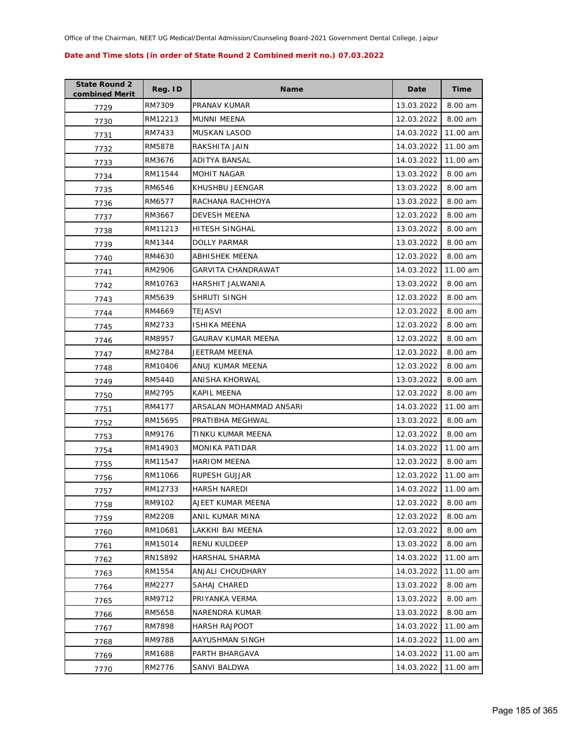Office of the Chairman, NEET UG Medical/Dental Admission/Counseling Board-2021 Government Dental College, Jaipur

**Date and Time slots (in order of State Round 2 Combined merit no.) 07.03.2022**

| State Round 2 combined Merit | Reg. ID | Name | Date | Time |
|---|---|---|---|---|
| 7729 | RM7309 | PRANAV KUMAR | 13.03.2022 | 8.00 am |
| 7730 | RM12213 | MUNNI MEENA | 12.03.2022 | 8.00 am |
| 7731 | RM7433 | MUSKAN LASOD | 14.03.2022 | 11.00 am |
| 7732 | RM5878 | RAKSHITA JAIN | 14.03.2022 | 11.00 am |
| 7733 | RM3676 | ADITYA BANSAL | 14.03.2022 | 11.00 am |
| 7734 | RM11544 | MOHIT NAGAR | 13.03.2022 | 8.00 am |
| 7735 | RM6546 | KHUSHBU JEENGAR | 13.03.2022 | 8.00 am |
| 7736 | RM6577 | RACHANA RACHHOYA | 13.03.2022 | 8.00 am |
| 7737 | RM3667 | DEVESH MEENA | 12.03.2022 | 8.00 am |
| 7738 | RM11213 | HITESH SINGHAL | 13.03.2022 | 8.00 am |
| 7739 | RM1344 | DOLLY PARMAR | 13.03.2022 | 8.00 am |
| 7740 | RM4630 | ABHISHEK MEENA | 12.03.2022 | 8.00 am |
| 7741 | RM2906 | GARVITA CHANDRAWAT | 14.03.2022 | 11.00 am |
| 7742 | RM10763 | HARSHIT JALWANIA | 13.03.2022 | 8.00 am |
| 7743 | RM5639 | SHRUTI SINGH | 12.03.2022 | 8.00 am |
| 7744 | RM4669 | TEJASVI | 12.03.2022 | 8.00 am |
| 7745 | RM2733 | ISHIKA MEENA | 12.03.2022 | 8.00 am |
| 7746 | RM8957 | GAURAV KUMAR MEENA | 12.03.2022 | 8.00 am |
| 7747 | RM2784 | JEETRAM MEENA | 12.03.2022 | 8.00 am |
| 7748 | RM10406 | ANUJ KUMAR MEENA | 12.03.2022 | 8.00 am |
| 7749 | RM5440 | ANISHA KHORWAL | 13.03.2022 | 8.00 am |
| 7750 | RM2795 | KAPIL MEENA | 12.03.2022 | 8.00 am |
| 7751 | RM4177 | ARSALAN MOHAMMAD ANSARI | 14.03.2022 | 11.00 am |
| 7752 | RM15695 | PRATIBHA MEGHWAL | 13.03.2022 | 8.00 am |
| 7753 | RM9176 | TINKU KUMAR MEENA | 12.03.2022 | 8.00 am |
| 7754 | RM14903 | MONIKA PATIDAR | 14.03.2022 | 11.00 am |
| 7755 | RM11547 | HARIOM MEENA | 12.03.2022 | 8.00 am |
| 7756 | RM11066 | RUPESH GUJJAR | 12.03.2022 | 11.00 am |
| 7757 | RM12733 | HARSH NAREDI | 14.03.2022 | 11.00 am |
| 7758 | RM9102 | AJEET KUMAR MEENA | 12.03.2022 | 8.00 am |
| 7759 | RM2208 | ANIL KUMAR MINA | 12.03.2022 | 8.00 am |
| 7760 | RM10681 | LAKKHI BAI MEENA | 12.03.2022 | 8.00 am |
| 7761 | RM15014 | RENU KULDEEP | 13.03.2022 | 8.00 am |
| 7762 | RN15892 | HARSHAL SHARMA | 14.03.2022 | 11.00 am |
| 7763 | RM1554 | ANJALI CHOUDHARY | 14.03.2022 | 11.00 am |
| 7764 | RM2277 | SAHAJ CHARED | 13.03.2022 | 8.00 am |
| 7765 | RM9712 | PRIYANKA VERMA | 13.03.2022 | 8.00 am |
| 7766 | RM5658 | NARENDRA KUMAR | 13.03.2022 | 8.00 am |
| 7767 | RM7898 | HARSH RAJPOOT | 14.03.2022 | 11.00 am |
| 7768 | RM9788 | AAYUSHMAN SINGH | 14.03.2022 | 11.00 am |
| 7769 | RM1688 | PARTH BHARGAVA | 14.03.2022 | 11.00 am |
| 7770 | RM2776 | SANVI BALDWA | 14.03.2022 | 11.00 am |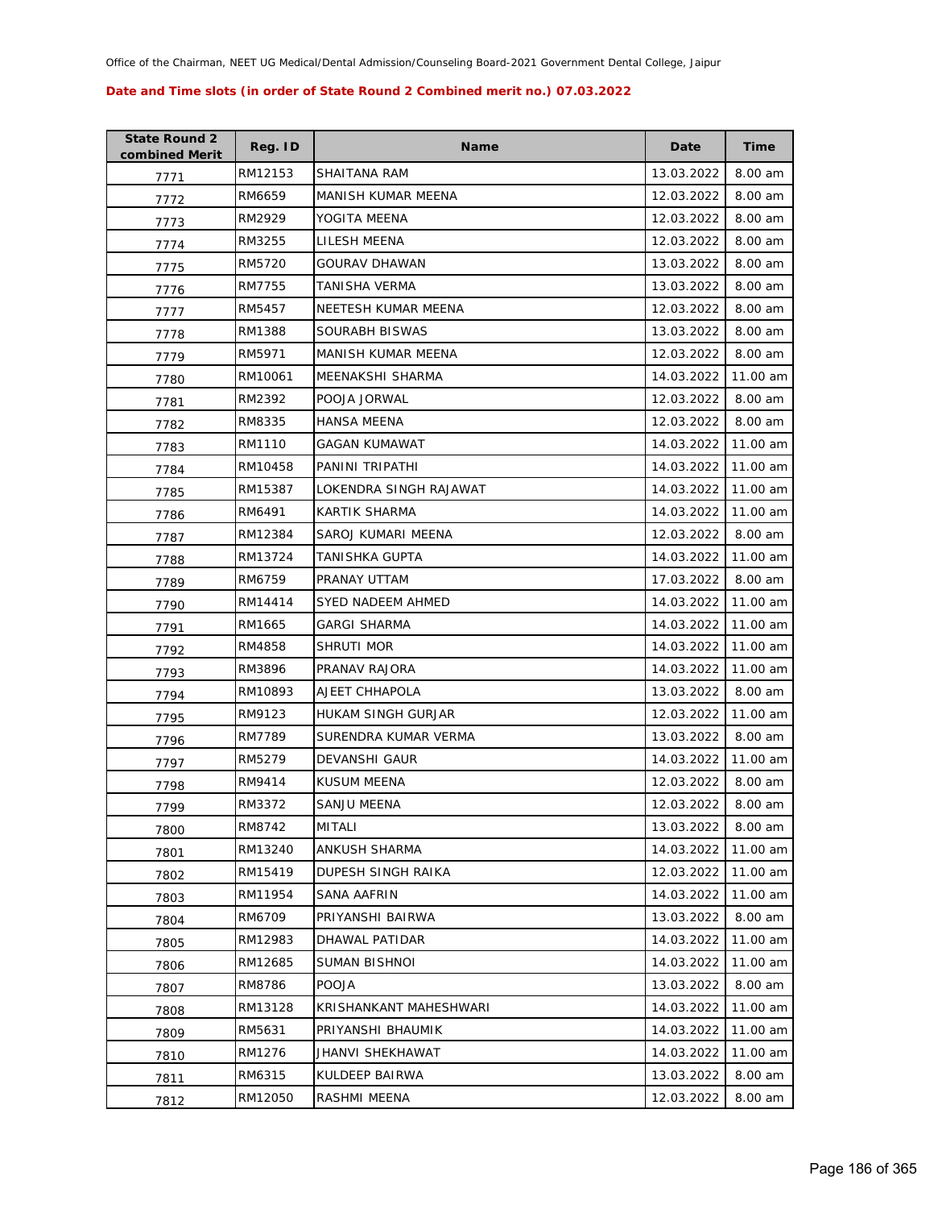Office of the Chairman, NEET UG Medical/Dental Admission/Counseling Board-2021 Government Dental College, Jaipur

**Date and Time slots (in order of State Round 2 Combined merit no.) 07.03.2022**

| State Round 2 combined Merit | Reg. ID | Name | Date | Time |
|---|---|---|---|---|
| 7771 | RM12153 | SHAITANA RAM | 13.03.2022 | 8.00 am |
| 7772 | RM6659 | MANISH KUMAR MEENA | 12.03.2022 | 8.00 am |
| 7773 | RM2929 | YOGITA MEENA | 12.03.2022 | 8.00 am |
| 7774 | RM3255 | LILESH MEENA | 12.03.2022 | 8.00 am |
| 7775 | RM5720 | GOURAV DHAWAN | 13.03.2022 | 8.00 am |
| 7776 | RM7755 | TANISHA VERMA | 13.03.2022 | 8.00 am |
| 7777 | RM5457 | NEETESH KUMAR MEENA | 12.03.2022 | 8.00 am |
| 7778 | RM1388 | SOURABH BISWAS | 13.03.2022 | 8.00 am |
| 7779 | RM5971 | MANISH KUMAR MEENA | 12.03.2022 | 8.00 am |
| 7780 | RM10061 | MEENAKSHI SHARMA | 14.03.2022 | 11.00 am |
| 7781 | RM2392 | POOJA JORWAL | 12.03.2022 | 8.00 am |
| 7782 | RM8335 | HANSA MEENA | 12.03.2022 | 8.00 am |
| 7783 | RM1110 | GAGAN KUMAWAT | 14.03.2022 | 11.00 am |
| 7784 | RM10458 | PANINI TRIPATHI | 14.03.2022 | 11.00 am |
| 7785 | RM15387 | LOKENDRA SINGH RAJAWAT | 14.03.2022 | 11.00 am |
| 7786 | RM6491 | KARTIK SHARMA | 14.03.2022 | 11.00 am |
| 7787 | RM12384 | SAROJ KUMARI MEENA | 12.03.2022 | 8.00 am |
| 7788 | RM13724 | TANISHKA GUPTA | 14.03.2022 | 11.00 am |
| 7789 | RM6759 | PRANAY UTTAM | 17.03.2022 | 8.00 am |
| 7790 | RM14414 | SYED NADEEM AHMED | 14.03.2022 | 11.00 am |
| 7791 | RM1665 | GARGI SHARMA | 14.03.2022 | 11.00 am |
| 7792 | RM4858 | SHRUTI MOR | 14.03.2022 | 11.00 am |
| 7793 | RM3896 | PRANAV RAJORA | 14.03.2022 | 11.00 am |
| 7794 | RM10893 | AJEET CHHAPOLA | 13.03.2022 | 8.00 am |
| 7795 | RM9123 | HUKAM SINGH GURJAR | 12.03.2022 | 11.00 am |
| 7796 | RM7789 | SURENDRA KUMAR VERMA | 13.03.2022 | 8.00 am |
| 7797 | RM5279 | DEVANSHI GAUR | 14.03.2022 | 11.00 am |
| 7798 | RM9414 | KUSUM MEENA | 12.03.2022 | 8.00 am |
| 7799 | RM3372 | SANJU MEENA | 12.03.2022 | 8.00 am |
| 7800 | RM8742 | MITALI | 13.03.2022 | 8.00 am |
| 7801 | RM13240 | ANKUSH SHARMA | 14.03.2022 | 11.00 am |
| 7802 | RM15419 | DUPESH SINGH RAIKA | 12.03.2022 | 11.00 am |
| 7803 | RM11954 | SANA AAFRIN | 14.03.2022 | 11.00 am |
| 7804 | RM6709 | PRIYANSHI BAIRWA | 13.03.2022 | 8.00 am |
| 7805 | RM12983 | DHAWAL PATIDAR | 14.03.2022 | 11.00 am |
| 7806 | RM12685 | SUMAN BISHNOI | 14.03.2022 | 11.00 am |
| 7807 | RM8786 | POOJA | 13.03.2022 | 8.00 am |
| 7808 | RM13128 | KRISHANKANT MAHESHWARI | 14.03.2022 | 11.00 am |
| 7809 | RM5631 | PRIYANSHI BHAUMIK | 14.03.2022 | 11.00 am |
| 7810 | RM1276 | JHANVI SHEKHAWAT | 14.03.2022 | 11.00 am |
| 7811 | RM6315 | KULDEEP BAIRWA | 13.03.2022 | 8.00 am |
| 7812 | RM12050 | RASHMI MEENA | 12.03.2022 | 8.00 am |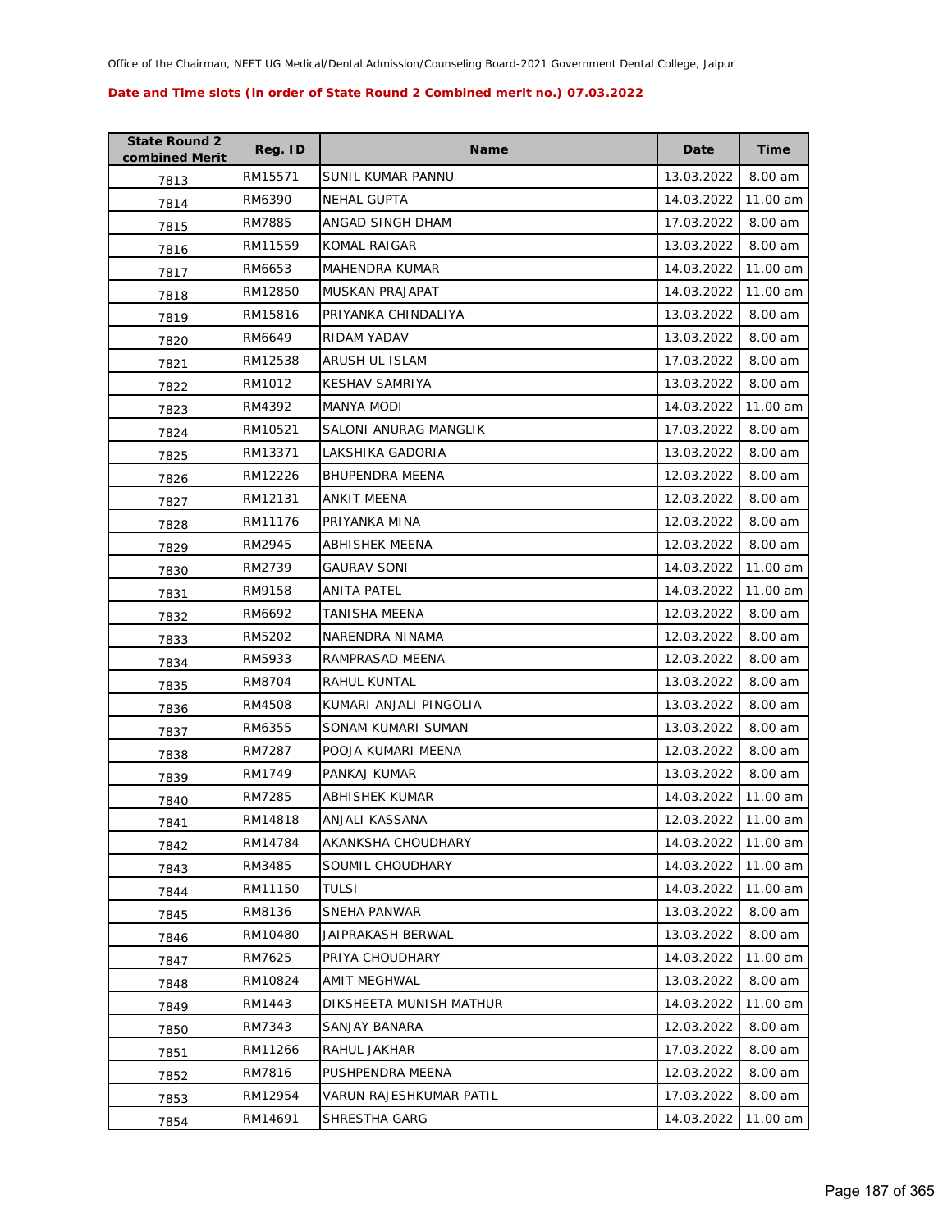Office of the Chairman, NEET UG Medical/Dental Admission/Counseling Board-2021 Government Dental College, Jaipur

**Date and Time slots (in order of State Round 2 Combined merit no.) 07.03.2022**

| State Round 2 combined Merit | Reg. ID | Name | Date | Time |
|---|---|---|---|---|
| 7813 | RM15571 | SUNIL KUMAR PANNU | 13.03.2022 | 8.00 am |
| 7814 | RM6390 | NEHAL GUPTA | 14.03.2022 | 11.00 am |
| 7815 | RM7885 | ANGAD SINGH DHAM | 17.03.2022 | 8.00 am |
| 7816 | RM11559 | KOMAL RAIGAR | 13.03.2022 | 8.00 am |
| 7817 | RM6653 | MAHENDRA KUMAR | 14.03.2022 | 11.00 am |
| 7818 | RM12850 | MUSKAN PRAJAPAT | 14.03.2022 | 11.00 am |
| 7819 | RM15816 | PRIYANKA CHINDALIYA | 13.03.2022 | 8.00 am |
| 7820 | RM6649 | RIDAM YADAV | 13.03.2022 | 8.00 am |
| 7821 | RM12538 | ARUSH UL ISLAM | 17.03.2022 | 8.00 am |
| 7822 | RM1012 | KESHAV SAMRIYA | 13.03.2022 | 8.00 am |
| 7823 | RM4392 | MANYA MODI | 14.03.2022 | 11.00 am |
| 7824 | RM10521 | SALONI ANURAG MANGLIK | 17.03.2022 | 8.00 am |
| 7825 | RM13371 | LAKSHIKA GADORIA | 13.03.2022 | 8.00 am |
| 7826 | RM12226 | BHUPENDRA MEENA | 12.03.2022 | 8.00 am |
| 7827 | RM12131 | ANKIT MEENA | 12.03.2022 | 8.00 am |
| 7828 | RM11176 | PRIYANKA MINA | 12.03.2022 | 8.00 am |
| 7829 | RM2945 | ABHISHEK MEENA | 12.03.2022 | 8.00 am |
| 7830 | RM2739 | GAURAV SONI | 14.03.2022 | 11.00 am |
| 7831 | RM9158 | ANITA PATEL | 14.03.2022 | 11.00 am |
| 7832 | RM6692 | TANISHA MEENA | 12.03.2022 | 8.00 am |
| 7833 | RM5202 | NARENDRA NINAMA | 12.03.2022 | 8.00 am |
| 7834 | RM5933 | RAMPRASAD MEENA | 12.03.2022 | 8.00 am |
| 7835 | RM8704 | RAHUL KUNTAL | 13.03.2022 | 8.00 am |
| 7836 | RM4508 | KUMARI ANJALI PINGOLIA | 13.03.2022 | 8.00 am |
| 7837 | RM6355 | SONAM KUMARI SUMAN | 13.03.2022 | 8.00 am |
| 7838 | RM7287 | POOJA KUMARI MEENA | 12.03.2022 | 8.00 am |
| 7839 | RM1749 | PANKAJ KUMAR | 13.03.2022 | 8.00 am |
| 7840 | RM7285 | ABHISHEK KUMAR | 14.03.2022 | 11.00 am |
| 7841 | RM14818 | ANJALI KASSANA | 12.03.2022 | 11.00 am |
| 7842 | RM14784 | AKANKSHA CHOUDHARY | 14.03.2022 | 11.00 am |
| 7843 | RM3485 | SOUMIL CHOUDHARY | 14.03.2022 | 11.00 am |
| 7844 | RM11150 | TULSI | 14.03.2022 | 11.00 am |
| 7845 | RM8136 | SNEHA PANWAR | 13.03.2022 | 8.00 am |
| 7846 | RM10480 | JAIPRAKASH BERWAL | 13.03.2022 | 8.00 am |
| 7847 | RM7625 | PRIYA CHOUDHARY | 14.03.2022 | 11.00 am |
| 7848 | RM10824 | AMIT MEGHWAL | 13.03.2022 | 8.00 am |
| 7849 | RM1443 | DIKSHEETA MUNISH MATHUR | 14.03.2022 | 11.00 am |
| 7850 | RM7343 | SANJAY BANARA | 12.03.2022 | 8.00 am |
| 7851 | RM11266 | RAHUL JAKHAR | 17.03.2022 | 8.00 am |
| 7852 | RM7816 | PUSHPENDRA MEENA | 12.03.2022 | 8.00 am |
| 7853 | RM12954 | VARUN RAJESHKUMAR PATIL | 17.03.2022 | 8.00 am |
| 7854 | RM14691 | SHRESTHA GARG | 14.03.2022 | 11.00 am |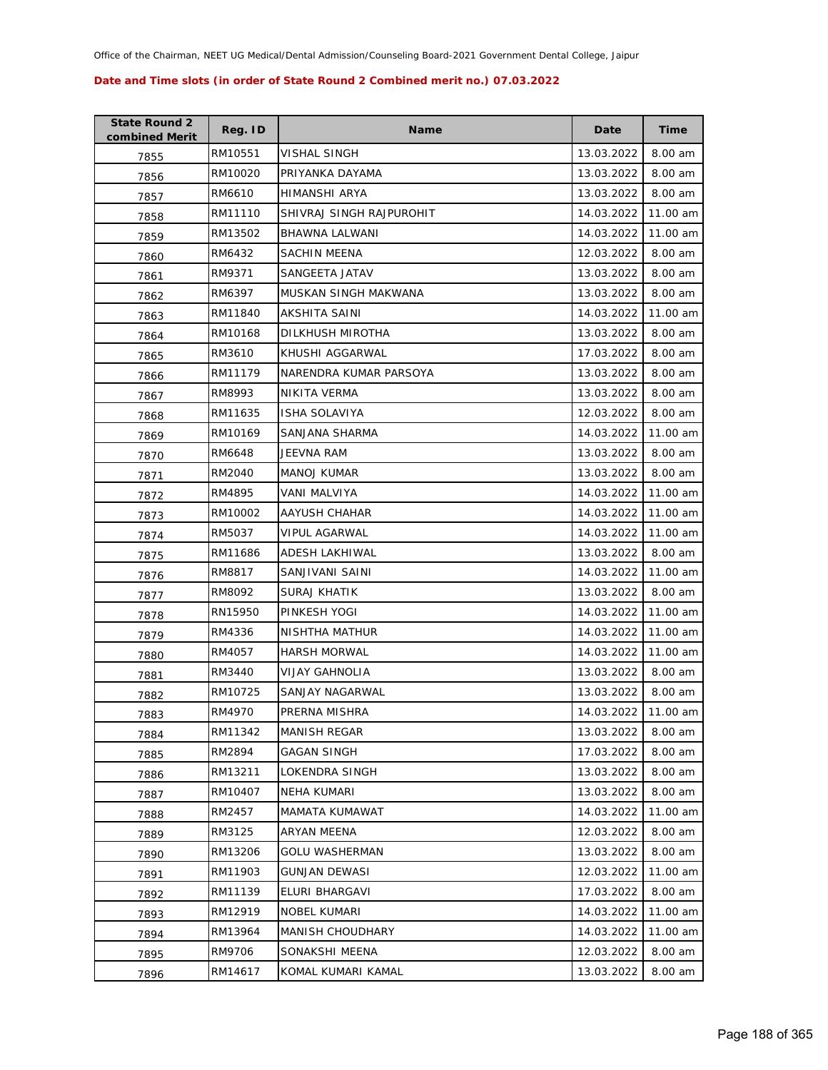Office of the Chairman, NEET UG Medical/Dental Admission/Counseling Board-2021 Government Dental College, Jaipur

**Date and Time slots (in order of State Round 2 Combined merit no.) 07.03.2022**

| State Round 2 combined Merit | Reg. ID | Name | Date | Time |
|---|---|---|---|---|
| 7855 | RM10551 | VISHAL SINGH | 13.03.2022 | 8.00 am |
| 7856 | RM10020 | PRIYANKA DAYAMA | 13.03.2022 | 8.00 am |
| 7857 | RM6610 | HIMANSHI ARYA | 13.03.2022 | 8.00 am |
| 7858 | RM11110 | SHIVRAJ SINGH RAJPUROHIT | 14.03.2022 | 11.00 am |
| 7859 | RM13502 | BHAWNA LALWANI | 14.03.2022 | 11.00 am |
| 7860 | RM6432 | SACHIN MEENA | 12.03.2022 | 8.00 am |
| 7861 | RM9371 | SANGEETA JATAV | 13.03.2022 | 8.00 am |
| 7862 | RM6397 | MUSKAN SINGH MAKWANA | 13.03.2022 | 8.00 am |
| 7863 | RM11840 | AKSHITA SAINI | 14.03.2022 | 11.00 am |
| 7864 | RM10168 | DILKHUSH MIROTHA | 13.03.2022 | 8.00 am |
| 7865 | RM3610 | KHUSHI AGGARWAL | 17.03.2022 | 8.00 am |
| 7866 | RM11179 | NARENDRA KUMAR PARSOYA | 13.03.2022 | 8.00 am |
| 7867 | RM8993 | NIKITA VERMA | 13.03.2022 | 8.00 am |
| 7868 | RM11635 | ISHA SOLAVIYA | 12.03.2022 | 8.00 am |
| 7869 | RM10169 | SANJANA SHARMA | 14.03.2022 | 11.00 am |
| 7870 | RM6648 | JEEVNA RAM | 13.03.2022 | 8.00 am |
| 7871 | RM2040 | MANOJ KUMAR | 13.03.2022 | 8.00 am |
| 7872 | RM4895 | VANI MALVIYA | 14.03.2022 | 11.00 am |
| 7873 | RM10002 | AAYUSH CHAHAR | 14.03.2022 | 11.00 am |
| 7874 | RM5037 | VIPUL AGARWAL | 14.03.2022 | 11.00 am |
| 7875 | RM11686 | ADESH LAKHIWAL | 13.03.2022 | 8.00 am |
| 7876 | RM8817 | SANJIVANI SAINI | 14.03.2022 | 11.00 am |
| 7877 | RM8092 | SURAJ KHATIK | 13.03.2022 | 8.00 am |
| 7878 | RN15950 | PINKESH YOGI | 14.03.2022 | 11.00 am |
| 7879 | RM4336 | NISHTHA MATHUR | 14.03.2022 | 11.00 am |
| 7880 | RM4057 | HARSH MORWAL | 14.03.2022 | 11.00 am |
| 7881 | RM3440 | VIJAY GAHNOLIA | 13.03.2022 | 8.00 am |
| 7882 | RM10725 | SANJAY NAGARWAL | 13.03.2022 | 8.00 am |
| 7883 | RM4970 | PRERNA MISHRA | 14.03.2022 | 11.00 am |
| 7884 | RM11342 | MANISH REGAR | 13.03.2022 | 8.00 am |
| 7885 | RM2894 | GAGAN SINGH | 17.03.2022 | 8.00 am |
| 7886 | RM13211 | LOKENDRA SINGH | 13.03.2022 | 8.00 am |
| 7887 | RM10407 | NEHA KUMARI | 13.03.2022 | 8.00 am |
| 7888 | RM2457 | MAMATA KUMAWAT | 14.03.2022 | 11.00 am |
| 7889 | RM3125 | ARYAN MEENA | 12.03.2022 | 8.00 am |
| 7890 | RM13206 | GOLU WASHERMAN | 13.03.2022 | 8.00 am |
| 7891 | RM11903 | GUNJAN DEWASI | 12.03.2022 | 11.00 am |
| 7892 | RM11139 | ELURI BHARGAVI | 17.03.2022 | 8.00 am |
| 7893 | RM12919 | NOBEL KUMARI | 14.03.2022 | 11.00 am |
| 7894 | RM13964 | MANISH CHOUDHARY | 14.03.2022 | 11.00 am |
| 7895 | RM9706 | SONAKSHI MEENA | 12.03.2022 | 8.00 am |
| 7896 | RM14617 | KOMAL KUMARI KAMAL | 13.03.2022 | 8.00 am |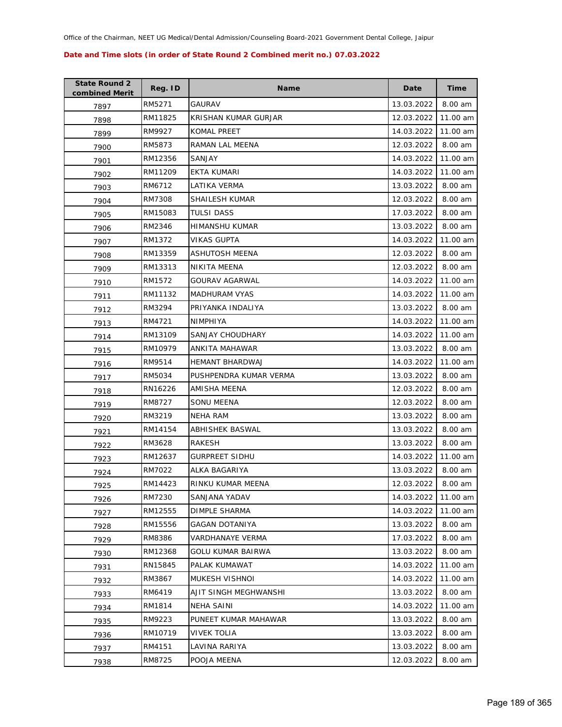Office of the Chairman, NEET UG Medical/Dental Admission/Counseling Board-2021 Government Dental College, Jaipur

**Date and Time slots (in order of State Round 2 Combined merit no.) 07.03.2022**

| State Round 2 combined Merit | Reg. ID | Name | Date | Time |
|---|---|---|---|---|
| 7897 | RM5271 | GAURAV | 13.03.2022 | 8.00 am |
| 7898 | RM11825 | KRISHAN KUMAR GURJAR | 12.03.2022 | 11.00 am |
| 7899 | RM9927 | KOMAL PREET | 14.03.2022 | 11.00 am |
| 7900 | RM5873 | RAMAN LAL MEENA | 12.03.2022 | 8.00 am |
| 7901 | RM12356 | SANJAY | 14.03.2022 | 11.00 am |
| 7902 | RM11209 | EKTA KUMARI | 14.03.2022 | 11.00 am |
| 7903 | RM6712 | LATIKA VERMA | 13.03.2022 | 8.00 am |
| 7904 | RM7308 | SHAILESH KUMAR | 12.03.2022 | 8.00 am |
| 7905 | RM15083 | TULSI DASS | 17.03.2022 | 8.00 am |
| 7906 | RM2346 | HIMANSHU KUMAR | 13.03.2022 | 8.00 am |
| 7907 | RM1372 | VIKAS GUPTA | 14.03.2022 | 11.00 am |
| 7908 | RM13359 | ASHUTOSH MEENA | 12.03.2022 | 8.00 am |
| 7909 | RM13313 | NIKITA MEENA | 12.03.2022 | 8.00 am |
| 7910 | RM1572 | GOURAV AGARWAL | 14.03.2022 | 11.00 am |
| 7911 | RM11132 | MADHURAM VYAS | 14.03.2022 | 11.00 am |
| 7912 | RM3294 | PRIYANKA INDALIYA | 13.03.2022 | 8.00 am |
| 7913 | RM4721 | NIMPHIYA | 14.03.2022 | 11.00 am |
| 7914 | RM13109 | SANJAY CHOUDHARY | 14.03.2022 | 11.00 am |
| 7915 | RM10979 | ANKITA MAHAWAR | 13.03.2022 | 8.00 am |
| 7916 | RM9514 | HEMANT BHARDWAJ | 14.03.2022 | 11.00 am |
| 7917 | RM5034 | PUSHPENDRA KUMAR VERMA | 13.03.2022 | 8.00 am |
| 7918 | RN16226 | AMISHA MEENA | 12.03.2022 | 8.00 am |
| 7919 | RM8727 | SONU MEENA | 12.03.2022 | 8.00 am |
| 7920 | RM3219 | NEHA RAM | 13.03.2022 | 8.00 am |
| 7921 | RM14154 | ABHISHEK BASWAL | 13.03.2022 | 8.00 am |
| 7922 | RM3628 | RAKESH | 13.03.2022 | 8.00 am |
| 7923 | RM12637 | GURPREET SIDHU | 14.03.2022 | 11.00 am |
| 7924 | RM7022 | ALKA BAGARIYA | 13.03.2022 | 8.00 am |
| 7925 | RM14423 | RINKU KUMAR MEENA | 12.03.2022 | 8.00 am |
| 7926 | RM7230 | SANJANA YADAV | 14.03.2022 | 11.00 am |
| 7927 | RM12555 | DIMPLE SHARMA | 14.03.2022 | 11.00 am |
| 7928 | RM15556 | GAGAN DOTANIYA | 13.03.2022 | 8.00 am |
| 7929 | RM8386 | VARDHANAYE VERMA | 17.03.2022 | 8.00 am |
| 7930 | RM12368 | GOLU KUMAR BAIRWA | 13.03.2022 | 8.00 am |
| 7931 | RN15845 | PALAK KUMAWAT | 14.03.2022 | 11.00 am |
| 7932 | RM3867 | MUKESH VISHNOI | 14.03.2022 | 11.00 am |
| 7933 | RM6419 | AJIT SINGH MEGHWANSHI | 13.03.2022 | 8.00 am |
| 7934 | RM1814 | NEHA SAINI | 14.03.2022 | 11.00 am |
| 7935 | RM9223 | PUNEET KUMAR MAHAWAR | 13.03.2022 | 8.00 am |
| 7936 | RM10719 | VIVEK TOLIA | 13.03.2022 | 8.00 am |
| 7937 | RM4151 | LAVINA RARIYA | 13.03.2022 | 8.00 am |
| 7938 | RM8725 | POOJA MEENA | 12.03.2022 | 8.00 am |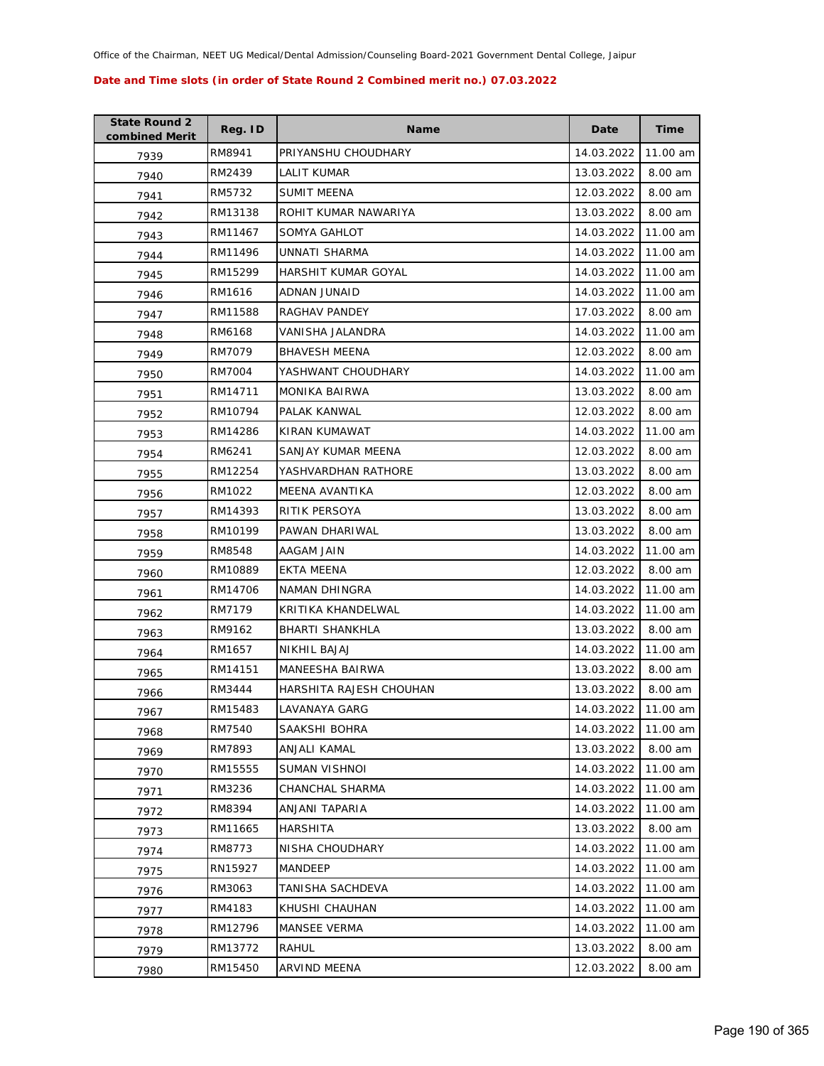Office of the Chairman, NEET UG Medical/Dental Admission/Counseling Board-2021 Government Dental College, Jaipur

**Date and Time slots (in order of State Round 2 Combined merit no.) 07.03.2022**

| State Round 2 combined Merit | Reg. ID | Name | Date | Time |
|---|---|---|---|---|
| 7939 | RM8941 | PRIYANSHU CHOUDHARY | 14.03.2022 | 11.00 am |
| 7940 | RM2439 | LALIT KUMAR | 13.03.2022 | 8.00 am |
| 7941 | RM5732 | SUMIT MEENA | 12.03.2022 | 8.00 am |
| 7942 | RM13138 | ROHIT KUMAR NAWARIYA | 13.03.2022 | 8.00 am |
| 7943 | RM11467 | SOMYA GAHLOT | 14.03.2022 | 11.00 am |
| 7944 | RM11496 | UNNATI SHARMA | 14.03.2022 | 11.00 am |
| 7945 | RM15299 | HARSHIT KUMAR GOYAL | 14.03.2022 | 11.00 am |
| 7946 | RM1616 | ADNAN JUNAID | 14.03.2022 | 11.00 am |
| 7947 | RM11588 | RAGHAV PANDEY | 17.03.2022 | 8.00 am |
| 7948 | RM6168 | VANISHA JALANDRA | 14.03.2022 | 11.00 am |
| 7949 | RM7079 | BHAVESH MEENA | 12.03.2022 | 8.00 am |
| 7950 | RM7004 | YASHWANT CHOUDHARY | 14.03.2022 | 11.00 am |
| 7951 | RM14711 | MONIKA BAIRWA | 13.03.2022 | 8.00 am |
| 7952 | RM10794 | PALAK KANWAL | 12.03.2022 | 8.00 am |
| 7953 | RM14286 | KIRAN KUMAWAT | 14.03.2022 | 11.00 am |
| 7954 | RM6241 | SANJAY KUMAR MEENA | 12.03.2022 | 8.00 am |
| 7955 | RM12254 | YASHVARDHAN RATHORE | 13.03.2022 | 8.00 am |
| 7956 | RM1022 | MEENA AVANTIKA | 12.03.2022 | 8.00 am |
| 7957 | RM14393 | RITIK PERSOYA | 13.03.2022 | 8.00 am |
| 7958 | RM10199 | PAWAN DHARIWAL | 13.03.2022 | 8.00 am |
| 7959 | RM8548 | AAGAM JAIN | 14.03.2022 | 11.00 am |
| 7960 | RM10889 | EKTA MEENA | 12.03.2022 | 8.00 am |
| 7961 | RM14706 | NAMAN DHINGRA | 14.03.2022 | 11.00 am |
| 7962 | RM7179 | KRITIKA KHANDELWAL | 14.03.2022 | 11.00 am |
| 7963 | RM9162 | BHARTI SHANKHLA | 13.03.2022 | 8.00 am |
| 7964 | RM1657 | NIKHIL BAJAJ | 14.03.2022 | 11.00 am |
| 7965 | RM14151 | MANEESHA BAIRWA | 13.03.2022 | 8.00 am |
| 7966 | RM3444 | HARSHITA RAJESH CHOUHAN | 13.03.2022 | 8.00 am |
| 7967 | RM15483 | LAVANAYA GARG | 14.03.2022 | 11.00 am |
| 7968 | RM7540 | SAAKSHI BOHRA | 14.03.2022 | 11.00 am |
| 7969 | RM7893 | ANJALI KAMAL | 13.03.2022 | 8.00 am |
| 7970 | RM15555 | SUMAN VISHNOI | 14.03.2022 | 11.00 am |
| 7971 | RM3236 | CHANCHAL SHARMA | 14.03.2022 | 11.00 am |
| 7972 | RM8394 | ANJANI TAPARIA | 14.03.2022 | 11.00 am |
| 7973 | RM11665 | HARSHITA | 13.03.2022 | 8.00 am |
| 7974 | RM8773 | NISHA CHOUDHARY | 14.03.2022 | 11.00 am |
| 7975 | RN15927 | MANDEEP | 14.03.2022 | 11.00 am |
| 7976 | RM3063 | TANISHA SACHDEVA | 14.03.2022 | 11.00 am |
| 7977 | RM4183 | KHUSHI CHAUHAN | 14.03.2022 | 11.00 am |
| 7978 | RM12796 | MANSEE VERMA | 14.03.2022 | 11.00 am |
| 7979 | RM13772 | RAHUL | 13.03.2022 | 8.00 am |
| 7980 | RM15450 | ARVIND MEENA | 12.03.2022 | 8.00 am |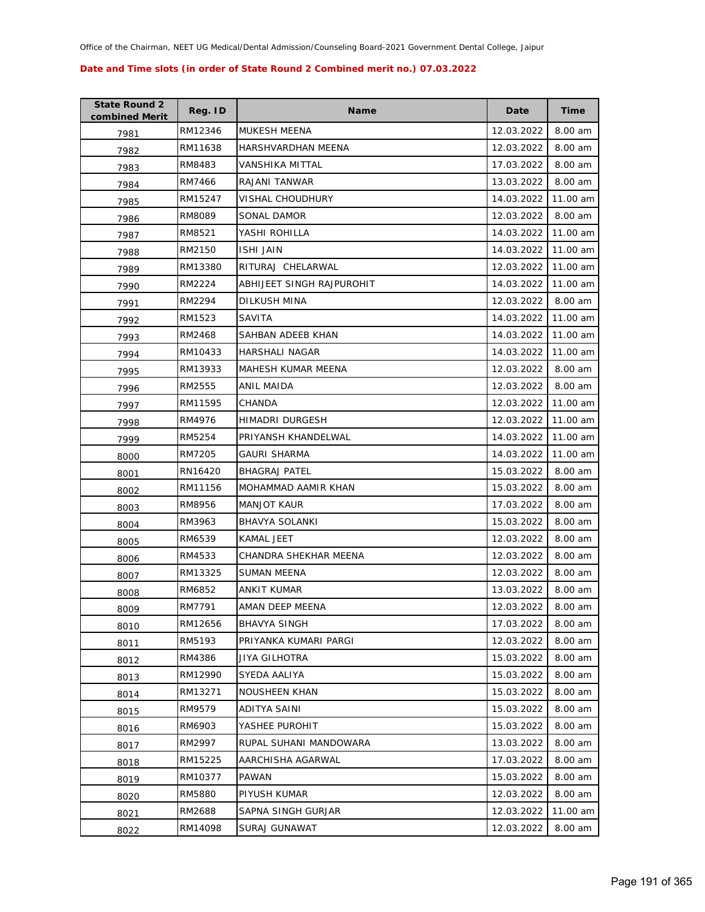Office of the Chairman, NEET UG Medical/Dental Admission/Counseling Board-2021 Government Dental College, Jaipur

**Date and Time slots (in order of State Round 2 Combined merit no.) 07.03.2022**

| State Round 2 combined Merit | Reg. ID | Name | Date | Time |
|---|---|---|---|---|
| 7981 | RM12346 | MUKESH MEENA | 12.03.2022 | 8.00 am |
| 7982 | RM11638 | HARSHVARDHAN MEENA | 12.03.2022 | 8.00 am |
| 7983 | RM8483 | VANSHIKA MITTAL | 17.03.2022 | 8.00 am |
| 7984 | RM7466 | RAJANI TANWAR | 13.03.2022 | 8.00 am |
| 7985 | RM15247 | VISHAL CHOUDHURY | 14.03.2022 | 11.00 am |
| 7986 | RM8089 | SONAL DAMOR | 12.03.2022 | 8.00 am |
| 7987 | RM8521 | YASHI ROHILLA | 14.03.2022 | 11.00 am |
| 7988 | RM2150 | ISHI JAIN | 14.03.2022 | 11.00 am |
| 7989 | RM13380 | RITURAJ CHELARWAL | 12.03.2022 | 11.00 am |
| 7990 | RM2224 | ABHIJEET SINGH RAJPUROHIT | 14.03.2022 | 11.00 am |
| 7991 | RM2294 | DILKUSH MINA | 12.03.2022 | 8.00 am |
| 7992 | RM1523 | SAVITA | 14.03.2022 | 11.00 am |
| 7993 | RM2468 | SAHBAN ADEEB KHAN | 14.03.2022 | 11.00 am |
| 7994 | RM10433 | HARSHALI NAGAR | 14.03.2022 | 11.00 am |
| 7995 | RM13933 | MAHESH KUMAR MEENA | 12.03.2022 | 8.00 am |
| 7996 | RM2555 | ANIL MAIDA | 12.03.2022 | 8.00 am |
| 7997 | RM11595 | CHANDA | 12.03.2022 | 11.00 am |
| 7998 | RM4976 | HIMADRI DURGESH | 12.03.2022 | 11.00 am |
| 7999 | RM5254 | PRIYANSH KHANDELWAL | 14.03.2022 | 11.00 am |
| 8000 | RM7205 | GAURI SHARMA | 14.03.2022 | 11.00 am |
| 8001 | RN16420 | BHAGRAJ PATEL | 15.03.2022 | 8.00 am |
| 8002 | RM11156 | MOHAMMAD AAMIR KHAN | 15.03.2022 | 8.00 am |
| 8003 | RM8956 | MANJOT KAUR | 17.03.2022 | 8.00 am |
| 8004 | RM3963 | BHAVYA SOLANKI | 15.03.2022 | 8.00 am |
| 8005 | RM6539 | KAMAL JEET | 12.03.2022 | 8.00 am |
| 8006 | RM4533 | CHANDRA SHEKHAR MEENA | 12.03.2022 | 8.00 am |
| 8007 | RM13325 | SUMAN MEENA | 12.03.2022 | 8.00 am |
| 8008 | RM6852 | ANKIT KUMAR | 13.03.2022 | 8.00 am |
| 8009 | RM7791 | AMAN DEEP MEENA | 12.03.2022 | 8.00 am |
| 8010 | RM12656 | BHAVYA SINGH | 17.03.2022 | 8.00 am |
| 8011 | RM5193 | PRIYANKA KUMARI PARGI | 12.03.2022 | 8.00 am |
| 8012 | RM4386 | JIYA GILHOTRA | 15.03.2022 | 8.00 am |
| 8013 | RM12990 | SYEDA AALIYA | 15.03.2022 | 8.00 am |
| 8014 | RM13271 | NOUSHEEN KHAN | 15.03.2022 | 8.00 am |
| 8015 | RM9579 | ADITYA SAINI | 15.03.2022 | 8.00 am |
| 8016 | RM6903 | YASHEE PUROHIT | 15.03.2022 | 8.00 am |
| 8017 | RM2997 | RUPAL SUHANI MANDOWARA | 13.03.2022 | 8.00 am |
| 8018 | RM15225 | AARCHISHA AGARWAL | 17.03.2022 | 8.00 am |
| 8019 | RM10377 | PAWAN | 15.03.2022 | 8.00 am |
| 8020 | RM5880 | PIYUSH KUMAR | 12.03.2022 | 8.00 am |
| 8021 | RM2688 | SAPNA SINGH GURJAR | 12.03.2022 | 11.00 am |
| 8022 | RM14098 | SURAJ GUNAWAT | 12.03.2022 | 8.00 am |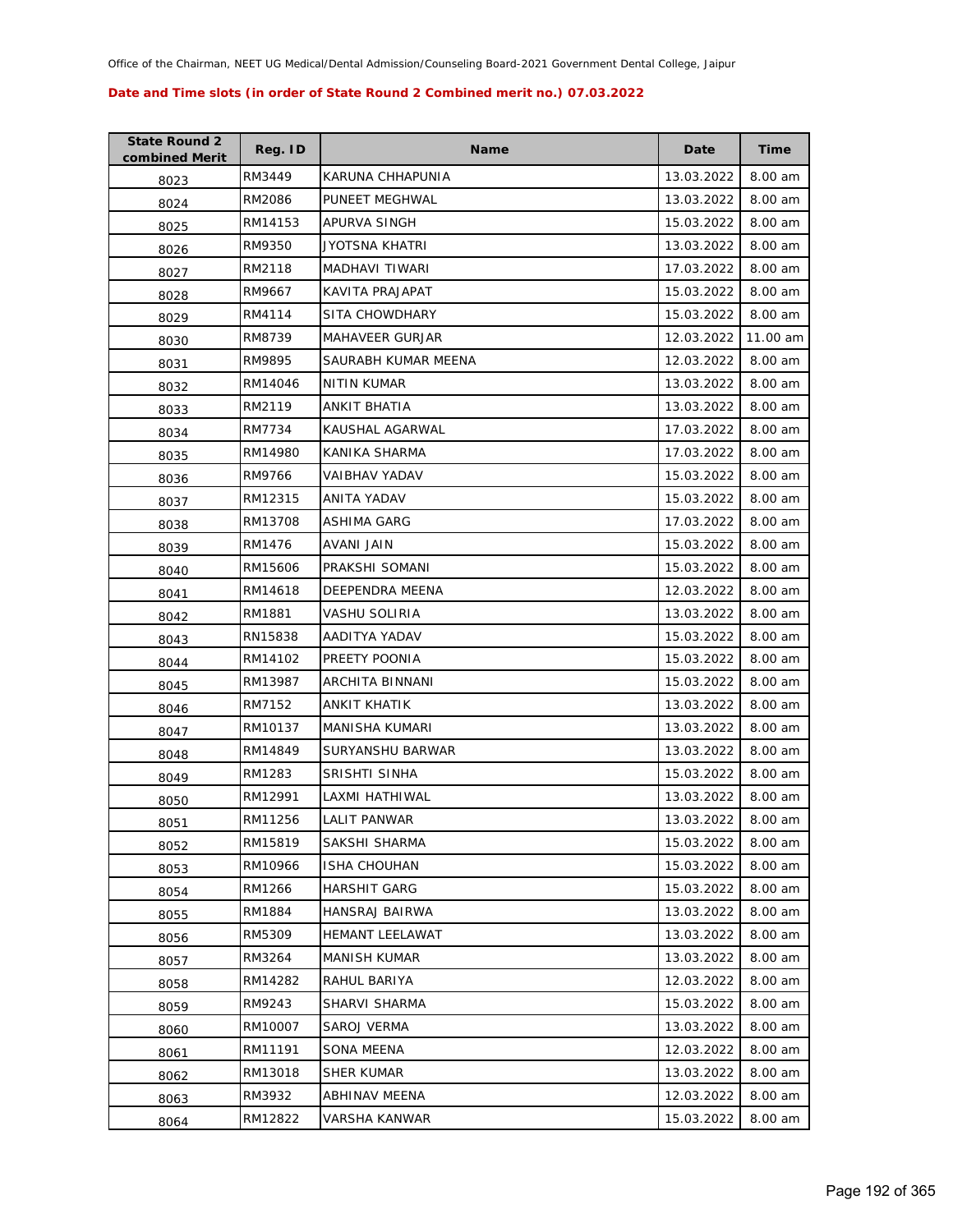Office of the Chairman, NEET UG Medical/Dental Admission/Counseling Board-2021 Government Dental College, Jaipur

**Date and Time slots (in order of State Round 2 Combined merit no.) 07.03.2022**

| State Round 2 combined Merit | Reg. ID | Name | Date | Time |
|---|---|---|---|---|
| 8023 | RM3449 | KARUNA CHHAPUNIA | 13.03.2022 | 8.00 am |
| 8024 | RM2086 | PUNEET MEGHWAL | 13.03.2022 | 8.00 am |
| 8025 | RM14153 | APURVA SINGH | 15.03.2022 | 8.00 am |
| 8026 | RM9350 | JYOTSNA KHATRI | 13.03.2022 | 8.00 am |
| 8027 | RM2118 | MADHAVI TIWARI | 17.03.2022 | 8.00 am |
| 8028 | RM9667 | KAVITA PRAJAPAT | 15.03.2022 | 8.00 am |
| 8029 | RM4114 | SITA CHOWDHARY | 15.03.2022 | 8.00 am |
| 8030 | RM8739 | MAHAVEER GURJAR | 12.03.2022 | 11.00 am |
| 8031 | RM9895 | SAURABH KUMAR MEENA | 12.03.2022 | 8.00 am |
| 8032 | RM14046 | NITIN KUMAR | 13.03.2022 | 8.00 am |
| 8033 | RM2119 | ANKIT BHATIA | 13.03.2022 | 8.00 am |
| 8034 | RM7734 | KAUSHAL AGARWAL | 17.03.2022 | 8.00 am |
| 8035 | RM14980 | KANIKA SHARMA | 17.03.2022 | 8.00 am |
| 8036 | RM9766 | VAIBHAV YADAV | 15.03.2022 | 8.00 am |
| 8037 | RM12315 | ANITA YADAV | 15.03.2022 | 8.00 am |
| 8038 | RM13708 | ASHIMA GARG | 17.03.2022 | 8.00 am |
| 8039 | RM1476 | AVANI JAIN | 15.03.2022 | 8.00 am |
| 8040 | RM15606 | PRAKSHI SOMANI | 15.03.2022 | 8.00 am |
| 8041 | RM14618 | DEEPENDRA MEENA | 12.03.2022 | 8.00 am |
| 8042 | RM1881 | VASHU SOLIRIA | 13.03.2022 | 8.00 am |
| 8043 | RN15838 | AADITYA YADAV | 15.03.2022 | 8.00 am |
| 8044 | RM14102 | PREETY POONIA | 15.03.2022 | 8.00 am |
| 8045 | RM13987 | ARCHITA BINNANI | 15.03.2022 | 8.00 am |
| 8046 | RM7152 | ANKIT KHATIK | 13.03.2022 | 8.00 am |
| 8047 | RM10137 | MANISHA KUMARI | 13.03.2022 | 8.00 am |
| 8048 | RM14849 | SURYANSHU BARWAR | 13.03.2022 | 8.00 am |
| 8049 | RM1283 | SRISHTI SINHA | 15.03.2022 | 8.00 am |
| 8050 | RM12991 | LAXMI HATHIWAL | 13.03.2022 | 8.00 am |
| 8051 | RM11256 | LALIT PANWAR | 13.03.2022 | 8.00 am |
| 8052 | RM15819 | SAKSHI SHARMA | 15.03.2022 | 8.00 am |
| 8053 | RM10966 | ISHA CHOUHAN | 15.03.2022 | 8.00 am |
| 8054 | RM1266 | HARSHIT GARG | 15.03.2022 | 8.00 am |
| 8055 | RM1884 | HANSRAJ BAIRWA | 13.03.2022 | 8.00 am |
| 8056 | RM5309 | HEMANT LEELAWAT | 13.03.2022 | 8.00 am |
| 8057 | RM3264 | MANISH KUMAR | 13.03.2022 | 8.00 am |
| 8058 | RM14282 | RAHUL BARIYA | 12.03.2022 | 8.00 am |
| 8059 | RM9243 | SHARVI SHARMA | 15.03.2022 | 8.00 am |
| 8060 | RM10007 | SAROJ VERMA | 13.03.2022 | 8.00 am |
| 8061 | RM11191 | SONA MEENA | 12.03.2022 | 8.00 am |
| 8062 | RM13018 | SHER KUMAR | 13.03.2022 | 8.00 am |
| 8063 | RM3932 | ABHINAV MEENA | 12.03.2022 | 8.00 am |
| 8064 | RM12822 | VARSHA KANWAR | 15.03.2022 | 8.00 am |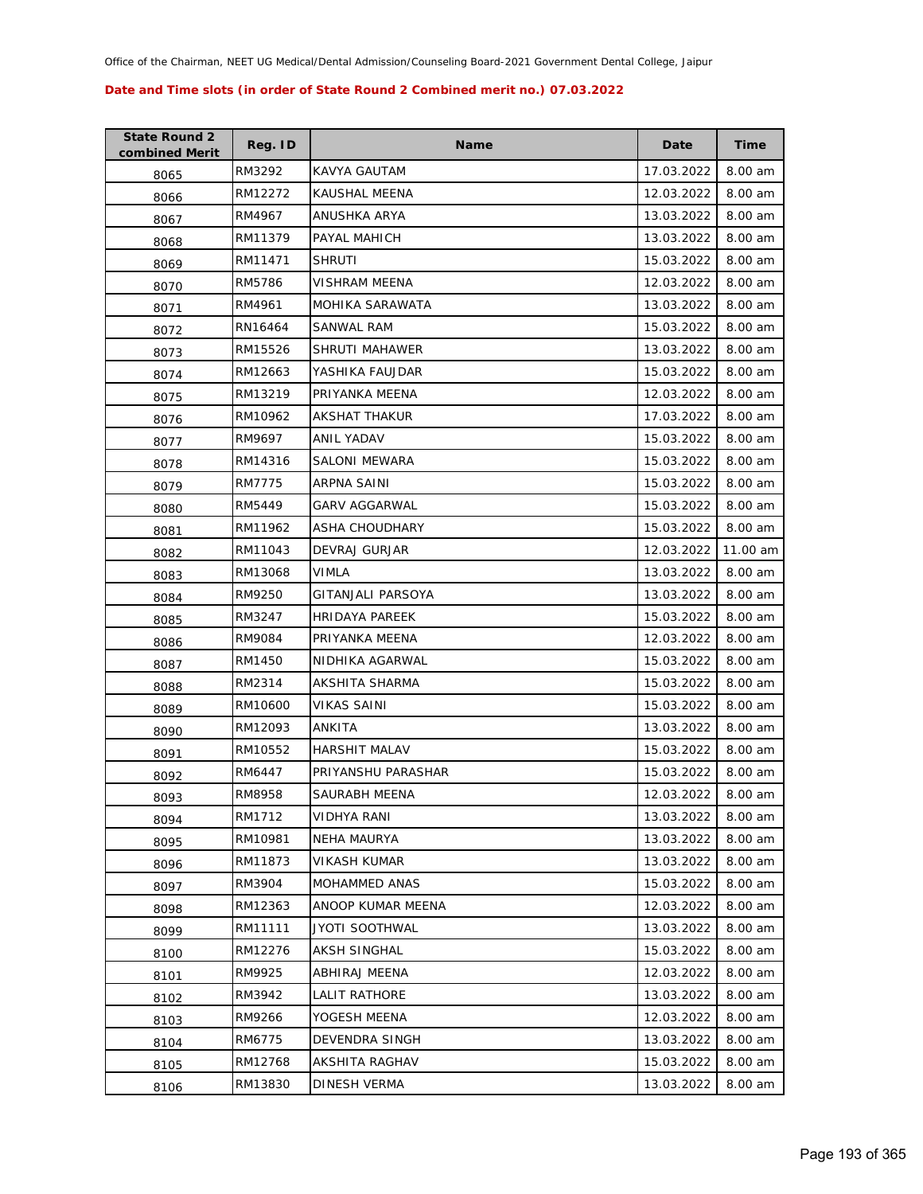Office of the Chairman, NEET UG Medical/Dental Admission/Counseling Board-2021 Government Dental College, Jaipur

**Date and Time slots (in order of State Round 2 Combined merit no.) 07.03.2022**

| State Round 2 combined Merit | Reg. ID | Name | Date | Time |
|---|---|---|---|---|
| 8065 | RM3292 | KAVYA GAUTAM | 17.03.2022 | 8.00 am |
| 8066 | RM12272 | KAUSHAL MEENA | 12.03.2022 | 8.00 am |
| 8067 | RM4967 | ANUSHKA ARYA | 13.03.2022 | 8.00 am |
| 8068 | RM11379 | PAYAL MAHICH | 13.03.2022 | 8.00 am |
| 8069 | RM11471 | SHRUTI | 15.03.2022 | 8.00 am |
| 8070 | RM5786 | VISHRAM MEENA | 12.03.2022 | 8.00 am |
| 8071 | RM4961 | MOHIKA SARAWATA | 13.03.2022 | 8.00 am |
| 8072 | RN16464 | SANWAL RAM | 15.03.2022 | 8.00 am |
| 8073 | RM15526 | SHRUTI MAHAWER | 13.03.2022 | 8.00 am |
| 8074 | RM12663 | YASHIKA FAUJDAR | 15.03.2022 | 8.00 am |
| 8075 | RM13219 | PRIYANKA MEENA | 12.03.2022 | 8.00 am |
| 8076 | RM10962 | AKSHAT THAKUR | 17.03.2022 | 8.00 am |
| 8077 | RM9697 | ANIL YADAV | 15.03.2022 | 8.00 am |
| 8078 | RM14316 | SALONI MEWARA | 15.03.2022 | 8.00 am |
| 8079 | RM7775 | ARPNA SAINI | 15.03.2022 | 8.00 am |
| 8080 | RM5449 | GARV AGGARWAL | 15.03.2022 | 8.00 am |
| 8081 | RM11962 | ASHA CHOUDHARY | 15.03.2022 | 8.00 am |
| 8082 | RM11043 | DEVRAJ GURJAR | 12.03.2022 | 11.00 am |
| 8083 | RM13068 | VIMLA | 13.03.2022 | 8.00 am |
| 8084 | RM9250 | GITANJALI PARSOYA | 13.03.2022 | 8.00 am |
| 8085 | RM3247 | HRIDAYA PAREEK | 15.03.2022 | 8.00 am |
| 8086 | RM9084 | PRIYANKA MEENA | 12.03.2022 | 8.00 am |
| 8087 | RM1450 | NIDHIKA AGARWAL | 15.03.2022 | 8.00 am |
| 8088 | RM2314 | AKSHITA SHARMA | 15.03.2022 | 8.00 am |
| 8089 | RM10600 | VIKAS SAINI | 15.03.2022 | 8.00 am |
| 8090 | RM12093 | ANKITA | 13.03.2022 | 8.00 am |
| 8091 | RM10552 | HARSHIT MALAV | 15.03.2022 | 8.00 am |
| 8092 | RM6447 | PRIYANSHU PARASHAR | 15.03.2022 | 8.00 am |
| 8093 | RM8958 | SAURABH MEENA | 12.03.2022 | 8.00 am |
| 8094 | RM1712 | VIDHYA RANI | 13.03.2022 | 8.00 am |
| 8095 | RM10981 | NEHA MAURYA | 13.03.2022 | 8.00 am |
| 8096 | RM11873 | VIKASH KUMAR | 13.03.2022 | 8.00 am |
| 8097 | RM3904 | MOHAMMED ANAS | 15.03.2022 | 8.00 am |
| 8098 | RM12363 | ANOOP KUMAR MEENA | 12.03.2022 | 8.00 am |
| 8099 | RM11111 | JYOTI SOOTHWAL | 13.03.2022 | 8.00 am |
| 8100 | RM12276 | AKSH SINGHAL | 15.03.2022 | 8.00 am |
| 8101 | RM9925 | ABHIRAJ MEENA | 12.03.2022 | 8.00 am |
| 8102 | RM3942 | LALIT RATHORE | 13.03.2022 | 8.00 am |
| 8103 | RM9266 | YOGESH MEENA | 12.03.2022 | 8.00 am |
| 8104 | RM6775 | DEVENDRA SINGH | 13.03.2022 | 8.00 am |
| 8105 | RM12768 | AKSHITA RAGHAV | 15.03.2022 | 8.00 am |
| 8106 | RM13830 | DINESH VERMA | 13.03.2022 | 8.00 am |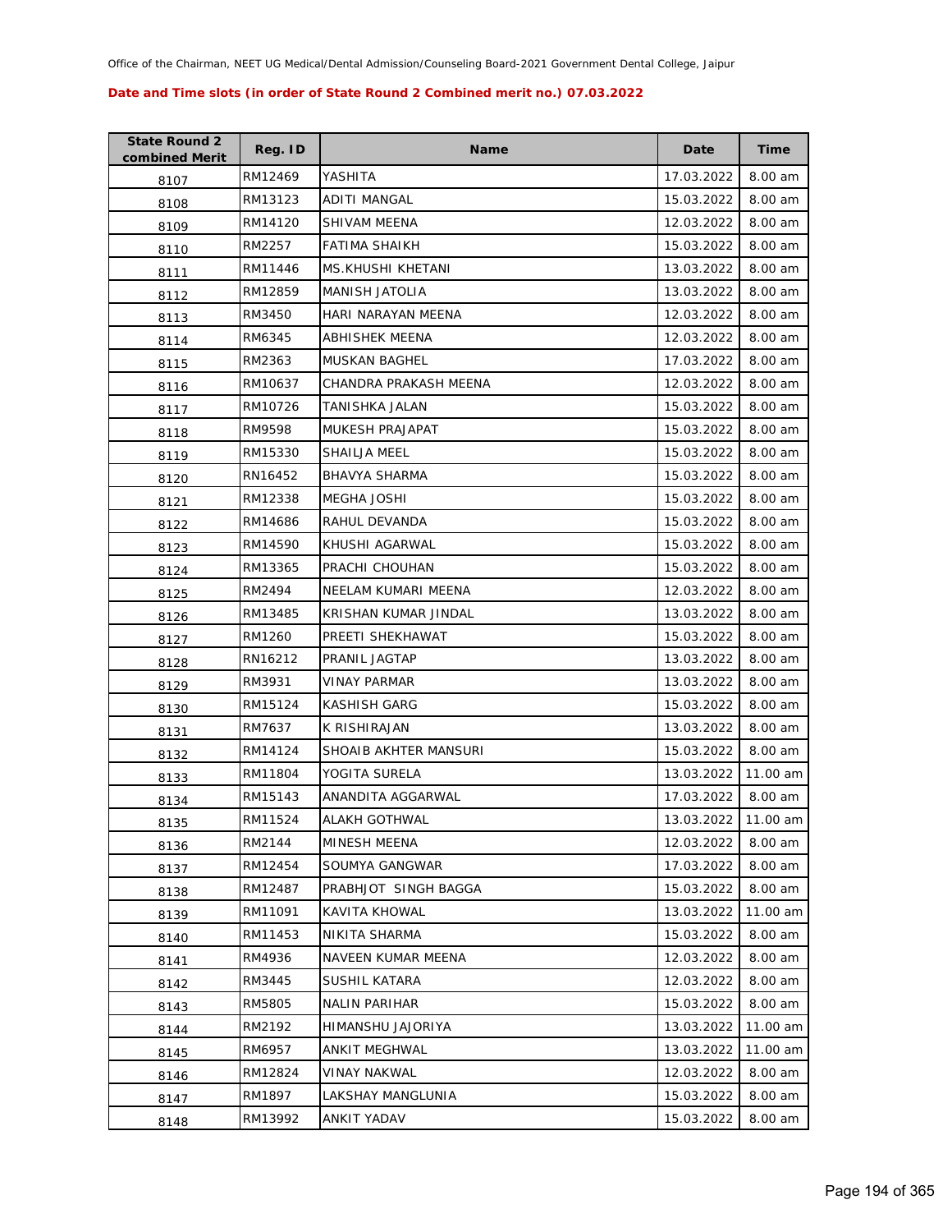Office of the Chairman, NEET UG Medical/Dental Admission/Counseling Board-2021 Government Dental College, Jaipur

**Date and Time slots (in order of State Round 2 Combined merit no.) 07.03.2022**

| State Round 2 combined Merit | Reg. ID | Name | Date | Time |
|---|---|---|---|---|
| 8107 | RM12469 | YASHITA | 17.03.2022 | 8.00 am |
| 8108 | RM13123 | ADITI MANGAL | 15.03.2022 | 8.00 am |
| 8109 | RM14120 | SHIVAM MEENA | 12.03.2022 | 8.00 am |
| 8110 | RM2257 | FATIMA SHAIKH | 15.03.2022 | 8.00 am |
| 8111 | RM11446 | MS.KHUSHI KHETANI | 13.03.2022 | 8.00 am |
| 8112 | RM12859 | MANISH JATOLIA | 13.03.2022 | 8.00 am |
| 8113 | RM3450 | HARI NARAYAN MEENA | 12.03.2022 | 8.00 am |
| 8114 | RM6345 | ABHISHEK MEENA | 12.03.2022 | 8.00 am |
| 8115 | RM2363 | MUSKAN BAGHEL | 17.03.2022 | 8.00 am |
| 8116 | RM10637 | CHANDRA PRAKASH MEENA | 12.03.2022 | 8.00 am |
| 8117 | RM10726 | TANISHKA JALAN | 15.03.2022 | 8.00 am |
| 8118 | RM9598 | MUKESH PRAJAPAT | 15.03.2022 | 8.00 am |
| 8119 | RM15330 | SHAILJA MEEL | 15.03.2022 | 8.00 am |
| 8120 | RN16452 | BHAVYA SHARMA | 15.03.2022 | 8.00 am |
| 8121 | RM12338 | MEGHA JOSHI | 15.03.2022 | 8.00 am |
| 8122 | RM14686 | RAHUL DEVANDA | 15.03.2022 | 8.00 am |
| 8123 | RM14590 | KHUSHI AGARWAL | 15.03.2022 | 8.00 am |
| 8124 | RM13365 | PRACHI CHOUHAN | 15.03.2022 | 8.00 am |
| 8125 | RM2494 | NEELAM KUMARI MEENA | 12.03.2022 | 8.00 am |
| 8126 | RM13485 | KRISHAN KUMAR JINDAL | 13.03.2022 | 8.00 am |
| 8127 | RM1260 | PREETI SHEKHAWAT | 15.03.2022 | 8.00 am |
| 8128 | RN16212 | PRANIL JAGTAP | 13.03.2022 | 8.00 am |
| 8129 | RM3931 | VINAY PARMAR | 13.03.2022 | 8.00 am |
| 8130 | RM15124 | KASHISH GARG | 15.03.2022 | 8.00 am |
| 8131 | RM7637 | K RISHIRAJAN | 13.03.2022 | 8.00 am |
| 8132 | RM14124 | SHOAIB AKHTER MANSURI | 15.03.2022 | 8.00 am |
| 8133 | RM11804 | YOGITA SURELA | 13.03.2022 | 11.00 am |
| 8134 | RM15143 | ANANDITA AGGARWAL | 17.03.2022 | 8.00 am |
| 8135 | RM11524 | ALAKH GOTHWAL | 13.03.2022 | 11.00 am |
| 8136 | RM2144 | MINESH MEENA | 12.03.2022 | 8.00 am |
| 8137 | RM12454 | SOUMYA GANGWAR | 17.03.2022 | 8.00 am |
| 8138 | RM12487 | PRABHJOT SINGH BAGGA | 15.03.2022 | 8.00 am |
| 8139 | RM11091 | KAVITA KHOWAL | 13.03.2022 | 11.00 am |
| 8140 | RM11453 | NIKITA SHARMA | 15.03.2022 | 8.00 am |
| 8141 | RM4936 | NAVEEN KUMAR MEENA | 12.03.2022 | 8.00 am |
| 8142 | RM3445 | SUSHIL KATARA | 12.03.2022 | 8.00 am |
| 8143 | RM5805 | NALIN PARIHAR | 15.03.2022 | 8.00 am |
| 8144 | RM2192 | HIMANSHU JAJORIYA | 13.03.2022 | 11.00 am |
| 8145 | RM6957 | ANKIT MEGHWAL | 13.03.2022 | 11.00 am |
| 8146 | RM12824 | VINAY NAKWAL | 12.03.2022 | 8.00 am |
| 8147 | RM1897 | LAKSHAY MANGLUNIA | 15.03.2022 | 8.00 am |
| 8148 | RM13992 | ANKIT YADAV | 15.03.2022 | 8.00 am |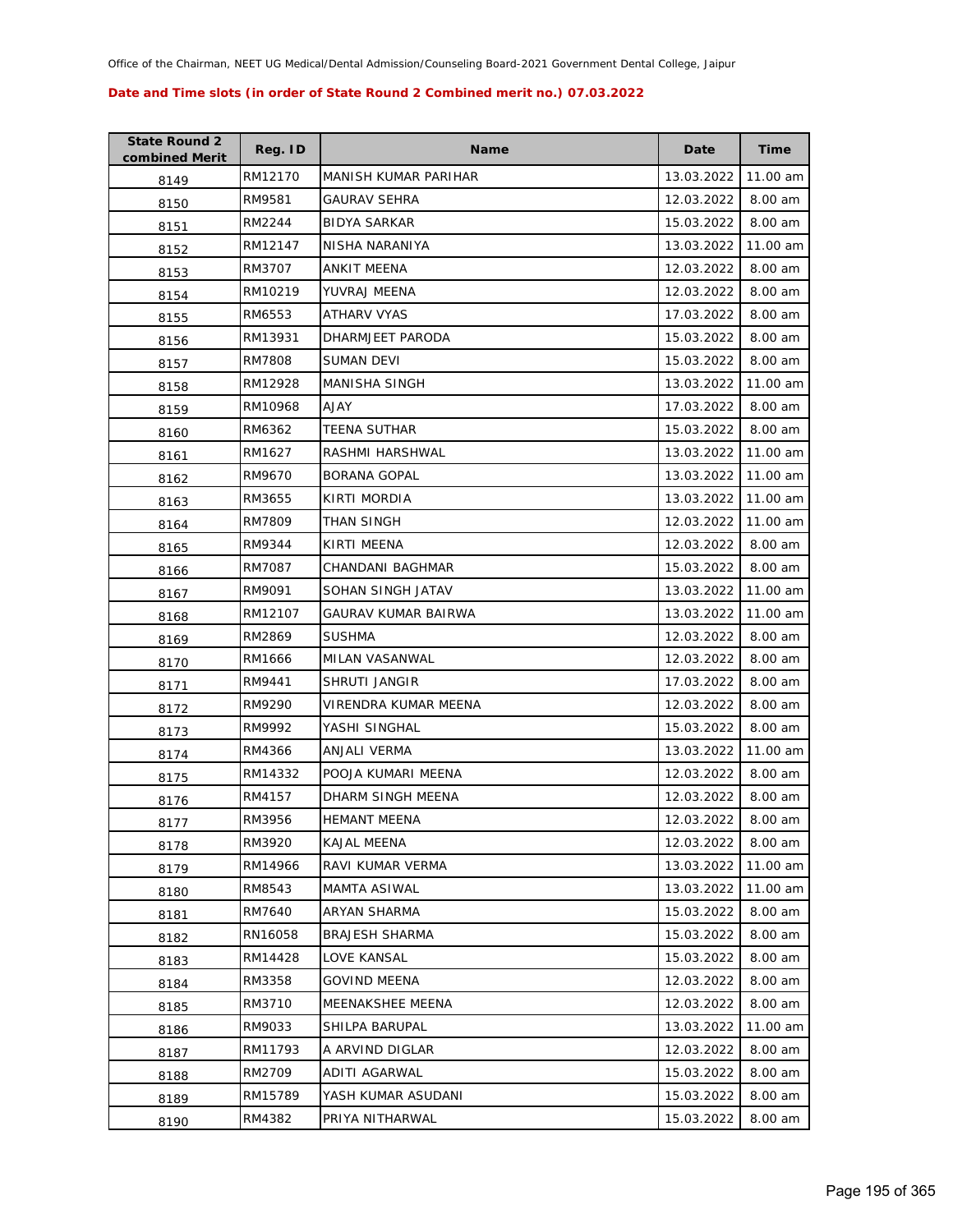Office of the Chairman, NEET UG Medical/Dental Admission/Counseling Board-2021 Government Dental College, Jaipur

**Date and Time slots (in order of State Round 2 Combined merit no.) 07.03.2022**

| State Round 2 combined Merit | Reg. ID | Name | Date | Time |
|---|---|---|---|---|
| 8149 | RM12170 | MANISH KUMAR PARIHAR | 13.03.2022 | 11.00 am |
| 8150 | RM9581 | GAURAV SEHRA | 12.03.2022 | 8.00 am |
| 8151 | RM2244 | BIDYA SARKAR | 15.03.2022 | 8.00 am |
| 8152 | RM12147 | NISHA NARANIYA | 13.03.2022 | 11.00 am |
| 8153 | RM3707 | ANKIT MEENA | 12.03.2022 | 8.00 am |
| 8154 | RM10219 | YUVRAJ MEENA | 12.03.2022 | 8.00 am |
| 8155 | RM6553 | ATHARV VYAS | 17.03.2022 | 8.00 am |
| 8156 | RM13931 | DHARMJEET PARODA | 15.03.2022 | 8.00 am |
| 8157 | RM7808 | SUMAN DEVI | 15.03.2022 | 8.00 am |
| 8158 | RM12928 | MANISHA SINGH | 13.03.2022 | 11.00 am |
| 8159 | RM10968 | AJAY | 17.03.2022 | 8.00 am |
| 8160 | RM6362 | TEENA SUTHAR | 15.03.2022 | 8.00 am |
| 8161 | RM1627 | RASHMI HARSHWAL | 13.03.2022 | 11.00 am |
| 8162 | RM9670 | BORANA GOPAL | 13.03.2022 | 11.00 am |
| 8163 | RM3655 | KIRTI MORDIA | 13.03.2022 | 11.00 am |
| 8164 | RM7809 | THAN SINGH | 12.03.2022 | 11.00 am |
| 8165 | RM9344 | KIRTI MEENA | 12.03.2022 | 8.00 am |
| 8166 | RM7087 | CHANDANI BAGHMAR | 15.03.2022 | 8.00 am |
| 8167 | RM9091 | SOHAN SINGH JATAV | 13.03.2022 | 11.00 am |
| 8168 | RM12107 | GAURAV KUMAR BAIRWA | 13.03.2022 | 11.00 am |
| 8169 | RM2869 | SUSHMA | 12.03.2022 | 8.00 am |
| 8170 | RM1666 | MILAN VASANWAL | 12.03.2022 | 8.00 am |
| 8171 | RM9441 | SHRUTI JANGIR | 17.03.2022 | 8.00 am |
| 8172 | RM9290 | VIRENDRA KUMAR MEENA | 12.03.2022 | 8.00 am |
| 8173 | RM9992 | YASHI SINGHAL | 15.03.2022 | 8.00 am |
| 8174 | RM4366 | ANJALI VERMA | 13.03.2022 | 11.00 am |
| 8175 | RM14332 | POOJA KUMARI MEENA | 12.03.2022 | 8.00 am |
| 8176 | RM4157 | DHARM SINGH MEENA | 12.03.2022 | 8.00 am |
| 8177 | RM3956 | HEMANT MEENA | 12.03.2022 | 8.00 am |
| 8178 | RM3920 | KAJAL MEENA | 12.03.2022 | 8.00 am |
| 8179 | RM14966 | RAVI KUMAR VERMA | 13.03.2022 | 11.00 am |
| 8180 | RM8543 | MAMTA ASIWAL | 13.03.2022 | 11.00 am |
| 8181 | RM7640 | ARYAN SHARMA | 15.03.2022 | 8.00 am |
| 8182 | RN16058 | BRAJESH SHARMA | 15.03.2022 | 8.00 am |
| 8183 | RM14428 | LOVE KANSAL | 15.03.2022 | 8.00 am |
| 8184 | RM3358 | GOVIND MEENA | 12.03.2022 | 8.00 am |
| 8185 | RM3710 | MEENAKSHEE MEENA | 12.03.2022 | 8.00 am |
| 8186 | RM9033 | SHILPA BARUPAL | 13.03.2022 | 11.00 am |
| 8187 | RM11793 | A ARVIND DIGLAR | 12.03.2022 | 8.00 am |
| 8188 | RM2709 | ADITI AGARWAL | 15.03.2022 | 8.00 am |
| 8189 | RM15789 | YASH KUMAR ASUDANI | 15.03.2022 | 8.00 am |
| 8190 | RM4382 | PRIYA NITHARWAL | 15.03.2022 | 8.00 am |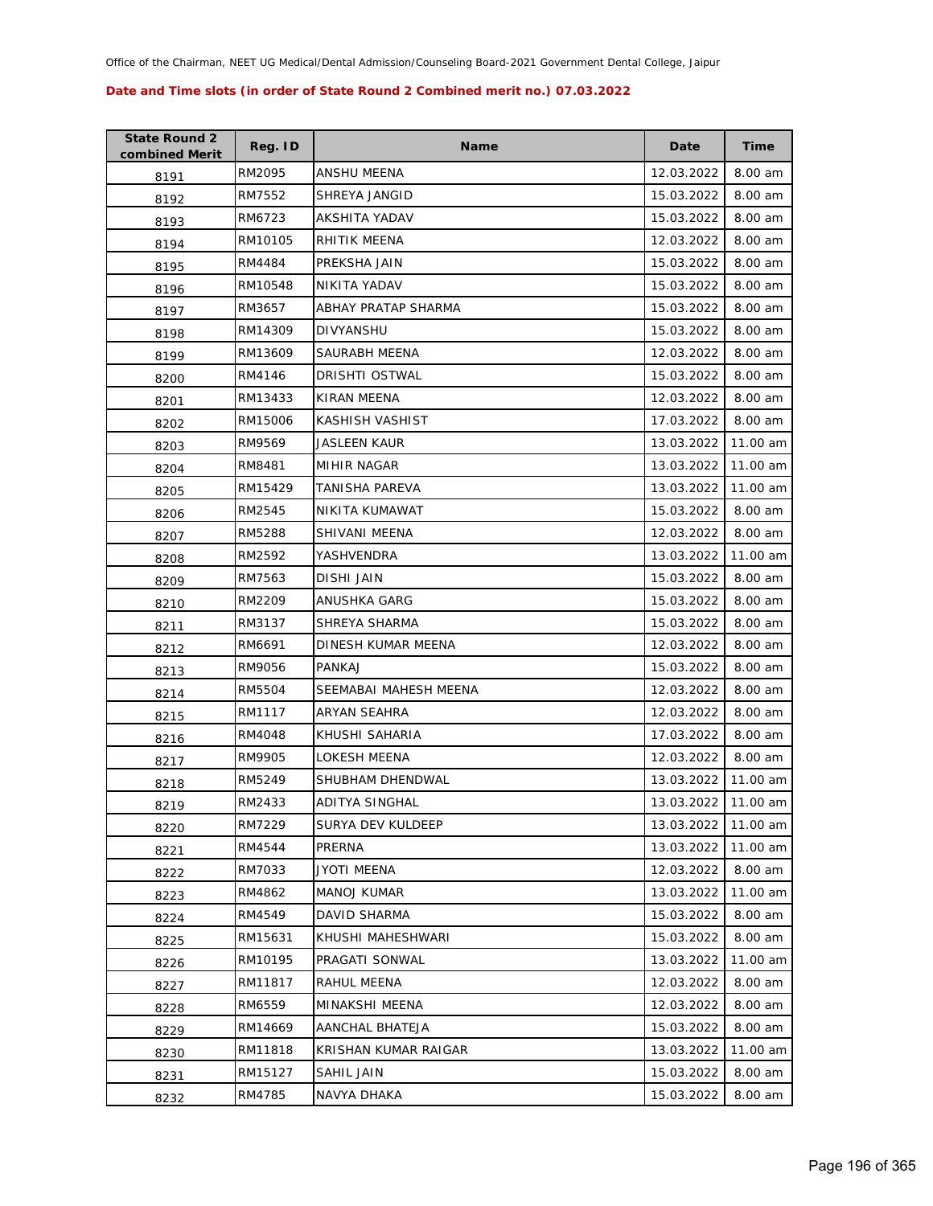Office of the Chairman, NEET UG Medical/Dental Admission/Counseling Board-2021 Government Dental College, Jaipur

**Date and Time slots (in order of State Round 2 Combined merit no.) 07.03.2022**

| State Round 2 combined Merit | Reg. ID | Name | Date | Time |
|---|---|---|---|---|
| 8191 | RM2095 | ANSHU MEENA | 12.03.2022 | 8.00 am |
| 8192 | RM7552 | SHREYA JANGID | 15.03.2022 | 8.00 am |
| 8193 | RM6723 | AKSHITA YADAV | 15.03.2022 | 8.00 am |
| 8194 | RM10105 | RHITIK MEENA | 12.03.2022 | 8.00 am |
| 8195 | RM4484 | PREKSHA JAIN | 15.03.2022 | 8.00 am |
| 8196 | RM10548 | NIKITA YADAV | 15.03.2022 | 8.00 am |
| 8197 | RM3657 | ABHAY PRATAP SHARMA | 15.03.2022 | 8.00 am |
| 8198 | RM14309 | DIVYANSHU | 15.03.2022 | 8.00 am |
| 8199 | RM13609 | SAURABH MEENA | 12.03.2022 | 8.00 am |
| 8200 | RM4146 | DRISHTI OSTWAL | 15.03.2022 | 8.00 am |
| 8201 | RM13433 | KIRAN MEENA | 12.03.2022 | 8.00 am |
| 8202 | RM15006 | KASHISH VASHIST | 17.03.2022 | 8.00 am |
| 8203 | RM9569 | JASLEEN KAUR | 13.03.2022 | 11.00 am |
| 8204 | RM8481 | MIHIR NAGAR | 13.03.2022 | 11.00 am |
| 8205 | RM15429 | TANISHA PAREVA | 13.03.2022 | 11.00 am |
| 8206 | RM2545 | NIKITA KUMAWAT | 15.03.2022 | 8.00 am |
| 8207 | RM5288 | SHIVANI MEENA | 12.03.2022 | 8.00 am |
| 8208 | RM2592 | YASHVENDRA | 13.03.2022 | 11.00 am |
| 8209 | RM7563 | DISHI JAIN | 15.03.2022 | 8.00 am |
| 8210 | RM2209 | ANUSHKA GARG | 15.03.2022 | 8.00 am |
| 8211 | RM3137 | SHREYA SHARMA | 15.03.2022 | 8.00 am |
| 8212 | RM6691 | DINESH KUMAR MEENA | 12.03.2022 | 8.00 am |
| 8213 | RM9056 | PANKAJ | 15.03.2022 | 8.00 am |
| 8214 | RM5504 | SEEMABAI MAHESH MEENA | 12.03.2022 | 8.00 am |
| 8215 | RM1117 | ARYAN SEAHRA | 12.03.2022 | 8.00 am |
| 8216 | RM4048 | KHUSHI SAHARIA | 17.03.2022 | 8.00 am |
| 8217 | RM9905 | LOKESH MEENA | 12.03.2022 | 8.00 am |
| 8218 | RM5249 | SHUBHAM DHENDWAL | 13.03.2022 | 11.00 am |
| 8219 | RM2433 | ADITYA SINGHAL | 13.03.2022 | 11.00 am |
| 8220 | RM7229 | SURYA DEV KULDEEP | 13.03.2022 | 11.00 am |
| 8221 | RM4544 | PRERNA | 13.03.2022 | 11.00 am |
| 8222 | RM7033 | JYOTI MEENA | 12.03.2022 | 8.00 am |
| 8223 | RM4862 | MANOJ KUMAR | 13.03.2022 | 11.00 am |
| 8224 | RM4549 | DAVID SHARMA | 15.03.2022 | 8.00 am |
| 8225 | RM15631 | KHUSHI MAHESHWARI | 15.03.2022 | 8.00 am |
| 8226 | RM10195 | PRAGATI SONWAL | 13.03.2022 | 11.00 am |
| 8227 | RM11817 | RAHUL MEENA | 12.03.2022 | 8.00 am |
| 8228 | RM6559 | MINAKSHI MEENA | 12.03.2022 | 8.00 am |
| 8229 | RM14669 | AANCHAL BHATEJA | 15.03.2022 | 8.00 am |
| 8230 | RM11818 | KRISHAN KUMAR RAIGAR | 13.03.2022 | 11.00 am |
| 8231 | RM15127 | SAHIL JAIN | 15.03.2022 | 8.00 am |
| 8232 | RM4785 | NAVYA DHAKA | 15.03.2022 | 8.00 am |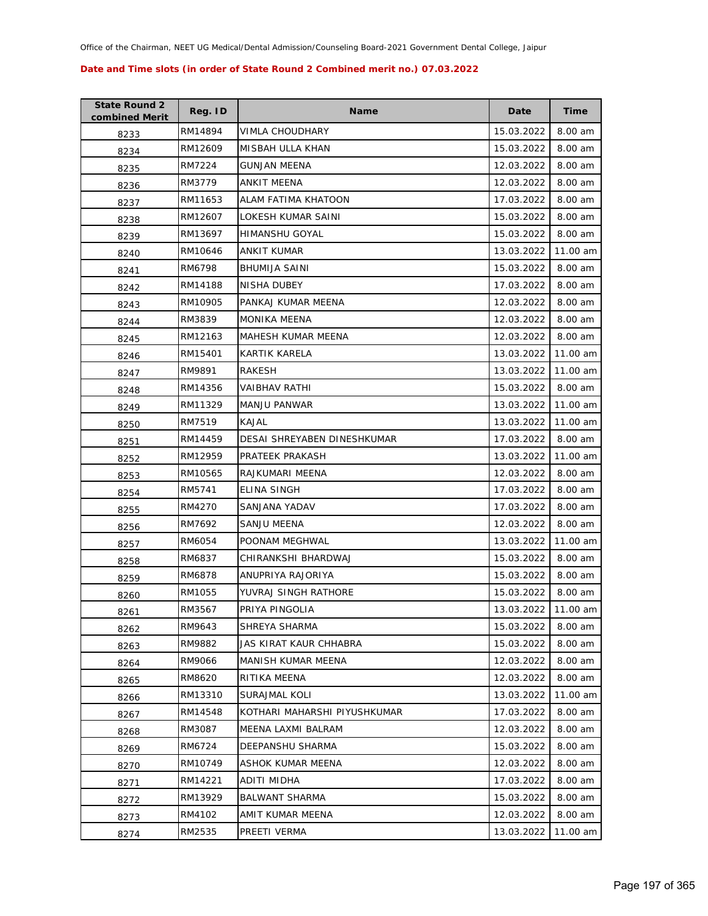Office of the Chairman, NEET UG Medical/Dental Admission/Counseling Board-2021 Government Dental College, Jaipur

**Date and Time slots (in order of State Round 2 Combined merit no.) 07.03.2022**

| State Round 2 combined Merit | Reg. ID | Name | Date | Time |
|---|---|---|---|---|
| 8233 | RM14894 | VIMLA CHOUDHARY | 15.03.2022 | 8.00 am |
| 8234 | RM12609 | MISBAH ULLA KHAN | 15.03.2022 | 8.00 am |
| 8235 | RM7224 | GUNJAN MEENA | 12.03.2022 | 8.00 am |
| 8236 | RM3779 | ANKIT MEENA | 12.03.2022 | 8.00 am |
| 8237 | RM11653 | ALAM FATIMA KHATOON | 17.03.2022 | 8.00 am |
| 8238 | RM12607 | LOKESH KUMAR SAINI | 15.03.2022 | 8.00 am |
| 8239 | RM13697 | HIMANSHU GOYAL | 15.03.2022 | 8.00 am |
| 8240 | RM10646 | ANKIT KUMAR | 13.03.2022 | 11.00 am |
| 8241 | RM6798 | BHUMIJA SAINI | 15.03.2022 | 8.00 am |
| 8242 | RM14188 | NISHA DUBEY | 17.03.2022 | 8.00 am |
| 8243 | RM10905 | PANKAJ KUMAR MEENA | 12.03.2022 | 8.00 am |
| 8244 | RM3839 | MONIKA MEENA | 12.03.2022 | 8.00 am |
| 8245 | RM12163 | MAHESH KUMAR MEENA | 12.03.2022 | 8.00 am |
| 8246 | RM15401 | KARTIK KARELA | 13.03.2022 | 11.00 am |
| 8247 | RM9891 | RAKESH | 13.03.2022 | 11.00 am |
| 8248 | RM14356 | VAIBHAV RATHI | 15.03.2022 | 8.00 am |
| 8249 | RM11329 | MANJU PANWAR | 13.03.2022 | 11.00 am |
| 8250 | RM7519 | KAJAL | 13.03.2022 | 11.00 am |
| 8251 | RM14459 | DESAI SHREYABEN DINESHKUMAR | 17.03.2022 | 8.00 am |
| 8252 | RM12959 | PRATEEK PRAKASH | 13.03.2022 | 11.00 am |
| 8253 | RM10565 | RAJKUMARI MEENA | 12.03.2022 | 8.00 am |
| 8254 | RM5741 | ELINA SINGH | 17.03.2022 | 8.00 am |
| 8255 | RM4270 | SANJANA YADAV | 17.03.2022 | 8.00 am |
| 8256 | RM7692 | SANJU MEENA | 12.03.2022 | 8.00 am |
| 8257 | RM6054 | POONAM MEGHWAL | 13.03.2022 | 11.00 am |
| 8258 | RM6837 | CHIRANKSHI BHARDWAJ | 15.03.2022 | 8.00 am |
| 8259 | RM6878 | ANUPRIYA RAJORIYA | 15.03.2022 | 8.00 am |
| 8260 | RM1055 | YUVRAJ SINGH RATHORE | 15.03.2022 | 8.00 am |
| 8261 | RM3567 | PRIYA PINGOLIA | 13.03.2022 | 11.00 am |
| 8262 | RM9643 | SHREYA SHARMA | 15.03.2022 | 8.00 am |
| 8263 | RM9882 | JAS KIRAT KAUR CHHABRA | 15.03.2022 | 8.00 am |
| 8264 | RM9066 | MANISH KUMAR MEENA | 12.03.2022 | 8.00 am |
| 8265 | RM8620 | RITIKA MEENA | 12.03.2022 | 8.00 am |
| 8266 | RM13310 | SURAJMAL KOLI | 13.03.2022 | 11.00 am |
| 8267 | RM14548 | KOTHARI MAHARSHI PIYUSHKUMAR | 17.03.2022 | 8.00 am |
| 8268 | RM3087 | MEENA LAXMI BALRAM | 12.03.2022 | 8.00 am |
| 8269 | RM6724 | DEEPANSHU SHARMA | 15.03.2022 | 8.00 am |
| 8270 | RM10749 | ASHOK KUMAR MEENA | 12.03.2022 | 8.00 am |
| 8271 | RM14221 | ADITI MIDHA | 17.03.2022 | 8.00 am |
| 8272 | RM13929 | BALWANT SHARMA | 15.03.2022 | 8.00 am |
| 8273 | RM4102 | AMIT KUMAR MEENA | 12.03.2022 | 8.00 am |
| 8274 | RM2535 | PREETI VERMA | 13.03.2022 | 11.00 am |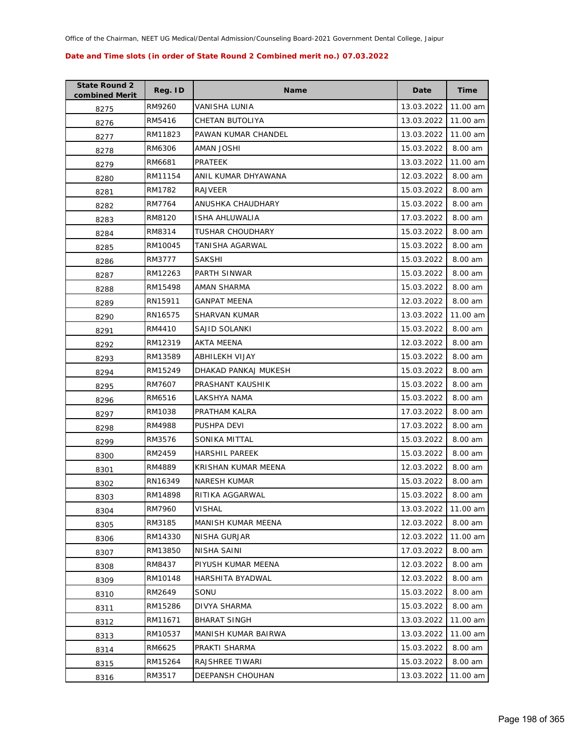Office of the Chairman, NEET UG Medical/Dental Admission/Counseling Board-2021 Government Dental College, Jaipur

**Date and Time slots (in order of State Round 2 Combined merit no.) 07.03.2022**

| State Round 2 combined Merit | Reg. ID | Name | Date | Time |
|---|---|---|---|---|
| 8275 | RM9260 | VANISHA LUNIA | 13.03.2022 | 11.00 am |
| 8276 | RM5416 | CHETAN BUTOLIYA | 13.03.2022 | 11.00 am |
| 8277 | RM11823 | PAWAN KUMAR CHANDEL | 13.03.2022 | 11.00 am |
| 8278 | RM6306 | AMAN JOSHI | 15.03.2022 | 8.00 am |
| 8279 | RM6681 | PRATEEK | 13.03.2022 | 11.00 am |
| 8280 | RM11154 | ANIL KUMAR DHYAWANA | 12.03.2022 | 8.00 am |
| 8281 | RM1782 | RAJVEER | 15.03.2022 | 8.00 am |
| 8282 | RM7764 | ANUSHKA CHAUDHARY | 15.03.2022 | 8.00 am |
| 8283 | RM8120 | ISHA AHLUWALIA | 17.03.2022 | 8.00 am |
| 8284 | RM8314 | TUSHAR CHOUDHARY | 15.03.2022 | 8.00 am |
| 8285 | RM10045 | TANISHA AGARWAL | 15.03.2022 | 8.00 am |
| 8286 | RM3777 | SAKSHI | 15.03.2022 | 8.00 am |
| 8287 | RM12263 | PARTH SINWAR | 15.03.2022 | 8.00 am |
| 8288 | RM15498 | AMAN SHARMA | 15.03.2022 | 8.00 am |
| 8289 | RN15911 | GANPAT MEENA | 12.03.2022 | 8.00 am |
| 8290 | RN16575 | SHARVAN KUMAR | 13.03.2022 | 11.00 am |
| 8291 | RM4410 | SAJID SOLANKI | 15.03.2022 | 8.00 am |
| 8292 | RM12319 | AKTA MEENA | 12.03.2022 | 8.00 am |
| 8293 | RM13589 | ABHILEKH VIJAY | 15.03.2022 | 8.00 am |
| 8294 | RM15249 | DHAKAD PANKAJ MUKESH | 15.03.2022 | 8.00 am |
| 8295 | RM7607 | PRASHANT KAUSHIK | 15.03.2022 | 8.00 am |
| 8296 | RM6516 | LAKSHYA NAMA | 15.03.2022 | 8.00 am |
| 8297 | RM1038 | PRATHAM KALRA | 17.03.2022 | 8.00 am |
| 8298 | RM4988 | PUSHPA DEVI | 17.03.2022 | 8.00 am |
| 8299 | RM3576 | SONIKA MITTAL | 15.03.2022 | 8.00 am |
| 8300 | RM2459 | HARSHIL PAREEK | 15.03.2022 | 8.00 am |
| 8301 | RM4889 | KRISHAN KUMAR MEENA | 12.03.2022 | 8.00 am |
| 8302 | RN16349 | NARESH KUMAR | 15.03.2022 | 8.00 am |
| 8303 | RM14898 | RITIKA AGGARWAL | 15.03.2022 | 8.00 am |
| 8304 | RM7960 | VISHAL | 13.03.2022 | 11.00 am |
| 8305 | RM3185 | MANISH KUMAR MEENA | 12.03.2022 | 8.00 am |
| 8306 | RM14330 | NISHA GURJAR | 12.03.2022 | 11.00 am |
| 8307 | RM13850 | NISHA SAINI | 17.03.2022 | 8.00 am |
| 8308 | RM8437 | PIYUSH KUMAR MEENA | 12.03.2022 | 8.00 am |
| 8309 | RM10148 | HARSHITA BYADWAL | 12.03.2022 | 8.00 am |
| 8310 | RM2649 | SONU | 15.03.2022 | 8.00 am |
| 8311 | RM15286 | DIVYA SHARMA | 15.03.2022 | 8.00 am |
| 8312 | RM11671 | BHARAT SINGH | 13.03.2022 | 11.00 am |
| 8313 | RM10537 | MANISH KUMAR BAIRWA | 13.03.2022 | 11.00 am |
| 8314 | RM6625 | PRAKTI SHARMA | 15.03.2022 | 8.00 am |
| 8315 | RM15264 | RAJSHREE TIWARI | 15.03.2022 | 8.00 am |
| 8316 | RM3517 | DEEPANSH CHOUHAN | 13.03.2022 | 11.00 am |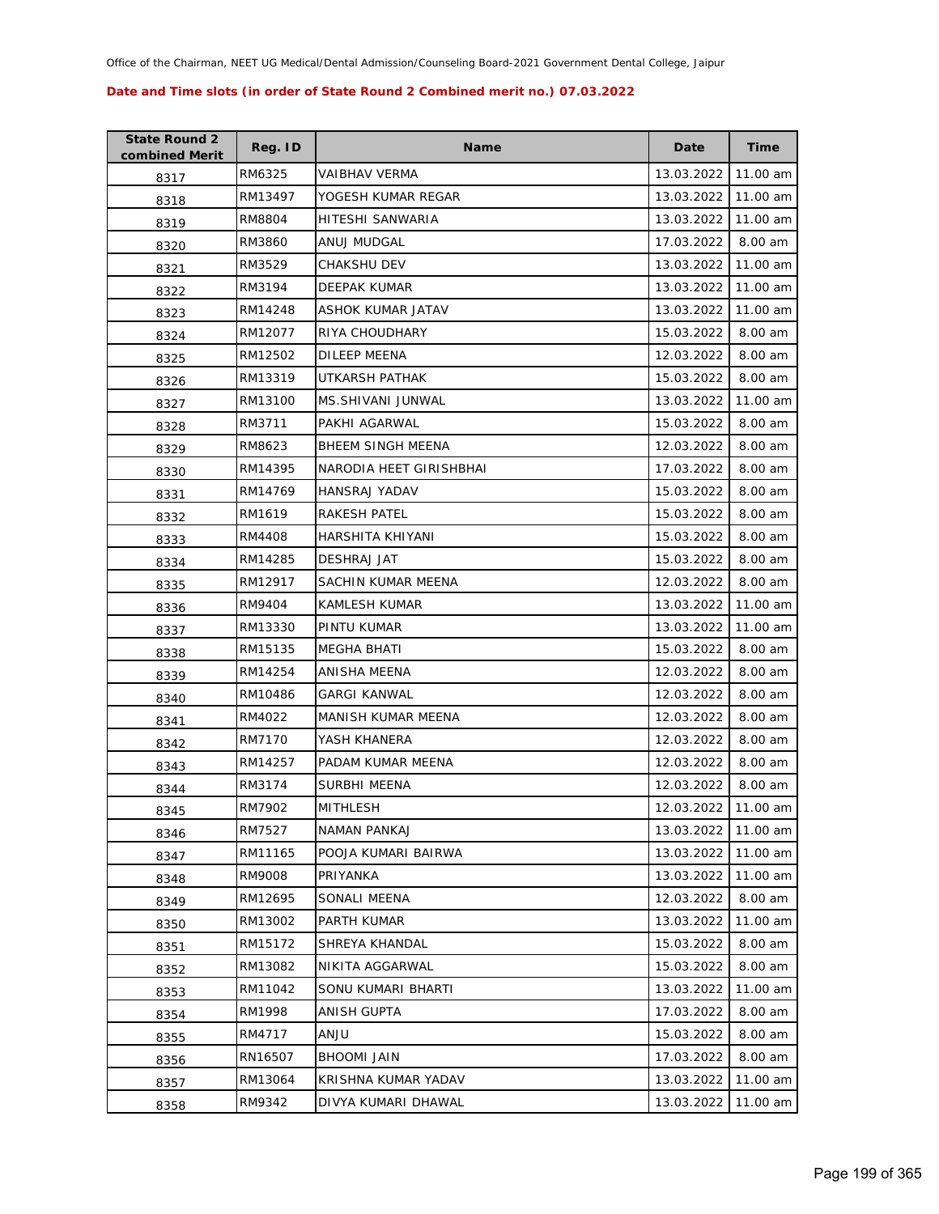Office of the Chairman, NEET UG Medical/Dental Admission/Counseling Board-2021 Government Dental College, Jaipur

**Date and Time slots (in order of State Round 2 Combined merit no.) 07.03.2022**

| State Round 2 combined Merit | Reg. ID | Name | Date | Time |
|---|---|---|---|---|
| 8317 | RM6325 | VAIBHAV VERMA | 13.03.2022 | 11.00 am |
| 8318 | RM13497 | YOGESH KUMAR REGAR | 13.03.2022 | 11.00 am |
| 8319 | RM8804 | HITESHI SANWARIA | 13.03.2022 | 11.00 am |
| 8320 | RM3860 | ANUJ MUDGAL | 17.03.2022 | 8.00 am |
| 8321 | RM3529 | CHAKSHU DEV | 13.03.2022 | 11.00 am |
| 8322 | RM3194 | DEEPAK KUMAR | 13.03.2022 | 11.00 am |
| 8323 | RM14248 | ASHOK KUMAR JATAV | 13.03.2022 | 11.00 am |
| 8324 | RM12077 | RIYA CHOUDHARY | 15.03.2022 | 8.00 am |
| 8325 | RM12502 | DILEEP MEENA | 12.03.2022 | 8.00 am |
| 8326 | RM13319 | UTKARSH PATHAK | 15.03.2022 | 8.00 am |
| 8327 | RM13100 | MS.SHIVANI JUNWAL | 13.03.2022 | 11.00 am |
| 8328 | RM3711 | PAKHI AGARWAL | 15.03.2022 | 8.00 am |
| 8329 | RM8623 | BHEEM SINGH MEENA | 12.03.2022 | 8.00 am |
| 8330 | RM14395 | NARODIA HEET GIRISHBHAI | 17.03.2022 | 8.00 am |
| 8331 | RM14769 | HANSRAJ YADAV | 15.03.2022 | 8.00 am |
| 8332 | RM1619 | RAKESH PATEL | 15.03.2022 | 8.00 am |
| 8333 | RM4408 | HARSHITA KHIYANI | 15.03.2022 | 8.00 am |
| 8334 | RM14285 | DESHRAJ JAT | 15.03.2022 | 8.00 am |
| 8335 | RM12917 | SACHIN KUMAR MEENA | 12.03.2022 | 8.00 am |
| 8336 | RM9404 | KAMLESH KUMAR | 13.03.2022 | 11.00 am |
| 8337 | RM13330 | PINTU KUMAR | 13.03.2022 | 11.00 am |
| 8338 | RM15135 | MEGHA BHATI | 15.03.2022 | 8.00 am |
| 8339 | RM14254 | ANISHA MEENA | 12.03.2022 | 8.00 am |
| 8340 | RM10486 | GARGI KANWAL | 12.03.2022 | 8.00 am |
| 8341 | RM4022 | MANISH KUMAR MEENA | 12.03.2022 | 8.00 am |
| 8342 | RM7170 | YASH KHANERA | 12.03.2022 | 8.00 am |
| 8343 | RM14257 | PADAM KUMAR MEENA | 12.03.2022 | 8.00 am |
| 8344 | RM3174 | SURBHI MEENA | 12.03.2022 | 8.00 am |
| 8345 | RM7902 | MITHLESH | 12.03.2022 | 11.00 am |
| 8346 | RM7527 | NAMAN PANKAJ | 13.03.2022 | 11.00 am |
| 8347 | RM11165 | POOJA KUMARI BAIRWA | 13.03.2022 | 11.00 am |
| 8348 | RM9008 | PRIYANKA | 13.03.2022 | 11.00 am |
| 8349 | RM12695 | SONALI MEENA | 12.03.2022 | 8.00 am |
| 8350 | RM13002 | PARTH KUMAR | 13.03.2022 | 11.00 am |
| 8351 | RM15172 | SHREYA KHANDAL | 15.03.2022 | 8.00 am |
| 8352 | RM13082 | NIKITA AGGARWAL | 15.03.2022 | 8.00 am |
| 8353 | RM11042 | SONU KUMARI BHARTI | 13.03.2022 | 11.00 am |
| 8354 | RM1998 | ANISH GUPTA | 17.03.2022 | 8.00 am |
| 8355 | RM4717 | ANJU | 15.03.2022 | 8.00 am |
| 8356 | RN16507 | BHOOMI JAIN | 17.03.2022 | 8.00 am |
| 8357 | RM13064 | KRISHNA KUMAR YADAV | 13.03.2022 | 11.00 am |
| 8358 | RM9342 | DIVYA KUMARI DHAWAL | 13.03.2022 | 11.00 am |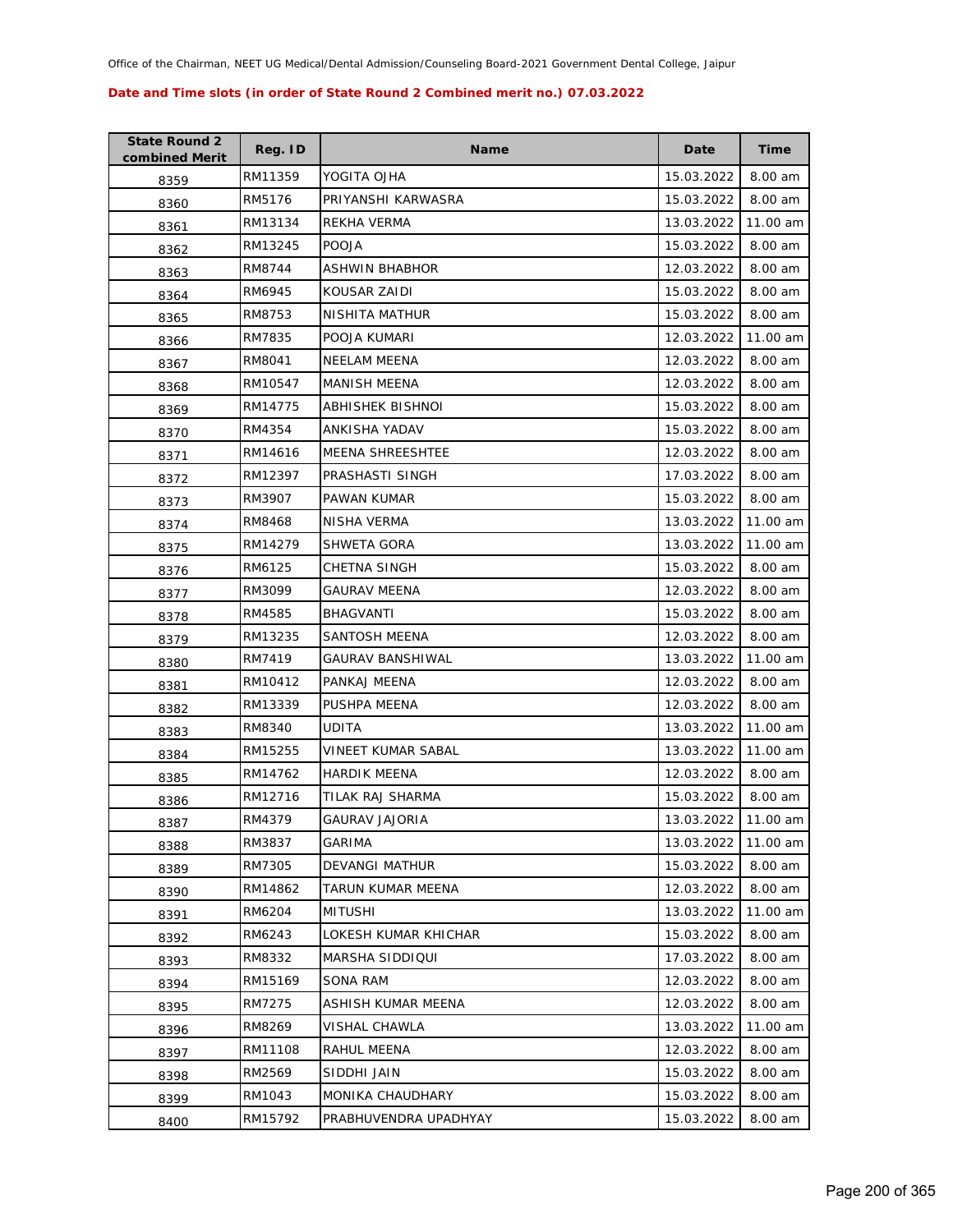Office of the Chairman, NEET UG Medical/Dental Admission/Counseling Board-2021 Government Dental College, Jaipur

**Date and Time slots (in order of State Round 2 Combined merit no.) 07.03.2022**

| State Round 2 combined Merit | Reg. ID | Name | Date | Time |
|---|---|---|---|---|
| 8359 | RM11359 | YOGITA OJHA | 15.03.2022 | 8.00 am |
| 8360 | RM5176 | PRIYANSHI KARWASRA | 15.03.2022 | 8.00 am |
| 8361 | RM13134 | REKHA VERMA | 13.03.2022 | 11.00 am |
| 8362 | RM13245 | POOJA | 15.03.2022 | 8.00 am |
| 8363 | RM8744 | ASHWIN BHABHOR | 12.03.2022 | 8.00 am |
| 8364 | RM6945 | KOUSAR ZAIDI | 15.03.2022 | 8.00 am |
| 8365 | RM8753 | NISHITA MATHUR | 15.03.2022 | 8.00 am |
| 8366 | RM7835 | POOJA KUMARI | 12.03.2022 | 11.00 am |
| 8367 | RM8041 | NEELAM MEENA | 12.03.2022 | 8.00 am |
| 8368 | RM10547 | MANISH MEENA | 12.03.2022 | 8.00 am |
| 8369 | RM14775 | ABHISHEK BISHNOI | 15.03.2022 | 8.00 am |
| 8370 | RM4354 | ANKISHA YADAV | 15.03.2022 | 8.00 am |
| 8371 | RM14616 | MEENA SHREESHTEE | 12.03.2022 | 8.00 am |
| 8372 | RM12397 | PRASHASTI SINGH | 17.03.2022 | 8.00 am |
| 8373 | RM3907 | PAWAN KUMAR | 15.03.2022 | 8.00 am |
| 8374 | RM8468 | NISHA VERMA | 13.03.2022 | 11.00 am |
| 8375 | RM14279 | SHWETA GORA | 13.03.2022 | 11.00 am |
| 8376 | RM6125 | CHETNA SINGH | 15.03.2022 | 8.00 am |
| 8377 | RM3099 | GAURAV MEENA | 12.03.2022 | 8.00 am |
| 8378 | RM4585 | BHAGVANTI | 15.03.2022 | 8.00 am |
| 8379 | RM13235 | SANTOSH MEENA | 12.03.2022 | 8.00 am |
| 8380 | RM7419 | GAURAV BANSHIWAL | 13.03.2022 | 11.00 am |
| 8381 | RM10412 | PANKAJ MEENA | 12.03.2022 | 8.00 am |
| 8382 | RM13339 | PUSHPA MEENA | 12.03.2022 | 8.00 am |
| 8383 | RM8340 | UDITA | 13.03.2022 | 11.00 am |
| 8384 | RM15255 | VINEET KUMAR SABAL | 13.03.2022 | 11.00 am |
| 8385 | RM14762 | HARDIK MEENA | 12.03.2022 | 8.00 am |
| 8386 | RM12716 | TILAK RAJ SHARMA | 15.03.2022 | 8.00 am |
| 8387 | RM4379 | GAURAV JAJORIA | 13.03.2022 | 11.00 am |
| 8388 | RM3837 | GARIMA | 13.03.2022 | 11.00 am |
| 8389 | RM7305 | DEVANGI MATHUR | 15.03.2022 | 8.00 am |
| 8390 | RM14862 | TARUN KUMAR MEENA | 12.03.2022 | 8.00 am |
| 8391 | RM6204 | MITUSHI | 13.03.2022 | 11.00 am |
| 8392 | RM6243 | LOKESH KUMAR KHICHAR | 15.03.2022 | 8.00 am |
| 8393 | RM8332 | MARSHA SIDDIQUI | 17.03.2022 | 8.00 am |
| 8394 | RM15169 | SONA RAM | 12.03.2022 | 8.00 am |
| 8395 | RM7275 | ASHISH KUMAR MEENA | 12.03.2022 | 8.00 am |
| 8396 | RM8269 | VISHAL CHAWLA | 13.03.2022 | 11.00 am |
| 8397 | RM11108 | RAHUL MEENA | 12.03.2022 | 8.00 am |
| 8398 | RM2569 | SIDDHI JAIN | 15.03.2022 | 8.00 am |
| 8399 | RM1043 | MONIKA CHAUDHARY | 15.03.2022 | 8.00 am |
| 8400 | RM15792 | PRABHUVENDRA UPADHYAY | 15.03.2022 | 8.00 am |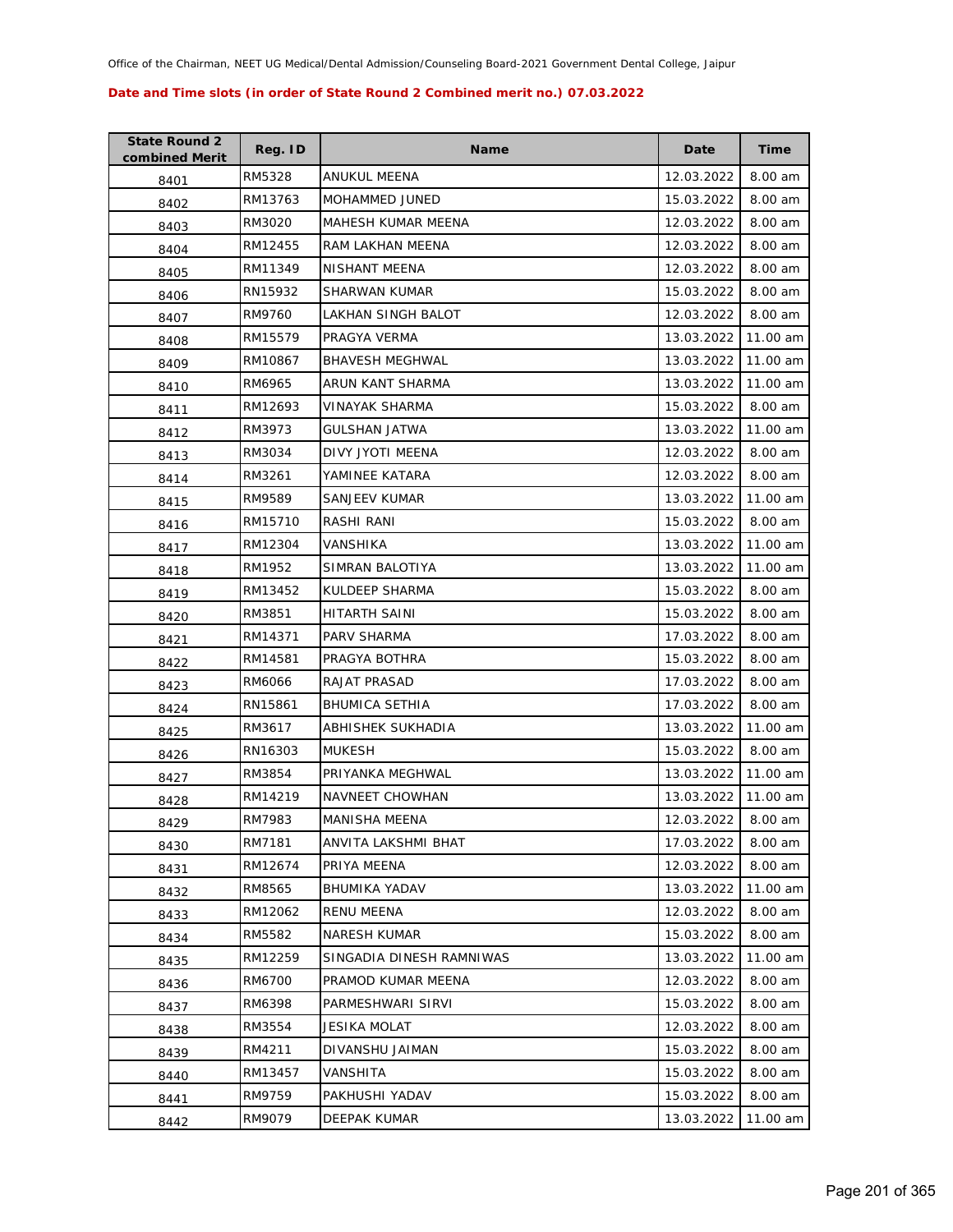Office of the Chairman, NEET UG Medical/Dental Admission/Counseling Board-2021 Government Dental College, Jaipur

**Date and Time slots (in order of State Round 2 Combined merit no.) 07.03.2022**

| State Round 2 combined Merit | Reg. ID | Name | Date | Time |
|---|---|---|---|---|
| 8401 | RM5328 | ANUKUL MEENA | 12.03.2022 | 8.00 am |
| 8402 | RM13763 | MOHAMMED JUNED | 15.03.2022 | 8.00 am |
| 8403 | RM3020 | MAHESH KUMAR MEENA | 12.03.2022 | 8.00 am |
| 8404 | RM12455 | RAM LAKHAN MEENA | 12.03.2022 | 8.00 am |
| 8405 | RM11349 | NISHANT MEENA | 12.03.2022 | 8.00 am |
| 8406 | RN15932 | SHARWAN KUMAR | 15.03.2022 | 8.00 am |
| 8407 | RM9760 | LAKHAN SINGH BALOT | 12.03.2022 | 8.00 am |
| 8408 | RM15579 | PRAGYA VERMA | 13.03.2022 | 11.00 am |
| 8409 | RM10867 | BHAVESH MEGHWAL | 13.03.2022 | 11.00 am |
| 8410 | RM6965 | ARUN KANT SHARMA | 13.03.2022 | 11.00 am |
| 8411 | RM12693 | VINAYAK SHARMA | 15.03.2022 | 8.00 am |
| 8412 | RM3973 | GULSHAN JATWA | 13.03.2022 | 11.00 am |
| 8413 | RM3034 | DIVY JYOTI MEENA | 12.03.2022 | 8.00 am |
| 8414 | RM3261 | YAMINEE KATARA | 12.03.2022 | 8.00 am |
| 8415 | RM9589 | SANJEEV KUMAR | 13.03.2022 | 11.00 am |
| 8416 | RM15710 | RASHI RANI | 15.03.2022 | 8.00 am |
| 8417 | RM12304 | VANSHIKA | 13.03.2022 | 11.00 am |
| 8418 | RM1952 | SIMRAN BALOTIYA | 13.03.2022 | 11.00 am |
| 8419 | RM13452 | KULDEEP SHARMA | 15.03.2022 | 8.00 am |
| 8420 | RM3851 | HITARTH SAINI | 15.03.2022 | 8.00 am |
| 8421 | RM14371 | PARV SHARMA | 17.03.2022 | 8.00 am |
| 8422 | RM14581 | PRAGYA BOTHRA | 15.03.2022 | 8.00 am |
| 8423 | RM6066 | RAJAT PRASAD | 17.03.2022 | 8.00 am |
| 8424 | RN15861 | BHUMICA SETHIA | 17.03.2022 | 8.00 am |
| 8425 | RM3617 | ABHISHEK SUKHADIA | 13.03.2022 | 11.00 am |
| 8426 | RN16303 | MUKESH | 15.03.2022 | 8.00 am |
| 8427 | RM3854 | PRIYANKA MEGHWAL | 13.03.2022 | 11.00 am |
| 8428 | RM14219 | NAVNEET CHOWHAN | 13.03.2022 | 11.00 am |
| 8429 | RM7983 | MANISHA MEENA | 12.03.2022 | 8.00 am |
| 8430 | RM7181 | ANVITA LAKSHMI BHAT | 17.03.2022 | 8.00 am |
| 8431 | RM12674 | PRIYA MEENA | 12.03.2022 | 8.00 am |
| 8432 | RM8565 | BHUMIKA YADAV | 13.03.2022 | 11.00 am |
| 8433 | RM12062 | RENU MEENA | 12.03.2022 | 8.00 am |
| 8434 | RM5582 | NARESH KUMAR | 15.03.2022 | 8.00 am |
| 8435 | RM12259 | SINGADIA DINESH RAMNIWAS | 13.03.2022 | 11.00 am |
| 8436 | RM6700 | PRAMOD KUMAR MEENA | 12.03.2022 | 8.00 am |
| 8437 | RM6398 | PARMESHWARI SIRVI | 15.03.2022 | 8.00 am |
| 8438 | RM3554 | JESIKA MOLAT | 12.03.2022 | 8.00 am |
| 8439 | RM4211 | DIVANSHU JAIMAN | 15.03.2022 | 8.00 am |
| 8440 | RM13457 | VANSHITA | 15.03.2022 | 8.00 am |
| 8441 | RM9759 | PAKHUSHI YADAV | 15.03.2022 | 8.00 am |
| 8442 | RM9079 | DEEPAK KUMAR | 13.03.2022 | 11.00 am |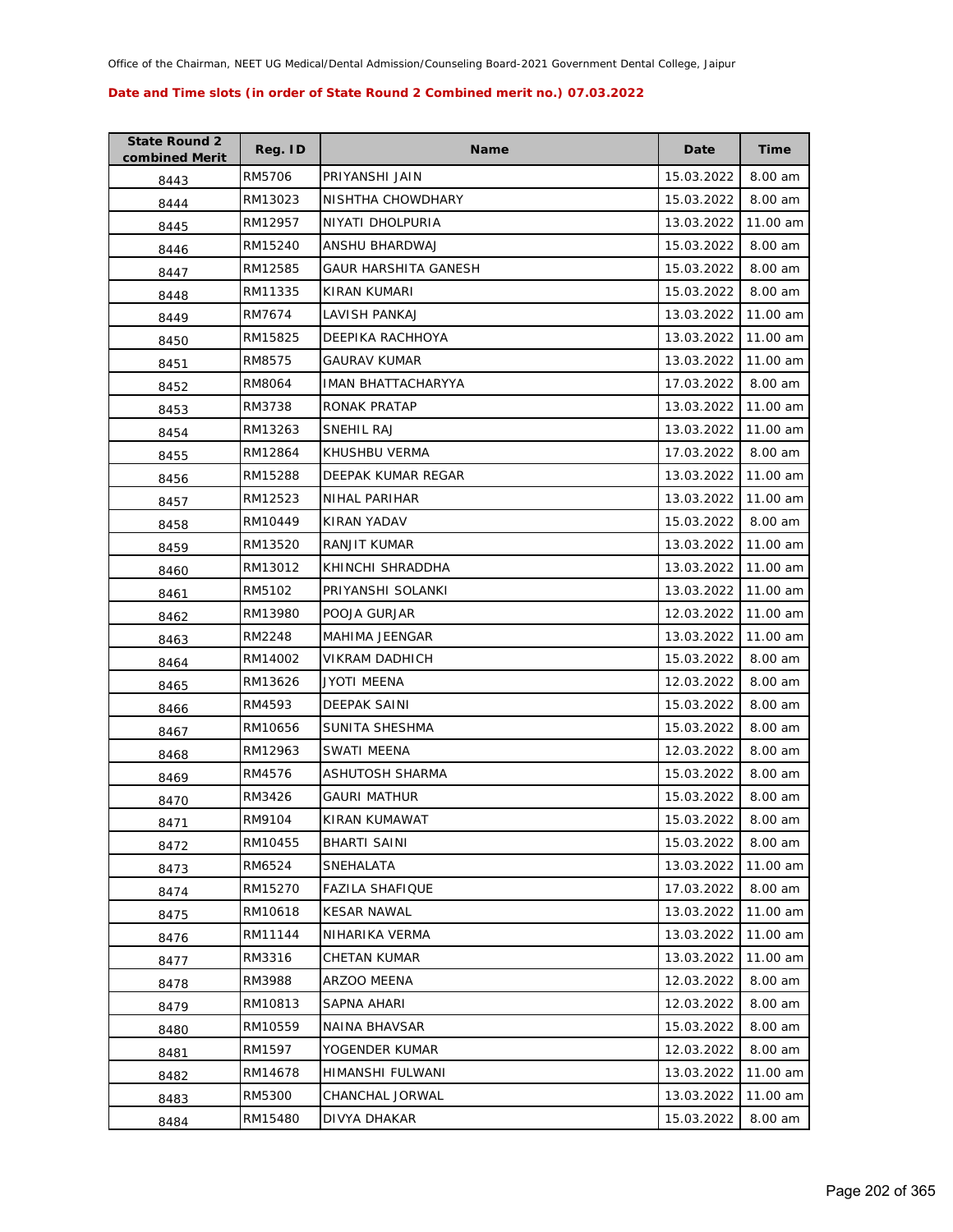Office of the Chairman, NEET UG Medical/Dental Admission/Counseling Board-2021 Government Dental College, Jaipur

**Date and Time slots (in order of State Round 2 Combined merit no.) 07.03.2022**

| State Round 2 combined Merit | Reg. ID | Name | Date | Time |
|---|---|---|---|---|
| 8443 | RM5706 | PRIYANSHI JAIN | 15.03.2022 | 8.00 am |
| 8444 | RM13023 | NISHTHA CHOWDHARY | 15.03.2022 | 8.00 am |
| 8445 | RM12957 | NIYATI DHOLPURIA | 13.03.2022 | 11.00 am |
| 8446 | RM15240 | ANSHU BHARDWAJ | 15.03.2022 | 8.00 am |
| 8447 | RM12585 | GAUR HARSHITA GANESH | 15.03.2022 | 8.00 am |
| 8448 | RM11335 | KIRAN KUMARI | 15.03.2022 | 8.00 am |
| 8449 | RM7674 | LAVISH PANKAJ | 13.03.2022 | 11.00 am |
| 8450 | RM15825 | DEEPIKA RACHHOYA | 13.03.2022 | 11.00 am |
| 8451 | RM8575 | GAURAV KUMAR | 13.03.2022 | 11.00 am |
| 8452 | RM8064 | IMAN BHATTACHARYYA | 17.03.2022 | 8.00 am |
| 8453 | RM3738 | RONAK PRATAP | 13.03.2022 | 11.00 am |
| 8454 | RM13263 | SNEHIL RAJ | 13.03.2022 | 11.00 am |
| 8455 | RM12864 | KHUSHBU VERMA | 17.03.2022 | 8.00 am |
| 8456 | RM15288 | DEEPAK KUMAR REGAR | 13.03.2022 | 11.00 am |
| 8457 | RM12523 | NIHAL PARIHAR | 13.03.2022 | 11.00 am |
| 8458 | RM10449 | KIRAN YADAV | 15.03.2022 | 8.00 am |
| 8459 | RM13520 | RANJIT KUMAR | 13.03.2022 | 11.00 am |
| 8460 | RM13012 | KHINCHI SHRADDHA | 13.03.2022 | 11.00 am |
| 8461 | RM5102 | PRIYANSHI SOLANKI | 13.03.2022 | 11.00 am |
| 8462 | RM13980 | POOJA GURJAR | 12.03.2022 | 11.00 am |
| 8463 | RM2248 | MAHIMA JEENGAR | 13.03.2022 | 11.00 am |
| 8464 | RM14002 | VIKRAM DADHICH | 15.03.2022 | 8.00 am |
| 8465 | RM13626 | JYOTI MEENA | 12.03.2022 | 8.00 am |
| 8466 | RM4593 | DEEPAK SAINI | 15.03.2022 | 8.00 am |
| 8467 | RM10656 | SUNITA SHESHMA | 15.03.2022 | 8.00 am |
| 8468 | RM12963 | SWATI MEENA | 12.03.2022 | 8.00 am |
| 8469 | RM4576 | ASHUTOSH SHARMA | 15.03.2022 | 8.00 am |
| 8470 | RM3426 | GAURI MATHUR | 15.03.2022 | 8.00 am |
| 8471 | RM9104 | KIRAN KUMAWAT | 15.03.2022 | 8.00 am |
| 8472 | RM10455 | BHARTI SAINI | 15.03.2022 | 8.00 am |
| 8473 | RM6524 | SNEHALATA | 13.03.2022 | 11.00 am |
| 8474 | RM15270 | FAZILA SHAFIQUE | 17.03.2022 | 8.00 am |
| 8475 | RM10618 | KESAR NAWAL | 13.03.2022 | 11.00 am |
| 8476 | RM11144 | NIHARIKA VERMA | 13.03.2022 | 11.00 am |
| 8477 | RM3316 | CHETAN KUMAR | 13.03.2022 | 11.00 am |
| 8478 | RM3988 | ARZOO MEENA | 12.03.2022 | 8.00 am |
| 8479 | RM10813 | SAPNA AHARI | 12.03.2022 | 8.00 am |
| 8480 | RM10559 | NAINA BHAVSAR | 15.03.2022 | 8.00 am |
| 8481 | RM1597 | YOGENDER KUMAR | 12.03.2022 | 8.00 am |
| 8482 | RM14678 | HIMANSHI FULWANI | 13.03.2022 | 11.00 am |
| 8483 | RM5300 | CHANCHAL JORWAL | 13.03.2022 | 11.00 am |
| 8484 | RM15480 | DIVYA DHAKAR | 15.03.2022 | 8.00 am |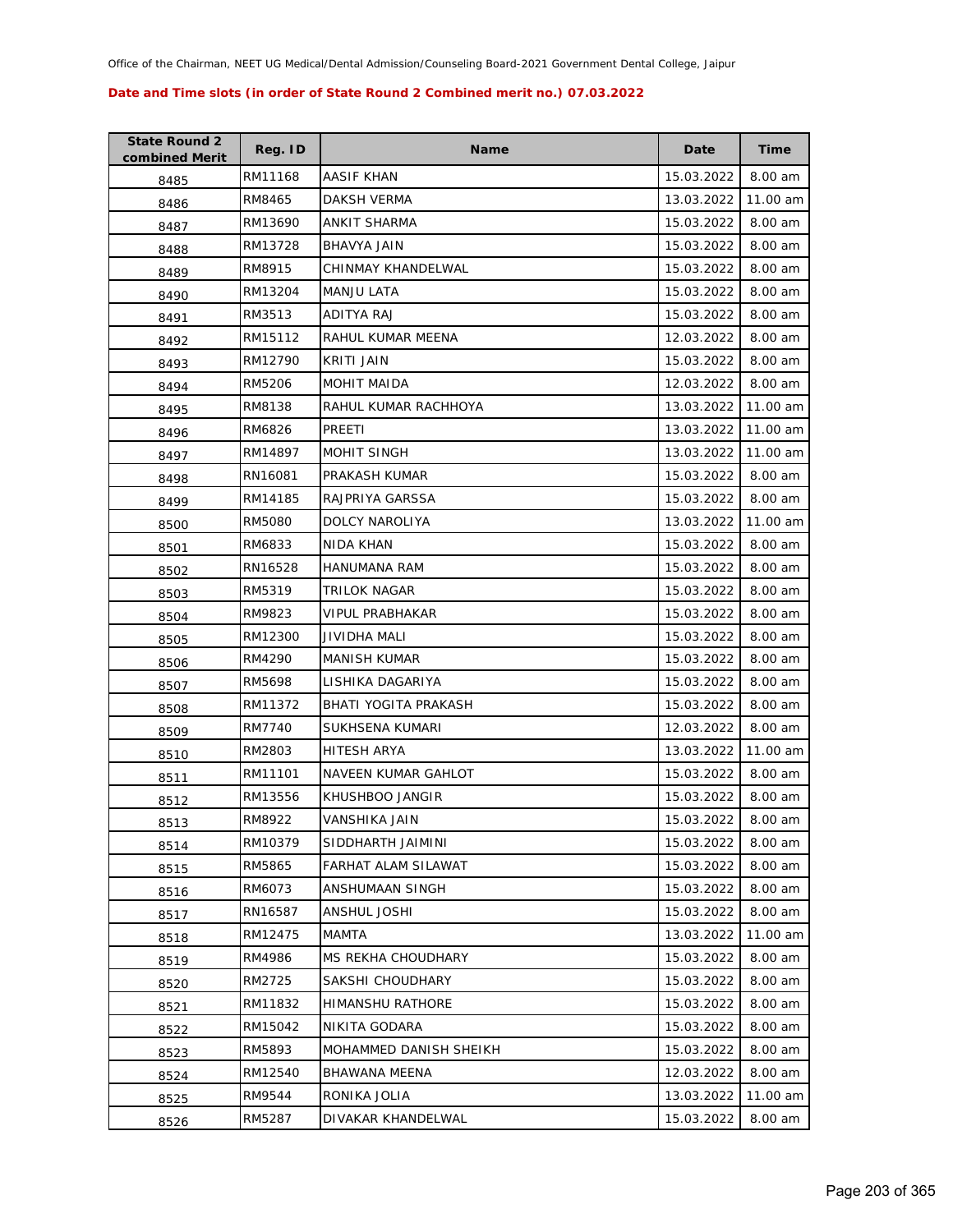Office of the Chairman, NEET UG Medical/Dental Admission/Counseling Board-2021 Government Dental College, Jaipur

**Date and Time slots (in order of State Round 2 Combined merit no.) 07.03.2022**

| State Round 2 combined Merit | Reg. ID | Name | Date | Time |
|---|---|---|---|---|
| 8485 | RM11168 | AASIF KHAN | 15.03.2022 | 8.00 am |
| 8486 | RM8465 | DAKSH VERMA | 13.03.2022 | 11.00 am |
| 8487 | RM13690 | ANKIT SHARMA | 15.03.2022 | 8.00 am |
| 8488 | RM13728 | BHAVYA JAIN | 15.03.2022 | 8.00 am |
| 8489 | RM8915 | CHINMAY KHANDELWAL | 15.03.2022 | 8.00 am |
| 8490 | RM13204 | MANJU LATA | 15.03.2022 | 8.00 am |
| 8491 | RM3513 | ADITYA RAJ | 15.03.2022 | 8.00 am |
| 8492 | RM15112 | RAHUL KUMAR MEENA | 12.03.2022 | 8.00 am |
| 8493 | RM12790 | KRITI JAIN | 15.03.2022 | 8.00 am |
| 8494 | RM5206 | MOHIT MAIDA | 12.03.2022 | 8.00 am |
| 8495 | RM8138 | RAHUL KUMAR RACHHOYA | 13.03.2022 | 11.00 am |
| 8496 | RM6826 | PREETI | 13.03.2022 | 11.00 am |
| 8497 | RM14897 | MOHIT SINGH | 13.03.2022 | 11.00 am |
| 8498 | RN16081 | PRAKASH KUMAR | 15.03.2022 | 8.00 am |
| 8499 | RM14185 | RAJPRIYA GARSSA | 15.03.2022 | 8.00 am |
| 8500 | RM5080 | DOLCY NAROLIYA | 13.03.2022 | 11.00 am |
| 8501 | RM6833 | NIDA KHAN | 15.03.2022 | 8.00 am |
| 8502 | RN16528 | HANUMANA RAM | 15.03.2022 | 8.00 am |
| 8503 | RM5319 | TRILOK NAGAR | 15.03.2022 | 8.00 am |
| 8504 | RM9823 | VIPUL PRABHAKAR | 15.03.2022 | 8.00 am |
| 8505 | RM12300 | JIVIDHA MALI | 15.03.2022 | 8.00 am |
| 8506 | RM4290 | MANISH KUMAR | 15.03.2022 | 8.00 am |
| 8507 | RM5698 | LISHIKA DAGARIYA | 15.03.2022 | 8.00 am |
| 8508 | RM11372 | BHATI YOGITA PRAKASH | 15.03.2022 | 8.00 am |
| 8509 | RM7740 | SUKHSENA KUMARI | 12.03.2022 | 8.00 am |
| 8510 | RM2803 | HITESH ARYA | 13.03.2022 | 11.00 am |
| 8511 | RM11101 | NAVEEN KUMAR GAHLOT | 15.03.2022 | 8.00 am |
| 8512 | RM13556 | KHUSHBOO JANGIR | 15.03.2022 | 8.00 am |
| 8513 | RM8922 | VANSHIKA JAIN | 15.03.2022 | 8.00 am |
| 8514 | RM10379 | SIDDHARTH JAIMINI | 15.03.2022 | 8.00 am |
| 8515 | RM5865 | FARHAT ALAM SILAWAT | 15.03.2022 | 8.00 am |
| 8516 | RM6073 | ANSHUMAAN SINGH | 15.03.2022 | 8.00 am |
| 8517 | RN16587 | ANSHUL JOSHI | 15.03.2022 | 8.00 am |
| 8518 | RM12475 | MAMTA | 13.03.2022 | 11.00 am |
| 8519 | RM4986 | MS REKHA CHOUDHARY | 15.03.2022 | 8.00 am |
| 8520 | RM2725 | SAKSHI CHOUDHARY | 15.03.2022 | 8.00 am |
| 8521 | RM11832 | HIMANSHU RATHORE | 15.03.2022 | 8.00 am |
| 8522 | RM15042 | NIKITA GODARA | 15.03.2022 | 8.00 am |
| 8523 | RM5893 | MOHAMMED DANISH SHEIKH | 15.03.2022 | 8.00 am |
| 8524 | RM12540 | BHAWANA MEENA | 12.03.2022 | 8.00 am |
| 8525 | RM9544 | RONIKA JOLIA | 13.03.2022 | 11.00 am |
| 8526 | RM5287 | DIVAKAR KHANDELWAL | 15.03.2022 | 8.00 am |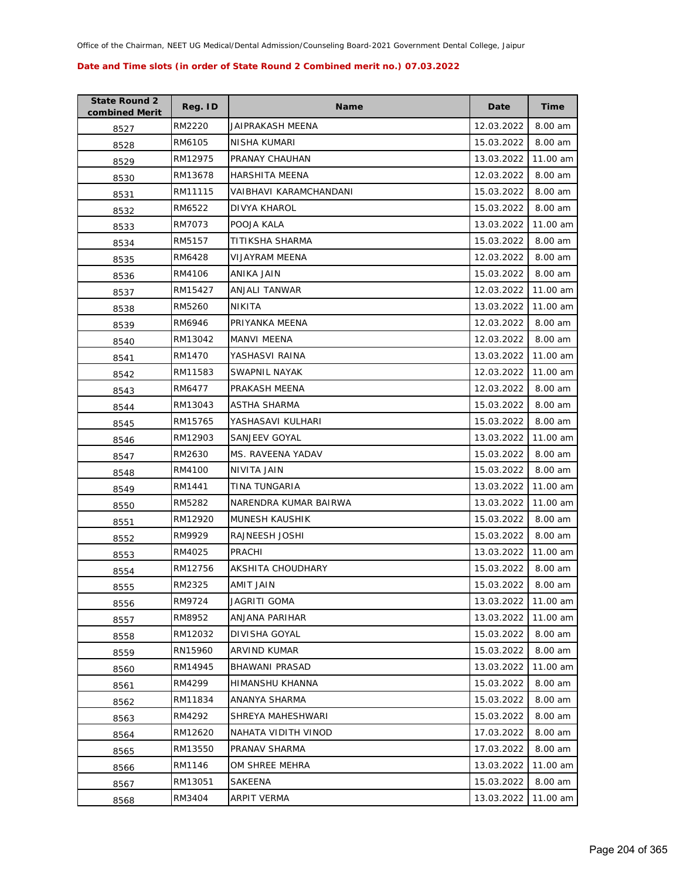Office of the Chairman, NEET UG Medical/Dental Admission/Counseling Board-2021 Government Dental College, Jaipur

**Date and Time slots (in order of State Round 2 Combined merit no.) 07.03.2022**

| State Round 2 combined Merit | Reg. ID | Name | Date | Time |
|---|---|---|---|---|
| 8527 | RM2220 | JAIPRAKASH MEENA | 12.03.2022 | 8.00 am |
| 8528 | RM6105 | NISHA KUMARI | 15.03.2022 | 8.00 am |
| 8529 | RM12975 | PRANAY CHAUHAN | 13.03.2022 | 11.00 am |
| 8530 | RM13678 | HARSHITA MEENA | 12.03.2022 | 8.00 am |
| 8531 | RM11115 | VAIBHAVI KARAMCHANDANI | 15.03.2022 | 8.00 am |
| 8532 | RM6522 | DIVYA KHAROL | 15.03.2022 | 8.00 am |
| 8533 | RM7073 | POOJA KALA | 13.03.2022 | 11.00 am |
| 8534 | RM5157 | TITIKSHA SHARMA | 15.03.2022 | 8.00 am |
| 8535 | RM6428 | VIJAYRAM MEENA | 12.03.2022 | 8.00 am |
| 8536 | RM4106 | ANIKA JAIN | 15.03.2022 | 8.00 am |
| 8537 | RM15427 | ANJALI TANWAR | 12.03.2022 | 11.00 am |
| 8538 | RM5260 | NIKITA | 13.03.2022 | 11.00 am |
| 8539 | RM6946 | PRIYANKA MEENA | 12.03.2022 | 8.00 am |
| 8540 | RM13042 | MANVI MEENA | 12.03.2022 | 8.00 am |
| 8541 | RM1470 | YASHASVI RAINA | 13.03.2022 | 11.00 am |
| 8542 | RM11583 | SWAPNIL NAYAK | 12.03.2022 | 11.00 am |
| 8543 | RM6477 | PRAKASH MEENA | 12.03.2022 | 8.00 am |
| 8544 | RM13043 | ASTHA SHARMA | 15.03.2022 | 8.00 am |
| 8545 | RM15765 | YASHASAVI KULHARI | 15.03.2022 | 8.00 am |
| 8546 | RM12903 | SANJEEV GOYAL | 13.03.2022 | 11.00 am |
| 8547 | RM2630 | MS. RAVEENA YADAV | 15.03.2022 | 8.00 am |
| 8548 | RM4100 | NIVITA JAIN | 15.03.2022 | 8.00 am |
| 8549 | RM1441 | TINA TUNGARIA | 13.03.2022 | 11.00 am |
| 8550 | RM5282 | NARENDRA KUMAR BAIRWA | 13.03.2022 | 11.00 am |
| 8551 | RM12920 | MUNESH KAUSHIK | 15.03.2022 | 8.00 am |
| 8552 | RM9929 | RAJNEESH JOSHI | 15.03.2022 | 8.00 am |
| 8553 | RM4025 | PRACHI | 13.03.2022 | 11.00 am |
| 8554 | RM12756 | AKSHITA CHOUDHARY | 15.03.2022 | 8.00 am |
| 8555 | RM2325 | AMIT JAIN | 15.03.2022 | 8.00 am |
| 8556 | RM9724 | JAGRITI GOMA | 13.03.2022 | 11.00 am |
| 8557 | RM8952 | ANJANA PARIHAR | 13.03.2022 | 11.00 am |
| 8558 | RM12032 | DIVISHA GOYAL | 15.03.2022 | 8.00 am |
| 8559 | RN15960 | ARVIND KUMAR | 15.03.2022 | 8.00 am |
| 8560 | RM14945 | BHAWANI PRASAD | 13.03.2022 | 11.00 am |
| 8561 | RM4299 | HIMANSHU KHANNA | 15.03.2022 | 8.00 am |
| 8562 | RM11834 | ANANYA SHARMA | 15.03.2022 | 8.00 am |
| 8563 | RM4292 | SHREYA MAHESHWARI | 15.03.2022 | 8.00 am |
| 8564 | RM12620 | NAHATA VIDITH VINOD | 17.03.2022 | 8.00 am |
| 8565 | RM13550 | PRANAV SHARMA | 17.03.2022 | 8.00 am |
| 8566 | RM1146 | OM SHREE MEHRA | 13.03.2022 | 11.00 am |
| 8567 | RM13051 | SAKEENA | 15.03.2022 | 8.00 am |
| 8568 | RM3404 | ARPIT VERMA | 13.03.2022 | 11.00 am |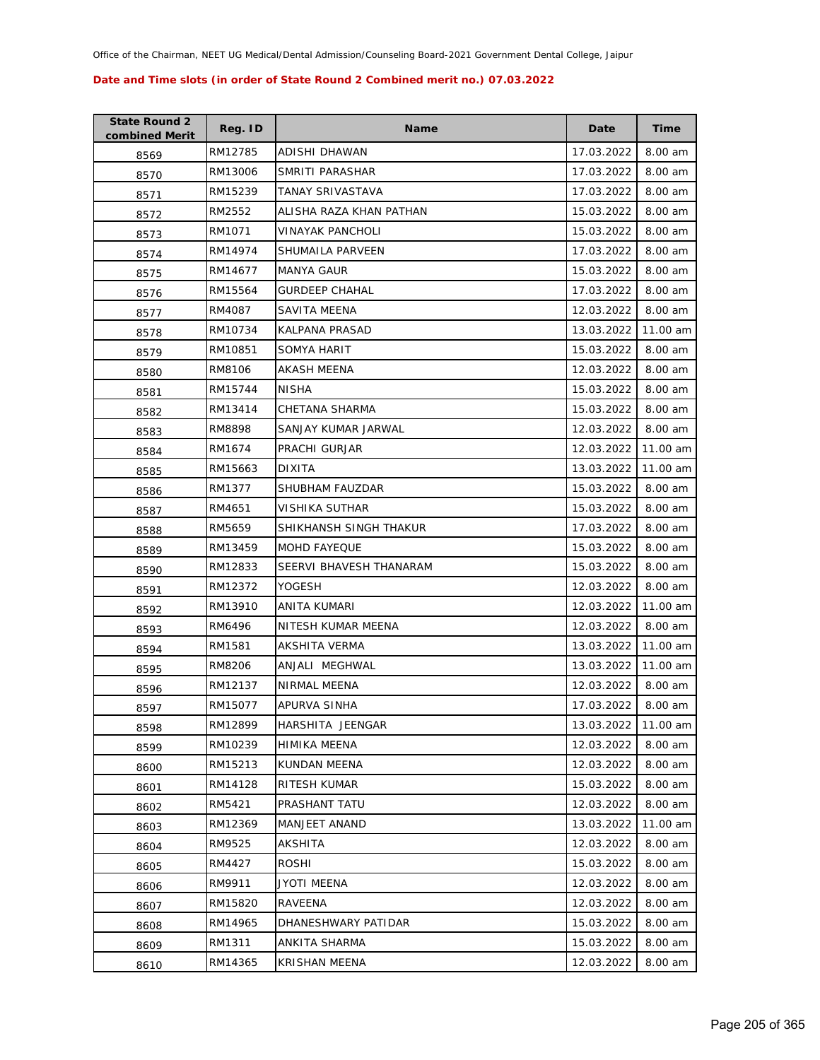Office of the Chairman, NEET UG Medical/Dental Admission/Counseling Board-2021 Government Dental College, Jaipur

**Date and Time slots (in order of State Round 2 Combined merit no.) 07.03.2022**

| State Round 2 combined Merit | Reg. ID | Name | Date | Time |
|---|---|---|---|---|
| 8569 | RM12785 | ADISHI DHAWAN | 17.03.2022 | 8.00 am |
| 8570 | RM13006 | SMRITI PARASHAR | 17.03.2022 | 8.00 am |
| 8571 | RM15239 | TANAY SRIVASTAVA | 17.03.2022 | 8.00 am |
| 8572 | RM2552 | ALISHA RAZA KHAN PATHAN | 15.03.2022 | 8.00 am |
| 8573 | RM1071 | VINAYAK PANCHOLI | 15.03.2022 | 8.00 am |
| 8574 | RM14974 | SHUMAILA PARVEEN | 17.03.2022 | 8.00 am |
| 8575 | RM14677 | MANYA GAUR | 15.03.2022 | 8.00 am |
| 8576 | RM15564 | GURDEEP CHAHAL | 17.03.2022 | 8.00 am |
| 8577 | RM4087 | SAVITA MEENA | 12.03.2022 | 8.00 am |
| 8578 | RM10734 | KALPANA PRASAD | 13.03.2022 | 11.00 am |
| 8579 | RM10851 | SOMYA HARIT | 15.03.2022 | 8.00 am |
| 8580 | RM8106 | AKASH MEENA | 12.03.2022 | 8.00 am |
| 8581 | RM15744 | NISHA | 15.03.2022 | 8.00 am |
| 8582 | RM13414 | CHETANA SHARMA | 15.03.2022 | 8.00 am |
| 8583 | RM8898 | SANJAY KUMAR JARWAL | 12.03.2022 | 8.00 am |
| 8584 | RM1674 | PRACHI GURJAR | 12.03.2022 | 11.00 am |
| 8585 | RM15663 | DIXITA | 13.03.2022 | 11.00 am |
| 8586 | RM1377 | SHUBHAM FAUZDAR | 15.03.2022 | 8.00 am |
| 8587 | RM4651 | VISHIKA SUTHAR | 15.03.2022 | 8.00 am |
| 8588 | RM5659 | SHIKHANSH SINGH THAKUR | 17.03.2022 | 8.00 am |
| 8589 | RM13459 | MOHD FAYEQUE | 15.03.2022 | 8.00 am |
| 8590 | RM12833 | SEERVI BHAVESH THANARAM | 15.03.2022 | 8.00 am |
| 8591 | RM12372 | YOGESH | 12.03.2022 | 8.00 am |
| 8592 | RM13910 | ANITA KUMARI | 12.03.2022 | 11.00 am |
| 8593 | RM6496 | NITESH KUMAR MEENA | 12.03.2022 | 8.00 am |
| 8594 | RM1581 | AKSHITA VERMA | 13.03.2022 | 11.00 am |
| 8595 | RM8206 | ANJALI  MEGHWAL | 13.03.2022 | 11.00 am |
| 8596 | RM12137 | NIRMAL MEENA | 12.03.2022 | 8.00 am |
| 8597 | RM15077 | APURVA SINHA | 17.03.2022 | 8.00 am |
| 8598 | RM12899 | HARSHITA  JEENGAR | 13.03.2022 | 11.00 am |
| 8599 | RM10239 | HIMIKA MEENA | 12.03.2022 | 8.00 am |
| 8600 | RM15213 | KUNDAN MEENA | 12.03.2022 | 8.00 am |
| 8601 | RM14128 | RITESH KUMAR | 15.03.2022 | 8.00 am |
| 8602 | RM5421 | PRASHANT TATU | 12.03.2022 | 8.00 am |
| 8603 | RM12369 | MANJEET ANAND | 13.03.2022 | 11.00 am |
| 8604 | RM9525 | AKSHITA | 12.03.2022 | 8.00 am |
| 8605 | RM4427 | ROSHI | 15.03.2022 | 8.00 am |
| 8606 | RM9911 | JYOTI MEENA | 12.03.2022 | 8.00 am |
| 8607 | RM15820 | RAVEENA | 12.03.2022 | 8.00 am |
| 8608 | RM14965 | DHANESHWARY PATIDAR | 15.03.2022 | 8.00 am |
| 8609 | RM1311 | ANKITA SHARMA | 15.03.2022 | 8.00 am |
| 8610 | RM14365 | KRISHAN MEENA | 12.03.2022 | 8.00 am |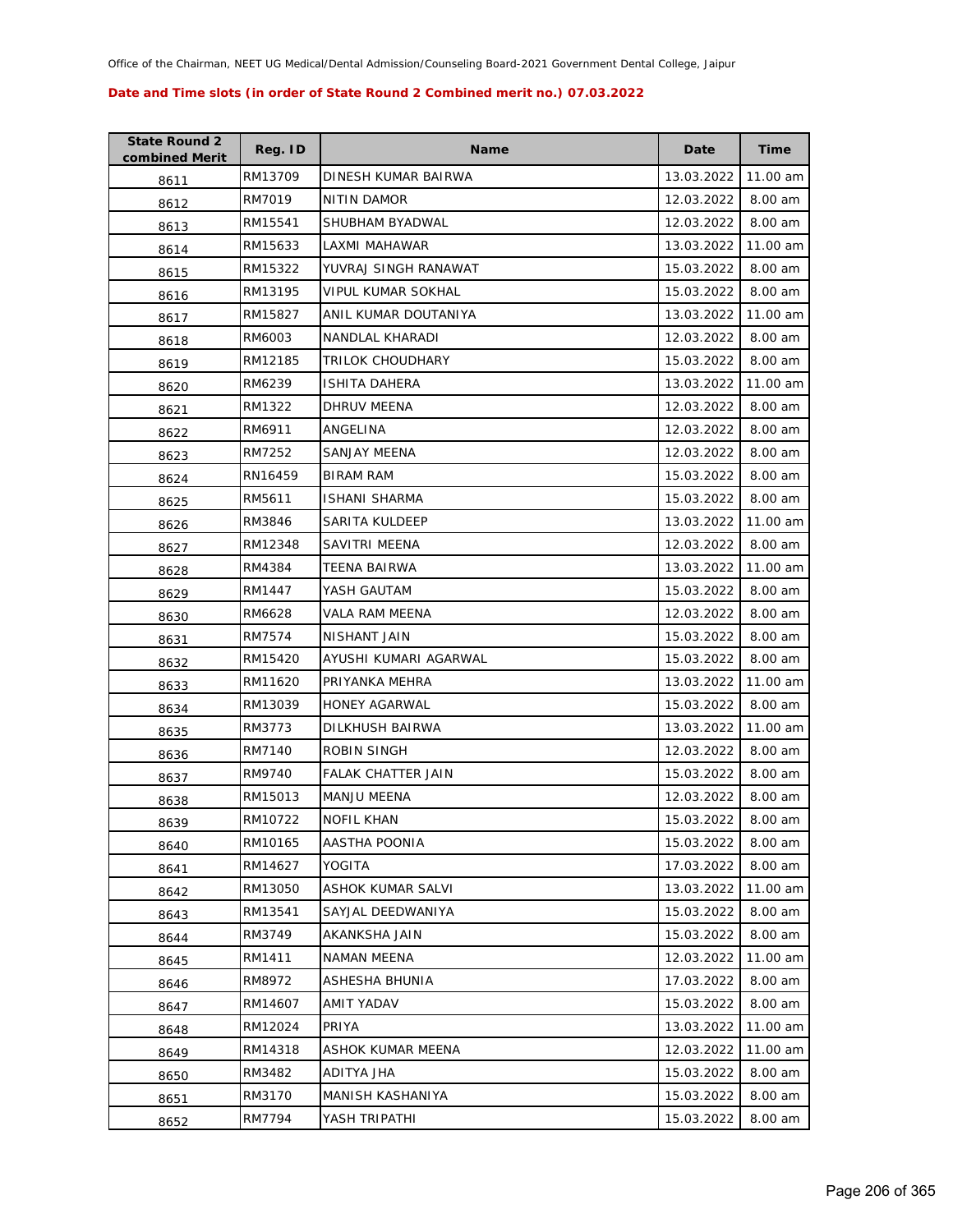Office of the Chairman, NEET UG Medical/Dental Admission/Counseling Board-2021 Government Dental College, Jaipur

**Date and Time slots (in order of State Round 2 Combined merit no.) 07.03.2022**

| State Round 2 combined Merit | Reg. ID | Name | Date | Time |
|---|---|---|---|---|
| 8611 | RM13709 | DINESH KUMAR BAIRWA | 13.03.2022 | 11.00 am |
| 8612 | RM7019 | NITIN DAMOR | 12.03.2022 | 8.00 am |
| 8613 | RM15541 | SHUBHAM BYADWAL | 12.03.2022 | 8.00 am |
| 8614 | RM15633 | LAXMI MAHAWAR | 13.03.2022 | 11.00 am |
| 8615 | RM15322 | YUVRAJ SINGH RANAWAT | 15.03.2022 | 8.00 am |
| 8616 | RM13195 | VIPUL KUMAR SOKHAL | 15.03.2022 | 8.00 am |
| 8617 | RM15827 | ANIL KUMAR DOUTANIYA | 13.03.2022 | 11.00 am |
| 8618 | RM6003 | NANDLAL KHARADI | 12.03.2022 | 8.00 am |
| 8619 | RM12185 | TRILOK CHOUDHARY | 15.03.2022 | 8.00 am |
| 8620 | RM6239 | ISHITA DAHERA | 13.03.2022 | 11.00 am |
| 8621 | RM1322 | DHRUV MEENA | 12.03.2022 | 8.00 am |
| 8622 | RM6911 | ANGELINA | 12.03.2022 | 8.00 am |
| 8623 | RM7252 | SANJAY MEENA | 12.03.2022 | 8.00 am |
| 8624 | RN16459 | BIRAM RAM | 15.03.2022 | 8.00 am |
| 8625 | RM5611 | ISHANI SHARMA | 15.03.2022 | 8.00 am |
| 8626 | RM3846 | SARITA KULDEEP | 13.03.2022 | 11.00 am |
| 8627 | RM12348 | SAVITRI MEENA | 12.03.2022 | 8.00 am |
| 8628 | RM4384 | TEENA BAIRWA | 13.03.2022 | 11.00 am |
| 8629 | RM1447 | YASH GAUTAM | 15.03.2022 | 8.00 am |
| 8630 | RM6628 | VALA RAM MEENA | 12.03.2022 | 8.00 am |
| 8631 | RM7574 | NISHANT JAIN | 15.03.2022 | 8.00 am |
| 8632 | RM15420 | AYUSHI KUMARI AGARWAL | 15.03.2022 | 8.00 am |
| 8633 | RM11620 | PRIYANKA MEHRA | 13.03.2022 | 11.00 am |
| 8634 | RM13039 | HONEY AGARWAL | 15.03.2022 | 8.00 am |
| 8635 | RM3773 | DILKHUSH BAIRWA | 13.03.2022 | 11.00 am |
| 8636 | RM7140 | ROBIN SINGH | 12.03.2022 | 8.00 am |
| 8637 | RM9740 | FALAK CHATTER JAIN | 15.03.2022 | 8.00 am |
| 8638 | RM15013 | MANJU MEENA | 12.03.2022 | 8.00 am |
| 8639 | RM10722 | NOFIL KHAN | 15.03.2022 | 8.00 am |
| 8640 | RM10165 | AASTHA POONIA | 15.03.2022 | 8.00 am |
| 8641 | RM14627 | YOGITA | 17.03.2022 | 8.00 am |
| 8642 | RM13050 | ASHOK KUMAR SALVI | 13.03.2022 | 11.00 am |
| 8643 | RM13541 | SAYJAL DEEDWANIYA | 15.03.2022 | 8.00 am |
| 8644 | RM3749 | AKANKSHA JAIN | 15.03.2022 | 8.00 am |
| 8645 | RM1411 | NAMAN MEENA | 12.03.2022 | 11.00 am |
| 8646 | RM8972 | ASHESHA BHUNIA | 17.03.2022 | 8.00 am |
| 8647 | RM14607 | AMIT YADAV | 15.03.2022 | 8.00 am |
| 8648 | RM12024 | PRIYA | 13.03.2022 | 11.00 am |
| 8649 | RM14318 | ASHOK KUMAR MEENA | 12.03.2022 | 11.00 am |
| 8650 | RM3482 | ADITYA JHA | 15.03.2022 | 8.00 am |
| 8651 | RM3170 | MANISH KASHANIYA | 15.03.2022 | 8.00 am |
| 8652 | RM7794 | YASH TRIPATHI | 15.03.2022 | 8.00 am |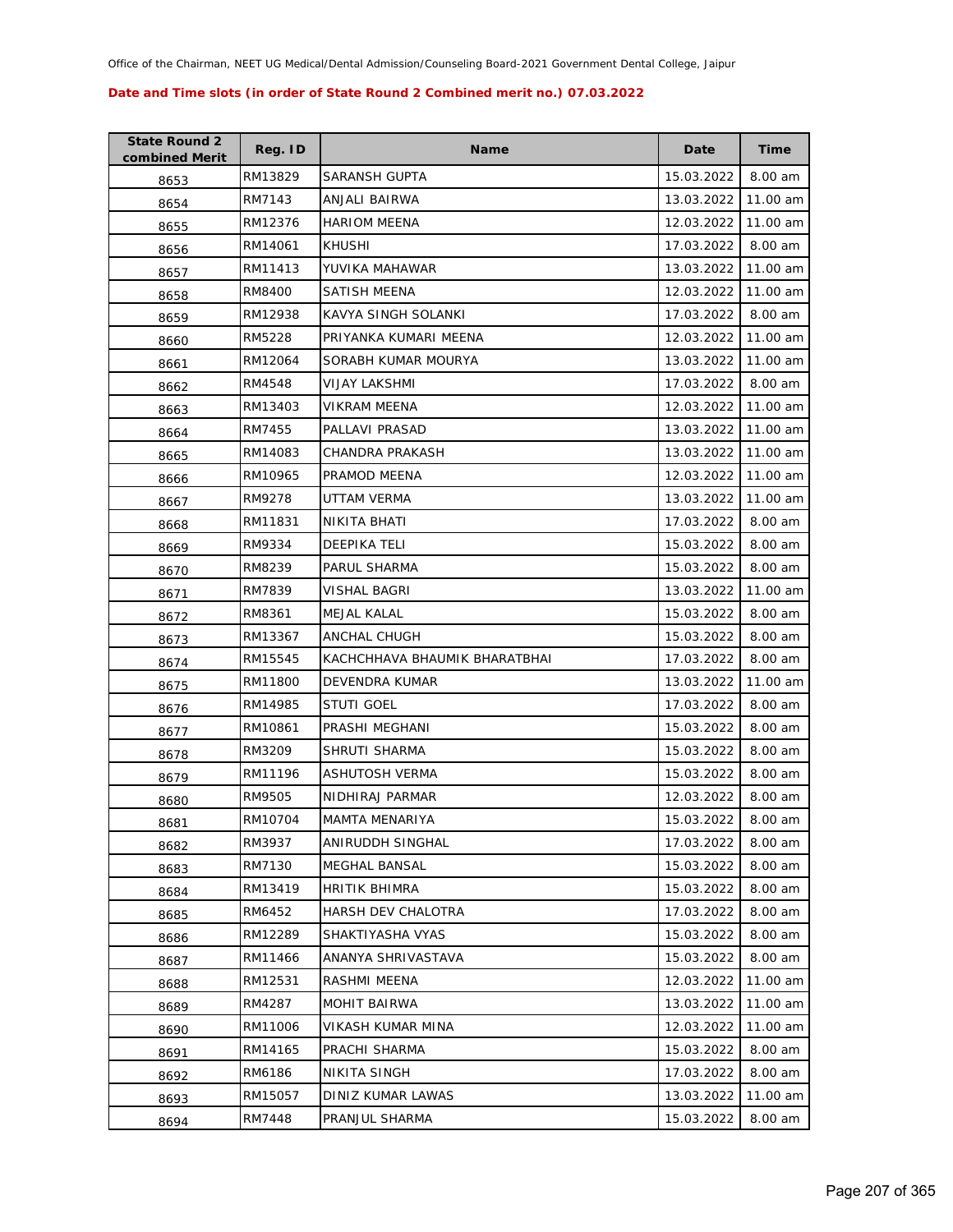Office of the Chairman, NEET UG Medical/Dental Admission/Counseling Board-2021 Government Dental College, Jaipur

**Date and Time slots (in order of State Round 2 Combined merit no.) 07.03.2022**

| State Round 2 combined Merit | Reg. ID | Name | Date | Time |
|---|---|---|---|---|
| 8653 | RM13829 | SARANSH GUPTA | 15.03.2022 | 8.00 am |
| 8654 | RM7143 | ANJALI BAIRWA | 13.03.2022 | 11.00 am |
| 8655 | RM12376 | HARIOM MEENA | 12.03.2022 | 11.00 am |
| 8656 | RM14061 | KHUSHI | 17.03.2022 | 8.00 am |
| 8657 | RM11413 | YUVIKA MAHAWAR | 13.03.2022 | 11.00 am |
| 8658 | RM8400 | SATISH MEENA | 12.03.2022 | 11.00 am |
| 8659 | RM12938 | KAVYA SINGH SOLANKI | 17.03.2022 | 8.00 am |
| 8660 | RM5228 | PRIYANKA KUMARI MEENA | 12.03.2022 | 11.00 am |
| 8661 | RM12064 | SORABH KUMAR MOURYA | 13.03.2022 | 11.00 am |
| 8662 | RM4548 | VIJAY LAKSHMI | 17.03.2022 | 8.00 am |
| 8663 | RM13403 | VIKRAM MEENA | 12.03.2022 | 11.00 am |
| 8664 | RM7455 | PALLAVI PRASAD | 13.03.2022 | 11.00 am |
| 8665 | RM14083 | CHANDRA PRAKASH | 13.03.2022 | 11.00 am |
| 8666 | RM10965 | PRAMOD MEENA | 12.03.2022 | 11.00 am |
| 8667 | RM9278 | UTTAM VERMA | 13.03.2022 | 11.00 am |
| 8668 | RM11831 | NIKITA BHATI | 17.03.2022 | 8.00 am |
| 8669 | RM9334 | DEEPIKA TELI | 15.03.2022 | 8.00 am |
| 8670 | RM8239 | PARUL SHARMA | 15.03.2022 | 8.00 am |
| 8671 | RM7839 | VISHAL BAGRI | 13.03.2022 | 11.00 am |
| 8672 | RM8361 | MEJAL KALAL | 15.03.2022 | 8.00 am |
| 8673 | RM13367 | ANCHAL CHUGH | 15.03.2022 | 8.00 am |
| 8674 | RM15545 | KACHCHHAVA BHAUMIK BHARATBHAI | 17.03.2022 | 8.00 am |
| 8675 | RM11800 | DEVENDRA KUMAR | 13.03.2022 | 11.00 am |
| 8676 | RM14985 | STUTI GOEL | 17.03.2022 | 8.00 am |
| 8677 | RM10861 | PRASHI MEGHANI | 15.03.2022 | 8.00 am |
| 8678 | RM3209 | SHRUTI SHARMA | 15.03.2022 | 8.00 am |
| 8679 | RM11196 | ASHUTOSH VERMA | 15.03.2022 | 8.00 am |
| 8680 | RM9505 | NIDHIRAJ PARMAR | 12.03.2022 | 8.00 am |
| 8681 | RM10704 | MAMTA MENARIYA | 15.03.2022 | 8.00 am |
| 8682 | RM3937 | ANIRUDDH SINGHAL | 17.03.2022 | 8.00 am |
| 8683 | RM7130 | MEGHAL BANSAL | 15.03.2022 | 8.00 am |
| 8684 | RM13419 | HRITIK BHIMRA | 15.03.2022 | 8.00 am |
| 8685 | RM6452 | HARSH DEV CHALOTRA | 17.03.2022 | 8.00 am |
| 8686 | RM12289 | SHAKTIYASHA VYAS | 15.03.2022 | 8.00 am |
| 8687 | RM11466 | ANANYA SHRIVASTAVA | 15.03.2022 | 8.00 am |
| 8688 | RM12531 | RASHMI MEENA | 12.03.2022 | 11.00 am |
| 8689 | RM4287 | MOHIT BAIRWA | 13.03.2022 | 11.00 am |
| 8690 | RM11006 | VIKASH KUMAR MINA | 12.03.2022 | 11.00 am |
| 8691 | RM14165 | PRACHI SHARMA | 15.03.2022 | 8.00 am |
| 8692 | RM6186 | NIKITA SINGH | 17.03.2022 | 8.00 am |
| 8693 | RM15057 | DINIZ KUMAR LAWAS | 13.03.2022 | 11.00 am |
| 8694 | RM7448 | PRANJUL SHARMA | 15.03.2022 | 8.00 am |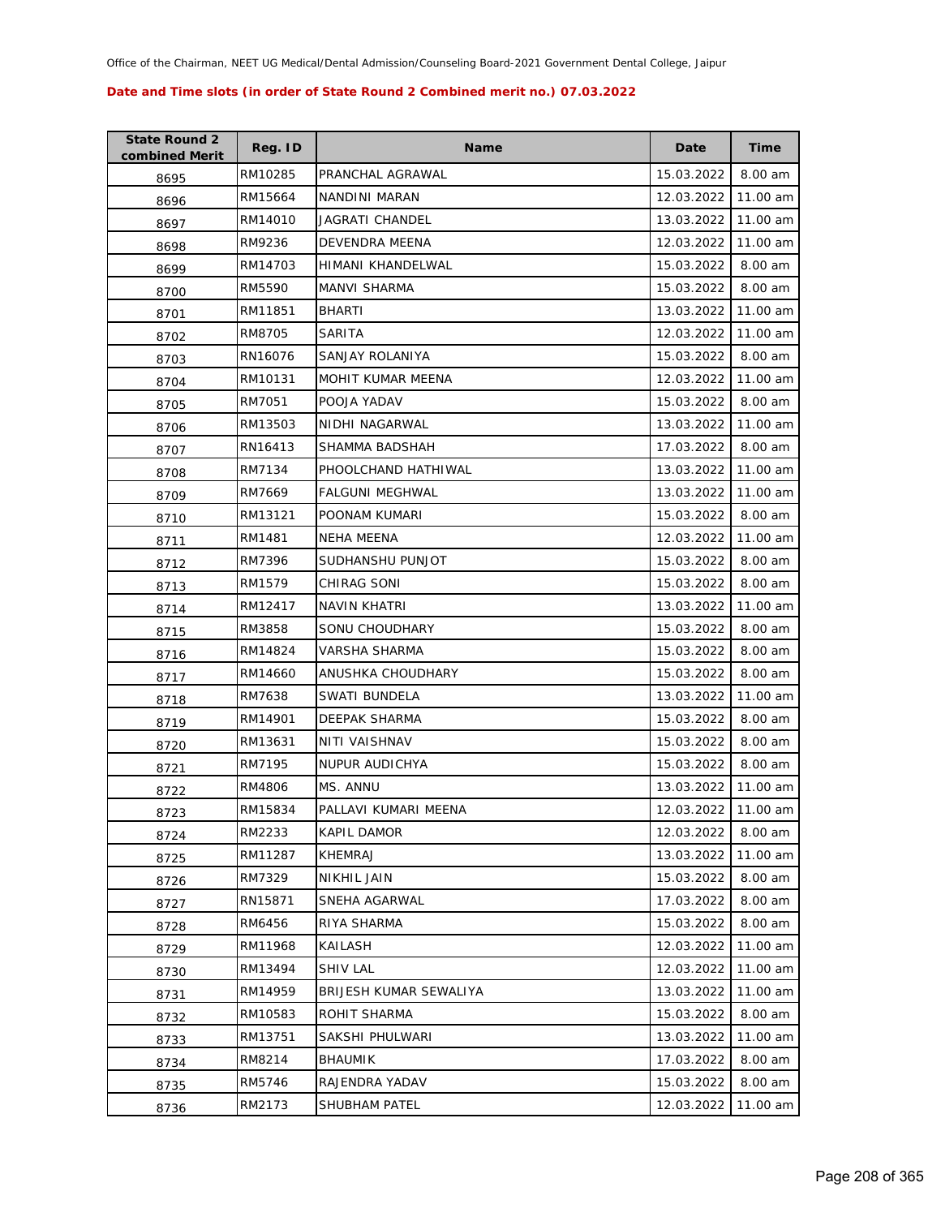Office of the Chairman, NEET UG Medical/Dental Admission/Counseling Board-2021 Government Dental College, Jaipur

**Date and Time slots (in order of State Round 2 Combined merit no.) 07.03.2022**

| State Round 2 combined Merit | Reg. ID | Name | Date | Time |
|---|---|---|---|---|
| 8695 | RM10285 | PRANCHAL AGRAWAL | 15.03.2022 | 8.00 am |
| 8696 | RM15664 | NANDINI MARAN | 12.03.2022 | 11.00 am |
| 8697 | RM14010 | JAGRATI CHANDEL | 13.03.2022 | 11.00 am |
| 8698 | RM9236 | DEVENDRA MEENA | 12.03.2022 | 11.00 am |
| 8699 | RM14703 | HIMANI KHANDELWAL | 15.03.2022 | 8.00 am |
| 8700 | RM5590 | MANVI SHARMA | 15.03.2022 | 8.00 am |
| 8701 | RM11851 | BHARTI | 13.03.2022 | 11.00 am |
| 8702 | RM8705 | SARITA | 12.03.2022 | 11.00 am |
| 8703 | RN16076 | SANJAY ROLANIYA | 15.03.2022 | 8.00 am |
| 8704 | RM10131 | MOHIT KUMAR MEENA | 12.03.2022 | 11.00 am |
| 8705 | RM7051 | POOJA YADAV | 15.03.2022 | 8.00 am |
| 8706 | RM13503 | NIDHI NAGARWAL | 13.03.2022 | 11.00 am |
| 8707 | RN16413 | SHAMMA BADSHAH | 17.03.2022 | 8.00 am |
| 8708 | RM7134 | PHOOLCHAND HATHIWAL | 13.03.2022 | 11.00 am |
| 8709 | RM7669 | FALGUNI MEGHWAL | 13.03.2022 | 11.00 am |
| 8710 | RM13121 | POONAM KUMARI | 15.03.2022 | 8.00 am |
| 8711 | RM1481 | NEHA MEENA | 12.03.2022 | 11.00 am |
| 8712 | RM7396 | SUDHANSHU PUNJOT | 15.03.2022 | 8.00 am |
| 8713 | RM1579 | CHIRAG SONI | 15.03.2022 | 8.00 am |
| 8714 | RM12417 | NAVIN KHATRI | 13.03.2022 | 11.00 am |
| 8715 | RM3858 | SONU CHOUDHARY | 15.03.2022 | 8.00 am |
| 8716 | RM14824 | VARSHA SHARMA | 15.03.2022 | 8.00 am |
| 8717 | RM14660 | ANUSHKA CHOUDHARY | 15.03.2022 | 8.00 am |
| 8718 | RM7638 | SWATI BUNDELA | 13.03.2022 | 11.00 am |
| 8719 | RM14901 | DEEPAK SHARMA | 15.03.2022 | 8.00 am |
| 8720 | RM13631 | NITI VAISHNAV | 15.03.2022 | 8.00 am |
| 8721 | RM7195 | NUPUR AUDICHYA | 15.03.2022 | 8.00 am |
| 8722 | RM4806 | MS. ANNU | 13.03.2022 | 11.00 am |
| 8723 | RM15834 | PALLAVI KUMARI MEENA | 12.03.2022 | 11.00 am |
| 8724 | RM2233 | KAPIL DAMOR | 12.03.2022 | 8.00 am |
| 8725 | RM11287 | KHEMRAJ | 13.03.2022 | 11.00 am |
| 8726 | RM7329 | NIKHIL JAIN | 15.03.2022 | 8.00 am |
| 8727 | RN15871 | SNEHA AGARWAL | 17.03.2022 | 8.00 am |
| 8728 | RM6456 | RIYA SHARMA | 15.03.2022 | 8.00 am |
| 8729 | RM11968 | KAILASH | 12.03.2022 | 11.00 am |
| 8730 | RM13494 | SHIV LAL | 12.03.2022 | 11.00 am |
| 8731 | RM14959 | BRIJESH KUMAR SEWALIYA | 13.03.2022 | 11.00 am |
| 8732 | RM10583 | ROHIT SHARMA | 15.03.2022 | 8.00 am |
| 8733 | RM13751 | SAKSHI PHULWARI | 13.03.2022 | 11.00 am |
| 8734 | RM8214 | BHAUMIK | 17.03.2022 | 8.00 am |
| 8735 | RM5746 | RAJENDRA YADAV | 15.03.2022 | 8.00 am |
| 8736 | RM2173 | SHUBHAM PATEL | 12.03.2022 | 11.00 am |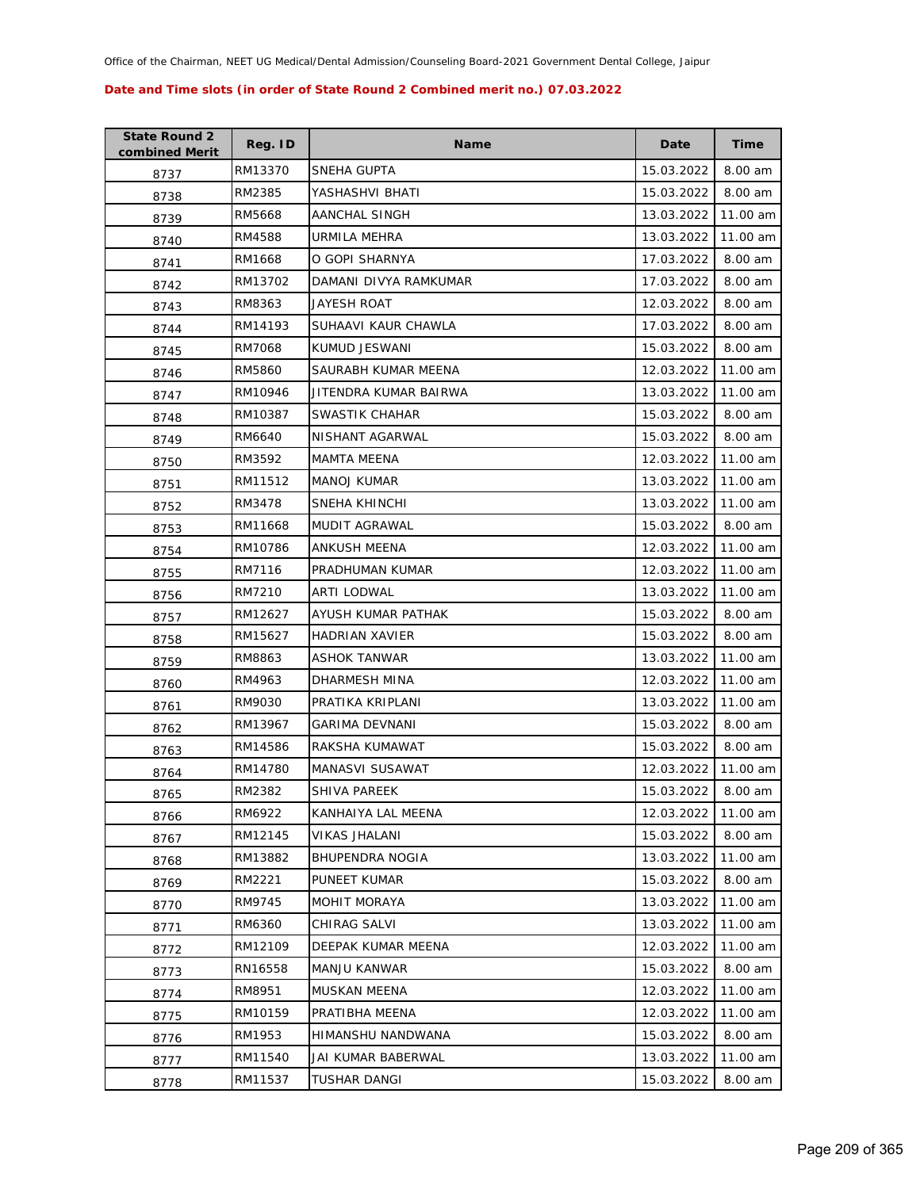Office of the Chairman, NEET UG Medical/Dental Admission/Counseling Board-2021 Government Dental College, Jaipur

**Date and Time slots (in order of State Round 2 Combined merit no.) 07.03.2022**

| State Round 2 combined Merit | Reg. ID | Name | Date | Time |
|---|---|---|---|---|
| 8737 | RM13370 | SNEHA GUPTA | 15.03.2022 | 8.00 am |
| 8738 | RM2385 | YASHASHVI BHATI | 15.03.2022 | 8.00 am |
| 8739 | RM5668 | AANCHAL SINGH | 13.03.2022 | 11.00 am |
| 8740 | RM4588 | URMILA MEHRA | 13.03.2022 | 11.00 am |
| 8741 | RM1668 | O GOPI SHARNYA | 17.03.2022 | 8.00 am |
| 8742 | RM13702 | DAMANI DIVYA RAMKUMAR | 17.03.2022 | 8.00 am |
| 8743 | RM8363 | JAYESH ROAT | 12.03.2022 | 8.00 am |
| 8744 | RM14193 | SUHAAVI KAUR CHAWLA | 17.03.2022 | 8.00 am |
| 8745 | RM7068 | KUMUD JESWANI | 15.03.2022 | 8.00 am |
| 8746 | RM5860 | SAURABH KUMAR MEENA | 12.03.2022 | 11.00 am |
| 8747 | RM10946 | JITENDRA KUMAR BAIRWA | 13.03.2022 | 11.00 am |
| 8748 | RM10387 | SWASTIK CHAHAR | 15.03.2022 | 8.00 am |
| 8749 | RM6640 | NISHANT AGARWAL | 15.03.2022 | 8.00 am |
| 8750 | RM3592 | MAMTA MEENA | 12.03.2022 | 11.00 am |
| 8751 | RM11512 | MANOJ KUMAR | 13.03.2022 | 11.00 am |
| 8752 | RM3478 | SNEHA KHINCHI | 13.03.2022 | 11.00 am |
| 8753 | RM11668 | MUDIT AGRAWAL | 15.03.2022 | 8.00 am |
| 8754 | RM10786 | ANKUSH MEENA | 12.03.2022 | 11.00 am |
| 8755 | RM7116 | PRADHUMAN KUMAR | 12.03.2022 | 11.00 am |
| 8756 | RM7210 | ARTI LODWAL | 13.03.2022 | 11.00 am |
| 8757 | RM12627 | AYUSH KUMAR PATHAK | 15.03.2022 | 8.00 am |
| 8758 | RM15627 | HADRIAN XAVIER | 15.03.2022 | 8.00 am |
| 8759 | RM8863 | ASHOK TANWAR | 13.03.2022 | 11.00 am |
| 8760 | RM4963 | DHARMESH MINA | 12.03.2022 | 11.00 am |
| 8761 | RM9030 | PRATIKA KRIPLANI | 13.03.2022 | 11.00 am |
| 8762 | RM13967 | GARIMA DEVNANI | 15.03.2022 | 8.00 am |
| 8763 | RM14586 | RAKSHA KUMAWAT | 15.03.2022 | 8.00 am |
| 8764 | RM14780 | MANASVI SUSAWAT | 12.03.2022 | 11.00 am |
| 8765 | RM2382 | SHIVA PAREEK | 15.03.2022 | 8.00 am |
| 8766 | RM6922 | KANHAIYA LAL MEENA | 12.03.2022 | 11.00 am |
| 8767 | RM12145 | VIKAS JHALANI | 15.03.2022 | 8.00 am |
| 8768 | RM13882 | BHUPENDRA NOGIA | 13.03.2022 | 11.00 am |
| 8769 | RM2221 | PUNEET KUMAR | 15.03.2022 | 8.00 am |
| 8770 | RM9745 | MOHIT MORAYA | 13.03.2022 | 11.00 am |
| 8771 | RM6360 | CHIRAG SALVI | 13.03.2022 | 11.00 am |
| 8772 | RM12109 | DEEPAK KUMAR MEENA | 12.03.2022 | 11.00 am |
| 8773 | RN16558 | MANJU KANWAR | 15.03.2022 | 8.00 am |
| 8774 | RM8951 | MUSKAN MEENA | 12.03.2022 | 11.00 am |
| 8775 | RM10159 | PRATIBHA MEENA | 12.03.2022 | 11.00 am |
| 8776 | RM1953 | HIMANSHU NANDWANA | 15.03.2022 | 8.00 am |
| 8777 | RM11540 | JAI KUMAR BABERWAL | 13.03.2022 | 11.00 am |
| 8778 | RM11537 | TUSHAR DANGI | 15.03.2022 | 8.00 am |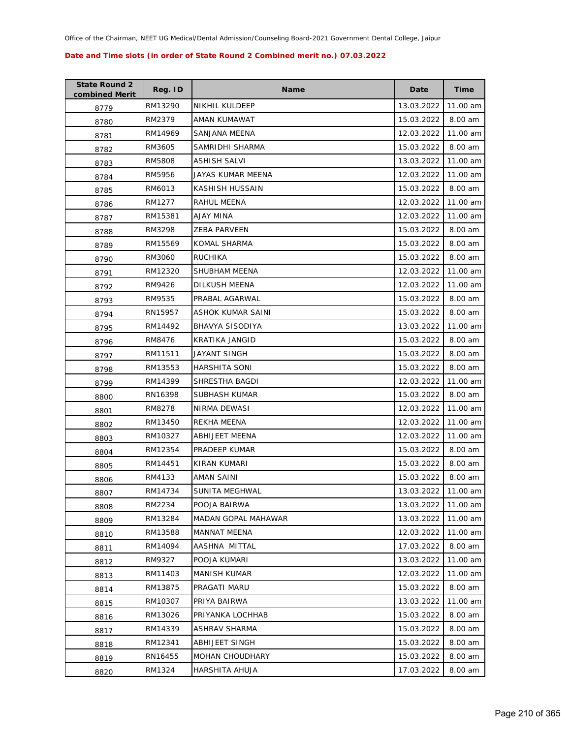Office of the Chairman, NEET UG Medical/Dental Admission/Counseling Board-2021 Government Dental College, Jaipur

**Date and Time slots (in order of State Round 2 Combined merit no.) 07.03.2022**

| State Round 2 combined Merit | Reg. ID | Name | Date | Time |
|---|---|---|---|---|
| 8779 | RM13290 | NIKHIL KULDEEP | 13.03.2022 | 11.00 am |
| 8780 | RM2379 | AMAN KUMAWAT | 15.03.2022 | 8.00 am |
| 8781 | RM14969 | SANJANA MEENA | 12.03.2022 | 11.00 am |
| 8782 | RM3605 | SAMRIDHI SHARMA | 15.03.2022 | 8.00 am |
| 8783 | RM5808 | ASHISH SALVI | 13.03.2022 | 11.00 am |
| 8784 | RM5956 | JAYAS KUMAR MEENA | 12.03.2022 | 11.00 am |
| 8785 | RM6013 | KASHISH HUSSAIN | 15.03.2022 | 8.00 am |
| 8786 | RM1277 | RAHUL MEENA | 12.03.2022 | 11.00 am |
| 8787 | RM15381 | AJAY MINA | 12.03.2022 | 11.00 am |
| 8788 | RM3298 | ZEBA PARVEEN | 15.03.2022 | 8.00 am |
| 8789 | RM15569 | KOMAL SHARMA | 15.03.2022 | 8.00 am |
| 8790 | RM3060 | RUCHIKA | 15.03.2022 | 8.00 am |
| 8791 | RM12320 | SHUBHAM MEENA | 12.03.2022 | 11.00 am |
| 8792 | RM9426 | DILKUSH MEENA | 12.03.2022 | 11.00 am |
| 8793 | RM9535 | PRABAL AGARWAL | 15.03.2022 | 8.00 am |
| 8794 | RN15957 | ASHOK KUMAR SAINI | 15.03.2022 | 8.00 am |
| 8795 | RM14492 | BHAVYA SISODIYA | 13.03.2022 | 11.00 am |
| 8796 | RM8476 | KRATIKA JANGID | 15.03.2022 | 8.00 am |
| 8797 | RM11511 | JAYANT SINGH | 15.03.2022 | 8.00 am |
| 8798 | RM13553 | HARSHITA SONI | 15.03.2022 | 8.00 am |
| 8799 | RM14399 | SHRESTHA BAGDI | 12.03.2022 | 11.00 am |
| 8800 | RN16398 | SUBHASH KUMAR | 15.03.2022 | 8.00 am |
| 8801 | RM8278 | NIRMA DEWASI | 12.03.2022 | 11.00 am |
| 8802 | RM13450 | REKHA MEENA | 12.03.2022 | 11.00 am |
| 8803 | RM10327 | ABHIJEET MEENA | 12.03.2022 | 11.00 am |
| 8804 | RM12354 | PRADEEP KUMAR | 15.03.2022 | 8.00 am |
| 8805 | RM14451 | KIRAN KUMARI | 15.03.2022 | 8.00 am |
| 8806 | RM4133 | AMAN SAINI | 15.03.2022 | 8.00 am |
| 8807 | RM14734 | SUNITA MEGHWAL | 13.03.2022 | 11.00 am |
| 8808 | RM2234 | POOJA BAIRWA | 13.03.2022 | 11.00 am |
| 8809 | RM13284 | MADAN GOPAL MAHAWAR | 13.03.2022 | 11.00 am |
| 8810 | RM13588 | MANNAT MEENA | 12.03.2022 | 11.00 am |
| 8811 | RM14094 | AASHNA MITTAL | 17.03.2022 | 8.00 am |
| 8812 | RM9327 | POOJA KUMARI | 13.03.2022 | 11.00 am |
| 8813 | RM11403 | MANISH KUMAR | 12.03.2022 | 11.00 am |
| 8814 | RM13875 | PRAGATI MARU | 15.03.2022 | 8.00 am |
| 8815 | RM10307 | PRIYA BAIRWA | 13.03.2022 | 11.00 am |
| 8816 | RM13026 | PRIYANKA LOCHHAB | 15.03.2022 | 8.00 am |
| 8817 | RM14339 | ASHRAV SHARMA | 15.03.2022 | 8.00 am |
| 8818 | RM12341 | ABHIJEET SINGH | 15.03.2022 | 8.00 am |
| 8819 | RN16455 | MOHAN CHOUDHARY | 15.03.2022 | 8.00 am |
| 8820 | RM1324 | HARSHITA AHUJA | 17.03.2022 | 8.00 am |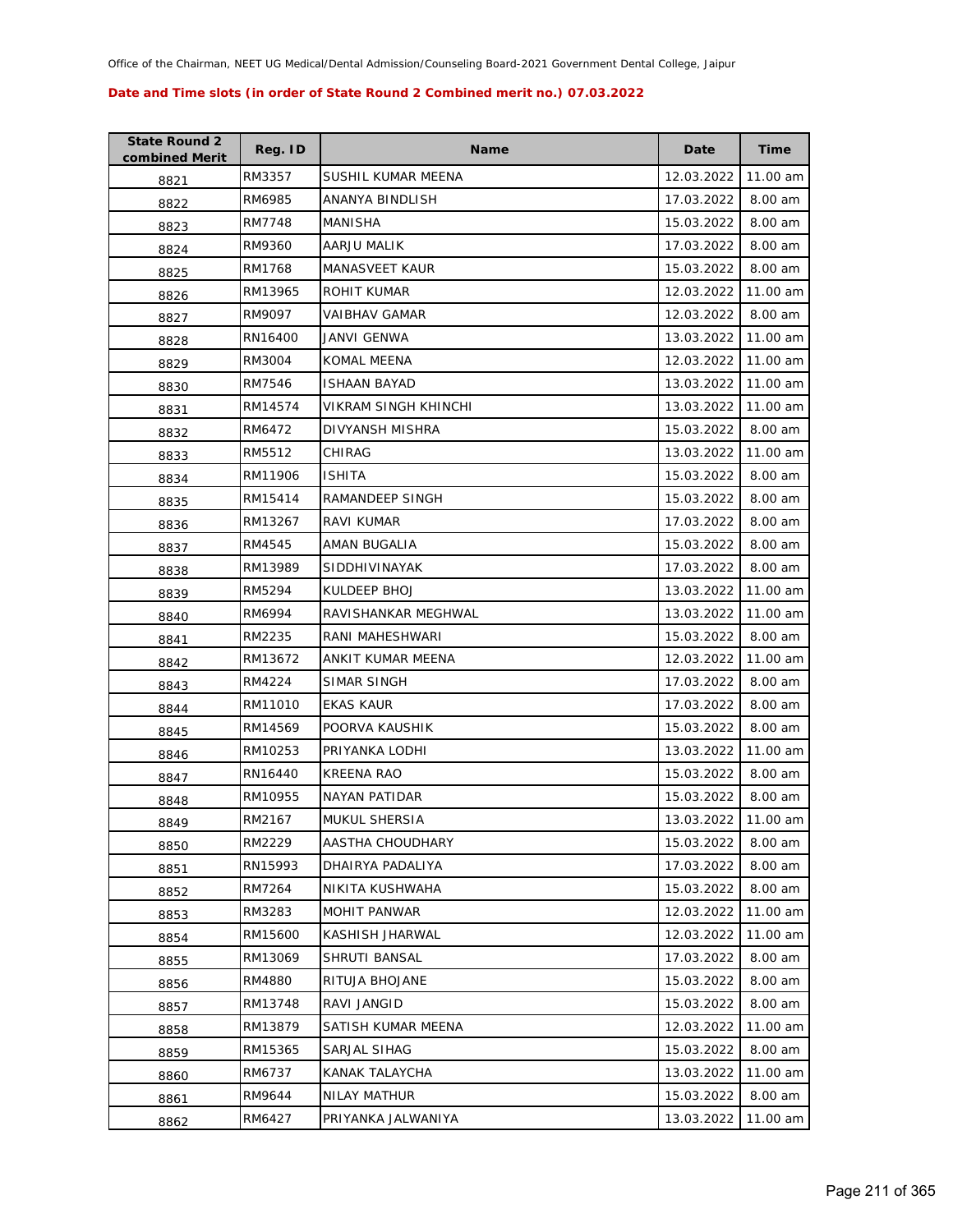Office of the Chairman, NEET UG Medical/Dental Admission/Counseling Board-2021 Government Dental College, Jaipur

**Date and Time slots (in order of State Round 2 Combined merit no.) 07.03.2022**

| State Round 2 combined Merit | Reg. ID | Name | Date | Time |
|---|---|---|---|---|
| 8821 | RM3357 | SUSHIL KUMAR MEENA | 12.03.2022 | 11.00 am |
| 8822 | RM6985 | ANANYA BINDLISH | 17.03.2022 | 8.00 am |
| 8823 | RM7748 | MANISHA | 15.03.2022 | 8.00 am |
| 8824 | RM9360 | AARJU MALIK | 17.03.2022 | 8.00 am |
| 8825 | RM1768 | MANASVEET KAUR | 15.03.2022 | 8.00 am |
| 8826 | RM13965 | ROHIT KUMAR | 12.03.2022 | 11.00 am |
| 8827 | RM9097 | VAIBHAV GAMAR | 12.03.2022 | 8.00 am |
| 8828 | RN16400 | JANVI GENWA | 13.03.2022 | 11.00 am |
| 8829 | RM3004 | KOMAL MEENA | 12.03.2022 | 11.00 am |
| 8830 | RM7546 | ISHAAN BAYAD | 13.03.2022 | 11.00 am |
| 8831 | RM14574 | VIKRAM SINGH KHINCHI | 13.03.2022 | 11.00 am |
| 8832 | RM6472 | DIVYANSH MISHRA | 15.03.2022 | 8.00 am |
| 8833 | RM5512 | CHIRAG | 13.03.2022 | 11.00 am |
| 8834 | RM11906 | ISHITA | 15.03.2022 | 8.00 am |
| 8835 | RM15414 | RAMANDEEP SINGH | 15.03.2022 | 8.00 am |
| 8836 | RM13267 | RAVI KUMAR | 17.03.2022 | 8.00 am |
| 8837 | RM4545 | AMAN BUGALIA | 15.03.2022 | 8.00 am |
| 8838 | RM13989 | SIDDHIVINAYAK | 17.03.2022 | 8.00 am |
| 8839 | RM5294 | KULDEEP BHOJ | 13.03.2022 | 11.00 am |
| 8840 | RM6994 | RAVISHANKAR MEGHWAL | 13.03.2022 | 11.00 am |
| 8841 | RM2235 | RANI MAHESHWARI | 15.03.2022 | 8.00 am |
| 8842 | RM13672 | ANKIT KUMAR MEENA | 12.03.2022 | 11.00 am |
| 8843 | RM4224 | SIMAR SINGH | 17.03.2022 | 8.00 am |
| 8844 | RM11010 | EKAS KAUR | 17.03.2022 | 8.00 am |
| 8845 | RM14569 | POORVA KAUSHIK | 15.03.2022 | 8.00 am |
| 8846 | RM10253 | PRIYANKA LODHI | 13.03.2022 | 11.00 am |
| 8847 | RN16440 | KREENA RAO | 15.03.2022 | 8.00 am |
| 8848 | RM10955 | NAYAN PATIDAR | 15.03.2022 | 8.00 am |
| 8849 | RM2167 | MUKUL SHERSIA | 13.03.2022 | 11.00 am |
| 8850 | RM2229 | AASTHA CHOUDHARY | 15.03.2022 | 8.00 am |
| 8851 | RN15993 | DHAIRYA PADALIYA | 17.03.2022 | 8.00 am |
| 8852 | RM7264 | NIKITA KUSHWAHA | 15.03.2022 | 8.00 am |
| 8853 | RM3283 | MOHIT PANWAR | 12.03.2022 | 11.00 am |
| 8854 | RM15600 | KASHISH JHARWAL | 12.03.2022 | 11.00 am |
| 8855 | RM13069 | SHRUTI BANSAL | 17.03.2022 | 8.00 am |
| 8856 | RM4880 | RITUJA BHOJANE | 15.03.2022 | 8.00 am |
| 8857 | RM13748 | RAVI JANGID | 15.03.2022 | 8.00 am |
| 8858 | RM13879 | SATISH KUMAR MEENA | 12.03.2022 | 11.00 am |
| 8859 | RM15365 | SARJAL SIHAG | 15.03.2022 | 8.00 am |
| 8860 | RM6737 | KANAK TALAYCHA | 13.03.2022 | 11.00 am |
| 8861 | RM9644 | NILAY MATHUR | 15.03.2022 | 8.00 am |
| 8862 | RM6427 | PRIYANKA JALWANIYA | 13.03.2022 | 11.00 am |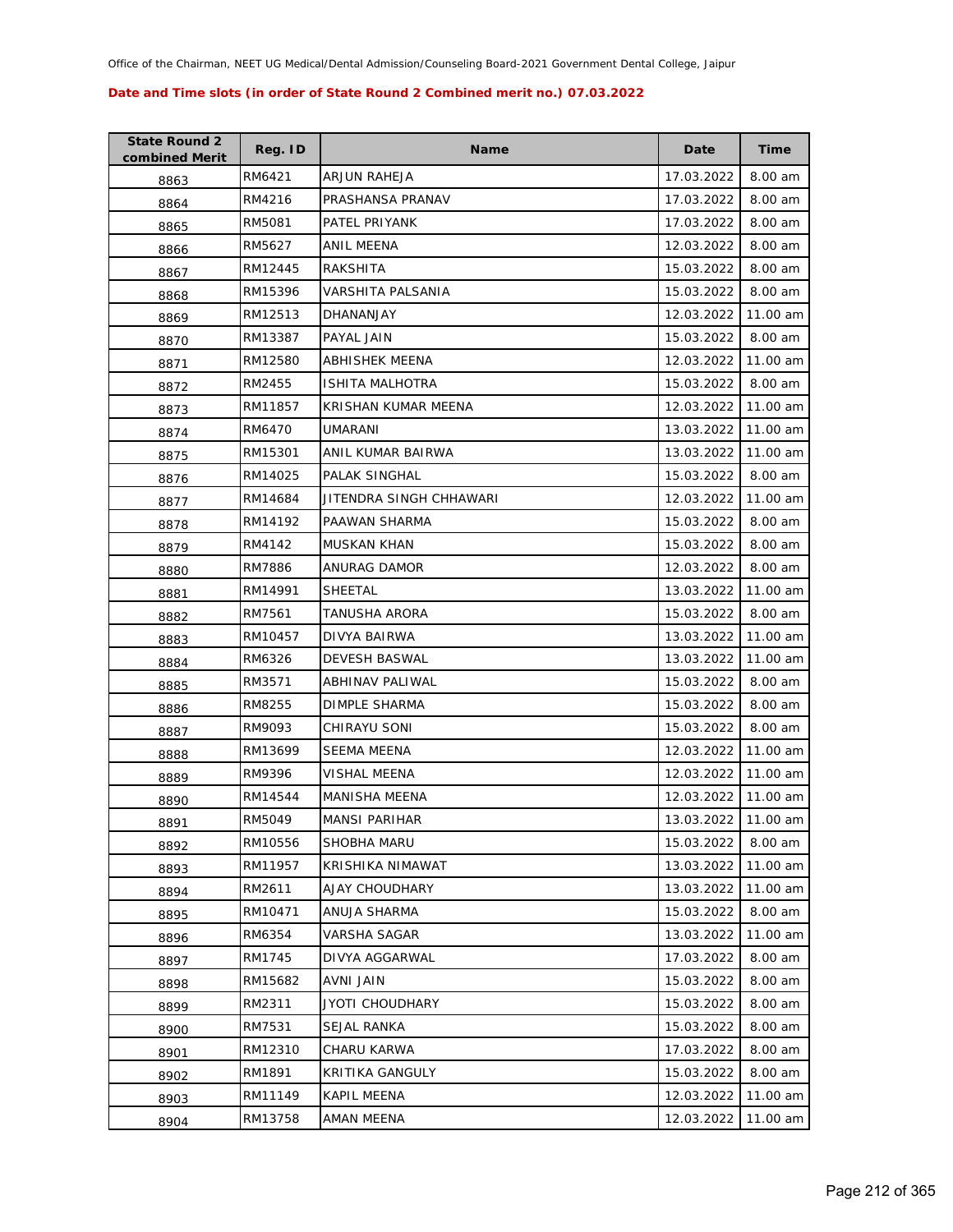Office of the Chairman, NEET UG Medical/Dental Admission/Counseling Board-2021 Government Dental College, Jaipur

**Date and Time slots (in order of State Round 2 Combined merit no.) 07.03.2022**

| State Round 2 combined Merit | Reg. ID | Name | Date | Time |
|---|---|---|---|---|
| 8863 | RM6421 | ARJUN RAHEJA | 17.03.2022 | 8.00 am |
| 8864 | RM4216 | PRASHANSA PRANAV | 17.03.2022 | 8.00 am |
| 8865 | RM5081 | PATEL PRIYANK | 17.03.2022 | 8.00 am |
| 8866 | RM5627 | ANIL MEENA | 12.03.2022 | 8.00 am |
| 8867 | RM12445 | RAKSHITA | 15.03.2022 | 8.00 am |
| 8868 | RM15396 | VARSHITA PALSANIA | 15.03.2022 | 8.00 am |
| 8869 | RM12513 | DHANANJAY | 12.03.2022 | 11.00 am |
| 8870 | RM13387 | PAYAL JAIN | 15.03.2022 | 8.00 am |
| 8871 | RM12580 | ABHISHEK MEENA | 12.03.2022 | 11.00 am |
| 8872 | RM2455 | ISHITA MALHOTRA | 15.03.2022 | 8.00 am |
| 8873 | RM11857 | KRISHAN KUMAR MEENA | 12.03.2022 | 11.00 am |
| 8874 | RM6470 | UMARANI | 13.03.2022 | 11.00 am |
| 8875 | RM15301 | ANIL KUMAR BAIRWA | 13.03.2022 | 11.00 am |
| 8876 | RM14025 | PALAK SINGHAL | 15.03.2022 | 8.00 am |
| 8877 | RM14684 | JITENDRA SINGH CHHAWARI | 12.03.2022 | 11.00 am |
| 8878 | RM14192 | PAAWAN SHARMA | 15.03.2022 | 8.00 am |
| 8879 | RM4142 | MUSKAN KHAN | 15.03.2022 | 8.00 am |
| 8880 | RM7886 | ANURAG DAMOR | 12.03.2022 | 8.00 am |
| 8881 | RM14991 | SHEETAL | 13.03.2022 | 11.00 am |
| 8882 | RM7561 | TANUSHA ARORA | 15.03.2022 | 8.00 am |
| 8883 | RM10457 | DIVYA BAIRWA | 13.03.2022 | 11.00 am |
| 8884 | RM6326 | DEVESH BASWAL | 13.03.2022 | 11.00 am |
| 8885 | RM3571 | ABHINAV PALIWAL | 15.03.2022 | 8.00 am |
| 8886 | RM8255 | DIMPLE SHARMA | 15.03.2022 | 8.00 am |
| 8887 | RM9093 | CHIRAYU SONI | 15.03.2022 | 8.00 am |
| 8888 | RM13699 | SEEMA MEENA | 12.03.2022 | 11.00 am |
| 8889 | RM9396 | VISHAL MEENA | 12.03.2022 | 11.00 am |
| 8890 | RM14544 | MANISHA MEENA | 12.03.2022 | 11.00 am |
| 8891 | RM5049 | MANSI PARIHAR | 13.03.2022 | 11.00 am |
| 8892 | RM10556 | SHOBHA MARU | 15.03.2022 | 8.00 am |
| 8893 | RM11957 | KRISHIKA NIMAWAT | 13.03.2022 | 11.00 am |
| 8894 | RM2611 | AJAY CHOUDHARY | 13.03.2022 | 11.00 am |
| 8895 | RM10471 | ANUJA SHARMA | 15.03.2022 | 8.00 am |
| 8896 | RM6354 | VARSHA SAGAR | 13.03.2022 | 11.00 am |
| 8897 | RM1745 | DIVYA AGGARWAL | 17.03.2022 | 8.00 am |
| 8898 | RM15682 | AVNI JAIN | 15.03.2022 | 8.00 am |
| 8899 | RM2311 | JYOTI CHOUDHARY | 15.03.2022 | 8.00 am |
| 8900 | RM7531 | SEJAL RANKA | 15.03.2022 | 8.00 am |
| 8901 | RM12310 | CHARU KARWA | 17.03.2022 | 8.00 am |
| 8902 | RM1891 | KRITIKA GANGULY | 15.03.2022 | 8.00 am |
| 8903 | RM11149 | KAPIL MEENA | 12.03.2022 | 11.00 am |
| 8904 | RM13758 | AMAN MEENA | 12.03.2022 | 11.00 am |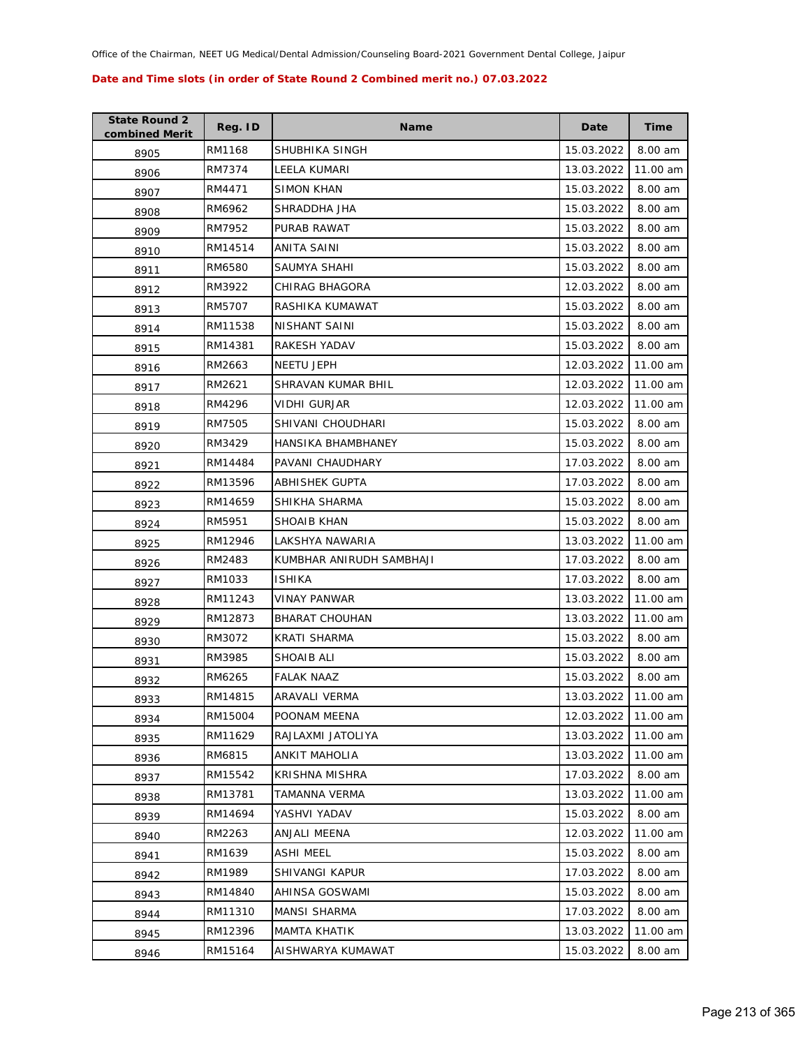Office of the Chairman, NEET UG Medical/Dental Admission/Counseling Board-2021 Government Dental College, Jaipur

**Date and Time slots (in order of State Round 2 Combined merit no.) 07.03.2022**

| State Round 2 combined Merit | Reg. ID | Name | Date | Time |
|---|---|---|---|---|
| 8905 | RM1168 | SHUBHIKA SINGH | 15.03.2022 | 8.00 am |
| 8906 | RM7374 | LEELA KUMARI | 13.03.2022 | 11.00 am |
| 8907 | RM4471 | SIMON KHAN | 15.03.2022 | 8.00 am |
| 8908 | RM6962 | SHRADDHA JHA | 15.03.2022 | 8.00 am |
| 8909 | RM7952 | PURAB RAWAT | 15.03.2022 | 8.00 am |
| 8910 | RM14514 | ANITA SAINI | 15.03.2022 | 8.00 am |
| 8911 | RM6580 | SAUMYA SHAHI | 15.03.2022 | 8.00 am |
| 8912 | RM3922 | CHIRAG BHAGORA | 12.03.2022 | 8.00 am |
| 8913 | RM5707 | RASHIKA KUMAWAT | 15.03.2022 | 8.00 am |
| 8914 | RM11538 | NISHANT SAINI | 15.03.2022 | 8.00 am |
| 8915 | RM14381 | RAKESH YADAV | 15.03.2022 | 8.00 am |
| 8916 | RM2663 | NEETU JEPH | 12.03.2022 | 11.00 am |
| 8917 | RM2621 | SHRAVAN KUMAR BHIL | 12.03.2022 | 11.00 am |
| 8918 | RM4296 | VIDHI GURJAR | 12.03.2022 | 11.00 am |
| 8919 | RM7505 | SHIVANI CHOUDHARI | 15.03.2022 | 8.00 am |
| 8920 | RM3429 | HANSIKA BHAMBHANEY | 15.03.2022 | 8.00 am |
| 8921 | RM14484 | PAVANI CHAUDHARY | 17.03.2022 | 8.00 am |
| 8922 | RM13596 | ABHISHEK GUPTA | 17.03.2022 | 8.00 am |
| 8923 | RM14659 | SHIKHA SHARMA | 15.03.2022 | 8.00 am |
| 8924 | RM5951 | SHOAIB KHAN | 15.03.2022 | 8.00 am |
| 8925 | RM12946 | LAKSHYA NAWARIA | 13.03.2022 | 11.00 am |
| 8926 | RM2483 | KUMBHAR ANIRUDH SAMBHAJI | 17.03.2022 | 8.00 am |
| 8927 | RM1033 | ISHIKA | 17.03.2022 | 8.00 am |
| 8928 | RM11243 | VINAY PANWAR | 13.03.2022 | 11.00 am |
| 8929 | RM12873 | BHARAT CHOUHAN | 13.03.2022 | 11.00 am |
| 8930 | RM3072 | KRATI SHARMA | 15.03.2022 | 8.00 am |
| 8931 | RM3985 | SHOAIB ALI | 15.03.2022 | 8.00 am |
| 8932 | RM6265 | FALAK NAAZ | 15.03.2022 | 8.00 am |
| 8933 | RM14815 | ARAVALI VERMA | 13.03.2022 | 11.00 am |
| 8934 | RM15004 | POONAM MEENA | 12.03.2022 | 11.00 am |
| 8935 | RM11629 | RAJLAXMI JATOLIYA | 13.03.2022 | 11.00 am |
| 8936 | RM6815 | ANKIT MAHOLIA | 13.03.2022 | 11.00 am |
| 8937 | RM15542 | KRISHNA MISHRA | 17.03.2022 | 8.00 am |
| 8938 | RM13781 | TAMANNA VERMA | 13.03.2022 | 11.00 am |
| 8939 | RM14694 | YASHVI YADAV | 15.03.2022 | 8.00 am |
| 8940 | RM2263 | ANJALI MEENA | 12.03.2022 | 11.00 am |
| 8941 | RM1639 | ASHI MEEL | 15.03.2022 | 8.00 am |
| 8942 | RM1989 | SHIVANGI KAPUR | 17.03.2022 | 8.00 am |
| 8943 | RM14840 | AHINSA GOSWAMI | 15.03.2022 | 8.00 am |
| 8944 | RM11310 | MANSI SHARMA | 17.03.2022 | 8.00 am |
| 8945 | RM12396 | MAMTA KHATIK | 13.03.2022 | 11.00 am |
| 8946 | RM15164 | AISHWARYA KUMAWAT | 15.03.2022 | 8.00 am |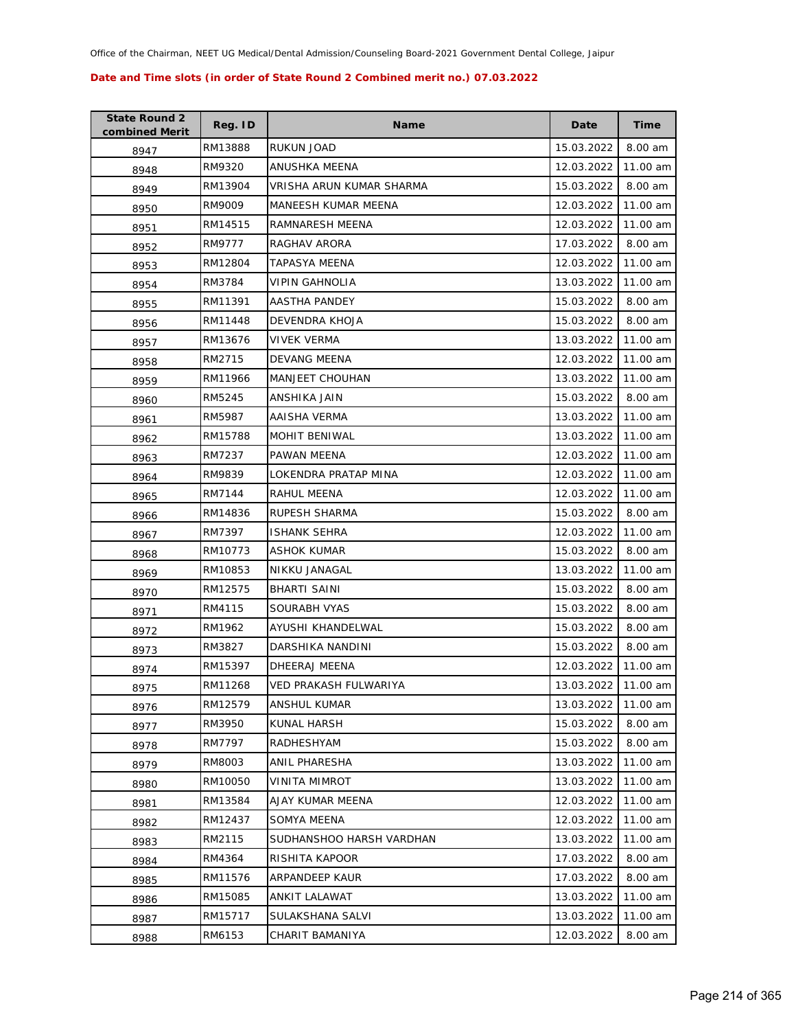Office of the Chairman, NEET UG Medical/Dental Admission/Counseling Board-2021 Government Dental College, Jaipur

**Date and Time slots (in order of State Round 2 Combined merit no.) 07.03.2022**

| State Round 2 combined Merit | Reg. ID | Name | Date | Time |
|---|---|---|---|---|
| 8947 | RM13888 | RUKUN JOAD | 15.03.2022 | 8.00 am |
| 8948 | RM9320 | ANUSHKA MEENA | 12.03.2022 | 11.00 am |
| 8949 | RM13904 | VRISHA ARUN KUMAR SHARMA | 15.03.2022 | 8.00 am |
| 8950 | RM9009 | MANEESH KUMAR MEENA | 12.03.2022 | 11.00 am |
| 8951 | RM14515 | RAMNARESH MEENA | 12.03.2022 | 11.00 am |
| 8952 | RM9777 | RAGHAV ARORA | 17.03.2022 | 8.00 am |
| 8953 | RM12804 | TAPASYA MEENA | 12.03.2022 | 11.00 am |
| 8954 | RM3784 | VIPIN GAHNOLIA | 13.03.2022 | 11.00 am |
| 8955 | RM11391 | AASTHA PANDEY | 15.03.2022 | 8.00 am |
| 8956 | RM11448 | DEVENDRA KHOJA | 15.03.2022 | 8.00 am |
| 8957 | RM13676 | VIVEK VERMA | 13.03.2022 | 11.00 am |
| 8958 | RM2715 | DEVANG MEENA | 12.03.2022 | 11.00 am |
| 8959 | RM11966 | MANJEET CHOUHAN | 13.03.2022 | 11.00 am |
| 8960 | RM5245 | ANSHIKA JAIN | 15.03.2022 | 8.00 am |
| 8961 | RM5987 | AAISHA VERMA | 13.03.2022 | 11.00 am |
| 8962 | RM15788 | MOHIT BENIWAL | 13.03.2022 | 11.00 am |
| 8963 | RM7237 | PAWAN MEENA | 12.03.2022 | 11.00 am |
| 8964 | RM9839 | LOKENDRA PRATAP MINA | 12.03.2022 | 11.00 am |
| 8965 | RM7144 | RAHUL MEENA | 12.03.2022 | 11.00 am |
| 8966 | RM14836 | RUPESH SHARMA | 15.03.2022 | 8.00 am |
| 8967 | RM7397 | ISHANK SEHRA | 12.03.2022 | 11.00 am |
| 8968 | RM10773 | ASHOK KUMAR | 15.03.2022 | 8.00 am |
| 8969 | RM10853 | NIKKU JANAGAL | 13.03.2022 | 11.00 am |
| 8970 | RM12575 | BHARTI SAINI | 15.03.2022 | 8.00 am |
| 8971 | RM4115 | SOURABH VYAS | 15.03.2022 | 8.00 am |
| 8972 | RM1962 | AYUSHI KHANDELWAL | 15.03.2022 | 8.00 am |
| 8973 | RM3827 | DARSHIKA NANDINI | 15.03.2022 | 8.00 am |
| 8974 | RM15397 | DHEERAJ MEENA | 12.03.2022 | 11.00 am |
| 8975 | RM11268 | VED PRAKASH FULWARIYA | 13.03.2022 | 11.00 am |
| 8976 | RM12579 | ANSHUL KUMAR | 13.03.2022 | 11.00 am |
| 8977 | RM3950 | KUNAL HARSH | 15.03.2022 | 8.00 am |
| 8978 | RM7797 | RADHESHYAM | 15.03.2022 | 8.00 am |
| 8979 | RM8003 | ANIL PHARESHA | 13.03.2022 | 11.00 am |
| 8980 | RM10050 | VINITA MIMROT | 13.03.2022 | 11.00 am |
| 8981 | RM13584 | AJAY KUMAR MEENA | 12.03.2022 | 11.00 am |
| 8982 | RM12437 | SOMYA MEENA | 12.03.2022 | 11.00 am |
| 8983 | RM2115 | SUDHANSHOO HARSH VARDHAN | 13.03.2022 | 11.00 am |
| 8984 | RM4364 | RISHITA KAPOOR | 17.03.2022 | 8.00 am |
| 8985 | RM11576 | ARPANDEEP KAUR | 17.03.2022 | 8.00 am |
| 8986 | RM15085 | ANKIT LALAWAT | 13.03.2022 | 11.00 am |
| 8987 | RM15717 | SULAKSHANA SALVI | 13.03.2022 | 11.00 am |
| 8988 | RM6153 | CHARIT BAMANIYA | 12.03.2022 | 8.00 am |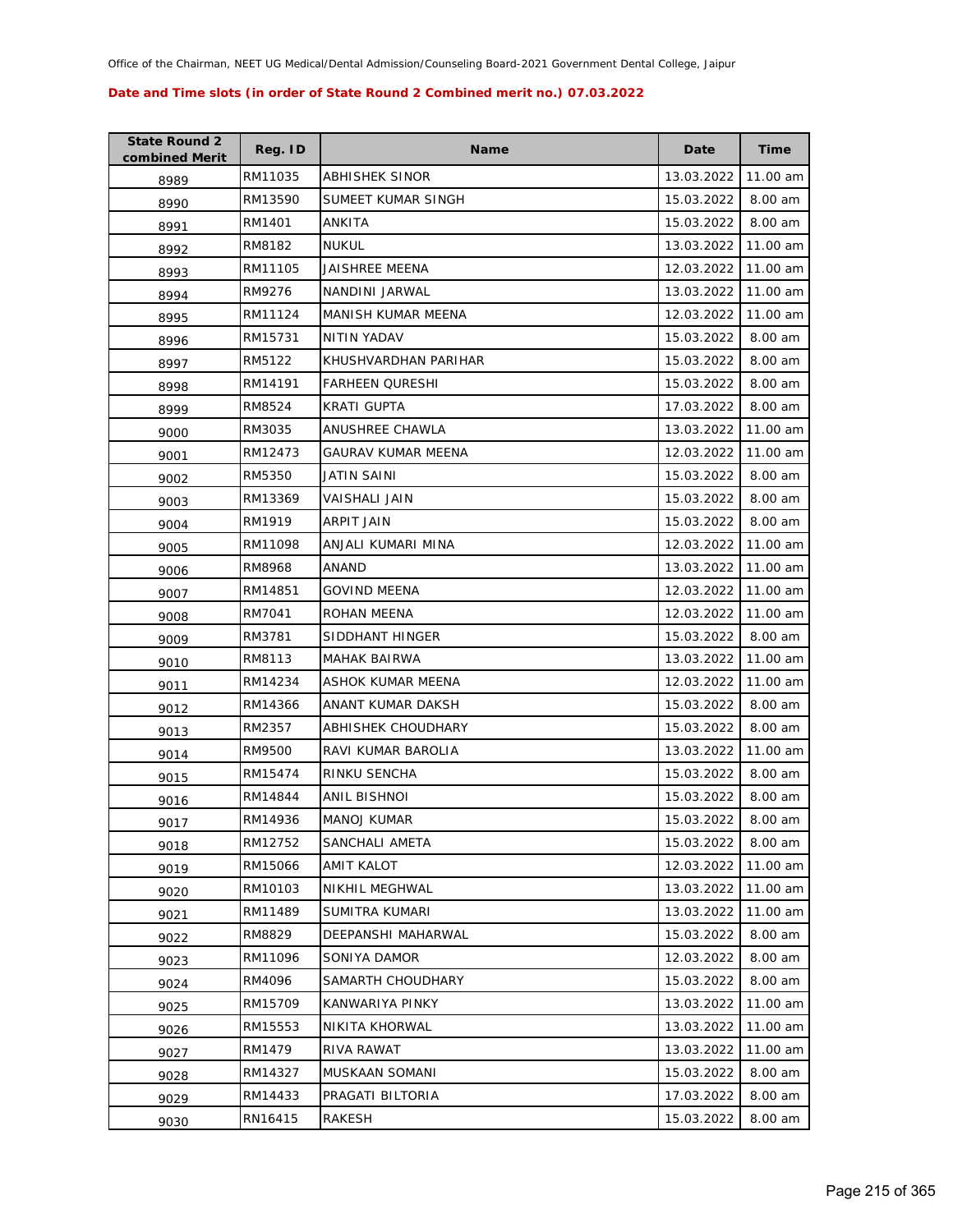Office of the Chairman, NEET UG Medical/Dental Admission/Counseling Board-2021 Government Dental College, Jaipur

**Date and Time slots (in order of State Round 2 Combined merit no.) 07.03.2022**

| State Round 2 combined Merit | Reg. ID | Name | Date | Time |
|---|---|---|---|---|
| 8989 | RM11035 | ABHISHEK SINOR | 13.03.2022 | 11.00 am |
| 8990 | RM13590 | SUMEET KUMAR SINGH | 15.03.2022 | 8.00 am |
| 8991 | RM1401 | ANKITA | 15.03.2022 | 8.00 am |
| 8992 | RM8182 | NUKUL | 13.03.2022 | 11.00 am |
| 8993 | RM11105 | JAISHREE MEENA | 12.03.2022 | 11.00 am |
| 8994 | RM9276 | NANDINI JARWAL | 13.03.2022 | 11.00 am |
| 8995 | RM11124 | MANISH KUMAR MEENA | 12.03.2022 | 11.00 am |
| 8996 | RM15731 | NITIN YADAV | 15.03.2022 | 8.00 am |
| 8997 | RM5122 | KHUSHVARDHAN PARIHAR | 15.03.2022 | 8.00 am |
| 8998 | RM14191 | FARHEEN QURESHI | 15.03.2022 | 8.00 am |
| 8999 | RM8524 | KRATI GUPTA | 17.03.2022 | 8.00 am |
| 9000 | RM3035 | ANUSHREE CHAWLA | 13.03.2022 | 11.00 am |
| 9001 | RM12473 | GAURAV KUMAR MEENA | 12.03.2022 | 11.00 am |
| 9002 | RM5350 | JATIN SAINI | 15.03.2022 | 8.00 am |
| 9003 | RM13369 | VAISHALI JAIN | 15.03.2022 | 8.00 am |
| 9004 | RM1919 | ARPIT JAIN | 15.03.2022 | 8.00 am |
| 9005 | RM11098 | ANJALI KUMARI MINA | 12.03.2022 | 11.00 am |
| 9006 | RM8968 | ANAND | 13.03.2022 | 11.00 am |
| 9007 | RM14851 | GOVIND MEENA | 12.03.2022 | 11.00 am |
| 9008 | RM7041 | ROHAN MEENA | 12.03.2022 | 11.00 am |
| 9009 | RM3781 | SIDDHANT HINGER | 15.03.2022 | 8.00 am |
| 9010 | RM8113 | MAHAK BAIRWA | 13.03.2022 | 11.00 am |
| 9011 | RM14234 | ASHOK KUMAR MEENA | 12.03.2022 | 11.00 am |
| 9012 | RM14366 | ANANT KUMAR DAKSH | 15.03.2022 | 8.00 am |
| 9013 | RM2357 | ABHISHEK CHOUDHARY | 15.03.2022 | 8.00 am |
| 9014 | RM9500 | RAVI KUMAR BAROLIA | 13.03.2022 | 11.00 am |
| 9015 | RM15474 | RINKU SENCHA | 15.03.2022 | 8.00 am |
| 9016 | RM14844 | ANIL BISHNOI | 15.03.2022 | 8.00 am |
| 9017 | RM14936 | MANOJ KUMAR | 15.03.2022 | 8.00 am |
| 9018 | RM12752 | SANCHALI AMETA | 15.03.2022 | 8.00 am |
| 9019 | RM15066 | AMIT KALOT | 12.03.2022 | 11.00 am |
| 9020 | RM10103 | NIKHIL MEGHWAL | 13.03.2022 | 11.00 am |
| 9021 | RM11489 | SUMITRA KUMARI | 13.03.2022 | 11.00 am |
| 9022 | RM8829 | DEEPANSHI MAHARWAL | 15.03.2022 | 8.00 am |
| 9023 | RM11096 | SONIYA DAMOR | 12.03.2022 | 8.00 am |
| 9024 | RM4096 | SAMARTH CHOUDHARY | 15.03.2022 | 8.00 am |
| 9025 | RM15709 | KANWARIYA PINKY | 13.03.2022 | 11.00 am |
| 9026 | RM15553 | NIKITA KHORWAL | 13.03.2022 | 11.00 am |
| 9027 | RM1479 | RIVA RAWAT | 13.03.2022 | 11.00 am |
| 9028 | RM14327 | MUSKAAN SOMANI | 15.03.2022 | 8.00 am |
| 9029 | RM14433 | PRAGATI BILTORIA | 17.03.2022 | 8.00 am |
| 9030 | RN16415 | RAKESH | 15.03.2022 | 8.00 am |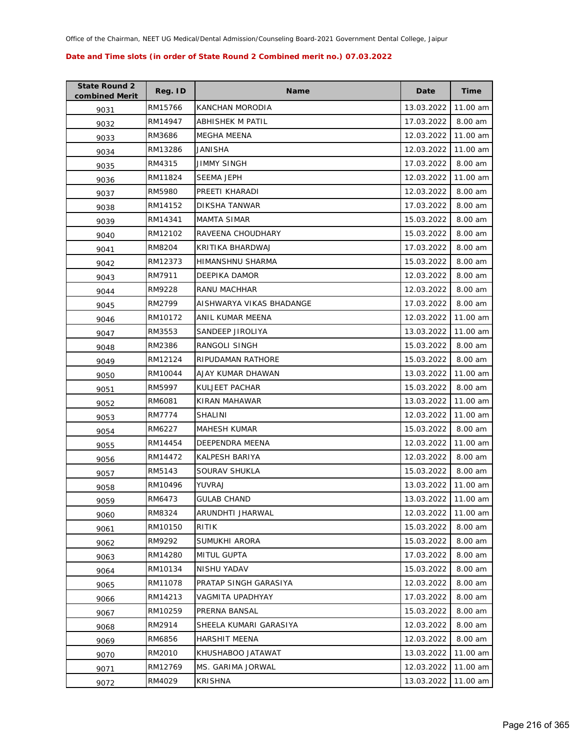Office of the Chairman, NEET UG Medical/Dental Admission/Counseling Board-2021 Government Dental College, Jaipur

**Date and Time slots (in order of State Round 2 Combined merit no.) 07.03.2022**

| State Round 2 combined Merit | Reg. ID | Name | Date | Time |
|---|---|---|---|---|
| 9031 | RM15766 | KANCHAN MORODIA | 13.03.2022 | 11.00 am |
| 9032 | RM14947 | ABHISHEK M PATIL | 17.03.2022 | 8.00 am |
| 9033 | RM3686 | MEGHA MEENA | 12.03.2022 | 11.00 am |
| 9034 | RM13286 | JANISHA | 12.03.2022 | 11.00 am |
| 9035 | RM4315 | JIMMY SINGH | 17.03.2022 | 8.00 am |
| 9036 | RM11824 | SEEMA JEPH | 12.03.2022 | 11.00 am |
| 9037 | RM5980 | PREETI KHARADI | 12.03.2022 | 8.00 am |
| 9038 | RM14152 | DIKSHA TANWAR | 17.03.2022 | 8.00 am |
| 9039 | RM14341 | MAMTA SIMAR | 15.03.2022 | 8.00 am |
| 9040 | RM12102 | RAVEENA CHOUDHARY | 15.03.2022 | 8.00 am |
| 9041 | RM8204 | KRITIKA BHARDWAJ | 17.03.2022 | 8.00 am |
| 9042 | RM12373 | HIMANSHNU SHARMA | 15.03.2022 | 8.00 am |
| 9043 | RM7911 | DEEPIKA DAMOR | 12.03.2022 | 8.00 am |
| 9044 | RM9228 | RANU MACHHAR | 12.03.2022 | 8.00 am |
| 9045 | RM2799 | AISHWARYA VIKAS BHADANGE | 17.03.2022 | 8.00 am |
| 9046 | RM10172 | ANIL KUMAR MEENA | 12.03.2022 | 11.00 am |
| 9047 | RM3553 | SANDEEP JIROLIYA | 13.03.2022 | 11.00 am |
| 9048 | RM2386 | RANGOLI SINGH | 15.03.2022 | 8.00 am |
| 9049 | RM12124 | RIPUDAMAN RATHORE | 15.03.2022 | 8.00 am |
| 9050 | RM10044 | AJAY KUMAR DHAWAN | 13.03.2022 | 11.00 am |
| 9051 | RM5997 | KULJEET PACHAR | 15.03.2022 | 8.00 am |
| 9052 | RM6081 | KIRAN MAHAWAR | 13.03.2022 | 11.00 am |
| 9053 | RM7774 | SHALINI | 12.03.2022 | 11.00 am |
| 9054 | RM6227 | MAHESH KUMAR | 15.03.2022 | 8.00 am |
| 9055 | RM14454 | DEEPENDRA MEENA | 12.03.2022 | 11.00 am |
| 9056 | RM14472 | KALPESH BARIYA | 12.03.2022 | 8.00 am |
| 9057 | RM5143 | SOURAV SHUKLA | 15.03.2022 | 8.00 am |
| 9058 | RM10496 | YUVRAJ | 13.03.2022 | 11.00 am |
| 9059 | RM6473 | GULAB CHAND | 13.03.2022 | 11.00 am |
| 9060 | RM8324 | ARUNDHTI JHARWAL | 12.03.2022 | 11.00 am |
| 9061 | RM10150 | RITIK | 15.03.2022 | 8.00 am |
| 9062 | RM9292 | SUMUKHI ARORA | 15.03.2022 | 8.00 am |
| 9063 | RM14280 | MITUL GUPTA | 17.03.2022 | 8.00 am |
| 9064 | RM10134 | NISHU YADAV | 15.03.2022 | 8.00 am |
| 9065 | RM11078 | PRATAP SINGH GARASIYA | 12.03.2022 | 8.00 am |
| 9066 | RM14213 | VAGMITA UPADHYAY | 17.03.2022 | 8.00 am |
| 9067 | RM10259 | PRERNA BANSAL | 15.03.2022 | 8.00 am |
| 9068 | RM2914 | SHEELA KUMARI GARASIYA | 12.03.2022 | 8.00 am |
| 9069 | RM6856 | HARSHIT MEENA | 12.03.2022 | 8.00 am |
| 9070 | RM2010 | KHUSHABOO JATAWAT | 13.03.2022 | 11.00 am |
| 9071 | RM12769 | MS. GARIMA JORWAL | 12.03.2022 | 11.00 am |
| 9072 | RM4029 | KRISHNA | 13.03.2022 | 11.00 am |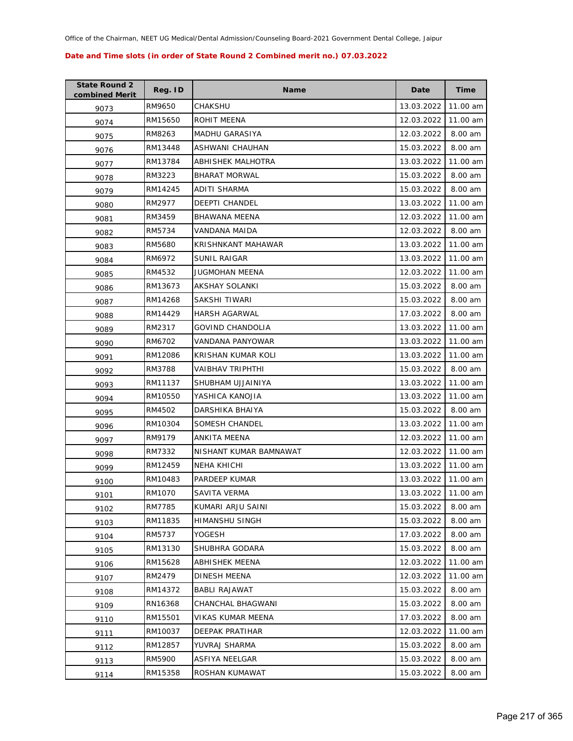Office of the Chairman, NEET UG Medical/Dental Admission/Counseling Board-2021 Government Dental College, Jaipur

**Date and Time slots (in order of State Round 2 Combined merit no.) 07.03.2022**

| State Round 2 combined Merit | Reg. ID | Name | Date | Time |
|---|---|---|---|---|
| 9073 | RM9650 | CHAKSHU | 13.03.2022 | 11.00 am |
| 9074 | RM15650 | ROHIT MEENA | 12.03.2022 | 11.00 am |
| 9075 | RM8263 | MADHU GARASIYA | 12.03.2022 | 8.00 am |
| 9076 | RM13448 | ASHWANI CHAUHAN | 15.03.2022 | 8.00 am |
| 9077 | RM13784 | ABHISHEK MALHOTRA | 13.03.2022 | 11.00 am |
| 9078 | RM3223 | BHARAT MORWAL | 15.03.2022 | 8.00 am |
| 9079 | RM14245 | ADITI SHARMA | 15.03.2022 | 8.00 am |
| 9080 | RM2977 | DEEPTI CHANDEL | 13.03.2022 | 11.00 am |
| 9081 | RM3459 | BHAWANA MEENA | 12.03.2022 | 11.00 am |
| 9082 | RM5734 | VANDANA MAIDA | 12.03.2022 | 8.00 am |
| 9083 | RM5680 | KRISHNKANT MAHAWAR | 13.03.2022 | 11.00 am |
| 9084 | RM6972 | SUNIL RAIGAR | 13.03.2022 | 11.00 am |
| 9085 | RM4532 | JUGMOHAN MEENA | 12.03.2022 | 11.00 am |
| 9086 | RM13673 | AKSHAY SOLANKI | 15.03.2022 | 8.00 am |
| 9087 | RM14268 | SAKSHI TIWARI | 15.03.2022 | 8.00 am |
| 9088 | RM14429 | HARSH AGARWAL | 17.03.2022 | 8.00 am |
| 9089 | RM2317 | GOVIND CHANDOLIA | 13.03.2022 | 11.00 am |
| 9090 | RM6702 | VANDANA PANYOWAR | 13.03.2022 | 11.00 am |
| 9091 | RM12086 | KRISHAN KUMAR KOLI | 13.03.2022 | 11.00 am |
| 9092 | RM3788 | VAIBHAV TRIPHTHI | 15.03.2022 | 8.00 am |
| 9093 | RM11137 | SHUBHAM UJJAINIYA | 13.03.2022 | 11.00 am |
| 9094 | RM10550 | YASHICA KANOJIA | 13.03.2022 | 11.00 am |
| 9095 | RM4502 | DARSHIKA BHAIYA | 15.03.2022 | 8.00 am |
| 9096 | RM10304 | SOMESH CHANDEL | 13.03.2022 | 11.00 am |
| 9097 | RM9179 | ANKITA MEENA | 12.03.2022 | 11.00 am |
| 9098 | RM7332 | NISHANT KUMAR BAMNAWAT | 12.03.2022 | 11.00 am |
| 9099 | RM12459 | NEHA KHICHI | 13.03.2022 | 11.00 am |
| 9100 | RM10483 | PARDEEP KUMAR | 13.03.2022 | 11.00 am |
| 9101 | RM1070 | SAVITA VERMA | 13.03.2022 | 11.00 am |
| 9102 | RM7785 | KUMARI ARJU SAINI | 15.03.2022 | 8.00 am |
| 9103 | RM11835 | HIMANSHU SINGH | 15.03.2022 | 8.00 am |
| 9104 | RM5737 | YOGESH | 17.03.2022 | 8.00 am |
| 9105 | RM13130 | SHUBHRA GODARA | 15.03.2022 | 8.00 am |
| 9106 | RM15628 | ABHISHEK MEENA | 12.03.2022 | 11.00 am |
| 9107 | RM2479 | DINESH MEENA | 12.03.2022 | 11.00 am |
| 9108 | RM14372 | BABLI RAJAWAT | 15.03.2022 | 8.00 am |
| 9109 | RN16368 | CHANCHAL BHAGWANI | 15.03.2022 | 8.00 am |
| 9110 | RM15501 | VIKAS KUMAR MEENA | 17.03.2022 | 8.00 am |
| 9111 | RM10037 | DEEPAK PRATIHAR | 12.03.2022 | 11.00 am |
| 9112 | RM12857 | YUVRAJ SHARMA | 15.03.2022 | 8.00 am |
| 9113 | RM5900 | ASFIYA NEELGAR | 15.03.2022 | 8.00 am |
| 9114 | RM15358 | ROSHAN KUMAWAT | 15.03.2022 | 8.00 am |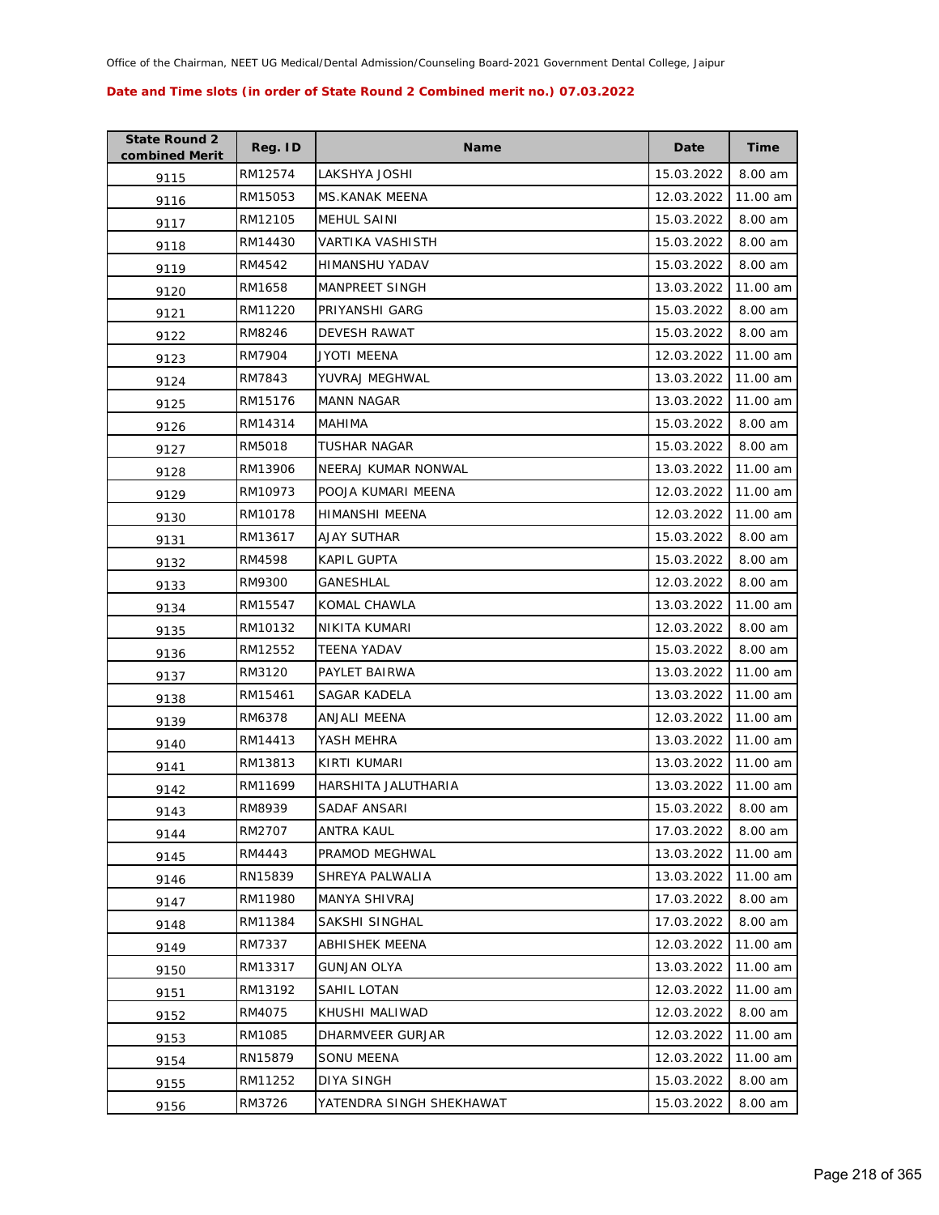Office of the Chairman, NEET UG Medical/Dental Admission/Counseling Board-2021 Government Dental College, Jaipur

**Date and Time slots (in order of State Round 2 Combined merit no.) 07.03.2022**

| State Round 2 combined Merit | Reg. ID | Name | Date | Time |
|---|---|---|---|---|
| 9115 | RM12574 | LAKSHYA JOSHI | 15.03.2022 | 8.00 am |
| 9116 | RM15053 | MS.KANAK MEENA | 12.03.2022 | 11.00 am |
| 9117 | RM12105 | MEHUL SAINI | 15.03.2022 | 8.00 am |
| 9118 | RM14430 | VARTIKA VASHISTH | 15.03.2022 | 8.00 am |
| 9119 | RM4542 | HIMANSHU YADAV | 15.03.2022 | 8.00 am |
| 9120 | RM1658 | MANPREET SINGH | 13.03.2022 | 11.00 am |
| 9121 | RM11220 | PRIYANSHI GARG | 15.03.2022 | 8.00 am |
| 9122 | RM8246 | DEVESH RAWAT | 15.03.2022 | 8.00 am |
| 9123 | RM7904 | JYOTI MEENA | 12.03.2022 | 11.00 am |
| 9124 | RM7843 | YUVRAJ MEGHWAL | 13.03.2022 | 11.00 am |
| 9125 | RM15176 | MANN NAGAR | 13.03.2022 | 11.00 am |
| 9126 | RM14314 | MAHIMA | 15.03.2022 | 8.00 am |
| 9127 | RM5018 | TUSHAR NAGAR | 15.03.2022 | 8.00 am |
| 9128 | RM13906 | NEERAJ KUMAR NONWAL | 13.03.2022 | 11.00 am |
| 9129 | RM10973 | POOJA KUMARI MEENA | 12.03.2022 | 11.00 am |
| 9130 | RM10178 | HIMANSHI MEENA | 12.03.2022 | 11.00 am |
| 9131 | RM13617 | AJAY SUTHAR | 15.03.2022 | 8.00 am |
| 9132 | RM4598 | KAPIL GUPTA | 15.03.2022 | 8.00 am |
| 9133 | RM9300 | GANESHLAL | 12.03.2022 | 8.00 am |
| 9134 | RM15547 | KOMAL CHAWLA | 13.03.2022 | 11.00 am |
| 9135 | RM10132 | NIKITA KUMARI | 12.03.2022 | 8.00 am |
| 9136 | RM12552 | TEENA YADAV | 15.03.2022 | 8.00 am |
| 9137 | RM3120 | PAYLET BAIRWA | 13.03.2022 | 11.00 am |
| 9138 | RM15461 | SAGAR KADELA | 13.03.2022 | 11.00 am |
| 9139 | RM6378 | ANJALI MEENA | 12.03.2022 | 11.00 am |
| 9140 | RM14413 | YASH MEHRA | 13.03.2022 | 11.00 am |
| 9141 | RM13813 | KIRTI KUMARI | 13.03.2022 | 11.00 am |
| 9142 | RM11699 | HARSHITA JALUTHARIA | 13.03.2022 | 11.00 am |
| 9143 | RM8939 | SADAF ANSARI | 15.03.2022 | 8.00 am |
| 9144 | RM2707 | ANTRA KAUL | 17.03.2022 | 8.00 am |
| 9145 | RM4443 | PRAMOD MEGHWAL | 13.03.2022 | 11.00 am |
| 9146 | RN15839 | SHREYA PALWALIA | 13.03.2022 | 11.00 am |
| 9147 | RM11980 | MANYA SHIVRAJ | 17.03.2022 | 8.00 am |
| 9148 | RM11384 | SAKSHI SINGHAL | 17.03.2022 | 8.00 am |
| 9149 | RM7337 | ABHISHEK MEENA | 12.03.2022 | 11.00 am |
| 9150 | RM13317 | GUNJAN OLYA | 13.03.2022 | 11.00 am |
| 9151 | RM13192 | SAHIL LOTAN | 12.03.2022 | 11.00 am |
| 9152 | RM4075 | KHUSHI MALIWAD | 12.03.2022 | 8.00 am |
| 9153 | RM1085 | DHARMVEER GURJAR | 12.03.2022 | 11.00 am |
| 9154 | RN15879 | SONU MEENA | 12.03.2022 | 11.00 am |
| 9155 | RM11252 | DIYA SINGH | 15.03.2022 | 8.00 am |
| 9156 | RM3726 | YATENDRA SINGH SHEKHAWAT | 15.03.2022 | 8.00 am |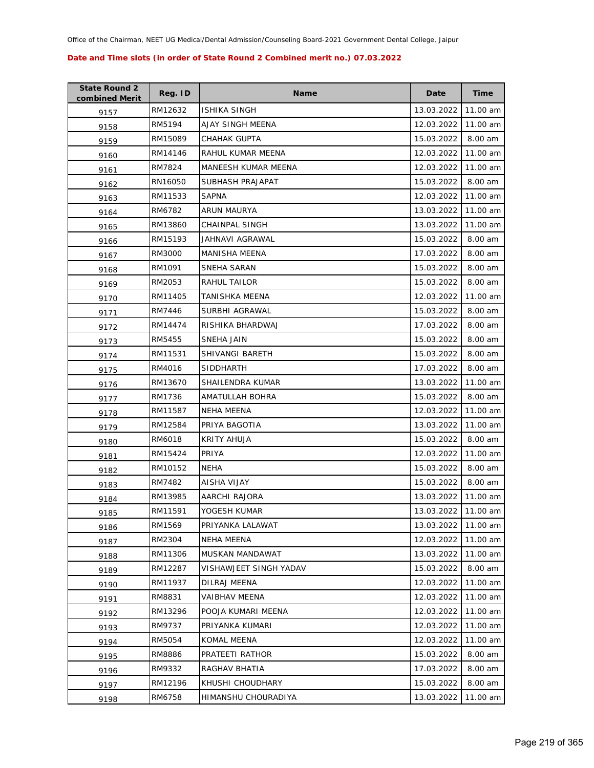Office of the Chairman, NEET UG Medical/Dental Admission/Counseling Board-2021 Government Dental College, Jaipur

**Date and Time slots (in order of State Round 2 Combined merit no.) 07.03.2022**

| State Round 2 combined Merit | Reg. ID | Name | Date | Time |
|---|---|---|---|---|
| 9157 | RM12632 | ISHIKA SINGH | 13.03.2022 | 11.00 am |
| 9158 | RM5194 | AJAY SINGH MEENA | 12.03.2022 | 11.00 am |
| 9159 | RM15089 | CHAHAK GUPTA | 15.03.2022 | 8.00 am |
| 9160 | RM14146 | RAHUL KUMAR MEENA | 12.03.2022 | 11.00 am |
| 9161 | RM7824 | MANEESH KUMAR MEENA | 12.03.2022 | 11.00 am |
| 9162 | RN16050 | SUBHASH PRAJAPAT | 15.03.2022 | 8.00 am |
| 9163 | RM11533 | SAPNA | 12.03.2022 | 11.00 am |
| 9164 | RM6782 | ARUN MAURYA | 13.03.2022 | 11.00 am |
| 9165 | RM13860 | CHAINPAL SINGH | 13.03.2022 | 11.00 am |
| 9166 | RM15193 | JAHNAVI AGRAWAL | 15.03.2022 | 8.00 am |
| 9167 | RM3000 | MANISHA MEENA | 17.03.2022 | 8.00 am |
| 9168 | RM1091 | SNEHA SARAN | 15.03.2022 | 8.00 am |
| 9169 | RM2053 | RAHUL TAILOR | 15.03.2022 | 8.00 am |
| 9170 | RM11405 | TANISHKA MEENA | 12.03.2022 | 11.00 am |
| 9171 | RM7446 | SURBHI AGRAWAL | 15.03.2022 | 8.00 am |
| 9172 | RM14474 | RISHIKA BHARDWAJ | 17.03.2022 | 8.00 am |
| 9173 | RM5455 | SNEHA JAIN | 15.03.2022 | 8.00 am |
| 9174 | RM11531 | SHIVANGI BARETH | 15.03.2022 | 8.00 am |
| 9175 | RM4016 | SIDDHARTH | 17.03.2022 | 8.00 am |
| 9176 | RM13670 | SHAILENDRA KUMAR | 13.03.2022 | 11.00 am |
| 9177 | RM1736 | AMATULLAH BOHRA | 15.03.2022 | 8.00 am |
| 9178 | RM11587 | NEHA MEENA | 12.03.2022 | 11.00 am |
| 9179 | RM12584 | PRIYA BAGOTIA | 13.03.2022 | 11.00 am |
| 9180 | RM6018 | KRITY AHUJA | 15.03.2022 | 8.00 am |
| 9181 | RM15424 | PRIYA | 12.03.2022 | 11.00 am |
| 9182 | RM10152 | NEHA | 15.03.2022 | 8.00 am |
| 9183 | RM7482 | AISHA VIJAY | 15.03.2022 | 8.00 am |
| 9184 | RM13985 | AARCHI RAJORA | 13.03.2022 | 11.00 am |
| 9185 | RM11591 | YOGESH KUMAR | 13.03.2022 | 11.00 am |
| 9186 | RM1569 | PRIYANKA LALAWAT | 13.03.2022 | 11.00 am |
| 9187 | RM2304 | NEHA MEENA | 12.03.2022 | 11.00 am |
| 9188 | RM11306 | MUSKAN MANDAWAT | 13.03.2022 | 11.00 am |
| 9189 | RM12287 | VISHAWJEET SINGH YADAV | 15.03.2022 | 8.00 am |
| 9190 | RM11937 | DILRAJ MEENA | 12.03.2022 | 11.00 am |
| 9191 | RM8831 | VAIBHAV MEENA | 12.03.2022 | 11.00 am |
| 9192 | RM13296 | POOJA KUMARI MEENA | 12.03.2022 | 11.00 am |
| 9193 | RM9737 | PRIYANKA KUMARI | 12.03.2022 | 11.00 am |
| 9194 | RM5054 | KOMAL MEENA | 12.03.2022 | 11.00 am |
| 9195 | RM8886 | PRATEETI RATHOR | 15.03.2022 | 8.00 am |
| 9196 | RM9332 | RAGHAV BHATIA | 17.03.2022 | 8.00 am |
| 9197 | RM12196 | KHUSHI CHOUDHARY | 15.03.2022 | 8.00 am |
| 9198 | RM6758 | HIMANSHU CHOURADIYA | 13.03.2022 | 11.00 am |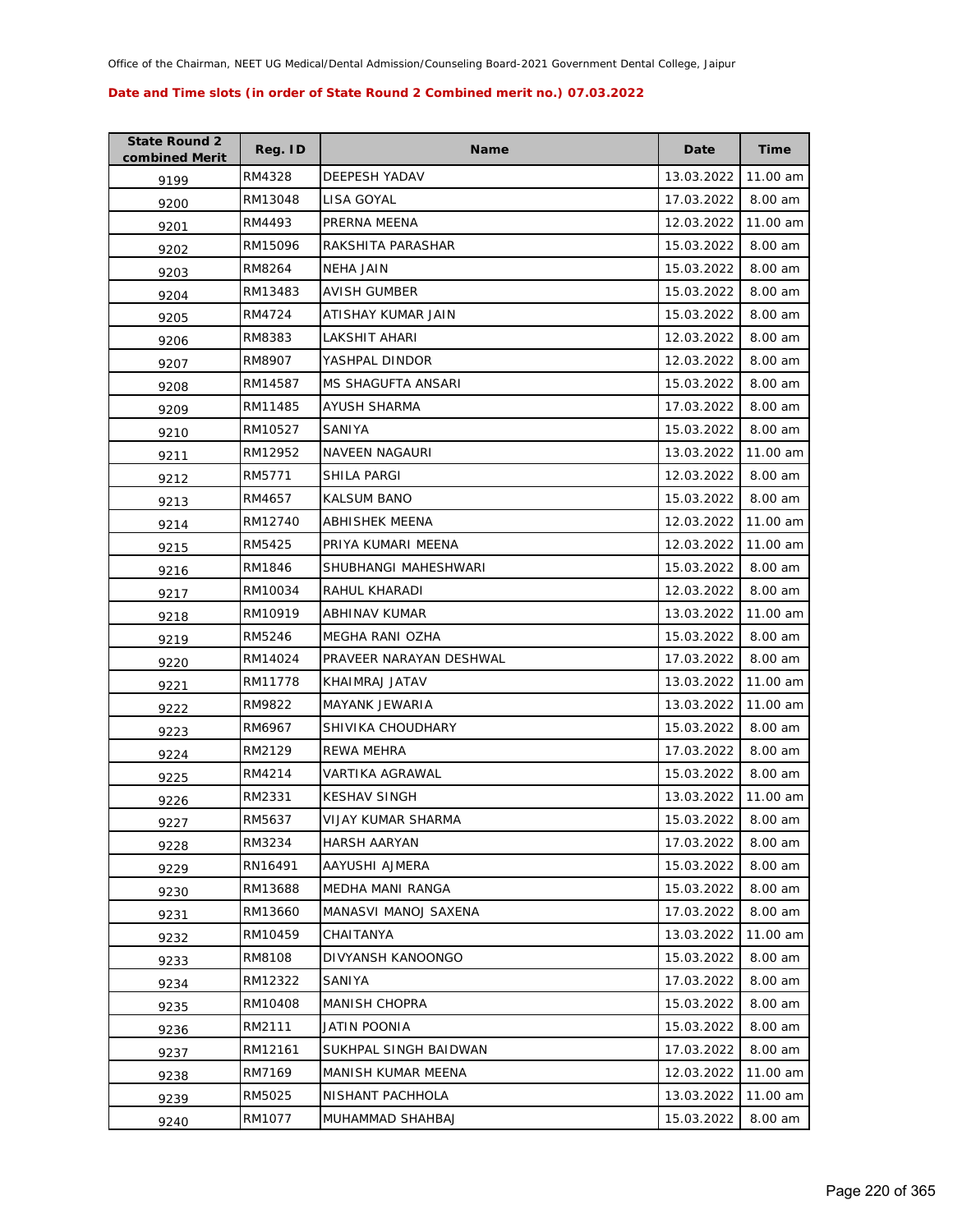Office of the Chairman, NEET UG Medical/Dental Admission/Counseling Board-2021 Government Dental College, Jaipur

**Date and Time slots (in order of State Round 2 Combined merit no.) 07.03.2022**

| State Round 2 combined Merit | Reg. ID | Name | Date | Time |
|---|---|---|---|---|
| 9199 | RM4328 | DEEPESH YADAV | 13.03.2022 | 11.00 am |
| 9200 | RM13048 | LISA GOYAL | 17.03.2022 | 8.00 am |
| 9201 | RM4493 | PRERNA MEENA | 12.03.2022 | 11.00 am |
| 9202 | RM15096 | RAKSHITA PARASHAR | 15.03.2022 | 8.00 am |
| 9203 | RM8264 | NEHA JAIN | 15.03.2022 | 8.00 am |
| 9204 | RM13483 | AVISH GUMBER | 15.03.2022 | 8.00 am |
| 9205 | RM4724 | ATISHAY KUMAR JAIN | 15.03.2022 | 8.00 am |
| 9206 | RM8383 | LAKSHIT AHARI | 12.03.2022 | 8.00 am |
| 9207 | RM8907 | YASHPAL DINDOR | 12.03.2022 | 8.00 am |
| 9208 | RM14587 | MS SHAGUFTA ANSARI | 15.03.2022 | 8.00 am |
| 9209 | RM11485 | AYUSH SHARMA | 17.03.2022 | 8.00 am |
| 9210 | RM10527 | SANIYA | 15.03.2022 | 8.00 am |
| 9211 | RM12952 | NAVEEN NAGAURI | 13.03.2022 | 11.00 am |
| 9212 | RM5771 | SHILA PARGI | 12.03.2022 | 8.00 am |
| 9213 | RM4657 | KALSUM BANO | 15.03.2022 | 8.00 am |
| 9214 | RM12740 | ABHISHEK MEENA | 12.03.2022 | 11.00 am |
| 9215 | RM5425 | PRIYA KUMARI MEENA | 12.03.2022 | 11.00 am |
| 9216 | RM1846 | SHUBHANGI MAHESHWARI | 15.03.2022 | 8.00 am |
| 9217 | RM10034 | RAHUL KHARADI | 12.03.2022 | 8.00 am |
| 9218 | RM10919 | ABHINAV KUMAR | 13.03.2022 | 11.00 am |
| 9219 | RM5246 | MEGHA RANI OZHA | 15.03.2022 | 8.00 am |
| 9220 | RM14024 | PRAVEER NARAYAN DESHWAL | 17.03.2022 | 8.00 am |
| 9221 | RM11778 | KHAIMRAJ JATAV | 13.03.2022 | 11.00 am |
| 9222 | RM9822 | MAYANK JEWARIA | 13.03.2022 | 11.00 am |
| 9223 | RM6967 | SHIVIKA CHOUDHARY | 15.03.2022 | 8.00 am |
| 9224 | RM2129 | REWA MEHRA | 17.03.2022 | 8.00 am |
| 9225 | RM4214 | VARTIKA AGRAWAL | 15.03.2022 | 8.00 am |
| 9226 | RM2331 | KESHAV SINGH | 13.03.2022 | 11.00 am |
| 9227 | RM5637 | VIJAY KUMAR SHARMA | 15.03.2022 | 8.00 am |
| 9228 | RM3234 | HARSH AARYAN | 17.03.2022 | 8.00 am |
| 9229 | RN16491 | AAYUSHI AJMERA | 15.03.2022 | 8.00 am |
| 9230 | RM13688 | MEDHA MANI RANGA | 15.03.2022 | 8.00 am |
| 9231 | RM13660 | MANASVI MANOJ SAXENA | 17.03.2022 | 8.00 am |
| 9232 | RM10459 | CHAITANYA | 13.03.2022 | 11.00 am |
| 9233 | RM8108 | DIVYANSH KANOONGO | 15.03.2022 | 8.00 am |
| 9234 | RM12322 | SANIYA | 17.03.2022 | 8.00 am |
| 9235 | RM10408 | MANISH CHOPRA | 15.03.2022 | 8.00 am |
| 9236 | RM2111 | JATIN POONIA | 15.03.2022 | 8.00 am |
| 9237 | RM12161 | SUKHPAL SINGH BAIDWAN | 17.03.2022 | 8.00 am |
| 9238 | RM7169 | MANISH KUMAR MEENA | 12.03.2022 | 11.00 am |
| 9239 | RM5025 | NISHANT PACHHOLA | 13.03.2022 | 11.00 am |
| 9240 | RM1077 | MUHAMMAD SHAHBAJ | 15.03.2022 | 8.00 am |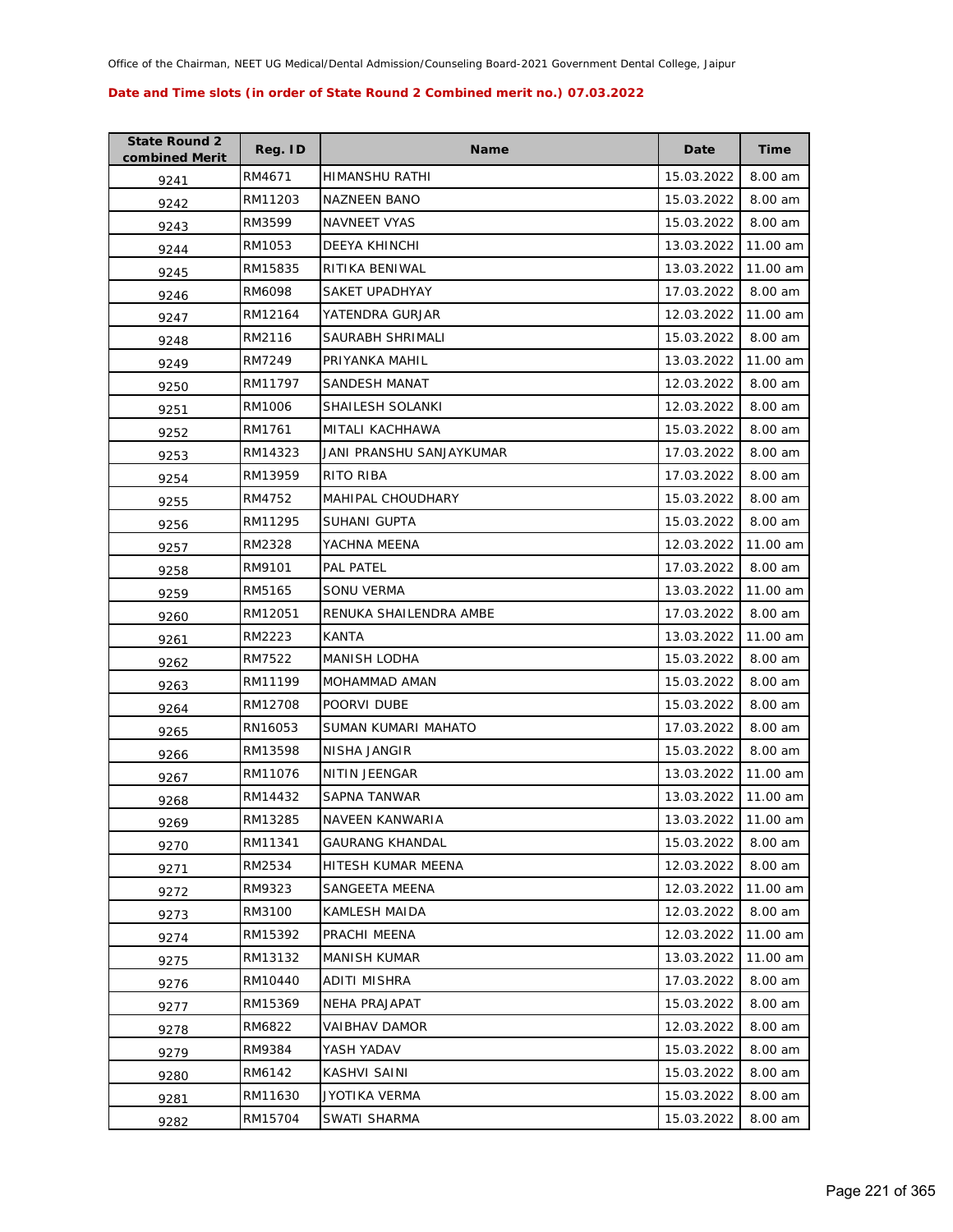Office of the Chairman, NEET UG Medical/Dental Admission/Counseling Board-2021 Government Dental College, Jaipur

**Date and Time slots (in order of State Round 2 Combined merit no.) 07.03.2022**

| State Round 2 combined Merit | Reg. ID | Name | Date | Time |
|---|---|---|---|---|
| 9241 | RM4671 | HIMANSHU RATHI | 15.03.2022 | 8.00 am |
| 9242 | RM11203 | NAZNEEN BANO | 15.03.2022 | 8.00 am |
| 9243 | RM3599 | NAVNEET VYAS | 15.03.2022 | 8.00 am |
| 9244 | RM1053 | DEEYA KHINCHI | 13.03.2022 | 11.00 am |
| 9245 | RM15835 | RITIKA BENIWAL | 13.03.2022 | 11.00 am |
| 9246 | RM6098 | SAKET UPADHYAY | 17.03.2022 | 8.00 am |
| 9247 | RM12164 | YATENDRA GURJAR | 12.03.2022 | 11.00 am |
| 9248 | RM2116 | SAURABH SHRIMALI | 15.03.2022 | 8.00 am |
| 9249 | RM7249 | PRIYANKA MAHIL | 13.03.2022 | 11.00 am |
| 9250 | RM11797 | SANDESH MANAT | 12.03.2022 | 8.00 am |
| 9251 | RM1006 | SHAILESH SOLANKI | 12.03.2022 | 8.00 am |
| 9252 | RM1761 | MITALI KACHHAWA | 15.03.2022 | 8.00 am |
| 9253 | RM14323 | JANI PRANSHU SANJAYKUMAR | 17.03.2022 | 8.00 am |
| 9254 | RM13959 | RITO RIBA | 17.03.2022 | 8.00 am |
| 9255 | RM4752 | MAHIPAL CHOUDHARY | 15.03.2022 | 8.00 am |
| 9256 | RM11295 | SUHANI GUPTA | 15.03.2022 | 8.00 am |
| 9257 | RM2328 | YACHNA MEENA | 12.03.2022 | 11.00 am |
| 9258 | RM9101 | PAL PATEL | 17.03.2022 | 8.00 am |
| 9259 | RM5165 | SONU VERMA | 13.03.2022 | 11.00 am |
| 9260 | RM12051 | RENUKA SHAILENDRA AMBE | 17.03.2022 | 8.00 am |
| 9261 | RM2223 | KANTA | 13.03.2022 | 11.00 am |
| 9262 | RM7522 | MANISH LODHA | 15.03.2022 | 8.00 am |
| 9263 | RM11199 | MOHAMMAD AMAN | 15.03.2022 | 8.00 am |
| 9264 | RM12708 | POORVI DUBE | 15.03.2022 | 8.00 am |
| 9265 | RN16053 | SUMAN KUMARI MAHATO | 17.03.2022 | 8.00 am |
| 9266 | RM13598 | NISHA JANGIR | 15.03.2022 | 8.00 am |
| 9267 | RM11076 | NITIN JEENGAR | 13.03.2022 | 11.00 am |
| 9268 | RM14432 | SAPNA TANWAR | 13.03.2022 | 11.00 am |
| 9269 | RM13285 | NAVEEN KANWARIA | 13.03.2022 | 11.00 am |
| 9270 | RM11341 | GAURANG KHANDAL | 15.03.2022 | 8.00 am |
| 9271 | RM2534 | HITESH KUMAR MEENA | 12.03.2022 | 8.00 am |
| 9272 | RM9323 | SANGEETA MEENA | 12.03.2022 | 11.00 am |
| 9273 | RM3100 | KAMLESH MAIDA | 12.03.2022 | 8.00 am |
| 9274 | RM15392 | PRACHI MEENA | 12.03.2022 | 11.00 am |
| 9275 | RM13132 | MANISH KUMAR | 13.03.2022 | 11.00 am |
| 9276 | RM10440 | ADITI MISHRA | 17.03.2022 | 8.00 am |
| 9277 | RM15369 | NEHA PRAJAPAT | 15.03.2022 | 8.00 am |
| 9278 | RM6822 | VAIBHAV DAMOR | 12.03.2022 | 8.00 am |
| 9279 | RM9384 | YASH YADAV | 15.03.2022 | 8.00 am |
| 9280 | RM6142 | KASHVI SAINI | 15.03.2022 | 8.00 am |
| 9281 | RM11630 | JYOTIKA VERMA | 15.03.2022 | 8.00 am |
| 9282 | RM15704 | SWATI SHARMA | 15.03.2022 | 8.00 am |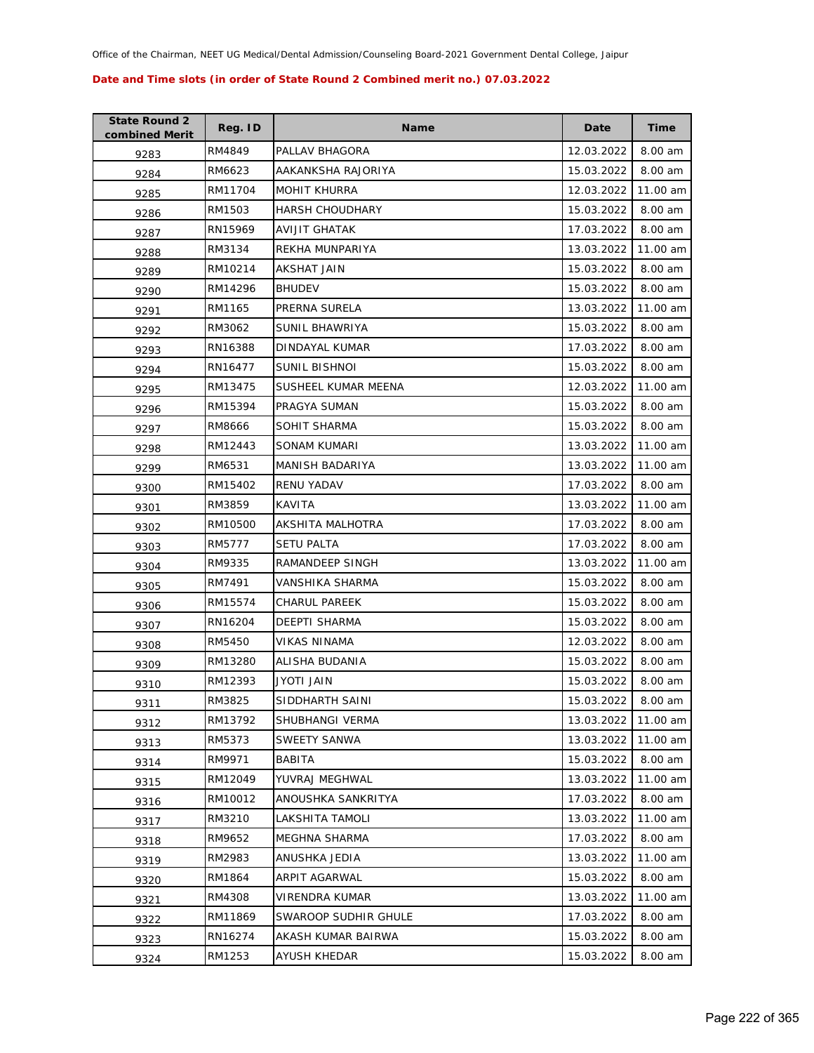Office of the Chairman, NEET UG Medical/Dental Admission/Counseling Board-2021 Government Dental College, Jaipur

**Date and Time slots (in order of State Round 2 Combined merit no.) 07.03.2022**

| State Round 2 combined Merit | Reg. ID | Name | Date | Time |
|---|---|---|---|---|
| 9283 | RM4849 | PALLAV BHAGORA | 12.03.2022 | 8.00 am |
| 9284 | RM6623 | AAKANKSHA RAJORIYA | 15.03.2022 | 8.00 am |
| 9285 | RM11704 | MOHIT KHURRA | 12.03.2022 | 11.00 am |
| 9286 | RM1503 | HARSH CHOUDHARY | 15.03.2022 | 8.00 am |
| 9287 | RN15969 | AVIJIT GHATAK | 17.03.2022 | 8.00 am |
| 9288 | RM3134 | REKHA MUNPARIYA | 13.03.2022 | 11.00 am |
| 9289 | RM10214 | AKSHAT JAIN | 15.03.2022 | 8.00 am |
| 9290 | RM14296 | BHUDEV | 15.03.2022 | 8.00 am |
| 9291 | RM1165 | PRERNA SURELA | 13.03.2022 | 11.00 am |
| 9292 | RM3062 | SUNIL BHAWRIYA | 15.03.2022 | 8.00 am |
| 9293 | RN16388 | DINDAYAL KUMAR | 17.03.2022 | 8.00 am |
| 9294 | RN16477 | SUNIL BISHNOI | 15.03.2022 | 8.00 am |
| 9295 | RM13475 | SUSHEEL KUMAR MEENA | 12.03.2022 | 11.00 am |
| 9296 | RM15394 | PRAGYA SUMAN | 15.03.2022 | 8.00 am |
| 9297 | RM8666 | SOHIT SHARMA | 15.03.2022 | 8.00 am |
| 9298 | RM12443 | SONAM KUMARI | 13.03.2022 | 11.00 am |
| 9299 | RM6531 | MANISH BADARIYA | 13.03.2022 | 11.00 am |
| 9300 | RM15402 | RENU YADAV | 17.03.2022 | 8.00 am |
| 9301 | RM3859 | KAVITA | 13.03.2022 | 11.00 am |
| 9302 | RM10500 | AKSHITA MALHOTRA | 17.03.2022 | 8.00 am |
| 9303 | RM5777 | SETU PALTA | 17.03.2022 | 8.00 am |
| 9304 | RM9335 | RAMANDEEP SINGH | 13.03.2022 | 11.00 am |
| 9305 | RM7491 | VANSHIKA SHARMA | 15.03.2022 | 8.00 am |
| 9306 | RM15574 | CHARUL PAREEK | 15.03.2022 | 8.00 am |
| 9307 | RN16204 | DEEPTI SHARMA | 15.03.2022 | 8.00 am |
| 9308 | RM5450 | VIKAS NINAMA | 12.03.2022 | 8.00 am |
| 9309 | RM13280 | ALISHA BUDANIA | 15.03.2022 | 8.00 am |
| 9310 | RM12393 | JYOTI JAIN | 15.03.2022 | 8.00 am |
| 9311 | RM3825 | SIDDHARTH SAINI | 15.03.2022 | 8.00 am |
| 9312 | RM13792 | SHUBHANGI VERMA | 13.03.2022 | 11.00 am |
| 9313 | RM5373 | SWEETY SANWA | 13.03.2022 | 11.00 am |
| 9314 | RM9971 | BABITA | 15.03.2022 | 8.00 am |
| 9315 | RM12049 | YUVRAJ MEGHWAL | 13.03.2022 | 11.00 am |
| 9316 | RM10012 | ANOUSHKA SANKRITYA | 17.03.2022 | 8.00 am |
| 9317 | RM3210 | LAKSHITA TAMOLI | 13.03.2022 | 11.00 am |
| 9318 | RM9652 | MEGHNA SHARMA | 17.03.2022 | 8.00 am |
| 9319 | RM2983 | ANUSHKA JEDIA | 13.03.2022 | 11.00 am |
| 9320 | RM1864 | ARPIT AGARWAL | 15.03.2022 | 8.00 am |
| 9321 | RM4308 | VIRENDRA KUMAR | 13.03.2022 | 11.00 am |
| 9322 | RM11869 | SWAROOP SUDHIR GHULE | 17.03.2022 | 8.00 am |
| 9323 | RN16274 | AKASH KUMAR BAIRWA | 15.03.2022 | 8.00 am |
| 9324 | RM1253 | AYUSH KHEDAR | 15.03.2022 | 8.00 am |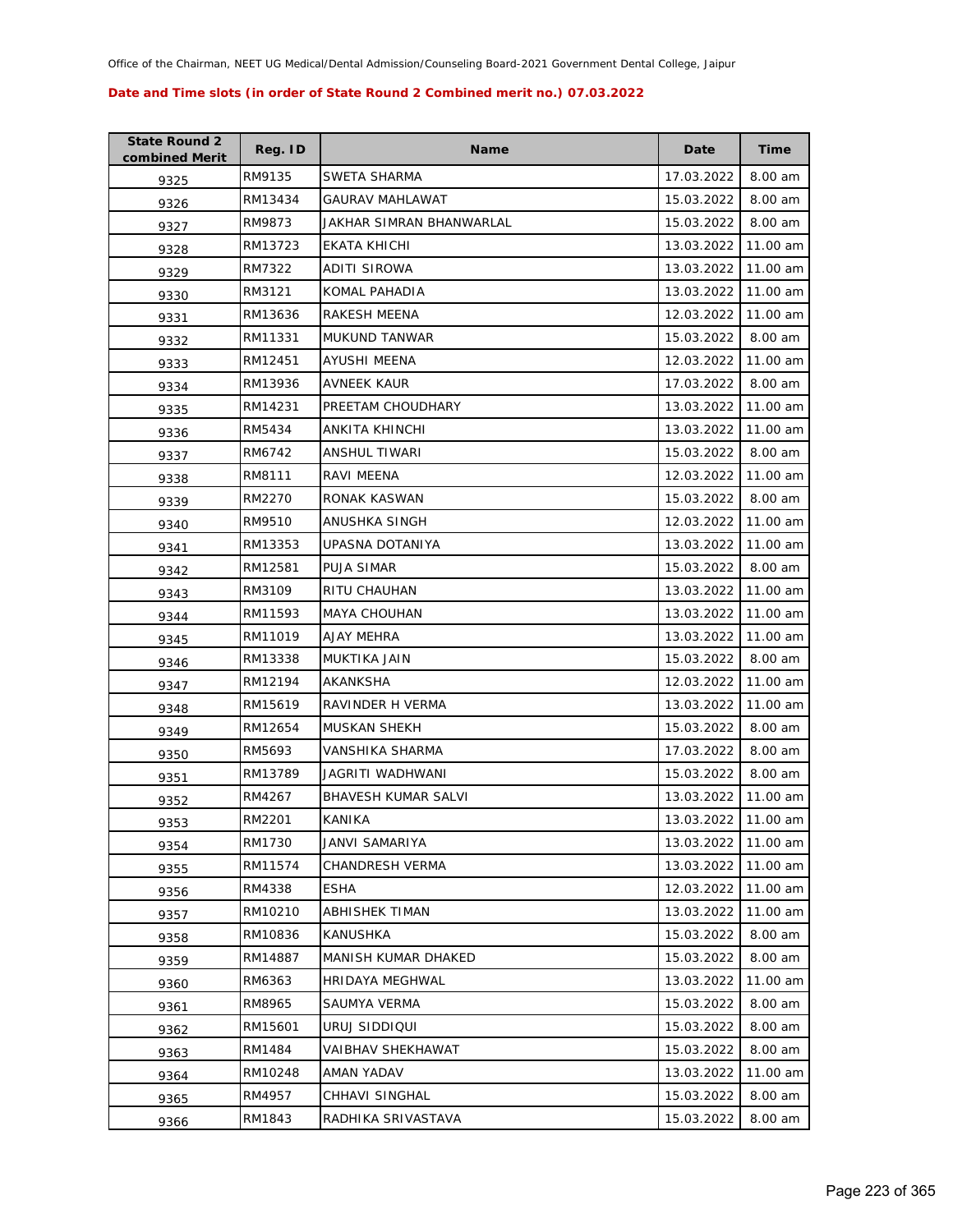Office of the Chairman, NEET UG Medical/Dental Admission/Counseling Board-2021 Government Dental College, Jaipur

**Date and Time slots (in order of State Round 2 Combined merit no.) 07.03.2022**

| State Round 2 combined Merit | Reg. ID | Name | Date | Time |
|---|---|---|---|---|
| 9325 | RM9135 | SWETA SHARMA | 17.03.2022 | 8.00 am |
| 9326 | RM13434 | GAURAV MAHLAWAT | 15.03.2022 | 8.00 am |
| 9327 | RM9873 | JAKHAR SIMRAN BHANWARLAL | 15.03.2022 | 8.00 am |
| 9328 | RM13723 | EKATA KHICHI | 13.03.2022 | 11.00 am |
| 9329 | RM7322 | ADITI SIROWA | 13.03.2022 | 11.00 am |
| 9330 | RM3121 | KOMAL PAHADIA | 13.03.2022 | 11.00 am |
| 9331 | RM13636 | RAKESH MEENA | 12.03.2022 | 11.00 am |
| 9332 | RM11331 | MUKUND TANWAR | 15.03.2022 | 8.00 am |
| 9333 | RM12451 | AYUSHI MEENA | 12.03.2022 | 11.00 am |
| 9334 | RM13936 | AVNEEK KAUR | 17.03.2022 | 8.00 am |
| 9335 | RM14231 | PREETAM CHOUDHARY | 13.03.2022 | 11.00 am |
| 9336 | RM5434 | ANKITA KHINCHI | 13.03.2022 | 11.00 am |
| 9337 | RM6742 | ANSHUL TIWARI | 15.03.2022 | 8.00 am |
| 9338 | RM8111 | RAVI MEENA | 12.03.2022 | 11.00 am |
| 9339 | RM2270 | RONAK KASWAN | 15.03.2022 | 8.00 am |
| 9340 | RM9510 | ANUSHKA SINGH | 12.03.2022 | 11.00 am |
| 9341 | RM13353 | UPASNA DOTANIYA | 13.03.2022 | 11.00 am |
| 9342 | RM12581 | PUJA SIMAR | 15.03.2022 | 8.00 am |
| 9343 | RM3109 | RITU CHAUHAN | 13.03.2022 | 11.00 am |
| 9344 | RM11593 | MAYA CHOUHAN | 13.03.2022 | 11.00 am |
| 9345 | RM11019 | AJAY MEHRA | 13.03.2022 | 11.00 am |
| 9346 | RM13338 | MUKTIKA JAIN | 15.03.2022 | 8.00 am |
| 9347 | RM12194 | AKANKSHA | 12.03.2022 | 11.00 am |
| 9348 | RM15619 | RAVINDER H VERMA | 13.03.2022 | 11.00 am |
| 9349 | RM12654 | MUSKAN SHEKH | 15.03.2022 | 8.00 am |
| 9350 | RM5693 | VANSHIKA SHARMA | 17.03.2022 | 8.00 am |
| 9351 | RM13789 | JAGRITI WADHWANI | 15.03.2022 | 8.00 am |
| 9352 | RM4267 | BHAVESH KUMAR SALVI | 13.03.2022 | 11.00 am |
| 9353 | RM2201 | KANIKA | 13.03.2022 | 11.00 am |
| 9354 | RM1730 | JANVI SAMARIYA | 13.03.2022 | 11.00 am |
| 9355 | RM11574 | CHANDRESH VERMA | 13.03.2022 | 11.00 am |
| 9356 | RM4338 | ESHA | 12.03.2022 | 11.00 am |
| 9357 | RM10210 | ABHISHEK TIMAN | 13.03.2022 | 11.00 am |
| 9358 | RM10836 | KANUSHKA | 15.03.2022 | 8.00 am |
| 9359 | RM14887 | MANISH KUMAR DHAKED | 15.03.2022 | 8.00 am |
| 9360 | RM6363 | HRIDAYA MEGHWAL | 13.03.2022 | 11.00 am |
| 9361 | RM8965 | SAUMYA VERMA | 15.03.2022 | 8.00 am |
| 9362 | RM15601 | URUJ SIDDIQUI | 15.03.2022 | 8.00 am |
| 9363 | RM1484 | VAIBHAV SHEKHAWAT | 15.03.2022 | 8.00 am |
| 9364 | RM10248 | AMAN YADAV | 13.03.2022 | 11.00 am |
| 9365 | RM4957 | CHHAVI SINGHAL | 15.03.2022 | 8.00 am |
| 9366 | RM1843 | RADHIKA SRIVASTAVA | 15.03.2022 | 8.00 am |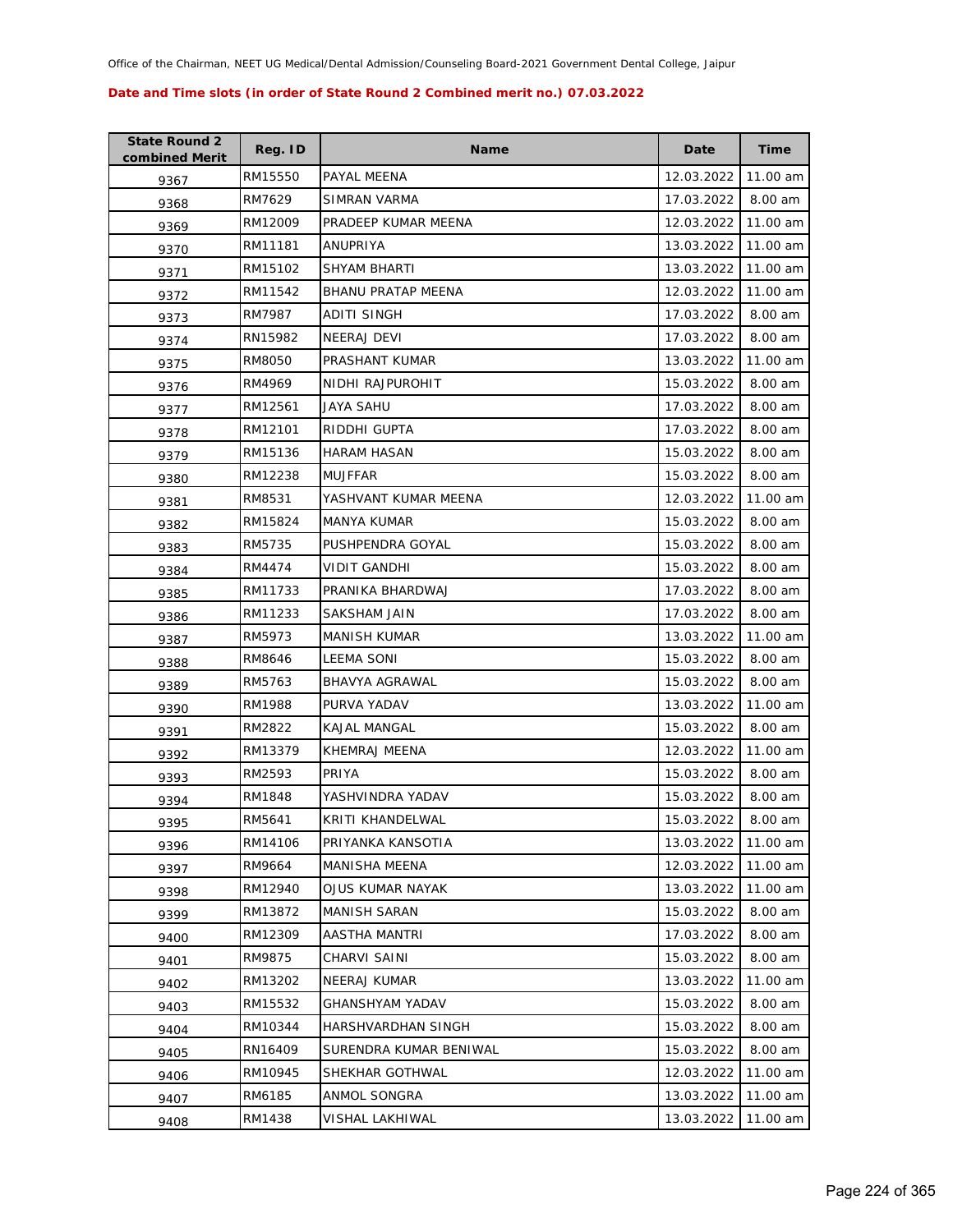Office of the Chairman, NEET UG Medical/Dental Admission/Counseling Board-2021 Government Dental College, Jaipur

**Date and Time slots (in order of State Round 2 Combined merit no.) 07.03.2022**

| State Round 2 combined Merit | Reg. ID | Name | Date | Time |
|---|---|---|---|---|
| 9367 | RM15550 | PAYAL MEENA | 12.03.2022 | 11.00 am |
| 9368 | RM7629 | SIMRAN VARMA | 17.03.2022 | 8.00 am |
| 9369 | RM12009 | PRADEEP KUMAR MEENA | 12.03.2022 | 11.00 am |
| 9370 | RM11181 | ANUPRIYA | 13.03.2022 | 11.00 am |
| 9371 | RM15102 | SHYAM BHARTI | 13.03.2022 | 11.00 am |
| 9372 | RM11542 | BHANU PRATAP MEENA | 12.03.2022 | 11.00 am |
| 9373 | RM7987 | ADITI SINGH | 17.03.2022 | 8.00 am |
| 9374 | RN15982 | NEERAJ DEVI | 17.03.2022 | 8.00 am |
| 9375 | RM8050 | PRASHANT KUMAR | 13.03.2022 | 11.00 am |
| 9376 | RM4969 | NIDHI RAJPUROHIT | 15.03.2022 | 8.00 am |
| 9377 | RM12561 | JAYA SAHU | 17.03.2022 | 8.00 am |
| 9378 | RM12101 | RIDDHI GUPTA | 17.03.2022 | 8.00 am |
| 9379 | RM15136 | HARAM HASAN | 15.03.2022 | 8.00 am |
| 9380 | RM12238 | MUJFFAR | 15.03.2022 | 8.00 am |
| 9381 | RM8531 | YASHVANT KUMAR MEENA | 12.03.2022 | 11.00 am |
| 9382 | RM15824 | MANYA KUMAR | 15.03.2022 | 8.00 am |
| 9383 | RM5735 | PUSHPENDRA GOYAL | 15.03.2022 | 8.00 am |
| 9384 | RM4474 | VIDIT GANDHI | 15.03.2022 | 8.00 am |
| 9385 | RM11733 | PRANIKA BHARDWAJ | 17.03.2022 | 8.00 am |
| 9386 | RM11233 | SAKSHAM JAIN | 17.03.2022 | 8.00 am |
| 9387 | RM5973 | MANISH KUMAR | 13.03.2022 | 11.00 am |
| 9388 | RM8646 | LEEMA SONI | 15.03.2022 | 8.00 am |
| 9389 | RM5763 | BHAVYA AGRAWAL | 15.03.2022 | 8.00 am |
| 9390 | RM1988 | PURVA YADAV | 13.03.2022 | 11.00 am |
| 9391 | RM2822 | KAJAL MANGAL | 15.03.2022 | 8.00 am |
| 9392 | RM13379 | KHEMRAJ MEENA | 12.03.2022 | 11.00 am |
| 9393 | RM2593 | PRIYA | 15.03.2022 | 8.00 am |
| 9394 | RM1848 | YASHVINDRA YADAV | 15.03.2022 | 8.00 am |
| 9395 | RM5641 | KRITI KHANDELWAL | 15.03.2022 | 8.00 am |
| 9396 | RM14106 | PRIYANKA KANSOTIA | 13.03.2022 | 11.00 am |
| 9397 | RM9664 | MANISHA MEENA | 12.03.2022 | 11.00 am |
| 9398 | RM12940 | OJUS KUMAR NAYAK | 13.03.2022 | 11.00 am |
| 9399 | RM13872 | MANISH SARAN | 15.03.2022 | 8.00 am |
| 9400 | RM12309 | AASTHA MANTRI | 17.03.2022 | 8.00 am |
| 9401 | RM9875 | CHARVI SAINI | 15.03.2022 | 8.00 am |
| 9402 | RM13202 | NEERAJ KUMAR | 13.03.2022 | 11.00 am |
| 9403 | RM15532 | GHANSHYAM YADAV | 15.03.2022 | 8.00 am |
| 9404 | RM10344 | HARSHVARDHAN SINGH | 15.03.2022 | 8.00 am |
| 9405 | RN16409 | SURENDRA KUMAR BENIWAL | 15.03.2022 | 8.00 am |
| 9406 | RM10945 | SHEKHAR GOTHWAL | 12.03.2022 | 11.00 am |
| 9407 | RM6185 | ANMOL SONGRA | 13.03.2022 | 11.00 am |
| 9408 | RM1438 | VISHAL LAKHIWAL | 13.03.2022 | 11.00 am |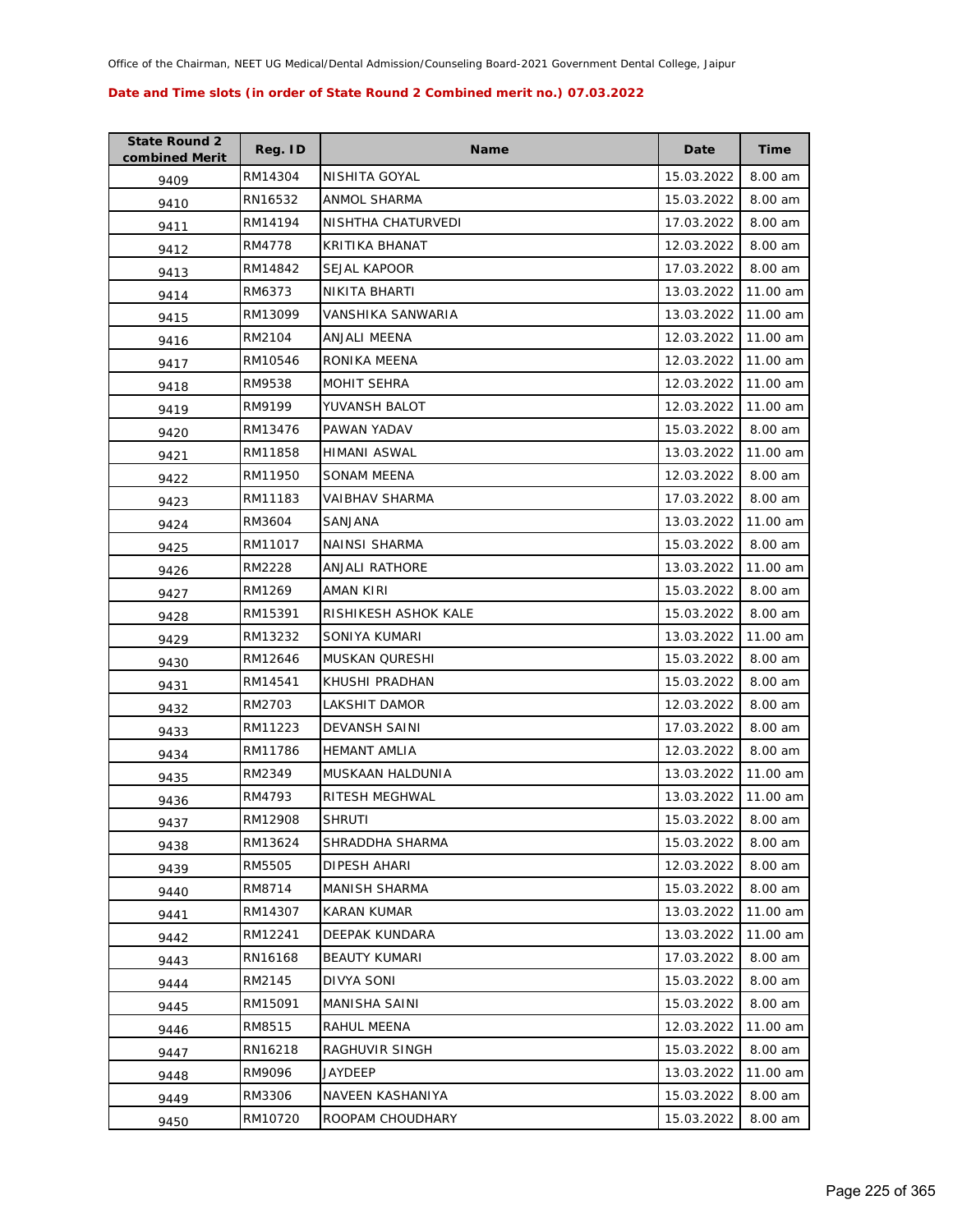Office of the Chairman, NEET UG Medical/Dental Admission/Counseling Board-2021 Government Dental College, Jaipur

**Date and Time slots (in order of State Round 2 Combined merit no.) 07.03.2022**

| State Round 2 combined Merit | Reg. ID | Name | Date | Time |
|---|---|---|---|---|
| 9409 | RM14304 | NISHITA GOYAL | 15.03.2022 | 8.00 am |
| 9410 | RN16532 | ANMOL SHARMA | 15.03.2022 | 8.00 am |
| 9411 | RM14194 | NISHTHA CHATURVEDI | 17.03.2022 | 8.00 am |
| 9412 | RM4778 | KRITIKA BHANAT | 12.03.2022 | 8.00 am |
| 9413 | RM14842 | SEJAL KAPOOR | 17.03.2022 | 8.00 am |
| 9414 | RM6373 | NIKITA BHARTI | 13.03.2022 | 11.00 am |
| 9415 | RM13099 | VANSHIKA SANWARIA | 13.03.2022 | 11.00 am |
| 9416 | RM2104 | ANJALI MEENA | 12.03.2022 | 11.00 am |
| 9417 | RM10546 | RONIKA MEENA | 12.03.2022 | 11.00 am |
| 9418 | RM9538 | MOHIT SEHRA | 12.03.2022 | 11.00 am |
| 9419 | RM9199 | YUVANSH BALOT | 12.03.2022 | 11.00 am |
| 9420 | RM13476 | PAWAN YADAV | 15.03.2022 | 8.00 am |
| 9421 | RM11858 | HIMANI ASWAL | 13.03.2022 | 11.00 am |
| 9422 | RM11950 | SONAM MEENA | 12.03.2022 | 8.00 am |
| 9423 | RM11183 | VAIBHAV SHARMA | 17.03.2022 | 8.00 am |
| 9424 | RM3604 | SANJANA | 13.03.2022 | 11.00 am |
| 9425 | RM11017 | NAINSI SHARMA | 15.03.2022 | 8.00 am |
| 9426 | RM2228 | ANJALI RATHORE | 13.03.2022 | 11.00 am |
| 9427 | RM1269 | AMAN KIRI | 15.03.2022 | 8.00 am |
| 9428 | RM15391 | RISHIKESH ASHOK KALE | 15.03.2022 | 8.00 am |
| 9429 | RM13232 | SONIYA KUMARI | 13.03.2022 | 11.00 am |
| 9430 | RM12646 | MUSKAN QURESHI | 15.03.2022 | 8.00 am |
| 9431 | RM14541 | KHUSHI PRADHAN | 15.03.2022 | 8.00 am |
| 9432 | RM2703 | LAKSHIT DAMOR | 12.03.2022 | 8.00 am |
| 9433 | RM11223 | DEVANSH SAINI | 17.03.2022 | 8.00 am |
| 9434 | RM11786 | HEMANT AMLIA | 12.03.2022 | 8.00 am |
| 9435 | RM2349 | MUSKAAN HALDUNIA | 13.03.2022 | 11.00 am |
| 9436 | RM4793 | RITESH MEGHWAL | 13.03.2022 | 11.00 am |
| 9437 | RM12908 | SHRUTI | 15.03.2022 | 8.00 am |
| 9438 | RM13624 | SHRADDHA SHARMA | 15.03.2022 | 8.00 am |
| 9439 | RM5505 | DIPESH AHARI | 12.03.2022 | 8.00 am |
| 9440 | RM8714 | MANISH SHARMA | 15.03.2022 | 8.00 am |
| 9441 | RM14307 | KARAN KUMAR | 13.03.2022 | 11.00 am |
| 9442 | RM12241 | DEEPAK KUNDARA | 13.03.2022 | 11.00 am |
| 9443 | RN16168 | BEAUTY KUMARI | 17.03.2022 | 8.00 am |
| 9444 | RM2145 | DIVYA SONI | 15.03.2022 | 8.00 am |
| 9445 | RM15091 | MANISHA SAINI | 15.03.2022 | 8.00 am |
| 9446 | RM8515 | RAHUL MEENA | 12.03.2022 | 11.00 am |
| 9447 | RN16218 | RAGHUVIR SINGH | 15.03.2022 | 8.00 am |
| 9448 | RM9096 | JAYDEEP | 13.03.2022 | 11.00 am |
| 9449 | RM3306 | NAVEEN KASHANIYA | 15.03.2022 | 8.00 am |
| 9450 | RM10720 | ROOPAM CHOUDHARY | 15.03.2022 | 8.00 am |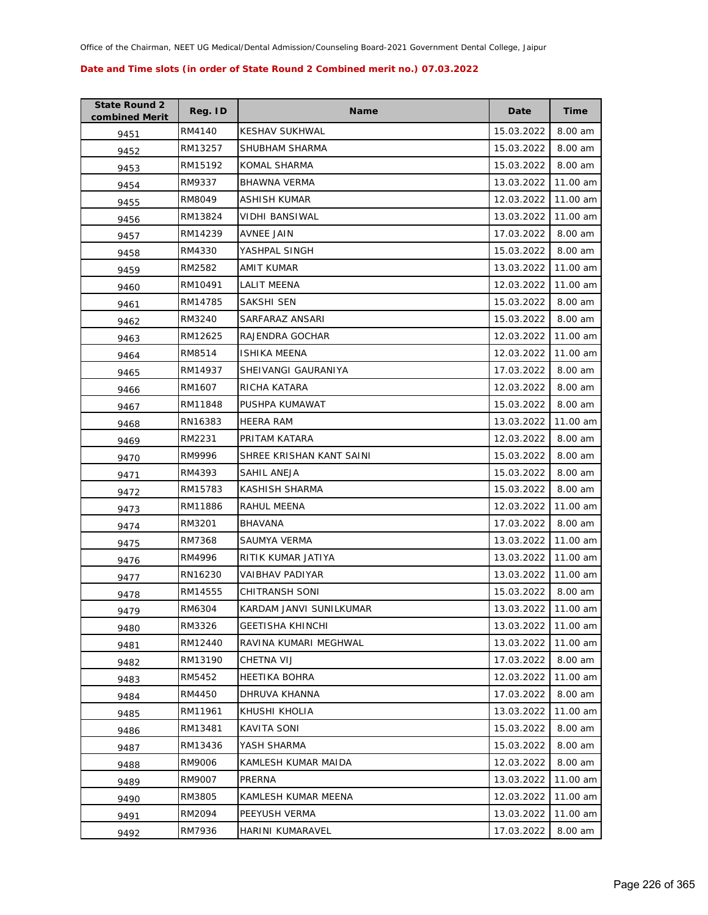Office of the Chairman, NEET UG Medical/Dental Admission/Counseling Board-2021 Government Dental College, Jaipur

**Date and Time slots (in order of State Round 2 Combined merit no.) 07.03.2022**

| State Round 2 combined Merit | Reg. ID | Name | Date | Time |
|---|---|---|---|---|
| 9451 | RM4140 | KESHAV SUKHWAL | 15.03.2022 | 8.00 am |
| 9452 | RM13257 | SHUBHAM SHARMA | 15.03.2022 | 8.00 am |
| 9453 | RM15192 | KOMAL SHARMA | 15.03.2022 | 8.00 am |
| 9454 | RM9337 | BHAWNA VERMA | 13.03.2022 | 11.00 am |
| 9455 | RM8049 | ASHISH KUMAR | 12.03.2022 | 11.00 am |
| 9456 | RM13824 | VIDHI BANSIWAL | 13.03.2022 | 11.00 am |
| 9457 | RM14239 | AVNEE JAIN | 17.03.2022 | 8.00 am |
| 9458 | RM4330 | YASHPAL SINGH | 15.03.2022 | 8.00 am |
| 9459 | RM2582 | AMIT KUMAR | 13.03.2022 | 11.00 am |
| 9460 | RM10491 | LALIT MEENA | 12.03.2022 | 11.00 am |
| 9461 | RM14785 | SAKSHI SEN | 15.03.2022 | 8.00 am |
| 9462 | RM3240 | SARFARAZ ANSARI | 15.03.2022 | 8.00 am |
| 9463 | RM12625 | RAJENDRA GOCHAR | 12.03.2022 | 11.00 am |
| 9464 | RM8514 | ISHIKA MEENA | 12.03.2022 | 11.00 am |
| 9465 | RM14937 | SHEIVANGI GAURANIYA | 17.03.2022 | 8.00 am |
| 9466 | RM1607 | RICHA KATARA | 12.03.2022 | 8.00 am |
| 9467 | RM11848 | PUSHPA KUMAWAT | 15.03.2022 | 8.00 am |
| 9468 | RN16383 | HEERA RAM | 13.03.2022 | 11.00 am |
| 9469 | RM2231 | PRITAM KATARA | 12.03.2022 | 8.00 am |
| 9470 | RM9996 | SHREE KRISHAN KANT SAINI | 15.03.2022 | 8.00 am |
| 9471 | RM4393 | SAHIL ANEJA | 15.03.2022 | 8.00 am |
| 9472 | RM15783 | KASHISH SHARMA | 15.03.2022 | 8.00 am |
| 9473 | RM11886 | RAHUL MEENA | 12.03.2022 | 11.00 am |
| 9474 | RM3201 | BHAVANA | 17.03.2022 | 8.00 am |
| 9475 | RM7368 | SAUMYA VERMA | 13.03.2022 | 11.00 am |
| 9476 | RM4996 | RITIK KUMAR JATIYA | 13.03.2022 | 11.00 am |
| 9477 | RN16230 | VAIBHAV PADIYAR | 13.03.2022 | 11.00 am |
| 9478 | RM14555 | CHITRANSH SONI | 15.03.2022 | 8.00 am |
| 9479 | RM6304 | KARDAM JANVI SUNILKUMAR | 13.03.2022 | 11.00 am |
| 9480 | RM3326 | GEETISHA KHINCHI | 13.03.2022 | 11.00 am |
| 9481 | RM12440 | RAVINA KUMARI MEGHWAL | 13.03.2022 | 11.00 am |
| 9482 | RM13190 | CHETNA VIJ | 17.03.2022 | 8.00 am |
| 9483 | RM5452 | HEETIKA BOHRA | 12.03.2022 | 11.00 am |
| 9484 | RM4450 | DHRUVA KHANNA | 17.03.2022 | 8.00 am |
| 9485 | RM11961 | KHUSHI KHOLIA | 13.03.2022 | 11.00 am |
| 9486 | RM13481 | KAVITA SONI | 15.03.2022 | 8.00 am |
| 9487 | RM13436 | YASH SHARMA | 15.03.2022 | 8.00 am |
| 9488 | RM9006 | KAMLESH KUMAR MAIDA | 12.03.2022 | 8.00 am |
| 9489 | RM9007 | PRERNA | 13.03.2022 | 11.00 am |
| 9490 | RM3805 | KAMLESH KUMAR MEENA | 12.03.2022 | 11.00 am |
| 9491 | RM2094 | PEEYUSH VERMA | 13.03.2022 | 11.00 am |
| 9492 | RM7936 | HARINI KUMARAVEL | 17.03.2022 | 8.00 am |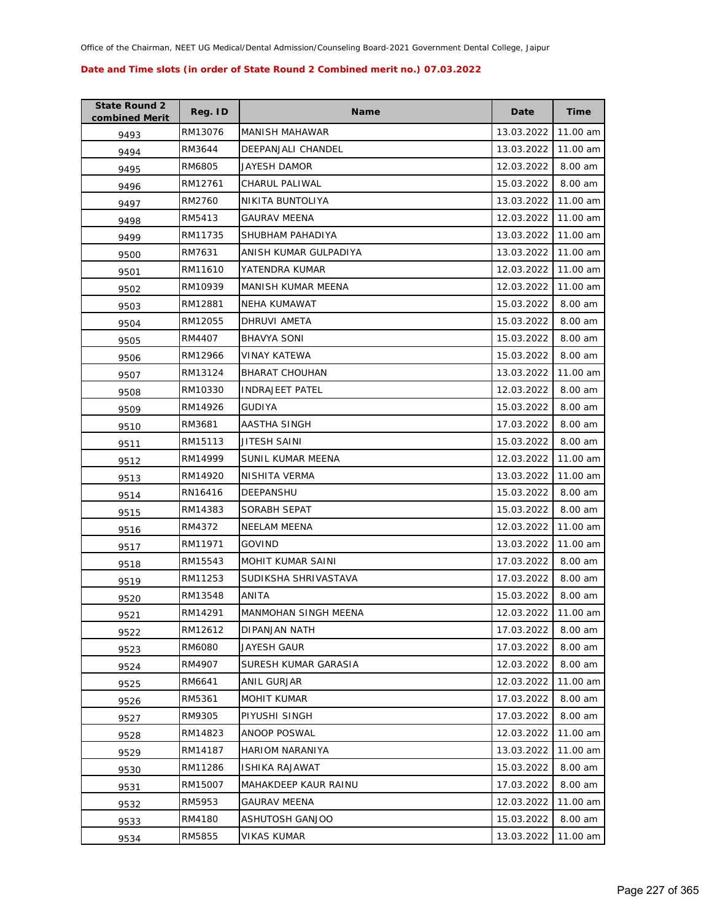Office of the Chairman, NEET UG Medical/Dental Admission/Counseling Board-2021 Government Dental College, Jaipur

**Date and Time slots (in order of State Round 2 Combined merit no.) 07.03.2022**

| State Round 2 combined Merit | Reg. ID | Name | Date | Time |
|---|---|---|---|---|
| 9493 | RM13076 | MANISH MAHAWAR | 13.03.2022 | 11.00 am |
| 9494 | RM3644 | DEEPANJALI CHANDEL | 13.03.2022 | 11.00 am |
| 9495 | RM6805 | JAYESH DAMOR | 12.03.2022 | 8.00 am |
| 9496 | RM12761 | CHARUL PALIWAL | 15.03.2022 | 8.00 am |
| 9497 | RM2760 | NIKITA BUNTOLIYA | 13.03.2022 | 11.00 am |
| 9498 | RM5413 | GAURAV MEENA | 12.03.2022 | 11.00 am |
| 9499 | RM11735 | SHUBHAM PAHADIYA | 13.03.2022 | 11.00 am |
| 9500 | RM7631 | ANISH KUMAR GULPADIYA | 13.03.2022 | 11.00 am |
| 9501 | RM11610 | YATENDRA KUMAR | 12.03.2022 | 11.00 am |
| 9502 | RM10939 | MANISH KUMAR MEENA | 12.03.2022 | 11.00 am |
| 9503 | RM12881 | NEHA KUMAWAT | 15.03.2022 | 8.00 am |
| 9504 | RM12055 | DHRUVI AMETA | 15.03.2022 | 8.00 am |
| 9505 | RM4407 | BHAVYA SONI | 15.03.2022 | 8.00 am |
| 9506 | RM12966 | VINAY KATEWA | 15.03.2022 | 8.00 am |
| 9507 | RM13124 | BHARAT CHOUHAN | 13.03.2022 | 11.00 am |
| 9508 | RM10330 | INDRAJEET PATEL | 12.03.2022 | 8.00 am |
| 9509 | RM14926 | GUDIYA | 15.03.2022 | 8.00 am |
| 9510 | RM3681 | AASTHA SINGH | 17.03.2022 | 8.00 am |
| 9511 | RM15113 | JITESH SAINI | 15.03.2022 | 8.00 am |
| 9512 | RM14999 | SUNIL KUMAR MEENA | 12.03.2022 | 11.00 am |
| 9513 | RM14920 | NISHITA VERMA | 13.03.2022 | 11.00 am |
| 9514 | RN16416 | DEEPANSHU | 15.03.2022 | 8.00 am |
| 9515 | RM14383 | SORABH SEPAT | 15.03.2022 | 8.00 am |
| 9516 | RM4372 | NEELAM MEENA | 12.03.2022 | 11.00 am |
| 9517 | RM11971 | GOVIND | 13.03.2022 | 11.00 am |
| 9518 | RM15543 | MOHIT KUMAR SAINI | 17.03.2022 | 8.00 am |
| 9519 | RM11253 | SUDIKSHA SHRIVASTAVA | 17.03.2022 | 8.00 am |
| 9520 | RM13548 | ANITA | 15.03.2022 | 8.00 am |
| 9521 | RM14291 | MANMOHAN SINGH MEENA | 12.03.2022 | 11.00 am |
| 9522 | RM12612 | DIPANJAN NATH | 17.03.2022 | 8.00 am |
| 9523 | RM6080 | JAYESH GAUR | 17.03.2022 | 8.00 am |
| 9524 | RM4907 | SURESH KUMAR GARASIA | 12.03.2022 | 8.00 am |
| 9525 | RM6641 | ANIL GURJAR | 12.03.2022 | 11.00 am |
| 9526 | RM5361 | MOHIT KUMAR | 17.03.2022 | 8.00 am |
| 9527 | RM9305 | PIYUSHI SINGH | 17.03.2022 | 8.00 am |
| 9528 | RM14823 | ANOOP POSWAL | 12.03.2022 | 11.00 am |
| 9529 | RM14187 | HARIOM NARANIYA | 13.03.2022 | 11.00 am |
| 9530 | RM11286 | ISHIKA RAJAWAT | 15.03.2022 | 8.00 am |
| 9531 | RM15007 | MAHAKDEEP KAUR RAINU | 17.03.2022 | 8.00 am |
| 9532 | RM5953 | GAURAV MEENA | 12.03.2022 | 11.00 am |
| 9533 | RM4180 | ASHUTOSH GANJOO | 15.03.2022 | 8.00 am |
| 9534 | RM5855 | VIKAS KUMAR | 13.03.2022 | 11.00 am |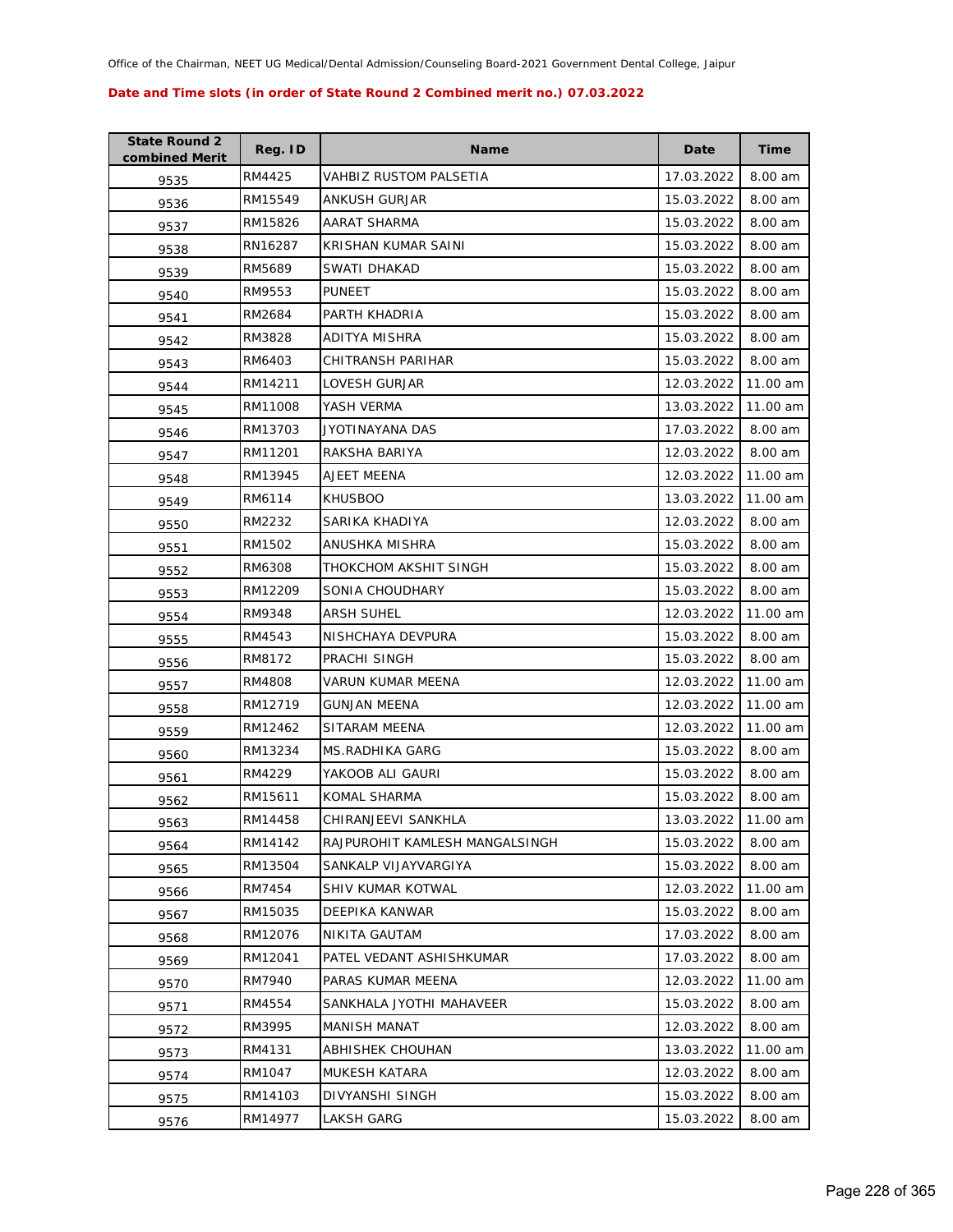Office of the Chairman, NEET UG Medical/Dental Admission/Counseling Board-2021 Government Dental College, Jaipur

**Date and Time slots (in order of State Round 2 Combined merit no.) 07.03.2022**

| State Round 2 combined Merit | Reg. ID | Name | Date | Time |
|---|---|---|---|---|
| 9535 | RM4425 | VAHBIZ RUSTOM PALSETIA | 17.03.2022 | 8.00 am |
| 9536 | RM15549 | ANKUSH GURJAR | 15.03.2022 | 8.00 am |
| 9537 | RM15826 | AARAT SHARMA | 15.03.2022 | 8.00 am |
| 9538 | RN16287 | KRISHAN KUMAR SAINI | 15.03.2022 | 8.00 am |
| 9539 | RM5689 | SWATI DHAKAD | 15.03.2022 | 8.00 am |
| 9540 | RM9553 | PUNEET | 15.03.2022 | 8.00 am |
| 9541 | RM2684 | PARTH KHADRIA | 15.03.2022 | 8.00 am |
| 9542 | RM3828 | ADITYA MISHRA | 15.03.2022 | 8.00 am |
| 9543 | RM6403 | CHITRANSH PARIHAR | 15.03.2022 | 8.00 am |
| 9544 | RM14211 | LOVESH GURJAR | 12.03.2022 | 11.00 am |
| 9545 | RM11008 | YASH VERMA | 13.03.2022 | 11.00 am |
| 9546 | RM13703 | JYOTINAYANA DAS | 17.03.2022 | 8.00 am |
| 9547 | RM11201 | RAKSHA BARIYA | 12.03.2022 | 8.00 am |
| 9548 | RM13945 | AJEET MEENA | 12.03.2022 | 11.00 am |
| 9549 | RM6114 | KHUSBOO | 13.03.2022 | 11.00 am |
| 9550 | RM2232 | SARIKA KHADIYA | 12.03.2022 | 8.00 am |
| 9551 | RM1502 | ANUSHKA MISHRA | 15.03.2022 | 8.00 am |
| 9552 | RM6308 | THOKCHOM AKSHIT SINGH | 15.03.2022 | 8.00 am |
| 9553 | RM12209 | SONIA CHOUDHARY | 15.03.2022 | 8.00 am |
| 9554 | RM9348 | ARSH SUHEL | 12.03.2022 | 11.00 am |
| 9555 | RM4543 | NISHCHAYA DEVPURA | 15.03.2022 | 8.00 am |
| 9556 | RM8172 | PRACHI SINGH | 15.03.2022 | 8.00 am |
| 9557 | RM4808 | VARUN KUMAR MEENA | 12.03.2022 | 11.00 am |
| 9558 | RM12719 | GUNJAN MEENA | 12.03.2022 | 11.00 am |
| 9559 | RM12462 | SITARAM MEENA | 12.03.2022 | 11.00 am |
| 9560 | RM13234 | MS.RADHIKA GARG | 15.03.2022 | 8.00 am |
| 9561 | RM4229 | YAKOOB ALI GAURI | 15.03.2022 | 8.00 am |
| 9562 | RM15611 | KOMAL SHARMA | 15.03.2022 | 8.00 am |
| 9563 | RM14458 | CHIRANJEEVI SANKHLA | 13.03.2022 | 11.00 am |
| 9564 | RM14142 | RAJPUROHIT KAMLESH MANGALSINGH | 15.03.2022 | 8.00 am |
| 9565 | RM13504 | SANKALP VIJAYVARGIYA | 15.03.2022 | 8.00 am |
| 9566 | RM7454 | SHIV KUMAR KOTWAL | 12.03.2022 | 11.00 am |
| 9567 | RM15035 | DEEPIKA KANWAR | 15.03.2022 | 8.00 am |
| 9568 | RM12076 | NIKITA GAUTAM | 17.03.2022 | 8.00 am |
| 9569 | RM12041 | PATEL VEDANT ASHISHKUMAR | 17.03.2022 | 8.00 am |
| 9570 | RM7940 | PARAS KUMAR MEENA | 12.03.2022 | 11.00 am |
| 9571 | RM4554 | SANKHALA JYOTHI MAHAVEER | 15.03.2022 | 8.00 am |
| 9572 | RM3995 | MANISH MANAT | 12.03.2022 | 8.00 am |
| 9573 | RM4131 | ABHISHEK CHOUHAN | 13.03.2022 | 11.00 am |
| 9574 | RM1047 | MUKESH KATARA | 12.03.2022 | 8.00 am |
| 9575 | RM14103 | DIVYANSHI SINGH | 15.03.2022 | 8.00 am |
| 9576 | RM14977 | LAKSH GARG | 15.03.2022 | 8.00 am |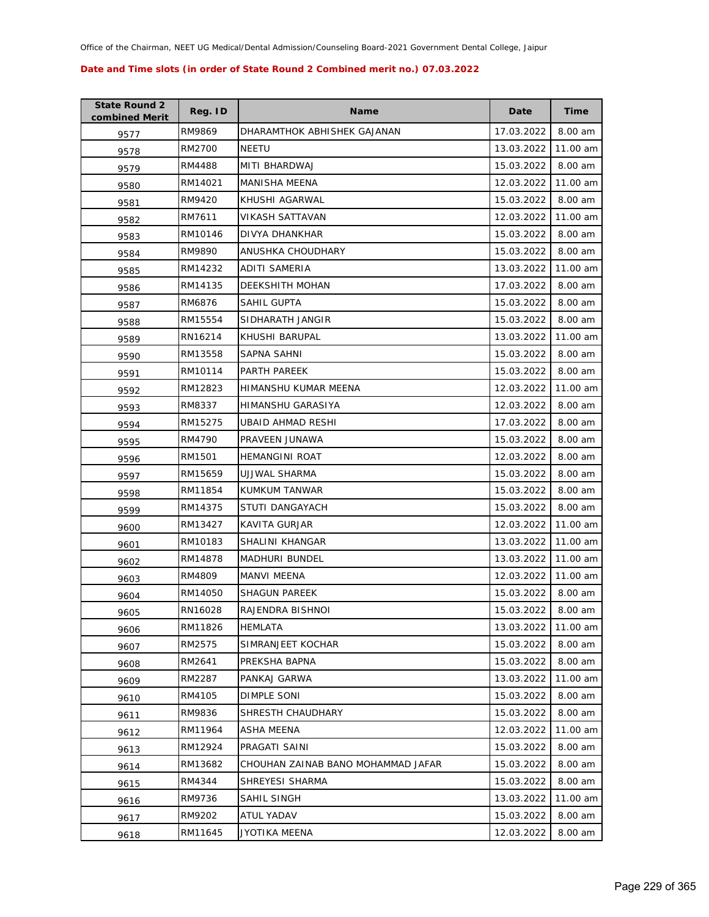Office of the Chairman, NEET UG Medical/Dental Admission/Counseling Board-2021 Government Dental College, Jaipur

**Date and Time slots (in order of State Round 2 Combined merit no.) 07.03.2022**

| State Round 2 combined Merit | Reg. ID | Name | Date | Time |
|---|---|---|---|---|
| 9577 | RM9869 | DHARAMTHOK ABHISHEK GAJANAN | 17.03.2022 | 8.00 am |
| 9578 | RM2700 | NEETU | 13.03.2022 | 11.00 am |
| 9579 | RM4488 | MITI BHARDWAJ | 15.03.2022 | 8.00 am |
| 9580 | RM14021 | MANISHA MEENA | 12.03.2022 | 11.00 am |
| 9581 | RM9420 | KHUSHI AGARWAL | 15.03.2022 | 8.00 am |
| 9582 | RM7611 | VIKASH SATTAVAN | 12.03.2022 | 11.00 am |
| 9583 | RM10146 | DIVYA DHANKHAR | 15.03.2022 | 8.00 am |
| 9584 | RM9890 | ANUSHKA CHOUDHARY | 15.03.2022 | 8.00 am |
| 9585 | RM14232 | ADITI SAMERIA | 13.03.2022 | 11.00 am |
| 9586 | RM14135 | DEEKSHITH MOHAN | 17.03.2022 | 8.00 am |
| 9587 | RM6876 | SAHIL GUPTA | 15.03.2022 | 8.00 am |
| 9588 | RM15554 | SIDHARATH JANGIR | 15.03.2022 | 8.00 am |
| 9589 | RN16214 | KHUSHI BARUPAL | 13.03.2022 | 11.00 am |
| 9590 | RM13558 | SAPNA SAHNI | 15.03.2022 | 8.00 am |
| 9591 | RM10114 | PARTH PAREEK | 15.03.2022 | 8.00 am |
| 9592 | RM12823 | HIMANSHU KUMAR MEENA | 12.03.2022 | 11.00 am |
| 9593 | RM8337 | HIMANSHU GARASIYA | 12.03.2022 | 8.00 am |
| 9594 | RM15275 | UBAID AHMAD RESHI | 17.03.2022 | 8.00 am |
| 9595 | RM4790 | PRAVEEN JUNAWA | 15.03.2022 | 8.00 am |
| 9596 | RM1501 | HEMANGINI ROAT | 12.03.2022 | 8.00 am |
| 9597 | RM15659 | UJJWAL SHARMA | 15.03.2022 | 8.00 am |
| 9598 | RM11854 | KUMKUM TANWAR | 15.03.2022 | 8.00 am |
| 9599 | RM14375 | STUTI DANGAYACH | 15.03.2022 | 8.00 am |
| 9600 | RM13427 | KAVITA GURJAR | 12.03.2022 | 11.00 am |
| 9601 | RM10183 | SHALINI KHANGAR | 13.03.2022 | 11.00 am |
| 9602 | RM14878 | MADHURI BUNDEL | 13.03.2022 | 11.00 am |
| 9603 | RM4809 | MANVI MEENA | 12.03.2022 | 11.00 am |
| 9604 | RM14050 | SHAGUN PAREEK | 15.03.2022 | 8.00 am |
| 9605 | RN16028 | RAJENDRA BISHNOI | 15.03.2022 | 8.00 am |
| 9606 | RM11826 | HEMLATA | 13.03.2022 | 11.00 am |
| 9607 | RM2575 | SIMRANJEET KOCHAR | 15.03.2022 | 8.00 am |
| 9608 | RM2641 | PREKSHA BAPNA | 15.03.2022 | 8.00 am |
| 9609 | RM2287 | PANKAJ GARWA | 13.03.2022 | 11.00 am |
| 9610 | RM4105 | DIMPLE SONI | 15.03.2022 | 8.00 am |
| 9611 | RM9836 | SHRESTH CHAUDHARY | 15.03.2022 | 8.00 am |
| 9612 | RM11964 | ASHA MEENA | 12.03.2022 | 11.00 am |
| 9613 | RM12924 | PRAGATI SAINI | 15.03.2022 | 8.00 am |
| 9614 | RM13682 | CHOUHAN ZAINAB BANO MOHAMMAD JAFAR | 15.03.2022 | 8.00 am |
| 9615 | RM4344 | SHREYESI SHARMA | 15.03.2022 | 8.00 am |
| 9616 | RM9736 | SAHIL SINGH | 13.03.2022 | 11.00 am |
| 9617 | RM9202 | ATUL YADAV | 15.03.2022 | 8.00 am |
| 9618 | RM11645 | JYOTIKA MEENA | 12.03.2022 | 8.00 am |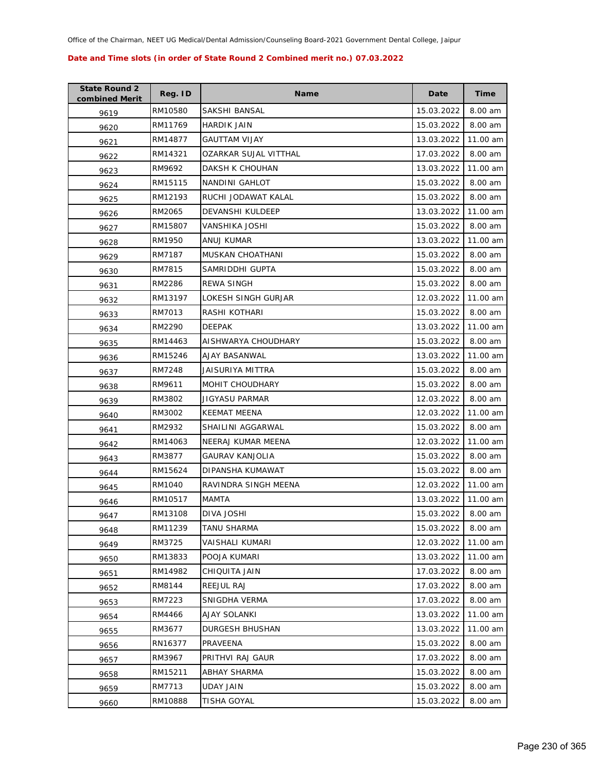Office of the Chairman, NEET UG Medical/Dental Admission/Counseling Board-2021 Government Dental College, Jaipur

**Date and Time slots (in order of State Round 2 Combined merit no.) 07.03.2022**

| State Round 2 combined Merit | Reg. ID | Name | Date | Time |
|---|---|---|---|---|
| 9619 | RM10580 | SAKSHI BANSAL | 15.03.2022 | 8.00 am |
| 9620 | RM11769 | HARDIK JAIN | 15.03.2022 | 8.00 am |
| 9621 | RM14877 | GAUTTAM VIJAY | 13.03.2022 | 11.00 am |
| 9622 | RM14321 | OZARKAR SUJAL VITTHAL | 17.03.2022 | 8.00 am |
| 9623 | RM9692 | DAKSH K CHOUHAN | 13.03.2022 | 11.00 am |
| 9624 | RM15115 | NANDINI GAHLOT | 15.03.2022 | 8.00 am |
| 9625 | RM12193 | RUCHI JODAWAT KALAL | 15.03.2022 | 8.00 am |
| 9626 | RM2065 | DEVANSHI KULDEEP | 13.03.2022 | 11.00 am |
| 9627 | RM15807 | VANSHIKA JOSHI | 15.03.2022 | 8.00 am |
| 9628 | RM1950 | ANUJ KUMAR | 13.03.2022 | 11.00 am |
| 9629 | RM7187 | MUSKAN CHOATHANI | 15.03.2022 | 8.00 am |
| 9630 | RM7815 | SAMRIDDHI GUPTA | 15.03.2022 | 8.00 am |
| 9631 | RM2286 | REWA SINGH | 15.03.2022 | 8.00 am |
| 9632 | RM13197 | LOKESH SINGH GURJAR | 12.03.2022 | 11.00 am |
| 9633 | RM7013 | RASHI KOTHARI | 15.03.2022 | 8.00 am |
| 9634 | RM2290 | DEEPAK | 13.03.2022 | 11.00 am |
| 9635 | RM14463 | AISHWARYA CHOUDHARY | 15.03.2022 | 8.00 am |
| 9636 | RM15246 | AJAY BASANWAL | 13.03.2022 | 11.00 am |
| 9637 | RM7248 | JAISURIYA MITTRA | 15.03.2022 | 8.00 am |
| 9638 | RM9611 | MOHIT CHOUDHARY | 15.03.2022 | 8.00 am |
| 9639 | RM3802 | JIGYASU PARMAR | 12.03.2022 | 8.00 am |
| 9640 | RM3002 | KEEMAT MEENA | 12.03.2022 | 11.00 am |
| 9641 | RM2932 | SHAILINI AGGARWAL | 15.03.2022 | 8.00 am |
| 9642 | RM14063 | NEERAJ KUMAR MEENA | 12.03.2022 | 11.00 am |
| 9643 | RM3877 | GAURAV KANJOLIA | 15.03.2022 | 8.00 am |
| 9644 | RM15624 | DIPANSHA KUMAWAT | 15.03.2022 | 8.00 am |
| 9645 | RM1040 | RAVINDRA SINGH MEENA | 12.03.2022 | 11.00 am |
| 9646 | RM10517 | MAMTA | 13.03.2022 | 11.00 am |
| 9647 | RM13108 | DIVA JOSHI | 15.03.2022 | 8.00 am |
| 9648 | RM11239 | TANU SHARMA | 15.03.2022 | 8.00 am |
| 9649 | RM3725 | VAISHALI KUMARI | 12.03.2022 | 11.00 am |
| 9650 | RM13833 | POOJA KUMARI | 13.03.2022 | 11.00 am |
| 9651 | RM14982 | CHIQUITA JAIN | 17.03.2022 | 8.00 am |
| 9652 | RM8144 | REEJUL RAJ | 17.03.2022 | 8.00 am |
| 9653 | RM7223 | SNIGDHA VERMA | 17.03.2022 | 8.00 am |
| 9654 | RM4466 | AJAY SOLANKI | 13.03.2022 | 11.00 am |
| 9655 | RM3677 | DURGESH BHUSHAN | 13.03.2022 | 11.00 am |
| 9656 | RN16377 | PRAVEENA | 15.03.2022 | 8.00 am |
| 9657 | RM3967 | PRITHVI RAJ GAUR | 17.03.2022 | 8.00 am |
| 9658 | RM15211 | ABHAY SHARMA | 15.03.2022 | 8.00 am |
| 9659 | RM7713 | UDAY JAIN | 15.03.2022 | 8.00 am |
| 9660 | RM10888 | TISHA GOYAL | 15.03.2022 | 8.00 am |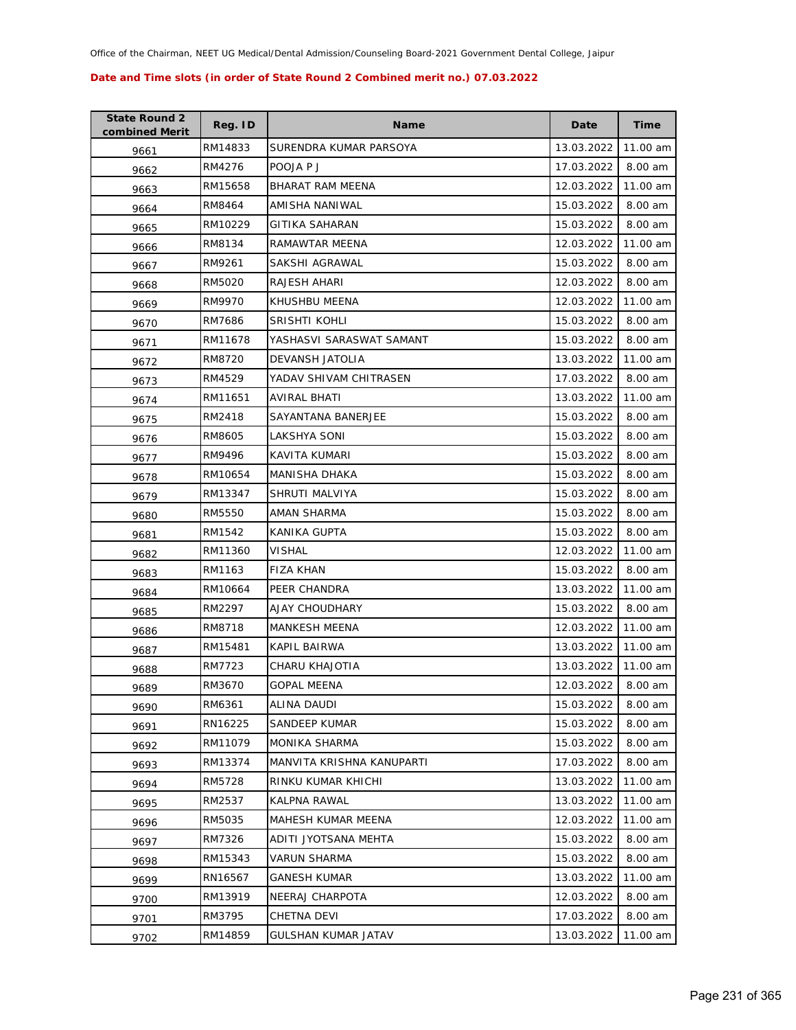Office of the Chairman, NEET UG Medical/Dental Admission/Counseling Board-2021 Government Dental College, Jaipur

**Date and Time slots (in order of State Round 2 Combined merit no.) 07.03.2022**

| State Round 2 combined Merit | Reg. ID | Name | Date | Time |
|---|---|---|---|---|
| 9661 | RM14833 | SURENDRA KUMAR PARSOYA | 13.03.2022 | 11.00 am |
| 9662 | RM4276 | POOJA P J | 17.03.2022 | 8.00 am |
| 9663 | RM15658 | BHARAT RAM MEENA | 12.03.2022 | 11.00 am |
| 9664 | RM8464 | AMISHA NANIWAL | 15.03.2022 | 8.00 am |
| 9665 | RM10229 | GITIKA SAHARAN | 15.03.2022 | 8.00 am |
| 9666 | RM8134 | RAMAWTAR MEENA | 12.03.2022 | 11.00 am |
| 9667 | RM9261 | SAKSHI AGRAWAL | 15.03.2022 | 8.00 am |
| 9668 | RM5020 | RAJESH AHARI | 12.03.2022 | 8.00 am |
| 9669 | RM9970 | KHUSHBU MEENA | 12.03.2022 | 11.00 am |
| 9670 | RM7686 | SRISHTI KOHLI | 15.03.2022 | 8.00 am |
| 9671 | RM11678 | YASHASVI SARASWAT SAMANT | 15.03.2022 | 8.00 am |
| 9672 | RM8720 | DEVANSH JATOLIA | 13.03.2022 | 11.00 am |
| 9673 | RM4529 | YADAV SHIVAM CHITRASEN | 17.03.2022 | 8.00 am |
| 9674 | RM11651 | AVIRAL BHATI | 13.03.2022 | 11.00 am |
| 9675 | RM2418 | SAYANTANA BANERJEE | 15.03.2022 | 8.00 am |
| 9676 | RM8605 | LAKSHYA SONI | 15.03.2022 | 8.00 am |
| 9677 | RM9496 | KAVITA KUMARI | 15.03.2022 | 8.00 am |
| 9678 | RM10654 | MANISHA DHAKA | 15.03.2022 | 8.00 am |
| 9679 | RM13347 | SHRUTI MALVIYA | 15.03.2022 | 8.00 am |
| 9680 | RM5550 | AMAN SHARMA | 15.03.2022 | 8.00 am |
| 9681 | RM1542 | KANIKA GUPTA | 15.03.2022 | 8.00 am |
| 9682 | RM11360 | VISHAL | 12.03.2022 | 11.00 am |
| 9683 | RM1163 | FIZA KHAN | 15.03.2022 | 8.00 am |
| 9684 | RM10664 | PEER CHANDRA | 13.03.2022 | 11.00 am |
| 9685 | RM2297 | AJAY CHOUDHARY | 15.03.2022 | 8.00 am |
| 9686 | RM8718 | MANKESH MEENA | 12.03.2022 | 11.00 am |
| 9687 | RM15481 | KAPIL BAIRWA | 13.03.2022 | 11.00 am |
| 9688 | RM7723 | CHARU KHAJOTIA | 13.03.2022 | 11.00 am |
| 9689 | RM3670 | GOPAL MEENA | 12.03.2022 | 8.00 am |
| 9690 | RM6361 | ALINA DAUDI | 15.03.2022 | 8.00 am |
| 9691 | RN16225 | SANDEEP KUMAR | 15.03.2022 | 8.00 am |
| 9692 | RM11079 | MONIKA SHARMA | 15.03.2022 | 8.00 am |
| 9693 | RM13374 | MANVITA KRISHNA KANUPARTI | 17.03.2022 | 8.00 am |
| 9694 | RM5728 | RINKU KUMAR KHICHI | 13.03.2022 | 11.00 am |
| 9695 | RM2537 | KALPNA RAWAL | 13.03.2022 | 11.00 am |
| 9696 | RM5035 | MAHESH KUMAR MEENA | 12.03.2022 | 11.00 am |
| 9697 | RM7326 | ADITI JYOTSANA MEHTA | 15.03.2022 | 8.00 am |
| 9698 | RM15343 | VARUN SHARMA | 15.03.2022 | 8.00 am |
| 9699 | RN16567 | GANESH KUMAR | 13.03.2022 | 11.00 am |
| 9700 | RM13919 | NEERAJ CHARPOTA | 12.03.2022 | 8.00 am |
| 9701 | RM3795 | CHETNA DEVI | 17.03.2022 | 8.00 am |
| 9702 | RM14859 | GULSHAN KUMAR JATAV | 13.03.2022 | 11.00 am |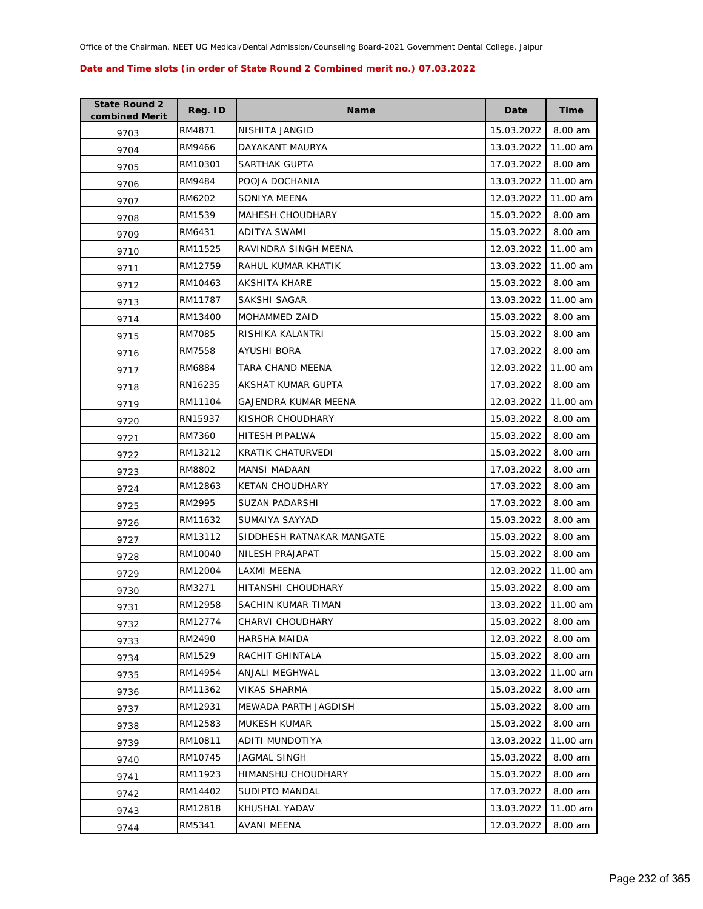Office of the Chairman, NEET UG Medical/Dental Admission/Counseling Board-2021 Government Dental College, Jaipur

**Date and Time slots (in order of State Round 2 Combined merit no.) 07.03.2022**

| State Round 2 combined Merit | Reg. ID | Name | Date | Time |
|---|---|---|---|---|
| 9703 | RM4871 | NISHITA JANGID | 15.03.2022 | 8.00 am |
| 9704 | RM9466 | DAYAKANT MAURYA | 13.03.2022 | 11.00 am |
| 9705 | RM10301 | SARTHAK GUPTA | 17.03.2022 | 8.00 am |
| 9706 | RM9484 | POOJA DOCHANIA | 13.03.2022 | 11.00 am |
| 9707 | RM6202 | SONIYA MEENA | 12.03.2022 | 11.00 am |
| 9708 | RM1539 | MAHESH CHOUDHARY | 15.03.2022 | 8.00 am |
| 9709 | RM6431 | ADITYA SWAMI | 15.03.2022 | 8.00 am |
| 9710 | RM11525 | RAVINDRA SINGH MEENA | 12.03.2022 | 11.00 am |
| 9711 | RM12759 | RAHUL KUMAR KHATIK | 13.03.2022 | 11.00 am |
| 9712 | RM10463 | AKSHITA KHARE | 15.03.2022 | 8.00 am |
| 9713 | RM11787 | SAKSHI SAGAR | 13.03.2022 | 11.00 am |
| 9714 | RM13400 | MOHAMMED ZAID | 15.03.2022 | 8.00 am |
| 9715 | RM7085 | RISHIKA KALANTRI | 15.03.2022 | 8.00 am |
| 9716 | RM7558 | AYUSHI BORA | 17.03.2022 | 8.00 am |
| 9717 | RM6884 | TARA CHAND MEENA | 12.03.2022 | 11.00 am |
| 9718 | RN16235 | AKSHAT KUMAR GUPTA | 17.03.2022 | 8.00 am |
| 9719 | RM11104 | GAJENDRA KUMAR MEENA | 12.03.2022 | 11.00 am |
| 9720 | RN15937 | KISHOR CHOUDHARY | 15.03.2022 | 8.00 am |
| 9721 | RM7360 | HITESH PIPALWA | 15.03.2022 | 8.00 am |
| 9722 | RM13212 | KRATIK CHATURVEDI | 15.03.2022 | 8.00 am |
| 9723 | RM8802 | MANSI MADAAN | 17.03.2022 | 8.00 am |
| 9724 | RM12863 | KETAN CHOUDHARY | 17.03.2022 | 8.00 am |
| 9725 | RM2995 | SUZAN PADARSHI | 17.03.2022 | 8.00 am |
| 9726 | RM11632 | SUMAIYA SAYYAD | 15.03.2022 | 8.00 am |
| 9727 | RM13112 | SIDDHESH RATNAKAR MANGATE | 15.03.2022 | 8.00 am |
| 9728 | RM10040 | NILESH PRAJAPAT | 15.03.2022 | 8.00 am |
| 9729 | RM12004 | LAXMI MEENA | 12.03.2022 | 11.00 am |
| 9730 | RM3271 | HITANSHI CHOUDHARY | 15.03.2022 | 8.00 am |
| 9731 | RM12958 | SACHIN KUMAR TIMAN | 13.03.2022 | 11.00 am |
| 9732 | RM12774 | CHARVI CHOUDHARY | 15.03.2022 | 8.00 am |
| 9733 | RM2490 | HARSHA MAIDA | 12.03.2022 | 8.00 am |
| 9734 | RM1529 | RACHIT GHINTALA | 15.03.2022 | 8.00 am |
| 9735 | RM14954 | ANJALI MEGHWAL | 13.03.2022 | 11.00 am |
| 9736 | RM11362 | VIKAS SHARMA | 15.03.2022 | 8.00 am |
| 9737 | RM12931 | MEWADA PARTH JAGDISH | 15.03.2022 | 8.00 am |
| 9738 | RM12583 | MUKESH KUMAR | 15.03.2022 | 8.00 am |
| 9739 | RM10811 | ADITI MUNDOTIYA | 13.03.2022 | 11.00 am |
| 9740 | RM10745 | JAGMAL SINGH | 15.03.2022 | 8.00 am |
| 9741 | RM11923 | HIMANSHU CHOUDHARY | 15.03.2022 | 8.00 am |
| 9742 | RM14402 | SUDIPTO MANDAL | 17.03.2022 | 8.00 am |
| 9743 | RM12818 | KHUSHAL YADAV | 13.03.2022 | 11.00 am |
| 9744 | RM5341 | AVANI MEENA | 12.03.2022 | 8.00 am |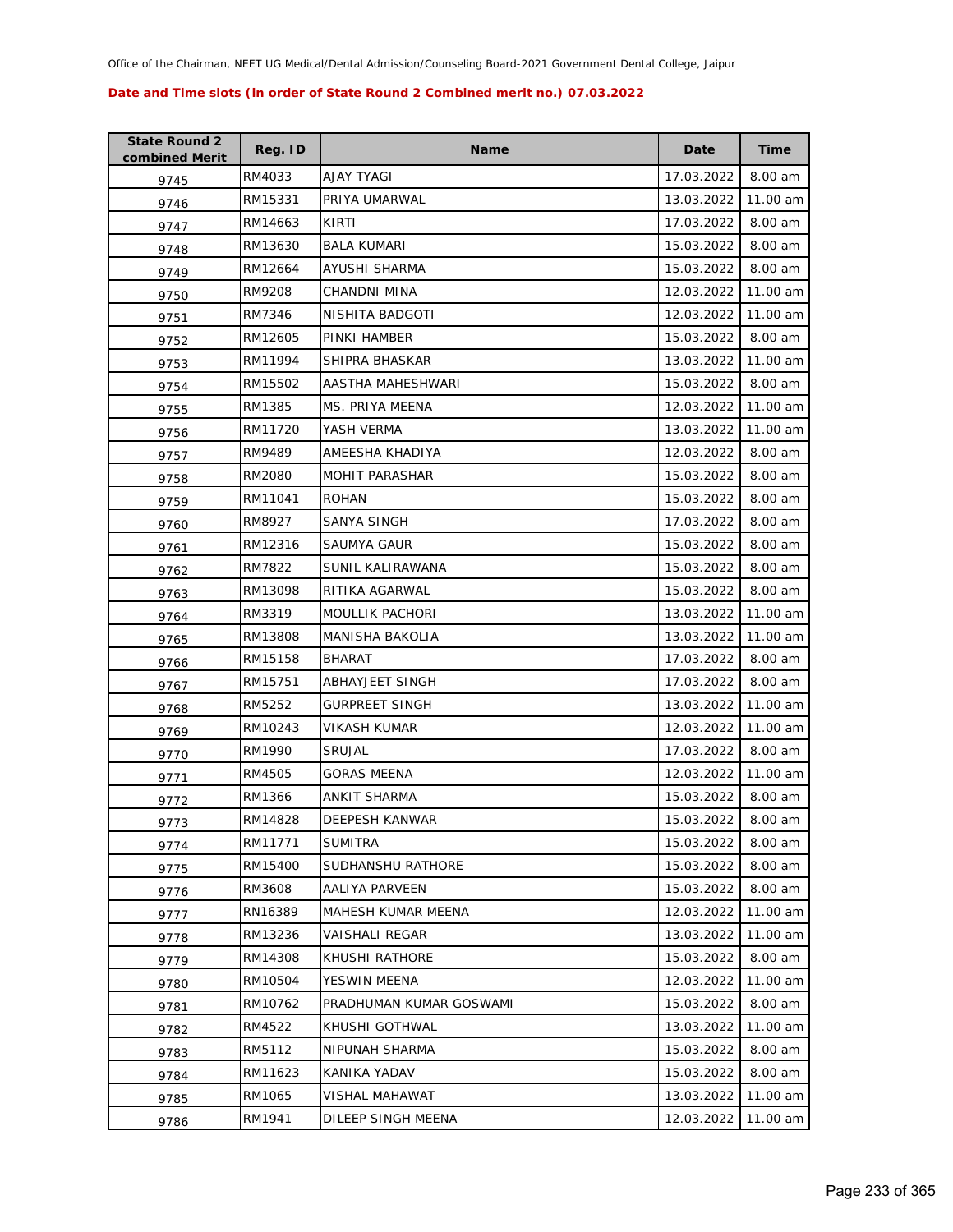Office of the Chairman, NEET UG Medical/Dental Admission/Counseling Board-2021 Government Dental College, Jaipur

**Date and Time slots (in order of State Round 2 Combined merit no.) 07.03.2022**

| State Round 2 combined Merit | Reg. ID | Name | Date | Time |
|---|---|---|---|---|
| 9745 | RM4033 | AJAY TYAGI | 17.03.2022 | 8.00 am |
| 9746 | RM15331 | PRIYA UMARWAL | 13.03.2022 | 11.00 am |
| 9747 | RM14663 | KIRTI | 17.03.2022 | 8.00 am |
| 9748 | RM13630 | BALA KUMARI | 15.03.2022 | 8.00 am |
| 9749 | RM12664 | AYUSHI SHARMA | 15.03.2022 | 8.00 am |
| 9750 | RM9208 | CHANDNI MINA | 12.03.2022 | 11.00 am |
| 9751 | RM7346 | NISHITA BADGOTI | 12.03.2022 | 11.00 am |
| 9752 | RM12605 | PINKI HAMBER | 15.03.2022 | 8.00 am |
| 9753 | RM11994 | SHIPRA BHASKAR | 13.03.2022 | 11.00 am |
| 9754 | RM15502 | AASTHA MAHESHWARI | 15.03.2022 | 8.00 am |
| 9755 | RM1385 | MS. PRIYA MEENA | 12.03.2022 | 11.00 am |
| 9756 | RM11720 | YASH VERMA | 13.03.2022 | 11.00 am |
| 9757 | RM9489 | AMEESHA KHADIYA | 12.03.2022 | 8.00 am |
| 9758 | RM2080 | MOHIT PARASHAR | 15.03.2022 | 8.00 am |
| 9759 | RM11041 | ROHAN | 15.03.2022 | 8.00 am |
| 9760 | RM8927 | SANYA SINGH | 17.03.2022 | 8.00 am |
| 9761 | RM12316 | SAUMYA GAUR | 15.03.2022 | 8.00 am |
| 9762 | RM7822 | SUNIL KALIRAWANA | 15.03.2022 | 8.00 am |
| 9763 | RM13098 | RITIKA AGARWAL | 15.03.2022 | 8.00 am |
| 9764 | RM3319 | MOULLIK PACHORI | 13.03.2022 | 11.00 am |
| 9765 | RM13808 | MANISHA BAKOLIA | 13.03.2022 | 11.00 am |
| 9766 | RM15158 | BHARAT | 17.03.2022 | 8.00 am |
| 9767 | RM15751 | ABHAYJEET SINGH | 17.03.2022 | 8.00 am |
| 9768 | RM5252 | GURPREET SINGH | 13.03.2022 | 11.00 am |
| 9769 | RM10243 | VIKASH KUMAR | 12.03.2022 | 11.00 am |
| 9770 | RM1990 | SRUJAL | 17.03.2022 | 8.00 am |
| 9771 | RM4505 | GORAS MEENA | 12.03.2022 | 11.00 am |
| 9772 | RM1366 | ANKIT SHARMA | 15.03.2022 | 8.00 am |
| 9773 | RM14828 | DEEPESH KANWAR | 15.03.2022 | 8.00 am |
| 9774 | RM11771 | SUMITRA | 15.03.2022 | 8.00 am |
| 9775 | RM15400 | SUDHANSHU RATHORE | 15.03.2022 | 8.00 am |
| 9776 | RM3608 | AALIYA PARVEEN | 15.03.2022 | 8.00 am |
| 9777 | RN16389 | MAHESH KUMAR MEENA | 12.03.2022 | 11.00 am |
| 9778 | RM13236 | VAISHALI REGAR | 13.03.2022 | 11.00 am |
| 9779 | RM14308 | KHUSHI RATHORE | 15.03.2022 | 8.00 am |
| 9780 | RM10504 | YESWIN MEENA | 12.03.2022 | 11.00 am |
| 9781 | RM10762 | PRADHUMAN KUMAR GOSWAMI | 15.03.2022 | 8.00 am |
| 9782 | RM4522 | KHUSHI GOTHWAL | 13.03.2022 | 11.00 am |
| 9783 | RM5112 | NIPUNAH SHARMA | 15.03.2022 | 8.00 am |
| 9784 | RM11623 | KANIKA YADAV | 15.03.2022 | 8.00 am |
| 9785 | RM1065 | VISHAL MAHAWAT | 13.03.2022 | 11.00 am |
| 9786 | RM1941 | DILEEP SINGH MEENA | 12.03.2022 | 11.00 am |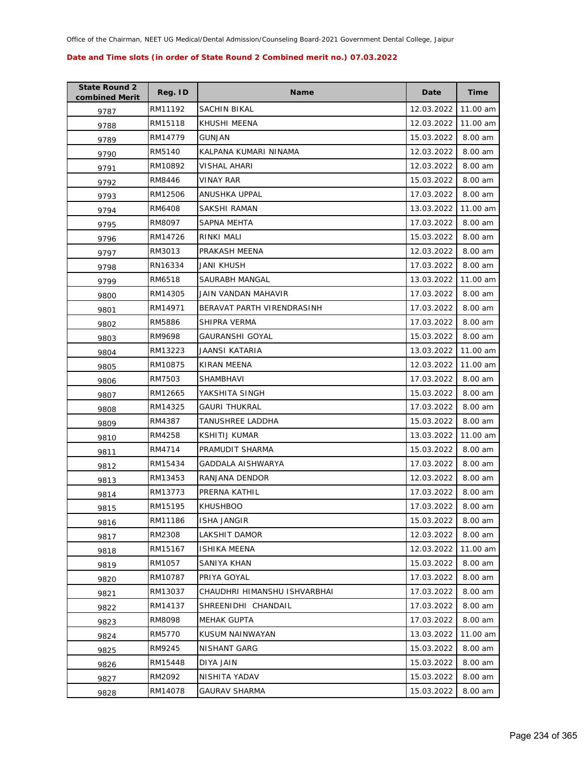Office of the Chairman, NEET UG Medical/Dental Admission/Counseling Board-2021 Government Dental College, Jaipur

**Date and Time slots (in order of State Round 2 Combined merit no.) 07.03.2022**

| State Round 2 combined Merit | Reg. ID | Name | Date | Time |
|---|---|---|---|---|
| 9787 | RM11192 | SACHIN BIKAL | 12.03.2022 | 11.00 am |
| 9788 | RM15118 | KHUSHI MEENA | 12.03.2022 | 11.00 am |
| 9789 | RM14779 | GUNJAN | 15.03.2022 | 8.00 am |
| 9790 | RM5140 | KALPANA KUMARI NINAMA | 12.03.2022 | 8.00 am |
| 9791 | RM10892 | VISHAL AHARI | 12.03.2022 | 8.00 am |
| 9792 | RM8446 | VINAY RAR | 15.03.2022 | 8.00 am |
| 9793 | RM12506 | ANUSHKA UPPAL | 17.03.2022 | 8.00 am |
| 9794 | RM6408 | SAKSHI RAMAN | 13.03.2022 | 11.00 am |
| 9795 | RM8097 | SAPNA MEHTA | 17.03.2022 | 8.00 am |
| 9796 | RM14726 | RINKI MALI | 15.03.2022 | 8.00 am |
| 9797 | RM3013 | PRAKASH MEENA | 12.03.2022 | 8.00 am |
| 9798 | RN16334 | JANI KHUSH | 17.03.2022 | 8.00 am |
| 9799 | RM6518 | SAURABH MANGAL | 13.03.2022 | 11.00 am |
| 9800 | RM14305 | JAIN VANDAN MAHAVIR | 17.03.2022 | 8.00 am |
| 9801 | RM14971 | BERAVAT PARTH VIRENDRASINH | 17.03.2022 | 8.00 am |
| 9802 | RM5886 | SHIPRA VERMA | 17.03.2022 | 8.00 am |
| 9803 | RM9698 | GAURANSHI GOYAL | 15.03.2022 | 8.00 am |
| 9804 | RM13223 | JAANSI KATARIA | 13.03.2022 | 11.00 am |
| 9805 | RM10875 | KIRAN MEENA | 12.03.2022 | 11.00 am |
| 9806 | RM7503 | SHAMBHAVI | 17.03.2022 | 8.00 am |
| 9807 | RM12665 | YAKSHITA SINGH | 15.03.2022 | 8.00 am |
| 9808 | RM14325 | GAURI THUKRAL | 17.03.2022 | 8.00 am |
| 9809 | RM4387 | TANUSHREE LADDHA | 15.03.2022 | 8.00 am |
| 9810 | RM4258 | KSHITIJ KUMAR | 13.03.2022 | 11.00 am |
| 9811 | RM4714 | PRAMUDIT SHARMA | 15.03.2022 | 8.00 am |
| 9812 | RM15434 | GADDALA AISHWARYA | 17.03.2022 | 8.00 am |
| 9813 | RM13453 | RANJANA DENDOR | 12.03.2022 | 8.00 am |
| 9814 | RM13773 | PRERNA KATHIL | 17.03.2022 | 8.00 am |
| 9815 | RM15195 | KHUSHBOO | 17.03.2022 | 8.00 am |
| 9816 | RM11186 | ISHA JANGIR | 15.03.2022 | 8.00 am |
| 9817 | RM2308 | LAKSHIT DAMOR | 12.03.2022 | 8.00 am |
| 9818 | RM15167 | ISHIKA MEENA | 12.03.2022 | 11.00 am |
| 9819 | RM1057 | SANIYA KHAN | 15.03.2022 | 8.00 am |
| 9820 | RM10787 | PRIYA GOYAL | 17.03.2022 | 8.00 am |
| 9821 | RM13037 | CHAUDHRI HIMANSHU ISHVARBHAI | 17.03.2022 | 8.00 am |
| 9822 | RM14137 | SHREENIDHI CHANDAIL | 17.03.2022 | 8.00 am |
| 9823 | RM8098 | MEHAK GUPTA | 17.03.2022 | 8.00 am |
| 9824 | RM5770 | KUSUM NAINWAYAN | 13.03.2022 | 11.00 am |
| 9825 | RM9245 | NISHANT GARG | 15.03.2022 | 8.00 am |
| 9826 | RM15448 | DIYA JAIN | 15.03.2022 | 8.00 am |
| 9827 | RM2092 | NISHITA YADAV | 15.03.2022 | 8.00 am |
| 9828 | RM14078 | GAURAV SHARMA | 15.03.2022 | 8.00 am |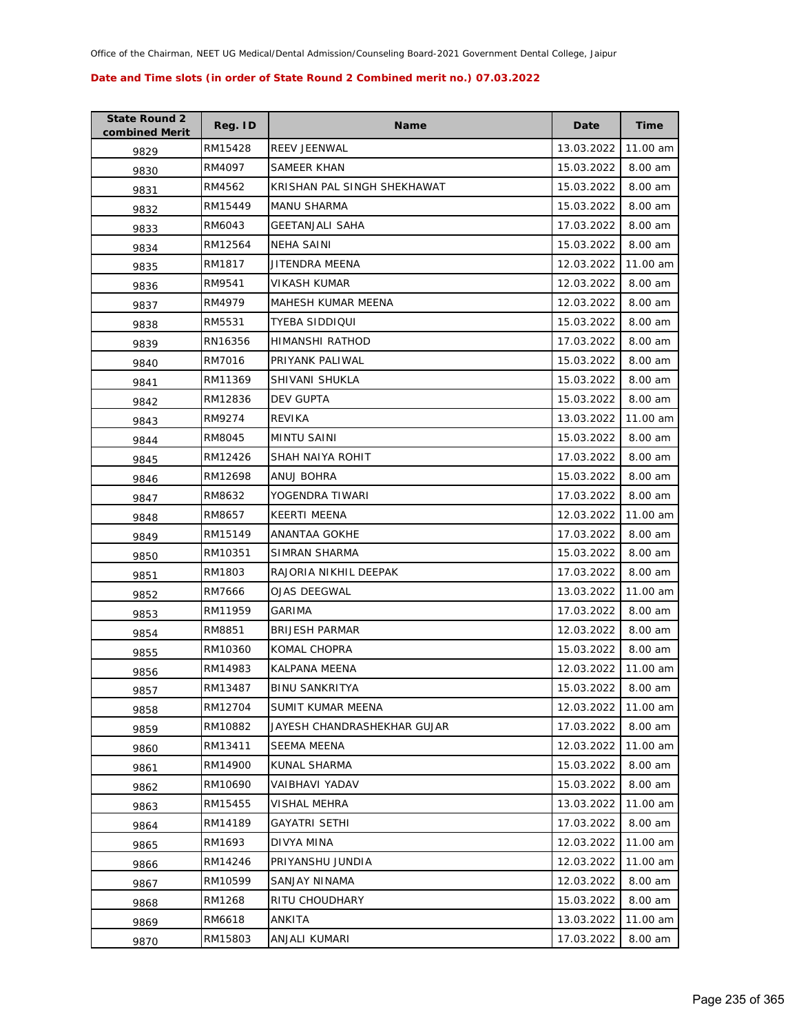Office of the Chairman, NEET UG Medical/Dental Admission/Counseling Board-2021 Government Dental College, Jaipur

**Date and Time slots (in order of State Round 2 Combined merit no.) 07.03.2022**

| State Round 2 combined Merit | Reg. ID | Name | Date | Time |
|---|---|---|---|---|
| 9829 | RM15428 | REEV JEENWAL | 13.03.2022 | 11.00 am |
| 9830 | RM4097 | SAMEER KHAN | 15.03.2022 | 8.00 am |
| 9831 | RM4562 | KRISHAN PAL SINGH SHEKHAWAT | 15.03.2022 | 8.00 am |
| 9832 | RM15449 | MANU SHARMA | 15.03.2022 | 8.00 am |
| 9833 | RM6043 | GEETANJALI SAHA | 17.03.2022 | 8.00 am |
| 9834 | RM12564 | NEHA SAINI | 15.03.2022 | 8.00 am |
| 9835 | RM1817 | JITENDRA MEENA | 12.03.2022 | 11.00 am |
| 9836 | RM9541 | VIKASH KUMAR | 12.03.2022 | 8.00 am |
| 9837 | RM4979 | MAHESH KUMAR MEENA | 12.03.2022 | 8.00 am |
| 9838 | RM5531 | TYEBA SIDDIQUI | 15.03.2022 | 8.00 am |
| 9839 | RN16356 | HIMANSHI RATHOD | 17.03.2022 | 8.00 am |
| 9840 | RM7016 | PRIYANK PALIWAL | 15.03.2022 | 8.00 am |
| 9841 | RM11369 | SHIVANI SHUKLA | 15.03.2022 | 8.00 am |
| 9842 | RM12836 | DEV GUPTA | 15.03.2022 | 8.00 am |
| 9843 | RM9274 | REVIKA | 13.03.2022 | 11.00 am |
| 9844 | RM8045 | MINTU SAINI | 15.03.2022 | 8.00 am |
| 9845 | RM12426 | SHAH NAIYA ROHIT | 17.03.2022 | 8.00 am |
| 9846 | RM12698 | ANUJ BOHRA | 15.03.2022 | 8.00 am |
| 9847 | RM8632 | YOGENDRA TIWARI | 17.03.2022 | 8.00 am |
| 9848 | RM8657 | KEERTI MEENA | 12.03.2022 | 11.00 am |
| 9849 | RM15149 | ANANTAA GOKHE | 17.03.2022 | 8.00 am |
| 9850 | RM10351 | SIMRAN SHARMA | 15.03.2022 | 8.00 am |
| 9851 | RM1803 | RAJORIA NIKHIL DEEPAK | 17.03.2022 | 8.00 am |
| 9852 | RM7666 | OJAS DEEGWAL | 13.03.2022 | 11.00 am |
| 9853 | RM11959 | GARIMA | 17.03.2022 | 8.00 am |
| 9854 | RM8851 | BRIJESH PARMAR | 12.03.2022 | 8.00 am |
| 9855 | RM10360 | KOMAL CHOPRA | 15.03.2022 | 8.00 am |
| 9856 | RM14983 | KALPANA MEENA | 12.03.2022 | 11.00 am |
| 9857 | RM13487 | BINU SANKRITYA | 15.03.2022 | 8.00 am |
| 9858 | RM12704 | SUMIT KUMAR MEENA | 12.03.2022 | 11.00 am |
| 9859 | RM10882 | JAYESH CHANDRASHEKHAR GUJAR | 17.03.2022 | 8.00 am |
| 9860 | RM13411 | SEEMA MEENA | 12.03.2022 | 11.00 am |
| 9861 | RM14900 | KUNAL SHARMA | 15.03.2022 | 8.00 am |
| 9862 | RM10690 | VAIBHAVI YADAV | 15.03.2022 | 8.00 am |
| 9863 | RM15455 | VISHAL MEHRA | 13.03.2022 | 11.00 am |
| 9864 | RM14189 | GAYATRI SETHI | 17.03.2022 | 8.00 am |
| 9865 | RM1693 | DIVYA MINA | 12.03.2022 | 11.00 am |
| 9866 | RM14246 | PRIYANSHU JUNDIA | 12.03.2022 | 11.00 am |
| 9867 | RM10599 | SANJAY NINAMA | 12.03.2022 | 8.00 am |
| 9868 | RM1268 | RITU CHOUDHARY | 15.03.2022 | 8.00 am |
| 9869 | RM6618 | ANKITA | 13.03.2022 | 11.00 am |
| 9870 | RM15803 | ANJALI KUMARI | 17.03.2022 | 8.00 am |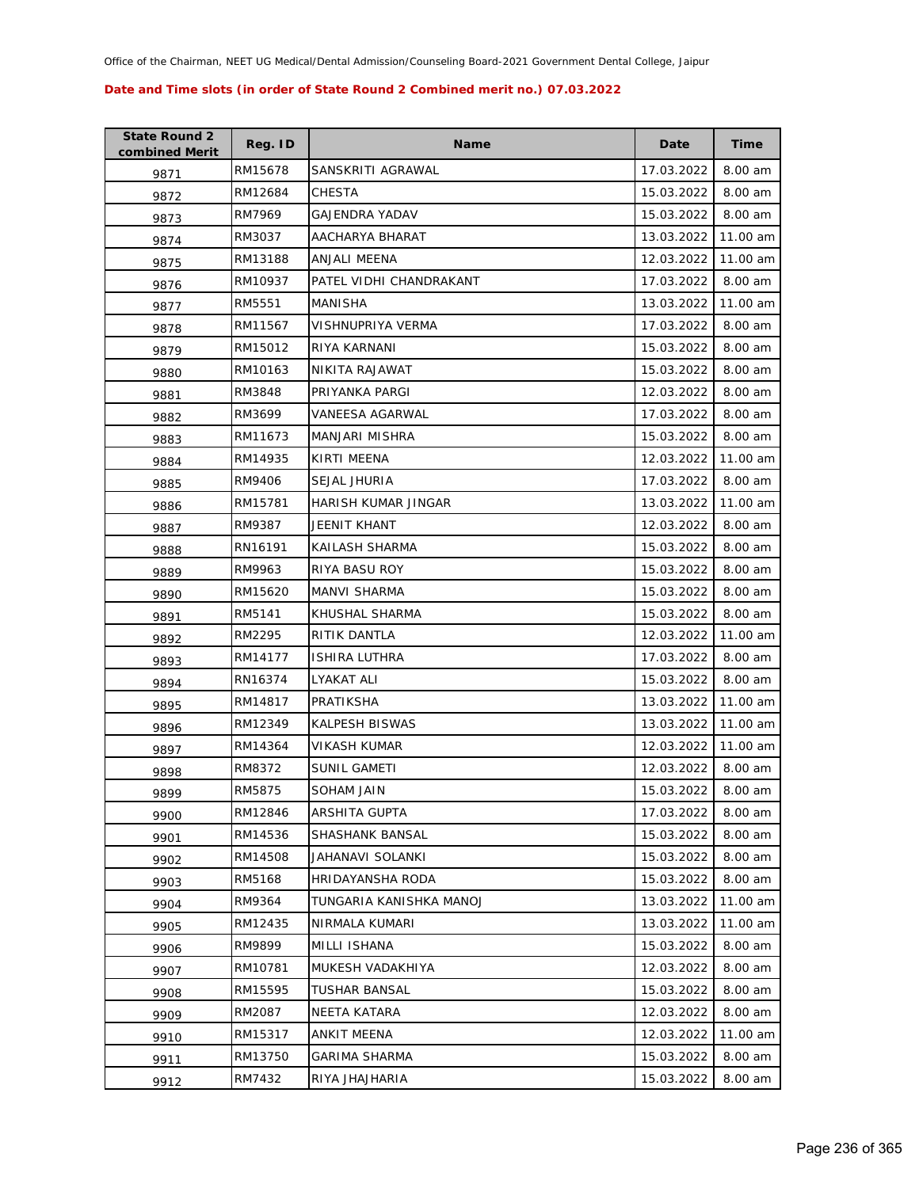Office of the Chairman, NEET UG Medical/Dental Admission/Counseling Board-2021 Government Dental College, Jaipur

**Date and Time slots (in order of State Round 2 Combined merit no.) 07.03.2022**

| State Round 2 combined Merit | Reg. ID | Name | Date | Time |
|---|---|---|---|---|
| 9871 | RM15678 | SANSKRITI AGRAWAL | 17.03.2022 | 8.00 am |
| 9872 | RM12684 | CHESTA | 15.03.2022 | 8.00 am |
| 9873 | RM7969 | GAJENDRA YADAV | 15.03.2022 | 8.00 am |
| 9874 | RM3037 | AACHARYA BHARAT | 13.03.2022 | 11.00 am |
| 9875 | RM13188 | ANJALI MEENA | 12.03.2022 | 11.00 am |
| 9876 | RM10937 | PATEL VIDHI CHANDRAKANT | 17.03.2022 | 8.00 am |
| 9877 | RM5551 | MANISHA | 13.03.2022 | 11.00 am |
| 9878 | RM11567 | VISHNUPRIYA VERMA | 17.03.2022 | 8.00 am |
| 9879 | RM15012 | RIYA KARNANI | 15.03.2022 | 8.00 am |
| 9880 | RM10163 | NIKITA RAJAWAT | 15.03.2022 | 8.00 am |
| 9881 | RM3848 | PRIYANKA PARGI | 12.03.2022 | 8.00 am |
| 9882 | RM3699 | VANEESA AGARWAL | 17.03.2022 | 8.00 am |
| 9883 | RM11673 | MANJARI MISHRA | 15.03.2022 | 8.00 am |
| 9884 | RM14935 | KIRTI MEENA | 12.03.2022 | 11.00 am |
| 9885 | RM9406 | SEJAL JHURIA | 17.03.2022 | 8.00 am |
| 9886 | RM15781 | HARISH KUMAR JINGAR | 13.03.2022 | 11.00 am |
| 9887 | RM9387 | JEENIT KHANT | 12.03.2022 | 8.00 am |
| 9888 | RN16191 | KAILASH SHARMA | 15.03.2022 | 8.00 am |
| 9889 | RM9963 | RIYA BASU ROY | 15.03.2022 | 8.00 am |
| 9890 | RM15620 | MANVI SHARMA | 15.03.2022 | 8.00 am |
| 9891 | RM5141 | KHUSHAL SHARMA | 15.03.2022 | 8.00 am |
| 9892 | RM2295 | RITIK DANTLA | 12.03.2022 | 11.00 am |
| 9893 | RM14177 | ISHIRA LUTHRA | 17.03.2022 | 8.00 am |
| 9894 | RN16374 | LYAKAT ALI | 15.03.2022 | 8.00 am |
| 9895 | RM14817 | PRATIKSHA | 13.03.2022 | 11.00 am |
| 9896 | RM12349 | KALPESH BISWAS | 13.03.2022 | 11.00 am |
| 9897 | RM14364 | VIKASH KUMAR | 12.03.2022 | 11.00 am |
| 9898 | RM8372 | SUNIL GAMETI | 12.03.2022 | 8.00 am |
| 9899 | RM5875 | SOHAM JAIN | 15.03.2022 | 8.00 am |
| 9900 | RM12846 | ARSHITA GUPTA | 17.03.2022 | 8.00 am |
| 9901 | RM14536 | SHASHANK BANSAL | 15.03.2022 | 8.00 am |
| 9902 | RM14508 | JAHANAVI SOLANKI | 15.03.2022 | 8.00 am |
| 9903 | RM5168 | HRIDAYANSHA RODA | 15.03.2022 | 8.00 am |
| 9904 | RM9364 | TUNGARIA KANISHKA MANOJ | 13.03.2022 | 11.00 am |
| 9905 | RM12435 | NIRMALA KUMARI | 13.03.2022 | 11.00 am |
| 9906 | RM9899 | MILLI ISHANA | 15.03.2022 | 8.00 am |
| 9907 | RM10781 | MUKESH VADAKHIYA | 12.03.2022 | 8.00 am |
| 9908 | RM15595 | TUSHAR BANSAL | 15.03.2022 | 8.00 am |
| 9909 | RM2087 | NEETA KATARA | 12.03.2022 | 8.00 am |
| 9910 | RM15317 | ANKIT MEENA | 12.03.2022 | 11.00 am |
| 9911 | RM13750 | GARIMA SHARMA | 15.03.2022 | 8.00 am |
| 9912 | RM7432 | RIYA JHAJHARIA | 15.03.2022 | 8.00 am |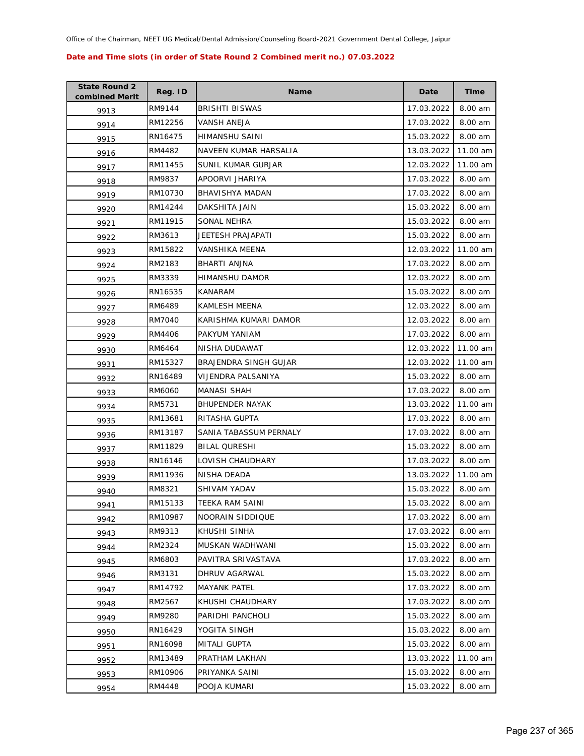Office of the Chairman, NEET UG Medical/Dental Admission/Counseling Board-2021 Government Dental College, Jaipur

**Date and Time slots (in order of State Round 2 Combined merit no.) 07.03.2022**

| State Round 2 combined Merit | Reg. ID | Name | Date | Time |
|---|---|---|---|---|
| 9913 | RM9144 | BRISHTI BISWAS | 17.03.2022 | 8.00 am |
| 9914 | RM12256 | VANSH ANEJA | 17.03.2022 | 8.00 am |
| 9915 | RN16475 | HIMANSHU SAINI | 15.03.2022 | 8.00 am |
| 9916 | RM4482 | NAVEEN KUMAR HARSALIA | 13.03.2022 | 11.00 am |
| 9917 | RM11455 | SUNIL KUMAR GURJAR | 12.03.2022 | 11.00 am |
| 9918 | RM9837 | APOORVI JHARIYA | 17.03.2022 | 8.00 am |
| 9919 | RM10730 | BHAVISHYA MADAN | 17.03.2022 | 8.00 am |
| 9920 | RM14244 | DAKSHITA JAIN | 15.03.2022 | 8.00 am |
| 9921 | RM11915 | SONAL NEHRA | 15.03.2022 | 8.00 am |
| 9922 | RM3613 | JEETESH PRAJAPATI | 15.03.2022 | 8.00 am |
| 9923 | RM15822 | VANSHIKA MEENA | 12.03.2022 | 11.00 am |
| 9924 | RM2183 | BHARTI ANJNA | 17.03.2022 | 8.00 am |
| 9925 | RM3339 | HIMANSHU DAMOR | 12.03.2022 | 8.00 am |
| 9926 | RN16535 | KANARAM | 15.03.2022 | 8.00 am |
| 9927 | RM6489 | KAMLESH MEENA | 12.03.2022 | 8.00 am |
| 9928 | RM7040 | KARISHMA KUMARI DAMOR | 12.03.2022 | 8.00 am |
| 9929 | RM4406 | PAKYUM YANIAM | 17.03.2022 | 8.00 am |
| 9930 | RM6464 | NISHA DUDAWAT | 12.03.2022 | 11.00 am |
| 9931 | RM15327 | BRAJENDRA SINGH GUJAR | 12.03.2022 | 11.00 am |
| 9932 | RN16489 | VIJENDRA PALSANIYA | 15.03.2022 | 8.00 am |
| 9933 | RM6060 | MANASI SHAH | 17.03.2022 | 8.00 am |
| 9934 | RM5731 | BHUPENDER NAYAK | 13.03.2022 | 11.00 am |
| 9935 | RM13681 | RITASHA GUPTA | 17.03.2022 | 8.00 am |
| 9936 | RM13187 | SANIA TABASSUM PERNALY | 17.03.2022 | 8.00 am |
| 9937 | RM11829 | BILAL QURESHI | 15.03.2022 | 8.00 am |
| 9938 | RN16146 | LOVISH CHAUDHARY | 17.03.2022 | 8.00 am |
| 9939 | RM11936 | NISHA DEADA | 13.03.2022 | 11.00 am |
| 9940 | RM8321 | SHIVAM YADAV | 15.03.2022 | 8.00 am |
| 9941 | RM15133 | TEEKA RAM SAINI | 15.03.2022 | 8.00 am |
| 9942 | RM10987 | NOORAIN SIDDIQUE | 17.03.2022 | 8.00 am |
| 9943 | RM9313 | KHUSHI SINHA | 17.03.2022 | 8.00 am |
| 9944 | RM2324 | MUSKAN WADHWANI | 15.03.2022 | 8.00 am |
| 9945 | RM6803 | PAVITRA SRIVASTAVA | 17.03.2022 | 8.00 am |
| 9946 | RM3131 | DHRUV AGARWAL | 15.03.2022 | 8.00 am |
| 9947 | RM14792 | MAYANK PATEL | 17.03.2022 | 8.00 am |
| 9948 | RM2567 | KHUSHI CHAUDHARY | 17.03.2022 | 8.00 am |
| 9949 | RM9280 | PARIDHI PANCHOLI | 15.03.2022 | 8.00 am |
| 9950 | RN16429 | YOGITA SINGH | 15.03.2022 | 8.00 am |
| 9951 | RN16098 | MITALI GUPTA | 15.03.2022 | 8.00 am |
| 9952 | RM13489 | PRATHAM LAKHAN | 13.03.2022 | 11.00 am |
| 9953 | RM10906 | PRIYANKA SAINI | 15.03.2022 | 8.00 am |
| 9954 | RM4448 | POOJA KUMARI | 15.03.2022 | 8.00 am |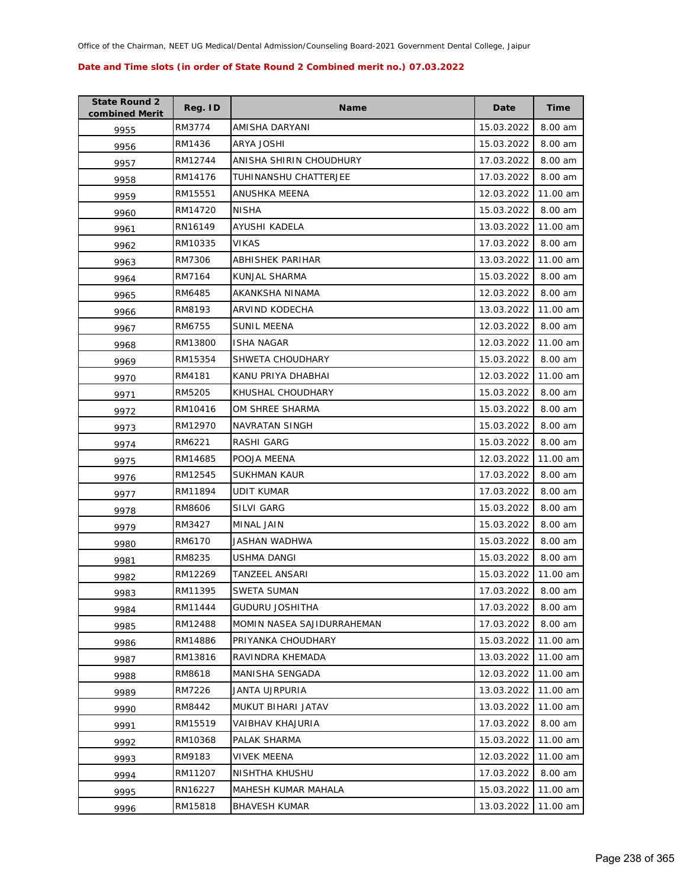Office of the Chairman, NEET UG Medical/Dental Admission/Counseling Board-2021 Government Dental College, Jaipur

**Date and Time slots (in order of State Round 2 Combined merit no.) 07.03.2022**

| State Round 2 combined Merit | Reg. ID | Name | Date | Time |
|---|---|---|---|---|
| 9955 | RM3774 | AMISHA DARYANI | 15.03.2022 | 8.00 am |
| 9956 | RM1436 | ARYA JOSHI | 15.03.2022 | 8.00 am |
| 9957 | RM12744 | ANISHA SHIRIN CHOUDHURY | 17.03.2022 | 8.00 am |
| 9958 | RM14176 | TUHINANSHU CHATTERJEE | 17.03.2022 | 8.00 am |
| 9959 | RM15551 | ANUSHKA MEENA | 12.03.2022 | 11.00 am |
| 9960 | RM14720 | NISHA | 15.03.2022 | 8.00 am |
| 9961 | RN16149 | AYUSHI KADELA | 13.03.2022 | 11.00 am |
| 9962 | RM10335 | VIKAS | 17.03.2022 | 8.00 am |
| 9963 | RM7306 | ABHISHEK PARIHAR | 13.03.2022 | 11.00 am |
| 9964 | RM7164 | KUNJAL SHARMA | 15.03.2022 | 8.00 am |
| 9965 | RM6485 | AKANKSHA NINAMA | 12.03.2022 | 8.00 am |
| 9966 | RM8193 | ARVIND KODECHA | 13.03.2022 | 11.00 am |
| 9967 | RM6755 | SUNIL MEENA | 12.03.2022 | 8.00 am |
| 9968 | RM13800 | ISHA NAGAR | 12.03.2022 | 11.00 am |
| 9969 | RM15354 | SHWETA CHOUDHARY | 15.03.2022 | 8.00 am |
| 9970 | RM4181 | KANU PRIYA DHABHAI | 12.03.2022 | 11.00 am |
| 9971 | RM5205 | KHUSHAL CHOUDHARY | 15.03.2022 | 8.00 am |
| 9972 | RM10416 | OM SHREE SHARMA | 15.03.2022 | 8.00 am |
| 9973 | RM12970 | NAVRATAN SINGH | 15.03.2022 | 8.00 am |
| 9974 | RM6221 | RASHI GARG | 15.03.2022 | 8.00 am |
| 9975 | RM14685 | POOJA MEENA | 12.03.2022 | 11.00 am |
| 9976 | RM12545 | SUKHMAN KAUR | 17.03.2022 | 8.00 am |
| 9977 | RM11894 | UDIT KUMAR | 17.03.2022 | 8.00 am |
| 9978 | RM8606 | SILVI GARG | 15.03.2022 | 8.00 am |
| 9979 | RM3427 | MINAL JAIN | 15.03.2022 | 8.00 am |
| 9980 | RM6170 | JASHAN WADHWA | 15.03.2022 | 8.00 am |
| 9981 | RM8235 | USHMA DANGI | 15.03.2022 | 8.00 am |
| 9982 | RM12269 | TANZEEL ANSARI | 15.03.2022 | 11.00 am |
| 9983 | RM11395 | SWETA SUMAN | 17.03.2022 | 8.00 am |
| 9984 | RM11444 | GUDURU JOSHITHA | 17.03.2022 | 8.00 am |
| 9985 | RM12488 | MOMIN NASEA SAJIDURRAHEMAN | 17.03.2022 | 8.00 am |
| 9986 | RM14886 | PRIYANKA CHOUDHARY | 15.03.2022 | 11.00 am |
| 9987 | RM13816 | RAVINDRA KHEMADA | 13.03.2022 | 11.00 am |
| 9988 | RM8618 | MANISHA SENGADA | 12.03.2022 | 11.00 am |
| 9989 | RM7226 | JANTA UJRPURIA | 13.03.2022 | 11.00 am |
| 9990 | RM8442 | MUKUT BIHARI JATAV | 13.03.2022 | 11.00 am |
| 9991 | RM15519 | VAIBHAV KHAJURIA | 17.03.2022 | 8.00 am |
| 9992 | RM10368 | PALAK SHARMA | 15.03.2022 | 11.00 am |
| 9993 | RM9183 | VIVEK MEENA | 12.03.2022 | 11.00 am |
| 9994 | RM11207 | NISHTHA KHUSHU | 17.03.2022 | 8.00 am |
| 9995 | RN16227 | MAHESH KUMAR MAHALA | 15.03.2022 | 11.00 am |
| 9996 | RM15818 | BHAVESH KUMAR | 13.03.2022 | 11.00 am |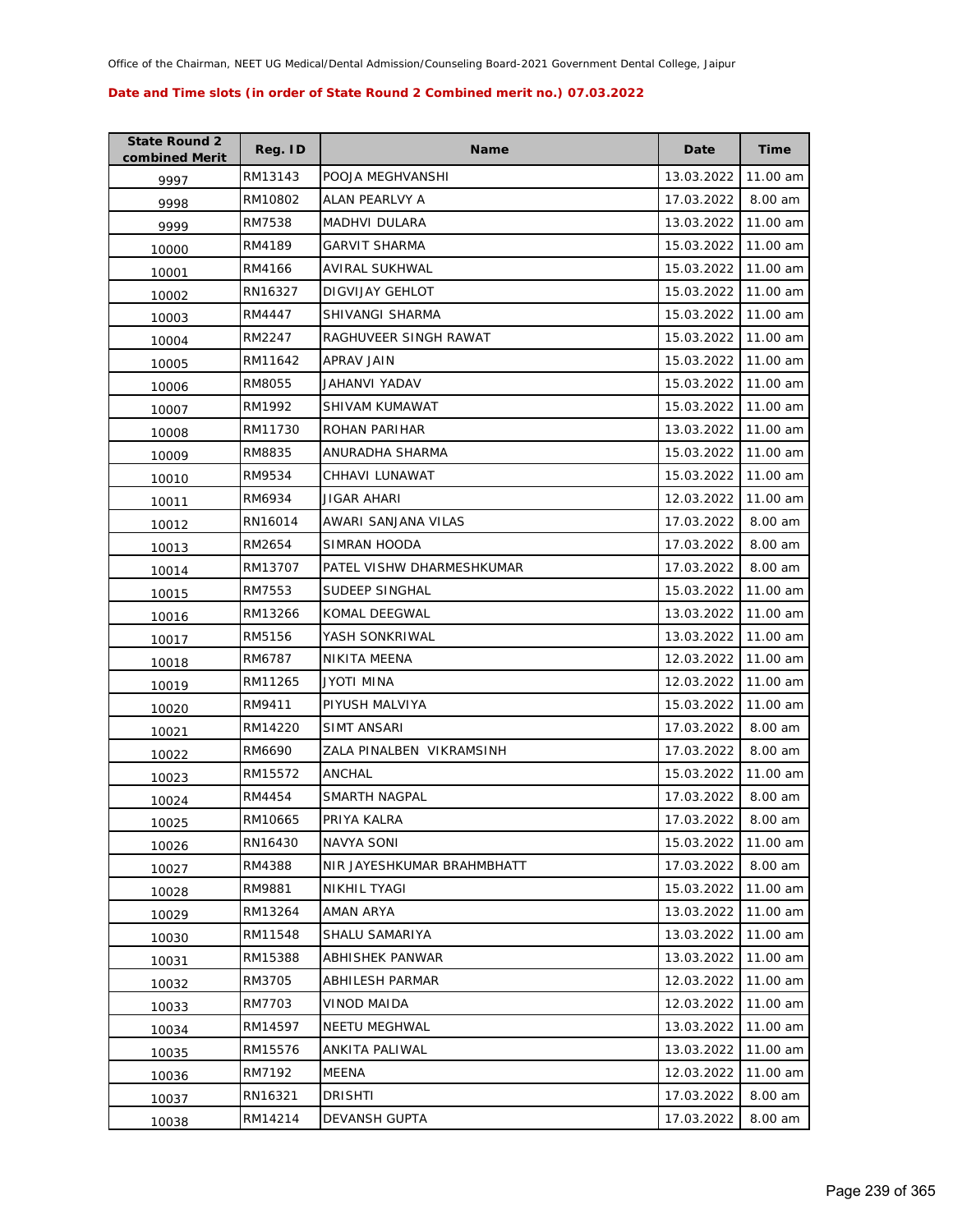Office of the Chairman, NEET UG Medical/Dental Admission/Counseling Board-2021 Government Dental College, Jaipur

**Date and Time slots (in order of State Round 2 Combined merit no.) 07.03.2022**

| State Round 2 combined Merit | Reg. ID | Name | Date | Time |
|---|---|---|---|---|
| 9997 | RM13143 | POOJA MEGHVANSHI | 13.03.2022 | 11.00 am |
| 9998 | RM10802 | ALAN PEARLVY A | 17.03.2022 | 8.00 am |
| 9999 | RM7538 | MADHVI DULARA | 13.03.2022 | 11.00 am |
| 10000 | RM4189 | GARVIT SHARMA | 15.03.2022 | 11.00 am |
| 10001 | RM4166 | AVIRAL SUKHWAL | 15.03.2022 | 11.00 am |
| 10002 | RN16327 | DIGVIJAY GEHLOT | 15.03.2022 | 11.00 am |
| 10003 | RM4447 | SHIVANGI SHARMA | 15.03.2022 | 11.00 am |
| 10004 | RM2247 | RAGHUVEER SINGH RAWAT | 15.03.2022 | 11.00 am |
| 10005 | RM11642 | APRAV JAIN | 15.03.2022 | 11.00 am |
| 10006 | RM8055 | JAHANVI YADAV | 15.03.2022 | 11.00 am |
| 10007 | RM1992 | SHIVAM KUMAWAT | 15.03.2022 | 11.00 am |
| 10008 | RM11730 | ROHAN PARIHAR | 13.03.2022 | 11.00 am |
| 10009 | RM8835 | ANURADHA SHARMA | 15.03.2022 | 11.00 am |
| 10010 | RM9534 | CHHAVI LUNAWAT | 15.03.2022 | 11.00 am |
| 10011 | RM6934 | JIGAR AHARI | 12.03.2022 | 11.00 am |
| 10012 | RN16014 | AWARI SANJANA VILAS | 17.03.2022 | 8.00 am |
| 10013 | RM2654 | SIMRAN HOODA | 17.03.2022 | 8.00 am |
| 10014 | RM13707 | PATEL VISHW DHARMESHKUMAR | 17.03.2022 | 8.00 am |
| 10015 | RM7553 | SUDEEP SINGHAL | 15.03.2022 | 11.00 am |
| 10016 | RM13266 | KOMAL DEEGWAL | 13.03.2022 | 11.00 am |
| 10017 | RM5156 | YASH SONKRIWAL | 13.03.2022 | 11.00 am |
| 10018 | RM6787 | NIKITA MEENA | 12.03.2022 | 11.00 am |
| 10019 | RM11265 | JYOTI MINA | 12.03.2022 | 11.00 am |
| 10020 | RM9411 | PIYUSH MALVIYA | 15.03.2022 | 11.00 am |
| 10021 | RM14220 | SIMT ANSARI | 17.03.2022 | 8.00 am |
| 10022 | RM6690 | ZALA PINALBEN VIKRAMSINH | 17.03.2022 | 8.00 am |
| 10023 | RM15572 | ANCHAL | 15.03.2022 | 11.00 am |
| 10024 | RM4454 | SMARTH NAGPAL | 17.03.2022 | 8.00 am |
| 10025 | RM10665 | PRIYA KALRA | 17.03.2022 | 8.00 am |
| 10026 | RN16430 | NAVYA SONI | 15.03.2022 | 11.00 am |
| 10027 | RM4388 | NIR JAYESHKUMAR BRAHMBHATT | 17.03.2022 | 8.00 am |
| 10028 | RM9881 | NIKHIL TYAGI | 15.03.2022 | 11.00 am |
| 10029 | RM13264 | AMAN ARYA | 13.03.2022 | 11.00 am |
| 10030 | RM11548 | SHALU SAMARIYA | 13.03.2022 | 11.00 am |
| 10031 | RM15388 | ABHISHEK PANWAR | 13.03.2022 | 11.00 am |
| 10032 | RM3705 | ABHILESH PARMAR | 12.03.2022 | 11.00 am |
| 10033 | RM7703 | VINOD MAIDA | 12.03.2022 | 11.00 am |
| 10034 | RM14597 | NEETU MEGHWAL | 13.03.2022 | 11.00 am |
| 10035 | RM15576 | ANKITA PALIWAL | 13.03.2022 | 11.00 am |
| 10036 | RM7192 | MEENA | 12.03.2022 | 11.00 am |
| 10037 | RN16321 | DRISHTI | 17.03.2022 | 8.00 am |
| 10038 | RM14214 | DEVANSH GUPTA | 17.03.2022 | 8.00 am |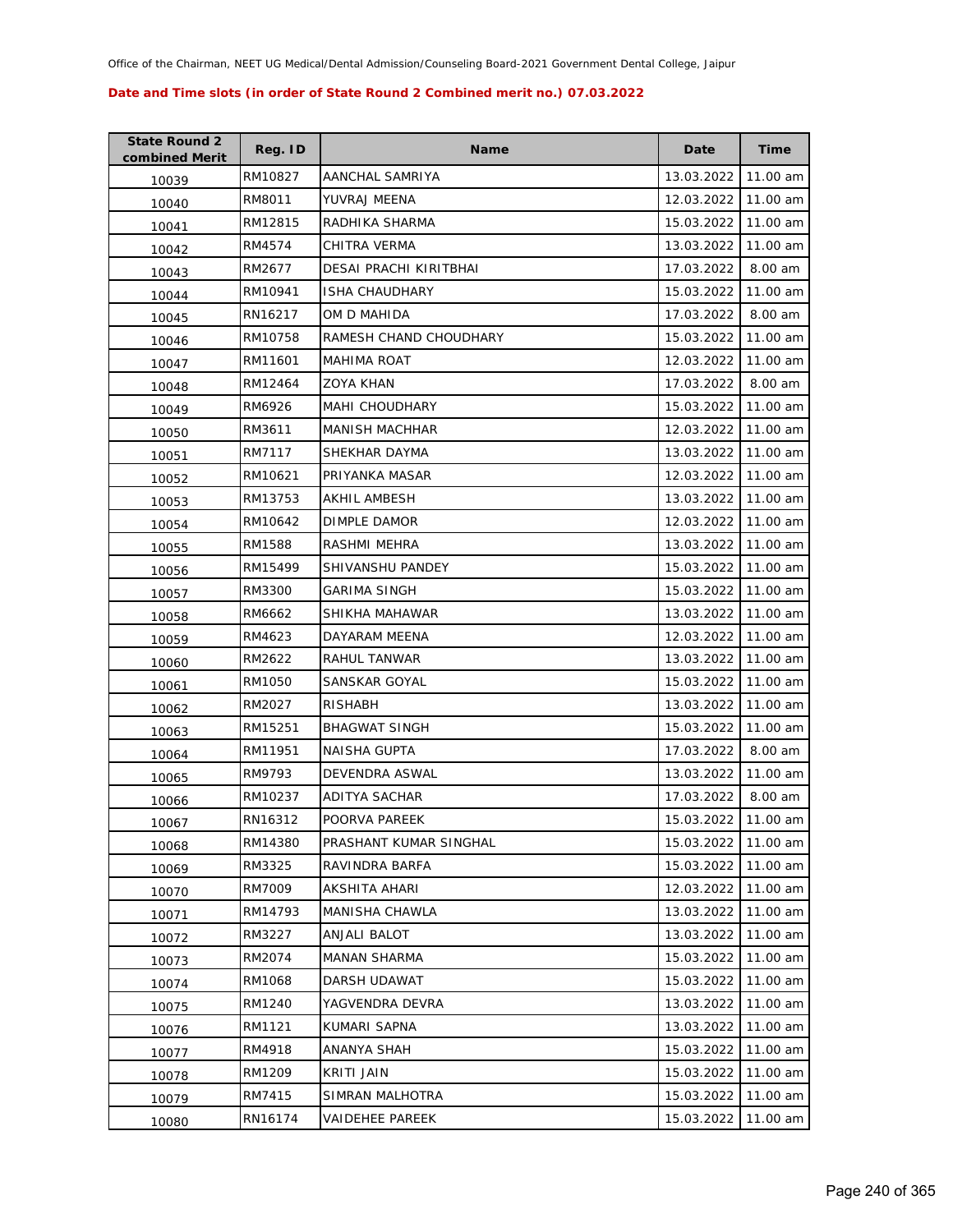Office of the Chairman, NEET UG Medical/Dental Admission/Counseling Board-2021 Government Dental College, Jaipur

**Date and Time slots (in order of State Round 2 Combined merit no.) 07.03.2022**

| State Round 2 combined Merit | Reg. ID | Name | Date | Time |
|---|---|---|---|---|
| 10039 | RM10827 | AANCHAL SAMRIYA | 13.03.2022 | 11.00 am |
| 10040 | RM8011 | YUVRAJ MEENA | 12.03.2022 | 11.00 am |
| 10041 | RM12815 | RADHIKA SHARMA | 15.03.2022 | 11.00 am |
| 10042 | RM4574 | CHITRA VERMA | 13.03.2022 | 11.00 am |
| 10043 | RM2677 | DESAI PRACHI KIRITBHAI | 17.03.2022 | 8.00 am |
| 10044 | RM10941 | ISHA CHAUDHARY | 15.03.2022 | 11.00 am |
| 10045 | RN16217 | OM D MAHIDA | 17.03.2022 | 8.00 am |
| 10046 | RM10758 | RAMESH CHAND CHOUDHARY | 15.03.2022 | 11.00 am |
| 10047 | RM11601 | MAHIMA ROAT | 12.03.2022 | 11.00 am |
| 10048 | RM12464 | ZOYA KHAN | 17.03.2022 | 8.00 am |
| 10049 | RM6926 | MAHI CHOUDHARY | 15.03.2022 | 11.00 am |
| 10050 | RM3611 | MANISH MACHHAR | 12.03.2022 | 11.00 am |
| 10051 | RM7117 | SHEKHAR DAYMA | 13.03.2022 | 11.00 am |
| 10052 | RM10621 | PRIYANKA MASAR | 12.03.2022 | 11.00 am |
| 10053 | RM13753 | AKHIL AMBESH | 13.03.2022 | 11.00 am |
| 10054 | RM10642 | DIMPLE DAMOR | 12.03.2022 | 11.00 am |
| 10055 | RM1588 | RASHMI MEHRA | 13.03.2022 | 11.00 am |
| 10056 | RM15499 | SHIVANSHU PANDEY | 15.03.2022 | 11.00 am |
| 10057 | RM3300 | GARIMA SINGH | 15.03.2022 | 11.00 am |
| 10058 | RM6662 | SHIKHA MAHAWAR | 13.03.2022 | 11.00 am |
| 10059 | RM4623 | DAYARAM MEENA | 12.03.2022 | 11.00 am |
| 10060 | RM2622 | RAHUL TANWAR | 13.03.2022 | 11.00 am |
| 10061 | RM1050 | SANSKAR GOYAL | 15.03.2022 | 11.00 am |
| 10062 | RM2027 | RISHABH | 13.03.2022 | 11.00 am |
| 10063 | RM15251 | BHAGWAT SINGH | 15.03.2022 | 11.00 am |
| 10064 | RM11951 | NAISHA GUPTA | 17.03.2022 | 8.00 am |
| 10065 | RM9793 | DEVENDRA ASWAL | 13.03.2022 | 11.00 am |
| 10066 | RM10237 | ADITYA SACHAR | 17.03.2022 | 8.00 am |
| 10067 | RN16312 | POORVA PAREEK | 15.03.2022 | 11.00 am |
| 10068 | RM14380 | PRASHANT KUMAR SINGHAL | 15.03.2022 | 11.00 am |
| 10069 | RM3325 | RAVINDRA BARFA | 15.03.2022 | 11.00 am |
| 10070 | RM7009 | AKSHITA AHARI | 12.03.2022 | 11.00 am |
| 10071 | RM14793 | MANISHA CHAWLA | 13.03.2022 | 11.00 am |
| 10072 | RM3227 | ANJALI BALOT | 13.03.2022 | 11.00 am |
| 10073 | RM2074 | MANAN SHARMA | 15.03.2022 | 11.00 am |
| 10074 | RM1068 | DARSH UDAWAT | 15.03.2022 | 11.00 am |
| 10075 | RM1240 | YAGVENDRA DEVRA | 13.03.2022 | 11.00 am |
| 10076 | RM1121 | KUMARI SAPNA | 13.03.2022 | 11.00 am |
| 10077 | RM4918 | ANANYA SHAH | 15.03.2022 | 11.00 am |
| 10078 | RM1209 | KRITI JAIN | 15.03.2022 | 11.00 am |
| 10079 | RM7415 | SIMRAN MALHOTRA | 15.03.2022 | 11.00 am |
| 10080 | RN16174 | VAIDEHEE PAREEK | 15.03.2022 | 11.00 am |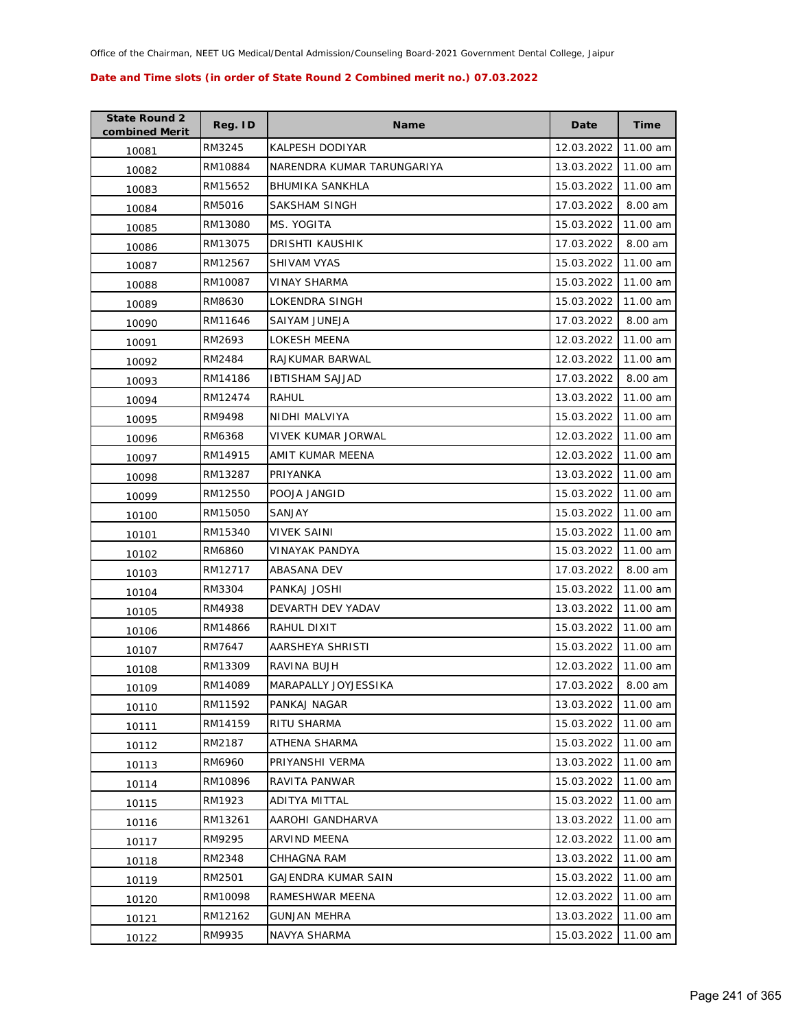Office of the Chairman, NEET UG Medical/Dental Admission/Counseling Board-2021 Government Dental College, Jaipur

**Date and Time slots (in order of State Round 2 Combined merit no.) 07.03.2022**

| State Round 2 combined Merit | Reg. ID | Name | Date | Time |
|---|---|---|---|---|
| 10081 | RM3245 | KALPESH DODIYAR | 12.03.2022 | 11.00 am |
| 10082 | RM10884 | NARENDRA KUMAR TARUNGARIYA | 13.03.2022 | 11.00 am |
| 10083 | RM15652 | BHUMIKA SANKHLA | 15.03.2022 | 11.00 am |
| 10084 | RM5016 | SAKSHAM SINGH | 17.03.2022 | 8.00 am |
| 10085 | RM13080 | MS. YOGITA | 15.03.2022 | 11.00 am |
| 10086 | RM13075 | DRISHTI KAUSHIK | 17.03.2022 | 8.00 am |
| 10087 | RM12567 | SHIVAM VYAS | 15.03.2022 | 11.00 am |
| 10088 | RM10087 | VINAY SHARMA | 15.03.2022 | 11.00 am |
| 10089 | RM8630 | LOKENDRA SINGH | 15.03.2022 | 11.00 am |
| 10090 | RM11646 | SAIYAM JUNEJA | 17.03.2022 | 8.00 am |
| 10091 | RM2693 | LOKESH MEENA | 12.03.2022 | 11.00 am |
| 10092 | RM2484 | RAJKUMAR BARWAL | 12.03.2022 | 11.00 am |
| 10093 | RM14186 | IBTISHAM SAJJAD | 17.03.2022 | 8.00 am |
| 10094 | RM12474 | RAHUL | 13.03.2022 | 11.00 am |
| 10095 | RM9498 | NIDHI MALVIYA | 15.03.2022 | 11.00 am |
| 10096 | RM6368 | VIVEK KUMAR JORWAL | 12.03.2022 | 11.00 am |
| 10097 | RM14915 | AMIT KUMAR MEENA | 12.03.2022 | 11.00 am |
| 10098 | RM13287 | PRIYANKA | 13.03.2022 | 11.00 am |
| 10099 | RM12550 | POOJA JANGID | 15.03.2022 | 11.00 am |
| 10100 | RM15050 | SANJAY | 15.03.2022 | 11.00 am |
| 10101 | RM15340 | VIVEK SAINI | 15.03.2022 | 11.00 am |
| 10102 | RM6860 | VINAYAK PANDYA | 15.03.2022 | 11.00 am |
| 10103 | RM12717 | ABASANA DEV | 17.03.2022 | 8.00 am |
| 10104 | RM3304 | PANKAJ JOSHI | 15.03.2022 | 11.00 am |
| 10105 | RM4938 | DEVARTH DEV YADAV | 13.03.2022 | 11.00 am |
| 10106 | RM14866 | RAHUL DIXIT | 15.03.2022 | 11.00 am |
| 10107 | RM7647 | AARSHEYA SHRISTI | 15.03.2022 | 11.00 am |
| 10108 | RM13309 | RAVINA BUJH | 12.03.2022 | 11.00 am |
| 10109 | RM14089 | MARAPALLY JOYJESSIKA | 17.03.2022 | 8.00 am |
| 10110 | RM11592 | PANKAJ NAGAR | 13.03.2022 | 11.00 am |
| 10111 | RM14159 | RITU SHARMA | 15.03.2022 | 11.00 am |
| 10112 | RM2187 | ATHENA SHARMA | 15.03.2022 | 11.00 am |
| 10113 | RM6960 | PRIYANSHI VERMA | 13.03.2022 | 11.00 am |
| 10114 | RM10896 | RAVITA PANWAR | 15.03.2022 | 11.00 am |
| 10115 | RM1923 | ADITYA MITTAL | 15.03.2022 | 11.00 am |
| 10116 | RM13261 | AAROHI GANDHARVA | 13.03.2022 | 11.00 am |
| 10117 | RM9295 | ARVIND MEENA | 12.03.2022 | 11.00 am |
| 10118 | RM2348 | CHHAGNA RAM | 13.03.2022 | 11.00 am |
| 10119 | RM2501 | GAJENDRA KUMAR SAIN | 15.03.2022 | 11.00 am |
| 10120 | RM10098 | RAMESHWAR MEENA | 12.03.2022 | 11.00 am |
| 10121 | RM12162 | GUNJAN MEHRA | 13.03.2022 | 11.00 am |
| 10122 | RM9935 | NAVYA SHARMA | 15.03.2022 | 11.00 am |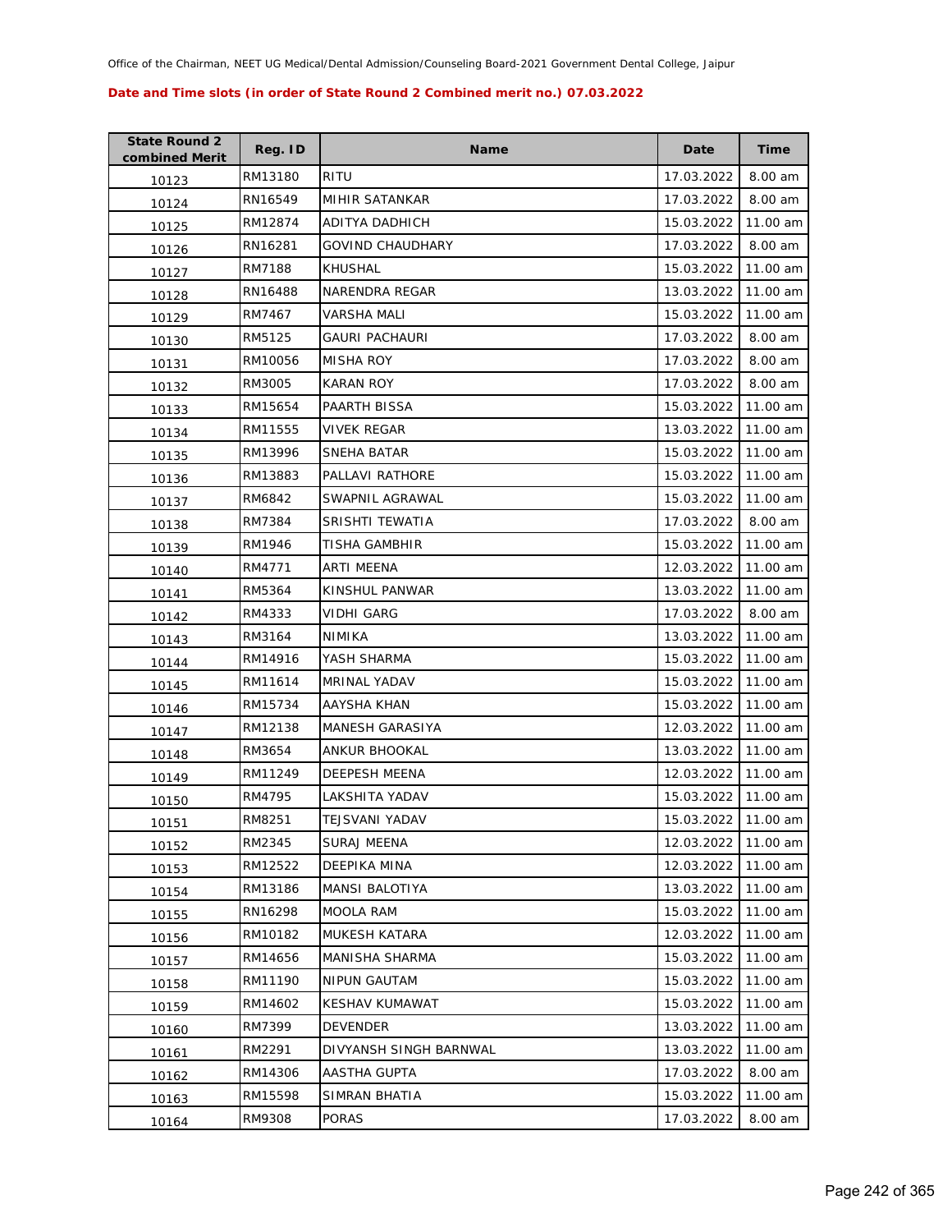Office of the Chairman, NEET UG Medical/Dental Admission/Counseling Board-2021 Government Dental College, Jaipur

**Date and Time slots (in order of State Round 2 Combined merit no.) 07.03.2022**

| State Round 2 combined Merit | Reg. ID | Name | Date | Time |
|---|---|---|---|---|
| 10123 | RM13180 | RITU | 17.03.2022 | 8.00 am |
| 10124 | RN16549 | MIHIR SATANKAR | 17.03.2022 | 8.00 am |
| 10125 | RM12874 | ADITYA DADHICH | 15.03.2022 | 11.00 am |
| 10126 | RN16281 | GOVIND CHAUDHARY | 17.03.2022 | 8.00 am |
| 10127 | RM7188 | KHUSHAL | 15.03.2022 | 11.00 am |
| 10128 | RN16488 | NARENDRA REGAR | 13.03.2022 | 11.00 am |
| 10129 | RM7467 | VARSHA MALI | 15.03.2022 | 11.00 am |
| 10130 | RM5125 | GAURI PACHAURI | 17.03.2022 | 8.00 am |
| 10131 | RM10056 | MISHA ROY | 17.03.2022 | 8.00 am |
| 10132 | RM3005 | KARAN ROY | 17.03.2022 | 8.00 am |
| 10133 | RM15654 | PAARTH BISSA | 15.03.2022 | 11.00 am |
| 10134 | RM11555 | VIVEK REGAR | 13.03.2022 | 11.00 am |
| 10135 | RM13996 | SNEHA BATAR | 15.03.2022 | 11.00 am |
| 10136 | RM13883 | PALLAVI RATHORE | 15.03.2022 | 11.00 am |
| 10137 | RM6842 | SWAPNIL AGRAWAL | 15.03.2022 | 11.00 am |
| 10138 | RM7384 | SRISHTI TEWATIA | 17.03.2022 | 8.00 am |
| 10139 | RM1946 | TISHA GAMBHIR | 15.03.2022 | 11.00 am |
| 10140 | RM4771 | ARTI MEENA | 12.03.2022 | 11.00 am |
| 10141 | RM5364 | KINSHUL PANWAR | 13.03.2022 | 11.00 am |
| 10142 | RM4333 | VIDHI GARG | 17.03.2022 | 8.00 am |
| 10143 | RM3164 | NIMIKA | 13.03.2022 | 11.00 am |
| 10144 | RM14916 | YASH SHARMA | 15.03.2022 | 11.00 am |
| 10145 | RM11614 | MRINAL YADAV | 15.03.2022 | 11.00 am |
| 10146 | RM15734 | AAYSHA KHAN | 15.03.2022 | 11.00 am |
| 10147 | RM12138 | MANESH GARASIYA | 12.03.2022 | 11.00 am |
| 10148 | RM3654 | ANKUR BHOOKAL | 13.03.2022 | 11.00 am |
| 10149 | RM11249 | DEEPESH MEENA | 12.03.2022 | 11.00 am |
| 10150 | RM4795 | LAKSHITA YADAV | 15.03.2022 | 11.00 am |
| 10151 | RM8251 | TEJSVANI YADAV | 15.03.2022 | 11.00 am |
| 10152 | RM2345 | SURAJ MEENA | 12.03.2022 | 11.00 am |
| 10153 | RM12522 | DEEPIKA MINA | 12.03.2022 | 11.00 am |
| 10154 | RM13186 | MANSI BALOTIYA | 13.03.2022 | 11.00 am |
| 10155 | RN16298 | MOOLA RAM | 15.03.2022 | 11.00 am |
| 10156 | RM10182 | MUKESH KATARA | 12.03.2022 | 11.00 am |
| 10157 | RM14656 | MANISHA SHARMA | 15.03.2022 | 11.00 am |
| 10158 | RM11190 | NIPUN GAUTAM | 15.03.2022 | 11.00 am |
| 10159 | RM14602 | KESHAV KUMAWAT | 15.03.2022 | 11.00 am |
| 10160 | RM7399 | DEVENDER | 13.03.2022 | 11.00 am |
| 10161 | RM2291 | DIVYANSH SINGH BARNWAL | 13.03.2022 | 11.00 am |
| 10162 | RM14306 | AASTHA GUPTA | 17.03.2022 | 8.00 am |
| 10163 | RM15598 | SIMRAN BHATIA | 15.03.2022 | 11.00 am |
| 10164 | RM9308 | PORAS | 17.03.2022 | 8.00 am |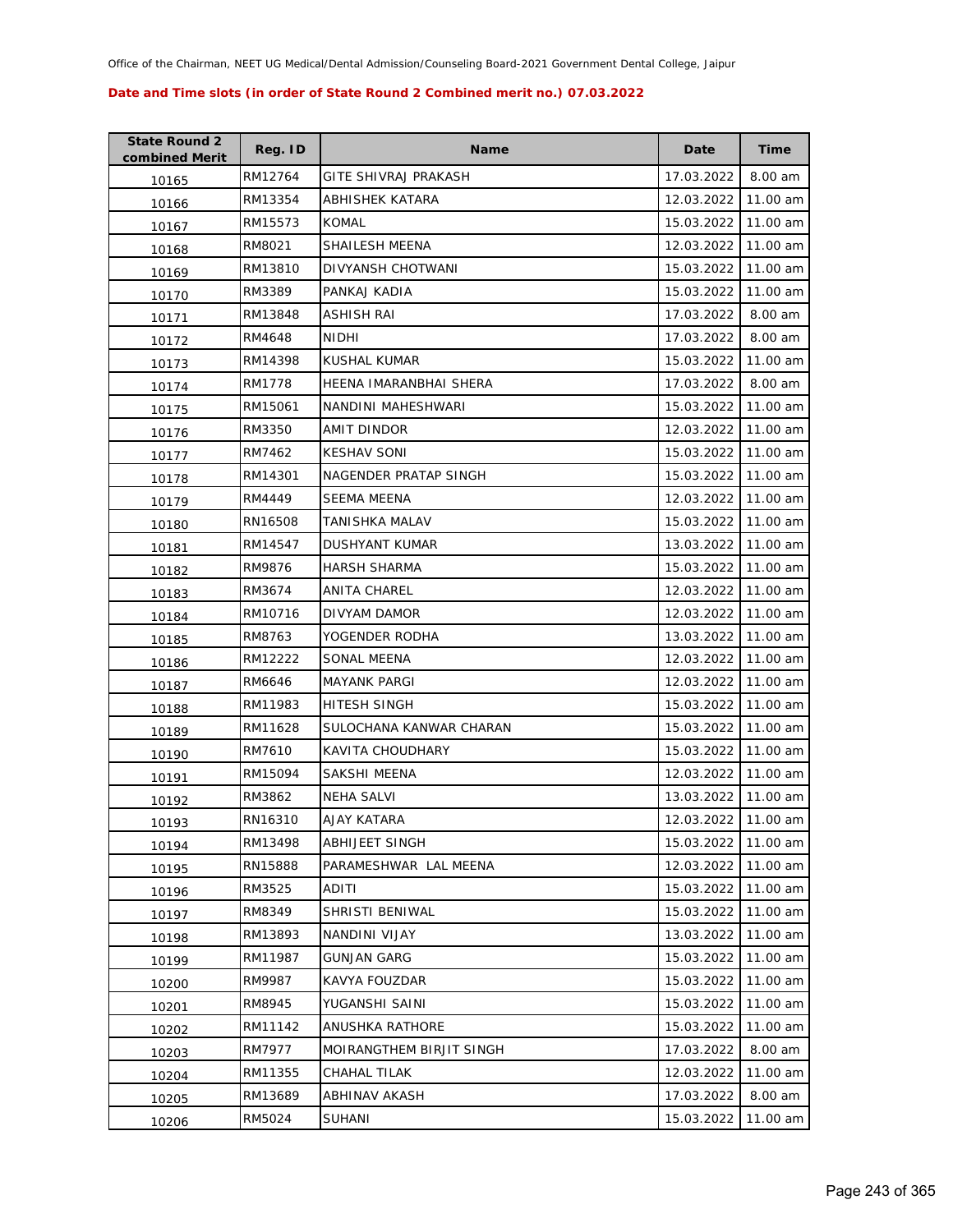Office of the Chairman, NEET UG Medical/Dental Admission/Counseling Board-2021 Government Dental College, Jaipur

**Date and Time slots (in order of State Round 2 Combined merit no.) 07.03.2022**

| State Round 2 combined Merit | Reg. ID | Name | Date | Time |
|---|---|---|---|---|
| 10165 | RM12764 | GITE SHIVRAJ PRAKASH | 17.03.2022 | 8.00 am |
| 10166 | RM13354 | ABHISHEK KATARA | 12.03.2022 | 11.00 am |
| 10167 | RM15573 | KOMAL | 15.03.2022 | 11.00 am |
| 10168 | RM8021 | SHAILESH MEENA | 12.03.2022 | 11.00 am |
| 10169 | RM13810 | DIVYANSH CHOTWANI | 15.03.2022 | 11.00 am |
| 10170 | RM3389 | PANKAJ KADIA | 15.03.2022 | 11.00 am |
| 10171 | RM13848 | ASHISH RAI | 17.03.2022 | 8.00 am |
| 10172 | RM4648 | NIDHI | 17.03.2022 | 8.00 am |
| 10173 | RM14398 | KUSHAL KUMAR | 15.03.2022 | 11.00 am |
| 10174 | RM1778 | HEENA IMARANBHAI SHERA | 17.03.2022 | 8.00 am |
| 10175 | RM15061 | NANDINI MAHESHWARI | 15.03.2022 | 11.00 am |
| 10176 | RM3350 | AMIT DINDOR | 12.03.2022 | 11.00 am |
| 10177 | RM7462 | KESHAV SONI | 15.03.2022 | 11.00 am |
| 10178 | RM14301 | NAGENDER PRATAP SINGH | 15.03.2022 | 11.00 am |
| 10179 | RM4449 | SEEMA MEENA | 12.03.2022 | 11.00 am |
| 10180 | RN16508 | TANISHKA MALAV | 15.03.2022 | 11.00 am |
| 10181 | RM14547 | DUSHYANT KUMAR | 13.03.2022 | 11.00 am |
| 10182 | RM9876 | HARSH SHARMA | 15.03.2022 | 11.00 am |
| 10183 | RM3674 | ANITA CHAREL | 12.03.2022 | 11.00 am |
| 10184 | RM10716 | DIVYAM DAMOR | 12.03.2022 | 11.00 am |
| 10185 | RM8763 | YOGENDER RODHA | 13.03.2022 | 11.00 am |
| 10186 | RM12222 | SONAL MEENA | 12.03.2022 | 11.00 am |
| 10187 | RM6646 | MAYANK PARGI | 12.03.2022 | 11.00 am |
| 10188 | RM11983 | HITESH SINGH | 15.03.2022 | 11.00 am |
| 10189 | RM11628 | SULOCHANA KANWAR CHARAN | 15.03.2022 | 11.00 am |
| 10190 | RM7610 | KAVITA CHOUDHARY | 15.03.2022 | 11.00 am |
| 10191 | RM15094 | SAKSHI MEENA | 12.03.2022 | 11.00 am |
| 10192 | RM3862 | NEHA SALVI | 13.03.2022 | 11.00 am |
| 10193 | RN16310 | AJAY KATARA | 12.03.2022 | 11.00 am |
| 10194 | RM13498 | ABHIJEET SINGH | 15.03.2022 | 11.00 am |
| 10195 | RN15888 | PARAMESHWAR LAL MEENA | 12.03.2022 | 11.00 am |
| 10196 | RM3525 | ADITI | 15.03.2022 | 11.00 am |
| 10197 | RM8349 | SHRISTI BENIWAL | 15.03.2022 | 11.00 am |
| 10198 | RM13893 | NANDINI VIJAY | 13.03.2022 | 11.00 am |
| 10199 | RM11987 | GUNJAN GARG | 15.03.2022 | 11.00 am |
| 10200 | RM9987 | KAVYA FOUZDAR | 15.03.2022 | 11.00 am |
| 10201 | RM8945 | YUGANSHI SAINI | 15.03.2022 | 11.00 am |
| 10202 | RM11142 | ANUSHKA RATHORE | 15.03.2022 | 11.00 am |
| 10203 | RM7977 | MOIRANGTHEM BIRJIT SINGH | 17.03.2022 | 8.00 am |
| 10204 | RM11355 | CHAHAL TILAK | 12.03.2022 | 11.00 am |
| 10205 | RM13689 | ABHINAV AKASH | 17.03.2022 | 8.00 am |
| 10206 | RM5024 | SUHANI | 15.03.2022 | 11.00 am |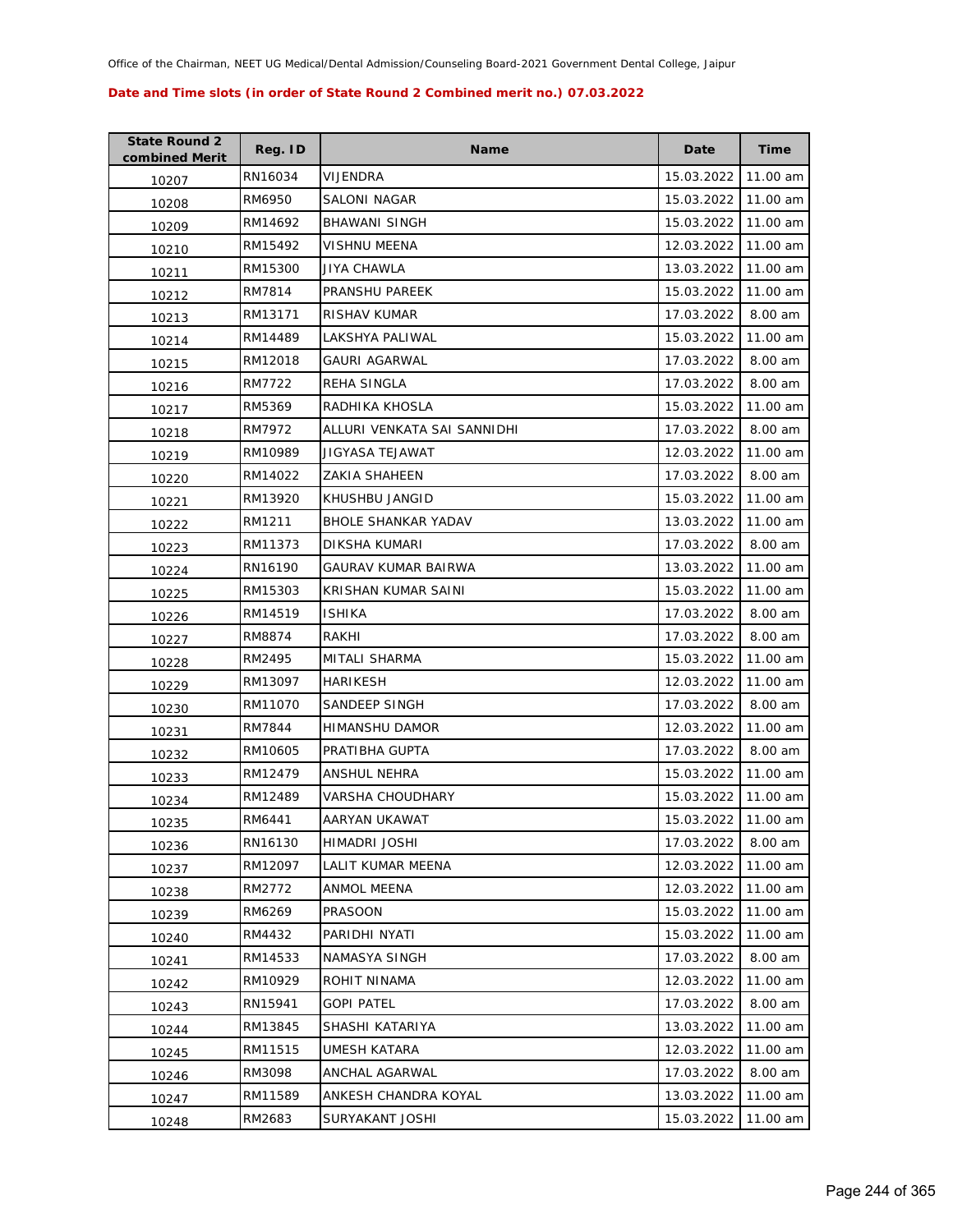Office of the Chairman, NEET UG Medical/Dental Admission/Counseling Board-2021 Government Dental College, Jaipur

**Date and Time slots (in order of State Round 2 Combined merit no.) 07.03.2022**

| State Round 2 combined Merit | Reg. ID | Name | Date | Time |
|---|---|---|---|---|
| 10207 | RN16034 | VIJENDRA | 15.03.2022 | 11.00 am |
| 10208 | RM6950 | SALONI NAGAR | 15.03.2022 | 11.00 am |
| 10209 | RM14692 | BHAWANI SINGH | 15.03.2022 | 11.00 am |
| 10210 | RM15492 | VISHNU MEENA | 12.03.2022 | 11.00 am |
| 10211 | RM15300 | JIYA CHAWLA | 13.03.2022 | 11.00 am |
| 10212 | RM7814 | PRANSHU PAREEK | 15.03.2022 | 11.00 am |
| 10213 | RM13171 | RISHAV KUMAR | 17.03.2022 | 8.00 am |
| 10214 | RM14489 | LAKSHYA PALIWAL | 15.03.2022 | 11.00 am |
| 10215 | RM12018 | GAURI AGARWAL | 17.03.2022 | 8.00 am |
| 10216 | RM7722 | REHA SINGLA | 17.03.2022 | 8.00 am |
| 10217 | RM5369 | RADHIKA KHOSLA | 15.03.2022 | 11.00 am |
| 10218 | RM7972 | ALLURI VENKATA SAI SANNIDHI | 17.03.2022 | 8.00 am |
| 10219 | RM10989 | JIGYASA TEJAWAT | 12.03.2022 | 11.00 am |
| 10220 | RM14022 | ZAKIA SHAHEEN | 17.03.2022 | 8.00 am |
| 10221 | RM13920 | KHUSHBU JANGID | 15.03.2022 | 11.00 am |
| 10222 | RM1211 | BHOLE SHANKAR YADAV | 13.03.2022 | 11.00 am |
| 10223 | RM11373 | DIKSHA KUMARI | 17.03.2022 | 8.00 am |
| 10224 | RN16190 | GAURAV KUMAR BAIRWA | 13.03.2022 | 11.00 am |
| 10225 | RM15303 | KRISHAN KUMAR SAINI | 15.03.2022 | 11.00 am |
| 10226 | RM14519 | ISHIKA | 17.03.2022 | 8.00 am |
| 10227 | RM8874 | RAKHI | 17.03.2022 | 8.00 am |
| 10228 | RM2495 | MITALI SHARMA | 15.03.2022 | 11.00 am |
| 10229 | RM13097 | HARIKESH | 12.03.2022 | 11.00 am |
| 10230 | RM11070 | SANDEEP SINGH | 17.03.2022 | 8.00 am |
| 10231 | RM7844 | HIMANSHU DAMOR | 12.03.2022 | 11.00 am |
| 10232 | RM10605 | PRATIBHA GUPTA | 17.03.2022 | 8.00 am |
| 10233 | RM12479 | ANSHUL NEHRA | 15.03.2022 | 11.00 am |
| 10234 | RM12489 | VARSHA CHOUDHARY | 15.03.2022 | 11.00 am |
| 10235 | RM6441 | AARYAN UKAWAT | 15.03.2022 | 11.00 am |
| 10236 | RN16130 | HIMADRI JOSHI | 17.03.2022 | 8.00 am |
| 10237 | RM12097 | LALIT KUMAR MEENA | 12.03.2022 | 11.00 am |
| 10238 | RM2772 | ANMOL MEENA | 12.03.2022 | 11.00 am |
| 10239 | RM6269 | PRASOON | 15.03.2022 | 11.00 am |
| 10240 | RM4432 | PARIDHI NYATI | 15.03.2022 | 11.00 am |
| 10241 | RM14533 | NAMASYA SINGH | 17.03.2022 | 8.00 am |
| 10242 | RM10929 | ROHIT NINAMA | 12.03.2022 | 11.00 am |
| 10243 | RN15941 | GOPI PATEL | 17.03.2022 | 8.00 am |
| 10244 | RM13845 | SHASHI KATARIYA | 13.03.2022 | 11.00 am |
| 10245 | RM11515 | UMESH KATARA | 12.03.2022 | 11.00 am |
| 10246 | RM3098 | ANCHAL AGARWAL | 17.03.2022 | 8.00 am |
| 10247 | RM11589 | ANKESH CHANDRA KOYAL | 13.03.2022 | 11.00 am |
| 10248 | RM2683 | SURYAKANT JOSHI | 15.03.2022 | 11.00 am |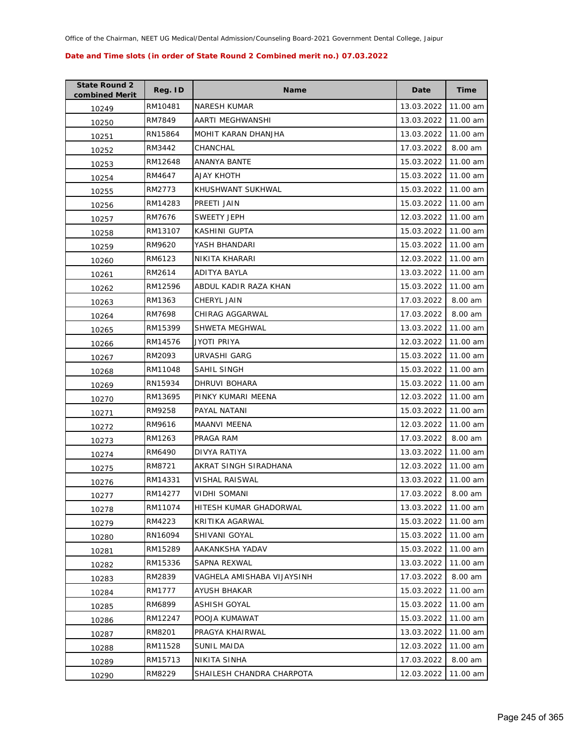Office of the Chairman, NEET UG Medical/Dental Admission/Counseling Board-2021 Government Dental College, Jaipur

**Date and Time slots (in order of State Round 2 Combined merit no.) 07.03.2022**

| State Round 2 combined Merit | Reg. ID | Name | Date | Time |
|---|---|---|---|---|
| 10249 | RM10481 | NARESH KUMAR | 13.03.2022 | 11.00 am |
| 10250 | RM7849 | AARTI MEGHWANSHI | 13.03.2022 | 11.00 am |
| 10251 | RN15864 | MOHIT KARAN DHANJHA | 13.03.2022 | 11.00 am |
| 10252 | RM3442 | CHANCHAL | 17.03.2022 | 8.00 am |
| 10253 | RM12648 | ANANYA BANTE | 15.03.2022 | 11.00 am |
| 10254 | RM4647 | AJAY KHOTH | 15.03.2022 | 11.00 am |
| 10255 | RM2773 | KHUSHWANT SUKHWAL | 15.03.2022 | 11.00 am |
| 10256 | RM14283 | PREETI JAIN | 15.03.2022 | 11.00 am |
| 10257 | RM7676 | SWEETY JEPH | 12.03.2022 | 11.00 am |
| 10258 | RM13107 | KASHINI GUPTA | 15.03.2022 | 11.00 am |
| 10259 | RM9620 | YASH BHANDARI | 15.03.2022 | 11.00 am |
| 10260 | RM6123 | NIKITA KHARARI | 12.03.2022 | 11.00 am |
| 10261 | RM2614 | ADITYA BAYLA | 13.03.2022 | 11.00 am |
| 10262 | RM12596 | ABDUL KADIR RAZA KHAN | 15.03.2022 | 11.00 am |
| 10263 | RM1363 | CHERYL JAIN | 17.03.2022 | 8.00 am |
| 10264 | RM7698 | CHIRAG AGGARWAL | 17.03.2022 | 8.00 am |
| 10265 | RM15399 | SHWETA MEGHWAL | 13.03.2022 | 11.00 am |
| 10266 | RM14576 | JYOTI PRIYA | 12.03.2022 | 11.00 am |
| 10267 | RM2093 | URVASHI GARG | 15.03.2022 | 11.00 am |
| 10268 | RM11048 | SAHIL SINGH | 15.03.2022 | 11.00 am |
| 10269 | RN15934 | DHRUVI BOHARA | 15.03.2022 | 11.00 am |
| 10270 | RM13695 | PINKY KUMARI MEENA | 12.03.2022 | 11.00 am |
| 10271 | RM9258 | PAYAL NATANI | 15.03.2022 | 11.00 am |
| 10272 | RM9616 | MAANVI MEENA | 12.03.2022 | 11.00 am |
| 10273 | RM1263 | PRAGA RAM | 17.03.2022 | 8.00 am |
| 10274 | RM6490 | DIVYA RATIYA | 13.03.2022 | 11.00 am |
| 10275 | RM8721 | AKRAT SINGH SIRADHANA | 12.03.2022 | 11.00 am |
| 10276 | RM14331 | VISHAL RAISWAL | 13.03.2022 | 11.00 am |
| 10277 | RM14277 | VIDHI SOMANI | 17.03.2022 | 8.00 am |
| 10278 | RM11074 | HITESH KUMAR GHADORWAL | 13.03.2022 | 11.00 am |
| 10279 | RM4223 | KRITIKA AGARWAL | 15.03.2022 | 11.00 am |
| 10280 | RN16094 | SHIVANI GOYAL | 15.03.2022 | 11.00 am |
| 10281 | RM15289 | AAKANKSHA YADAV | 15.03.2022 | 11.00 am |
| 10282 | RM15336 | SAPNA REXWAL | 13.03.2022 | 11.00 am |
| 10283 | RM2839 | VAGHELA AMISHABA VIJAYSINH | 17.03.2022 | 8.00 am |
| 10284 | RM1777 | AYUSH BHAKAR | 15.03.2022 | 11.00 am |
| 10285 | RM6899 | ASHISH GOYAL | 15.03.2022 | 11.00 am |
| 10286 | RM12247 | POOJA KUMAWAT | 15.03.2022 | 11.00 am |
| 10287 | RM8201 | PRAGYA KHAIRWAL | 13.03.2022 | 11.00 am |
| 10288 | RM11528 | SUNIL MAIDA | 12.03.2022 | 11.00 am |
| 10289 | RM15713 | NIKITA SINHA | 17.03.2022 | 8.00 am |
| 10290 | RM8229 | SHAILESH CHANDRA CHARPOTA | 12.03.2022 | 11.00 am |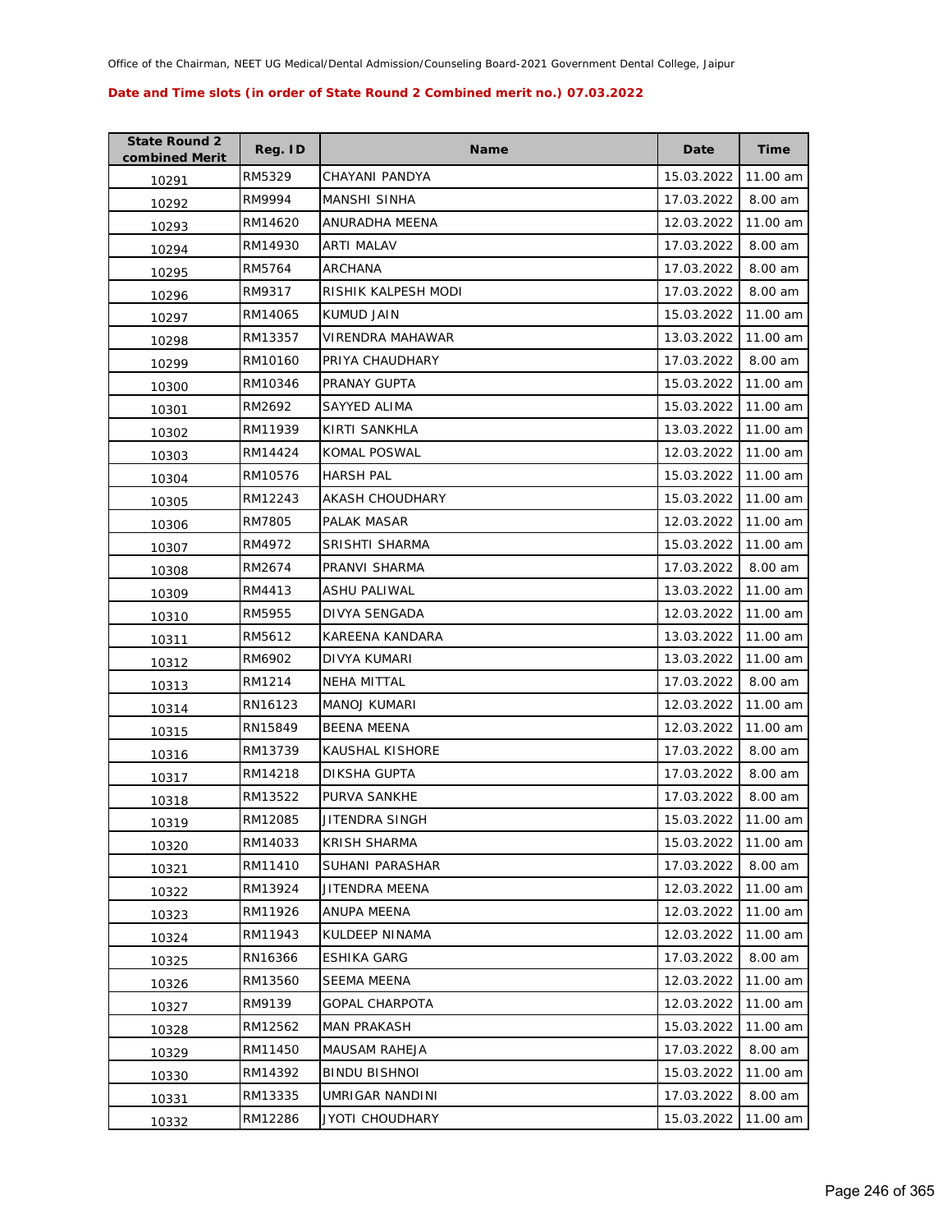Office of the Chairman, NEET UG Medical/Dental Admission/Counseling Board-2021 Government Dental College, Jaipur

**Date and Time slots (in order of State Round 2 Combined merit no.) 07.03.2022**

| State Round 2 combined Merit | Reg. ID | Name | Date | Time |
|---|---|---|---|---|
| 10291 | RM5329 | CHAYANI PANDYA | 15.03.2022 | 11.00 am |
| 10292 | RM9994 | MANSHI SINHA | 17.03.2022 | 8.00 am |
| 10293 | RM14620 | ANURADHA MEENA | 12.03.2022 | 11.00 am |
| 10294 | RM14930 | ARTI MALAV | 17.03.2022 | 8.00 am |
| 10295 | RM5764 | ARCHANA | 17.03.2022 | 8.00 am |
| 10296 | RM9317 | RISHIK KALPESH MODI | 17.03.2022 | 8.00 am |
| 10297 | RM14065 | KUMUD JAIN | 15.03.2022 | 11.00 am |
| 10298 | RM13357 | VIRENDRA MAHAWAR | 13.03.2022 | 11.00 am |
| 10299 | RM10160 | PRIYA CHAUDHARY | 17.03.2022 | 8.00 am |
| 10300 | RM10346 | PRANAY GUPTA | 15.03.2022 | 11.00 am |
| 10301 | RM2692 | SAYYED ALIMA | 15.03.2022 | 11.00 am |
| 10302 | RM11939 | KIRTI SANKHLA | 13.03.2022 | 11.00 am |
| 10303 | RM14424 | KOMAL POSWAL | 12.03.2022 | 11.00 am |
| 10304 | RM10576 | HARSH PAL | 15.03.2022 | 11.00 am |
| 10305 | RM12243 | AKASH CHOUDHARY | 15.03.2022 | 11.00 am |
| 10306 | RM7805 | PALAK MASAR | 12.03.2022 | 11.00 am |
| 10307 | RM4972 | SRISHTI SHARMA | 15.03.2022 | 11.00 am |
| 10308 | RM2674 | PRANVI SHARMA | 17.03.2022 | 8.00 am |
| 10309 | RM4413 | ASHU PALIWAL | 13.03.2022 | 11.00 am |
| 10310 | RM5955 | DIVYA SENGADA | 12.03.2022 | 11.00 am |
| 10311 | RM5612 | KAREENA KANDARA | 13.03.2022 | 11.00 am |
| 10312 | RM6902 | DIVYA KUMARI | 13.03.2022 | 11.00 am |
| 10313 | RM1214 | NEHA MITTAL | 17.03.2022 | 8.00 am |
| 10314 | RN16123 | MANOJ KUMARI | 12.03.2022 | 11.00 am |
| 10315 | RN15849 | BEENA MEENA | 12.03.2022 | 11.00 am |
| 10316 | RM13739 | KAUSHAL KISHORE | 17.03.2022 | 8.00 am |
| 10317 | RM14218 | DIKSHA GUPTA | 17.03.2022 | 8.00 am |
| 10318 | RM13522 | PURVA SANKHE | 17.03.2022 | 8.00 am |
| 10319 | RM12085 | JITENDRA SINGH | 15.03.2022 | 11.00 am |
| 10320 | RM14033 | KRISH SHARMA | 15.03.2022 | 11.00 am |
| 10321 | RM11410 | SUHANI PARASHAR | 17.03.2022 | 8.00 am |
| 10322 | RM13924 | JITENDRA MEENA | 12.03.2022 | 11.00 am |
| 10323 | RM11926 | ANUPA MEENA | 12.03.2022 | 11.00 am |
| 10324 | RM11943 | KULDEEP NINAMA | 12.03.2022 | 11.00 am |
| 10325 | RN16366 | ESHIKA GARG | 17.03.2022 | 8.00 am |
| 10326 | RM13560 | SEEMA MEENA | 12.03.2022 | 11.00 am |
| 10327 | RM9139 | GOPAL CHARPOTA | 12.03.2022 | 11.00 am |
| 10328 | RM12562 | MAN PRAKASH | 15.03.2022 | 11.00 am |
| 10329 | RM11450 | MAUSAM RAHEJA | 17.03.2022 | 8.00 am |
| 10330 | RM14392 | BINDU BISHNOI | 15.03.2022 | 11.00 am |
| 10331 | RM13335 | UMRIGAR NANDINI | 17.03.2022 | 8.00 am |
| 10332 | RM12286 | JYOTI CHOUDHARY | 15.03.2022 | 11.00 am |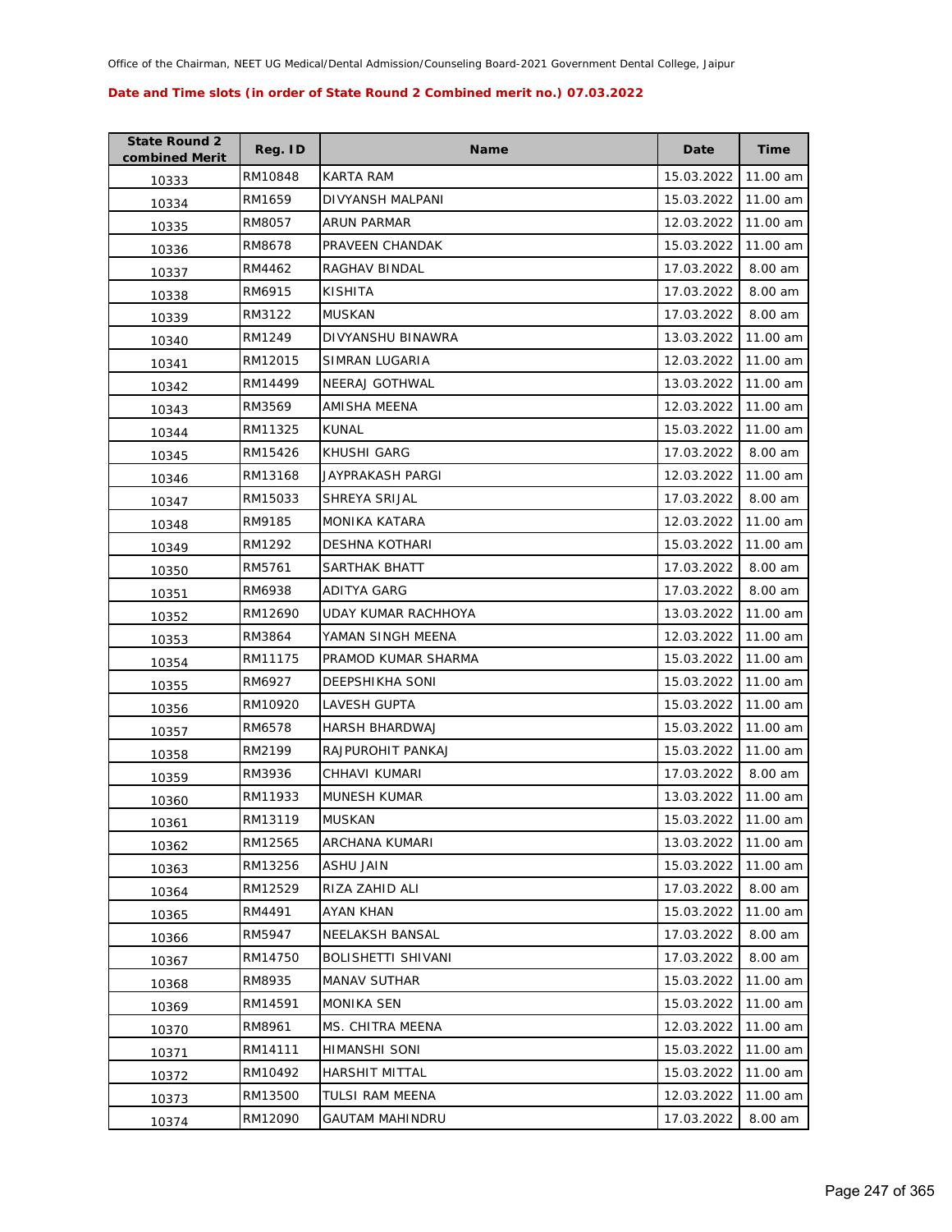Office of the Chairman, NEET UG Medical/Dental Admission/Counseling Board-2021 Government Dental College, Jaipur

**Date and Time slots (in order of State Round 2 Combined merit no.) 07.03.2022**

| State Round 2 combined Merit | Reg. ID | Name | Date | Time |
|---|---|---|---|---|
| 10333 | RM10848 | KARTA RAM | 15.03.2022 | 11.00 am |
| 10334 | RM1659 | DIVYANSH MALPANI | 15.03.2022 | 11.00 am |
| 10335 | RM8057 | ARUN PARMAR | 12.03.2022 | 11.00 am |
| 10336 | RM8678 | PRAVEEN CHANDAK | 15.03.2022 | 11.00 am |
| 10337 | RM4462 | RAGHAV BINDAL | 17.03.2022 | 8.00 am |
| 10338 | RM6915 | KISHITA | 17.03.2022 | 8.00 am |
| 10339 | RM3122 | MUSKAN | 17.03.2022 | 8.00 am |
| 10340 | RM1249 | DIVYANSHU BINAWRA | 13.03.2022 | 11.00 am |
| 10341 | RM12015 | SIMRAN LUGARIA | 12.03.2022 | 11.00 am |
| 10342 | RM14499 | NEERAJ GOTHWAL | 13.03.2022 | 11.00 am |
| 10343 | RM3569 | AMISHA MEENA | 12.03.2022 | 11.00 am |
| 10344 | RM11325 | KUNAL | 15.03.2022 | 11.00 am |
| 10345 | RM15426 | KHUSHI GARG | 17.03.2022 | 8.00 am |
| 10346 | RM13168 | JAYPRAKASH PARGI | 12.03.2022 | 11.00 am |
| 10347 | RM15033 | SHREYA SRIJAL | 17.03.2022 | 8.00 am |
| 10348 | RM9185 | MONIKA KATARA | 12.03.2022 | 11.00 am |
| 10349 | RM1292 | DESHNA KOTHARI | 15.03.2022 | 11.00 am |
| 10350 | RM5761 | SARTHAK BHATT | 17.03.2022 | 8.00 am |
| 10351 | RM6938 | ADITYA GARG | 17.03.2022 | 8.00 am |
| 10352 | RM12690 | UDAY KUMAR RACHHOYA | 13.03.2022 | 11.00 am |
| 10353 | RM3864 | YAMAN SINGH MEENA | 12.03.2022 | 11.00 am |
| 10354 | RM11175 | PRAMOD KUMAR SHARMA | 15.03.2022 | 11.00 am |
| 10355 | RM6927 | DEEPSHIKHA SONI | 15.03.2022 | 11.00 am |
| 10356 | RM10920 | LAVESH GUPTA | 15.03.2022 | 11.00 am |
| 10357 | RM6578 | HARSH BHARDWAJ | 15.03.2022 | 11.00 am |
| 10358 | RM2199 | RAJPUROHIT PANKAJ | 15.03.2022 | 11.00 am |
| 10359 | RM3936 | CHHAVI KUMARI | 17.03.2022 | 8.00 am |
| 10360 | RM11933 | MUNESH KUMAR | 13.03.2022 | 11.00 am |
| 10361 | RM13119 | MUSKAN | 15.03.2022 | 11.00 am |
| 10362 | RM12565 | ARCHANA KUMARI | 13.03.2022 | 11.00 am |
| 10363 | RM13256 | ASHU JAIN | 15.03.2022 | 11.00 am |
| 10364 | RM12529 | RIZA ZAHID ALI | 17.03.2022 | 8.00 am |
| 10365 | RM4491 | AYAN KHAN | 15.03.2022 | 11.00 am |
| 10366 | RM5947 | NEELAKSH BANSAL | 17.03.2022 | 8.00 am |
| 10367 | RM14750 | BOLISHETTI SHIVANI | 17.03.2022 | 8.00 am |
| 10368 | RM8935 | MANAV SUTHAR | 15.03.2022 | 11.00 am |
| 10369 | RM14591 | MONIKA SEN | 15.03.2022 | 11.00 am |
| 10370 | RM8961 | MS. CHITRA MEENA | 12.03.2022 | 11.00 am |
| 10371 | RM14111 | HIMANSHI SONI | 15.03.2022 | 11.00 am |
| 10372 | RM10492 | HARSHIT MITTAL | 15.03.2022 | 11.00 am |
| 10373 | RM13500 | TULSI RAM MEENA | 12.03.2022 | 11.00 am |
| 10374 | RM12090 | GAUTAM MAHINDRU | 17.03.2022 | 8.00 am |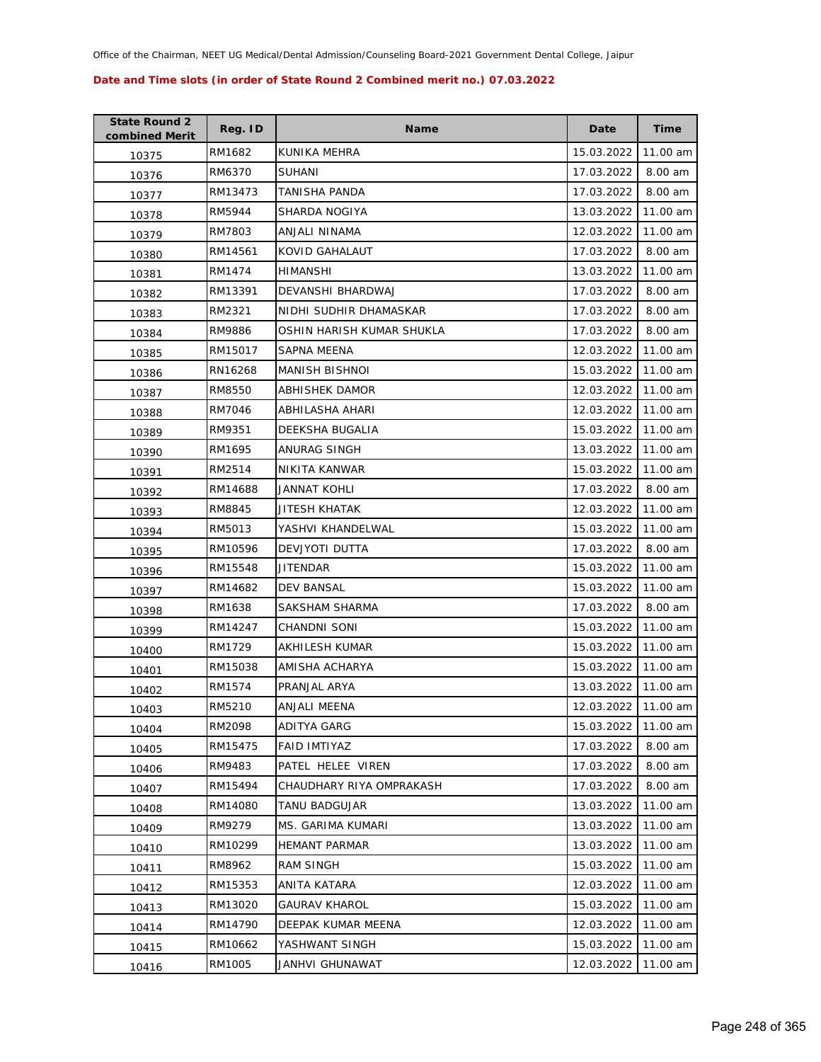Office of the Chairman, NEET UG Medical/Dental Admission/Counseling Board-2021 Government Dental College, Jaipur

**Date and Time slots (in order of State Round 2 Combined merit no.) 07.03.2022**

| State Round 2 combined Merit | Reg. ID | Name | Date | Time |
|---|---|---|---|---|
| 10375 | RM1682 | KUNIKA MEHRA | 15.03.2022 | 11.00 am |
| 10376 | RM6370 | SUHANI | 17.03.2022 | 8.00 am |
| 10377 | RM13473 | TANISHA PANDA | 17.03.2022 | 8.00 am |
| 10378 | RM5944 | SHARDA NOGIYA | 13.03.2022 | 11.00 am |
| 10379 | RM7803 | ANJALI NINAMA | 12.03.2022 | 11.00 am |
| 10380 | RM14561 | KOVID GAHALAUT | 17.03.2022 | 8.00 am |
| 10381 | RM1474 | HIMANSHI | 13.03.2022 | 11.00 am |
| 10382 | RM13391 | DEVANSHI BHARDWAJ | 17.03.2022 | 8.00 am |
| 10383 | RM2321 | NIDHI SUDHIR DHAMASKAR | 17.03.2022 | 8.00 am |
| 10384 | RM9886 | OSHIN HARISH KUMAR SHUKLA | 17.03.2022 | 8.00 am |
| 10385 | RM15017 | SAPNA MEENA | 12.03.2022 | 11.00 am |
| 10386 | RN16268 | MANISH BISHNOI | 15.03.2022 | 11.00 am |
| 10387 | RM8550 | ABHISHEK DAMOR | 12.03.2022 | 11.00 am |
| 10388 | RM7046 | ABHILASHA AHARI | 12.03.2022 | 11.00 am |
| 10389 | RM9351 | DEEKSHA BUGALIA | 15.03.2022 | 11.00 am |
| 10390 | RM1695 | ANURAG SINGH | 13.03.2022 | 11.00 am |
| 10391 | RM2514 | NIKITA KANWAR | 15.03.2022 | 11.00 am |
| 10392 | RM14688 | JANNAT KOHLI | 17.03.2022 | 8.00 am |
| 10393 | RM8845 | JITESH KHATAK | 12.03.2022 | 11.00 am |
| 10394 | RM5013 | YASHVI KHANDELWAL | 15.03.2022 | 11.00 am |
| 10395 | RM10596 | DEVJYOTI DUTTA | 17.03.2022 | 8.00 am |
| 10396 | RM15548 | JITENDAR | 15.03.2022 | 11.00 am |
| 10397 | RM14682 | DEV BANSAL | 15.03.2022 | 11.00 am |
| 10398 | RM1638 | SAKSHAM SHARMA | 17.03.2022 | 8.00 am |
| 10399 | RM14247 | CHANDNI SONI | 15.03.2022 | 11.00 am |
| 10400 | RM1729 | AKHILESH KUMAR | 15.03.2022 | 11.00 am |
| 10401 | RM15038 | AMISHA ACHARYA | 15.03.2022 | 11.00 am |
| 10402 | RM1574 | PRANJAL ARYA | 13.03.2022 | 11.00 am |
| 10403 | RM5210 | ANJALI MEENA | 12.03.2022 | 11.00 am |
| 10404 | RM2098 | ADITYA GARG | 15.03.2022 | 11.00 am |
| 10405 | RM15475 | FAID IMTIYAZ | 17.03.2022 | 8.00 am |
| 10406 | RM9483 | PATEL HELEE VIREN | 17.03.2022 | 8.00 am |
| 10407 | RM15494 | CHAUDHARY RIYA OMPRAKASH | 17.03.2022 | 8.00 am |
| 10408 | RM14080 | TANU BADGUJAR | 13.03.2022 | 11.00 am |
| 10409 | RM9279 | MS. GARIMA KUMARI | 13.03.2022 | 11.00 am |
| 10410 | RM10299 | HEMANT PARMAR | 13.03.2022 | 11.00 am |
| 10411 | RM8962 | RAM SINGH | 15.03.2022 | 11.00 am |
| 10412 | RM15353 | ANITA KATARA | 12.03.2022 | 11.00 am |
| 10413 | RM13020 | GAURAV KHAROL | 15.03.2022 | 11.00 am |
| 10414 | RM14790 | DEEPAK KUMAR MEENA | 12.03.2022 | 11.00 am |
| 10415 | RM10662 | YASHWANT SINGH | 15.03.2022 | 11.00 am |
| 10416 | RM1005 | JANHVI GHUNAWAT | 12.03.2022 | 11.00 am |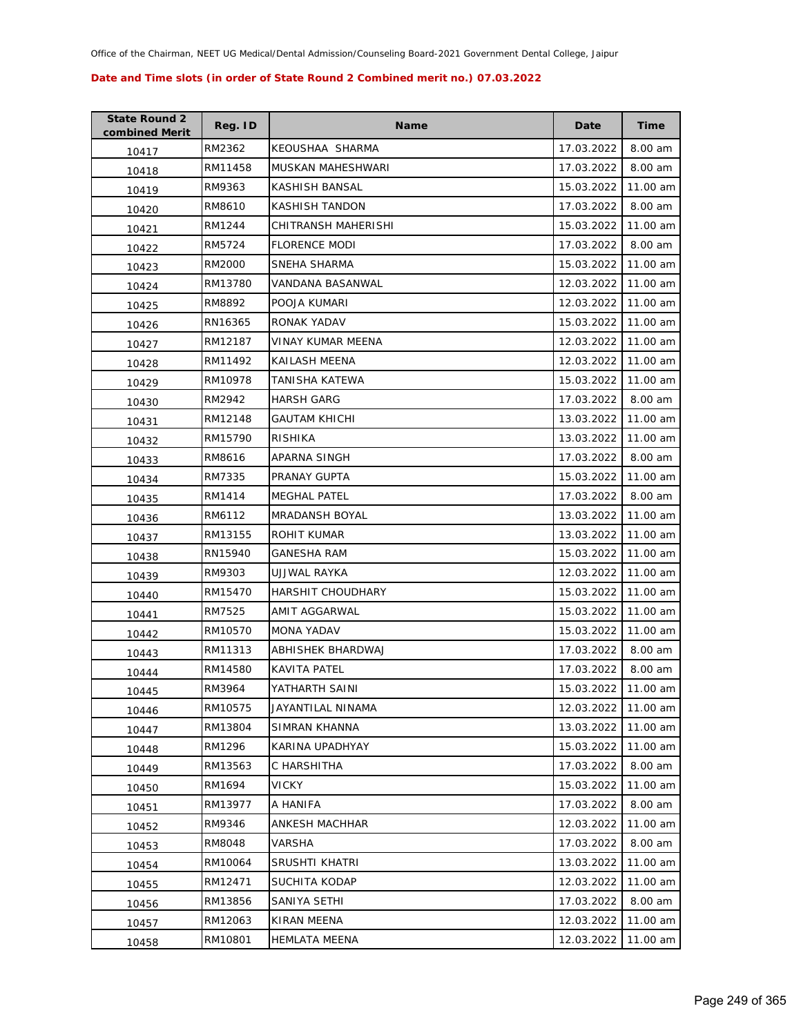Office of the Chairman, NEET UG Medical/Dental Admission/Counseling Board-2021 Government Dental College, Jaipur

**Date and Time slots (in order of State Round 2 Combined merit no.) 07.03.2022**

| State Round 2 combined Merit | Reg. ID | Name | Date | Time |
|---|---|---|---|---|
| 10417 | RM2362 | KEOUSHAA  SHARMA | 17.03.2022 | 8.00 am |
| 10418 | RM11458 | MUSKAN MAHESHWARI | 17.03.2022 | 8.00 am |
| 10419 | RM9363 | KASHISH BANSAL | 15.03.2022 | 11.00 am |
| 10420 | RM8610 | KASHISH TANDON | 17.03.2022 | 8.00 am |
| 10421 | RM1244 | CHITRANSH MAHERISHI | 15.03.2022 | 11.00 am |
| 10422 | RM5724 | FLORENCE MODI | 17.03.2022 | 8.00 am |
| 10423 | RM2000 | SNEHA SHARMA | 15.03.2022 | 11.00 am |
| 10424 | RM13780 | VANDANA BASANWAL | 12.03.2022 | 11.00 am |
| 10425 | RM8892 | POOJA KUMARI | 12.03.2022 | 11.00 am |
| 10426 | RN16365 | RONAK YADAV | 15.03.2022 | 11.00 am |
| 10427 | RM12187 | VINAY KUMAR MEENA | 12.03.2022 | 11.00 am |
| 10428 | RM11492 | KAILASH MEENA | 12.03.2022 | 11.00 am |
| 10429 | RM10978 | TANISHA KATEWA | 15.03.2022 | 11.00 am |
| 10430 | RM2942 | HARSH GARG | 17.03.2022 | 8.00 am |
| 10431 | RM12148 | GAUTAM KHICHI | 13.03.2022 | 11.00 am |
| 10432 | RM15790 | RISHIKA | 13.03.2022 | 11.00 am |
| 10433 | RM8616 | APARNA SINGH | 17.03.2022 | 8.00 am |
| 10434 | RM7335 | PRANAY GUPTA | 15.03.2022 | 11.00 am |
| 10435 | RM1414 | MEGHAL PATEL | 17.03.2022 | 8.00 am |
| 10436 | RM6112 | MRADANSH BOYAL | 13.03.2022 | 11.00 am |
| 10437 | RM13155 | ROHIT KUMAR | 13.03.2022 | 11.00 am |
| 10438 | RN15940 | GANESHA RAM | 15.03.2022 | 11.00 am |
| 10439 | RM9303 | UJJWAL RAYKA | 12.03.2022 | 11.00 am |
| 10440 | RM15470 | HARSHIT CHOUDHARY | 15.03.2022 | 11.00 am |
| 10441 | RM7525 | AMIT AGGARWAL | 15.03.2022 | 11.00 am |
| 10442 | RM10570 | MONA YADAV | 15.03.2022 | 11.00 am |
| 10443 | RM11313 | ABHISHEK BHARDWAJ | 17.03.2022 | 8.00 am |
| 10444 | RM14580 | KAVITA PATEL | 17.03.2022 | 8.00 am |
| 10445 | RM3964 | YATHARTH SAINI | 15.03.2022 | 11.00 am |
| 10446 | RM10575 | JAYANTILAL NINAMA | 12.03.2022 | 11.00 am |
| 10447 | RM13804 | SIMRAN KHANNA | 13.03.2022 | 11.00 am |
| 10448 | RM1296 | KARINA UPADHYAY | 15.03.2022 | 11.00 am |
| 10449 | RM13563 | C HARSHITHA | 17.03.2022 | 8.00 am |
| 10450 | RM1694 | VICKY | 15.03.2022 | 11.00 am |
| 10451 | RM13977 | A HANIFA | 17.03.2022 | 8.00 am |
| 10452 | RM9346 | ANKESH MACHHAR | 12.03.2022 | 11.00 am |
| 10453 | RM8048 | VARSHA | 17.03.2022 | 8.00 am |
| 10454 | RM10064 | SRUSHTI KHATRI | 13.03.2022 | 11.00 am |
| 10455 | RM12471 | SUCHITA KODAP | 12.03.2022 | 11.00 am |
| 10456 | RM13856 | SANIYA SETHI | 17.03.2022 | 8.00 am |
| 10457 | RM12063 | KIRAN MEENA | 12.03.2022 | 11.00 am |
| 10458 | RM10801 | HEMLATA MEENA | 12.03.2022 | 11.00 am |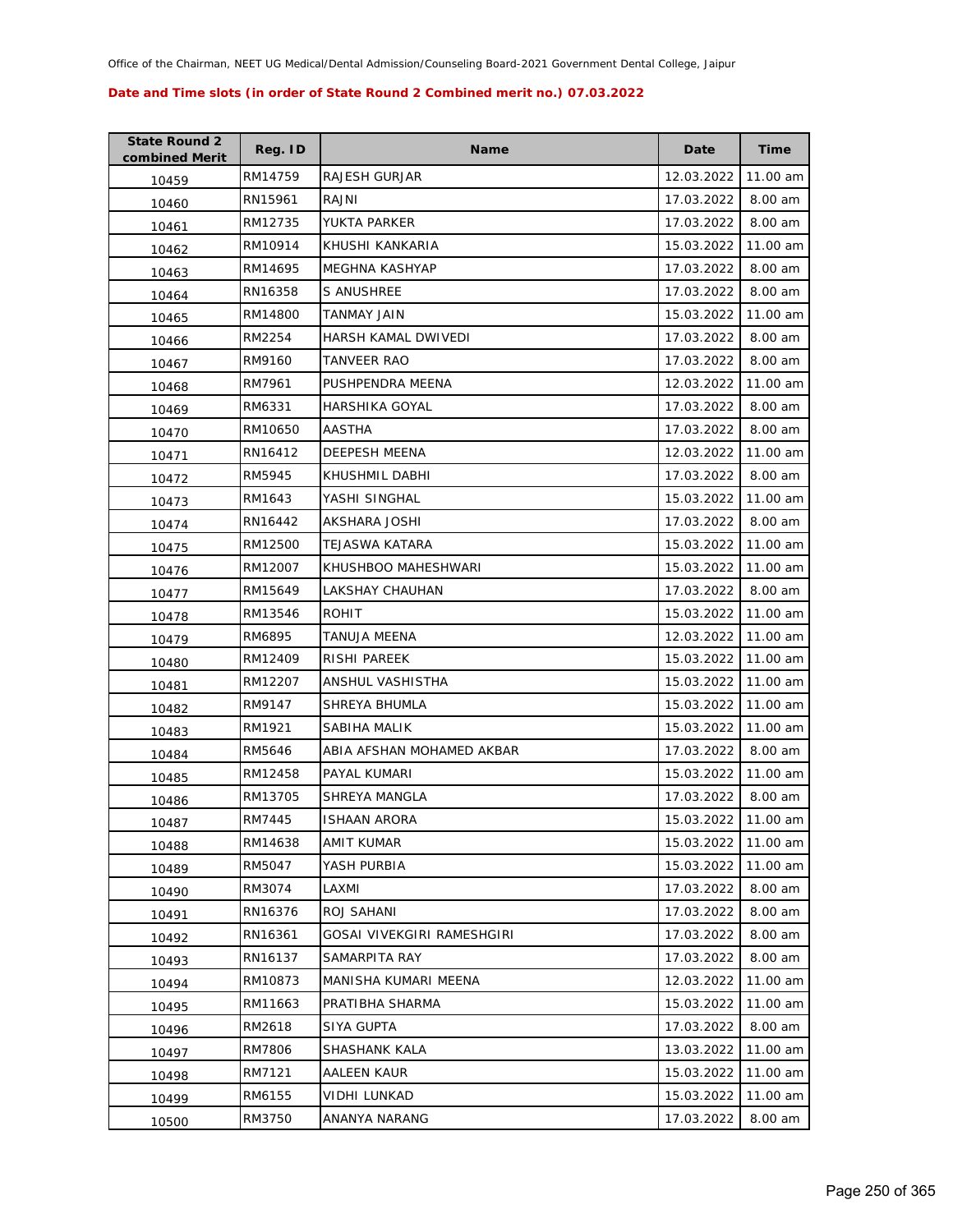Office of the Chairman, NEET UG Medical/Dental Admission/Counseling Board-2021 Government Dental College, Jaipur

**Date and Time slots (in order of State Round 2 Combined merit no.) 07.03.2022**

| State Round 2 combined Merit | Reg. ID | Name | Date | Time |
|---|---|---|---|---|
| 10459 | RM14759 | RAJESH GURJAR | 12.03.2022 | 11.00 am |
| 10460 | RN15961 | RAJNI | 17.03.2022 | 8.00 am |
| 10461 | RM12735 | YUKTA PARKER | 17.03.2022 | 8.00 am |
| 10462 | RM10914 | KHUSHI KANKARIA | 15.03.2022 | 11.00 am |
| 10463 | RM14695 | MEGHNA KASHYAP | 17.03.2022 | 8.00 am |
| 10464 | RN16358 | S ANUSHREE | 17.03.2022 | 8.00 am |
| 10465 | RM14800 | TANMAY JAIN | 15.03.2022 | 11.00 am |
| 10466 | RM2254 | HARSH KAMAL DWIVEDI | 17.03.2022 | 8.00 am |
| 10467 | RM9160 | TANVEER RAO | 17.03.2022 | 8.00 am |
| 10468 | RM7961 | PUSHPENDRA MEENA | 12.03.2022 | 11.00 am |
| 10469 | RM6331 | HARSHIKA GOYAL | 17.03.2022 | 8.00 am |
| 10470 | RM10650 | AASTHA | 17.03.2022 | 8.00 am |
| 10471 | RN16412 | DEEPESH MEENA | 12.03.2022 | 11.00 am |
| 10472 | RM5945 | KHUSHMIL DABHI | 17.03.2022 | 8.00 am |
| 10473 | RM1643 | YASHI SINGHAL | 15.03.2022 | 11.00 am |
| 10474 | RN16442 | AKSHARA JOSHI | 17.03.2022 | 8.00 am |
| 10475 | RM12500 | TEJASWA KATARA | 15.03.2022 | 11.00 am |
| 10476 | RM12007 | KHUSHBOO MAHESHWARI | 15.03.2022 | 11.00 am |
| 10477 | RM15649 | LAKSHAY CHAUHAN | 17.03.2022 | 8.00 am |
| 10478 | RM13546 | ROHIT | 15.03.2022 | 11.00 am |
| 10479 | RM6895 | TANUJA MEENA | 12.03.2022 | 11.00 am |
| 10480 | RM12409 | RISHI PAREEK | 15.03.2022 | 11.00 am |
| 10481 | RM12207 | ANSHUL VASHISTHA | 15.03.2022 | 11.00 am |
| 10482 | RM9147 | SHREYA BHUMLA | 15.03.2022 | 11.00 am |
| 10483 | RM1921 | SABIHA MALIK | 15.03.2022 | 11.00 am |
| 10484 | RM5646 | ABIA AFSHAN MOHAMED AKBAR | 17.03.2022 | 8.00 am |
| 10485 | RM12458 | PAYAL KUMARI | 15.03.2022 | 11.00 am |
| 10486 | RM13705 | SHREYA MANGLA | 17.03.2022 | 8.00 am |
| 10487 | RM7445 | ISHAAN ARORA | 15.03.2022 | 11.00 am |
| 10488 | RM14638 | AMIT KUMAR | 15.03.2022 | 11.00 am |
| 10489 | RM5047 | YASH PURBIA | 15.03.2022 | 11.00 am |
| 10490 | RM3074 | LAXMI | 17.03.2022 | 8.00 am |
| 10491 | RN16376 | ROJ SAHANI | 17.03.2022 | 8.00 am |
| 10492 | RN16361 | GOSAI VIVEKGIRI RAMESHGIRI | 17.03.2022 | 8.00 am |
| 10493 | RN16137 | SAMARPITA RAY | 17.03.2022 | 8.00 am |
| 10494 | RM10873 | MANISHA KUMARI MEENA | 12.03.2022 | 11.00 am |
| 10495 | RM11663 | PRATIBHA SHARMA | 15.03.2022 | 11.00 am |
| 10496 | RM2618 | SIYA GUPTA | 17.03.2022 | 8.00 am |
| 10497 | RM7806 | SHASHANK KALA | 13.03.2022 | 11.00 am |
| 10498 | RM7121 | AALEEN KAUR | 15.03.2022 | 11.00 am |
| 10499 | RM6155 | VIDHI LUNKAD | 15.03.2022 | 11.00 am |
| 10500 | RM3750 | ANANYA NARANG | 17.03.2022 | 8.00 am |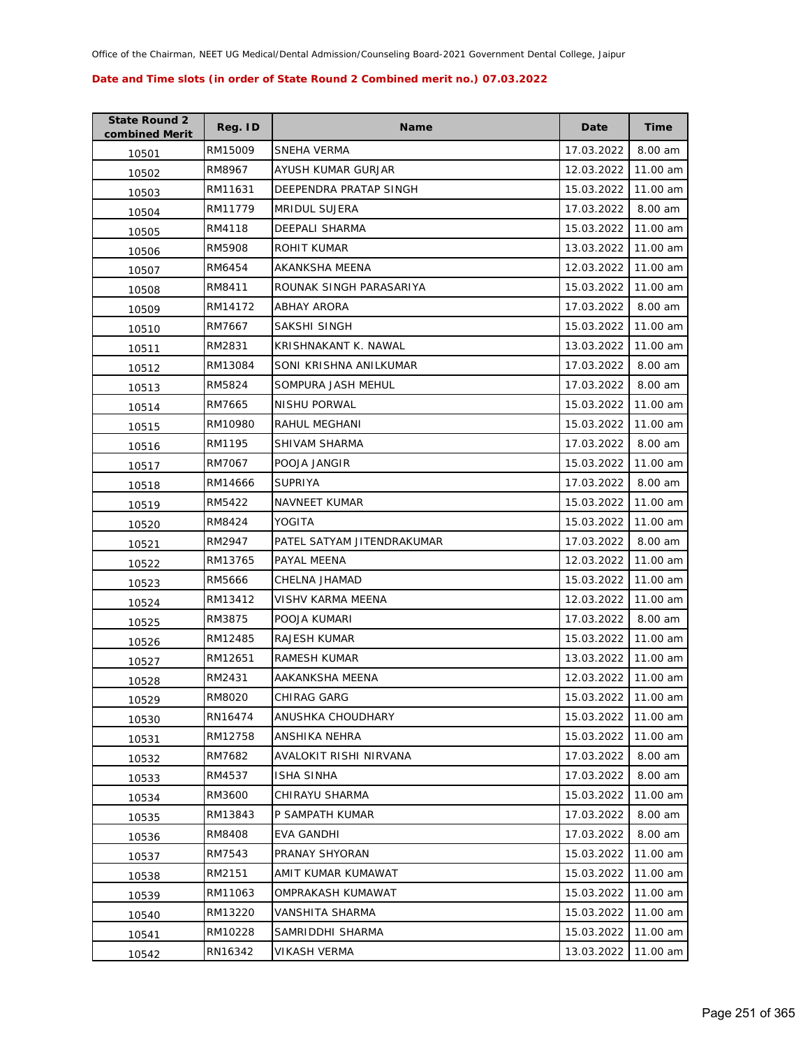Office of the Chairman, NEET UG Medical/Dental Admission/Counseling Board-2021 Government Dental College, Jaipur

**Date and Time slots (in order of State Round 2 Combined merit no.) 07.03.2022**

| State Round 2 combined Merit | Reg. ID | Name | Date | Time |
|---|---|---|---|---|
| 10501 | RM15009 | SNEHA VERMA | 17.03.2022 | 8.00 am |
| 10502 | RM8967 | AYUSH KUMAR GURJAR | 12.03.2022 | 11.00 am |
| 10503 | RM11631 | DEEPENDRA PRATAP SINGH | 15.03.2022 | 11.00 am |
| 10504 | RM11779 | MRIDUL SUJERA | 17.03.2022 | 8.00 am |
| 10505 | RM4118 | DEEPALI SHARMA | 15.03.2022 | 11.00 am |
| 10506 | RM5908 | ROHIT KUMAR | 13.03.2022 | 11.00 am |
| 10507 | RM6454 | AKANKSHA MEENA | 12.03.2022 | 11.00 am |
| 10508 | RM8411 | ROUNAK SINGH PARASARIYA | 15.03.2022 | 11.00 am |
| 10509 | RM14172 | ABHAY ARORA | 17.03.2022 | 8.00 am |
| 10510 | RM7667 | SAKSHI SINGH | 15.03.2022 | 11.00 am |
| 10511 | RM2831 | KRISHNAKANT K. NAWAL | 13.03.2022 | 11.00 am |
| 10512 | RM13084 | SONI KRISHNA ANILKUMAR | 17.03.2022 | 8.00 am |
| 10513 | RM5824 | SOMPURA JASH MEHUL | 17.03.2022 | 8.00 am |
| 10514 | RM7665 | NISHU PORWAL | 15.03.2022 | 11.00 am |
| 10515 | RM10980 | RAHUL MEGHANI | 15.03.2022 | 11.00 am |
| 10516 | RM1195 | SHIVAM SHARMA | 17.03.2022 | 8.00 am |
| 10517 | RM7067 | POOJA JANGIR | 15.03.2022 | 11.00 am |
| 10518 | RM14666 | SUPRIYA | 17.03.2022 | 8.00 am |
| 10519 | RM5422 | NAVNEET KUMAR | 15.03.2022 | 11.00 am |
| 10520 | RM8424 | YOGITA | 15.03.2022 | 11.00 am |
| 10521 | RM2947 | PATEL SATYAM JITENDRAKUMAR | 17.03.2022 | 8.00 am |
| 10522 | RM13765 | PAYAL MEENA | 12.03.2022 | 11.00 am |
| 10523 | RM5666 | CHELNA JHAMAD | 15.03.2022 | 11.00 am |
| 10524 | RM13412 | VISHV KARMA MEENA | 12.03.2022 | 11.00 am |
| 10525 | RM3875 | POOJA KUMARI | 17.03.2022 | 8.00 am |
| 10526 | RM12485 | RAJESH KUMAR | 15.03.2022 | 11.00 am |
| 10527 | RM12651 | RAMESH KUMAR | 13.03.2022 | 11.00 am |
| 10528 | RM2431 | AAKANKSHA MEENA | 12.03.2022 | 11.00 am |
| 10529 | RM8020 | CHIRAG GARG | 15.03.2022 | 11.00 am |
| 10530 | RN16474 | ANUSHKA CHOUDHARY | 15.03.2022 | 11.00 am |
| 10531 | RM12758 | ANSHIKA NEHRA | 15.03.2022 | 11.00 am |
| 10532 | RM7682 | AVALOKIT RISHI NIRVANA | 17.03.2022 | 8.00 am |
| 10533 | RM4537 | ISHA SINHA | 17.03.2022 | 8.00 am |
| 10534 | RM3600 | CHIRAYU SHARMA | 15.03.2022 | 11.00 am |
| 10535 | RM13843 | P SAMPATH KUMAR | 17.03.2022 | 8.00 am |
| 10536 | RM8408 | EVA GANDHI | 17.03.2022 | 8.00 am |
| 10537 | RM7543 | PRANAY SHYORAN | 15.03.2022 | 11.00 am |
| 10538 | RM2151 | AMIT KUMAR KUMAWAT | 15.03.2022 | 11.00 am |
| 10539 | RM11063 | OMPRAKASH KUMAWAT | 15.03.2022 | 11.00 am |
| 10540 | RM13220 | VANSHITA SHARMA | 15.03.2022 | 11.00 am |
| 10541 | RM10228 | SAMRIDDHI SHARMA | 15.03.2022 | 11.00 am |
| 10542 | RN16342 | VIKASH VERMA | 13.03.2022 | 11.00 am |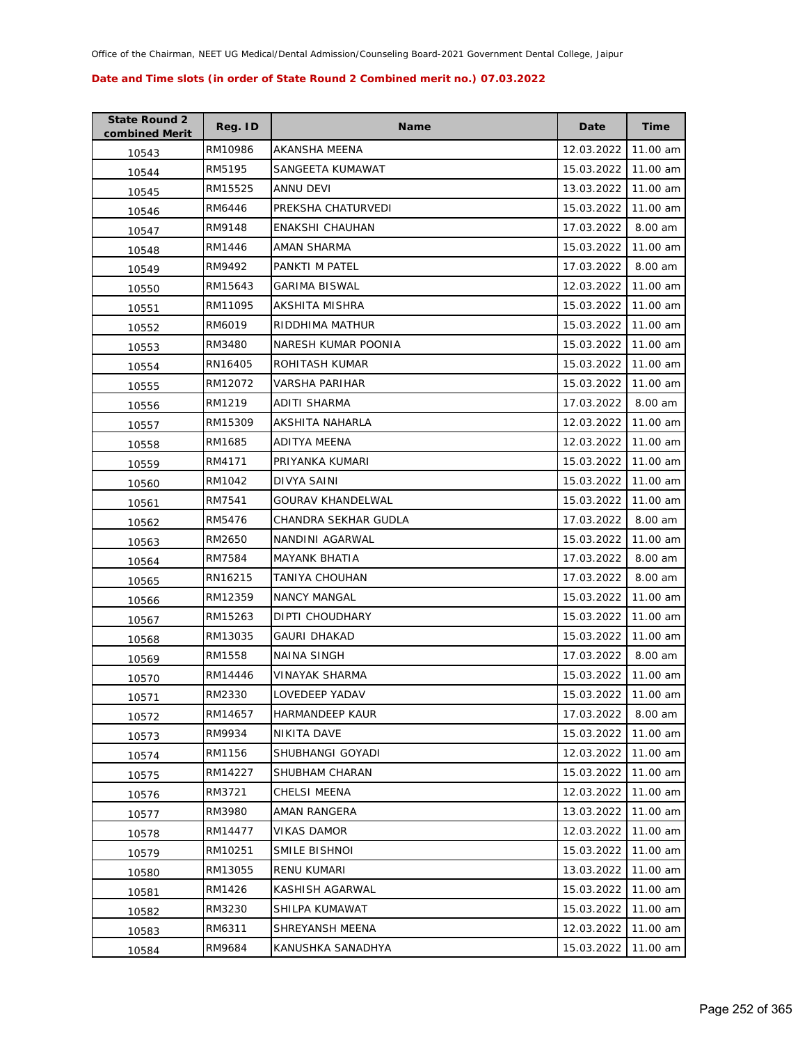Office of the Chairman, NEET UG Medical/Dental Admission/Counseling Board-2021 Government Dental College, Jaipur

**Date and Time slots (in order of State Round 2 Combined merit no.) 07.03.2022**

| State Round 2 combined Merit | Reg. ID | Name | Date | Time |
|---|---|---|---|---|
| 10543 | RM10986 | AKANSHA MEENA | 12.03.2022 | 11.00 am |
| 10544 | RM5195 | SANGEETA KUMAWAT | 15.03.2022 | 11.00 am |
| 10545 | RM15525 | ANNU DEVI | 13.03.2022 | 11.00 am |
| 10546 | RM6446 | PREKSHA CHATURVEDI | 15.03.2022 | 11.00 am |
| 10547 | RM9148 | ENAKSHI CHAUHAN | 17.03.2022 | 8.00 am |
| 10548 | RM1446 | AMAN SHARMA | 15.03.2022 | 11.00 am |
| 10549 | RM9492 | PANKTI M PATEL | 17.03.2022 | 8.00 am |
| 10550 | RM15643 | GARIMA BISWAL | 12.03.2022 | 11.00 am |
| 10551 | RM11095 | AKSHITA MISHRA | 15.03.2022 | 11.00 am |
| 10552 | RM6019 | RIDDHIMA MATHUR | 15.03.2022 | 11.00 am |
| 10553 | RM3480 | NARESH KUMAR POONIA | 15.03.2022 | 11.00 am |
| 10554 | RN16405 | ROHITASH KUMAR | 15.03.2022 | 11.00 am |
| 10555 | RM12072 | VARSHA PARIHAR | 15.03.2022 | 11.00 am |
| 10556 | RM1219 | ADITI SHARMA | 17.03.2022 | 8.00 am |
| 10557 | RM15309 | AKSHITA NAHARLA | 12.03.2022 | 11.00 am |
| 10558 | RM1685 | ADITYA MEENA | 12.03.2022 | 11.00 am |
| 10559 | RM4171 | PRIYANKA KUMARI | 15.03.2022 | 11.00 am |
| 10560 | RM1042 | DIVYA SAINI | 15.03.2022 | 11.00 am |
| 10561 | RM7541 | GOURAV KHANDELWAL | 15.03.2022 | 11.00 am |
| 10562 | RM5476 | CHANDRA SEKHAR GUDLA | 17.03.2022 | 8.00 am |
| 10563 | RM2650 | NANDINI AGARWAL | 15.03.2022 | 11.00 am |
| 10564 | RM7584 | MAYANK BHATIA | 17.03.2022 | 8.00 am |
| 10565 | RN16215 | TANIYA CHOUHAN | 17.03.2022 | 8.00 am |
| 10566 | RM12359 | NANCY MANGAL | 15.03.2022 | 11.00 am |
| 10567 | RM15263 | DIPTI CHOUDHARY | 15.03.2022 | 11.00 am |
| 10568 | RM13035 | GAURI DHAKAD | 15.03.2022 | 11.00 am |
| 10569 | RM1558 | NAINA SINGH | 17.03.2022 | 8.00 am |
| 10570 | RM14446 | VINAYAK SHARMA | 15.03.2022 | 11.00 am |
| 10571 | RM2330 | LOVEDEEP YADAV | 15.03.2022 | 11.00 am |
| 10572 | RM14657 | HARMANDEEP KAUR | 17.03.2022 | 8.00 am |
| 10573 | RM9934 | NIKITA DAVE | 15.03.2022 | 11.00 am |
| 10574 | RM1156 | SHUBHANGI GOYADI | 12.03.2022 | 11.00 am |
| 10575 | RM14227 | SHUBHAM CHARAN | 15.03.2022 | 11.00 am |
| 10576 | RM3721 | CHELSI MEENA | 12.03.2022 | 11.00 am |
| 10577 | RM3980 | AMAN RANGERA | 13.03.2022 | 11.00 am |
| 10578 | RM14477 | VIKAS DAMOR | 12.03.2022 | 11.00 am |
| 10579 | RM10251 | SMILE BISHNOI | 15.03.2022 | 11.00 am |
| 10580 | RM13055 | RENU KUMARI | 13.03.2022 | 11.00 am |
| 10581 | RM1426 | KASHISH AGARWAL | 15.03.2022 | 11.00 am |
| 10582 | RM3230 | SHILPA KUMAWAT | 15.03.2022 | 11.00 am |
| 10583 | RM6311 | SHREYANSH MEENA | 12.03.2022 | 11.00 am |
| 10584 | RM9684 | KANUSHKA SANADHYA | 15.03.2022 | 11.00 am |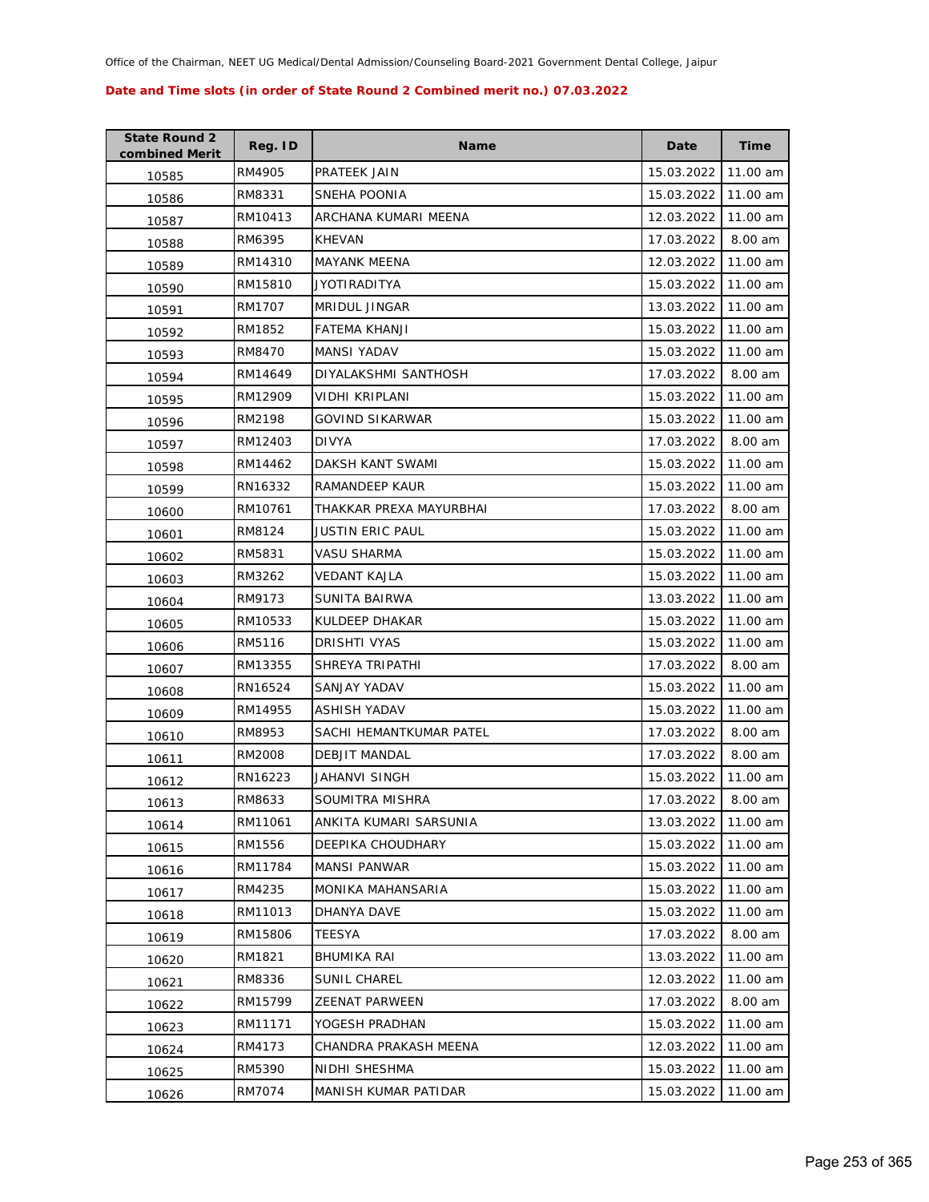Office of the Chairman, NEET UG Medical/Dental Admission/Counseling Board-2021 Government Dental College, Jaipur

**Date and Time slots (in order of State Round 2 Combined merit no.) 07.03.2022**

| State Round 2 combined Merit | Reg. ID | Name | Date | Time |
|---|---|---|---|---|
| 10585 | RM4905 | PRATEEK JAIN | 15.03.2022 | 11.00 am |
| 10586 | RM8331 | SNEHA POONIA | 15.03.2022 | 11.00 am |
| 10587 | RM10413 | ARCHANA KUMARI MEENA | 12.03.2022 | 11.00 am |
| 10588 | RM6395 | KHEVAN | 17.03.2022 | 8.00 am |
| 10589 | RM14310 | MAYANK MEENA | 12.03.2022 | 11.00 am |
| 10590 | RM15810 | JYOTIRADITYA | 15.03.2022 | 11.00 am |
| 10591 | RM1707 | MRIDUL JINGAR | 13.03.2022 | 11.00 am |
| 10592 | RM1852 | FATEMA KHANJI | 15.03.2022 | 11.00 am |
| 10593 | RM8470 | MANSI YADAV | 15.03.2022 | 11.00 am |
| 10594 | RM14649 | DIYALAKSHMI SANTHOSH | 17.03.2022 | 8.00 am |
| 10595 | RM12909 | VIDHI KRIPLANI | 15.03.2022 | 11.00 am |
| 10596 | RM2198 | GOVIND SIKARWAR | 15.03.2022 | 11.00 am |
| 10597 | RM12403 | DIVYA | 17.03.2022 | 8.00 am |
| 10598 | RM14462 | DAKSH KANT SWAMI | 15.03.2022 | 11.00 am |
| 10599 | RN16332 | RAMANDEEP KAUR | 15.03.2022 | 11.00 am |
| 10600 | RM10761 | THAKKAR PREXA MAYURBHAI | 17.03.2022 | 8.00 am |
| 10601 | RM8124 | JUSTIN ERIC PAUL | 15.03.2022 | 11.00 am |
| 10602 | RM5831 | VASU SHARMA | 15.03.2022 | 11.00 am |
| 10603 | RM3262 | VEDANT KAJLA | 15.03.2022 | 11.00 am |
| 10604 | RM9173 | SUNITA BAIRWA | 13.03.2022 | 11.00 am |
| 10605 | RM10533 | KULDEEP DHAKAR | 15.03.2022 | 11.00 am |
| 10606 | RM5116 | DRISHTI VYAS | 15.03.2022 | 11.00 am |
| 10607 | RM13355 | SHREYA TRIPATHI | 17.03.2022 | 8.00 am |
| 10608 | RN16524 | SANJAY YADAV | 15.03.2022 | 11.00 am |
| 10609 | RM14955 | ASHISH YADAV | 15.03.2022 | 11.00 am |
| 10610 | RM8953 | SACHI HEMANTKUMAR PATEL | 17.03.2022 | 8.00 am |
| 10611 | RM2008 | DEBJIT MANDAL | 17.03.2022 | 8.00 am |
| 10612 | RN16223 | JAHANVI SINGH | 15.03.2022 | 11.00 am |
| 10613 | RM8633 | SOUMITRA MISHRA | 17.03.2022 | 8.00 am |
| 10614 | RM11061 | ANKITA KUMARI SARSUNIA | 13.03.2022 | 11.00 am |
| 10615 | RM1556 | DEEPIKA CHOUDHARY | 15.03.2022 | 11.00 am |
| 10616 | RM11784 | MANSI PANWAR | 15.03.2022 | 11.00 am |
| 10617 | RM4235 | MONIKA MAHANSARIA | 15.03.2022 | 11.00 am |
| 10618 | RM11013 | DHANYA DAVE | 15.03.2022 | 11.00 am |
| 10619 | RM15806 | TEESYA | 17.03.2022 | 8.00 am |
| 10620 | RM1821 | BHUMIKA RAI | 13.03.2022 | 11.00 am |
| 10621 | RM8336 | SUNIL CHAREL | 12.03.2022 | 11.00 am |
| 10622 | RM15799 | ZEENAT PARWEEN | 17.03.2022 | 8.00 am |
| 10623 | RM11171 | YOGESH PRADHAN | 15.03.2022 | 11.00 am |
| 10624 | RM4173 | CHANDRA PRAKASH MEENA | 12.03.2022 | 11.00 am |
| 10625 | RM5390 | NIDHI SHESHMA | 15.03.2022 | 11.00 am |
| 10626 | RM7074 | MANISH KUMAR PATIDAR | 15.03.2022 | 11.00 am |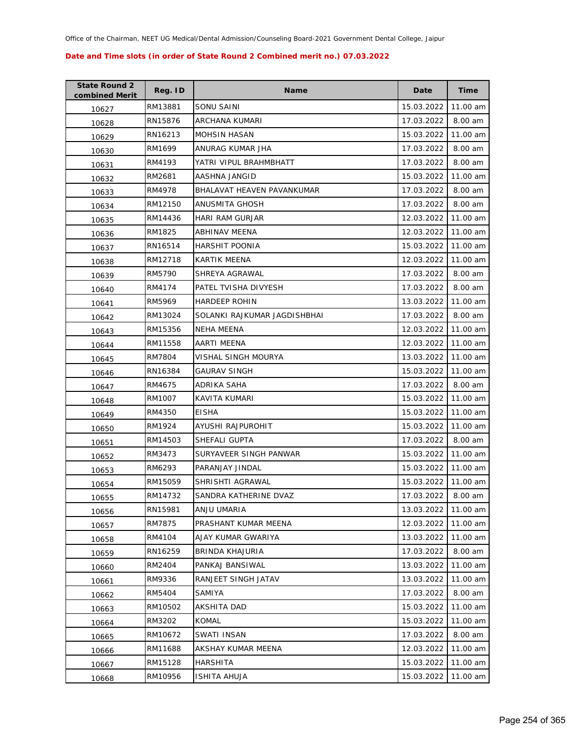Office of the Chairman, NEET UG Medical/Dental Admission/Counseling Board-2021 Government Dental College, Jaipur

**Date and Time slots (in order of State Round 2 Combined merit no.) 07.03.2022**

| State Round 2 combined Merit | Reg. ID | Name | Date | Time |
|---|---|---|---|---|
| 10627 | RM13881 | SONU SAINI | 15.03.2022 | 11.00 am |
| 10628 | RN15876 | ARCHANA KUMARI | 17.03.2022 | 8.00 am |
| 10629 | RN16213 | MOHSIN HASAN | 15.03.2022 | 11.00 am |
| 10630 | RM1699 | ANURAG KUMAR JHA | 17.03.2022 | 8.00 am |
| 10631 | RM4193 | YATRI VIPUL BRAHMBHATT | 17.03.2022 | 8.00 am |
| 10632 | RM2681 | AASHNA JANGID | 15.03.2022 | 11.00 am |
| 10633 | RM4978 | BHALAVAT HEAVEN PAVANKUMAR | 17.03.2022 | 8.00 am |
| 10634 | RM12150 | ANUSMITA GHOSH | 17.03.2022 | 8.00 am |
| 10635 | RM14436 | HARI RAM GURJAR | 12.03.2022 | 11.00 am |
| 10636 | RM1825 | ABHINAV MEENA | 12.03.2022 | 11.00 am |
| 10637 | RN16514 | HARSHIT POONIA | 15.03.2022 | 11.00 am |
| 10638 | RM12718 | KARTIK MEENA | 12.03.2022 | 11.00 am |
| 10639 | RM5790 | SHREYA AGRAWAL | 17.03.2022 | 8.00 am |
| 10640 | RM4174 | PATEL TVISHA DIVYESH | 17.03.2022 | 8.00 am |
| 10641 | RM5969 | HARDEEP ROHIN | 13.03.2022 | 11.00 am |
| 10642 | RM13024 | SOLANKI RAJKUMAR JAGDISHBHAI | 17.03.2022 | 8.00 am |
| 10643 | RM15356 | NEHA MEENA | 12.03.2022 | 11.00 am |
| 10644 | RM11558 | AARTI MEENA | 12.03.2022 | 11.00 am |
| 10645 | RM7804 | VISHAL SINGH MOURYA | 13.03.2022 | 11.00 am |
| 10646 | RN16384 | GAURAV SINGH | 15.03.2022 | 11.00 am |
| 10647 | RM4675 | ADRIKA SAHA | 17.03.2022 | 8.00 am |
| 10648 | RM1007 | KAVITA KUMARI | 15.03.2022 | 11.00 am |
| 10649 | RM4350 | EISHA | 15.03.2022 | 11.00 am |
| 10650 | RM1924 | AYUSHI RAJPUROHIT | 15.03.2022 | 11.00 am |
| 10651 | RM14503 | SHEFALI GUPTA | 17.03.2022 | 8.00 am |
| 10652 | RM3473 | SURYAVEER SINGH PANWAR | 15.03.2022 | 11.00 am |
| 10653 | RM6293 | PARANJAY JINDAL | 15.03.2022 | 11.00 am |
| 10654 | RM15059 | SHRISHTI AGRAWAL | 15.03.2022 | 11.00 am |
| 10655 | RM14732 | SANDRA KATHERINE DVAZ | 17.03.2022 | 8.00 am |
| 10656 | RN15981 | ANJU UMARIA | 13.03.2022 | 11.00 am |
| 10657 | RM7875 | PRASHANT KUMAR MEENA | 12.03.2022 | 11.00 am |
| 10658 | RM4104 | AJAY KUMAR GWARIYA | 13.03.2022 | 11.00 am |
| 10659 | RN16259 | BRINDA KHAJURIA | 17.03.2022 | 8.00 am |
| 10660 | RM2404 | PANKAJ BANSIWAL | 13.03.2022 | 11.00 am |
| 10661 | RM9336 | RANJEET SINGH JATAV | 13.03.2022 | 11.00 am |
| 10662 | RM5404 | SAMIYA | 17.03.2022 | 8.00 am |
| 10663 | RM10502 | AKSHITA DAD | 15.03.2022 | 11.00 am |
| 10664 | RM3202 | KOMAL | 15.03.2022 | 11.00 am |
| 10665 | RM10672 | SWATI INSAN | 17.03.2022 | 8.00 am |
| 10666 | RM11688 | AKSHAY KUMAR MEENA | 12.03.2022 | 11.00 am |
| 10667 | RM15128 | HARSHITA | 15.03.2022 | 11.00 am |
| 10668 | RM10956 | ISHITA AHUJA | 15.03.2022 | 11.00 am |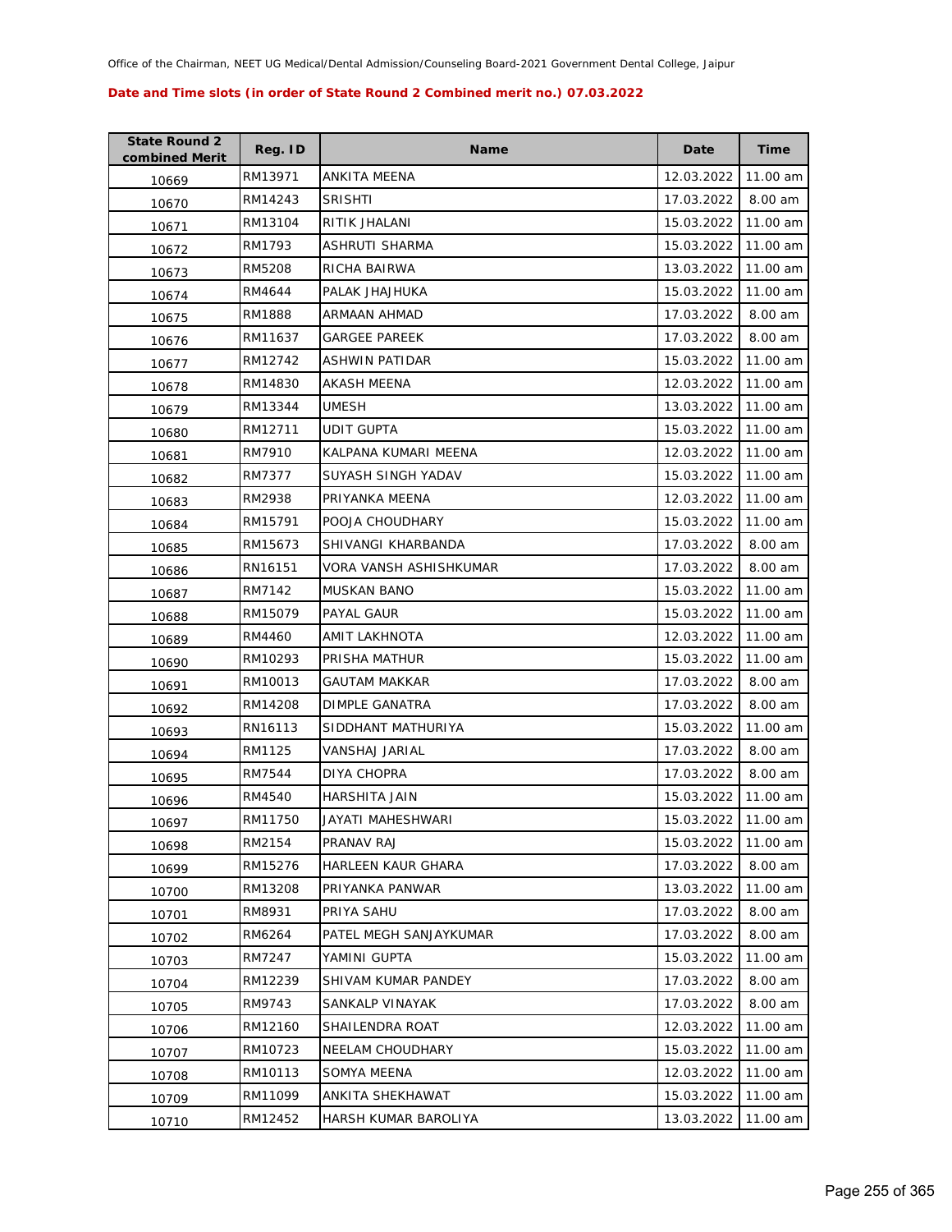Office of the Chairman, NEET UG Medical/Dental Admission/Counseling Board-2021 Government Dental College, Jaipur

**Date and Time slots (in order of State Round 2 Combined merit no.) 07.03.2022**

| State Round 2 combined Merit | Reg. ID | Name | Date | Time |
|---|---|---|---|---|
| 10669 | RM13971 | ANKITA MEENA | 12.03.2022 | 11.00 am |
| 10670 | RM14243 | SRISHTI | 17.03.2022 | 8.00 am |
| 10671 | RM13104 | RITIK JHALANI | 15.03.2022 | 11.00 am |
| 10672 | RM1793 | ASHRUTI SHARMA | 15.03.2022 | 11.00 am |
| 10673 | RM5208 | RICHA BAIRWA | 13.03.2022 | 11.00 am |
| 10674 | RM4644 | PALAK JHAJHUKA | 15.03.2022 | 11.00 am |
| 10675 | RM1888 | ARMAAN AHMAD | 17.03.2022 | 8.00 am |
| 10676 | RM11637 | GARGEE PAREEK | 17.03.2022 | 8.00 am |
| 10677 | RM12742 | ASHWIN PATIDAR | 15.03.2022 | 11.00 am |
| 10678 | RM14830 | AKASH MEENA | 12.03.2022 | 11.00 am |
| 10679 | RM13344 | UMESH | 13.03.2022 | 11.00 am |
| 10680 | RM12711 | UDIT GUPTA | 15.03.2022 | 11.00 am |
| 10681 | RM7910 | KALPANA KUMARI MEENA | 12.03.2022 | 11.00 am |
| 10682 | RM7377 | SUYASH SINGH YADAV | 15.03.2022 | 11.00 am |
| 10683 | RM2938 | PRIYANKA MEENA | 12.03.2022 | 11.00 am |
| 10684 | RM15791 | POOJA CHOUDHARY | 15.03.2022 | 11.00 am |
| 10685 | RM15673 | SHIVANGI KHARBANDA | 17.03.2022 | 8.00 am |
| 10686 | RN16151 | VORA VANSH ASHISHKUMAR | 17.03.2022 | 8.00 am |
| 10687 | RM7142 | MUSKAN BANO | 15.03.2022 | 11.00 am |
| 10688 | RM15079 | PAYAL GAUR | 15.03.2022 | 11.00 am |
| 10689 | RM4460 | AMIT LAKHNOTA | 12.03.2022 | 11.00 am |
| 10690 | RM10293 | PRISHA MATHUR | 15.03.2022 | 11.00 am |
| 10691 | RM10013 | GAUTAM MAKKAR | 17.03.2022 | 8.00 am |
| 10692 | RM14208 | DIMPLE GANATRA | 17.03.2022 | 8.00 am |
| 10693 | RN16113 | SIDDHANT MATHURIYA | 15.03.2022 | 11.00 am |
| 10694 | RM1125 | VANSHAJ JARIAL | 17.03.2022 | 8.00 am |
| 10695 | RM7544 | DIYA CHOPRA | 17.03.2022 | 8.00 am |
| 10696 | RM4540 | HARSHITA JAIN | 15.03.2022 | 11.00 am |
| 10697 | RM11750 | JAYATI MAHESHWARI | 15.03.2022 | 11.00 am |
| 10698 | RM2154 | PRANAV RAJ | 15.03.2022 | 11.00 am |
| 10699 | RM15276 | HARLEEN KAUR GHARA | 17.03.2022 | 8.00 am |
| 10700 | RM13208 | PRIYANKA PANWAR | 13.03.2022 | 11.00 am |
| 10701 | RM8931 | PRIYA SAHU | 17.03.2022 | 8.00 am |
| 10702 | RM6264 | PATEL MEGH SANJAYKUMAR | 17.03.2022 | 8.00 am |
| 10703 | RM7247 | YAMINI GUPTA | 15.03.2022 | 11.00 am |
| 10704 | RM12239 | SHIVAM KUMAR PANDEY | 17.03.2022 | 8.00 am |
| 10705 | RM9743 | SANKALP VINAYAK | 17.03.2022 | 8.00 am |
| 10706 | RM12160 | SHAILENDRA ROAT | 12.03.2022 | 11.00 am |
| 10707 | RM10723 | NEELAM CHOUDHARY | 15.03.2022 | 11.00 am |
| 10708 | RM10113 | SOMYA MEENA | 12.03.2022 | 11.00 am |
| 10709 | RM11099 | ANKITA SHEKHAWAT | 15.03.2022 | 11.00 am |
| 10710 | RM12452 | HARSH KUMAR BAROLIYA | 13.03.2022 | 11.00 am |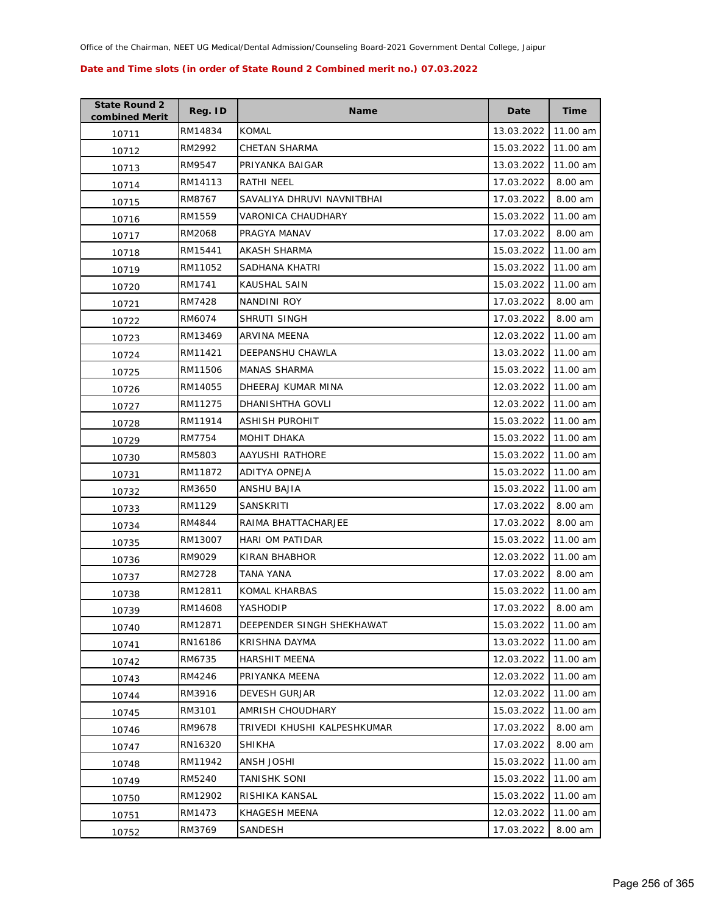Office of the Chairman, NEET UG Medical/Dental Admission/Counseling Board-2021 Government Dental College, Jaipur

**Date and Time slots (in order of State Round 2 Combined merit no.) 07.03.2022**

| State Round 2 combined Merit | Reg. ID | Name | Date | Time |
|---|---|---|---|---|
| 10711 | RM14834 | KOMAL | 13.03.2022 | 11.00 am |
| 10712 | RM2992 | CHETAN SHARMA | 15.03.2022 | 11.00 am |
| 10713 | RM9547 | PRIYANKA BAIGAR | 13.03.2022 | 11.00 am |
| 10714 | RM14113 | RATHI NEEL | 17.03.2022 | 8.00 am |
| 10715 | RM8767 | SAVALIYA DHRUVI NAVNITBHAI | 17.03.2022 | 8.00 am |
| 10716 | RM1559 | VARONICA CHAUDHARY | 15.03.2022 | 11.00 am |
| 10717 | RM2068 | PRAGYA MANAV | 17.03.2022 | 8.00 am |
| 10718 | RM15441 | AKASH SHARMA | 15.03.2022 | 11.00 am |
| 10719 | RM11052 | SADHANA KHATRI | 15.03.2022 | 11.00 am |
| 10720 | RM1741 | KAUSHAL SAIN | 15.03.2022 | 11.00 am |
| 10721 | RM7428 | NANDINI ROY | 17.03.2022 | 8.00 am |
| 10722 | RM6074 | SHRUTI SINGH | 17.03.2022 | 8.00 am |
| 10723 | RM13469 | ARVINA MEENA | 12.03.2022 | 11.00 am |
| 10724 | RM11421 | DEEPANSHU CHAWLA | 13.03.2022 | 11.00 am |
| 10725 | RM11506 | MANAS SHARMA | 15.03.2022 | 11.00 am |
| 10726 | RM14055 | DHEERAJ KUMAR MINA | 12.03.2022 | 11.00 am |
| 10727 | RM11275 | DHANISHTHA GOVLI | 12.03.2022 | 11.00 am |
| 10728 | RM11914 | ASHISH PUROHIT | 15.03.2022 | 11.00 am |
| 10729 | RM7754 | MOHIT DHAKA | 15.03.2022 | 11.00 am |
| 10730 | RM5803 | AAYUSHI RATHORE | 15.03.2022 | 11.00 am |
| 10731 | RM11872 | ADITYA OPNEJA | 15.03.2022 | 11.00 am |
| 10732 | RM3650 | ANSHU BAJIA | 15.03.2022 | 11.00 am |
| 10733 | RM1129 | SANSKRITI | 17.03.2022 | 8.00 am |
| 10734 | RM4844 | RAIMA BHATTACHARJEE | 17.03.2022 | 8.00 am |
| 10735 | RM13007 | HARI OM PATIDAR | 15.03.2022 | 11.00 am |
| 10736 | RM9029 | KIRAN BHABHOR | 12.03.2022 | 11.00 am |
| 10737 | RM2728 | TANA YANA | 17.03.2022 | 8.00 am |
| 10738 | RM12811 | KOMAL KHARBAS | 15.03.2022 | 11.00 am |
| 10739 | RM14608 | YASHODIP | 17.03.2022 | 8.00 am |
| 10740 | RM12871 | DEEPENDER SINGH SHEKHAWAT | 15.03.2022 | 11.00 am |
| 10741 | RN16186 | KRISHNA DAYMA | 13.03.2022 | 11.00 am |
| 10742 | RM6735 | HARSHIT MEENA | 12.03.2022 | 11.00 am |
| 10743 | RM4246 | PRIYANKA MEENA | 12.03.2022 | 11.00 am |
| 10744 | RM3916 | DEVESH GURJAR | 12.03.2022 | 11.00 am |
| 10745 | RM3101 | AMRISH CHOUDHARY | 15.03.2022 | 11.00 am |
| 10746 | RM9678 | TRIVEDI KHUSHI KALPESHKUMAR | 17.03.2022 | 8.00 am |
| 10747 | RN16320 | SHIKHA | 17.03.2022 | 8.00 am |
| 10748 | RM11942 | ANSH JOSHI | 15.03.2022 | 11.00 am |
| 10749 | RM5240 | TANISHK SONI | 15.03.2022 | 11.00 am |
| 10750 | RM12902 | RISHIKA KANSAL | 15.03.2022 | 11.00 am |
| 10751 | RM1473 | KHAGESH MEENA | 12.03.2022 | 11.00 am |
| 10752 | RM3769 | SANDESH | 17.03.2022 | 8.00 am |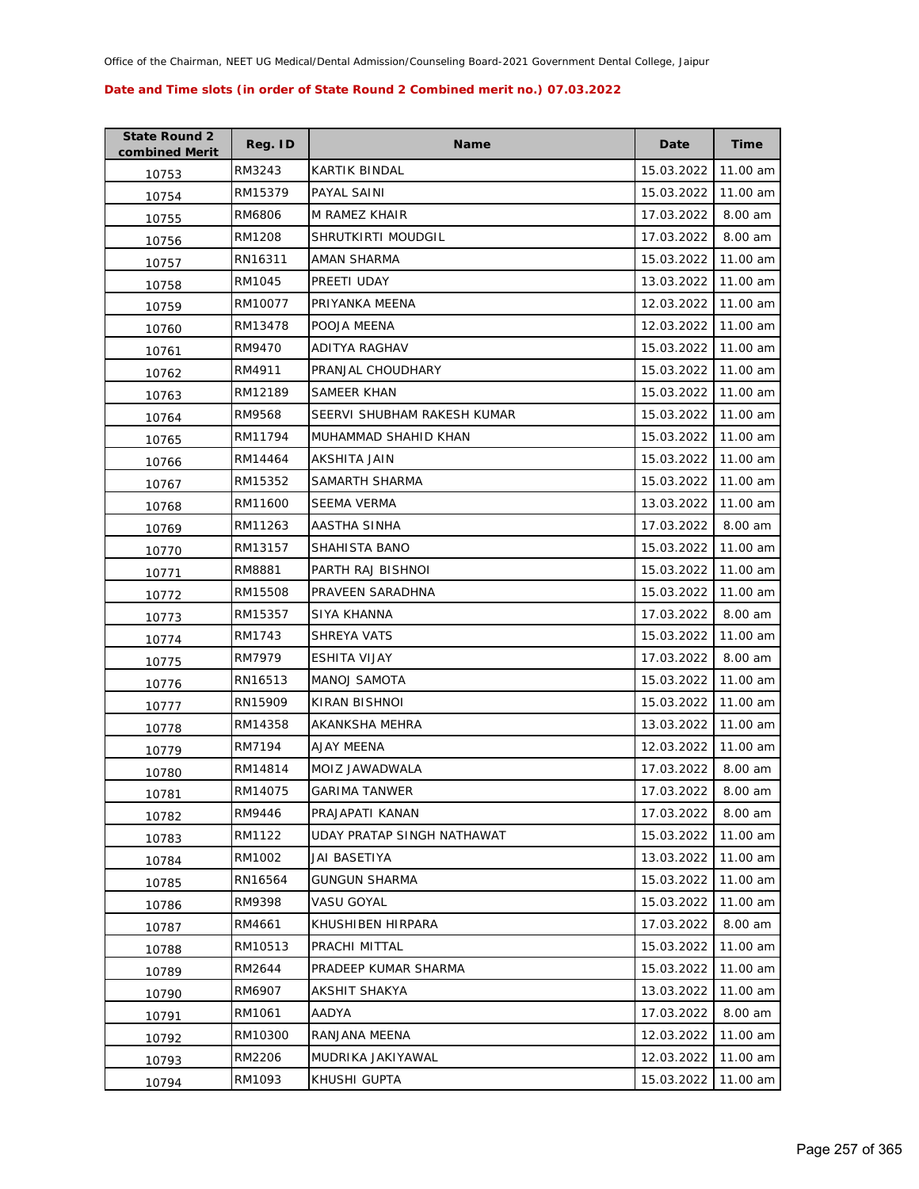Office of the Chairman, NEET UG Medical/Dental Admission/Counseling Board-2021 Government Dental College, Jaipur

**Date and Time slots (in order of State Round 2 Combined merit no.) 07.03.2022**

| State Round 2 combined Merit | Reg. ID | Name | Date | Time |
|---|---|---|---|---|
| 10753 | RM3243 | KARTIK BINDAL | 15.03.2022 | 11.00 am |
| 10754 | RM15379 | PAYAL SAINI | 15.03.2022 | 11.00 am |
| 10755 | RM6806 | M RAMEZ KHAIR | 17.03.2022 | 8.00 am |
| 10756 | RM1208 | SHRUTKIRTI MOUDGIL | 17.03.2022 | 8.00 am |
| 10757 | RN16311 | AMAN SHARMA | 15.03.2022 | 11.00 am |
| 10758 | RM1045 | PREETI UDAY | 13.03.2022 | 11.00 am |
| 10759 | RM10077 | PRIYANKA MEENA | 12.03.2022 | 11.00 am |
| 10760 | RM13478 | POOJA MEENA | 12.03.2022 | 11.00 am |
| 10761 | RM9470 | ADITYA RAGHAV | 15.03.2022 | 11.00 am |
| 10762 | RM4911 | PRANJAL CHOUDHARY | 15.03.2022 | 11.00 am |
| 10763 | RM12189 | SAMEER KHAN | 15.03.2022 | 11.00 am |
| 10764 | RM9568 | SEERVI SHUBHAM RAKESH KUMAR | 15.03.2022 | 11.00 am |
| 10765 | RM11794 | MUHAMMAD SHAHID KHAN | 15.03.2022 | 11.00 am |
| 10766 | RM14464 | AKSHITA JAIN | 15.03.2022 | 11.00 am |
| 10767 | RM15352 | SAMARTH SHARMA | 15.03.2022 | 11.00 am |
| 10768 | RM11600 | SEEMA VERMA | 13.03.2022 | 11.00 am |
| 10769 | RM11263 | AASTHA SINHA | 17.03.2022 | 8.00 am |
| 10770 | RM13157 | SHAHISTA BANO | 15.03.2022 | 11.00 am |
| 10771 | RM8881 | PARTH RAJ BISHNOI | 15.03.2022 | 11.00 am |
| 10772 | RM15508 | PRAVEEN SARADHNA | 15.03.2022 | 11.00 am |
| 10773 | RM15357 | SIYA KHANNA | 17.03.2022 | 8.00 am |
| 10774 | RM1743 | SHREYA VATS | 15.03.2022 | 11.00 am |
| 10775 | RM7979 | ESHITA VIJAY | 17.03.2022 | 8.00 am |
| 10776 | RN16513 | MANOJ SAMOTA | 15.03.2022 | 11.00 am |
| 10777 | RN15909 | KIRAN BISHNOI | 15.03.2022 | 11.00 am |
| 10778 | RM14358 | AKANKSHA MEHRA | 13.03.2022 | 11.00 am |
| 10779 | RM7194 | AJAY MEENA | 12.03.2022 | 11.00 am |
| 10780 | RM14814 | MOIZ JAWADWALA | 17.03.2022 | 8.00 am |
| 10781 | RM14075 | GARIMA TANWER | 17.03.2022 | 8.00 am |
| 10782 | RM9446 | PRAJAPATI KANAN | 17.03.2022 | 8.00 am |
| 10783 | RM1122 | UDAY PRATAP SINGH NATHAWAT | 15.03.2022 | 11.00 am |
| 10784 | RM1002 | JAI BASETIYA | 13.03.2022 | 11.00 am |
| 10785 | RN16564 | GUNGUN SHARMA | 15.03.2022 | 11.00 am |
| 10786 | RM9398 | VASU GOYAL | 15.03.2022 | 11.00 am |
| 10787 | RM4661 | KHUSHIBEN HIRPARA | 17.03.2022 | 8.00 am |
| 10788 | RM10513 | PRACHI MITTAL | 15.03.2022 | 11.00 am |
| 10789 | RM2644 | PRADEEP KUMAR SHARMA | 15.03.2022 | 11.00 am |
| 10790 | RM6907 | AKSHIT SHAKYA | 13.03.2022 | 11.00 am |
| 10791 | RM1061 | AADYA | 17.03.2022 | 8.00 am |
| 10792 | RM10300 | RANJANA MEENA | 12.03.2022 | 11.00 am |
| 10793 | RM2206 | MUDRIKA JAKIYAWAL | 12.03.2022 | 11.00 am |
| 10794 | RM1093 | KHUSHI GUPTA | 15.03.2022 | 11.00 am |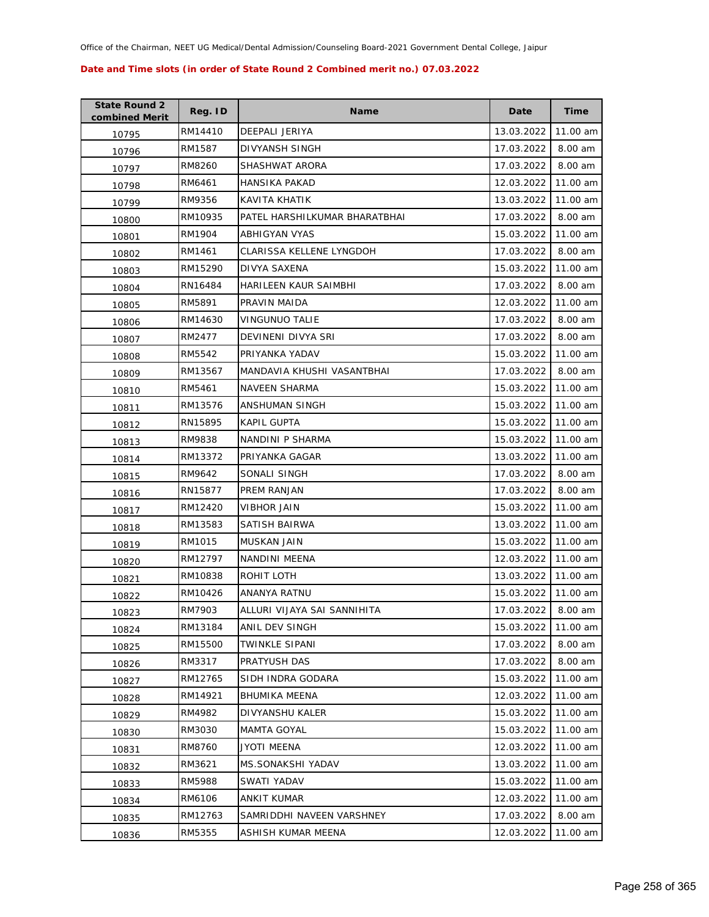Office of the Chairman, NEET UG Medical/Dental Admission/Counseling Board-2021 Government Dental College, Jaipur

**Date and Time slots (in order of State Round 2 Combined merit no.) 07.03.2022**

| State Round 2 combined Merit | Reg. ID | Name | Date | Time |
|---|---|---|---|---|
| 10795 | RM14410 | DEEPALI JERIYA | 13.03.2022 | 11.00 am |
| 10796 | RM1587 | DIVYANSH SINGH | 17.03.2022 | 8.00 am |
| 10797 | RM8260 | SHASHWAT ARORA | 17.03.2022 | 8.00 am |
| 10798 | RM6461 | HANSIKA PAKAD | 12.03.2022 | 11.00 am |
| 10799 | RM9356 | KAVITA KHATIK | 13.03.2022 | 11.00 am |
| 10800 | RM10935 | PATEL HARSHILKUMAR BHARATBHAI | 17.03.2022 | 8.00 am |
| 10801 | RM1904 | ABHIGYAN VYAS | 15.03.2022 | 11.00 am |
| 10802 | RM1461 | CLARISSA KELLENE LYNGDOH | 17.03.2022 | 8.00 am |
| 10803 | RM15290 | DIVYA SAXENA | 15.03.2022 | 11.00 am |
| 10804 | RN16484 | HARILEEN KAUR SAIMBHI | 17.03.2022 | 8.00 am |
| 10805 | RM5891 | PRAVIN MAIDA | 12.03.2022 | 11.00 am |
| 10806 | RM14630 | VINGUNUO TALIE | 17.03.2022 | 8.00 am |
| 10807 | RM2477 | DEVINENI DIVYA SRI | 17.03.2022 | 8.00 am |
| 10808 | RM5542 | PRIYANKA YADAV | 15.03.2022 | 11.00 am |
| 10809 | RM13567 | MANDAVIA KHUSHI VASANTBHAI | 17.03.2022 | 8.00 am |
| 10810 | RM5461 | NAVEEN SHARMA | 15.03.2022 | 11.00 am |
| 10811 | RM13576 | ANSHUMAN SINGH | 15.03.2022 | 11.00 am |
| 10812 | RN15895 | KAPIL GUPTA | 15.03.2022 | 11.00 am |
| 10813 | RM9838 | NANDINI P SHARMA | 15.03.2022 | 11.00 am |
| 10814 | RM13372 | PRIYANKA GAGAR | 13.03.2022 | 11.00 am |
| 10815 | RM9642 | SONALI SINGH | 17.03.2022 | 8.00 am |
| 10816 | RN15877 | PREM RANJAN | 17.03.2022 | 8.00 am |
| 10817 | RM12420 | VIBHOR JAIN | 15.03.2022 | 11.00 am |
| 10818 | RM13583 | SATISH BAIRWA | 13.03.2022 | 11.00 am |
| 10819 | RM1015 | MUSKAN JAIN | 15.03.2022 | 11.00 am |
| 10820 | RM12797 | NANDINI MEENA | 12.03.2022 | 11.00 am |
| 10821 | RM10838 | ROHIT LOTH | 13.03.2022 | 11.00 am |
| 10822 | RM10426 | ANANYA RATNU | 15.03.2022 | 11.00 am |
| 10823 | RM7903 | ALLURI VIJAYA SAI SANNIHITA | 17.03.2022 | 8.00 am |
| 10824 | RM13184 | ANIL DEV SINGH | 15.03.2022 | 11.00 am |
| 10825 | RM15500 | TWINKLE SIPANI | 17.03.2022 | 8.00 am |
| 10826 | RM3317 | PRATYUSH DAS | 17.03.2022 | 8.00 am |
| 10827 | RM12765 | SIDH INDRA GODARA | 15.03.2022 | 11.00 am |
| 10828 | RM14921 | BHUMIKA MEENA | 12.03.2022 | 11.00 am |
| 10829 | RM4982 | DIVYANSHU KALER | 15.03.2022 | 11.00 am |
| 10830 | RM3030 | MAMTA GOYAL | 15.03.2022 | 11.00 am |
| 10831 | RM8760 | JYOTI MEENA | 12.03.2022 | 11.00 am |
| 10832 | RM3621 | MS.SONAKSHI YADAV | 13.03.2022 | 11.00 am |
| 10833 | RM5988 | SWATI YADAV | 15.03.2022 | 11.00 am |
| 10834 | RM6106 | ANKIT KUMAR | 12.03.2022 | 11.00 am |
| 10835 | RM12763 | SAMRIDDHI NAVEEN VARSHNEY | 17.03.2022 | 8.00 am |
| 10836 | RM5355 | ASHISH KUMAR MEENA | 12.03.2022 | 11.00 am |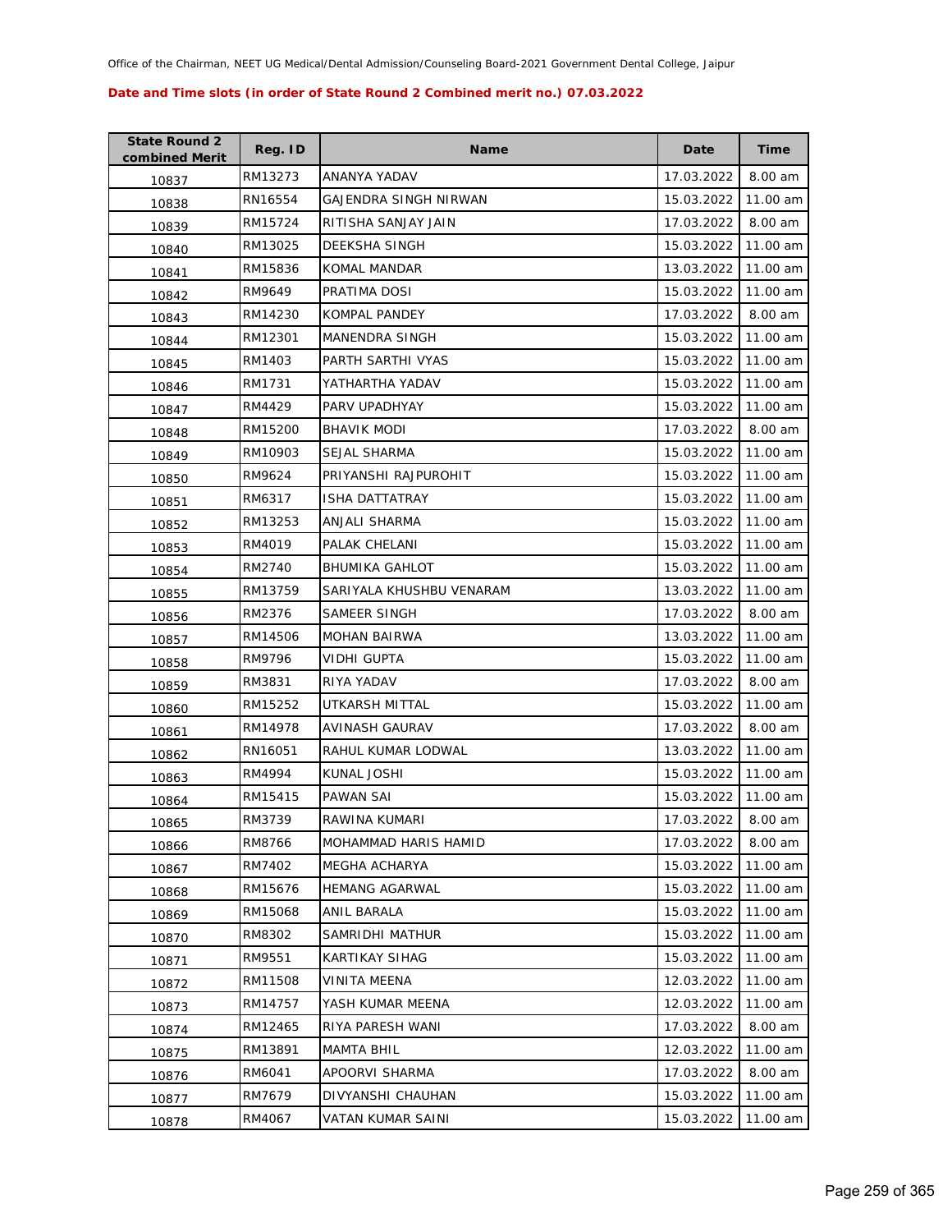Office of the Chairman, NEET UG Medical/Dental Admission/Counseling Board-2021 Government Dental College, Jaipur

**Date and Time slots (in order of State Round 2 Combined merit no.) 07.03.2022**

| State Round 2 combined Merit | Reg. ID | Name | Date | Time |
|---|---|---|---|---|
| 10837 | RM13273 | ANANYA YADAV | 17.03.2022 | 8.00 am |
| 10838 | RN16554 | GAJENDRA SINGH NIRWAN | 15.03.2022 | 11.00 am |
| 10839 | RM15724 | RITISHA SANJAY JAIN | 17.03.2022 | 8.00 am |
| 10840 | RM13025 | DEEKSHA SINGH | 15.03.2022 | 11.00 am |
| 10841 | RM15836 | KOMAL MANDAR | 13.03.2022 | 11.00 am |
| 10842 | RM9649 | PRATIMA DOSI | 15.03.2022 | 11.00 am |
| 10843 | RM14230 | KOMPAL PANDEY | 17.03.2022 | 8.00 am |
| 10844 | RM12301 | MANENDRA SINGH | 15.03.2022 | 11.00 am |
| 10845 | RM1403 | PARTH SARTHI VYAS | 15.03.2022 | 11.00 am |
| 10846 | RM1731 | YATHARTHA YADAV | 15.03.2022 | 11.00 am |
| 10847 | RM4429 | PARV UPADHYAY | 15.03.2022 | 11.00 am |
| 10848 | RM15200 | BHAVIK MODI | 17.03.2022 | 8.00 am |
| 10849 | RM10903 | SEJAL SHARMA | 15.03.2022 | 11.00 am |
| 10850 | RM9624 | PRIYANSHI RAJPUROHIT | 15.03.2022 | 11.00 am |
| 10851 | RM6317 | ISHA DATTATRAY | 15.03.2022 | 11.00 am |
| 10852 | RM13253 | ANJALI SHARMA | 15.03.2022 | 11.00 am |
| 10853 | RM4019 | PALAK CHELANI | 15.03.2022 | 11.00 am |
| 10854 | RM2740 | BHUMIKA GAHLOT | 15.03.2022 | 11.00 am |
| 10855 | RM13759 | SARIYALA KHUSHBU VENARAM | 13.03.2022 | 11.00 am |
| 10856 | RM2376 | SAMEER SINGH | 17.03.2022 | 8.00 am |
| 10857 | RM14506 | MOHAN BAIRWA | 13.03.2022 | 11.00 am |
| 10858 | RM9796 | VIDHI GUPTA | 15.03.2022 | 11.00 am |
| 10859 | RM3831 | RIYA YADAV | 17.03.2022 | 8.00 am |
| 10860 | RM15252 | UTKARSH MITTAL | 15.03.2022 | 11.00 am |
| 10861 | RM14978 | AVINASH GAURAV | 17.03.2022 | 8.00 am |
| 10862 | RN16051 | RAHUL KUMAR LODWAL | 13.03.2022 | 11.00 am |
| 10863 | RM4994 | KUNAL JOSHI | 15.03.2022 | 11.00 am |
| 10864 | RM15415 | PAWAN SAI | 15.03.2022 | 11.00 am |
| 10865 | RM3739 | RAWINA KUMARI | 17.03.2022 | 8.00 am |
| 10866 | RM8766 | MOHAMMAD HARIS HAMID | 17.03.2022 | 8.00 am |
| 10867 | RM7402 | MEGHA ACHARYA | 15.03.2022 | 11.00 am |
| 10868 | RM15676 | HEMANG AGARWAL | 15.03.2022 | 11.00 am |
| 10869 | RM15068 | ANIL BARALA | 15.03.2022 | 11.00 am |
| 10870 | RM8302 | SAMRIDHI MATHUR | 15.03.2022 | 11.00 am |
| 10871 | RM9551 | KARTIKAY SIHAG | 15.03.2022 | 11.00 am |
| 10872 | RM11508 | VINITA MEENA | 12.03.2022 | 11.00 am |
| 10873 | RM14757 | YASH KUMAR MEENA | 12.03.2022 | 11.00 am |
| 10874 | RM12465 | RIYA PARESH WANI | 17.03.2022 | 8.00 am |
| 10875 | RM13891 | MAMTA BHIL | 12.03.2022 | 11.00 am |
| 10876 | RM6041 | APOORVI SHARMA | 17.03.2022 | 8.00 am |
| 10877 | RM7679 | DIVYANSHI CHAUHAN | 15.03.2022 | 11.00 am |
| 10878 | RM4067 | VATAN KUMAR SAINI | 15.03.2022 | 11.00 am |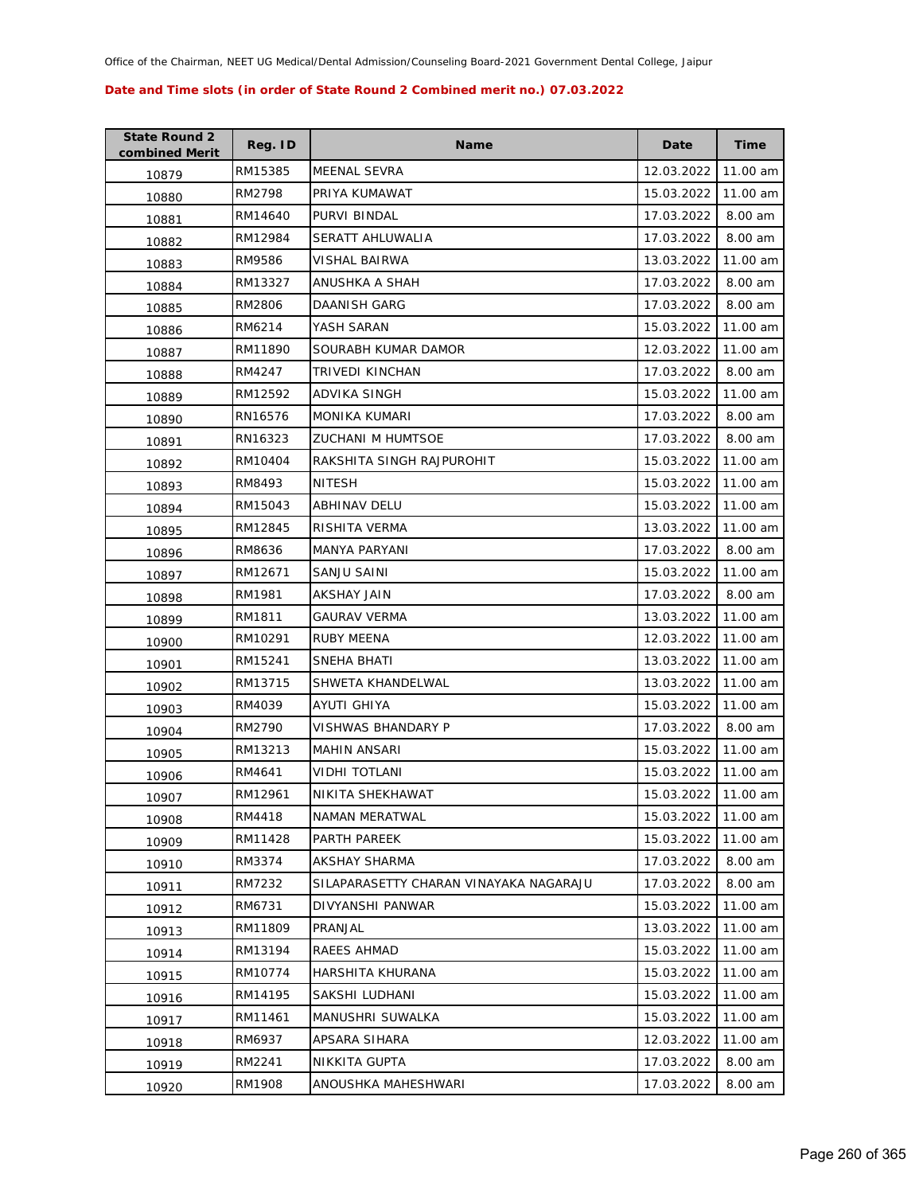Office of the Chairman, NEET UG Medical/Dental Admission/Counseling Board-2021 Government Dental College, Jaipur

**Date and Time slots (in order of State Round 2 Combined merit no.) 07.03.2022**

| State Round 2 combined Merit | Reg. ID | Name | Date | Time |
|---|---|---|---|---|
| 10879 | RM15385 | MEENAL SEVRA | 12.03.2022 | 11.00 am |
| 10880 | RM2798 | PRIYA KUMAWAT | 15.03.2022 | 11.00 am |
| 10881 | RM14640 | PURVI BINDAL | 17.03.2022 | 8.00 am |
| 10882 | RM12984 | SERATT AHLUWALIA | 17.03.2022 | 8.00 am |
| 10883 | RM9586 | VISHAL BAIRWA | 13.03.2022 | 11.00 am |
| 10884 | RM13327 | ANUSHKA A SHAH | 17.03.2022 | 8.00 am |
| 10885 | RM2806 | DAANISH GARG | 17.03.2022 | 8.00 am |
| 10886 | RM6214 | YASH SARAN | 15.03.2022 | 11.00 am |
| 10887 | RM11890 | SOURABH KUMAR DAMOR | 12.03.2022 | 11.00 am |
| 10888 | RM4247 | TRIVEDI KINCHAN | 17.03.2022 | 8.00 am |
| 10889 | RM12592 | ADVIKA SINGH | 15.03.2022 | 11.00 am |
| 10890 | RN16576 | MONIKA KUMARI | 17.03.2022 | 8.00 am |
| 10891 | RN16323 | ZUCHANI M HUMTSOE | 17.03.2022 | 8.00 am |
| 10892 | RM10404 | RAKSHITA SINGH RAJPUROHIT | 15.03.2022 | 11.00 am |
| 10893 | RM8493 | NITESH | 15.03.2022 | 11.00 am |
| 10894 | RM15043 | ABHINAV DELU | 15.03.2022 | 11.00 am |
| 10895 | RM12845 | RISHITA VERMA | 13.03.2022 | 11.00 am |
| 10896 | RM8636 | MANYA PARYANI | 17.03.2022 | 8.00 am |
| 10897 | RM12671 | SANJU SAINI | 15.03.2022 | 11.00 am |
| 10898 | RM1981 | AKSHAY JAIN | 17.03.2022 | 8.00 am |
| 10899 | RM1811 | GAURAV VERMA | 13.03.2022 | 11.00 am |
| 10900 | RM10291 | RUBY MEENA | 12.03.2022 | 11.00 am |
| 10901 | RM15241 | SNEHA BHATI | 13.03.2022 | 11.00 am |
| 10902 | RM13715 | SHWETA KHANDELWAL | 13.03.2022 | 11.00 am |
| 10903 | RM4039 | AYUTI GHIYA | 15.03.2022 | 11.00 am |
| 10904 | RM2790 | VISHWAS BHANDARY P | 17.03.2022 | 8.00 am |
| 10905 | RM13213 | MAHIN ANSARI | 15.03.2022 | 11.00 am |
| 10906 | RM4641 | VIDHI TOTLANI | 15.03.2022 | 11.00 am |
| 10907 | RM12961 | NIKITA SHEKHAWAT | 15.03.2022 | 11.00 am |
| 10908 | RM4418 | NAMAN MERATWAL | 15.03.2022 | 11.00 am |
| 10909 | RM11428 | PARTH PAREEK | 15.03.2022 | 11.00 am |
| 10910 | RM3374 | AKSHAY SHARMA | 17.03.2022 | 8.00 am |
| 10911 | RM7232 | SILAPARASETTY CHARAN VINAYAKA NAGARAJU | 17.03.2022 | 8.00 am |
| 10912 | RM6731 | DIVYANSHI PANWAR | 15.03.2022 | 11.00 am |
| 10913 | RM11809 | PRANJAL | 13.03.2022 | 11.00 am |
| 10914 | RM13194 | RAEES AHMAD | 15.03.2022 | 11.00 am |
| 10915 | RM10774 | HARSHITA KHURANA | 15.03.2022 | 11.00 am |
| 10916 | RM14195 | SAKSHI LUDHANI | 15.03.2022 | 11.00 am |
| 10917 | RM11461 | MANUSHRI SUWALKA | 15.03.2022 | 11.00 am |
| 10918 | RM6937 | APSARA SIHARA | 12.03.2022 | 11.00 am |
| 10919 | RM2241 | NIKKITA GUPTA | 17.03.2022 | 8.00 am |
| 10920 | RM1908 | ANOUSHKA MAHESHWARI | 17.03.2022 | 8.00 am |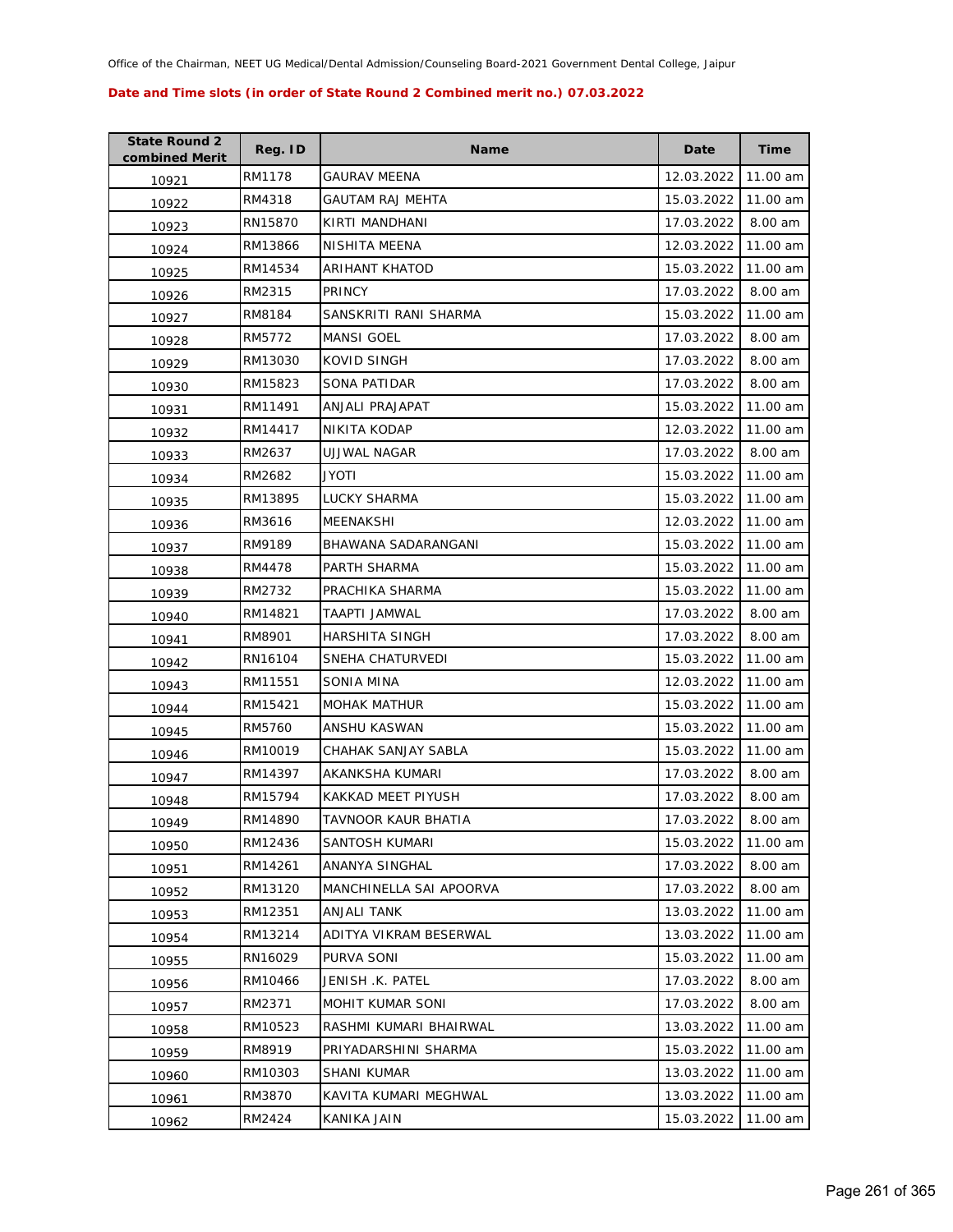Office of the Chairman, NEET UG Medical/Dental Admission/Counseling Board-2021 Government Dental College, Jaipur

**Date and Time slots (in order of State Round 2 Combined merit no.) 07.03.2022**

| State Round 2 combined Merit | Reg. ID | Name | Date | Time |
|---|---|---|---|---|
| 10921 | RM1178 | GAURAV MEENA | 12.03.2022 | 11.00 am |
| 10922 | RM4318 | GAUTAM RAJ MEHTA | 15.03.2022 | 11.00 am |
| 10923 | RN15870 | KIRTI MANDHANI | 17.03.2022 | 8.00 am |
| 10924 | RM13866 | NISHITA MEENA | 12.03.2022 | 11.00 am |
| 10925 | RM14534 | ARIHANT KHATOD | 15.03.2022 | 11.00 am |
| 10926 | RM2315 | PRINCY | 17.03.2022 | 8.00 am |
| 10927 | RM8184 | SANSKRITI RANI SHARMA | 15.03.2022 | 11.00 am |
| 10928 | RM5772 | MANSI GOEL | 17.03.2022 | 8.00 am |
| 10929 | RM13030 | KOVID SINGH | 17.03.2022 | 8.00 am |
| 10930 | RM15823 | SONA PATIDAR | 17.03.2022 | 8.00 am |
| 10931 | RM11491 | ANJALI PRAJAPAT | 15.03.2022 | 11.00 am |
| 10932 | RM14417 | NIKITA KODAP | 12.03.2022 | 11.00 am |
| 10933 | RM2637 | UJJWAL NAGAR | 17.03.2022 | 8.00 am |
| 10934 | RM2682 | JYOTI | 15.03.2022 | 11.00 am |
| 10935 | RM13895 | LUCKY SHARMA | 15.03.2022 | 11.00 am |
| 10936 | RM3616 | MEENAKSHI | 12.03.2022 | 11.00 am |
| 10937 | RM9189 | BHAWANA SADARANGANI | 15.03.2022 | 11.00 am |
| 10938 | RM4478 | PARTH SHARMA | 15.03.2022 | 11.00 am |
| 10939 | RM2732 | PRACHIKA SHARMA | 15.03.2022 | 11.00 am |
| 10940 | RM14821 | TAAPTI JAMWAL | 17.03.2022 | 8.00 am |
| 10941 | RM8901 | HARSHITA SINGH | 17.03.2022 | 8.00 am |
| 10942 | RN16104 | SNEHA CHATURVEDI | 15.03.2022 | 11.00 am |
| 10943 | RM11551 | SONIA MINA | 12.03.2022 | 11.00 am |
| 10944 | RM15421 | MOHAK MATHUR | 15.03.2022 | 11.00 am |
| 10945 | RM5760 | ANSHU KASWAN | 15.03.2022 | 11.00 am |
| 10946 | RM10019 | CHAHAK SANJAY SABLA | 15.03.2022 | 11.00 am |
| 10947 | RM14397 | AKANKSHA KUMARI | 17.03.2022 | 8.00 am |
| 10948 | RM15794 | KAKKAD MEET PIYUSH | 17.03.2022 | 8.00 am |
| 10949 | RM14890 | TAVNOOR KAUR BHATIA | 17.03.2022 | 8.00 am |
| 10950 | RM12436 | SANTOSH KUMARI | 15.03.2022 | 11.00 am |
| 10951 | RM14261 | ANANYA SINGHAL | 17.03.2022 | 8.00 am |
| 10952 | RM13120 | MANCHINELLA SAI APOORVA | 17.03.2022 | 8.00 am |
| 10953 | RM12351 | ANJALI TANK | 13.03.2022 | 11.00 am |
| 10954 | RM13214 | ADITYA VIKRAM BESERWAL | 13.03.2022 | 11.00 am |
| 10955 | RN16029 | PURVA SONI | 15.03.2022 | 11.00 am |
| 10956 | RM10466 | JENISH .K. PATEL | 17.03.2022 | 8.00 am |
| 10957 | RM2371 | MOHIT KUMAR SONI | 17.03.2022 | 8.00 am |
| 10958 | RM10523 | RASHMI KUMARI BHAIRWAL | 13.03.2022 | 11.00 am |
| 10959 | RM8919 | PRIYADARSHINI SHARMA | 15.03.2022 | 11.00 am |
| 10960 | RM10303 | SHANI KUMAR | 13.03.2022 | 11.00 am |
| 10961 | RM3870 | KAVITA KUMARI MEGHWAL | 13.03.2022 | 11.00 am |
| 10962 | RM2424 | KANIKA JAIN | 15.03.2022 | 11.00 am |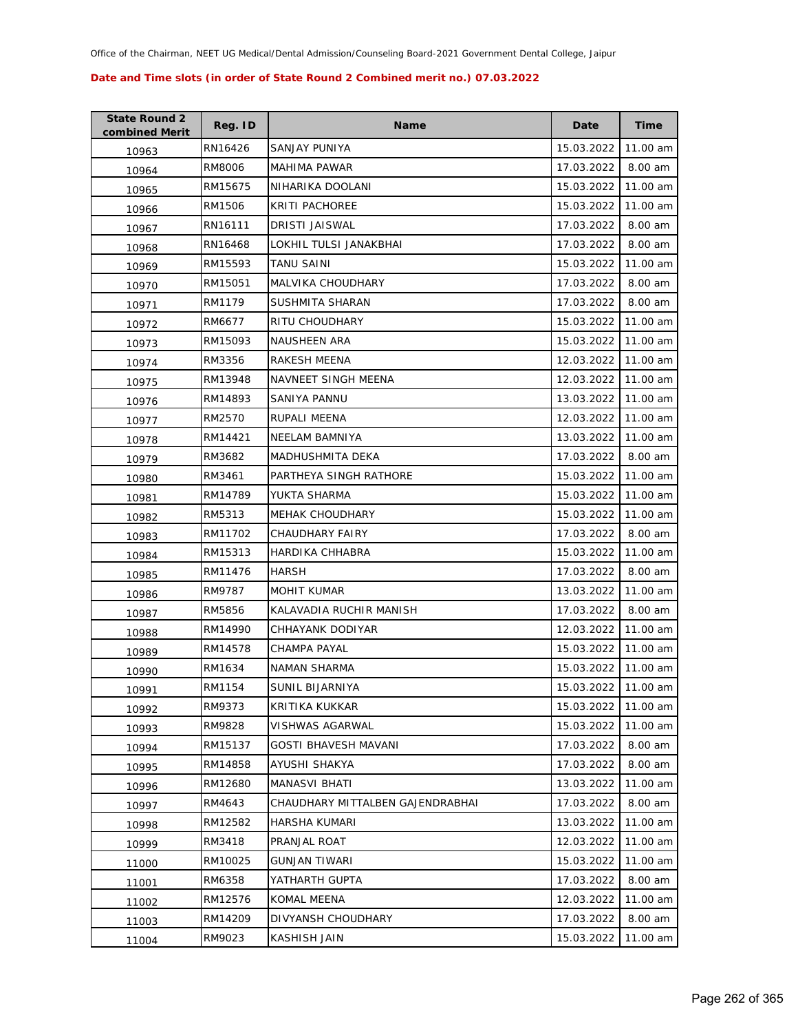Office of the Chairman, NEET UG Medical/Dental Admission/Counseling Board-2021 Government Dental College, Jaipur

**Date and Time slots (in order of State Round 2 Combined merit no.) 07.03.2022**

| State Round 2 combined Merit | Reg. ID | Name | Date | Time |
|---|---|---|---|---|
| 10963 | RN16426 | SANJAY PUNIYA | 15.03.2022 | 11.00 am |
| 10964 | RM8006 | MAHIMA PAWAR | 17.03.2022 | 8.00 am |
| 10965 | RM15675 | NIHARIKA DOOLANI | 15.03.2022 | 11.00 am |
| 10966 | RM1506 | KRITI PACHOREE | 15.03.2022 | 11.00 am |
| 10967 | RN16111 | DRISTI JAISWAL | 17.03.2022 | 8.00 am |
| 10968 | RN16468 | LOKHIL TULSI JANAKBHAI | 17.03.2022 | 8.00 am |
| 10969 | RM15593 | TANU SAINI | 15.03.2022 | 11.00 am |
| 10970 | RM15051 | MALVIKA CHOUDHARY | 17.03.2022 | 8.00 am |
| 10971 | RM1179 | SUSHMITA SHARAN | 17.03.2022 | 8.00 am |
| 10972 | RM6677 | RITU CHOUDHARY | 15.03.2022 | 11.00 am |
| 10973 | RM15093 | NAUSHEEN ARA | 15.03.2022 | 11.00 am |
| 10974 | RM3356 | RAKESH MEENA | 12.03.2022 | 11.00 am |
| 10975 | RM13948 | NAVNEET SINGH MEENA | 12.03.2022 | 11.00 am |
| 10976 | RM14893 | SANIYA PANNU | 13.03.2022 | 11.00 am |
| 10977 | RM2570 | RUPALI MEENA | 12.03.2022 | 11.00 am |
| 10978 | RM14421 | NEELAM BAMNIYA | 13.03.2022 | 11.00 am |
| 10979 | RM3682 | MADHUSHMITA DEKA | 17.03.2022 | 8.00 am |
| 10980 | RM3461 | PARTHEYA SINGH RATHORE | 15.03.2022 | 11.00 am |
| 10981 | RM14789 | YUKTA SHARMA | 15.03.2022 | 11.00 am |
| 10982 | RM5313 | MEHAK CHOUDHARY | 15.03.2022 | 11.00 am |
| 10983 | RM11702 | CHAUDHARY FAIRY | 17.03.2022 | 8.00 am |
| 10984 | RM15313 | HARDIKA CHHABRA | 15.03.2022 | 11.00 am |
| 10985 | RM11476 | HARSH | 17.03.2022 | 8.00 am |
| 10986 | RM9787 | MOHIT KUMAR | 13.03.2022 | 11.00 am |
| 10987 | RM5856 | KALAVADIA RUCHIR MANISH | 17.03.2022 | 8.00 am |
| 10988 | RM14990 | CHHAYANK DODIYAR | 12.03.2022 | 11.00 am |
| 10989 | RM14578 | CHAMPA PAYAL | 15.03.2022 | 11.00 am |
| 10990 | RM1634 | NAMAN SHARMA | 15.03.2022 | 11.00 am |
| 10991 | RM1154 | SUNIL BIJARNIYA | 15.03.2022 | 11.00 am |
| 10992 | RM9373 | KRITIKA KUKKAR | 15.03.2022 | 11.00 am |
| 10993 | RM9828 | VISHWAS AGARWAL | 15.03.2022 | 11.00 am |
| 10994 | RM15137 | GOSTI BHAVESH MAVANI | 17.03.2022 | 8.00 am |
| 10995 | RM14858 | AYUSHI SHAKYA | 17.03.2022 | 8.00 am |
| 10996 | RM12680 | MANASVI BHATI | 13.03.2022 | 11.00 am |
| 10997 | RM4643 | CHAUDHARY MITTALBEN GAJENDRABHAI | 17.03.2022 | 8.00 am |
| 10998 | RM12582 | HARSHA KUMARI | 13.03.2022 | 11.00 am |
| 10999 | RM3418 | PRANJAL ROAT | 12.03.2022 | 11.00 am |
| 11000 | RM10025 | GUNJAN TIWARI | 15.03.2022 | 11.00 am |
| 11001 | RM6358 | YATHARTH GUPTA | 17.03.2022 | 8.00 am |
| 11002 | RM12576 | KOMAL MEENA | 12.03.2022 | 11.00 am |
| 11003 | RM14209 | DIVYANSH CHOUDHARY | 17.03.2022 | 8.00 am |
| 11004 | RM9023 | KASHISH JAIN | 15.03.2022 | 11.00 am |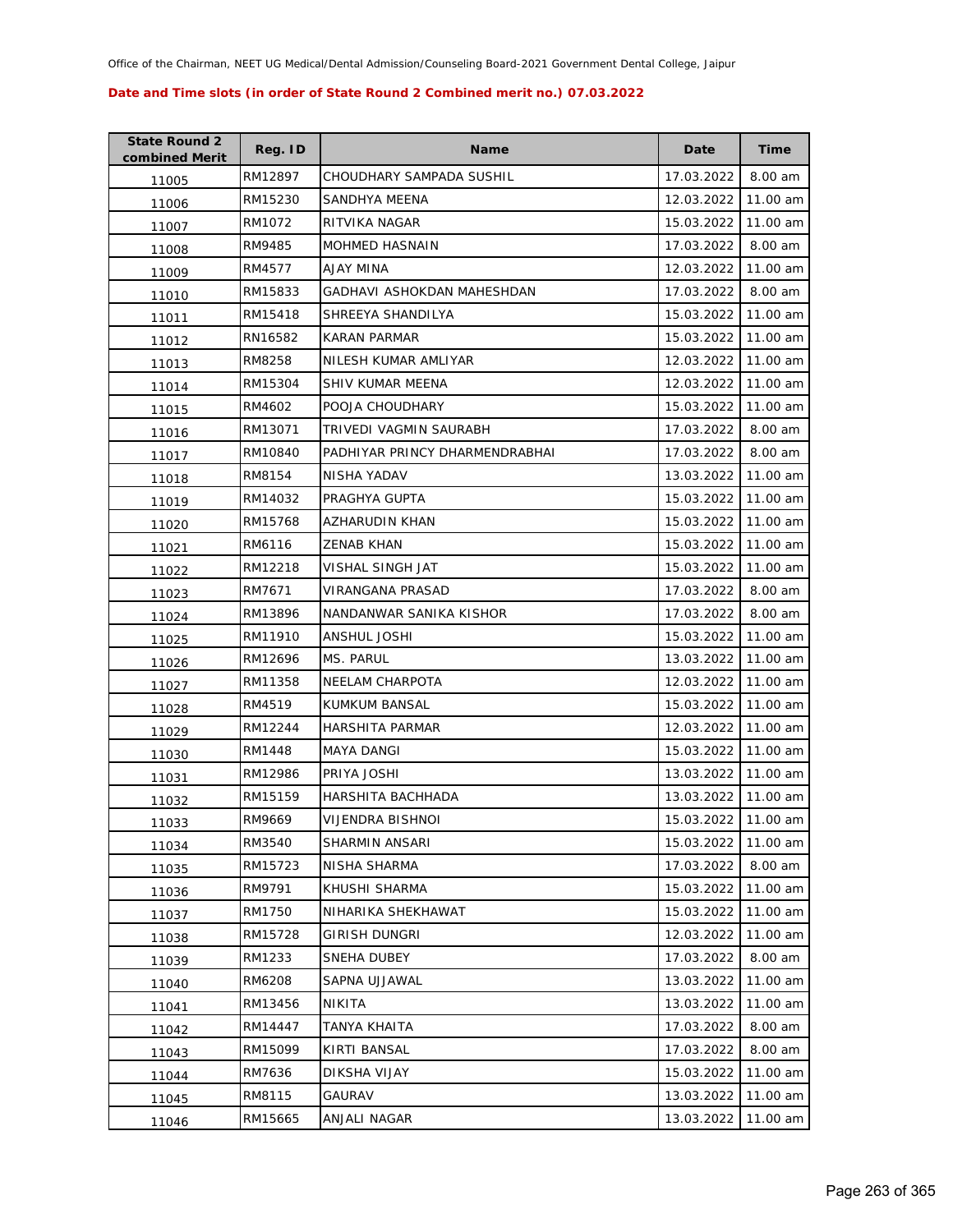Office of the Chairman, NEET UG Medical/Dental Admission/Counseling Board-2021 Government Dental College, Jaipur

**Date and Time slots (in order of State Round 2 Combined merit no.) 07.03.2022**

| State Round 2 combined Merit | Reg. ID | Name | Date | Time |
|---|---|---|---|---|
| 11005 | RM12897 | CHOUDHARY SAMPADA SUSHIL | 17.03.2022 | 8.00 am |
| 11006 | RM15230 | SANDHYA MEENA | 12.03.2022 | 11.00 am |
| 11007 | RM1072 | RITVIKA NAGAR | 15.03.2022 | 11.00 am |
| 11008 | RM9485 | MOHMED HASNAIN | 17.03.2022 | 8.00 am |
| 11009 | RM4577 | AJAY MINA | 12.03.2022 | 11.00 am |
| 11010 | RM15833 | GADHAVI ASHOKDAN MAHESHDAN | 17.03.2022 | 8.00 am |
| 11011 | RM15418 | SHREEYA SHANDILYA | 15.03.2022 | 11.00 am |
| 11012 | RN16582 | KARAN PARMAR | 15.03.2022 | 11.00 am |
| 11013 | RM8258 | NILESH KUMAR AMLIYAR | 12.03.2022 | 11.00 am |
| 11014 | RM15304 | SHIV KUMAR MEENA | 12.03.2022 | 11.00 am |
| 11015 | RM4602 | POOJA CHOUDHARY | 15.03.2022 | 11.00 am |
| 11016 | RM13071 | TRIVEDI VAGMIN SAURABH | 17.03.2022 | 8.00 am |
| 11017 | RM10840 | PADHIYAR PRINCY DHARMENDRABHAI | 17.03.2022 | 8.00 am |
| 11018 | RM8154 | NISHA YADAV | 13.03.2022 | 11.00 am |
| 11019 | RM14032 | PRAGHYA GUPTA | 15.03.2022 | 11.00 am |
| 11020 | RM15768 | AZHARUDIN KHAN | 15.03.2022 | 11.00 am |
| 11021 | RM6116 | ZENAB KHAN | 15.03.2022 | 11.00 am |
| 11022 | RM12218 | VISHAL SINGH JAT | 15.03.2022 | 11.00 am |
| 11023 | RM7671 | VIRANGANA PRASAD | 17.03.2022 | 8.00 am |
| 11024 | RM13896 | NANDANWAR SANIKA KISHOR | 17.03.2022 | 8.00 am |
| 11025 | RM11910 | ANSHUL JOSHI | 15.03.2022 | 11.00 am |
| 11026 | RM12696 | MS. PARUL | 13.03.2022 | 11.00 am |
| 11027 | RM11358 | NEELAM CHARPOTA | 12.03.2022 | 11.00 am |
| 11028 | RM4519 | KUMKUM BANSAL | 15.03.2022 | 11.00 am |
| 11029 | RM12244 | HARSHITA PARMAR | 12.03.2022 | 11.00 am |
| 11030 | RM1448 | MAYA DANGI | 15.03.2022 | 11.00 am |
| 11031 | RM12986 | PRIYA JOSHI | 13.03.2022 | 11.00 am |
| 11032 | RM15159 | HARSHITA BACHHADA | 13.03.2022 | 11.00 am |
| 11033 | RM9669 | VIJENDRA BISHNOI | 15.03.2022 | 11.00 am |
| 11034 | RM3540 | SHARMIN ANSARI | 15.03.2022 | 11.00 am |
| 11035 | RM15723 | NISHA SHARMA | 17.03.2022 | 8.00 am |
| 11036 | RM9791 | KHUSHI SHARMA | 15.03.2022 | 11.00 am |
| 11037 | RM1750 | NIHARIKA SHEKHAWAT | 15.03.2022 | 11.00 am |
| 11038 | RM15728 | GIRISH DUNGRI | 12.03.2022 | 11.00 am |
| 11039 | RM1233 | SNEHA DUBEY | 17.03.2022 | 8.00 am |
| 11040 | RM6208 | SAPNA UJJAWAL | 13.03.2022 | 11.00 am |
| 11041 | RM13456 | NIKITA | 13.03.2022 | 11.00 am |
| 11042 | RM14447 | TANYA KHAITA | 17.03.2022 | 8.00 am |
| 11043 | RM15099 | KIRTI BANSAL | 17.03.2022 | 8.00 am |
| 11044 | RM7636 | DIKSHA VIJAY | 15.03.2022 | 11.00 am |
| 11045 | RM8115 | GAURAV | 13.03.2022 | 11.00 am |
| 11046 | RM15665 | ANJALI NAGAR | 13.03.2022 | 11.00 am |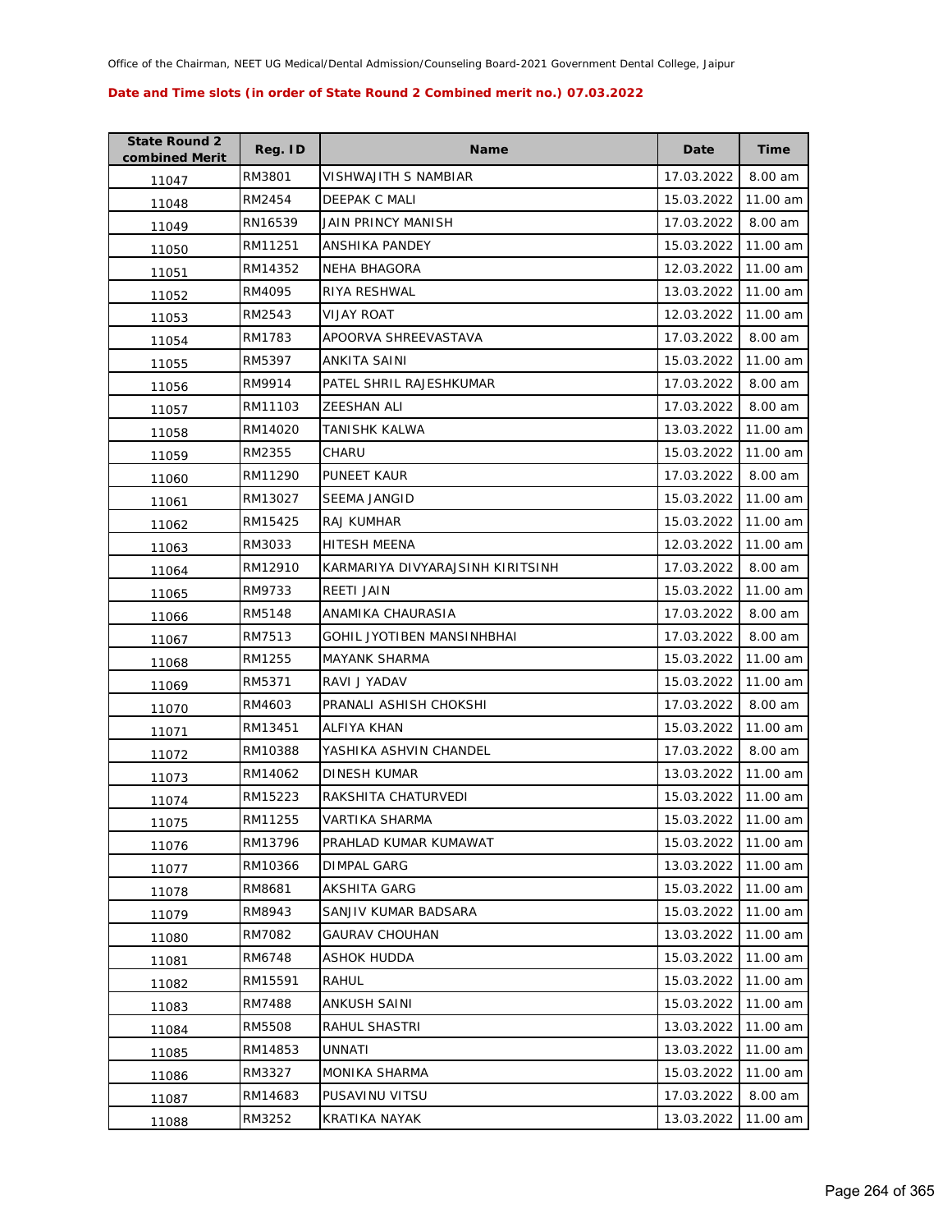Office of the Chairman, NEET UG Medical/Dental Admission/Counseling Board-2021 Government Dental College, Jaipur

**Date and Time slots (in order of State Round 2 Combined merit no.) 07.03.2022**

| State Round 2 combined Merit | Reg. ID | Name | Date | Time |
|---|---|---|---|---|
| 11047 | RM3801 | VISHWAJITH S NAMBIAR | 17.03.2022 | 8.00 am |
| 11048 | RM2454 | DEEPAK C MALI | 15.03.2022 | 11.00 am |
| 11049 | RN16539 | JAIN PRINCY MANISH | 17.03.2022 | 8.00 am |
| 11050 | RM11251 | ANSHIKA PANDEY | 15.03.2022 | 11.00 am |
| 11051 | RM14352 | NEHA BHAGORA | 12.03.2022 | 11.00 am |
| 11052 | RM4095 | RIYA RESHWAL | 13.03.2022 | 11.00 am |
| 11053 | RM2543 | VIJAY ROAT | 12.03.2022 | 11.00 am |
| 11054 | RM1783 | APOORVA SHREEVASTAVA | 17.03.2022 | 8.00 am |
| 11055 | RM5397 | ANKITA SAINI | 15.03.2022 | 11.00 am |
| 11056 | RM9914 | PATEL SHRIL RAJESHKUMAR | 17.03.2022 | 8.00 am |
| 11057 | RM11103 | ZEESHAN ALI | 17.03.2022 | 8.00 am |
| 11058 | RM14020 | TANISHK KALWA | 13.03.2022 | 11.00 am |
| 11059 | RM2355 | CHARU | 15.03.2022 | 11.00 am |
| 11060 | RM11290 | PUNEET KAUR | 17.03.2022 | 8.00 am |
| 11061 | RM13027 | SEEMA JANGID | 15.03.2022 | 11.00 am |
| 11062 | RM15425 | RAJ KUMHAR | 15.03.2022 | 11.00 am |
| 11063 | RM3033 | HITESH MEENA | 12.03.2022 | 11.00 am |
| 11064 | RM12910 | KARMARIYA DIVYARAJSINH KIRITSINH | 17.03.2022 | 8.00 am |
| 11065 | RM9733 | REETI JAIN | 15.03.2022 | 11.00 am |
| 11066 | RM5148 | ANAMIKA CHAURASIA | 17.03.2022 | 8.00 am |
| 11067 | RM7513 | GOHIL JYOTIBEN MANSINHBHAI | 17.03.2022 | 8.00 am |
| 11068 | RM1255 | MAYANK SHARMA | 15.03.2022 | 11.00 am |
| 11069 | RM5371 | RAVI J YADAV | 15.03.2022 | 11.00 am |
| 11070 | RM4603 | PRANALI ASHISH CHOKSHI | 17.03.2022 | 8.00 am |
| 11071 | RM13451 | ALFIYA KHAN | 15.03.2022 | 11.00 am |
| 11072 | RM10388 | YASHIKA ASHVIN CHANDEL | 17.03.2022 | 8.00 am |
| 11073 | RM14062 | DINESH KUMAR | 13.03.2022 | 11.00 am |
| 11074 | RM15223 | RAKSHITA CHATURVEDI | 15.03.2022 | 11.00 am |
| 11075 | RM11255 | VARTIKA SHARMA | 15.03.2022 | 11.00 am |
| 11076 | RM13796 | PRAHLAD KUMAR KUMAWAT | 15.03.2022 | 11.00 am |
| 11077 | RM10366 | DIMPAL GARG | 13.03.2022 | 11.00 am |
| 11078 | RM8681 | AKSHITA GARG | 15.03.2022 | 11.00 am |
| 11079 | RM8943 | SANJIV KUMAR BADSARA | 15.03.2022 | 11.00 am |
| 11080 | RM7082 | GAURAV CHOUHAN | 13.03.2022 | 11.00 am |
| 11081 | RM6748 | ASHOK HUDDA | 15.03.2022 | 11.00 am |
| 11082 | RM15591 | RAHUL | 15.03.2022 | 11.00 am |
| 11083 | RM7488 | ANKUSH SAINI | 15.03.2022 | 11.00 am |
| 11084 | RM5508 | RAHUL SHASTRI | 13.03.2022 | 11.00 am |
| 11085 | RM14853 | UNNATI | 13.03.2022 | 11.00 am |
| 11086 | RM3327 | MONIKA SHARMA | 15.03.2022 | 11.00 am |
| 11087 | RM14683 | PUSAVINU VITSU | 17.03.2022 | 8.00 am |
| 11088 | RM3252 | KRATIKA NAYAK | 13.03.2022 | 11.00 am |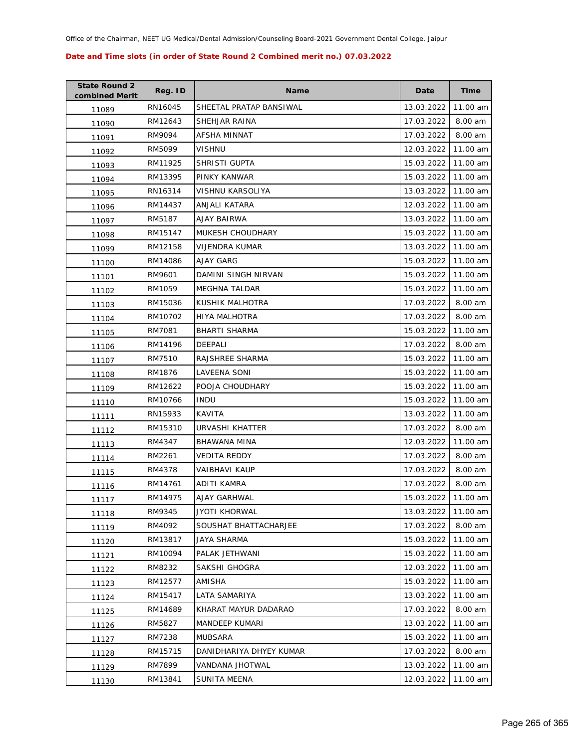Office of the Chairman, NEET UG Medical/Dental Admission/Counseling Board-2021 Government Dental College, Jaipur

**Date and Time slots (in order of State Round 2 Combined merit no.) 07.03.2022**

| State Round 2 combined Merit | Reg. ID | Name | Date | Time |
|---|---|---|---|---|
| 11089 | RN16045 | SHEETAL PRATAP BANSIWAL | 13.03.2022 | 11.00 am |
| 11090 | RM12643 | SHEHJAR RAINA | 17.03.2022 | 8.00 am |
| 11091 | RM9094 | AFSHA MINNAT | 17.03.2022 | 8.00 am |
| 11092 | RM5099 | VISHNU | 12.03.2022 | 11.00 am |
| 11093 | RM11925 | SHRISTI GUPTA | 15.03.2022 | 11.00 am |
| 11094 | RM13395 | PINKY KANWAR | 15.03.2022 | 11.00 am |
| 11095 | RN16314 | VISHNU KARSOLIYA | 13.03.2022 | 11.00 am |
| 11096 | RM14437 | ANJALI KATARA | 12.03.2022 | 11.00 am |
| 11097 | RM5187 | AJAY BAIRWA | 13.03.2022 | 11.00 am |
| 11098 | RM15147 | MUKESH CHOUDHARY | 15.03.2022 | 11.00 am |
| 11099 | RM12158 | VIJENDRA KUMAR | 13.03.2022 | 11.00 am |
| 11100 | RM14086 | AJAY GARG | 15.03.2022 | 11.00 am |
| 11101 | RM9601 | DAMINI SINGH NIRVAN | 15.03.2022 | 11.00 am |
| 11102 | RM1059 | MEGHNA TALDAR | 15.03.2022 | 11.00 am |
| 11103 | RM15036 | KUSHIK MALHOTRA | 17.03.2022 | 8.00 am |
| 11104 | RM10702 | HIYA MALHOTRA | 17.03.2022 | 8.00 am |
| 11105 | RM7081 | BHARTI SHARMA | 15.03.2022 | 11.00 am |
| 11106 | RM14196 | DEEPALI | 17.03.2022 | 8.00 am |
| 11107 | RM7510 | RAJSHREE SHARMA | 15.03.2022 | 11.00 am |
| 11108 | RM1876 | LAVEENA SONI | 15.03.2022 | 11.00 am |
| 11109 | RM12622 | POOJA CHOUDHARY | 15.03.2022 | 11.00 am |
| 11110 | RM10766 | INDU | 15.03.2022 | 11.00 am |
| 11111 | RN15933 | KAVITA | 13.03.2022 | 11.00 am |
| 11112 | RM15310 | URVASHI KHATTER | 17.03.2022 | 8.00 am |
| 11113 | RM4347 | BHAWANA MINA | 12.03.2022 | 11.00 am |
| 11114 | RM2261 | VEDITA REDDY | 17.03.2022 | 8.00 am |
| 11115 | RM4378 | VAIBHAVI KAUP | 17.03.2022 | 8.00 am |
| 11116 | RM14761 | ADITI KAMRA | 17.03.2022 | 8.00 am |
| 11117 | RM14975 | AJAY GARHWAL | 15.03.2022 | 11.00 am |
| 11118 | RM9345 | JYOTI KHORWAL | 13.03.2022 | 11.00 am |
| 11119 | RM4092 | SOUSHAT BHATTACHARJEE | 17.03.2022 | 8.00 am |
| 11120 | RM13817 | JAYA SHARMA | 15.03.2022 | 11.00 am |
| 11121 | RM10094 | PALAK JETHWANI | 15.03.2022 | 11.00 am |
| 11122 | RM8232 | SAKSHI GHOGRA | 12.03.2022 | 11.00 am |
| 11123 | RM12577 | AMISHA | 15.03.2022 | 11.00 am |
| 11124 | RM15417 | LATA SAMARIYA | 13.03.2022 | 11.00 am |
| 11125 | RM14689 | KHARAT MAYUR DADARAO | 17.03.2022 | 8.00 am |
| 11126 | RM5827 | MANDEEP KUMARI | 13.03.2022 | 11.00 am |
| 11127 | RM7238 | MUBSARA | 15.03.2022 | 11.00 am |
| 11128 | RM15715 | DANIDHARIYA DHYEY KUMAR | 17.03.2022 | 8.00 am |
| 11129 | RM7899 | VANDANA JHOTWAL | 13.03.2022 | 11.00 am |
| 11130 | RM13841 | SUNITA MEENA | 12.03.2022 | 11.00 am |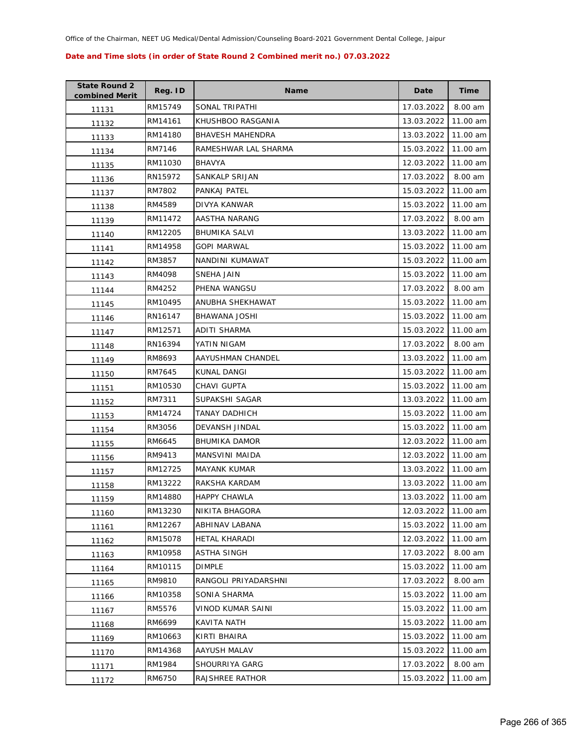Office of the Chairman, NEET UG Medical/Dental Admission/Counseling Board-2021 Government Dental College, Jaipur

**Date and Time slots (in order of State Round 2 Combined merit no.) 07.03.2022**

| State Round 2 combined Merit | Reg. ID | Name | Date | Time |
|---|---|---|---|---|
| 11131 | RM15749 | SONAL TRIPATHI | 17.03.2022 | 8.00 am |
| 11132 | RM14161 | KHUSHBOO RASGANIA | 13.03.2022 | 11.00 am |
| 11133 | RM14180 | BHAVESH MAHENDRA | 13.03.2022 | 11.00 am |
| 11134 | RM7146 | RAMESHWAR LAL SHARMA | 15.03.2022 | 11.00 am |
| 11135 | RM11030 | BHAVYA | 12.03.2022 | 11.00 am |
| 11136 | RN15972 | SANKALP SRIJAN | 17.03.2022 | 8.00 am |
| 11137 | RM7802 | PANKAJ PATEL | 15.03.2022 | 11.00 am |
| 11138 | RM4589 | DIVYA KANWAR | 15.03.2022 | 11.00 am |
| 11139 | RM11472 | AASTHA NARANG | 17.03.2022 | 8.00 am |
| 11140 | RM12205 | BHUMIKA SALVI | 13.03.2022 | 11.00 am |
| 11141 | RM14958 | GOPI MARWAL | 15.03.2022 | 11.00 am |
| 11142 | RM3857 | NANDINI KUMAWAT | 15.03.2022 | 11.00 am |
| 11143 | RM4098 | SNEHA JAIN | 15.03.2022 | 11.00 am |
| 11144 | RM4252 | PHENA WANGSU | 17.03.2022 | 8.00 am |
| 11145 | RM10495 | ANUBHA SHEKHAWAT | 15.03.2022 | 11.00 am |
| 11146 | RN16147 | BHAWANA JOSHI | 15.03.2022 | 11.00 am |
| 11147 | RM12571 | ADITI SHARMA | 15.03.2022 | 11.00 am |
| 11148 | RN16394 | YATIN NIGAM | 17.03.2022 | 8.00 am |
| 11149 | RM8693 | AAYUSHMAN CHANDEL | 13.03.2022 | 11.00 am |
| 11150 | RM7645 | KUNAL DANGI | 15.03.2022 | 11.00 am |
| 11151 | RM10530 | CHAVI GUPTA | 15.03.2022 | 11.00 am |
| 11152 | RM7311 | SUPAKSHI SAGAR | 13.03.2022 | 11.00 am |
| 11153 | RM14724 | TANAY DADHICH | 15.03.2022 | 11.00 am |
| 11154 | RM3056 | DEVANSH JINDAL | 15.03.2022 | 11.00 am |
| 11155 | RM6645 | BHUMIKA DAMOR | 12.03.2022 | 11.00 am |
| 11156 | RM9413 | MANSVINI MAIDA | 12.03.2022 | 11.00 am |
| 11157 | RM12725 | MAYANK KUMAR | 13.03.2022 | 11.00 am |
| 11158 | RM13222 | RAKSHA KARDAM | 13.03.2022 | 11.00 am |
| 11159 | RM14880 | HAPPY CHAWLA | 13.03.2022 | 11.00 am |
| 11160 | RM13230 | NIKITA BHAGORA | 12.03.2022 | 11.00 am |
| 11161 | RM12267 | ABHINAV LABANA | 15.03.2022 | 11.00 am |
| 11162 | RM15078 | HETAL KHARADI | 12.03.2022 | 11.00 am |
| 11163 | RM10958 | ASTHA SINGH | 17.03.2022 | 8.00 am |
| 11164 | RM10115 | DIMPLE | 15.03.2022 | 11.00 am |
| 11165 | RM9810 | RANGOLI PRIYADARSHNI | 17.03.2022 | 8.00 am |
| 11166 | RM10358 | SONIA SHARMA | 15.03.2022 | 11.00 am |
| 11167 | RM5576 | VINOD KUMAR SAINI | 15.03.2022 | 11.00 am |
| 11168 | RM6699 | KAVITA NATH | 15.03.2022 | 11.00 am |
| 11169 | RM10663 | KIRTI BHAIRA | 15.03.2022 | 11.00 am |
| 11170 | RM14368 | AAYUSH MALAV | 15.03.2022 | 11.00 am |
| 11171 | RM1984 | SHOURRIYA GARG | 17.03.2022 | 8.00 am |
| 11172 | RM6750 | RAJSHREE RATHOR | 15.03.2022 | 11.00 am |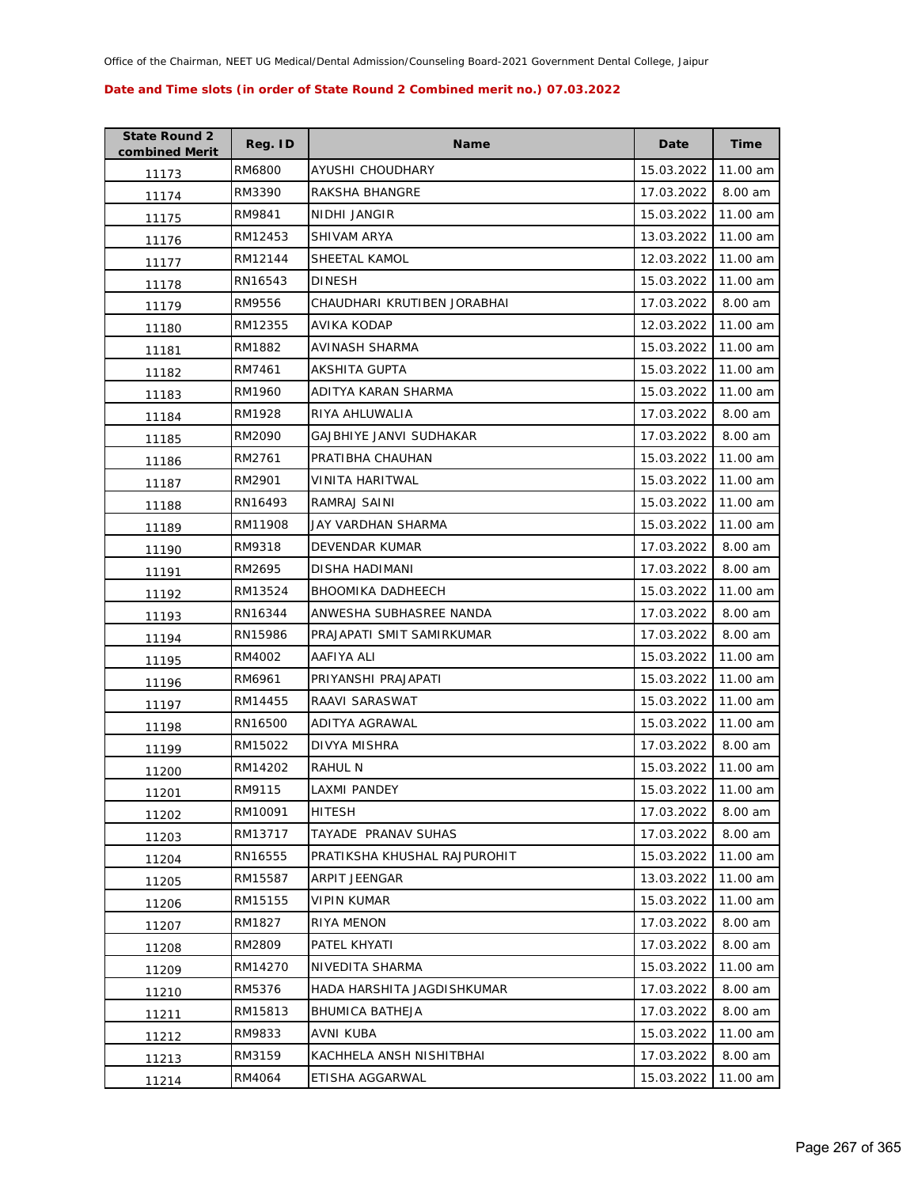Office of the Chairman, NEET UG Medical/Dental Admission/Counseling Board-2021 Government Dental College, Jaipur

**Date and Time slots (in order of State Round 2 Combined merit no.) 07.03.2022**

| State Round 2 combined Merit | Reg. ID | Name | Date | Time |
|---|---|---|---|---|
| 11173 | RM6800 | AYUSHI CHOUDHARY | 15.03.2022 | 11.00 am |
| 11174 | RM3390 | RAKSHA BHANGRE | 17.03.2022 | 8.00 am |
| 11175 | RM9841 | NIDHI JANGIR | 15.03.2022 | 11.00 am |
| 11176 | RM12453 | SHIVAM ARYA | 13.03.2022 | 11.00 am |
| 11177 | RM12144 | SHEETAL KAMOL | 12.03.2022 | 11.00 am |
| 11178 | RN16543 | DINESH | 15.03.2022 | 11.00 am |
| 11179 | RM9556 | CHAUDHARI KRUTIBEN JORABHAI | 17.03.2022 | 8.00 am |
| 11180 | RM12355 | AVIKA KODAP | 12.03.2022 | 11.00 am |
| 11181 | RM1882 | AVINASH SHARMA | 15.03.2022 | 11.00 am |
| 11182 | RM7461 | AKSHITA GUPTA | 15.03.2022 | 11.00 am |
| 11183 | RM1960 | ADITYA KARAN SHARMA | 15.03.2022 | 11.00 am |
| 11184 | RM1928 | RIYA AHLUWALIA | 17.03.2022 | 8.00 am |
| 11185 | RM2090 | GAJBHIYE JANVI SUDHAKAR | 17.03.2022 | 8.00 am |
| 11186 | RM2761 | PRATIBHA CHAUHAN | 15.03.2022 | 11.00 am |
| 11187 | RM2901 | VINITA HARITWAL | 15.03.2022 | 11.00 am |
| 11188 | RN16493 | RAMRAJ SAINI | 15.03.2022 | 11.00 am |
| 11189 | RM11908 | JAY VARDHAN SHARMA | 15.03.2022 | 11.00 am |
| 11190 | RM9318 | DEVENDAR KUMAR | 17.03.2022 | 8.00 am |
| 11191 | RM2695 | DISHA HADIMANI | 17.03.2022 | 8.00 am |
| 11192 | RM13524 | BHOOMIKA DADHEECH | 15.03.2022 | 11.00 am |
| 11193 | RN16344 | ANWESHA SUBHASREE NANDA | 17.03.2022 | 8.00 am |
| 11194 | RN15986 | PRAJAPATI SMIT SAMIRKUMAR | 17.03.2022 | 8.00 am |
| 11195 | RM4002 | AAFIYA ALI | 15.03.2022 | 11.00 am |
| 11196 | RM6961 | PRIYANSHI PRAJAPATI | 15.03.2022 | 11.00 am |
| 11197 | RM14455 | RAAVI SARASWAT | 15.03.2022 | 11.00 am |
| 11198 | RN16500 | ADITYA AGRAWAL | 15.03.2022 | 11.00 am |
| 11199 | RM15022 | DIVYA MISHRA | 17.03.2022 | 8.00 am |
| 11200 | RM14202 | RAHUL N | 15.03.2022 | 11.00 am |
| 11201 | RM9115 | LAXMI PANDEY | 15.03.2022 | 11.00 am |
| 11202 | RM10091 | HITESH | 17.03.2022 | 8.00 am |
| 11203 | RM13717 | TAYADE PRANAV SUHAS | 17.03.2022 | 8.00 am |
| 11204 | RN16555 | PRATIKSHA KHUSHAL RAJPUROHIT | 15.03.2022 | 11.00 am |
| 11205 | RM15587 | ARPIT JEENGAR | 13.03.2022 | 11.00 am |
| 11206 | RM15155 | VIPIN KUMAR | 15.03.2022 | 11.00 am |
| 11207 | RM1827 | RIYA MENON | 17.03.2022 | 8.00 am |
| 11208 | RM2809 | PATEL KHYATI | 17.03.2022 | 8.00 am |
| 11209 | RM14270 | NIVEDITA SHARMA | 15.03.2022 | 11.00 am |
| 11210 | RM5376 | HADA HARSHITA JAGDISHKUMAR | 17.03.2022 | 8.00 am |
| 11211 | RM15813 | BHUMICA BATHEJA | 17.03.2022 | 8.00 am |
| 11212 | RM9833 | AVNI KUBA | 15.03.2022 | 11.00 am |
| 11213 | RM3159 | KACHHELA ANSH NISHITBHAI | 17.03.2022 | 8.00 am |
| 11214 | RM4064 | ETISHA AGGARWAL | 15.03.2022 | 11.00 am |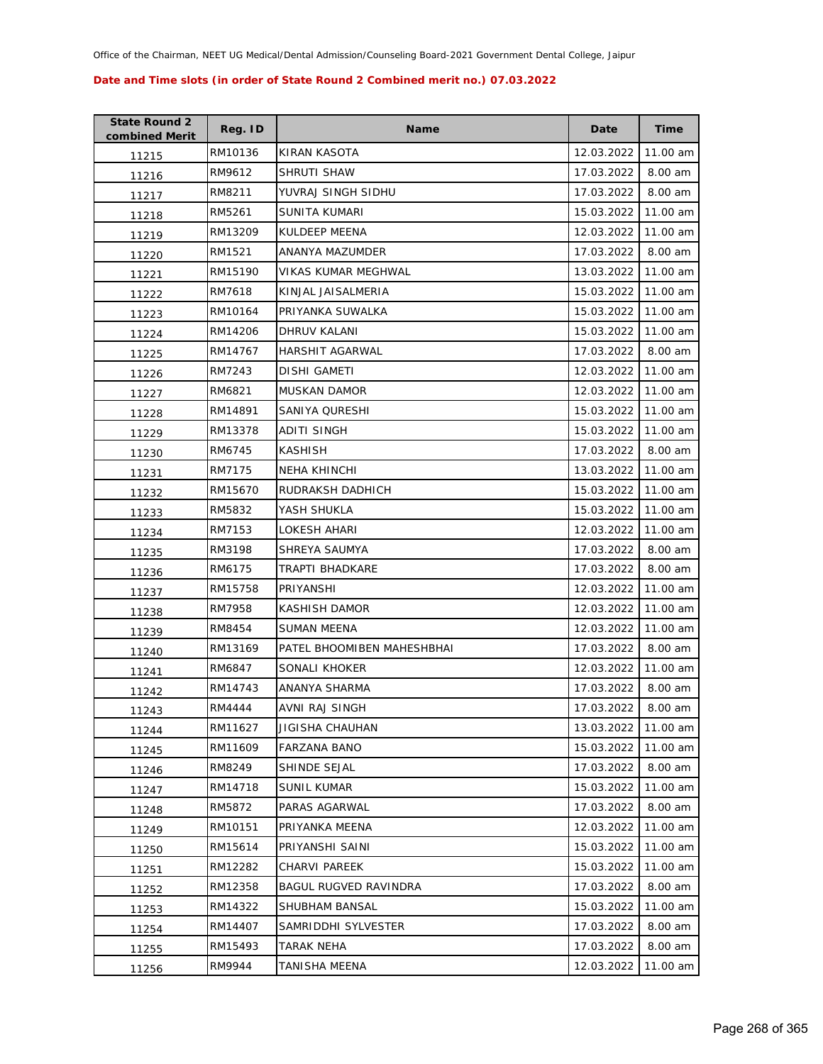Office of the Chairman, NEET UG Medical/Dental Admission/Counseling Board-2021 Government Dental College, Jaipur

**Date and Time slots (in order of State Round 2 Combined merit no.) 07.03.2022**

| State Round 2 combined Merit | Reg. ID | Name | Date | Time |
|---|---|---|---|---|
| 11215 | RM10136 | KIRAN KASOTA | 12.03.2022 | 11.00 am |
| 11216 | RM9612 | SHRUTI SHAW | 17.03.2022 | 8.00 am |
| 11217 | RM8211 | YUVRAJ SINGH SIDHU | 17.03.2022 | 8.00 am |
| 11218 | RM5261 | SUNITA KUMARI | 15.03.2022 | 11.00 am |
| 11219 | RM13209 | KULDEEP MEENA | 12.03.2022 | 11.00 am |
| 11220 | RM1521 | ANANYA MAZUMDER | 17.03.2022 | 8.00 am |
| 11221 | RM15190 | VIKAS KUMAR MEGHWAL | 13.03.2022 | 11.00 am |
| 11222 | RM7618 | KINJAL JAISALMERIA | 15.03.2022 | 11.00 am |
| 11223 | RM10164 | PRIYANKA SUWALKA | 15.03.2022 | 11.00 am |
| 11224 | RM14206 | DHRUV KALANI | 15.03.2022 | 11.00 am |
| 11225 | RM14767 | HARSHIT AGARWAL | 17.03.2022 | 8.00 am |
| 11226 | RM7243 | DISHI GAMETI | 12.03.2022 | 11.00 am |
| 11227 | RM6821 | MUSKAN DAMOR | 12.03.2022 | 11.00 am |
| 11228 | RM14891 | SANIYA QURESHI | 15.03.2022 | 11.00 am |
| 11229 | RM13378 | ADITI SINGH | 15.03.2022 | 11.00 am |
| 11230 | RM6745 | KASHISH | 17.03.2022 | 8.00 am |
| 11231 | RM7175 | NEHA KHINCHI | 13.03.2022 | 11.00 am |
| 11232 | RM15670 | RUDRAKSH DADHICH | 15.03.2022 | 11.00 am |
| 11233 | RM5832 | YASH SHUKLA | 15.03.2022 | 11.00 am |
| 11234 | RM7153 | LOKESH AHARI | 12.03.2022 | 11.00 am |
| 11235 | RM3198 | SHREYA SAUMYA | 17.03.2022 | 8.00 am |
| 11236 | RM6175 | TRAPTI BHADKARE | 17.03.2022 | 8.00 am |
| 11237 | RM15758 | PRIYANSHI | 12.03.2022 | 11.00 am |
| 11238 | RM7958 | KASHISH DAMOR | 12.03.2022 | 11.00 am |
| 11239 | RM8454 | SUMAN MEENA | 12.03.2022 | 11.00 am |
| 11240 | RM13169 | PATEL BHOOMIBEN MAHESHBHAI | 17.03.2022 | 8.00 am |
| 11241 | RM6847 | SONALI KHOKER | 12.03.2022 | 11.00 am |
| 11242 | RM14743 | ANANYA SHARMA | 17.03.2022 | 8.00 am |
| 11243 | RM4444 | AVNI RAJ SINGH | 17.03.2022 | 8.00 am |
| 11244 | RM11627 | JIGISHA CHAUHAN | 13.03.2022 | 11.00 am |
| 11245 | RM11609 | FARZANA BANO | 15.03.2022 | 11.00 am |
| 11246 | RM8249 | SHINDE SEJAL | 17.03.2022 | 8.00 am |
| 11247 | RM14718 | SUNIL KUMAR | 15.03.2022 | 11.00 am |
| 11248 | RM5872 | PARAS AGARWAL | 17.03.2022 | 8.00 am |
| 11249 | RM10151 | PRIYANKA MEENA | 12.03.2022 | 11.00 am |
| 11250 | RM15614 | PRIYANSHI SAINI | 15.03.2022 | 11.00 am |
| 11251 | RM12282 | CHARVI PAREEK | 15.03.2022 | 11.00 am |
| 11252 | RM12358 | BAGUL RUGVED RAVINDRA | 17.03.2022 | 8.00 am |
| 11253 | RM14322 | SHUBHAM BANSAL | 15.03.2022 | 11.00 am |
| 11254 | RM14407 | SAMRIDDHI SYLVESTER | 17.03.2022 | 8.00 am |
| 11255 | RM15493 | TARAK NEHA | 17.03.2022 | 8.00 am |
| 11256 | RM9944 | TANISHA MEENA | 12.03.2022 | 11.00 am |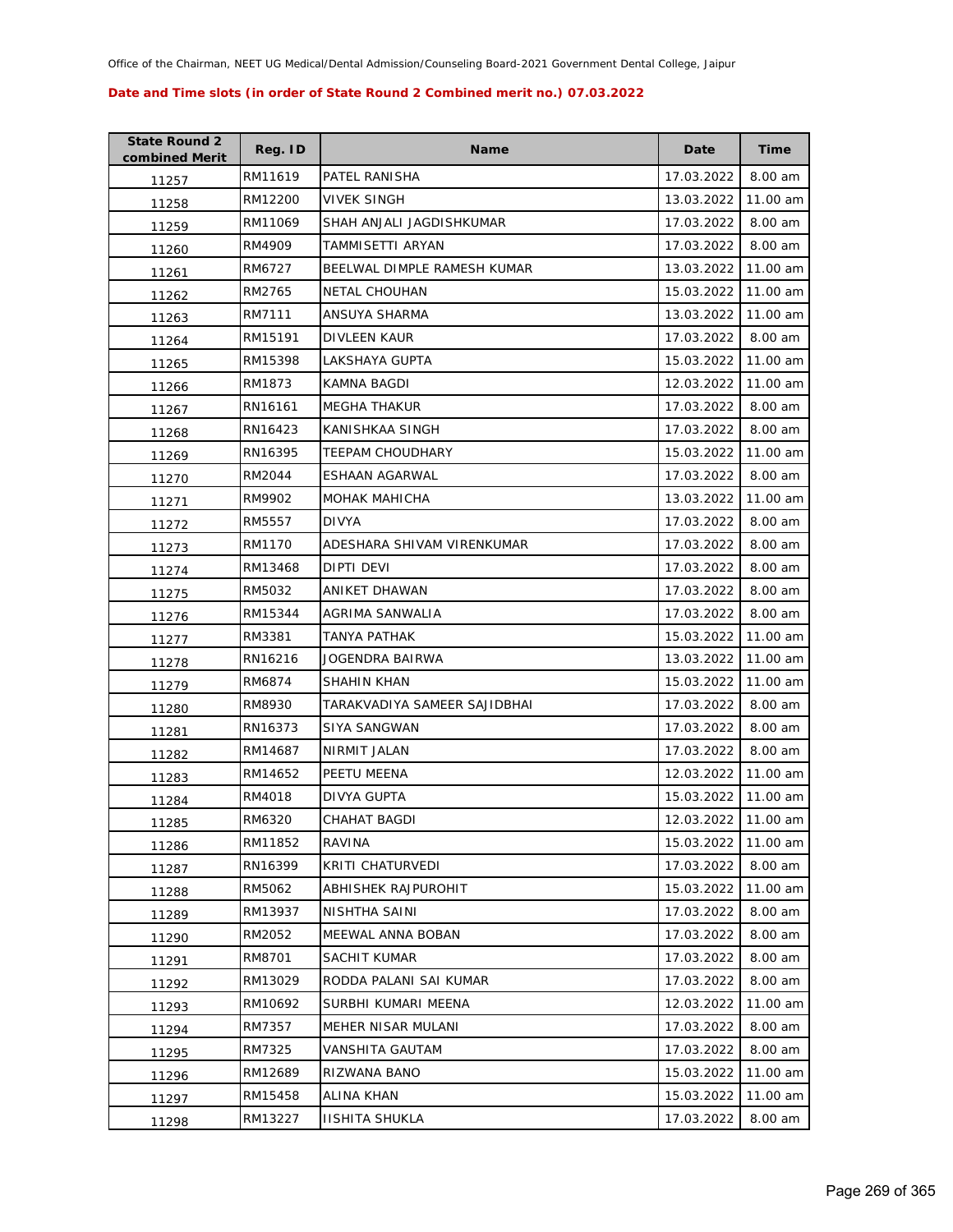Office of the Chairman, NEET UG Medical/Dental Admission/Counseling Board-2021 Government Dental College, Jaipur

**Date and Time slots (in order of State Round 2 Combined merit no.) 07.03.2022**

| State Round 2 combined Merit | Reg. ID | Name | Date | Time |
|---|---|---|---|---|
| 11257 | RM11619 | PATEL RANISHA | 17.03.2022 | 8.00 am |
| 11258 | RM12200 | VIVEK SINGH | 13.03.2022 | 11.00 am |
| 11259 | RM11069 | SHAH ANJALI JAGDISHKUMAR | 17.03.2022 | 8.00 am |
| 11260 | RM4909 | TAMMISETTI ARYAN | 17.03.2022 | 8.00 am |
| 11261 | RM6727 | BEELWAL DIMPLE RAMESH KUMAR | 13.03.2022 | 11.00 am |
| 11262 | RM2765 | NETAL CHOUHAN | 15.03.2022 | 11.00 am |
| 11263 | RM7111 | ANSUYA SHARMA | 13.03.2022 | 11.00 am |
| 11264 | RM15191 | DIVLEEN KAUR | 17.03.2022 | 8.00 am |
| 11265 | RM15398 | LAKSHAYA GUPTA | 15.03.2022 | 11.00 am |
| 11266 | RM1873 | KAMNA BAGDI | 12.03.2022 | 11.00 am |
| 11267 | RN16161 | MEGHA THAKUR | 17.03.2022 | 8.00 am |
| 11268 | RN16423 | KANISHKAA SINGH | 17.03.2022 | 8.00 am |
| 11269 | RN16395 | TEEPAM CHOUDHARY | 15.03.2022 | 11.00 am |
| 11270 | RM2044 | ESHAAN AGARWAL | 17.03.2022 | 8.00 am |
| 11271 | RM9902 | MOHAK MAHICHA | 13.03.2022 | 11.00 am |
| 11272 | RM5557 | DIVYA | 17.03.2022 | 8.00 am |
| 11273 | RM1170 | ADESHARA SHIVAM VIRENKUMAR | 17.03.2022 | 8.00 am |
| 11274 | RM13468 | DIPTI DEVI | 17.03.2022 | 8.00 am |
| 11275 | RM5032 | ANIKET DHAWAN | 17.03.2022 | 8.00 am |
| 11276 | RM15344 | AGRIMA SANWALIA | 17.03.2022 | 8.00 am |
| 11277 | RM3381 | TANYA PATHAK | 15.03.2022 | 11.00 am |
| 11278 | RN16216 | JOGENDRA BAIRWA | 13.03.2022 | 11.00 am |
| 11279 | RM6874 | SHAHIN KHAN | 15.03.2022 | 11.00 am |
| 11280 | RM8930 | TARAKVADIYA SAMEER SAJIDBHAI | 17.03.2022 | 8.00 am |
| 11281 | RN16373 | SIYA SANGWAN | 17.03.2022 | 8.00 am |
| 11282 | RM14687 | NIRMIT JALAN | 17.03.2022 | 8.00 am |
| 11283 | RM14652 | PEETU MEENA | 12.03.2022 | 11.00 am |
| 11284 | RM4018 | DIVYA GUPTA | 15.03.2022 | 11.00 am |
| 11285 | RM6320 | CHAHAT BAGDI | 12.03.2022 | 11.00 am |
| 11286 | RM11852 | RAVINA | 15.03.2022 | 11.00 am |
| 11287 | RN16399 | KRITI CHATURVEDI | 17.03.2022 | 8.00 am |
| 11288 | RM5062 | ABHISHEK RAJPUROHIT | 15.03.2022 | 11.00 am |
| 11289 | RM13937 | NISHTHA SAINI | 17.03.2022 | 8.00 am |
| 11290 | RM2052 | MEEWAL ANNA BOBAN | 17.03.2022 | 8.00 am |
| 11291 | RM8701 | SACHIT KUMAR | 17.03.2022 | 8.00 am |
| 11292 | RM13029 | RODDA PALANI SAI KUMAR | 17.03.2022 | 8.00 am |
| 11293 | RM10692 | SURBHI KUMARI MEENA | 12.03.2022 | 11.00 am |
| 11294 | RM7357 | MEHER NISAR MULANI | 17.03.2022 | 8.00 am |
| 11295 | RM7325 | VANSHITA GAUTAM | 17.03.2022 | 8.00 am |
| 11296 | RM12689 | RIZWANA BANO | 15.03.2022 | 11.00 am |
| 11297 | RM15458 | ALINA KHAN | 15.03.2022 | 11.00 am |
| 11298 | RM13227 | IISHITA SHUKLA | 17.03.2022 | 8.00 am |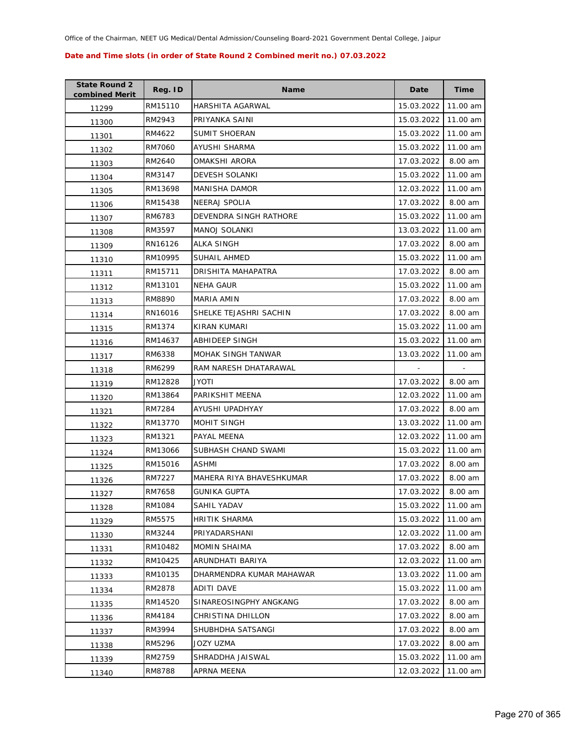Office of the Chairman, NEET UG Medical/Dental Admission/Counseling Board-2021 Government Dental College, Jaipur

**Date and Time slots (in order of State Round 2 Combined merit no.) 07.03.2022**

| State Round 2 combined Merit | Reg. ID | Name | Date | Time |
|---|---|---|---|---|
| 11299 | RM15110 | HARSHITA AGARWAL | 15.03.2022 | 11.00 am |
| 11300 | RM2943 | PRIYANKA SAINI | 15.03.2022 | 11.00 am |
| 11301 | RM4622 | SUMIT SHOERAN | 15.03.2022 | 11.00 am |
| 11302 | RM7060 | AYUSHI SHARMA | 15.03.2022 | 11.00 am |
| 11303 | RM2640 | OMAKSHI ARORA | 17.03.2022 | 8.00 am |
| 11304 | RM3147 | DEVESH SOLANKI | 15.03.2022 | 11.00 am |
| 11305 | RM13698 | MANISHA DAMOR | 12.03.2022 | 11.00 am |
| 11306 | RM15438 | NEERAJ SPOLIA | 17.03.2022 | 8.00 am |
| 11307 | RM6783 | DEVENDRA SINGH RATHORE | 15.03.2022 | 11.00 am |
| 11308 | RM3597 | MANOJ SOLANKI | 13.03.2022 | 11.00 am |
| 11309 | RN16126 | ALKA SINGH | 17.03.2022 | 8.00 am |
| 11310 | RM10995 | SUHAIL AHMED | 15.03.2022 | 11.00 am |
| 11311 | RM15711 | DRISHITA MAHAPATRA | 17.03.2022 | 8.00 am |
| 11312 | RM13101 | NEHA GAUR | 15.03.2022 | 11.00 am |
| 11313 | RM8890 | MARIA AMIN | 17.03.2022 | 8.00 am |
| 11314 | RN16016 | SHELKE TEJASHRI SACHIN | 17.03.2022 | 8.00 am |
| 11315 | RM1374 | KIRAN KUMARI | 15.03.2022 | 11.00 am |
| 11316 | RM14637 | ABHIDEEP SINGH | 15.03.2022 | 11.00 am |
| 11317 | RM6338 | MOHAK SINGH TANWAR | 13.03.2022 | 11.00 am |
| 11318 | RM6299 | RAM NARESH DHATARAWAL | - | - |
| 11319 | RM12828 | JYOTI | 17.03.2022 | 8.00 am |
| 11320 | RM13864 | PARIKSHIT MEENA | 12.03.2022 | 11.00 am |
| 11321 | RM7284 | AYUSHI UPADHYAY | 17.03.2022 | 8.00 am |
| 11322 | RM13770 | MOHIT SINGH | 13.03.2022 | 11.00 am |
| 11323 | RM1321 | PAYAL MEENA | 12.03.2022 | 11.00 am |
| 11324 | RM13066 | SUBHASH CHAND SWAMI | 15.03.2022 | 11.00 am |
| 11325 | RM15016 | ASHMI | 17.03.2022 | 8.00 am |
| 11326 | RM7227 | MAHERA RIYA BHAVESHKUMAR | 17.03.2022 | 8.00 am |
| 11327 | RM7658 | GUNIKA GUPTA | 17.03.2022 | 8.00 am |
| 11328 | RM1084 | SAHIL YADAV | 15.03.2022 | 11.00 am |
| 11329 | RM5575 | HRITIK SHARMA | 15.03.2022 | 11.00 am |
| 11330 | RM3244 | PRIYADARSHANI | 12.03.2022 | 11.00 am |
| 11331 | RM10482 | MOMIN SHAIMA | 17.03.2022 | 8.00 am |
| 11332 | RM10425 | ARUNDHATI BARIYA | 12.03.2022 | 11.00 am |
| 11333 | RM10135 | DHARMENDRA KUMAR MAHAWAR | 13.03.2022 | 11.00 am |
| 11334 | RM2878 | ADITI DAVE | 15.03.2022 | 11.00 am |
| 11335 | RM14520 | SINAREOSINGPHY ANGKANG | 17.03.2022 | 8.00 am |
| 11336 | RM4184 | CHRISTINA DHILLON | 17.03.2022 | 8.00 am |
| 11337 | RM3994 | SHUBHDHA SATSANGI | 17.03.2022 | 8.00 am |
| 11338 | RM5296 | JOZY UZMA | 17.03.2022 | 8.00 am |
| 11339 | RM2759 | SHRADDHA JAISWAL | 15.03.2022 | 11.00 am |
| 11340 | RM8788 | APRNA MEENA | 12.03.2022 | 11.00 am |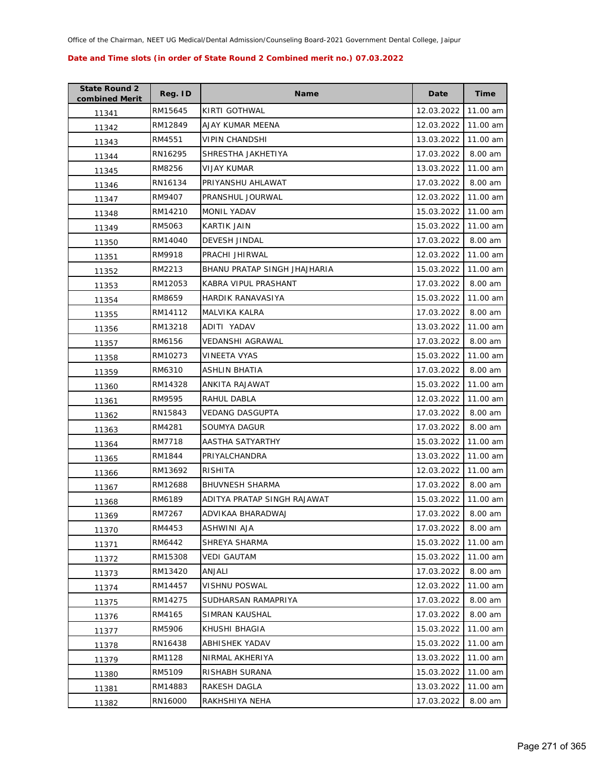Office of the Chairman, NEET UG Medical/Dental Admission/Counseling Board-2021 Government Dental College, Jaipur

**Date and Time slots (in order of State Round 2 Combined merit no.) 07.03.2022**

| State Round 2 combined Merit | Reg. ID | Name | Date | Time |
|---|---|---|---|---|
| 11341 | RM15645 | KIRTI GOTHWAL | 12.03.2022 | 11.00 am |
| 11342 | RM12849 | AJAY KUMAR MEENA | 12.03.2022 | 11.00 am |
| 11343 | RM4551 | VIPIN CHANDSHI | 13.03.2022 | 11.00 am |
| 11344 | RN16295 | SHRESTHA JAKHETIYA | 17.03.2022 | 8.00 am |
| 11345 | RM8256 | VIJAY KUMAR | 13.03.2022 | 11.00 am |
| 11346 | RN16134 | PRIYANSHU AHLAWAT | 17.03.2022 | 8.00 am |
| 11347 | RM9407 | PRANSHUL JOURWAL | 12.03.2022 | 11.00 am |
| 11348 | RM14210 | MONIL YADAV | 15.03.2022 | 11.00 am |
| 11349 | RM5063 | KARTIK JAIN | 15.03.2022 | 11.00 am |
| 11350 | RM14040 | DEVESH JINDAL | 17.03.2022 | 8.00 am |
| 11351 | RM9918 | PRACHI JHIRWAL | 12.03.2022 | 11.00 am |
| 11352 | RM2213 | BHANU PRATAP SINGH JHAJHARIA | 15.03.2022 | 11.00 am |
| 11353 | RM12053 | KABRA VIPUL PRASHANT | 17.03.2022 | 8.00 am |
| 11354 | RM8659 | HARDIK RANAVASIYA | 15.03.2022 | 11.00 am |
| 11355 | RM14112 | MALVIKA KALRA | 17.03.2022 | 8.00 am |
| 11356 | RM13218 | ADITI YADAV | 13.03.2022 | 11.00 am |
| 11357 | RM6156 | VEDANSHI AGRAWAL | 17.03.2022 | 8.00 am |
| 11358 | RM10273 | VINEETA VYAS | 15.03.2022 | 11.00 am |
| 11359 | RM6310 | ASHLIN BHATIA | 17.03.2022 | 8.00 am |
| 11360 | RM14328 | ANKITA RAJAWAT | 15.03.2022 | 11.00 am |
| 11361 | RM9595 | RAHUL DABLA | 12.03.2022 | 11.00 am |
| 11362 | RN15843 | VEDANG DASGUPTA | 17.03.2022 | 8.00 am |
| 11363 | RM4281 | SOUMYA DAGUR | 17.03.2022 | 8.00 am |
| 11364 | RM7718 | AASTHA SATYARTHY | 15.03.2022 | 11.00 am |
| 11365 | RM1844 | PRIYALCHANDRA | 13.03.2022 | 11.00 am |
| 11366 | RM13692 | RISHITA | 12.03.2022 | 11.00 am |
| 11367 | RM12688 | BHUVNESH SHARMA | 17.03.2022 | 8.00 am |
| 11368 | RM6189 | ADITYA PRATAP SINGH RAJAWAT | 15.03.2022 | 11.00 am |
| 11369 | RM7267 | ADVIKAA BHARADWAJ | 17.03.2022 | 8.00 am |
| 11370 | RM4453 | ASHWINI AJA | 17.03.2022 | 8.00 am |
| 11371 | RM6442 | SHREYA SHARMA | 15.03.2022 | 11.00 am |
| 11372 | RM15308 | VEDI GAUTAM | 15.03.2022 | 11.00 am |
| 11373 | RM13420 | ANJALI | 17.03.2022 | 8.00 am |
| 11374 | RM14457 | VISHNU POSWAL | 12.03.2022 | 11.00 am |
| 11375 | RM14275 | SUDHARSAN RAMAPRIYA | 17.03.2022 | 8.00 am |
| 11376 | RM4165 | SIMRAN KAUSHAL | 17.03.2022 | 8.00 am |
| 11377 | RM5906 | KHUSHI BHAGIA | 15.03.2022 | 11.00 am |
| 11378 | RN16438 | ABHISHEK YADAV | 15.03.2022 | 11.00 am |
| 11379 | RM1128 | NIRMAL AKHERIYA | 13.03.2022 | 11.00 am |
| 11380 | RM5109 | RISHABH SURANA | 15.03.2022 | 11.00 am |
| 11381 | RM14883 | RAKESH DAGLA | 13.03.2022 | 11.00 am |
| 11382 | RN16000 | RAKHSHIYA NEHA | 17.03.2022 | 8.00 am |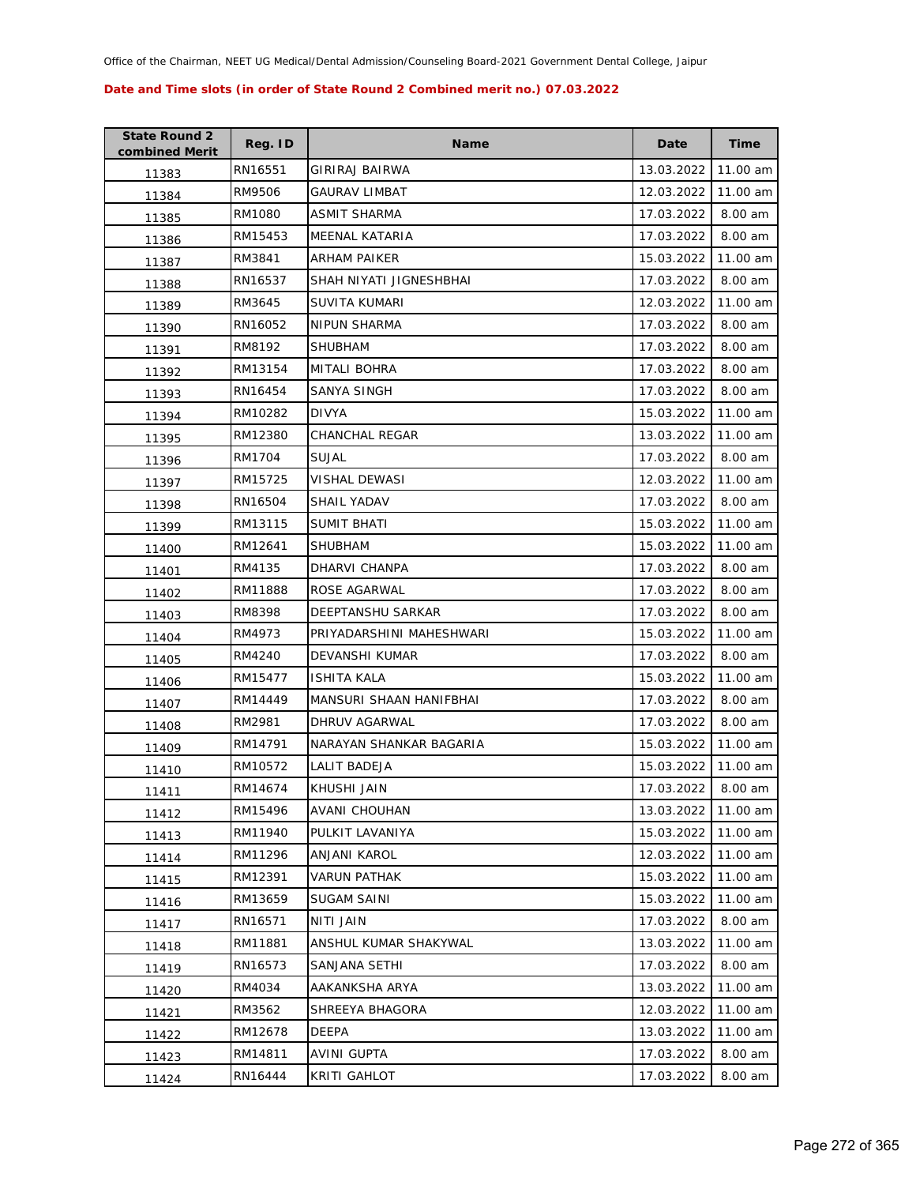Office of the Chairman, NEET UG Medical/Dental Admission/Counseling Board-2021 Government Dental College, Jaipur

**Date and Time slots (in order of State Round 2 Combined merit no.) 07.03.2022**

| State Round 2 combined Merit | Reg. ID | Name | Date | Time |
|---|---|---|---|---|
| 11383 | RN16551 | GIRIRAJ BAIRWA | 13.03.2022 | 11.00 am |
| 11384 | RM9506 | GAURAV LIMBAT | 12.03.2022 | 11.00 am |
| 11385 | RM1080 | ASMIT SHARMA | 17.03.2022 | 8.00 am |
| 11386 | RM15453 | MEENAL KATARIA | 17.03.2022 | 8.00 am |
| 11387 | RM3841 | ARHAM PAIKER | 15.03.2022 | 11.00 am |
| 11388 | RN16537 | SHAH NIYATI JIGNESHBHAI | 17.03.2022 | 8.00 am |
| 11389 | RM3645 | SUVITA KUMARI | 12.03.2022 | 11.00 am |
| 11390 | RN16052 | NIPUN SHARMA | 17.03.2022 | 8.00 am |
| 11391 | RM8192 | SHUBHAM | 17.03.2022 | 8.00 am |
| 11392 | RM13154 | MITALI BOHRA | 17.03.2022 | 8.00 am |
| 11393 | RN16454 | SANYA SINGH | 17.03.2022 | 8.00 am |
| 11394 | RM10282 | DIVYA | 15.03.2022 | 11.00 am |
| 11395 | RM12380 | CHANCHAL REGAR | 13.03.2022 | 11.00 am |
| 11396 | RM1704 | SUJAL | 17.03.2022 | 8.00 am |
| 11397 | RM15725 | VISHAL DEWASI | 12.03.2022 | 11.00 am |
| 11398 | RN16504 | SHAIL YADAV | 17.03.2022 | 8.00 am |
| 11399 | RM13115 | SUMIT BHATI | 15.03.2022 | 11.00 am |
| 11400 | RM12641 | SHUBHAM | 15.03.2022 | 11.00 am |
| 11401 | RM4135 | DHARVI CHANPA | 17.03.2022 | 8.00 am |
| 11402 | RM11888 | ROSE AGARWAL | 17.03.2022 | 8.00 am |
| 11403 | RM8398 | DEEPTANSHU SARKAR | 17.03.2022 | 8.00 am |
| 11404 | RM4973 | PRIYADARSHINI MAHESHWARI | 15.03.2022 | 11.00 am |
| 11405 | RM4240 | DEVANSHI KUMAR | 17.03.2022 | 8.00 am |
| 11406 | RM15477 | ISHITA KALA | 15.03.2022 | 11.00 am |
| 11407 | RM14449 | MANSURI SHAAN HANIFBHAI | 17.03.2022 | 8.00 am |
| 11408 | RM2981 | DHRUV AGARWAL | 17.03.2022 | 8.00 am |
| 11409 | RM14791 | NARAYAN SHANKAR BAGARIA | 15.03.2022 | 11.00 am |
| 11410 | RM10572 | LALIT BADEJA | 15.03.2022 | 11.00 am |
| 11411 | RM14674 | KHUSHI JAIN | 17.03.2022 | 8.00 am |
| 11412 | RM15496 | AVANI CHOUHAN | 13.03.2022 | 11.00 am |
| 11413 | RM11940 | PULKIT LAVANIYA | 15.03.2022 | 11.00 am |
| 11414 | RM11296 | ANJANI KAROL | 12.03.2022 | 11.00 am |
| 11415 | RM12391 | VARUN PATHAK | 15.03.2022 | 11.00 am |
| 11416 | RM13659 | SUGAM SAINI | 15.03.2022 | 11.00 am |
| 11417 | RN16571 | NITI JAIN | 17.03.2022 | 8.00 am |
| 11418 | RM11881 | ANSHUL KUMAR SHAKYWAL | 13.03.2022 | 11.00 am |
| 11419 | RN16573 | SANJANA SETHI | 17.03.2022 | 8.00 am |
| 11420 | RM4034 | AAKANKSHA ARYA | 13.03.2022 | 11.00 am |
| 11421 | RM3562 | SHREEYA BHAGORA | 12.03.2022 | 11.00 am |
| 11422 | RM12678 | DEEPA | 13.03.2022 | 11.00 am |
| 11423 | RM14811 | AVINI GUPTA | 17.03.2022 | 8.00 am |
| 11424 | RN16444 | KRITI GAHLOT | 17.03.2022 | 8.00 am |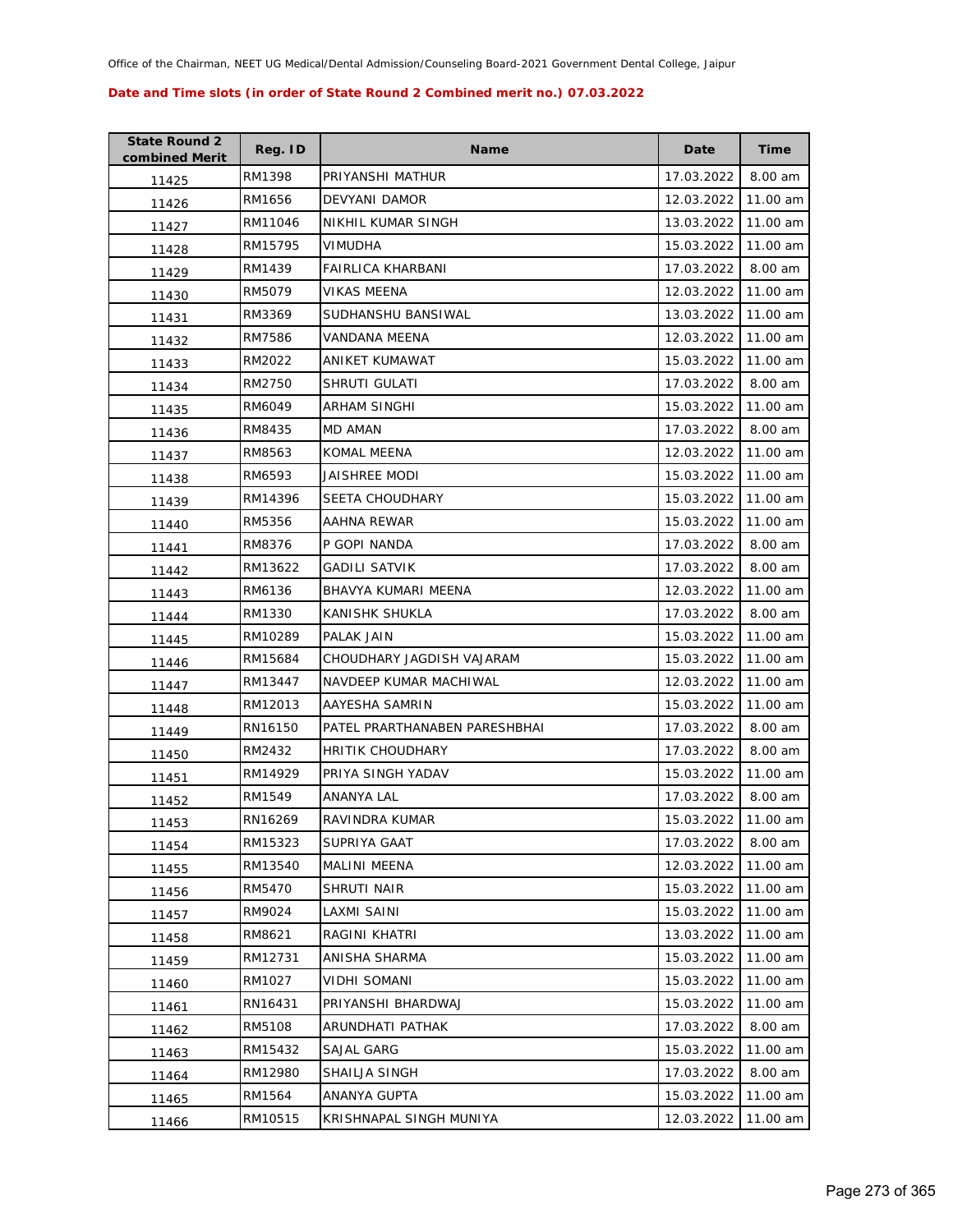Office of the Chairman, NEET UG Medical/Dental Admission/Counseling Board-2021 Government Dental College, Jaipur

**Date and Time slots (in order of State Round 2 Combined merit no.) 07.03.2022**

| State Round 2 combined Merit | Reg. ID | Name | Date | Time |
|---|---|---|---|---|
| 11425 | RM1398 | PRIYANSHI MATHUR | 17.03.2022 | 8.00 am |
| 11426 | RM1656 | DEVYANI DAMOR | 12.03.2022 | 11.00 am |
| 11427 | RM11046 | NIKHIL KUMAR SINGH | 13.03.2022 | 11.00 am |
| 11428 | RM15795 | VIMUDHA | 15.03.2022 | 11.00 am |
| 11429 | RM1439 | FAIRLICA KHARBANI | 17.03.2022 | 8.00 am |
| 11430 | RM5079 | VIKAS MEENA | 12.03.2022 | 11.00 am |
| 11431 | RM3369 | SUDHANSHU BANSIWAL | 13.03.2022 | 11.00 am |
| 11432 | RM7586 | VANDANA MEENA | 12.03.2022 | 11.00 am |
| 11433 | RM2022 | ANIKET KUMAWAT | 15.03.2022 | 11.00 am |
| 11434 | RM2750 | SHRUTI GULATI | 17.03.2022 | 8.00 am |
| 11435 | RM6049 | ARHAM SINGHI | 15.03.2022 | 11.00 am |
| 11436 | RM8435 | MD AMAN | 17.03.2022 | 8.00 am |
| 11437 | RM8563 | KOMAL MEENA | 12.03.2022 | 11.00 am |
| 11438 | RM6593 | JAISHREE MODI | 15.03.2022 | 11.00 am |
| 11439 | RM14396 | SEETA CHOUDHARY | 15.03.2022 | 11.00 am |
| 11440 | RM5356 | AAHNA REWAR | 15.03.2022 | 11.00 am |
| 11441 | RM8376 | P GOPI NANDA | 17.03.2022 | 8.00 am |
| 11442 | RM13622 | GADILI SATVIK | 17.03.2022 | 8.00 am |
| 11443 | RM6136 | BHAVYA KUMARI MEENA | 12.03.2022 | 11.00 am |
| 11444 | RM1330 | KANISHK SHUKLA | 17.03.2022 | 8.00 am |
| 11445 | RM10289 | PALAK JAIN | 15.03.2022 | 11.00 am |
| 11446 | RM15684 | CHOUDHARY JAGDISH VAJARAM | 15.03.2022 | 11.00 am |
| 11447 | RM13447 | NAVDEEP KUMAR MACHIWAL | 12.03.2022 | 11.00 am |
| 11448 | RM12013 | AAYESHA SAMRIN | 15.03.2022 | 11.00 am |
| 11449 | RN16150 | PATEL PRARTHANABEN PARESHBHAI | 17.03.2022 | 8.00 am |
| 11450 | RM2432 | HRITIK CHOUDHARY | 17.03.2022 | 8.00 am |
| 11451 | RM14929 | PRIYA SINGH YADAV | 15.03.2022 | 11.00 am |
| 11452 | RM1549 | ANANYA LAL | 17.03.2022 | 8.00 am |
| 11453 | RN16269 | RAVINDRA KUMAR | 15.03.2022 | 11.00 am |
| 11454 | RM15323 | SUPRIYA GAAT | 17.03.2022 | 8.00 am |
| 11455 | RM13540 | MALINI MEENA | 12.03.2022 | 11.00 am |
| 11456 | RM5470 | SHRUTI NAIR | 15.03.2022 | 11.00 am |
| 11457 | RM9024 | LAXMI SAINI | 15.03.2022 | 11.00 am |
| 11458 | RM8621 | RAGINI KHATRI | 13.03.2022 | 11.00 am |
| 11459 | RM12731 | ANISHA SHARMA | 15.03.2022 | 11.00 am |
| 11460 | RM1027 | VIDHI SOMANI | 15.03.2022 | 11.00 am |
| 11461 | RN16431 | PRIYANSHI BHARDWAJ | 15.03.2022 | 11.00 am |
| 11462 | RM5108 | ARUNDHATI PATHAK | 17.03.2022 | 8.00 am |
| 11463 | RM15432 | SAJAL GARG | 15.03.2022 | 11.00 am |
| 11464 | RM12980 | SHAILJA SINGH | 17.03.2022 | 8.00 am |
| 11465 | RM1564 | ANANYA GUPTA | 15.03.2022 | 11.00 am |
| 11466 | RM10515 | KRISHNAPAL SINGH MUNIYA | 12.03.2022 | 11.00 am |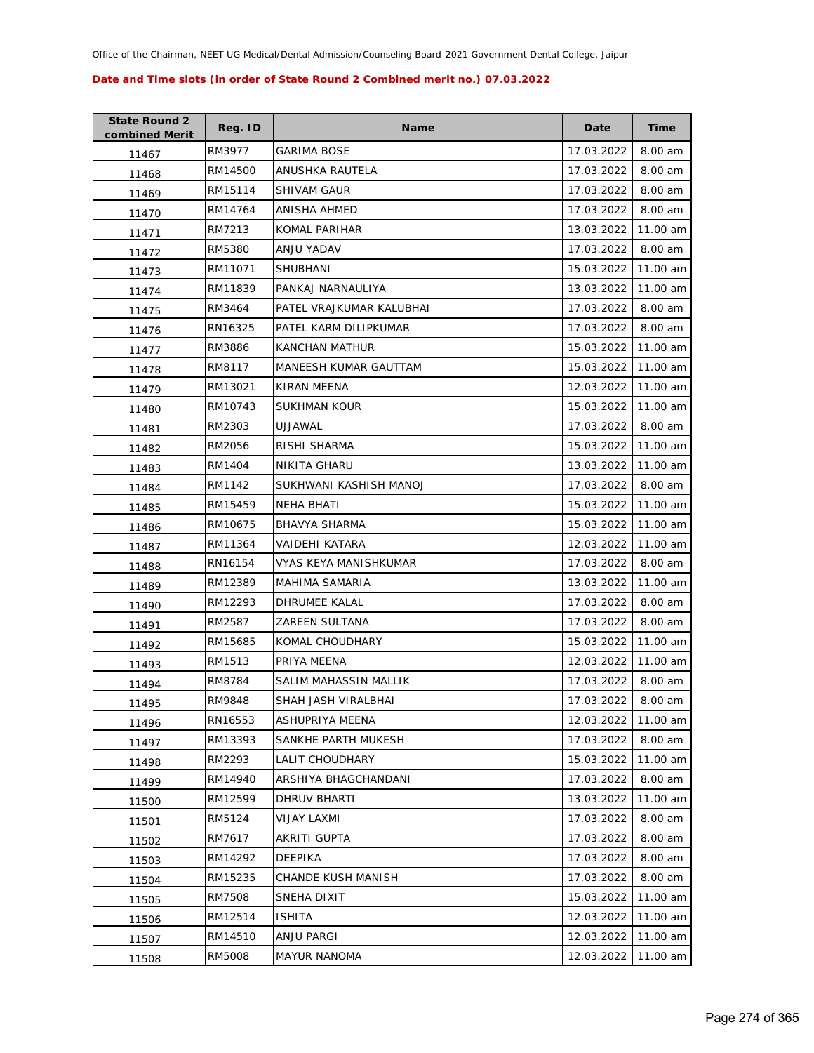Office of the Chairman, NEET UG Medical/Dental Admission/Counseling Board-2021 Government Dental College, Jaipur

**Date and Time slots (in order of State Round 2 Combined merit no.) 07.03.2022**

| State Round 2 combined Merit | Reg. ID | Name | Date | Time |
|---|---|---|---|---|
| 11467 | RM3977 | GARIMA BOSE | 17.03.2022 | 8.00 am |
| 11468 | RM14500 | ANUSHKA RAUTELA | 17.03.2022 | 8.00 am |
| 11469 | RM15114 | SHIVAM GAUR | 17.03.2022 | 8.00 am |
| 11470 | RM14764 | ANISHA AHMED | 17.03.2022 | 8.00 am |
| 11471 | RM7213 | KOMAL PARIHAR | 13.03.2022 | 11.00 am |
| 11472 | RM5380 | ANJU YADAV | 17.03.2022 | 8.00 am |
| 11473 | RM11071 | SHUBHANI | 15.03.2022 | 11.00 am |
| 11474 | RM11839 | PANKAJ NARNAULIYA | 13.03.2022 | 11.00 am |
| 11475 | RM3464 | PATEL VRAJKUMAR KALUBHAI | 17.03.2022 | 8.00 am |
| 11476 | RN16325 | PATEL KARM DILIPKUMAR | 17.03.2022 | 8.00 am |
| 11477 | RM3886 | KANCHAN MATHUR | 15.03.2022 | 11.00 am |
| 11478 | RM8117 | MANEESH KUMAR GAUTTAM | 15.03.2022 | 11.00 am |
| 11479 | RM13021 | KIRAN MEENA | 12.03.2022 | 11.00 am |
| 11480 | RM10743 | SUKHMAN KOUR | 15.03.2022 | 11.00 am |
| 11481 | RM2303 | UJJAWAL | 17.03.2022 | 8.00 am |
| 11482 | RM2056 | RISHI SHARMA | 15.03.2022 | 11.00 am |
| 11483 | RM1404 | NIKITA GHARU | 13.03.2022 | 11.00 am |
| 11484 | RM1142 | SUKHWANI KASHISH MANOJ | 17.03.2022 | 8.00 am |
| 11485 | RM15459 | NEHA BHATI | 15.03.2022 | 11.00 am |
| 11486 | RM10675 | BHAVYA SHARMA | 15.03.2022 | 11.00 am |
| 11487 | RM11364 | VAIDEHI KATARA | 12.03.2022 | 11.00 am |
| 11488 | RN16154 | VYAS KEYA MANISHKUMAR | 17.03.2022 | 8.00 am |
| 11489 | RM12389 | MAHIMA SAMARIA | 13.03.2022 | 11.00 am |
| 11490 | RM12293 | DHRUMEE KALAL | 17.03.2022 | 8.00 am |
| 11491 | RM2587 | ZAREEN SULTANA | 17.03.2022 | 8.00 am |
| 11492 | RM15685 | KOMAL CHOUDHARY | 15.03.2022 | 11.00 am |
| 11493 | RM1513 | PRIYA MEENA | 12.03.2022 | 11.00 am |
| 11494 | RM8784 | SALIM MAHASSIN MALLIK | 17.03.2022 | 8.00 am |
| 11495 | RM9848 | SHAH JASH VIRALBHAI | 17.03.2022 | 8.00 am |
| 11496 | RN16553 | ASHUPRIYA MEENA | 12.03.2022 | 11.00 am |
| 11497 | RM13393 | SANKHE PARTH MUKESH | 17.03.2022 | 8.00 am |
| 11498 | RM2293 | LALIT CHOUDHARY | 15.03.2022 | 11.00 am |
| 11499 | RM14940 | ARSHIYA BHAGCHANDANI | 17.03.2022 | 8.00 am |
| 11500 | RM12599 | DHRUV BHARTI | 13.03.2022 | 11.00 am |
| 11501 | RM5124 | VIJAY LAXMI | 17.03.2022 | 8.00 am |
| 11502 | RM7617 | AKRITI GUPTA | 17.03.2022 | 8.00 am |
| 11503 | RM14292 | DEEPIKA | 17.03.2022 | 8.00 am |
| 11504 | RM15235 | CHANDE KUSH MANISH | 17.03.2022 | 8.00 am |
| 11505 | RM7508 | SNEHA DIXIT | 15.03.2022 | 11.00 am |
| 11506 | RM12514 | ISHITA | 12.03.2022 | 11.00 am |
| 11507 | RM14510 | ANJU PARGI | 12.03.2022 | 11.00 am |
| 11508 | RM5008 | MAYUR NANOMA | 12.03.2022 | 11.00 am |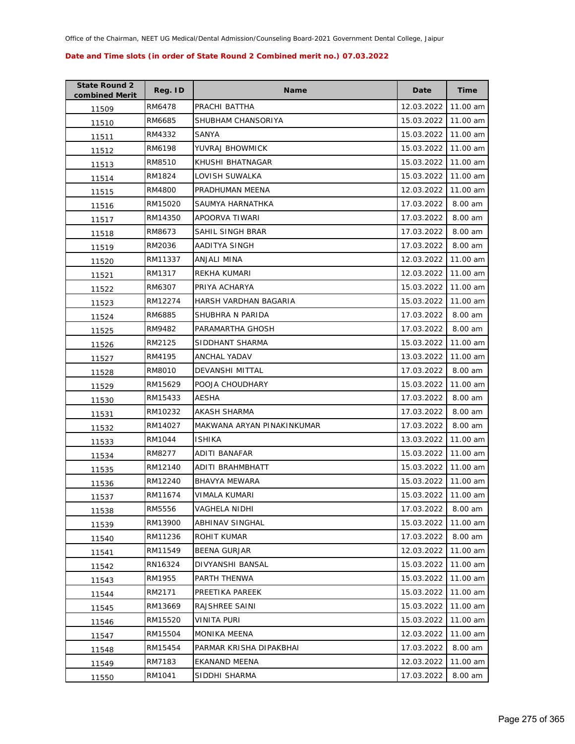Office of the Chairman, NEET UG Medical/Dental Admission/Counseling Board-2021 Government Dental College, Jaipur

**Date and Time slots (in order of State Round 2 Combined merit no.) 07.03.2022**

| State Round 2 combined Merit | Reg. ID | Name | Date | Time |
|---|---|---|---|---|
| 11509 | RM6478 | PRACHI BATTHA | 12.03.2022 | 11.00 am |
| 11510 | RM6685 | SHUBHAM CHANSORIYA | 15.03.2022 | 11.00 am |
| 11511 | RM4332 | SANYA | 15.03.2022 | 11.00 am |
| 11512 | RM6198 | YUVRAJ BHOWMICK | 15.03.2022 | 11.00 am |
| 11513 | RM8510 | KHUSHI BHATNAGAR | 15.03.2022 | 11.00 am |
| 11514 | RM1824 | LOVISH SUWALKA | 15.03.2022 | 11.00 am |
| 11515 | RM4800 | PRADHUMAN MEENA | 12.03.2022 | 11.00 am |
| 11516 | RM15020 | SAUMYA HARNATHKA | 17.03.2022 | 8.00 am |
| 11517 | RM14350 | APOORVA TIWARI | 17.03.2022 | 8.00 am |
| 11518 | RM8673 | SAHIL SINGH BRAR | 17.03.2022 | 8.00 am |
| 11519 | RM2036 | AADITYA SINGH | 17.03.2022 | 8.00 am |
| 11520 | RM11337 | ANJALI MINA | 12.03.2022 | 11.00 am |
| 11521 | RM1317 | REKHA KUMARI | 12.03.2022 | 11.00 am |
| 11522 | RM6307 | PRIYA ACHARYA | 15.03.2022 | 11.00 am |
| 11523 | RM12274 | HARSH VARDHAN BAGARIA | 15.03.2022 | 11.00 am |
| 11524 | RM6885 | SHUBHRA N PARIDA | 17.03.2022 | 8.00 am |
| 11525 | RM9482 | PARAMARTHA GHOSH | 17.03.2022 | 8.00 am |
| 11526 | RM2125 | SIDDHANT SHARMA | 15.03.2022 | 11.00 am |
| 11527 | RM4195 | ANCHAL YADAV | 13.03.2022 | 11.00 am |
| 11528 | RM8010 | DEVANSHI MITTAL | 17.03.2022 | 8.00 am |
| 11529 | RM15629 | POOJA CHOUDHARY | 15.03.2022 | 11.00 am |
| 11530 | RM15433 | AESHA | 17.03.2022 | 8.00 am |
| 11531 | RM10232 | AKASH SHARMA | 17.03.2022 | 8.00 am |
| 11532 | RM14027 | MAKWANA ARYAN PINAKINKUMAR | 17.03.2022 | 8.00 am |
| 11533 | RM1044 | ISHIKA | 13.03.2022 | 11.00 am |
| 11534 | RM8277 | ADITI BANAFAR | 15.03.2022 | 11.00 am |
| 11535 | RM12140 | ADITI BRAHMBHATT | 15.03.2022 | 11.00 am |
| 11536 | RM12240 | BHAVYA MEWARA | 15.03.2022 | 11.00 am |
| 11537 | RM11674 | VIMALA KUMARI | 15.03.2022 | 11.00 am |
| 11538 | RM5556 | VAGHELA NIDHI | 17.03.2022 | 8.00 am |
| 11539 | RM13900 | ABHINAV SINGHAL | 15.03.2022 | 11.00 am |
| 11540 | RM11236 | ROHIT KUMAR | 17.03.2022 | 8.00 am |
| 11541 | RM11549 | BEENA GURJAR | 12.03.2022 | 11.00 am |
| 11542 | RN16324 | DIVYANSHI BANSAL | 15.03.2022 | 11.00 am |
| 11543 | RM1955 | PARTH THENWA | 15.03.2022 | 11.00 am |
| 11544 | RM2171 | PREETIKA PAREEK | 15.03.2022 | 11.00 am |
| 11545 | RM13669 | RAJSHREE SAINI | 15.03.2022 | 11.00 am |
| 11546 | RM15520 | VINITA PURI | 15.03.2022 | 11.00 am |
| 11547 | RM15504 | MONIKA MEENA | 12.03.2022 | 11.00 am |
| 11548 | RM15454 | PARMAR KRISHA DIPAKBHAI | 17.03.2022 | 8.00 am |
| 11549 | RM7183 | EKANAND MEENA | 12.03.2022 | 11.00 am |
| 11550 | RM1041 | SIDDHI SHARMA | 17.03.2022 | 8.00 am |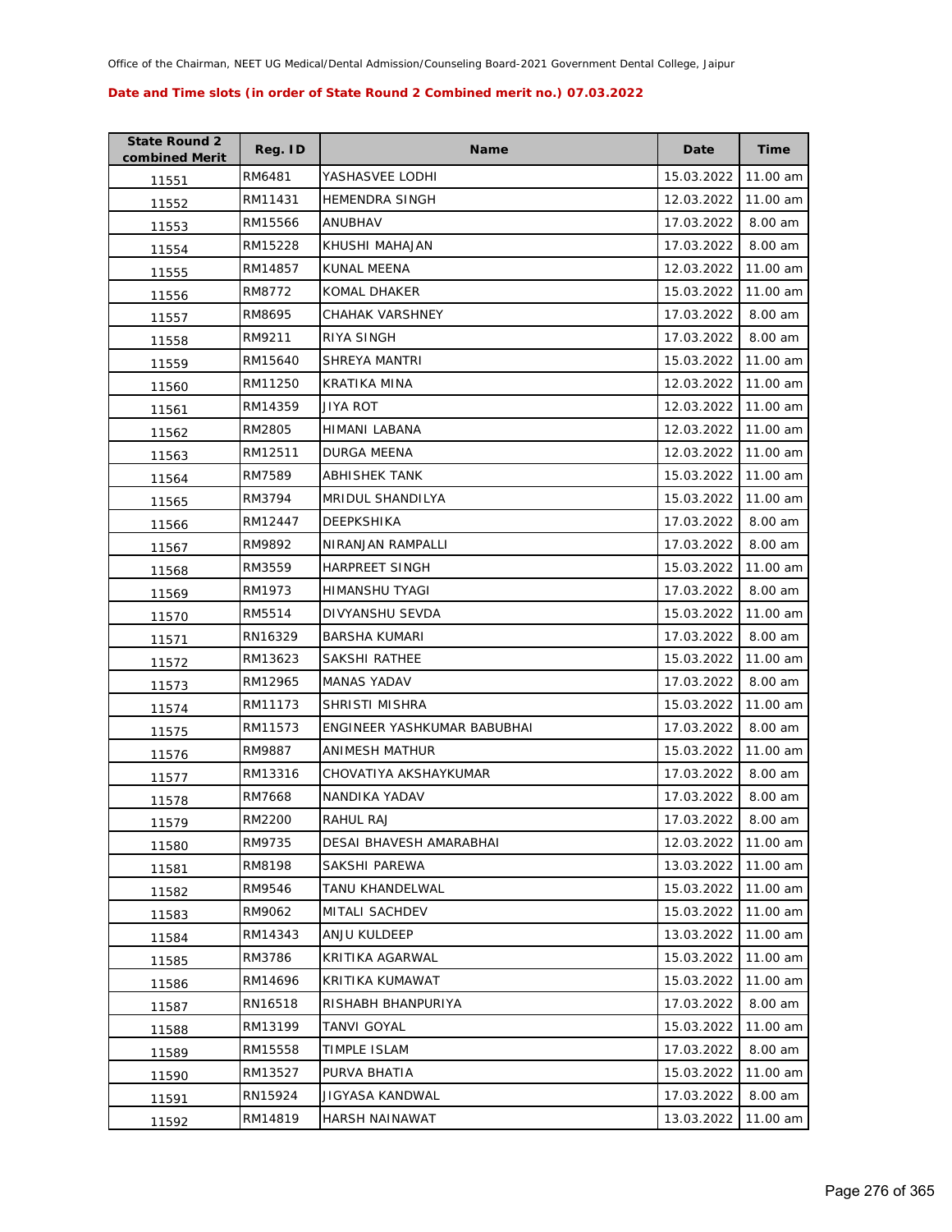Office of the Chairman, NEET UG Medical/Dental Admission/Counseling Board-2021 Government Dental College, Jaipur

**Date and Time slots (in order of State Round 2 Combined merit no.) 07.03.2022**

| State Round 2 combined Merit | Reg. ID | Name | Date | Time |
|---|---|---|---|---|
| 11551 | RM6481 | YASHASVEE LODHI | 15.03.2022 | 11.00 am |
| 11552 | RM11431 | HEMENDRA SINGH | 12.03.2022 | 11.00 am |
| 11553 | RM15566 | ANUBHAV | 17.03.2022 | 8.00 am |
| 11554 | RM15228 | KHUSHI MAHAJAN | 17.03.2022 | 8.00 am |
| 11555 | RM14857 | KUNAL MEENA | 12.03.2022 | 11.00 am |
| 11556 | RM8772 | KOMAL DHAKER | 15.03.2022 | 11.00 am |
| 11557 | RM8695 | CHAHAK VARSHNEY | 17.03.2022 | 8.00 am |
| 11558 | RM9211 | RIYA SINGH | 17.03.2022 | 8.00 am |
| 11559 | RM15640 | SHREYA MANTRI | 15.03.2022 | 11.00 am |
| 11560 | RM11250 | KRATIKA MINA | 12.03.2022 | 11.00 am |
| 11561 | RM14359 | JIYA ROT | 12.03.2022 | 11.00 am |
| 11562 | RM2805 | HIMANI LABANA | 12.03.2022 | 11.00 am |
| 11563 | RM12511 | DURGA MEENA | 12.03.2022 | 11.00 am |
| 11564 | RM7589 | ABHISHEK TANK | 15.03.2022 | 11.00 am |
| 11565 | RM3794 | MRIDUL SHANDILYA | 15.03.2022 | 11.00 am |
| 11566 | RM12447 | DEEPKSHIKA | 17.03.2022 | 8.00 am |
| 11567 | RM9892 | NIRANJAN RAMPALLI | 17.03.2022 | 8.00 am |
| 11568 | RM3559 | HARPREET SINGH | 15.03.2022 | 11.00 am |
| 11569 | RM1973 | HIMANSHU TYAGI | 17.03.2022 | 8.00 am |
| 11570 | RM5514 | DIVYANSHU SEVDA | 15.03.2022 | 11.00 am |
| 11571 | RN16329 | BARSHA KUMARI | 17.03.2022 | 8.00 am |
| 11572 | RM13623 | SAKSHI RATHEE | 15.03.2022 | 11.00 am |
| 11573 | RM12965 | MANAS YADAV | 17.03.2022 | 8.00 am |
| 11574 | RM11173 | SHRISTI MISHRA | 15.03.2022 | 11.00 am |
| 11575 | RM11573 | ENGINEER YASHKUMAR BABUBHAI | 17.03.2022 | 8.00 am |
| 11576 | RM9887 | ANIMESH MATHUR | 15.03.2022 | 11.00 am |
| 11577 | RM13316 | CHOVATIYA AKSHAYKUMAR | 17.03.2022 | 8.00 am |
| 11578 | RM7668 | NANDIKA YADAV | 17.03.2022 | 8.00 am |
| 11579 | RM2200 | RAHUL RAJ | 17.03.2022 | 8.00 am |
| 11580 | RM9735 | DESAI BHAVESH AMARABHAI | 12.03.2022 | 11.00 am |
| 11581 | RM8198 | SAKSHI PAREWA | 13.03.2022 | 11.00 am |
| 11582 | RM9546 | TANU KHANDELWAL | 15.03.2022 | 11.00 am |
| 11583 | RM9062 | MITALI SACHDEV | 15.03.2022 | 11.00 am |
| 11584 | RM14343 | ANJU KULDEEP | 13.03.2022 | 11.00 am |
| 11585 | RM3786 | KRITIKA AGARWAL | 15.03.2022 | 11.00 am |
| 11586 | RM14696 | KRITIKA KUMAWAT | 15.03.2022 | 11.00 am |
| 11587 | RN16518 | RISHABH BHANPURIYA | 17.03.2022 | 8.00 am |
| 11588 | RM13199 | TANVI GOYAL | 15.03.2022 | 11.00 am |
| 11589 | RM15558 | TIMPLE ISLAM | 17.03.2022 | 8.00 am |
| 11590 | RM13527 | PURVA BHATIA | 15.03.2022 | 11.00 am |
| 11591 | RN15924 | JIGYASA KANDWAL | 17.03.2022 | 8.00 am |
| 11592 | RM14819 | HARSH NAINAWAT | 13.03.2022 | 11.00 am |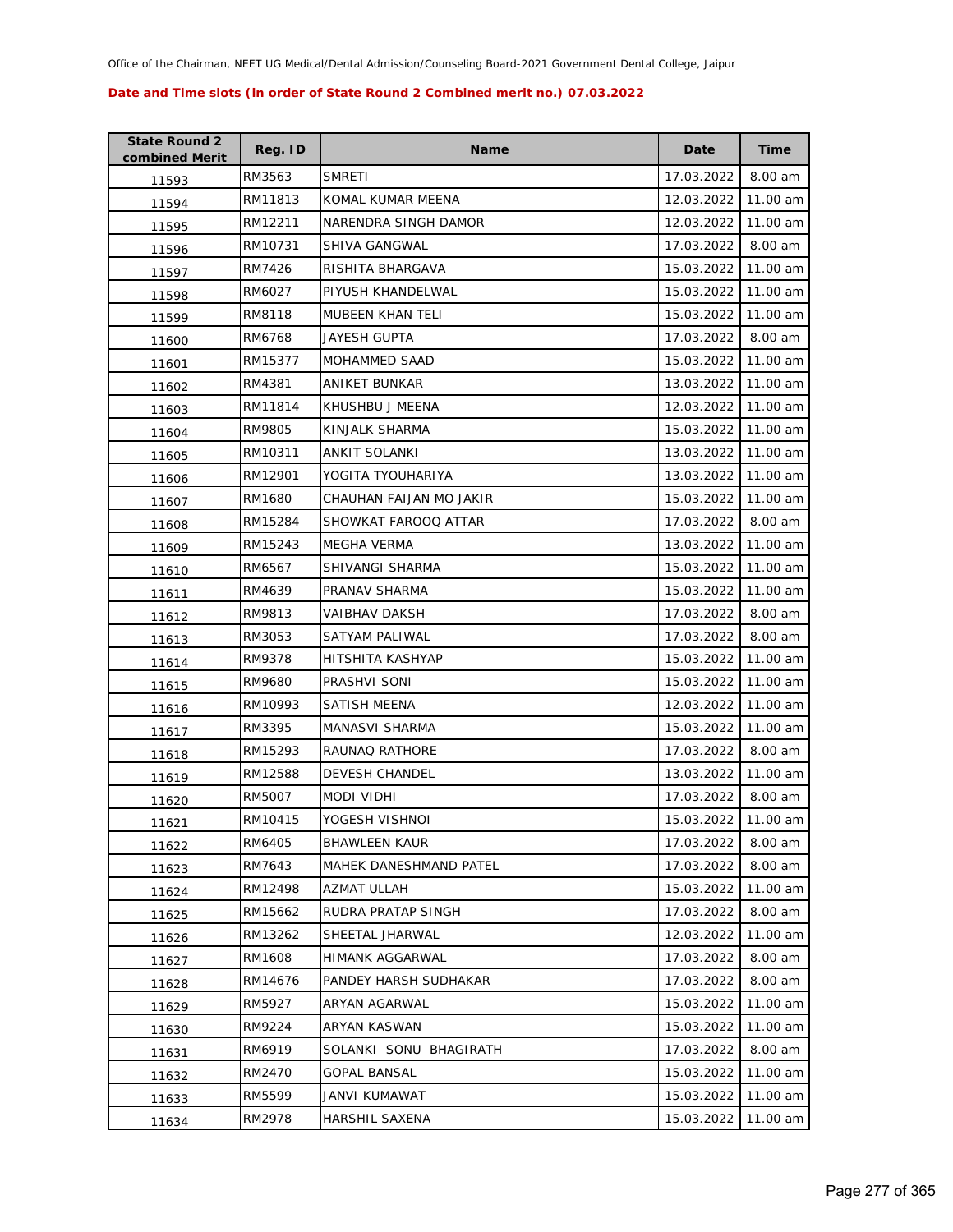Office of the Chairman, NEET UG Medical/Dental Admission/Counseling Board-2021 Government Dental College, Jaipur

**Date and Time slots (in order of State Round 2 Combined merit no.) 07.03.2022**

| State Round 2 combined Merit | Reg. ID | Name | Date | Time |
|---|---|---|---|---|
| 11593 | RM3563 | SMRETI | 17.03.2022 | 8.00 am |
| 11594 | RM11813 | KOMAL KUMAR MEENA | 12.03.2022 | 11.00 am |
| 11595 | RM12211 | NARENDRA SINGH DAMOR | 12.03.2022 | 11.00 am |
| 11596 | RM10731 | SHIVA GANGWAL | 17.03.2022 | 8.00 am |
| 11597 | RM7426 | RISHITA BHARGAVA | 15.03.2022 | 11.00 am |
| 11598 | RM6027 | PIYUSH KHANDELWAL | 15.03.2022 | 11.00 am |
| 11599 | RM8118 | MUBEEN KHAN TELI | 15.03.2022 | 11.00 am |
| 11600 | RM6768 | JAYESH GUPTA | 17.03.2022 | 8.00 am |
| 11601 | RM15377 | MOHAMMED SAAD | 15.03.2022 | 11.00 am |
| 11602 | RM4381 | ANIKET BUNKAR | 13.03.2022 | 11.00 am |
| 11603 | RM11814 | KHUSHBU J MEENA | 12.03.2022 | 11.00 am |
| 11604 | RM9805 | KINJALK SHARMA | 15.03.2022 | 11.00 am |
| 11605 | RM10311 | ANKIT SOLANKI | 13.03.2022 | 11.00 am |
| 11606 | RM12901 | YOGITA TYOUHARIYA | 13.03.2022 | 11.00 am |
| 11607 | RM1680 | CHAUHAN FAIJAN MO JAKIR | 15.03.2022 | 11.00 am |
| 11608 | RM15284 | SHOWKAT FAROOQ ATTAR | 17.03.2022 | 8.00 am |
| 11609 | RM15243 | MEGHA VERMA | 13.03.2022 | 11.00 am |
| 11610 | RM6567 | SHIVANGI SHARMA | 15.03.2022 | 11.00 am |
| 11611 | RM4639 | PRANAV SHARMA | 15.03.2022 | 11.00 am |
| 11612 | RM9813 | VAIBHAV DAKSH | 17.03.2022 | 8.00 am |
| 11613 | RM3053 | SATYAM PALIWAL | 17.03.2022 | 8.00 am |
| 11614 | RM9378 | HITSHITA KASHYAP | 15.03.2022 | 11.00 am |
| 11615 | RM9680 | PRASHVI SONI | 15.03.2022 | 11.00 am |
| 11616 | RM10993 | SATISH MEENA | 12.03.2022 | 11.00 am |
| 11617 | RM3395 | MANASVI SHARMA | 15.03.2022 | 11.00 am |
| 11618 | RM15293 | RAUNAQ RATHORE | 17.03.2022 | 8.00 am |
| 11619 | RM12588 | DEVESH CHANDEL | 13.03.2022 | 11.00 am |
| 11620 | RM5007 | MODI VIDHI | 17.03.2022 | 8.00 am |
| 11621 | RM10415 | YOGESH VISHNOI | 15.03.2022 | 11.00 am |
| 11622 | RM6405 | BHAWLEEN KAUR | 17.03.2022 | 8.00 am |
| 11623 | RM7643 | MAHEK DANESHMAND PATEL | 17.03.2022 | 8.00 am |
| 11624 | RM12498 | AZMAT ULLAH | 15.03.2022 | 11.00 am |
| 11625 | RM15662 | RUDRA PRATAP SINGH | 17.03.2022 | 8.00 am |
| 11626 | RM13262 | SHEETAL JHARWAL | 12.03.2022 | 11.00 am |
| 11627 | RM1608 | HIMANK AGGARWAL | 17.03.2022 | 8.00 am |
| 11628 | RM14676 | PANDEY HARSH SUDHAKAR | 17.03.2022 | 8.00 am |
| 11629 | RM5927 | ARYAN AGARWAL | 15.03.2022 | 11.00 am |
| 11630 | RM9224 | ARYAN KASWAN | 15.03.2022 | 11.00 am |
| 11631 | RM6919 | SOLANKI SONU BHAGIRATH | 17.03.2022 | 8.00 am |
| 11632 | RM2470 | GOPAL BANSAL | 15.03.2022 | 11.00 am |
| 11633 | RM5599 | JANVI KUMAWAT | 15.03.2022 | 11.00 am |
| 11634 | RM2978 | HARSHIL SAXENA | 15.03.2022 | 11.00 am |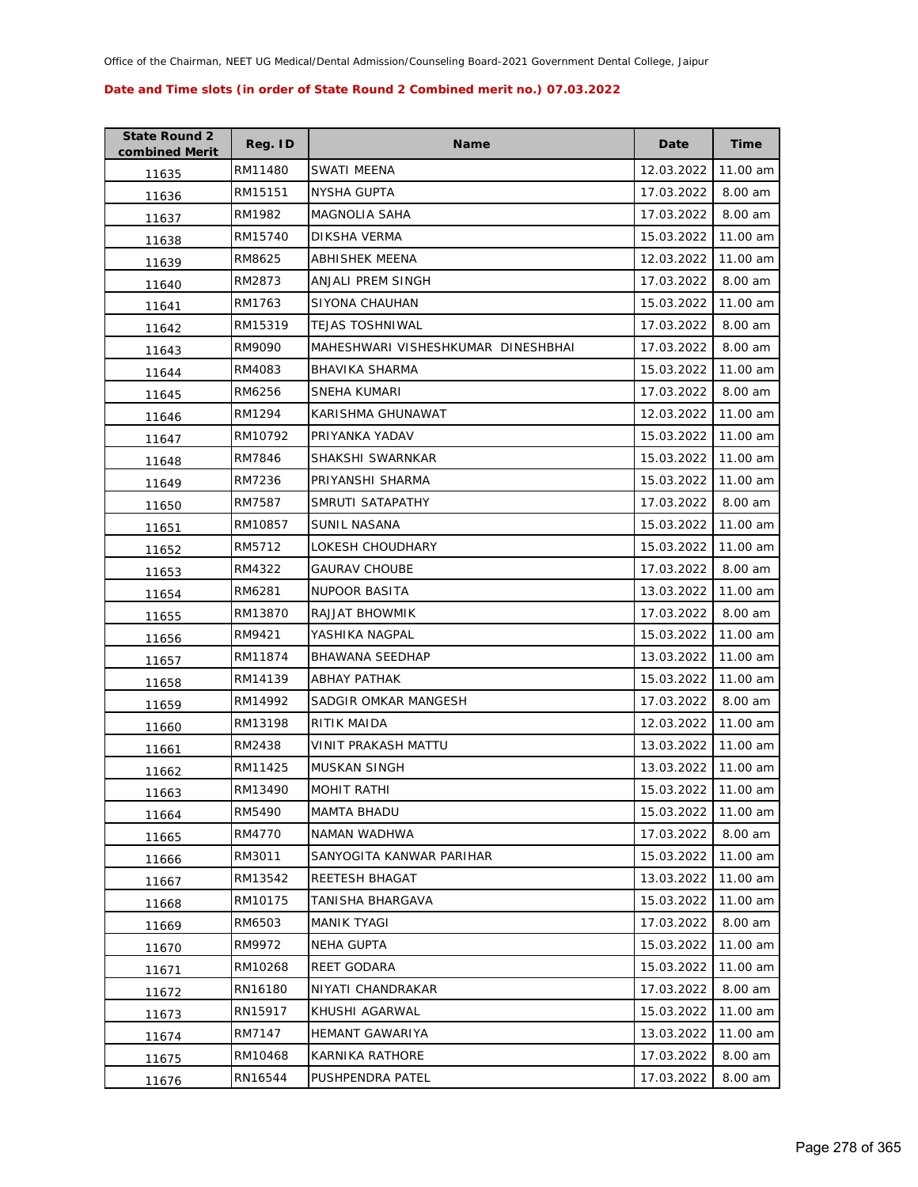Office of the Chairman, NEET UG Medical/Dental Admission/Counseling Board-2021 Government Dental College, Jaipur

**Date and Time slots (in order of State Round 2 Combined merit no.) 07.03.2022**

| State Round 2 combined Merit | Reg. ID | Name | Date | Time |
|---|---|---|---|---|
| 11635 | RM11480 | SWATI MEENA | 12.03.2022 | 11.00 am |
| 11636 | RM15151 | NYSHA GUPTA | 17.03.2022 | 8.00 am |
| 11637 | RM1982 | MAGNOLIA SAHA | 17.03.2022 | 8.00 am |
| 11638 | RM15740 | DIKSHA VERMA | 15.03.2022 | 11.00 am |
| 11639 | RM8625 | ABHISHEK MEENA | 12.03.2022 | 11.00 am |
| 11640 | RM2873 | ANJALI PREM SINGH | 17.03.2022 | 8.00 am |
| 11641 | RM1763 | SIYONA CHAUHAN | 15.03.2022 | 11.00 am |
| 11642 | RM15319 | TEJAS TOSHNIWAL | 17.03.2022 | 8.00 am |
| 11643 | RM9090 | MAHESHWARI VISHESHKUMAR DINESHBHAI | 17.03.2022 | 8.00 am |
| 11644 | RM4083 | BHAVIKA SHARMA | 15.03.2022 | 11.00 am |
| 11645 | RM6256 | SNEHA KUMARI | 17.03.2022 | 8.00 am |
| 11646 | RM1294 | KARISHMA GHUNAWAT | 12.03.2022 | 11.00 am |
| 11647 | RM10792 | PRIYANKA YADAV | 15.03.2022 | 11.00 am |
| 11648 | RM7846 | SHAKSHI SWARNKAR | 15.03.2022 | 11.00 am |
| 11649 | RM7236 | PRIYANSHI SHARMA | 15.03.2022 | 11.00 am |
| 11650 | RM7587 | SMRUTI SATAPATHY | 17.03.2022 | 8.00 am |
| 11651 | RM10857 | SUNIL NASANA | 15.03.2022 | 11.00 am |
| 11652 | RM5712 | LOKESH CHOUDHARY | 15.03.2022 | 11.00 am |
| 11653 | RM4322 | GAURAV CHOUBE | 17.03.2022 | 8.00 am |
| 11654 | RM6281 | NUPOOR BASITA | 13.03.2022 | 11.00 am |
| 11655 | RM13870 | RAJJAT BHOWMIK | 17.03.2022 | 8.00 am |
| 11656 | RM9421 | YASHIKA NAGPAL | 15.03.2022 | 11.00 am |
| 11657 | RM11874 | BHAWANA SEEDHAP | 13.03.2022 | 11.00 am |
| 11658 | RM14139 | ABHAY PATHAK | 15.03.2022 | 11.00 am |
| 11659 | RM14992 | SADGIR OMKAR MANGESH | 17.03.2022 | 8.00 am |
| 11660 | RM13198 | RITIK MAIDA | 12.03.2022 | 11.00 am |
| 11661 | RM2438 | VINIT PRAKASH MATTU | 13.03.2022 | 11.00 am |
| 11662 | RM11425 | MUSKAN SINGH | 13.03.2022 | 11.00 am |
| 11663 | RM13490 | MOHIT RATHI | 15.03.2022 | 11.00 am |
| 11664 | RM5490 | MAMTA BHADU | 15.03.2022 | 11.00 am |
| 11665 | RM4770 | NAMAN WADHWA | 17.03.2022 | 8.00 am |
| 11666 | RM3011 | SANYOGITA KANWAR PARIHAR | 15.03.2022 | 11.00 am |
| 11667 | RM13542 | REETESH BHAGAT | 13.03.2022 | 11.00 am |
| 11668 | RM10175 | TANISHA BHARGAVA | 15.03.2022 | 11.00 am |
| 11669 | RM6503 | MANIK TYAGI | 17.03.2022 | 8.00 am |
| 11670 | RM9972 | NEHA GUPTA | 15.03.2022 | 11.00 am |
| 11671 | RM10268 | REET GODARA | 15.03.2022 | 11.00 am |
| 11672 | RN16180 | NIYATI CHANDRAKAR | 17.03.2022 | 8.00 am |
| 11673 | RN15917 | KHUSHI AGARWAL | 15.03.2022 | 11.00 am |
| 11674 | RM7147 | HEMANT GAWARIYA | 13.03.2022 | 11.00 am |
| 11675 | RM10468 | KARNIKA RATHORE | 17.03.2022 | 8.00 am |
| 11676 | RN16544 | PUSHPENDRA PATEL | 17.03.2022 | 8.00 am |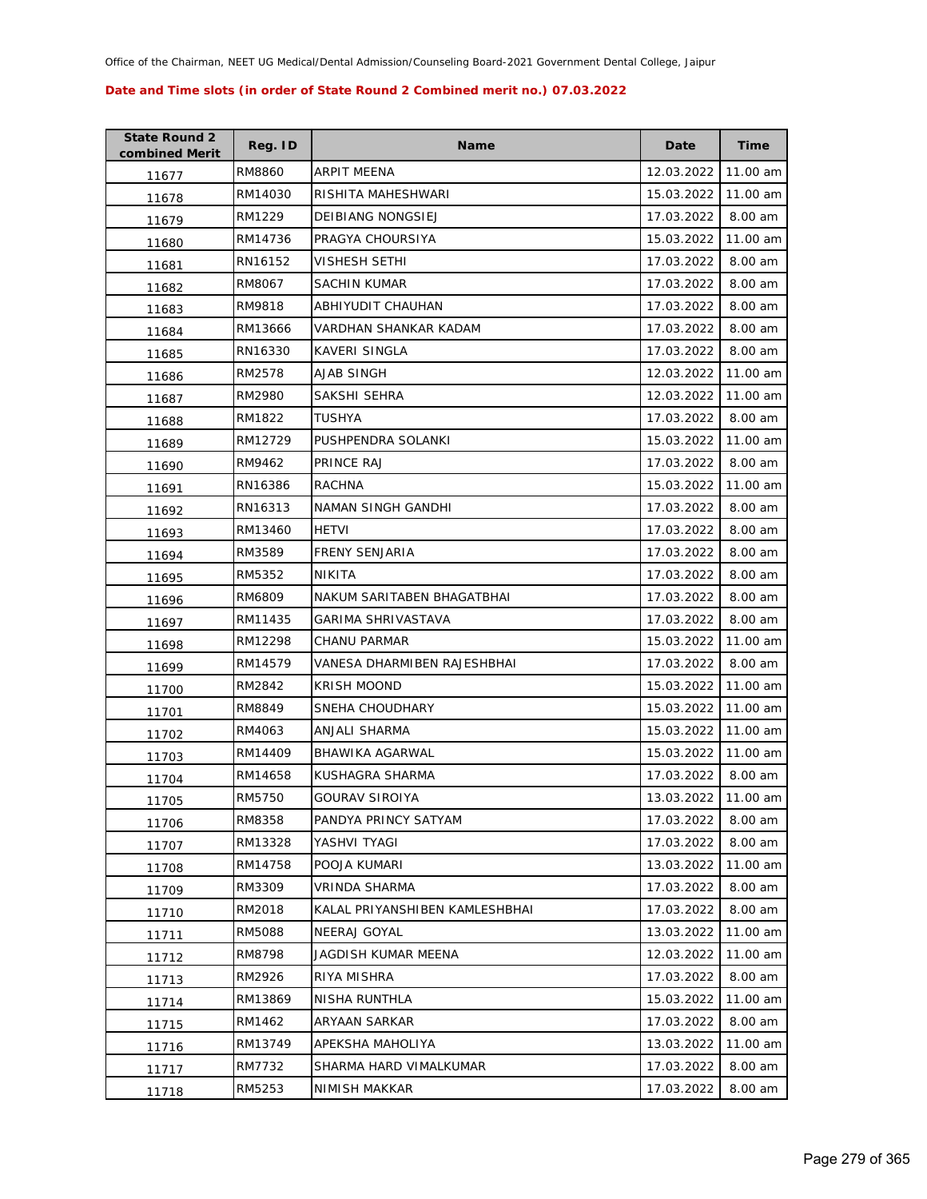Office of the Chairman, NEET UG Medical/Dental Admission/Counseling Board-2021 Government Dental College, Jaipur

**Date and Time slots (in order of State Round 2 Combined merit no.) 07.03.2022**

| State Round 2 combined Merit | Reg. ID | Name | Date | Time |
|---|---|---|---|---|
| 11677 | RM8860 | ARPIT MEENA | 12.03.2022 | 11.00 am |
| 11678 | RM14030 | RISHITA MAHESHWARI | 15.03.2022 | 11.00 am |
| 11679 | RM1229 | DEIBIANG NONGSIEJ | 17.03.2022 | 8.00 am |
| 11680 | RM14736 | PRAGYA CHOURSIYA | 15.03.2022 | 11.00 am |
| 11681 | RN16152 | VISHESH SETHI | 17.03.2022 | 8.00 am |
| 11682 | RM8067 | SACHIN KUMAR | 17.03.2022 | 8.00 am |
| 11683 | RM9818 | ABHIYUDIT CHAUHAN | 17.03.2022 | 8.00 am |
| 11684 | RM13666 | VARDHAN SHANKAR KADAM | 17.03.2022 | 8.00 am |
| 11685 | RN16330 | KAVERI SINGLA | 17.03.2022 | 8.00 am |
| 11686 | RM2578 | AJAB SINGH | 12.03.2022 | 11.00 am |
| 11687 | RM2980 | SAKSHI SEHRA | 12.03.2022 | 11.00 am |
| 11688 | RM1822 | TUSHYA | 17.03.2022 | 8.00 am |
| 11689 | RM12729 | PUSHPENDRA SOLANKI | 15.03.2022 | 11.00 am |
| 11690 | RM9462 | PRINCE RAJ | 17.03.2022 | 8.00 am |
| 11691 | RN16386 | RACHNA | 15.03.2022 | 11.00 am |
| 11692 | RN16313 | NAMAN SINGH GANDHI | 17.03.2022 | 8.00 am |
| 11693 | RM13460 | HETVI | 17.03.2022 | 8.00 am |
| 11694 | RM3589 | FRENY SENJARIA | 17.03.2022 | 8.00 am |
| 11695 | RM5352 | NIKITA | 17.03.2022 | 8.00 am |
| 11696 | RM6809 | NAKUM SARITABEN BHAGATBHAI | 17.03.2022 | 8.00 am |
| 11697 | RM11435 | GARIMA SHRIVASTAVA | 17.03.2022 | 8.00 am |
| 11698 | RM12298 | CHANU PARMAR | 15.03.2022 | 11.00 am |
| 11699 | RM14579 | VANESA DHARMIBEN RAJESHBHAI | 17.03.2022 | 8.00 am |
| 11700 | RM2842 | KRISH MOOND | 15.03.2022 | 11.00 am |
| 11701 | RM8849 | SNEHA CHOUDHARY | 15.03.2022 | 11.00 am |
| 11702 | RM4063 | ANJALI SHARMA | 15.03.2022 | 11.00 am |
| 11703 | RM14409 | BHAWIKA AGARWAL | 15.03.2022 | 11.00 am |
| 11704 | RM14658 | KUSHAGRA SHARMA | 17.03.2022 | 8.00 am |
| 11705 | RM5750 | GOURAV SIROIYA | 13.03.2022 | 11.00 am |
| 11706 | RM8358 | PANDYA PRINCY SATYAM | 17.03.2022 | 8.00 am |
| 11707 | RM13328 | YASHVI TYAGI | 17.03.2022 | 8.00 am |
| 11708 | RM14758 | POOJA KUMARI | 13.03.2022 | 11.00 am |
| 11709 | RM3309 | VRINDA SHARMA | 17.03.2022 | 8.00 am |
| 11710 | RM2018 | KALAL PRIYANSHIBEN KAMLESHBHAI | 17.03.2022 | 8.00 am |
| 11711 | RM5088 | NEERAJ GOYAL | 13.03.2022 | 11.00 am |
| 11712 | RM8798 | JAGDISH KUMAR MEENA | 12.03.2022 | 11.00 am |
| 11713 | RM2926 | RIYA MISHRA | 17.03.2022 | 8.00 am |
| 11714 | RM13869 | NISHA RUNTHLA | 15.03.2022 | 11.00 am |
| 11715 | RM1462 | ARYAAN SARKAR | 17.03.2022 | 8.00 am |
| 11716 | RM13749 | APEKSHA MAHOLIYA | 13.03.2022 | 11.00 am |
| 11717 | RM7732 | SHARMA HARD VIMALKUMAR | 17.03.2022 | 8.00 am |
| 11718 | RM5253 | NIMISH MAKKAR | 17.03.2022 | 8.00 am |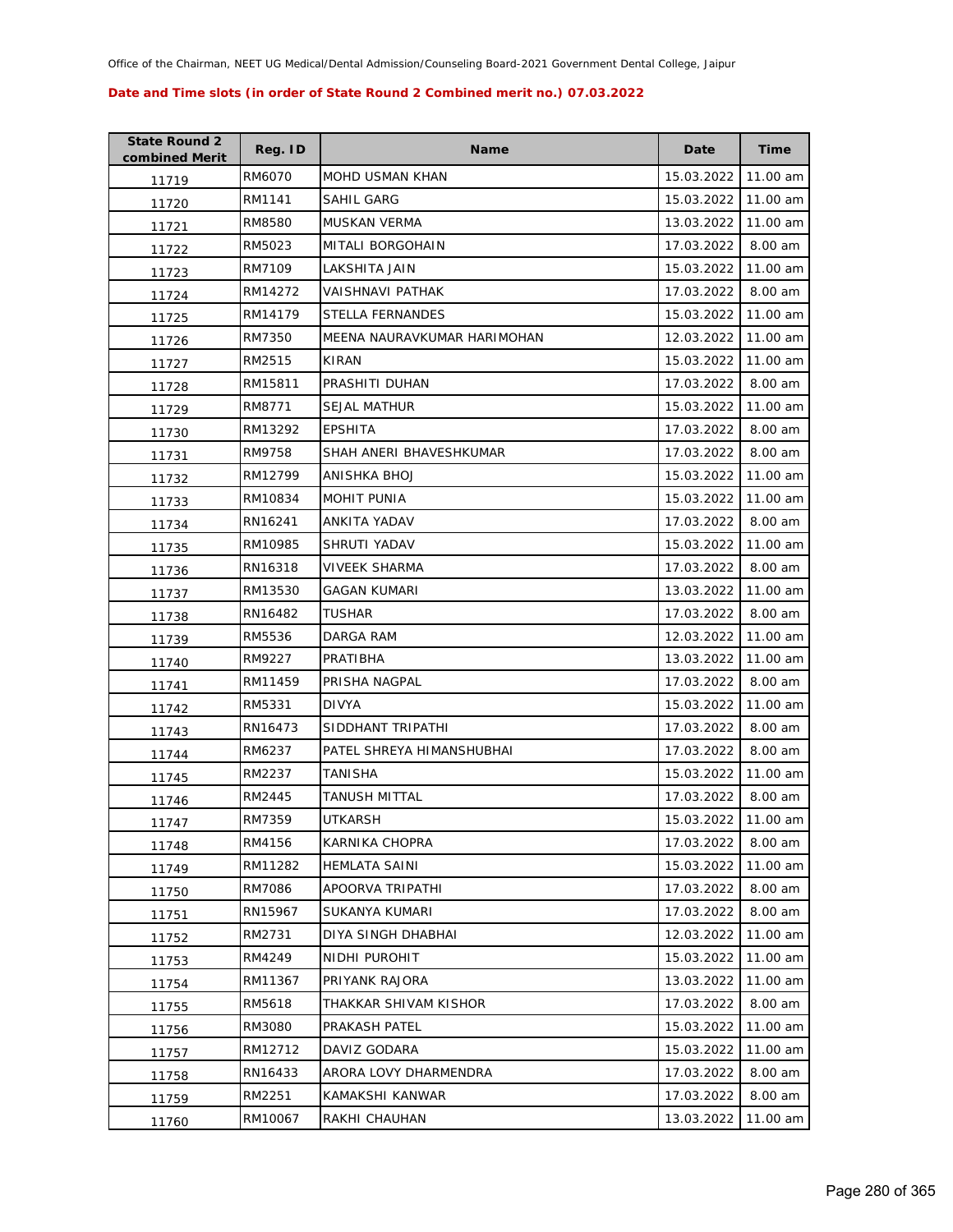Office of the Chairman, NEET UG Medical/Dental Admission/Counseling Board-2021 Government Dental College, Jaipur

**Date and Time slots (in order of State Round 2 Combined merit no.) 07.03.2022**

| State Round 2 combined Merit | Reg. ID | Name | Date | Time |
|---|---|---|---|---|
| 11719 | RM6070 | MOHD USMAN KHAN | 15.03.2022 | 11.00 am |
| 11720 | RM1141 | SAHIL GARG | 15.03.2022 | 11.00 am |
| 11721 | RM8580 | MUSKAN VERMA | 13.03.2022 | 11.00 am |
| 11722 | RM5023 | MITALI BORGOHAIN | 17.03.2022 | 8.00 am |
| 11723 | RM7109 | LAKSHITA JAIN | 15.03.2022 | 11.00 am |
| 11724 | RM14272 | VAISHNAVI PATHAK | 17.03.2022 | 8.00 am |
| 11725 | RM14179 | STELLA FERNANDES | 15.03.2022 | 11.00 am |
| 11726 | RM7350 | MEENA NAURAVKUMAR HARIMOHAN | 12.03.2022 | 11.00 am |
| 11727 | RM2515 | KIRAN | 15.03.2022 | 11.00 am |
| 11728 | RM15811 | PRASHITI DUHAN | 17.03.2022 | 8.00 am |
| 11729 | RM8771 | SEJAL MATHUR | 15.03.2022 | 11.00 am |
| 11730 | RM13292 | EPSHITA | 17.03.2022 | 8.00 am |
| 11731 | RM9758 | SHAH ANERI BHAVESHKUMAR | 17.03.2022 | 8.00 am |
| 11732 | RM12799 | ANISHKA BHOJ | 15.03.2022 | 11.00 am |
| 11733 | RM10834 | MOHIT PUNIA | 15.03.2022 | 11.00 am |
| 11734 | RN16241 | ANKITA YADAV | 17.03.2022 | 8.00 am |
| 11735 | RM10985 | SHRUTI YADAV | 15.03.2022 | 11.00 am |
| 11736 | RN16318 | VIVEEK SHARMA | 17.03.2022 | 8.00 am |
| 11737 | RM13530 | GAGAN KUMARI | 13.03.2022 | 11.00 am |
| 11738 | RN16482 | TUSHAR | 17.03.2022 | 8.00 am |
| 11739 | RM5536 | DARGA RAM | 12.03.2022 | 11.00 am |
| 11740 | RM9227 | PRATIBHA | 13.03.2022 | 11.00 am |
| 11741 | RM11459 | PRISHA NAGPAL | 17.03.2022 | 8.00 am |
| 11742 | RM5331 | DIVYA | 15.03.2022 | 11.00 am |
| 11743 | RN16473 | SIDDHANT TRIPATHI | 17.03.2022 | 8.00 am |
| 11744 | RM6237 | PATEL SHREYA HIMANSHUBHAI | 17.03.2022 | 8.00 am |
| 11745 | RM2237 | TANISHA | 15.03.2022 | 11.00 am |
| 11746 | RM2445 | TANUSH MITTAL | 17.03.2022 | 8.00 am |
| 11747 | RM7359 | UTKARSH | 15.03.2022 | 11.00 am |
| 11748 | RM4156 | KARNIKA CHOPRA | 17.03.2022 | 8.00 am |
| 11749 | RM11282 | HEMLATA SAINI | 15.03.2022 | 11.00 am |
| 11750 | RM7086 | APOORVA TRIPATHI | 17.03.2022 | 8.00 am |
| 11751 | RN15967 | SUKANYA KUMARI | 17.03.2022 | 8.00 am |
| 11752 | RM2731 | DIYA SINGH DHABHAI | 12.03.2022 | 11.00 am |
| 11753 | RM4249 | NIDHI PUROHIT | 15.03.2022 | 11.00 am |
| 11754 | RM11367 | PRIYANK RAJORA | 13.03.2022 | 11.00 am |
| 11755 | RM5618 | THAKKAR SHIVAM KISHOR | 17.03.2022 | 8.00 am |
| 11756 | RM3080 | PRAKASH PATEL | 15.03.2022 | 11.00 am |
| 11757 | RM12712 | DAVIZ GODARA | 15.03.2022 | 11.00 am |
| 11758 | RN16433 | ARORA LOVY DHARMENDRA | 17.03.2022 | 8.00 am |
| 11759 | RM2251 | KAMAKSHI KANWAR | 17.03.2022 | 8.00 am |
| 11760 | RM10067 | RAKHI CHAUHAN | 13.03.2022 | 11.00 am |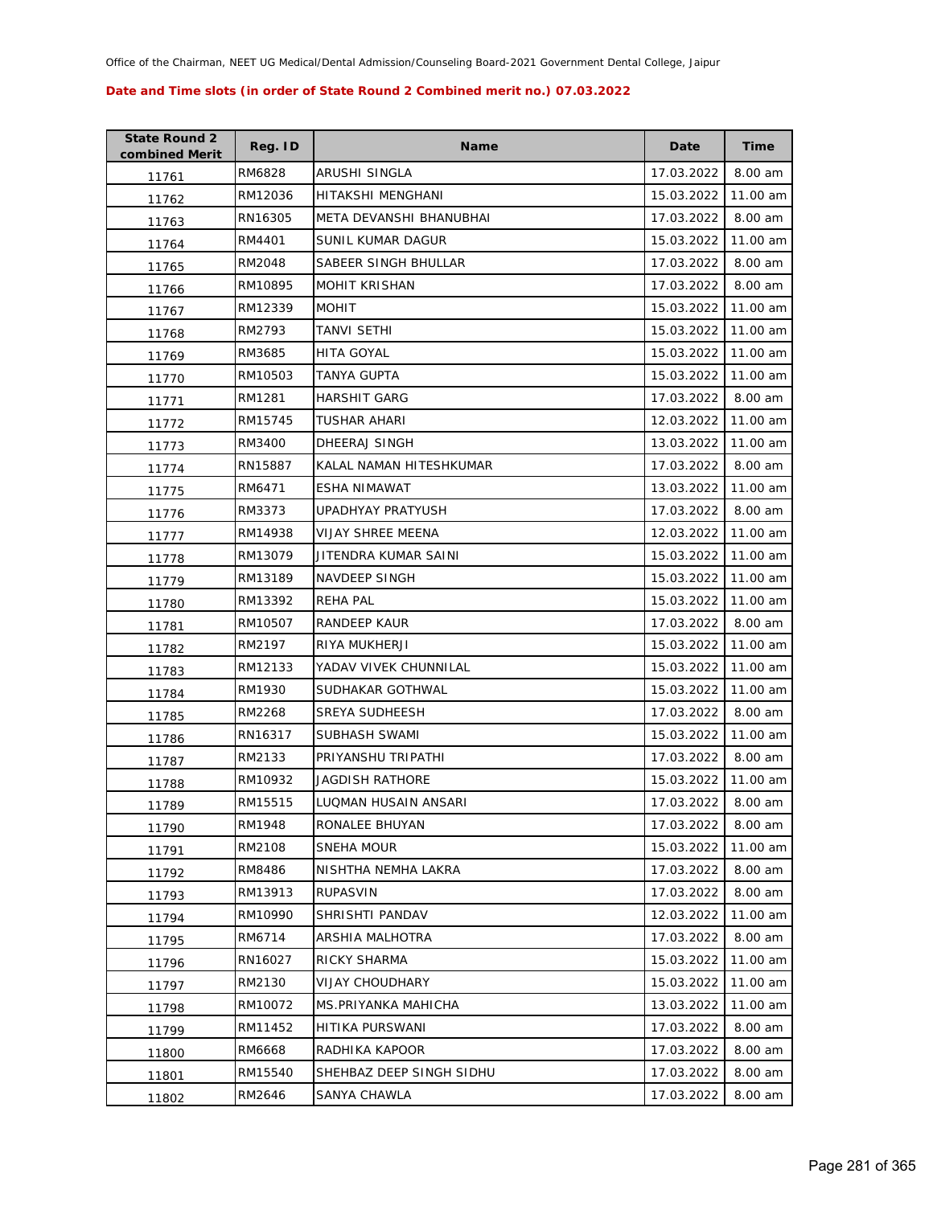Office of the Chairman, NEET UG Medical/Dental Admission/Counseling Board-2021 Government Dental College, Jaipur

**Date and Time slots (in order of State Round 2 Combined merit no.) 07.03.2022**

| State Round 2 combined Merit | Reg. ID | Name | Date | Time |
|---|---|---|---|---|
| 11761 | RM6828 | ARUSHI SINGLA | 17.03.2022 | 8.00 am |
| 11762 | RM12036 | HITAKSHI MENGHANI | 15.03.2022 | 11.00 am |
| 11763 | RN16305 | META DEVANSHI BHANUBHAI | 17.03.2022 | 8.00 am |
| 11764 | RM4401 | SUNIL KUMAR DAGUR | 15.03.2022 | 11.00 am |
| 11765 | RM2048 | SABEER SINGH BHULLAR | 17.03.2022 | 8.00 am |
| 11766 | RM10895 | MOHIT KRISHAN | 17.03.2022 | 8.00 am |
| 11767 | RM12339 | MOHIT | 15.03.2022 | 11.00 am |
| 11768 | RM2793 | TANVI SETHI | 15.03.2022 | 11.00 am |
| 11769 | RM3685 | HITA GOYAL | 15.03.2022 | 11.00 am |
| 11770 | RM10503 | TANYA GUPTA | 15.03.2022 | 11.00 am |
| 11771 | RM1281 | HARSHIT GARG | 17.03.2022 | 8.00 am |
| 11772 | RM15745 | TUSHAR AHARI | 12.03.2022 | 11.00 am |
| 11773 | RM3400 | DHEERAJ SINGH | 13.03.2022 | 11.00 am |
| 11774 | RN15887 | KALAL NAMAN HITESHKUMAR | 17.03.2022 | 8.00 am |
| 11775 | RM6471 | ESHA NIMAWAT | 13.03.2022 | 11.00 am |
| 11776 | RM3373 | UPADHYAY PRATYUSH | 17.03.2022 | 8.00 am |
| 11777 | RM14938 | VIJAY SHREE MEENA | 12.03.2022 | 11.00 am |
| 11778 | RM13079 | JITENDRA KUMAR SAINI | 15.03.2022 | 11.00 am |
| 11779 | RM13189 | NAVDEEP SINGH | 15.03.2022 | 11.00 am |
| 11780 | RM13392 | REHA PAL | 15.03.2022 | 11.00 am |
| 11781 | RM10507 | RANDEEP KAUR | 17.03.2022 | 8.00 am |
| 11782 | RM2197 | RIYA MUKHERJI | 15.03.2022 | 11.00 am |
| 11783 | RM12133 | YADAV VIVEK CHUNNILAL | 15.03.2022 | 11.00 am |
| 11784 | RM1930 | SUDHAKAR GOTHWAL | 15.03.2022 | 11.00 am |
| 11785 | RM2268 | SREYA SUDHEESH | 17.03.2022 | 8.00 am |
| 11786 | RN16317 | SUBHASH SWAMI | 15.03.2022 | 11.00 am |
| 11787 | RM2133 | PRIYANSHU TRIPATHI | 17.03.2022 | 8.00 am |
| 11788 | RM10932 | JAGDISH RATHORE | 15.03.2022 | 11.00 am |
| 11789 | RM15515 | LUQMAN HUSAIN ANSARI | 17.03.2022 | 8.00 am |
| 11790 | RM1948 | RONALEE BHUYAN | 17.03.2022 | 8.00 am |
| 11791 | RM2108 | SNEHA MOUR | 15.03.2022 | 11.00 am |
| 11792 | RM8486 | NISHTHA NEMHA LAKRA | 17.03.2022 | 8.00 am |
| 11793 | RM13913 | RUPASVIN | 17.03.2022 | 8.00 am |
| 11794 | RM10990 | SHRISHTI PANDAV | 12.03.2022 | 11.00 am |
| 11795 | RM6714 | ARSHIA MALHOTRA | 17.03.2022 | 8.00 am |
| 11796 | RN16027 | RICKY SHARMA | 15.03.2022 | 11.00 am |
| 11797 | RM2130 | VIJAY CHOUDHARY | 15.03.2022 | 11.00 am |
| 11798 | RM10072 | MS.PRIYANKA MAHICHA | 13.03.2022 | 11.00 am |
| 11799 | RM11452 | HITIKA PURSWANI | 17.03.2022 | 8.00 am |
| 11800 | RM6668 | RADHIKA KAPOOR | 17.03.2022 | 8.00 am |
| 11801 | RM15540 | SHEHBAZ DEEP SINGH SIDHU | 17.03.2022 | 8.00 am |
| 11802 | RM2646 | SANYA CHAWLA | 17.03.2022 | 8.00 am |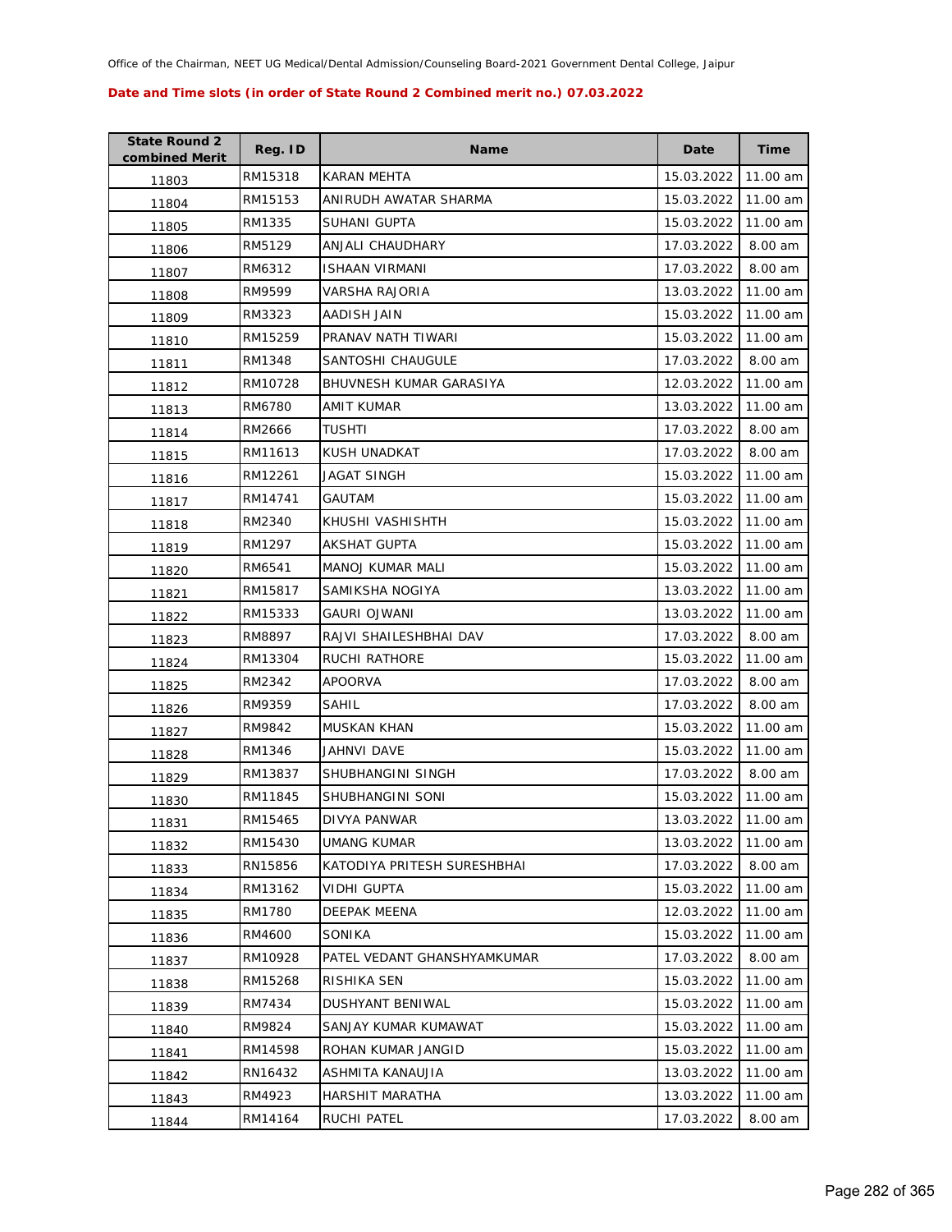Office of the Chairman, NEET UG Medical/Dental Admission/Counseling Board-2021 Government Dental College, Jaipur

**Date and Time slots (in order of State Round 2 Combined merit no.) 07.03.2022**

| State Round 2 combined Merit | Reg. ID | Name | Date | Time |
|---|---|---|---|---|
| 11803 | RM15318 | KARAN MEHTA | 15.03.2022 | 11.00 am |
| 11804 | RM15153 | ANIRUDH AWATAR SHARMA | 15.03.2022 | 11.00 am |
| 11805 | RM1335 | SUHANI GUPTA | 15.03.2022 | 11.00 am |
| 11806 | RM5129 | ANJALI CHAUDHARY | 17.03.2022 | 8.00 am |
| 11807 | RM6312 | ISHAAN VIRMANI | 17.03.2022 | 8.00 am |
| 11808 | RM9599 | VARSHA RAJORIA | 13.03.2022 | 11.00 am |
| 11809 | RM3323 | AADISH JAIN | 15.03.2022 | 11.00 am |
| 11810 | RM15259 | PRANAV NATH TIWARI | 15.03.2022 | 11.00 am |
| 11811 | RM1348 | SANTOSHI CHAUGULE | 17.03.2022 | 8.00 am |
| 11812 | RM10728 | BHUVNESH KUMAR GARASIYA | 12.03.2022 | 11.00 am |
| 11813 | RM6780 | AMIT KUMAR | 13.03.2022 | 11.00 am |
| 11814 | RM2666 | TUSHTI | 17.03.2022 | 8.00 am |
| 11815 | RM11613 | KUSH UNADKAT | 17.03.2022 | 8.00 am |
| 11816 | RM12261 | JAGAT SINGH | 15.03.2022 | 11.00 am |
| 11817 | RM14741 | GAUTAM | 15.03.2022 | 11.00 am |
| 11818 | RM2340 | KHUSHI VASHISHTH | 15.03.2022 | 11.00 am |
| 11819 | RM1297 | AKSHAT GUPTA | 15.03.2022 | 11.00 am |
| 11820 | RM6541 | MANOJ KUMAR MALI | 15.03.2022 | 11.00 am |
| 11821 | RM15817 | SAMIKSHA NOGIYA | 13.03.2022 | 11.00 am |
| 11822 | RM15333 | GAURI OJWANI | 13.03.2022 | 11.00 am |
| 11823 | RM8897 | RAJVI SHAILESHBHAI DAV | 17.03.2022 | 8.00 am |
| 11824 | RM13304 | RUCHI RATHORE | 15.03.2022 | 11.00 am |
| 11825 | RM2342 | APOORVA | 17.03.2022 | 8.00 am |
| 11826 | RM9359 | SAHIL | 17.03.2022 | 8.00 am |
| 11827 | RM9842 | MUSKAN KHAN | 15.03.2022 | 11.00 am |
| 11828 | RM1346 | JAHNVI DAVE | 15.03.2022 | 11.00 am |
| 11829 | RM13837 | SHUBHANGINI SINGH | 17.03.2022 | 8.00 am |
| 11830 | RM11845 | SHUBHANGINI SONI | 15.03.2022 | 11.00 am |
| 11831 | RM15465 | DIVYA PANWAR | 13.03.2022 | 11.00 am |
| 11832 | RM15430 | UMANG KUMAR | 13.03.2022 | 11.00 am |
| 11833 | RN15856 | KATODIYA PRITESH SURESHBHAI | 17.03.2022 | 8.00 am |
| 11834 | RM13162 | VIDHI GUPTA | 15.03.2022 | 11.00 am |
| 11835 | RM1780 | DEEPAK MEENA | 12.03.2022 | 11.00 am |
| 11836 | RM4600 | SONIKA | 15.03.2022 | 11.00 am |
| 11837 | RM10928 | PATEL VEDANT GHANSHYAMKUMAR | 17.03.2022 | 8.00 am |
| 11838 | RM15268 | RISHIKA SEN | 15.03.2022 | 11.00 am |
| 11839 | RM7434 | DUSHYANT BENIWAL | 15.03.2022 | 11.00 am |
| 11840 | RM9824 | SANJAY KUMAR KUMAWAT | 15.03.2022 | 11.00 am |
| 11841 | RM14598 | ROHAN KUMAR JANGID | 15.03.2022 | 11.00 am |
| 11842 | RN16432 | ASHMITA KANAUJIA | 13.03.2022 | 11.00 am |
| 11843 | RM4923 | HARSHIT MARATHA | 13.03.2022 | 11.00 am |
| 11844 | RM14164 | RUCHI PATEL | 17.03.2022 | 8.00 am |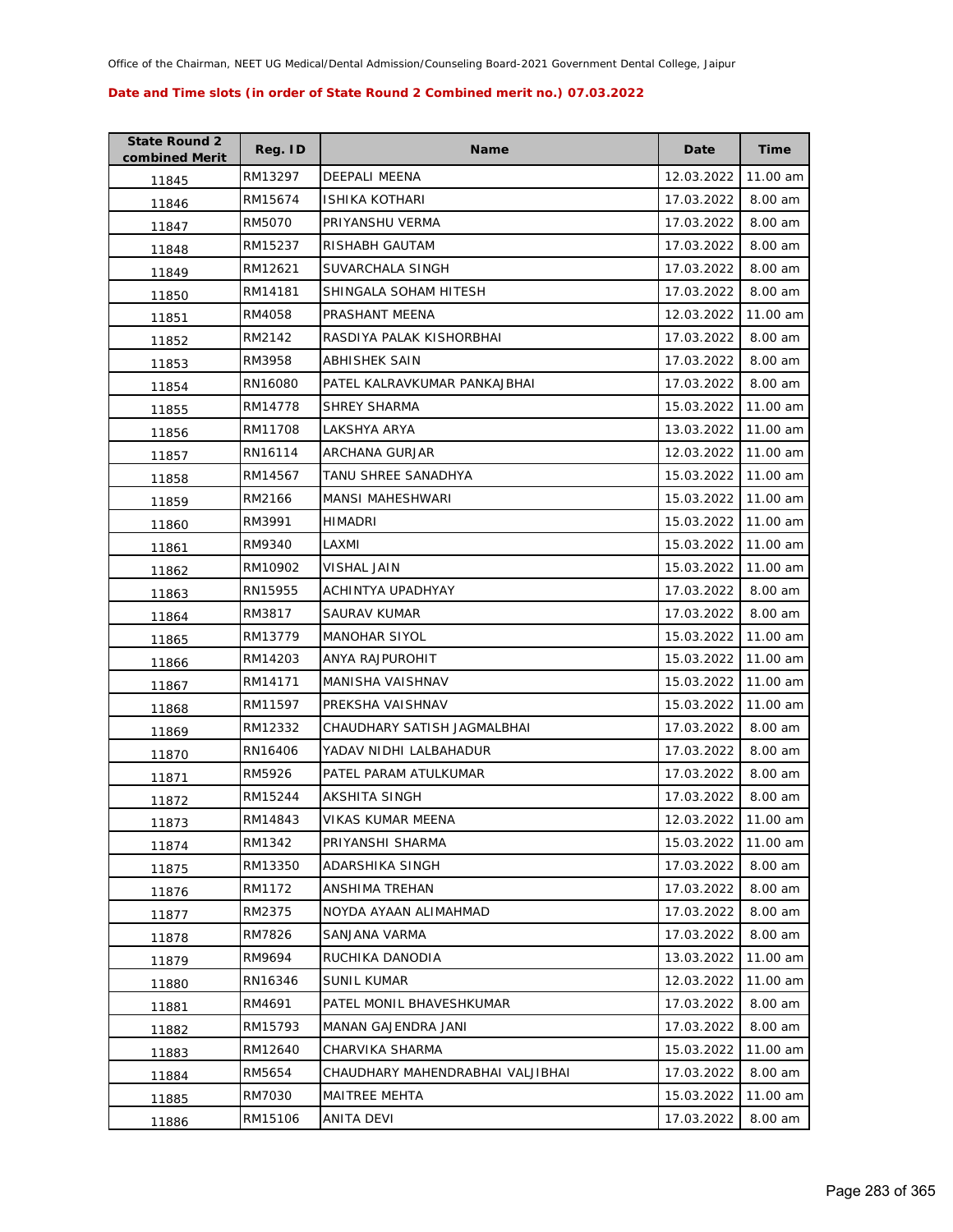Office of the Chairman, NEET UG Medical/Dental Admission/Counseling Board-2021 Government Dental College, Jaipur

**Date and Time slots (in order of State Round 2 Combined merit no.) 07.03.2022**

| State Round 2 combined Merit | Reg. ID | Name | Date | Time |
|---|---|---|---|---|
| 11845 | RM13297 | DEEPALI MEENA | 12.03.2022 | 11.00 am |
| 11846 | RM15674 | ISHIKA KOTHARI | 17.03.2022 | 8.00 am |
| 11847 | RM5070 | PRIYANSHU VERMA | 17.03.2022 | 8.00 am |
| 11848 | RM15237 | RISHABH GAUTAM | 17.03.2022 | 8.00 am |
| 11849 | RM12621 | SUVARCHALA SINGH | 17.03.2022 | 8.00 am |
| 11850 | RM14181 | SHINGALA SOHAM HITESH | 17.03.2022 | 8.00 am |
| 11851 | RM4058 | PRASHANT MEENA | 12.03.2022 | 11.00 am |
| 11852 | RM2142 | RASDIYA PALAK KISHORBHAI | 17.03.2022 | 8.00 am |
| 11853 | RM3958 | ABHISHEK SAIN | 17.03.2022 | 8.00 am |
| 11854 | RN16080 | PATEL KALRAVKUMAR PANKAJBHAI | 17.03.2022 | 8.00 am |
| 11855 | RM14778 | SHREY SHARMA | 15.03.2022 | 11.00 am |
| 11856 | RM11708 | LAKSHYA ARYA | 13.03.2022 | 11.00 am |
| 11857 | RN16114 | ARCHANA GURJAR | 12.03.2022 | 11.00 am |
| 11858 | RM14567 | TANU SHREE SANADHYA | 15.03.2022 | 11.00 am |
| 11859 | RM2166 | MANSI MAHESHWARI | 15.03.2022 | 11.00 am |
| 11860 | RM3991 | HIMADRI | 15.03.2022 | 11.00 am |
| 11861 | RM9340 | LAXMI | 15.03.2022 | 11.00 am |
| 11862 | RM10902 | VISHAL JAIN | 15.03.2022 | 11.00 am |
| 11863 | RN15955 | ACHINTYA UPADHYAY | 17.03.2022 | 8.00 am |
| 11864 | RM3817 | SAURAV KUMAR | 17.03.2022 | 8.00 am |
| 11865 | RM13779 | MANOHAR SIYOL | 15.03.2022 | 11.00 am |
| 11866 | RM14203 | ANYA RAJPUROHIT | 15.03.2022 | 11.00 am |
| 11867 | RM14171 | MANISHA VAISHNAV | 15.03.2022 | 11.00 am |
| 11868 | RM11597 | PREKSHA VAISHNAV | 15.03.2022 | 11.00 am |
| 11869 | RM12332 | CHAUDHARY SATISH JAGMALBHAI | 17.03.2022 | 8.00 am |
| 11870 | RN16406 | YADAV NIDHI LALBAHADUR | 17.03.2022 | 8.00 am |
| 11871 | RM5926 | PATEL PARAM ATULKUMAR | 17.03.2022 | 8.00 am |
| 11872 | RM15244 | AKSHITA SINGH | 17.03.2022 | 8.00 am |
| 11873 | RM14843 | VIKAS KUMAR MEENA | 12.03.2022 | 11.00 am |
| 11874 | RM1342 | PRIYANSHI SHARMA | 15.03.2022 | 11.00 am |
| 11875 | RM13350 | ADARSHIKA SINGH | 17.03.2022 | 8.00 am |
| 11876 | RM1172 | ANSHIMA TREHAN | 17.03.2022 | 8.00 am |
| 11877 | RM2375 | NOYDA AYAAN ALIMAHMAD | 17.03.2022 | 8.00 am |
| 11878 | RM7826 | SANJANA VARMA | 17.03.2022 | 8.00 am |
| 11879 | RM9694 | RUCHIKA DANODIA | 13.03.2022 | 11.00 am |
| 11880 | RN16346 | SUNIL KUMAR | 12.03.2022 | 11.00 am |
| 11881 | RM4691 | PATEL MONIL BHAVESHKUMAR | 17.03.2022 | 8.00 am |
| 11882 | RM15793 | MANAN GAJENDRA JANI | 17.03.2022 | 8.00 am |
| 11883 | RM12640 | CHARVIKA SHARMA | 15.03.2022 | 11.00 am |
| 11884 | RM5654 | CHAUDHARY MAHENDRABHAI VALJIBHAI | 17.03.2022 | 8.00 am |
| 11885 | RM7030 | MAITREE MEHTA | 15.03.2022 | 11.00 am |
| 11886 | RM15106 | ANITA DEVI | 17.03.2022 | 8.00 am |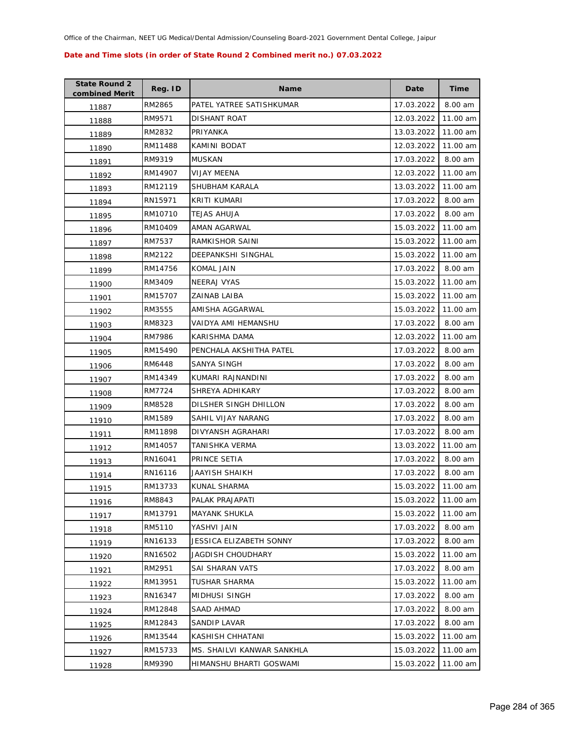Office of the Chairman, NEET UG Medical/Dental Admission/Counseling Board-2021 Government Dental College, Jaipur

**Date and Time slots (in order of State Round 2 Combined merit no.) 07.03.2022**

| State Round 2 combined Merit | Reg. ID | Name | Date | Time |
|---|---|---|---|---|
| 11887 | RM2865 | PATEL YATREE SATISHKUMAR | 17.03.2022 | 8.00 am |
| 11888 | RM9571 | DISHANT ROAT | 12.03.2022 | 11.00 am |
| 11889 | RM2832 | PRIYANKA | 13.03.2022 | 11.00 am |
| 11890 | RM11488 | KAMINI BODAT | 12.03.2022 | 11.00 am |
| 11891 | RM9319 | MUSKAN | 17.03.2022 | 8.00 am |
| 11892 | RM14907 | VIJAY MEENA | 12.03.2022 | 11.00 am |
| 11893 | RM12119 | SHUBHAM KARALA | 13.03.2022 | 11.00 am |
| 11894 | RN15971 | KRITI KUMARI | 17.03.2022 | 8.00 am |
| 11895 | RM10710 | TEJAS AHUJA | 17.03.2022 | 8.00 am |
| 11896 | RM10409 | AMAN AGARWAL | 15.03.2022 | 11.00 am |
| 11897 | RM7537 | RAMKISHOR SAINI | 15.03.2022 | 11.00 am |
| 11898 | RM2122 | DEEPANKSHI SINGHAL | 15.03.2022 | 11.00 am |
| 11899 | RM14756 | KOMAL JAIN | 17.03.2022 | 8.00 am |
| 11900 | RM3409 | NEERAJ VYAS | 15.03.2022 | 11.00 am |
| 11901 | RM15707 | ZAINAB LAIBA | 15.03.2022 | 11.00 am |
| 11902 | RM3555 | AMISHA AGGARWAL | 15.03.2022 | 11.00 am |
| 11903 | RM8323 | VAIDYA AMI HEMANSHU | 17.03.2022 | 8.00 am |
| 11904 | RM7986 | KARISHMA DAMA | 12.03.2022 | 11.00 am |
| 11905 | RM15490 | PENCHALA AKSHITHA PATEL | 17.03.2022 | 8.00 am |
| 11906 | RM6448 | SANYA SINGH | 17.03.2022 | 8.00 am |
| 11907 | RM14349 | KUMARI RAJNANDINI | 17.03.2022 | 8.00 am |
| 11908 | RM7724 | SHREYA ADHIKARY | 17.03.2022 | 8.00 am |
| 11909 | RM8528 | DILSHER SINGH DHILLON | 17.03.2022 | 8.00 am |
| 11910 | RM1589 | SAHIL VIJAY NARANG | 17.03.2022 | 8.00 am |
| 11911 | RM11898 | DIVYANSH AGRAHARI | 17.03.2022 | 8.00 am |
| 11912 | RM14057 | TANISHKA VERMA | 13.03.2022 | 11.00 am |
| 11913 | RN16041 | PRINCE SETIA | 17.03.2022 | 8.00 am |
| 11914 | RN16116 | JAAYISH SHAIKH | 17.03.2022 | 8.00 am |
| 11915 | RM13733 | KUNAL SHARMA | 15.03.2022 | 11.00 am |
| 11916 | RM8843 | PALAK PRAJAPATI | 15.03.2022 | 11.00 am |
| 11917 | RM13791 | MAYANK SHUKLA | 15.03.2022 | 11.00 am |
| 11918 | RM5110 | YASHVI JAIN | 17.03.2022 | 8.00 am |
| 11919 | RN16133 | JESSICA ELIZABETH SONNY | 17.03.2022 | 8.00 am |
| 11920 | RN16502 | JAGDISH CHOUDHARY | 15.03.2022 | 11.00 am |
| 11921 | RM2951 | SAI SHARAN VATS | 17.03.2022 | 8.00 am |
| 11922 | RM13951 | TUSHAR SHARMA | 15.03.2022 | 11.00 am |
| 11923 | RN16347 | MIDHUSI SINGH | 17.03.2022 | 8.00 am |
| 11924 | RM12848 | SAAD AHMAD | 17.03.2022 | 8.00 am |
| 11925 | RM12843 | SANDIP LAVAR | 17.03.2022 | 8.00 am |
| 11926 | RM13544 | KASHISH CHHATANI | 15.03.2022 | 11.00 am |
| 11927 | RM15733 | MS. SHAILVI KANWAR SANKHLA | 15.03.2022 | 11.00 am |
| 11928 | RM9390 | HIMANSHU BHARTI GOSWAMI | 15.03.2022 | 11.00 am |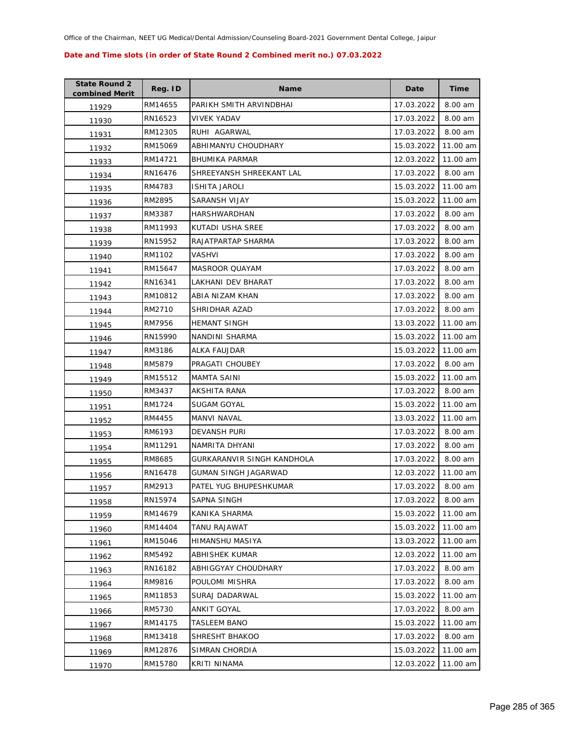Office of the Chairman, NEET UG Medical/Dental Admission/Counseling Board-2021 Government Dental College, Jaipur

**Date and Time slots (in order of State Round 2 Combined merit no.) 07.03.2022**

| State Round 2 combined Merit | Reg. ID | Name | Date | Time |
|---|---|---|---|---|
| 11929 | RM14655 | PARIKH SMITH ARVINDBHAI | 17.03.2022 | 8.00 am |
| 11930 | RN16523 | VIVEK YADAV | 17.03.2022 | 8.00 am |
| 11931 | RM12305 | RUHI AGARWAL | 17.03.2022 | 8.00 am |
| 11932 | RM15069 | ABHIMANYU CHOUDHARY | 15.03.2022 | 11.00 am |
| 11933 | RM14721 | BHUMIKA PARMAR | 12.03.2022 | 11.00 am |
| 11934 | RN16476 | SHREEYANSH SHREEKANT LAL | 17.03.2022 | 8.00 am |
| 11935 | RM4783 | ISHITA JAROLI | 15.03.2022 | 11.00 am |
| 11936 | RM2895 | SARANSH VIJAY | 15.03.2022 | 11.00 am |
| 11937 | RM3387 | HARSHWARDHAN | 17.03.2022 | 8.00 am |
| 11938 | RM11993 | KUTADI USHA SREE | 17.03.2022 | 8.00 am |
| 11939 | RN15952 | RAJATPARTAP SHARMA | 17.03.2022 | 8.00 am |
| 11940 | RM1102 | VASHVI | 17.03.2022 | 8.00 am |
| 11941 | RM15647 | MASROOR QUAYAM | 17.03.2022 | 8.00 am |
| 11942 | RN16341 | LAKHANI DEV BHARAT | 17.03.2022 | 8.00 am |
| 11943 | RM10812 | ABIA NIZAM KHAN | 17.03.2022 | 8.00 am |
| 11944 | RM2710 | SHRIDHAR AZAD | 17.03.2022 | 8.00 am |
| 11945 | RM7956 | HEMANT SINGH | 13.03.2022 | 11.00 am |
| 11946 | RN15990 | NANDINI SHARMA | 15.03.2022 | 11.00 am |
| 11947 | RM3186 | ALKA FAUJDAR | 15.03.2022 | 11.00 am |
| 11948 | RM5879 | PRAGATI CHOUBEY | 17.03.2022 | 8.00 am |
| 11949 | RM15512 | MAMTA SAINI | 15.03.2022 | 11.00 am |
| 11950 | RM3437 | AKSHITA RANA | 17.03.2022 | 8.00 am |
| 11951 | RM1724 | SUGAM GOYAL | 15.03.2022 | 11.00 am |
| 11952 | RM4455 | MANVI NAVAL | 13.03.2022 | 11.00 am |
| 11953 | RM6193 | DEVANSH PURI | 17.03.2022 | 8.00 am |
| 11954 | RM11291 | NAMRITA DHYANI | 17.03.2022 | 8.00 am |
| 11955 | RM8685 | GURKARANVIR SINGH KANDHOLA | 17.03.2022 | 8.00 am |
| 11956 | RN16478 | GUMAN SINGH JAGARWAD | 12.03.2022 | 11.00 am |
| 11957 | RM2913 | PATEL YUG BHUPESHKUMAR | 17.03.2022 | 8.00 am |
| 11958 | RN15974 | SAPNA SINGH | 17.03.2022 | 8.00 am |
| 11959 | RM14679 | KANIKA SHARMA | 15.03.2022 | 11.00 am |
| 11960 | RM14404 | TANU RAJAWAT | 15.03.2022 | 11.00 am |
| 11961 | RM15046 | HIMANSHU MASIYA | 13.03.2022 | 11.00 am |
| 11962 | RM5492 | ABHISHEK KUMAR | 12.03.2022 | 11.00 am |
| 11963 | RN16182 | ABHIGGYAY CHOUDHARY | 17.03.2022 | 8.00 am |
| 11964 | RM9816 | POULOMI MISHRA | 17.03.2022 | 8.00 am |
| 11965 | RM11853 | SURAJ DADARWAL | 15.03.2022 | 11.00 am |
| 11966 | RM5730 | ANKIT GOYAL | 17.03.2022 | 8.00 am |
| 11967 | RM14175 | TASLEEM BANO | 15.03.2022 | 11.00 am |
| 11968 | RM13418 | SHRESHT BHAKOO | 17.03.2022 | 8.00 am |
| 11969 | RM12876 | SIMRAN CHORDIA | 15.03.2022 | 11.00 am |
| 11970 | RM15780 | KRITI NINAMA | 12.03.2022 | 11.00 am |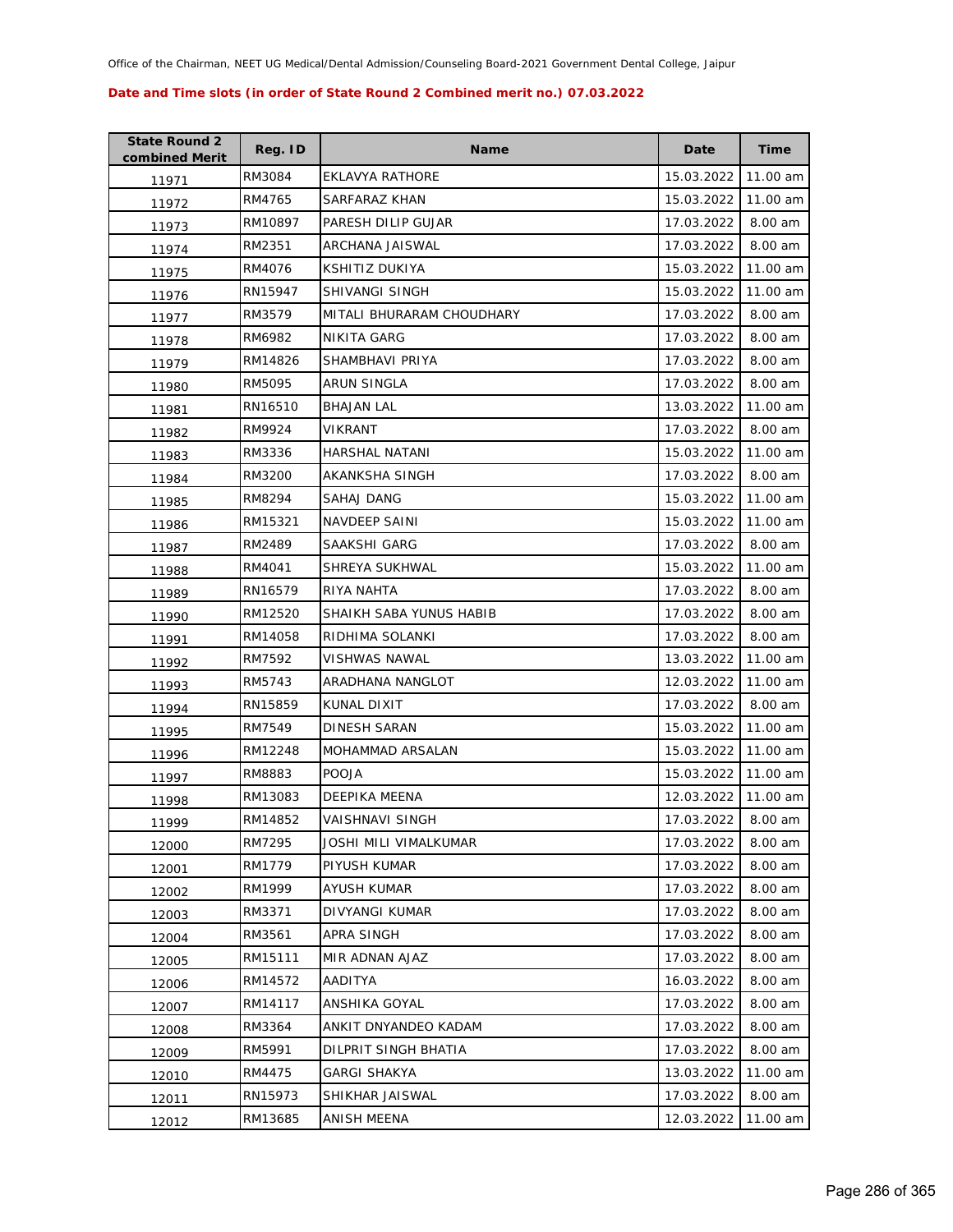Office of the Chairman, NEET UG Medical/Dental Admission/Counseling Board-2021 Government Dental College, Jaipur

**Date and Time slots (in order of State Round 2 Combined merit no.) 07.03.2022**

| State Round 2 combined Merit | Reg. ID | Name | Date | Time |
|---|---|---|---|---|
| 11971 | RM3084 | EKLAVYA RATHORE | 15.03.2022 | 11.00 am |
| 11972 | RM4765 | SARFARAZ KHAN | 15.03.2022 | 11.00 am |
| 11973 | RM10897 | PARESH DILIP GUJAR | 17.03.2022 | 8.00 am |
| 11974 | RM2351 | ARCHANA JAISWAL | 17.03.2022 | 8.00 am |
| 11975 | RM4076 | KSHITIZ DUKIYA | 15.03.2022 | 11.00 am |
| 11976 | RN15947 | SHIVANGI SINGH | 15.03.2022 | 11.00 am |
| 11977 | RM3579 | MITALI BHURARAM CHOUDHARY | 17.03.2022 | 8.00 am |
| 11978 | RM6982 | NIKITA GARG | 17.03.2022 | 8.00 am |
| 11979 | RM14826 | SHAMBHAVI PRIYA | 17.03.2022 | 8.00 am |
| 11980 | RM5095 | ARUN SINGLA | 17.03.2022 | 8.00 am |
| 11981 | RN16510 | BHAJAN LAL | 13.03.2022 | 11.00 am |
| 11982 | RM9924 | VIKRANT | 17.03.2022 | 8.00 am |
| 11983 | RM3336 | HARSHAL NATANI | 15.03.2022 | 11.00 am |
| 11984 | RM3200 | AKANKSHA SINGH | 17.03.2022 | 8.00 am |
| 11985 | RM8294 | SAHAJ DANG | 15.03.2022 | 11.00 am |
| 11986 | RM15321 | NAVDEEP SAINI | 15.03.2022 | 11.00 am |
| 11987 | RM2489 | SAAKSHI GARG | 17.03.2022 | 8.00 am |
| 11988 | RM4041 | SHREYA SUKHWAL | 15.03.2022 | 11.00 am |
| 11989 | RN16579 | RIYA NAHTA | 17.03.2022 | 8.00 am |
| 11990 | RM12520 | SHAIKH SABA YUNUS HABIB | 17.03.2022 | 8.00 am |
| 11991 | RM14058 | RIDHIMA SOLANKI | 17.03.2022 | 8.00 am |
| 11992 | RM7592 | VISHWAS NAWAL | 13.03.2022 | 11.00 am |
| 11993 | RM5743 | ARADHANA NANGLOT | 12.03.2022 | 11.00 am |
| 11994 | RN15859 | KUNAL DIXIT | 17.03.2022 | 8.00 am |
| 11995 | RM7549 | DINESH SARAN | 15.03.2022 | 11.00 am |
| 11996 | RM12248 | MOHAMMAD ARSALAN | 15.03.2022 | 11.00 am |
| 11997 | RM8883 | POOJA | 15.03.2022 | 11.00 am |
| 11998 | RM13083 | DEEPIKA MEENA | 12.03.2022 | 11.00 am |
| 11999 | RM14852 | VAISHNAVI SINGH | 17.03.2022 | 8.00 am |
| 12000 | RM7295 | JOSHI MILI VIMALKUMAR | 17.03.2022 | 8.00 am |
| 12001 | RM1779 | PIYUSH KUMAR | 17.03.2022 | 8.00 am |
| 12002 | RM1999 | AYUSH KUMAR | 17.03.2022 | 8.00 am |
| 12003 | RM3371 | DIVYANGI KUMAR | 17.03.2022 | 8.00 am |
| 12004 | RM3561 | APRA SINGH | 17.03.2022 | 8.00 am |
| 12005 | RM15111 | MIR ADNAN AJAZ | 17.03.2022 | 8.00 am |
| 12006 | RM14572 | AADITYA | 16.03.2022 | 8.00 am |
| 12007 | RM14117 | ANSHIKA GOYAL | 17.03.2022 | 8.00 am |
| 12008 | RM3364 | ANKIT DNYANDEO KADAM | 17.03.2022 | 8.00 am |
| 12009 | RM5991 | DILPRIT SINGH BHATIA | 17.03.2022 | 8.00 am |
| 12010 | RM4475 | GARGI SHAKYA | 13.03.2022 | 11.00 am |
| 12011 | RN15973 | SHIKHAR JAISWAL | 17.03.2022 | 8.00 am |
| 12012 | RM13685 | ANISH MEENA | 12.03.2022 | 11.00 am |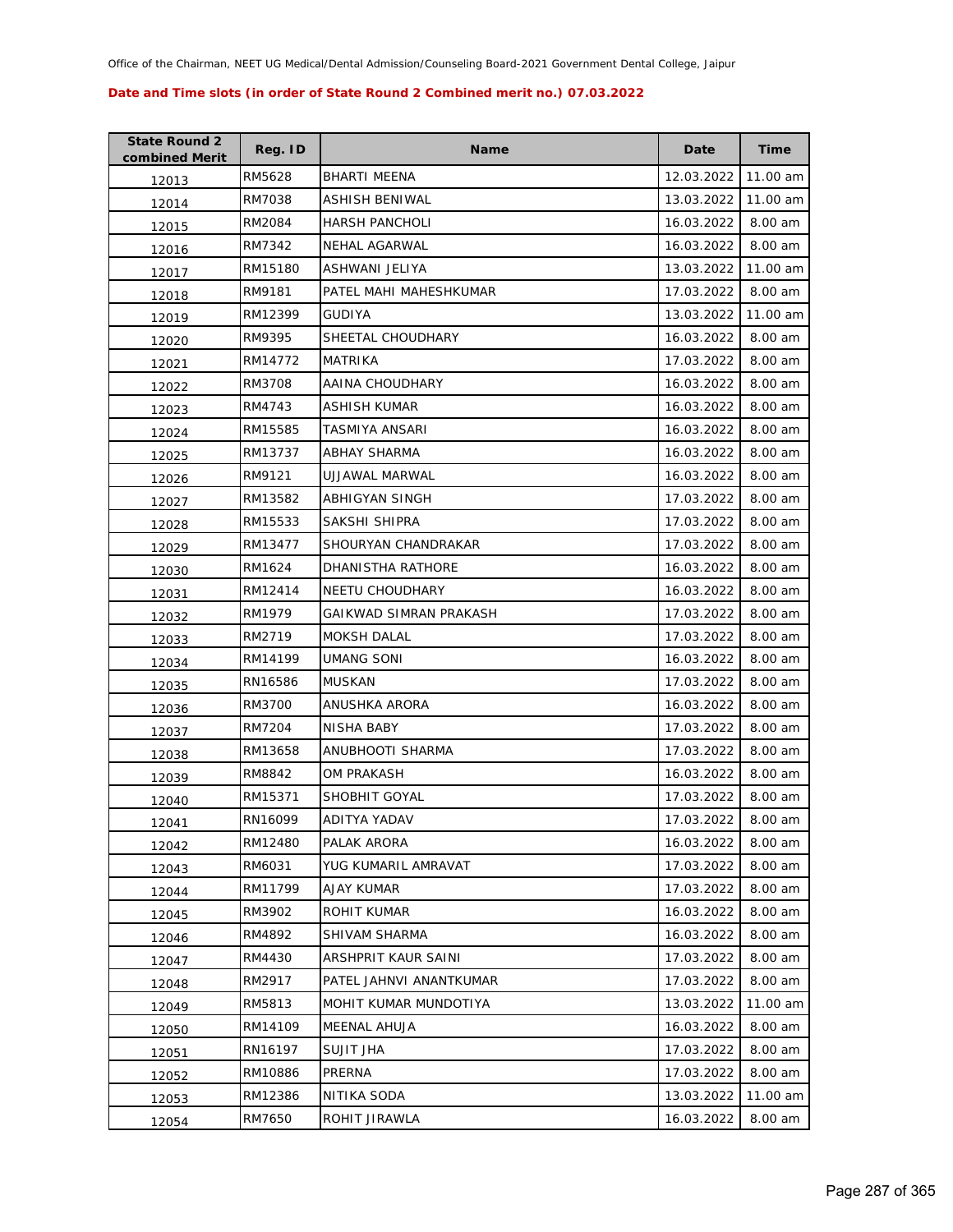Office of the Chairman, NEET UG Medical/Dental Admission/Counseling Board-2021 Government Dental College, Jaipur

**Date and Time slots (in order of State Round 2 Combined merit no.) 07.03.2022**

| State Round 2 combined Merit | Reg. ID | Name | Date | Time |
|---|---|---|---|---|
| 12013 | RM5628 | BHARTI MEENA | 12.03.2022 | 11.00 am |
| 12014 | RM7038 | ASHISH BENIWAL | 13.03.2022 | 11.00 am |
| 12015 | RM2084 | HARSH PANCHOLI | 16.03.2022 | 8.00 am |
| 12016 | RM7342 | NEHAL AGARWAL | 16.03.2022 | 8.00 am |
| 12017 | RM15180 | ASHWANI JELIYA | 13.03.2022 | 11.00 am |
| 12018 | RM9181 | PATEL MAHI MAHESHKUMAR | 17.03.2022 | 8.00 am |
| 12019 | RM12399 | GUDIYA | 13.03.2022 | 11.00 am |
| 12020 | RM9395 | SHEETAL CHOUDHARY | 16.03.2022 | 8.00 am |
| 12021 | RM14772 | MATRIKA | 17.03.2022 | 8.00 am |
| 12022 | RM3708 | AAINA CHOUDHARY | 16.03.2022 | 8.00 am |
| 12023 | RM4743 | ASHISH KUMAR | 16.03.2022 | 8.00 am |
| 12024 | RM15585 | TASMIYA ANSARI | 16.03.2022 | 8.00 am |
| 12025 | RM13737 | ABHAY SHARMA | 16.03.2022 | 8.00 am |
| 12026 | RM9121 | UJJAWAL MARWAL | 16.03.2022 | 8.00 am |
| 12027 | RM13582 | ABHIGYAN SINGH | 17.03.2022 | 8.00 am |
| 12028 | RM15533 | SAKSHI SHIPRA | 17.03.2022 | 8.00 am |
| 12029 | RM13477 | SHOURYAN CHANDRAKAR | 17.03.2022 | 8.00 am |
| 12030 | RM1624 | DHANISTHA RATHORE | 16.03.2022 | 8.00 am |
| 12031 | RM12414 | NEETU CHOUDHARY | 16.03.2022 | 8.00 am |
| 12032 | RM1979 | GAIKWAD SIMRAN PRAKASH | 17.03.2022 | 8.00 am |
| 12033 | RM2719 | MOKSH DALAL | 17.03.2022 | 8.00 am |
| 12034 | RM14199 | UMANG SONI | 16.03.2022 | 8.00 am |
| 12035 | RN16586 | MUSKAN | 17.03.2022 | 8.00 am |
| 12036 | RM3700 | ANUSHKA ARORA | 16.03.2022 | 8.00 am |
| 12037 | RM7204 | NISHA BABY | 17.03.2022 | 8.00 am |
| 12038 | RM13658 | ANUBHOOTI SHARMA | 17.03.2022 | 8.00 am |
| 12039 | RM8842 | OM PRAKASH | 16.03.2022 | 8.00 am |
| 12040 | RM15371 | SHOBHIT GOYAL | 17.03.2022 | 8.00 am |
| 12041 | RN16099 | ADITYA YADAV | 17.03.2022 | 8.00 am |
| 12042 | RM12480 | PALAK ARORA | 16.03.2022 | 8.00 am |
| 12043 | RM6031 | YUG KUMARIL AMRAVAT | 17.03.2022 | 8.00 am |
| 12044 | RM11799 | AJAY KUMAR | 17.03.2022 | 8.00 am |
| 12045 | RM3902 | ROHIT KUMAR | 16.03.2022 | 8.00 am |
| 12046 | RM4892 | SHIVAM SHARMA | 16.03.2022 | 8.00 am |
| 12047 | RM4430 | ARSHPRIT KAUR SAINI | 17.03.2022 | 8.00 am |
| 12048 | RM2917 | PATEL JAHNVI ANANTKUMAR | 17.03.2022 | 8.00 am |
| 12049 | RM5813 | MOHIT KUMAR MUNDOTIYA | 13.03.2022 | 11.00 am |
| 12050 | RM14109 | MEENAL AHUJA | 16.03.2022 | 8.00 am |
| 12051 | RN16197 | SUJIT JHA | 17.03.2022 | 8.00 am |
| 12052 | RM10886 | PRERNA | 17.03.2022 | 8.00 am |
| 12053 | RM12386 | NITIKA SODA | 13.03.2022 | 11.00 am |
| 12054 | RM7650 | ROHIT JIRAWLA | 16.03.2022 | 8.00 am |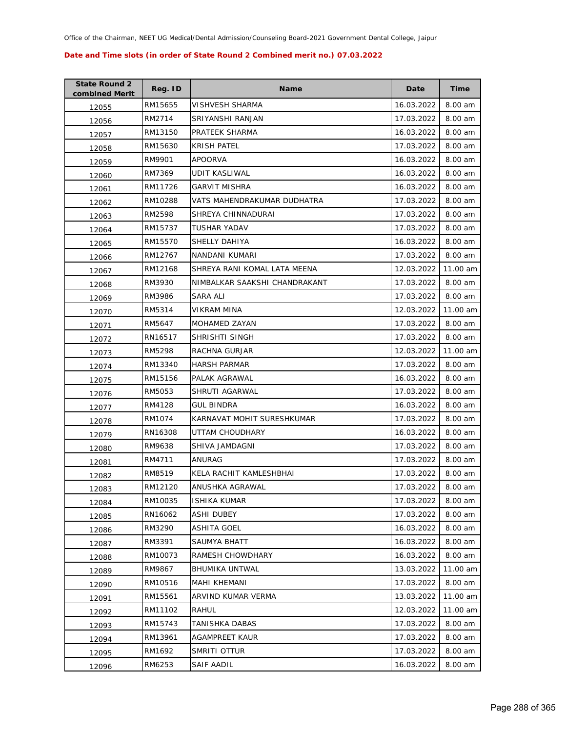Office of the Chairman, NEET UG Medical/Dental Admission/Counseling Board-2021 Government Dental College, Jaipur

**Date and Time slots (in order of State Round 2 Combined merit no.) 07.03.2022**

| State Round 2 combined Merit | Reg. ID | Name | Date | Time |
|---|---|---|---|---|
| 12055 | RM15655 | VISHVESH SHARMA | 16.03.2022 | 8.00 am |
| 12056 | RM2714 | SRIYANSHI RANJAN | 17.03.2022 | 8.00 am |
| 12057 | RM13150 | PRATEEK SHARMA | 16.03.2022 | 8.00 am |
| 12058 | RM15630 | KRISH PATEL | 17.03.2022 | 8.00 am |
| 12059 | RM9901 | APOORVA | 16.03.2022 | 8.00 am |
| 12060 | RM7369 | UDIT KASLIWAL | 16.03.2022 | 8.00 am |
| 12061 | RM11726 | GARVIT MISHRA | 16.03.2022 | 8.00 am |
| 12062 | RM10288 | VATS MAHENDRAKUMAR DUDHATRA | 17.03.2022 | 8.00 am |
| 12063 | RM2598 | SHREYA CHINNADURAI | 17.03.2022 | 8.00 am |
| 12064 | RM15737 | TUSHAR YADAV | 17.03.2022 | 8.00 am |
| 12065 | RM15570 | SHELLY DAHIYA | 16.03.2022 | 8.00 am |
| 12066 | RM12767 | NANDANI KUMARI | 17.03.2022 | 8.00 am |
| 12067 | RM12168 | SHREYA RANI KOMAL LATA MEENA | 12.03.2022 | 11.00 am |
| 12068 | RM3930 | NIMBALKAR SAAKSHI CHANDRAKANT | 17.03.2022 | 8.00 am |
| 12069 | RM3986 | SARA ALI | 17.03.2022 | 8.00 am |
| 12070 | RM5314 | VIKRAM MINA | 12.03.2022 | 11.00 am |
| 12071 | RM5647 | MOHAMED ZAYAN | 17.03.2022 | 8.00 am |
| 12072 | RN16517 | SHRISHTI SINGH | 17.03.2022 | 8.00 am |
| 12073 | RM5298 | RACHNA GURJAR | 12.03.2022 | 11.00 am |
| 12074 | RM13340 | HARSH PARMAR | 17.03.2022 | 8.00 am |
| 12075 | RM15156 | PALAK AGRAWAL | 16.03.2022 | 8.00 am |
| 12076 | RM5053 | SHRUTI AGARWAL | 17.03.2022 | 8.00 am |
| 12077 | RM4128 | GUL BINDRA | 16.03.2022 | 8.00 am |
| 12078 | RM1074 | KARNAVAT MOHIT SURESHKUMAR | 17.03.2022 | 8.00 am |
| 12079 | RN16308 | UTTAM CHOUDHARY | 16.03.2022 | 8.00 am |
| 12080 | RM9638 | SHIVA JAMDAGNI | 17.03.2022 | 8.00 am |
| 12081 | RM4711 | ANURAG | 17.03.2022 | 8.00 am |
| 12082 | RM8519 | KELA RACHIT KAMLESHBHAI | 17.03.2022 | 8.00 am |
| 12083 | RM12120 | ANUSHKA AGRAWAL | 17.03.2022 | 8.00 am |
| 12084 | RM10035 | ISHIKA KUMAR | 17.03.2022 | 8.00 am |
| 12085 | RN16062 | ASHI DUBEY | 17.03.2022 | 8.00 am |
| 12086 | RM3290 | ASHITA GOEL | 16.03.2022 | 8.00 am |
| 12087 | RM3391 | SAUMYA BHATT | 16.03.2022 | 8.00 am |
| 12088 | RM10073 | RAMESH CHOWDHARY | 16.03.2022 | 8.00 am |
| 12089 | RM9867 | BHUMIKA UNTWAL | 13.03.2022 | 11.00 am |
| 12090 | RM10516 | MAHI KHEMANI | 17.03.2022 | 8.00 am |
| 12091 | RM15561 | ARVIND KUMAR VERMA | 13.03.2022 | 11.00 am |
| 12092 | RM11102 | RAHUL | 12.03.2022 | 11.00 am |
| 12093 | RM15743 | TANISHKA DABAS | 17.03.2022 | 8.00 am |
| 12094 | RM13961 | AGAMPREET KAUR | 17.03.2022 | 8.00 am |
| 12095 | RM1692 | SMRITI OTTUR | 17.03.2022 | 8.00 am |
| 12096 | RM6253 | SAIF AADIL | 16.03.2022 | 8.00 am |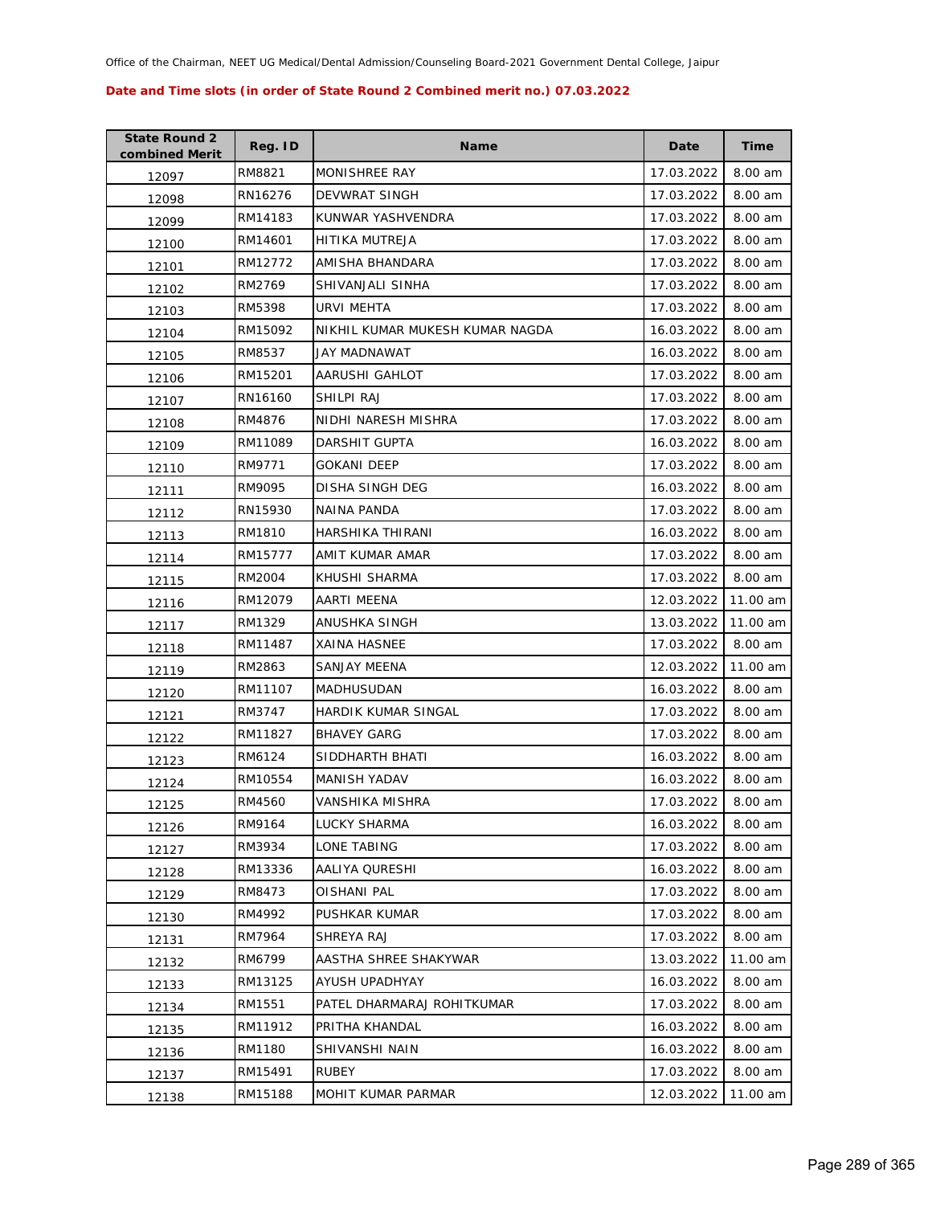Office of the Chairman, NEET UG Medical/Dental Admission/Counseling Board-2021 Government Dental College, Jaipur

**Date and Time slots (in order of State Round 2 Combined merit no.) 07.03.2022**

| State Round 2 combined Merit | Reg. ID | Name | Date | Time |
|---|---|---|---|---|
| 12097 | RM8821 | MONISHREE RAY | 17.03.2022 | 8.00 am |
| 12098 | RN16276 | DEVWRAT SINGH | 17.03.2022 | 8.00 am |
| 12099 | RM14183 | KUNWAR YASHVENDRA | 17.03.2022 | 8.00 am |
| 12100 | RM14601 | HITIKA MUTREJA | 17.03.2022 | 8.00 am |
| 12101 | RM12772 | AMISHA BHANDARA | 17.03.2022 | 8.00 am |
| 12102 | RM2769 | SHIVANJALI SINHA | 17.03.2022 | 8.00 am |
| 12103 | RM5398 | URVI MEHTA | 17.03.2022 | 8.00 am |
| 12104 | RM15092 | NIKHIL KUMAR MUKESH KUMAR NAGDA | 16.03.2022 | 8.00 am |
| 12105 | RM8537 | JAY MADNAWAT | 16.03.2022 | 8.00 am |
| 12106 | RM15201 | AARUSHI GAHLOT | 17.03.2022 | 8.00 am |
| 12107 | RN16160 | SHILPI RAJ | 17.03.2022 | 8.00 am |
| 12108 | RM4876 | NIDHI NARESH MISHRA | 17.03.2022 | 8.00 am |
| 12109 | RM11089 | DARSHIT GUPTA | 16.03.2022 | 8.00 am |
| 12110 | RM9771 | GOKANI DEEP | 17.03.2022 | 8.00 am |
| 12111 | RM9095 | DISHA SINGH DEG | 16.03.2022 | 8.00 am |
| 12112 | RN15930 | NAINA PANDA | 17.03.2022 | 8.00 am |
| 12113 | RM1810 | HARSHIKA THIRANI | 16.03.2022 | 8.00 am |
| 12114 | RM15777 | AMIT KUMAR AMAR | 17.03.2022 | 8.00 am |
| 12115 | RM2004 | KHUSHI SHARMA | 17.03.2022 | 8.00 am |
| 12116 | RM12079 | AARTI MEENA | 12.03.2022 | 11.00 am |
| 12117 | RM1329 | ANUSHKA SINGH | 13.03.2022 | 11.00 am |
| 12118 | RM11487 | XAINA HASNEE | 17.03.2022 | 8.00 am |
| 12119 | RM2863 | SANJAY MEENA | 12.03.2022 | 11.00 am |
| 12120 | RM11107 | MADHUSUDAN | 16.03.2022 | 8.00 am |
| 12121 | RM3747 | HARDIK KUMAR SINGAL | 17.03.2022 | 8.00 am |
| 12122 | RM11827 | BHAVEY GARG | 17.03.2022 | 8.00 am |
| 12123 | RM6124 | SIDDHARTH BHATI | 16.03.2022 | 8.00 am |
| 12124 | RM10554 | MANISH YADAV | 16.03.2022 | 8.00 am |
| 12125 | RM4560 | VANSHIKA MISHRA | 17.03.2022 | 8.00 am |
| 12126 | RM9164 | LUCKY SHARMA | 16.03.2022 | 8.00 am |
| 12127 | RM3934 | LONE TABING | 17.03.2022 | 8.00 am |
| 12128 | RM13336 | AALIYA QURESHI | 16.03.2022 | 8.00 am |
| 12129 | RM8473 | OISHANI PAL | 17.03.2022 | 8.00 am |
| 12130 | RM4992 | PUSHKAR KUMAR | 17.03.2022 | 8.00 am |
| 12131 | RM7964 | SHREYA RAJ | 17.03.2022 | 8.00 am |
| 12132 | RM6799 | AASTHA SHREE SHAKYWAR | 13.03.2022 | 11.00 am |
| 12133 | RM13125 | AYUSH UPADHYAY | 16.03.2022 | 8.00 am |
| 12134 | RM1551 | PATEL DHARMARAJ ROHITKUMAR | 17.03.2022 | 8.00 am |
| 12135 | RM11912 | PRITHA KHANDAL | 16.03.2022 | 8.00 am |
| 12136 | RM1180 | SHIVANSHI NAIN | 16.03.2022 | 8.00 am |
| 12137 | RM15491 | RUBEY | 17.03.2022 | 8.00 am |
| 12138 | RM15188 | MOHIT KUMAR PARMAR | 12.03.2022 | 11.00 am |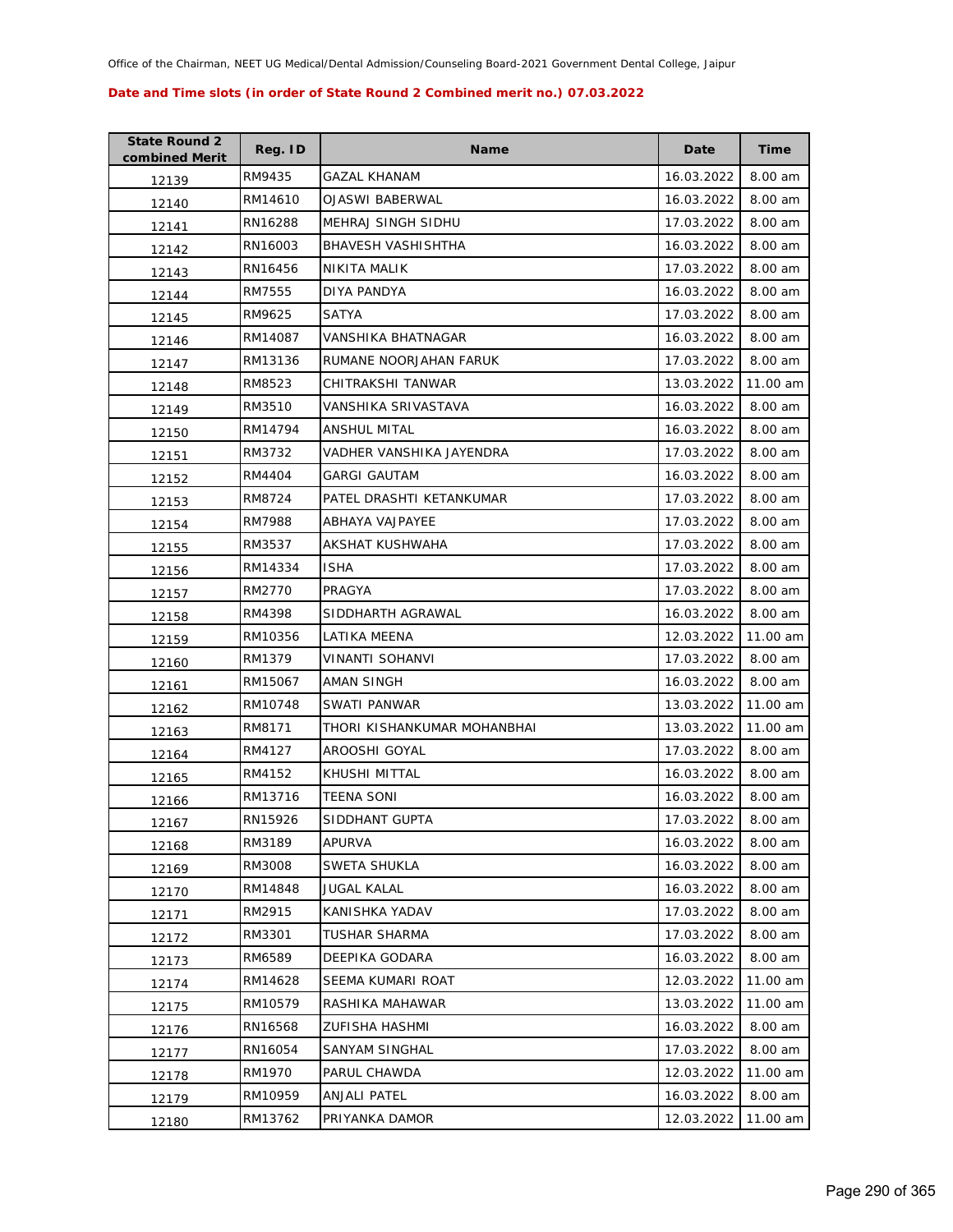Office of the Chairman, NEET UG Medical/Dental Admission/Counseling Board-2021 Government Dental College, Jaipur

**Date and Time slots (in order of State Round 2 Combined merit no.) 07.03.2022**

| State Round 2 combined Merit | Reg. ID | Name | Date | Time |
|---|---|---|---|---|
| 12139 | RM9435 | GAZAL KHANAM | 16.03.2022 | 8.00 am |
| 12140 | RM14610 | OJASWI BABERWAL | 16.03.2022 | 8.00 am |
| 12141 | RN16288 | MEHRAJ SINGH SIDHU | 17.03.2022 | 8.00 am |
| 12142 | RN16003 | BHAVESH VASHISHTHA | 16.03.2022 | 8.00 am |
| 12143 | RN16456 | NIKITA MALIK | 17.03.2022 | 8.00 am |
| 12144 | RM7555 | DIYA PANDYA | 16.03.2022 | 8.00 am |
| 12145 | RM9625 | SATYA | 17.03.2022 | 8.00 am |
| 12146 | RM14087 | VANSHIKA BHATNAGAR | 16.03.2022 | 8.00 am |
| 12147 | RM13136 | RUMANE NOORJAHAN FARUK | 17.03.2022 | 8.00 am |
| 12148 | RM8523 | CHITRAKSHI TANWAR | 13.03.2022 | 11.00 am |
| 12149 | RM3510 | VANSHIKA SRIVASTAVA | 16.03.2022 | 8.00 am |
| 12150 | RM14794 | ANSHUL MITAL | 16.03.2022 | 8.00 am |
| 12151 | RM3732 | VADHER VANSHIKA JAYENDRA | 17.03.2022 | 8.00 am |
| 12152 | RM4404 | GARGI GAUTAM | 16.03.2022 | 8.00 am |
| 12153 | RM8724 | PATEL DRASHTI KETANKUMAR | 17.03.2022 | 8.00 am |
| 12154 | RM7988 | ABHAYA VAJPAYEE | 17.03.2022 | 8.00 am |
| 12155 | RM3537 | AKSHAT KUSHWAHA | 17.03.2022 | 8.00 am |
| 12156 | RM14334 | ISHA | 17.03.2022 | 8.00 am |
| 12157 | RM2770 | PRAGYA | 17.03.2022 | 8.00 am |
| 12158 | RM4398 | SIDDHARTH AGRAWAL | 16.03.2022 | 8.00 am |
| 12159 | RM10356 | LATIKA MEENA | 12.03.2022 | 11.00 am |
| 12160 | RM1379 | VINANTI SOHANVI | 17.03.2022 | 8.00 am |
| 12161 | RM15067 | AMAN SINGH | 16.03.2022 | 8.00 am |
| 12162 | RM10748 | SWATI PANWAR | 13.03.2022 | 11.00 am |
| 12163 | RM8171 | THORI KISHANKUMAR MOHANBHAI | 13.03.2022 | 11.00 am |
| 12164 | RM4127 | AROOSHI GOYAL | 17.03.2022 | 8.00 am |
| 12165 | RM4152 | KHUSHI MITTAL | 16.03.2022 | 8.00 am |
| 12166 | RM13716 | TEENA SONI | 16.03.2022 | 8.00 am |
| 12167 | RN15926 | SIDDHANT GUPTA | 17.03.2022 | 8.00 am |
| 12168 | RM3189 | APURVA | 16.03.2022 | 8.00 am |
| 12169 | RM3008 | SWETA SHUKLA | 16.03.2022 | 8.00 am |
| 12170 | RM14848 | JUGAL KALAL | 16.03.2022 | 8.00 am |
| 12171 | RM2915 | KANISHKA YADAV | 17.03.2022 | 8.00 am |
| 12172 | RM3301 | TUSHAR SHARMA | 17.03.2022 | 8.00 am |
| 12173 | RM6589 | DEEPIKA GODARA | 16.03.2022 | 8.00 am |
| 12174 | RM14628 | SEEMA KUMARI ROAT | 12.03.2022 | 11.00 am |
| 12175 | RM10579 | RASHIKA MAHAWAR | 13.03.2022 | 11.00 am |
| 12176 | RN16568 | ZUFISHA HASHMI | 16.03.2022 | 8.00 am |
| 12177 | RN16054 | SANYAM SINGHAL | 17.03.2022 | 8.00 am |
| 12178 | RM1970 | PARUL CHAWDA | 12.03.2022 | 11.00 am |
| 12179 | RM10959 | ANJALI PATEL | 16.03.2022 | 8.00 am |
| 12180 | RM13762 | PRIYANKA DAMOR | 12.03.2022 | 11.00 am |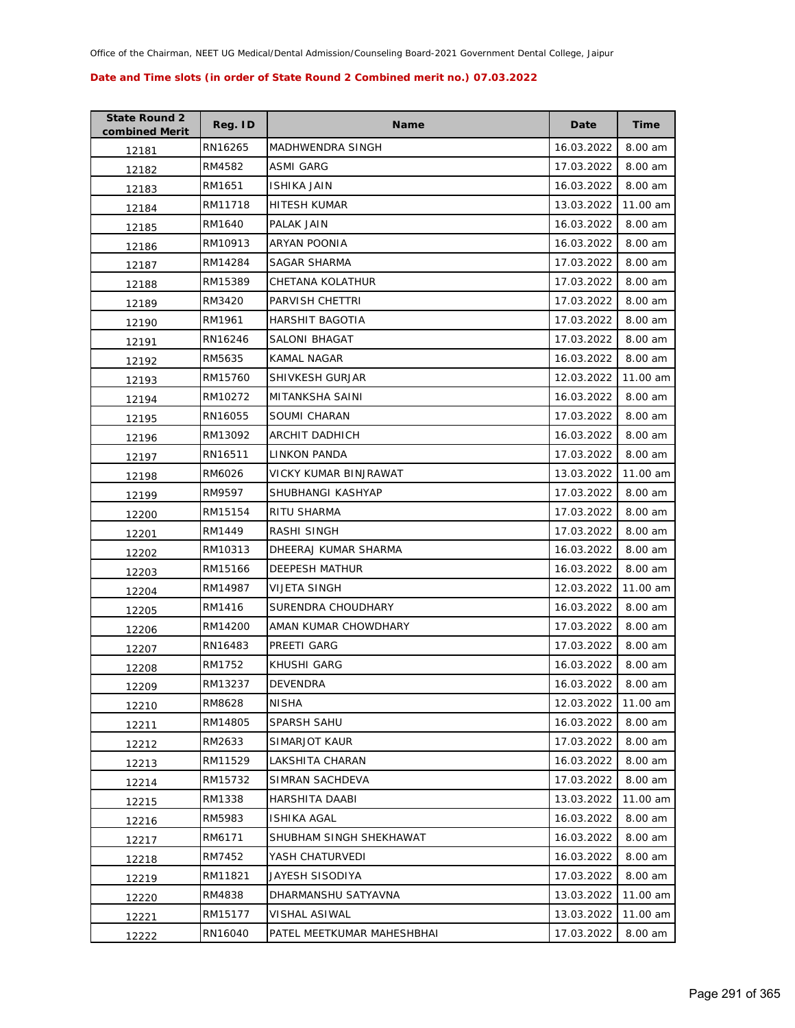**Date and Time slots (in order of State Round 2 Combined merit no.) 07.03.2022**

| State Round 2 combined Merit | Reg. ID | Name | Date | Time |
|---|---|---|---|---|
| 12181 | RN16265 | MADHWENDRA SINGH | 16.03.2022 | 8.00 am |
| 12182 | RM4582 | ASMI GARG | 17.03.2022 | 8.00 am |
| 12183 | RM1651 | ISHIKA JAIN | 16.03.2022 | 8.00 am |
| 12184 | RM11718 | HITESH KUMAR | 13.03.2022 | 11.00 am |
| 12185 | RM1640 | PALAK JAIN | 16.03.2022 | 8.00 am |
| 12186 | RM10913 | ARYAN POONIA | 16.03.2022 | 8.00 am |
| 12187 | RM14284 | SAGAR SHARMA | 17.03.2022 | 8.00 am |
| 12188 | RM15389 | CHETANA KOLATHUR | 17.03.2022 | 8.00 am |
| 12189 | RM3420 | PARVISH CHETTRI | 17.03.2022 | 8.00 am |
| 12190 | RM1961 | HARSHIT BAGOTIA | 17.03.2022 | 8.00 am |
| 12191 | RN16246 | SALONI BHAGAT | 17.03.2022 | 8.00 am |
| 12192 | RM5635 | KAMAL NAGAR | 16.03.2022 | 8.00 am |
| 12193 | RM15760 | SHIVKESH GURJAR | 12.03.2022 | 11.00 am |
| 12194 | RM10272 | MITANKSHA SAINI | 16.03.2022 | 8.00 am |
| 12195 | RN16055 | SOUMI CHARAN | 17.03.2022 | 8.00 am |
| 12196 | RM13092 | ARCHIT DADHICH | 16.03.2022 | 8.00 am |
| 12197 | RN16511 | LINKON PANDA | 17.03.2022 | 8.00 am |
| 12198 | RM6026 | VICKY KUMAR BINJRAWAT | 13.03.2022 | 11.00 am |
| 12199 | RM9597 | SHUBHANGI KASHYAP | 17.03.2022 | 8.00 am |
| 12200 | RM15154 | RITU SHARMA | 17.03.2022 | 8.00 am |
| 12201 | RM1449 | RASHI SINGH | 17.03.2022 | 8.00 am |
| 12202 | RM10313 | DHEERAJ KUMAR SHARMA | 16.03.2022 | 8.00 am |
| 12203 | RM15166 | DEEPESH MATHUR | 16.03.2022 | 8.00 am |
| 12204 | RM14987 | VIJETA SINGH | 12.03.2022 | 11.00 am |
| 12205 | RM1416 | SURENDRA CHOUDHARY | 16.03.2022 | 8.00 am |
| 12206 | RM14200 | AMAN KUMAR CHOWDHARY | 17.03.2022 | 8.00 am |
| 12207 | RN16483 | PREETI GARG | 17.03.2022 | 8.00 am |
| 12208 | RM1752 | KHUSHI GARG | 16.03.2022 | 8.00 am |
| 12209 | RM13237 | DEVENDRA | 16.03.2022 | 8.00 am |
| 12210 | RM8628 | NISHA | 12.03.2022 | 11.00 am |
| 12211 | RM14805 | SPARSH SAHU | 16.03.2022 | 8.00 am |
| 12212 | RM2633 | SIMARJOT KAUR | 17.03.2022 | 8.00 am |
| 12213 | RM11529 | LAKSHITA CHARAN | 16.03.2022 | 8.00 am |
| 12214 | RM15732 | SIMRAN SACHDEVA | 17.03.2022 | 8.00 am |
| 12215 | RM1338 | HARSHITA DAABI | 13.03.2022 | 11.00 am |
| 12216 | RM5983 | ISHIKA AGAL | 16.03.2022 | 8.00 am |
| 12217 | RM6171 | SHUBHAM SINGH SHEKHAWAT | 16.03.2022 | 8.00 am |
| 12218 | RM7452 | YASH CHATURVEDI | 16.03.2022 | 8.00 am |
| 12219 | RM11821 | JAYESH SISODIYA | 17.03.2022 | 8.00 am |
| 12220 | RM4838 | DHARMANSHU SATYAVNA | 13.03.2022 | 11.00 am |
| 12221 | RM15177 | VISHAL ASIWAL | 13.03.2022 | 11.00 am |
| 12222 | RN16040 | PATEL MEETKUMAR MAHESHBHAI | 17.03.2022 | 8.00 am |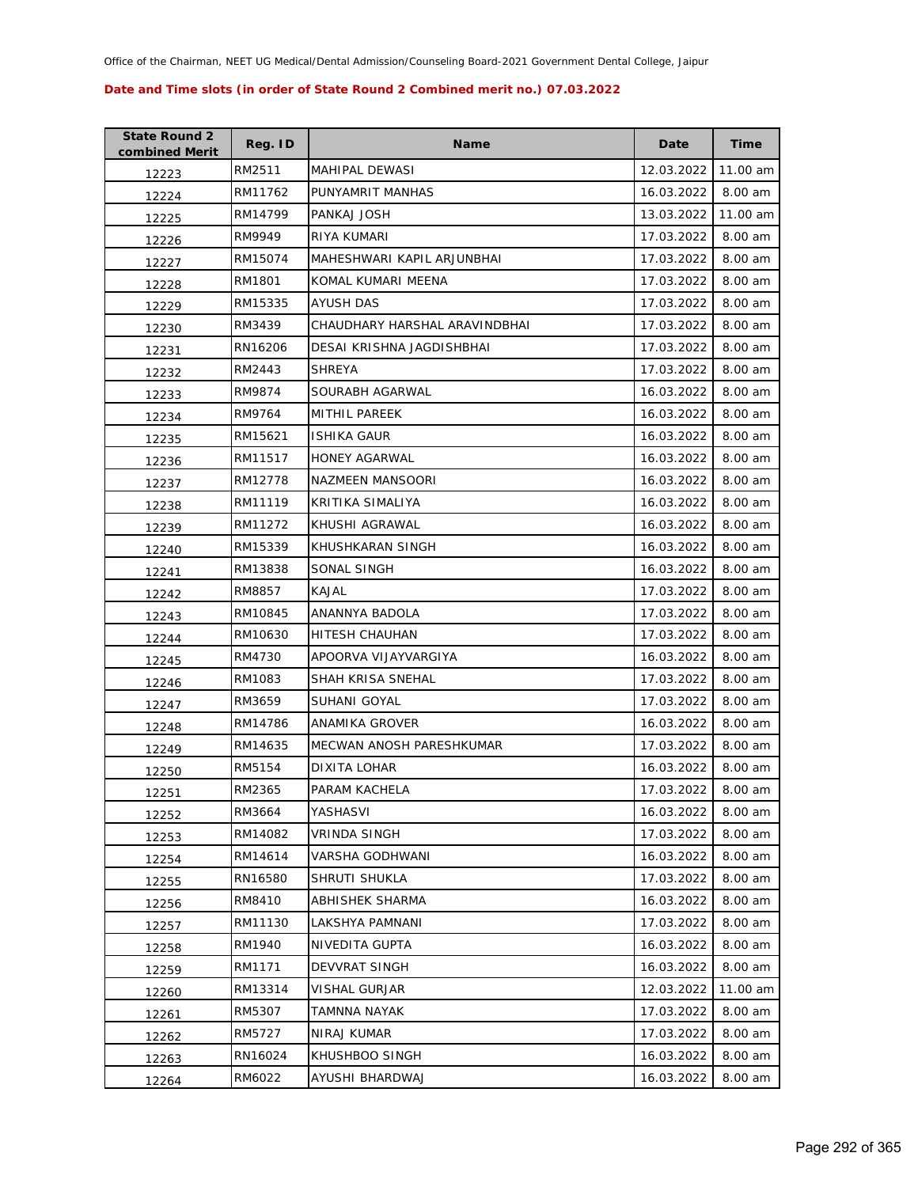Office of the Chairman, NEET UG Medical/Dental Admission/Counseling Board-2021 Government Dental College, Jaipur

**Date and Time slots (in order of State Round 2 Combined merit no.) 07.03.2022**

| State Round 2 combined Merit | Reg. ID | Name | Date | Time |
|---|---|---|---|---|
| 12223 | RM2511 | MAHIPAL DEWASI | 12.03.2022 | 11.00 am |
| 12224 | RM11762 | PUNYAMRIT MANHAS | 16.03.2022 | 8.00 am |
| 12225 | RM14799 | PANKAJ JOSH | 13.03.2022 | 11.00 am |
| 12226 | RM9949 | RIYA KUMARI | 17.03.2022 | 8.00 am |
| 12227 | RM15074 | MAHESHWARI KAPIL ARJUNBHAI | 17.03.2022 | 8.00 am |
| 12228 | RM1801 | KOMAL KUMARI MEENA | 17.03.2022 | 8.00 am |
| 12229 | RM15335 | AYUSH DAS | 17.03.2022 | 8.00 am |
| 12230 | RM3439 | CHAUDHARY HARSHAL ARAVINDBHAI | 17.03.2022 | 8.00 am |
| 12231 | RN16206 | DESAI KRISHNA JAGDISHBHAI | 17.03.2022 | 8.00 am |
| 12232 | RM2443 | SHREYA | 17.03.2022 | 8.00 am |
| 12233 | RM9874 | SOURABH AGARWAL | 16.03.2022 | 8.00 am |
| 12234 | RM9764 | MITHIL PAREEK | 16.03.2022 | 8.00 am |
| 12235 | RM15621 | ISHIKA GAUR | 16.03.2022 | 8.00 am |
| 12236 | RM11517 | HONEY AGARWAL | 16.03.2022 | 8.00 am |
| 12237 | RM12778 | NAZMEEN MANSOORI | 16.03.2022 | 8.00 am |
| 12238 | RM11119 | KRITIKA SIMALIYA | 16.03.2022 | 8.00 am |
| 12239 | RM11272 | KHUSHI AGRAWAL | 16.03.2022 | 8.00 am |
| 12240 | RM15339 | KHUSHKARAN SINGH | 16.03.2022 | 8.00 am |
| 12241 | RM13838 | SONAL SINGH | 16.03.2022 | 8.00 am |
| 12242 | RM8857 | KAJAL | 17.03.2022 | 8.00 am |
| 12243 | RM10845 | ANANNYA BADOLA | 17.03.2022 | 8.00 am |
| 12244 | RM10630 | HITESH CHAUHAN | 17.03.2022 | 8.00 am |
| 12245 | RM4730 | APOORVA VIJAYVARGIYA | 16.03.2022 | 8.00 am |
| 12246 | RM1083 | SHAH KRISA SNEHAL | 17.03.2022 | 8.00 am |
| 12247 | RM3659 | SUHANI GOYAL | 17.03.2022 | 8.00 am |
| 12248 | RM14786 | ANAMIKA GROVER | 16.03.2022 | 8.00 am |
| 12249 | RM14635 | MECWAN ANOSH PARESHKUMAR | 17.03.2022 | 8.00 am |
| 12250 | RM5154 | DIXITA LOHAR | 16.03.2022 | 8.00 am |
| 12251 | RM2365 | PARAM KACHELA | 17.03.2022 | 8.00 am |
| 12252 | RM3664 | YASHASVI | 16.03.2022 | 8.00 am |
| 12253 | RM14082 | VRINDA SINGH | 17.03.2022 | 8.00 am |
| 12254 | RM14614 | VARSHA GODHWANI | 16.03.2022 | 8.00 am |
| 12255 | RN16580 | SHRUTI SHUKLA | 17.03.2022 | 8.00 am |
| 12256 | RM8410 | ABHISHEK SHARMA | 16.03.2022 | 8.00 am |
| 12257 | RM11130 | LAKSHYA PAMNANI | 17.03.2022 | 8.00 am |
| 12258 | RM1940 | NIVEDITA GUPTA | 16.03.2022 | 8.00 am |
| 12259 | RM1171 | DEVVRAT SINGH | 16.03.2022 | 8.00 am |
| 12260 | RM13314 | VISHAL GURJAR | 12.03.2022 | 11.00 am |
| 12261 | RM5307 | TAMNNA NAYAK | 17.03.2022 | 8.00 am |
| 12262 | RM5727 | NIRAJ KUMAR | 17.03.2022 | 8.00 am |
| 12263 | RN16024 | KHUSHBOO SINGH | 16.03.2022 | 8.00 am |
| 12264 | RM6022 | AYUSHI BHARDWAJ | 16.03.2022 | 8.00 am |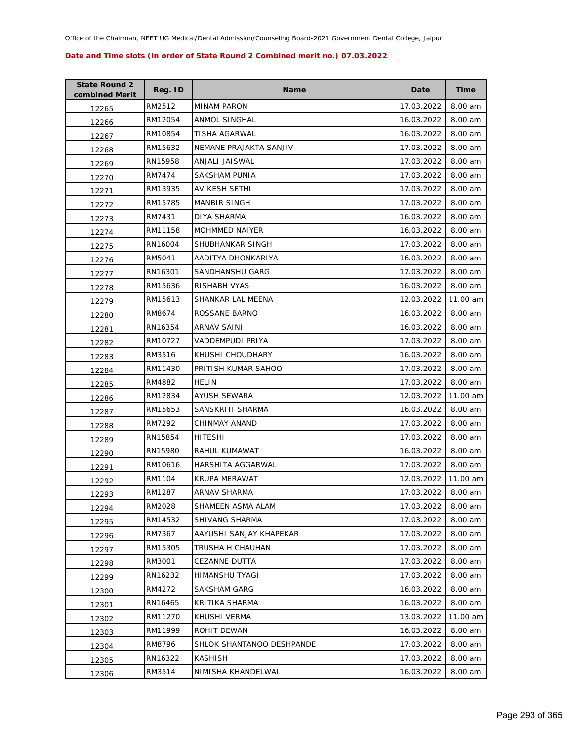Office of the Chairman, NEET UG Medical/Dental Admission/Counseling Board-2021 Government Dental College, Jaipur

**Date and Time slots (in order of State Round 2 Combined merit no.) 07.03.2022**

| State Round 2 combined Merit | Reg. ID | Name | Date | Time |
|---|---|---|---|---|
| 12265 | RM2512 | MINAM PARON | 17.03.2022 | 8.00 am |
| 12266 | RM12054 | ANMOL SINGHAL | 16.03.2022 | 8.00 am |
| 12267 | RM10854 | TISHA AGARWAL | 16.03.2022 | 8.00 am |
| 12268 | RM15632 | NEMANE PRAJAKTA SANJIV | 17.03.2022 | 8.00 am |
| 12269 | RN15958 | ANJALI JAISWAL | 17.03.2022 | 8.00 am |
| 12270 | RM7474 | SAKSHAM PUNIA | 17.03.2022 | 8.00 am |
| 12271 | RM13935 | AVIKESH SETHI | 17.03.2022 | 8.00 am |
| 12272 | RM15785 | MANBIR SINGH | 17.03.2022 | 8.00 am |
| 12273 | RM7431 | DIYA SHARMA | 16.03.2022 | 8.00 am |
| 12274 | RM11158 | MOHMMED NAIYER | 16.03.2022 | 8.00 am |
| 12275 | RN16004 | SHUBHANKAR SINGH | 17.03.2022 | 8.00 am |
| 12276 | RM5041 | AADITYA DHONKARIYA | 16.03.2022 | 8.00 am |
| 12277 | RN16301 | SANDHANSHU GARG | 17.03.2022 | 8.00 am |
| 12278 | RM15636 | RISHABH VYAS | 16.03.2022 | 8.00 am |
| 12279 | RM15613 | SHANKAR LAL MEENA | 12.03.2022 | 11.00 am |
| 12280 | RM8674 | ROSSANE BARNO | 16.03.2022 | 8.00 am |
| 12281 | RN16354 | ARNAV SAINI | 16.03.2022 | 8.00 am |
| 12282 | RM10727 | VADDEMPUDI PRIYA | 17.03.2022 | 8.00 am |
| 12283 | RM3516 | KHUSHI CHOUDHARY | 16.03.2022 | 8.00 am |
| 12284 | RM11430 | PRITISH KUMAR SAHOO | 17.03.2022 | 8.00 am |
| 12285 | RM4882 | HELIN | 17.03.2022 | 8.00 am |
| 12286 | RM12834 | AYUSH SEWARA | 12.03.2022 | 11.00 am |
| 12287 | RM15653 | SANSKRITI SHARMA | 16.03.2022 | 8.00 am |
| 12288 | RM7292 | CHINMAY ANAND | 17.03.2022 | 8.00 am |
| 12289 | RN15854 | HITESHI | 17.03.2022 | 8.00 am |
| 12290 | RN15980 | RAHUL KUMAWAT | 16.03.2022 | 8.00 am |
| 12291 | RM10616 | HARSHITA AGGARWAL | 17.03.2022 | 8.00 am |
| 12292 | RM1104 | KRUPA MERAWAT | 12.03.2022 | 11.00 am |
| 12293 | RM1287 | ARNAV SHARMA | 17.03.2022 | 8.00 am |
| 12294 | RM2028 | SHAMEEN ASMA ALAM | 17.03.2022 | 8.00 am |
| 12295 | RM14532 | SHIVANG SHARMA | 17.03.2022 | 8.00 am |
| 12296 | RM7367 | AAYUSHI SANJAY KHAPEKAR | 17.03.2022 | 8.00 am |
| 12297 | RM15305 | TRUSHA H CHAUHAN | 17.03.2022 | 8.00 am |
| 12298 | RM3001 | CEZANNE DUTTA | 17.03.2022 | 8.00 am |
| 12299 | RN16232 | HIMANSHU TYAGI | 17.03.2022 | 8.00 am |
| 12300 | RM4272 | SAKSHAM GARG | 16.03.2022 | 8.00 am |
| 12301 | RN16465 | KRITIKA SHARMA | 16.03.2022 | 8.00 am |
| 12302 | RM11270 | KHUSHI VERMA | 13.03.2022 | 11.00 am |
| 12303 | RM11999 | ROHIT DEWAN | 16.03.2022 | 8.00 am |
| 12304 | RM8796 | SHLOK SHANTANOO DESHPANDE | 17.03.2022 | 8.00 am |
| 12305 | RN16322 | KASHISH | 17.03.2022 | 8.00 am |
| 12306 | RM3514 | NIMISHA KHANDELWAL | 16.03.2022 | 8.00 am |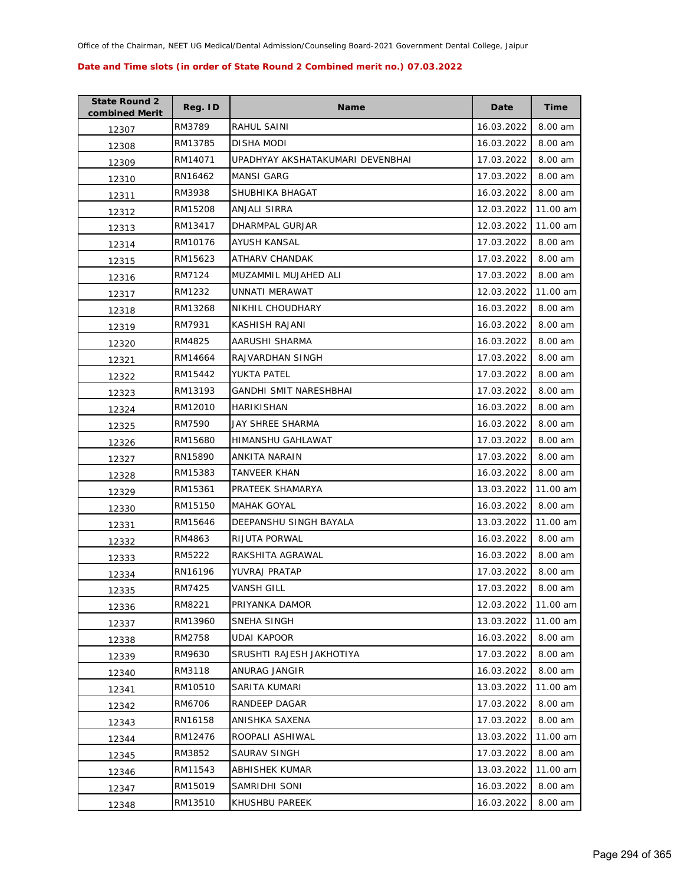Office of the Chairman, NEET UG Medical/Dental Admission/Counseling Board-2021 Government Dental College, Jaipur

**Date and Time slots (in order of State Round 2 Combined merit no.) 07.03.2022**

| State Round 2 combined Merit | Reg. ID | Name | Date | Time |
|---|---|---|---|---|
| 12307 | RM3789 | RAHUL SAINI | 16.03.2022 | 8.00 am |
| 12308 | RM13785 | DISHA MODI | 16.03.2022 | 8.00 am |
| 12309 | RM14071 | UPADHYAY AKSHATAKUMARI DEVENBHAI | 17.03.2022 | 8.00 am |
| 12310 | RN16462 | MANSI GARG | 17.03.2022 | 8.00 am |
| 12311 | RM3938 | SHUBHIKA BHAGAT | 16.03.2022 | 8.00 am |
| 12312 | RM15208 | ANJALI SIRRA | 12.03.2022 | 11.00 am |
| 12313 | RM13417 | DHARMPAL GURJAR | 12.03.2022 | 11.00 am |
| 12314 | RM10176 | AYUSH KANSAL | 17.03.2022 | 8.00 am |
| 12315 | RM15623 | ATHARV CHANDAK | 17.03.2022 | 8.00 am |
| 12316 | RM7124 | MUZAMMIL MUJAHED ALI | 17.03.2022 | 8.00 am |
| 12317 | RM1232 | UNNATI MERAWAT | 12.03.2022 | 11.00 am |
| 12318 | RM13268 | NIKHIL CHOUDHARY | 16.03.2022 | 8.00 am |
| 12319 | RM7931 | KASHISH RAJANI | 16.03.2022 | 8.00 am |
| 12320 | RM4825 | AARUSHI SHARMA | 16.03.2022 | 8.00 am |
| 12321 | RM14664 | RAJVARDHAN SINGH | 17.03.2022 | 8.00 am |
| 12322 | RM15442 | YUKTA PATEL | 17.03.2022 | 8.00 am |
| 12323 | RM13193 | GANDHI SMIT NARESHBHAI | 17.03.2022 | 8.00 am |
| 12324 | RM12010 | HARIKISHAN | 16.03.2022 | 8.00 am |
| 12325 | RM7590 | JAY SHREE SHARMA | 16.03.2022 | 8.00 am |
| 12326 | RM15680 | HIMANSHU GAHLAWAT | 17.03.2022 | 8.00 am |
| 12327 | RN15890 | ANKITA NARAIN | 17.03.2022 | 8.00 am |
| 12328 | RM15383 | TANVEER KHAN | 16.03.2022 | 8.00 am |
| 12329 | RM15361 | PRATEEK SHAMARYA | 13.03.2022 | 11.00 am |
| 12330 | RM15150 | MAHAK GOYAL | 16.03.2022 | 8.00 am |
| 12331 | RM15646 | DEEPANSHU SINGH BAYALA | 13.03.2022 | 11.00 am |
| 12332 | RM4863 | RIJUTA PORWAL | 16.03.2022 | 8.00 am |
| 12333 | RM5222 | RAKSHITA AGRAWAL | 16.03.2022 | 8.00 am |
| 12334 | RN16196 | YUVRAJ PRATAP | 17.03.2022 | 8.00 am |
| 12335 | RM7425 | VANSH GILL | 17.03.2022 | 8.00 am |
| 12336 | RM8221 | PRIYANKA DAMOR | 12.03.2022 | 11.00 am |
| 12337 | RM13960 | SNEHA SINGH | 13.03.2022 | 11.00 am |
| 12338 | RM2758 | UDAI KAPOOR | 16.03.2022 | 8.00 am |
| 12339 | RM9630 | SRUSHTI RAJESH JAKHOTIYA | 17.03.2022 | 8.00 am |
| 12340 | RM3118 | ANURAG JANGIR | 16.03.2022 | 8.00 am |
| 12341 | RM10510 | SARITA KUMARI | 13.03.2022 | 11.00 am |
| 12342 | RM6706 | RANDEEP DAGAR | 17.03.2022 | 8.00 am |
| 12343 | RN16158 | ANISHKA SAXENA | 17.03.2022 | 8.00 am |
| 12344 | RM12476 | ROOPALI ASHIWAL | 13.03.2022 | 11.00 am |
| 12345 | RM3852 | SAURAV SINGH | 17.03.2022 | 8.00 am |
| 12346 | RM11543 | ABHISHEK KUMAR | 13.03.2022 | 11.00 am |
| 12347 | RM15019 | SAMRIDHI SONI | 16.03.2022 | 8.00 am |
| 12348 | RM13510 | KHUSHBU PAREEK | 16.03.2022 | 8.00 am |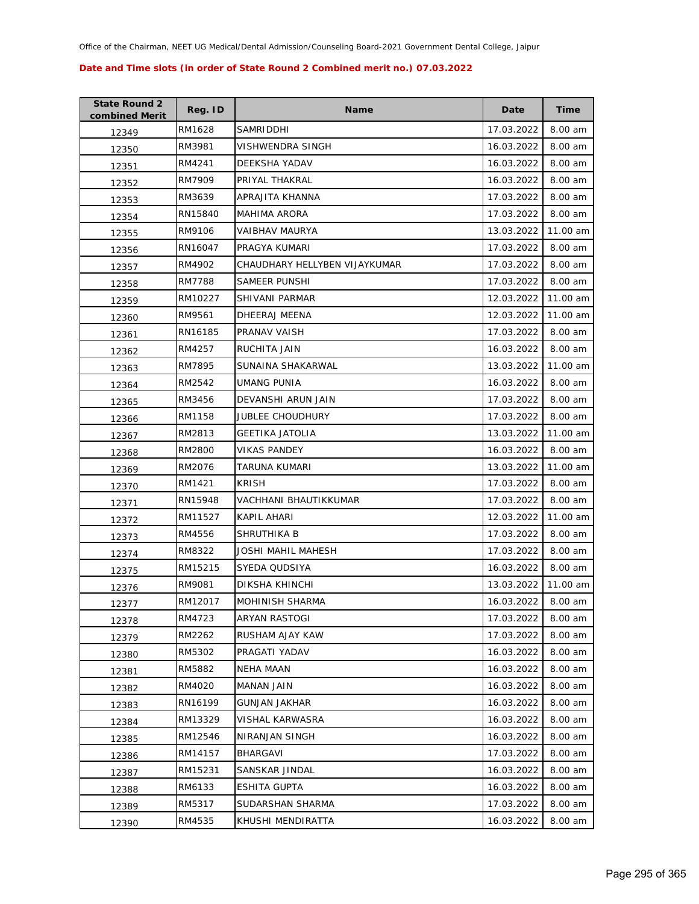Office of the Chairman, NEET UG Medical/Dental Admission/Counseling Board-2021 Government Dental College, Jaipur

**Date and Time slots (in order of State Round 2 Combined merit no.) 07.03.2022**

| State Round 2 combined Merit | Reg. ID | Name | Date | Time |
|---|---|---|---|---|
| 12349 | RM1628 | SAMRIDDHI | 17.03.2022 | 8.00 am |
| 12350 | RM3981 | VISHWENDRA SINGH | 16.03.2022 | 8.00 am |
| 12351 | RM4241 | DEEKSHA YADAV | 16.03.2022 | 8.00 am |
| 12352 | RM7909 | PRIYAL THAKRAL | 16.03.2022 | 8.00 am |
| 12353 | RM3639 | APRAJITA KHANNA | 17.03.2022 | 8.00 am |
| 12354 | RN15840 | MAHIMA ARORA | 17.03.2022 | 8.00 am |
| 12355 | RM9106 | VAIBHAV MAURYA | 13.03.2022 | 11.00 am |
| 12356 | RN16047 | PRAGYA KUMARI | 17.03.2022 | 8.00 am |
| 12357 | RM4902 | CHAUDHARY HELLYBEN VIJAYKUMAR | 17.03.2022 | 8.00 am |
| 12358 | RM7788 | SAMEER PUNSHI | 17.03.2022 | 8.00 am |
| 12359 | RM10227 | SHIVANI PARMAR | 12.03.2022 | 11.00 am |
| 12360 | RM9561 | DHEERAJ MEENA | 12.03.2022 | 11.00 am |
| 12361 | RN16185 | PRANAV VAISH | 17.03.2022 | 8.00 am |
| 12362 | RM4257 | RUCHITA JAIN | 16.03.2022 | 8.00 am |
| 12363 | RM7895 | SUNAINA SHAKARWAL | 13.03.2022 | 11.00 am |
| 12364 | RM2542 | UMANG PUNIA | 16.03.2022 | 8.00 am |
| 12365 | RM3456 | DEVANSHI ARUN JAIN | 17.03.2022 | 8.00 am |
| 12366 | RM1158 | JUBLEE CHOUDHURY | 17.03.2022 | 8.00 am |
| 12367 | RM2813 | GEETIKA JATOLIA | 13.03.2022 | 11.00 am |
| 12368 | RM2800 | VIKAS PANDEY | 16.03.2022 | 8.00 am |
| 12369 | RM2076 | TARUNA KUMARI | 13.03.2022 | 11.00 am |
| 12370 | RM1421 | KRISH | 17.03.2022 | 8.00 am |
| 12371 | RN15948 | VACHHANI BHAUTIKKUMAR | 17.03.2022 | 8.00 am |
| 12372 | RM11527 | KAPIL AHARI | 12.03.2022 | 11.00 am |
| 12373 | RM4556 | SHRUTHIKA B | 17.03.2022 | 8.00 am |
| 12374 | RM8322 | JOSHI MAHIL MAHESH | 17.03.2022 | 8.00 am |
| 12375 | RM15215 | SYEDA QUDSIYA | 16.03.2022 | 8.00 am |
| 12376 | RM9081 | DIKSHA KHINCHI | 13.03.2022 | 11.00 am |
| 12377 | RM12017 | MOHINISH SHARMA | 16.03.2022 | 8.00 am |
| 12378 | RM4723 | ARYAN RASTOGI | 17.03.2022 | 8.00 am |
| 12379 | RM2262 | RUSHAM AJAY KAW | 17.03.2022 | 8.00 am |
| 12380 | RM5302 | PRAGATI YADAV | 16.03.2022 | 8.00 am |
| 12381 | RM5882 | NEHA MAAN | 16.03.2022 | 8.00 am |
| 12382 | RM4020 | MANAN JAIN | 16.03.2022 | 8.00 am |
| 12383 | RN16199 | GUNJAN JAKHAR | 16.03.2022 | 8.00 am |
| 12384 | RM13329 | VISHAL KARWASRA | 16.03.2022 | 8.00 am |
| 12385 | RM12546 | NIRANJAN SINGH | 16.03.2022 | 8.00 am |
| 12386 | RM14157 | BHARGAVI | 17.03.2022 | 8.00 am |
| 12387 | RM15231 | SANSKAR JINDAL | 16.03.2022 | 8.00 am |
| 12388 | RM6133 | ESHITA GUPTA | 16.03.2022 | 8.00 am |
| 12389 | RM5317 | SUDARSHAN SHARMA | 17.03.2022 | 8.00 am |
| 12390 | RM4535 | KHUSHI MENDIRATTA | 16.03.2022 | 8.00 am |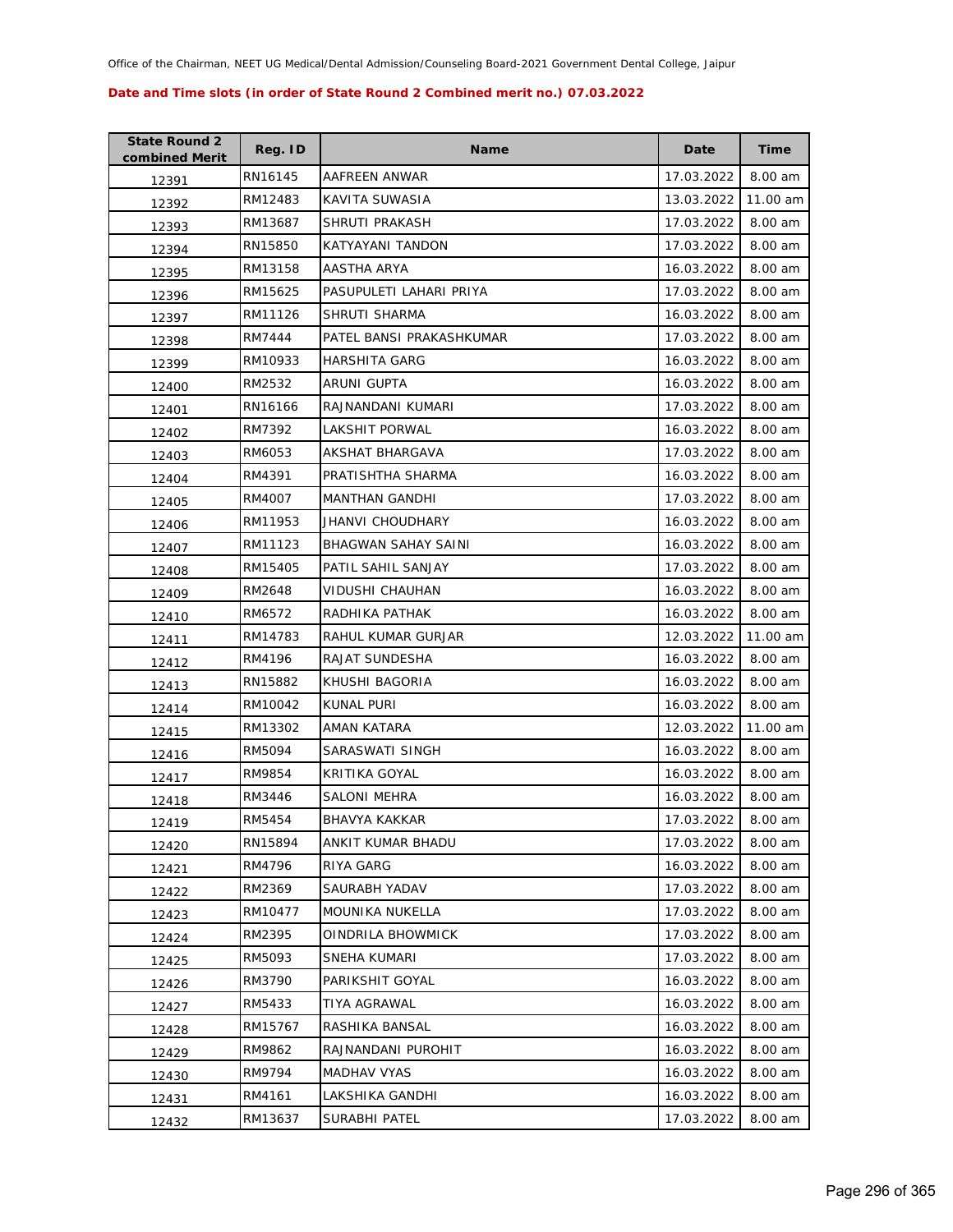Office of the Chairman, NEET UG Medical/Dental Admission/Counseling Board-2021 Government Dental College, Jaipur

**Date and Time slots (in order of State Round 2 Combined merit no.) 07.03.2022**

| State Round 2 combined Merit | Reg. ID | Name | Date | Time |
|---|---|---|---|---|
| 12391 | RN16145 | AAFREEN ANWAR | 17.03.2022 | 8.00 am |
| 12392 | RM12483 | KAVITA SUWASIA | 13.03.2022 | 11.00 am |
| 12393 | RM13687 | SHRUTI PRAKASH | 17.03.2022 | 8.00 am |
| 12394 | RN15850 | KATYAYANI TANDON | 17.03.2022 | 8.00 am |
| 12395 | RM13158 | AASTHA ARYA | 16.03.2022 | 8.00 am |
| 12396 | RM15625 | PASUPULETI LAHARI PRIYA | 17.03.2022 | 8.00 am |
| 12397 | RM11126 | SHRUTI SHARMA | 16.03.2022 | 8.00 am |
| 12398 | RM7444 | PATEL BANSI PRAKASHKUMAR | 17.03.2022 | 8.00 am |
| 12399 | RM10933 | HARSHITA GARG | 16.03.2022 | 8.00 am |
| 12400 | RM2532 | ARUNI GUPTA | 16.03.2022 | 8.00 am |
| 12401 | RN16166 | RAJNANDANI KUMARI | 17.03.2022 | 8.00 am |
| 12402 | RM7392 | LAKSHIT PORWAL | 16.03.2022 | 8.00 am |
| 12403 | RM6053 | AKSHAT BHARGAVA | 17.03.2022 | 8.00 am |
| 12404 | RM4391 | PRATISHTHA SHARMA | 16.03.2022 | 8.00 am |
| 12405 | RM4007 | MANTHAN GANDHI | 17.03.2022 | 8.00 am |
| 12406 | RM11953 | JHANVI CHOUDHARY | 16.03.2022 | 8.00 am |
| 12407 | RM11123 | BHAGWAN SAHAY SAINI | 16.03.2022 | 8.00 am |
| 12408 | RM15405 | PATIL SAHIL SANJAY | 17.03.2022 | 8.00 am |
| 12409 | RM2648 | VIDUSHI CHAUHAN | 16.03.2022 | 8.00 am |
| 12410 | RM6572 | RADHIKA PATHAK | 16.03.2022 | 8.00 am |
| 12411 | RM14783 | RAHUL KUMAR GURJAR | 12.03.2022 | 11.00 am |
| 12412 | RM4196 | RAJAT SUNDESHA | 16.03.2022 | 8.00 am |
| 12413 | RN15882 | KHUSHI BAGORIA | 16.03.2022 | 8.00 am |
| 12414 | RM10042 | KUNAL PURI | 16.03.2022 | 8.00 am |
| 12415 | RM13302 | AMAN KATARA | 12.03.2022 | 11.00 am |
| 12416 | RM5094 | SARASWATI SINGH | 16.03.2022 | 8.00 am |
| 12417 | RM9854 | KRITIKA GOYAL | 16.03.2022 | 8.00 am |
| 12418 | RM3446 | SALONI MEHRA | 16.03.2022 | 8.00 am |
| 12419 | RM5454 | BHAVYA KAKKAR | 17.03.2022 | 8.00 am |
| 12420 | RN15894 | ANKIT KUMAR BHADU | 17.03.2022 | 8.00 am |
| 12421 | RM4796 | RIYA GARG | 16.03.2022 | 8.00 am |
| 12422 | RM2369 | SAURABH YADAV | 17.03.2022 | 8.00 am |
| 12423 | RM10477 | MOUNIKA NUKELLA | 17.03.2022 | 8.00 am |
| 12424 | RM2395 | OINDRILA BHOWMICK | 17.03.2022 | 8.00 am |
| 12425 | RM5093 | SNEHA KUMARI | 17.03.2022 | 8.00 am |
| 12426 | RM3790 | PARIKSHIT GOYAL | 16.03.2022 | 8.00 am |
| 12427 | RM5433 | TIYA AGRAWAL | 16.03.2022 | 8.00 am |
| 12428 | RM15767 | RASHIKA BANSAL | 16.03.2022 | 8.00 am |
| 12429 | RM9862 | RAJNANDANI PUROHIT | 16.03.2022 | 8.00 am |
| 12430 | RM9794 | MADHAV VYAS | 16.03.2022 | 8.00 am |
| 12431 | RM4161 | LAKSHIKA GANDHI | 16.03.2022 | 8.00 am |
| 12432 | RM13637 | SURABHI PATEL | 17.03.2022 | 8.00 am |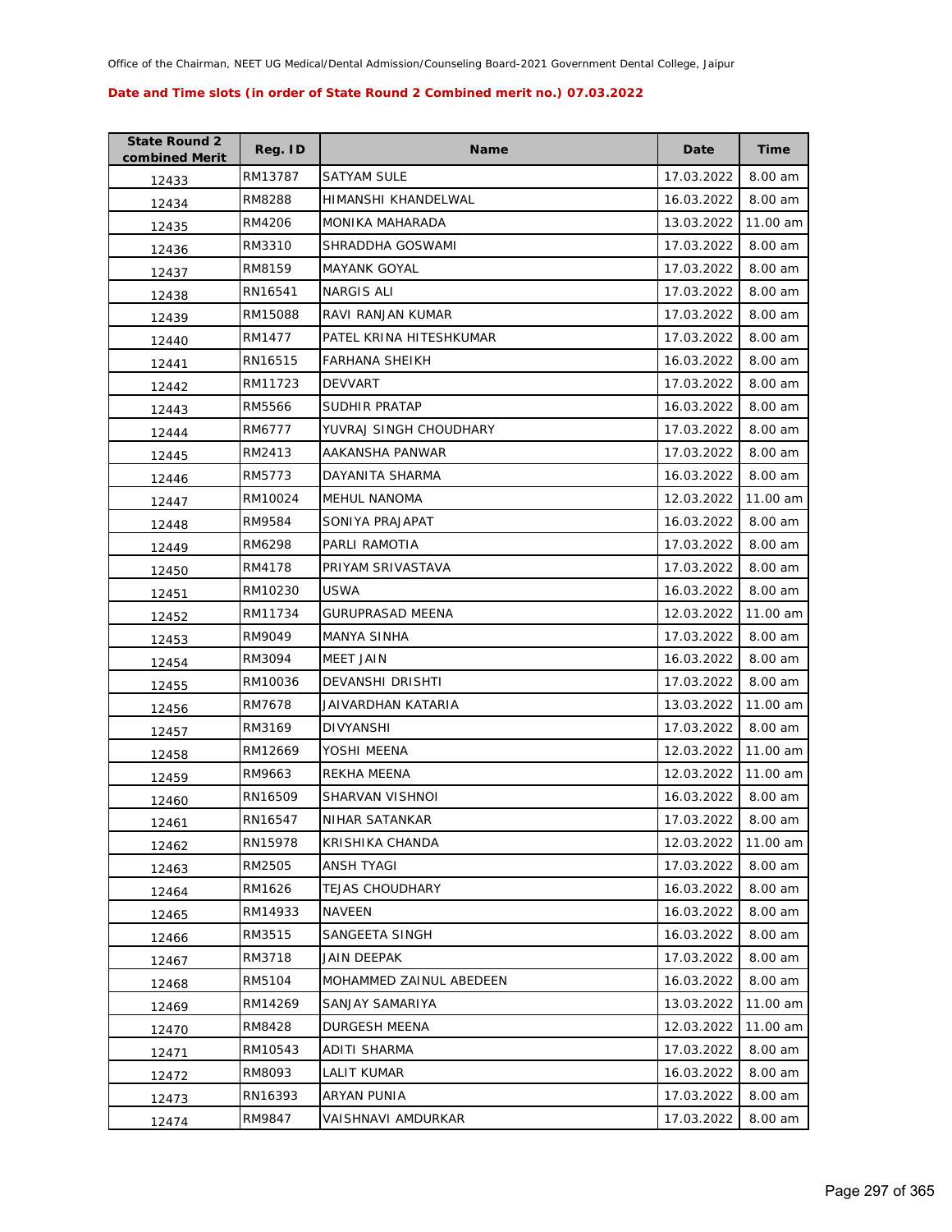Office of the Chairman, NEET UG Medical/Dental Admission/Counseling Board-2021 Government Dental College, Jaipur

**Date and Time slots (in order of State Round 2 Combined merit no.) 07.03.2022**

| State Round 2 combined Merit | Reg. ID | Name | Date | Time |
|---|---|---|---|---|
| 12433 | RM13787 | SATYAM SULE | 17.03.2022 | 8.00 am |
| 12434 | RM8288 | HIMANSHI KHANDELWAL | 16.03.2022 | 8.00 am |
| 12435 | RM4206 | MONIKA MAHARADA | 13.03.2022 | 11.00 am |
| 12436 | RM3310 | SHRADDHA GOSWAMI | 17.03.2022 | 8.00 am |
| 12437 | RM8159 | MAYANK GOYAL | 17.03.2022 | 8.00 am |
| 12438 | RN16541 | NARGIS ALI | 17.03.2022 | 8.00 am |
| 12439 | RM15088 | RAVI RANJAN KUMAR | 17.03.2022 | 8.00 am |
| 12440 | RM1477 | PATEL KRINA HITESHKUMAR | 17.03.2022 | 8.00 am |
| 12441 | RN16515 | FARHANA SHEIKH | 16.03.2022 | 8.00 am |
| 12442 | RM11723 | DEVVART | 17.03.2022 | 8.00 am |
| 12443 | RM5566 | SUDHIR PRATAP | 16.03.2022 | 8.00 am |
| 12444 | RM6777 | YUVRAJ SINGH CHOUDHARY | 17.03.2022 | 8.00 am |
| 12445 | RM2413 | AAKANSHA PANWAR | 17.03.2022 | 8.00 am |
| 12446 | RM5773 | DAYANITA SHARMA | 16.03.2022 | 8.00 am |
| 12447 | RM10024 | MEHUL NANOMA | 12.03.2022 | 11.00 am |
| 12448 | RM9584 | SONIYA PRAJAPAT | 16.03.2022 | 8.00 am |
| 12449 | RM6298 | PARLI RAMOTIA | 17.03.2022 | 8.00 am |
| 12450 | RM4178 | PRIYAM SRIVASTAVA | 17.03.2022 | 8.00 am |
| 12451 | RM10230 | USWA | 16.03.2022 | 8.00 am |
| 12452 | RM11734 | GURUPRASAD MEENA | 12.03.2022 | 11.00 am |
| 12453 | RM9049 | MANYA SINHA | 17.03.2022 | 8.00 am |
| 12454 | RM3094 | MEET JAIN | 16.03.2022 | 8.00 am |
| 12455 | RM10036 | DEVANSHI DRISHTI | 17.03.2022 | 8.00 am |
| 12456 | RM7678 | JAIVARDHAN KATARIA | 13.03.2022 | 11.00 am |
| 12457 | RM3169 | DIVYANSHI | 17.03.2022 | 8.00 am |
| 12458 | RM12669 | YOSHI MEENA | 12.03.2022 | 11.00 am |
| 12459 | RM9663 | REKHA MEENA | 12.03.2022 | 11.00 am |
| 12460 | RN16509 | SHARVAN VISHNOI | 16.03.2022 | 8.00 am |
| 12461 | RN16547 | NIHAR SATANKAR | 17.03.2022 | 8.00 am |
| 12462 | RN15978 | KRISHIKA CHANDA | 12.03.2022 | 11.00 am |
| 12463 | RM2505 | ANSH TYAGI | 17.03.2022 | 8.00 am |
| 12464 | RM1626 | TEJAS CHOUDHARY | 16.03.2022 | 8.00 am |
| 12465 | RM14933 | NAVEEN | 16.03.2022 | 8.00 am |
| 12466 | RM3515 | SANGEETA SINGH | 16.03.2022 | 8.00 am |
| 12467 | RM3718 | JAIN DEEPAK | 17.03.2022 | 8.00 am |
| 12468 | RM5104 | MOHAMMED ZAINUL ABEDEEN | 16.03.2022 | 8.00 am |
| 12469 | RM14269 | SANJAY SAMARIYA | 13.03.2022 | 11.00 am |
| 12470 | RM8428 | DURGESH MEENA | 12.03.2022 | 11.00 am |
| 12471 | RM10543 | ADITI SHARMA | 17.03.2022 | 8.00 am |
| 12472 | RM8093 | LALIT KUMAR | 16.03.2022 | 8.00 am |
| 12473 | RN16393 | ARYAN PUNIA | 17.03.2022 | 8.00 am |
| 12474 | RM9847 | VAISHNAVI AMDURKAR | 17.03.2022 | 8.00 am |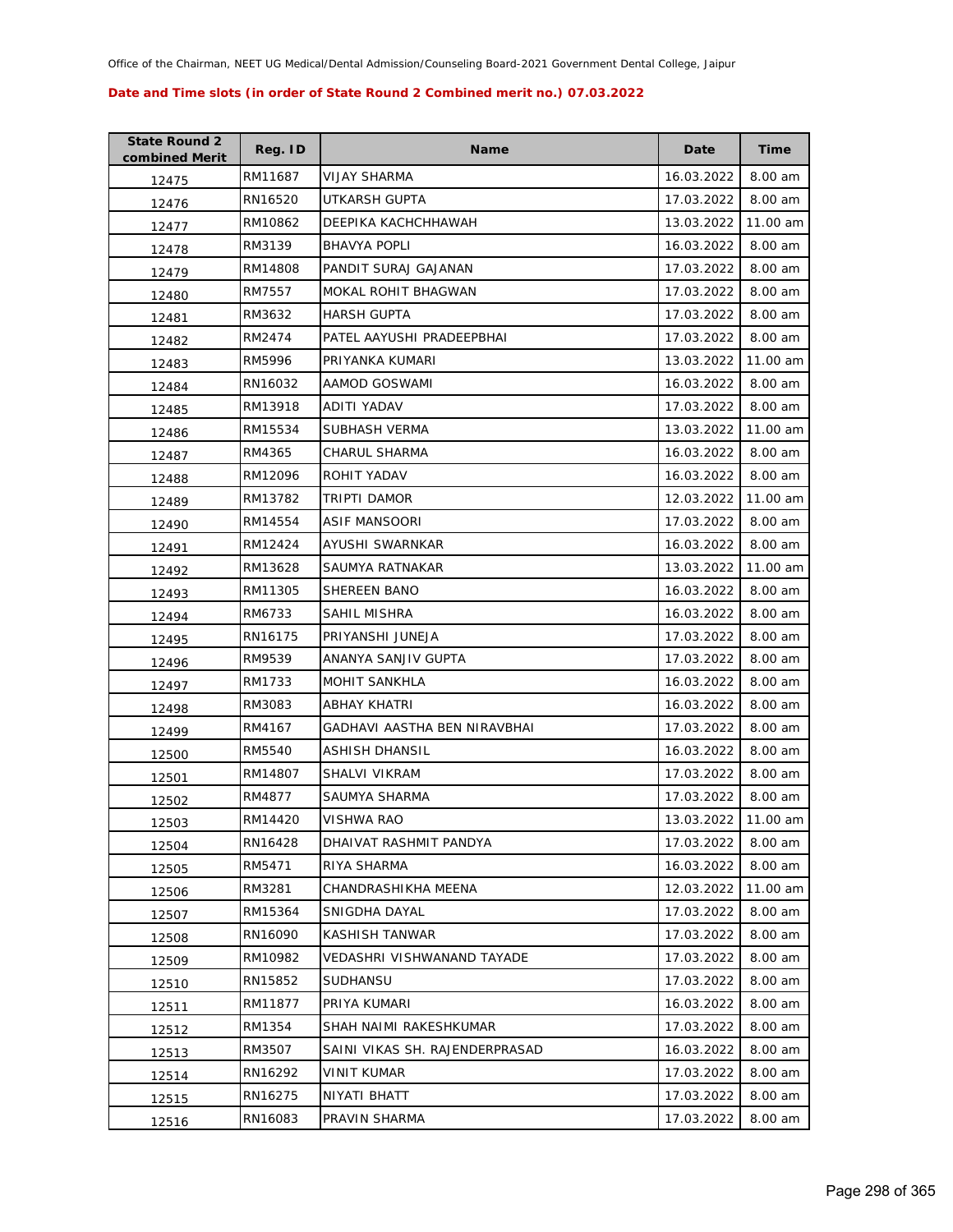Office of the Chairman, NEET UG Medical/Dental Admission/Counseling Board-2021 Government Dental College, Jaipur

**Date and Time slots (in order of State Round 2 Combined merit no.) 07.03.2022**

| State Round 2 combined Merit | Reg. ID | Name | Date | Time |
|---|---|---|---|---|
| 12475 | RM11687 | VIJAY SHARMA | 16.03.2022 | 8.00 am |
| 12476 | RN16520 | UTKARSH GUPTA | 17.03.2022 | 8.00 am |
| 12477 | RM10862 | DEEPIKA KACHCHHAWAH | 13.03.2022 | 11.00 am |
| 12478 | RM3139 | BHAVYA POPLI | 16.03.2022 | 8.00 am |
| 12479 | RM14808 | PANDIT SURAJ GAJANAN | 17.03.2022 | 8.00 am |
| 12480 | RM7557 | MOKAL ROHIT BHAGWAN | 17.03.2022 | 8.00 am |
| 12481 | RM3632 | HARSH GUPTA | 17.03.2022 | 8.00 am |
| 12482 | RM2474 | PATEL AAYUSHI PRADEEPBHAI | 17.03.2022 | 8.00 am |
| 12483 | RM5996 | PRIYANKA KUMARI | 13.03.2022 | 11.00 am |
| 12484 | RN16032 | AAMOD GOSWAMI | 16.03.2022 | 8.00 am |
| 12485 | RM13918 | ADITI YADAV | 17.03.2022 | 8.00 am |
| 12486 | RM15534 | SUBHASH VERMA | 13.03.2022 | 11.00 am |
| 12487 | RM4365 | CHARUL SHARMA | 16.03.2022 | 8.00 am |
| 12488 | RM12096 | ROHIT YADAV | 16.03.2022 | 8.00 am |
| 12489 | RM13782 | TRIPTI DAMOR | 12.03.2022 | 11.00 am |
| 12490 | RM14554 | ASIF MANSOORI | 17.03.2022 | 8.00 am |
| 12491 | RM12424 | AYUSHI SWARNKAR | 16.03.2022 | 8.00 am |
| 12492 | RM13628 | SAUMYA RATNAKAR | 13.03.2022 | 11.00 am |
| 12493 | RM11305 | SHEREEN BANO | 16.03.2022 | 8.00 am |
| 12494 | RM6733 | SAHIL MISHRA | 16.03.2022 | 8.00 am |
| 12495 | RN16175 | PRIYANSHI JUNEJA | 17.03.2022 | 8.00 am |
| 12496 | RM9539 | ANANYA SANJIV GUPTA | 17.03.2022 | 8.00 am |
| 12497 | RM1733 | MOHIT SANKHLA | 16.03.2022 | 8.00 am |
| 12498 | RM3083 | ABHAY KHATRI | 16.03.2022 | 8.00 am |
| 12499 | RM4167 | GADHAVI AASTHA BEN NIRAVBHAI | 17.03.2022 | 8.00 am |
| 12500 | RM5540 | ASHISH DHANSIL | 16.03.2022 | 8.00 am |
| 12501 | RM14807 | SHALVI VIKRAM | 17.03.2022 | 8.00 am |
| 12502 | RM4877 | SAUMYA SHARMA | 17.03.2022 | 8.00 am |
| 12503 | RM14420 | VISHWA RAO | 13.03.2022 | 11.00 am |
| 12504 | RN16428 | DHAIVAT RASHMIT PANDYA | 17.03.2022 | 8.00 am |
| 12505 | RM5471 | RIYA SHARMA | 16.03.2022 | 8.00 am |
| 12506 | RM3281 | CHANDRASHIKHA MEENA | 12.03.2022 | 11.00 am |
| 12507 | RM15364 | SNIGDHA DAYAL | 17.03.2022 | 8.00 am |
| 12508 | RN16090 | KASHISH TANWAR | 17.03.2022 | 8.00 am |
| 12509 | RM10982 | VEDASHRI VISHWANAND TAYADE | 17.03.2022 | 8.00 am |
| 12510 | RN15852 | SUDHANSU | 17.03.2022 | 8.00 am |
| 12511 | RM11877 | PRIYA KUMARI | 16.03.2022 | 8.00 am |
| 12512 | RM1354 | SHAH NAIMI RAKESHKUMAR | 17.03.2022 | 8.00 am |
| 12513 | RM3507 | SAINI VIKAS SH. RAJENDERPRASAD | 16.03.2022 | 8.00 am |
| 12514 | RN16292 | VINIT KUMAR | 17.03.2022 | 8.00 am |
| 12515 | RN16275 | NIYATI BHATT | 17.03.2022 | 8.00 am |
| 12516 | RN16083 | PRAVIN SHARMA | 17.03.2022 | 8.00 am |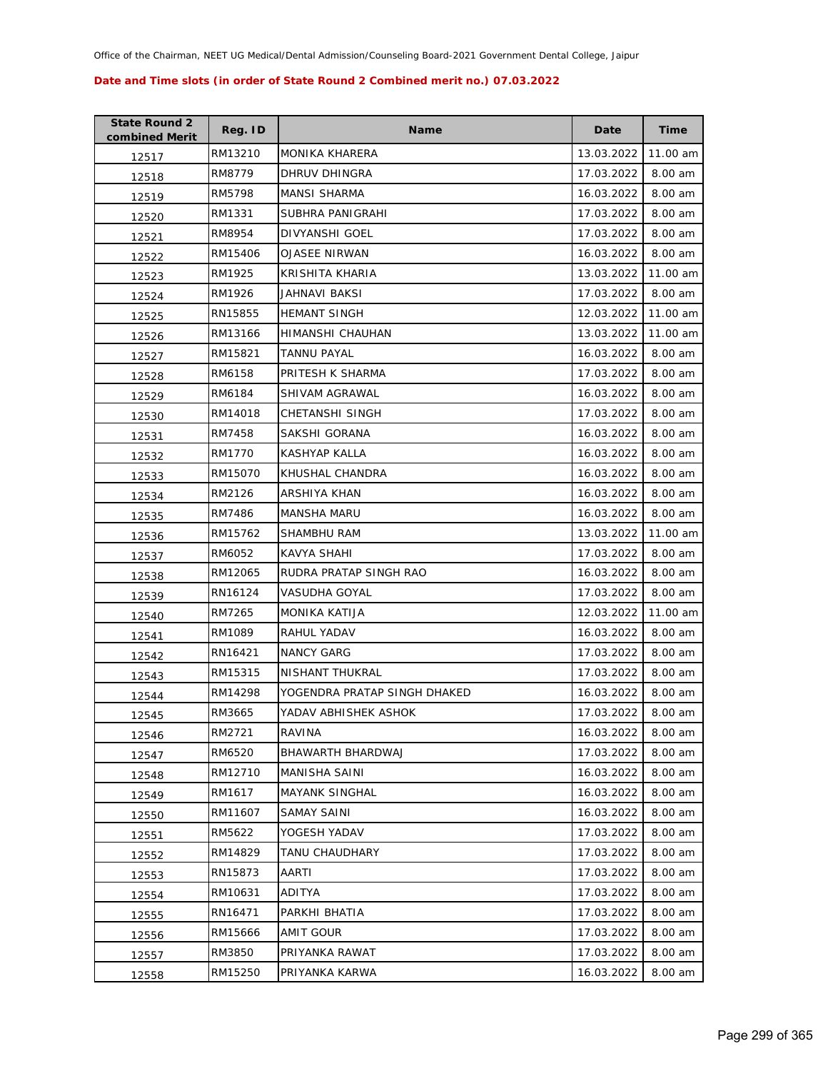Office of the Chairman, NEET UG Medical/Dental Admission/Counseling Board-2021 Government Dental College, Jaipur

**Date and Time slots (in order of State Round 2 Combined merit no.) 07.03.2022**

| State Round 2 combined Merit | Reg. ID | Name | Date | Time |
|---|---|---|---|---|
| 12517 | RM13210 | MONIKA KHARERA | 13.03.2022 | 11.00 am |
| 12518 | RM8779 | DHRUV DHINGRA | 17.03.2022 | 8.00 am |
| 12519 | RM5798 | MANSI SHARMA | 16.03.2022 | 8.00 am |
| 12520 | RM1331 | SUBHRA PANIGRAHI | 17.03.2022 | 8.00 am |
| 12521 | RM8954 | DIVYANSHI GOEL | 17.03.2022 | 8.00 am |
| 12522 | RM15406 | OJASEE NIRWAN | 16.03.2022 | 8.00 am |
| 12523 | RM1925 | KRISHITA KHARIA | 13.03.2022 | 11.00 am |
| 12524 | RM1926 | JAHNAVI BAKSI | 17.03.2022 | 8.00 am |
| 12525 | RN15855 | HEMANT SINGH | 12.03.2022 | 11.00 am |
| 12526 | RM13166 | HIMANSHI CHAUHAN | 13.03.2022 | 11.00 am |
| 12527 | RM15821 | TANNU PAYAL | 16.03.2022 | 8.00 am |
| 12528 | RM6158 | PRITESH K SHARMA | 17.03.2022 | 8.00 am |
| 12529 | RM6184 | SHIVAM AGRAWAL | 16.03.2022 | 8.00 am |
| 12530 | RM14018 | CHETANSHI SINGH | 17.03.2022 | 8.00 am |
| 12531 | RM7458 | SAKSHI GORANA | 16.03.2022 | 8.00 am |
| 12532 | RM1770 | KASHYAP KALLA | 16.03.2022 | 8.00 am |
| 12533 | RM15070 | KHUSHAL CHANDRA | 16.03.2022 | 8.00 am |
| 12534 | RM2126 | ARSHIYA KHAN | 16.03.2022 | 8.00 am |
| 12535 | RM7486 | MANSHA MARU | 16.03.2022 | 8.00 am |
| 12536 | RM15762 | SHAMBHU RAM | 13.03.2022 | 11.00 am |
| 12537 | RM6052 | KAVYA SHAHI | 17.03.2022 | 8.00 am |
| 12538 | RM12065 | RUDRA PRATAP SINGH RAO | 16.03.2022 | 8.00 am |
| 12539 | RN16124 | VASUDHA GOYAL | 17.03.2022 | 8.00 am |
| 12540 | RM7265 | MONIKA KATIJA | 12.03.2022 | 11.00 am |
| 12541 | RM1089 | RAHUL YADAV | 16.03.2022 | 8.00 am |
| 12542 | RN16421 | NANCY GARG | 17.03.2022 | 8.00 am |
| 12543 | RM15315 | NISHANT THUKRAL | 17.03.2022 | 8.00 am |
| 12544 | RM14298 | YOGENDRA PRATAP SINGH DHAKED | 16.03.2022 | 8.00 am |
| 12545 | RM3665 | YADAV ABHISHEK ASHOK | 17.03.2022 | 8.00 am |
| 12546 | RM2721 | RAVINA | 16.03.2022 | 8.00 am |
| 12547 | RM6520 | BHAWARTH BHARDWAJ | 17.03.2022 | 8.00 am |
| 12548 | RM12710 | MANISHA SAINI | 16.03.2022 | 8.00 am |
| 12549 | RM1617 | MAYANK SINGHAL | 16.03.2022 | 8.00 am |
| 12550 | RM11607 | SAMAY SAINI | 16.03.2022 | 8.00 am |
| 12551 | RM5622 | YOGESH YADAV | 17.03.2022 | 8.00 am |
| 12552 | RM14829 | TANU CHAUDHARY | 17.03.2022 | 8.00 am |
| 12553 | RN15873 | AARTI | 17.03.2022 | 8.00 am |
| 12554 | RM10631 | ADITYA | 17.03.2022 | 8.00 am |
| 12555 | RN16471 | PARKHI BHATIA | 17.03.2022 | 8.00 am |
| 12556 | RM15666 | AMIT GOUR | 17.03.2022 | 8.00 am |
| 12557 | RM3850 | PRIYANKA RAWAT | 17.03.2022 | 8.00 am |
| 12558 | RM15250 | PRIYANKA KARWA | 16.03.2022 | 8.00 am |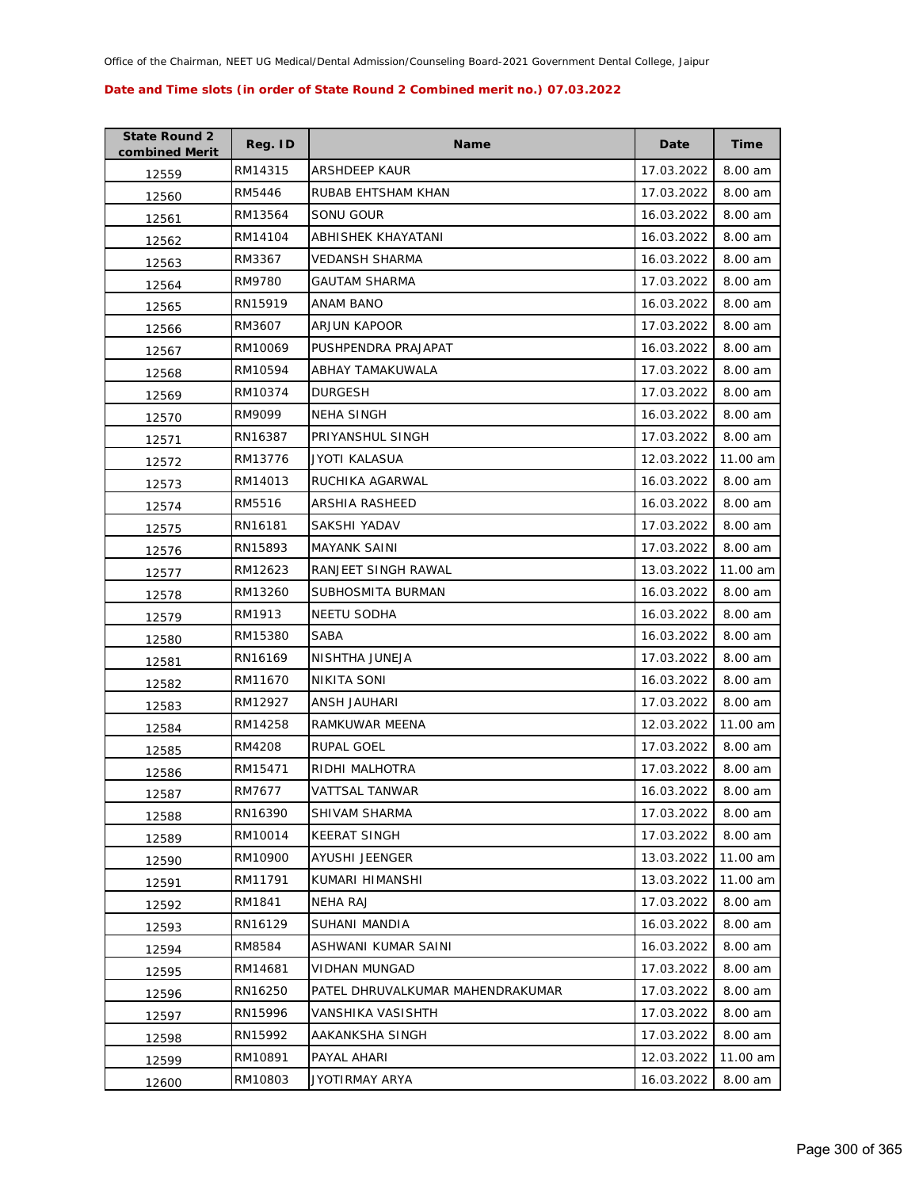Office of the Chairman, NEET UG Medical/Dental Admission/Counseling Board-2021 Government Dental College, Jaipur

**Date and Time slots (in order of State Round 2 Combined merit no.) 07.03.2022**

| State Round 2 combined Merit | Reg. ID | Name | Date | Time |
|---|---|---|---|---|
| 12559 | RM14315 | ARSHDEEP KAUR | 17.03.2022 | 8.00 am |
| 12560 | RM5446 | RUBAB EHTSHAM KHAN | 17.03.2022 | 8.00 am |
| 12561 | RM13564 | SONU GOUR | 16.03.2022 | 8.00 am |
| 12562 | RM14104 | ABHISHEK KHAYATANI | 16.03.2022 | 8.00 am |
| 12563 | RM3367 | VEDANSH SHARMA | 16.03.2022 | 8.00 am |
| 12564 | RM9780 | GAUTAM SHARMA | 17.03.2022 | 8.00 am |
| 12565 | RN15919 | ANAM BANO | 16.03.2022 | 8.00 am |
| 12566 | RM3607 | ARJUN KAPOOR | 17.03.2022 | 8.00 am |
| 12567 | RM10069 | PUSHPENDRA PRAJAPAT | 16.03.2022 | 8.00 am |
| 12568 | RM10594 | ABHAY TAMAKUWALA | 17.03.2022 | 8.00 am |
| 12569 | RM10374 | DURGESH | 17.03.2022 | 8.00 am |
| 12570 | RM9099 | NEHA SINGH | 16.03.2022 | 8.00 am |
| 12571 | RN16387 | PRIYANSHUL SINGH | 17.03.2022 | 8.00 am |
| 12572 | RM13776 | JYOTI KALASUA | 12.03.2022 | 11.00 am |
| 12573 | RM14013 | RUCHIKA AGARWAL | 16.03.2022 | 8.00 am |
| 12574 | RM5516 | ARSHIA RASHEED | 16.03.2022 | 8.00 am |
| 12575 | RN16181 | SAKSHI YADAV | 17.03.2022 | 8.00 am |
| 12576 | RN15893 | MAYANK SAINI | 17.03.2022 | 8.00 am |
| 12577 | RM12623 | RANJEET SINGH RAWAL | 13.03.2022 | 11.00 am |
| 12578 | RM13260 | SUBHOSMITA BURMAN | 16.03.2022 | 8.00 am |
| 12579 | RM1913 | NEETU SODHA | 16.03.2022 | 8.00 am |
| 12580 | RM15380 | SABA | 16.03.2022 | 8.00 am |
| 12581 | RN16169 | NISHTHA JUNEJA | 17.03.2022 | 8.00 am |
| 12582 | RM11670 | NIKITA SONI | 16.03.2022 | 8.00 am |
| 12583 | RM12927 | ANSH JAUHARI | 17.03.2022 | 8.00 am |
| 12584 | RM14258 | RAMKUWAR MEENA | 12.03.2022 | 11.00 am |
| 12585 | RM4208 | RUPAL GOEL | 17.03.2022 | 8.00 am |
| 12586 | RM15471 | RIDHI MALHOTRA | 17.03.2022 | 8.00 am |
| 12587 | RM7677 | VATTSAL TANWAR | 16.03.2022 | 8.00 am |
| 12588 | RN16390 | SHIVAM SHARMA | 17.03.2022 | 8.00 am |
| 12589 | RM10014 | KEERAT SINGH | 17.03.2022 | 8.00 am |
| 12590 | RM10900 | AYUSHI JEENGER | 13.03.2022 | 11.00 am |
| 12591 | RM11791 | KUMARI HIMANSHI | 13.03.2022 | 11.00 am |
| 12592 | RM1841 | NEHA RAJ | 17.03.2022 | 8.00 am |
| 12593 | RN16129 | SUHANI MANDIA | 16.03.2022 | 8.00 am |
| 12594 | RM8584 | ASHWANI KUMAR SAINI | 16.03.2022 | 8.00 am |
| 12595 | RM14681 | VIDHAN MUNGAD | 17.03.2022 | 8.00 am |
| 12596 | RN16250 | PATEL DHRUVALKUMAR MAHENDRAKUMAR | 17.03.2022 | 8.00 am |
| 12597 | RN15996 | VANSHIKA VASISHTH | 17.03.2022 | 8.00 am |
| 12598 | RN15992 | AAKANKSHA SINGH | 17.03.2022 | 8.00 am |
| 12599 | RM10891 | PAYAL AHARI | 12.03.2022 | 11.00 am |
| 12600 | RM10803 | JYOTIRMAY ARYA | 16.03.2022 | 8.00 am |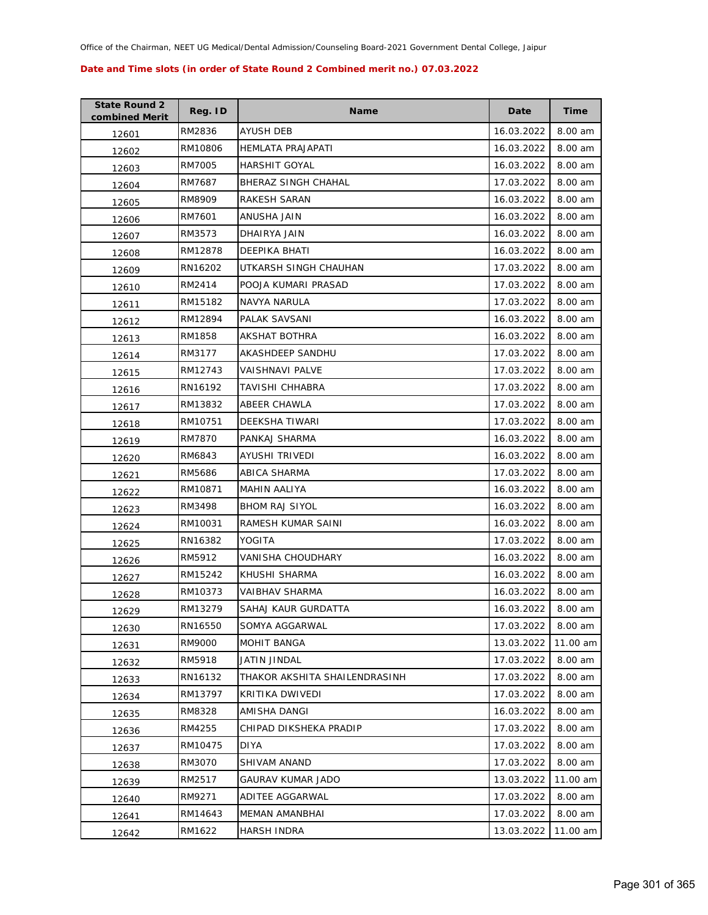Office of the Chairman, NEET UG Medical/Dental Admission/Counseling Board-2021 Government Dental College, Jaipur

**Date and Time slots (in order of State Round 2 Combined merit no.) 07.03.2022**

| State Round 2 combined Merit | Reg. ID | Name | Date | Time |
|---|---|---|---|---|
| 12601 | RM2836 | AYUSH DEB | 16.03.2022 | 8.00 am |
| 12602 | RM10806 | HEMLATA PRAJAPATI | 16.03.2022 | 8.00 am |
| 12603 | RM7005 | HARSHIT GOYAL | 16.03.2022 | 8.00 am |
| 12604 | RM7687 | BHERAZ SINGH CHAHAL | 17.03.2022 | 8.00 am |
| 12605 | RM8909 | RAKESH SARAN | 16.03.2022 | 8.00 am |
| 12606 | RM7601 | ANUSHA JAIN | 16.03.2022 | 8.00 am |
| 12607 | RM3573 | DHAIRYA JAIN | 16.03.2022 | 8.00 am |
| 12608 | RM12878 | DEEPIKA BHATI | 16.03.2022 | 8.00 am |
| 12609 | RN16202 | UTKARSH SINGH CHAUHAN | 17.03.2022 | 8.00 am |
| 12610 | RM2414 | POOJA KUMARI PRASAD | 17.03.2022 | 8.00 am |
| 12611 | RM15182 | NAVYA NARULA | 17.03.2022 | 8.00 am |
| 12612 | RM12894 | PALAK SAVSANI | 16.03.2022 | 8.00 am |
| 12613 | RM1858 | AKSHAT BOTHRA | 16.03.2022 | 8.00 am |
| 12614 | RM3177 | AKASHDEEP SANDHU | 17.03.2022 | 8.00 am |
| 12615 | RM12743 | VAISHNAVI PALVE | 17.03.2022 | 8.00 am |
| 12616 | RN16192 | TAVISHI CHHABRA | 17.03.2022 | 8.00 am |
| 12617 | RM13832 | ABEER CHAWLA | 17.03.2022 | 8.00 am |
| 12618 | RM10751 | DEEKSHA TIWARI | 17.03.2022 | 8.00 am |
| 12619 | RM7870 | PANKAJ SHARMA | 16.03.2022 | 8.00 am |
| 12620 | RM6843 | AYUSHI TRIVEDI | 16.03.2022 | 8.00 am |
| 12621 | RM5686 | ABICA SHARMA | 17.03.2022 | 8.00 am |
| 12622 | RM10871 | MAHIN AALIYA | 16.03.2022 | 8.00 am |
| 12623 | RM3498 | BHOM RAJ SIYOL | 16.03.2022 | 8.00 am |
| 12624 | RM10031 | RAMESH KUMAR SAINI | 16.03.2022 | 8.00 am |
| 12625 | RN16382 | YOGITA | 17.03.2022 | 8.00 am |
| 12626 | RM5912 | VANISHA CHOUDHARY | 16.03.2022 | 8.00 am |
| 12627 | RM15242 | KHUSHI SHARMA | 16.03.2022 | 8.00 am |
| 12628 | RM10373 | VAIBHAV SHARMA | 16.03.2022 | 8.00 am |
| 12629 | RM13279 | SAHAJ KAUR GURDATTA | 16.03.2022 | 8.00 am |
| 12630 | RN16550 | SOMYA AGGARWAL | 17.03.2022 | 8.00 am |
| 12631 | RM9000 | MOHIT BANGA | 13.03.2022 | 11.00 am |
| 12632 | RM5918 | JATIN JINDAL | 17.03.2022 | 8.00 am |
| 12633 | RN16132 | THAKOR AKSHITA SHAILENDRASINH | 17.03.2022 | 8.00 am |
| 12634 | RM13797 | KRITIKA DWIVEDI | 17.03.2022 | 8.00 am |
| 12635 | RM8328 | AMISHA DANGI | 16.03.2022 | 8.00 am |
| 12636 | RM4255 | CHIPAD DIKSHEKA PRADIP | 17.03.2022 | 8.00 am |
| 12637 | RM10475 | DIYA | 17.03.2022 | 8.00 am |
| 12638 | RM3070 | SHIVAM ANAND | 17.03.2022 | 8.00 am |
| 12639 | RM2517 | GAURAV KUMAR JADO | 13.03.2022 | 11.00 am |
| 12640 | RM9271 | ADITEE AGGARWAL | 17.03.2022 | 8.00 am |
| 12641 | RM14643 | MEMAN AMANBHAI | 17.03.2022 | 8.00 am |
| 12642 | RM1622 | HARSH INDRA | 13.03.2022 | 11.00 am |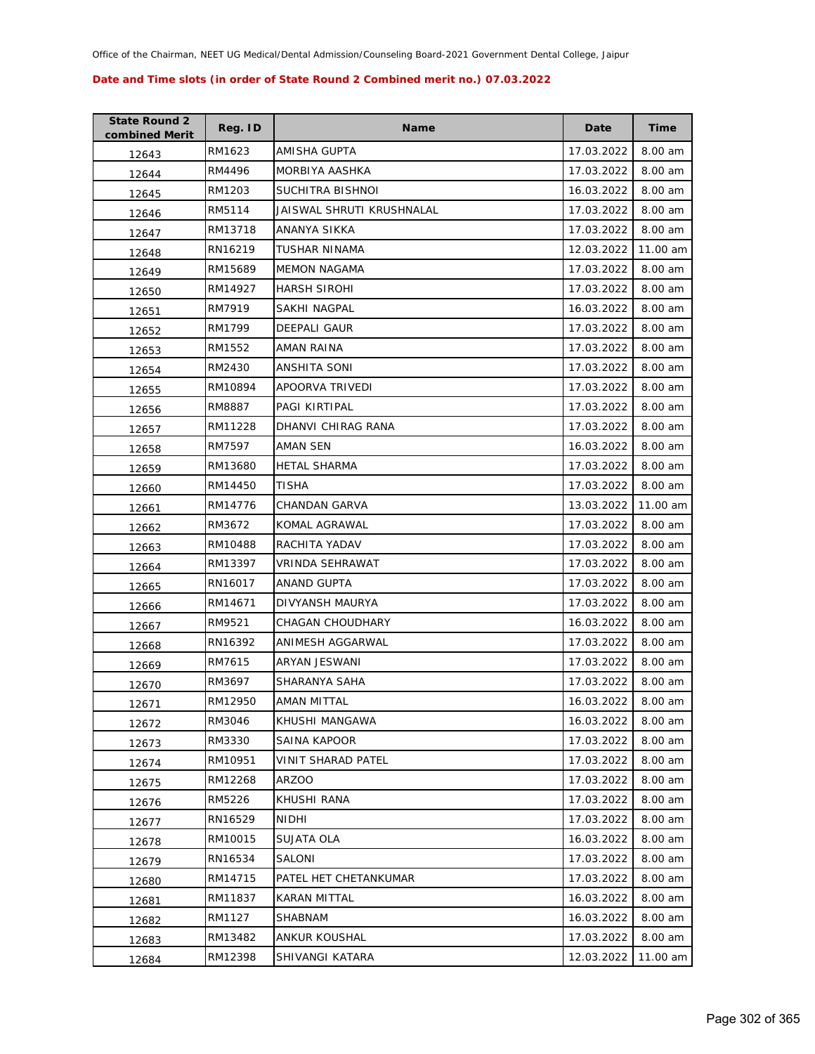Office of the Chairman, NEET UG Medical/Dental Admission/Counseling Board-2021 Government Dental College, Jaipur

**Date and Time slots (in order of State Round 2 Combined merit no.) 07.03.2022**

| State Round 2 combined Merit | Reg. ID | Name | Date | Time |
|---|---|---|---|---|
| 12643 | RM1623 | AMISHA GUPTA | 17.03.2022 | 8.00 am |
| 12644 | RM4496 | MORBIYA AASHKA | 17.03.2022 | 8.00 am |
| 12645 | RM1203 | SUCHITRA BISHNOI | 16.03.2022 | 8.00 am |
| 12646 | RM5114 | JAISWAL SHRUTI KRUSHNALAL | 17.03.2022 | 8.00 am |
| 12647 | RM13718 | ANANYA SIKKA | 17.03.2022 | 8.00 am |
| 12648 | RN16219 | TUSHAR NINAMA | 12.03.2022 | 11.00 am |
| 12649 | RM15689 | MEMON NAGAMA | 17.03.2022 | 8.00 am |
| 12650 | RM14927 | HARSH SIROHI | 17.03.2022 | 8.00 am |
| 12651 | RM7919 | SAKHI NAGPAL | 16.03.2022 | 8.00 am |
| 12652 | RM1799 | DEEPALI GAUR | 17.03.2022 | 8.00 am |
| 12653 | RM1552 | AMAN RAINA | 17.03.2022 | 8.00 am |
| 12654 | RM2430 | ANSHITA SONI | 17.03.2022 | 8.00 am |
| 12655 | RM10894 | APOORVA TRIVEDI | 17.03.2022 | 8.00 am |
| 12656 | RM8887 | PAGI KIRTIPAL | 17.03.2022 | 8.00 am |
| 12657 | RM11228 | DHANVI CHIRAG RANA | 17.03.2022 | 8.00 am |
| 12658 | RM7597 | AMAN SEN | 16.03.2022 | 8.00 am |
| 12659 | RM13680 | HETAL SHARMA | 17.03.2022 | 8.00 am |
| 12660 | RM14450 | TISHA | 17.03.2022 | 8.00 am |
| 12661 | RM14776 | CHANDAN GARVA | 13.03.2022 | 11.00 am |
| 12662 | RM3672 | KOMAL AGRAWAL | 17.03.2022 | 8.00 am |
| 12663 | RM10488 | RACHITA YADAV | 17.03.2022 | 8.00 am |
| 12664 | RM13397 | VRINDA SEHRAWAT | 17.03.2022 | 8.00 am |
| 12665 | RN16017 | ANAND GUPTA | 17.03.2022 | 8.00 am |
| 12666 | RM14671 | DIVYANSH MAURYA | 17.03.2022 | 8.00 am |
| 12667 | RM9521 | CHAGAN CHOUDHARY | 16.03.2022 | 8.00 am |
| 12668 | RN16392 | ANIMESH AGGARWAL | 17.03.2022 | 8.00 am |
| 12669 | RM7615 | ARYAN JESWANI | 17.03.2022 | 8.00 am |
| 12670 | RM3697 | SHARANYA SAHA | 17.03.2022 | 8.00 am |
| 12671 | RM12950 | AMAN MITTAL | 16.03.2022 | 8.00 am |
| 12672 | RM3046 | KHUSHI MANGAWA | 16.03.2022 | 8.00 am |
| 12673 | RM3330 | SAINA KAPOOR | 17.03.2022 | 8.00 am |
| 12674 | RM10951 | VINIT SHARAD PATEL | 17.03.2022 | 8.00 am |
| 12675 | RM12268 | ARZOO | 17.03.2022 | 8.00 am |
| 12676 | RM5226 | KHUSHI RANA | 17.03.2022 | 8.00 am |
| 12677 | RN16529 | NIDHI | 17.03.2022 | 8.00 am |
| 12678 | RM10015 | SUJATA OLA | 16.03.2022 | 8.00 am |
| 12679 | RN16534 | SALONI | 17.03.2022 | 8.00 am |
| 12680 | RM14715 | PATEL HET CHETANKUMAR | 17.03.2022 | 8.00 am |
| 12681 | RM11837 | KARAN MITTAL | 16.03.2022 | 8.00 am |
| 12682 | RM1127 | SHABNAM | 16.03.2022 | 8.00 am |
| 12683 | RM13482 | ANKUR KOUSHAL | 17.03.2022 | 8.00 am |
| 12684 | RM12398 | SHIVANGI KATARA | 12.03.2022 | 11.00 am |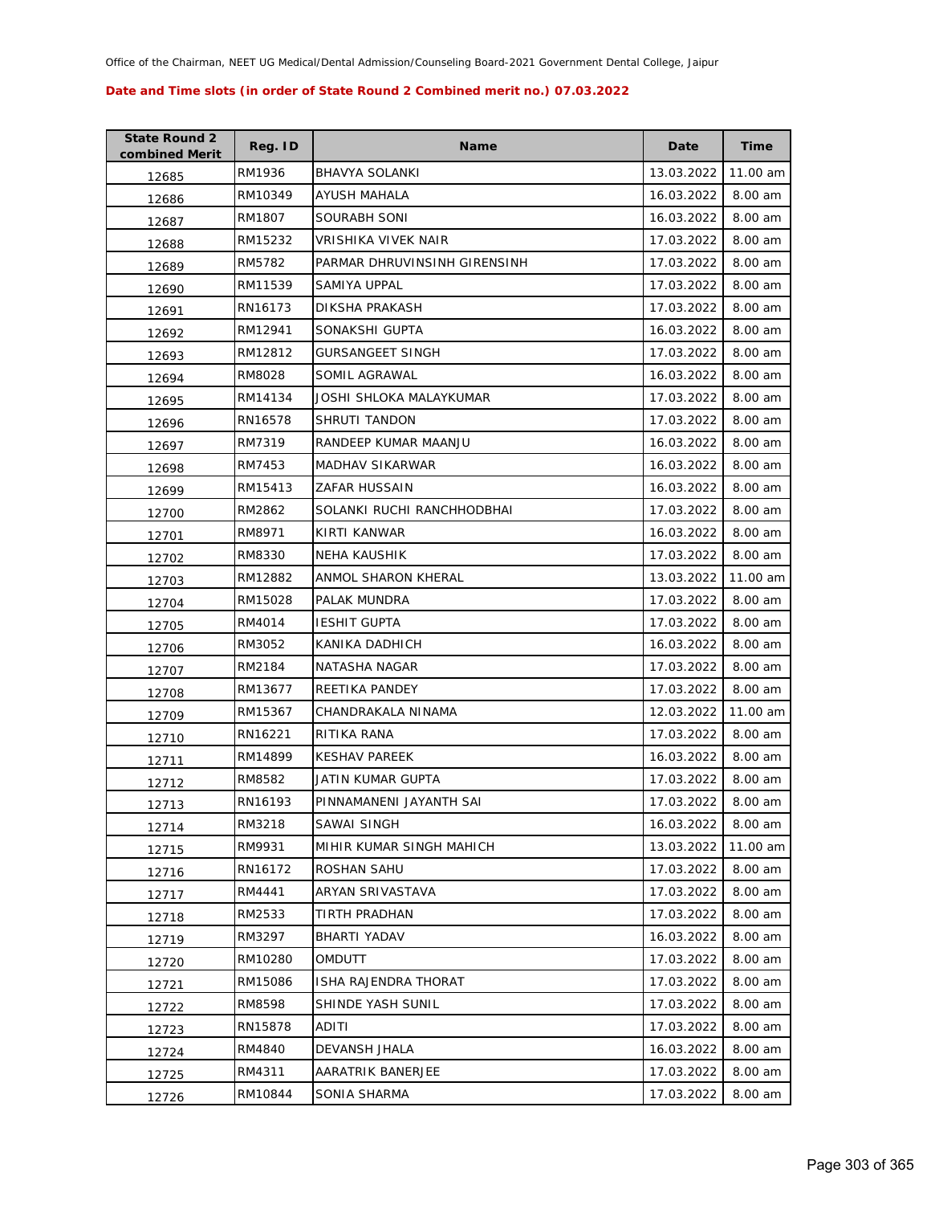Office of the Chairman, NEET UG Medical/Dental Admission/Counseling Board-2021 Government Dental College, Jaipur

**Date and Time slots (in order of State Round 2 Combined merit no.) 07.03.2022**

| State Round 2 combined Merit | Reg. ID | Name | Date | Time |
|---|---|---|---|---|
| 12685 | RM1936 | BHAVYA SOLANKI | 13.03.2022 | 11.00 am |
| 12686 | RM10349 | AYUSH MAHALA | 16.03.2022 | 8.00 am |
| 12687 | RM1807 | SOURABH SONI | 16.03.2022 | 8.00 am |
| 12688 | RM15232 | VRISHIKA VIVEK NAIR | 17.03.2022 | 8.00 am |
| 12689 | RM5782 | PARMAR DHRUVINSINH GIRENSINH | 17.03.2022 | 8.00 am |
| 12690 | RM11539 | SAMIYA UPPAL | 17.03.2022 | 8.00 am |
| 12691 | RN16173 | DIKSHA PRAKASH | 17.03.2022 | 8.00 am |
| 12692 | RM12941 | SONAKSHI GUPTA | 16.03.2022 | 8.00 am |
| 12693 | RM12812 | GURSANGEET SINGH | 17.03.2022 | 8.00 am |
| 12694 | RM8028 | SOMIL AGRAWAL | 16.03.2022 | 8.00 am |
| 12695 | RM14134 | JOSHI SHLOKA MALAYKUMAR | 17.03.2022 | 8.00 am |
| 12696 | RN16578 | SHRUTI TANDON | 17.03.2022 | 8.00 am |
| 12697 | RM7319 | RANDEEP KUMAR MAANJU | 16.03.2022 | 8.00 am |
| 12698 | RM7453 | MADHAV SIKARWAR | 16.03.2022 | 8.00 am |
| 12699 | RM15413 | ZAFAR HUSSAIN | 16.03.2022 | 8.00 am |
| 12700 | RM2862 | SOLANKI RUCHI RANCHHODBHAI | 17.03.2022 | 8.00 am |
| 12701 | RM8971 | KIRTI KANWAR | 16.03.2022 | 8.00 am |
| 12702 | RM8330 | NEHA KAUSHIK | 17.03.2022 | 8.00 am |
| 12703 | RM12882 | ANMOL SHARON KHERAL | 13.03.2022 | 11.00 am |
| 12704 | RM15028 | PALAK MUNDRA | 17.03.2022 | 8.00 am |
| 12705 | RM4014 | IESHIT GUPTA | 17.03.2022 | 8.00 am |
| 12706 | RM3052 | KANIKA DADHICH | 16.03.2022 | 8.00 am |
| 12707 | RM2184 | NATASHA NAGAR | 17.03.2022 | 8.00 am |
| 12708 | RM13677 | REETIKA PANDEY | 17.03.2022 | 8.00 am |
| 12709 | RM15367 | CHANDRAKALA NINAMA | 12.03.2022 | 11.00 am |
| 12710 | RN16221 | RITIKA RANA | 17.03.2022 | 8.00 am |
| 12711 | RM14899 | KESHAV PAREEK | 16.03.2022 | 8.00 am |
| 12712 | RM8582 | JATIN KUMAR GUPTA | 17.03.2022 | 8.00 am |
| 12713 | RN16193 | PINNAMANENI JAYANTH SAI | 17.03.2022 | 8.00 am |
| 12714 | RM3218 | SAWAI SINGH | 16.03.2022 | 8.00 am |
| 12715 | RM9931 | MIHIR KUMAR SINGH MAHICH | 13.03.2022 | 11.00 am |
| 12716 | RN16172 | ROSHAN SAHU | 17.03.2022 | 8.00 am |
| 12717 | RM4441 | ARYAN SRIVASTAVA | 17.03.2022 | 8.00 am |
| 12718 | RM2533 | TIRTH PRADHAN | 17.03.2022 | 8.00 am |
| 12719 | RM3297 | BHARTI YADAV | 16.03.2022 | 8.00 am |
| 12720 | RM10280 | OMDUTT | 17.03.2022 | 8.00 am |
| 12721 | RM15086 | ISHA RAJENDRA THORAT | 17.03.2022 | 8.00 am |
| 12722 | RM8598 | SHINDE YASH SUNIL | 17.03.2022 | 8.00 am |
| 12723 | RN15878 | ADITI | 17.03.2022 | 8.00 am |
| 12724 | RM4840 | DEVANSH JHALA | 16.03.2022 | 8.00 am |
| 12725 | RM4311 | AARATRIK BANERJEE | 17.03.2022 | 8.00 am |
| 12726 | RM10844 | SONIA SHARMA | 17.03.2022 | 8.00 am |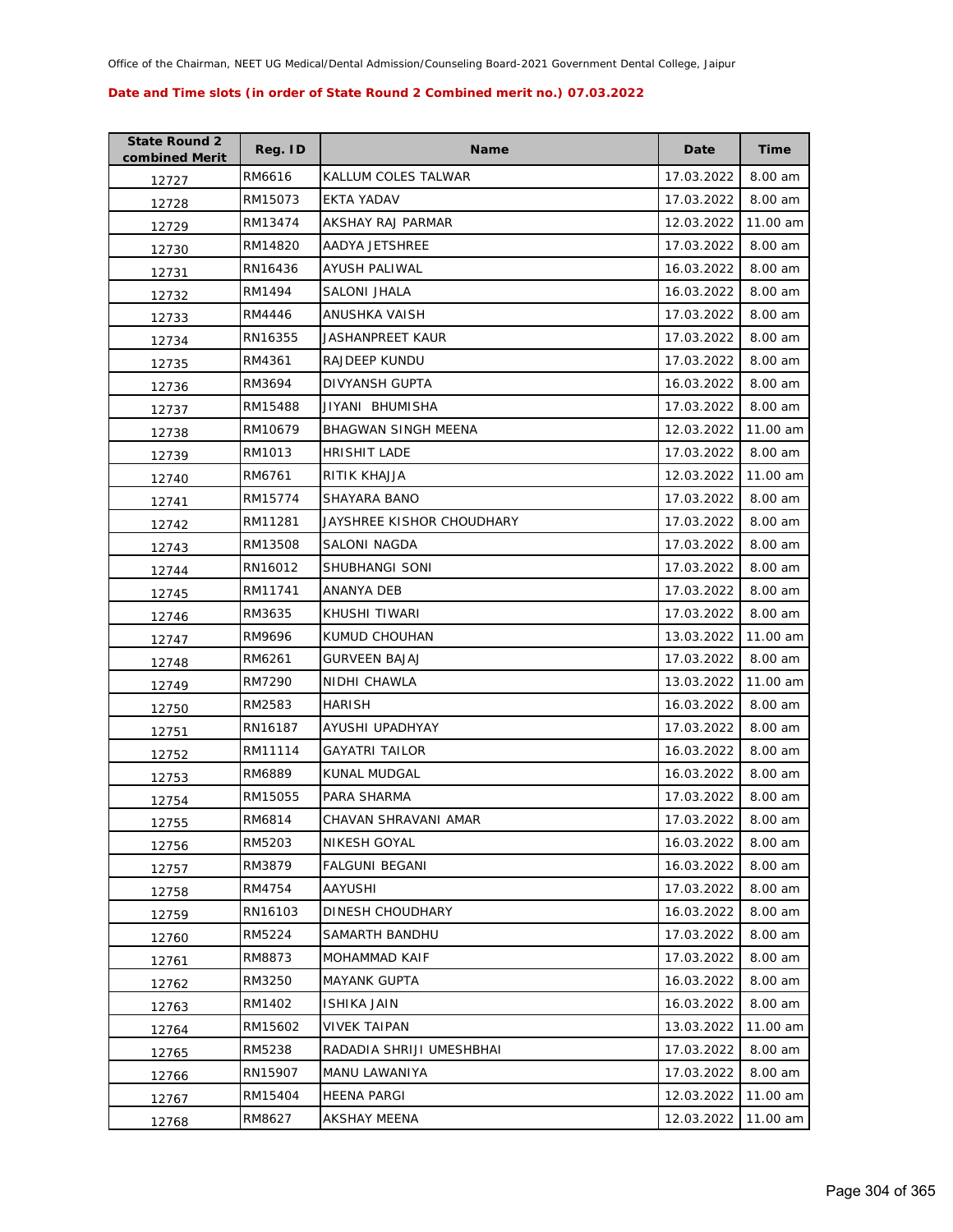Office of the Chairman, NEET UG Medical/Dental Admission/Counseling Board-2021 Government Dental College, Jaipur

**Date and Time slots (in order of State Round 2 Combined merit no.) 07.03.2022**

| State Round 2 combined Merit | Reg. ID | Name | Date | Time |
|---|---|---|---|---|
| 12727 | RM6616 | KALLUM COLES TALWAR | 17.03.2022 | 8.00 am |
| 12728 | RM15073 | EKTA YADAV | 17.03.2022 | 8.00 am |
| 12729 | RM13474 | AKSHAY RAJ PARMAR | 12.03.2022 | 11.00 am |
| 12730 | RM14820 | AADYA JETSHREE | 17.03.2022 | 8.00 am |
| 12731 | RN16436 | AYUSH PALIWAL | 16.03.2022 | 8.00 am |
| 12732 | RM1494 | SALONI JHALA | 16.03.2022 | 8.00 am |
| 12733 | RM4446 | ANUSHKA VAISH | 17.03.2022 | 8.00 am |
| 12734 | RN16355 | JASHANPREET KAUR | 17.03.2022 | 8.00 am |
| 12735 | RM4361 | RAJDEEP KUNDU | 17.03.2022 | 8.00 am |
| 12736 | RM3694 | DIVYANSH GUPTA | 16.03.2022 | 8.00 am |
| 12737 | RM15488 | JIYANI BHUMISHA | 17.03.2022 | 8.00 am |
| 12738 | RM10679 | BHAGWAN SINGH MEENA | 12.03.2022 | 11.00 am |
| 12739 | RM1013 | HRISHIT LADE | 17.03.2022 | 8.00 am |
| 12740 | RM6761 | RITIK KHAJJA | 12.03.2022 | 11.00 am |
| 12741 | RM15774 | SHAYARA BANO | 17.03.2022 | 8.00 am |
| 12742 | RM11281 | JAYSHREE KISHOR CHOUDHARY | 17.03.2022 | 8.00 am |
| 12743 | RM13508 | SALONI NAGDA | 17.03.2022 | 8.00 am |
| 12744 | RN16012 | SHUBHANGI SONI | 17.03.2022 | 8.00 am |
| 12745 | RM11741 | ANANYA DEB | 17.03.2022 | 8.00 am |
| 12746 | RM3635 | KHUSHI TIWARI | 17.03.2022 | 8.00 am |
| 12747 | RM9696 | KUMUD CHOUHAN | 13.03.2022 | 11.00 am |
| 12748 | RM6261 | GURVEEN BAJAJ | 17.03.2022 | 8.00 am |
| 12749 | RM7290 | NIDHI CHAWLA | 13.03.2022 | 11.00 am |
| 12750 | RM2583 | HARISH | 16.03.2022 | 8.00 am |
| 12751 | RN16187 | AYUSHI UPADHYAY | 17.03.2022 | 8.00 am |
| 12752 | RM11114 | GAYATRI TAILOR | 16.03.2022 | 8.00 am |
| 12753 | RM6889 | KUNAL MUDGAL | 16.03.2022 | 8.00 am |
| 12754 | RM15055 | PARA SHARMA | 17.03.2022 | 8.00 am |
| 12755 | RM6814 | CHAVAN SHRAVANI AMAR | 17.03.2022 | 8.00 am |
| 12756 | RM5203 | NIKESH GOYAL | 16.03.2022 | 8.00 am |
| 12757 | RM3879 | FALGUNI BEGANI | 16.03.2022 | 8.00 am |
| 12758 | RM4754 | AAYUSHI | 17.03.2022 | 8.00 am |
| 12759 | RN16103 | DINESH CHOUDHARY | 16.03.2022 | 8.00 am |
| 12760 | RM5224 | SAMARTH BANDHU | 17.03.2022 | 8.00 am |
| 12761 | RM8873 | MOHAMMAD KAIF | 17.03.2022 | 8.00 am |
| 12762 | RM3250 | MAYANK GUPTA | 16.03.2022 | 8.00 am |
| 12763 | RM1402 | ISHIKA JAIN | 16.03.2022 | 8.00 am |
| 12764 | RM15602 | VIVEK TAIPAN | 13.03.2022 | 11.00 am |
| 12765 | RM5238 | RADADIA SHRIJI UMESHBHAI | 17.03.2022 | 8.00 am |
| 12766 | RN15907 | MANU LAWANIYA | 17.03.2022 | 8.00 am |
| 12767 | RM15404 | HEENA PARGI | 12.03.2022 | 11.00 am |
| 12768 | RM8627 | AKSHAY MEENA | 12.03.2022 | 11.00 am |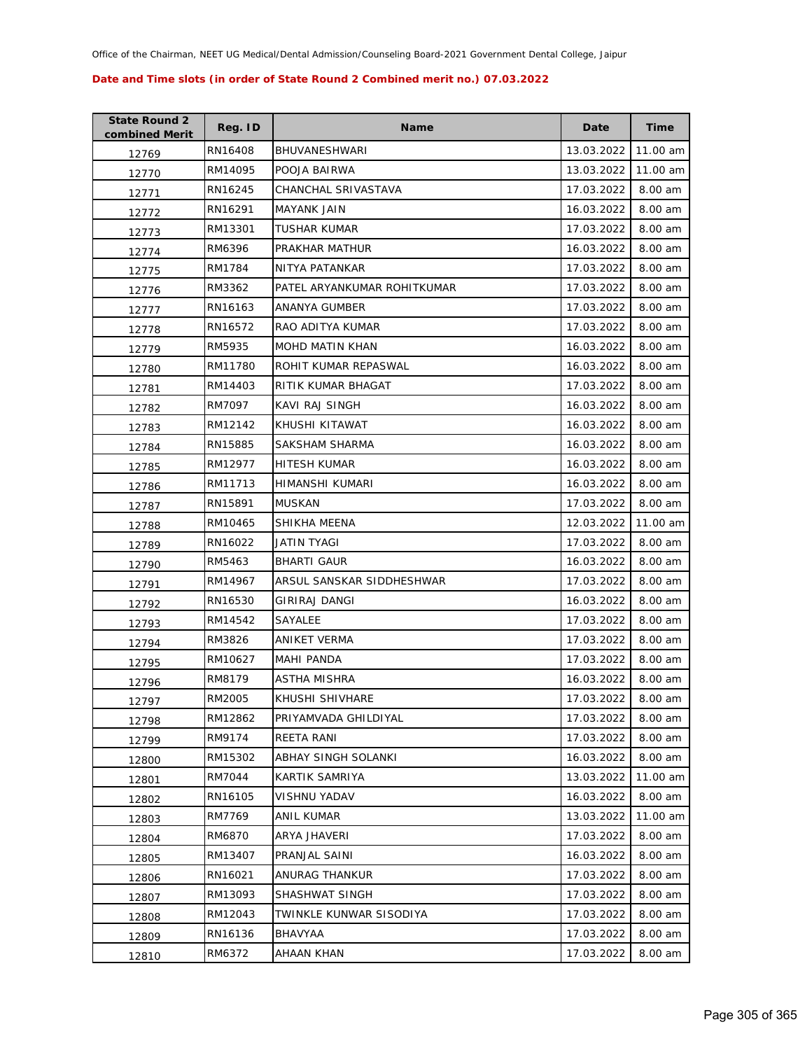Office of the Chairman, NEET UG Medical/Dental Admission/Counseling Board-2021 Government Dental College, Jaipur

**Date and Time slots (in order of State Round 2 Combined merit no.) 07.03.2022**

| State Round 2 combined Merit | Reg. ID | Name | Date | Time |
|---|---|---|---|---|
| 12769 | RN16408 | BHUVANESHWARI | 13.03.2022 | 11.00 am |
| 12770 | RM14095 | POOJA BAIRWA | 13.03.2022 | 11.00 am |
| 12771 | RN16245 | CHANCHAL SRIVASTAVA | 17.03.2022 | 8.00 am |
| 12772 | RN16291 | MAYANK JAIN | 16.03.2022 | 8.00 am |
| 12773 | RM13301 | TUSHAR KUMAR | 17.03.2022 | 8.00 am |
| 12774 | RM6396 | PRAKHAR MATHUR | 16.03.2022 | 8.00 am |
| 12775 | RM1784 | NITYA PATANKAR | 17.03.2022 | 8.00 am |
| 12776 | RM3362 | PATEL ARYANKUMAR ROHITKUMAR | 17.03.2022 | 8.00 am |
| 12777 | RN16163 | ANANYA GUMBER | 17.03.2022 | 8.00 am |
| 12778 | RN16572 | RAO ADITYA KUMAR | 17.03.2022 | 8.00 am |
| 12779 | RM5935 | MOHD MATIN KHAN | 16.03.2022 | 8.00 am |
| 12780 | RM11780 | ROHIT KUMAR REPASWAL | 16.03.2022 | 8.00 am |
| 12781 | RM14403 | RITIK KUMAR BHAGAT | 17.03.2022 | 8.00 am |
| 12782 | RM7097 | KAVI RAJ SINGH | 16.03.2022 | 8.00 am |
| 12783 | RM12142 | KHUSHI KITAWAT | 16.03.2022 | 8.00 am |
| 12784 | RN15885 | SAKSHAM SHARMA | 16.03.2022 | 8.00 am |
| 12785 | RM12977 | HITESH KUMAR | 16.03.2022 | 8.00 am |
| 12786 | RM11713 | HIMANSHI KUMARI | 16.03.2022 | 8.00 am |
| 12787 | RN15891 | MUSKAN | 17.03.2022 | 8.00 am |
| 12788 | RM10465 | SHIKHA MEENA | 12.03.2022 | 11.00 am |
| 12789 | RN16022 | JATIN TYAGI | 17.03.2022 | 8.00 am |
| 12790 | RM5463 | BHARTI GAUR | 16.03.2022 | 8.00 am |
| 12791 | RM14967 | ARSUL SANSKAR SIDDHESHWAR | 17.03.2022 | 8.00 am |
| 12792 | RN16530 | GIRIRAJ DANGI | 16.03.2022 | 8.00 am |
| 12793 | RM14542 | SAYALEE | 17.03.2022 | 8.00 am |
| 12794 | RM3826 | ANIKET VERMA | 17.03.2022 | 8.00 am |
| 12795 | RM10627 | MAHI PANDA | 17.03.2022 | 8.00 am |
| 12796 | RM8179 | ASTHA MISHRA | 16.03.2022 | 8.00 am |
| 12797 | RM2005 | KHUSHI SHIVHARE | 17.03.2022 | 8.00 am |
| 12798 | RM12862 | PRIYAMVADA GHILDIYAL | 17.03.2022 | 8.00 am |
| 12799 | RM9174 | REETA RANI | 17.03.2022 | 8.00 am |
| 12800 | RM15302 | ABHAY SINGH SOLANKI | 16.03.2022 | 8.00 am |
| 12801 | RM7044 | KARTIK SAMRIYA | 13.03.2022 | 11.00 am |
| 12802 | RN16105 | VISHNU YADAV | 16.03.2022 | 8.00 am |
| 12803 | RM7769 | ANIL KUMAR | 13.03.2022 | 11.00 am |
| 12804 | RM6870 | ARYA JHAVERI | 17.03.2022 | 8.00 am |
| 12805 | RM13407 | PRANJAL SAINI | 16.03.2022 | 8.00 am |
| 12806 | RN16021 | ANURAG THANKUR | 17.03.2022 | 8.00 am |
| 12807 | RM13093 | SHASHWAT SINGH | 17.03.2022 | 8.00 am |
| 12808 | RM12043 | TWINKLE KUNWAR SISODIYA | 17.03.2022 | 8.00 am |
| 12809 | RN16136 | BHAVYAA | 17.03.2022 | 8.00 am |
| 12810 | RM6372 | AHAAN KHAN | 17.03.2022 | 8.00 am |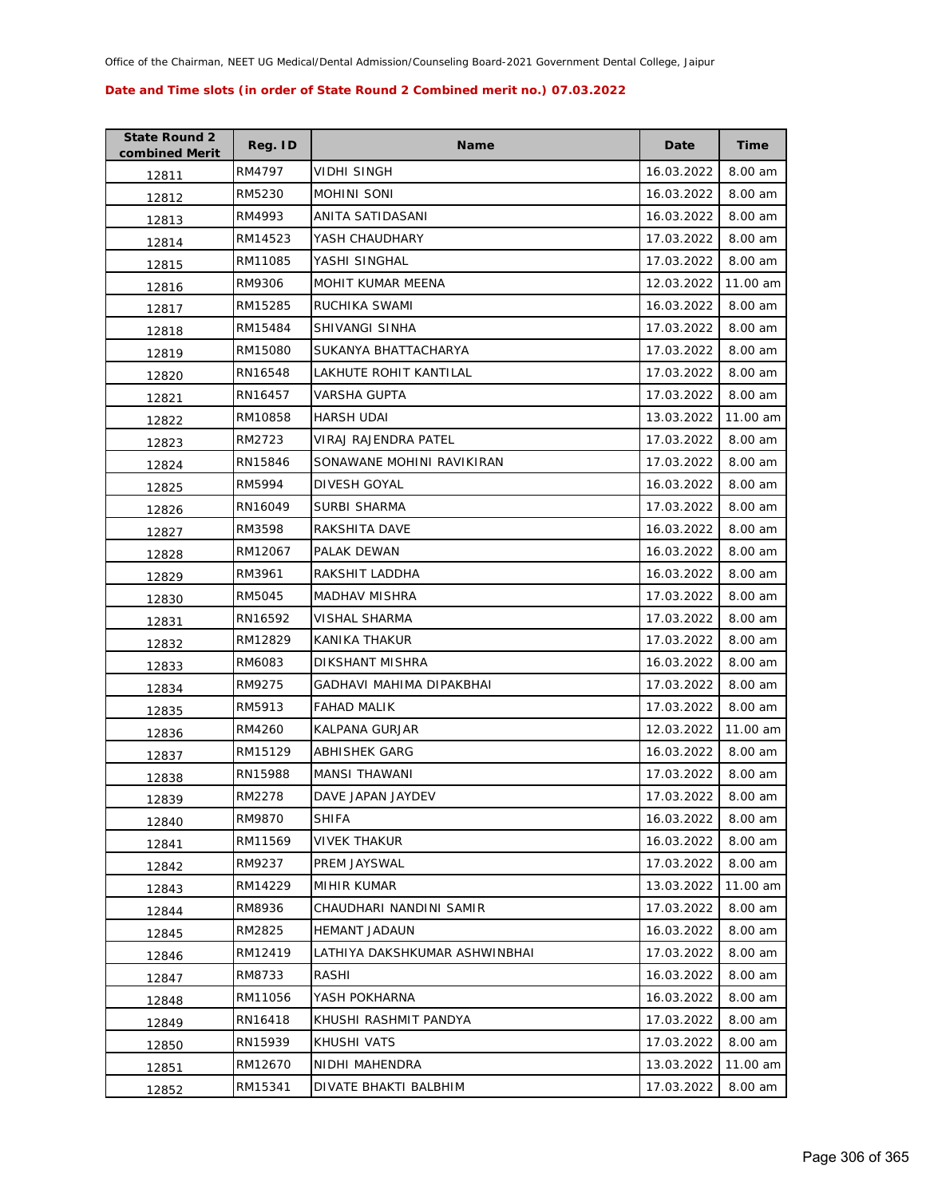Office of the Chairman, NEET UG Medical/Dental Admission/Counseling Board-2021 Government Dental College, Jaipur

**Date and Time slots (in order of State Round 2 Combined merit no.) 07.03.2022**

| State Round 2 combined Merit | Reg. ID | Name | Date | Time |
|---|---|---|---|---|
| 12811 | RM4797 | VIDHI SINGH | 16.03.2022 | 8.00 am |
| 12812 | RM5230 | MOHINI SONI | 16.03.2022 | 8.00 am |
| 12813 | RM4993 | ANITA SATIDASANI | 16.03.2022 | 8.00 am |
| 12814 | RM14523 | YASH CHAUDHARY | 17.03.2022 | 8.00 am |
| 12815 | RM11085 | YASHI SINGHAL | 17.03.2022 | 8.00 am |
| 12816 | RM9306 | MOHIT KUMAR MEENA | 12.03.2022 | 11.00 am |
| 12817 | RM15285 | RUCHIKA SWAMI | 16.03.2022 | 8.00 am |
| 12818 | RM15484 | SHIVANGI SINHA | 17.03.2022 | 8.00 am |
| 12819 | RM15080 | SUKANYA BHATTACHARYA | 17.03.2022 | 8.00 am |
| 12820 | RN16548 | LAKHUTE ROHIT KANTILAL | 17.03.2022 | 8.00 am |
| 12821 | RN16457 | VARSHA GUPTA | 17.03.2022 | 8.00 am |
| 12822 | RM10858 | HARSH UDAI | 13.03.2022 | 11.00 am |
| 12823 | RM2723 | VIRAJ RAJENDRA PATEL | 17.03.2022 | 8.00 am |
| 12824 | RN15846 | SONAWANE MOHINI RAVIKIRAN | 17.03.2022 | 8.00 am |
| 12825 | RM5994 | DIVESH GOYAL | 16.03.2022 | 8.00 am |
| 12826 | RN16049 | SURBI SHARMA | 17.03.2022 | 8.00 am |
| 12827 | RM3598 | RAKSHITA DAVE | 16.03.2022 | 8.00 am |
| 12828 | RM12067 | PALAK DEWAN | 16.03.2022 | 8.00 am |
| 12829 | RM3961 | RAKSHIT LADDHA | 16.03.2022 | 8.00 am |
| 12830 | RM5045 | MADHAV MISHRA | 17.03.2022 | 8.00 am |
| 12831 | RN16592 | VISHAL SHARMA | 17.03.2022 | 8.00 am |
| 12832 | RM12829 | KANIKA THAKUR | 17.03.2022 | 8.00 am |
| 12833 | RM6083 | DIKSHANT MISHRA | 16.03.2022 | 8.00 am |
| 12834 | RM9275 | GADHAVI MAHIMA DIPAKBHAI | 17.03.2022 | 8.00 am |
| 12835 | RM5913 | FAHAD MALIK | 17.03.2022 | 8.00 am |
| 12836 | RM4260 | KALPANA GURJAR | 12.03.2022 | 11.00 am |
| 12837 | RM15129 | ABHISHEK GARG | 16.03.2022 | 8.00 am |
| 12838 | RN15988 | MANSI THAWANI | 17.03.2022 | 8.00 am |
| 12839 | RM2278 | DAVE JAPAN JAYDEV | 17.03.2022 | 8.00 am |
| 12840 | RM9870 | SHIFA | 16.03.2022 | 8.00 am |
| 12841 | RM11569 | VIVEK THAKUR | 16.03.2022 | 8.00 am |
| 12842 | RM9237 | PREM JAYSWAL | 17.03.2022 | 8.00 am |
| 12843 | RM14229 | MIHIR KUMAR | 13.03.2022 | 11.00 am |
| 12844 | RM8936 | CHAUDHARI NANDINI SAMIR | 17.03.2022 | 8.00 am |
| 12845 | RM2825 | HEMANT JADAUN | 16.03.2022 | 8.00 am |
| 12846 | RM12419 | LATHIYA DAKSHKUMAR ASHWINBHAI | 17.03.2022 | 8.00 am |
| 12847 | RM8733 | RASHI | 16.03.2022 | 8.00 am |
| 12848 | RM11056 | YASH POKHARNA | 16.03.2022 | 8.00 am |
| 12849 | RN16418 | KHUSHI RASHMIT PANDYA | 17.03.2022 | 8.00 am |
| 12850 | RN15939 | KHUSHI VATS | 17.03.2022 | 8.00 am |
| 12851 | RM12670 | NIDHI MAHENDRA | 13.03.2022 | 11.00 am |
| 12852 | RM15341 | DIVATE BHAKTI BALBHIM | 17.03.2022 | 8.00 am |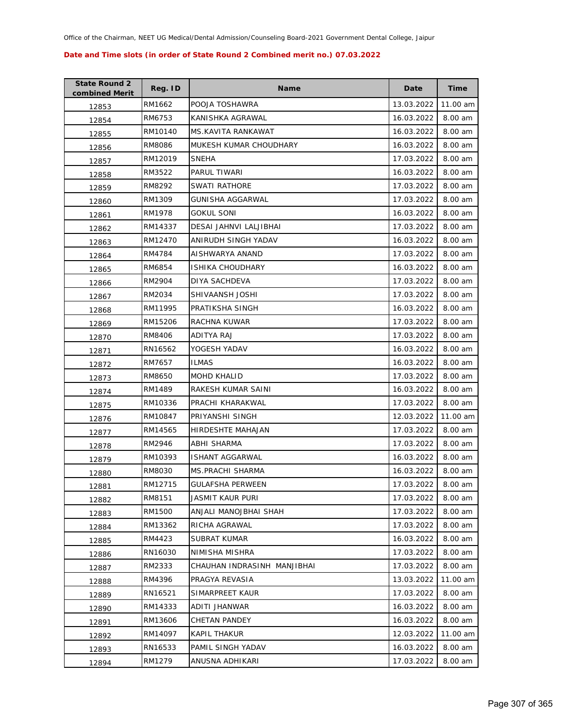Office of the Chairman, NEET UG Medical/Dental Admission/Counseling Board-2021 Government Dental College, Jaipur

**Date and Time slots (in order of State Round 2 Combined merit no.) 07.03.2022**

| State Round 2 combined Merit | Reg. ID | Name | Date | Time |
|---|---|---|---|---|
| 12853 | RM1662 | POOJA TOSHAWRA | 13.03.2022 | 11.00 am |
| 12854 | RM6753 | KANISHKA AGRAWAL | 16.03.2022 | 8.00 am |
| 12855 | RM10140 | MS.KAVITA RANKAWAT | 16.03.2022 | 8.00 am |
| 12856 | RM8086 | MUKESH KUMAR CHOUDHARY | 16.03.2022 | 8.00 am |
| 12857 | RM12019 | SNEHA | 17.03.2022 | 8.00 am |
| 12858 | RM3522 | PARUL TIWARI | 16.03.2022 | 8.00 am |
| 12859 | RM8292 | SWATI RATHORE | 17.03.2022 | 8.00 am |
| 12860 | RM1309 | GUNISHA AGGARWAL | 17.03.2022 | 8.00 am |
| 12861 | RM1978 | GOKUL SONI | 16.03.2022 | 8.00 am |
| 12862 | RM14337 | DESAI JAHNVI LALJIBHAI | 17.03.2022 | 8.00 am |
| 12863 | RM12470 | ANIRUDH SINGH YADAV | 16.03.2022 | 8.00 am |
| 12864 | RM4784 | AISHWARYA ANAND | 17.03.2022 | 8.00 am |
| 12865 | RM6854 | ISHIKA CHOUDHARY | 16.03.2022 | 8.00 am |
| 12866 | RM2904 | DIYA SACHDEVA | 17.03.2022 | 8.00 am |
| 12867 | RM2034 | SHIVAANSH JOSHI | 17.03.2022 | 8.00 am |
| 12868 | RM11995 | PRATIKSHA SINGH | 16.03.2022 | 8.00 am |
| 12869 | RM15206 | RACHNA KUWAR | 17.03.2022 | 8.00 am |
| 12870 | RM8406 | ADITYA RAJ | 17.03.2022 | 8.00 am |
| 12871 | RN16562 | YOGESH YADAV | 16.03.2022 | 8.00 am |
| 12872 | RM7657 | ILMAS | 16.03.2022 | 8.00 am |
| 12873 | RM8650 | MOHD KHALID | 17.03.2022 | 8.00 am |
| 12874 | RM1489 | RAKESH KUMAR SAINI | 16.03.2022 | 8.00 am |
| 12875 | RM10336 | PRACHI KHARAKWAL | 17.03.2022 | 8.00 am |
| 12876 | RM10847 | PRIYANSHI SINGH | 12.03.2022 | 11.00 am |
| 12877 | RM14565 | HIRDESHTE MAHAJAN | 17.03.2022 | 8.00 am |
| 12878 | RM2946 | ABHI SHARMA | 17.03.2022 | 8.00 am |
| 12879 | RM10393 | ISHANT AGGARWAL | 16.03.2022 | 8.00 am |
| 12880 | RM8030 | MS.PRACHI SHARMA | 16.03.2022 | 8.00 am |
| 12881 | RM12715 | GULAFSHA PERWEEN | 17.03.2022 | 8.00 am |
| 12882 | RM8151 | JASMIT KAUR PURI | 17.03.2022 | 8.00 am |
| 12883 | RM1500 | ANJALI MANOJBHAI SHAH | 17.03.2022 | 8.00 am |
| 12884 | RM13362 | RICHA AGRAWAL | 17.03.2022 | 8.00 am |
| 12885 | RM4423 | SUBRAT KUMAR | 16.03.2022 | 8.00 am |
| 12886 | RN16030 | NIMISHA MISHRA | 17.03.2022 | 8.00 am |
| 12887 | RM2333 | CHAUHAN INDRASINH MANJIBHAI | 17.03.2022 | 8.00 am |
| 12888 | RM4396 | PRAGYA REVASIA | 13.03.2022 | 11.00 am |
| 12889 | RN16521 | SIMARPREET KAUR | 17.03.2022 | 8.00 am |
| 12890 | RM14333 | ADITI JHANWAR | 16.03.2022 | 8.00 am |
| 12891 | RM13606 | CHETAN PANDEY | 16.03.2022 | 8.00 am |
| 12892 | RM14097 | KAPIL THAKUR | 12.03.2022 | 11.00 am |
| 12893 | RN16533 | PAMIL SINGH YADAV | 16.03.2022 | 8.00 am |
| 12894 | RM1279 | ANUSNA ADHIKARI | 17.03.2022 | 8.00 am |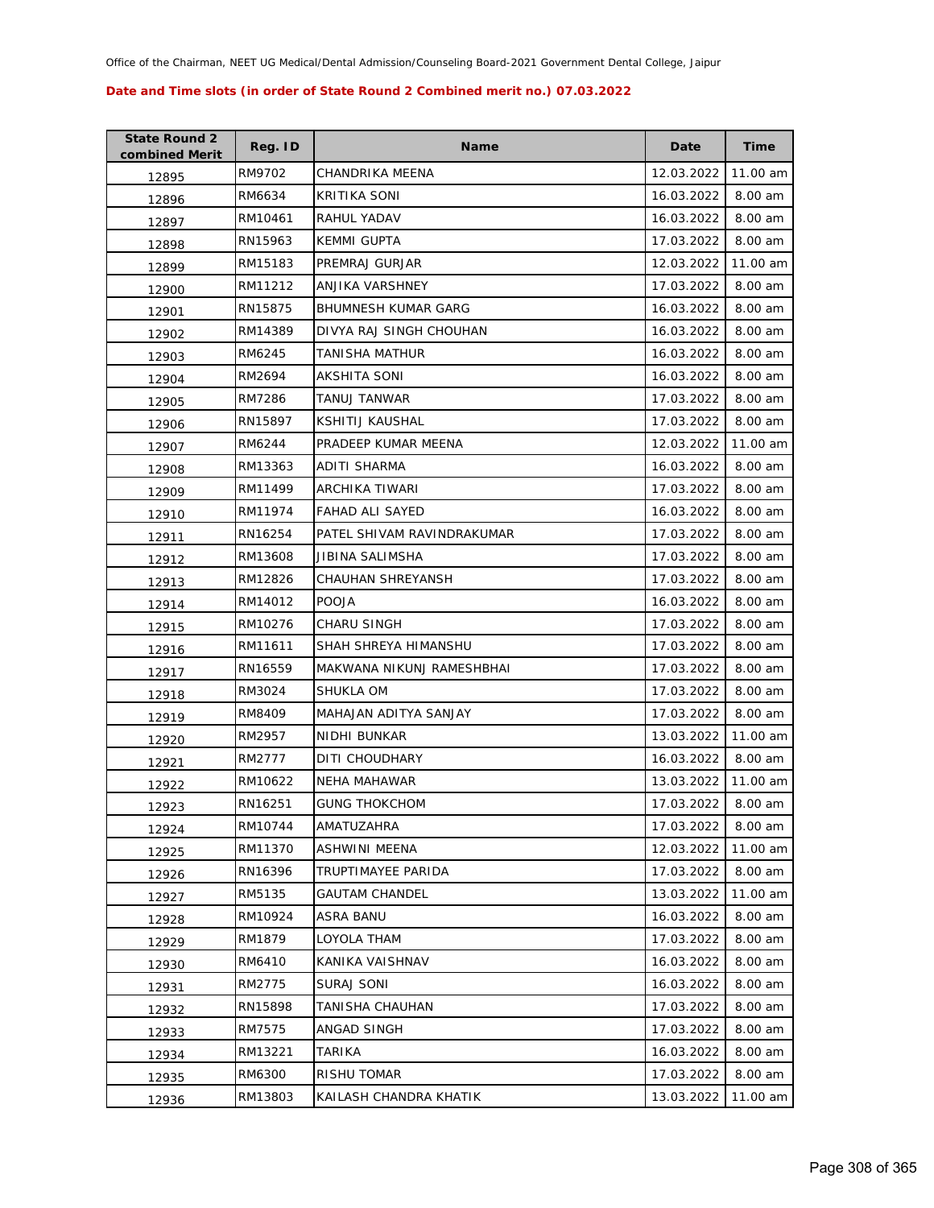Office of the Chairman, NEET UG Medical/Dental Admission/Counseling Board-2021 Government Dental College, Jaipur

**Date and Time slots (in order of State Round 2 Combined merit no.) 07.03.2022**

| State Round 2 combined Merit | Reg. ID | Name | Date | Time |
|---|---|---|---|---|
| 12895 | RM9702 | CHANDRIKA MEENA | 12.03.2022 | 11.00 am |
| 12896 | RM6634 | KRITIKA SONI | 16.03.2022 | 8.00 am |
| 12897 | RM10461 | RAHUL YADAV | 16.03.2022 | 8.00 am |
| 12898 | RN15963 | KEMMI GUPTA | 17.03.2022 | 8.00 am |
| 12899 | RM15183 | PREMRAJ GURJAR | 12.03.2022 | 11.00 am |
| 12900 | RM11212 | ANJIKA VARSHNEY | 17.03.2022 | 8.00 am |
| 12901 | RN15875 | BHUMNESH KUMAR GARG | 16.03.2022 | 8.00 am |
| 12902 | RM14389 | DIVYA RAJ SINGH CHOUHAN | 16.03.2022 | 8.00 am |
| 12903 | RM6245 | TANISHA MATHUR | 16.03.2022 | 8.00 am |
| 12904 | RM2694 | AKSHITA SONI | 16.03.2022 | 8.00 am |
| 12905 | RM7286 | TANUJ TANWAR | 17.03.2022 | 8.00 am |
| 12906 | RN15897 | KSHITIJ KAUSHAL | 17.03.2022 | 8.00 am |
| 12907 | RM6244 | PRADEEP KUMAR MEENA | 12.03.2022 | 11.00 am |
| 12908 | RM13363 | ADITI SHARMA | 16.03.2022 | 8.00 am |
| 12909 | RM11499 | ARCHIKA TIWARI | 17.03.2022 | 8.00 am |
| 12910 | RM11974 | FAHAD ALI SAYED | 16.03.2022 | 8.00 am |
| 12911 | RN16254 | PATEL SHIVAM RAVINDRAKUMAR | 17.03.2022 | 8.00 am |
| 12912 | RM13608 | JIBINA SALIMSHA | 17.03.2022 | 8.00 am |
| 12913 | RM12826 | CHAUHAN SHREYANSH | 17.03.2022 | 8.00 am |
| 12914 | RM14012 | POOJA | 16.03.2022 | 8.00 am |
| 12915 | RM10276 | CHARU SINGH | 17.03.2022 | 8.00 am |
| 12916 | RM11611 | SHAH SHREYA HIMANSHU | 17.03.2022 | 8.00 am |
| 12917 | RN16559 | MAKWANA NIKUNJ RAMESHBHAI | 17.03.2022 | 8.00 am |
| 12918 | RM3024 | SHUKLA OM | 17.03.2022 | 8.00 am |
| 12919 | RM8409 | MAHAJAN ADITYA SANJAY | 17.03.2022 | 8.00 am |
| 12920 | RM2957 | NIDHI BUNKAR | 13.03.2022 | 11.00 am |
| 12921 | RM2777 | DITI CHOUDHARY | 16.03.2022 | 8.00 am |
| 12922 | RM10622 | NEHA MAHAWAR | 13.03.2022 | 11.00 am |
| 12923 | RN16251 | GUNG THOKCHOM | 17.03.2022 | 8.00 am |
| 12924 | RM10744 | AMATUZAHRA | 17.03.2022 | 8.00 am |
| 12925 | RM11370 | ASHWINI MEENA | 12.03.2022 | 11.00 am |
| 12926 | RN16396 | TRUPTIMAYEE PARIDA | 17.03.2022 | 8.00 am |
| 12927 | RM5135 | GAUTAM CHANDEL | 13.03.2022 | 11.00 am |
| 12928 | RM10924 | ASRA BANU | 16.03.2022 | 8.00 am |
| 12929 | RM1879 | LOYOLA THAM | 17.03.2022 | 8.00 am |
| 12930 | RM6410 | KANIKA VAISHNAV | 16.03.2022 | 8.00 am |
| 12931 | RM2775 | SURAJ SONI | 16.03.2022 | 8.00 am |
| 12932 | RN15898 | TANISHA CHAUHAN | 17.03.2022 | 8.00 am |
| 12933 | RM7575 | ANGAD SINGH | 17.03.2022 | 8.00 am |
| 12934 | RM13221 | TARIKA | 16.03.2022 | 8.00 am |
| 12935 | RM6300 | RISHU TOMAR | 17.03.2022 | 8.00 am |
| 12936 | RM13803 | KAILASH CHANDRA KHATIK | 13.03.2022 | 11.00 am |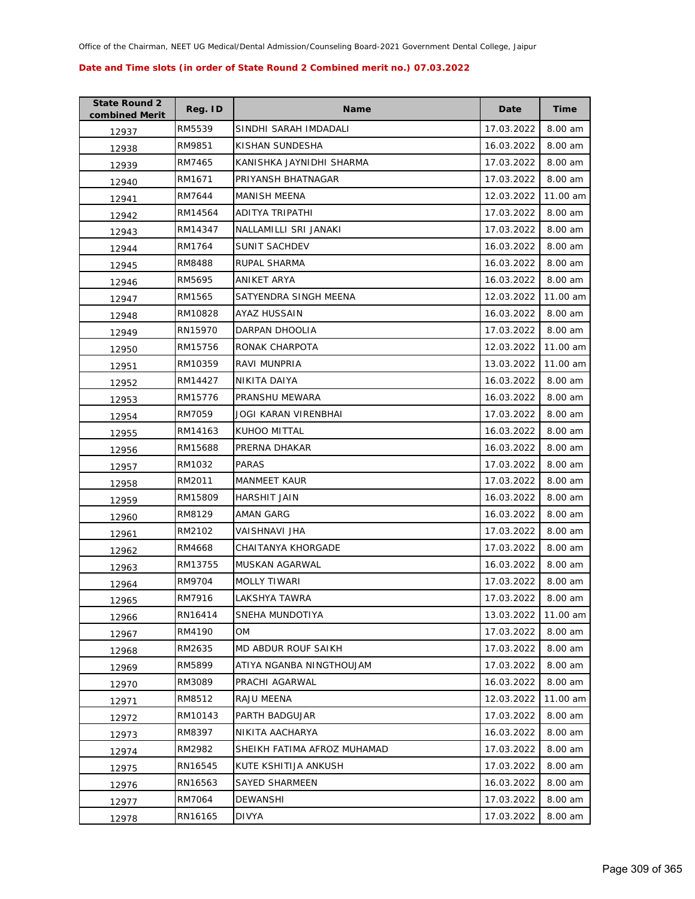Office of the Chairman, NEET UG Medical/Dental Admission/Counseling Board-2021 Government Dental College, Jaipur

**Date and Time slots (in order of State Round 2 Combined merit no.) 07.03.2022**

| State Round 2 combined Merit | Reg. ID | Name | Date | Time |
|---|---|---|---|---|
| 12937 | RM5539 | SINDHI SARAH IMDADALI | 17.03.2022 | 8.00 am |
| 12938 | RM9851 | KISHAN SUNDESHA | 16.03.2022 | 8.00 am |
| 12939 | RM7465 | KANISHKA JAYNIDHI SHARMA | 17.03.2022 | 8.00 am |
| 12940 | RM1671 | PRIYANSH BHATNAGAR | 17.03.2022 | 8.00 am |
| 12941 | RM7644 | MANISH MEENA | 12.03.2022 | 11.00 am |
| 12942 | RM14564 | ADITYA TRIPATHI | 17.03.2022 | 8.00 am |
| 12943 | RM14347 | NALLAMILLI SRI JANAKI | 17.03.2022 | 8.00 am |
| 12944 | RM1764 | SUNIT SACHDEV | 16.03.2022 | 8.00 am |
| 12945 | RM8488 | RUPAL SHARMA | 16.03.2022 | 8.00 am |
| 12946 | RM5695 | ANIKET ARYA | 16.03.2022 | 8.00 am |
| 12947 | RM1565 | SATYENDRA SINGH MEENA | 12.03.2022 | 11.00 am |
| 12948 | RM10828 | AYAZ HUSSAIN | 16.03.2022 | 8.00 am |
| 12949 | RN15970 | DARPAN DHOOLIA | 17.03.2022 | 8.00 am |
| 12950 | RM15756 | RONAK CHARPOTA | 12.03.2022 | 11.00 am |
| 12951 | RM10359 | RAVI MUNPRIA | 13.03.2022 | 11.00 am |
| 12952 | RM14427 | NIKITA DAIYA | 16.03.2022 | 8.00 am |
| 12953 | RM15776 | PRANSHU MEWARA | 16.03.2022 | 8.00 am |
| 12954 | RM7059 | JOGI KARAN VIRENBHAI | 17.03.2022 | 8.00 am |
| 12955 | RM14163 | KUHOO MITTAL | 16.03.2022 | 8.00 am |
| 12956 | RM15688 | PRERNA DHAKAR | 16.03.2022 | 8.00 am |
| 12957 | RM1032 | PARAS | 17.03.2022 | 8.00 am |
| 12958 | RM2011 | MANMEET KAUR | 17.03.2022 | 8.00 am |
| 12959 | RM15809 | HARSHIT JAIN | 16.03.2022 | 8.00 am |
| 12960 | RM8129 | AMAN GARG | 16.03.2022 | 8.00 am |
| 12961 | RM2102 | VAISHNAVI JHA | 17.03.2022 | 8.00 am |
| 12962 | RM4668 | CHAITANYA KHORGADE | 17.03.2022 | 8.00 am |
| 12963 | RM13755 | MUSKAN AGARWAL | 16.03.2022 | 8.00 am |
| 12964 | RM9704 | MOLLY TIWARI | 17.03.2022 | 8.00 am |
| 12965 | RM7916 | LAKSHYA TAWRA | 17.03.2022 | 8.00 am |
| 12966 | RN16414 | SNEHA MUNDOTIYA | 13.03.2022 | 11.00 am |
| 12967 | RM4190 | OM | 17.03.2022 | 8.00 am |
| 12968 | RM2635 | MD ABDUR ROUF SAIKH | 17.03.2022 | 8.00 am |
| 12969 | RM5899 | ATIYA NGANBA NINGTHOUJAM | 17.03.2022 | 8.00 am |
| 12970 | RM3089 | PRACHI AGARWAL | 16.03.2022 | 8.00 am |
| 12971 | RM8512 | RAJU MEENA | 12.03.2022 | 11.00 am |
| 12972 | RM10143 | PARTH BADGUJAR | 17.03.2022 | 8.00 am |
| 12973 | RM8397 | NIKITA AACHARYA | 16.03.2022 | 8.00 am |
| 12974 | RM2982 | SHEIKH FATIMA AFROZ MUHAMAD | 17.03.2022 | 8.00 am |
| 12975 | RN16545 | KUTE KSHITIJA ANKUSH | 17.03.2022 | 8.00 am |
| 12976 | RN16563 | SAYED SHARMEEN | 16.03.2022 | 8.00 am |
| 12977 | RM7064 | DEWANSHI | 17.03.2022 | 8.00 am |
| 12978 | RN16165 | DIVYA | 17.03.2022 | 8.00 am |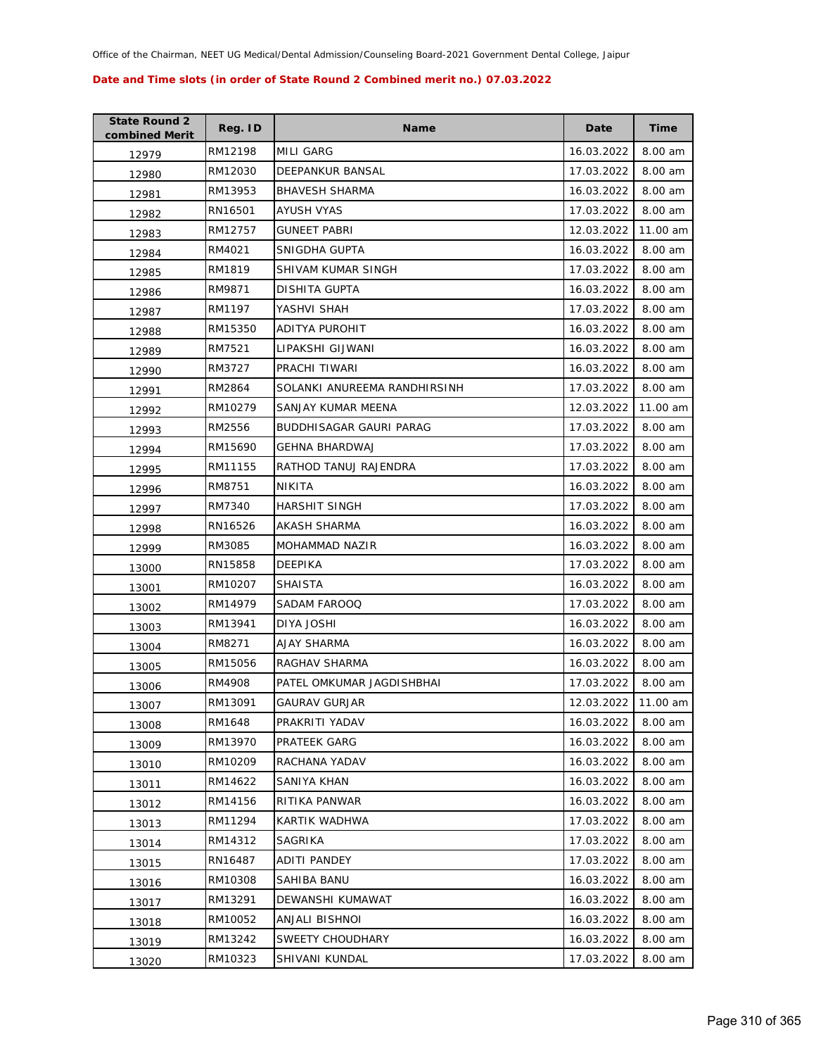Office of the Chairman, NEET UG Medical/Dental Admission/Counseling Board-2021 Government Dental College, Jaipur

**Date and Time slots (in order of State Round 2 Combined merit no.) 07.03.2022**

| State Round 2 combined Merit | Reg. ID | Name | Date | Time |
|---|---|---|---|---|
| 12979 | RM12198 | MILI GARG | 16.03.2022 | 8.00 am |
| 12980 | RM12030 | DEEPANKUR BANSAL | 17.03.2022 | 8.00 am |
| 12981 | RM13953 | BHAVESH SHARMA | 16.03.2022 | 8.00 am |
| 12982 | RN16501 | AYUSH VYAS | 17.03.2022 | 8.00 am |
| 12983 | RM12757 | GUNEET PABRI | 12.03.2022 | 11.00 am |
| 12984 | RM4021 | SNIGDHA GUPTA | 16.03.2022 | 8.00 am |
| 12985 | RM1819 | SHIVAM KUMAR SINGH | 17.03.2022 | 8.00 am |
| 12986 | RM9871 | DISHITA GUPTA | 16.03.2022 | 8.00 am |
| 12987 | RM1197 | YASHVI SHAH | 17.03.2022 | 8.00 am |
| 12988 | RM15350 | ADITYA PUROHIT | 16.03.2022 | 8.00 am |
| 12989 | RM7521 | LIPAKSHI GIJWANI | 16.03.2022 | 8.00 am |
| 12990 | RM3727 | PRACHI TIWARI | 16.03.2022 | 8.00 am |
| 12991 | RM2864 | SOLANKI ANUREEMA RANDHIRSINH | 17.03.2022 | 8.00 am |
| 12992 | RM10279 | SANJAY KUMAR MEENA | 12.03.2022 | 11.00 am |
| 12993 | RM2556 | BUDDHISAGAR GAURI PARAG | 17.03.2022 | 8.00 am |
| 12994 | RM15690 | GEHNA BHARDWAJ | 17.03.2022 | 8.00 am |
| 12995 | RM11155 | RATHOD TANUJ RAJENDRA | 17.03.2022 | 8.00 am |
| 12996 | RM8751 | NIKITA | 16.03.2022 | 8.00 am |
| 12997 | RM7340 | HARSHIT SINGH | 17.03.2022 | 8.00 am |
| 12998 | RN16526 | AKASH SHARMA | 16.03.2022 | 8.00 am |
| 12999 | RM3085 | MOHAMMAD NAZIR | 16.03.2022 | 8.00 am |
| 13000 | RN15858 | DEEPIKA | 17.03.2022 | 8.00 am |
| 13001 | RM10207 | SHAISTA | 16.03.2022 | 8.00 am |
| 13002 | RM14979 | SADAM FAROOQ | 17.03.2022 | 8.00 am |
| 13003 | RM13941 | DIYA JOSHI | 16.03.2022 | 8.00 am |
| 13004 | RM8271 | AJAY SHARMA | 16.03.2022 | 8.00 am |
| 13005 | RM15056 | RAGHAV SHARMA | 16.03.2022 | 8.00 am |
| 13006 | RM4908 | PATEL OMKUMAR JAGDISHBHAI | 17.03.2022 | 8.00 am |
| 13007 | RM13091 | GAURAV GURJAR | 12.03.2022 | 11.00 am |
| 13008 | RM1648 | PRAKRITI YADAV | 16.03.2022 | 8.00 am |
| 13009 | RM13970 | PRATEEK GARG | 16.03.2022 | 8.00 am |
| 13010 | RM10209 | RACHANA YADAV | 16.03.2022 | 8.00 am |
| 13011 | RM14622 | SANIYA KHAN | 16.03.2022 | 8.00 am |
| 13012 | RM14156 | RITIKA PANWAR | 16.03.2022 | 8.00 am |
| 13013 | RM11294 | KARTIK WADHWA | 17.03.2022 | 8.00 am |
| 13014 | RM14312 | SAGRIKA | 17.03.2022 | 8.00 am |
| 13015 | RN16487 | ADITI PANDEY | 17.03.2022 | 8.00 am |
| 13016 | RM10308 | SAHIBA BANU | 16.03.2022 | 8.00 am |
| 13017 | RM13291 | DEWANSHI KUMAWAT | 16.03.2022 | 8.00 am |
| 13018 | RM10052 | ANJALI BISHNOI | 16.03.2022 | 8.00 am |
| 13019 | RM13242 | SWEETY CHOUDHARY | 16.03.2022 | 8.00 am |
| 13020 | RM10323 | SHIVANI KUNDAL | 17.03.2022 | 8.00 am |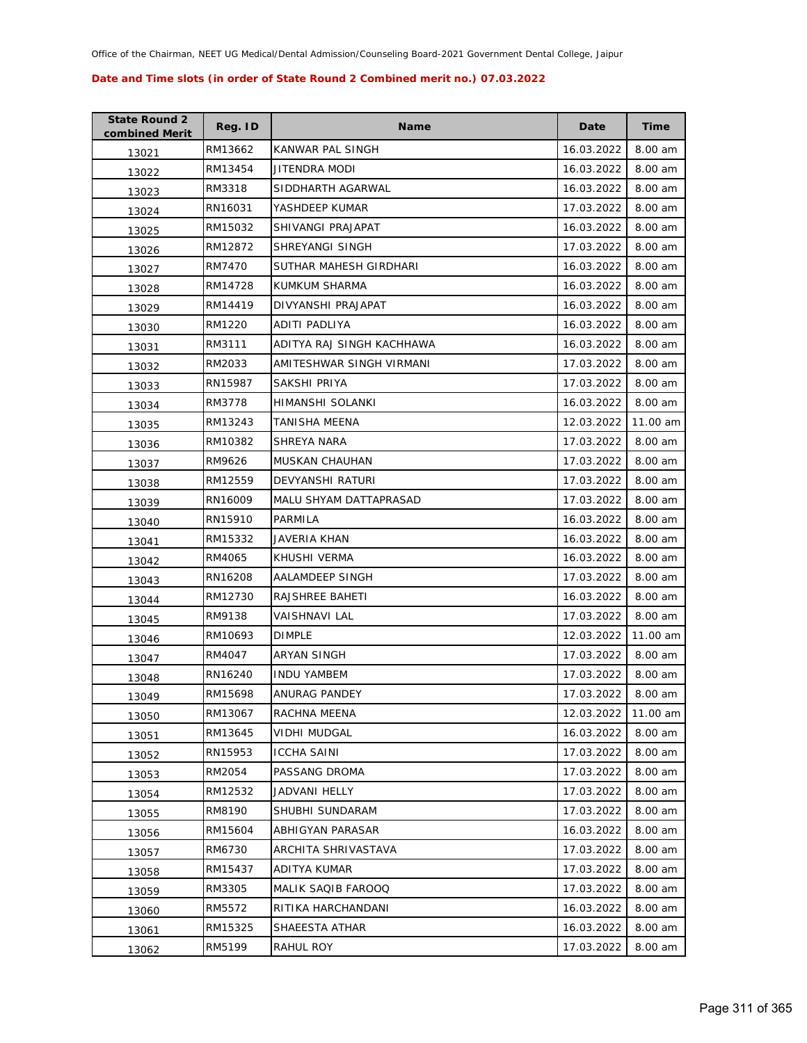Office of the Chairman, NEET UG Medical/Dental Admission/Counseling Board-2021 Government Dental College, Jaipur

**Date and Time slots (in order of State Round 2 Combined merit no.) 07.03.2022**

| State Round 2 combined Merit | Reg. ID | Name | Date | Time |
|---|---|---|---|---|
| 13021 | RM13662 | KANWAR PAL SINGH | 16.03.2022 | 8.00 am |
| 13022 | RM13454 | JITENDRA MODI | 16.03.2022 | 8.00 am |
| 13023 | RM3318 | SIDDHARTH AGARWAL | 16.03.2022 | 8.00 am |
| 13024 | RN16031 | YASHDEEP KUMAR | 17.03.2022 | 8.00 am |
| 13025 | RM15032 | SHIVANGI PRAJAPAT | 16.03.2022 | 8.00 am |
| 13026 | RM12872 | SHREYANGI SINGH | 17.03.2022 | 8.00 am |
| 13027 | RM7470 | SUTHAR MAHESH GIRDHARI | 16.03.2022 | 8.00 am |
| 13028 | RM14728 | KUMKUM SHARMA | 16.03.2022 | 8.00 am |
| 13029 | RM14419 | DIVYANSHI PRAJAPAT | 16.03.2022 | 8.00 am |
| 13030 | RM1220 | ADITI PADLIYA | 16.03.2022 | 8.00 am |
| 13031 | RM3111 | ADITYA RAJ SINGH KACHHAWA | 16.03.2022 | 8.00 am |
| 13032 | RM2033 | AMITESHWAR SINGH VIRMANI | 17.03.2022 | 8.00 am |
| 13033 | RN15987 | SAKSHI PRIYA | 17.03.2022 | 8.00 am |
| 13034 | RM3778 | HIMANSHI SOLANKI | 16.03.2022 | 8.00 am |
| 13035 | RM13243 | TANISHA MEENA | 12.03.2022 | 11.00 am |
| 13036 | RM10382 | SHREYA NARA | 17.03.2022 | 8.00 am |
| 13037 | RM9626 | MUSKAN CHAUHAN | 17.03.2022 | 8.00 am |
| 13038 | RM12559 | DEVYANSHI RATURI | 17.03.2022 | 8.00 am |
| 13039 | RN16009 | MALU SHYAM DATTAPRASAD | 17.03.2022 | 8.00 am |
| 13040 | RN15910 | PARMILA | 16.03.2022 | 8.00 am |
| 13041 | RM15332 | JAVERIA KHAN | 16.03.2022 | 8.00 am |
| 13042 | RM4065 | KHUSHI VERMA | 16.03.2022 | 8.00 am |
| 13043 | RN16208 | AALAMDEEP SINGH | 17.03.2022 | 8.00 am |
| 13044 | RM12730 | RAJSHREE BAHETI | 16.03.2022 | 8.00 am |
| 13045 | RM9138 | VAISHNAVI LAL | 17.03.2022 | 8.00 am |
| 13046 | RM10693 | DIMPLE | 12.03.2022 | 11.00 am |
| 13047 | RM4047 | ARYAN SINGH | 17.03.2022 | 8.00 am |
| 13048 | RN16240 | INDU YAMBEM | 17.03.2022 | 8.00 am |
| 13049 | RM15698 | ANURAG PANDEY | 17.03.2022 | 8.00 am |
| 13050 | RM13067 | RACHNA MEENA | 12.03.2022 | 11.00 am |
| 13051 | RM13645 | VIDHI MUDGAL | 16.03.2022 | 8.00 am |
| 13052 | RN15953 | ICCHA SAINI | 17.03.2022 | 8.00 am |
| 13053 | RM2054 | PASSANG DROMA | 17.03.2022 | 8.00 am |
| 13054 | RM12532 | JADVANI HELLY | 17.03.2022 | 8.00 am |
| 13055 | RM8190 | SHUBHI SUNDARAM | 17.03.2022 | 8.00 am |
| 13056 | RM15604 | ABHIGYAN PARASAR | 16.03.2022 | 8.00 am |
| 13057 | RM6730 | ARCHITA SHRIVASTAVA | 17.03.2022 | 8.00 am |
| 13058 | RM15437 | ADITYA KUMAR | 17.03.2022 | 8.00 am |
| 13059 | RM3305 | MALIK SAQIB FAROOQ | 17.03.2022 | 8.00 am |
| 13060 | RM5572 | RITIKA HARCHANDANI | 16.03.2022 | 8.00 am |
| 13061 | RM15325 | SHAEESTA ATHAR | 16.03.2022 | 8.00 am |
| 13062 | RM5199 | RAHUL ROY | 17.03.2022 | 8.00 am |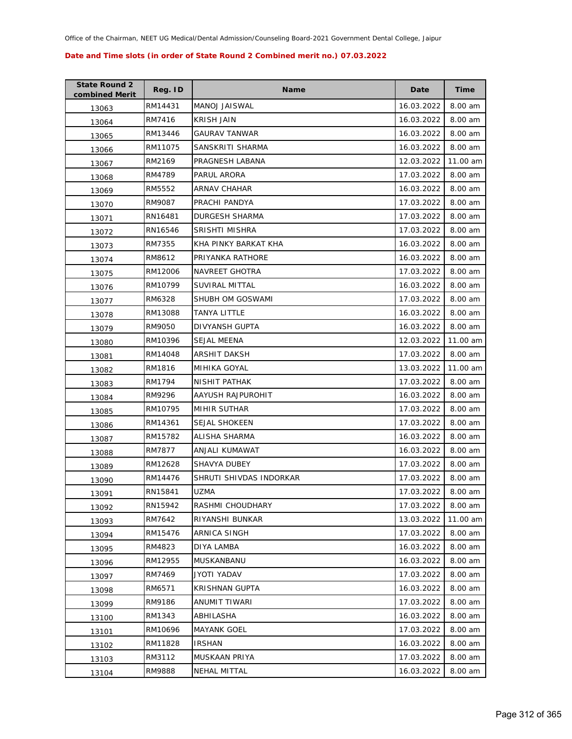Office of the Chairman, NEET UG Medical/Dental Admission/Counseling Board-2021 Government Dental College, Jaipur

**Date and Time slots (in order of State Round 2 Combined merit no.) 07.03.2022**

| State Round 2 combined Merit | Reg. ID | Name | Date | Time |
|---|---|---|---|---|
| 13063 | RM14431 | MANOJ JAISWAL | 16.03.2022 | 8.00 am |
| 13064 | RM7416 | KRISH JAIN | 16.03.2022 | 8.00 am |
| 13065 | RM13446 | GAURAV TANWAR | 16.03.2022 | 8.00 am |
| 13066 | RM11075 | SANSKRITI SHARMA | 16.03.2022 | 8.00 am |
| 13067 | RM2169 | PRAGNESH LABANA | 12.03.2022 | 11.00 am |
| 13068 | RM4789 | PARUL ARORA | 17.03.2022 | 8.00 am |
| 13069 | RM5552 | ARNAV CHAHAR | 16.03.2022 | 8.00 am |
| 13070 | RM9087 | PRACHI PANDYA | 17.03.2022 | 8.00 am |
| 13071 | RN16481 | DURGESH SHARMA | 17.03.2022 | 8.00 am |
| 13072 | RN16546 | SRISHTI MISHRA | 17.03.2022 | 8.00 am |
| 13073 | RM7355 | KHA PINKY BARKAT KHA | 16.03.2022 | 8.00 am |
| 13074 | RM8612 | PRIYANKA RATHORE | 16.03.2022 | 8.00 am |
| 13075 | RM12006 | NAVREET GHOTRA | 17.03.2022 | 8.00 am |
| 13076 | RM10799 | SUVIRAL MITTAL | 16.03.2022 | 8.00 am |
| 13077 | RM6328 | SHUBH OM GOSWAMI | 17.03.2022 | 8.00 am |
| 13078 | RM13088 | TANYA LITTLE | 16.03.2022 | 8.00 am |
| 13079 | RM9050 | DIVYANSH GUPTA | 16.03.2022 | 8.00 am |
| 13080 | RM10396 | SEJAL MEENA | 12.03.2022 | 11.00 am |
| 13081 | RM14048 | ARSHIT DAKSH | 17.03.2022 | 8.00 am |
| 13082 | RM1816 | MIHIKA GOYAL | 13.03.2022 | 11.00 am |
| 13083 | RM1794 | NISHIT PATHAK | 17.03.2022 | 8.00 am |
| 13084 | RM9296 | AAYUSH RAJPUROHIT | 16.03.2022 | 8.00 am |
| 13085 | RM10795 | MIHIR SUTHAR | 17.03.2022 | 8.00 am |
| 13086 | RM14361 | SEJAL SHOKEEN | 17.03.2022 | 8.00 am |
| 13087 | RM15782 | ALISHA SHARMA | 16.03.2022 | 8.00 am |
| 13088 | RM7877 | ANJALI KUMAWAT | 16.03.2022 | 8.00 am |
| 13089 | RM12628 | SHAVYA DUBEY | 17.03.2022 | 8.00 am |
| 13090 | RM14476 | SHRUTI SHIVDAS INDORKAR | 17.03.2022 | 8.00 am |
| 13091 | RN15841 | UZMA | 17.03.2022 | 8.00 am |
| 13092 | RN15942 | RASHMI CHOUDHARY | 17.03.2022 | 8.00 am |
| 13093 | RM7642 | RIYANSHI BUNKAR | 13.03.2022 | 11.00 am |
| 13094 | RM15476 | ARNICA SINGH | 17.03.2022 | 8.00 am |
| 13095 | RM4823 | DIYA LAMBA | 16.03.2022 | 8.00 am |
| 13096 | RM12955 | MUSKANBANU | 16.03.2022 | 8.00 am |
| 13097 | RM7469 | JYOTI YADAV | 17.03.2022 | 8.00 am |
| 13098 | RM6571 | KRISHNAN GUPTA | 16.03.2022 | 8.00 am |
| 13099 | RM9186 | ANUMIT TIWARI | 17.03.2022 | 8.00 am |
| 13100 | RM1343 | ABHILASHA | 16.03.2022 | 8.00 am |
| 13101 | RM10696 | MAYANK GOEL | 17.03.2022 | 8.00 am |
| 13102 | RM11828 | IRSHAN | 16.03.2022 | 8.00 am |
| 13103 | RM3112 | MUSKAAN PRIYA | 17.03.2022 | 8.00 am |
| 13104 | RM9888 | NEHAL MITTAL | 16.03.2022 | 8.00 am |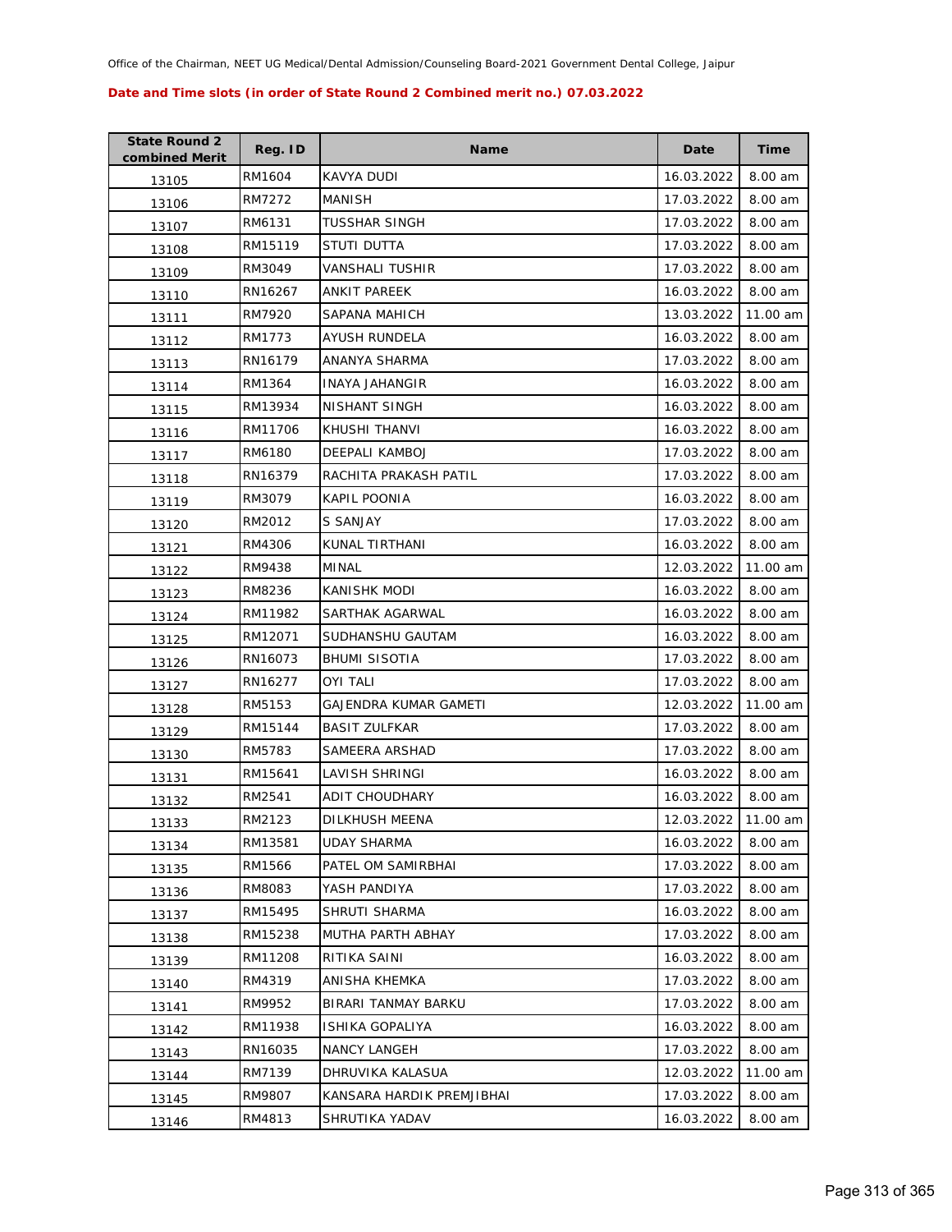Office of the Chairman, NEET UG Medical/Dental Admission/Counseling Board-2021 Government Dental College, Jaipur

**Date and Time slots (in order of State Round 2 Combined merit no.) 07.03.2022**

| State Round 2 combined Merit | Reg. ID | Name | Date | Time |
|---|---|---|---|---|
| 13105 | RM1604 | KAVYA DUDI | 16.03.2022 | 8.00 am |
| 13106 | RM7272 | MANISH | 17.03.2022 | 8.00 am |
| 13107 | RM6131 | TUSSHAR SINGH | 17.03.2022 | 8.00 am |
| 13108 | RM15119 | STUTI DUTTA | 17.03.2022 | 8.00 am |
| 13109 | RM3049 | VANSHALI TUSHIR | 17.03.2022 | 8.00 am |
| 13110 | RN16267 | ANKIT PAREEK | 16.03.2022 | 8.00 am |
| 13111 | RM7920 | SAPANA MAHICH | 13.03.2022 | 11.00 am |
| 13112 | RM1773 | AYUSH RUNDELA | 16.03.2022 | 8.00 am |
| 13113 | RN16179 | ANANYA SHARMA | 17.03.2022 | 8.00 am |
| 13114 | RM1364 | INAYA JAHANGIR | 16.03.2022 | 8.00 am |
| 13115 | RM13934 | NISHANT SINGH | 16.03.2022 | 8.00 am |
| 13116 | RM11706 | KHUSHI THANVI | 16.03.2022 | 8.00 am |
| 13117 | RM6180 | DEEPALI KAMBOJ | 17.03.2022 | 8.00 am |
| 13118 | RN16379 | RACHITA PRAKASH PATIL | 17.03.2022 | 8.00 am |
| 13119 | RM3079 | KAPIL POONIA | 16.03.2022 | 8.00 am |
| 13120 | RM2012 | S SANJAY | 17.03.2022 | 8.00 am |
| 13121 | RM4306 | KUNAL TIRTHANI | 16.03.2022 | 8.00 am |
| 13122 | RM9438 | MINAL | 12.03.2022 | 11.00 am |
| 13123 | RM8236 | KANISHK MODI | 16.03.2022 | 8.00 am |
| 13124 | RM11982 | SARTHAK AGARWAL | 16.03.2022 | 8.00 am |
| 13125 | RM12071 | SUDHANSHU GAUTAM | 16.03.2022 | 8.00 am |
| 13126 | RN16073 | BHUMI SISOTIA | 17.03.2022 | 8.00 am |
| 13127 | RN16277 | OYI TALI | 17.03.2022 | 8.00 am |
| 13128 | RM5153 | GAJENDRA KUMAR GAMETI | 12.03.2022 | 11.00 am |
| 13129 | RM15144 | BASIT ZULFKAR | 17.03.2022 | 8.00 am |
| 13130 | RM5783 | SAMEERA ARSHAD | 17.03.2022 | 8.00 am |
| 13131 | RM15641 | LAVISH SHRINGI | 16.03.2022 | 8.00 am |
| 13132 | RM2541 | ADIT CHOUDHARY | 16.03.2022 | 8.00 am |
| 13133 | RM2123 | DILKHUSH MEENA | 12.03.2022 | 11.00 am |
| 13134 | RM13581 | UDAY SHARMA | 16.03.2022 | 8.00 am |
| 13135 | RM1566 | PATEL OM SAMIRBHAI | 17.03.2022 | 8.00 am |
| 13136 | RM8083 | YASH PANDIYA | 17.03.2022 | 8.00 am |
| 13137 | RM15495 | SHRUTI SHARMA | 16.03.2022 | 8.00 am |
| 13138 | RM15238 | MUTHA PARTH ABHAY | 17.03.2022 | 8.00 am |
| 13139 | RM11208 | RITIKA SAINI | 16.03.2022 | 8.00 am |
| 13140 | RM4319 | ANISHA KHEMKA | 17.03.2022 | 8.00 am |
| 13141 | RM9952 | BIRARI TANMAY BARKU | 17.03.2022 | 8.00 am |
| 13142 | RM11938 | ISHIKA GOPALIYA | 16.03.2022 | 8.00 am |
| 13143 | RN16035 | NANCY LANGEH | 17.03.2022 | 8.00 am |
| 13144 | RM7139 | DHRUVIKA KALASUA | 12.03.2022 | 11.00 am |
| 13145 | RM9807 | KANSARA HARDIK PREMJIBHAI | 17.03.2022 | 8.00 am |
| 13146 | RM4813 | SHRUTIKA YADAV | 16.03.2022 | 8.00 am |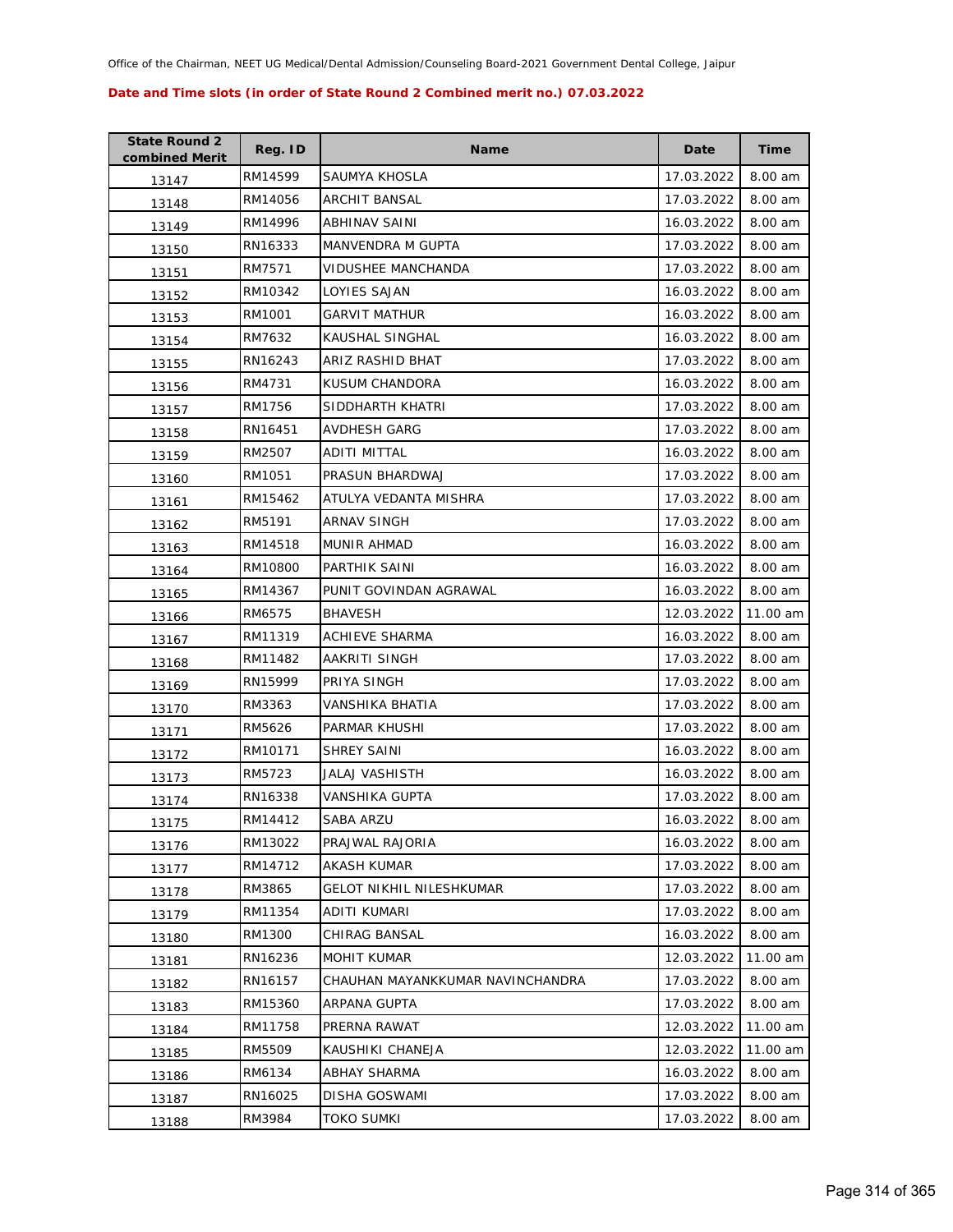Office of the Chairman, NEET UG Medical/Dental Admission/Counseling Board-2021 Government Dental College, Jaipur

**Date and Time slots (in order of State Round 2 Combined merit no.) 07.03.2022**

| State Round 2 combined Merit | Reg. ID | Name | Date | Time |
|---|---|---|---|---|
| 13147 | RM14599 | SAUMYA KHOSLA | 17.03.2022 | 8.00 am |
| 13148 | RM14056 | ARCHIT BANSAL | 17.03.2022 | 8.00 am |
| 13149 | RM14996 | ABHINAV SAINI | 16.03.2022 | 8.00 am |
| 13150 | RN16333 | MANVENDRA M GUPTA | 17.03.2022 | 8.00 am |
| 13151 | RM7571 | VIDUSHEE MANCHANDA | 17.03.2022 | 8.00 am |
| 13152 | RM10342 | LOYIES SAJAN | 16.03.2022 | 8.00 am |
| 13153 | RM1001 | GARVIT MATHUR | 16.03.2022 | 8.00 am |
| 13154 | RM7632 | KAUSHAL SINGHAL | 16.03.2022 | 8.00 am |
| 13155 | RN16243 | ARIZ RASHID BHAT | 17.03.2022 | 8.00 am |
| 13156 | RM4731 | KUSUM CHANDORA | 16.03.2022 | 8.00 am |
| 13157 | RM1756 | SIDDHARTH KHATRI | 17.03.2022 | 8.00 am |
| 13158 | RN16451 | AVDHESH GARG | 17.03.2022 | 8.00 am |
| 13159 | RM2507 | ADITI MITTAL | 16.03.2022 | 8.00 am |
| 13160 | RM1051 | PRASUN BHARDWAJ | 17.03.2022 | 8.00 am |
| 13161 | RM15462 | ATULYA VEDANTA MISHRA | 17.03.2022 | 8.00 am |
| 13162 | RM5191 | ARNAV SINGH | 17.03.2022 | 8.00 am |
| 13163 | RM14518 | MUNIR AHMAD | 16.03.2022 | 8.00 am |
| 13164 | RM10800 | PARTHIK SAINI | 16.03.2022 | 8.00 am |
| 13165 | RM14367 | PUNIT GOVINDAN AGRAWAL | 16.03.2022 | 8.00 am |
| 13166 | RM6575 | BHAVESH | 12.03.2022 | 11.00 am |
| 13167 | RM11319 | ACHIEVE SHARMA | 16.03.2022 | 8.00 am |
| 13168 | RM11482 | AAKRITI SINGH | 17.03.2022 | 8.00 am |
| 13169 | RN15999 | PRIYA SINGH | 17.03.2022 | 8.00 am |
| 13170 | RM3363 | VANSHIKA BHATIA | 17.03.2022 | 8.00 am |
| 13171 | RM5626 | PARMAR KHUSHI | 17.03.2022 | 8.00 am |
| 13172 | RM10171 | SHREY SAINI | 16.03.2022 | 8.00 am |
| 13173 | RM5723 | JALAJ VASHISTH | 16.03.2022 | 8.00 am |
| 13174 | RN16338 | VANSHIKA GUPTA | 17.03.2022 | 8.00 am |
| 13175 | RM14412 | SABA ARZU | 16.03.2022 | 8.00 am |
| 13176 | RM13022 | PRAJWAL RAJORIA | 16.03.2022 | 8.00 am |
| 13177 | RM14712 | AKASH KUMAR | 17.03.2022 | 8.00 am |
| 13178 | RM3865 | GELOT NIKHIL NILESHKUMAR | 17.03.2022 | 8.00 am |
| 13179 | RM11354 | ADITI KUMARI | 17.03.2022 | 8.00 am |
| 13180 | RM1300 | CHIRAG BANSAL | 16.03.2022 | 8.00 am |
| 13181 | RN16236 | MOHIT KUMAR | 12.03.2022 | 11.00 am |
| 13182 | RN16157 | CHAUHAN MAYANKKUMAR NAVINCHANDRA | 17.03.2022 | 8.00 am |
| 13183 | RM15360 | ARPANA GUPTA | 17.03.2022 | 8.00 am |
| 13184 | RM11758 | PRERNA RAWAT | 12.03.2022 | 11.00 am |
| 13185 | RM5509 | KAUSHIKI CHANEJA | 12.03.2022 | 11.00 am |
| 13186 | RM6134 | ABHAY SHARMA | 16.03.2022 | 8.00 am |
| 13187 | RN16025 | DISHA GOSWAMI | 17.03.2022 | 8.00 am |
| 13188 | RM3984 | TOKO SUMKI | 17.03.2022 | 8.00 am |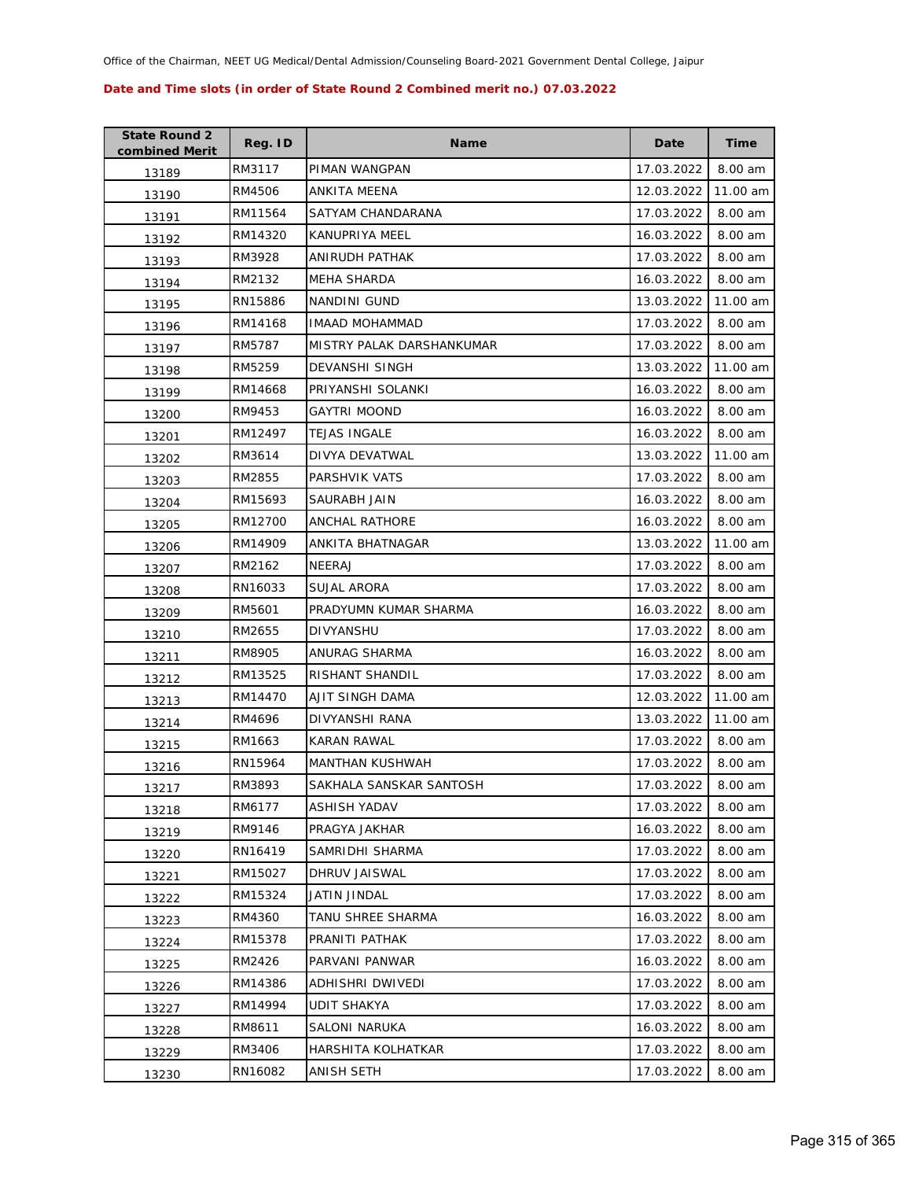Office of the Chairman, NEET UG Medical/Dental Admission/Counseling Board-2021 Government Dental College, Jaipur

**Date and Time slots (in order of State Round 2 Combined merit no.) 07.03.2022**

| State Round 2 combined Merit | Reg. ID | Name | Date | Time |
|---|---|---|---|---|
| 13189 | RM3117 | PIMAN WANGPAN | 17.03.2022 | 8.00 am |
| 13190 | RM4506 | ANKITA MEENA | 12.03.2022 | 11.00 am |
| 13191 | RM11564 | SATYAM CHANDARANA | 17.03.2022 | 8.00 am |
| 13192 | RM14320 | KANUPRIYA MEEL | 16.03.2022 | 8.00 am |
| 13193 | RM3928 | ANIRUDH PATHAK | 17.03.2022 | 8.00 am |
| 13194 | RM2132 | MEHA SHARDA | 16.03.2022 | 8.00 am |
| 13195 | RN15886 | NANDINI GUND | 13.03.2022 | 11.00 am |
| 13196 | RM14168 | IMAAD MOHAMMAD | 17.03.2022 | 8.00 am |
| 13197 | RM5787 | MISTRY PALAK DARSHANKUMAR | 17.03.2022 | 8.00 am |
| 13198 | RM5259 | DEVANSHI SINGH | 13.03.2022 | 11.00 am |
| 13199 | RM14668 | PRIYANSHI SOLANKI | 16.03.2022 | 8.00 am |
| 13200 | RM9453 | GAYTRI MOOND | 16.03.2022 | 8.00 am |
| 13201 | RM12497 | TEJAS INGALE | 16.03.2022 | 8.00 am |
| 13202 | RM3614 | DIVYA DEVATWAL | 13.03.2022 | 11.00 am |
| 13203 | RM2855 | PARSHVIK VATS | 17.03.2022 | 8.00 am |
| 13204 | RM15693 | SAURABH JAIN | 16.03.2022 | 8.00 am |
| 13205 | RM12700 | ANCHAL RATHORE | 16.03.2022 | 8.00 am |
| 13206 | RM14909 | ANKITA BHATNAGAR | 13.03.2022 | 11.00 am |
| 13207 | RM2162 | NEERAJ | 17.03.2022 | 8.00 am |
| 13208 | RN16033 | SUJAL ARORA | 17.03.2022 | 8.00 am |
| 13209 | RM5601 | PRADYUMN KUMAR SHARMA | 16.03.2022 | 8.00 am |
| 13210 | RM2655 | DIVYANSHU | 17.03.2022 | 8.00 am |
| 13211 | RM8905 | ANURAG SHARMA | 16.03.2022 | 8.00 am |
| 13212 | RM13525 | RISHANT SHANDIL | 17.03.2022 | 8.00 am |
| 13213 | RM14470 | AJIT SINGH DAMA | 12.03.2022 | 11.00 am |
| 13214 | RM4696 | DIVYANSHI RANA | 13.03.2022 | 11.00 am |
| 13215 | RM1663 | KARAN RAWAL | 17.03.2022 | 8.00 am |
| 13216 | RN15964 | MANTHAN KUSHWAH | 17.03.2022 | 8.00 am |
| 13217 | RM3893 | SAKHALA SANSKAR SANTOSH | 17.03.2022 | 8.00 am |
| 13218 | RM6177 | ASHISH YADAV | 17.03.2022 | 8.00 am |
| 13219 | RM9146 | PRAGYA JAKHAR | 16.03.2022 | 8.00 am |
| 13220 | RN16419 | SAMRIDHI SHARMA | 17.03.2022 | 8.00 am |
| 13221 | RM15027 | DHRUV JAISWAL | 17.03.2022 | 8.00 am |
| 13222 | RM15324 | JATIN JINDAL | 17.03.2022 | 8.00 am |
| 13223 | RM4360 | TANU SHREE SHARMA | 16.03.2022 | 8.00 am |
| 13224 | RM15378 | PRANITI PATHAK | 17.03.2022 | 8.00 am |
| 13225 | RM2426 | PARVANI PANWAR | 16.03.2022 | 8.00 am |
| 13226 | RM14386 | ADHISHRI DWIVEDI | 17.03.2022 | 8.00 am |
| 13227 | RM14994 | UDIT SHAKYA | 17.03.2022 | 8.00 am |
| 13228 | RM8611 | SALONI NARUKA | 16.03.2022 | 8.00 am |
| 13229 | RM3406 | HARSHITA KOLHATKAR | 17.03.2022 | 8.00 am |
| 13230 | RN16082 | ANISH SETH | 17.03.2022 | 8.00 am |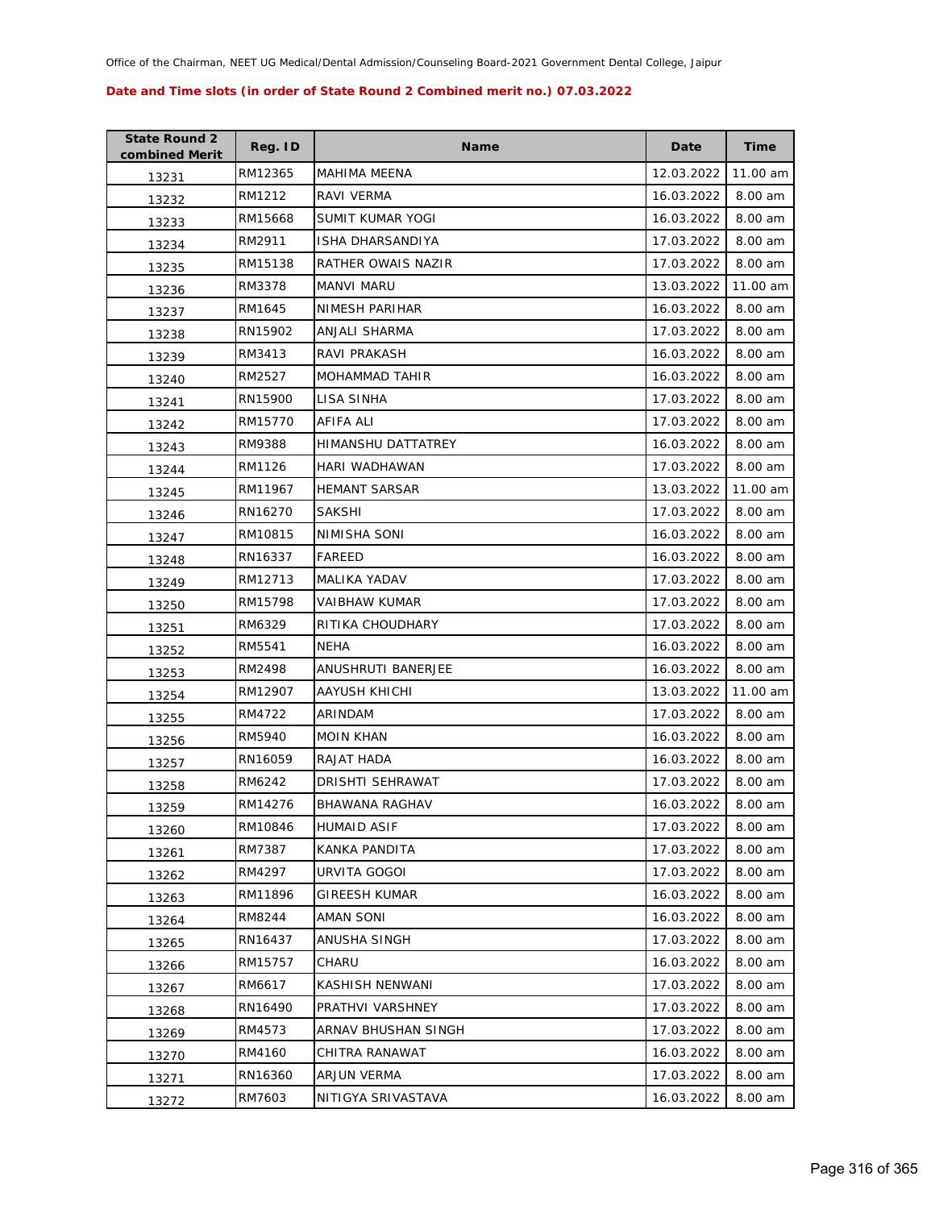Office of the Chairman, NEET UG Medical/Dental Admission/Counseling Board-2021 Government Dental College, Jaipur

**Date and Time slots (in order of State Round 2 Combined merit no.) 07.03.2022**

| State Round 2 combined Merit | Reg. ID | Name | Date | Time |
|---|---|---|---|---|
| 13231 | RM12365 | MAHIMA MEENA | 12.03.2022 | 11.00 am |
| 13232 | RM1212 | RAVI VERMA | 16.03.2022 | 8.00 am |
| 13233 | RM15668 | SUMIT KUMAR YOGI | 16.03.2022 | 8.00 am |
| 13234 | RM2911 | ISHA DHARSANDIYA | 17.03.2022 | 8.00 am |
| 13235 | RM15138 | RATHER OWAIS NAZIR | 17.03.2022 | 8.00 am |
| 13236 | RM3378 | MANVI MARU | 13.03.2022 | 11.00 am |
| 13237 | RM1645 | NIMESH PARIHAR | 16.03.2022 | 8.00 am |
| 13238 | RN15902 | ANJALI SHARMA | 17.03.2022 | 8.00 am |
| 13239 | RM3413 | RAVI PRAKASH | 16.03.2022 | 8.00 am |
| 13240 | RM2527 | MOHAMMAD TAHIR | 16.03.2022 | 8.00 am |
| 13241 | RN15900 | LISA SINHA | 17.03.2022 | 8.00 am |
| 13242 | RM15770 | AFIFA ALI | 17.03.2022 | 8.00 am |
| 13243 | RM9388 | HIMANSHU DATTATREY | 16.03.2022 | 8.00 am |
| 13244 | RM1126 | HARI WADHAWAN | 17.03.2022 | 8.00 am |
| 13245 | RM11967 | HEMANT SARSAR | 13.03.2022 | 11.00 am |
| 13246 | RN16270 | SAKSHI | 17.03.2022 | 8.00 am |
| 13247 | RM10815 | NIMISHA SONI | 16.03.2022 | 8.00 am |
| 13248 | RN16337 | FAREED | 16.03.2022 | 8.00 am |
| 13249 | RM12713 | MALIKA YADAV | 17.03.2022 | 8.00 am |
| 13250 | RM15798 | VAIBHAW KUMAR | 17.03.2022 | 8.00 am |
| 13251 | RM6329 | RITIKA CHOUDHARY | 17.03.2022 | 8.00 am |
| 13252 | RM5541 | NEHA | 16.03.2022 | 8.00 am |
| 13253 | RM2498 | ANUSHRUTI BANERJEE | 16.03.2022 | 8.00 am |
| 13254 | RM12907 | AAYUSH KHICHI | 13.03.2022 | 11.00 am |
| 13255 | RM4722 | ARINDAM | 17.03.2022 | 8.00 am |
| 13256 | RM5940 | MOIN KHAN | 16.03.2022 | 8.00 am |
| 13257 | RN16059 | RAJAT HADA | 16.03.2022 | 8.00 am |
| 13258 | RM6242 | DRISHTI SEHRAWAT | 17.03.2022 | 8.00 am |
| 13259 | RM14276 | BHAWANA RAGHAV | 16.03.2022 | 8.00 am |
| 13260 | RM10846 | HUMAID ASIF | 17.03.2022 | 8.00 am |
| 13261 | RM7387 | KANKA PANDITA | 17.03.2022 | 8.00 am |
| 13262 | RM4297 | URVITA GOGOI | 17.03.2022 | 8.00 am |
| 13263 | RM11896 | GIREESH KUMAR | 16.03.2022 | 8.00 am |
| 13264 | RM8244 | AMAN SONI | 16.03.2022 | 8.00 am |
| 13265 | RN16437 | ANUSHA SINGH | 17.03.2022 | 8.00 am |
| 13266 | RM15757 | CHARU | 16.03.2022 | 8.00 am |
| 13267 | RM6617 | KASHISH NENWANI | 17.03.2022 | 8.00 am |
| 13268 | RN16490 | PRATHVI VARSHNEY | 17.03.2022 | 8.00 am |
| 13269 | RM4573 | ARNAV BHUSHAN SINGH | 17.03.2022 | 8.00 am |
| 13270 | RM4160 | CHITRA RANAWAT | 16.03.2022 | 8.00 am |
| 13271 | RN16360 | ARJUN VERMA | 17.03.2022 | 8.00 am |
| 13272 | RM7603 | NITIGYA SRIVASTAVA | 16.03.2022 | 8.00 am |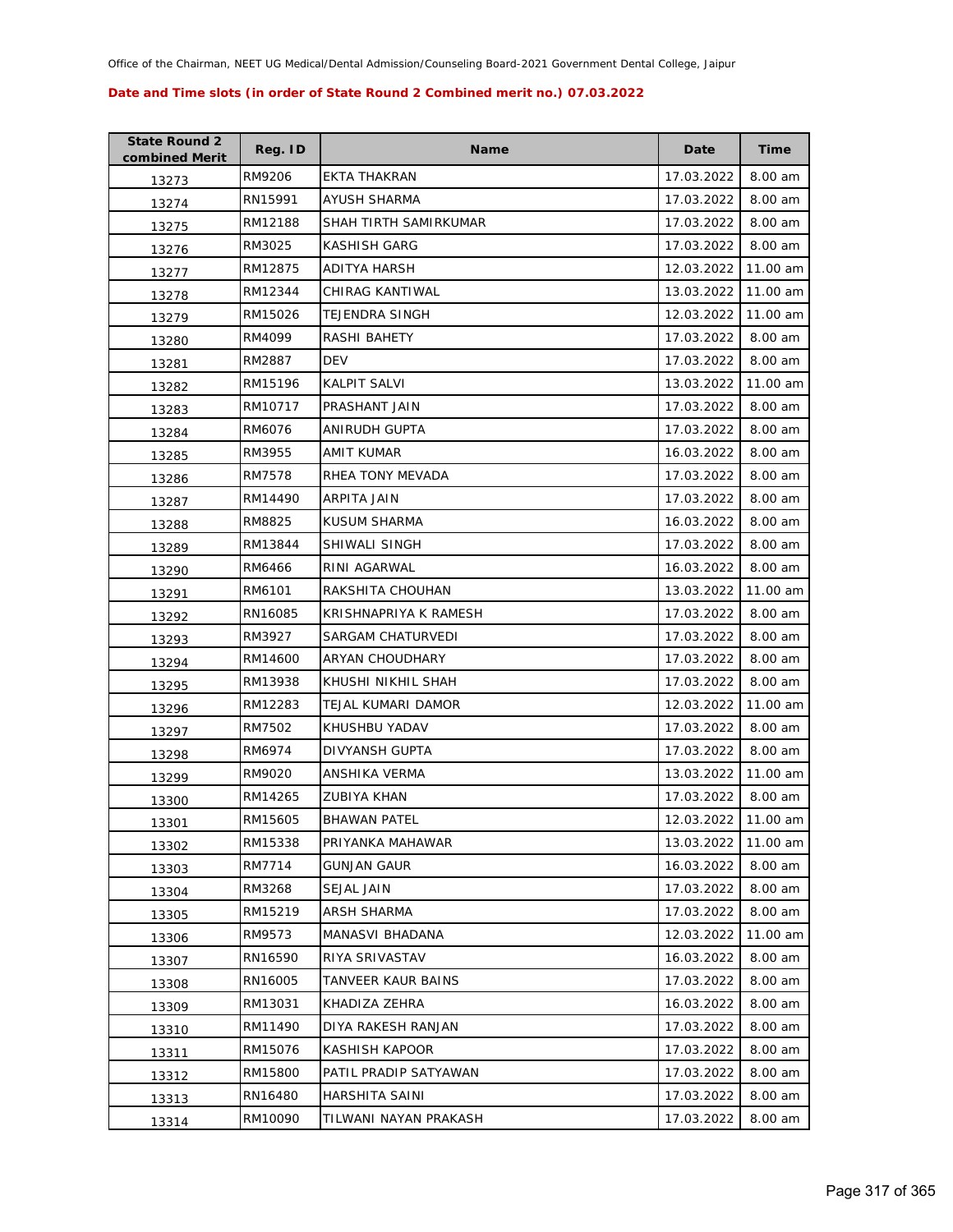Office of the Chairman, NEET UG Medical/Dental Admission/Counseling Board-2021 Government Dental College, Jaipur

**Date and Time slots (in order of State Round 2 Combined merit no.) 07.03.2022**

| State Round 2 combined Merit | Reg. ID | Name | Date | Time |
|---|---|---|---|---|
| 13273 | RM9206 | EKTA THAKRAN | 17.03.2022 | 8.00 am |
| 13274 | RN15991 | AYUSH SHARMA | 17.03.2022 | 8.00 am |
| 13275 | RM12188 | SHAH TIRTH SAMIRKUMAR | 17.03.2022 | 8.00 am |
| 13276 | RM3025 | KASHISH GARG | 17.03.2022 | 8.00 am |
| 13277 | RM12875 | ADITYA HARSH | 12.03.2022 | 11.00 am |
| 13278 | RM12344 | CHIRAG KANTIWAL | 13.03.2022 | 11.00 am |
| 13279 | RM15026 | TEJENDRA SINGH | 12.03.2022 | 11.00 am |
| 13280 | RM4099 | RASHI BAHETY | 17.03.2022 | 8.00 am |
| 13281 | RM2887 | DEV | 17.03.2022 | 8.00 am |
| 13282 | RM15196 | KALPIT SALVI | 13.03.2022 | 11.00 am |
| 13283 | RM10717 | PRASHANT JAIN | 17.03.2022 | 8.00 am |
| 13284 | RM6076 | ANIRUDH GUPTA | 17.03.2022 | 8.00 am |
| 13285 | RM3955 | AMIT KUMAR | 16.03.2022 | 8.00 am |
| 13286 | RM7578 | RHEA TONY MEVADA | 17.03.2022 | 8.00 am |
| 13287 | RM14490 | ARPITA JAIN | 17.03.2022 | 8.00 am |
| 13288 | RM8825 | KUSUM SHARMA | 16.03.2022 | 8.00 am |
| 13289 | RM13844 | SHIWALI SINGH | 17.03.2022 | 8.00 am |
| 13290 | RM6466 | RINI AGARWAL | 16.03.2022 | 8.00 am |
| 13291 | RM6101 | RAKSHITA CHOUHAN | 13.03.2022 | 11.00 am |
| 13292 | RN16085 | KRISHNAPRIYA K RAMESH | 17.03.2022 | 8.00 am |
| 13293 | RM3927 | SARGAM CHATURVEDI | 17.03.2022 | 8.00 am |
| 13294 | RM14600 | ARYAN CHOUDHARY | 17.03.2022 | 8.00 am |
| 13295 | RM13938 | KHUSHI NIKHIL SHAH | 17.03.2022 | 8.00 am |
| 13296 | RM12283 | TEJAL KUMARI DAMOR | 12.03.2022 | 11.00 am |
| 13297 | RM7502 | KHUSHBU YADAV | 17.03.2022 | 8.00 am |
| 13298 | RM6974 | DIVYANSH GUPTA | 17.03.2022 | 8.00 am |
| 13299 | RM9020 | ANSHIKA VERMA | 13.03.2022 | 11.00 am |
| 13300 | RM14265 | ZUBIYA KHAN | 17.03.2022 | 8.00 am |
| 13301 | RM15605 | BHAWAN PATEL | 12.03.2022 | 11.00 am |
| 13302 | RM15338 | PRIYANKA MAHAWAR | 13.03.2022 | 11.00 am |
| 13303 | RM7714 | GUNJAN GAUR | 16.03.2022 | 8.00 am |
| 13304 | RM3268 | SEJAL JAIN | 17.03.2022 | 8.00 am |
| 13305 | RM15219 | ARSH SHARMA | 17.03.2022 | 8.00 am |
| 13306 | RM9573 | MANASVI BHADANA | 12.03.2022 | 11.00 am |
| 13307 | RN16590 | RIYA SRIVASTAV | 16.03.2022 | 8.00 am |
| 13308 | RN16005 | TANVEER KAUR BAINS | 17.03.2022 | 8.00 am |
| 13309 | RM13031 | KHADIZA ZEHRA | 16.03.2022 | 8.00 am |
| 13310 | RM11490 | DIYA RAKESH RANJAN | 17.03.2022 | 8.00 am |
| 13311 | RM15076 | KASHISH KAPOOR | 17.03.2022 | 8.00 am |
| 13312 | RM15800 | PATIL PRADIP SATYAWAN | 17.03.2022 | 8.00 am |
| 13313 | RN16480 | HARSHITA SAINI | 17.03.2022 | 8.00 am |
| 13314 | RM10090 | TILWANI NAYAN PRAKASH | 17.03.2022 | 8.00 am |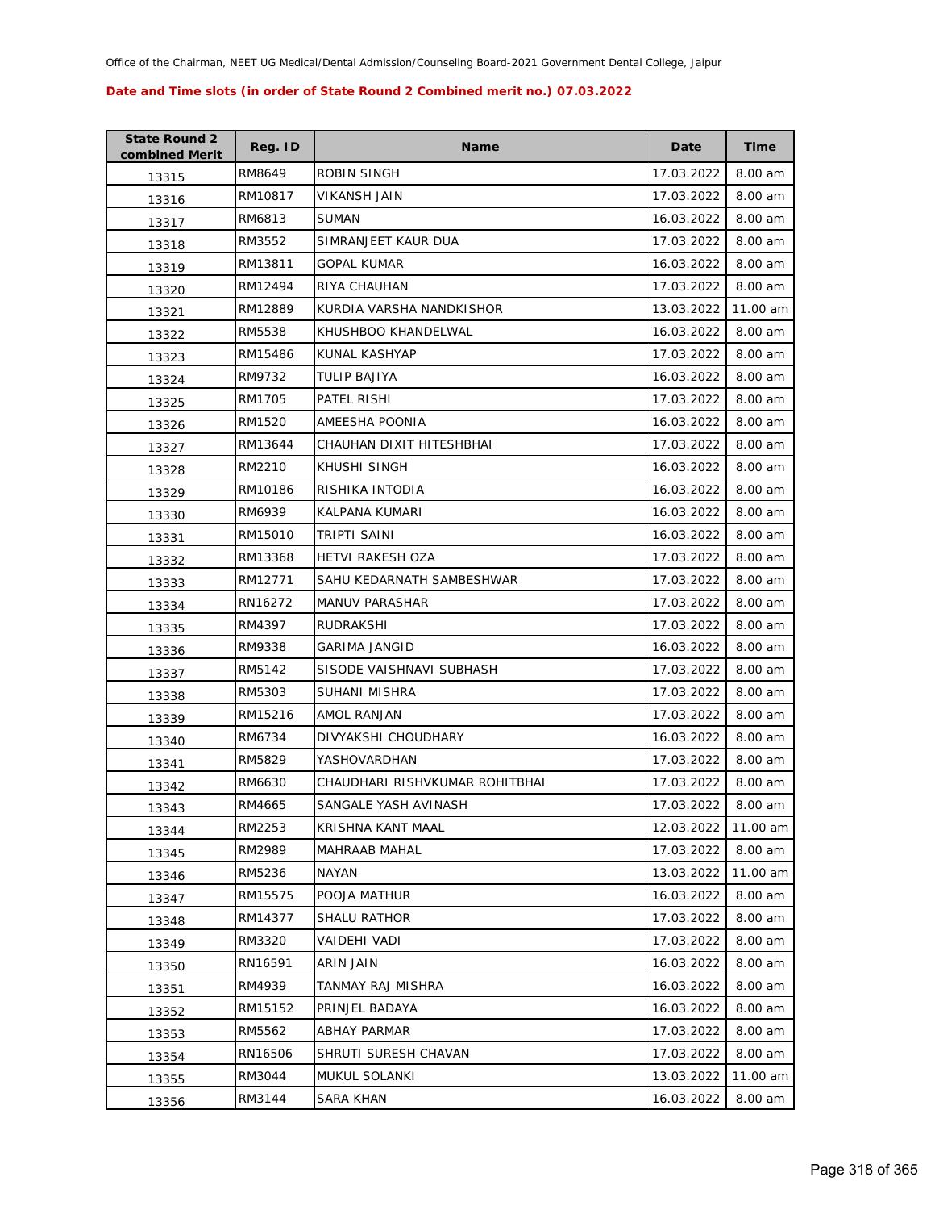Office of the Chairman, NEET UG Medical/Dental Admission/Counseling Board-2021 Government Dental College, Jaipur

**Date and Time slots (in order of State Round 2 Combined merit no.) 07.03.2022**

| State Round 2 combined Merit | Reg. ID | Name | Date | Time |
|---|---|---|---|---|
| 13315 | RM8649 | ROBIN SINGH | 17.03.2022 | 8.00 am |
| 13316 | RM10817 | VIKANSH JAIN | 17.03.2022 | 8.00 am |
| 13317 | RM6813 | SUMAN | 16.03.2022 | 8.00 am |
| 13318 | RM3552 | SIMRANJEET KAUR DUA | 17.03.2022 | 8.00 am |
| 13319 | RM13811 | GOPAL KUMAR | 16.03.2022 | 8.00 am |
| 13320 | RM12494 | RIYA CHAUHAN | 17.03.2022 | 8.00 am |
| 13321 | RM12889 | KURDIA VARSHA NANDKISHOR | 13.03.2022 | 11.00 am |
| 13322 | RM5538 | KHUSHBOO KHANDELWAL | 16.03.2022 | 8.00 am |
| 13323 | RM15486 | KUNAL KASHYAP | 17.03.2022 | 8.00 am |
| 13324 | RM9732 | TULIP BAJIYA | 16.03.2022 | 8.00 am |
| 13325 | RM1705 | PATEL RISHI | 17.03.2022 | 8.00 am |
| 13326 | RM1520 | AMEESHA POONIA | 16.03.2022 | 8.00 am |
| 13327 | RM13644 | CHAUHAN DIXIT HITESHBHAI | 17.03.2022 | 8.00 am |
| 13328 | RM2210 | KHUSHI SINGH | 16.03.2022 | 8.00 am |
| 13329 | RM10186 | RISHIKA INTODIA | 16.03.2022 | 8.00 am |
| 13330 | RM6939 | KALPANA KUMARI | 16.03.2022 | 8.00 am |
| 13331 | RM15010 | TRIPTI SAINI | 16.03.2022 | 8.00 am |
| 13332 | RM13368 | HETVI RAKESH OZA | 17.03.2022 | 8.00 am |
| 13333 | RM12771 | SAHU KEDARNATH SAMBESHWAR | 17.03.2022 | 8.00 am |
| 13334 | RN16272 | MANUV PARASHAR | 17.03.2022 | 8.00 am |
| 13335 | RM4397 | RUDRAKSHI | 17.03.2022 | 8.00 am |
| 13336 | RM9338 | GARIMA JANGID | 16.03.2022 | 8.00 am |
| 13337 | RM5142 | SISODE VAISHNAVI SUBHASH | 17.03.2022 | 8.00 am |
| 13338 | RM5303 | SUHANI MISHRA | 17.03.2022 | 8.00 am |
| 13339 | RM15216 | AMOL RANJAN | 17.03.2022 | 8.00 am |
| 13340 | RM6734 | DIVYAKSHI CHOUDHARY | 16.03.2022 | 8.00 am |
| 13341 | RM5829 | YASHOVARDHAN | 17.03.2022 | 8.00 am |
| 13342 | RM6630 | CHAUDHARI RISHVKUMAR ROHITBHAI | 17.03.2022 | 8.00 am |
| 13343 | RM4665 | SANGALE YASH AVINASH | 17.03.2022 | 8.00 am |
| 13344 | RM2253 | KRISHNA KANT MAAL | 12.03.2022 | 11.00 am |
| 13345 | RM2989 | MAHRAAB MAHAL | 17.03.2022 | 8.00 am |
| 13346 | RM5236 | NAYAN | 13.03.2022 | 11.00 am |
| 13347 | RM15575 | POOJA MATHUR | 16.03.2022 | 8.00 am |
| 13348 | RM14377 | SHALU RATHOR | 17.03.2022 | 8.00 am |
| 13349 | RM3320 | VAIDEHI VADI | 17.03.2022 | 8.00 am |
| 13350 | RN16591 | ARIN JAIN | 16.03.2022 | 8.00 am |
| 13351 | RM4939 | TANMAY RAJ MISHRA | 16.03.2022 | 8.00 am |
| 13352 | RM15152 | PRINJEL BADAYA | 16.03.2022 | 8.00 am |
| 13353 | RM5562 | ABHAY PARMAR | 17.03.2022 | 8.00 am |
| 13354 | RN16506 | SHRUTI SURESH CHAVAN | 17.03.2022 | 8.00 am |
| 13355 | RM3044 | MUKUL SOLANKI | 13.03.2022 | 11.00 am |
| 13356 | RM3144 | SARA KHAN | 16.03.2022 | 8.00 am |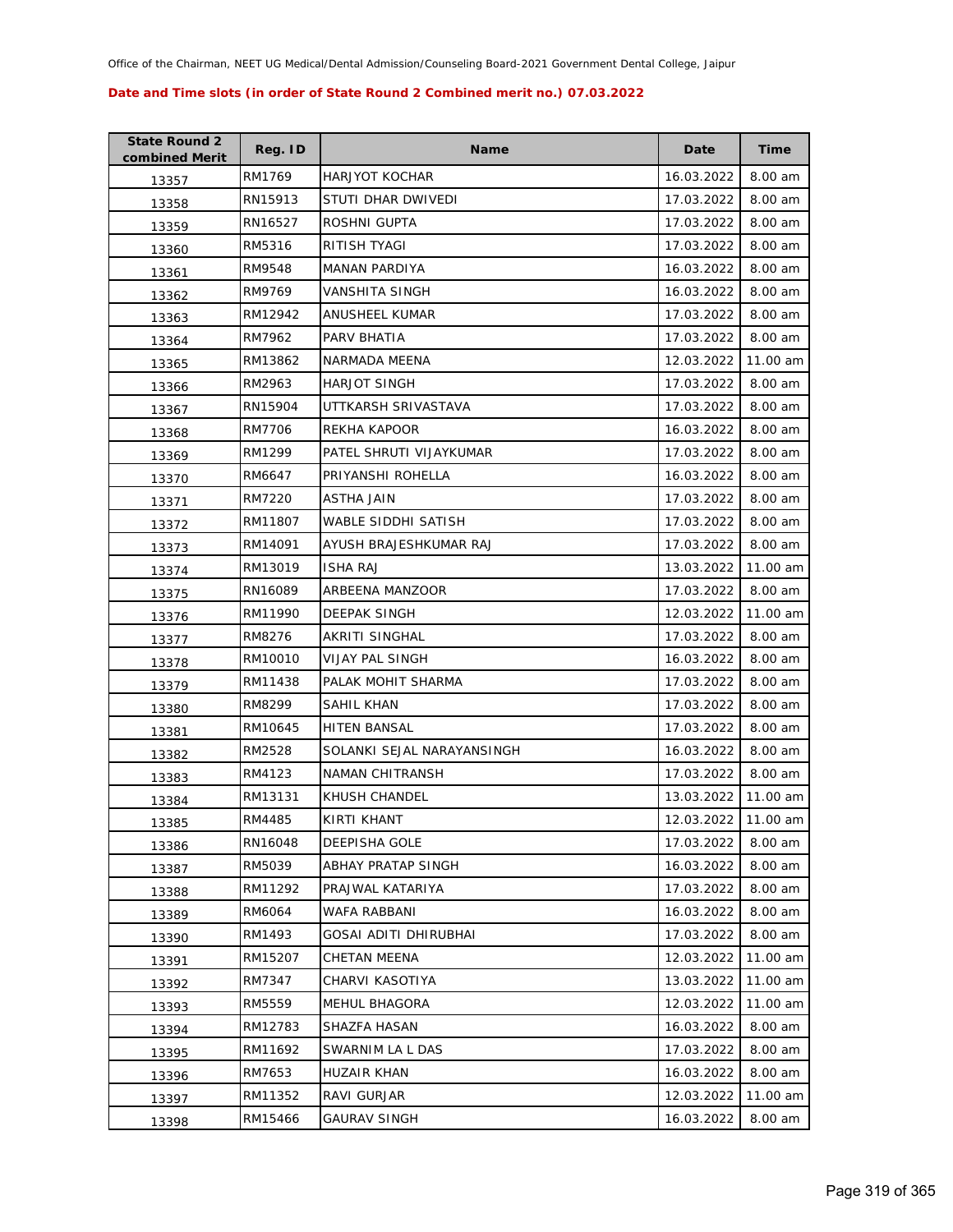Office of the Chairman, NEET UG Medical/Dental Admission/Counseling Board-2021 Government Dental College, Jaipur

**Date and Time slots (in order of State Round 2 Combined merit no.) 07.03.2022**

| State Round 2 combined Merit | Reg. ID | Name | Date | Time |
|---|---|---|---|---|
| 13357 | RM1769 | HARJYOT KOCHAR | 16.03.2022 | 8.00 am |
| 13358 | RN15913 | STUTI DHAR DWIVEDI | 17.03.2022 | 8.00 am |
| 13359 | RN16527 | ROSHNI GUPTA | 17.03.2022 | 8.00 am |
| 13360 | RM5316 | RITISH TYAGI | 17.03.2022 | 8.00 am |
| 13361 | RM9548 | MANAN PARDIYA | 16.03.2022 | 8.00 am |
| 13362 | RM9769 | VANSHITA SINGH | 16.03.2022 | 8.00 am |
| 13363 | RM12942 | ANUSHEEL KUMAR | 17.03.2022 | 8.00 am |
| 13364 | RM7962 | PARV BHATIA | 17.03.2022 | 8.00 am |
| 13365 | RM13862 | NARMADA MEENA | 12.03.2022 | 11.00 am |
| 13366 | RM2963 | HARJOT SINGH | 17.03.2022 | 8.00 am |
| 13367 | RN15904 | UTTKARSH SRIVASTAVA | 17.03.2022 | 8.00 am |
| 13368 | RM7706 | REKHA KAPOOR | 16.03.2022 | 8.00 am |
| 13369 | RM1299 | PATEL SHRUTI VIJAYKUMAR | 17.03.2022 | 8.00 am |
| 13370 | RM6647 | PRIYANSHI ROHELLA | 16.03.2022 | 8.00 am |
| 13371 | RM7220 | ASTHA JAIN | 17.03.2022 | 8.00 am |
| 13372 | RM11807 | WABLE SIDDHI SATISH | 17.03.2022 | 8.00 am |
| 13373 | RM14091 | AYUSH BRAJESHKUMAR RAJ | 17.03.2022 | 8.00 am |
| 13374 | RM13019 | ISHA RAJ | 13.03.2022 | 11.00 am |
| 13375 | RN16089 | ARBEENA MANZOOR | 17.03.2022 | 8.00 am |
| 13376 | RM11990 | DEEPAK SINGH | 12.03.2022 | 11.00 am |
| 13377 | RM8276 | AKRITI SINGHAL | 17.03.2022 | 8.00 am |
| 13378 | RM10010 | VIJAY PAL SINGH | 16.03.2022 | 8.00 am |
| 13379 | RM11438 | PALAK MOHIT SHARMA | 17.03.2022 | 8.00 am |
| 13380 | RM8299 | SAHIL KHAN | 17.03.2022 | 8.00 am |
| 13381 | RM10645 | HITEN BANSAL | 17.03.2022 | 8.00 am |
| 13382 | RM2528 | SOLANKI SEJAL NARAYANSINGH | 16.03.2022 | 8.00 am |
| 13383 | RM4123 | NAMAN CHITRANSH | 17.03.2022 | 8.00 am |
| 13384 | RM13131 | KHUSH CHANDEL | 13.03.2022 | 11.00 am |
| 13385 | RM4485 | KIRTI KHANT | 12.03.2022 | 11.00 am |
| 13386 | RN16048 | DEEPISHA GOLE | 17.03.2022 | 8.00 am |
| 13387 | RM5039 | ABHAY PRATAP SINGH | 16.03.2022 | 8.00 am |
| 13388 | RM11292 | PRAJWAL KATARIYA | 17.03.2022 | 8.00 am |
| 13389 | RM6064 | WAFA RABBANI | 16.03.2022 | 8.00 am |
| 13390 | RM1493 | GOSAI ADITI DHIRUBHAI | 17.03.2022 | 8.00 am |
| 13391 | RM15207 | CHETAN MEENA | 12.03.2022 | 11.00 am |
| 13392 | RM7347 | CHARVI KASOTIYA | 13.03.2022 | 11.00 am |
| 13393 | RM5559 | MEHUL BHAGORA | 12.03.2022 | 11.00 am |
| 13394 | RM12783 | SHAZFA HASAN | 16.03.2022 | 8.00 am |
| 13395 | RM11692 | SWARNIM LA L DAS | 17.03.2022 | 8.00 am |
| 13396 | RM7653 | HUZAIR KHAN | 16.03.2022 | 8.00 am |
| 13397 | RM11352 | RAVI GURJAR | 12.03.2022 | 11.00 am |
| 13398 | RM15466 | GAURAV SINGH | 16.03.2022 | 8.00 am |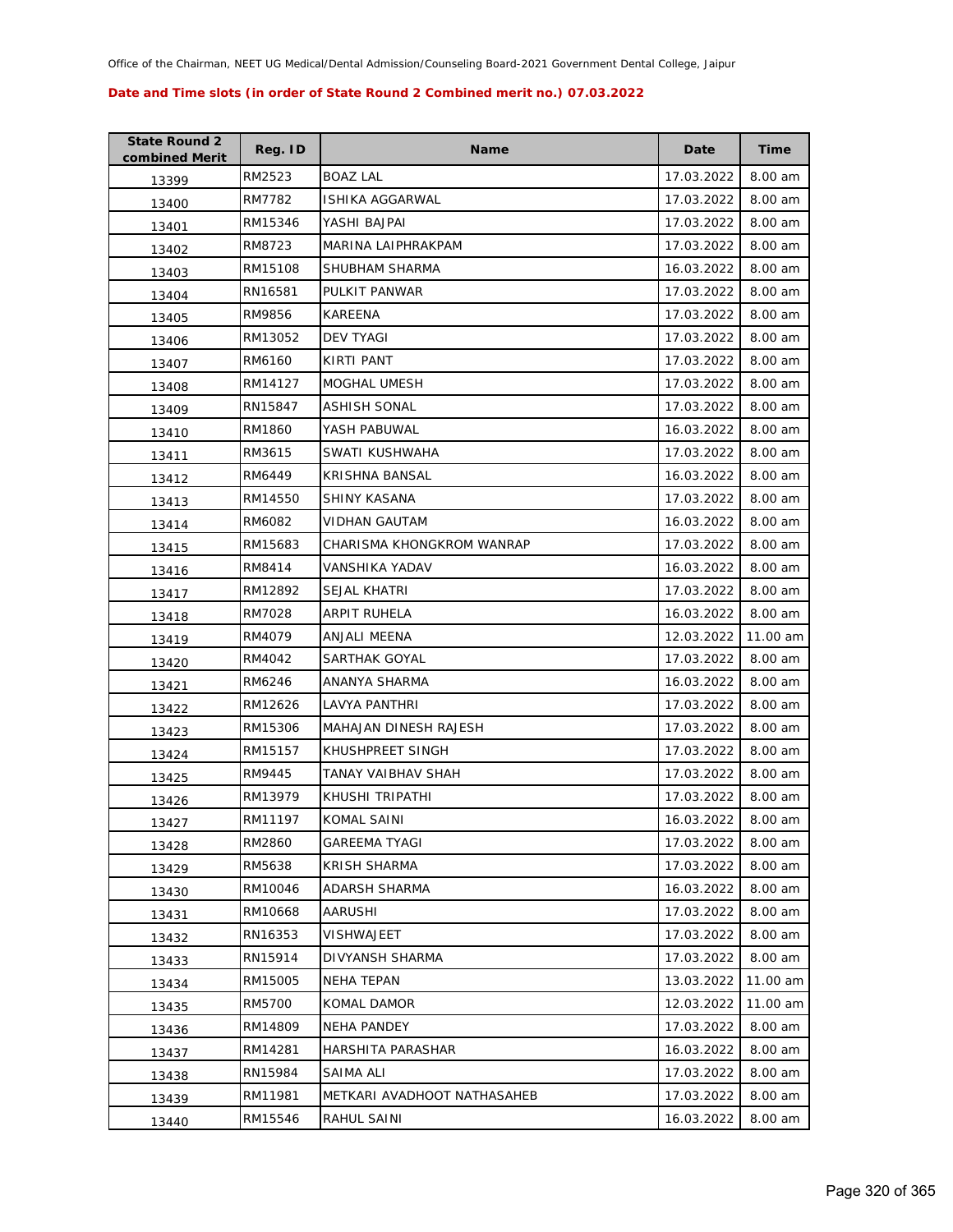Office of the Chairman, NEET UG Medical/Dental Admission/Counseling Board-2021 Government Dental College, Jaipur

**Date and Time slots (in order of State Round 2 Combined merit no.) 07.03.2022**

| State Round 2 combined Merit | Reg. ID | Name | Date | Time |
|---|---|---|---|---|
| 13399 | RM2523 | BOAZ LAL | 17.03.2022 | 8.00 am |
| 13400 | RM7782 | ISHIKA AGGARWAL | 17.03.2022 | 8.00 am |
| 13401 | RM15346 | YASHI BAJPAI | 17.03.2022 | 8.00 am |
| 13402 | RM8723 | MARINA LAIPHRAKPAM | 17.03.2022 | 8.00 am |
| 13403 | RM15108 | SHUBHAM SHARMA | 16.03.2022 | 8.00 am |
| 13404 | RN16581 | PULKIT PANWAR | 17.03.2022 | 8.00 am |
| 13405 | RM9856 | KAREENA | 17.03.2022 | 8.00 am |
| 13406 | RM13052 | DEV TYAGI | 17.03.2022 | 8.00 am |
| 13407 | RM6160 | KIRTI PANT | 17.03.2022 | 8.00 am |
| 13408 | RM14127 | MOGHAL UMESH | 17.03.2022 | 8.00 am |
| 13409 | RN15847 | ASHISH SONAL | 17.03.2022 | 8.00 am |
| 13410 | RM1860 | YASH PABUWAL | 16.03.2022 | 8.00 am |
| 13411 | RM3615 | SWATI KUSHWAHA | 17.03.2022 | 8.00 am |
| 13412 | RM6449 | KRISHNA BANSAL | 16.03.2022 | 8.00 am |
| 13413 | RM14550 | SHINY KASANA | 17.03.2022 | 8.00 am |
| 13414 | RM6082 | VIDHAN GAUTAM | 16.03.2022 | 8.00 am |
| 13415 | RM15683 | CHARISMA KHONGKROM WANRAP | 17.03.2022 | 8.00 am |
| 13416 | RM8414 | VANSHIKA YADAV | 16.03.2022 | 8.00 am |
| 13417 | RM12892 | SEJAL KHATRI | 17.03.2022 | 8.00 am |
| 13418 | RM7028 | ARPIT RUHELA | 16.03.2022 | 8.00 am |
| 13419 | RM4079 | ANJALI MEENA | 12.03.2022 | 11.00 am |
| 13420 | RM4042 | SARTHAK GOYAL | 17.03.2022 | 8.00 am |
| 13421 | RM6246 | ANANYA SHARMA | 16.03.2022 | 8.00 am |
| 13422 | RM12626 | LAVYA PANTHRI | 17.03.2022 | 8.00 am |
| 13423 | RM15306 | MAHAJAN DINESH RAJESH | 17.03.2022 | 8.00 am |
| 13424 | RM15157 | KHUSHPREET SINGH | 17.03.2022 | 8.00 am |
| 13425 | RM9445 | TANAY VAIBHAV SHAH | 17.03.2022 | 8.00 am |
| 13426 | RM13979 | KHUSHI TRIPATHI | 17.03.2022 | 8.00 am |
| 13427 | RM11197 | KOMAL SAINI | 16.03.2022 | 8.00 am |
| 13428 | RM2860 | GAREEMA TYAGI | 17.03.2022 | 8.00 am |
| 13429 | RM5638 | KRISH SHARMA | 17.03.2022 | 8.00 am |
| 13430 | RM10046 | ADARSH SHARMA | 16.03.2022 | 8.00 am |
| 13431 | RM10668 | AARUSHI | 17.03.2022 | 8.00 am |
| 13432 | RN16353 | VISHWAJEET | 17.03.2022 | 8.00 am |
| 13433 | RN15914 | DIVYANSH SHARMA | 17.03.2022 | 8.00 am |
| 13434 | RM15005 | NEHA TEPAN | 13.03.2022 | 11.00 am |
| 13435 | RM5700 | KOMAL DAMOR | 12.03.2022 | 11.00 am |
| 13436 | RM14809 | NEHA PANDEY | 17.03.2022 | 8.00 am |
| 13437 | RM14281 | HARSHITA PARASHAR | 16.03.2022 | 8.00 am |
| 13438 | RN15984 | SAIMA ALI | 17.03.2022 | 8.00 am |
| 13439 | RM11981 | METKARI AVADHOOT NATHASAHEB | 17.03.2022 | 8.00 am |
| 13440 | RM15546 | RAHUL SAINI | 16.03.2022 | 8.00 am |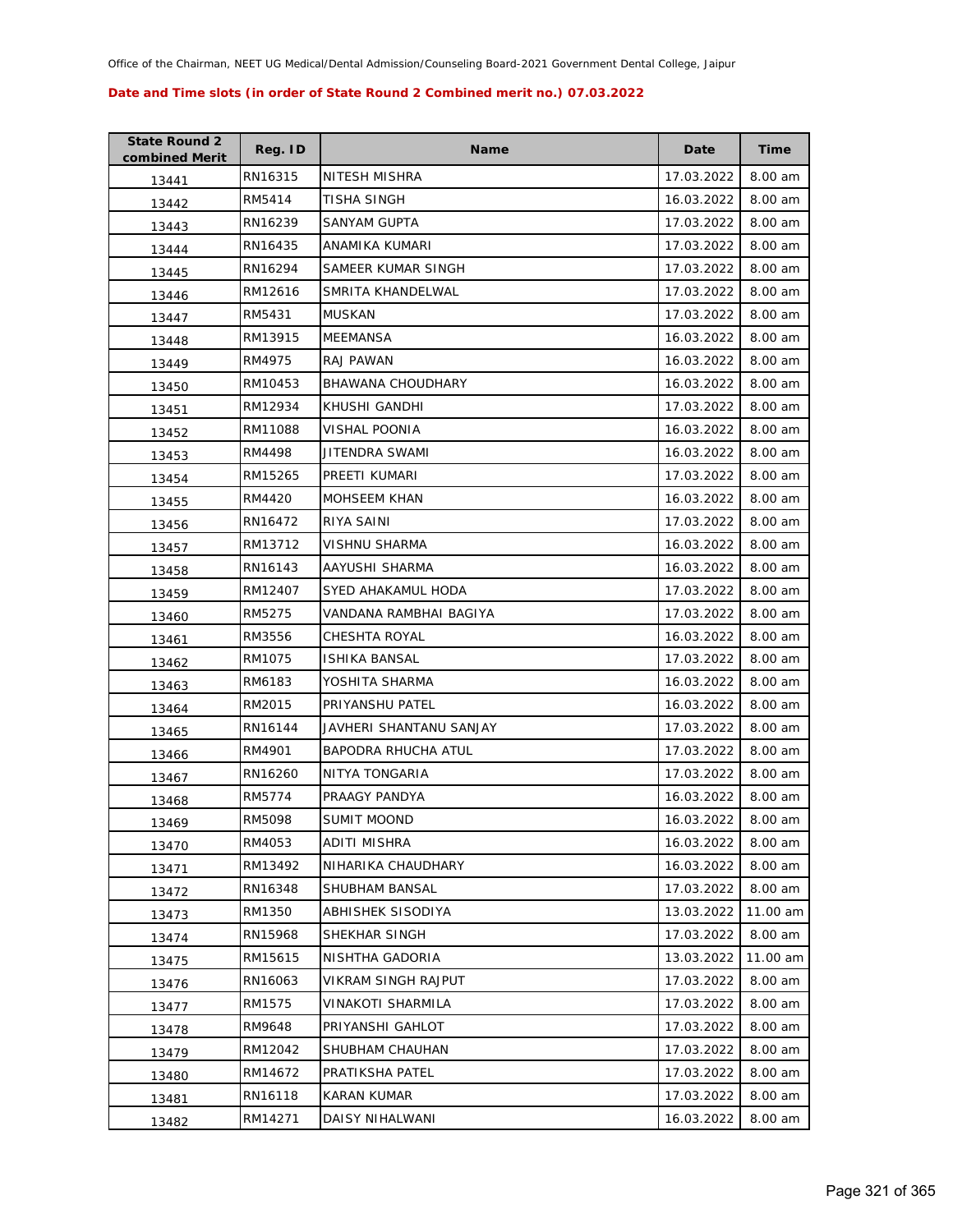Office of the Chairman, NEET UG Medical/Dental Admission/Counseling Board-2021 Government Dental College, Jaipur

**Date and Time slots (in order of State Round 2 Combined merit no.) 07.03.2022**

| State Round 2 combined Merit | Reg. ID | Name | Date | Time |
|---|---|---|---|---|
| 13441 | RN16315 | NITESH MISHRA | 17.03.2022 | 8.00 am |
| 13442 | RM5414 | TISHA SINGH | 16.03.2022 | 8.00 am |
| 13443 | RN16239 | SANYAM GUPTA | 17.03.2022 | 8.00 am |
| 13444 | RN16435 | ANAMIKA KUMARI | 17.03.2022 | 8.00 am |
| 13445 | RN16294 | SAMEER KUMAR SINGH | 17.03.2022 | 8.00 am |
| 13446 | RM12616 | SMRITA KHANDELWAL | 17.03.2022 | 8.00 am |
| 13447 | RM5431 | MUSKAN | 17.03.2022 | 8.00 am |
| 13448 | RM13915 | MEEMANSA | 16.03.2022 | 8.00 am |
| 13449 | RM4975 | RAJ PAWAN | 16.03.2022 | 8.00 am |
| 13450 | RM10453 | BHAWANA CHOUDHARY | 16.03.2022 | 8.00 am |
| 13451 | RM12934 | KHUSHI GANDHI | 17.03.2022 | 8.00 am |
| 13452 | RM11088 | VISHAL POONIA | 16.03.2022 | 8.00 am |
| 13453 | RM4498 | JITENDRA SWAMI | 16.03.2022 | 8.00 am |
| 13454 | RM15265 | PREETI KUMARI | 17.03.2022 | 8.00 am |
| 13455 | RM4420 | MOHSEEM KHAN | 16.03.2022 | 8.00 am |
| 13456 | RN16472 | RIYA SAINI | 17.03.2022 | 8.00 am |
| 13457 | RM13712 | VISHNU SHARMA | 16.03.2022 | 8.00 am |
| 13458 | RN16143 | AAYUSHI SHARMA | 16.03.2022 | 8.00 am |
| 13459 | RM12407 | SYED AHAKAMUL HODA | 17.03.2022 | 8.00 am |
| 13460 | RM5275 | VANDANA RAMBHAI BAGIYA | 17.03.2022 | 8.00 am |
| 13461 | RM3556 | CHESHTA ROYAL | 16.03.2022 | 8.00 am |
| 13462 | RM1075 | ISHIKA BANSAL | 17.03.2022 | 8.00 am |
| 13463 | RM6183 | YOSHITA SHARMA | 16.03.2022 | 8.00 am |
| 13464 | RM2015 | PRIYANSHU PATEL | 16.03.2022 | 8.00 am |
| 13465 | RN16144 | JAVHERI SHANTANU SANJAY | 17.03.2022 | 8.00 am |
| 13466 | RM4901 | BAPODRA RHUCHA ATUL | 17.03.2022 | 8.00 am |
| 13467 | RN16260 | NITYA TONGARIA | 17.03.2022 | 8.00 am |
| 13468 | RM5774 | PRAAGY PANDYA | 16.03.2022 | 8.00 am |
| 13469 | RM5098 | SUMIT MOOND | 16.03.2022 | 8.00 am |
| 13470 | RM4053 | ADITI MISHRA | 16.03.2022 | 8.00 am |
| 13471 | RM13492 | NIHARIKA CHAUDHARY | 16.03.2022 | 8.00 am |
| 13472 | RN16348 | SHUBHAM BANSAL | 17.03.2022 | 8.00 am |
| 13473 | RM1350 | ABHISHEK SISODIYA | 13.03.2022 | 11.00 am |
| 13474 | RN15968 | SHEKHAR SINGH | 17.03.2022 | 8.00 am |
| 13475 | RM15615 | NISHTHA GADORIA | 13.03.2022 | 11.00 am |
| 13476 | RN16063 | VIKRAM SINGH RAJPUT | 17.03.2022 | 8.00 am |
| 13477 | RM1575 | VINAKOTI SHARMILA | 17.03.2022 | 8.00 am |
| 13478 | RM9648 | PRIYANSHI GAHLOT | 17.03.2022 | 8.00 am |
| 13479 | RM12042 | SHUBHAM CHAUHAN | 17.03.2022 | 8.00 am |
| 13480 | RM14672 | PRATIKSHA PATEL | 17.03.2022 | 8.00 am |
| 13481 | RN16118 | KARAN KUMAR | 17.03.2022 | 8.00 am |
| 13482 | RM14271 | DAISY NIHALWANI | 16.03.2022 | 8.00 am |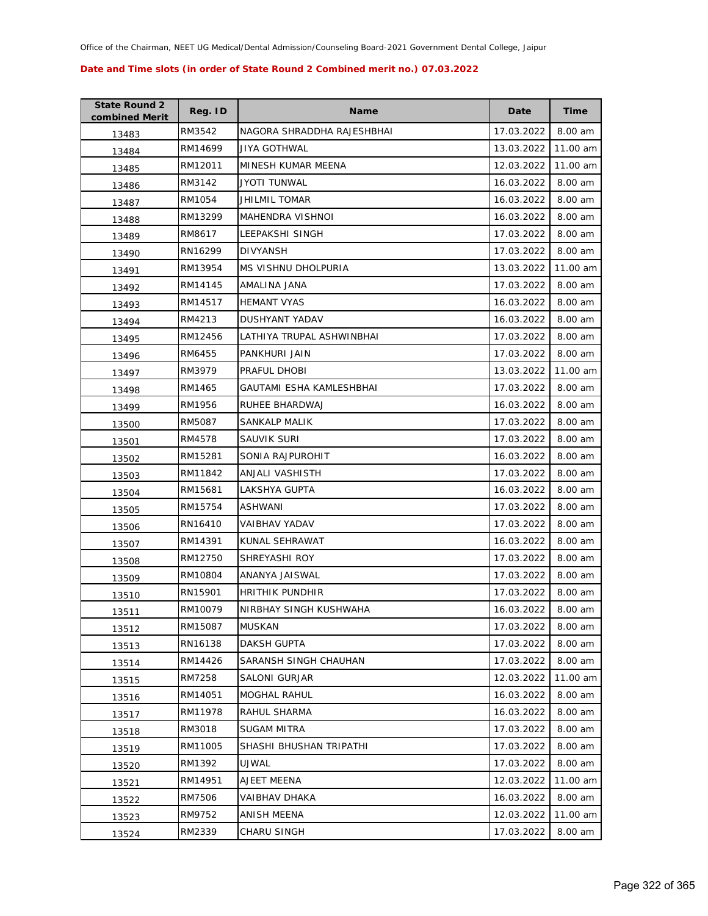Office of the Chairman, NEET UG Medical/Dental Admission/Counseling Board-2021 Government Dental College, Jaipur

**Date and Time slots (in order of State Round 2 Combined merit no.) 07.03.2022**

| State Round 2 combined Merit | Reg. ID | Name | Date | Time |
|---|---|---|---|---|
| 13483 | RM3542 | NAGORA SHRADDHA RAJESHBHAI | 17.03.2022 | 8.00 am |
| 13484 | RM14699 | JIYA GOTHWAL | 13.03.2022 | 11.00 am |
| 13485 | RM12011 | MINESH KUMAR MEENA | 12.03.2022 | 11.00 am |
| 13486 | RM3142 | JYOTI TUNWAL | 16.03.2022 | 8.00 am |
| 13487 | RM1054 | JHILMIL TOMAR | 16.03.2022 | 8.00 am |
| 13488 | RM13299 | MAHENDRA VISHNOI | 16.03.2022 | 8.00 am |
| 13489 | RM8617 | LEEPAKSHI SINGH | 17.03.2022 | 8.00 am |
| 13490 | RN16299 | DIVYANSH | 17.03.2022 | 8.00 am |
| 13491 | RM13954 | MS VISHNU DHOLPURIA | 13.03.2022 | 11.00 am |
| 13492 | RM14145 | AMALINA JANA | 17.03.2022 | 8.00 am |
| 13493 | RM14517 | HEMANT VYAS | 16.03.2022 | 8.00 am |
| 13494 | RM4213 | DUSHYANT YADAV | 16.03.2022 | 8.00 am |
| 13495 | RM12456 | LATHIYA TRUPAL ASHWINBHAI | 17.03.2022 | 8.00 am |
| 13496 | RM6455 | PANKHURI JAIN | 17.03.2022 | 8.00 am |
| 13497 | RM3979 | PRAFUL DHOBI | 13.03.2022 | 11.00 am |
| 13498 | RM1465 | GAUTAMI ESHA KAMLESHBHAI | 17.03.2022 | 8.00 am |
| 13499 | RM1956 | RUHEE BHARDWAJ | 16.03.2022 | 8.00 am |
| 13500 | RM5087 | SANKALP MALIK | 17.03.2022 | 8.00 am |
| 13501 | RM4578 | SAUVIK SURI | 17.03.2022 | 8.00 am |
| 13502 | RM15281 | SONIA RAJPUROHIT | 16.03.2022 | 8.00 am |
| 13503 | RM11842 | ANJALI VASHISTH | 17.03.2022 | 8.00 am |
| 13504 | RM15681 | LAKSHYA GUPTA | 16.03.2022 | 8.00 am |
| 13505 | RM15754 | ASHWANI | 17.03.2022 | 8.00 am |
| 13506 | RN16410 | VAIBHAV YADAV | 17.03.2022 | 8.00 am |
| 13507 | RM14391 | KUNAL SEHRAWAT | 16.03.2022 | 8.00 am |
| 13508 | RM12750 | SHREYASHI ROY | 17.03.2022 | 8.00 am |
| 13509 | RM10804 | ANANYA JAISWAL | 17.03.2022 | 8.00 am |
| 13510 | RN15901 | HRITHIK PUNDHIR | 17.03.2022 | 8.00 am |
| 13511 | RM10079 | NIRBHAY SINGH KUSHWAHA | 16.03.2022 | 8.00 am |
| 13512 | RM15087 | MUSKAN | 17.03.2022 | 8.00 am |
| 13513 | RN16138 | DAKSH GUPTA | 17.03.2022 | 8.00 am |
| 13514 | RM14426 | SARANSH SINGH CHAUHAN | 17.03.2022 | 8.00 am |
| 13515 | RM7258 | SALONI GURJAR | 12.03.2022 | 11.00 am |
| 13516 | RM14051 | MOGHAL RAHUL | 16.03.2022 | 8.00 am |
| 13517 | RM11978 | RAHUL SHARMA | 16.03.2022 | 8.00 am |
| 13518 | RM3018 | SUGAM MITRA | 17.03.2022 | 8.00 am |
| 13519 | RM11005 | SHASHI BHUSHAN TRIPATHI | 17.03.2022 | 8.00 am |
| 13520 | RM1392 | UJWAL | 17.03.2022 | 8.00 am |
| 13521 | RM14951 | AJEET MEENA | 12.03.2022 | 11.00 am |
| 13522 | RM7506 | VAIBHAV DHAKA | 16.03.2022 | 8.00 am |
| 13523 | RM9752 | ANISH MEENA | 12.03.2022 | 11.00 am |
| 13524 | RM2339 | CHARU SINGH | 17.03.2022 | 8.00 am |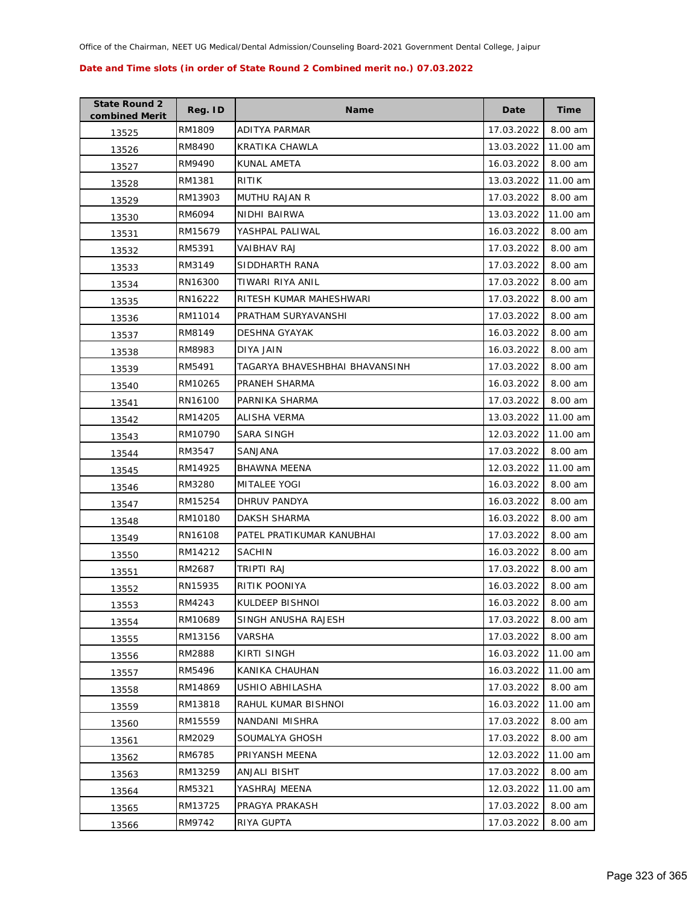Office of the Chairman, NEET UG Medical/Dental Admission/Counseling Board-2021 Government Dental College, Jaipur

**Date and Time slots (in order of State Round 2 Combined merit no.) 07.03.2022**

| State Round 2 combined Merit | Reg. ID | Name | Date | Time |
|---|---|---|---|---|
| 13525 | RM1809 | ADITYA PARMAR | 17.03.2022 | 8.00 am |
| 13526 | RM8490 | KRATIKA CHAWLA | 13.03.2022 | 11.00 am |
| 13527 | RM9490 | KUNAL AMETA | 16.03.2022 | 8.00 am |
| 13528 | RM1381 | RITIK | 13.03.2022 | 11.00 am |
| 13529 | RM13903 | MUTHU RAJAN R | 17.03.2022 | 8.00 am |
| 13530 | RM6094 | NIDHI BAIRWA | 13.03.2022 | 11.00 am |
| 13531 | RM15679 | YASHPAL PALIWAL | 16.03.2022 | 8.00 am |
| 13532 | RM5391 | VAIBHAV RAJ | 17.03.2022 | 8.00 am |
| 13533 | RM3149 | SIDDHARTH RANA | 17.03.2022 | 8.00 am |
| 13534 | RN16300 | TIWARI RIYA ANIL | 17.03.2022 | 8.00 am |
| 13535 | RN16222 | RITESH KUMAR MAHESHWARI | 17.03.2022 | 8.00 am |
| 13536 | RM11014 | PRATHAM SURYAVANSHI | 17.03.2022 | 8.00 am |
| 13537 | RM8149 | DESHNA GYAYAK | 16.03.2022 | 8.00 am |
| 13538 | RM8983 | DIYA JAIN | 16.03.2022 | 8.00 am |
| 13539 | RM5491 | TAGARYA BHAVESHBHAI BHAVANSINH | 17.03.2022 | 8.00 am |
| 13540 | RM10265 | PRANEH SHARMA | 16.03.2022 | 8.00 am |
| 13541 | RN16100 | PARNIKA SHARMA | 17.03.2022 | 8.00 am |
| 13542 | RM14205 | ALISHA VERMA | 13.03.2022 | 11.00 am |
| 13543 | RM10790 | SARA SINGH | 12.03.2022 | 11.00 am |
| 13544 | RM3547 | SANJANA | 17.03.2022 | 8.00 am |
| 13545 | RM14925 | BHAWNA MEENA | 12.03.2022 | 11.00 am |
| 13546 | RM3280 | MITALEE YOGI | 16.03.2022 | 8.00 am |
| 13547 | RM15254 | DHRUV PANDYA | 16.03.2022 | 8.00 am |
| 13548 | RM10180 | DAKSH SHARMA | 16.03.2022 | 8.00 am |
| 13549 | RN16108 | PATEL PRATIKUMAR KANUBHAI | 17.03.2022 | 8.00 am |
| 13550 | RM14212 | SACHIN | 16.03.2022 | 8.00 am |
| 13551 | RM2687 | TRIPTI RAJ | 17.03.2022 | 8.00 am |
| 13552 | RN15935 | RITIK POONIYA | 16.03.2022 | 8.00 am |
| 13553 | RM4243 | KULDEEP BISHNOI | 16.03.2022 | 8.00 am |
| 13554 | RM10689 | SINGH ANUSHA RAJESH | 17.03.2022 | 8.00 am |
| 13555 | RM13156 | VARSHA | 17.03.2022 | 8.00 am |
| 13556 | RM2888 | KIRTI SINGH | 16.03.2022 | 11.00 am |
| 13557 | RM5496 | KANIKA CHAUHAN | 16.03.2022 | 11.00 am |
| 13558 | RM14869 | USHIO ABHILASHA | 17.03.2022 | 8.00 am |
| 13559 | RM13818 | RAHUL KUMAR BISHNOI | 16.03.2022 | 11.00 am |
| 13560 | RM15559 | NANDANI MISHRA | 17.03.2022 | 8.00 am |
| 13561 | RM2029 | SOUMALYA GHOSH | 17.03.2022 | 8.00 am |
| 13562 | RM6785 | PRIYANSH MEENA | 12.03.2022 | 11.00 am |
| 13563 | RM13259 | ANJALI BISHT | 17.03.2022 | 8.00 am |
| 13564 | RM5321 | YASHRAJ MEENA | 12.03.2022 | 11.00 am |
| 13565 | RM13725 | PRAGYA PRAKASH | 17.03.2022 | 8.00 am |
| 13566 | RM9742 | RIYA GUPTA | 17.03.2022 | 8.00 am |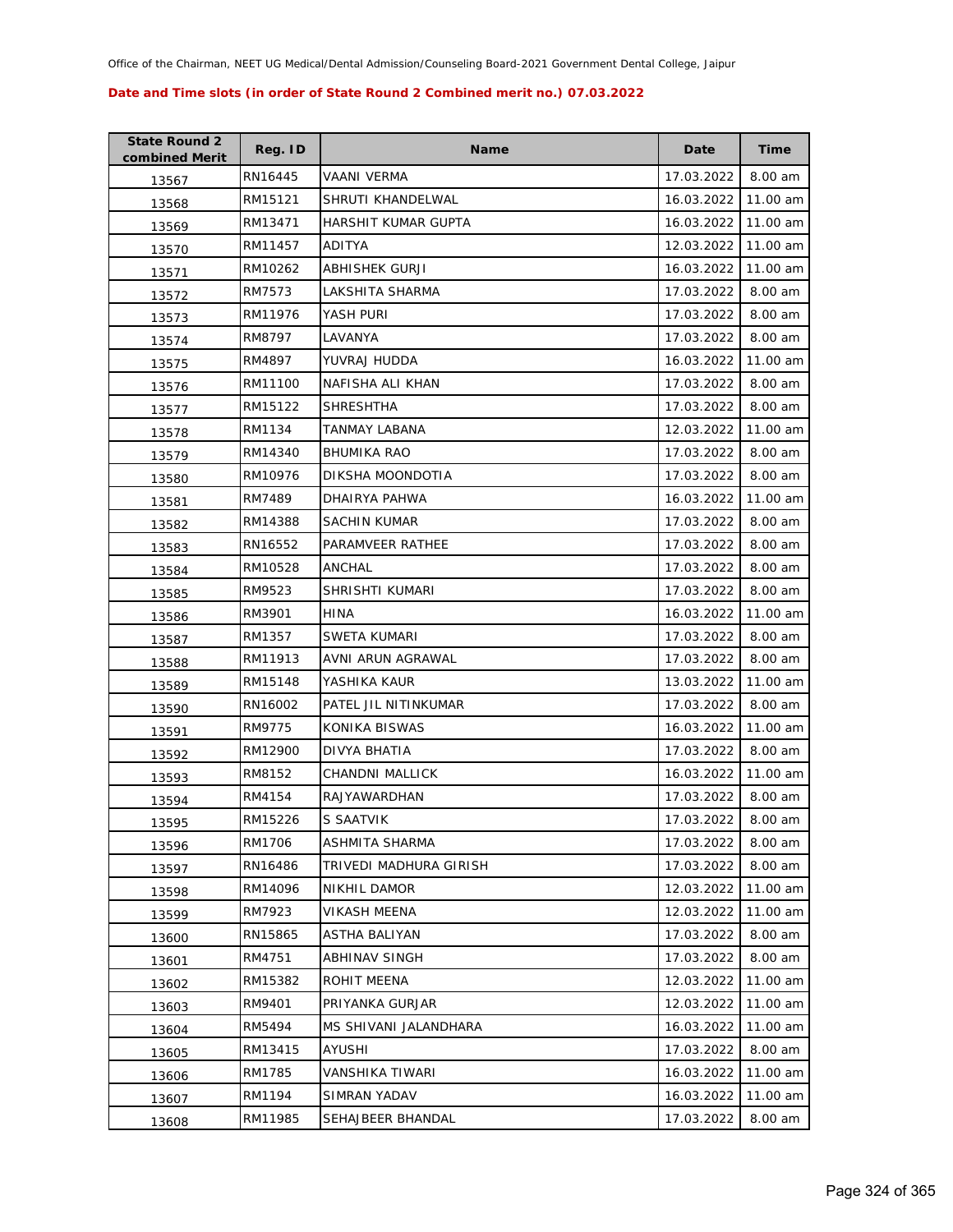Office of the Chairman, NEET UG Medical/Dental Admission/Counseling Board-2021 Government Dental College, Jaipur

**Date and Time slots (in order of State Round 2 Combined merit no.) 07.03.2022**

| State Round 2 combined Merit | Reg. ID | Name | Date | Time |
|---|---|---|---|---|
| 13567 | RN16445 | VAANI VERMA | 17.03.2022 | 8.00 am |
| 13568 | RM15121 | SHRUTI KHANDELWAL | 16.03.2022 | 11.00 am |
| 13569 | RM13471 | HARSHIT KUMAR GUPTA | 16.03.2022 | 11.00 am |
| 13570 | RM11457 | ADITYA | 12.03.2022 | 11.00 am |
| 13571 | RM10262 | ABHISHEK GURJI | 16.03.2022 | 11.00 am |
| 13572 | RM7573 | LAKSHITA SHARMA | 17.03.2022 | 8.00 am |
| 13573 | RM11976 | YASH PURI | 17.03.2022 | 8.00 am |
| 13574 | RM8797 | LAVANYA | 17.03.2022 | 8.00 am |
| 13575 | RM4897 | YUVRAJ HUDDA | 16.03.2022 | 11.00 am |
| 13576 | RM11100 | NAFISHA ALI KHAN | 17.03.2022 | 8.00 am |
| 13577 | RM15122 | SHRESHTHA | 17.03.2022 | 8.00 am |
| 13578 | RM1134 | TANMAY LABANA | 12.03.2022 | 11.00 am |
| 13579 | RM14340 | BHUMIKA RAO | 17.03.2022 | 8.00 am |
| 13580 | RM10976 | DIKSHA MOONDOTIA | 17.03.2022 | 8.00 am |
| 13581 | RM7489 | DHAIRYA PAHWA | 16.03.2022 | 11.00 am |
| 13582 | RM14388 | SACHIN KUMAR | 17.03.2022 | 8.00 am |
| 13583 | RN16552 | PARAMVEER RATHEE | 17.03.2022 | 8.00 am |
| 13584 | RM10528 | ANCHAL | 17.03.2022 | 8.00 am |
| 13585 | RM9523 | SHRISHTI KUMARI | 17.03.2022 | 8.00 am |
| 13586 | RM3901 | HINA | 16.03.2022 | 11.00 am |
| 13587 | RM1357 | SWETA KUMARI | 17.03.2022 | 8.00 am |
| 13588 | RM11913 | AVNI ARUN AGRAWAL | 17.03.2022 | 8.00 am |
| 13589 | RM15148 | YASHIKA KAUR | 13.03.2022 | 11.00 am |
| 13590 | RN16002 | PATEL JIL NITINKUMAR | 17.03.2022 | 8.00 am |
| 13591 | RM9775 | KONIKA BISWAS | 16.03.2022 | 11.00 am |
| 13592 | RM12900 | DIVYA BHATIA | 17.03.2022 | 8.00 am |
| 13593 | RM8152 | CHANDNI MALLICK | 16.03.2022 | 11.00 am |
| 13594 | RM4154 | RAJYAWARDHAN | 17.03.2022 | 8.00 am |
| 13595 | RM15226 | S SAATVIK | 17.03.2022 | 8.00 am |
| 13596 | RM1706 | ASHMITA SHARMA | 17.03.2022 | 8.00 am |
| 13597 | RN16486 | TRIVEDI MADHURA GIRISH | 17.03.2022 | 8.00 am |
| 13598 | RM14096 | NIKHIL DAMOR | 12.03.2022 | 11.00 am |
| 13599 | RM7923 | VIKASH MEENA | 12.03.2022 | 11.00 am |
| 13600 | RN15865 | ASTHA BALIYAN | 17.03.2022 | 8.00 am |
| 13601 | RM4751 | ABHINAV SINGH | 17.03.2022 | 8.00 am |
| 13602 | RM15382 | ROHIT MEENA | 12.03.2022 | 11.00 am |
| 13603 | RM9401 | PRIYANKA GURJAR | 12.03.2022 | 11.00 am |
| 13604 | RM5494 | MS SHIVANI JALANDHARA | 16.03.2022 | 11.00 am |
| 13605 | RM13415 | AYUSHI | 17.03.2022 | 8.00 am |
| 13606 | RM1785 | VANSHIKA TIWARI | 16.03.2022 | 11.00 am |
| 13607 | RM1194 | SIMRAN YADAV | 16.03.2022 | 11.00 am |
| 13608 | RM11985 | SEHAJBEER BHANDAL | 17.03.2022 | 8.00 am |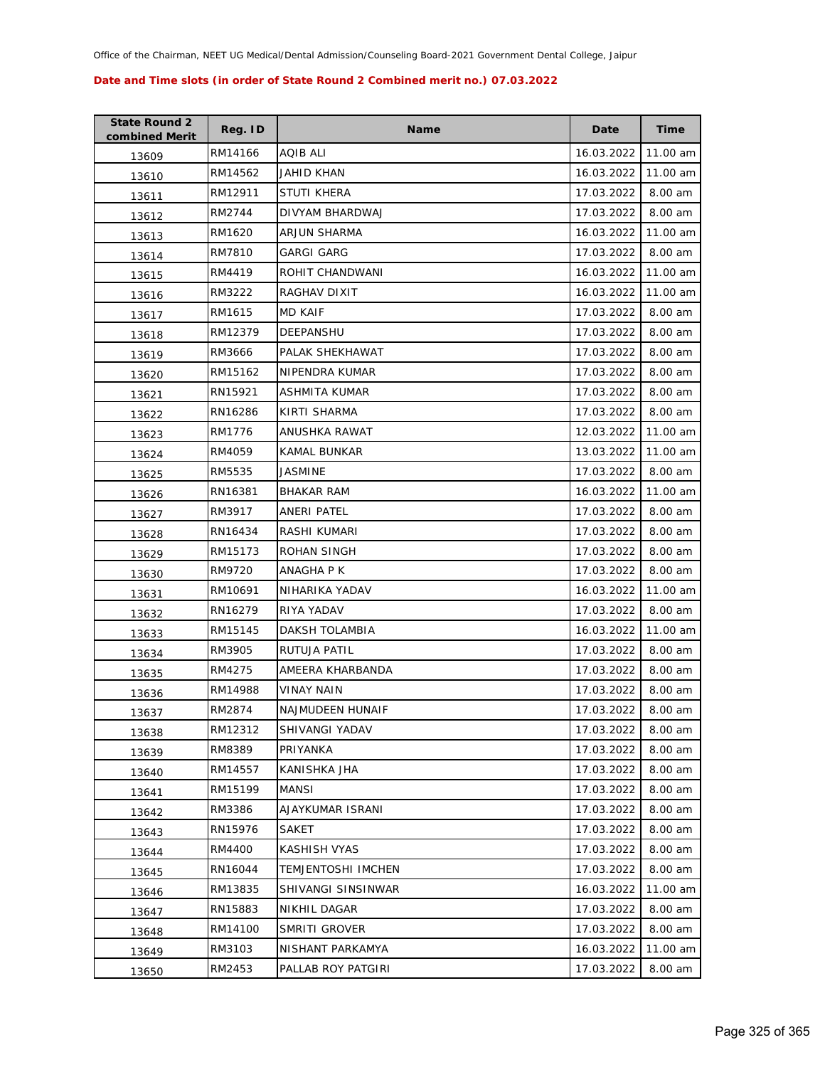Office of the Chairman, NEET UG Medical/Dental Admission/Counseling Board-2021 Government Dental College, Jaipur

**Date and Time slots (in order of State Round 2 Combined merit no.) 07.03.2022**

| State Round 2 combined Merit | Reg. ID | Name | Date | Time |
|---|---|---|---|---|
| 13609 | RM14166 | AQIB ALI | 16.03.2022 | 11.00 am |
| 13610 | RM14562 | JAHID KHAN | 16.03.2022 | 11.00 am |
| 13611 | RM12911 | STUTI KHERA | 17.03.2022 | 8.00 am |
| 13612 | RM2744 | DIVYAM BHARDWAJ | 17.03.2022 | 8.00 am |
| 13613 | RM1620 | ARJUN SHARMA | 16.03.2022 | 11.00 am |
| 13614 | RM7810 | GARGI GARG | 17.03.2022 | 8.00 am |
| 13615 | RM4419 | ROHIT CHANDWANI | 16.03.2022 | 11.00 am |
| 13616 | RM3222 | RAGHAV DIXIT | 16.03.2022 | 11.00 am |
| 13617 | RM1615 | MD KAIF | 17.03.2022 | 8.00 am |
| 13618 | RM12379 | DEEPANSHU | 17.03.2022 | 8.00 am |
| 13619 | RM3666 | PALAK SHEKHAWAT | 17.03.2022 | 8.00 am |
| 13620 | RM15162 | NIPENDRA KUMAR | 17.03.2022 | 8.00 am |
| 13621 | RN15921 | ASHMITA KUMAR | 17.03.2022 | 8.00 am |
| 13622 | RN16286 | KIRTI SHARMA | 17.03.2022 | 8.00 am |
| 13623 | RM1776 | ANUSHKA RAWAT | 12.03.2022 | 11.00 am |
| 13624 | RM4059 | KAMAL BUNKAR | 13.03.2022 | 11.00 am |
| 13625 | RM5535 | JASMINE | 17.03.2022 | 8.00 am |
| 13626 | RN16381 | BHAKAR RAM | 16.03.2022 | 11.00 am |
| 13627 | RM3917 | ANERI PATEL | 17.03.2022 | 8.00 am |
| 13628 | RN16434 | RASHI KUMARI | 17.03.2022 | 8.00 am |
| 13629 | RM15173 | ROHAN SINGH | 17.03.2022 | 8.00 am |
| 13630 | RM9720 | ANAGHA P K | 17.03.2022 | 8.00 am |
| 13631 | RM10691 | NIHARIKA YADAV | 16.03.2022 | 11.00 am |
| 13632 | RN16279 | RIYA YADAV | 17.03.2022 | 8.00 am |
| 13633 | RM15145 | DAKSH TOLAMBIA | 16.03.2022 | 11.00 am |
| 13634 | RM3905 | RUTUJA PATIL | 17.03.2022 | 8.00 am |
| 13635 | RM4275 | AMEERA KHARBANDA | 17.03.2022 | 8.00 am |
| 13636 | RM14988 | VINAY NAIN | 17.03.2022 | 8.00 am |
| 13637 | RM2874 | NAJMUDEEN HUNAIF | 17.03.2022 | 8.00 am |
| 13638 | RM12312 | SHIVANGI YADAV | 17.03.2022 | 8.00 am |
| 13639 | RM8389 | PRIYANKA | 17.03.2022 | 8.00 am |
| 13640 | RM14557 | KANISHKA JHA | 17.03.2022 | 8.00 am |
| 13641 | RM15199 | MANSI | 17.03.2022 | 8.00 am |
| 13642 | RM3386 | AJAYKUMAR ISRANI | 17.03.2022 | 8.00 am |
| 13643 | RN15976 | SAKET | 17.03.2022 | 8.00 am |
| 13644 | RM4400 | KASHISH VYAS | 17.03.2022 | 8.00 am |
| 13645 | RN16044 | TEMJENTOSHI IMCHEN | 17.03.2022 | 8.00 am |
| 13646 | RM13835 | SHIVANGI SINSINWAR | 16.03.2022 | 11.00 am |
| 13647 | RN15883 | NIKHIL DAGAR | 17.03.2022 | 8.00 am |
| 13648 | RM14100 | SMRITI GROVER | 17.03.2022 | 8.00 am |
| 13649 | RM3103 | NISHANT PARKAMYA | 16.03.2022 | 11.00 am |
| 13650 | RM2453 | PALLAB ROY PATGIRI | 17.03.2022 | 8.00 am |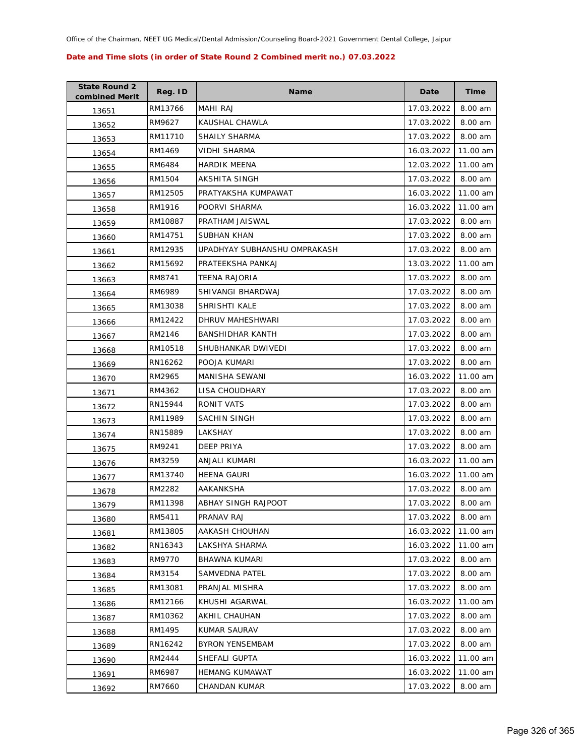Office of the Chairman, NEET UG Medical/Dental Admission/Counseling Board-2021 Government Dental College, Jaipur

**Date and Time slots (in order of State Round 2 Combined merit no.) 07.03.2022**

| State Round 2 combined Merit | Reg. ID | Name | Date | Time |
|---|---|---|---|---|
| 13651 | RM13766 | MAHI RAJ | 17.03.2022 | 8.00 am |
| 13652 | RM9627 | KAUSHAL CHAWLA | 17.03.2022 | 8.00 am |
| 13653 | RM11710 | SHAILY SHARMA | 17.03.2022 | 8.00 am |
| 13654 | RM1469 | VIDHI SHARMA | 16.03.2022 | 11.00 am |
| 13655 | RM6484 | HARDIK MEENA | 12.03.2022 | 11.00 am |
| 13656 | RM1504 | AKSHITA SINGH | 17.03.2022 | 8.00 am |
| 13657 | RM12505 | PRATYAKSHA KUMPAWAT | 16.03.2022 | 11.00 am |
| 13658 | RM1916 | POORVI SHARMA | 16.03.2022 | 11.00 am |
| 13659 | RM10887 | PRATHAM JAISWAL | 17.03.2022 | 8.00 am |
| 13660 | RM14751 | SUBHAN KHAN | 17.03.2022 | 8.00 am |
| 13661 | RM12935 | UPADHYAY SUBHANSHU OMPRAKASH | 17.03.2022 | 8.00 am |
| 13662 | RM15692 | PRATEEKSHA PANKAJ | 13.03.2022 | 11.00 am |
| 13663 | RM8741 | TEENA RAJORIA | 17.03.2022 | 8.00 am |
| 13664 | RM6989 | SHIVANGI BHARDWAJ | 17.03.2022 | 8.00 am |
| 13665 | RM13038 | SHRISHTI KALE | 17.03.2022 | 8.00 am |
| 13666 | RM12422 | DHRUV MAHESHWARI | 17.03.2022 | 8.00 am |
| 13667 | RM2146 | BANSHIDHAR KANTH | 17.03.2022 | 8.00 am |
| 13668 | RM10518 | SHUBHANKAR DWIVEDI | 17.03.2022 | 8.00 am |
| 13669 | RN16262 | POOJA KUMARI | 17.03.2022 | 8.00 am |
| 13670 | RM2965 | MANISHA SEWANI | 16.03.2022 | 11.00 am |
| 13671 | RM4362 | LISA CHOUDHARY | 17.03.2022 | 8.00 am |
| 13672 | RN15944 | RONIT VATS | 17.03.2022 | 8.00 am |
| 13673 | RM11989 | SACHIN SINGH | 17.03.2022 | 8.00 am |
| 13674 | RN15889 | LAKSHAY | 17.03.2022 | 8.00 am |
| 13675 | RM9241 | DEEP PRIYA | 17.03.2022 | 8.00 am |
| 13676 | RM3259 | ANJALI KUMARI | 16.03.2022 | 11.00 am |
| 13677 | RM13740 | HEENA GAURI | 16.03.2022 | 11.00 am |
| 13678 | RM2282 | AAKANKSHA | 17.03.2022 | 8.00 am |
| 13679 | RM11398 | ABHAY SINGH RAJPOOT | 17.03.2022 | 8.00 am |
| 13680 | RM5411 | PRANAV RAJ | 17.03.2022 | 8.00 am |
| 13681 | RM13805 | AAKASH CHOUHAN | 16.03.2022 | 11.00 am |
| 13682 | RN16343 | LAKSHYA SHARMA | 16.03.2022 | 11.00 am |
| 13683 | RM9770 | BHAWNA KUMARI | 17.03.2022 | 8.00 am |
| 13684 | RM3154 | SAMVEDNA PATEL | 17.03.2022 | 8.00 am |
| 13685 | RM13081 | PRANJAL MISHRA | 17.03.2022 | 8.00 am |
| 13686 | RM12166 | KHUSHI AGARWAL | 16.03.2022 | 11.00 am |
| 13687 | RM10362 | AKHIL CHAUHAN | 17.03.2022 | 8.00 am |
| 13688 | RM1495 | KUMAR SAURAV | 17.03.2022 | 8.00 am |
| 13689 | RN16242 | BYRON YENSEMBAM | 17.03.2022 | 8.00 am |
| 13690 | RM2444 | SHEFALI GUPTA | 16.03.2022 | 11.00 am |
| 13691 | RM6987 | HEMANG KUMAWAT | 16.03.2022 | 11.00 am |
| 13692 | RM7660 | CHANDAN KUMAR | 17.03.2022 | 8.00 am |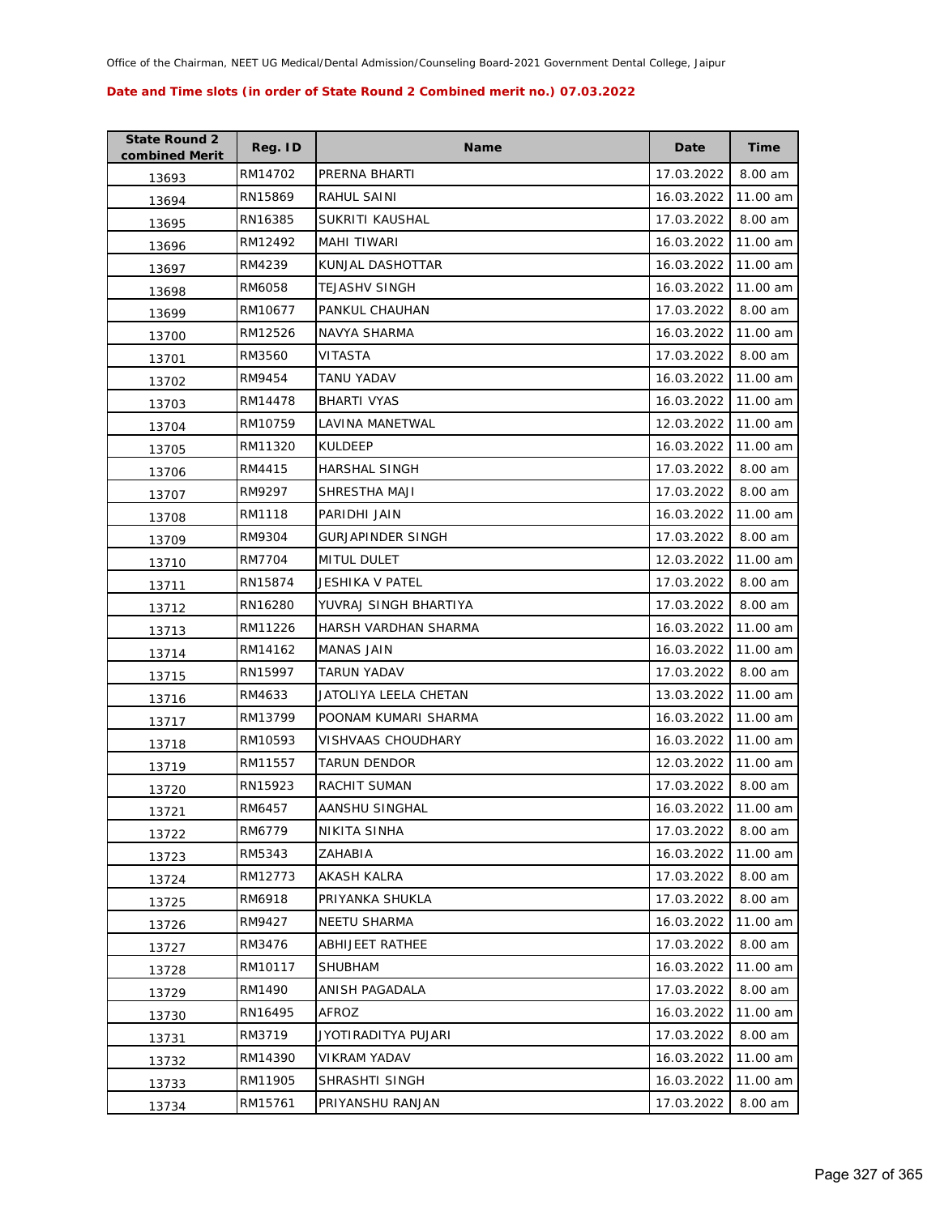Office of the Chairman, NEET UG Medical/Dental Admission/Counseling Board-2021 Government Dental College, Jaipur

**Date and Time slots (in order of State Round 2 Combined merit no.) 07.03.2022**

| State Round 2 combined Merit | Reg. ID | Name | Date | Time |
|---|---|---|---|---|
| 13693 | RM14702 | PRERNA BHARTI | 17.03.2022 | 8.00 am |
| 13694 | RN15869 | RAHUL SAINI | 16.03.2022 | 11.00 am |
| 13695 | RN16385 | SUKRITI KAUSHAL | 17.03.2022 | 8.00 am |
| 13696 | RM12492 | MAHI TIWARI | 16.03.2022 | 11.00 am |
| 13697 | RM4239 | KUNJAL DASHOTTAR | 16.03.2022 | 11.00 am |
| 13698 | RM6058 | TEJASHV SINGH | 16.03.2022 | 11.00 am |
| 13699 | RM10677 | PANKUL CHAUHAN | 17.03.2022 | 8.00 am |
| 13700 | RM12526 | NAVYA SHARMA | 16.03.2022 | 11.00 am |
| 13701 | RM3560 | VITASTA | 17.03.2022 | 8.00 am |
| 13702 | RM9454 | TANU YADAV | 16.03.2022 | 11.00 am |
| 13703 | RM14478 | BHARTI VYAS | 16.03.2022 | 11.00 am |
| 13704 | RM10759 | LAVINA MANETWAL | 12.03.2022 | 11.00 am |
| 13705 | RM11320 | KULDEEP | 16.03.2022 | 11.00 am |
| 13706 | RM4415 | HARSHAL SINGH | 17.03.2022 | 8.00 am |
| 13707 | RM9297 | SHRESTHA MAJI | 17.03.2022 | 8.00 am |
| 13708 | RM1118 | PARIDHI JAIN | 16.03.2022 | 11.00 am |
| 13709 | RM9304 | GURJAPINDER SINGH | 17.03.2022 | 8.00 am |
| 13710 | RM7704 | MITUL DULET | 12.03.2022 | 11.00 am |
| 13711 | RN15874 | JESHIKA V PATEL | 17.03.2022 | 8.00 am |
| 13712 | RN16280 | YUVRAJ SINGH BHARTIYA | 17.03.2022 | 8.00 am |
| 13713 | RM11226 | HARSH VARDHAN SHARMA | 16.03.2022 | 11.00 am |
| 13714 | RM14162 | MANAS JAIN | 16.03.2022 | 11.00 am |
| 13715 | RN15997 | TARUN YADAV | 17.03.2022 | 8.00 am |
| 13716 | RM4633 | JATOLIYA LEELA CHETAN | 13.03.2022 | 11.00 am |
| 13717 | RM13799 | POONAM KUMARI SHARMA | 16.03.2022 | 11.00 am |
| 13718 | RM10593 | VISHVAAS CHOUDHARY | 16.03.2022 | 11.00 am |
| 13719 | RM11557 | TARUN DENDOR | 12.03.2022 | 11.00 am |
| 13720 | RN15923 | RACHIT SUMAN | 17.03.2022 | 8.00 am |
| 13721 | RM6457 | AANSHU SINGHAL | 16.03.2022 | 11.00 am |
| 13722 | RM6779 | NIKITA SINHA | 17.03.2022 | 8.00 am |
| 13723 | RM5343 | ZAHABIA | 16.03.2022 | 11.00 am |
| 13724 | RM12773 | AKASH KALRA | 17.03.2022 | 8.00 am |
| 13725 | RM6918 | PRIYANKA SHUKLA | 17.03.2022 | 8.00 am |
| 13726 | RM9427 | NEETU SHARMA | 16.03.2022 | 11.00 am |
| 13727 | RM3476 | ABHIJEET RATHEE | 17.03.2022 | 8.00 am |
| 13728 | RM10117 | SHUBHAM | 16.03.2022 | 11.00 am |
| 13729 | RM1490 | ANISH PAGADALA | 17.03.2022 | 8.00 am |
| 13730 | RN16495 | AFROZ | 16.03.2022 | 11.00 am |
| 13731 | RM3719 | JYOTIRADITYA PUJARI | 17.03.2022 | 8.00 am |
| 13732 | RM14390 | VIKRAM YADAV | 16.03.2022 | 11.00 am |
| 13733 | RM11905 | SHRASHTI SINGH | 16.03.2022 | 11.00 am |
| 13734 | RM15761 | PRIYANSHU RANJAN | 17.03.2022 | 8.00 am |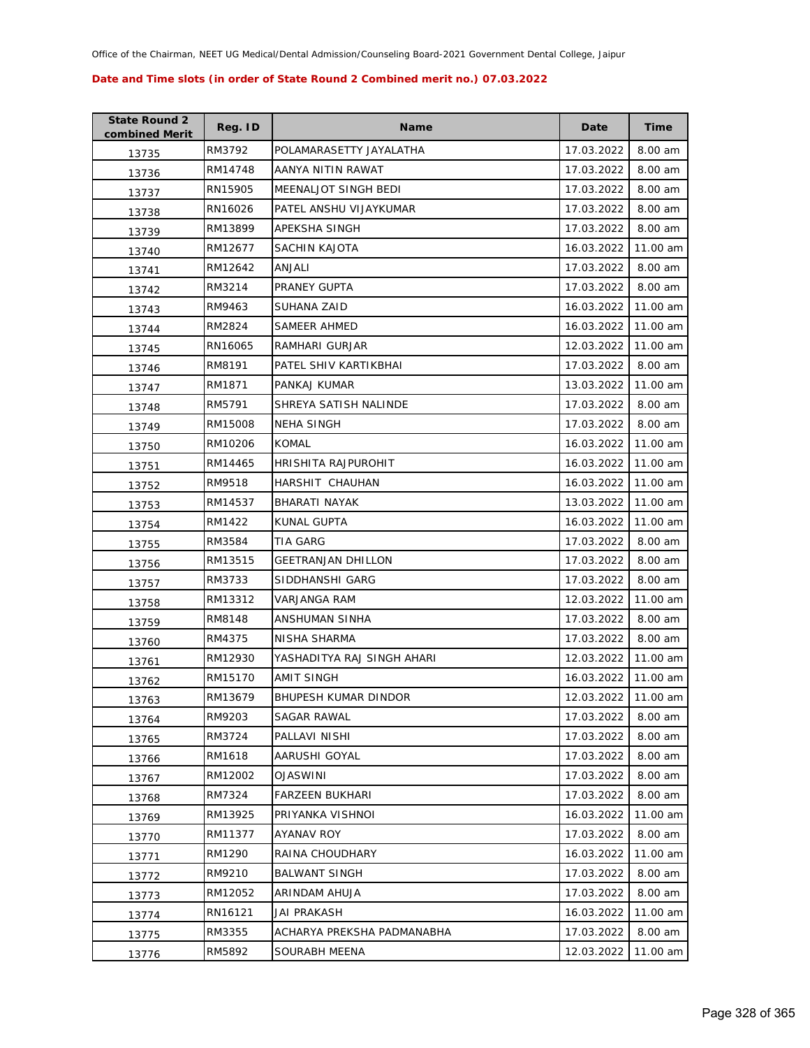Office of the Chairman, NEET UG Medical/Dental Admission/Counseling Board-2021 Government Dental College, Jaipur

**Date and Time slots (in order of State Round 2 Combined merit no.) 07.03.2022**

| State Round 2 combined Merit | Reg. ID | Name | Date | Time |
|---|---|---|---|---|
| 13735 | RM3792 | POLAMARASETTY JAYALATHA | 17.03.2022 | 8.00 am |
| 13736 | RM14748 | AANYA NITIN RAWAT | 17.03.2022 | 8.00 am |
| 13737 | RN15905 | MEENALJOT SINGH BEDI | 17.03.2022 | 8.00 am |
| 13738 | RN16026 | PATEL ANSHU VIJAYKUMAR | 17.03.2022 | 8.00 am |
| 13739 | RM13899 | APEKSHA SINGH | 17.03.2022 | 8.00 am |
| 13740 | RM12677 | SACHIN KAJOTA | 16.03.2022 | 11.00 am |
| 13741 | RM12642 | ANJALI | 17.03.2022 | 8.00 am |
| 13742 | RM3214 | PRANEY GUPTA | 17.03.2022 | 8.00 am |
| 13743 | RM9463 | SUHANA ZAID | 16.03.2022 | 11.00 am |
| 13744 | RM2824 | SAMEER AHMED | 16.03.2022 | 11.00 am |
| 13745 | RN16065 | RAMHARI GURJAR | 12.03.2022 | 11.00 am |
| 13746 | RM8191 | PATEL SHIV KARTIKBHAI | 17.03.2022 | 8.00 am |
| 13747 | RM1871 | PANKAJ KUMAR | 13.03.2022 | 11.00 am |
| 13748 | RM5791 | SHREYA SATISH NALINDE | 17.03.2022 | 8.00 am |
| 13749 | RM15008 | NEHA SINGH | 17.03.2022 | 8.00 am |
| 13750 | RM10206 | KOMAL | 16.03.2022 | 11.00 am |
| 13751 | RM14465 | HRISHITA RAJPUROHIT | 16.03.2022 | 11.00 am |
| 13752 | RM9518 | HARSHIT CHAUHAN | 16.03.2022 | 11.00 am |
| 13753 | RM14537 | BHARATI NAYAK | 13.03.2022 | 11.00 am |
| 13754 | RM1422 | KUNAL GUPTA | 16.03.2022 | 11.00 am |
| 13755 | RM3584 | TIA GARG | 17.03.2022 | 8.00 am |
| 13756 | RM13515 | GEETRANJAN DHILLON | 17.03.2022 | 8.00 am |
| 13757 | RM3733 | SIDDHANSHI GARG | 17.03.2022 | 8.00 am |
| 13758 | RM13312 | VARJANGA RAM | 12.03.2022 | 11.00 am |
| 13759 | RM8148 | ANSHUMAN SINHA | 17.03.2022 | 8.00 am |
| 13760 | RM4375 | NISHA SHARMA | 17.03.2022 | 8.00 am |
| 13761 | RM12930 | YASHADITYA RAJ SINGH AHARI | 12.03.2022 | 11.00 am |
| 13762 | RM15170 | AMIT SINGH | 16.03.2022 | 11.00 am |
| 13763 | RM13679 | BHUPESH KUMAR DINDOR | 12.03.2022 | 11.00 am |
| 13764 | RM9203 | SAGAR RAWAL | 17.03.2022 | 8.00 am |
| 13765 | RM3724 | PALLAVI NISHI | 17.03.2022 | 8.00 am |
| 13766 | RM1618 | AARUSHI GOYAL | 17.03.2022 | 8.00 am |
| 13767 | RM12002 | OJASWINI | 17.03.2022 | 8.00 am |
| 13768 | RM7324 | FARZEEN BUKHARI | 17.03.2022 | 8.00 am |
| 13769 | RM13925 | PRIYANKA VISHNOI | 16.03.2022 | 11.00 am |
| 13770 | RM11377 | AYANAV ROY | 17.03.2022 | 8.00 am |
| 13771 | RM1290 | RAINA CHOUDHARY | 16.03.2022 | 11.00 am |
| 13772 | RM9210 | BALWANT SINGH | 17.03.2022 | 8.00 am |
| 13773 | RM12052 | ARINDAM AHUJA | 17.03.2022 | 8.00 am |
| 13774 | RN16121 | JAI PRAKASH | 16.03.2022 | 11.00 am |
| 13775 | RM3355 | ACHARYA PREKSHA PADMANABHA | 17.03.2022 | 8.00 am |
| 13776 | RM5892 | SOURABH MEENA | 12.03.2022 | 11.00 am |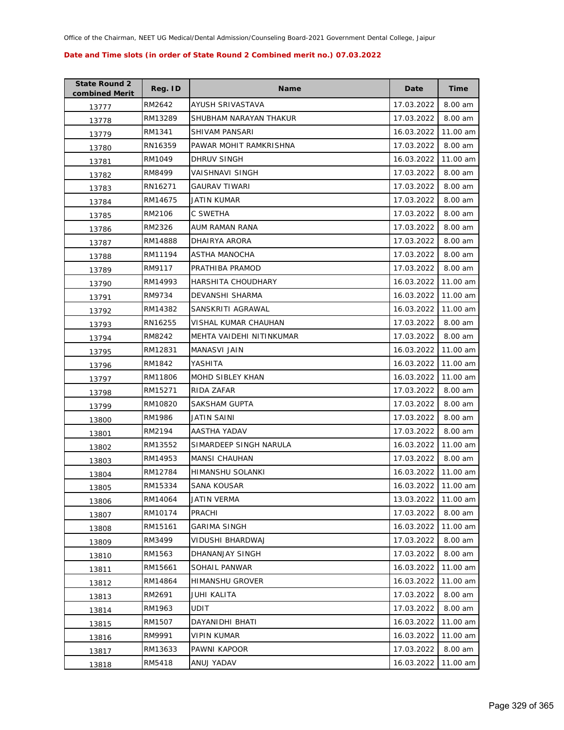Office of the Chairman, NEET UG Medical/Dental Admission/Counseling Board-2021 Government Dental College, Jaipur

**Date and Time slots (in order of State Round 2 Combined merit no.) 07.03.2022**

| State Round 2 combined Merit | Reg. ID | Name | Date | Time |
|---|---|---|---|---|
| 13777 | RM2642 | AYUSH SRIVASTAVA | 17.03.2022 | 8.00 am |
| 13778 | RM13289 | SHUBHAM NARAYAN THAKUR | 17.03.2022 | 8.00 am |
| 13779 | RM1341 | SHIVAM PANSARI | 16.03.2022 | 11.00 am |
| 13780 | RN16359 | PAWAR MOHIT RAMKRISHNA | 17.03.2022 | 8.00 am |
| 13781 | RM1049 | DHRUV SINGH | 16.03.2022 | 11.00 am |
| 13782 | RM8499 | VAISHNAVI SINGH | 17.03.2022 | 8.00 am |
| 13783 | RN16271 | GAURAV TIWARI | 17.03.2022 | 8.00 am |
| 13784 | RM14675 | JATIN KUMAR | 17.03.2022 | 8.00 am |
| 13785 | RM2106 | C SWETHA | 17.03.2022 | 8.00 am |
| 13786 | RM2326 | AUM RAMAN RANA | 17.03.2022 | 8.00 am |
| 13787 | RM14888 | DHAIRYA ARORA | 17.03.2022 | 8.00 am |
| 13788 | RM11194 | ASTHA MANOCHA | 17.03.2022 | 8.00 am |
| 13789 | RM9117 | PRATHIBA PRAMOD | 17.03.2022 | 8.00 am |
| 13790 | RM14993 | HARSHITA CHOUDHARY | 16.03.2022 | 11.00 am |
| 13791 | RM9734 | DEVANSHI SHARMA | 16.03.2022 | 11.00 am |
| 13792 | RM14382 | SANSKRITI AGRAWAL | 16.03.2022 | 11.00 am |
| 13793 | RN16255 | VISHAL KUMAR CHAUHAN | 17.03.2022 | 8.00 am |
| 13794 | RM8242 | MEHTA VAIDEHI NITINKUMAR | 17.03.2022 | 8.00 am |
| 13795 | RM12831 | MANASVI JAIN | 16.03.2022 | 11.00 am |
| 13796 | RM1842 | YASHITA | 16.03.2022 | 11.00 am |
| 13797 | RM11806 | MOHD SIBLEY KHAN | 16.03.2022 | 11.00 am |
| 13798 | RM15271 | RIDA ZAFAR | 17.03.2022 | 8.00 am |
| 13799 | RM10820 | SAKSHAM GUPTA | 17.03.2022 | 8.00 am |
| 13800 | RM1986 | JATIN SAINI | 17.03.2022 | 8.00 am |
| 13801 | RM2194 | AASTHA YADAV | 17.03.2022 | 8.00 am |
| 13802 | RM13552 | SIMARDEEP SINGH NARULA | 16.03.2022 | 11.00 am |
| 13803 | RM14953 | MANSI CHAUHAN | 17.03.2022 | 8.00 am |
| 13804 | RM12784 | HIMANSHU SOLANKI | 16.03.2022 | 11.00 am |
| 13805 | RM15334 | SANA KOUSAR | 16.03.2022 | 11.00 am |
| 13806 | RM14064 | JATIN VERMA | 13.03.2022 | 11.00 am |
| 13807 | RM10174 | PRACHI | 17.03.2022 | 8.00 am |
| 13808 | RM15161 | GARIMA SINGH | 16.03.2022 | 11.00 am |
| 13809 | RM3499 | VIDUSHI BHARDWAJ | 17.03.2022 | 8.00 am |
| 13810 | RM1563 | DHANANJAY SINGH | 17.03.2022 | 8.00 am |
| 13811 | RM15661 | SOHAIL PANWAR | 16.03.2022 | 11.00 am |
| 13812 | RM14864 | HIMANSHU GROVER | 16.03.2022 | 11.00 am |
| 13813 | RM2691 | JUHI KALITA | 17.03.2022 | 8.00 am |
| 13814 | RM1963 | UDIT | 17.03.2022 | 8.00 am |
| 13815 | RM1507 | DAYANIDHI BHATI | 16.03.2022 | 11.00 am |
| 13816 | RM9991 | VIPIN KUMAR | 16.03.2022 | 11.00 am |
| 13817 | RM13633 | PAWNI KAPOOR | 17.03.2022 | 8.00 am |
| 13818 | RM5418 | ANUJ YADAV | 16.03.2022 | 11.00 am |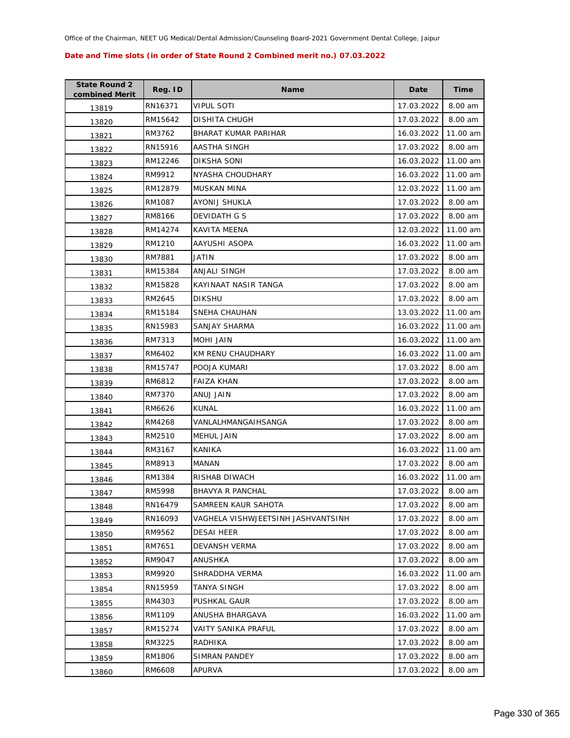Office of the Chairman, NEET UG Medical/Dental Admission/Counseling Board-2021 Government Dental College, Jaipur

**Date and Time slots (in order of State Round 2 Combined merit no.) 07.03.2022**

| State Round 2 combined Merit | Reg. ID | Name | Date | Time |
|---|---|---|---|---|
| 13819 | RN16371 | VIPUL SOTI | 17.03.2022 | 8.00 am |
| 13820 | RM15642 | DISHITA CHUGH | 17.03.2022 | 8.00 am |
| 13821 | RM3762 | BHARAT KUMAR PARIHAR | 16.03.2022 | 11.00 am |
| 13822 | RN15916 | AASTHA SINGH | 17.03.2022 | 8.00 am |
| 13823 | RM12246 | DIKSHA SONI | 16.03.2022 | 11.00 am |
| 13824 | RM9912 | NYASHA CHOUDHARY | 16.03.2022 | 11.00 am |
| 13825 | RM12879 | MUSKAN MINA | 12.03.2022 | 11.00 am |
| 13826 | RM1087 | AYONIJ SHUKLA | 17.03.2022 | 8.00 am |
| 13827 | RM8166 | DEVIDATH G S | 17.03.2022 | 8.00 am |
| 13828 | RM14274 | KAVITA MEENA | 12.03.2022 | 11.00 am |
| 13829 | RM1210 | AAYUSHI ASOPA | 16.03.2022 | 11.00 am |
| 13830 | RM7881 | JATIN | 17.03.2022 | 8.00 am |
| 13831 | RM15384 | ANJALI SINGH | 17.03.2022 | 8.00 am |
| 13832 | RM15828 | KAYINAAT NASIR TANGA | 17.03.2022 | 8.00 am |
| 13833 | RM2645 | DIKSHU | 17.03.2022 | 8.00 am |
| 13834 | RM15184 | SNEHA CHAUHAN | 13.03.2022 | 11.00 am |
| 13835 | RN15983 | SANJAY SHARMA | 16.03.2022 | 11.00 am |
| 13836 | RM7313 | MOHI JAIN | 16.03.2022 | 11.00 am |
| 13837 | RM6402 | KM RENU CHAUDHARY | 16.03.2022 | 11.00 am |
| 13838 | RM15747 | POOJA KUMARI | 17.03.2022 | 8.00 am |
| 13839 | RM6812 | FAIZA KHAN | 17.03.2022 | 8.00 am |
| 13840 | RM7370 | ANUJ JAIN | 17.03.2022 | 8.00 am |
| 13841 | RM6626 | KUNAL | 16.03.2022 | 11.00 am |
| 13842 | RM4268 | VANLALHMANGAIHSANGA | 17.03.2022 | 8.00 am |
| 13843 | RM2510 | MEHUL JAIN | 17.03.2022 | 8.00 am |
| 13844 | RM3167 | KANIKA | 16.03.2022 | 11.00 am |
| 13845 | RM8913 | MANAN | 17.03.2022 | 8.00 am |
| 13846 | RM1384 | RISHAB DIWACH | 16.03.2022 | 11.00 am |
| 13847 | RM5998 | BHAVYA R PANCHAL | 17.03.2022 | 8.00 am |
| 13848 | RN16479 | SAMREEN KAUR SAHOTA | 17.03.2022 | 8.00 am |
| 13849 | RN16093 | VAGHELA VISHWJEETSINH JASHVANTSINH | 17.03.2022 | 8.00 am |
| 13850 | RM9562 | DESAI HEER | 17.03.2022 | 8.00 am |
| 13851 | RM7651 | DEVANSH VERMA | 17.03.2022 | 8.00 am |
| 13852 | RM9047 | ANUSHKA | 17.03.2022 | 8.00 am |
| 13853 | RM9920 | SHRADDHA VERMA | 16.03.2022 | 11.00 am |
| 13854 | RN15959 | TANYA SINGH | 17.03.2022 | 8.00 am |
| 13855 | RM4303 | PUSHKAL GAUR | 17.03.2022 | 8.00 am |
| 13856 | RM1109 | ANUSHA BHARGAVA | 16.03.2022 | 11.00 am |
| 13857 | RM15274 | VAITY SANIKA PRAFUL | 17.03.2022 | 8.00 am |
| 13858 | RM3225 | RADHIKA | 17.03.2022 | 8.00 am |
| 13859 | RM1806 | SIMRAN PANDEY | 17.03.2022 | 8.00 am |
| 13860 | RM6608 | APURVA | 17.03.2022 | 8.00 am |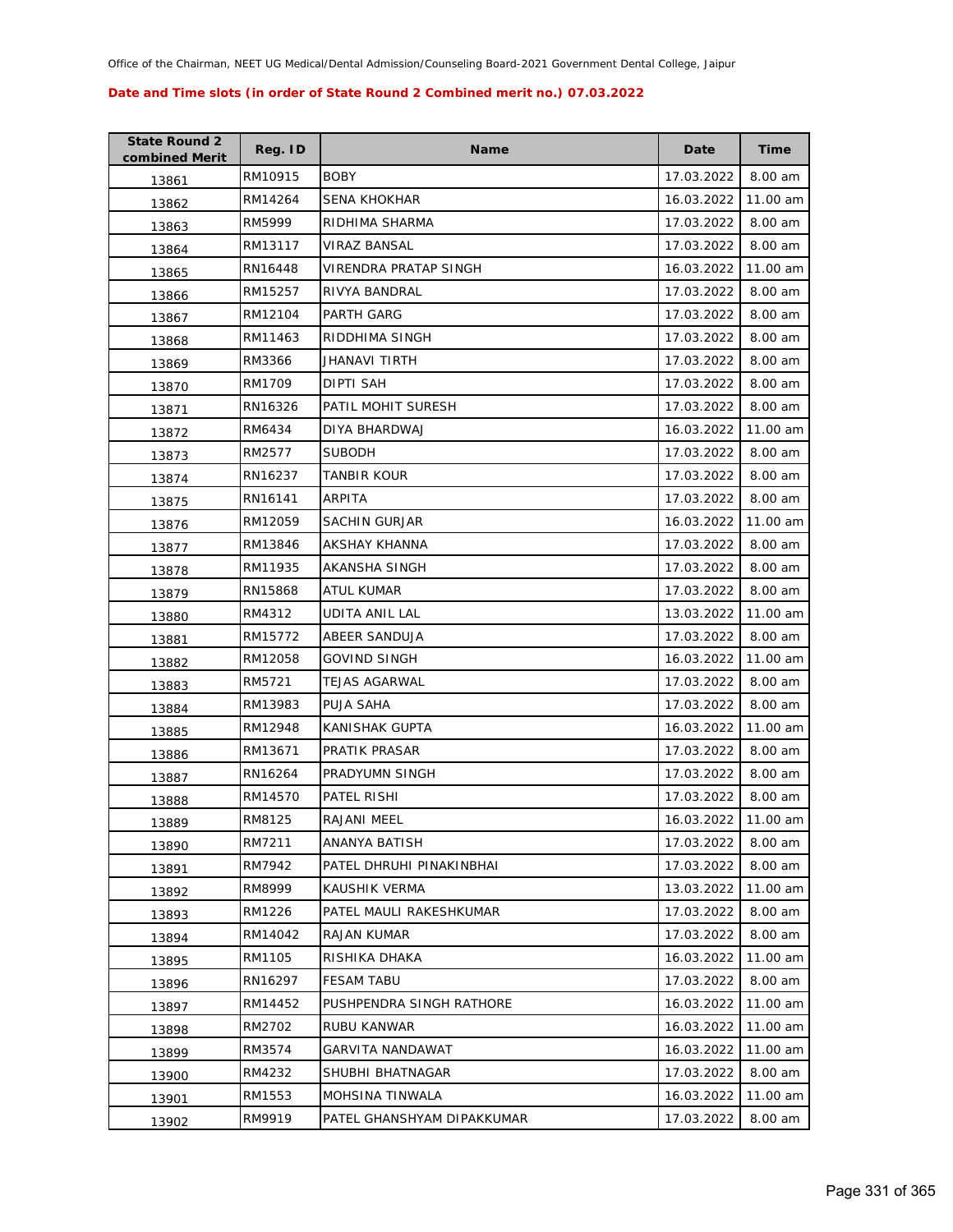Office of the Chairman, NEET UG Medical/Dental Admission/Counseling Board-2021 Government Dental College, Jaipur

**Date and Time slots (in order of State Round 2 Combined merit no.) 07.03.2022**

| State Round 2 combined Merit | Reg. ID | Name | Date | Time |
|---|---|---|---|---|
| 13861 | RM10915 | BOBY | 17.03.2022 | 8.00 am |
| 13862 | RM14264 | SENA KHOKHAR | 16.03.2022 | 11.00 am |
| 13863 | RM5999 | RIDHIMA SHARMA | 17.03.2022 | 8.00 am |
| 13864 | RM13117 | VIRAZ BANSAL | 17.03.2022 | 8.00 am |
| 13865 | RN16448 | VIRENDRA PRATAP SINGH | 16.03.2022 | 11.00 am |
| 13866 | RM15257 | RIVYA BANDRAL | 17.03.2022 | 8.00 am |
| 13867 | RM12104 | PARTH GARG | 17.03.2022 | 8.00 am |
| 13868 | RM11463 | RIDDHIMA SINGH | 17.03.2022 | 8.00 am |
| 13869 | RM3366 | JHANAVI TIRTH | 17.03.2022 | 8.00 am |
| 13870 | RM1709 | DIPTI SAH | 17.03.2022 | 8.00 am |
| 13871 | RN16326 | PATIL MOHIT SURESH | 17.03.2022 | 8.00 am |
| 13872 | RM6434 | DIYA BHARDWAJ | 16.03.2022 | 11.00 am |
| 13873 | RM2577 | SUBODH | 17.03.2022 | 8.00 am |
| 13874 | RN16237 | TANBIR KOUR | 17.03.2022 | 8.00 am |
| 13875 | RN16141 | ARPITA | 17.03.2022 | 8.00 am |
| 13876 | RM12059 | SACHIN GURJAR | 16.03.2022 | 11.00 am |
| 13877 | RM13846 | AKSHAY KHANNA | 17.03.2022 | 8.00 am |
| 13878 | RM11935 | AKANSHA SINGH | 17.03.2022 | 8.00 am |
| 13879 | RN15868 | ATUL KUMAR | 17.03.2022 | 8.00 am |
| 13880 | RM4312 | UDITA ANIL LAL | 13.03.2022 | 11.00 am |
| 13881 | RM15772 | ABEER SANDUJA | 17.03.2022 | 8.00 am |
| 13882 | RM12058 | GOVIND SINGH | 16.03.2022 | 11.00 am |
| 13883 | RM5721 | TEJAS AGARWAL | 17.03.2022 | 8.00 am |
| 13884 | RM13983 | PUJA SAHA | 17.03.2022 | 8.00 am |
| 13885 | RM12948 | KANISHAK GUPTA | 16.03.2022 | 11.00 am |
| 13886 | RM13671 | PRATIK PRASAR | 17.03.2022 | 8.00 am |
| 13887 | RN16264 | PRADYUMN SINGH | 17.03.2022 | 8.00 am |
| 13888 | RM14570 | PATEL RISHI | 17.03.2022 | 8.00 am |
| 13889 | RM8125 | RAJANI MEEL | 16.03.2022 | 11.00 am |
| 13890 | RM7211 | ANANYA BATISH | 17.03.2022 | 8.00 am |
| 13891 | RM7942 | PATEL DHRUHI PINAKINBHAI | 17.03.2022 | 8.00 am |
| 13892 | RM8999 | KAUSHIK VERMA | 13.03.2022 | 11.00 am |
| 13893 | RM1226 | PATEL MAULI RAKESHKUMAR | 17.03.2022 | 8.00 am |
| 13894 | RM14042 | RAJAN KUMAR | 17.03.2022 | 8.00 am |
| 13895 | RM1105 | RISHIKA DHAKA | 16.03.2022 | 11.00 am |
| 13896 | RN16297 | FESAM TABU | 17.03.2022 | 8.00 am |
| 13897 | RM14452 | PUSHPENDRA SINGH RATHORE | 16.03.2022 | 11.00 am |
| 13898 | RM2702 | RUBU KANWAR | 16.03.2022 | 11.00 am |
| 13899 | RM3574 | GARVITA NANDAWAT | 16.03.2022 | 11.00 am |
| 13900 | RM4232 | SHUBHI BHATNAGAR | 17.03.2022 | 8.00 am |
| 13901 | RM1553 | MOHSINA TINWALA | 16.03.2022 | 11.00 am |
| 13902 | RM9919 | PATEL GHANSHYAM DIPAKKUMAR | 17.03.2022 | 8.00 am |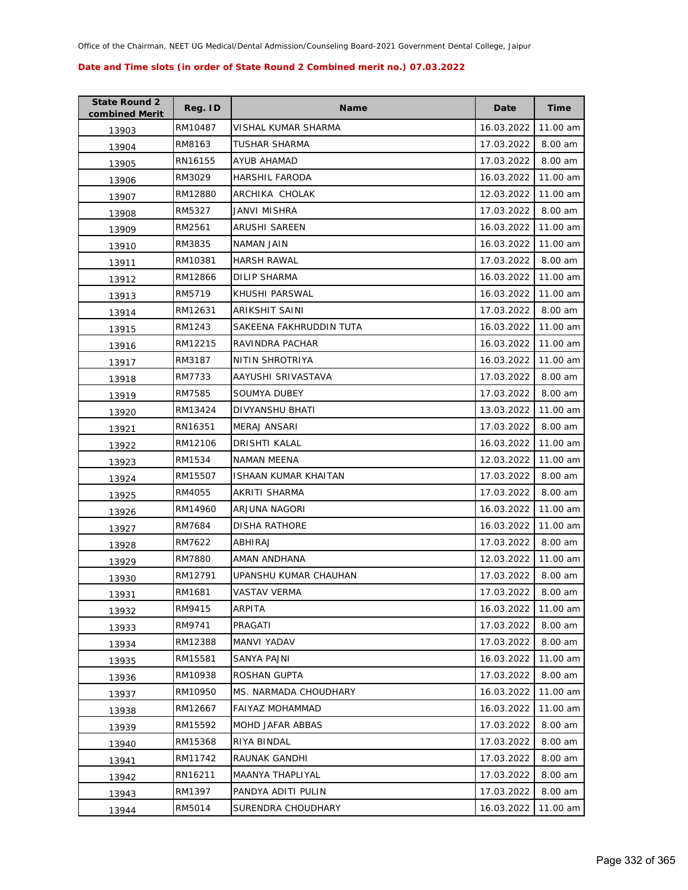Office of the Chairman, NEET UG Medical/Dental Admission/Counseling Board-2021 Government Dental College, Jaipur

**Date and Time slots (in order of State Round 2 Combined merit no.) 07.03.2022**

| State Round 2 combined Merit | Reg. ID | Name | Date | Time |
|---|---|---|---|---|
| 13903 | RM10487 | VISHAL KUMAR SHARMA | 16.03.2022 | 11.00 am |
| 13904 | RM8163 | TUSHAR SHARMA | 17.03.2022 | 8.00 am |
| 13905 | RN16155 | AYUB AHAMAD | 17.03.2022 | 8.00 am |
| 13906 | RM3029 | HARSHIL FARODA | 16.03.2022 | 11.00 am |
| 13907 | RM12880 | ARCHIKA  CHOLAK | 12.03.2022 | 11.00 am |
| 13908 | RM5327 | JANVI MISHRA | 17.03.2022 | 8.00 am |
| 13909 | RM2561 | ARUSHI SAREEN | 16.03.2022 | 11.00 am |
| 13910 | RM3835 | NAMAN JAIN | 16.03.2022 | 11.00 am |
| 13911 | RM10381 | HARSH RAWAL | 17.03.2022 | 8.00 am |
| 13912 | RM12866 | DILIP SHARMA | 16.03.2022 | 11.00 am |
| 13913 | RM5719 | KHUSHI PARSWAL | 16.03.2022 | 11.00 am |
| 13914 | RM12631 | ARIKSHIT SAINI | 17.03.2022 | 8.00 am |
| 13915 | RM1243 | SAKEENA FAKHRUDDIN TUTA | 16.03.2022 | 11.00 am |
| 13916 | RM12215 | RAVINDRA PACHAR | 16.03.2022 | 11.00 am |
| 13917 | RM3187 | NITIN SHROTRIYA | 16.03.2022 | 11.00 am |
| 13918 | RM7733 | AAYUSHI SRIVASTAVA | 17.03.2022 | 8.00 am |
| 13919 | RM7585 | SOUMYA DUBEY | 17.03.2022 | 8.00 am |
| 13920 | RM13424 | DIVYANSHU BHATI | 13.03.2022 | 11.00 am |
| 13921 | RN16351 | MERAJ ANSARI | 17.03.2022 | 8.00 am |
| 13922 | RM12106 | DRISHTI KALAL | 16.03.2022 | 11.00 am |
| 13923 | RM1534 | NAMAN MEENA | 12.03.2022 | 11.00 am |
| 13924 | RM15507 | ISHAAN KUMAR KHAITAN | 17.03.2022 | 8.00 am |
| 13925 | RM4055 | AKRITI SHARMA | 17.03.2022 | 8.00 am |
| 13926 | RM14960 | ARJUNA NAGORI | 16.03.2022 | 11.00 am |
| 13927 | RM7684 | DISHA RATHORE | 16.03.2022 | 11.00 am |
| 13928 | RM7622 | ABHIRAJ | 17.03.2022 | 8.00 am |
| 13929 | RM7880 | AMAN ANDHANA | 12.03.2022 | 11.00 am |
| 13930 | RM12791 | UPANSHU KUMAR CHAUHAN | 17.03.2022 | 8.00 am |
| 13931 | RM1681 | VASTAV VERMA | 17.03.2022 | 8.00 am |
| 13932 | RM9415 | ARPITA | 16.03.2022 | 11.00 am |
| 13933 | RM9741 | PRAGATI | 17.03.2022 | 8.00 am |
| 13934 | RM12388 | MANVI YADAV | 17.03.2022 | 8.00 am |
| 13935 | RM15581 | SANYA PAJNI | 16.03.2022 | 11.00 am |
| 13936 | RM10938 | ROSHAN GUPTA | 17.03.2022 | 8.00 am |
| 13937 | RM10950 | MS. NARMADA CHOUDHARY | 16.03.2022 | 11.00 am |
| 13938 | RM12667 | FAIYAZ MOHAMMAD | 16.03.2022 | 11.00 am |
| 13939 | RM15592 | MOHD JAFAR ABBAS | 17.03.2022 | 8.00 am |
| 13940 | RM15368 | RIYA BINDAL | 17.03.2022 | 8.00 am |
| 13941 | RM11742 | RAUNAK GANDHI | 17.03.2022 | 8.00 am |
| 13942 | RN16211 | MAANYA THAPLIYAL | 17.03.2022 | 8.00 am |
| 13943 | RM1397 | PANDYA ADITI PULIN | 17.03.2022 | 8.00 am |
| 13944 | RM5014 | SURENDRA CHOUDHARY | 16.03.2022 | 11.00 am |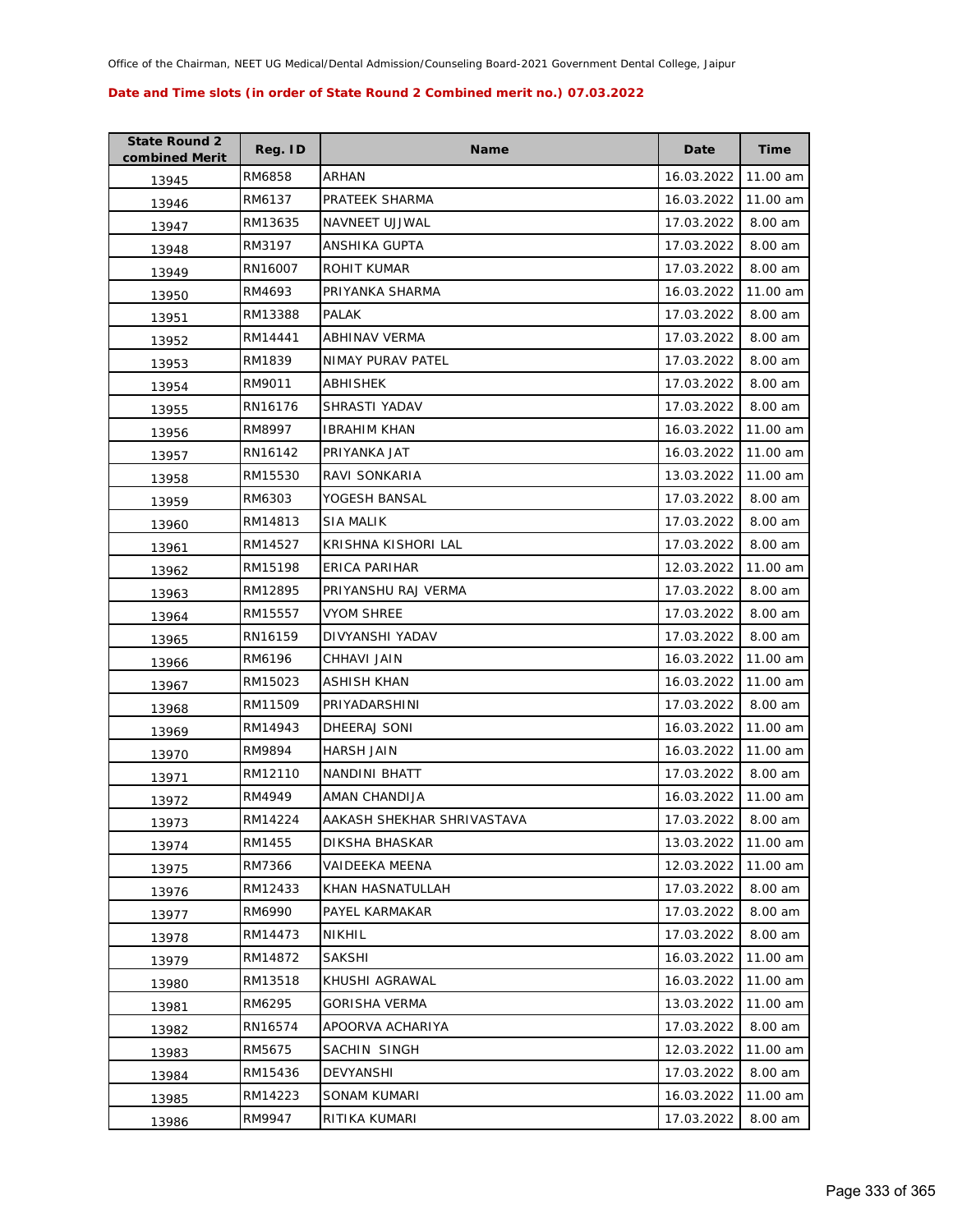Office of the Chairman, NEET UG Medical/Dental Admission/Counseling Board-2021 Government Dental College, Jaipur

**Date and Time slots (in order of State Round 2 Combined merit no.) 07.03.2022**

| State Round 2 combined Merit | Reg. ID | Name | Date | Time |
|---|---|---|---|---|
| 13945 | RM6858 | ARHAN | 16.03.2022 | 11.00 am |
| 13946 | RM6137 | PRATEEK SHARMA | 16.03.2022 | 11.00 am |
| 13947 | RM13635 | NAVNEET UJJWAL | 17.03.2022 | 8.00 am |
| 13948 | RM3197 | ANSHIKA GUPTA | 17.03.2022 | 8.00 am |
| 13949 | RN16007 | ROHIT KUMAR | 17.03.2022 | 8.00 am |
| 13950 | RM4693 | PRIYANKA SHARMA | 16.03.2022 | 11.00 am |
| 13951 | RM13388 | PALAK | 17.03.2022 | 8.00 am |
| 13952 | RM14441 | ABHINAV VERMA | 17.03.2022 | 8.00 am |
| 13953 | RM1839 | NIMAY PURAV PATEL | 17.03.2022 | 8.00 am |
| 13954 | RM9011 | ABHISHEK | 17.03.2022 | 8.00 am |
| 13955 | RN16176 | SHRASTI YADAV | 17.03.2022 | 8.00 am |
| 13956 | RM8997 | IBRAHIM KHAN | 16.03.2022 | 11.00 am |
| 13957 | RN16142 | PRIYANKA JAT | 16.03.2022 | 11.00 am |
| 13958 | RM15530 | RAVI SONKARIA | 13.03.2022 | 11.00 am |
| 13959 | RM6303 | YOGESH BANSAL | 17.03.2022 | 8.00 am |
| 13960 | RM14813 | SIA MALIK | 17.03.2022 | 8.00 am |
| 13961 | RM14527 | KRISHNA KISHORI LAL | 17.03.2022 | 8.00 am |
| 13962 | RM15198 | ERICA PARIHAR | 12.03.2022 | 11.00 am |
| 13963 | RM12895 | PRIYANSHU RAJ VERMA | 17.03.2022 | 8.00 am |
| 13964 | RM15557 | VYOM SHREE | 17.03.2022 | 8.00 am |
| 13965 | RN16159 | DIVYANSHI YADAV | 17.03.2022 | 8.00 am |
| 13966 | RM6196 | CHHAVI JAIN | 16.03.2022 | 11.00 am |
| 13967 | RM15023 | ASHISH KHAN | 16.03.2022 | 11.00 am |
| 13968 | RM11509 | PRIYADARSHINI | 17.03.2022 | 8.00 am |
| 13969 | RM14943 | DHEERAJ SONI | 16.03.2022 | 11.00 am |
| 13970 | RM9894 | HARSH JAIN | 16.03.2022 | 11.00 am |
| 13971 | RM12110 | NANDINI BHATT | 17.03.2022 | 8.00 am |
| 13972 | RM4949 | AMAN CHANDIJA | 16.03.2022 | 11.00 am |
| 13973 | RM14224 | AAKASH SHEKHAR SHRIVASTAVA | 17.03.2022 | 8.00 am |
| 13974 | RM1455 | DIKSHA BHASKAR | 13.03.2022 | 11.00 am |
| 13975 | RM7366 | VAIDEEKA MEENA | 12.03.2022 | 11.00 am |
| 13976 | RM12433 | KHAN HASNATULLAH | 17.03.2022 | 8.00 am |
| 13977 | RM6990 | PAYEL KARMAKAR | 17.03.2022 | 8.00 am |
| 13978 | RM14473 | NIKHIL | 17.03.2022 | 8.00 am |
| 13979 | RM14872 | SAKSHI | 16.03.2022 | 11.00 am |
| 13980 | RM13518 | KHUSHI AGRAWAL | 16.03.2022 | 11.00 am |
| 13981 | RM6295 | GORISHA VERMA | 13.03.2022 | 11.00 am |
| 13982 | RN16574 | APOORVA ACHARIYA | 17.03.2022 | 8.00 am |
| 13983 | RM5675 | SACHIN SINGH | 12.03.2022 | 11.00 am |
| 13984 | RM15436 | DEVYANSHI | 17.03.2022 | 8.00 am |
| 13985 | RM14223 | SONAM KUMARI | 16.03.2022 | 11.00 am |
| 13986 | RM9947 | RITIKA KUMARI | 17.03.2022 | 8.00 am |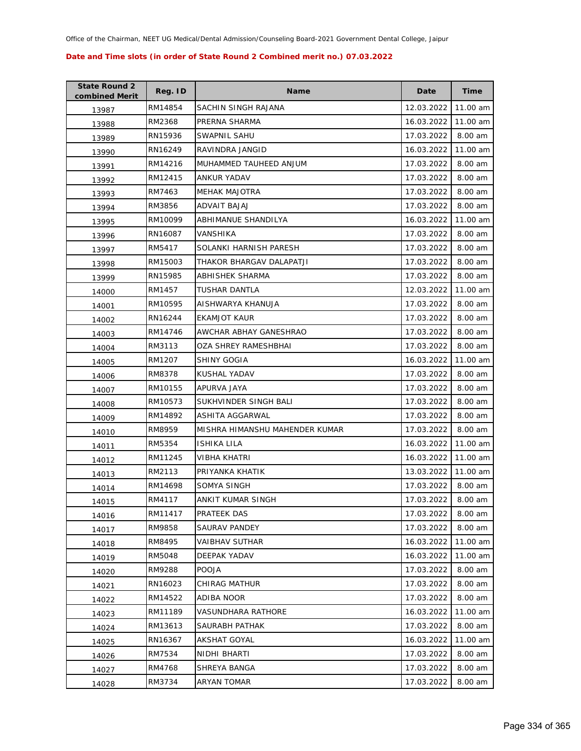Office of the Chairman, NEET UG Medical/Dental Admission/Counseling Board-2021 Government Dental College, Jaipur

**Date and Time slots (in order of State Round 2 Combined merit no.) 07.03.2022**

| State Round 2 combined Merit | Reg. ID | Name | Date | Time |
|---|---|---|---|---|
| 13987 | RM14854 | SACHIN SINGH RAJANA | 12.03.2022 | 11.00 am |
| 13988 | RM2368 | PRERNA SHARMA | 16.03.2022 | 11.00 am |
| 13989 | RN15936 | SWAPNIL SAHU | 17.03.2022 | 8.00 am |
| 13990 | RN16249 | RAVINDRA JANGID | 16.03.2022 | 11.00 am |
| 13991 | RM14216 | MUHAMMED TAUHEED ANJUM | 17.03.2022 | 8.00 am |
| 13992 | RM12415 | ANKUR YADAV | 17.03.2022 | 8.00 am |
| 13993 | RM7463 | MEHAK MAJOTRA | 17.03.2022 | 8.00 am |
| 13994 | RM3856 | ADVAIT BAJAJ | 17.03.2022 | 8.00 am |
| 13995 | RM10099 | ABHIMANUE SHANDILYA | 16.03.2022 | 11.00 am |
| 13996 | RN16087 | VANSHIKA | 17.03.2022 | 8.00 am |
| 13997 | RM5417 | SOLANKI HARNISH PARESH | 17.03.2022 | 8.00 am |
| 13998 | RM15003 | THAKOR BHARGAV DALAPATJI | 17.03.2022 | 8.00 am |
| 13999 | RN15985 | ABHISHEK SHARMA | 17.03.2022 | 8.00 am |
| 14000 | RM1457 | TUSHAR DANTLA | 12.03.2022 | 11.00 am |
| 14001 | RM10595 | AISHWARYA KHANUJA | 17.03.2022 | 8.00 am |
| 14002 | RN16244 | EKAMJOT KAUR | 17.03.2022 | 8.00 am |
| 14003 | RM14746 | AWCHAR ABHAY GANESHRAO | 17.03.2022 | 8.00 am |
| 14004 | RM3113 | OZA SHREY RAMESHBHAI | 17.03.2022 | 8.00 am |
| 14005 | RM1207 | SHINY GOGIA | 16.03.2022 | 11.00 am |
| 14006 | RM8378 | KUSHAL YADAV | 17.03.2022 | 8.00 am |
| 14007 | RM10155 | APURVA JAYA | 17.03.2022 | 8.00 am |
| 14008 | RM10573 | SUKHVINDER SINGH BALI | 17.03.2022 | 8.00 am |
| 14009 | RM14892 | ASHITA AGGARWAL | 17.03.2022 | 8.00 am |
| 14010 | RM8959 | MISHRA HIMANSHU MAHENDER KUMAR | 17.03.2022 | 8.00 am |
| 14011 | RM5354 | ISHIKA LILA | 16.03.2022 | 11.00 am |
| 14012 | RM11245 | VIBHA KHATRI | 16.03.2022 | 11.00 am |
| 14013 | RM2113 | PRIYANKA KHATIK | 13.03.2022 | 11.00 am |
| 14014 | RM14698 | SOMYA SINGH | 17.03.2022 | 8.00 am |
| 14015 | RM4117 | ANKIT KUMAR SINGH | 17.03.2022 | 8.00 am |
| 14016 | RM11417 | PRATEEK DAS | 17.03.2022 | 8.00 am |
| 14017 | RM9858 | SAURAV PANDEY | 17.03.2022 | 8.00 am |
| 14018 | RM8495 | VAIBHAV SUTHAR | 16.03.2022 | 11.00 am |
| 14019 | RM5048 | DEEPAK YADAV | 16.03.2022 | 11.00 am |
| 14020 | RM9288 | POOJA | 17.03.2022 | 8.00 am |
| 14021 | RN16023 | CHIRAG MATHUR | 17.03.2022 | 8.00 am |
| 14022 | RM14522 | ADIBA NOOR | 17.03.2022 | 8.00 am |
| 14023 | RM11189 | VASUNDHARA RATHORE | 16.03.2022 | 11.00 am |
| 14024 | RM13613 | SAURABH PATHAK | 17.03.2022 | 8.00 am |
| 14025 | RN16367 | AKSHAT GOYAL | 16.03.2022 | 11.00 am |
| 14026 | RM7534 | NIDHI BHARTI | 17.03.2022 | 8.00 am |
| 14027 | RM4768 | SHREYA BANGA | 17.03.2022 | 8.00 am |
| 14028 | RM3734 | ARYAN TOMAR | 17.03.2022 | 8.00 am |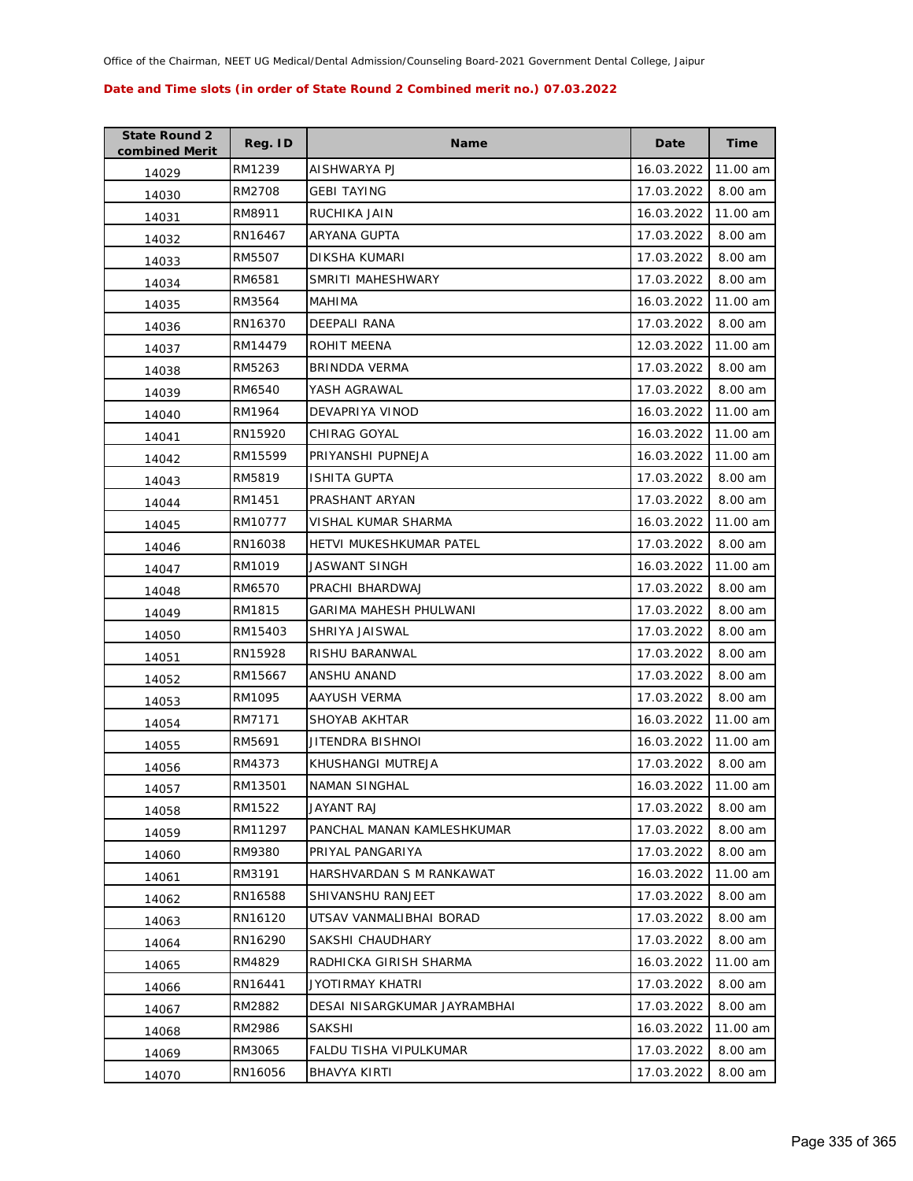Office of the Chairman, NEET UG Medical/Dental Admission/Counseling Board-2021 Government Dental College, Jaipur

**Date and Time slots (in order of State Round 2 Combined merit no.) 07.03.2022**

| State Round 2 combined Merit | Reg. ID | Name | Date | Time |
|---|---|---|---|---|
| 14029 | RM1239 | AISHWARYA PJ | 16.03.2022 | 11.00 am |
| 14030 | RM2708 | GEBI TAYING | 17.03.2022 | 8.00 am |
| 14031 | RM8911 | RUCHIKA JAIN | 16.03.2022 | 11.00 am |
| 14032 | RN16467 | ARYANA GUPTA | 17.03.2022 | 8.00 am |
| 14033 | RM5507 | DIKSHA KUMARI | 17.03.2022 | 8.00 am |
| 14034 | RM6581 | SMRITI MAHESHWARY | 17.03.2022 | 8.00 am |
| 14035 | RM3564 | MAHIMA | 16.03.2022 | 11.00 am |
| 14036 | RN16370 | DEEPALI RANA | 17.03.2022 | 8.00 am |
| 14037 | RM14479 | ROHIT MEENA | 12.03.2022 | 11.00 am |
| 14038 | RM5263 | BRINDDA VERMA | 17.03.2022 | 8.00 am |
| 14039 | RM6540 | YASH AGRAWAL | 17.03.2022 | 8.00 am |
| 14040 | RM1964 | DEVAPRIYA VINOD | 16.03.2022 | 11.00 am |
| 14041 | RN15920 | CHIRAG GOYAL | 16.03.2022 | 11.00 am |
| 14042 | RM15599 | PRIYANSHI PUPNEJA | 16.03.2022 | 11.00 am |
| 14043 | RM5819 | ISHITA GUPTA | 17.03.2022 | 8.00 am |
| 14044 | RM1451 | PRASHANT ARYAN | 17.03.2022 | 8.00 am |
| 14045 | RM10777 | VISHAL KUMAR SHARMA | 16.03.2022 | 11.00 am |
| 14046 | RN16038 | HETVI MUKESHKUMAR PATEL | 17.03.2022 | 8.00 am |
| 14047 | RM1019 | JASWANT SINGH | 16.03.2022 | 11.00 am |
| 14048 | RM6570 | PRACHI BHARDWAJ | 17.03.2022 | 8.00 am |
| 14049 | RM1815 | GARIMA MAHESH PHULWANI | 17.03.2022 | 8.00 am |
| 14050 | RM15403 | SHRIYA JAISWAL | 17.03.2022 | 8.00 am |
| 14051 | RN15928 | RISHU BARANWAL | 17.03.2022 | 8.00 am |
| 14052 | RM15667 | ANSHU ANAND | 17.03.2022 | 8.00 am |
| 14053 | RM1095 | AAYUSH VERMA | 17.03.2022 | 8.00 am |
| 14054 | RM7171 | SHOYAB AKHTAR | 16.03.2022 | 11.00 am |
| 14055 | RM5691 | JITENDRA BISHNOI | 16.03.2022 | 11.00 am |
| 14056 | RM4373 | KHUSHANGI MUTREJA | 17.03.2022 | 8.00 am |
| 14057 | RM13501 | NAMAN SINGHAL | 16.03.2022 | 11.00 am |
| 14058 | RM1522 | JAYANT RAJ | 17.03.2022 | 8.00 am |
| 14059 | RM11297 | PANCHAL MANAN KAMLESHKUMAR | 17.03.2022 | 8.00 am |
| 14060 | RM9380 | PRIYAL PANGARIYA | 17.03.2022 | 8.00 am |
| 14061 | RM3191 | HARSHVARDAN S M RANKAWAT | 16.03.2022 | 11.00 am |
| 14062 | RN16588 | SHIVANSHU RANJEET | 17.03.2022 | 8.00 am |
| 14063 | RN16120 | UTSAV VANMALIBHAI BORAD | 17.03.2022 | 8.00 am |
| 14064 | RN16290 | SAKSHI CHAUDHARY | 17.03.2022 | 8.00 am |
| 14065 | RM4829 | RADHICKA GIRISH SHARMA | 16.03.2022 | 11.00 am |
| 14066 | RN16441 | JYOTIRMAY KHATRI | 17.03.2022 | 8.00 am |
| 14067 | RM2882 | DESAI NISARGKUMAR JAYRAMBHAI | 17.03.2022 | 8.00 am |
| 14068 | RM2986 | SAKSHI | 16.03.2022 | 11.00 am |
| 14069 | RM3065 | FALDU TISHA VIPULKUMAR | 17.03.2022 | 8.00 am |
| 14070 | RN16056 | BHAVYA KIRTI | 17.03.2022 | 8.00 am |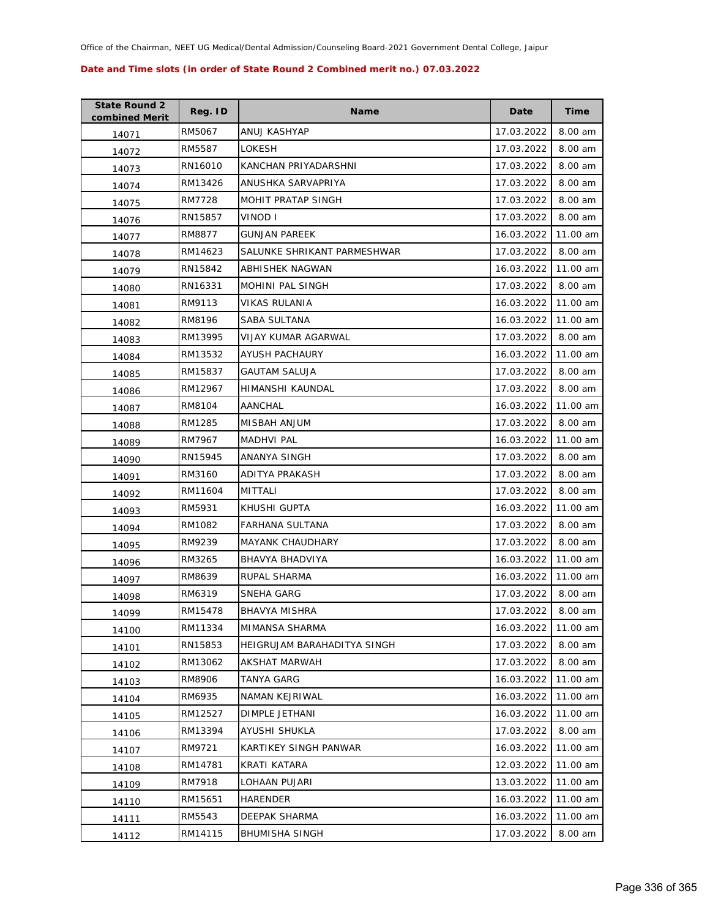Office of the Chairman, NEET UG Medical/Dental Admission/Counseling Board-2021 Government Dental College, Jaipur

**Date and Time slots (in order of State Round 2 Combined merit no.) 07.03.2022**

| State Round 2 combined Merit | Reg. ID | Name | Date | Time |
|---|---|---|---|---|
| 14071 | RM5067 | ANUJ KASHYAP | 17.03.2022 | 8.00 am |
| 14072 | RM5587 | LOKESH | 17.03.2022 | 8.00 am |
| 14073 | RN16010 | KANCHAN PRIYADARSHNI | 17.03.2022 | 8.00 am |
| 14074 | RM13426 | ANUSHKA SARVAPRIYA | 17.03.2022 | 8.00 am |
| 14075 | RM7728 | MOHIT PRATAP SINGH | 17.03.2022 | 8.00 am |
| 14076 | RN15857 | VINOD I | 17.03.2022 | 8.00 am |
| 14077 | RM8877 | GUNJAN PAREEK | 16.03.2022 | 11.00 am |
| 14078 | RM14623 | SALUNKE SHRIKANT PARMESHWAR | 17.03.2022 | 8.00 am |
| 14079 | RN15842 | ABHISHEK NAGWAN | 16.03.2022 | 11.00 am |
| 14080 | RN16331 | MOHINI PAL SINGH | 17.03.2022 | 8.00 am |
| 14081 | RM9113 | VIKAS RULANIA | 16.03.2022 | 11.00 am |
| 14082 | RM8196 | SABA SULTANA | 16.03.2022 | 11.00 am |
| 14083 | RM13995 | VIJAY KUMAR AGARWAL | 17.03.2022 | 8.00 am |
| 14084 | RM13532 | AYUSH PACHAURY | 16.03.2022 | 11.00 am |
| 14085 | RM15837 | GAUTAM SALUJA | 17.03.2022 | 8.00 am |
| 14086 | RM12967 | HIMANSHI KAUNDAL | 17.03.2022 | 8.00 am |
| 14087 | RM8104 | AANCHAL | 16.03.2022 | 11.00 am |
| 14088 | RM1285 | MISBAH ANJUM | 17.03.2022 | 8.00 am |
| 14089 | RM7967 | MADHVI PAL | 16.03.2022 | 11.00 am |
| 14090 | RN15945 | ANANYA SINGH | 17.03.2022 | 8.00 am |
| 14091 | RM3160 | ADITYA PRAKASH | 17.03.2022 | 8.00 am |
| 14092 | RM11604 | MITTALI | 17.03.2022 | 8.00 am |
| 14093 | RM5931 | KHUSHI GUPTA | 16.03.2022 | 11.00 am |
| 14094 | RM1082 | FARHANA SULTANA | 17.03.2022 | 8.00 am |
| 14095 | RM9239 | MAYANK CHAUDHARY | 17.03.2022 | 8.00 am |
| 14096 | RM3265 | BHAVYA BHADVIYA | 16.03.2022 | 11.00 am |
| 14097 | RM8639 | RUPAL SHARMA | 16.03.2022 | 11.00 am |
| 14098 | RM6319 | SNEHA GARG | 17.03.2022 | 8.00 am |
| 14099 | RM15478 | BHAVYA MISHRA | 17.03.2022 | 8.00 am |
| 14100 | RM11334 | MIMANSA SHARMA | 16.03.2022 | 11.00 am |
| 14101 | RN15853 | HEIGRUJAM BARAHADITYA SINGH | 17.03.2022 | 8.00 am |
| 14102 | RM13062 | AKSHAT MARWAH | 17.03.2022 | 8.00 am |
| 14103 | RM8906 | TANYA GARG | 16.03.2022 | 11.00 am |
| 14104 | RM6935 | NAMAN KEJRIWAL | 16.03.2022 | 11.00 am |
| 14105 | RM12527 | DIMPLE JETHANI | 16.03.2022 | 11.00 am |
| 14106 | RM13394 | AYUSHI SHUKLA | 17.03.2022 | 8.00 am |
| 14107 | RM9721 | KARTIKEY SINGH PANWAR | 16.03.2022 | 11.00 am |
| 14108 | RM14781 | KRATI KATARA | 12.03.2022 | 11.00 am |
| 14109 | RM7918 | LOHAAN PUJARI | 13.03.2022 | 11.00 am |
| 14110 | RM15651 | HARENDER | 16.03.2022 | 11.00 am |
| 14111 | RM5543 | DEEPAK SHARMA | 16.03.2022 | 11.00 am |
| 14112 | RM14115 | BHUMISHA SINGH | 17.03.2022 | 8.00 am |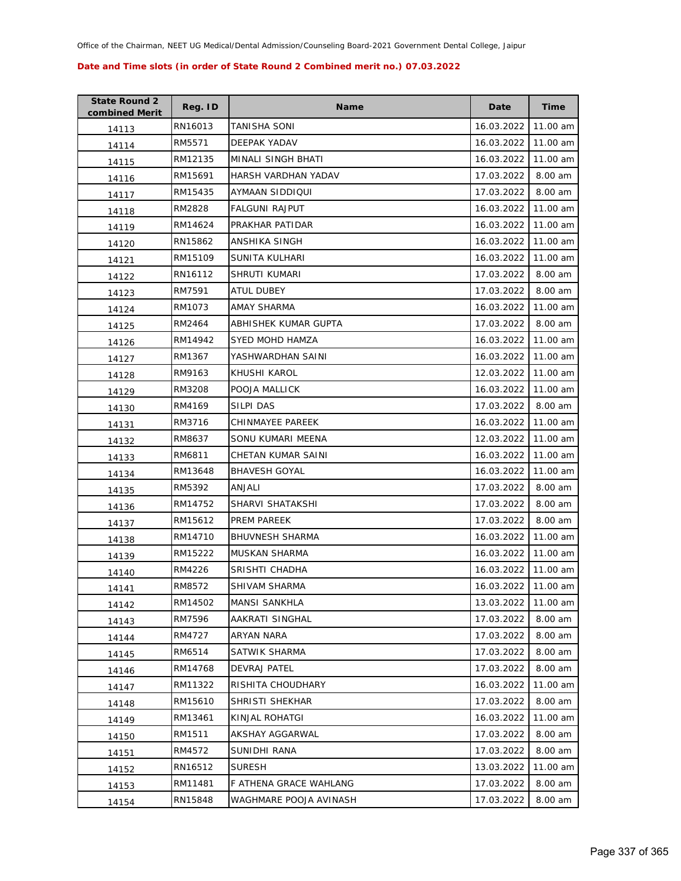Office of the Chairman, NEET UG Medical/Dental Admission/Counseling Board-2021 Government Dental College, Jaipur

**Date and Time slots (in order of State Round 2 Combined merit no.) 07.03.2022**

| State Round 2 combined Merit | Reg. ID | Name | Date | Time |
|---|---|---|---|---|
| 14113 | RN16013 | TANISHA SONI | 16.03.2022 | 11.00 am |
| 14114 | RM5571 | DEEPAK YADAV | 16.03.2022 | 11.00 am |
| 14115 | RM12135 | MINALI SINGH BHATI | 16.03.2022 | 11.00 am |
| 14116 | RM15691 | HARSH VARDHAN YADAV | 17.03.2022 | 8.00 am |
| 14117 | RM15435 | AYMAAN SIDDIQUI | 17.03.2022 | 8.00 am |
| 14118 | RM2828 | FALGUNI RAJPUT | 16.03.2022 | 11.00 am |
| 14119 | RM14624 | PRAKHAR PATIDAR | 16.03.2022 | 11.00 am |
| 14120 | RN15862 | ANSHIKA SINGH | 16.03.2022 | 11.00 am |
| 14121 | RM15109 | SUNITA KULHARI | 16.03.2022 | 11.00 am |
| 14122 | RN16112 | SHRUTI KUMARI | 17.03.2022 | 8.00 am |
| 14123 | RM7591 | ATUL DUBEY | 17.03.2022 | 8.00 am |
| 14124 | RM1073 | AMAY SHARMA | 16.03.2022 | 11.00 am |
| 14125 | RM2464 | ABHISHEK KUMAR GUPTA | 17.03.2022 | 8.00 am |
| 14126 | RM14942 | SYED MOHD HAMZA | 16.03.2022 | 11.00 am |
| 14127 | RM1367 | YASHWARDHAN SAINI | 16.03.2022 | 11.00 am |
| 14128 | RM9163 | KHUSHI KAROL | 12.03.2022 | 11.00 am |
| 14129 | RM3208 | POOJA MALLICK | 16.03.2022 | 11.00 am |
| 14130 | RM4169 | SILPI DAS | 17.03.2022 | 8.00 am |
| 14131 | RM3716 | CHINMAYEE PAREEK | 16.03.2022 | 11.00 am |
| 14132 | RM8637 | SONU KUMARI MEENA | 12.03.2022 | 11.00 am |
| 14133 | RM6811 | CHETAN KUMAR SAINI | 16.03.2022 | 11.00 am |
| 14134 | RM13648 | BHAVESH GOYAL | 16.03.2022 | 11.00 am |
| 14135 | RM5392 | ANJALI | 17.03.2022 | 8.00 am |
| 14136 | RM14752 | SHARVI SHATAKSHI | 17.03.2022 | 8.00 am |
| 14137 | RM15612 | PREM PAREEK | 17.03.2022 | 8.00 am |
| 14138 | RM14710 | BHUVNESH SHARMA | 16.03.2022 | 11.00 am |
| 14139 | RM15222 | MUSKAN SHARMA | 16.03.2022 | 11.00 am |
| 14140 | RM4226 | SRISHTI CHADHA | 16.03.2022 | 11.00 am |
| 14141 | RM8572 | SHIVAM SHARMA | 16.03.2022 | 11.00 am |
| 14142 | RM14502 | MANSI SANKHLA | 13.03.2022 | 11.00 am |
| 14143 | RM7596 | AAKRATI SINGHAL | 17.03.2022 | 8.00 am |
| 14144 | RM4727 | ARYAN NARA | 17.03.2022 | 8.00 am |
| 14145 | RM6514 | SATWIK SHARMA | 17.03.2022 | 8.00 am |
| 14146 | RM14768 | DEVRAJ PATEL | 17.03.2022 | 8.00 am |
| 14147 | RM11322 | RISHITA CHOUDHARY | 16.03.2022 | 11.00 am |
| 14148 | RM15610 | SHRISTI SHEKHAR | 17.03.2022 | 8.00 am |
| 14149 | RM13461 | KINJAL ROHATGI | 16.03.2022 | 11.00 am |
| 14150 | RM1511 | AKSHAY AGGARWAL | 17.03.2022 | 8.00 am |
| 14151 | RM4572 | SUNIDHI RANA | 17.03.2022 | 8.00 am |
| 14152 | RN16512 | SURESH | 13.03.2022 | 11.00 am |
| 14153 | RM11481 | F ATHENA GRACE WAHLANG | 17.03.2022 | 8.00 am |
| 14154 | RN15848 | WAGHMARE POOJA AVINASH | 17.03.2022 | 8.00 am |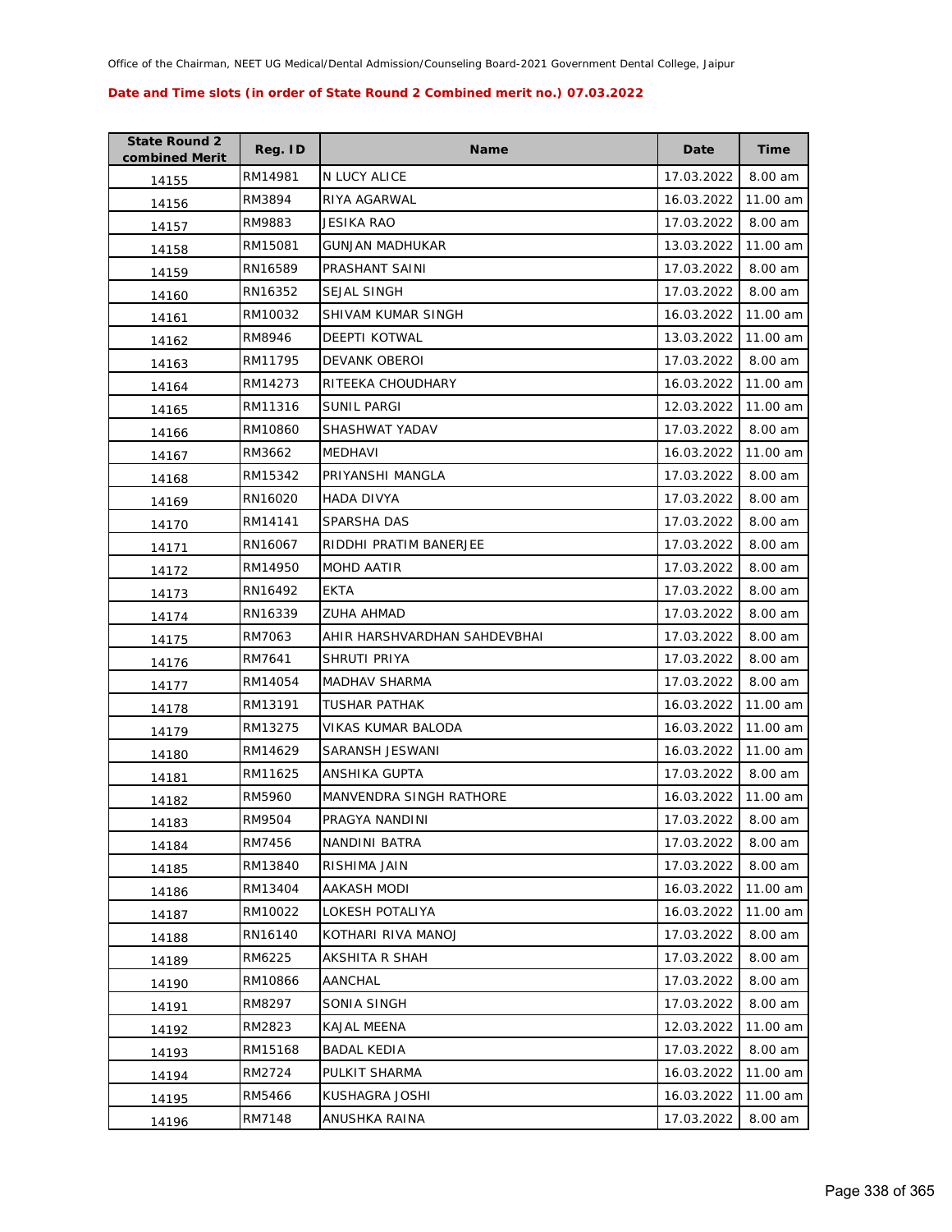Office of the Chairman, NEET UG Medical/Dental Admission/Counseling Board-2021 Government Dental College, Jaipur

**Date and Time slots (in order of State Round 2 Combined merit no.) 07.03.2022**

| State Round 2 combined Merit | Reg. ID | Name | Date | Time |
|---|---|---|---|---|
| 14155 | RM14981 | N LUCY ALICE | 17.03.2022 | 8.00 am |
| 14156 | RM3894 | RIYA AGARWAL | 16.03.2022 | 11.00 am |
| 14157 | RM9883 | JESIKA RAO | 17.03.2022 | 8.00 am |
| 14158 | RM15081 | GUNJAN MADHUKAR | 13.03.2022 | 11.00 am |
| 14159 | RN16589 | PRASHANT SAINI | 17.03.2022 | 8.00 am |
| 14160 | RN16352 | SEJAL SINGH | 17.03.2022 | 8.00 am |
| 14161 | RM10032 | SHIVAM KUMAR SINGH | 16.03.2022 | 11.00 am |
| 14162 | RM8946 | DEEPTI KOTWAL | 13.03.2022 | 11.00 am |
| 14163 | RM11795 | DEVANK OBEROI | 17.03.2022 | 8.00 am |
| 14164 | RM14273 | RITEEKA CHOUDHARY | 16.03.2022 | 11.00 am |
| 14165 | RM11316 | SUNIL PARGI | 12.03.2022 | 11.00 am |
| 14166 | RM10860 | SHASHWAT YADAV | 17.03.2022 | 8.00 am |
| 14167 | RM3662 | MEDHAVI | 16.03.2022 | 11.00 am |
| 14168 | RM15342 | PRIYANSHI MANGLA | 17.03.2022 | 8.00 am |
| 14169 | RN16020 | HADA DIVYA | 17.03.2022 | 8.00 am |
| 14170 | RM14141 | SPARSHA DAS | 17.03.2022 | 8.00 am |
| 14171 | RN16067 | RIDDHI PRATIM BANERJEE | 17.03.2022 | 8.00 am |
| 14172 | RM14950 | MOHD AATIR | 17.03.2022 | 8.00 am |
| 14173 | RN16492 | EKTA | 17.03.2022 | 8.00 am |
| 14174 | RN16339 | ZUHA AHMAD | 17.03.2022 | 8.00 am |
| 14175 | RM7063 | AHIR HARSHVARDHAN SAHDEVBHAI | 17.03.2022 | 8.00 am |
| 14176 | RM7641 | SHRUTI PRIYA | 17.03.2022 | 8.00 am |
| 14177 | RM14054 | MADHAV SHARMA | 17.03.2022 | 8.00 am |
| 14178 | RM13191 | TUSHAR PATHAK | 16.03.2022 | 11.00 am |
| 14179 | RM13275 | VIKAS KUMAR BALODA | 16.03.2022 | 11.00 am |
| 14180 | RM14629 | SARANSH JESWANI | 16.03.2022 | 11.00 am |
| 14181 | RM11625 | ANSHIKA GUPTA | 17.03.2022 | 8.00 am |
| 14182 | RM5960 | MANVENDRA SINGH RATHORE | 16.03.2022 | 11.00 am |
| 14183 | RM9504 | PRAGYA NANDINI | 17.03.2022 | 8.00 am |
| 14184 | RM7456 | NANDINI BATRA | 17.03.2022 | 8.00 am |
| 14185 | RM13840 | RISHIMA JAIN | 17.03.2022 | 8.00 am |
| 14186 | RM13404 | AAKASH MODI | 16.03.2022 | 11.00 am |
| 14187 | RM10022 | LOKESH POTALIYA | 16.03.2022 | 11.00 am |
| 14188 | RN16140 | KOTHARI RIVA MANOJ | 17.03.2022 | 8.00 am |
| 14189 | RM6225 | AKSHITA R SHAH | 17.03.2022 | 8.00 am |
| 14190 | RM10866 | AANCHAL | 17.03.2022 | 8.00 am |
| 14191 | RM8297 | SONIA SINGH | 17.03.2022 | 8.00 am |
| 14192 | RM2823 | KAJAL MEENA | 12.03.2022 | 11.00 am |
| 14193 | RM15168 | BADAL KEDIA | 17.03.2022 | 8.00 am |
| 14194 | RM2724 | PULKIT SHARMA | 16.03.2022 | 11.00 am |
| 14195 | RM5466 | KUSHAGRA JOSHI | 16.03.2022 | 11.00 am |
| 14196 | RM7148 | ANUSHKA RAINA | 17.03.2022 | 8.00 am |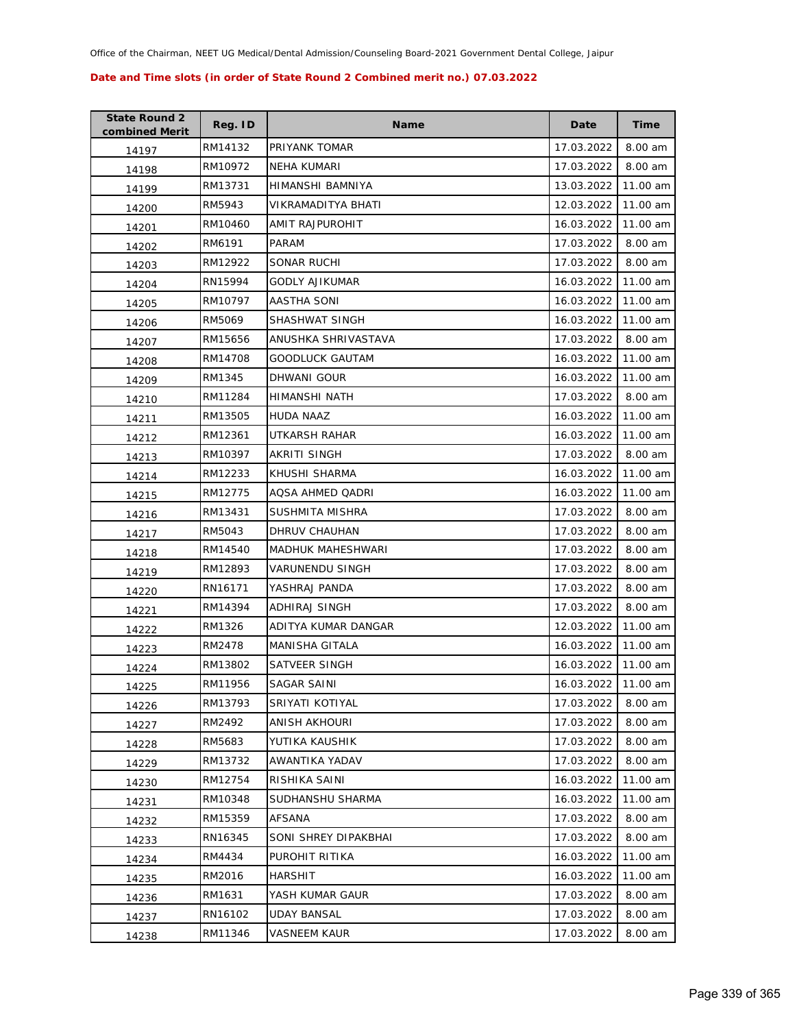Office of the Chairman, NEET UG Medical/Dental Admission/Counseling Board-2021 Government Dental College, Jaipur

**Date and Time slots (in order of State Round 2 Combined merit no.) 07.03.2022**

| State Round 2 combined Merit | Reg. ID | Name | Date | Time |
|---|---|---|---|---|
| 14197 | RM14132 | PRIYANK TOMAR | 17.03.2022 | 8.00 am |
| 14198 | RM10972 | NEHA KUMARI | 17.03.2022 | 8.00 am |
| 14199 | RM13731 | HIMANSHI BAMNIYA | 13.03.2022 | 11.00 am |
| 14200 | RM5943 | VIKRAMADITYA BHATI | 12.03.2022 | 11.00 am |
| 14201 | RM10460 | AMIT RAJPUROHIT | 16.03.2022 | 11.00 am |
| 14202 | RM6191 | PARAM | 17.03.2022 | 8.00 am |
| 14203 | RM12922 | SONAR RUCHI | 17.03.2022 | 8.00 am |
| 14204 | RN15994 | GODLY AJIKUMAR | 16.03.2022 | 11.00 am |
| 14205 | RM10797 | AASTHA SONI | 16.03.2022 | 11.00 am |
| 14206 | RM5069 | SHASHWAT SINGH | 16.03.2022 | 11.00 am |
| 14207 | RM15656 | ANUSHKA SHRIVASTAVA | 17.03.2022 | 8.00 am |
| 14208 | RM14708 | GOODLUCK GAUTAM | 16.03.2022 | 11.00 am |
| 14209 | RM1345 | DHWANI GOUR | 16.03.2022 | 11.00 am |
| 14210 | RM11284 | HIMANSHI NATH | 17.03.2022 | 8.00 am |
| 14211 | RM13505 | HUDA NAAZ | 16.03.2022 | 11.00 am |
| 14212 | RM12361 | UTKARSH RAHAR | 16.03.2022 | 11.00 am |
| 14213 | RM10397 | AKRITI SINGH | 17.03.2022 | 8.00 am |
| 14214 | RM12233 | KHUSHI SHARMA | 16.03.2022 | 11.00 am |
| 14215 | RM12775 | AQSA AHMED QADRI | 16.03.2022 | 11.00 am |
| 14216 | RM13431 | SUSHMITA MISHRA | 17.03.2022 | 8.00 am |
| 14217 | RM5043 | DHRUV CHAUHAN | 17.03.2022 | 8.00 am |
| 14218 | RM14540 | MADHUK MAHESHWARI | 17.03.2022 | 8.00 am |
| 14219 | RM12893 | VARUNENDU SINGH | 17.03.2022 | 8.00 am |
| 14220 | RN16171 | YASHRAJ PANDA | 17.03.2022 | 8.00 am |
| 14221 | RM14394 | ADHIRAJ SINGH | 17.03.2022 | 8.00 am |
| 14222 | RM1326 | ADITYA KUMAR DANGAR | 12.03.2022 | 11.00 am |
| 14223 | RM2478 | MANISHA GITALA | 16.03.2022 | 11.00 am |
| 14224 | RM13802 | SATVEER SINGH | 16.03.2022 | 11.00 am |
| 14225 | RM11956 | SAGAR SAINI | 16.03.2022 | 11.00 am |
| 14226 | RM13793 | SRIYATI KOTIYAL | 17.03.2022 | 8.00 am |
| 14227 | RM2492 | ANISH AKHOURI | 17.03.2022 | 8.00 am |
| 14228 | RM5683 | YUTIKA KAUSHIK | 17.03.2022 | 8.00 am |
| 14229 | RM13732 | AWANTIKA YADAV | 17.03.2022 | 8.00 am |
| 14230 | RM12754 | RISHIKA SAINI | 16.03.2022 | 11.00 am |
| 14231 | RM10348 | SUDHANSHU SHARMA | 16.03.2022 | 11.00 am |
| 14232 | RM15359 | AFSANA | 17.03.2022 | 8.00 am |
| 14233 | RN16345 | SONI SHREY DIPAKBHAI | 17.03.2022 | 8.00 am |
| 14234 | RM4434 | PUROHIT RITIKA | 16.03.2022 | 11.00 am |
| 14235 | RM2016 | HARSHIT | 16.03.2022 | 11.00 am |
| 14236 | RM1631 | YASH KUMAR GAUR | 17.03.2022 | 8.00 am |
| 14237 | RN16102 | UDAY BANSAL | 17.03.2022 | 8.00 am |
| 14238 | RM11346 | VASNEEM KAUR | 17.03.2022 | 8.00 am |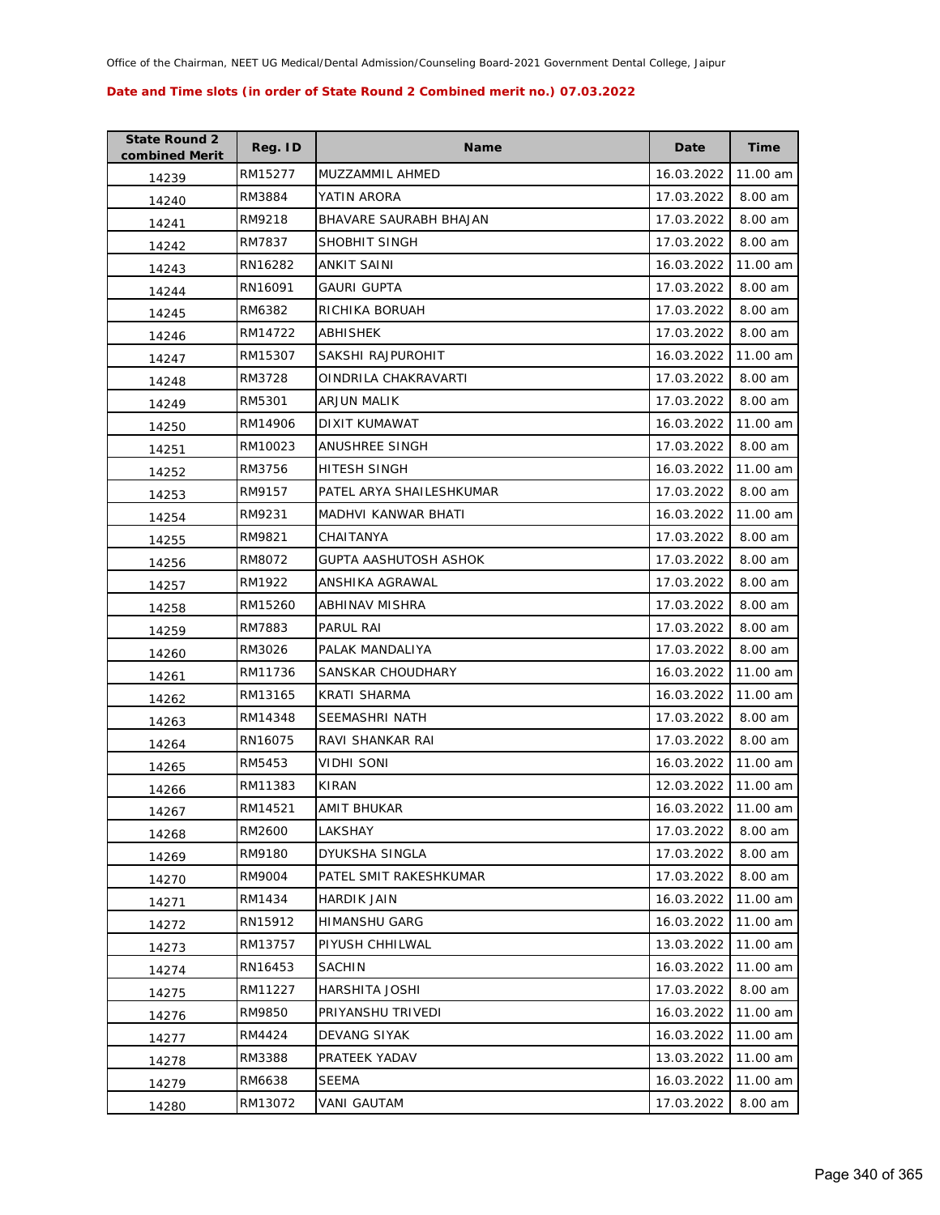Office of the Chairman, NEET UG Medical/Dental Admission/Counseling Board-2021 Government Dental College, Jaipur

**Date and Time slots (in order of State Round 2 Combined merit no.) 07.03.2022**

| State Round 2 combined Merit | Reg. ID | Name | Date | Time |
|---|---|---|---|---|
| 14239 | RM15277 | MUZZAMMIL AHMED | 16.03.2022 | 11.00 am |
| 14240 | RM3884 | YATIN ARORA | 17.03.2022 | 8.00 am |
| 14241 | RM9218 | BHAVARE SAURABH BHAJAN | 17.03.2022 | 8.00 am |
| 14242 | RM7837 | SHOBHIT SINGH | 17.03.2022 | 8.00 am |
| 14243 | RN16282 | ANKIT SAINI | 16.03.2022 | 11.00 am |
| 14244 | RN16091 | GAURI GUPTA | 17.03.2022 | 8.00 am |
| 14245 | RM6382 | RICHIKA BORUAH | 17.03.2022 | 8.00 am |
| 14246 | RM14722 | ABHISHEK | 17.03.2022 | 8.00 am |
| 14247 | RM15307 | SAKSHI RAJPUROHIT | 16.03.2022 | 11.00 am |
| 14248 | RM3728 | OINDRILA CHAKRAVARTI | 17.03.2022 | 8.00 am |
| 14249 | RM5301 | ARJUN MALIK | 17.03.2022 | 8.00 am |
| 14250 | RM14906 | DIXIT KUMAWAT | 16.03.2022 | 11.00 am |
| 14251 | RM10023 | ANUSHREE SINGH | 17.03.2022 | 8.00 am |
| 14252 | RM3756 | HITESH SINGH | 16.03.2022 | 11.00 am |
| 14253 | RM9157 | PATEL ARYA SHAILESHKUMAR | 17.03.2022 | 8.00 am |
| 14254 | RM9231 | MADHVI KANWAR BHATI | 16.03.2022 | 11.00 am |
| 14255 | RM9821 | CHAITANYA | 17.03.2022 | 8.00 am |
| 14256 | RM8072 | GUPTA AASHUTOSH ASHOK | 17.03.2022 | 8.00 am |
| 14257 | RM1922 | ANSHIKA AGRAWAL | 17.03.2022 | 8.00 am |
| 14258 | RM15260 | ABHINAV MISHRA | 17.03.2022 | 8.00 am |
| 14259 | RM7883 | PARUL RAI | 17.03.2022 | 8.00 am |
| 14260 | RM3026 | PALAK MANDALIYA | 17.03.2022 | 8.00 am |
| 14261 | RM11736 | SANSKAR CHOUDHARY | 16.03.2022 | 11.00 am |
| 14262 | RM13165 | KRATI SHARMA | 16.03.2022 | 11.00 am |
| 14263 | RM14348 | SEEMASHRI NATH | 17.03.2022 | 8.00 am |
| 14264 | RN16075 | RAVI SHANKAR RAI | 17.03.2022 | 8.00 am |
| 14265 | RM5453 | VIDHI SONI | 16.03.2022 | 11.00 am |
| 14266 | RM11383 | KIRAN | 12.03.2022 | 11.00 am |
| 14267 | RM14521 | AMIT BHUKAR | 16.03.2022 | 11.00 am |
| 14268 | RM2600 | LAKSHAY | 17.03.2022 | 8.00 am |
| 14269 | RM9180 | DYUKSHA SINGLA | 17.03.2022 | 8.00 am |
| 14270 | RM9004 | PATEL SMIT RAKESHKUMAR | 17.03.2022 | 8.00 am |
| 14271 | RM1434 | HARDIK JAIN | 16.03.2022 | 11.00 am |
| 14272 | RN15912 | HIMANSHU GARG | 16.03.2022 | 11.00 am |
| 14273 | RM13757 | PIYUSH CHHILWAL | 13.03.2022 | 11.00 am |
| 14274 | RN16453 | SACHIN | 16.03.2022 | 11.00 am |
| 14275 | RM11227 | HARSHITA JOSHI | 17.03.2022 | 8.00 am |
| 14276 | RM9850 | PRIYANSHU TRIVEDI | 16.03.2022 | 11.00 am |
| 14277 | RM4424 | DEVANG SIYAK | 16.03.2022 | 11.00 am |
| 14278 | RM3388 | PRATEEK YADAV | 13.03.2022 | 11.00 am |
| 14279 | RM6638 | SEEMA | 16.03.2022 | 11.00 am |
| 14280 | RM13072 | VANI GAUTAM | 17.03.2022 | 8.00 am |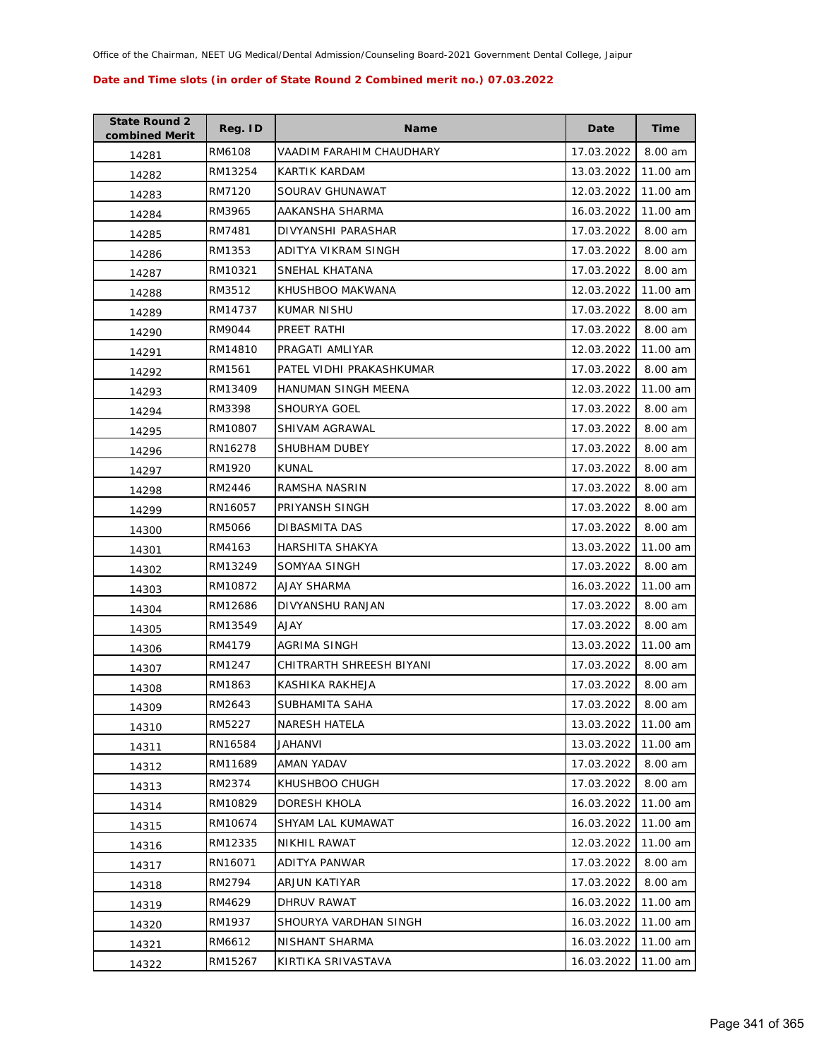Office of the Chairman, NEET UG Medical/Dental Admission/Counseling Board-2021 Government Dental College, Jaipur

**Date and Time slots (in order of State Round 2 Combined merit no.) 07.03.2022**

| State Round 2 combined Merit | Reg. ID | Name | Date | Time |
|---|---|---|---|---|
| 14281 | RM6108 | VAADIM FARAHIM CHAUDHARY | 17.03.2022 | 8.00 am |
| 14282 | RM13254 | KARTIK KARDAM | 13.03.2022 | 11.00 am |
| 14283 | RM7120 | SOURAV GHUNAWAT | 12.03.2022 | 11.00 am |
| 14284 | RM3965 | AAKANSHA SHARMA | 16.03.2022 | 11.00 am |
| 14285 | RM7481 | DIVYANSHI PARASHAR | 17.03.2022 | 8.00 am |
| 14286 | RM1353 | ADITYA VIKRAM SINGH | 17.03.2022 | 8.00 am |
| 14287 | RM10321 | SNEHAL KHATANA | 17.03.2022 | 8.00 am |
| 14288 | RM3512 | KHUSHBOO MAKWANA | 12.03.2022 | 11.00 am |
| 14289 | RM14737 | KUMAR NISHU | 17.03.2022 | 8.00 am |
| 14290 | RM9044 | PREET RATHI | 17.03.2022 | 8.00 am |
| 14291 | RM14810 | PRAGATI AMLIYAR | 12.03.2022 | 11.00 am |
| 14292 | RM1561 | PATEL VIDHI PRAKASHKUMAR | 17.03.2022 | 8.00 am |
| 14293 | RM13409 | HANUMAN SINGH MEENA | 12.03.2022 | 11.00 am |
| 14294 | RM3398 | SHOURYA GOEL | 17.03.2022 | 8.00 am |
| 14295 | RM10807 | SHIVAM AGRAWAL | 17.03.2022 | 8.00 am |
| 14296 | RN16278 | SHUBHAM DUBEY | 17.03.2022 | 8.00 am |
| 14297 | RM1920 | KUNAL | 17.03.2022 | 8.00 am |
| 14298 | RM2446 | RAMSHA NASRIN | 17.03.2022 | 8.00 am |
| 14299 | RN16057 | PRIYANSH SINGH | 17.03.2022 | 8.00 am |
| 14300 | RM5066 | DIBASMITA DAS | 17.03.2022 | 8.00 am |
| 14301 | RM4163 | HARSHITA SHAKYA | 13.03.2022 | 11.00 am |
| 14302 | RM13249 | SOMYAA SINGH | 17.03.2022 | 8.00 am |
| 14303 | RM10872 | AJAY SHARMA | 16.03.2022 | 11.00 am |
| 14304 | RM12686 | DIVYANSHU RANJAN | 17.03.2022 | 8.00 am |
| 14305 | RM13549 | AJAY | 17.03.2022 | 8.00 am |
| 14306 | RM4179 | AGRIMA SINGH | 13.03.2022 | 11.00 am |
| 14307 | RM1247 | CHITRARTH SHREESH BIYANI | 17.03.2022 | 8.00 am |
| 14308 | RM1863 | KASHIKA RAKHEJA | 17.03.2022 | 8.00 am |
| 14309 | RM2643 | SUBHAMITA SAHA | 17.03.2022 | 8.00 am |
| 14310 | RM5227 | NARESH HATELA | 13.03.2022 | 11.00 am |
| 14311 | RN16584 | JAHANVI | 13.03.2022 | 11.00 am |
| 14312 | RM11689 | AMAN YADAV | 17.03.2022 | 8.00 am |
| 14313 | RM2374 | KHUSHBOO CHUGH | 17.03.2022 | 8.00 am |
| 14314 | RM10829 | DORESH KHOLA | 16.03.2022 | 11.00 am |
| 14315 | RM10674 | SHYAM LAL KUMAWAT | 16.03.2022 | 11.00 am |
| 14316 | RM12335 | NIKHIL RAWAT | 12.03.2022 | 11.00 am |
| 14317 | RN16071 | ADITYA PANWAR | 17.03.2022 | 8.00 am |
| 14318 | RM2794 | ARJUN KATIYAR | 17.03.2022 | 8.00 am |
| 14319 | RM4629 | DHRUV RAWAT | 16.03.2022 | 11.00 am |
| 14320 | RM1937 | SHOURYA VARDHAN SINGH | 16.03.2022 | 11.00 am |
| 14321 | RM6612 | NISHANT SHARMA | 16.03.2022 | 11.00 am |
| 14322 | RM15267 | KIRTIKA SRIVASTAVA | 16.03.2022 | 11.00 am |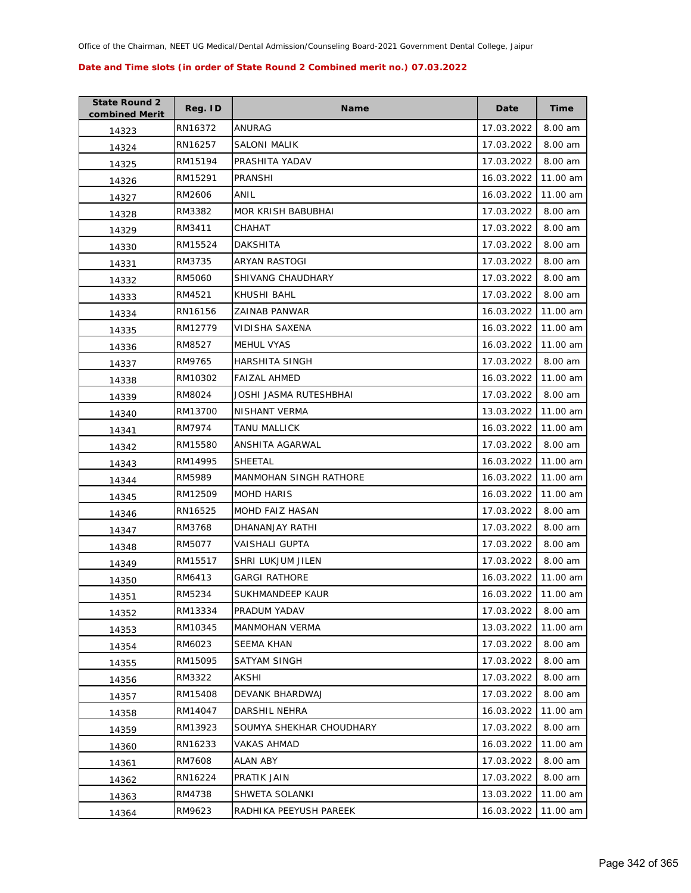Office of the Chairman, NEET UG Medical/Dental Admission/Counseling Board-2021 Government Dental College, Jaipur

**Date and Time slots (in order of State Round 2 Combined merit no.) 07.03.2022**

| State Round 2 combined Merit | Reg. ID | Name | Date | Time |
|---|---|---|---|---|
| 14323 | RN16372 | ANURAG | 17.03.2022 | 8.00 am |
| 14324 | RN16257 | SALONI MALIK | 17.03.2022 | 8.00 am |
| 14325 | RM15194 | PRASHITA YADAV | 17.03.2022 | 8.00 am |
| 14326 | RM15291 | PRANSHI | 16.03.2022 | 11.00 am |
| 14327 | RM2606 | ANIL | 16.03.2022 | 11.00 am |
| 14328 | RM3382 | MOR KRISH BABUBHAI | 17.03.2022 | 8.00 am |
| 14329 | RM3411 | CHAHAT | 17.03.2022 | 8.00 am |
| 14330 | RM15524 | DAKSHITA | 17.03.2022 | 8.00 am |
| 14331 | RM3735 | ARYAN RASTOGI | 17.03.2022 | 8.00 am |
| 14332 | RM5060 | SHIVANG CHAUDHARY | 17.03.2022 | 8.00 am |
| 14333 | RM4521 | KHUSHI BAHL | 17.03.2022 | 8.00 am |
| 14334 | RN16156 | ZAINAB PANWAR | 16.03.2022 | 11.00 am |
| 14335 | RM12779 | VIDISHA SAXENA | 16.03.2022 | 11.00 am |
| 14336 | RM8527 | MEHUL VYAS | 16.03.2022 | 11.00 am |
| 14337 | RM9765 | HARSHITA SINGH | 17.03.2022 | 8.00 am |
| 14338 | RM10302 | FAIZAL AHMED | 16.03.2022 | 11.00 am |
| 14339 | RM8024 | JOSHI JASMA RUTESHBHAI | 17.03.2022 | 8.00 am |
| 14340 | RM13700 | NISHANT VERMA | 13.03.2022 | 11.00 am |
| 14341 | RM7974 | TANU MALLICK | 16.03.2022 | 11.00 am |
| 14342 | RM15580 | ANSHITA AGARWAL | 17.03.2022 | 8.00 am |
| 14343 | RM14995 | SHEETAL | 16.03.2022 | 11.00 am |
| 14344 | RM5989 | MANMOHAN SINGH RATHORE | 16.03.2022 | 11.00 am |
| 14345 | RM12509 | MOHD HARIS | 16.03.2022 | 11.00 am |
| 14346 | RN16525 | MOHD FAIZ HASAN | 17.03.2022 | 8.00 am |
| 14347 | RM3768 | DHANANJAY RATHI | 17.03.2022 | 8.00 am |
| 14348 | RM5077 | VAISHALI GUPTA | 17.03.2022 | 8.00 am |
| 14349 | RM15517 | SHRI LUKJUM JILEN | 17.03.2022 | 8.00 am |
| 14350 | RM6413 | GARGI RATHORE | 16.03.2022 | 11.00 am |
| 14351 | RM5234 | SUKHMANDEEP KAUR | 16.03.2022 | 11.00 am |
| 14352 | RM13334 | PRADUM YADAV | 17.03.2022 | 8.00 am |
| 14353 | RM10345 | MANMOHAN VERMA | 13.03.2022 | 11.00 am |
| 14354 | RM6023 | SEEMA KHAN | 17.03.2022 | 8.00 am |
| 14355 | RM15095 | SATYAM SINGH | 17.03.2022 | 8.00 am |
| 14356 | RM3322 | AKSHI | 17.03.2022 | 8.00 am |
| 14357 | RM15408 | DEVANK BHARDWAJ | 17.03.2022 | 8.00 am |
| 14358 | RM14047 | DARSHIL NEHRA | 16.03.2022 | 11.00 am |
| 14359 | RM13923 | SOUMYA SHEKHAR CHOUDHARY | 17.03.2022 | 8.00 am |
| 14360 | RN16233 | VAKAS AHMAD | 16.03.2022 | 11.00 am |
| 14361 | RM7608 | ALAN ABY | 17.03.2022 | 8.00 am |
| 14362 | RN16224 | PRATIK JAIN | 17.03.2022 | 8.00 am |
| 14363 | RM4738 | SHWETA SOLANKI | 13.03.2022 | 11.00 am |
| 14364 | RM9623 | RADHIKA PEEYUSH PAREEK | 16.03.2022 | 11.00 am |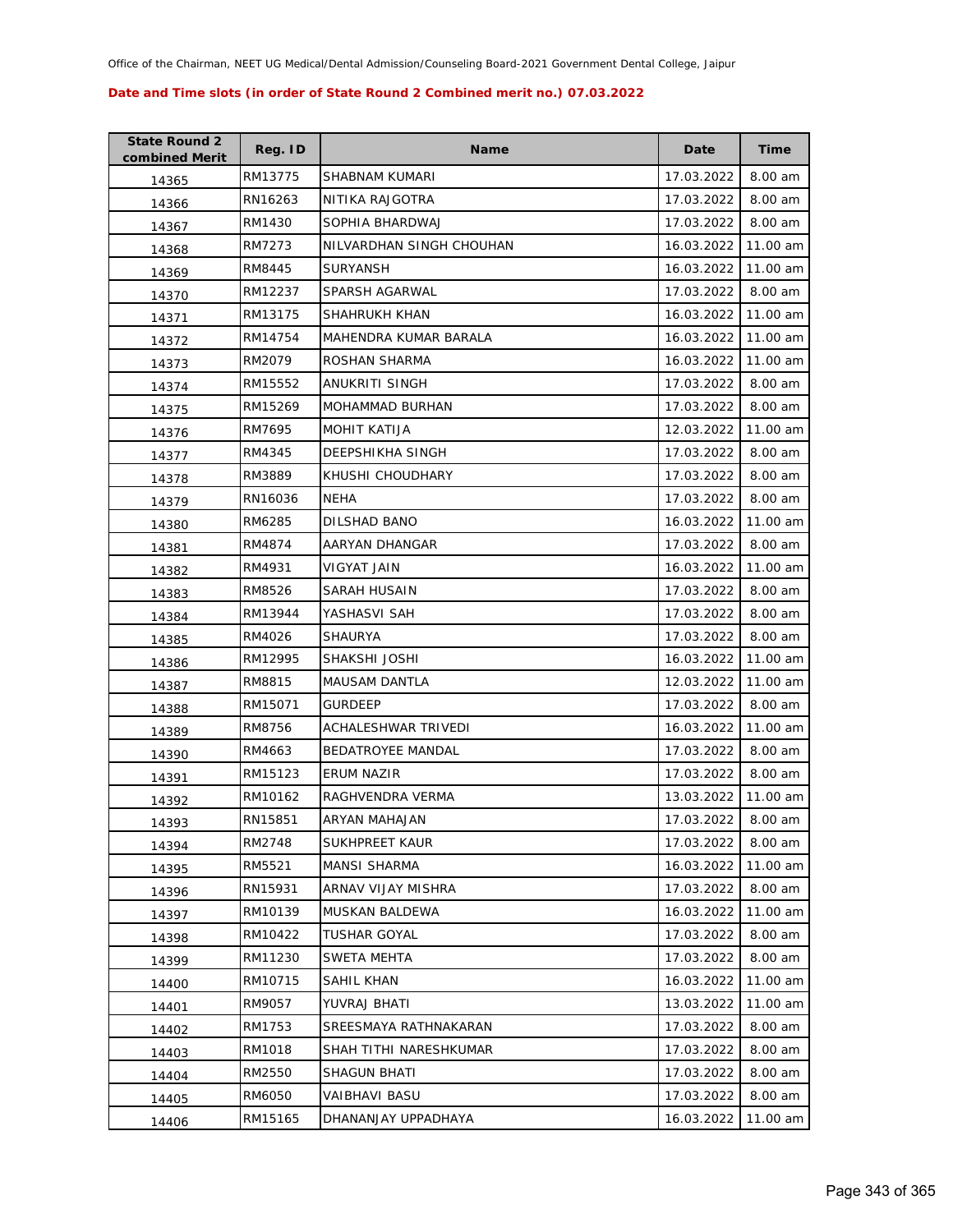Office of the Chairman, NEET UG Medical/Dental Admission/Counseling Board-2021 Government Dental College, Jaipur

**Date and Time slots (in order of State Round 2 Combined merit no.) 07.03.2022**

| State Round 2 combined Merit | Reg. ID | Name | Date | Time |
|---|---|---|---|---|
| 14365 | RM13775 | SHABNAM KUMARI | 17.03.2022 | 8.00 am |
| 14366 | RN16263 | NITIKA RAJGOTRA | 17.03.2022 | 8.00 am |
| 14367 | RM1430 | SOPHIA BHARDWAJ | 17.03.2022 | 8.00 am |
| 14368 | RM7273 | NILVARDHAN SINGH CHOUHAN | 16.03.2022 | 11.00 am |
| 14369 | RM8445 | SURYANSH | 16.03.2022 | 11.00 am |
| 14370 | RM12237 | SPARSH AGARWAL | 17.03.2022 | 8.00 am |
| 14371 | RM13175 | SHAHRUKH KHAN | 16.03.2022 | 11.00 am |
| 14372 | RM14754 | MAHENDRA KUMAR BARALA | 16.03.2022 | 11.00 am |
| 14373 | RM2079 | ROSHAN SHARMA | 16.03.2022 | 11.00 am |
| 14374 | RM15552 | ANUKRITI SINGH | 17.03.2022 | 8.00 am |
| 14375 | RM15269 | MOHAMMAD BURHAN | 17.03.2022 | 8.00 am |
| 14376 | RM7695 | MOHIT KATIJA | 12.03.2022 | 11.00 am |
| 14377 | RM4345 | DEEPSHIKHA SINGH | 17.03.2022 | 8.00 am |
| 14378 | RM3889 | KHUSHI CHOUDHARY | 17.03.2022 | 8.00 am |
| 14379 | RN16036 | NEHA | 17.03.2022 | 8.00 am |
| 14380 | RM6285 | DILSHAD BANO | 16.03.2022 | 11.00 am |
| 14381 | RM4874 | AARYAN DHANGAR | 17.03.2022 | 8.00 am |
| 14382 | RM4931 | VIGYAT JAIN | 16.03.2022 | 11.00 am |
| 14383 | RM8526 | SARAH HUSAIN | 17.03.2022 | 8.00 am |
| 14384 | RM13944 | YASHASVI SAH | 17.03.2022 | 8.00 am |
| 14385 | RM4026 | SHAURYA | 17.03.2022 | 8.00 am |
| 14386 | RM12995 | SHAKSHI JOSHI | 16.03.2022 | 11.00 am |
| 14387 | RM8815 | MAUSAM DANTLA | 12.03.2022 | 11.00 am |
| 14388 | RM15071 | GURDEEP | 17.03.2022 | 8.00 am |
| 14389 | RM8756 | ACHALESHWAR TRIVEDI | 16.03.2022 | 11.00 am |
| 14390 | RM4663 | BEDATROYEE MANDAL | 17.03.2022 | 8.00 am |
| 14391 | RM15123 | ERUM NAZIR | 17.03.2022 | 8.00 am |
| 14392 | RM10162 | RAGHVENDRA VERMA | 13.03.2022 | 11.00 am |
| 14393 | RN15851 | ARYAN MAHAJAN | 17.03.2022 | 8.00 am |
| 14394 | RM2748 | SUKHPREET KAUR | 17.03.2022 | 8.00 am |
| 14395 | RM5521 | MANSI SHARMA | 16.03.2022 | 11.00 am |
| 14396 | RN15931 | ARNAV VIJAY MISHRA | 17.03.2022 | 8.00 am |
| 14397 | RM10139 | MUSKAN BALDEWA | 16.03.2022 | 11.00 am |
| 14398 | RM10422 | TUSHAR GOYAL | 17.03.2022 | 8.00 am |
| 14399 | RM11230 | SWETA MEHTA | 17.03.2022 | 8.00 am |
| 14400 | RM10715 | SAHIL KHAN | 16.03.2022 | 11.00 am |
| 14401 | RM9057 | YUVRAJ BHATI | 13.03.2022 | 11.00 am |
| 14402 | RM1753 | SREESMAYA RATHNAKARAN | 17.03.2022 | 8.00 am |
| 14403 | RM1018 | SHAH TITHI NARESHKUMAR | 17.03.2022 | 8.00 am |
| 14404 | RM2550 | SHAGUN BHATI | 17.03.2022 | 8.00 am |
| 14405 | RM6050 | VAIBHAVI BASU | 17.03.2022 | 8.00 am |
| 14406 | RM15165 | DHANANJAY UPPADHAYA | 16.03.2022 | 11.00 am |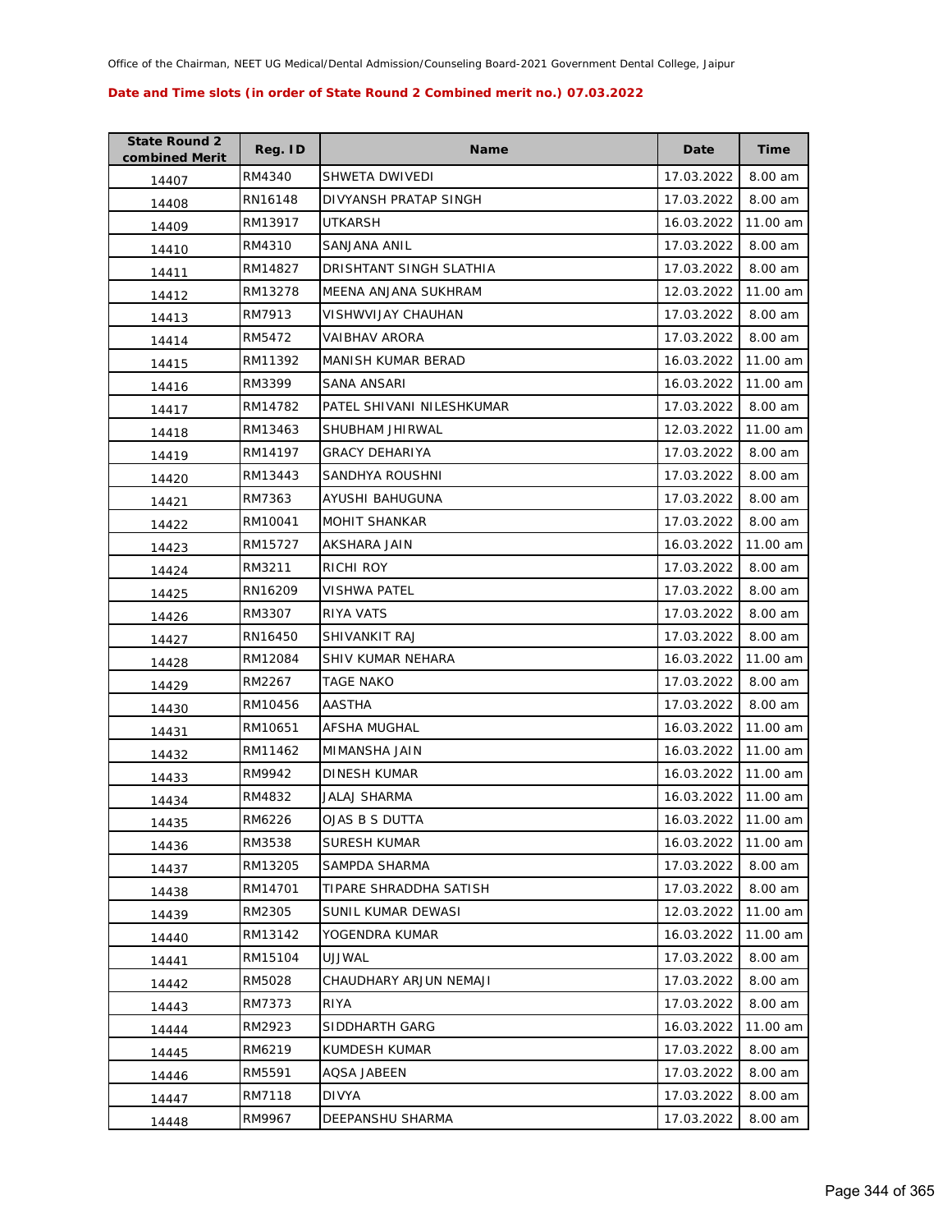Office of the Chairman, NEET UG Medical/Dental Admission/Counseling Board-2021 Government Dental College, Jaipur

**Date and Time slots (in order of State Round 2 Combined merit no.) 07.03.2022**

| State Round 2 combined Merit | Reg. ID | Name | Date | Time |
|---|---|---|---|---|
| 14407 | RM4340 | SHWETA DWIVEDI | 17.03.2022 | 8.00 am |
| 14408 | RN16148 | DIVYANSH PRATAP SINGH | 17.03.2022 | 8.00 am |
| 14409 | RM13917 | UTKARSH | 16.03.2022 | 11.00 am |
| 14410 | RM4310 | SANJANA ANIL | 17.03.2022 | 8.00 am |
| 14411 | RM14827 | DRISHTANT SINGH SLATHIA | 17.03.2022 | 8.00 am |
| 14412 | RM13278 | MEENA ANJANA SUKHRAM | 12.03.2022 | 11.00 am |
| 14413 | RM7913 | VISHWVIJAY CHAUHAN | 17.03.2022 | 8.00 am |
| 14414 | RM5472 | VAIBHAV ARORA | 17.03.2022 | 8.00 am |
| 14415 | RM11392 | MANISH KUMAR BERAD | 16.03.2022 | 11.00 am |
| 14416 | RM3399 | SANA ANSARI | 16.03.2022 | 11.00 am |
| 14417 | RM14782 | PATEL SHIVANI NILESHKUMAR | 17.03.2022 | 8.00 am |
| 14418 | RM13463 | SHUBHAM JHIRWAL | 12.03.2022 | 11.00 am |
| 14419 | RM14197 | GRACY DEHARIYA | 17.03.2022 | 8.00 am |
| 14420 | RM13443 | SANDHYA ROUSHNI | 17.03.2022 | 8.00 am |
| 14421 | RM7363 | AYUSHI BAHUGUNA | 17.03.2022 | 8.00 am |
| 14422 | RM10041 | MOHIT SHANKAR | 17.03.2022 | 8.00 am |
| 14423 | RM15727 | AKSHARA JAIN | 16.03.2022 | 11.00 am |
| 14424 | RM3211 | RICHI ROY | 17.03.2022 | 8.00 am |
| 14425 | RN16209 | VISHWA PATEL | 17.03.2022 | 8.00 am |
| 14426 | RM3307 | RIYA VATS | 17.03.2022 | 8.00 am |
| 14427 | RN16450 | SHIVANKIT RAJ | 17.03.2022 | 8.00 am |
| 14428 | RM12084 | SHIV KUMAR NEHARA | 16.03.2022 | 11.00 am |
| 14429 | RM2267 | TAGE NAKO | 17.03.2022 | 8.00 am |
| 14430 | RM10456 | AASTHA | 17.03.2022 | 8.00 am |
| 14431 | RM10651 | AFSHA MUGHAL | 16.03.2022 | 11.00 am |
| 14432 | RM11462 | MIMANSHA JAIN | 16.03.2022 | 11.00 am |
| 14433 | RM9942 | DINESH KUMAR | 16.03.2022 | 11.00 am |
| 14434 | RM4832 | JALAJ SHARMA | 16.03.2022 | 11.00 am |
| 14435 | RM6226 | OJAS B S DUTTA | 16.03.2022 | 11.00 am |
| 14436 | RM3538 | SURESH KUMAR | 16.03.2022 | 11.00 am |
| 14437 | RM13205 | SAMPDA SHARMA | 17.03.2022 | 8.00 am |
| 14438 | RM14701 | TIPARE SHRADDHA SATISH | 17.03.2022 | 8.00 am |
| 14439 | RM2305 | SUNIL KUMAR DEWASI | 12.03.2022 | 11.00 am |
| 14440 | RM13142 | YOGENDRA KUMAR | 16.03.2022 | 11.00 am |
| 14441 | RM15104 | UJJWAL | 17.03.2022 | 8.00 am |
| 14442 | RM5028 | CHAUDHARY ARJUN NEMAJI | 17.03.2022 | 8.00 am |
| 14443 | RM7373 | RIYA | 17.03.2022 | 8.00 am |
| 14444 | RM2923 | SIDDHARTH GARG | 16.03.2022 | 11.00 am |
| 14445 | RM6219 | KUMDESH KUMAR | 17.03.2022 | 8.00 am |
| 14446 | RM5591 | AQSA JABEEN | 17.03.2022 | 8.00 am |
| 14447 | RM7118 | DIVYA | 17.03.2022 | 8.00 am |
| 14448 | RM9967 | DEEPANSHU SHARMA | 17.03.2022 | 8.00 am |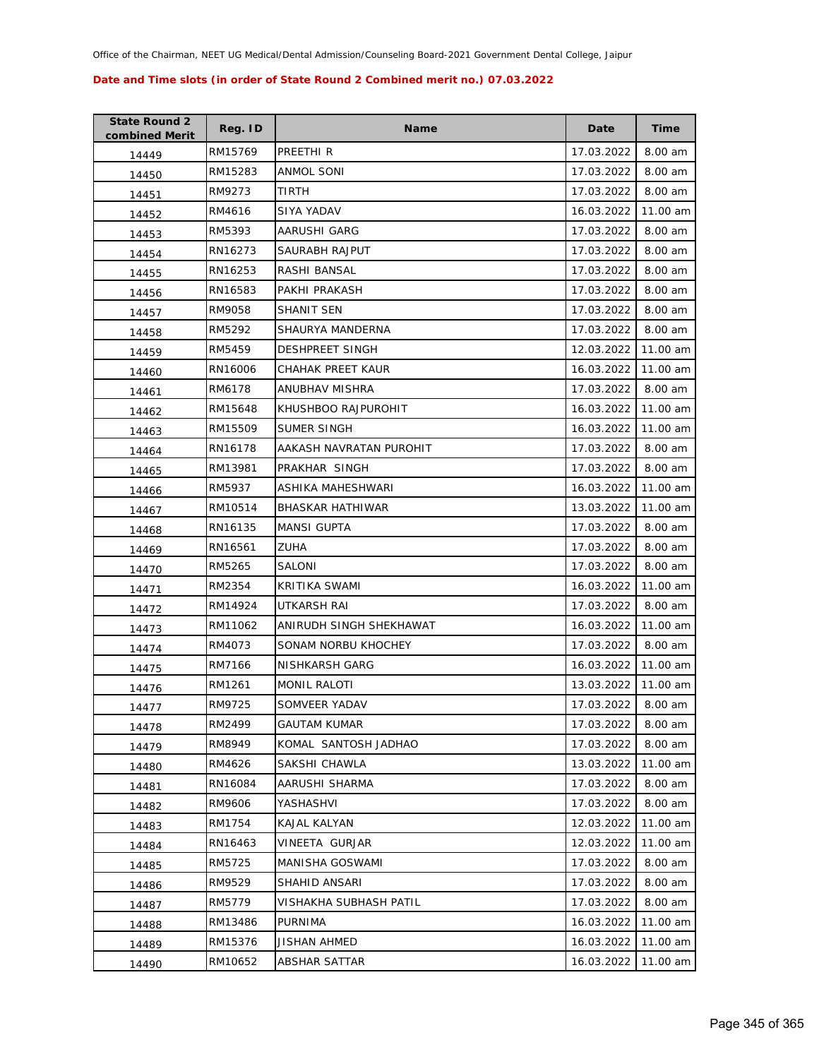Office of the Chairman, NEET UG Medical/Dental Admission/Counseling Board-2021 Government Dental College, Jaipur

**Date and Time slots (in order of State Round 2 Combined merit no.) 07.03.2022**

| State Round 2 combined Merit | Reg. ID | Name | Date | Time |
|---|---|---|---|---|
| 14449 | RM15769 | PREETHI R | 17.03.2022 | 8.00 am |
| 14450 | RM15283 | ANMOL SONI | 17.03.2022 | 8.00 am |
| 14451 | RM9273 | TIRTH | 17.03.2022 | 8.00 am |
| 14452 | RM4616 | SIYA YADAV | 16.03.2022 | 11.00 am |
| 14453 | RM5393 | AARUSHI GARG | 17.03.2022 | 8.00 am |
| 14454 | RN16273 | SAURABH RAJPUT | 17.03.2022 | 8.00 am |
| 14455 | RN16253 | RASHI BANSAL | 17.03.2022 | 8.00 am |
| 14456 | RN16583 | PAKHI PRAKASH | 17.03.2022 | 8.00 am |
| 14457 | RM9058 | SHANIT SEN | 17.03.2022 | 8.00 am |
| 14458 | RM5292 | SHAURYA MANDERNA | 17.03.2022 | 8.00 am |
| 14459 | RM5459 | DESHPREET SINGH | 12.03.2022 | 11.00 am |
| 14460 | RN16006 | CHAHAK PREET KAUR | 16.03.2022 | 11.00 am |
| 14461 | RM6178 | ANUBHAV MISHRA | 17.03.2022 | 8.00 am |
| 14462 | RM15648 | KHUSHBOO RAJPUROHIT | 16.03.2022 | 11.00 am |
| 14463 | RM15509 | SUMER SINGH | 16.03.2022 | 11.00 am |
| 14464 | RN16178 | AAKASH NAVRATAN PUROHIT | 17.03.2022 | 8.00 am |
| 14465 | RM13981 | PRAKHAR SINGH | 17.03.2022 | 8.00 am |
| 14466 | RM5937 | ASHIKA MAHESHWARI | 16.03.2022 | 11.00 am |
| 14467 | RM10514 | BHASKAR HATHIWAR | 13.03.2022 | 11.00 am |
| 14468 | RN16135 | MANSI GUPTA | 17.03.2022 | 8.00 am |
| 14469 | RN16561 | ZUHA | 17.03.2022 | 8.00 am |
| 14470 | RM5265 | SALONI | 17.03.2022 | 8.00 am |
| 14471 | RM2354 | KRITIKA SWAMI | 16.03.2022 | 11.00 am |
| 14472 | RM14924 | UTKARSH RAI | 17.03.2022 | 8.00 am |
| 14473 | RM11062 | ANIRUDH SINGH SHEKHAWAT | 16.03.2022 | 11.00 am |
| 14474 | RM4073 | SONAM NORBU KHOCHEY | 17.03.2022 | 8.00 am |
| 14475 | RM7166 | NISHKARSH GARG | 16.03.2022 | 11.00 am |
| 14476 | RM1261 | MONIL RALOTI | 13.03.2022 | 11.00 am |
| 14477 | RM9725 | SOMVEER YADAV | 17.03.2022 | 8.00 am |
| 14478 | RM2499 | GAUTAM KUMAR | 17.03.2022 | 8.00 am |
| 14479 | RM8949 | KOMAL SANTOSH JADHAO | 17.03.2022 | 8.00 am |
| 14480 | RM4626 | SAKSHI CHAWLA | 13.03.2022 | 11.00 am |
| 14481 | RN16084 | AARUSHI SHARMA | 17.03.2022 | 8.00 am |
| 14482 | RM9606 | YASHASHVI | 17.03.2022 | 8.00 am |
| 14483 | RM1754 | KAJAL KALYAN | 12.03.2022 | 11.00 am |
| 14484 | RN16463 | VINEETA GURJAR | 12.03.2022 | 11.00 am |
| 14485 | RM5725 | MANISHA GOSWAMI | 17.03.2022 | 8.00 am |
| 14486 | RM9529 | SHAHID ANSARI | 17.03.2022 | 8.00 am |
| 14487 | RM5779 | VISHAKHA SUBHASH PATIL | 17.03.2022 | 8.00 am |
| 14488 | RM13486 | PURNIMA | 16.03.2022 | 11.00 am |
| 14489 | RM15376 | JISHAN AHMED | 16.03.2022 | 11.00 am |
| 14490 | RM10652 | ABSHAR SATTAR | 16.03.2022 | 11.00 am |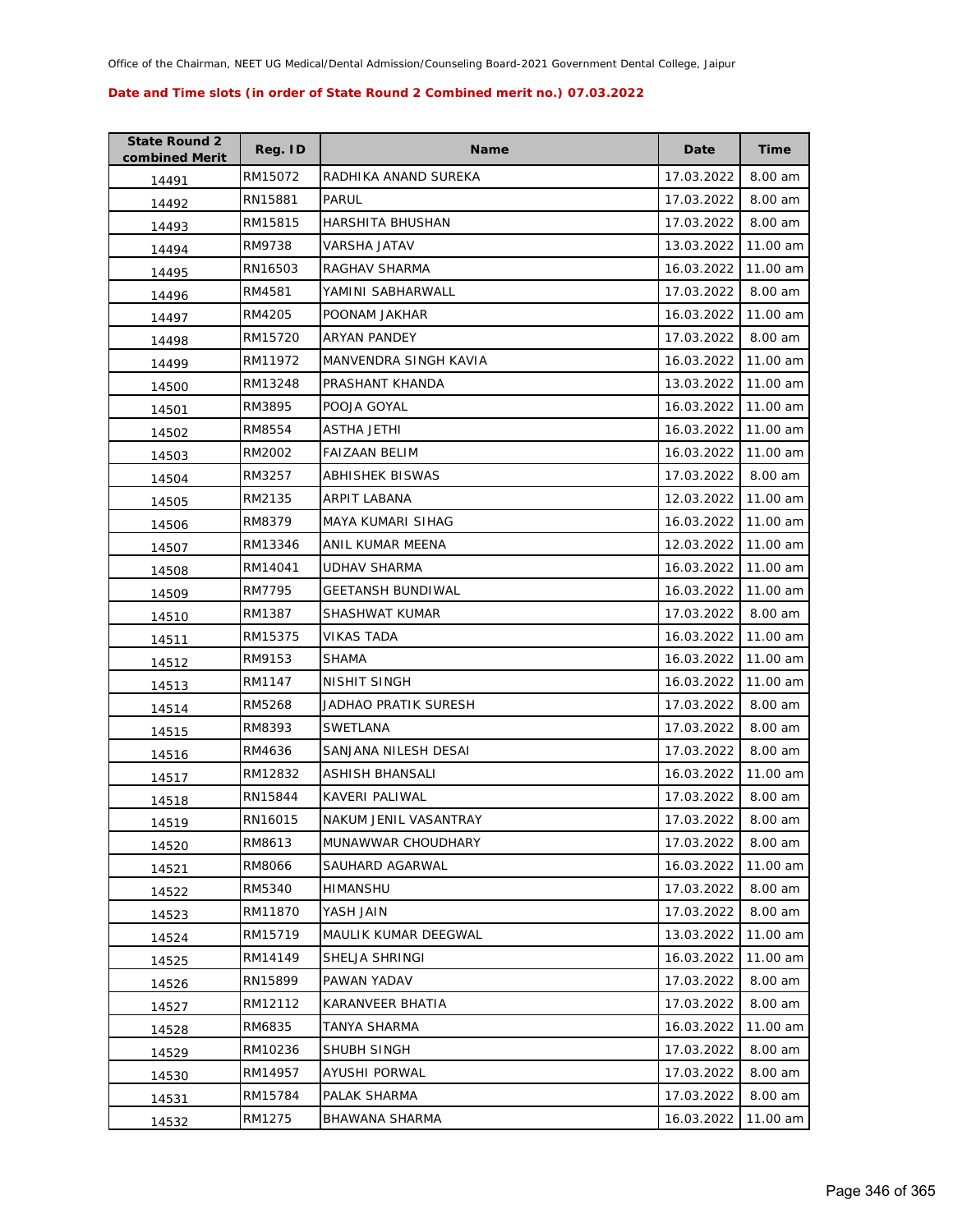Office of the Chairman, NEET UG Medical/Dental Admission/Counseling Board-2021 Government Dental College, Jaipur

**Date and Time slots (in order of State Round 2 Combined merit no.) 07.03.2022**

| State Round 2 combined Merit | Reg. ID | Name | Date | Time |
|---|---|---|---|---|
| 14491 | RM15072 | RADHIKA ANAND SUREKA | 17.03.2022 | 8.00 am |
| 14492 | RN15881 | PARUL | 17.03.2022 | 8.00 am |
| 14493 | RM15815 | HARSHITA BHUSHAN | 17.03.2022 | 8.00 am |
| 14494 | RM9738 | VARSHA JATAV | 13.03.2022 | 11.00 am |
| 14495 | RN16503 | RAGHAV SHARMA | 16.03.2022 | 11.00 am |
| 14496 | RM4581 | YAMINI SABHARWALL | 17.03.2022 | 8.00 am |
| 14497 | RM4205 | POONAM JAKHAR | 16.03.2022 | 11.00 am |
| 14498 | RM15720 | ARYAN PANDEY | 17.03.2022 | 8.00 am |
| 14499 | RM11972 | MANVENDRA SINGH KAVIA | 16.03.2022 | 11.00 am |
| 14500 | RM13248 | PRASHANT KHANDA | 13.03.2022 | 11.00 am |
| 14501 | RM3895 | POOJA GOYAL | 16.03.2022 | 11.00 am |
| 14502 | RM8554 | ASTHA JETHI | 16.03.2022 | 11.00 am |
| 14503 | RM2002 | FAIZAAN BELIM | 16.03.2022 | 11.00 am |
| 14504 | RM3257 | ABHISHEK BISWAS | 17.03.2022 | 8.00 am |
| 14505 | RM2135 | ARPIT LABANA | 12.03.2022 | 11.00 am |
| 14506 | RM8379 | MAYA KUMARI SIHAG | 16.03.2022 | 11.00 am |
| 14507 | RM13346 | ANIL KUMAR MEENA | 12.03.2022 | 11.00 am |
| 14508 | RM14041 | UDHAV SHARMA | 16.03.2022 | 11.00 am |
| 14509 | RM7795 | GEETANSH BUNDIWAL | 16.03.2022 | 11.00 am |
| 14510 | RM1387 | SHASHWAT KUMAR | 17.03.2022 | 8.00 am |
| 14511 | RM15375 | VIKAS TADA | 16.03.2022 | 11.00 am |
| 14512 | RM9153 | SHAMA | 16.03.2022 | 11.00 am |
| 14513 | RM1147 | NISHIT SINGH | 16.03.2022 | 11.00 am |
| 14514 | RM5268 | JADHAO PRATIK SURESH | 17.03.2022 | 8.00 am |
| 14515 | RM8393 | SWETLANA | 17.03.2022 | 8.00 am |
| 14516 | RM4636 | SANJANA NILESH DESAI | 17.03.2022 | 8.00 am |
| 14517 | RM12832 | ASHISH BHANSALI | 16.03.2022 | 11.00 am |
| 14518 | RN15844 | KAVERI PALIWAL | 17.03.2022 | 8.00 am |
| 14519 | RN16015 | NAKUM JENIL VASANTRAY | 17.03.2022 | 8.00 am |
| 14520 | RM8613 | MUNAWWAR CHOUDHARY | 17.03.2022 | 8.00 am |
| 14521 | RM8066 | SAUHARD AGARWAL | 16.03.2022 | 11.00 am |
| 14522 | RM5340 | HIMANSHU | 17.03.2022 | 8.00 am |
| 14523 | RM11870 | YASH JAIN | 17.03.2022 | 8.00 am |
| 14524 | RM15719 | MAULIK KUMAR DEEGWAL | 13.03.2022 | 11.00 am |
| 14525 | RM14149 | SHELJA SHRINGI | 16.03.2022 | 11.00 am |
| 14526 | RN15899 | PAWAN YADAV | 17.03.2022 | 8.00 am |
| 14527 | RM12112 | KARANVEER BHATIA | 17.03.2022 | 8.00 am |
| 14528 | RM6835 | TANYA SHARMA | 16.03.2022 | 11.00 am |
| 14529 | RM10236 | SHUBH SINGH | 17.03.2022 | 8.00 am |
| 14530 | RM14957 | AYUSHI PORWAL | 17.03.2022 | 8.00 am |
| 14531 | RM15784 | PALAK SHARMA | 17.03.2022 | 8.00 am |
| 14532 | RM1275 | BHAWANA SHARMA | 16.03.2022 | 11.00 am |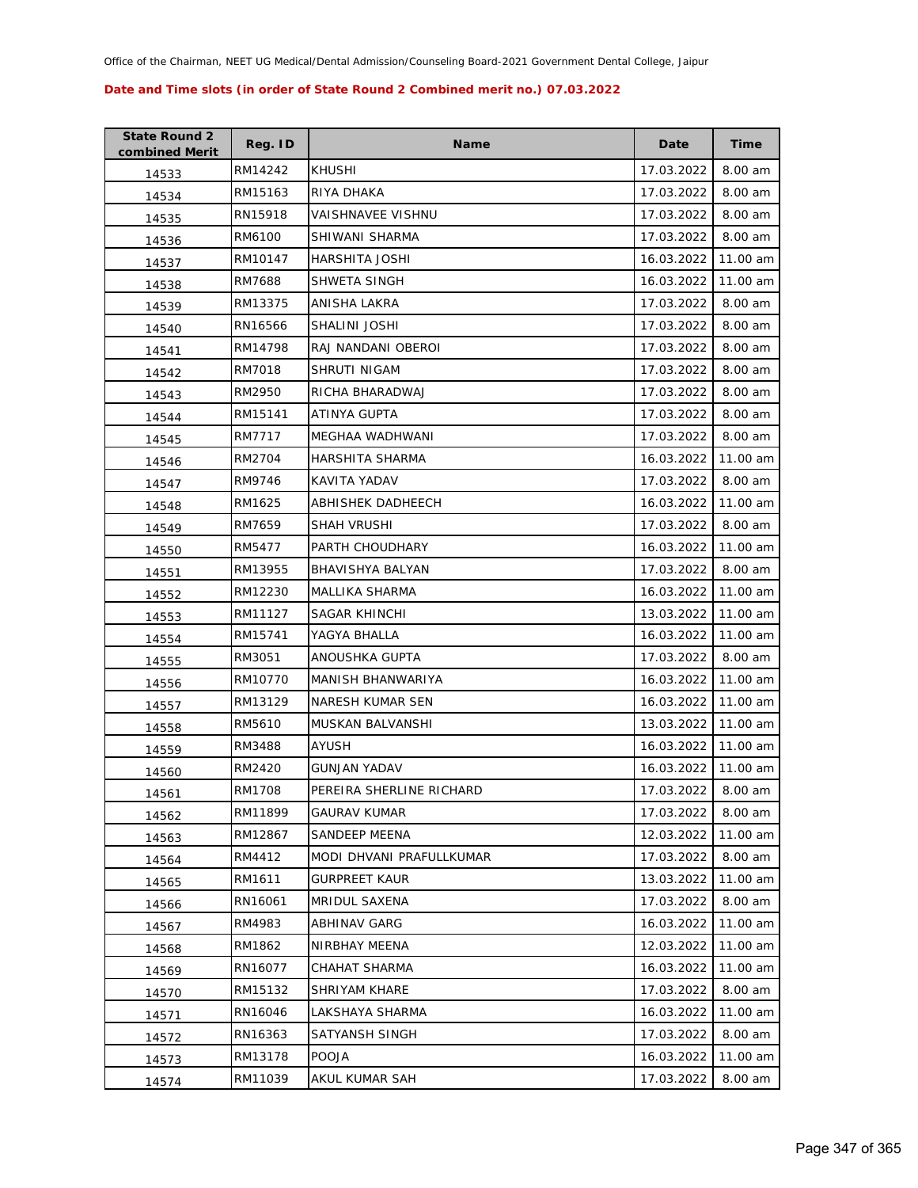Office of the Chairman, NEET UG Medical/Dental Admission/Counseling Board-2021 Government Dental College, Jaipur

**Date and Time slots (in order of State Round 2 Combined merit no.) 07.03.2022**

| State Round 2 combined Merit | Reg. ID | Name | Date | Time |
|---|---|---|---|---|
| 14533 | RM14242 | KHUSHI | 17.03.2022 | 8.00 am |
| 14534 | RM15163 | RIYA DHAKA | 17.03.2022 | 8.00 am |
| 14535 | RN15918 | VAISHNAVEE VISHNU | 17.03.2022 | 8.00 am |
| 14536 | RM6100 | SHIWANI SHARMA | 17.03.2022 | 8.00 am |
| 14537 | RM10147 | HARSHITA JOSHI | 16.03.2022 | 11.00 am |
| 14538 | RM7688 | SHWETA SINGH | 16.03.2022 | 11.00 am |
| 14539 | RM13375 | ANISHA LAKRA | 17.03.2022 | 8.00 am |
| 14540 | RN16566 | SHALINI JOSHI | 17.03.2022 | 8.00 am |
| 14541 | RM14798 | RAJ NANDANI OBEROI | 17.03.2022 | 8.00 am |
| 14542 | RM7018 | SHRUTI NIGAM | 17.03.2022 | 8.00 am |
| 14543 | RM2950 | RICHA BHARADWAJ | 17.03.2022 | 8.00 am |
| 14544 | RM15141 | ATINYA GUPTA | 17.03.2022 | 8.00 am |
| 14545 | RM7717 | MEGHAA WADHWANI | 17.03.2022 | 8.00 am |
| 14546 | RM2704 | HARSHITA SHARMA | 16.03.2022 | 11.00 am |
| 14547 | RM9746 | KAVITA YADAV | 17.03.2022 | 8.00 am |
| 14548 | RM1625 | ABHISHEK DADHEECH | 16.03.2022 | 11.00 am |
| 14549 | RM7659 | SHAH VRUSHI | 17.03.2022 | 8.00 am |
| 14550 | RM5477 | PARTH CHOUDHARY | 16.03.2022 | 11.00 am |
| 14551 | RM13955 | BHAVISHYA BALYAN | 17.03.2022 | 8.00 am |
| 14552 | RM12230 | MALLIKA SHARMA | 16.03.2022 | 11.00 am |
| 14553 | RM11127 | SAGAR KHINCHI | 13.03.2022 | 11.00 am |
| 14554 | RM15741 | YAGYA BHALLA | 16.03.2022 | 11.00 am |
| 14555 | RM3051 | ANOUSHKA GUPTA | 17.03.2022 | 8.00 am |
| 14556 | RM10770 | MANISH BHANWARIYA | 16.03.2022 | 11.00 am |
| 14557 | RM13129 | NARESH KUMAR SEN | 16.03.2022 | 11.00 am |
| 14558 | RM5610 | MUSKAN BALVANSHI | 13.03.2022 | 11.00 am |
| 14559 | RM3488 | AYUSH | 16.03.2022 | 11.00 am |
| 14560 | RM2420 | GUNJAN YADAV | 16.03.2022 | 11.00 am |
| 14561 | RM1708 | PEREIRA SHERLINE RICHARD | 17.03.2022 | 8.00 am |
| 14562 | RM11899 | GAURAV KUMAR | 17.03.2022 | 8.00 am |
| 14563 | RM12867 | SANDEEP MEENA | 12.03.2022 | 11.00 am |
| 14564 | RM4412 | MODI DHVANI PRAFULLKUMAR | 17.03.2022 | 8.00 am |
| 14565 | RM1611 | GURPREET KAUR | 13.03.2022 | 11.00 am |
| 14566 | RN16061 | MRIDUL SAXENA | 17.03.2022 | 8.00 am |
| 14567 | RM4983 | ABHINAV GARG | 16.03.2022 | 11.00 am |
| 14568 | RM1862 | NIRBHAY MEENA | 12.03.2022 | 11.00 am |
| 14569 | RN16077 | CHAHAT SHARMA | 16.03.2022 | 11.00 am |
| 14570 | RM15132 | SHRIYAM KHARE | 17.03.2022 | 8.00 am |
| 14571 | RN16046 | LAKSHAYA SHARMA | 16.03.2022 | 11.00 am |
| 14572 | RN16363 | SATYANSH SINGH | 17.03.2022 | 8.00 am |
| 14573 | RM13178 | POOJA | 16.03.2022 | 11.00 am |
| 14574 | RM11039 | AKUL KUMAR SAH | 17.03.2022 | 8.00 am |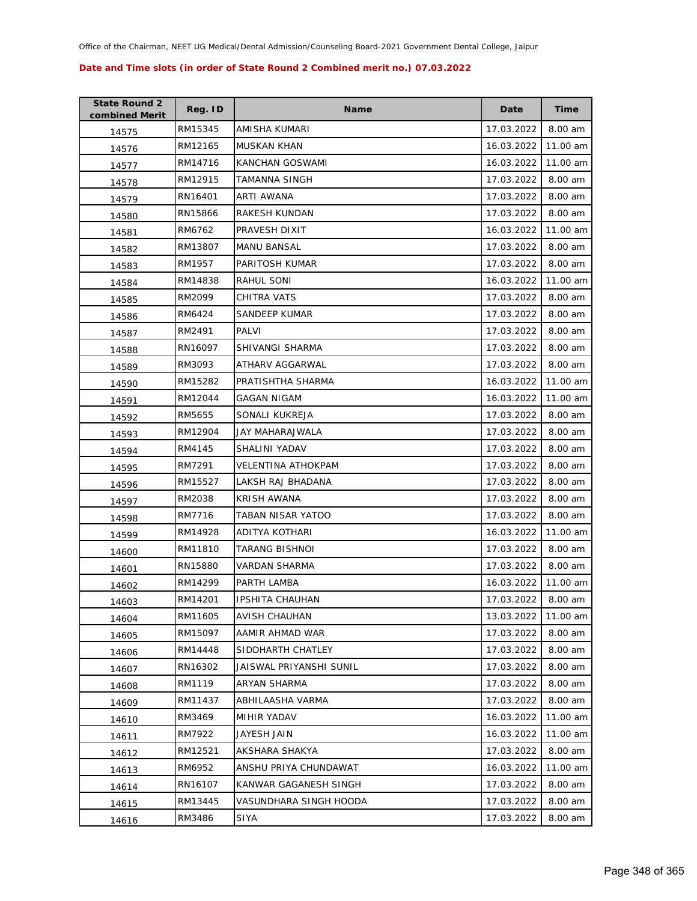Office of the Chairman, NEET UG Medical/Dental Admission/Counseling Board-2021 Government Dental College, Jaipur

**Date and Time slots (in order of State Round 2 Combined merit no.) 07.03.2022**

| State Round 2 combined Merit | Reg. ID | Name | Date | Time |
|---|---|---|---|---|
| 14575 | RM15345 | AMISHA KUMARI | 17.03.2022 | 8.00 am |
| 14576 | RM12165 | MUSKAN KHAN | 16.03.2022 | 11.00 am |
| 14577 | RM14716 | KANCHAN GOSWAMI | 16.03.2022 | 11.00 am |
| 14578 | RM12915 | TAMANNA SINGH | 17.03.2022 | 8.00 am |
| 14579 | RN16401 | ARTI AWANA | 17.03.2022 | 8.00 am |
| 14580 | RN15866 | RAKESH KUNDAN | 17.03.2022 | 8.00 am |
| 14581 | RM6762 | PRAVESH DIXIT | 16.03.2022 | 11.00 am |
| 14582 | RM13807 | MANU BANSAL | 17.03.2022 | 8.00 am |
| 14583 | RM1957 | PARITOSH KUMAR | 17.03.2022 | 8.00 am |
| 14584 | RM14838 | RAHUL SONI | 16.03.2022 | 11.00 am |
| 14585 | RM2099 | CHITRA VATS | 17.03.2022 | 8.00 am |
| 14586 | RM6424 | SANDEEP KUMAR | 17.03.2022 | 8.00 am |
| 14587 | RM2491 | PALVI | 17.03.2022 | 8.00 am |
| 14588 | RN16097 | SHIVANGI SHARMA | 17.03.2022 | 8.00 am |
| 14589 | RM3093 | ATHARV AGGARWAL | 17.03.2022 | 8.00 am |
| 14590 | RM15282 | PRATISHTHA SHARMA | 16.03.2022 | 11.00 am |
| 14591 | RM12044 | GAGAN NIGAM | 16.03.2022 | 11.00 am |
| 14592 | RM5655 | SONALI KUKREJA | 17.03.2022 | 8.00 am |
| 14593 | RM12904 | JAY MAHARAJWALA | 17.03.2022 | 8.00 am |
| 14594 | RM4145 | SHALINI YADAV | 17.03.2022 | 8.00 am |
| 14595 | RM7291 | VELENTINA ATHOKPAM | 17.03.2022 | 8.00 am |
| 14596 | RM15527 | LAKSH RAJ BHADANA | 17.03.2022 | 8.00 am |
| 14597 | RM2038 | KRISH AWANA | 17.03.2022 | 8.00 am |
| 14598 | RM7716 | TABAN NISAR YATOO | 17.03.2022 | 8.00 am |
| 14599 | RM14928 | ADITYA KOTHARI | 16.03.2022 | 11.00 am |
| 14600 | RM11810 | TARANG BISHNOI | 17.03.2022 | 8.00 am |
| 14601 | RN15880 | VARDAN SHARMA | 17.03.2022 | 8.00 am |
| 14602 | RM14299 | PARTH LAMBA | 16.03.2022 | 11.00 am |
| 14603 | RM14201 | IPSHITA CHAUHAN | 17.03.2022 | 8.00 am |
| 14604 | RM11605 | AVISH CHAUHAN | 13.03.2022 | 11.00 am |
| 14605 | RM15097 | AAMIR AHMAD WAR | 17.03.2022 | 8.00 am |
| 14606 | RM14448 | SIDDHARTH CHATLEY | 17.03.2022 | 8.00 am |
| 14607 | RN16302 | JAISWAL PRIYANSHI SUNIL | 17.03.2022 | 8.00 am |
| 14608 | RM1119 | ARYAN SHARMA | 17.03.2022 | 8.00 am |
| 14609 | RM11437 | ABHILAASHA VARMA | 17.03.2022 | 8.00 am |
| 14610 | RM3469 | MIHIR YADAV | 16.03.2022 | 11.00 am |
| 14611 | RM7922 | JAYESH JAIN | 16.03.2022 | 11.00 am |
| 14612 | RM12521 | AKSHARA SHAKYA | 17.03.2022 | 8.00 am |
| 14613 | RM6952 | ANSHU PRIYA CHUNDAWAT | 16.03.2022 | 11.00 am |
| 14614 | RN16107 | KANWAR GAGANESH SINGH | 17.03.2022 | 8.00 am |
| 14615 | RM13445 | VASUNDHARA SINGH HOODA | 17.03.2022 | 8.00 am |
| 14616 | RM3486 | SIYA | 17.03.2022 | 8.00 am |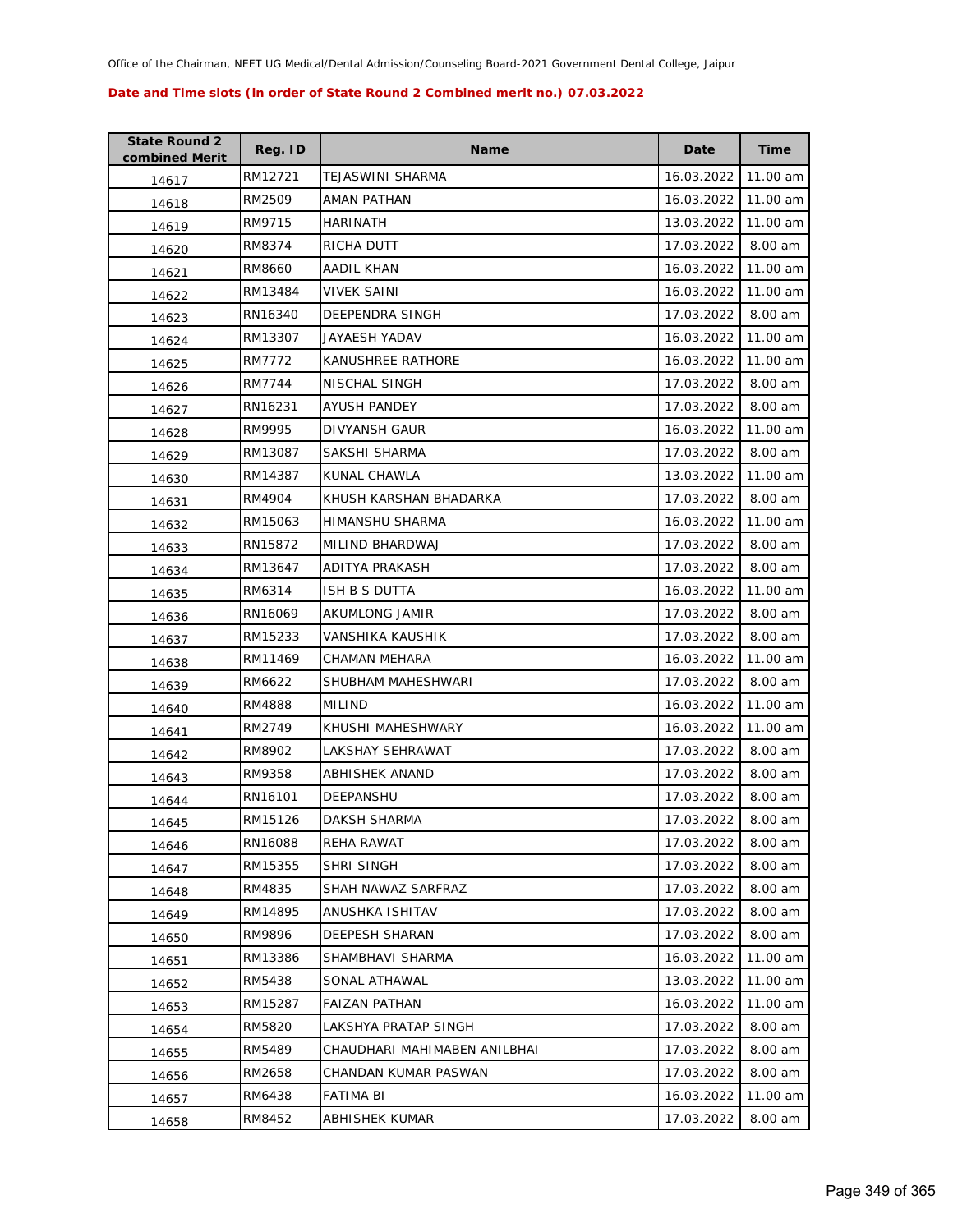Office of the Chairman, NEET UG Medical/Dental Admission/Counseling Board-2021 Government Dental College, Jaipur

**Date and Time slots (in order of State Round 2 Combined merit no.) 07.03.2022**

| State Round 2 combined Merit | Reg. ID | Name | Date | Time |
|---|---|---|---|---|
| 14617 | RM12721 | TEJASWINI SHARMA | 16.03.2022 | 11.00 am |
| 14618 | RM2509 | AMAN PATHAN | 16.03.2022 | 11.00 am |
| 14619 | RM9715 | HARINATH | 13.03.2022 | 11.00 am |
| 14620 | RM8374 | RICHA DUTT | 17.03.2022 | 8.00 am |
| 14621 | RM8660 | AADIL KHAN | 16.03.2022 | 11.00 am |
| 14622 | RM13484 | VIVEK SAINI | 16.03.2022 | 11.00 am |
| 14623 | RN16340 | DEEPENDRA SINGH | 17.03.2022 | 8.00 am |
| 14624 | RM13307 | JAYAESH YADAV | 16.03.2022 | 11.00 am |
| 14625 | RM7772 | KANUSHREE RATHORE | 16.03.2022 | 11.00 am |
| 14626 | RM7744 | NISCHAL SINGH | 17.03.2022 | 8.00 am |
| 14627 | RN16231 | AYUSH PANDEY | 17.03.2022 | 8.00 am |
| 14628 | RM9995 | DIVYANSH GAUR | 16.03.2022 | 11.00 am |
| 14629 | RM13087 | SAKSHI SHARMA | 17.03.2022 | 8.00 am |
| 14630 | RM14387 | KUNAL CHAWLA | 13.03.2022 | 11.00 am |
| 14631 | RM4904 | KHUSH KARSHAN BHADARKA | 17.03.2022 | 8.00 am |
| 14632 | RM15063 | HIMANSHU SHARMA | 16.03.2022 | 11.00 am |
| 14633 | RN15872 | MILIND BHARDWAJ | 17.03.2022 | 8.00 am |
| 14634 | RM13647 | ADITYA PRAKASH | 17.03.2022 | 8.00 am |
| 14635 | RM6314 | ISH B S DUTTA | 16.03.2022 | 11.00 am |
| 14636 | RN16069 | AKUMLONG JAMIR | 17.03.2022 | 8.00 am |
| 14637 | RM15233 | VANSHIKA KAUSHIK | 17.03.2022 | 8.00 am |
| 14638 | RM11469 | CHAMAN MEHARA | 16.03.2022 | 11.00 am |
| 14639 | RM6622 | SHUBHAM MAHESHWARI | 17.03.2022 | 8.00 am |
| 14640 | RM4888 | MILIND | 16.03.2022 | 11.00 am |
| 14641 | RM2749 | KHUSHI MAHESHWARY | 16.03.2022 | 11.00 am |
| 14642 | RM8902 | LAKSHAY SEHRAWAT | 17.03.2022 | 8.00 am |
| 14643 | RM9358 | ABHISHEK ANAND | 17.03.2022 | 8.00 am |
| 14644 | RN16101 | DEEPANSHU | 17.03.2022 | 8.00 am |
| 14645 | RM15126 | DAKSH SHARMA | 17.03.2022 | 8.00 am |
| 14646 | RN16088 | REHA RAWAT | 17.03.2022 | 8.00 am |
| 14647 | RM15355 | SHRI SINGH | 17.03.2022 | 8.00 am |
| 14648 | RM4835 | SHAH NAWAZ SARFRAZ | 17.03.2022 | 8.00 am |
| 14649 | RM14895 | ANUSHKA ISHITAV | 17.03.2022 | 8.00 am |
| 14650 | RM9896 | DEEPESH SHARAN | 17.03.2022 | 8.00 am |
| 14651 | RM13386 | SHAMBHAVI SHARMA | 16.03.2022 | 11.00 am |
| 14652 | RM5438 | SONAL ATHAWAL | 13.03.2022 | 11.00 am |
| 14653 | RM15287 | FAIZAN PATHAN | 16.03.2022 | 11.00 am |
| 14654 | RM5820 | LAKSHYA PRATAP SINGH | 17.03.2022 | 8.00 am |
| 14655 | RM5489 | CHAUDHARI MAHIMABEN ANILBHAI | 17.03.2022 | 8.00 am |
| 14656 | RM2658 | CHANDAN KUMAR PASWAN | 17.03.2022 | 8.00 am |
| 14657 | RM6438 | FATIMA BI | 16.03.2022 | 11.00 am |
| 14658 | RM8452 | ABHISHEK KUMAR | 17.03.2022 | 8.00 am |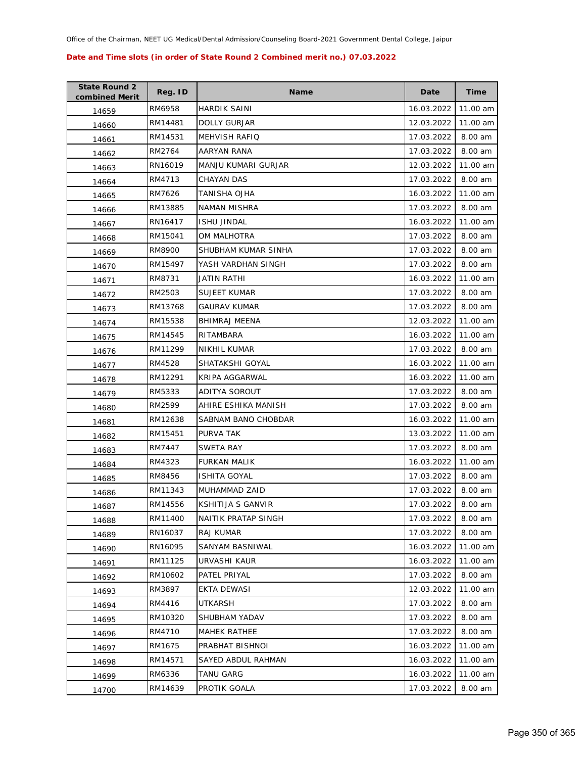Office of the Chairman, NEET UG Medical/Dental Admission/Counseling Board-2021 Government Dental College, Jaipur

**Date and Time slots (in order of State Round 2 Combined merit no.) 07.03.2022**

| State Round 2 combined Merit | Reg. ID | Name | Date | Time |
|---|---|---|---|---|
| 14659 | RM6958 | HARDIK SAINI | 16.03.2022 | 11.00 am |
| 14660 | RM14481 | DOLLY GURJAR | 12.03.2022 | 11.00 am |
| 14661 | RM14531 | MEHVISH RAFIQ | 17.03.2022 | 8.00 am |
| 14662 | RM2764 | AARYAN RANA | 17.03.2022 | 8.00 am |
| 14663 | RN16019 | MANJU KUMARI GURJAR | 12.03.2022 | 11.00 am |
| 14664 | RM4713 | CHAYAN DAS | 17.03.2022 | 8.00 am |
| 14665 | RM7626 | TANISHA OJHA | 16.03.2022 | 11.00 am |
| 14666 | RM13885 | NAMAN MISHRA | 17.03.2022 | 8.00 am |
| 14667 | RN16417 | ISHU JINDAL | 16.03.2022 | 11.00 am |
| 14668 | RM15041 | OM MALHOTRA | 17.03.2022 | 8.00 am |
| 14669 | RM8900 | SHUBHAM KUMAR SINHA | 17.03.2022 | 8.00 am |
| 14670 | RM15497 | YASH VARDHAN SINGH | 17.03.2022 | 8.00 am |
| 14671 | RM8731 | JATIN RATHI | 16.03.2022 | 11.00 am |
| 14672 | RM2503 | SUJEET KUMAR | 17.03.2022 | 8.00 am |
| 14673 | RM13768 | GAURAV KUMAR | 17.03.2022 | 8.00 am |
| 14674 | RM15538 | BHIMRAJ MEENA | 12.03.2022 | 11.00 am |
| 14675 | RM14545 | RITAMBARA | 16.03.2022 | 11.00 am |
| 14676 | RM11299 | NIKHIL KUMAR | 17.03.2022 | 8.00 am |
| 14677 | RM4528 | SHATAKSHI GOYAL | 16.03.2022 | 11.00 am |
| 14678 | RM12291 | KRIPA AGGARWAL | 16.03.2022 | 11.00 am |
| 14679 | RM5333 | ADITYA SOROUT | 17.03.2022 | 8.00 am |
| 14680 | RM2599 | AHIRE ESHIKA MANISH | 17.03.2022 | 8.00 am |
| 14681 | RM12638 | SABNAM BANO CHOBDAR | 16.03.2022 | 11.00 am |
| 14682 | RM15451 | PURVA TAK | 13.03.2022 | 11.00 am |
| 14683 | RM7447 | SWETA RAY | 17.03.2022 | 8.00 am |
| 14684 | RM4323 | FURKAN MALIK | 16.03.2022 | 11.00 am |
| 14685 | RM8456 | ISHITA GOYAL | 17.03.2022 | 8.00 am |
| 14686 | RM11343 | MUHAMMAD ZAID | 17.03.2022 | 8.00 am |
| 14687 | RM14556 | KSHITIJA S GANVIR | 17.03.2022 | 8.00 am |
| 14688 | RM11400 | NAITIK PRATAP SINGH | 17.03.2022 | 8.00 am |
| 14689 | RN16037 | RAJ KUMAR | 17.03.2022 | 8.00 am |
| 14690 | RN16095 | SANYAM BASNIWAL | 16.03.2022 | 11.00 am |
| 14691 | RM11125 | URVASHI KAUR | 16.03.2022 | 11.00 am |
| 14692 | RM10602 | PATEL PRIYAL | 17.03.2022 | 8.00 am |
| 14693 | RM3897 | EKTA DEWASI | 12.03.2022 | 11.00 am |
| 14694 | RM4416 | UTKARSH | 17.03.2022 | 8.00 am |
| 14695 | RM10320 | SHUBHAM YADAV | 17.03.2022 | 8.00 am |
| 14696 | RM4710 | MAHEK RATHEE | 17.03.2022 | 8.00 am |
| 14697 | RM1675 | PRABHAT BISHNOI | 16.03.2022 | 11.00 am |
| 14698 | RM14571 | SAYED ABDUL RAHMAN | 16.03.2022 | 11.00 am |
| 14699 | RM6336 | TANU GARG | 16.03.2022 | 11.00 am |
| 14700 | RM14639 | PROTIK GOALA | 17.03.2022 | 8.00 am |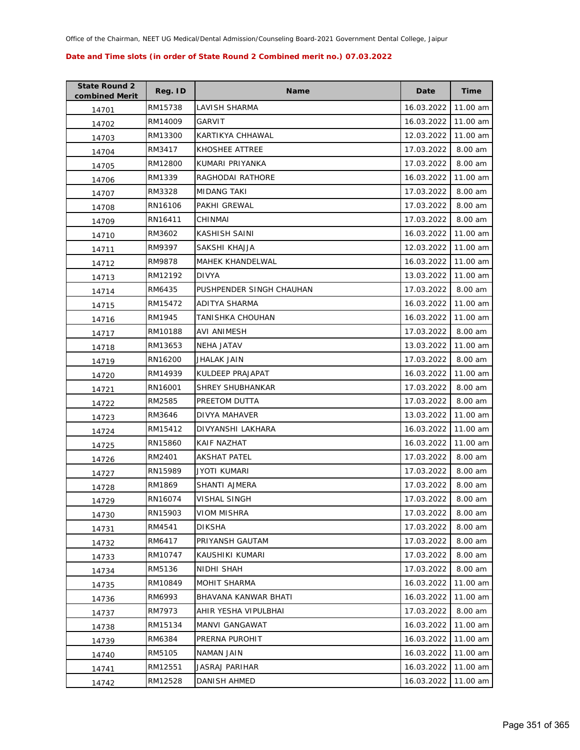Office of the Chairman, NEET UG Medical/Dental Admission/Counseling Board-2021 Government Dental College, Jaipur

**Date and Time slots (in order of State Round 2 Combined merit no.) 07.03.2022**

| State Round 2 combined Merit | Reg. ID | Name | Date | Time |
|---|---|---|---|---|
| 14701 | RM15738 | LAVISH SHARMA | 16.03.2022 | 11.00 am |
| 14702 | RM14009 | GARVIT | 16.03.2022 | 11.00 am |
| 14703 | RM13300 | KARTIKYA CHHAWAL | 12.03.2022 | 11.00 am |
| 14704 | RM3417 | KHOSHEE ATTREE | 17.03.2022 | 8.00 am |
| 14705 | RM12800 | KUMARI PRIYANKA | 17.03.2022 | 8.00 am |
| 14706 | RM1339 | RAGHODAI RATHORE | 16.03.2022 | 11.00 am |
| 14707 | RM3328 | MIDANG TAKI | 17.03.2022 | 8.00 am |
| 14708 | RN16106 | PAKHI GREWAL | 17.03.2022 | 8.00 am |
| 14709 | RN16411 | CHINMAI | 17.03.2022 | 8.00 am |
| 14710 | RM3602 | KASHISH SAINI | 16.03.2022 | 11.00 am |
| 14711 | RM9397 | SAKSHI KHAJJA | 12.03.2022 | 11.00 am |
| 14712 | RM9878 | MAHEK KHANDELWAL | 16.03.2022 | 11.00 am |
| 14713 | RM12192 | DIVYA | 13.03.2022 | 11.00 am |
| 14714 | RM6435 | PUSHPENDER SINGH CHAUHAN | 17.03.2022 | 8.00 am |
| 14715 | RM15472 | ADITYA SHARMA | 16.03.2022 | 11.00 am |
| 14716 | RM1945 | TANISHKA CHOUHAN | 16.03.2022 | 11.00 am |
| 14717 | RM10188 | AVI ANIMESH | 17.03.2022 | 8.00 am |
| 14718 | RM13653 | NEHA JATAV | 13.03.2022 | 11.00 am |
| 14719 | RN16200 | JHALAK JAIN | 17.03.2022 | 8.00 am |
| 14720 | RM14939 | KULDEEP PRAJAPAT | 16.03.2022 | 11.00 am |
| 14721 | RN16001 | SHREY SHUBHANKAR | 17.03.2022 | 8.00 am |
| 14722 | RM2585 | PREETOM DUTTA | 17.03.2022 | 8.00 am |
| 14723 | RM3646 | DIVYA MAHAVER | 13.03.2022 | 11.00 am |
| 14724 | RM15412 | DIVYANSHI LAKHARA | 16.03.2022 | 11.00 am |
| 14725 | RN15860 | KAIF NAZHAT | 16.03.2022 | 11.00 am |
| 14726 | RM2401 | AKSHAT PATEL | 17.03.2022 | 8.00 am |
| 14727 | RN15989 | JYOTI KUMARI | 17.03.2022 | 8.00 am |
| 14728 | RM1869 | SHANTI AJMERA | 17.03.2022 | 8.00 am |
| 14729 | RN16074 | VISHAL SINGH | 17.03.2022 | 8.00 am |
| 14730 | RN15903 | VIOM MISHRA | 17.03.2022 | 8.00 am |
| 14731 | RM4541 | DIKSHA | 17.03.2022 | 8.00 am |
| 14732 | RM6417 | PRIYANSH GAUTAM | 17.03.2022 | 8.00 am |
| 14733 | RM10747 | KAUSHIKI KUMARI | 17.03.2022 | 8.00 am |
| 14734 | RM5136 | NIDHI SHAH | 17.03.2022 | 8.00 am |
| 14735 | RM10849 | MOHIT SHARMA | 16.03.2022 | 11.00 am |
| 14736 | RM6993 | BHAVANA KANWAR BHATI | 16.03.2022 | 11.00 am |
| 14737 | RM7973 | AHIR YESHA VIPULBHAI | 17.03.2022 | 8.00 am |
| 14738 | RM15134 | MANVI GANGAWAT | 16.03.2022 | 11.00 am |
| 14739 | RM6384 | PRERNA PUROHIT | 16.03.2022 | 11.00 am |
| 14740 | RM5105 | NAMAN JAIN | 16.03.2022 | 11.00 am |
| 14741 | RM12551 | JASRAJ PARIHAR | 16.03.2022 | 11.00 am |
| 14742 | RM12528 | DANISH AHMED | 16.03.2022 | 11.00 am |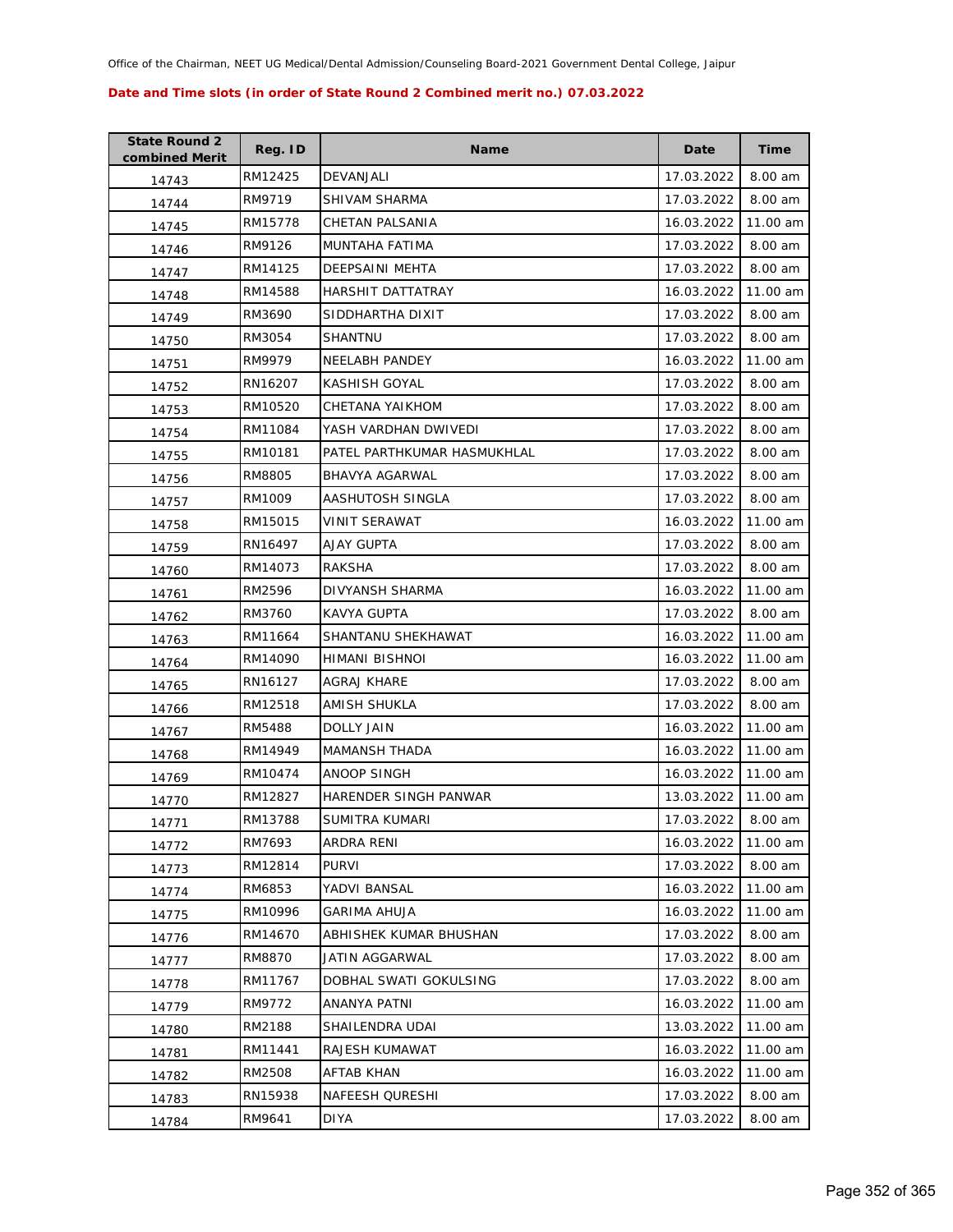Office of the Chairman, NEET UG Medical/Dental Admission/Counseling Board-2021 Government Dental College, Jaipur

**Date and Time slots (in order of State Round 2 Combined merit no.) 07.03.2022**

| State Round 2 combined Merit | Reg. ID | Name | Date | Time |
|---|---|---|---|---|
| 14743 | RM12425 | DEVANJALI | 17.03.2022 | 8.00 am |
| 14744 | RM9719 | SHIVAM SHARMA | 17.03.2022 | 8.00 am |
| 14745 | RM15778 | CHETAN PALSANIA | 16.03.2022 | 11.00 am |
| 14746 | RM9126 | MUNTAHA FATIMA | 17.03.2022 | 8.00 am |
| 14747 | RM14125 | DEEPSAINI MEHTA | 17.03.2022 | 8.00 am |
| 14748 | RM14588 | HARSHIT DATTATRAY | 16.03.2022 | 11.00 am |
| 14749 | RM3690 | SIDDHARTHA DIXIT | 17.03.2022 | 8.00 am |
| 14750 | RM3054 | SHANTNU | 17.03.2022 | 8.00 am |
| 14751 | RM9979 | NEELABH PANDEY | 16.03.2022 | 11.00 am |
| 14752 | RN16207 | KASHISH GOYAL | 17.03.2022 | 8.00 am |
| 14753 | RM10520 | CHETANA YAIKHOM | 17.03.2022 | 8.00 am |
| 14754 | RM11084 | YASH VARDHAN DWIVEDI | 17.03.2022 | 8.00 am |
| 14755 | RM10181 | PATEL PARTHKUMAR HASMUKHLAL | 17.03.2022 | 8.00 am |
| 14756 | RM8805 | BHAVYA AGARWAL | 17.03.2022 | 8.00 am |
| 14757 | RM1009 | AASHUTOSH SINGLA | 17.03.2022 | 8.00 am |
| 14758 | RM15015 | VINIT SERAWAT | 16.03.2022 | 11.00 am |
| 14759 | RN16497 | AJAY GUPTA | 17.03.2022 | 8.00 am |
| 14760 | RM14073 | RAKSHA | 17.03.2022 | 8.00 am |
| 14761 | RM2596 | DIVYANSH SHARMA | 16.03.2022 | 11.00 am |
| 14762 | RM3760 | KAVYA GUPTA | 17.03.2022 | 8.00 am |
| 14763 | RM11664 | SHANTANU SHEKHAWAT | 16.03.2022 | 11.00 am |
| 14764 | RM14090 | HIMANI BISHNOI | 16.03.2022 | 11.00 am |
| 14765 | RN16127 | AGRAJ KHARE | 17.03.2022 | 8.00 am |
| 14766 | RM12518 | AMISH SHUKLA | 17.03.2022 | 8.00 am |
| 14767 | RM5488 | DOLLY JAIN | 16.03.2022 | 11.00 am |
| 14768 | RM14949 | MAMANSH THADA | 16.03.2022 | 11.00 am |
| 14769 | RM10474 | ANOOP SINGH | 16.03.2022 | 11.00 am |
| 14770 | RM12827 | HARENDER SINGH PANWAR | 13.03.2022 | 11.00 am |
| 14771 | RM13788 | SUMITRA KUMARI | 17.03.2022 | 8.00 am |
| 14772 | RM7693 | ARDRA RENI | 16.03.2022 | 11.00 am |
| 14773 | RM12814 | PURVI | 17.03.2022 | 8.00 am |
| 14774 | RM6853 | YADVI BANSAL | 16.03.2022 | 11.00 am |
| 14775 | RM10996 | GARIMA AHUJA | 16.03.2022 | 11.00 am |
| 14776 | RM14670 | ABHISHEK KUMAR BHUSHAN | 17.03.2022 | 8.00 am |
| 14777 | RM8870 | JATIN AGGARWAL | 17.03.2022 | 8.00 am |
| 14778 | RM11767 | DOBHAL SWATI GOKULSING | 17.03.2022 | 8.00 am |
| 14779 | RM9772 | ANANYA PATNI | 16.03.2022 | 11.00 am |
| 14780 | RM2188 | SHAILENDRA UDAI | 13.03.2022 | 11.00 am |
| 14781 | RM11441 | RAJESH KUMAWAT | 16.03.2022 | 11.00 am |
| 14782 | RM2508 | AFTAB KHAN | 16.03.2022 | 11.00 am |
| 14783 | RN15938 | NAFEESH QURESHI | 17.03.2022 | 8.00 am |
| 14784 | RM9641 | DIYA | 17.03.2022 | 8.00 am |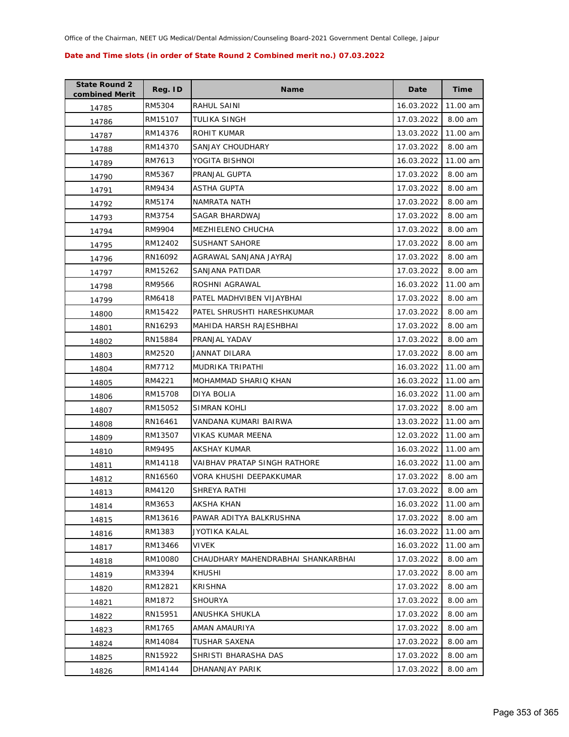Office of the Chairman, NEET UG Medical/Dental Admission/Counseling Board-2021 Government Dental College, Jaipur

**Date and Time slots (in order of State Round 2 Combined merit no.) 07.03.2022**

| State Round 2 combined Merit | Reg. ID | Name | Date | Time |
|---|---|---|---|---|
| 14785 | RM5304 | RAHUL SAINI | 16.03.2022 | 11.00 am |
| 14786 | RM15107 | TULIKA SINGH | 17.03.2022 | 8.00 am |
| 14787 | RM14376 | ROHIT KUMAR | 13.03.2022 | 11.00 am |
| 14788 | RM14370 | SANJAY CHOUDHARY | 17.03.2022 | 8.00 am |
| 14789 | RM7613 | YOGITA BISHNOI | 16.03.2022 | 11.00 am |
| 14790 | RM5367 | PRANJAL GUPTA | 17.03.2022 | 8.00 am |
| 14791 | RM9434 | ASTHA GUPTA | 17.03.2022 | 8.00 am |
| 14792 | RM5174 | NAMRATA NATH | 17.03.2022 | 8.00 am |
| 14793 | RM3754 | SAGAR BHARDWAJ | 17.03.2022 | 8.00 am |
| 14794 | RM9904 | MEZHIELENO CHUCHA | 17.03.2022 | 8.00 am |
| 14795 | RM12402 | SUSHANT SAHORE | 17.03.2022 | 8.00 am |
| 14796 | RN16092 | AGRAWAL SANJANA JAYRAJ | 17.03.2022 | 8.00 am |
| 14797 | RM15262 | SANJANA PATIDAR | 17.03.2022 | 8.00 am |
| 14798 | RM9566 | ROSHNI AGRAWAL | 16.03.2022 | 11.00 am |
| 14799 | RM6418 | PATEL MADHVIBEN VIJAYBHAI | 17.03.2022 | 8.00 am |
| 14800 | RM15422 | PATEL SHRUSHTI HARESHKUMAR | 17.03.2022 | 8.00 am |
| 14801 | RN16293 | MAHIDA HARSH RAJESHBHAI | 17.03.2022 | 8.00 am |
| 14802 | RN15884 | PRANJAL YADAV | 17.03.2022 | 8.00 am |
| 14803 | RM2520 | JANNAT DILARA | 17.03.2022 | 8.00 am |
| 14804 | RM7712 | MUDRIKA TRIPATHI | 16.03.2022 | 11.00 am |
| 14805 | RM4221 | MOHAMMAD SHARIQ KHAN | 16.03.2022 | 11.00 am |
| 14806 | RM15708 | DIYA BOLIA | 16.03.2022 | 11.00 am |
| 14807 | RM15052 | SIMRAN KOHLI | 17.03.2022 | 8.00 am |
| 14808 | RN16461 | VANDANA KUMARI BAIRWA | 13.03.2022 | 11.00 am |
| 14809 | RM13507 | VIKAS KUMAR MEENA | 12.03.2022 | 11.00 am |
| 14810 | RM9495 | AKSHAY KUMAR | 16.03.2022 | 11.00 am |
| 14811 | RM14118 | VAIBHAV PRATAP SINGH RATHORE | 16.03.2022 | 11.00 am |
| 14812 | RN16560 | VORA KHUSHI DEEPAKKUMAR | 17.03.2022 | 8.00 am |
| 14813 | RM4120 | SHREYA RATHI | 17.03.2022 | 8.00 am |
| 14814 | RM3653 | AKSHA KHAN | 16.03.2022 | 11.00 am |
| 14815 | RM13616 | PAWAR ADITYA BALKRUSHNA | 17.03.2022 | 8.00 am |
| 14816 | RM1383 | JYOTIKA KALAL | 16.03.2022 | 11.00 am |
| 14817 | RM13466 | VIVEK | 16.03.2022 | 11.00 am |
| 14818 | RM10080 | CHAUDHARY MAHENDRABHAI SHANKARBHAI | 17.03.2022 | 8.00 am |
| 14819 | RM3394 | KHUSHI | 17.03.2022 | 8.00 am |
| 14820 | RM12821 | KRISHNA | 17.03.2022 | 8.00 am |
| 14821 | RM1872 | SHOURYA | 17.03.2022 | 8.00 am |
| 14822 | RN15951 | ANUSHKA SHUKLA | 17.03.2022 | 8.00 am |
| 14823 | RM1765 | AMAN AMAURIYA | 17.03.2022 | 8.00 am |
| 14824 | RM14084 | TUSHAR SAXENA | 17.03.2022 | 8.00 am |
| 14825 | RN15922 | SHRISTI BHARASHA DAS | 17.03.2022 | 8.00 am |
| 14826 | RM14144 | DHANANJAY PARIK | 17.03.2022 | 8.00 am |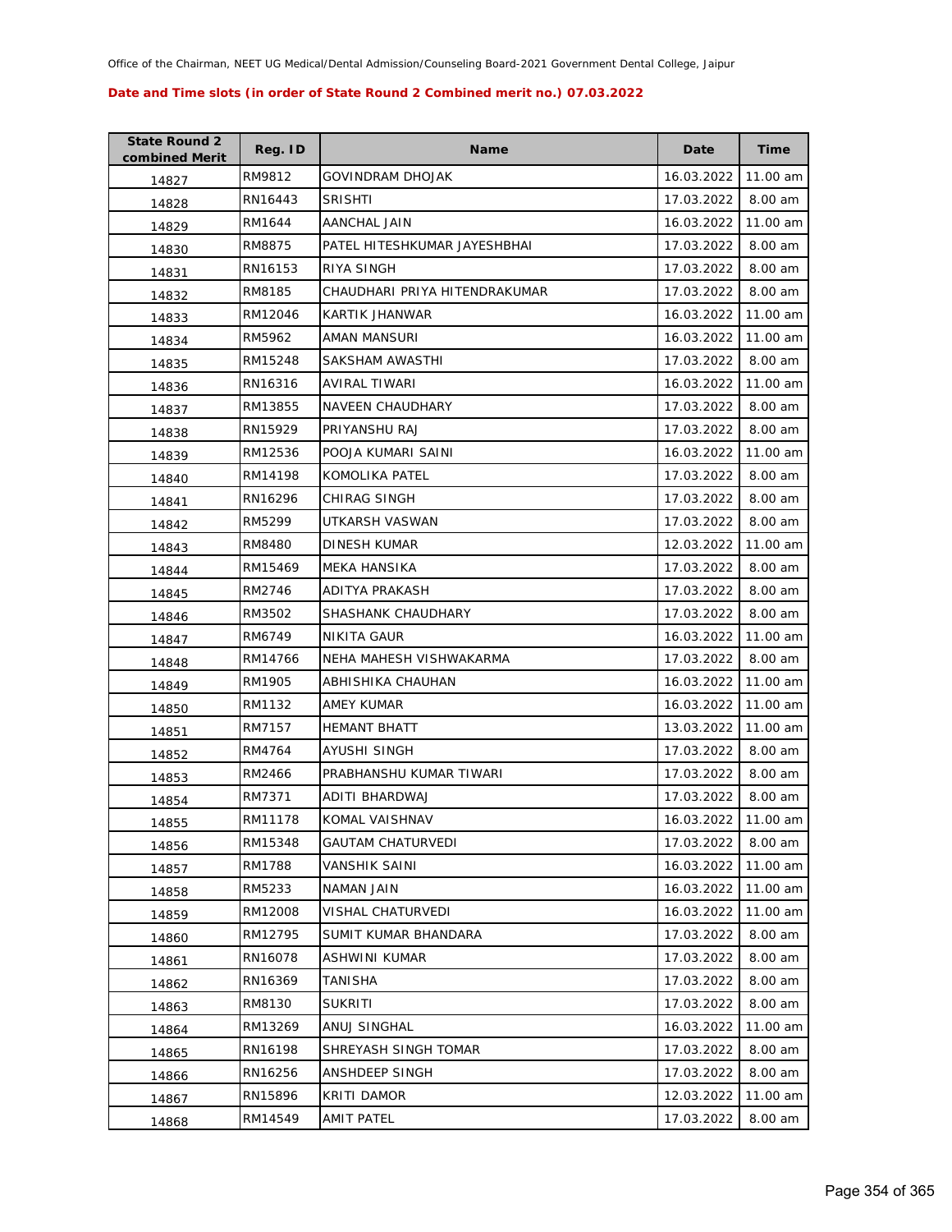Office of the Chairman, NEET UG Medical/Dental Admission/Counseling Board-2021 Government Dental College, Jaipur

**Date and Time slots (in order of State Round 2 Combined merit no.) 07.03.2022**

| State Round 2 combined Merit | Reg. ID | Name | Date | Time |
|---|---|---|---|---|
| 14827 | RM9812 | GOVINDRAM DHOJAK | 16.03.2022 | 11.00 am |
| 14828 | RN16443 | SRISHTI | 17.03.2022 | 8.00 am |
| 14829 | RM1644 | AANCHAL JAIN | 16.03.2022 | 11.00 am |
| 14830 | RM8875 | PATEL HITESHKUMAR JAYESHBHAI | 17.03.2022 | 8.00 am |
| 14831 | RN16153 | RIYA SINGH | 17.03.2022 | 8.00 am |
| 14832 | RM8185 | CHAUDHARI PRIYA HITENDRAKUMAR | 17.03.2022 | 8.00 am |
| 14833 | RM12046 | KARTIK JHANWAR | 16.03.2022 | 11.00 am |
| 14834 | RM5962 | AMAN MANSURI | 16.03.2022 | 11.00 am |
| 14835 | RM15248 | SAKSHAM AWASTHI | 17.03.2022 | 8.00 am |
| 14836 | RN16316 | AVIRAL TIWARI | 16.03.2022 | 11.00 am |
| 14837 | RM13855 | NAVEEN CHAUDHARY | 17.03.2022 | 8.00 am |
| 14838 | RN15929 | PRIYANSHU RAJ | 17.03.2022 | 8.00 am |
| 14839 | RM12536 | POOJA KUMARI SAINI | 16.03.2022 | 11.00 am |
| 14840 | RM14198 | KOMOLIKA PATEL | 17.03.2022 | 8.00 am |
| 14841 | RN16296 | CHIRAG SINGH | 17.03.2022 | 8.00 am |
| 14842 | RM5299 | UTKARSH VASWAN | 17.03.2022 | 8.00 am |
| 14843 | RM8480 | DINESH KUMAR | 12.03.2022 | 11.00 am |
| 14844 | RM15469 | MEKA HANSIKA | 17.03.2022 | 8.00 am |
| 14845 | RM2746 | ADITYA PRAKASH | 17.03.2022 | 8.00 am |
| 14846 | RM3502 | SHASHANK CHAUDHARY | 17.03.2022 | 8.00 am |
| 14847 | RM6749 | NIKITA GAUR | 16.03.2022 | 11.00 am |
| 14848 | RM14766 | NEHA MAHESH VISHWAKARMA | 17.03.2022 | 8.00 am |
| 14849 | RM1905 | ABHISHIKA CHAUHAN | 16.03.2022 | 11.00 am |
| 14850 | RM1132 | AMEY KUMAR | 16.03.2022 | 11.00 am |
| 14851 | RM7157 | HEMANT BHATT | 13.03.2022 | 11.00 am |
| 14852 | RM4764 | AYUSHI SINGH | 17.03.2022 | 8.00 am |
| 14853 | RM2466 | PRABHANSHU KUMAR TIWARI | 17.03.2022 | 8.00 am |
| 14854 | RM7371 | ADITI BHARDWAJ | 17.03.2022 | 8.00 am |
| 14855 | RM11178 | KOMAL VAISHNAV | 16.03.2022 | 11.00 am |
| 14856 | RM15348 | GAUTAM CHATURVEDI | 17.03.2022 | 8.00 am |
| 14857 | RM1788 | VANSHIK SAINI | 16.03.2022 | 11.00 am |
| 14858 | RM5233 | NAMAN JAIN | 16.03.2022 | 11.00 am |
| 14859 | RM12008 | VISHAL CHATURVEDI | 16.03.2022 | 11.00 am |
| 14860 | RM12795 | SUMIT KUMAR BHANDARA | 17.03.2022 | 8.00 am |
| 14861 | RN16078 | ASHWINI KUMAR | 17.03.2022 | 8.00 am |
| 14862 | RN16369 | TANISHA | 17.03.2022 | 8.00 am |
| 14863 | RM8130 | SUKRITI | 17.03.2022 | 8.00 am |
| 14864 | RM13269 | ANUJ SINGHAL | 16.03.2022 | 11.00 am |
| 14865 | RN16198 | SHREYASH SINGH TOMAR | 17.03.2022 | 8.00 am |
| 14866 | RN16256 | ANSHDEEP SINGH | 17.03.2022 | 8.00 am |
| 14867 | RN15896 | KRITI DAMOR | 12.03.2022 | 11.00 am |
| 14868 | RM14549 | AMIT PATEL | 17.03.2022 | 8.00 am |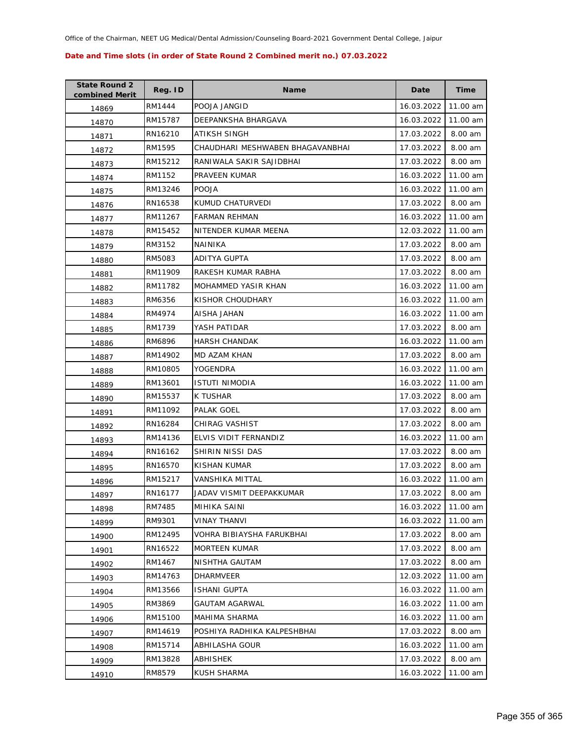Office of the Chairman, NEET UG Medical/Dental Admission/Counseling Board-2021 Government Dental College, Jaipur

**Date and Time slots (in order of State Round 2 Combined merit no.) 07.03.2022**

| State Round 2 combined Merit | Reg. ID | Name | Date | Time |
|---|---|---|---|---|
| 14869 | RM1444 | POOJA JANGID | 16.03.2022 | 11.00 am |
| 14870 | RM15787 | DEEPANKSHA BHARGAVA | 16.03.2022 | 11.00 am |
| 14871 | RN16210 | ATIKSH SINGH | 17.03.2022 | 8.00 am |
| 14872 | RM1595 | CHAUDHARI MESHWABEN BHAGAVANBHAI | 17.03.2022 | 8.00 am |
| 14873 | RM15212 | RANIWALA SAKIR SAJIDBHAI | 17.03.2022 | 8.00 am |
| 14874 | RM1152 | PRAVEEN KUMAR | 16.03.2022 | 11.00 am |
| 14875 | RM13246 | POOJA | 16.03.2022 | 11.00 am |
| 14876 | RN16538 | KUMUD CHATURVEDI | 17.03.2022 | 8.00 am |
| 14877 | RM11267 | FARMAN REHMAN | 16.03.2022 | 11.00 am |
| 14878 | RM15452 | NITENDER KUMAR MEENA | 12.03.2022 | 11.00 am |
| 14879 | RM3152 | NAINIKA | 17.03.2022 | 8.00 am |
| 14880 | RM5083 | ADITYA GUPTA | 17.03.2022 | 8.00 am |
| 14881 | RM11909 | RAKESH KUMAR RABHA | 17.03.2022 | 8.00 am |
| 14882 | RM11782 | MOHAMMED YASIR KHAN | 16.03.2022 | 11.00 am |
| 14883 | RM6356 | KISHOR CHOUDHARY | 16.03.2022 | 11.00 am |
| 14884 | RM4974 | AISHA JAHAN | 16.03.2022 | 11.00 am |
| 14885 | RM1739 | YASH PATIDAR | 17.03.2022 | 8.00 am |
| 14886 | RM6896 | HARSH CHANDAK | 16.03.2022 | 11.00 am |
| 14887 | RM14902 | MD AZAM KHAN | 17.03.2022 | 8.00 am |
| 14888 | RM10805 | YOGENDRA | 16.03.2022 | 11.00 am |
| 14889 | RM13601 | ISTUTI NIMODIA | 16.03.2022 | 11.00 am |
| 14890 | RM15537 | K TUSHAR | 17.03.2022 | 8.00 am |
| 14891 | RM11092 | PALAK GOEL | 17.03.2022 | 8.00 am |
| 14892 | RN16284 | CHIRAG VASHIST | 17.03.2022 | 8.00 am |
| 14893 | RM14136 | ELVIS VIDIT FERNANDIZ | 16.03.2022 | 11.00 am |
| 14894 | RN16162 | SHIRIN NISSI DAS | 17.03.2022 | 8.00 am |
| 14895 | RN16570 | KISHAN KUMAR | 17.03.2022 | 8.00 am |
| 14896 | RM15217 | VANSHIKA MITTAL | 16.03.2022 | 11.00 am |
| 14897 | RN16177 | JADAV VISMIT DEEPAKKUMAR | 17.03.2022 | 8.00 am |
| 14898 | RM7485 | MIHIKA SAINI | 16.03.2022 | 11.00 am |
| 14899 | RM9301 | VINAY THANVI | 16.03.2022 | 11.00 am |
| 14900 | RM12495 | VOHRA BIBIAYSHA FARUKBHAI | 17.03.2022 | 8.00 am |
| 14901 | RN16522 | MORTEEN KUMAR | 17.03.2022 | 8.00 am |
| 14902 | RM1467 | NISHTHA GAUTAM | 17.03.2022 | 8.00 am |
| 14903 | RM14763 | DHARMVEER | 12.03.2022 | 11.00 am |
| 14904 | RM13566 | ISHANI GUPTA | 16.03.2022 | 11.00 am |
| 14905 | RM3869 | GAUTAM AGARWAL | 16.03.2022 | 11.00 am |
| 14906 | RM15100 | MAHIMA SHARMA | 16.03.2022 | 11.00 am |
| 14907 | RM14619 | POSHIYA RADHIKA KALPESHBHAI | 17.03.2022 | 8.00 am |
| 14908 | RM15714 | ABHILASHA GOUR | 16.03.2022 | 11.00 am |
| 14909 | RM13828 | ABHISHEK | 17.03.2022 | 8.00 am |
| 14910 | RM8579 | KUSH SHARMA | 16.03.2022 | 11.00 am |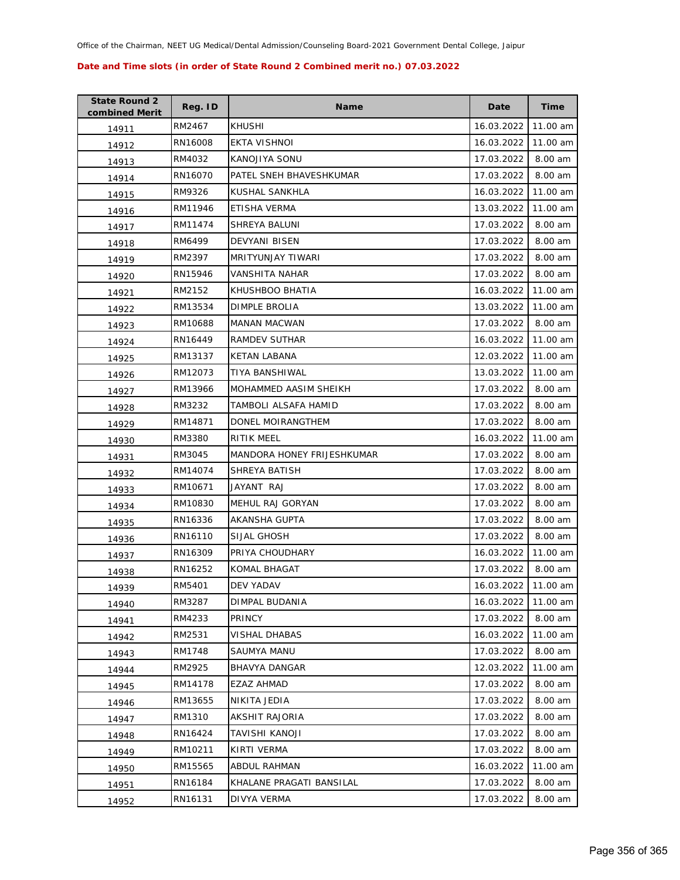**Date and Time slots (in order of State Round 2 Combined merit no.) 07.03.2022**

| State Round 2 combined Merit | Reg. ID | Name | Date | Time |
|---|---|---|---|---|
| 14911 | RM2467 | KHUSHI | 16.03.2022 | 11.00 am |
| 14912 | RN16008 | EKTA VISHNOI | 16.03.2022 | 11.00 am |
| 14913 | RM4032 | KANOJIYA SONU | 17.03.2022 | 8.00 am |
| 14914 | RN16070 | PATEL SNEH BHAVESHKUMAR | 17.03.2022 | 8.00 am |
| 14915 | RM9326 | KUSHAL SANKHLA | 16.03.2022 | 11.00 am |
| 14916 | RM11946 | ETISHA VERMA | 13.03.2022 | 11.00 am |
| 14917 | RM11474 | SHREYA BALUNI | 17.03.2022 | 8.00 am |
| 14918 | RM6499 | DEVYANI BISEN | 17.03.2022 | 8.00 am |
| 14919 | RM2397 | MRITYUNJAY TIWARI | 17.03.2022 | 8.00 am |
| 14920 | RN15946 | VANSHITA NAHAR | 17.03.2022 | 8.00 am |
| 14921 | RM2152 | KHUSHBOO BHATIA | 16.03.2022 | 11.00 am |
| 14922 | RM13534 | DIMPLE BROLIA | 13.03.2022 | 11.00 am |
| 14923 | RM10688 | MANAN MACWAN | 17.03.2022 | 8.00 am |
| 14924 | RN16449 | RAMDEV SUTHAR | 16.03.2022 | 11.00 am |
| 14925 | RM13137 | KETAN LABANA | 12.03.2022 | 11.00 am |
| 14926 | RM12073 | TIYA BANSHIWAL | 13.03.2022 | 11.00 am |
| 14927 | RM13966 | MOHAMMED AASIM SHEIKH | 17.03.2022 | 8.00 am |
| 14928 | RM3232 | TAMBOLI ALSAFA HAMID | 17.03.2022 | 8.00 am |
| 14929 | RM14871 | DONEL MOIRANGTHEM | 17.03.2022 | 8.00 am |
| 14930 | RM3380 | RITIK MEEL | 16.03.2022 | 11.00 am |
| 14931 | RM3045 | MANDORA HONEY FRIJESHKUMAR | 17.03.2022 | 8.00 am |
| 14932 | RM14074 | SHREYA BATISH | 17.03.2022 | 8.00 am |
| 14933 | RM10671 | JAYANT RAJ | 17.03.2022 | 8.00 am |
| 14934 | RM10830 | MEHUL RAJ GORYAN | 17.03.2022 | 8.00 am |
| 14935 | RN16336 | AKANSHA GUPTA | 17.03.2022 | 8.00 am |
| 14936 | RN16110 | SIJAL GHOSH | 17.03.2022 | 8.00 am |
| 14937 | RN16309 | PRIYA CHOUDHARY | 16.03.2022 | 11.00 am |
| 14938 | RN16252 | KOMAL BHAGAT | 17.03.2022 | 8.00 am |
| 14939 | RM5401 | DEV YADAV | 16.03.2022 | 11.00 am |
| 14940 | RM3287 | DIMPAL BUDANIA | 16.03.2022 | 11.00 am |
| 14941 | RM4233 | PRINCY | 17.03.2022 | 8.00 am |
| 14942 | RM2531 | VISHAL DHABAS | 16.03.2022 | 11.00 am |
| 14943 | RM1748 | SAUMYA MANU | 17.03.2022 | 8.00 am |
| 14944 | RM2925 | BHAVYA DANGAR | 12.03.2022 | 11.00 am |
| 14945 | RM14178 | EZAZ AHMAD | 17.03.2022 | 8.00 am |
| 14946 | RM13655 | NIKITA JEDIA | 17.03.2022 | 8.00 am |
| 14947 | RM1310 | AKSHIT RAJORIA | 17.03.2022 | 8.00 am |
| 14948 | RN16424 | TAVISHI KANOJI | 17.03.2022 | 8.00 am |
| 14949 | RM10211 | KIRTI VERMA | 17.03.2022 | 8.00 am |
| 14950 | RM15565 | ABDUL RAHMAN | 16.03.2022 | 11.00 am |
| 14951 | RN16184 | KHALANE PRAGATI BANSILAL | 17.03.2022 | 8.00 am |
| 14952 | RN16131 | DIVYA VERMA | 17.03.2022 | 8.00 am |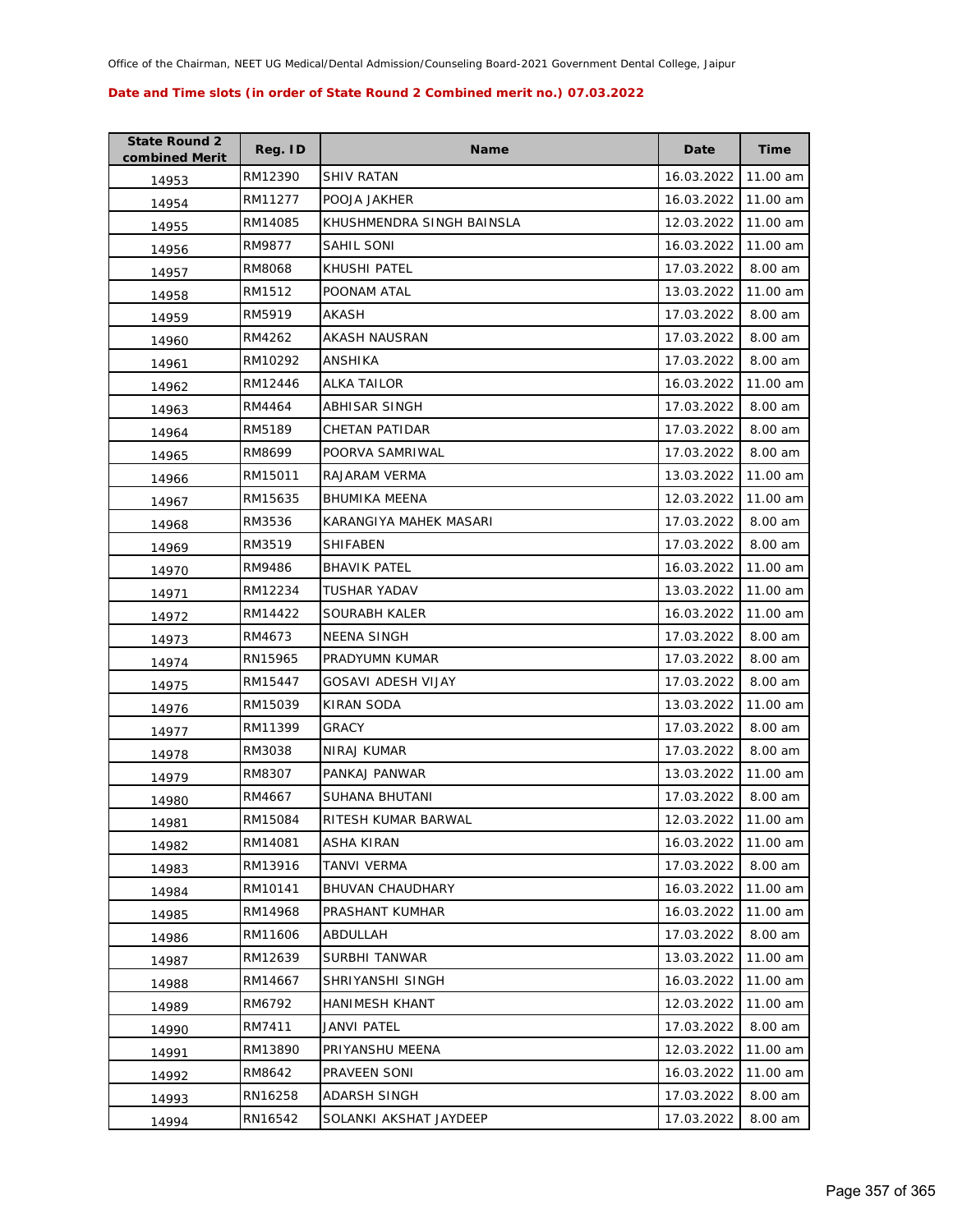Office of the Chairman, NEET UG Medical/Dental Admission/Counseling Board-2021 Government Dental College, Jaipur

**Date and Time slots (in order of State Round 2 Combined merit no.) 07.03.2022**

| State Round 2 combined Merit | Reg. ID | Name | Date | Time |
|---|---|---|---|---|
| 14953 | RM12390 | SHIV RATAN | 16.03.2022 | 11.00 am |
| 14954 | RM11277 | POOJA JAKHER | 16.03.2022 | 11.00 am |
| 14955 | RM14085 | KHUSHMENDRA SINGH BAINSLA | 12.03.2022 | 11.00 am |
| 14956 | RM9877 | SAHIL SONI | 16.03.2022 | 11.00 am |
| 14957 | RM8068 | KHUSHI PATEL | 17.03.2022 | 8.00 am |
| 14958 | RM1512 | POONAM ATAL | 13.03.2022 | 11.00 am |
| 14959 | RM5919 | AKASH | 17.03.2022 | 8.00 am |
| 14960 | RM4262 | AKASH NAUSRAN | 17.03.2022 | 8.00 am |
| 14961 | RM10292 | ANSHIKA | 17.03.2022 | 8.00 am |
| 14962 | RM12446 | ALKA TAILOR | 16.03.2022 | 11.00 am |
| 14963 | RM4464 | ABHISAR SINGH | 17.03.2022 | 8.00 am |
| 14964 | RM5189 | CHETAN PATIDAR | 17.03.2022 | 8.00 am |
| 14965 | RM8699 | POORVA SAMRIWAL | 17.03.2022 | 8.00 am |
| 14966 | RM15011 | RAJARAM VERMA | 13.03.2022 | 11.00 am |
| 14967 | RM15635 | BHUMIKA MEENA | 12.03.2022 | 11.00 am |
| 14968 | RM3536 | KARANGIYA MAHEK MASARI | 17.03.2022 | 8.00 am |
| 14969 | RM3519 | SHIFABEN | 17.03.2022 | 8.00 am |
| 14970 | RM9486 | BHAVIK PATEL | 16.03.2022 | 11.00 am |
| 14971 | RM12234 | TUSHAR YADAV | 13.03.2022 | 11.00 am |
| 14972 | RM14422 | SOURABH KALER | 16.03.2022 | 11.00 am |
| 14973 | RM4673 | NEENA SINGH | 17.03.2022 | 8.00 am |
| 14974 | RN15965 | PRADYUMN KUMAR | 17.03.2022 | 8.00 am |
| 14975 | RM15447 | GOSAVI ADESH VIJAY | 17.03.2022 | 8.00 am |
| 14976 | RM15039 | KIRAN SODA | 13.03.2022 | 11.00 am |
| 14977 | RM11399 | GRACY | 17.03.2022 | 8.00 am |
| 14978 | RM3038 | NIRAJ KUMAR | 17.03.2022 | 8.00 am |
| 14979 | RM8307 | PANKAJ PANWAR | 13.03.2022 | 11.00 am |
| 14980 | RM4667 | SUHANA BHUTANI | 17.03.2022 | 8.00 am |
| 14981 | RM15084 | RITESH KUMAR BARWAL | 12.03.2022 | 11.00 am |
| 14982 | RM14081 | ASHA KIRAN | 16.03.2022 | 11.00 am |
| 14983 | RM13916 | TANVI VERMA | 17.03.2022 | 8.00 am |
| 14984 | RM10141 | BHUVAN CHAUDHARY | 16.03.2022 | 11.00 am |
| 14985 | RM14968 | PRASHANT KUMHAR | 16.03.2022 | 11.00 am |
| 14986 | RM11606 | ABDULLAH | 17.03.2022 | 8.00 am |
| 14987 | RM12639 | SURBHI TANWAR | 13.03.2022 | 11.00 am |
| 14988 | RM14667 | SHRIYANSHI SINGH | 16.03.2022 | 11.00 am |
| 14989 | RM6792 | HANIMESH KHANT | 12.03.2022 | 11.00 am |
| 14990 | RM7411 | JANVI PATEL | 17.03.2022 | 8.00 am |
| 14991 | RM13890 | PRIYANSHU MEENA | 12.03.2022 | 11.00 am |
| 14992 | RM8642 | PRAVEEN SONI | 16.03.2022 | 11.00 am |
| 14993 | RN16258 | ADARSH SINGH | 17.03.2022 | 8.00 am |
| 14994 | RN16542 | SOLANKI AKSHAT JAYDEEP | 17.03.2022 | 8.00 am |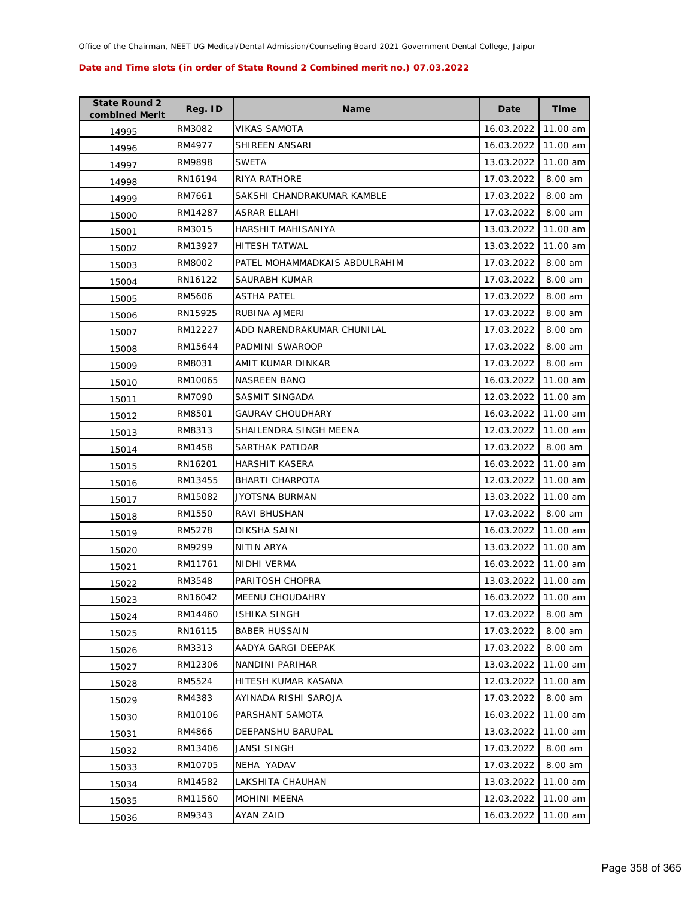Office of the Chairman, NEET UG Medical/Dental Admission/Counseling Board-2021 Government Dental College, Jaipur

**Date and Time slots (in order of State Round 2 Combined merit no.) 07.03.2022**

| State Round 2 combined Merit | Reg. ID | Name | Date | Time |
|---|---|---|---|---|
| 14995 | RM3082 | VIKAS SAMOTA | 16.03.2022 | 11.00 am |
| 14996 | RM4977 | SHIREEN ANSARI | 16.03.2022 | 11.00 am |
| 14997 | RM9898 | SWETA | 13.03.2022 | 11.00 am |
| 14998 | RN16194 | RIYA RATHORE | 17.03.2022 | 8.00 am |
| 14999 | RM7661 | SAKSHI CHANDRAKUMAR KAMBLE | 17.03.2022 | 8.00 am |
| 15000 | RM14287 | ASRAR ELLAHI | 17.03.2022 | 8.00 am |
| 15001 | RM3015 | HARSHIT MAHISANIYA | 13.03.2022 | 11.00 am |
| 15002 | RM13927 | HITESH TATWAL | 13.03.2022 | 11.00 am |
| 15003 | RM8002 | PATEL MOHAMMADKAIS ABDULRAHIM | 17.03.2022 | 8.00 am |
| 15004 | RN16122 | SAURABH KUMAR | 17.03.2022 | 8.00 am |
| 15005 | RM5606 | ASTHA PATEL | 17.03.2022 | 8.00 am |
| 15006 | RN15925 | RUBINA AJMERI | 17.03.2022 | 8.00 am |
| 15007 | RM12227 | ADD NARENDRAKUMAR CHUNILAL | 17.03.2022 | 8.00 am |
| 15008 | RM15644 | PADMINI SWAROOP | 17.03.2022 | 8.00 am |
| 15009 | RM8031 | AMIT KUMAR DINKAR | 17.03.2022 | 8.00 am |
| 15010 | RM10065 | NASREEN BANO | 16.03.2022 | 11.00 am |
| 15011 | RM7090 | SASMIT SINGADA | 12.03.2022 | 11.00 am |
| 15012 | RM8501 | GAURAV CHOUDHARY | 16.03.2022 | 11.00 am |
| 15013 | RM8313 | SHAILENDRA SINGH MEENA | 12.03.2022 | 11.00 am |
| 15014 | RM1458 | SARTHAK PATIDAR | 17.03.2022 | 8.00 am |
| 15015 | RN16201 | HARSHIT KASERA | 16.03.2022 | 11.00 am |
| 15016 | RM13455 | BHARTI CHARPOTA | 12.03.2022 | 11.00 am |
| 15017 | RM15082 | JYOTSNA BURMAN | 13.03.2022 | 11.00 am |
| 15018 | RM1550 | RAVI BHUSHAN | 17.03.2022 | 8.00 am |
| 15019 | RM5278 | DIKSHA SAINI | 16.03.2022 | 11.00 am |
| 15020 | RM9299 | NITIN ARYA | 13.03.2022 | 11.00 am |
| 15021 | RM11761 | NIDHI VERMA | 16.03.2022 | 11.00 am |
| 15022 | RM3548 | PARITOSH CHOPRA | 13.03.2022 | 11.00 am |
| 15023 | RN16042 | MEENU CHOUDAHRY | 16.03.2022 | 11.00 am |
| 15024 | RM14460 | ISHIKA SINGH | 17.03.2022 | 8.00 am |
| 15025 | RN16115 | BABER HUSSAIN | 17.03.2022 | 8.00 am |
| 15026 | RM3313 | AADYA GARGI DEEPAK | 17.03.2022 | 8.00 am |
| 15027 | RM12306 | NANDINI PARIHAR | 13.03.2022 | 11.00 am |
| 15028 | RM5524 | HITESH KUMAR KASANA | 12.03.2022 | 11.00 am |
| 15029 | RM4383 | AYINADA RISHI SAROJA | 17.03.2022 | 8.00 am |
| 15030 | RM10106 | PARSHANT SAMOTA | 16.03.2022 | 11.00 am |
| 15031 | RM4866 | DEEPANSHU BARUPAL | 13.03.2022 | 11.00 am |
| 15032 | RM13406 | JANSI SINGH | 17.03.2022 | 8.00 am |
| 15033 | RM10705 | NEHA  YADAV | 17.03.2022 | 8.00 am |
| 15034 | RM14582 | LAKSHITA CHAUHAN | 13.03.2022 | 11.00 am |
| 15035 | RM11560 | MOHINI MEENA | 12.03.2022 | 11.00 am |
| 15036 | RM9343 | AYAN ZAID | 16.03.2022 | 11.00 am |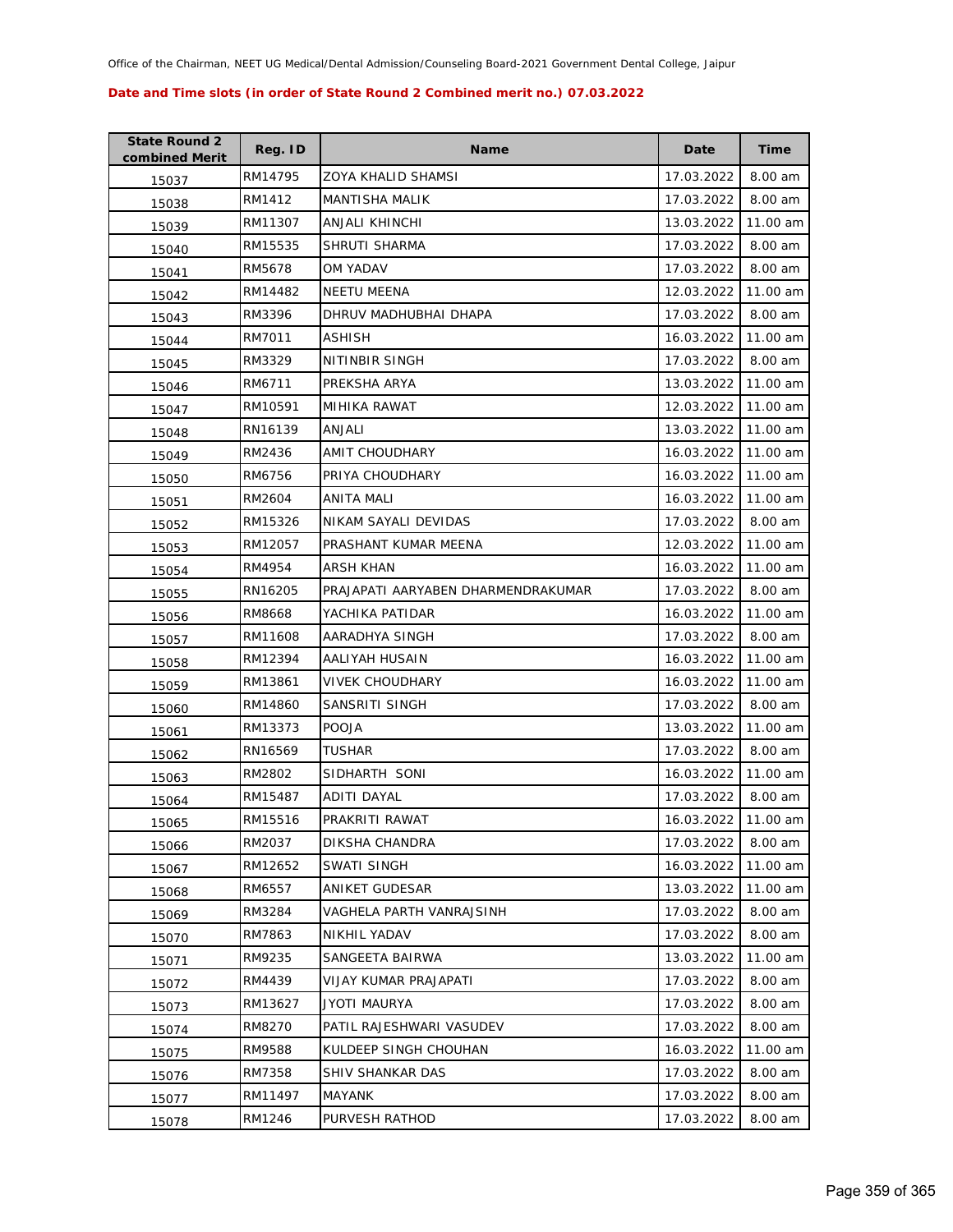Office of the Chairman, NEET UG Medical/Dental Admission/Counseling Board-2021 Government Dental College, Jaipur

**Date and Time slots (in order of State Round 2 Combined merit no.) 07.03.2022**

| State Round 2 combined Merit | Reg. ID | Name | Date | Time |
|---|---|---|---|---|
| 15037 | RM14795 | ZOYA KHALID SHAMSI | 17.03.2022 | 8.00 am |
| 15038 | RM1412 | MANTISHA MALIK | 17.03.2022 | 8.00 am |
| 15039 | RM11307 | ANJALI KHINCHI | 13.03.2022 | 11.00 am |
| 15040 | RM15535 | SHRUTI SHARMA | 17.03.2022 | 8.00 am |
| 15041 | RM5678 | OM YADAV | 17.03.2022 | 8.00 am |
| 15042 | RM14482 | NEETU MEENA | 12.03.2022 | 11.00 am |
| 15043 | RM3396 | DHRUV MADHUBHAI DHAPA | 17.03.2022 | 8.00 am |
| 15044 | RM7011 | ASHISH | 16.03.2022 | 11.00 am |
| 15045 | RM3329 | NITINBIR SINGH | 17.03.2022 | 8.00 am |
| 15046 | RM6711 | PREKSHA ARYA | 13.03.2022 | 11.00 am |
| 15047 | RM10591 | MIHIKA RAWAT | 12.03.2022 | 11.00 am |
| 15048 | RN16139 | ANJALI | 13.03.2022 | 11.00 am |
| 15049 | RM2436 | AMIT CHOUDHARY | 16.03.2022 | 11.00 am |
| 15050 | RM6756 | PRIYA CHOUDHARY | 16.03.2022 | 11.00 am |
| 15051 | RM2604 | ANITA MALI | 16.03.2022 | 11.00 am |
| 15052 | RM15326 | NIKAM SAYALI DEVIDAS | 17.03.2022 | 8.00 am |
| 15053 | RM12057 | PRASHANT KUMAR MEENA | 12.03.2022 | 11.00 am |
| 15054 | RM4954 | ARSH KHAN | 16.03.2022 | 11.00 am |
| 15055 | RN16205 | PRAJAPATI AARYABEN DHARMENDRAKUMAR | 17.03.2022 | 8.00 am |
| 15056 | RM8668 | YACHIKA PATIDAR | 16.03.2022 | 11.00 am |
| 15057 | RM11608 | AARADHYA SINGH | 17.03.2022 | 8.00 am |
| 15058 | RM12394 | AALIYAH HUSAIN | 16.03.2022 | 11.00 am |
| 15059 | RM13861 | VIVEK CHOUDHARY | 16.03.2022 | 11.00 am |
| 15060 | RM14860 | SANSRITI SINGH | 17.03.2022 | 8.00 am |
| 15061 | RM13373 | POOJA | 13.03.2022 | 11.00 am |
| 15062 | RN16569 | TUSHAR | 17.03.2022 | 8.00 am |
| 15063 | RM2802 | SIDHARTH SONI | 16.03.2022 | 11.00 am |
| 15064 | RM15487 | ADITI DAYAL | 17.03.2022 | 8.00 am |
| 15065 | RM15516 | PRAKRITI RAWAT | 16.03.2022 | 11.00 am |
| 15066 | RM2037 | DIKSHA CHANDRA | 17.03.2022 | 8.00 am |
| 15067 | RM12652 | SWATI SINGH | 16.03.2022 | 11.00 am |
| 15068 | RM6557 | ANIKET GUDESAR | 13.03.2022 | 11.00 am |
| 15069 | RM3284 | VAGHELA PARTH VANRAJSINH | 17.03.2022 | 8.00 am |
| 15070 | RM7863 | NIKHIL YADAV | 17.03.2022 | 8.00 am |
| 15071 | RM9235 | SANGEETA BAIRWA | 13.03.2022 | 11.00 am |
| 15072 | RM4439 | VIJAY KUMAR PRAJAPATI | 17.03.2022 | 8.00 am |
| 15073 | RM13627 | JYOTI MAURYA | 17.03.2022 | 8.00 am |
| 15074 | RM8270 | PATIL RAJESHWARI VASUDEV | 17.03.2022 | 8.00 am |
| 15075 | RM9588 | KULDEEP SINGH CHOUHAN | 16.03.2022 | 11.00 am |
| 15076 | RM7358 | SHIV SHANKAR DAS | 17.03.2022 | 8.00 am |
| 15077 | RM11497 | MAYANK | 17.03.2022 | 8.00 am |
| 15078 | RM1246 | PURVESH RATHOD | 17.03.2022 | 8.00 am |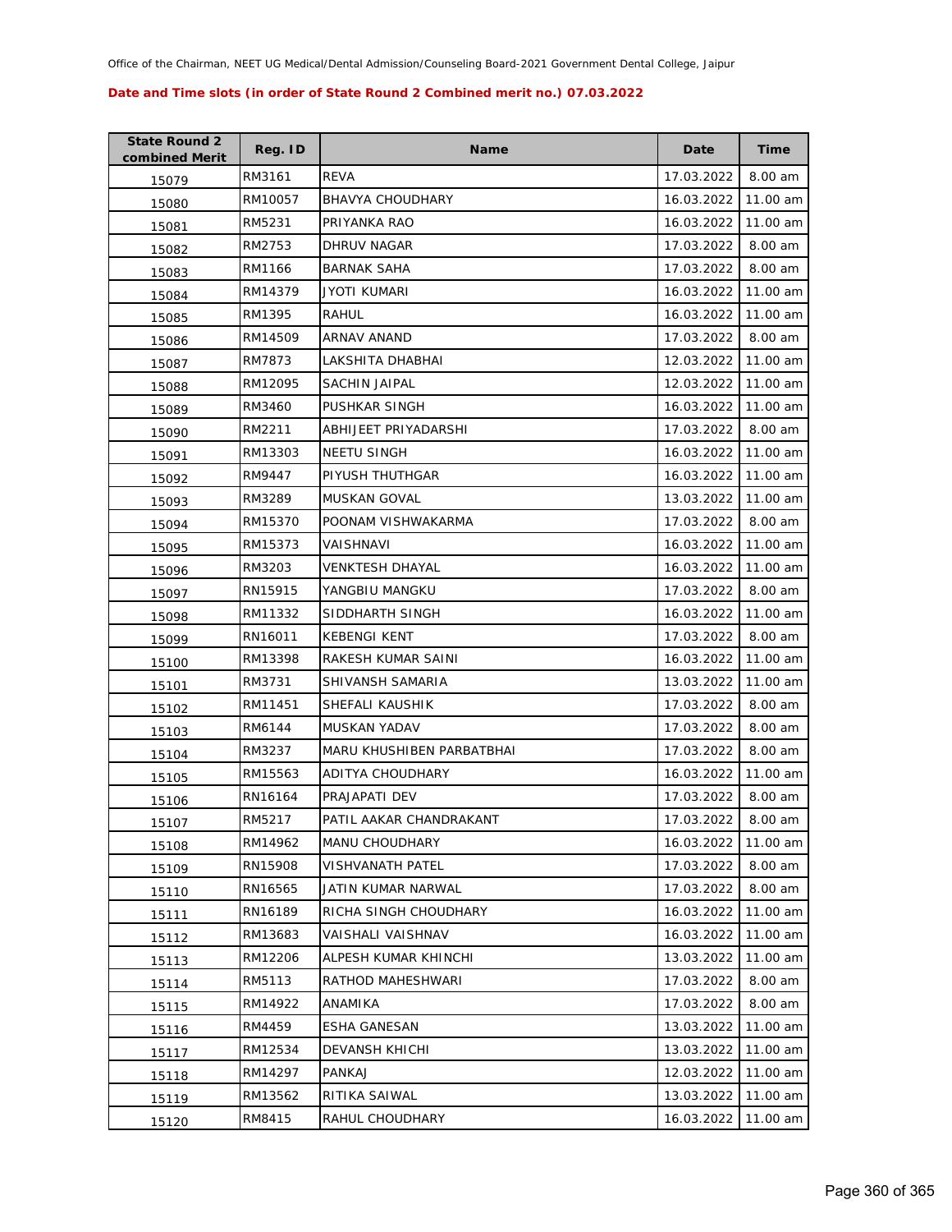Office of the Chairman, NEET UG Medical/Dental Admission/Counseling Board-2021 Government Dental College, Jaipur

**Date and Time slots (in order of State Round 2 Combined merit no.) 07.03.2022**

| State Round 2 combined Merit | Reg. ID | Name | Date | Time |
|---|---|---|---|---|
| 15079 | RM3161 | REVA | 17.03.2022 | 8.00 am |
| 15080 | RM10057 | BHAVYA CHOUDHARY | 16.03.2022 | 11.00 am |
| 15081 | RM5231 | PRIYANKA RAO | 16.03.2022 | 11.00 am |
| 15082 | RM2753 | DHRUV NAGAR | 17.03.2022 | 8.00 am |
| 15083 | RM1166 | BARNAK SAHA | 17.03.2022 | 8.00 am |
| 15084 | RM14379 | JYOTI KUMARI | 16.03.2022 | 11.00 am |
| 15085 | RM1395 | RAHUL | 16.03.2022 | 11.00 am |
| 15086 | RM14509 | ARNAV ANAND | 17.03.2022 | 8.00 am |
| 15087 | RM7873 | LAKSHITA DHABHAI | 12.03.2022 | 11.00 am |
| 15088 | RM12095 | SACHIN JAIPAL | 12.03.2022 | 11.00 am |
| 15089 | RM3460 | PUSHKAR SINGH | 16.03.2022 | 11.00 am |
| 15090 | RM2211 | ABHIJEET PRIYADARSHI | 17.03.2022 | 8.00 am |
| 15091 | RM13303 | NEETU SINGH | 16.03.2022 | 11.00 am |
| 15092 | RM9447 | PIYUSH THUTHGAR | 16.03.2022 | 11.00 am |
| 15093 | RM3289 | MUSKAN GOVAL | 13.03.2022 | 11.00 am |
| 15094 | RM15370 | POONAM VISHWAKARMA | 17.03.2022 | 8.00 am |
| 15095 | RM15373 | VAISHNAVI | 16.03.2022 | 11.00 am |
| 15096 | RM3203 | VENKTESH DHAYAL | 16.03.2022 | 11.00 am |
| 15097 | RN15915 | YANGBIU MANGKU | 17.03.2022 | 8.00 am |
| 15098 | RM11332 | SIDDHARTH SINGH | 16.03.2022 | 11.00 am |
| 15099 | RN16011 | KEBENGI KENT | 17.03.2022 | 8.00 am |
| 15100 | RM13398 | RAKESH KUMAR SAINI | 16.03.2022 | 11.00 am |
| 15101 | RM3731 | SHIVANSH SAMARIA | 13.03.2022 | 11.00 am |
| 15102 | RM11451 | SHEFALI KAUSHIK | 17.03.2022 | 8.00 am |
| 15103 | RM6144 | MUSKAN YADAV | 17.03.2022 | 8.00 am |
| 15104 | RM3237 | MARU KHUSHIBEN PARBATBHAI | 17.03.2022 | 8.00 am |
| 15105 | RM15563 | ADITYA CHOUDHARY | 16.03.2022 | 11.00 am |
| 15106 | RN16164 | PRAJAPATI DEV | 17.03.2022 | 8.00 am |
| 15107 | RM5217 | PATIL AAKAR CHANDRAKANT | 17.03.2022 | 8.00 am |
| 15108 | RM14962 | MANU CHOUDHARY | 16.03.2022 | 11.00 am |
| 15109 | RN15908 | VISHVANATH PATEL | 17.03.2022 | 8.00 am |
| 15110 | RN16565 | JATIN KUMAR NARWAL | 17.03.2022 | 8.00 am |
| 15111 | RN16189 | RICHA SINGH CHOUDHARY | 16.03.2022 | 11.00 am |
| 15112 | RM13683 | VAISHALI VAISHNAV | 16.03.2022 | 11.00 am |
| 15113 | RM12206 | ALPESH KUMAR KHINCHI | 13.03.2022 | 11.00 am |
| 15114 | RM5113 | RATHOD MAHESHWARI | 17.03.2022 | 8.00 am |
| 15115 | RM14922 | ANAMIKA | 17.03.2022 | 8.00 am |
| 15116 | RM4459 | ESHA GANESAN | 13.03.2022 | 11.00 am |
| 15117 | RM12534 | DEVANSH KHICHI | 13.03.2022 | 11.00 am |
| 15118 | RM14297 | PANKAJ | 12.03.2022 | 11.00 am |
| 15119 | RM13562 | RITIKA SAIWAL | 13.03.2022 | 11.00 am |
| 15120 | RM8415 | RAHUL CHOUDHARY | 16.03.2022 | 11.00 am |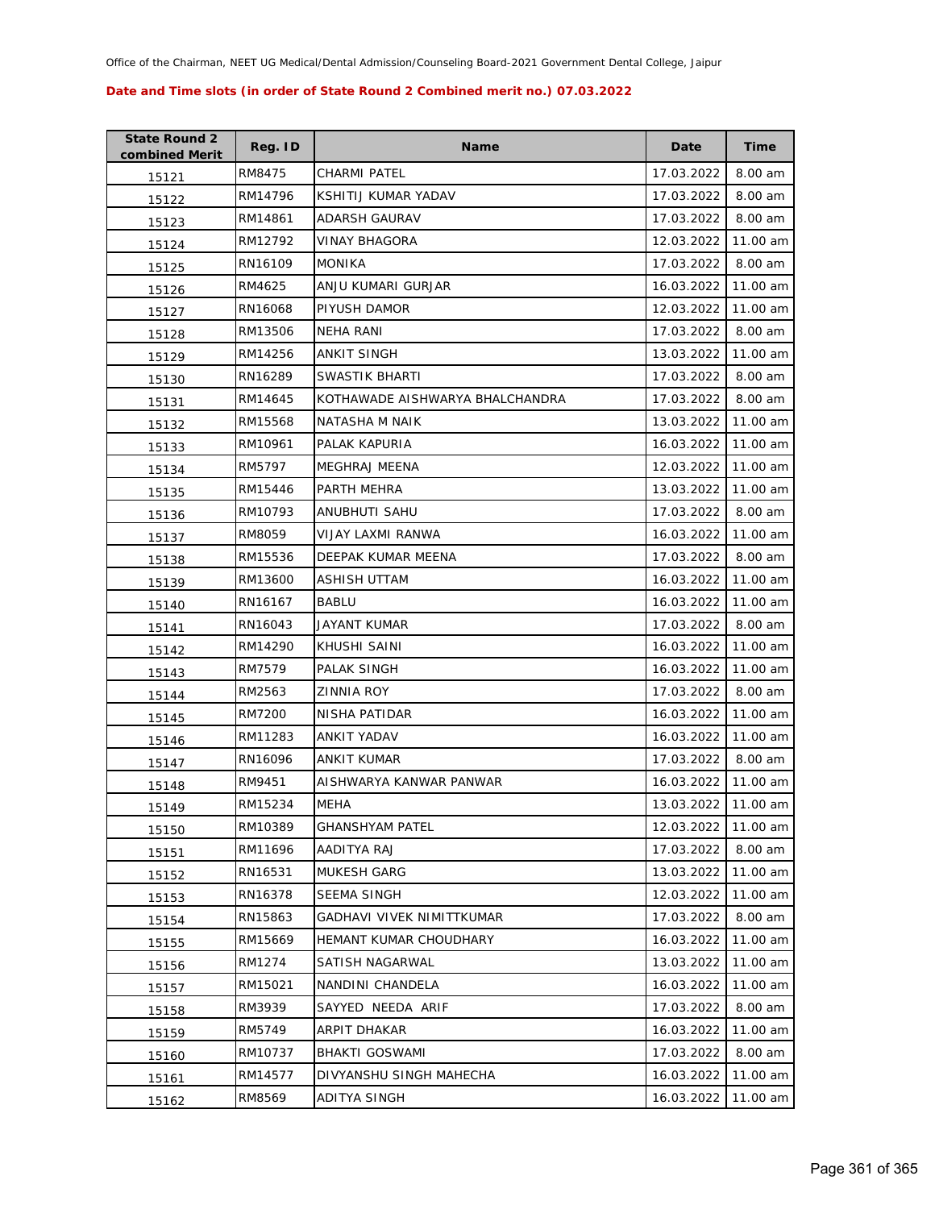Office of the Chairman, NEET UG Medical/Dental Admission/Counseling Board-2021 Government Dental College, Jaipur

**Date and Time slots (in order of State Round 2 Combined merit no.) 07.03.2022**

| State Round 2 combined Merit | Reg. ID | Name | Date | Time |
|---|---|---|---|---|
| 15121 | RM8475 | CHARMI PATEL | 17.03.2022 | 8.00 am |
| 15122 | RM14796 | KSHITIJ KUMAR YADAV | 17.03.2022 | 8.00 am |
| 15123 | RM14861 | ADARSH GAURAV | 17.03.2022 | 8.00 am |
| 15124 | RM12792 | VINAY BHAGORA | 12.03.2022 | 11.00 am |
| 15125 | RN16109 | MONIKA | 17.03.2022 | 8.00 am |
| 15126 | RM4625 | ANJU KUMARI GURJAR | 16.03.2022 | 11.00 am |
| 15127 | RN16068 | PIYUSH DAMOR | 12.03.2022 | 11.00 am |
| 15128 | RM13506 | NEHA RANI | 17.03.2022 | 8.00 am |
| 15129 | RM14256 | ANKIT SINGH | 13.03.2022 | 11.00 am |
| 15130 | RN16289 | SWASTIK BHARTI | 17.03.2022 | 8.00 am |
| 15131 | RM14645 | KOTHAWADE AISHWARYA BHALCHANDRA | 17.03.2022 | 8.00 am |
| 15132 | RM15568 | NATASHA M NAIK | 13.03.2022 | 11.00 am |
| 15133 | RM10961 | PALAK KAPURIA | 16.03.2022 | 11.00 am |
| 15134 | RM5797 | MEGHRAJ MEENA | 12.03.2022 | 11.00 am |
| 15135 | RM15446 | PARTH MEHRA | 13.03.2022 | 11.00 am |
| 15136 | RM10793 | ANUBHUTI SAHU | 17.03.2022 | 8.00 am |
| 15137 | RM8059 | VIJAY LAXMI RANWA | 16.03.2022 | 11.00 am |
| 15138 | RM15536 | DEEPAK KUMAR MEENA | 17.03.2022 | 8.00 am |
| 15139 | RM13600 | ASHISH UTTAM | 16.03.2022 | 11.00 am |
| 15140 | RN16167 | BABLU | 16.03.2022 | 11.00 am |
| 15141 | RN16043 | JAYANT KUMAR | 17.03.2022 | 8.00 am |
| 15142 | RM14290 | KHUSHI SAINI | 16.03.2022 | 11.00 am |
| 15143 | RM7579 | PALAK SINGH | 16.03.2022 | 11.00 am |
| 15144 | RM2563 | ZINNIA ROY | 17.03.2022 | 8.00 am |
| 15145 | RM7200 | NISHA PATIDAR | 16.03.2022 | 11.00 am |
| 15146 | RM11283 | ANKIT YADAV | 16.03.2022 | 11.00 am |
| 15147 | RN16096 | ANKIT KUMAR | 17.03.2022 | 8.00 am |
| 15148 | RM9451 | AISHWARYA KANWAR PANWAR | 16.03.2022 | 11.00 am |
| 15149 | RM15234 | MEHA | 13.03.2022 | 11.00 am |
| 15150 | RM10389 | GHANSHYAM PATEL | 12.03.2022 | 11.00 am |
| 15151 | RM11696 | AADITYA RAJ | 17.03.2022 | 8.00 am |
| 15152 | RN16531 | MUKESH GARG | 13.03.2022 | 11.00 am |
| 15153 | RN16378 | SEEMA SINGH | 12.03.2022 | 11.00 am |
| 15154 | RN15863 | GADHAVI VIVEK NIMITTKUMAR | 17.03.2022 | 8.00 am |
| 15155 | RM15669 | HEMANT KUMAR CHOUDHARY | 16.03.2022 | 11.00 am |
| 15156 | RM1274 | SATISH NAGARWAL | 13.03.2022 | 11.00 am |
| 15157 | RM15021 | NANDINI CHANDELA | 16.03.2022 | 11.00 am |
| 15158 | RM3939 | SAYYED NEEDA ARIF | 17.03.2022 | 8.00 am |
| 15159 | RM5749 | ARPIT DHAKAR | 16.03.2022 | 11.00 am |
| 15160 | RM10737 | BHAKTI GOSWAMI | 17.03.2022 | 8.00 am |
| 15161 | RM14577 | DIVYANSHU SINGH MAHECHA | 16.03.2022 | 11.00 am |
| 15162 | RM8569 | ADITYA SINGH | 16.03.2022 | 11.00 am |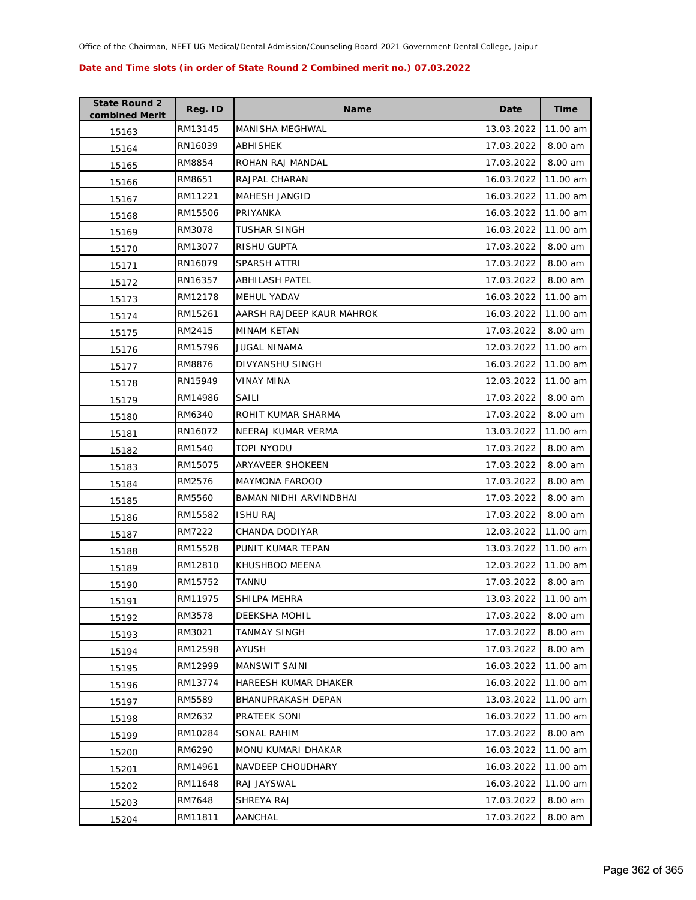Office of the Chairman, NEET UG Medical/Dental Admission/Counseling Board-2021 Government Dental College, Jaipur

**Date and Time slots (in order of State Round 2 Combined merit no.) 07.03.2022**

| State Round 2 combined Merit | Reg. ID | Name | Date | Time |
|---|---|---|---|---|
| 15163 | RM13145 | MANISHA MEGHWAL | 13.03.2022 | 11.00 am |
| 15164 | RN16039 | ABHISHEK | 17.03.2022 | 8.00 am |
| 15165 | RM8854 | ROHAN RAJ MANDAL | 17.03.2022 | 8.00 am |
| 15166 | RM8651 | RAJPAL CHARAN | 16.03.2022 | 11.00 am |
| 15167 | RM11221 | MAHESH JANGID | 16.03.2022 | 11.00 am |
| 15168 | RM15506 | PRIYANKA | 16.03.2022 | 11.00 am |
| 15169 | RM3078 | TUSHAR SINGH | 16.03.2022 | 11.00 am |
| 15170 | RM13077 | RISHU GUPTA | 17.03.2022 | 8.00 am |
| 15171 | RN16079 | SPARSH ATTRI | 17.03.2022 | 8.00 am |
| 15172 | RN16357 | ABHILASH PATEL | 17.03.2022 | 8.00 am |
| 15173 | RM12178 | MEHUL YADAV | 16.03.2022 | 11.00 am |
| 15174 | RM15261 | AARSH RAJDEEP KAUR MAHROK | 16.03.2022 | 11.00 am |
| 15175 | RM2415 | MINAM KETAN | 17.03.2022 | 8.00 am |
| 15176 | RM15796 | JUGAL NINAMA | 12.03.2022 | 11.00 am |
| 15177 | RM8876 | DIVYANSHU SINGH | 16.03.2022 | 11.00 am |
| 15178 | RN15949 | VINAY MINA | 12.03.2022 | 11.00 am |
| 15179 | RM14986 | SAILI | 17.03.2022 | 8.00 am |
| 15180 | RM6340 | ROHIT KUMAR SHARMA | 17.03.2022 | 8.00 am |
| 15181 | RN16072 | NEERAJ KUMAR VERMA | 13.03.2022 | 11.00 am |
| 15182 | RM1540 | TOPI NYODU | 17.03.2022 | 8.00 am |
| 15183 | RM15075 | ARYAVEER SHOKEEN | 17.03.2022 | 8.00 am |
| 15184 | RM2576 | MAYMONA FAROOQ | 17.03.2022 | 8.00 am |
| 15185 | RM5560 | BAMAN NIDHI ARVINDBHAI | 17.03.2022 | 8.00 am |
| 15186 | RM15582 | ISHU RAJ | 17.03.2022 | 8.00 am |
| 15187 | RM7222 | CHANDA DODIYAR | 12.03.2022 | 11.00 am |
| 15188 | RM15528 | PUNIT KUMAR TEPAN | 13.03.2022 | 11.00 am |
| 15189 | RM12810 | KHUSHBOO MEENA | 12.03.2022 | 11.00 am |
| 15190 | RM15752 | TANNU | 17.03.2022 | 8.00 am |
| 15191 | RM11975 | SHILPA MEHRA | 13.03.2022 | 11.00 am |
| 15192 | RM3578 | DEEKSHA MOHIL | 17.03.2022 | 8.00 am |
| 15193 | RM3021 | TANMAY SINGH | 17.03.2022 | 8.00 am |
| 15194 | RM12598 | AYUSH | 17.03.2022 | 8.00 am |
| 15195 | RM12999 | MANSWIT SAINI | 16.03.2022 | 11.00 am |
| 15196 | RM13774 | HAREESH KUMAR DHAKER | 16.03.2022 | 11.00 am |
| 15197 | RM5589 | BHANUPRAKASH DEPAN | 13.03.2022 | 11.00 am |
| 15198 | RM2632 | PRATEEK SONI | 16.03.2022 | 11.00 am |
| 15199 | RM10284 | SONAL RAHIM | 17.03.2022 | 8.00 am |
| 15200 | RM6290 | MONU KUMARI DHAKAR | 16.03.2022 | 11.00 am |
| 15201 | RM14961 | NAVDEEP CHOUDHARY | 16.03.2022 | 11.00 am |
| 15202 | RM11648 | RAJ JAYSWAL | 16.03.2022 | 11.00 am |
| 15203 | RM7648 | SHREYA RAJ | 17.03.2022 | 8.00 am |
| 15204 | RM11811 | AANCHAL | 17.03.2022 | 8.00 am |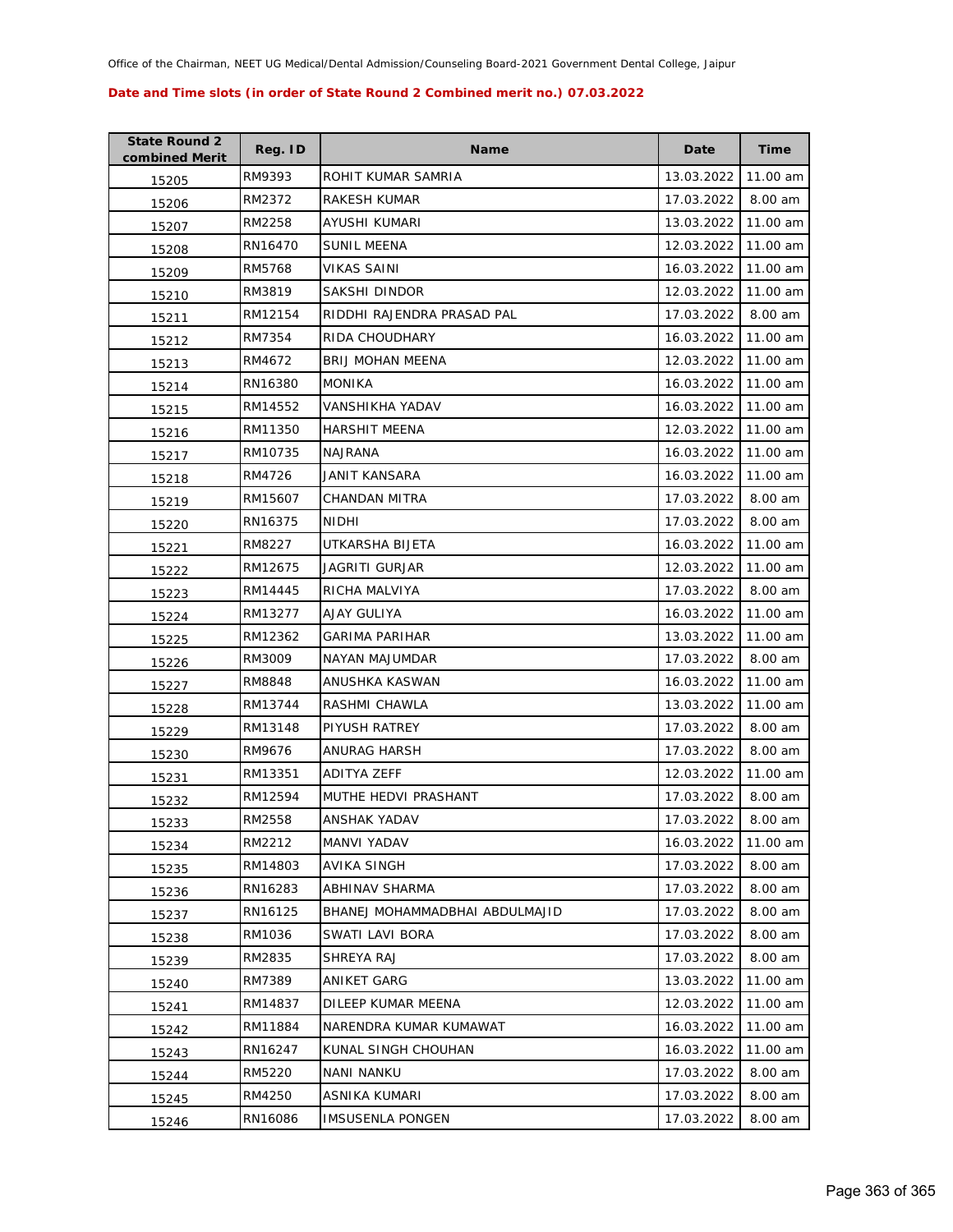Office of the Chairman, NEET UG Medical/Dental Admission/Counseling Board-2021 Government Dental College, Jaipur

**Date and Time slots (in order of State Round 2 Combined merit no.) 07.03.2022**

| State Round 2 combined Merit | Reg. ID | Name | Date | Time |
|---|---|---|---|---|
| 15205 | RM9393 | ROHIT KUMAR SAMRIA | 13.03.2022 | 11.00 am |
| 15206 | RM2372 | RAKESH KUMAR | 17.03.2022 | 8.00 am |
| 15207 | RM2258 | AYUSHI KUMARI | 13.03.2022 | 11.00 am |
| 15208 | RN16470 | SUNIL MEENA | 12.03.2022 | 11.00 am |
| 15209 | RM5768 | VIKAS SAINI | 16.03.2022 | 11.00 am |
| 15210 | RM3819 | SAKSHI DINDOR | 12.03.2022 | 11.00 am |
| 15211 | RM12154 | RIDDHI RAJENDRA PRASAD PAL | 17.03.2022 | 8.00 am |
| 15212 | RM7354 | RIDA CHOUDHARY | 16.03.2022 | 11.00 am |
| 15213 | RM4672 | BRIJ MOHAN MEENA | 12.03.2022 | 11.00 am |
| 15214 | RN16380 | MONIKA | 16.03.2022 | 11.00 am |
| 15215 | RM14552 | VANSHIKHA YADAV | 16.03.2022 | 11.00 am |
| 15216 | RM11350 | HARSHIT MEENA | 12.03.2022 | 11.00 am |
| 15217 | RM10735 | NAJRANA | 16.03.2022 | 11.00 am |
| 15218 | RM4726 | JANIT KANSARA | 16.03.2022 | 11.00 am |
| 15219 | RM15607 | CHANDAN MITRA | 17.03.2022 | 8.00 am |
| 15220 | RN16375 | NIDHI | 17.03.2022 | 8.00 am |
| 15221 | RM8227 | UTKARSHA BIJETA | 16.03.2022 | 11.00 am |
| 15222 | RM12675 | JAGRITI GURJAR | 12.03.2022 | 11.00 am |
| 15223 | RM14445 | RICHA MALVIYA | 17.03.2022 | 8.00 am |
| 15224 | RM13277 | AJAY GULIYA | 16.03.2022 | 11.00 am |
| 15225 | RM12362 | GARIMA PARIHAR | 13.03.2022 | 11.00 am |
| 15226 | RM3009 | NAYAN MAJUMDAR | 17.03.2022 | 8.00 am |
| 15227 | RM8848 | ANUSHKA KASWAN | 16.03.2022 | 11.00 am |
| 15228 | RM13744 | RASHMI CHAWLA | 13.03.2022 | 11.00 am |
| 15229 | RM13148 | PIYUSH RATREY | 17.03.2022 | 8.00 am |
| 15230 | RM9676 | ANURAG HARSH | 17.03.2022 | 8.00 am |
| 15231 | RM13351 | ADITYA ZEFF | 12.03.2022 | 11.00 am |
| 15232 | RM12594 | MUTHE HEDVI PRASHANT | 17.03.2022 | 8.00 am |
| 15233 | RM2558 | ANSHAK YADAV | 17.03.2022 | 8.00 am |
| 15234 | RM2212 | MANVI YADAV | 16.03.2022 | 11.00 am |
| 15235 | RM14803 | AVIKA SINGH | 17.03.2022 | 8.00 am |
| 15236 | RN16283 | ABHINAV SHARMA | 17.03.2022 | 8.00 am |
| 15237 | RN16125 | BHANEJ MOHAMMADBHAI ABDULMAJID | 17.03.2022 | 8.00 am |
| 15238 | RM1036 | SWATI LAVI BORA | 17.03.2022 | 8.00 am |
| 15239 | RM2835 | SHREYA RAJ | 17.03.2022 | 8.00 am |
| 15240 | RM7389 | ANIKET GARG | 13.03.2022 | 11.00 am |
| 15241 | RM14837 | DILEEP KUMAR MEENA | 12.03.2022 | 11.00 am |
| 15242 | RM11884 | NARENDRA KUMAR KUMAWAT | 16.03.2022 | 11.00 am |
| 15243 | RN16247 | KUNAL SINGH CHOUHAN | 16.03.2022 | 11.00 am |
| 15244 | RM5220 | NANI NANKU | 17.03.2022 | 8.00 am |
| 15245 | RM4250 | ASNIKA KUMARI | 17.03.2022 | 8.00 am |
| 15246 | RN16086 | IMSUSENLA PONGEN | 17.03.2022 | 8.00 am |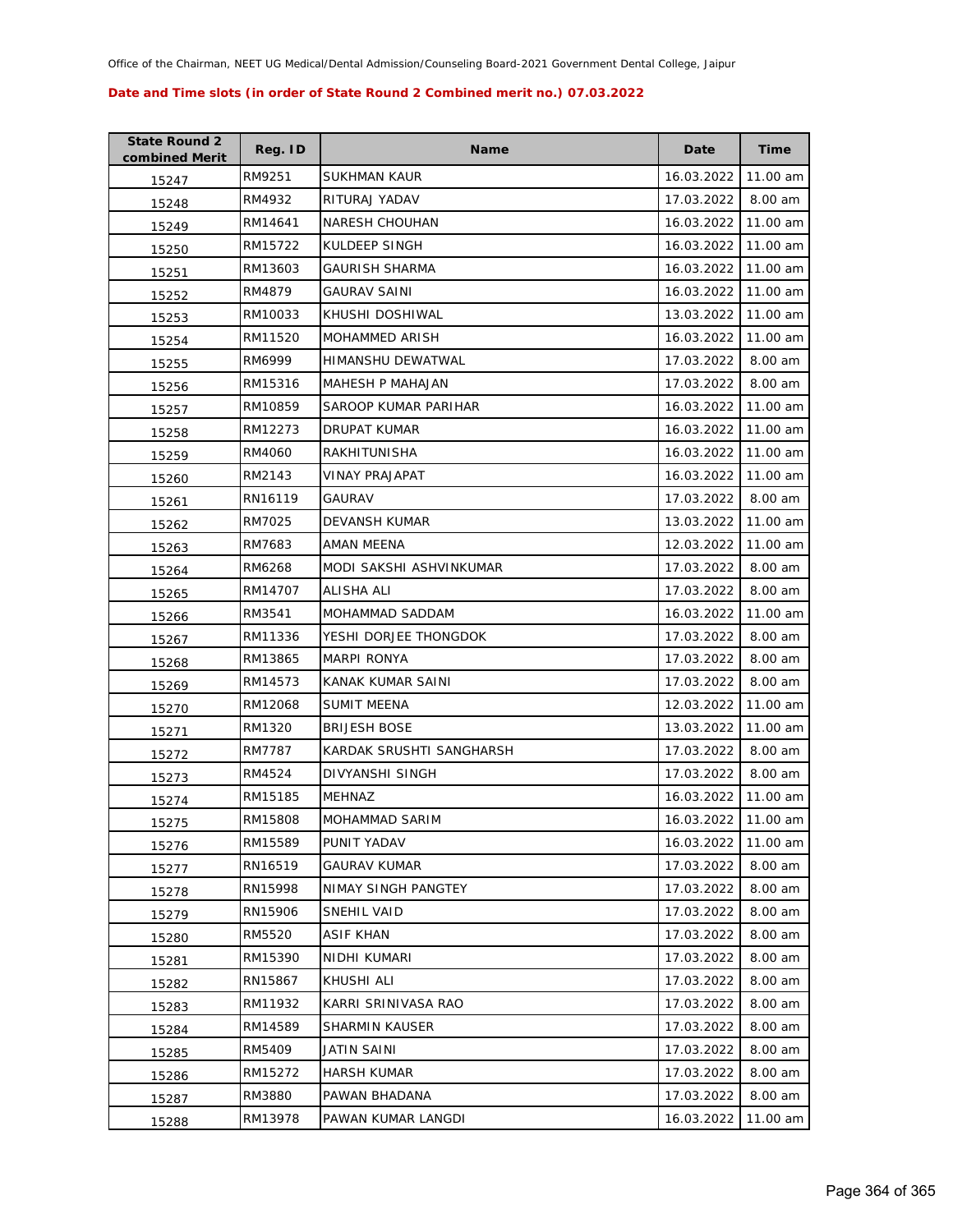Office of the Chairman, NEET UG Medical/Dental Admission/Counseling Board-2021 Government Dental College, Jaipur

**Date and Time slots (in order of State Round 2 Combined merit no.) 07.03.2022**

| State Round 2 combined Merit | Reg. ID | Name | Date | Time |
|---|---|---|---|---|
| 15247 | RM9251 | SUKHMAN KAUR | 16.03.2022 | 11.00 am |
| 15248 | RM4932 | RITURAJ YADAV | 17.03.2022 | 8.00 am |
| 15249 | RM14641 | NARESH CHOUHAN | 16.03.2022 | 11.00 am |
| 15250 | RM15722 | KULDEEP SINGH | 16.03.2022 | 11.00 am |
| 15251 | RM13603 | GAURISH SHARMA | 16.03.2022 | 11.00 am |
| 15252 | RM4879 | GAURAV SAINI | 16.03.2022 | 11.00 am |
| 15253 | RM10033 | KHUSHI DOSHIWAL | 13.03.2022 | 11.00 am |
| 15254 | RM11520 | MOHAMMED ARISH | 16.03.2022 | 11.00 am |
| 15255 | RM6999 | HIMANSHU DEWATWAL | 17.03.2022 | 8.00 am |
| 15256 | RM15316 | MAHESH P MAHAJAN | 17.03.2022 | 8.00 am |
| 15257 | RM10859 | SAROOP KUMAR PARIHAR | 16.03.2022 | 11.00 am |
| 15258 | RM12273 | DRUPAT KUMAR | 16.03.2022 | 11.00 am |
| 15259 | RM4060 | RAKHITUNISHA | 16.03.2022 | 11.00 am |
| 15260 | RM2143 | VINAY PRAJAPAT | 16.03.2022 | 11.00 am |
| 15261 | RN16119 | GAURAV | 17.03.2022 | 8.00 am |
| 15262 | RM7025 | DEVANSH KUMAR | 13.03.2022 | 11.00 am |
| 15263 | RM7683 | AMAN MEENA | 12.03.2022 | 11.00 am |
| 15264 | RM6268 | MODI SAKSHI ASHVINKUMAR | 17.03.2022 | 8.00 am |
| 15265 | RM14707 | ALISHA ALI | 17.03.2022 | 8.00 am |
| 15266 | RM3541 | MOHAMMAD SADDAM | 16.03.2022 | 11.00 am |
| 15267 | RM11336 | YESHI DORJEE THONGDOK | 17.03.2022 | 8.00 am |
| 15268 | RM13865 | MARPI RONYA | 17.03.2022 | 8.00 am |
| 15269 | RM14573 | KANAK KUMAR SAINI | 17.03.2022 | 8.00 am |
| 15270 | RM12068 | SUMIT MEENA | 12.03.2022 | 11.00 am |
| 15271 | RM1320 | BRIJESH BOSE | 13.03.2022 | 11.00 am |
| 15272 | RM7787 | KARDAK SRUSHTI SANGHARSH | 17.03.2022 | 8.00 am |
| 15273 | RM4524 | DIVYANSHI SINGH | 17.03.2022 | 8.00 am |
| 15274 | RM15185 | MEHNAZ | 16.03.2022 | 11.00 am |
| 15275 | RM15808 | MOHAMMAD SARIM | 16.03.2022 | 11.00 am |
| 15276 | RM15589 | PUNIT YADAV | 16.03.2022 | 11.00 am |
| 15277 | RN16519 | GAURAV KUMAR | 17.03.2022 | 8.00 am |
| 15278 | RN15998 | NIMAY SINGH PANGTEY | 17.03.2022 | 8.00 am |
| 15279 | RN15906 | SNEHIL VAID | 17.03.2022 | 8.00 am |
| 15280 | RM5520 | ASIF KHAN | 17.03.2022 | 8.00 am |
| 15281 | RM15390 | NIDHI KUMARI | 17.03.2022 | 8.00 am |
| 15282 | RN15867 | KHUSHI ALI | 17.03.2022 | 8.00 am |
| 15283 | RM11932 | KARRI SRINIVASA RAO | 17.03.2022 | 8.00 am |
| 15284 | RM14589 | SHARMIN KAUSER | 17.03.2022 | 8.00 am |
| 15285 | RM5409 | JATIN SAINI | 17.03.2022 | 8.00 am |
| 15286 | RM15272 | HARSH KUMAR | 17.03.2022 | 8.00 am |
| 15287 | RM3880 | PAWAN BHADANA | 17.03.2022 | 8.00 am |
| 15288 | RM13978 | PAWAN KUMAR LANGDI | 16.03.2022 | 11.00 am |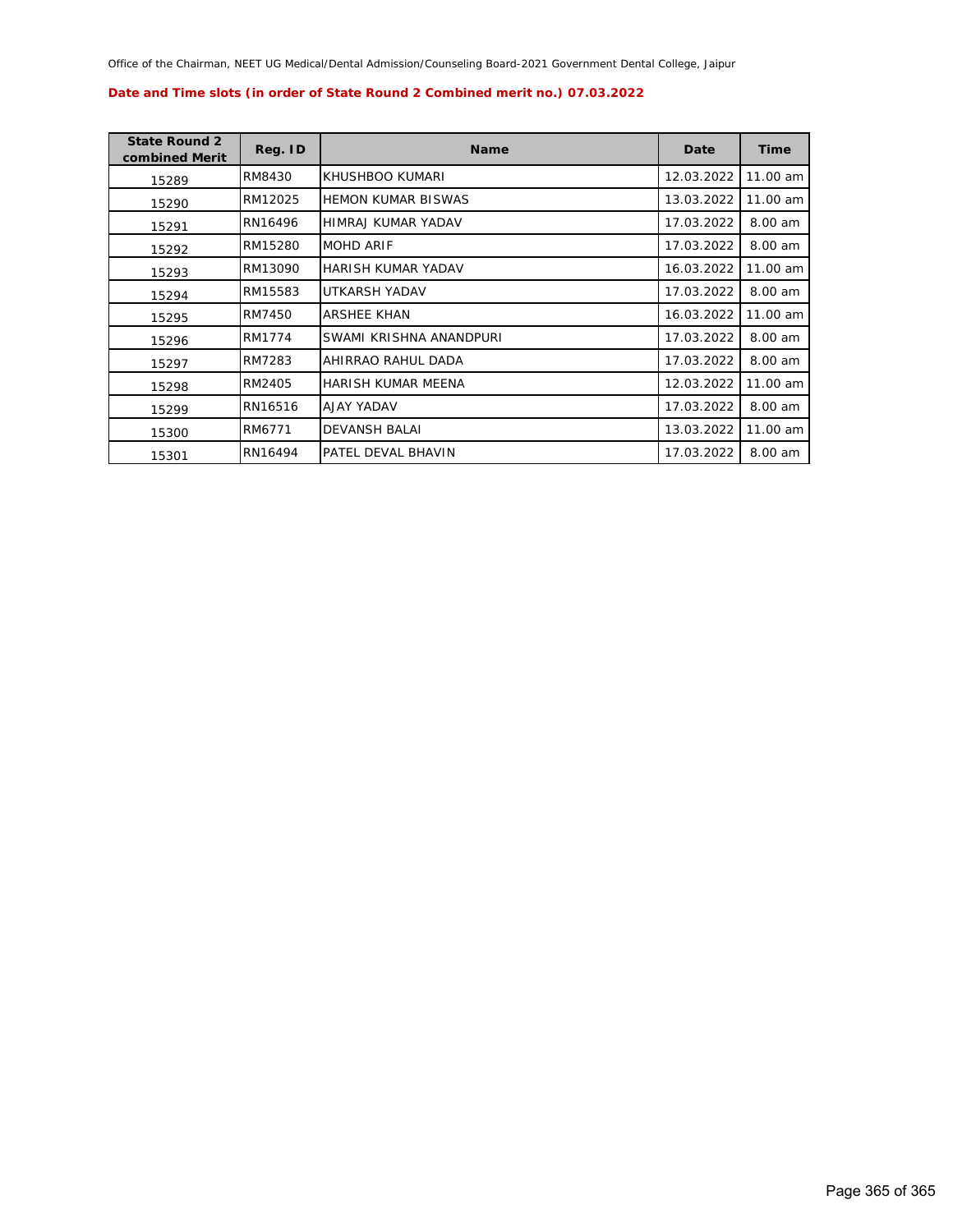Office of the Chairman, NEET UG Medical/Dental Admission/Counseling Board-2021 Government Dental College, Jaipur

**Date and Time slots (in order of State Round 2 Combined merit no.) 07.03.2022**

| State Round 2 combined Merit | Reg. ID | Name | Date | Time |
|---|---|---|---|---|
| 15289 | RM8430 | KHUSHBOO KUMARI | 12.03.2022 | 11.00 am |
| 15290 | RM12025 | HEMON KUMAR BISWAS | 13.03.2022 | 11.00 am |
| 15291 | RN16496 | HIMRAJ KUMAR YADAV | 17.03.2022 | 8.00 am |
| 15292 | RM15280 | MOHD ARIF | 17.03.2022 | 8.00 am |
| 15293 | RM13090 | HARISH KUMAR YADAV | 16.03.2022 | 11.00 am |
| 15294 | RM15583 | UTKARSH YADAV | 17.03.2022 | 8.00 am |
| 15295 | RM7450 | ARSHEE KHAN | 16.03.2022 | 11.00 am |
| 15296 | RM1774 | SWAMI KRISHNA ANANDPURI | 17.03.2022 | 8.00 am |
| 15297 | RM7283 | AHIRRAO RAHUL DADA | 17.03.2022 | 8.00 am |
| 15298 | RM2405 | HARISH KUMAR MEENA | 12.03.2022 | 11.00 am |
| 15299 | RN16516 | AJAY YADAV | 17.03.2022 | 8.00 am |
| 15300 | RM6771 | DEVANSH BALAI | 13.03.2022 | 11.00 am |
| 15301 | RN16494 | PATEL DEVAL BHAVIN | 17.03.2022 | 8.00 am |